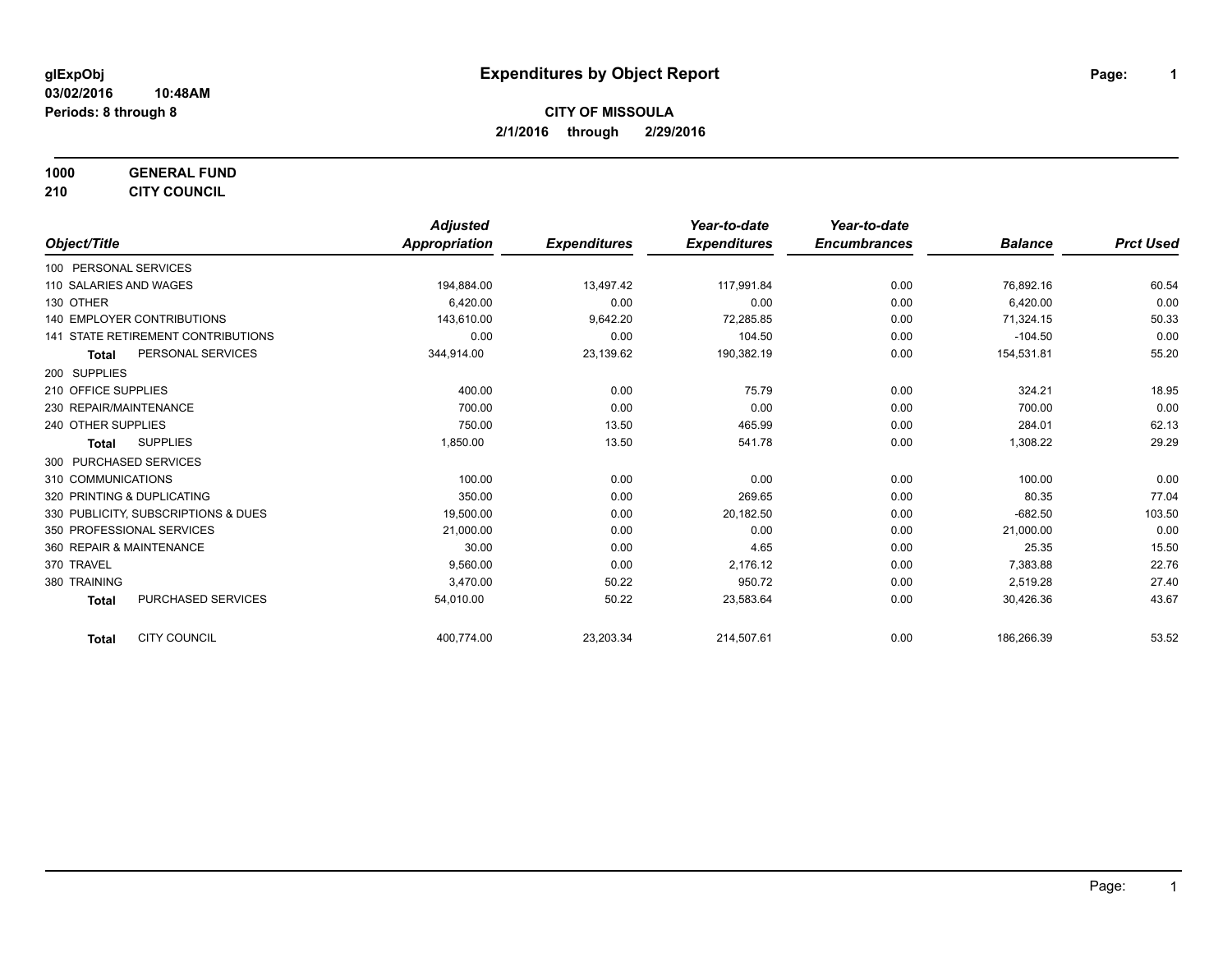glExpObj
03/02/2016 10:48AM
Periods: 8 through 8

# Expenditures by Object Report

**CITY OF MISSOULA**
**2/1/2016 through 2/29/2016**

**1000 GENERAL FUND**
**210 CITY COUNCIL**

| Object/Title | Adjusted Appropriation | Expenditures | Year-to-date Expenditures | Year-to-date Encumbrances | Balance | Prct Used |
|---|---|---|---|---|---|---|
| 100 PERSONAL SERVICES | | | | | | |
| 110 SALARIES AND WAGES | 194,884.00 | 13,497.42 | 117,991.84 | 0.00 | 76,892.16 | 60.54 |
| 130 OTHER | 6,420.00 | 0.00 | 0.00 | 0.00 | 6,420.00 | 0.00 |
| 140 EMPLOYER CONTRIBUTIONS | 143,610.00 | 9,642.20 | 72,285.85 | 0.00 | 71,324.15 | 50.33 |
| 141 STATE RETIREMENT CONTRIBUTIONS | 0.00 | 0.00 | 104.50 | 0.00 | -104.50 | 0.00 |
| **Total** PERSONAL SERVICES | 344,914.00 | 23,139.62 | 190,382.19 | 0.00 | 154,531.81 | 55.20 |
| 200 SUPPLIES | | | | | | |
| 210 OFFICE SUPPLIES | 400.00 | 0.00 | 75.79 | 0.00 | 324.21 | 18.95 |
| 230 REPAIR/MAINTENANCE | 700.00 | 0.00 | 0.00 | 0.00 | 700.00 | 0.00 |
| 240 OTHER SUPPLIES | 750.00 | 13.50 | 465.99 | 0.00 | 284.01 | 62.13 |
| **Total** SUPPLIES | 1,850.00 | 13.50 | 541.78 | 0.00 | 1,308.22 | 29.29 |
| 300 PURCHASED SERVICES | | | | | | |
| 310 COMMUNICATIONS | 100.00 | 0.00 | 0.00 | 0.00 | 100.00 | 0.00 |
| 320 PRINTING & DUPLICATING | 350.00 | 0.00 | 269.65 | 0.00 | 80.35 | 77.04 |
| 330 PUBLICITY, SUBSCRIPTIONS & DUES | 19,500.00 | 0.00 | 20,182.50 | 0.00 | -682.50 | 103.50 |
| 350 PROFESSIONAL SERVICES | 21,000.00 | 0.00 | 0.00 | 0.00 | 21,000.00 | 0.00 |
| 360 REPAIR & MAINTENANCE | 30.00 | 0.00 | 4.65 | 0.00 | 25.35 | 15.50 |
| 370 TRAVEL | 9,560.00 | 0.00 | 2,176.12 | 0.00 | 7,383.88 | 22.76 |
| 380 TRAINING | 3,470.00 | 50.22 | 950.72 | 0.00 | 2,519.28 | 27.40 |
| **Total** PURCHASED SERVICES | 54,010.00 | 50.22 | 23,583.64 | 0.00 | 30,426.36 | 43.67 |
| **Total** CITY COUNCIL | 400,774.00 | 23,203.34 | 214,507.61 | 0.00 | 186,266.39 | 53.52 |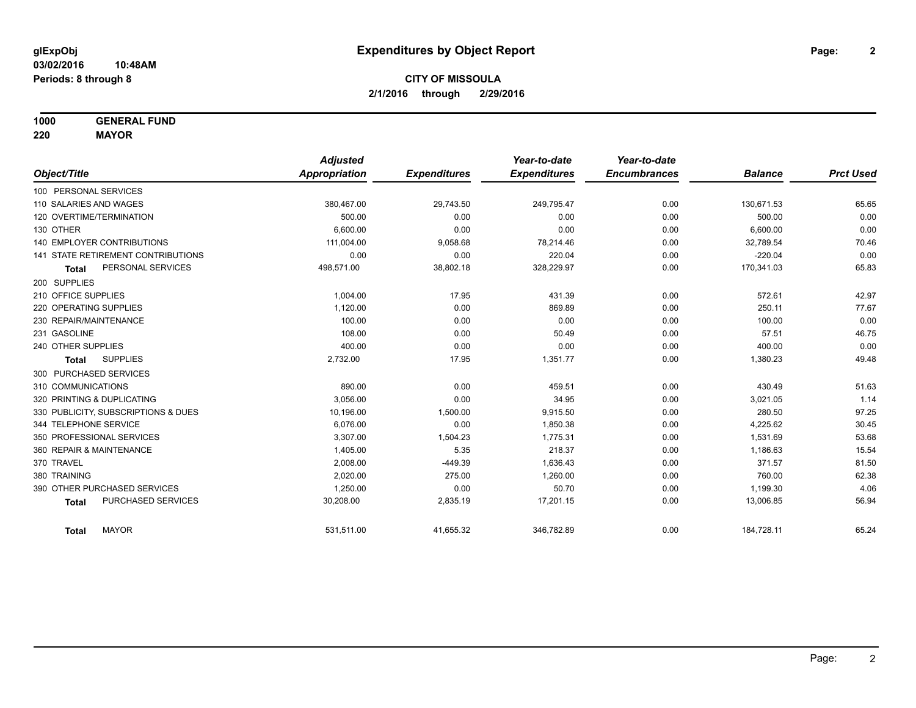**glExpObj**
**03/02/2016 10:48AM**
**Periods: 8 through 8**

# Expenditures by Object Report

**CITY OF MISSOULA**
**2/1/2016 through 2/29/2016**

**1000 GENERAL FUND**
**220 MAYOR**

| Object/Title | Adjusted Appropriation | Expenditures | Year-to-date Expenditures | Year-to-date Encumbrances | Balance | Prct Used |
|---|---|---|---|---|---|---|
| 100 PERSONAL SERVICES | | | | | | |
| 110 SALARIES AND WAGES | 380,467.00 | 29,743.50 | 249,795.47 | 0.00 | 130,671.53 | 65.65 |
| 120 OVERTIME/TERMINATION | 500.00 | 0.00 | 0.00 | 0.00 | 500.00 | 0.00 |
| 130 OTHER | 6,600.00 | 0.00 | 0.00 | 0.00 | 6,600.00 | 0.00 |
| 140 EMPLOYER CONTRIBUTIONS | 111,004.00 | 9,058.68 | 78,214.46 | 0.00 | 32,789.54 | 70.46 |
| 141 STATE RETIREMENT CONTRIBUTIONS | 0.00 | 0.00 | 220.04 | 0.00 | -220.04 | 0.00 |
| **Total** PERSONAL SERVICES | 498,571.00 | 38,802.18 | 328,229.97 | 0.00 | 170,341.03 | 65.83 |
| 200 SUPPLIES | | | | | | |
| 210 OFFICE SUPPLIES | 1,004.00 | 17.95 | 431.39 | 0.00 | 572.61 | 42.97 |
| 220 OPERATING SUPPLIES | 1,120.00 | 0.00 | 869.89 | 0.00 | 250.11 | 77.67 |
| 230 REPAIR/MAINTENANCE | 100.00 | 0.00 | 0.00 | 0.00 | 100.00 | 0.00 |
| 231 GASOLINE | 108.00 | 0.00 | 50.49 | 0.00 | 57.51 | 46.75 |
| 240 OTHER SUPPLIES | 400.00 | 0.00 | 0.00 | 0.00 | 400.00 | 0.00 |
| **Total** SUPPLIES | 2,732.00 | 17.95 | 1,351.77 | 0.00 | 1,380.23 | 49.48 |
| 300 PURCHASED SERVICES | | | | | | |
| 310 COMMUNICATIONS | 890.00 | 0.00 | 459.51 | 0.00 | 430.49 | 51.63 |
| 320 PRINTING & DUPLICATING | 3,056.00 | 0.00 | 34.95 | 0.00 | 3,021.05 | 1.14 |
| 330 PUBLICITY, SUBSCRIPTIONS & DUES | 10,196.00 | 1,500.00 | 9,915.50 | 0.00 | 280.50 | 97.25 |
| 344 TELEPHONE SERVICE | 6,076.00 | 0.00 | 1,850.38 | 0.00 | 4,225.62 | 30.45 |
| 350 PROFESSIONAL SERVICES | 3,307.00 | 1,504.23 | 1,775.31 | 0.00 | 1,531.69 | 53.68 |
| 360 REPAIR & MAINTENANCE | 1,405.00 | 5.35 | 218.37 | 0.00 | 1,186.63 | 15.54 |
| 370 TRAVEL | 2,008.00 | -449.39 | 1,636.43 | 0.00 | 371.57 | 81.50 |
| 380 TRAINING | 2,020.00 | 275.00 | 1,260.00 | 0.00 | 760.00 | 62.38 |
| 390 OTHER PURCHASED SERVICES | 1,250.00 | 0.00 | 50.70 | 0.00 | 1,199.30 | 4.06 |
| **Total** PURCHASED SERVICES | 30,208.00 | 2,835.19 | 17,201.15 | 0.00 | 13,006.85 | 56.94 |
| **Total** MAYOR | 531,511.00 | 41,655.32 | 346,782.89 | 0.00 | 184,728.11 | 65.24 |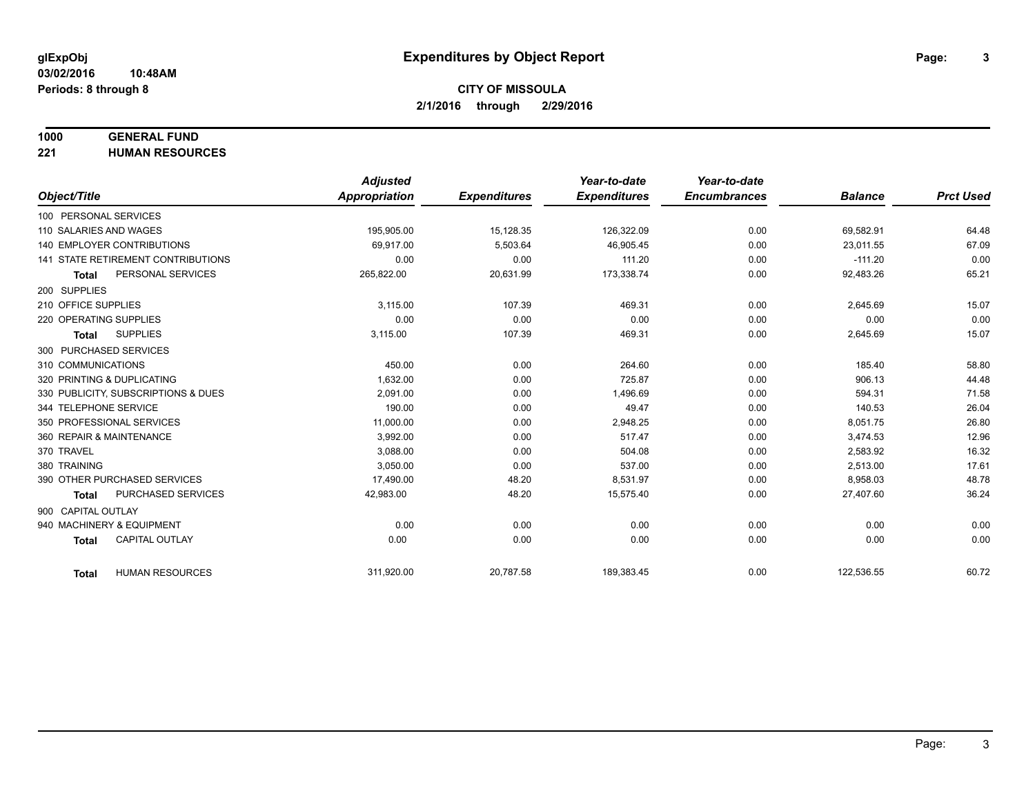# Expenditures by Object Report

glExpObj
03/02/2016 10:48AM
Periods: 8 through 8

**CITY OF MISSOULA**
**2/1/2016 through 2/29/2016**

**1000 GENERAL FUND**
**221 HUMAN RESOURCES**

| Object/Title | Adjusted Appropriation | Expenditures | Year-to-date Expenditures | Year-to-date Encumbrances | Balance | Prct Used |
|---|---|---|---|---|---|---|
| 100 PERSONAL SERVICES | | | | | | |
| 110 SALARIES AND WAGES | 195,905.00 | 15,128.35 | 126,322.09 | 0.00 | 69,582.91 | 64.48 |
| 140 EMPLOYER CONTRIBUTIONS | 69,917.00 | 5,503.64 | 46,905.45 | 0.00 | 23,011.55 | 67.09 |
| 141 STATE RETIREMENT CONTRIBUTIONS | 0.00 | 0.00 | 111.20 | 0.00 | -111.20 | 0.00 |
| **Total** PERSONAL SERVICES | 265,822.00 | 20,631.99 | 173,338.74 | 0.00 | 92,483.26 | 65.21 |
| 200 SUPPLIES | | | | | | |
| 210 OFFICE SUPPLIES | 3,115.00 | 107.39 | 469.31 | 0.00 | 2,645.69 | 15.07 |
| 220 OPERATING SUPPLIES | 0.00 | 0.00 | 0.00 | 0.00 | 0.00 | 0.00 |
| **Total** SUPPLIES | 3,115.00 | 107.39 | 469.31 | 0.00 | 2,645.69 | 15.07 |
| 300 PURCHASED SERVICES | | | | | | |
| 310 COMMUNICATIONS | 450.00 | 0.00 | 264.60 | 0.00 | 185.40 | 58.80 |
| 320 PRINTING & DUPLICATING | 1,632.00 | 0.00 | 725.87 | 0.00 | 906.13 | 44.48 |
| 330 PUBLICITY, SUBSCRIPTIONS & DUES | 2,091.00 | 0.00 | 1,496.69 | 0.00 | 594.31 | 71.58 |
| 344 TELEPHONE SERVICE | 190.00 | 0.00 | 49.47 | 0.00 | 140.53 | 26.04 |
| 350 PROFESSIONAL SERVICES | 11,000.00 | 0.00 | 2,948.25 | 0.00 | 8,051.75 | 26.80 |
| 360 REPAIR & MAINTENANCE | 3,992.00 | 0.00 | 517.47 | 0.00 | 3,474.53 | 12.96 |
| 370 TRAVEL | 3,088.00 | 0.00 | 504.08 | 0.00 | 2,583.92 | 16.32 |
| 380 TRAINING | 3,050.00 | 0.00 | 537.00 | 0.00 | 2,513.00 | 17.61 |
| 390 OTHER PURCHASED SERVICES | 17,490.00 | 48.20 | 8,531.97 | 0.00 | 8,958.03 | 48.78 |
| **Total** PURCHASED SERVICES | 42,983.00 | 48.20 | 15,575.40 | 0.00 | 27,407.60 | 36.24 |
| 900 CAPITAL OUTLAY | | | | | | |
| 940 MACHINERY & EQUIPMENT | 0.00 | 0.00 | 0.00 | 0.00 | 0.00 | 0.00 |
| **Total** CAPITAL OUTLAY | 0.00 | 0.00 | 0.00 | 0.00 | 0.00 | 0.00 |
| **Total** HUMAN RESOURCES | 311,920.00 | 20,787.58 | 189,383.45 | 0.00 | 122,536.55 | 60.72 |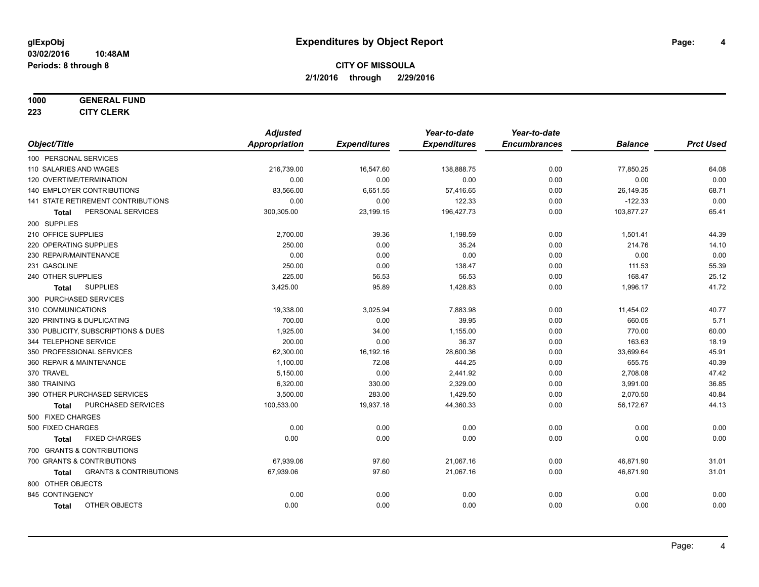**glExpObj**
**03/02/2016 10:48AM**
**Periods: 8 through 8**

# Expenditures by Object Report

**CITY OF MISSOULA**
**2/1/2016 through 2/29/2016**

**1000 GENERAL FUND**
**223 CITY CLERK**

| Object/Title | Adjusted Appropriation | Expenditures | Year-to-date Expenditures | Year-to-date Encumbrances | Balance | Prct Used |
|---|---|---|---|---|---|---|
| 100 PERSONAL SERVICES | | | | | | |
| 110 SALARIES AND WAGES | 216,739.00 | 16,547.60 | 138,888.75 | 0.00 | 77,850.25 | 64.08 |
| 120 OVERTIME/TERMINATION | 0.00 | 0.00 | 0.00 | 0.00 | 0.00 | 0.00 |
| 140 EMPLOYER CONTRIBUTIONS | 83,566.00 | 6,651.55 | 57,416.65 | 0.00 | 26,149.35 | 68.71 |
| 141 STATE RETIREMENT CONTRIBUTIONS | 0.00 | 0.00 | 122.33 | 0.00 | -122.33 | 0.00 |
| **Total** PERSONAL SERVICES | 300,305.00 | 23,199.15 | 196,427.73 | 0.00 | 103,877.27 | 65.41 |
| 200 SUPPLIES | | | | | | |
| 210 OFFICE SUPPLIES | 2,700.00 | 39.36 | 1,198.59 | 0.00 | 1,501.41 | 44.39 |
| 220 OPERATING SUPPLIES | 250.00 | 0.00 | 35.24 | 0.00 | 214.76 | 14.10 |
| 230 REPAIR/MAINTENANCE | 0.00 | 0.00 | 0.00 | 0.00 | 0.00 | 0.00 |
| 231 GASOLINE | 250.00 | 0.00 | 138.47 | 0.00 | 111.53 | 55.39 |
| 240 OTHER SUPPLIES | 225.00 | 56.53 | 56.53 | 0.00 | 168.47 | 25.12 |
| **Total** SUPPLIES | 3,425.00 | 95.89 | 1,428.83 | 0.00 | 1,996.17 | 41.72 |
| 300 PURCHASED SERVICES | | | | | | |
| 310 COMMUNICATIONS | 19,338.00 | 3,025.94 | 7,883.98 | 0.00 | 11,454.02 | 40.77 |
| 320 PRINTING & DUPLICATING | 700.00 | 0.00 | 39.95 | 0.00 | 660.05 | 5.71 |
| 330 PUBLICITY, SUBSCRIPTIONS & DUES | 1,925.00 | 34.00 | 1,155.00 | 0.00 | 770.00 | 60.00 |
| 344 TELEPHONE SERVICE | 200.00 | 0.00 | 36.37 | 0.00 | 163.63 | 18.19 |
| 350 PROFESSIONAL SERVICES | 62,300.00 | 16,192.16 | 28,600.36 | 0.00 | 33,699.64 | 45.91 |
| 360 REPAIR & MAINTENANCE | 1,100.00 | 72.08 | 444.25 | 0.00 | 655.75 | 40.39 |
| 370 TRAVEL | 5,150.00 | 0.00 | 2,441.92 | 0.00 | 2,708.08 | 47.42 |
| 380 TRAINING | 6,320.00 | 330.00 | 2,329.00 | 0.00 | 3,991.00 | 36.85 |
| 390 OTHER PURCHASED SERVICES | 3,500.00 | 283.00 | 1,429.50 | 0.00 | 2,070.50 | 40.84 |
| **Total** PURCHASED SERVICES | 100,533.00 | 19,937.18 | 44,360.33 | 0.00 | 56,172.67 | 44.13 |
| 500 FIXED CHARGES | | | | | | |
| 500 FIXED CHARGES | 0.00 | 0.00 | 0.00 | 0.00 | 0.00 | 0.00 |
| **Total** FIXED CHARGES | 0.00 | 0.00 | 0.00 | 0.00 | 0.00 | 0.00 |
| 700 GRANTS & CONTRIBUTIONS | | | | | | |
| 700 GRANTS & CONTRIBUTIONS | 67,939.06 | 97.60 | 21,067.16 | 0.00 | 46,871.90 | 31.01 |
| **Total** GRANTS & CONTRIBUTIONS | 67,939.06 | 97.60 | 21,067.16 | 0.00 | 46,871.90 | 31.01 |
| 800 OTHER OBJECTS | | | | | | |
| 845 CONTINGENCY | 0.00 | 0.00 | 0.00 | 0.00 | 0.00 | 0.00 |
| **Total** OTHER OBJECTS | 0.00 | 0.00 | 0.00 | 0.00 | 0.00 | 0.00 |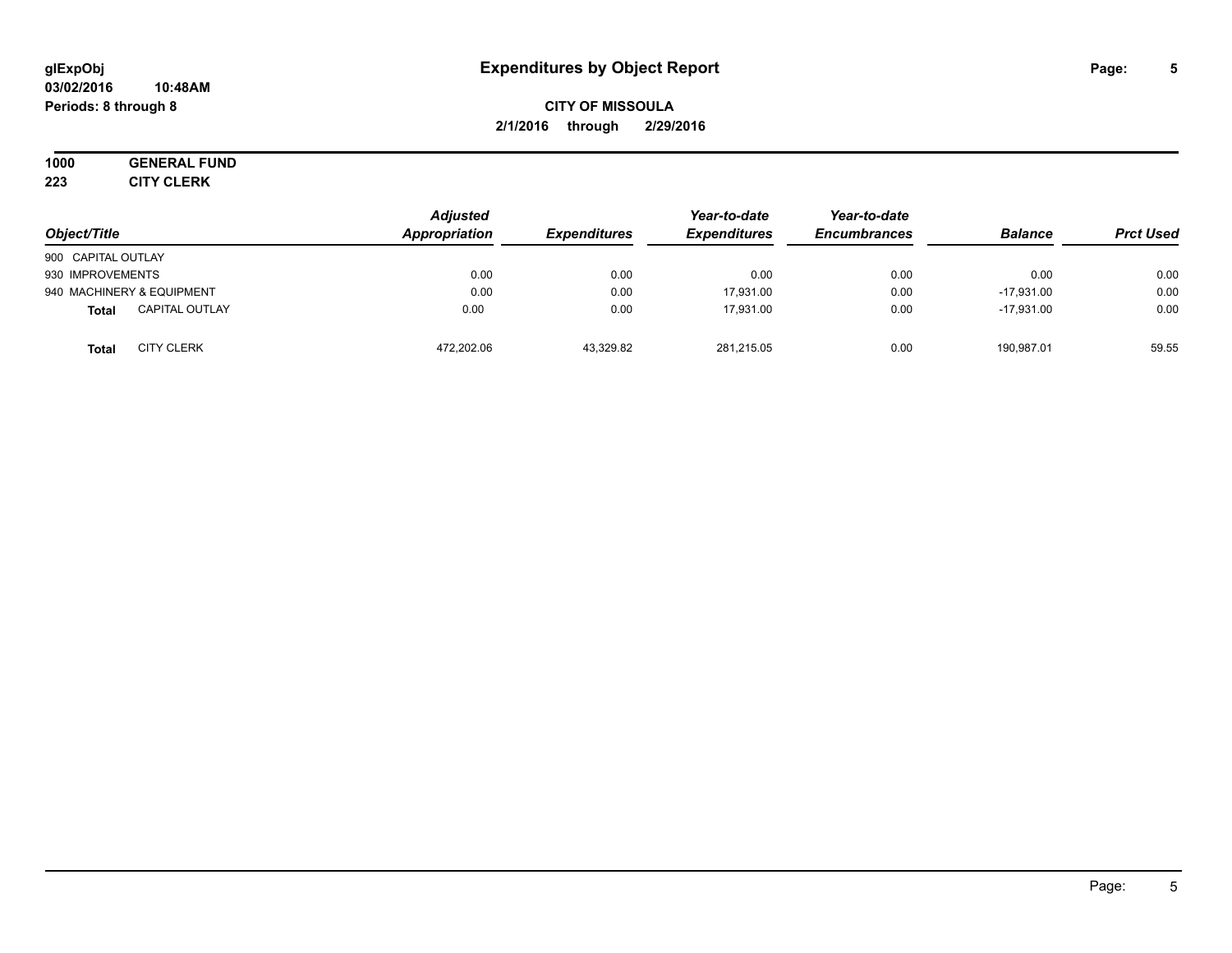# Expenditures by Object Report

glExpObj
03/02/2016 10:48AM
Periods: 8 through 8

**CITY OF MISSOULA**
**2/1/2016 through 2/29/2016**

**1000 GENERAL FUND**
**223 CITY CLERK**

| Object/Title | Adjusted Appropriation | Expenditures | Year-to-date Expenditures | Year-to-date Encumbrances | Balance | Prct Used |
|---|---|---|---|---|---|---|
| 900 CAPITAL OUTLAY | | | | | | |
| 930 IMPROVEMENTS | 0.00 | 0.00 | 0.00 | 0.00 | 0.00 | 0.00 |
| 940 MACHINERY & EQUIPMENT | 0.00 | 0.00 | 17,931.00 | 0.00 | -17,931.00 | 0.00 |
| **Total** CAPITAL OUTLAY | 0.00 | 0.00 | 17,931.00 | 0.00 | -17,931.00 | 0.00 |
| **Total** CITY CLERK | 472,202.06 | 43,329.82 | 281,215.05 | 0.00 | 190,987.01 | 59.55 |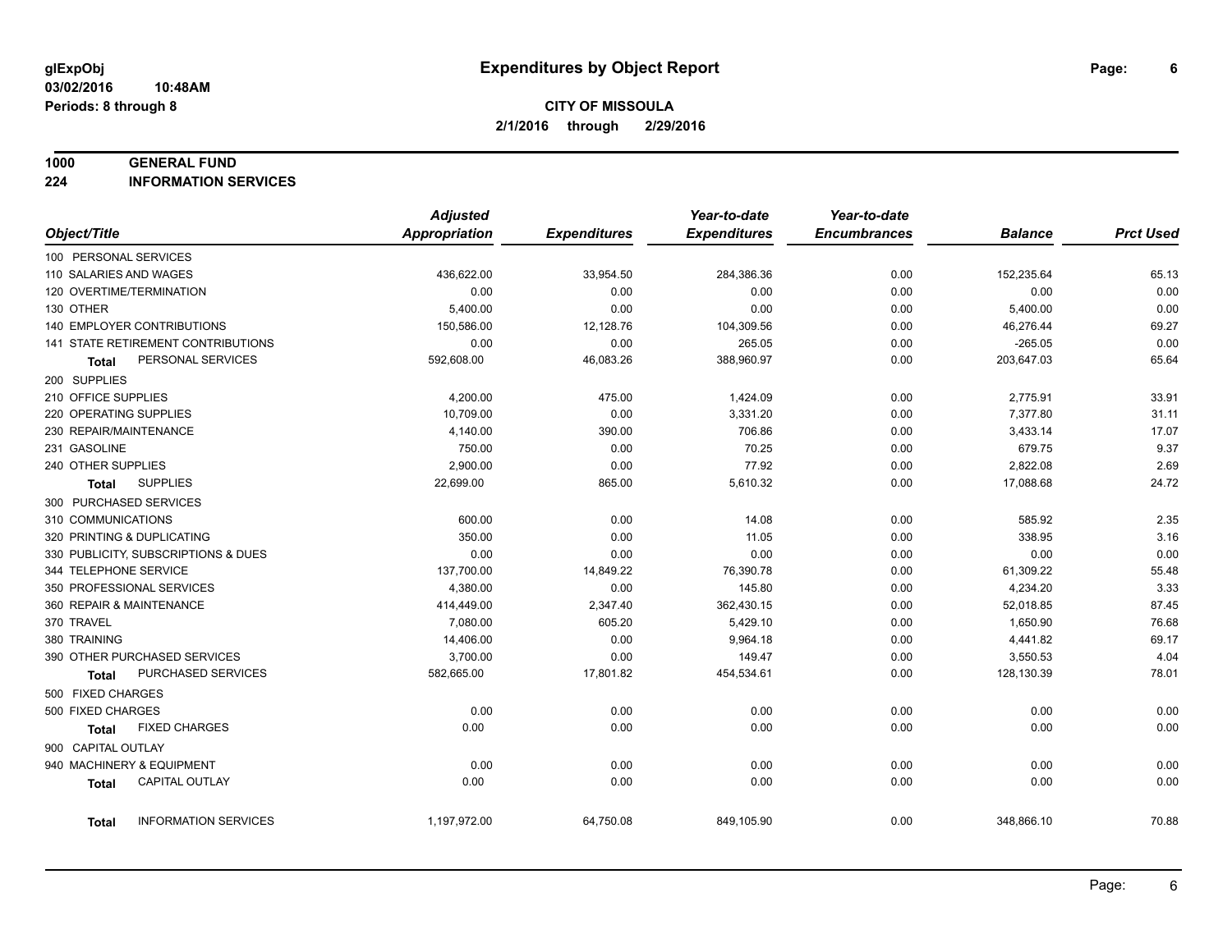# Expenditures by Object Report

glExpObj
03/02/2016 10:48AM
Periods: 8 through 8

**CITY OF MISSOULA**
**2/1/2016 through 2/29/2016**

**1000 GENERAL FUND**
**224 INFORMATION SERVICES**

| Object/Title | Adjusted Appropriation | Expenditures | Year-to-date Expenditures | Year-to-date Encumbrances | Balance | Prct Used |
|---|---|---|---|---|---|---|
| 100 PERSONAL SERVICES | | | | | | |
| 110 SALARIES AND WAGES | 436,622.00 | 33,954.50 | 284,386.36 | 0.00 | 152,235.64 | 65.13 |
| 120 OVERTIME/TERMINATION | 0.00 | 0.00 | 0.00 | 0.00 | 0.00 | 0.00 |
| 130 OTHER | 5,400.00 | 0.00 | 0.00 | 0.00 | 5,400.00 | 0.00 |
| 140 EMPLOYER CONTRIBUTIONS | 150,586.00 | 12,128.76 | 104,309.56 | 0.00 | 46,276.44 | 69.27 |
| 141 STATE RETIREMENT CONTRIBUTIONS | 0.00 | 0.00 | 265.05 | 0.00 | -265.05 | 0.00 |
| **Total** PERSONAL SERVICES | 592,608.00 | 46,083.26 | 388,960.97 | 0.00 | 203,647.03 | 65.64 |
| 200 SUPPLIES | | | | | | |
| 210 OFFICE SUPPLIES | 4,200.00 | 475.00 | 1,424.09 | 0.00 | 2,775.91 | 33.91 |
| 220 OPERATING SUPPLIES | 10,709.00 | 0.00 | 3,331.20 | 0.00 | 7,377.80 | 31.11 |
| 230 REPAIR/MAINTENANCE | 4,140.00 | 390.00 | 706.86 | 0.00 | 3,433.14 | 17.07 |
| 231 GASOLINE | 750.00 | 0.00 | 70.25 | 0.00 | 679.75 | 9.37 |
| 240 OTHER SUPPLIES | 2,900.00 | 0.00 | 77.92 | 0.00 | 2,822.08 | 2.69 |
| **Total** SUPPLIES | 22,699.00 | 865.00 | 5,610.32 | 0.00 | 17,088.68 | 24.72 |
| 300 PURCHASED SERVICES | | | | | | |
| 310 COMMUNICATIONS | 600.00 | 0.00 | 14.08 | 0.00 | 585.92 | 2.35 |
| 320 PRINTING & DUPLICATING | 350.00 | 0.00 | 11.05 | 0.00 | 338.95 | 3.16 |
| 330 PUBLICITY, SUBSCRIPTIONS & DUES | 0.00 | 0.00 | 0.00 | 0.00 | 0.00 | 0.00 |
| 344 TELEPHONE SERVICE | 137,700.00 | 14,849.22 | 76,390.78 | 0.00 | 61,309.22 | 55.48 |
| 350 PROFESSIONAL SERVICES | 4,380.00 | 0.00 | 145.80 | 0.00 | 4,234.20 | 3.33 |
| 360 REPAIR & MAINTENANCE | 414,449.00 | 2,347.40 | 362,430.15 | 0.00 | 52,018.85 | 87.45 |
| 370 TRAVEL | 7,080.00 | 605.20 | 5,429.10 | 0.00 | 1,650.90 | 76.68 |
| 380 TRAINING | 14,406.00 | 0.00 | 9,964.18 | 0.00 | 4,441.82 | 69.17 |
| 390 OTHER PURCHASED SERVICES | 3,700.00 | 0.00 | 149.47 | 0.00 | 3,550.53 | 4.04 |
| **Total** PURCHASED SERVICES | 582,665.00 | 17,801.82 | 454,534.61 | 0.00 | 128,130.39 | 78.01 |
| 500 FIXED CHARGES | | | | | | |
| 500 FIXED CHARGES | 0.00 | 0.00 | 0.00 | 0.00 | 0.00 | 0.00 |
| **Total** FIXED CHARGES | 0.00 | 0.00 | 0.00 | 0.00 | 0.00 | 0.00 |
| 900 CAPITAL OUTLAY | | | | | | |
| 940 MACHINERY & EQUIPMENT | 0.00 | 0.00 | 0.00 | 0.00 | 0.00 | 0.00 |
| **Total** CAPITAL OUTLAY | 0.00 | 0.00 | 0.00 | 0.00 | 0.00 | 0.00 |
| **Total** INFORMATION SERVICES | 1,197,972.00 | 64,750.08 | 849,105.90 | 0.00 | 348,866.10 | 70.88 |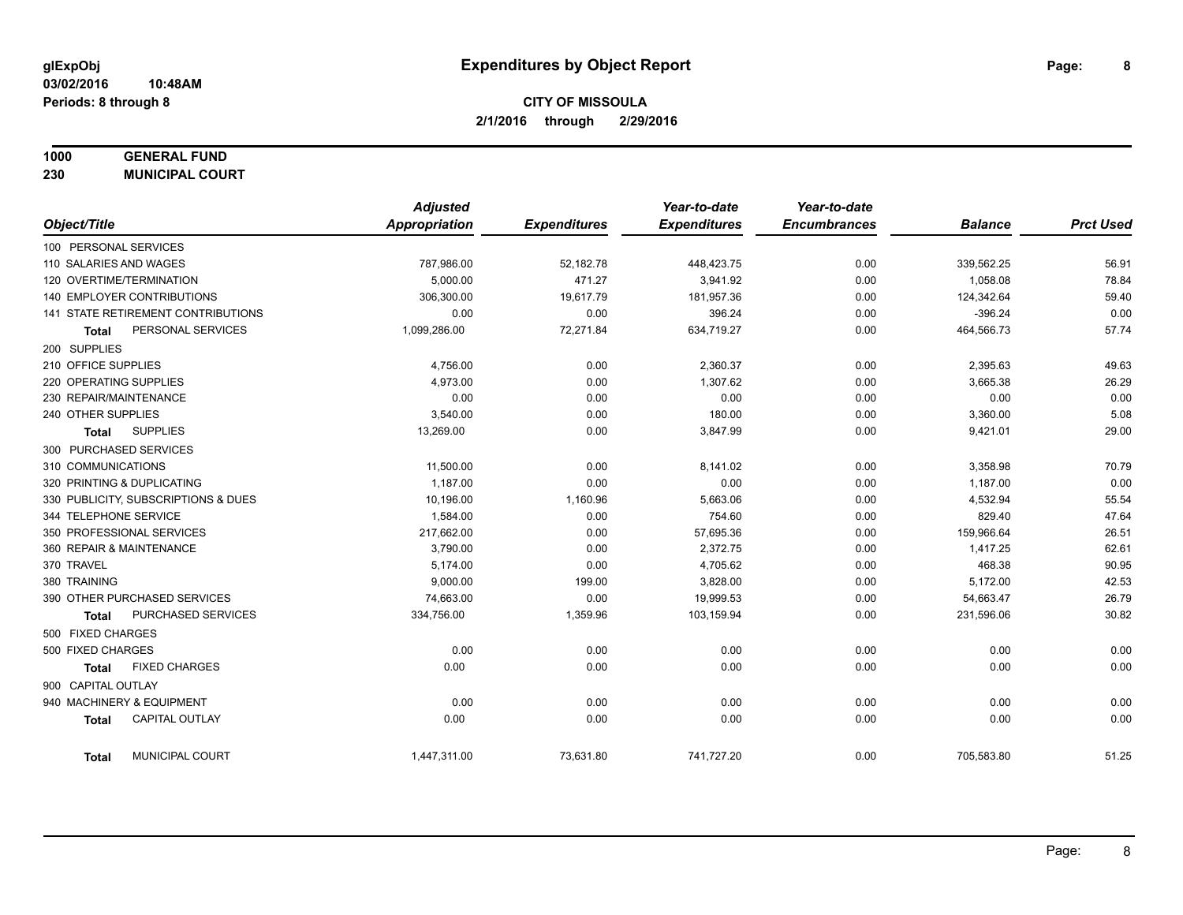**glExpObj**
**03/02/2016 10:48AM**
**Periods: 8 through 8**

# Expenditures by Object Report

**CITY OF MISSOULA**
**2/1/2016 through 2/29/2016**

**1000 GENERAL FUND**
**230 MUNICIPAL COURT**

| Object/Title | Adjusted Appropriation | Expenditures | Year-to-date Expenditures | Year-to-date Encumbrances | Balance | Prct Used |
|---|---|---|---|---|---|---|
| 100 PERSONAL SERVICES | | | | | | |
| 110 SALARIES AND WAGES | 787,986.00 | 52,182.78 | 448,423.75 | 0.00 | 339,562.25 | 56.91 |
| 120 OVERTIME/TERMINATION | 5,000.00 | 471.27 | 3,941.92 | 0.00 | 1,058.08 | 78.84 |
| 140 EMPLOYER CONTRIBUTIONS | 306,300.00 | 19,617.79 | 181,957.36 | 0.00 | 124,342.64 | 59.40 |
| 141 STATE RETIREMENT CONTRIBUTIONS | 0.00 | 0.00 | 396.24 | 0.00 | -396.24 | 0.00 |
| **Total** PERSONAL SERVICES | 1,099,286.00 | 72,271.84 | 634,719.27 | 0.00 | 464,566.73 | 57.74 |
| 200 SUPPLIES | | | | | | |
| 210 OFFICE SUPPLIES | 4,756.00 | 0.00 | 2,360.37 | 0.00 | 2,395.63 | 49.63 |
| 220 OPERATING SUPPLIES | 4,973.00 | 0.00 | 1,307.62 | 0.00 | 3,665.38 | 26.29 |
| 230 REPAIR/MAINTENANCE | 0.00 | 0.00 | 0.00 | 0.00 | 0.00 | 0.00 |
| 240 OTHER SUPPLIES | 3,540.00 | 0.00 | 180.00 | 0.00 | 3,360.00 | 5.08 |
| **Total** SUPPLIES | 13,269.00 | 0.00 | 3,847.99 | 0.00 | 9,421.01 | 29.00 |
| 300 PURCHASED SERVICES | | | | | | |
| 310 COMMUNICATIONS | 11,500.00 | 0.00 | 8,141.02 | 0.00 | 3,358.98 | 70.79 |
| 320 PRINTING & DUPLICATING | 1,187.00 | 0.00 | 0.00 | 0.00 | 1,187.00 | 0.00 |
| 330 PUBLICITY, SUBSCRIPTIONS & DUES | 10,196.00 | 1,160.96 | 5,663.06 | 0.00 | 4,532.94 | 55.54 |
| 344 TELEPHONE SERVICE | 1,584.00 | 0.00 | 754.60 | 0.00 | 829.40 | 47.64 |
| 350 PROFESSIONAL SERVICES | 217,662.00 | 0.00 | 57,695.36 | 0.00 | 159,966.64 | 26.51 |
| 360 REPAIR & MAINTENANCE | 3,790.00 | 0.00 | 2,372.75 | 0.00 | 1,417.25 | 62.61 |
| 370 TRAVEL | 5,174.00 | 0.00 | 4,705.62 | 0.00 | 468.38 | 90.95 |
| 380 TRAINING | 9,000.00 | 199.00 | 3,828.00 | 0.00 | 5,172.00 | 42.53 |
| 390 OTHER PURCHASED SERVICES | 74,663.00 | 0.00 | 19,999.53 | 0.00 | 54,663.47 | 26.79 |
| **Total** PURCHASED SERVICES | 334,756.00 | 1,359.96 | 103,159.94 | 0.00 | 231,596.06 | 30.82 |
| 500 FIXED CHARGES | | | | | | |
| 500 FIXED CHARGES | 0.00 | 0.00 | 0.00 | 0.00 | 0.00 | 0.00 |
| **Total** FIXED CHARGES | 0.00 | 0.00 | 0.00 | 0.00 | 0.00 | 0.00 |
| 900 CAPITAL OUTLAY | | | | | | |
| 940 MACHINERY & EQUIPMENT | 0.00 | 0.00 | 0.00 | 0.00 | 0.00 | 0.00 |
| **Total** CAPITAL OUTLAY | 0.00 | 0.00 | 0.00 | 0.00 | 0.00 | 0.00 |
| **Total** MUNICIPAL COURT | 1,447,311.00 | 73,631.80 | 741,727.20 | 0.00 | 705,583.80 | 51.25 |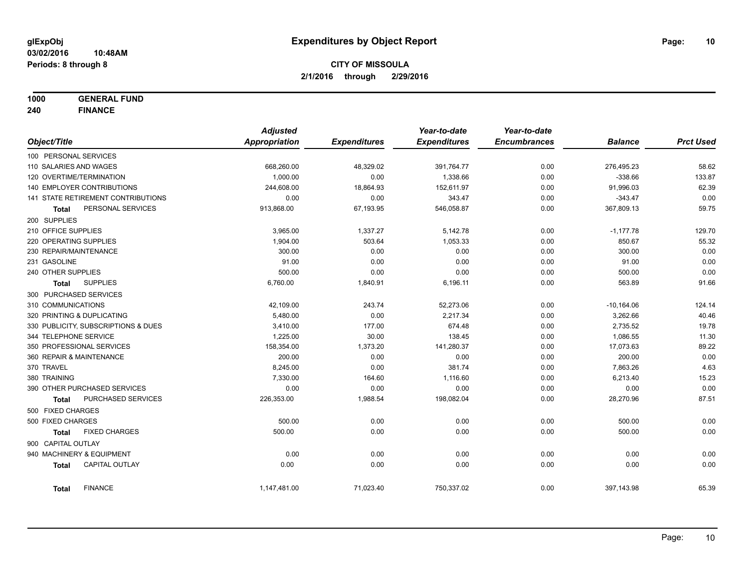glExpObj
03/02/2016 10:48AM
Periods: 8 through 8

# Expenditures by Object Report

**CITY OF MISSOULA**
**2/1/2016 through 2/29/2016**

**1000 GENERAL FUND**
**240 FINANCE**

| Object/Title | Adjusted Appropriation | Expenditures | Year-to-date Expenditures | Year-to-date Encumbrances | Balance | Prct Used |
|---|---|---|---|---|---|---|
| 100 PERSONAL SERVICES | | | | | | |
| 110 SALARIES AND WAGES | 668,260.00 | 48,329.02 | 391,764.77 | 0.00 | 276,495.23 | 58.62 |
| 120 OVERTIME/TERMINATION | 1,000.00 | 0.00 | 1,338.66 | 0.00 | -338.66 | 133.87 |
| 140 EMPLOYER CONTRIBUTIONS | 244,608.00 | 18,864.93 | 152,611.97 | 0.00 | 91,996.03 | 62.39 |
| 141 STATE RETIREMENT CONTRIBUTIONS | 0.00 | 0.00 | 343.47 | 0.00 | -343.47 | 0.00 |
| **Total** PERSONAL SERVICES | 913,868.00 | 67,193.95 | 546,058.87 | 0.00 | 367,809.13 | 59.75 |
| 200 SUPPLIES | | | | | | |
| 210 OFFICE SUPPLIES | 3,965.00 | 1,337.27 | 5,142.78 | 0.00 | -1,177.78 | 129.70 |
| 220 OPERATING SUPPLIES | 1,904.00 | 503.64 | 1,053.33 | 0.00 | 850.67 | 55.32 |
| 230 REPAIR/MAINTENANCE | 300.00 | 0.00 | 0.00 | 0.00 | 300.00 | 0.00 |
| 231 GASOLINE | 91.00 | 0.00 | 0.00 | 0.00 | 91.00 | 0.00 |
| 240 OTHER SUPPLIES | 500.00 | 0.00 | 0.00 | 0.00 | 500.00 | 0.00 |
| **Total** SUPPLIES | 6,760.00 | 1,840.91 | 6,196.11 | 0.00 | 563.89 | 91.66 |
| 300 PURCHASED SERVICES | | | | | | |
| 310 COMMUNICATIONS | 42,109.00 | 243.74 | 52,273.06 | 0.00 | -10,164.06 | 124.14 |
| 320 PRINTING & DUPLICATING | 5,480.00 | 0.00 | 2,217.34 | 0.00 | 3,262.66 | 40.46 |
| 330 PUBLICITY, SUBSCRIPTIONS & DUES | 3,410.00 | 177.00 | 674.48 | 0.00 | 2,735.52 | 19.78 |
| 344 TELEPHONE SERVICE | 1,225.00 | 30.00 | 138.45 | 0.00 | 1,086.55 | 11.30 |
| 350 PROFESSIONAL SERVICES | 158,354.00 | 1,373.20 | 141,280.37 | 0.00 | 17,073.63 | 89.22 |
| 360 REPAIR & MAINTENANCE | 200.00 | 0.00 | 0.00 | 0.00 | 200.00 | 0.00 |
| 370 TRAVEL | 8,245.00 | 0.00 | 381.74 | 0.00 | 7,863.26 | 4.63 |
| 380 TRAINING | 7,330.00 | 164.60 | 1,116.60 | 0.00 | 6,213.40 | 15.23 |
| 390 OTHER PURCHASED SERVICES | 0.00 | 0.00 | 0.00 | 0.00 | 0.00 | 0.00 |
| **Total** PURCHASED SERVICES | 226,353.00 | 1,988.54 | 198,082.04 | 0.00 | 28,270.96 | 87.51 |
| 500 FIXED CHARGES | | | | | | |
| 500 FIXED CHARGES | 500.00 | 0.00 | 0.00 | 0.00 | 500.00 | 0.00 |
| **Total** FIXED CHARGES | 500.00 | 0.00 | 0.00 | 0.00 | 500.00 | 0.00 |
| 900 CAPITAL OUTLAY | | | | | | |
| 940 MACHINERY & EQUIPMENT | 0.00 | 0.00 | 0.00 | 0.00 | 0.00 | 0.00 |
| **Total** CAPITAL OUTLAY | 0.00 | 0.00 | 0.00 | 0.00 | 0.00 | 0.00 |
| **Total** FINANCE | 1,147,481.00 | 71,023.40 | 750,337.02 | 0.00 | 397,143.98 | 65.39 |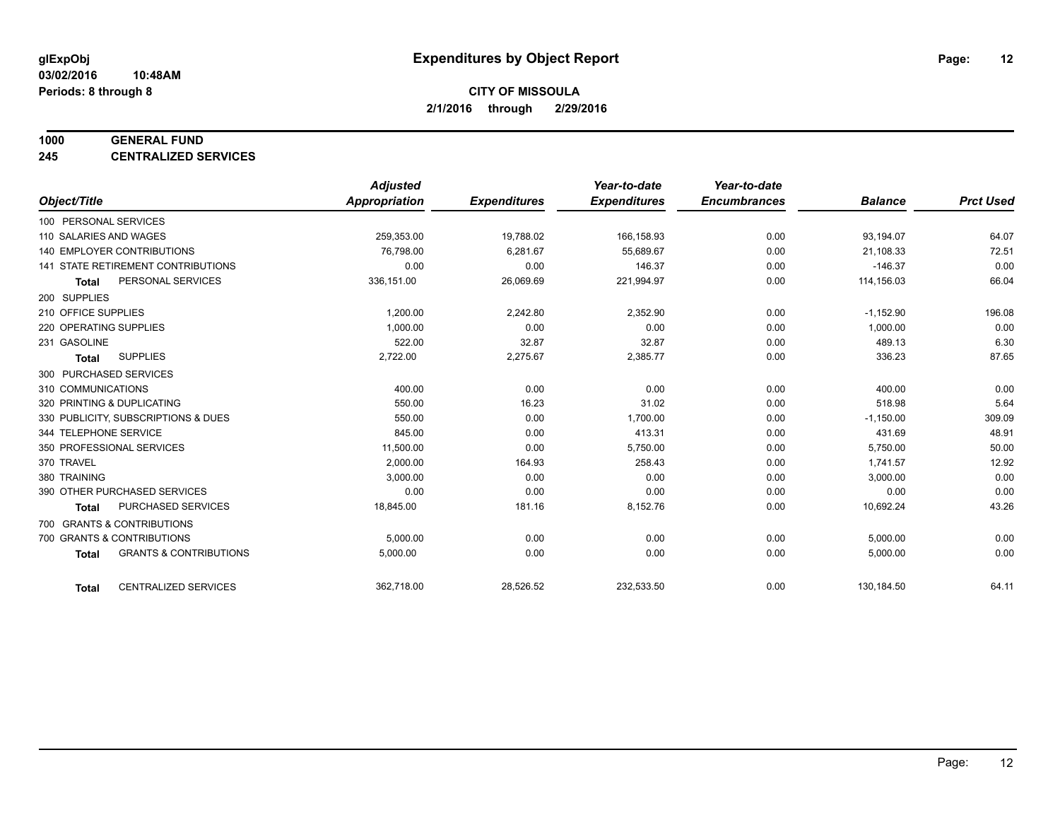# Expenditures by Object Report

glExpObj
03/02/2016 10:48AM
Periods: 8 through 8

**CITY OF MISSOULA**
**2/1/2016 through 2/29/2016**

**1000 GENERAL FUND**
**245 CENTRALIZED SERVICES**

| Object/Title | Adjusted Appropriation | Expenditures | Year-to-date Expenditures | Year-to-date Encumbrances | Balance | Prct Used |
|---|---|---|---|---|---|---|
| 100 PERSONAL SERVICES | | | | | | |
| 110 SALARIES AND WAGES | 259,353.00 | 19,788.02 | 166,158.93 | 0.00 | 93,194.07 | 64.07 |
| 140 EMPLOYER CONTRIBUTIONS | 76,798.00 | 6,281.67 | 55,689.67 | 0.00 | 21,108.33 | 72.51 |
| 141 STATE RETIREMENT CONTRIBUTIONS | 0.00 | 0.00 | 146.37 | 0.00 | -146.37 | 0.00 |
| **Total** PERSONAL SERVICES | 336,151.00 | 26,069.69 | 221,994.97 | 0.00 | 114,156.03 | 66.04 |
| 200 SUPPLIES | | | | | | |
| 210 OFFICE SUPPLIES | 1,200.00 | 2,242.80 | 2,352.90 | 0.00 | -1,152.90 | 196.08 |
| 220 OPERATING SUPPLIES | 1,000.00 | 0.00 | 0.00 | 0.00 | 1,000.00 | 0.00 |
| 231 GASOLINE | 522.00 | 32.87 | 32.87 | 0.00 | 489.13 | 6.30 |
| **Total** SUPPLIES | 2,722.00 | 2,275.67 | 2,385.77 | 0.00 | 336.23 | 87.65 |
| 300 PURCHASED SERVICES | | | | | | |
| 310 COMMUNICATIONS | 400.00 | 0.00 | 0.00 | 0.00 | 400.00 | 0.00 |
| 320 PRINTING & DUPLICATING | 550.00 | 16.23 | 31.02 | 0.00 | 518.98 | 5.64 |
| 330 PUBLICITY, SUBSCRIPTIONS & DUES | 550.00 | 0.00 | 1,700.00 | 0.00 | -1,150.00 | 309.09 |
| 344 TELEPHONE SERVICE | 845.00 | 0.00 | 413.31 | 0.00 | 431.69 | 48.91 |
| 350 PROFESSIONAL SERVICES | 11,500.00 | 0.00 | 5,750.00 | 0.00 | 5,750.00 | 50.00 |
| 370 TRAVEL | 2,000.00 | 164.93 | 258.43 | 0.00 | 1,741.57 | 12.92 |
| 380 TRAINING | 3,000.00 | 0.00 | 0.00 | 0.00 | 3,000.00 | 0.00 |
| 390 OTHER PURCHASED SERVICES | 0.00 | 0.00 | 0.00 | 0.00 | 0.00 | 0.00 |
| **Total** PURCHASED SERVICES | 18,845.00 | 181.16 | 8,152.76 | 0.00 | 10,692.24 | 43.26 |
| 700 GRANTS & CONTRIBUTIONS | | | | | | |
| 700 GRANTS & CONTRIBUTIONS | 5,000.00 | 0.00 | 0.00 | 0.00 | 5,000.00 | 0.00 |
| **Total** GRANTS & CONTRIBUTIONS | 5,000.00 | 0.00 | 0.00 | 0.00 | 5,000.00 | 0.00 |
| **Total** CENTRALIZED SERVICES | 362,718.00 | 28,526.52 | 232,533.50 | 0.00 | 130,184.50 | 64.11 |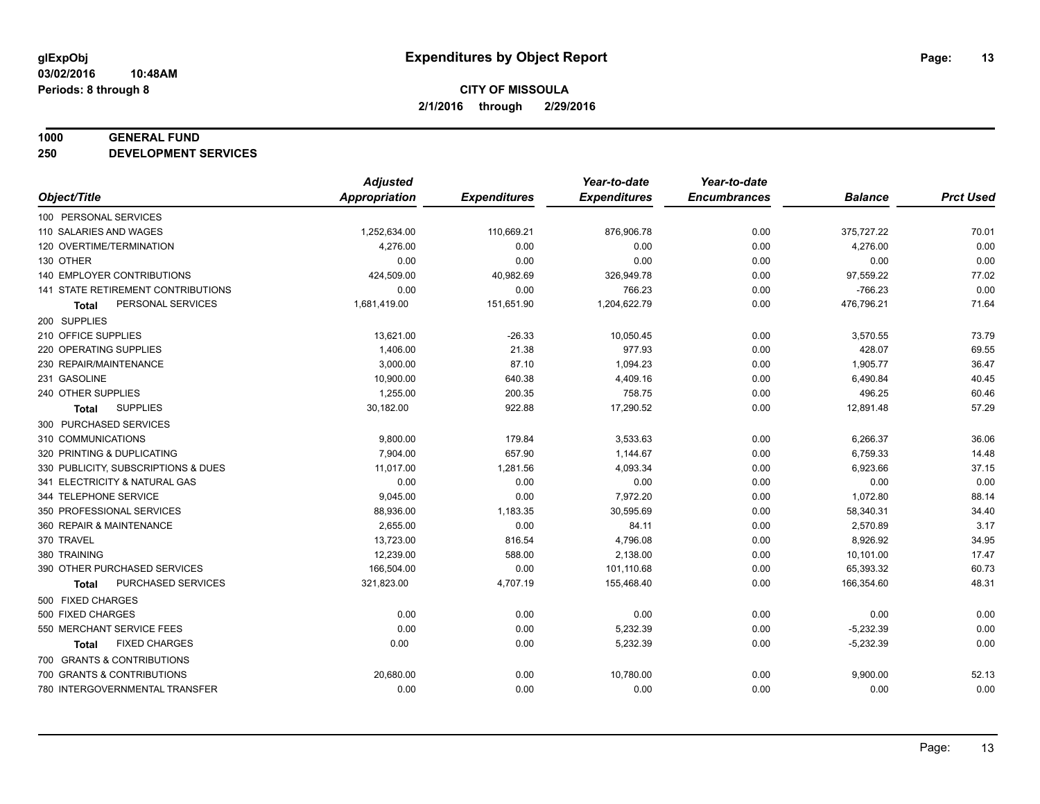**glExpObj** | **Expenditures by Object Report**

**03/02/2016 10:48AM**
**Periods: 8 through 8**

**CITY OF MISSOULA**
**2/1/2016 through 2/29/2016**

**1000 GENERAL FUND**
**250 DEVELOPMENT SERVICES**

| Object/Title | Adjusted Appropriation | Expenditures | Year-to-date Expenditures | Year-to-date Encumbrances | Balance | Prct Used |
|---|---|---|---|---|---|---|
| 100 PERSONAL SERVICES | | | | | | |
| 110 SALARIES AND WAGES | 1,252,634.00 | 110,669.21 | 876,906.78 | 0.00 | 375,727.22 | 70.01 |
| 120 OVERTIME/TERMINATION | 4,276.00 | 0.00 | 0.00 | 0.00 | 4,276.00 | 0.00 |
| 130 OTHER | 0.00 | 0.00 | 0.00 | 0.00 | 0.00 | 0.00 |
| 140 EMPLOYER CONTRIBUTIONS | 424,509.00 | 40,982.69 | 326,949.78 | 0.00 | 97,559.22 | 77.02 |
| 141 STATE RETIREMENT CONTRIBUTIONS | 0.00 | 0.00 | 766.23 | 0.00 | -766.23 | 0.00 |
| **Total** PERSONAL SERVICES | 1,681,419.00 | 151,651.90 | 1,204,622.79 | 0.00 | 476,796.21 | 71.64 |
| 200 SUPPLIES | | | | | | |
| 210 OFFICE SUPPLIES | 13,621.00 | -26.33 | 10,050.45 | 0.00 | 3,570.55 | 73.79 |
| 220 OPERATING SUPPLIES | 1,406.00 | 21.38 | 977.93 | 0.00 | 428.07 | 69.55 |
| 230 REPAIR/MAINTENANCE | 3,000.00 | 87.10 | 1,094.23 | 0.00 | 1,905.77 | 36.47 |
| 231 GASOLINE | 10,900.00 | 640.38 | 4,409.16 | 0.00 | 6,490.84 | 40.45 |
| 240 OTHER SUPPLIES | 1,255.00 | 200.35 | 758.75 | 0.00 | 496.25 | 60.46 |
| **Total** SUPPLIES | 30,182.00 | 922.88 | 17,290.52 | 0.00 | 12,891.48 | 57.29 |
| 300 PURCHASED SERVICES | | | | | | |
| 310 COMMUNICATIONS | 9,800.00 | 179.84 | 3,533.63 | 0.00 | 6,266.37 | 36.06 |
| 320 PRINTING & DUPLICATING | 7,904.00 | 657.90 | 1,144.67 | 0.00 | 6,759.33 | 14.48 |
| 330 PUBLICITY, SUBSCRIPTIONS & DUES | 11,017.00 | 1,281.56 | 4,093.34 | 0.00 | 6,923.66 | 37.15 |
| 341 ELECTRICITY & NATURAL GAS | 0.00 | 0.00 | 0.00 | 0.00 | 0.00 | 0.00 |
| 344 TELEPHONE SERVICE | 9,045.00 | 0.00 | 7,972.20 | 0.00 | 1,072.80 | 88.14 |
| 350 PROFESSIONAL SERVICES | 88,936.00 | 1,183.35 | 30,595.69 | 0.00 | 58,340.31 | 34.40 |
| 360 REPAIR & MAINTENANCE | 2,655.00 | 0.00 | 84.11 | 0.00 | 2,570.89 | 3.17 |
| 370 TRAVEL | 13,723.00 | 816.54 | 4,796.08 | 0.00 | 8,926.92 | 34.95 |
| 380 TRAINING | 12,239.00 | 588.00 | 2,138.00 | 0.00 | 10,101.00 | 17.47 |
| 390 OTHER PURCHASED SERVICES | 166,504.00 | 0.00 | 101,110.68 | 0.00 | 65,393.32 | 60.73 |
| **Total** PURCHASED SERVICES | 321,823.00 | 4,707.19 | 155,468.40 | 0.00 | 166,354.60 | 48.31 |
| 500 FIXED CHARGES | | | | | | |
| 500 FIXED CHARGES | 0.00 | 0.00 | 0.00 | 0.00 | 0.00 | 0.00 |
| 550 MERCHANT SERVICE FEES | 0.00 | 0.00 | 5,232.39 | 0.00 | -5,232.39 | 0.00 |
| **Total** FIXED CHARGES | 0.00 | 0.00 | 5,232.39 | 0.00 | -5,232.39 | 0.00 |
| 700 GRANTS & CONTRIBUTIONS | | | | | | |
| 700 GRANTS & CONTRIBUTIONS | 20,680.00 | 0.00 | 10,780.00 | 0.00 | 9,900.00 | 52.13 |
| 780 INTERGOVERNMENTAL TRANSFER | 0.00 | 0.00 | 0.00 | 0.00 | 0.00 | 0.00 |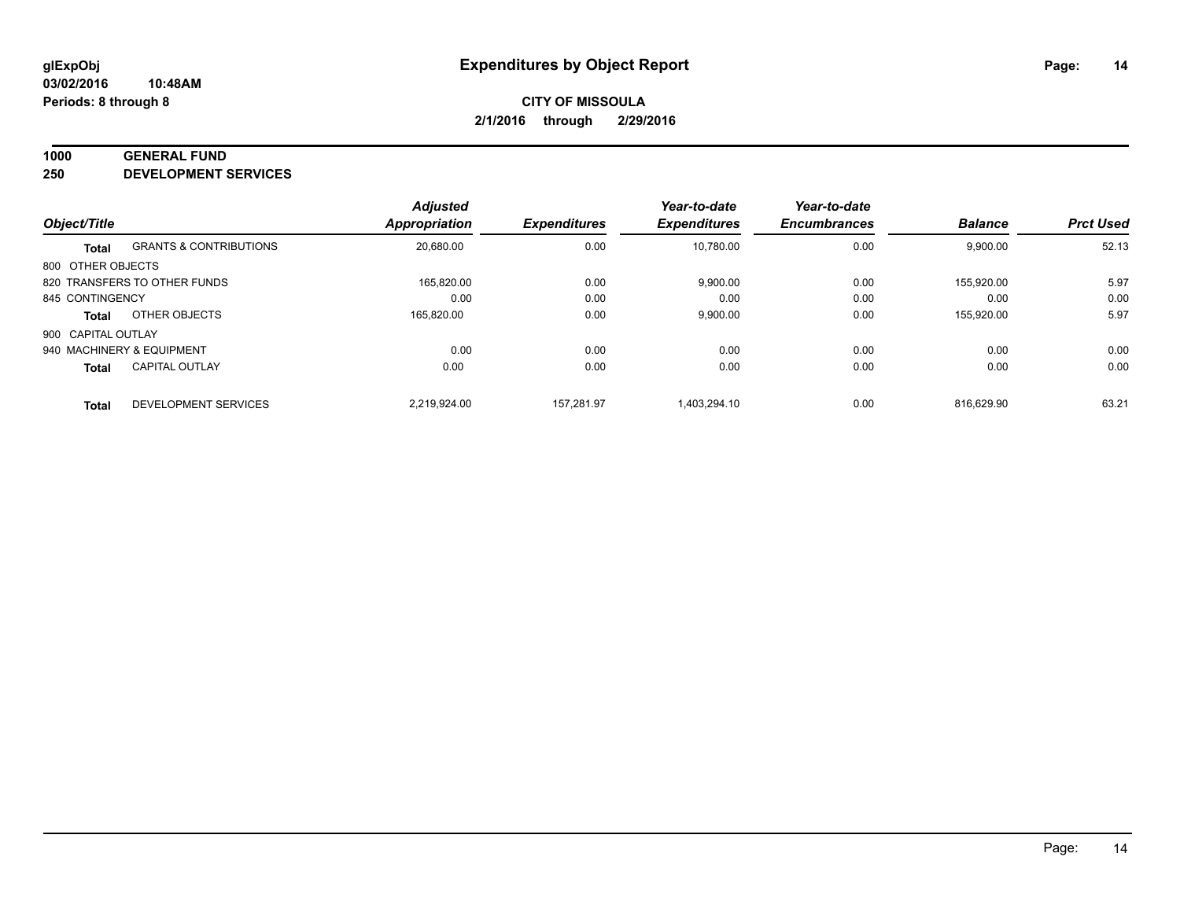**glExpObj**
**03/02/2016 10:48AM**
**Periods: 8 through 8**

# Expenditures by Object Report

**CITY OF MISSOULA**
**2/1/2016 through 2/29/2016**

**1000 GENERAL FUND**
**250 DEVELOPMENT SERVICES**

| Object/Title | | Adjusted Appropriation | Expenditures | Year-to-date Expenditures | Year-to-date Encumbrances | Balance | Prct Used |
|---|---|---|---|---|---|---|---|
| **Total** | GRANTS & CONTRIBUTIONS | 20,680.00 | 0.00 | 10,780.00 | 0.00 | 9,900.00 | 52.13 |
| 800 OTHER OBJECTS | | | | | | | |
| 820 TRANSFERS TO OTHER FUNDS | | 165,820.00 | 0.00 | 9,900.00 | 0.00 | 155,920.00 | 5.97 |
| 845 CONTINGENCY | | 0.00 | 0.00 | 0.00 | 0.00 | 0.00 | 0.00 |
| **Total** | OTHER OBJECTS | 165,820.00 | 0.00 | 9,900.00 | 0.00 | 155,920.00 | 5.97 |
| 900 CAPITAL OUTLAY | | | | | | | |
| 940 MACHINERY & EQUIPMENT | | 0.00 | 0.00 | 0.00 | 0.00 | 0.00 | 0.00 |
| **Total** | CAPITAL OUTLAY | 0.00 | 0.00 | 0.00 | 0.00 | 0.00 | 0.00 |
| **Total** | DEVELOPMENT SERVICES | 2,219,924.00 | 157,281.97 | 1,403,294.10 | 0.00 | 816,629.90 | 63.21 |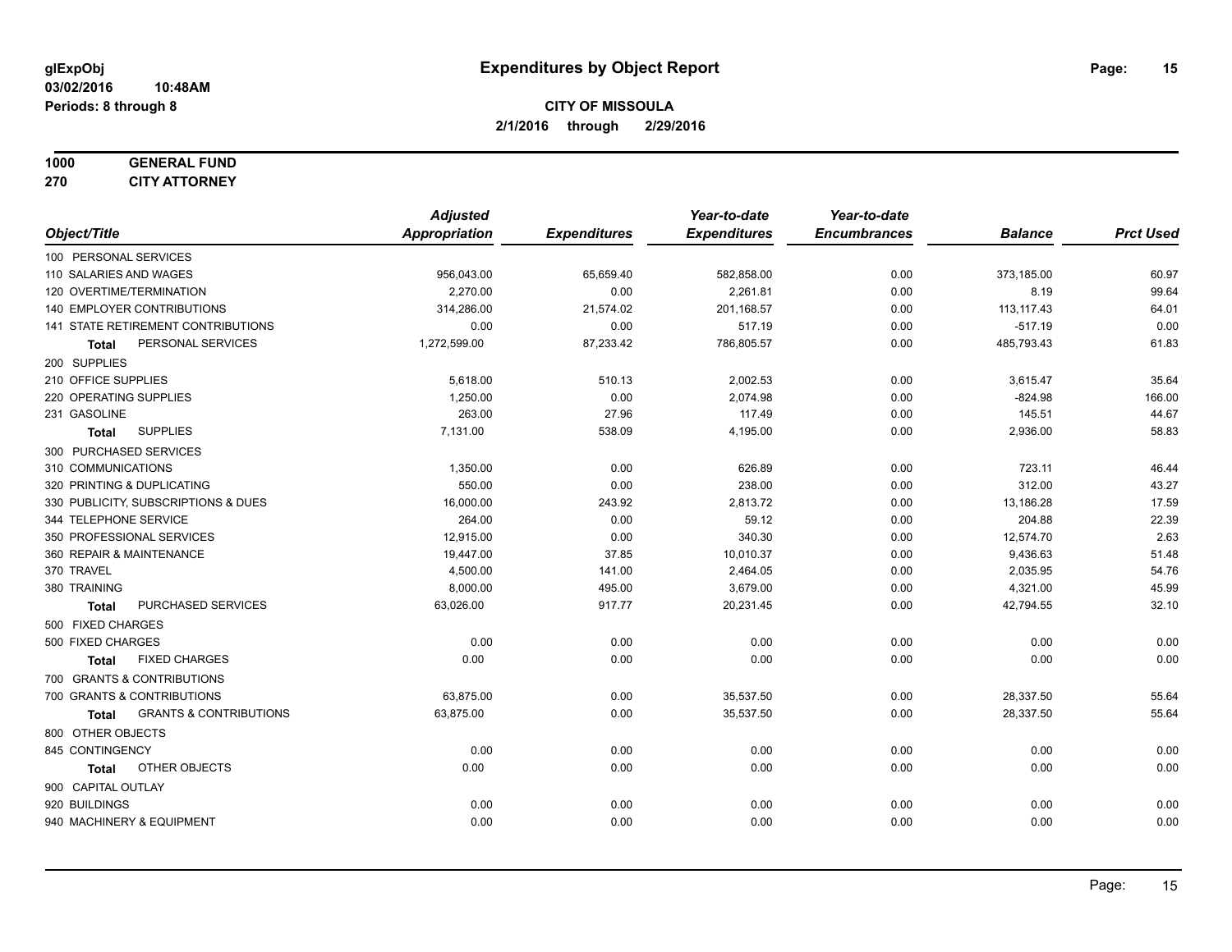# Expenditures by Object Report

glExpObj
03/02/2016 10:48AM
Periods: 8 through 8

**CITY OF MISSOULA**
**2/1/2016 through 2/29/2016**

**1000 GENERAL FUND**
**270 CITY ATTORNEY**

| Object/Title | Adjusted Appropriation | Expenditures | Year-to-date Expenditures | Year-to-date Encumbrances | Balance | Prct Used |
|---|---|---|---|---|---|---|
| 100 PERSONAL SERVICES | | | | | | |
| 110 SALARIES AND WAGES | 956,043.00 | 65,659.40 | 582,858.00 | 0.00 | 373,185.00 | 60.97 |
| 120 OVERTIME/TERMINATION | 2,270.00 | 0.00 | 2,261.81 | 0.00 | 8.19 | 99.64 |
| 140 EMPLOYER CONTRIBUTIONS | 314,286.00 | 21,574.02 | 201,168.57 | 0.00 | 113,117.43 | 64.01 |
| 141 STATE RETIREMENT CONTRIBUTIONS | 0.00 | 0.00 | 517.19 | 0.00 | -517.19 | 0.00 |
| **Total** PERSONAL SERVICES | 1,272,599.00 | 87,233.42 | 786,805.57 | 0.00 | 485,793.43 | 61.83 |
| 200 SUPPLIES | | | | | | |
| 210 OFFICE SUPPLIES | 5,618.00 | 510.13 | 2,002.53 | 0.00 | 3,615.47 | 35.64 |
| 220 OPERATING SUPPLIES | 1,250.00 | 0.00 | 2,074.98 | 0.00 | -824.98 | 166.00 |
| 231 GASOLINE | 263.00 | 27.96 | 117.49 | 0.00 | 145.51 | 44.67 |
| **Total** SUPPLIES | 7,131.00 | 538.09 | 4,195.00 | 0.00 | 2,936.00 | 58.83 |
| 300 PURCHASED SERVICES | | | | | | |
| 310 COMMUNICATIONS | 1,350.00 | 0.00 | 626.89 | 0.00 | 723.11 | 46.44 |
| 320 PRINTING & DUPLICATING | 550.00 | 0.00 | 238.00 | 0.00 | 312.00 | 43.27 |
| 330 PUBLICITY, SUBSCRIPTIONS & DUES | 16,000.00 | 243.92 | 2,813.72 | 0.00 | 13,186.28 | 17.59 |
| 344 TELEPHONE SERVICE | 264.00 | 0.00 | 59.12 | 0.00 | 204.88 | 22.39 |
| 350 PROFESSIONAL SERVICES | 12,915.00 | 0.00 | 340.30 | 0.00 | 12,574.70 | 2.63 |
| 360 REPAIR & MAINTENANCE | 19,447.00 | 37.85 | 10,010.37 | 0.00 | 9,436.63 | 51.48 |
| 370 TRAVEL | 4,500.00 | 141.00 | 2,464.05 | 0.00 | 2,035.95 | 54.76 |
| 380 TRAINING | 8,000.00 | 495.00 | 3,679.00 | 0.00 | 4,321.00 | 45.99 |
| **Total** PURCHASED SERVICES | 63,026.00 | 917.77 | 20,231.45 | 0.00 | 42,794.55 | 32.10 |
| 500 FIXED CHARGES | | | | | | |
| 500 FIXED CHARGES | 0.00 | 0.00 | 0.00 | 0.00 | 0.00 | 0.00 |
| **Total** FIXED CHARGES | 0.00 | 0.00 | 0.00 | 0.00 | 0.00 | 0.00 |
| 700 GRANTS & CONTRIBUTIONS | | | | | | |
| 700 GRANTS & CONTRIBUTIONS | 63,875.00 | 0.00 | 35,537.50 | 0.00 | 28,337.50 | 55.64 |
| **Total** GRANTS & CONTRIBUTIONS | 63,875.00 | 0.00 | 35,537.50 | 0.00 | 28,337.50 | 55.64 |
| 800 OTHER OBJECTS | | | | | | |
| 845 CONTINGENCY | 0.00 | 0.00 | 0.00 | 0.00 | 0.00 | 0.00 |
| **Total** OTHER OBJECTS | 0.00 | 0.00 | 0.00 | 0.00 | 0.00 | 0.00 |
| 900 CAPITAL OUTLAY | | | | | | |
| 920 BUILDINGS | 0.00 | 0.00 | 0.00 | 0.00 | 0.00 | 0.00 |
| 940 MACHINERY & EQUIPMENT | 0.00 | 0.00 | 0.00 | 0.00 | 0.00 | 0.00 |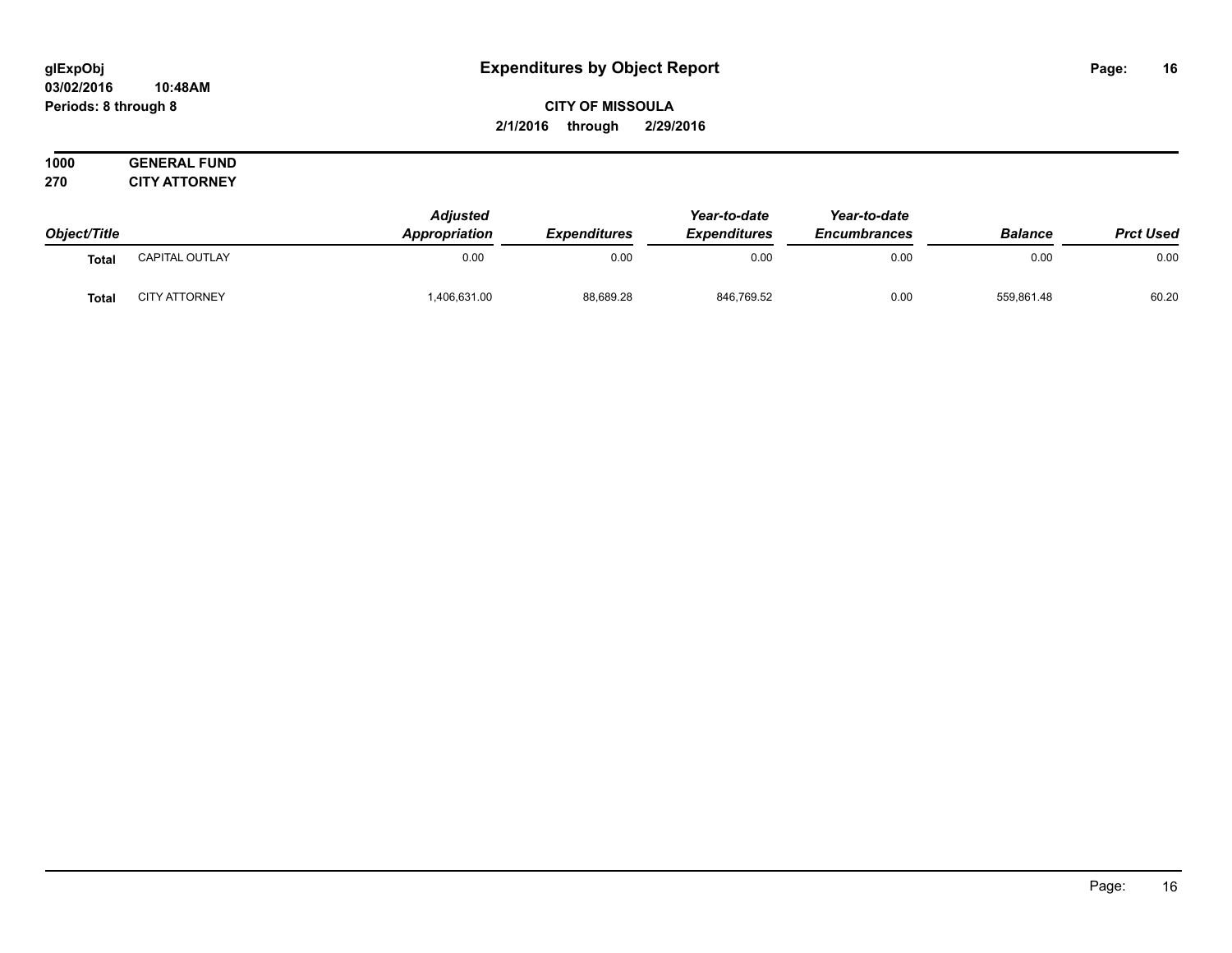# Expenditures by Object Report

glExpObj
03/02/2016 10:48AM
Periods: 8 through 8

**CITY OF MISSOULA**
**2/1/2016 through 2/29/2016**

**1000 GENERAL FUND**
**270 CITY ATTORNEY**

| Object/Title | | Adjusted Appropriation | Expenditures | Year-to-date Expenditures | Year-to-date Encumbrances | Balance | Prct Used |
|---|---|---|---|---|---|---|---|
| **Total** | CAPITAL OUTLAY | 0.00 | 0.00 | 0.00 | 0.00 | 0.00 | 0.00 |
| **Total** | CITY ATTORNEY | 1,406,631.00 | 88,689.28 | 846,769.52 | 0.00 | 559,861.48 | 60.20 |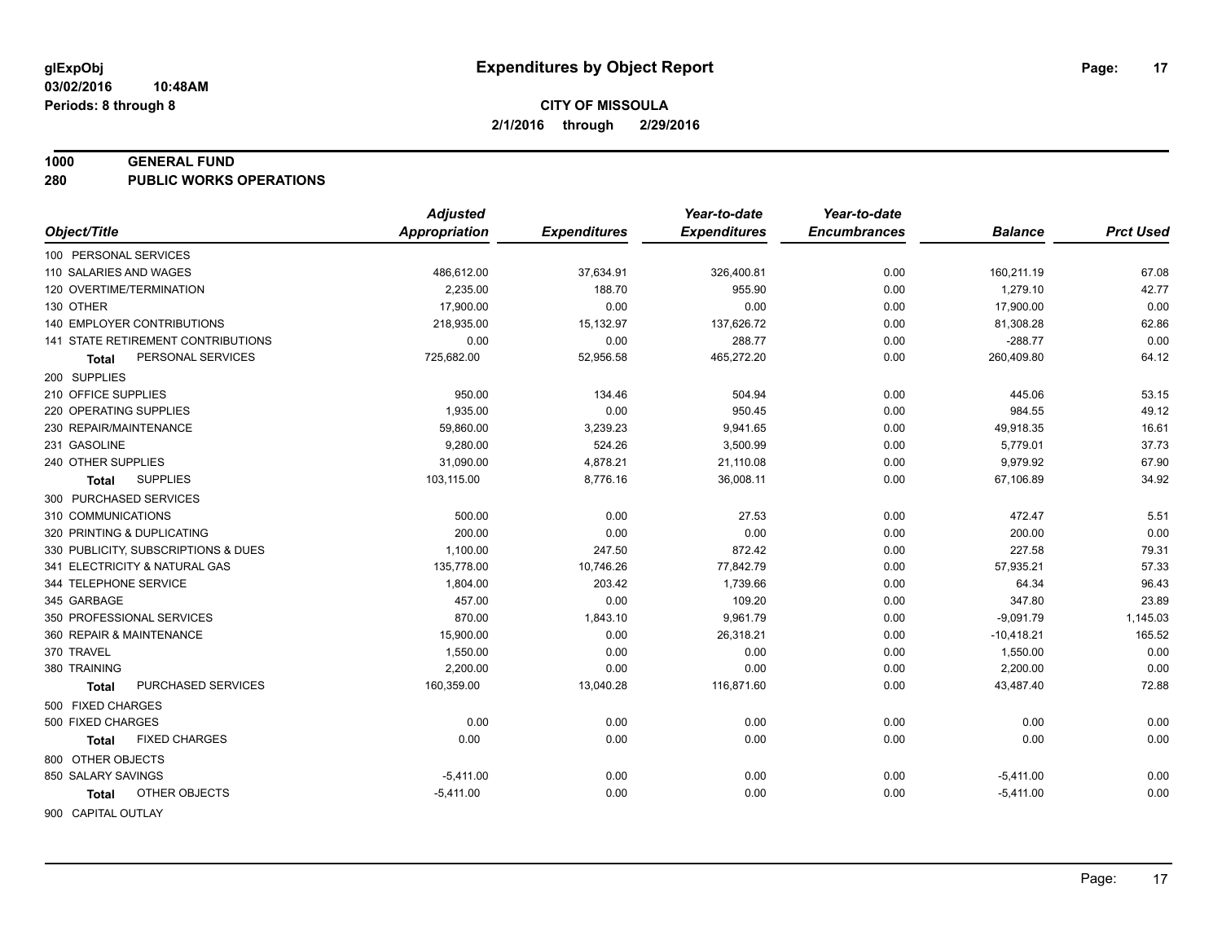# Expenditures by Object Report

glExpObj
03/02/2016 10:48AM
Periods: 8 through 8

**CITY OF MISSOULA**
**2/1/2016 through 2/29/2016**

**1000 GENERAL FUND**
**280 PUBLIC WORKS OPERATIONS**

| Object/Title | Adjusted Appropriation | Expenditures | Year-to-date Expenditures | Year-to-date Encumbrances | Balance | Prct Used |
|---|---|---|---|---|---|---|
| 100 PERSONAL SERVICES | | | | | | |
| 110 SALARIES AND WAGES | 486,612.00 | 37,634.91 | 326,400.81 | 0.00 | 160,211.19 | 67.08 |
| 120 OVERTIME/TERMINATION | 2,235.00 | 188.70 | 955.90 | 0.00 | 1,279.10 | 42.77 |
| 130 OTHER | 17,900.00 | 0.00 | 0.00 | 0.00 | 17,900.00 | 0.00 |
| 140 EMPLOYER CONTRIBUTIONS | 218,935.00 | 15,132.97 | 137,626.72 | 0.00 | 81,308.28 | 62.86 |
| 141 STATE RETIREMENT CONTRIBUTIONS | 0.00 | 0.00 | 288.77 | 0.00 | -288.77 | 0.00 |
| **Total** PERSONAL SERVICES | 725,682.00 | 52,956.58 | 465,272.20 | 0.00 | 260,409.80 | 64.12 |
| 200 SUPPLIES | | | | | | |
| 210 OFFICE SUPPLIES | 950.00 | 134.46 | 504.94 | 0.00 | 445.06 | 53.15 |
| 220 OPERATING SUPPLIES | 1,935.00 | 0.00 | 950.45 | 0.00 | 984.55 | 49.12 |
| 230 REPAIR/MAINTENANCE | 59,860.00 | 3,239.23 | 9,941.65 | 0.00 | 49,918.35 | 16.61 |
| 231 GASOLINE | 9,280.00 | 524.26 | 3,500.99 | 0.00 | 5,779.01 | 37.73 |
| 240 OTHER SUPPLIES | 31,090.00 | 4,878.21 | 21,110.08 | 0.00 | 9,979.92 | 67.90 |
| **Total** SUPPLIES | 103,115.00 | 8,776.16 | 36,008.11 | 0.00 | 67,106.89 | 34.92 |
| 300 PURCHASED SERVICES | | | | | | |
| 310 COMMUNICATIONS | 500.00 | 0.00 | 27.53 | 0.00 | 472.47 | 5.51 |
| 320 PRINTING & DUPLICATING | 200.00 | 0.00 | 0.00 | 0.00 | 200.00 | 0.00 |
| 330 PUBLICITY, SUBSCRIPTIONS & DUES | 1,100.00 | 247.50 | 872.42 | 0.00 | 227.58 | 79.31 |
| 341 ELECTRICITY & NATURAL GAS | 135,778.00 | 10,746.26 | 77,842.79 | 0.00 | 57,935.21 | 57.33 |
| 344 TELEPHONE SERVICE | 1,804.00 | 203.42 | 1,739.66 | 0.00 | 64.34 | 96.43 |
| 345 GARBAGE | 457.00 | 0.00 | 109.20 | 0.00 | 347.80 | 23.89 |
| 350 PROFESSIONAL SERVICES | 870.00 | 1,843.10 | 9,961.79 | 0.00 | -9,091.79 | 1,145.03 |
| 360 REPAIR & MAINTENANCE | 15,900.00 | 0.00 | 26,318.21 | 0.00 | -10,418.21 | 165.52 |
| 370 TRAVEL | 1,550.00 | 0.00 | 0.00 | 0.00 | 1,550.00 | 0.00 |
| 380 TRAINING | 2,200.00 | 0.00 | 0.00 | 0.00 | 2,200.00 | 0.00 |
| **Total** PURCHASED SERVICES | 160,359.00 | 13,040.28 | 116,871.60 | 0.00 | 43,487.40 | 72.88 |
| 500 FIXED CHARGES | | | | | | |
| 500 FIXED CHARGES | 0.00 | 0.00 | 0.00 | 0.00 | 0.00 | 0.00 |
| **Total** FIXED CHARGES | 0.00 | 0.00 | 0.00 | 0.00 | 0.00 | 0.00 |
| 800 OTHER OBJECTS | | | | | | |
| 850 SALARY SAVINGS | -5,411.00 | 0.00 | 0.00 | 0.00 | -5,411.00 | 0.00 |
| **Total** OTHER OBJECTS | -5,411.00 | 0.00 | 0.00 | 0.00 | -5,411.00 | 0.00 |
| 900 CAPITAL OUTLAY | | | | | | |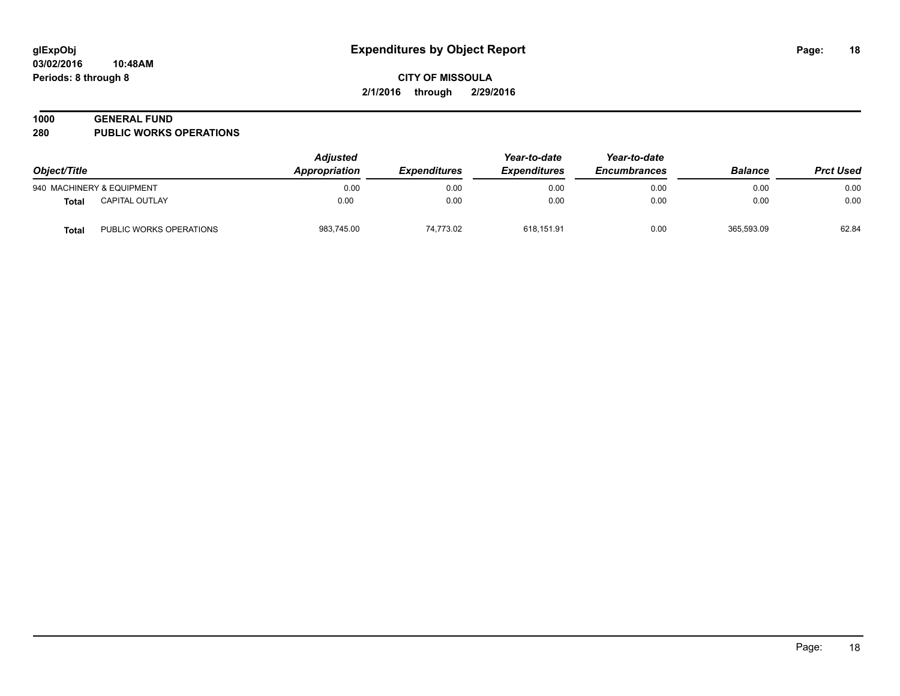**glExpObj**
**03/02/2016 10:48AM**
**Periods: 8 through 8**

# Expenditures by Object Report

**CITY OF MISSOULA**
**2/1/2016 through 2/29/2016**

## 1000 GENERAL FUND
## 280 PUBLIC WORKS OPERATIONS

| Object/Title | | Adjusted Appropriation | Expenditures | Year-to-date Expenditures | Year-to-date Encumbrances | Balance | Prct Used |
|---|---|---|---|---|---|---|---|
| 940 MACHINERY & EQUIPMENT | | 0.00 | 0.00 | 0.00 | 0.00 | 0.00 | 0.00 |
| **Total** | CAPITAL OUTLAY | 0.00 | 0.00 | 0.00 | 0.00 | 0.00 | 0.00 |
| **Total** | PUBLIC WORKS OPERATIONS | 983,745.00 | 74,773.02 | 618,151.91 | 0.00 | 365,593.09 | 62.84 |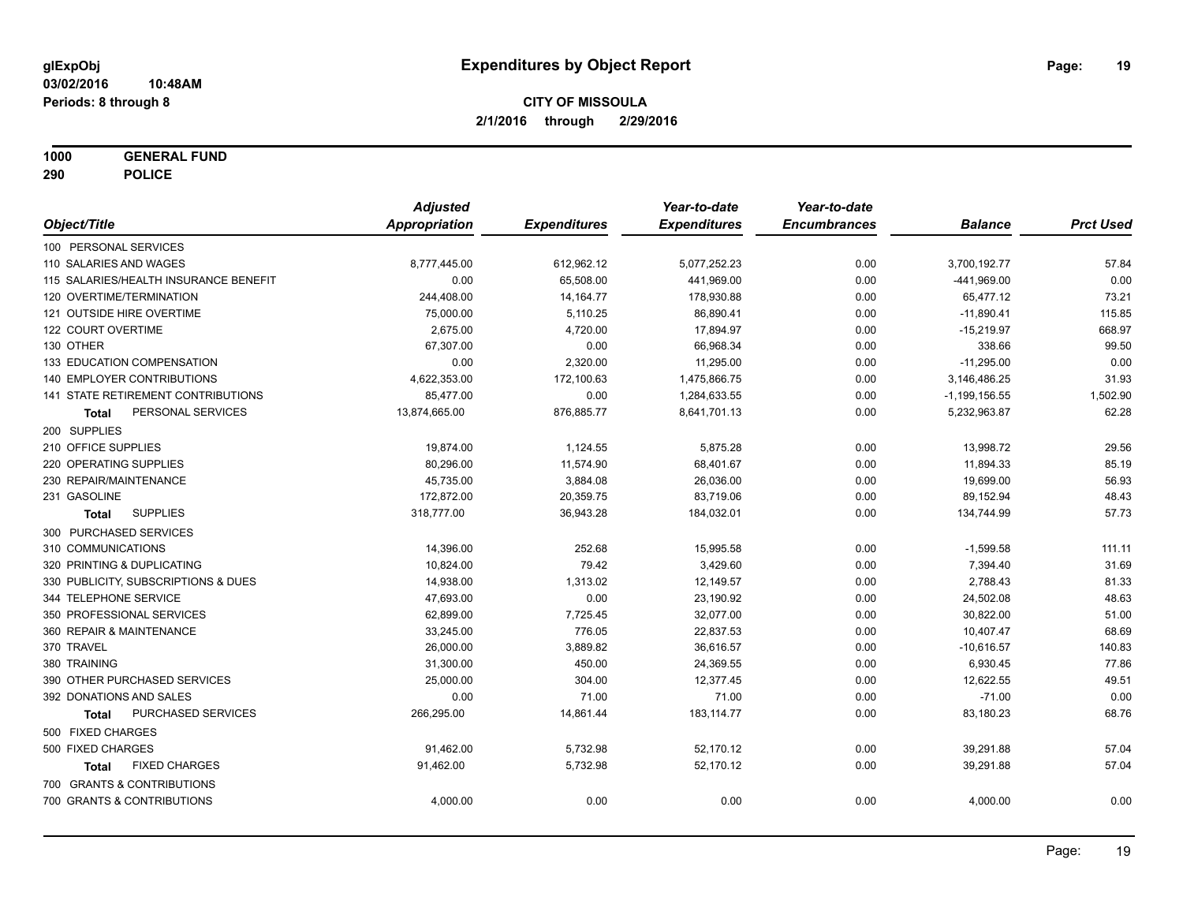# Expenditures by Object Report

glExpObj
03/02/2016 10:48AM
Periods: 8 through 8

**CITY OF MISSOULA**
**2/1/2016 through 2/29/2016**

**1000 GENERAL FUND**
**290 POLICE**

| Object/Title | Adjusted Appropriation | Expenditures | Year-to-date Expenditures | Year-to-date Encumbrances | Balance | Prct Used |
|---|---|---|---|---|---|---|
| 100 PERSONAL SERVICES | | | | | | |
| 110 SALARIES AND WAGES | 8,777,445.00 | 612,962.12 | 5,077,252.23 | 0.00 | 3,700,192.77 | 57.84 |
| 115 SALARIES/HEALTH INSURANCE BENEFIT | 0.00 | 65,508.00 | 441,969.00 | 0.00 | -441,969.00 | 0.00 |
| 120 OVERTIME/TERMINATION | 244,408.00 | 14,164.77 | 178,930.88 | 0.00 | 65,477.12 | 73.21 |
| 121 OUTSIDE HIRE OVERTIME | 75,000.00 | 5,110.25 | 86,890.41 | 0.00 | -11,890.41 | 115.85 |
| 122 COURT OVERTIME | 2,675.00 | 4,720.00 | 17,894.97 | 0.00 | -15,219.97 | 668.97 |
| 130 OTHER | 67,307.00 | 0.00 | 66,968.34 | 0.00 | 338.66 | 99.50 |
| 133 EDUCATION COMPENSATION | 0.00 | 2,320.00 | 11,295.00 | 0.00 | -11,295.00 | 0.00 |
| 140 EMPLOYER CONTRIBUTIONS | 4,622,353.00 | 172,100.63 | 1,475,866.75 | 0.00 | 3,146,486.25 | 31.93 |
| 141 STATE RETIREMENT CONTRIBUTIONS | 85,477.00 | 0.00 | 1,284,633.55 | 0.00 | -1,199,156.55 | 1,502.90 |
| **Total** PERSONAL SERVICES | 13,874,665.00 | 876,885.77 | 8,641,701.13 | 0.00 | 5,232,963.87 | 62.28 |
| 200 SUPPLIES | | | | | | |
| 210 OFFICE SUPPLIES | 19,874.00 | 1,124.55 | 5,875.28 | 0.00 | 13,998.72 | 29.56 |
| 220 OPERATING SUPPLIES | 80,296.00 | 11,574.90 | 68,401.67 | 0.00 | 11,894.33 | 85.19 |
| 230 REPAIR/MAINTENANCE | 45,735.00 | 3,884.08 | 26,036.00 | 0.00 | 19,699.00 | 56.93 |
| 231 GASOLINE | 172,872.00 | 20,359.75 | 83,719.06 | 0.00 | 89,152.94 | 48.43 |
| **Total** SUPPLIES | 318,777.00 | 36,943.28 | 184,032.01 | 0.00 | 134,744.99 | 57.73 |
| 300 PURCHASED SERVICES | | | | | | |
| 310 COMMUNICATIONS | 14,396.00 | 252.68 | 15,995.58 | 0.00 | -1,599.58 | 111.11 |
| 320 PRINTING & DUPLICATING | 10,824.00 | 79.42 | 3,429.60 | 0.00 | 7,394.40 | 31.69 |
| 330 PUBLICITY, SUBSCRIPTIONS & DUES | 14,938.00 | 1,313.02 | 12,149.57 | 0.00 | 2,788.43 | 81.33 |
| 344 TELEPHONE SERVICE | 47,693.00 | 0.00 | 23,190.92 | 0.00 | 24,502.08 | 48.63 |
| 350 PROFESSIONAL SERVICES | 62,899.00 | 7,725.45 | 32,077.00 | 0.00 | 30,822.00 | 51.00 |
| 360 REPAIR & MAINTENANCE | 33,245.00 | 776.05 | 22,837.53 | 0.00 | 10,407.47 | 68.69 |
| 370 TRAVEL | 26,000.00 | 3,889.82 | 36,616.57 | 0.00 | -10,616.57 | 140.83 |
| 380 TRAINING | 31,300.00 | 450.00 | 24,369.55 | 0.00 | 6,930.45 | 77.86 |
| 390 OTHER PURCHASED SERVICES | 25,000.00 | 304.00 | 12,377.45 | 0.00 | 12,622.55 | 49.51 |
| 392 DONATIONS AND SALES | 0.00 | 71.00 | 71.00 | 0.00 | -71.00 | 0.00 |
| **Total** PURCHASED SERVICES | 266,295.00 | 14,861.44 | 183,114.77 | 0.00 | 83,180.23 | 68.76 |
| 500 FIXED CHARGES | | | | | | |
| 500 FIXED CHARGES | 91,462.00 | 5,732.98 | 52,170.12 | 0.00 | 39,291.88 | 57.04 |
| **Total** FIXED CHARGES | 91,462.00 | 5,732.98 | 52,170.12 | 0.00 | 39,291.88 | 57.04 |
| 700 GRANTS & CONTRIBUTIONS | | | | | | |
| 700 GRANTS & CONTRIBUTIONS | 4,000.00 | 0.00 | 0.00 | 0.00 | 4,000.00 | 0.00 |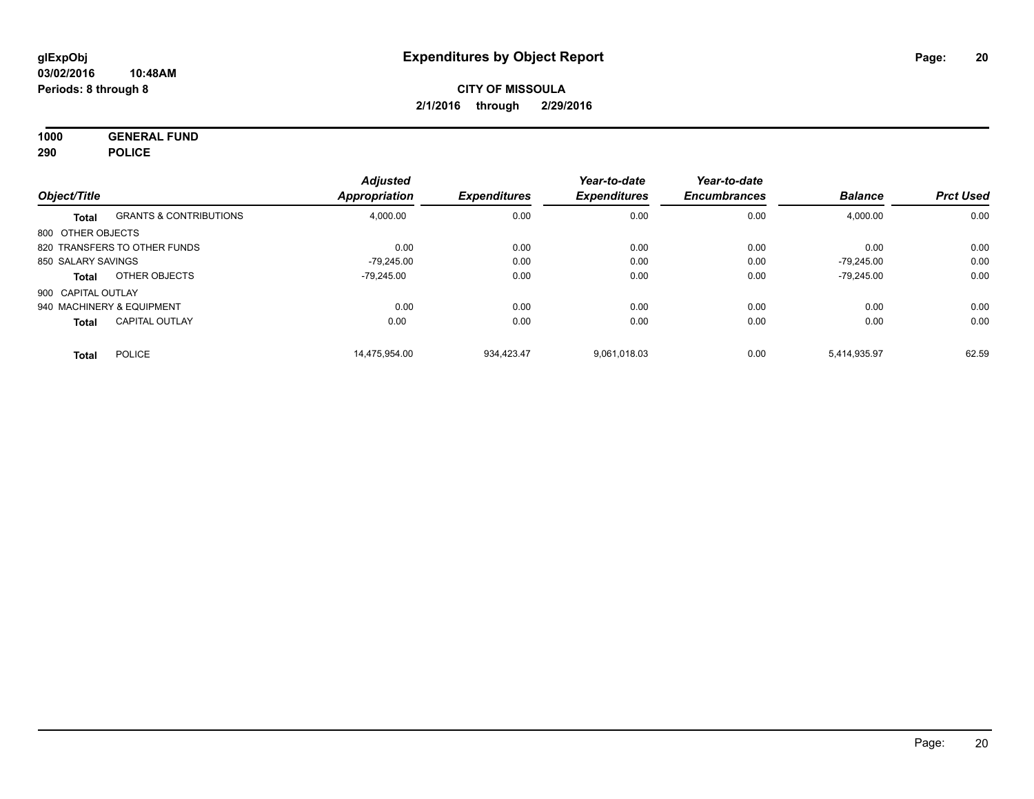**glExpObj** | **Expenditures by Object Report**

**03/02/2016 10:48AM**

**Periods: 8 through 8**

**CITY OF MISSOULA**

**2/1/2016 through 2/29/2016**

**1000 GENERAL FUND**

**290 POLICE**

| Object/Title | | Adjusted Appropriation | Expenditures | Year-to-date Expenditures | Year-to-date Encumbrances | Balance | Prct Used |
|---|---|---|---|---|---|---|---|
| **Total** | GRANTS & CONTRIBUTIONS | 4,000.00 | 0.00 | 0.00 | 0.00 | 4,000.00 | 0.00 |
| 800 OTHER OBJECTS | | | | | | | |
| 820 TRANSFERS TO OTHER FUNDS | | 0.00 | 0.00 | 0.00 | 0.00 | 0.00 | 0.00 |
| 850 SALARY SAVINGS | | -79,245.00 | 0.00 | 0.00 | 0.00 | -79,245.00 | 0.00 |
| **Total** | OTHER OBJECTS | -79,245.00 | 0.00 | 0.00 | 0.00 | -79,245.00 | 0.00 |
| 900 CAPITAL OUTLAY | | | | | | | |
| 940 MACHINERY & EQUIPMENT | | 0.00 | 0.00 | 0.00 | 0.00 | 0.00 | 0.00 |
| **Total** | CAPITAL OUTLAY | 0.00 | 0.00 | 0.00 | 0.00 | 0.00 | 0.00 |
| **Total** | POLICE | 14,475,954.00 | 934,423.47 | 9,061,018.03 | 0.00 | 5,414,935.97 | 62.59 |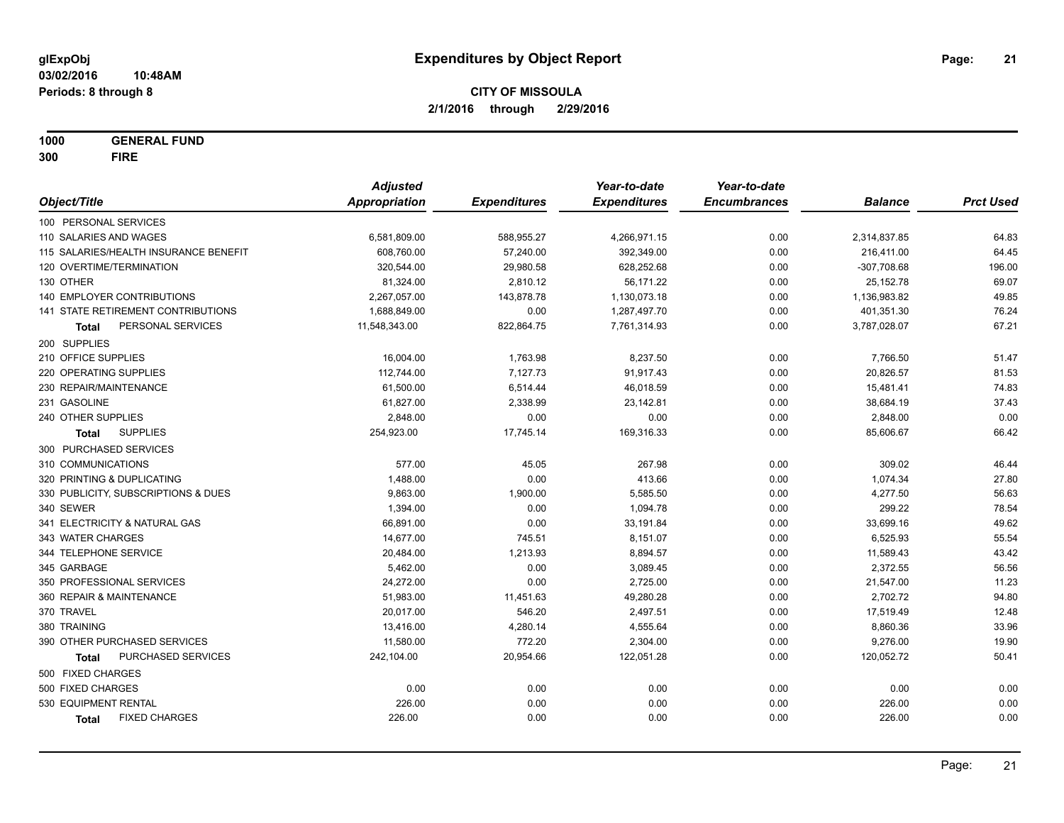# Expenditures by Object Report

glExpObj
03/02/2016 10:48AM
Periods: 8 through 8

**CITY OF MISSOULA**
**2/1/2016 through 2/29/2016**

**1000 GENERAL FUND**
**300 FIRE**

| Object/Title | Adjusted Appropriation | Expenditures | Year-to-date Expenditures | Year-to-date Encumbrances | Balance | Prct Used |
|---|---|---|---|---|---|---|
| 100 PERSONAL SERVICES | | | | | | |
| 110 SALARIES AND WAGES | 6,581,809.00 | 588,955.27 | 4,266,971.15 | 0.00 | 2,314,837.85 | 64.83 |
| 115 SALARIES/HEALTH INSURANCE BENEFIT | 608,760.00 | 57,240.00 | 392,349.00 | 0.00 | 216,411.00 | 64.45 |
| 120 OVERTIME/TERMINATION | 320,544.00 | 29,980.58 | 628,252.68 | 0.00 | -307,708.68 | 196.00 |
| 130 OTHER | 81,324.00 | 2,810.12 | 56,171.22 | 0.00 | 25,152.78 | 69.07 |
| 140 EMPLOYER CONTRIBUTIONS | 2,267,057.00 | 143,878.78 | 1,130,073.18 | 0.00 | 1,136,983.82 | 49.85 |
| 141 STATE RETIREMENT CONTRIBUTIONS | 1,688,849.00 | 0.00 | 1,287,497.70 | 0.00 | 401,351.30 | 76.24 |
| **Total** PERSONAL SERVICES | 11,548,343.00 | 822,864.75 | 7,761,314.93 | 0.00 | 3,787,028.07 | 67.21 |
| 200 SUPPLIES | | | | | | |
| 210 OFFICE SUPPLIES | 16,004.00 | 1,763.98 | 8,237.50 | 0.00 | 7,766.50 | 51.47 |
| 220 OPERATING SUPPLIES | 112,744.00 | 7,127.73 | 91,917.43 | 0.00 | 20,826.57 | 81.53 |
| 230 REPAIR/MAINTENANCE | 61,500.00 | 6,514.44 | 46,018.59 | 0.00 | 15,481.41 | 74.83 |
| 231 GASOLINE | 61,827.00 | 2,338.99 | 23,142.81 | 0.00 | 38,684.19 | 37.43 |
| 240 OTHER SUPPLIES | 2,848.00 | 0.00 | 0.00 | 0.00 | 2,848.00 | 0.00 |
| **Total** SUPPLIES | 254,923.00 | 17,745.14 | 169,316.33 | 0.00 | 85,606.67 | 66.42 |
| 300 PURCHASED SERVICES | | | | | | |
| 310 COMMUNICATIONS | 577.00 | 45.05 | 267.98 | 0.00 | 309.02 | 46.44 |
| 320 PRINTING & DUPLICATING | 1,488.00 | 0.00 | 413.66 | 0.00 | 1,074.34 | 27.80 |
| 330 PUBLICITY, SUBSCRIPTIONS & DUES | 9,863.00 | 1,900.00 | 5,585.50 | 0.00 | 4,277.50 | 56.63 |
| 340 SEWER | 1,394.00 | 0.00 | 1,094.78 | 0.00 | 299.22 | 78.54 |
| 341 ELECTRICITY & NATURAL GAS | 66,891.00 | 0.00 | 33,191.84 | 0.00 | 33,699.16 | 49.62 |
| 343 WATER CHARGES | 14,677.00 | 745.51 | 8,151.07 | 0.00 | 6,525.93 | 55.54 |
| 344 TELEPHONE SERVICE | 20,484.00 | 1,213.93 | 8,894.57 | 0.00 | 11,589.43 | 43.42 |
| 345 GARBAGE | 5,462.00 | 0.00 | 3,089.45 | 0.00 | 2,372.55 | 56.56 |
| 350 PROFESSIONAL SERVICES | 24,272.00 | 0.00 | 2,725.00 | 0.00 | 21,547.00 | 11.23 |
| 360 REPAIR & MAINTENANCE | 51,983.00 | 11,451.63 | 49,280.28 | 0.00 | 2,702.72 | 94.80 |
| 370 TRAVEL | 20,017.00 | 546.20 | 2,497.51 | 0.00 | 17,519.49 | 12.48 |
| 380 TRAINING | 13,416.00 | 4,280.14 | 4,555.64 | 0.00 | 8,860.36 | 33.96 |
| 390 OTHER PURCHASED SERVICES | 11,580.00 | 772.20 | 2,304.00 | 0.00 | 9,276.00 | 19.90 |
| **Total** PURCHASED SERVICES | 242,104.00 | 20,954.66 | 122,051.28 | 0.00 | 120,052.72 | 50.41 |
| 500 FIXED CHARGES | | | | | | |
| 500 FIXED CHARGES | 0.00 | 0.00 | 0.00 | 0.00 | 0.00 | 0.00 |
| 530 EQUIPMENT RENTAL | 226.00 | 0.00 | 0.00 | 0.00 | 226.00 | 0.00 |
| **Total** FIXED CHARGES | 226.00 | 0.00 | 0.00 | 0.00 | 226.00 | 0.00 |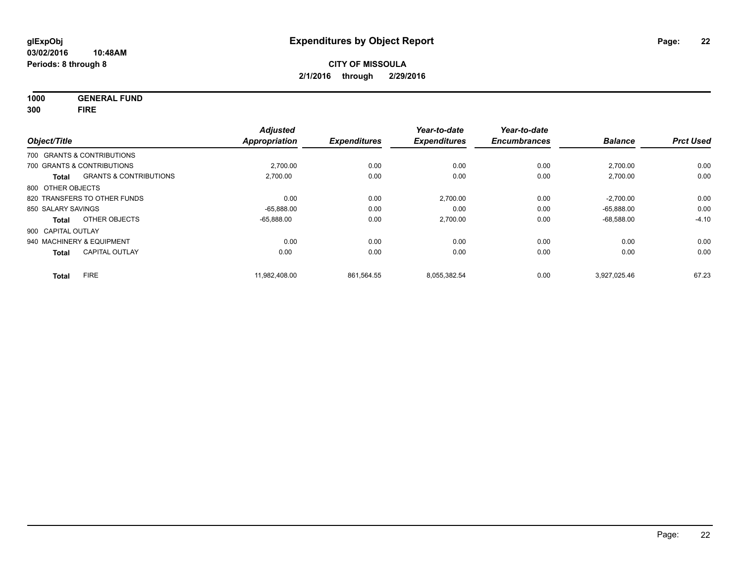# Expenditures by Object Report

glExpObj
03/02/2016 10:48AM
Periods: 8 through 8

**CITY OF MISSOULA**

**2/1/2016 through 2/29/2016**

**1000 GENERAL FUND**
**300 FIRE**

| Object/Title | | Adjusted Appropriation | Expenditures | Year-to-date Expenditures | Year-to-date Encumbrances | Balance | Prct Used |
|---|---|---|---|---|---|---|---|
| 700 GRANTS & CONTRIBUTIONS | | | | | | | |
| 700 GRANTS & CONTRIBUTIONS | | 2,700.00 | 0.00 | 0.00 | 0.00 | 2,700.00 | 0.00 |
| **Total** | GRANTS & CONTRIBUTIONS | 2,700.00 | 0.00 | 0.00 | 0.00 | 2,700.00 | 0.00 |
| 800 OTHER OBJECTS | | | | | | | |
| 820 TRANSFERS TO OTHER FUNDS | | 0.00 | 0.00 | 2,700.00 | 0.00 | -2,700.00 | 0.00 |
| 850 SALARY SAVINGS | | -65,888.00 | 0.00 | 0.00 | 0.00 | -65,888.00 | 0.00 |
| **Total** | OTHER OBJECTS | -65,888.00 | 0.00 | 2,700.00 | 0.00 | -68,588.00 | -4.10 |
| 900 CAPITAL OUTLAY | | | | | | | |
| 940 MACHINERY & EQUIPMENT | | 0.00 | 0.00 | 0.00 | 0.00 | 0.00 | 0.00 |
| **Total** | CAPITAL OUTLAY | 0.00 | 0.00 | 0.00 | 0.00 | 0.00 | 0.00 |
| **Total** | FIRE | 11,982,408.00 | 861,564.55 | 8,055,382.54 | 0.00 | 3,927,025.46 | 67.23 |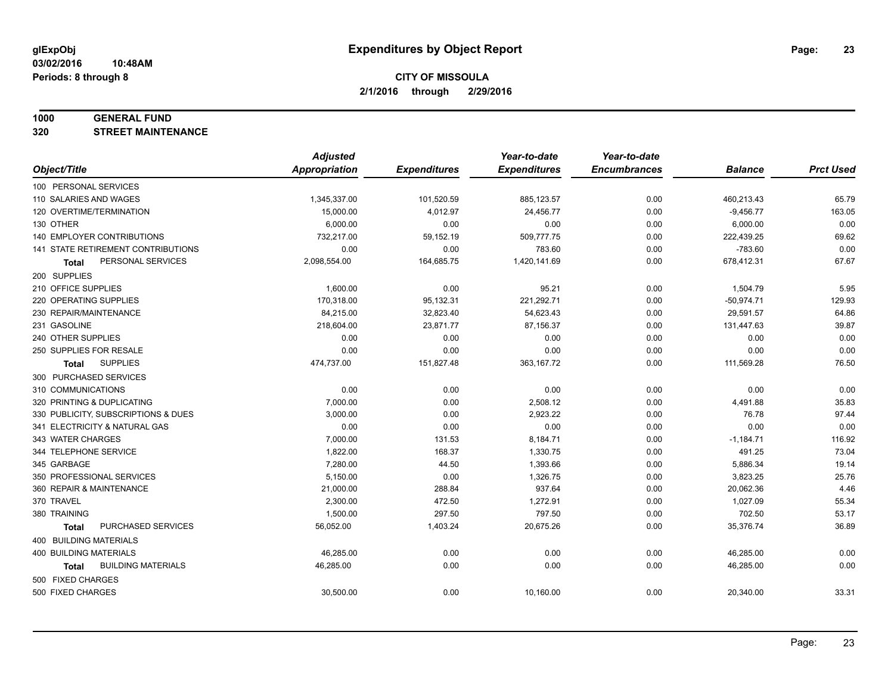glExpObj
03/02/2016 10:48AM
Periods: 8 through 8

# Expenditures by Object Report

**CITY OF MISSOULA**
**2/1/2016 through 2/29/2016**

**1000 GENERAL FUND**
**320 STREET MAINTENANCE**

| Object/Title | Adjusted Appropriation | Expenditures | Year-to-date Expenditures | Year-to-date Encumbrances | Balance | Prct Used |
|---|---|---|---|---|---|---|
| 100 PERSONAL SERVICES | | | | | | |
| 110 SALARIES AND WAGES | 1,345,337.00 | 101,520.59 | 885,123.57 | 0.00 | 460,213.43 | 65.79 |
| 120 OVERTIME/TERMINATION | 15,000.00 | 4,012.97 | 24,456.77 | 0.00 | -9,456.77 | 163.05 |
| 130 OTHER | 6,000.00 | 0.00 | 0.00 | 0.00 | 6,000.00 | 0.00 |
| 140 EMPLOYER CONTRIBUTIONS | 732,217.00 | 59,152.19 | 509,777.75 | 0.00 | 222,439.25 | 69.62 |
| 141 STATE RETIREMENT CONTRIBUTIONS | 0.00 | 0.00 | 783.60 | 0.00 | -783.60 | 0.00 |
| **Total** PERSONAL SERVICES | 2,098,554.00 | 164,685.75 | 1,420,141.69 | 0.00 | 678,412.31 | 67.67 |
| 200 SUPPLIES | | | | | | |
| 210 OFFICE SUPPLIES | 1,600.00 | 0.00 | 95.21 | 0.00 | 1,504.79 | 5.95 |
| 220 OPERATING SUPPLIES | 170,318.00 | 95,132.31 | 221,292.71 | 0.00 | -50,974.71 | 129.93 |
| 230 REPAIR/MAINTENANCE | 84,215.00 | 32,823.40 | 54,623.43 | 0.00 | 29,591.57 | 64.86 |
| 231 GASOLINE | 218,604.00 | 23,871.77 | 87,156.37 | 0.00 | 131,447.63 | 39.87 |
| 240 OTHER SUPPLIES | 0.00 | 0.00 | 0.00 | 0.00 | 0.00 | 0.00 |
| 250 SUPPLIES FOR RESALE | 0.00 | 0.00 | 0.00 | 0.00 | 0.00 | 0.00 |
| **Total** SUPPLIES | 474,737.00 | 151,827.48 | 363,167.72 | 0.00 | 111,569.28 | 76.50 |
| 300 PURCHASED SERVICES | | | | | | |
| 310 COMMUNICATIONS | 0.00 | 0.00 | 0.00 | 0.00 | 0.00 | 0.00 |
| 320 PRINTING & DUPLICATING | 7,000.00 | 0.00 | 2,508.12 | 0.00 | 4,491.88 | 35.83 |
| 330 PUBLICITY, SUBSCRIPTIONS & DUES | 3,000.00 | 0.00 | 2,923.22 | 0.00 | 76.78 | 97.44 |
| 341 ELECTRICITY & NATURAL GAS | 0.00 | 0.00 | 0.00 | 0.00 | 0.00 | 0.00 |
| 343 WATER CHARGES | 7,000.00 | 131.53 | 8,184.71 | 0.00 | -1,184.71 | 116.92 |
| 344 TELEPHONE SERVICE | 1,822.00 | 168.37 | 1,330.75 | 0.00 | 491.25 | 73.04 |
| 345 GARBAGE | 7,280.00 | 44.50 | 1,393.66 | 0.00 | 5,886.34 | 19.14 |
| 350 PROFESSIONAL SERVICES | 5,150.00 | 0.00 | 1,326.75 | 0.00 | 3,823.25 | 25.76 |
| 360 REPAIR & MAINTENANCE | 21,000.00 | 288.84 | 937.64 | 0.00 | 20,062.36 | 4.46 |
| 370 TRAVEL | 2,300.00 | 472.50 | 1,272.91 | 0.00 | 1,027.09 | 55.34 |
| 380 TRAINING | 1,500.00 | 297.50 | 797.50 | 0.00 | 702.50 | 53.17 |
| **Total** PURCHASED SERVICES | 56,052.00 | 1,403.24 | 20,675.26 | 0.00 | 35,376.74 | 36.89 |
| 400 BUILDING MATERIALS | | | | | | |
| 400 BUILDING MATERIALS | 46,285.00 | 0.00 | 0.00 | 0.00 | 46,285.00 | 0.00 |
| **Total** BUILDING MATERIALS | 46,285.00 | 0.00 | 0.00 | 0.00 | 46,285.00 | 0.00 |
| 500 FIXED CHARGES | | | | | | |
| 500 FIXED CHARGES | 30,500.00 | 0.00 | 10,160.00 | 0.00 | 20,340.00 | 33.31 |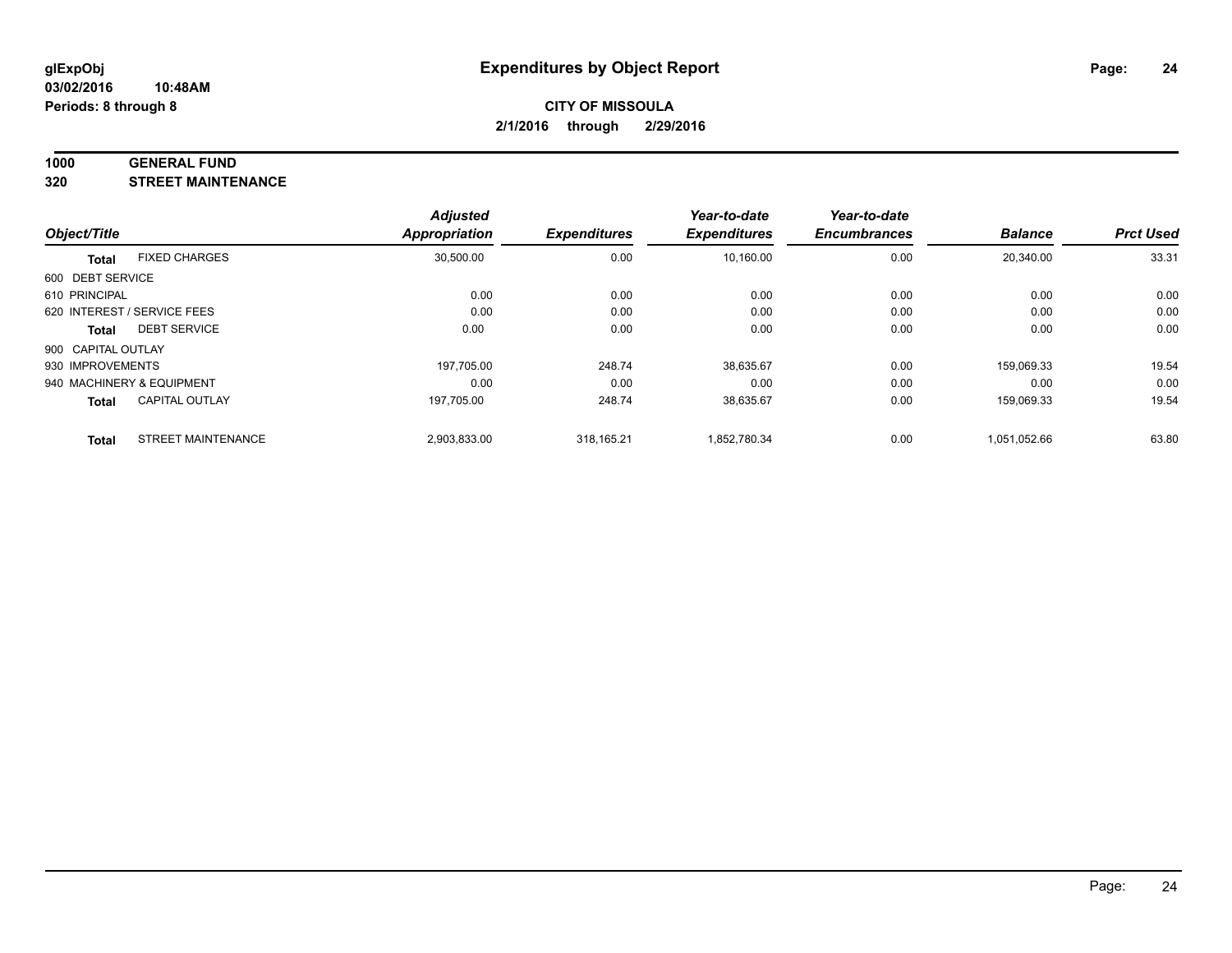# Expenditures by Object Report

glExpObj
03/02/2016 10:48AM
Periods: 8 through 8

**CITY OF MISSOULA**
**2/1/2016 through 2/29/2016**

**1000 GENERAL FUND**
**320 STREET MAINTENANCE**

| Object/Title | | Adjusted Appropriation | Expenditures | Year-to-date Expenditures | Year-to-date Encumbrances | Balance | Prct Used |
|---|---|---|---|---|---|---|---|
| **Total** | FIXED CHARGES | 30,500.00 | 0.00 | 10,160.00 | 0.00 | 20,340.00 | 33.31 |
| 600 DEBT SERVICE | | | | | | | |
| 610 PRINCIPAL | | 0.00 | 0.00 | 0.00 | 0.00 | 0.00 | 0.00 |
| 620 INTEREST / SERVICE FEES | | 0.00 | 0.00 | 0.00 | 0.00 | 0.00 | 0.00 |
| **Total** | DEBT SERVICE | 0.00 | 0.00 | 0.00 | 0.00 | 0.00 | 0.00 |
| 900 CAPITAL OUTLAY | | | | | | | |
| 930 IMPROVEMENTS | | 197,705.00 | 248.74 | 38,635.67 | 0.00 | 159,069.33 | 19.54 |
| 940 MACHINERY & EQUIPMENT | | 0.00 | 0.00 | 0.00 | 0.00 | 0.00 | 0.00 |
| **Total** | CAPITAL OUTLAY | 197,705.00 | 248.74 | 38,635.67 | 0.00 | 159,069.33 | 19.54 |
| **Total** | STREET MAINTENANCE | 2,903,833.00 | 318,165.21 | 1,852,780.34 | 0.00 | 1,051,052.66 | 63.80 |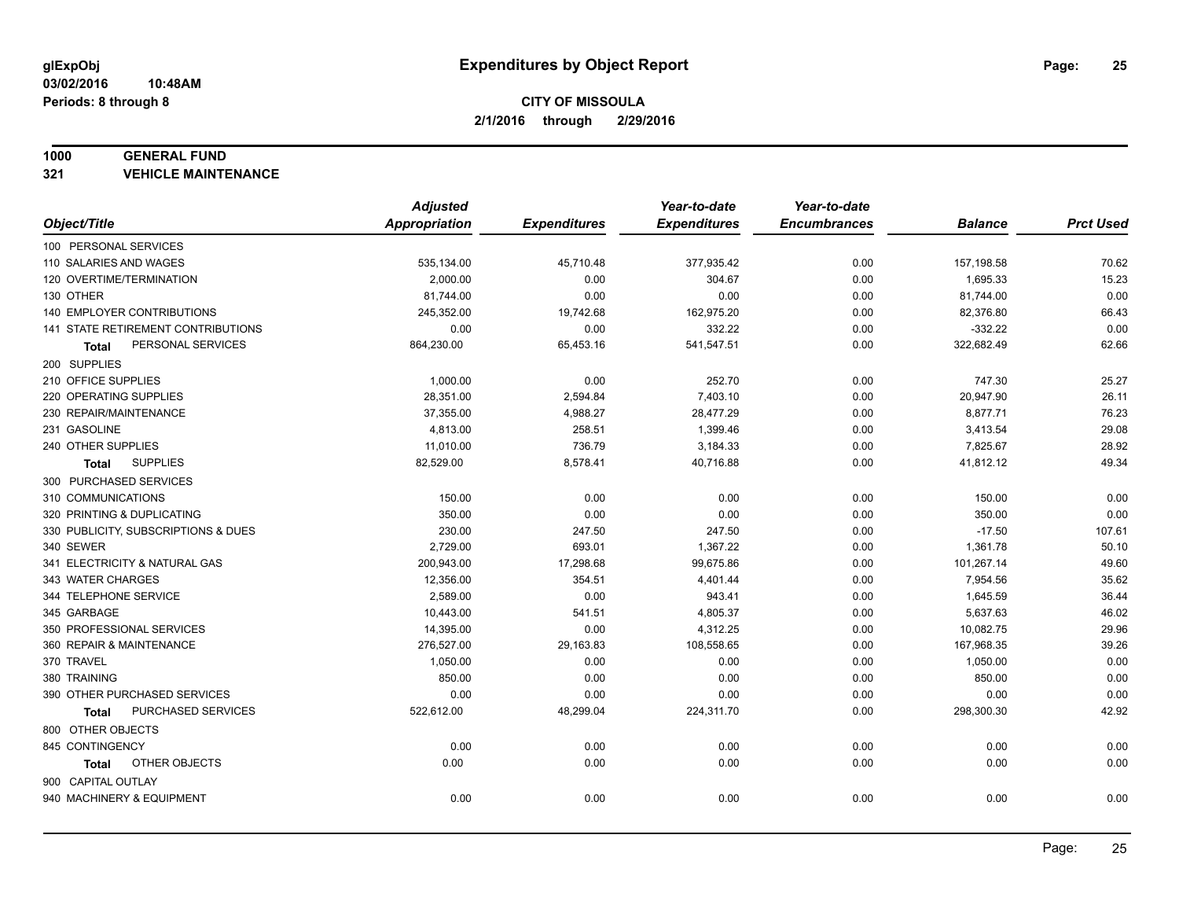**glExpObj**
**03/02/2016 10:48AM**
**Periods: 8 through 8**

# Expenditures by Object Report

**CITY OF MISSOULA**
**2/1/2016 through 2/29/2016**

**1000 GENERAL FUND**
**321 VEHICLE MAINTENANCE**

| Object/Title | Adjusted Appropriation | Expenditures | Year-to-date Expenditures | Year-to-date Encumbrances | Balance | Prct Used |
|---|---|---|---|---|---|---|
| 100 PERSONAL SERVICES | | | | | | |
| 110 SALARIES AND WAGES | 535,134.00 | 45,710.48 | 377,935.42 | 0.00 | 157,198.58 | 70.62 |
| 120 OVERTIME/TERMINATION | 2,000.00 | 0.00 | 304.67 | 0.00 | 1,695.33 | 15.23 |
| 130 OTHER | 81,744.00 | 0.00 | 0.00 | 0.00 | 81,744.00 | 0.00 |
| 140 EMPLOYER CONTRIBUTIONS | 245,352.00 | 19,742.68 | 162,975.20 | 0.00 | 82,376.80 | 66.43 |
| 141 STATE RETIREMENT CONTRIBUTIONS | 0.00 | 0.00 | 332.22 | 0.00 | -332.22 | 0.00 |
| **Total** PERSONAL SERVICES | 864,230.00 | 65,453.16 | 541,547.51 | 0.00 | 322,682.49 | 62.66 |
| 200 SUPPLIES | | | | | | |
| 210 OFFICE SUPPLIES | 1,000.00 | 0.00 | 252.70 | 0.00 | 747.30 | 25.27 |
| 220 OPERATING SUPPLIES | 28,351.00 | 2,594.84 | 7,403.10 | 0.00 | 20,947.90 | 26.11 |
| 230 REPAIR/MAINTENANCE | 37,355.00 | 4,988.27 | 28,477.29 | 0.00 | 8,877.71 | 76.23 |
| 231 GASOLINE | 4,813.00 | 258.51 | 1,399.46 | 0.00 | 3,413.54 | 29.08 |
| 240 OTHER SUPPLIES | 11,010.00 | 736.79 | 3,184.33 | 0.00 | 7,825.67 | 28.92 |
| **Total** SUPPLIES | 82,529.00 | 8,578.41 | 40,716.88 | 0.00 | 41,812.12 | 49.34 |
| 300 PURCHASED SERVICES | | | | | | |
| 310 COMMUNICATIONS | 150.00 | 0.00 | 0.00 | 0.00 | 150.00 | 0.00 |
| 320 PRINTING & DUPLICATING | 350.00 | 0.00 | 0.00 | 0.00 | 350.00 | 0.00 |
| 330 PUBLICITY, SUBSCRIPTIONS & DUES | 230.00 | 247.50 | 247.50 | 0.00 | -17.50 | 107.61 |
| 340 SEWER | 2,729.00 | 693.01 | 1,367.22 | 0.00 | 1,361.78 | 50.10 |
| 341 ELECTRICITY & NATURAL GAS | 200,943.00 | 17,298.68 | 99,675.86 | 0.00 | 101,267.14 | 49.60 |
| 343 WATER CHARGES | 12,356.00 | 354.51 | 4,401.44 | 0.00 | 7,954.56 | 35.62 |
| 344 TELEPHONE SERVICE | 2,589.00 | 0.00 | 943.41 | 0.00 | 1,645.59 | 36.44 |
| 345 GARBAGE | 10,443.00 | 541.51 | 4,805.37 | 0.00 | 5,637.63 | 46.02 |
| 350 PROFESSIONAL SERVICES | 14,395.00 | 0.00 | 4,312.25 | 0.00 | 10,082.75 | 29.96 |
| 360 REPAIR & MAINTENANCE | 276,527.00 | 29,163.83 | 108,558.65 | 0.00 | 167,968.35 | 39.26 |
| 370 TRAVEL | 1,050.00 | 0.00 | 0.00 | 0.00 | 1,050.00 | 0.00 |
| 380 TRAINING | 850.00 | 0.00 | 0.00 | 0.00 | 850.00 | 0.00 |
| 390 OTHER PURCHASED SERVICES | 0.00 | 0.00 | 0.00 | 0.00 | 0.00 | 0.00 |
| **Total** PURCHASED SERVICES | 522,612.00 | 48,299.04 | 224,311.70 | 0.00 | 298,300.30 | 42.92 |
| 800 OTHER OBJECTS | | | | | | |
| 845 CONTINGENCY | 0.00 | 0.00 | 0.00 | 0.00 | 0.00 | 0.00 |
| **Total** OTHER OBJECTS | 0.00 | 0.00 | 0.00 | 0.00 | 0.00 | 0.00 |
| 900 CAPITAL OUTLAY | | | | | | |
| 940 MACHINERY & EQUIPMENT | 0.00 | 0.00 | 0.00 | 0.00 | 0.00 | 0.00 |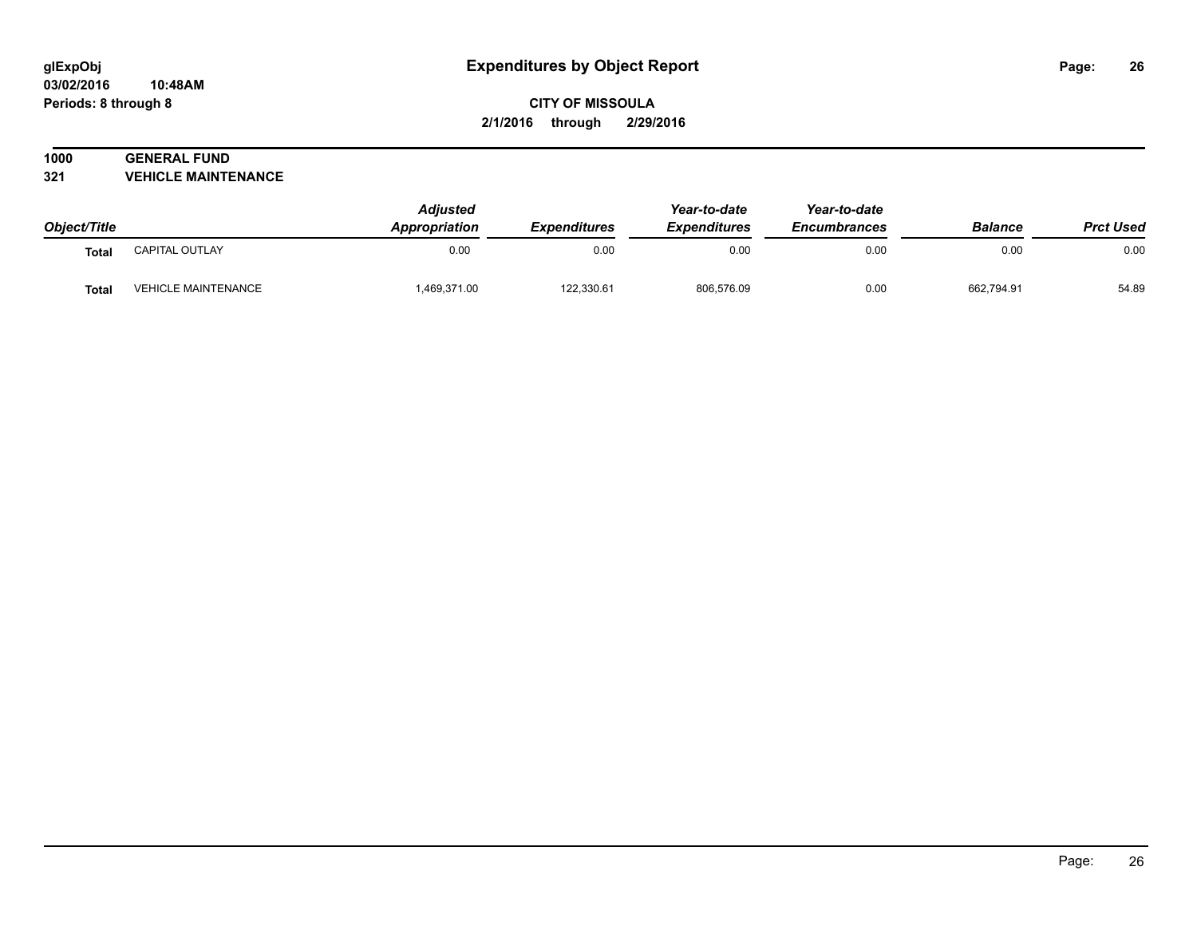# Expenditures by Object Report

**glExpObj**
**03/02/2016 10:48AM**
**Periods: 8 through 8**

**CITY OF MISSOULA**
**2/1/2016 through 2/29/2016**

## 1000 GENERAL FUND
## 321 VEHICLE MAINTENANCE

| Object/Title | | Adjusted Appropriation | Expenditures | Year-to-date Expenditures | Year-to-date Encumbrances | Balance | Prct Used |
|---|---|---|---|---|---|---|---|
| **Total** | CAPITAL OUTLAY | 0.00 | 0.00 | 0.00 | 0.00 | 0.00 | 0.00 |
| **Total** | VEHICLE MAINTENANCE | 1,469,371.00 | 122,330.61 | 806,576.09 | 0.00 | 662,794.91 | 54.89 |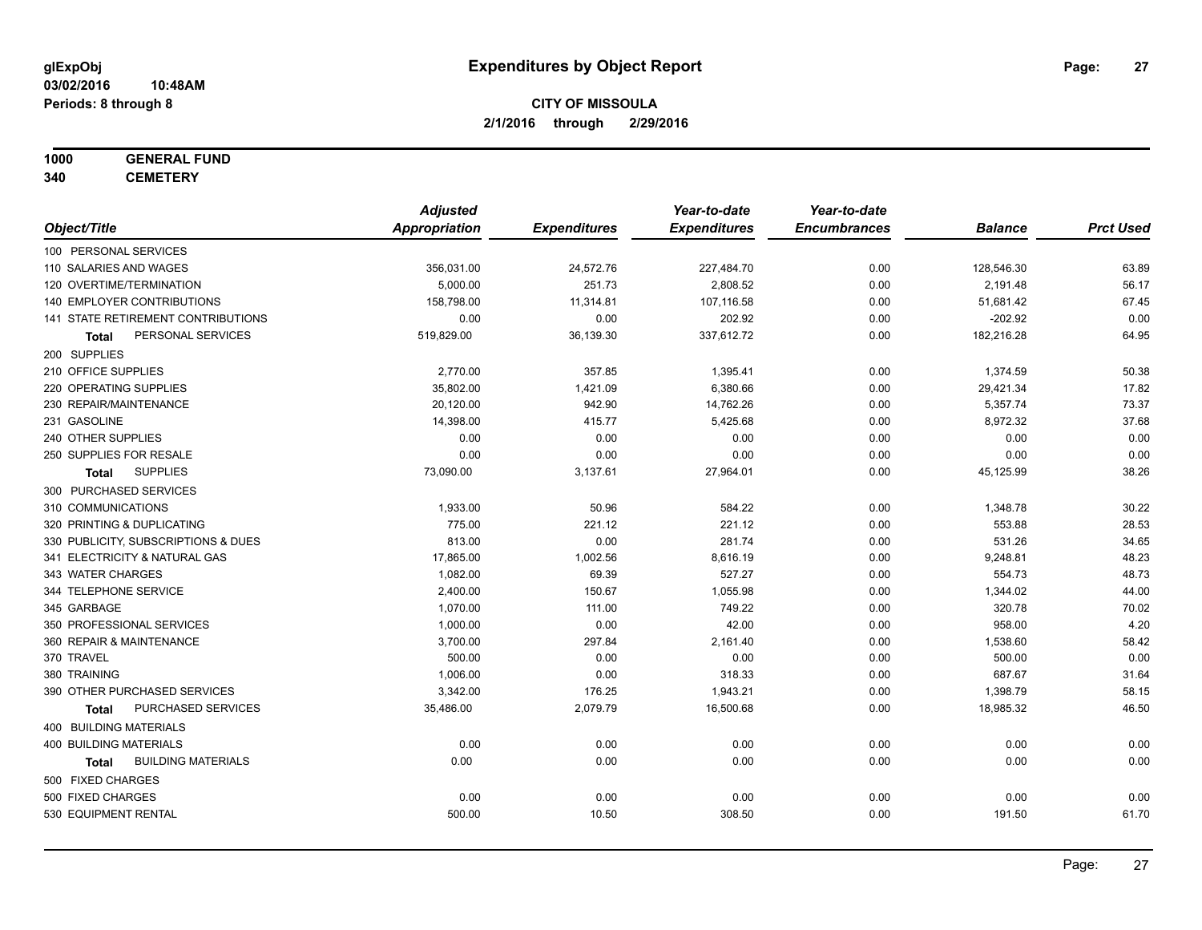**glExpObj**
**03/02/2016 10:48AM**
**Periods: 8 through 8**

# Expenditures by Object Report

**CITY OF MISSOULA**
**2/1/2016 through 2/29/2016**

**1000 GENERAL FUND**
**340 CEMETERY**

| Object/Title | Adjusted Appropriation | Expenditures | Year-to-date Expenditures | Year-to-date Encumbrances | Balance | Prct Used |
|---|---|---|---|---|---|---|
| 100 PERSONAL SERVICES | | | | | | |
| 110 SALARIES AND WAGES | 356,031.00 | 24,572.76 | 227,484.70 | 0.00 | 128,546.30 | 63.89 |
| 120 OVERTIME/TERMINATION | 5,000.00 | 251.73 | 2,808.52 | 0.00 | 2,191.48 | 56.17 |
| 140 EMPLOYER CONTRIBUTIONS | 158,798.00 | 11,314.81 | 107,116.58 | 0.00 | 51,681.42 | 67.45 |
| 141 STATE RETIREMENT CONTRIBUTIONS | 0.00 | 0.00 | 202.92 | 0.00 | -202.92 | 0.00 |
| **Total** PERSONAL SERVICES | 519,829.00 | 36,139.30 | 337,612.72 | 0.00 | 182,216.28 | 64.95 |
| 200 SUPPLIES | | | | | | |
| 210 OFFICE SUPPLIES | 2,770.00 | 357.85 | 1,395.41 | 0.00 | 1,374.59 | 50.38 |
| 220 OPERATING SUPPLIES | 35,802.00 | 1,421.09 | 6,380.66 | 0.00 | 29,421.34 | 17.82 |
| 230 REPAIR/MAINTENANCE | 20,120.00 | 942.90 | 14,762.26 | 0.00 | 5,357.74 | 73.37 |
| 231 GASOLINE | 14,398.00 | 415.77 | 5,425.68 | 0.00 | 8,972.32 | 37.68 |
| 240 OTHER SUPPLIES | 0.00 | 0.00 | 0.00 | 0.00 | 0.00 | 0.00 |
| 250 SUPPLIES FOR RESALE | 0.00 | 0.00 | 0.00 | 0.00 | 0.00 | 0.00 |
| **Total** SUPPLIES | 73,090.00 | 3,137.61 | 27,964.01 | 0.00 | 45,125.99 | 38.26 |
| 300 PURCHASED SERVICES | | | | | | |
| 310 COMMUNICATIONS | 1,933.00 | 50.96 | 584.22 | 0.00 | 1,348.78 | 30.22 |
| 320 PRINTING & DUPLICATING | 775.00 | 221.12 | 221.12 | 0.00 | 553.88 | 28.53 |
| 330 PUBLICITY, SUBSCRIPTIONS & DUES | 813.00 | 0.00 | 281.74 | 0.00 | 531.26 | 34.65 |
| 341 ELECTRICITY & NATURAL GAS | 17,865.00 | 1,002.56 | 8,616.19 | 0.00 | 9,248.81 | 48.23 |
| 343 WATER CHARGES | 1,082.00 | 69.39 | 527.27 | 0.00 | 554.73 | 48.73 |
| 344 TELEPHONE SERVICE | 2,400.00 | 150.67 | 1,055.98 | 0.00 | 1,344.02 | 44.00 |
| 345 GARBAGE | 1,070.00 | 111.00 | 749.22 | 0.00 | 320.78 | 70.02 |
| 350 PROFESSIONAL SERVICES | 1,000.00 | 0.00 | 42.00 | 0.00 | 958.00 | 4.20 |
| 360 REPAIR & MAINTENANCE | 3,700.00 | 297.84 | 2,161.40 | 0.00 | 1,538.60 | 58.42 |
| 370 TRAVEL | 500.00 | 0.00 | 0.00 | 0.00 | 500.00 | 0.00 |
| 380 TRAINING | 1,006.00 | 0.00 | 318.33 | 0.00 | 687.67 | 31.64 |
| 390 OTHER PURCHASED SERVICES | 3,342.00 | 176.25 | 1,943.21 | 0.00 | 1,398.79 | 58.15 |
| **Total** PURCHASED SERVICES | 35,486.00 | 2,079.79 | 16,500.68 | 0.00 | 18,985.32 | 46.50 |
| 400 BUILDING MATERIALS | | | | | | |
| 400 BUILDING MATERIALS | 0.00 | 0.00 | 0.00 | 0.00 | 0.00 | 0.00 |
| **Total** BUILDING MATERIALS | 0.00 | 0.00 | 0.00 | 0.00 | 0.00 | 0.00 |
| 500 FIXED CHARGES | | | | | | |
| 500 FIXED CHARGES | 0.00 | 0.00 | 0.00 | 0.00 | 0.00 | 0.00 |
| 530 EQUIPMENT RENTAL | 500.00 | 10.50 | 308.50 | 0.00 | 191.50 | 61.70 |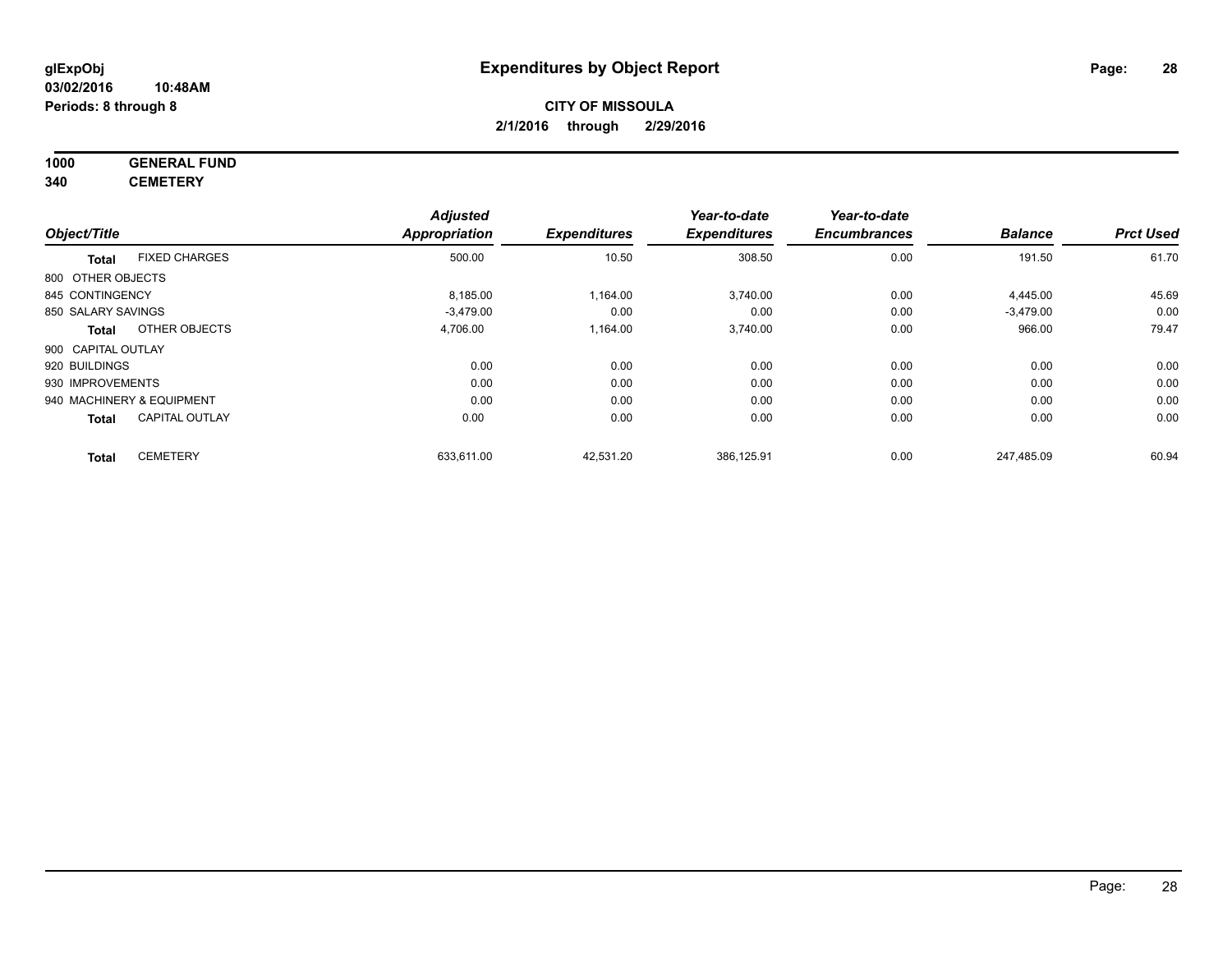**glExpObj**
**03/02/2016 10:48AM**
**Periods: 8 through 8**

# Expenditures by Object Report

**CITY OF MISSOULA**
**2/1/2016 through 2/29/2016**

**1000 GENERAL FUND**
**340 CEMETERY**

| Object/Title | | Adjusted Appropriation | Expenditures | Year-to-date Expenditures | Year-to-date Encumbrances | Balance | Prct Used |
|---|---|---|---|---|---|---|---|
| **Total** | FIXED CHARGES | 500.00 | 10.50 | 308.50 | 0.00 | 191.50 | 61.70 |
| 800 OTHER OBJECTS | | | | | | | |
| 845 CONTINGENCY | | 8,185.00 | 1,164.00 | 3,740.00 | 0.00 | 4,445.00 | 45.69 |
| 850 SALARY SAVINGS | | -3,479.00 | 0.00 | 0.00 | 0.00 | -3,479.00 | 0.00 |
| **Total** | OTHER OBJECTS | 4,706.00 | 1,164.00 | 3,740.00 | 0.00 | 966.00 | 79.47 |
| 900 CAPITAL OUTLAY | | | | | | | |
| 920 BUILDINGS | | 0.00 | 0.00 | 0.00 | 0.00 | 0.00 | 0.00 |
| 930 IMPROVEMENTS | | 0.00 | 0.00 | 0.00 | 0.00 | 0.00 | 0.00 |
| 940 MACHINERY & EQUIPMENT | | 0.00 | 0.00 | 0.00 | 0.00 | 0.00 | 0.00 |
| **Total** | CAPITAL OUTLAY | 0.00 | 0.00 | 0.00 | 0.00 | 0.00 | 0.00 |
| **Total** | CEMETERY | 633,611.00 | 42,531.20 | 386,125.91 | 0.00 | 247,485.09 | 60.94 |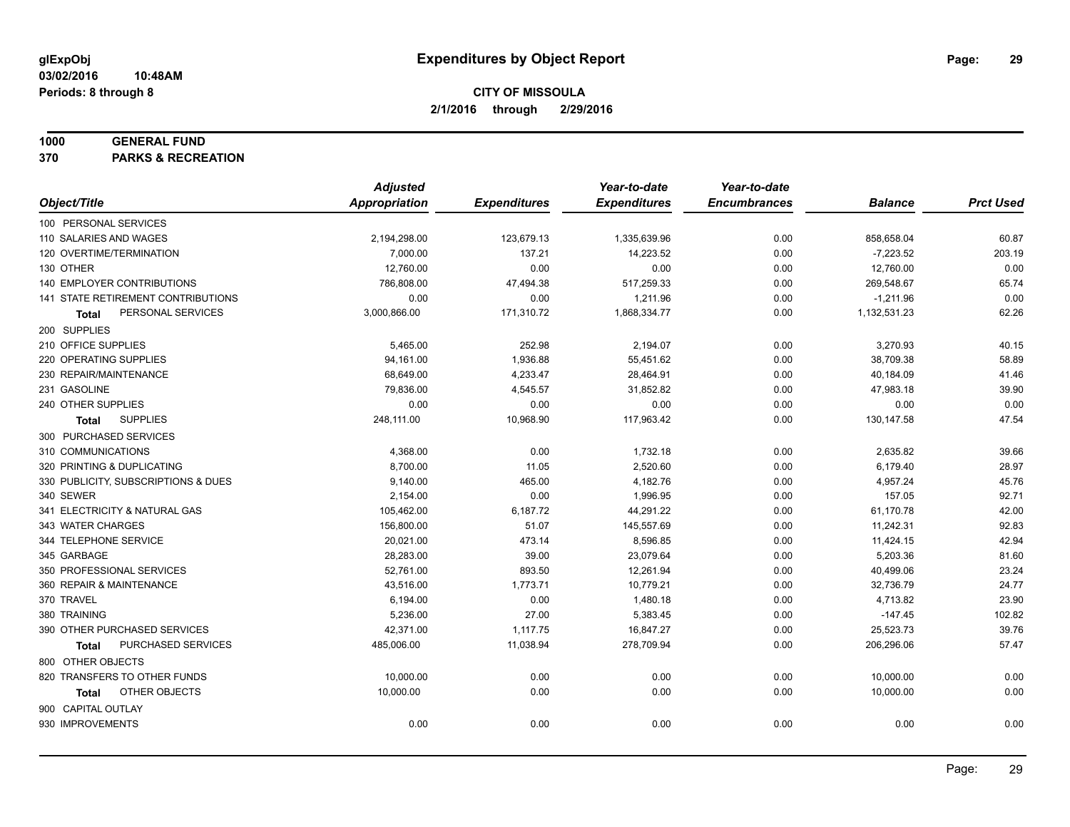**glExpObj**
**03/02/2016 10:48AM**
**Periods: 8 through 8**

# Expenditures by Object Report

**CITY OF MISSOULA**
**2/1/2016 through 2/29/2016**

**1000 GENERAL FUND**
**370 PARKS & RECREATION**

| Object/Title | Adjusted Appropriation | Expenditures | Year-to-date Expenditures | Year-to-date Encumbrances | Balance | Prct Used |
|---|---|---|---|---|---|---|
| 100 PERSONAL SERVICES | | | | | | |
| 110 SALARIES AND WAGES | 2,194,298.00 | 123,679.13 | 1,335,639.96 | 0.00 | 858,658.04 | 60.87 |
| 120 OVERTIME/TERMINATION | 7,000.00 | 137.21 | 14,223.52 | 0.00 | -7,223.52 | 203.19 |
| 130 OTHER | 12,760.00 | 0.00 | 0.00 | 0.00 | 12,760.00 | 0.00 |
| 140 EMPLOYER CONTRIBUTIONS | 786,808.00 | 47,494.38 | 517,259.33 | 0.00 | 269,548.67 | 65.74 |
| 141 STATE RETIREMENT CONTRIBUTIONS | 0.00 | 0.00 | 1,211.96 | 0.00 | -1,211.96 | 0.00 |
| **Total** PERSONAL SERVICES | 3,000,866.00 | 171,310.72 | 1,868,334.77 | 0.00 | 1,132,531.23 | 62.26 |
| 200 SUPPLIES | | | | | | |
| 210 OFFICE SUPPLIES | 5,465.00 | 252.98 | 2,194.07 | 0.00 | 3,270.93 | 40.15 |
| 220 OPERATING SUPPLIES | 94,161.00 | 1,936.88 | 55,451.62 | 0.00 | 38,709.38 | 58.89 |
| 230 REPAIR/MAINTENANCE | 68,649.00 | 4,233.47 | 28,464.91 | 0.00 | 40,184.09 | 41.46 |
| 231 GASOLINE | 79,836.00 | 4,545.57 | 31,852.82 | 0.00 | 47,983.18 | 39.90 |
| 240 OTHER SUPPLIES | 0.00 | 0.00 | 0.00 | 0.00 | 0.00 | 0.00 |
| **Total** SUPPLIES | 248,111.00 | 10,968.90 | 117,963.42 | 0.00 | 130,147.58 | 47.54 |
| 300 PURCHASED SERVICES | | | | | | |
| 310 COMMUNICATIONS | 4,368.00 | 0.00 | 1,732.18 | 0.00 | 2,635.82 | 39.66 |
| 320 PRINTING & DUPLICATING | 8,700.00 | 11.05 | 2,520.60 | 0.00 | 6,179.40 | 28.97 |
| 330 PUBLICITY, SUBSCRIPTIONS & DUES | 9,140.00 | 465.00 | 4,182.76 | 0.00 | 4,957.24 | 45.76 |
| 340 SEWER | 2,154.00 | 0.00 | 1,996.95 | 0.00 | 157.05 | 92.71 |
| 341 ELECTRICITY & NATURAL GAS | 105,462.00 | 6,187.72 | 44,291.22 | 0.00 | 61,170.78 | 42.00 |
| 343 WATER CHARGES | 156,800.00 | 51.07 | 145,557.69 | 0.00 | 11,242.31 | 92.83 |
| 344 TELEPHONE SERVICE | 20,021.00 | 473.14 | 8,596.85 | 0.00 | 11,424.15 | 42.94 |
| 345 GARBAGE | 28,283.00 | 39.00 | 23,079.64 | 0.00 | 5,203.36 | 81.60 |
| 350 PROFESSIONAL SERVICES | 52,761.00 | 893.50 | 12,261.94 | 0.00 | 40,499.06 | 23.24 |
| 360 REPAIR & MAINTENANCE | 43,516.00 | 1,773.71 | 10,779.21 | 0.00 | 32,736.79 | 24.77 |
| 370 TRAVEL | 6,194.00 | 0.00 | 1,480.18 | 0.00 | 4,713.82 | 23.90 |
| 380 TRAINING | 5,236.00 | 27.00 | 5,383.45 | 0.00 | -147.45 | 102.82 |
| 390 OTHER PURCHASED SERVICES | 42,371.00 | 1,117.75 | 16,847.27 | 0.00 | 25,523.73 | 39.76 |
| **Total** PURCHASED SERVICES | 485,006.00 | 11,038.94 | 278,709.94 | 0.00 | 206,296.06 | 57.47 |
| 800 OTHER OBJECTS | | | | | | |
| 820 TRANSFERS TO OTHER FUNDS | 10,000.00 | 0.00 | 0.00 | 0.00 | 10,000.00 | 0.00 |
| **Total** OTHER OBJECTS | 10,000.00 | 0.00 | 0.00 | 0.00 | 10,000.00 | 0.00 |
| 900 CAPITAL OUTLAY | | | | | | |
| 930 IMPROVEMENTS | 0.00 | 0.00 | 0.00 | 0.00 | 0.00 | 0.00 |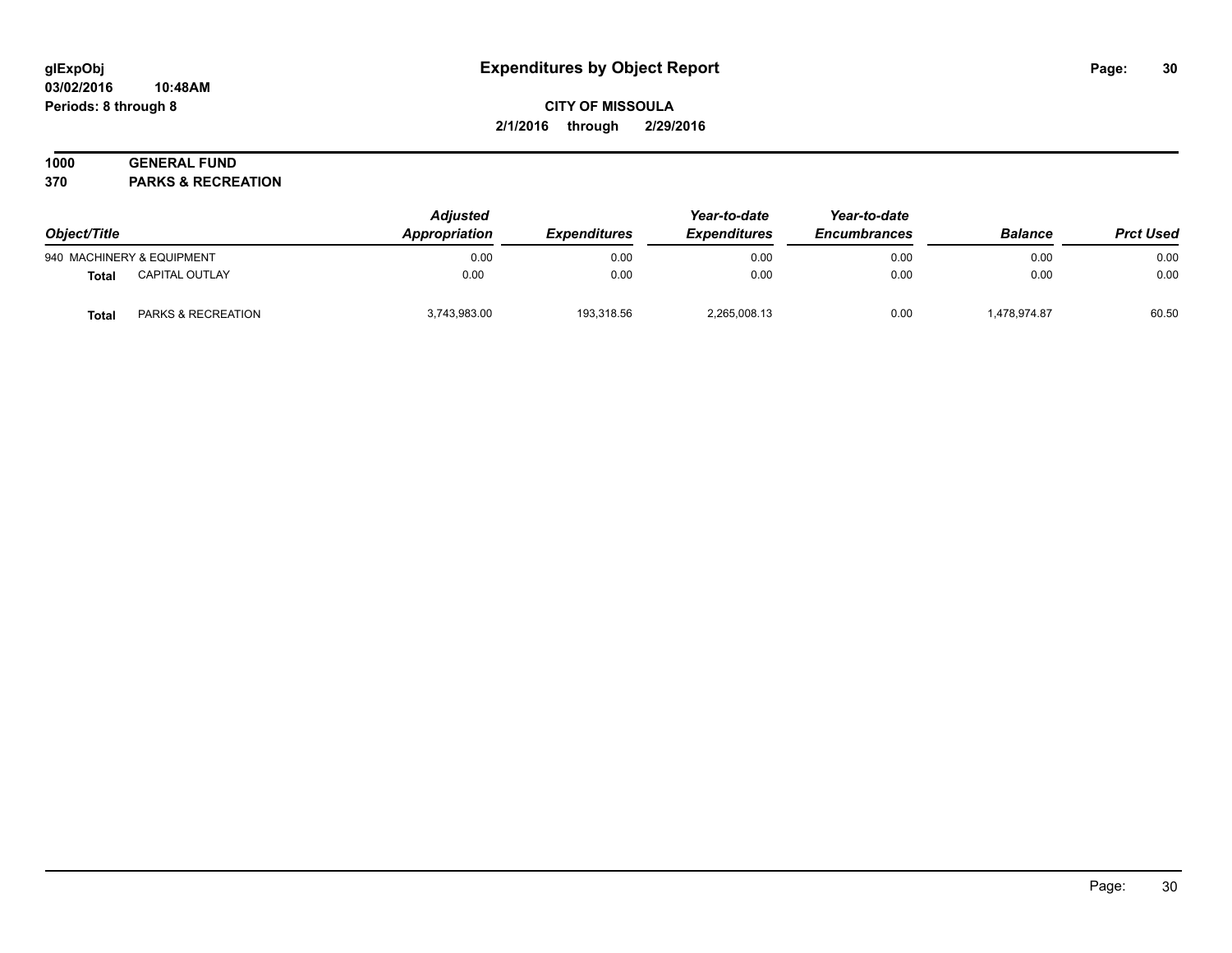# Expenditures by Object Report

glExpObj
03/02/2016 10:48AM
Periods: 8 through 8

**CITY OF MISSOULA**
**2/1/2016 through 2/29/2016**

**1000 GENERAL FUND**
**370 PARKS & RECREATION**

| Object/Title | | Adjusted Appropriation | Expenditures | Year-to-date Expenditures | Year-to-date Encumbrances | Balance | Prct Used |
|---|---|---|---|---|---|---|---|
| 940 MACHINERY & EQUIPMENT | | 0.00 | 0.00 | 0.00 | 0.00 | 0.00 | 0.00 |
| **Total** | CAPITAL OUTLAY | 0.00 | 0.00 | 0.00 | 0.00 | 0.00 | 0.00 |
| **Total** | PARKS & RECREATION | 3,743,983.00 | 193,318.56 | 2,265,008.13 | 0.00 | 1,478,974.87 | 60.50 |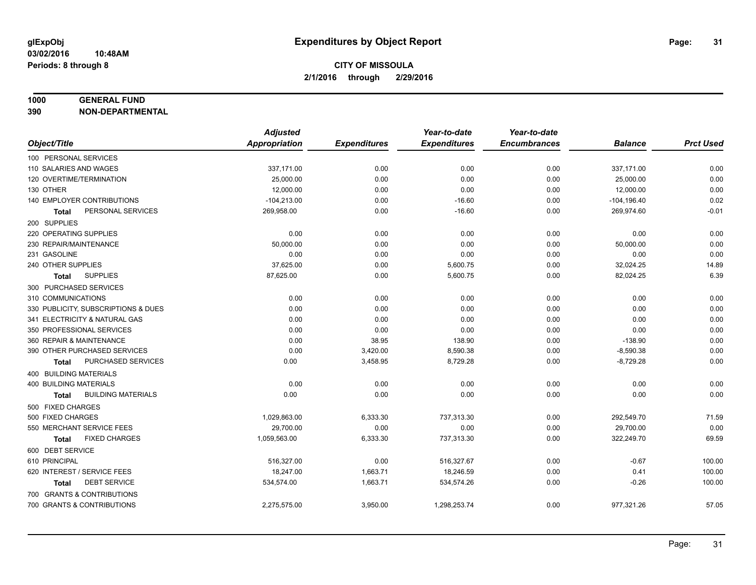**glExpObj** **Expenditures by Object Report**

**03/02/2016 10:48AM**

**Periods: 8 through 8**

**CITY OF MISSOULA**

**2/1/2016 through 2/29/2016**

**1000 GENERAL FUND**

**390 NON-DEPARTMENTAL**

| Object/Title | Adjusted Appropriation | Expenditures | Year-to-date Expenditures | Year-to-date Encumbrances | Balance | Prct Used |
|---|---|---|---|---|---|---|
| 100 PERSONAL SERVICES | | | | | | |
| 110 SALARIES AND WAGES | 337,171.00 | 0.00 | 0.00 | 0.00 | 337,171.00 | 0.00 |
| 120 OVERTIME/TERMINATION | 25,000.00 | 0.00 | 0.00 | 0.00 | 25,000.00 | 0.00 |
| 130 OTHER | 12,000.00 | 0.00 | 0.00 | 0.00 | 12,000.00 | 0.00 |
| 140 EMPLOYER CONTRIBUTIONS | -104,213.00 | 0.00 | -16.60 | 0.00 | -104,196.40 | 0.02 |
| **Total** PERSONAL SERVICES | 269,958.00 | 0.00 | -16.60 | 0.00 | 269,974.60 | -0.01 |
| 200 SUPPLIES | | | | | | |
| 220 OPERATING SUPPLIES | 0.00 | 0.00 | 0.00 | 0.00 | 0.00 | 0.00 |
| 230 REPAIR/MAINTENANCE | 50,000.00 | 0.00 | 0.00 | 0.00 | 50,000.00 | 0.00 |
| 231 GASOLINE | 0.00 | 0.00 | 0.00 | 0.00 | 0.00 | 0.00 |
| 240 OTHER SUPPLIES | 37,625.00 | 0.00 | 5,600.75 | 0.00 | 32,024.25 | 14.89 |
| **Total** SUPPLIES | 87,625.00 | 0.00 | 5,600.75 | 0.00 | 82,024.25 | 6.39 |
| 300 PURCHASED SERVICES | | | | | | |
| 310 COMMUNICATIONS | 0.00 | 0.00 | 0.00 | 0.00 | 0.00 | 0.00 |
| 330 PUBLICITY, SUBSCRIPTIONS & DUES | 0.00 | 0.00 | 0.00 | 0.00 | 0.00 | 0.00 |
| 341 ELECTRICITY & NATURAL GAS | 0.00 | 0.00 | 0.00 | 0.00 | 0.00 | 0.00 |
| 350 PROFESSIONAL SERVICES | 0.00 | 0.00 | 0.00 | 0.00 | 0.00 | 0.00 |
| 360 REPAIR & MAINTENANCE | 0.00 | 38.95 | 138.90 | 0.00 | -138.90 | 0.00 |
| 390 OTHER PURCHASED SERVICES | 0.00 | 3,420.00 | 8,590.38 | 0.00 | -8,590.38 | 0.00 |
| **Total** PURCHASED SERVICES | 0.00 | 3,458.95 | 8,729.28 | 0.00 | -8,729.28 | 0.00 |
| 400 BUILDING MATERIALS | | | | | | |
| 400 BUILDING MATERIALS | 0.00 | 0.00 | 0.00 | 0.00 | 0.00 | 0.00 |
| **Total** BUILDING MATERIALS | 0.00 | 0.00 | 0.00 | 0.00 | 0.00 | 0.00 |
| 500 FIXED CHARGES | | | | | | |
| 500 FIXED CHARGES | 1,029,863.00 | 6,333.30 | 737,313.30 | 0.00 | 292,549.70 | 71.59 |
| 550 MERCHANT SERVICE FEES | 29,700.00 | 0.00 | 0.00 | 0.00 | 29,700.00 | 0.00 |
| **Total** FIXED CHARGES | 1,059,563.00 | 6,333.30 | 737,313.30 | 0.00 | 322,249.70 | 69.59 |
| 600 DEBT SERVICE | | | | | | |
| 610 PRINCIPAL | 516,327.00 | 0.00 | 516,327.67 | 0.00 | -0.67 | 100.00 |
| 620 INTEREST / SERVICE FEES | 18,247.00 | 1,663.71 | 18,246.59 | 0.00 | 0.41 | 100.00 |
| **Total** DEBT SERVICE | 534,574.00 | 1,663.71 | 534,574.26 | 0.00 | -0.26 | 100.00 |
| 700 GRANTS & CONTRIBUTIONS | | | | | | |
| 700 GRANTS & CONTRIBUTIONS | 2,275,575.00 | 3,950.00 | 1,298,253.74 | 0.00 | 977,321.26 | 57.05 |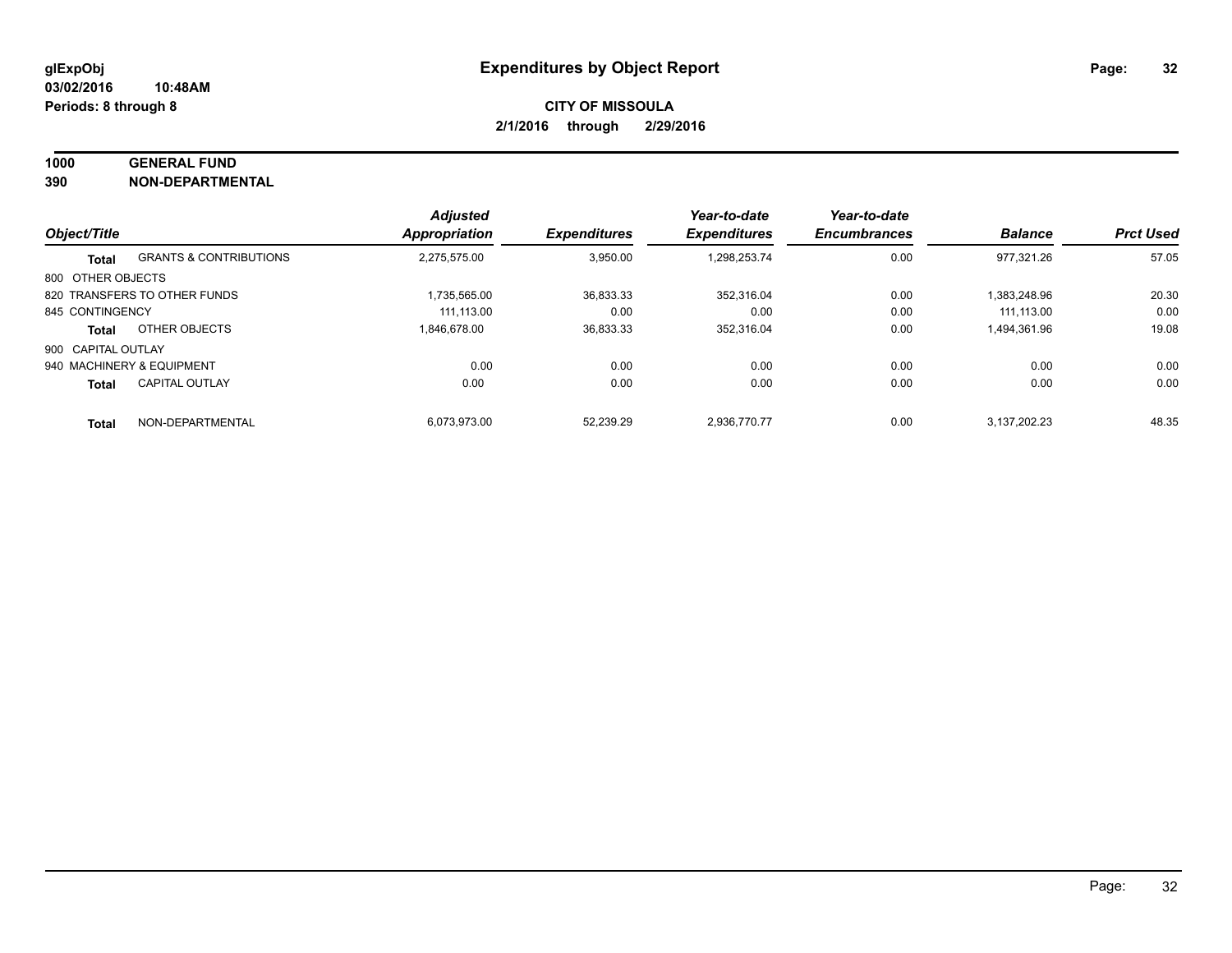# Expenditures by Object Report

**glExpObj**
**03/02/2016 10:48AM**
**Periods: 8 through 8**

**CITY OF MISSOULA**
**2/1/2016 through 2/29/2016**

**1000 GENERAL FUND**
**390 NON-DEPARTMENTAL**

| Object/Title | | Adjusted Appropriation | Expenditures | Year-to-date Expenditures | Year-to-date Encumbrances | Balance | Prct Used |
|---|---|---|---|---|---|---|---|
| **Total** | GRANTS & CONTRIBUTIONS | 2,275,575.00 | 3,950.00 | 1,298,253.74 | 0.00 | 977,321.26 | 57.05 |
| 800 OTHER OBJECTS | | | | | | | |
| 820 TRANSFERS TO OTHER FUNDS | | 1,735,565.00 | 36,833.33 | 352,316.04 | 0.00 | 1,383,248.96 | 20.30 |
| 845 CONTINGENCY | | 111,113.00 | 0.00 | 0.00 | 0.00 | 111,113.00 | 0.00 |
| **Total** | OTHER OBJECTS | 1,846,678.00 | 36,833.33 | 352,316.04 | 0.00 | 1,494,361.96 | 19.08 |
| 900 CAPITAL OUTLAY | | | | | | | |
| 940 MACHINERY & EQUIPMENT | | 0.00 | 0.00 | 0.00 | 0.00 | 0.00 | 0.00 |
| **Total** | CAPITAL OUTLAY | 0.00 | 0.00 | 0.00 | 0.00 | 0.00 | 0.00 |
| **Total** | NON-DEPARTMENTAL | 6,073,973.00 | 52,239.29 | 2,936,770.77 | 0.00 | 3,137,202.23 | 48.35 |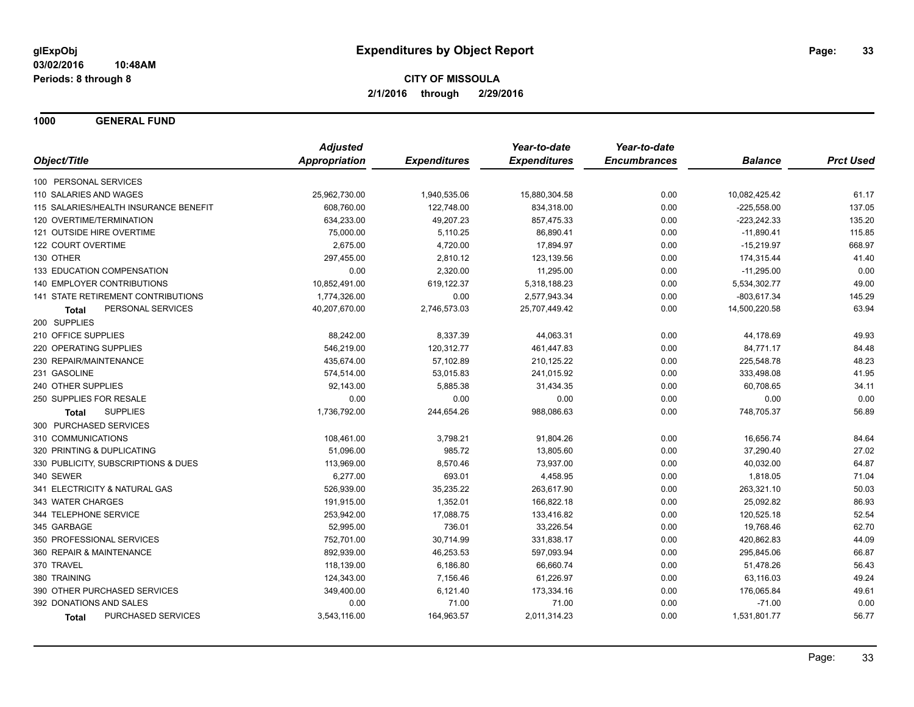# Expenditures by Object Report

glExpObj
03/02/2016 10:48AM
Periods: 8 through 8

**CITY OF MISSOULA**
**2/1/2016 through 2/29/2016**

## 1000 GENERAL FUND

| Object/Title | Adjusted Appropriation | Expenditures | Year-to-date Expenditures | Year-to-date Encumbrances | Balance | Prct Used |
|---|---|---|---|---|---|---|
| 100 PERSONAL SERVICES | | | | | | |
| 110 SALARIES AND WAGES | 25,962,730.00 | 1,940,535.06 | 15,880,304.58 | 0.00 | 10,082,425.42 | 61.17 |
| 115 SALARIES/HEALTH INSURANCE BENEFIT | 608,760.00 | 122,748.00 | 834,318.00 | 0.00 | -225,558.00 | 137.05 |
| 120 OVERTIME/TERMINATION | 634,233.00 | 49,207.23 | 857,475.33 | 0.00 | -223,242.33 | 135.20 |
| 121 OUTSIDE HIRE OVERTIME | 75,000.00 | 5,110.25 | 86,890.41 | 0.00 | -11,890.41 | 115.85 |
| 122 COURT OVERTIME | 2,675.00 | 4,720.00 | 17,894.97 | 0.00 | -15,219.97 | 668.97 |
| 130 OTHER | 297,455.00 | 2,810.12 | 123,139.56 | 0.00 | 174,315.44 | 41.40 |
| 133 EDUCATION COMPENSATION | 0.00 | 2,320.00 | 11,295.00 | 0.00 | -11,295.00 | 0.00 |
| 140 EMPLOYER CONTRIBUTIONS | 10,852,491.00 | 619,122.37 | 5,318,188.23 | 0.00 | 5,534,302.77 | 49.00 |
| 141 STATE RETIREMENT CONTRIBUTIONS | 1,774,326.00 | 0.00 | 2,577,943.34 | 0.00 | -803,617.34 | 145.29 |
| **Total** PERSONAL SERVICES | 40,207,670.00 | 2,746,573.03 | 25,707,449.42 | 0.00 | 14,500,220.58 | 63.94 |
| 200 SUPPLIES | | | | | | |
| 210 OFFICE SUPPLIES | 88,242.00 | 8,337.39 | 44,063.31 | 0.00 | 44,178.69 | 49.93 |
| 220 OPERATING SUPPLIES | 546,219.00 | 120,312.77 | 461,447.83 | 0.00 | 84,771.17 | 84.48 |
| 230 REPAIR/MAINTENANCE | 435,674.00 | 57,102.89 | 210,125.22 | 0.00 | 225,548.78 | 48.23 |
| 231 GASOLINE | 574,514.00 | 53,015.83 | 241,015.92 | 0.00 | 333,498.08 | 41.95 |
| 240 OTHER SUPPLIES | 92,143.00 | 5,885.38 | 31,434.35 | 0.00 | 60,708.65 | 34.11 |
| 250 SUPPLIES FOR RESALE | 0.00 | 0.00 | 0.00 | 0.00 | 0.00 | 0.00 |
| **Total** SUPPLIES | 1,736,792.00 | 244,654.26 | 988,086.63 | 0.00 | 748,705.37 | 56.89 |
| 300 PURCHASED SERVICES | | | | | | |
| 310 COMMUNICATIONS | 108,461.00 | 3,798.21 | 91,804.26 | 0.00 | 16,656.74 | 84.64 |
| 320 PRINTING & DUPLICATING | 51,096.00 | 985.72 | 13,805.60 | 0.00 | 37,290.40 | 27.02 |
| 330 PUBLICITY, SUBSCRIPTIONS & DUES | 113,969.00 | 8,570.46 | 73,937.00 | 0.00 | 40,032.00 | 64.87 |
| 340 SEWER | 6,277.00 | 693.01 | 4,458.95 | 0.00 | 1,818.05 | 71.04 |
| 341 ELECTRICITY & NATURAL GAS | 526,939.00 | 35,235.22 | 263,617.90 | 0.00 | 263,321.10 | 50.03 |
| 343 WATER CHARGES | 191,915.00 | 1,352.01 | 166,822.18 | 0.00 | 25,092.82 | 86.93 |
| 344 TELEPHONE SERVICE | 253,942.00 | 17,088.75 | 133,416.82 | 0.00 | 120,525.18 | 52.54 |
| 345 GARBAGE | 52,995.00 | 736.01 | 33,226.54 | 0.00 | 19,768.46 | 62.70 |
| 350 PROFESSIONAL SERVICES | 752,701.00 | 30,714.99 | 331,838.17 | 0.00 | 420,862.83 | 44.09 |
| 360 REPAIR & MAINTENANCE | 892,939.00 | 46,253.53 | 597,093.94 | 0.00 | 295,845.06 | 66.87 |
| 370 TRAVEL | 118,139.00 | 6,186.80 | 66,660.74 | 0.00 | 51,478.26 | 56.43 |
| 380 TRAINING | 124,343.00 | 7,156.46 | 61,226.97 | 0.00 | 63,116.03 | 49.24 |
| 390 OTHER PURCHASED SERVICES | 349,400.00 | 6,121.40 | 173,334.16 | 0.00 | 176,065.84 | 49.61 |
| 392 DONATIONS AND SALES | 0.00 | 71.00 | 71.00 | 0.00 | -71.00 | 0.00 |
| **Total** PURCHASED SERVICES | 3,543,116.00 | 164,963.57 | 2,011,314.23 | 0.00 | 1,531,801.77 | 56.77 |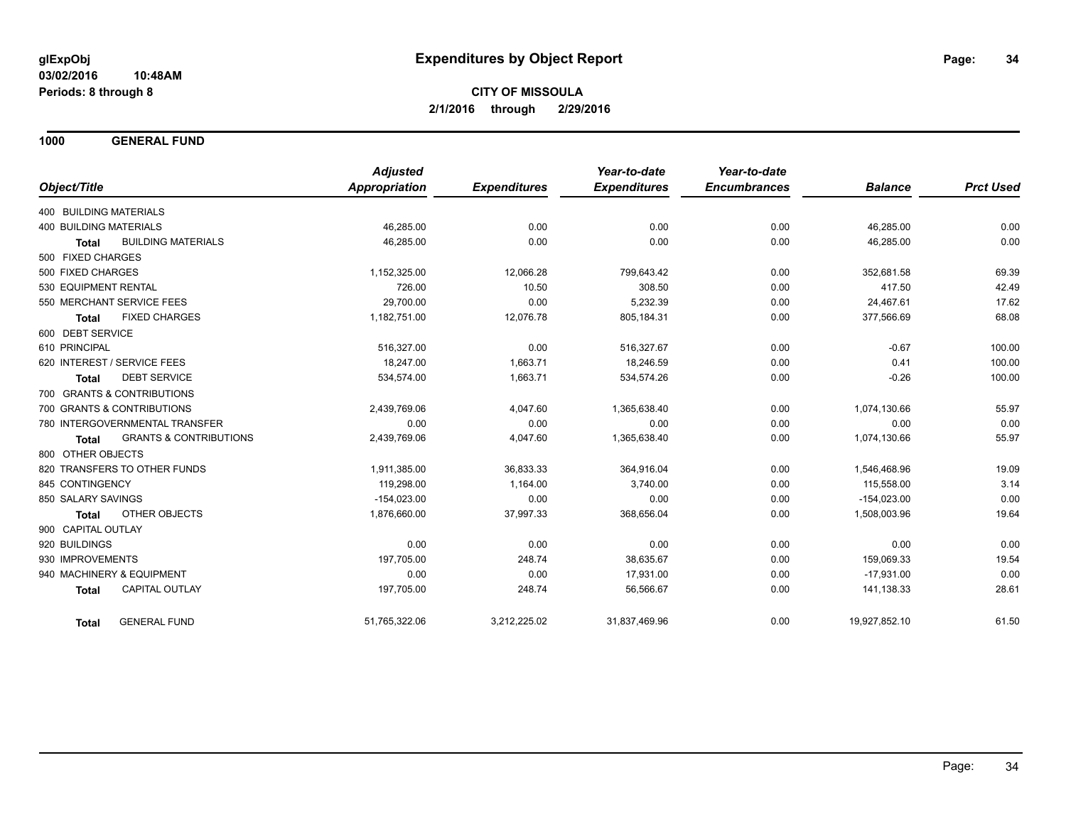**glExpObj** **Expenditures by Object Report**

**03/02/2016 10:48AM**

**Periods: 8 through 8**

**CITY OF MISSOULA**

**2/1/2016 through 2/29/2016**

## 1000 GENERAL FUND

| Object/Title | Adjusted Appropriation | Expenditures | Year-to-date Expenditures | Year-to-date Encumbrances | Balance | Prct Used |
|---|---|---|---|---|---|---|
| 400 BUILDING MATERIALS | | | | | | |
| 400 BUILDING MATERIALS | 46,285.00 | 0.00 | 0.00 | 0.00 | 46,285.00 | 0.00 |
| **Total** BUILDING MATERIALS | 46,285.00 | 0.00 | 0.00 | 0.00 | 46,285.00 | 0.00 |
| 500 FIXED CHARGES | | | | | | |
| 500 FIXED CHARGES | 1,152,325.00 | 12,066.28 | 799,643.42 | 0.00 | 352,681.58 | 69.39 |
| 530 EQUIPMENT RENTAL | 726.00 | 10.50 | 308.50 | 0.00 | 417.50 | 42.49 |
| 550 MERCHANT SERVICE FEES | 29,700.00 | 0.00 | 5,232.39 | 0.00 | 24,467.61 | 17.62 |
| **Total** FIXED CHARGES | 1,182,751.00 | 12,076.78 | 805,184.31 | 0.00 | 377,566.69 | 68.08 |
| 600 DEBT SERVICE | | | | | | |
| 610 PRINCIPAL | 516,327.00 | 0.00 | 516,327.67 | 0.00 | -0.67 | 100.00 |
| 620 INTEREST / SERVICE FEES | 18,247.00 | 1,663.71 | 18,246.59 | 0.00 | 0.41 | 100.00 |
| **Total** DEBT SERVICE | 534,574.00 | 1,663.71 | 534,574.26 | 0.00 | -0.26 | 100.00 |
| 700 GRANTS & CONTRIBUTIONS | | | | | | |
| 700 GRANTS & CONTRIBUTIONS | 2,439,769.06 | 4,047.60 | 1,365,638.40 | 0.00 | 1,074,130.66 | 55.97 |
| 780 INTERGOVERNMENTAL TRANSFER | 0.00 | 0.00 | 0.00 | 0.00 | 0.00 | 0.00 |
| **Total** GRANTS & CONTRIBUTIONS | 2,439,769.06 | 4,047.60 | 1,365,638.40 | 0.00 | 1,074,130.66 | 55.97 |
| 800 OTHER OBJECTS | | | | | | |
| 820 TRANSFERS TO OTHER FUNDS | 1,911,385.00 | 36,833.33 | 364,916.04 | 0.00 | 1,546,468.96 | 19.09 |
| 845 CONTINGENCY | 119,298.00 | 1,164.00 | 3,740.00 | 0.00 | 115,558.00 | 3.14 |
| 850 SALARY SAVINGS | -154,023.00 | 0.00 | 0.00 | 0.00 | -154,023.00 | 0.00 |
| **Total** OTHER OBJECTS | 1,876,660.00 | 37,997.33 | 368,656.04 | 0.00 | 1,508,003.96 | 19.64 |
| 900 CAPITAL OUTLAY | | | | | | |
| 920 BUILDINGS | 0.00 | 0.00 | 0.00 | 0.00 | 0.00 | 0.00 |
| 930 IMPROVEMENTS | 197,705.00 | 248.74 | 38,635.67 | 0.00 | 159,069.33 | 19.54 |
| 940 MACHINERY & EQUIPMENT | 0.00 | 0.00 | 17,931.00 | 0.00 | -17,931.00 | 0.00 |
| **Total** CAPITAL OUTLAY | 197,705.00 | 248.74 | 56,566.67 | 0.00 | 141,138.33 | 28.61 |
| **Total** GENERAL FUND | 51,765,322.06 | 3,212,225.02 | 31,837,469.96 | 0.00 | 19,927,852.10 | 61.50 |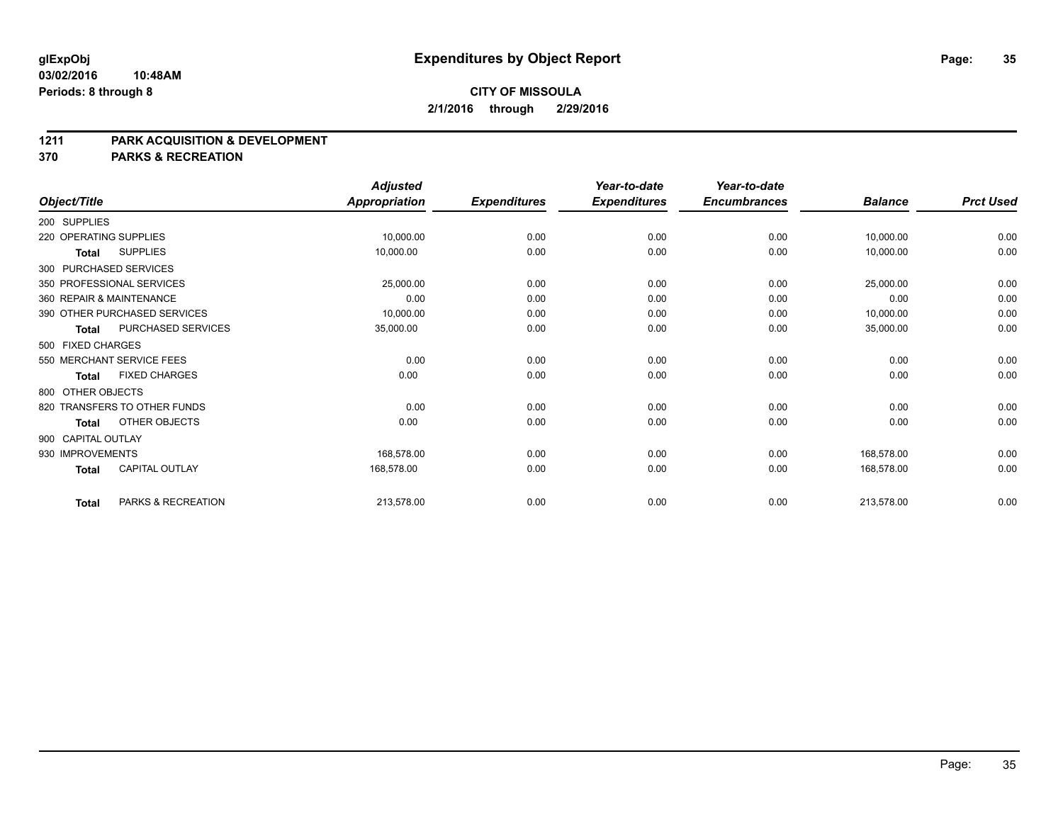# Expenditures by Object Report

glExpObj
03/02/2016 10:48AM
Periods: 8 through 8

**CITY OF MISSOULA**
**2/1/2016 through 2/29/2016**

## 1211 PARK ACQUISITION & DEVELOPMENT
## 370 PARKS & RECREATION

| Object/Title | Adjusted Appropriation | Expenditures | Year-to-date Expenditures | Year-to-date Encumbrances | Balance | Prct Used |
|---|---|---|---|---|---|---|
| 200 SUPPLIES | | | | | | |
| 220 OPERATING SUPPLIES | 10,000.00 | 0.00 | 0.00 | 0.00 | 10,000.00 | 0.00 |
| **Total** SUPPLIES | 10,000.00 | 0.00 | 0.00 | 0.00 | 10,000.00 | 0.00 |
| 300 PURCHASED SERVICES | | | | | | |
| 350 PROFESSIONAL SERVICES | 25,000.00 | 0.00 | 0.00 | 0.00 | 25,000.00 | 0.00 |
| 360 REPAIR & MAINTENANCE | 0.00 | 0.00 | 0.00 | 0.00 | 0.00 | 0.00 |
| 390 OTHER PURCHASED SERVICES | 10,000.00 | 0.00 | 0.00 | 0.00 | 10,000.00 | 0.00 |
| **Total** PURCHASED SERVICES | 35,000.00 | 0.00 | 0.00 | 0.00 | 35,000.00 | 0.00 |
| 500 FIXED CHARGES | | | | | | |
| 550 MERCHANT SERVICE FEES | 0.00 | 0.00 | 0.00 | 0.00 | 0.00 | 0.00 |
| **Total** FIXED CHARGES | 0.00 | 0.00 | 0.00 | 0.00 | 0.00 | 0.00 |
| 800 OTHER OBJECTS | | | | | | |
| 820 TRANSFERS TO OTHER FUNDS | 0.00 | 0.00 | 0.00 | 0.00 | 0.00 | 0.00 |
| **Total** OTHER OBJECTS | 0.00 | 0.00 | 0.00 | 0.00 | 0.00 | 0.00 |
| 900 CAPITAL OUTLAY | | | | | | |
| 930 IMPROVEMENTS | 168,578.00 | 0.00 | 0.00 | 0.00 | 168,578.00 | 0.00 |
| **Total** CAPITAL OUTLAY | 168,578.00 | 0.00 | 0.00 | 0.00 | 168,578.00 | 0.00 |
| **Total** PARKS & RECREATION | 213,578.00 | 0.00 | 0.00 | 0.00 | 213,578.00 | 0.00 |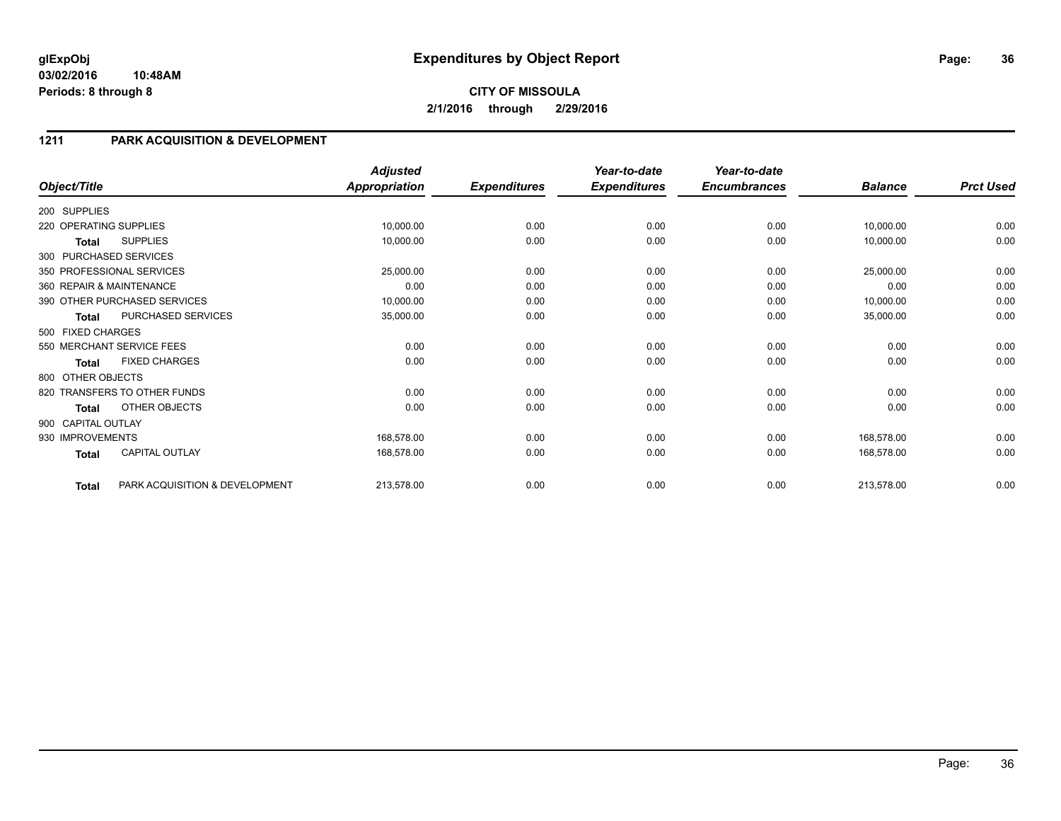**glExpObj**
**03/02/2016 10:48AM**
**Periods: 8 through 8**

# Expenditures by Object Report

**CITY OF MISSOULA**
**2/1/2016 through 2/29/2016**

## 1211 PARK ACQUISITION & DEVELOPMENT

| Object/Title | Adjusted Appropriation | Expenditures | Year-to-date Expenditures | Year-to-date Encumbrances | Balance | Prct Used |
|---|---|---|---|---|---|---|
| 200 SUPPLIES | | | | | | |
| 220 OPERATING SUPPLIES | 10,000.00 | 0.00 | 0.00 | 0.00 | 10,000.00 | 0.00 |
| **Total** SUPPLIES | 10,000.00 | 0.00 | 0.00 | 0.00 | 10,000.00 | 0.00 |
| 300 PURCHASED SERVICES | | | | | | |
| 350 PROFESSIONAL SERVICES | 25,000.00 | 0.00 | 0.00 | 0.00 | 25,000.00 | 0.00 |
| 360 REPAIR & MAINTENANCE | 0.00 | 0.00 | 0.00 | 0.00 | 0.00 | 0.00 |
| 390 OTHER PURCHASED SERVICES | 10,000.00 | 0.00 | 0.00 | 0.00 | 10,000.00 | 0.00 |
| **Total** PURCHASED SERVICES | 35,000.00 | 0.00 | 0.00 | 0.00 | 35,000.00 | 0.00 |
| 500 FIXED CHARGES | | | | | | |
| 550 MERCHANT SERVICE FEES | 0.00 | 0.00 | 0.00 | 0.00 | 0.00 | 0.00 |
| **Total** FIXED CHARGES | 0.00 | 0.00 | 0.00 | 0.00 | 0.00 | 0.00 |
| 800 OTHER OBJECTS | | | | | | |
| 820 TRANSFERS TO OTHER FUNDS | 0.00 | 0.00 | 0.00 | 0.00 | 0.00 | 0.00 |
| **Total** OTHER OBJECTS | 0.00 | 0.00 | 0.00 | 0.00 | 0.00 | 0.00 |
| 900 CAPITAL OUTLAY | | | | | | |
| 930 IMPROVEMENTS | 168,578.00 | 0.00 | 0.00 | 0.00 | 168,578.00 | 0.00 |
| **Total** CAPITAL OUTLAY | 168,578.00 | 0.00 | 0.00 | 0.00 | 168,578.00 | 0.00 |
| **Total** PARK ACQUISITION & DEVELOPMENT | 213,578.00 | 0.00 | 0.00 | 0.00 | 213,578.00 | 0.00 |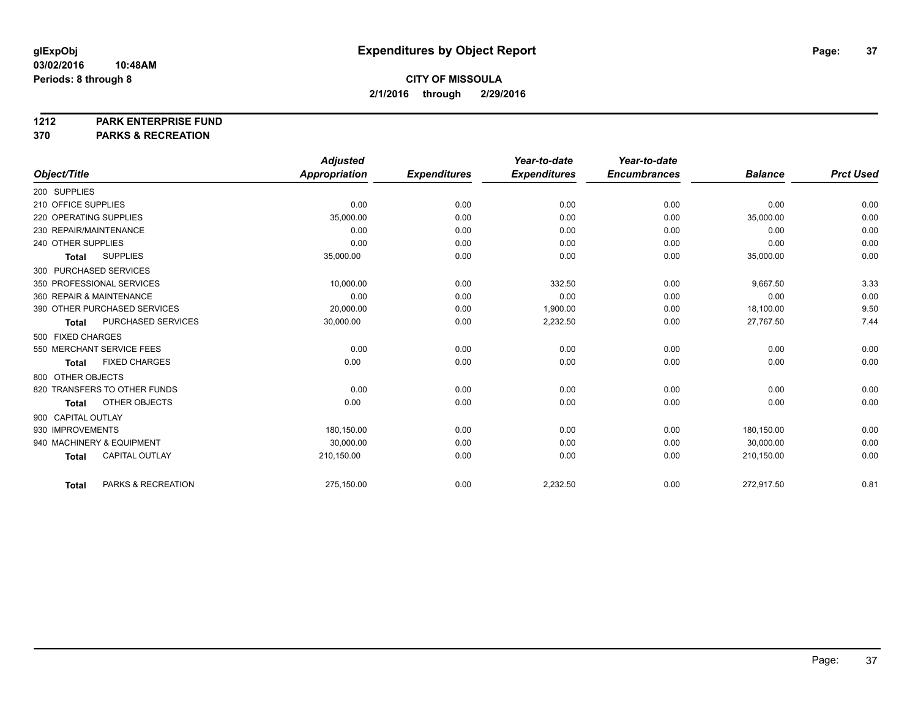**glExpObj**
**03/02/2016 10:48AM**
**Periods: 8 through 8**

# Expenditures by Object Report

**CITY OF MISSOULA**
**2/1/2016 through 2/29/2016**

**1212 PARK ENTERPRISE FUND**
**370 PARKS & RECREATION**

| Object/Title | Adjusted Appropriation | Expenditures | Year-to-date Expenditures | Year-to-date Encumbrances | Balance | Prct Used |
|---|---|---|---|---|---|---|
| 200 SUPPLIES | | | | | | |
| 210 OFFICE SUPPLIES | 0.00 | 0.00 | 0.00 | 0.00 | 0.00 | 0.00 |
| 220 OPERATING SUPPLIES | 35,000.00 | 0.00 | 0.00 | 0.00 | 35,000.00 | 0.00 |
| 230 REPAIR/MAINTENANCE | 0.00 | 0.00 | 0.00 | 0.00 | 0.00 | 0.00 |
| 240 OTHER SUPPLIES | 0.00 | 0.00 | 0.00 | 0.00 | 0.00 | 0.00 |
| **Total** SUPPLIES | 35,000.00 | 0.00 | 0.00 | 0.00 | 35,000.00 | 0.00 |
| 300 PURCHASED SERVICES | | | | | | |
| 350 PROFESSIONAL SERVICES | 10,000.00 | 0.00 | 332.50 | 0.00 | 9,667.50 | 3.33 |
| 360 REPAIR & MAINTENANCE | 0.00 | 0.00 | 0.00 | 0.00 | 0.00 | 0.00 |
| 390 OTHER PURCHASED SERVICES | 20,000.00 | 0.00 | 1,900.00 | 0.00 | 18,100.00 | 9.50 |
| **Total** PURCHASED SERVICES | 30,000.00 | 0.00 | 2,232.50 | 0.00 | 27,767.50 | 7.44 |
| 500 FIXED CHARGES | | | | | | |
| 550 MERCHANT SERVICE FEES | 0.00 | 0.00 | 0.00 | 0.00 | 0.00 | 0.00 |
| **Total** FIXED CHARGES | 0.00 | 0.00 | 0.00 | 0.00 | 0.00 | 0.00 |
| 800 OTHER OBJECTS | | | | | | |
| 820 TRANSFERS TO OTHER FUNDS | 0.00 | 0.00 | 0.00 | 0.00 | 0.00 | 0.00 |
| **Total** OTHER OBJECTS | 0.00 | 0.00 | 0.00 | 0.00 | 0.00 | 0.00 |
| 900 CAPITAL OUTLAY | | | | | | |
| 930 IMPROVEMENTS | 180,150.00 | 0.00 | 0.00 | 0.00 | 180,150.00 | 0.00 |
| 940 MACHINERY & EQUIPMENT | 30,000.00 | 0.00 | 0.00 | 0.00 | 30,000.00 | 0.00 |
| **Total** CAPITAL OUTLAY | 210,150.00 | 0.00 | 0.00 | 0.00 | 210,150.00 | 0.00 |
| **Total** PARKS & RECREATION | 275,150.00 | 0.00 | 2,232.50 | 0.00 | 272,917.50 | 0.81 |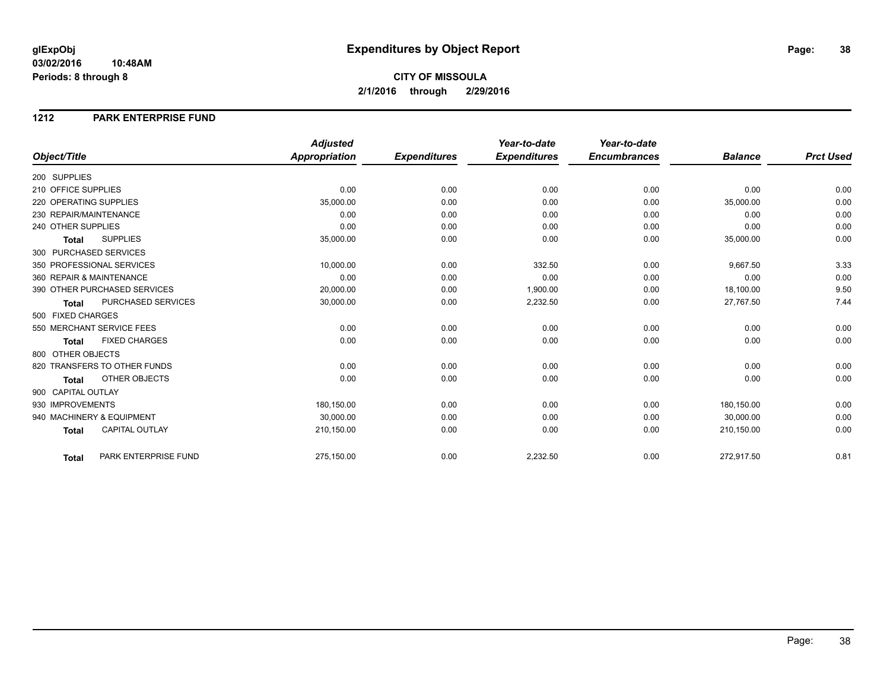# Expenditures by Object Report

glExpObj
03/02/2016 10:48AM
Periods: 8 through 8

**CITY OF MISSOULA**
**2/1/2016 through 2/29/2016**

## 1212 PARK ENTERPRISE FUND

| Object/Title | Adjusted Appropriation | Expenditures | Year-to-date Expenditures | Year-to-date Encumbrances | Balance | Prct Used |
|---|---|---|---|---|---|---|
| 200 SUPPLIES | | | | | | |
| 210 OFFICE SUPPLIES | 0.00 | 0.00 | 0.00 | 0.00 | 0.00 | 0.00 |
| 220 OPERATING SUPPLIES | 35,000.00 | 0.00 | 0.00 | 0.00 | 35,000.00 | 0.00 |
| 230 REPAIR/MAINTENANCE | 0.00 | 0.00 | 0.00 | 0.00 | 0.00 | 0.00 |
| 240 OTHER SUPPLIES | 0.00 | 0.00 | 0.00 | 0.00 | 0.00 | 0.00 |
| **Total** SUPPLIES | 35,000.00 | 0.00 | 0.00 | 0.00 | 35,000.00 | 0.00 |
| 300 PURCHASED SERVICES | | | | | | |
| 350 PROFESSIONAL SERVICES | 10,000.00 | 0.00 | 332.50 | 0.00 | 9,667.50 | 3.33 |
| 360 REPAIR & MAINTENANCE | 0.00 | 0.00 | 0.00 | 0.00 | 0.00 | 0.00 |
| 390 OTHER PURCHASED SERVICES | 20,000.00 | 0.00 | 1,900.00 | 0.00 | 18,100.00 | 9.50 |
| **Total** PURCHASED SERVICES | 30,000.00 | 0.00 | 2,232.50 | 0.00 | 27,767.50 | 7.44 |
| 500 FIXED CHARGES | | | | | | |
| 550 MERCHANT SERVICE FEES | 0.00 | 0.00 | 0.00 | 0.00 | 0.00 | 0.00 |
| **Total** FIXED CHARGES | 0.00 | 0.00 | 0.00 | 0.00 | 0.00 | 0.00 |
| 800 OTHER OBJECTS | | | | | | |
| 820 TRANSFERS TO OTHER FUNDS | 0.00 | 0.00 | 0.00 | 0.00 | 0.00 | 0.00 |
| **Total** OTHER OBJECTS | 0.00 | 0.00 | 0.00 | 0.00 | 0.00 | 0.00 |
| 900 CAPITAL OUTLAY | | | | | | |
| 930 IMPROVEMENTS | 180,150.00 | 0.00 | 0.00 | 0.00 | 180,150.00 | 0.00 |
| 940 MACHINERY & EQUIPMENT | 30,000.00 | 0.00 | 0.00 | 0.00 | 30,000.00 | 0.00 |
| **Total** CAPITAL OUTLAY | 210,150.00 | 0.00 | 0.00 | 0.00 | 210,150.00 | 0.00 |
| **Total** PARK ENTERPRISE FUND | 275,150.00 | 0.00 | 2,232.50 | 0.00 | 272,917.50 | 0.81 |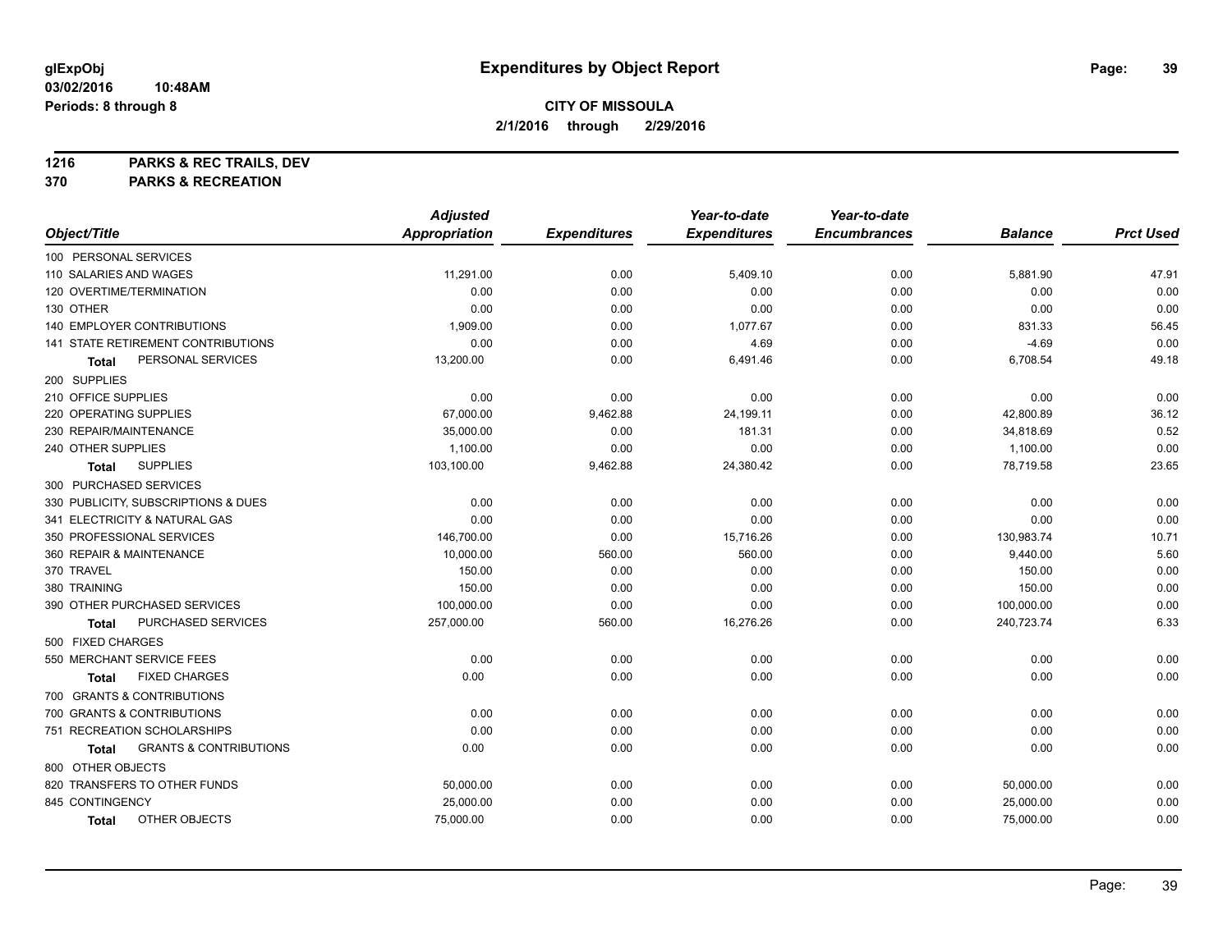# Expenditures by Object Report

glExpObj
03/02/2016 10:48AM
Periods: 8 through 8

**CITY OF MISSOULA**
**2/1/2016 through 2/29/2016**

**1216 PARKS & REC TRAILS, DEV**
**370 PARKS & RECREATION**

| Object/Title | Adjusted Appropriation | Expenditures | Year-to-date Expenditures | Year-to-date Encumbrances | Balance | Prct Used |
|---|---|---|---|---|---|---|
| 100 PERSONAL SERVICES | | | | | | |
| 110 SALARIES AND WAGES | 11,291.00 | 0.00 | 5,409.10 | 0.00 | 5,881.90 | 47.91 |
| 120 OVERTIME/TERMINATION | 0.00 | 0.00 | 0.00 | 0.00 | 0.00 | 0.00 |
| 130 OTHER | 0.00 | 0.00 | 0.00 | 0.00 | 0.00 | 0.00 |
| 140 EMPLOYER CONTRIBUTIONS | 1,909.00 | 0.00 | 1,077.67 | 0.00 | 831.33 | 56.45 |
| 141 STATE RETIREMENT CONTRIBUTIONS | 0.00 | 0.00 | 4.69 | 0.00 | -4.69 | 0.00 |
| **Total** PERSONAL SERVICES | 13,200.00 | 0.00 | 6,491.46 | 0.00 | 6,708.54 | 49.18 |
| 200 SUPPLIES | | | | | | |
| 210 OFFICE SUPPLIES | 0.00 | 0.00 | 0.00 | 0.00 | 0.00 | 0.00 |
| 220 OPERATING SUPPLIES | 67,000.00 | 9,462.88 | 24,199.11 | 0.00 | 42,800.89 | 36.12 |
| 230 REPAIR/MAINTENANCE | 35,000.00 | 0.00 | 181.31 | 0.00 | 34,818.69 | 0.52 |
| 240 OTHER SUPPLIES | 1,100.00 | 0.00 | 0.00 | 0.00 | 1,100.00 | 0.00 |
| **Total** SUPPLIES | 103,100.00 | 9,462.88 | 24,380.42 | 0.00 | 78,719.58 | 23.65 |
| 300 PURCHASED SERVICES | | | | | | |
| 330 PUBLICITY, SUBSCRIPTIONS & DUES | 0.00 | 0.00 | 0.00 | 0.00 | 0.00 | 0.00 |
| 341 ELECTRICITY & NATURAL GAS | 0.00 | 0.00 | 0.00 | 0.00 | 0.00 | 0.00 |
| 350 PROFESSIONAL SERVICES | 146,700.00 | 0.00 | 15,716.26 | 0.00 | 130,983.74 | 10.71 |
| 360 REPAIR & MAINTENANCE | 10,000.00 | 560.00 | 560.00 | 0.00 | 9,440.00 | 5.60 |
| 370 TRAVEL | 150.00 | 0.00 | 0.00 | 0.00 | 150.00 | 0.00 |
| 380 TRAINING | 150.00 | 0.00 | 0.00 | 0.00 | 150.00 | 0.00 |
| 390 OTHER PURCHASED SERVICES | 100,000.00 | 0.00 | 0.00 | 0.00 | 100,000.00 | 0.00 |
| **Total** PURCHASED SERVICES | 257,000.00 | 560.00 | 16,276.26 | 0.00 | 240,723.74 | 6.33 |
| 500 FIXED CHARGES | | | | | | |
| 550 MERCHANT SERVICE FEES | 0.00 | 0.00 | 0.00 | 0.00 | 0.00 | 0.00 |
| **Total** FIXED CHARGES | 0.00 | 0.00 | 0.00 | 0.00 | 0.00 | 0.00 |
| 700 GRANTS & CONTRIBUTIONS | | | | | | |
| 700 GRANTS & CONTRIBUTIONS | 0.00 | 0.00 | 0.00 | 0.00 | 0.00 | 0.00 |
| 751 RECREATION SCHOLARSHIPS | 0.00 | 0.00 | 0.00 | 0.00 | 0.00 | 0.00 |
| **Total** GRANTS & CONTRIBUTIONS | 0.00 | 0.00 | 0.00 | 0.00 | 0.00 | 0.00 |
| 800 OTHER OBJECTS | | | | | | |
| 820 TRANSFERS TO OTHER FUNDS | 50,000.00 | 0.00 | 0.00 | 0.00 | 50,000.00 | 0.00 |
| 845 CONTINGENCY | 25,000.00 | 0.00 | 0.00 | 0.00 | 25,000.00 | 0.00 |
| **Total** OTHER OBJECTS | 75,000.00 | 0.00 | 0.00 | 0.00 | 75,000.00 | 0.00 |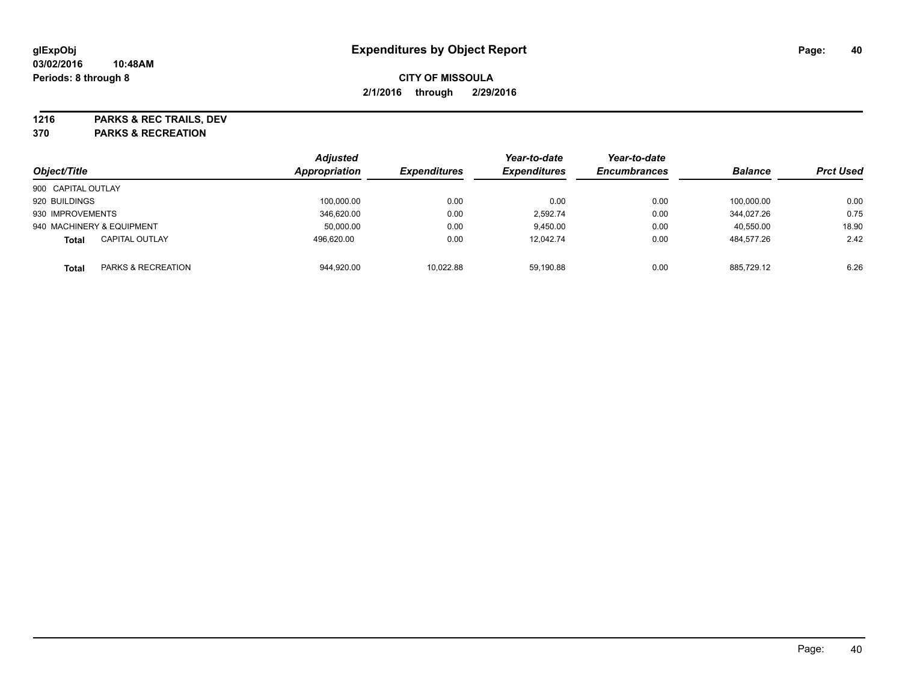**glExpObj** **Expenditures by Object Report**
**03/02/2016 10:48AM**
**Periods: 8 through 8**

**CITY OF MISSOULA**
**2/1/2016 through 2/29/2016**

**1216 PARKS & REC TRAILS, DEV**
**370 PARKS & RECREATION**

| Object/Title | | Adjusted Appropriation | Expenditures | Year-to-date Expenditures | Year-to-date Encumbrances | Balance | Prct Used |
|---|---|---|---|---|---|---|---|
| 900 CAPITAL OUTLAY | | | | | | | |
| 920 BUILDINGS | | 100,000.00 | 0.00 | 0.00 | 0.00 | 100,000.00 | 0.00 |
| 930 IMPROVEMENTS | | 346,620.00 | 0.00 | 2,592.74 | 0.00 | 344,027.26 | 0.75 |
| 940 MACHINERY & EQUIPMENT | | 50,000.00 | 0.00 | 9,450.00 | 0.00 | 40,550.00 | 18.90 |
| **Total** | CAPITAL OUTLAY | 496,620.00 | 0.00 | 12,042.74 | 0.00 | 484,577.26 | 2.42 |
| **Total** | PARKS & RECREATION | 944,920.00 | 10,022.88 | 59,190.88 | 0.00 | 885,729.12 | 6.26 |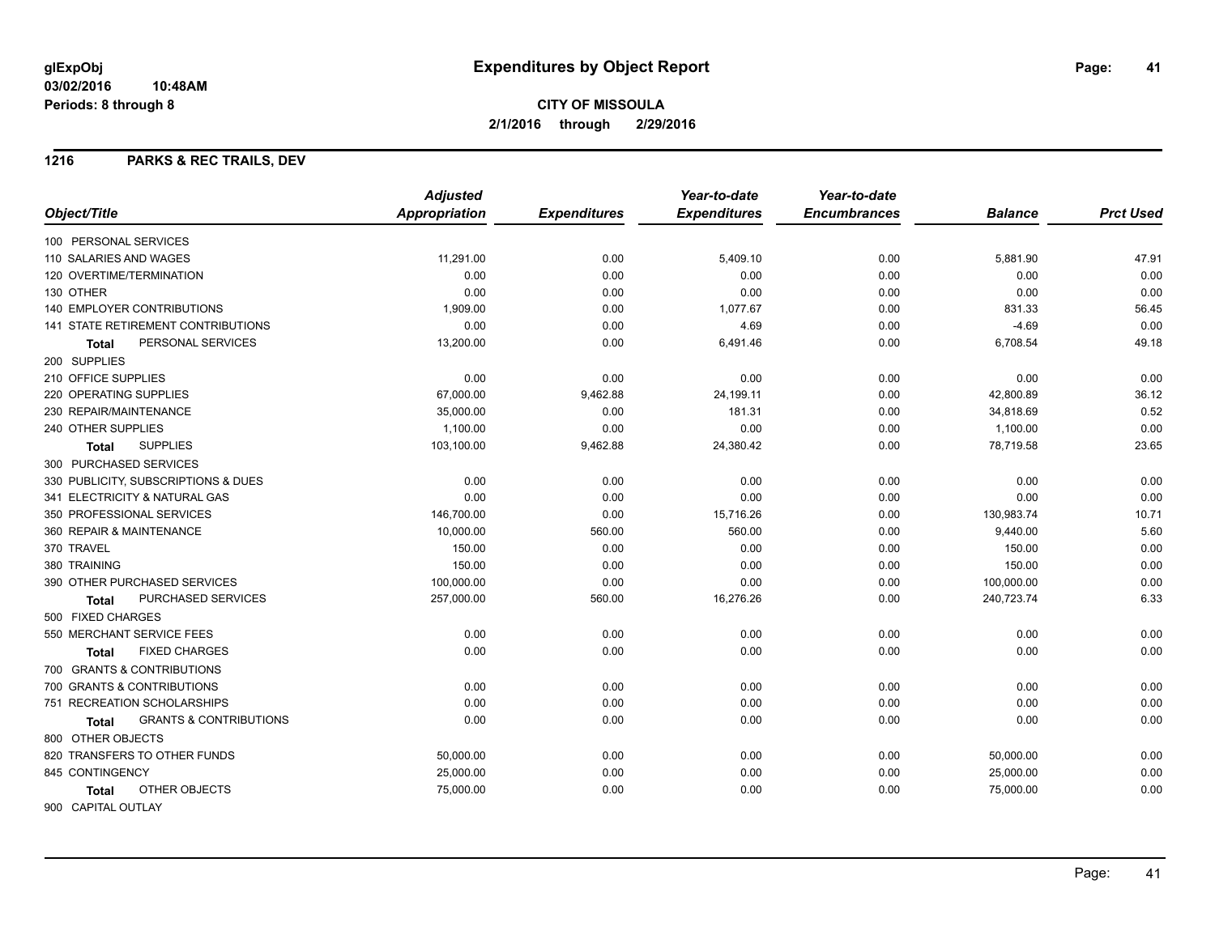# Expenditures by Object Report

glExpObj
03/02/2016 10:48AM
Periods: 8 through 8

**CITY OF MISSOULA**
**2/1/2016 through 2/29/2016**

## 1216 PARKS & REC TRAILS, DEV

| Object/Title | Adjusted Appropriation | Expenditures | Year-to-date Expenditures | Year-to-date Encumbrances | Balance | Prct Used |
|---|---|---|---|---|---|---|
| 100 PERSONAL SERVICES | | | | | | |
| 110 SALARIES AND WAGES | 11,291.00 | 0.00 | 5,409.10 | 0.00 | 5,881.90 | 47.91 |
| 120 OVERTIME/TERMINATION | 0.00 | 0.00 | 0.00 | 0.00 | 0.00 | 0.00 |
| 130 OTHER | 0.00 | 0.00 | 0.00 | 0.00 | 0.00 | 0.00 |
| 140 EMPLOYER CONTRIBUTIONS | 1,909.00 | 0.00 | 1,077.67 | 0.00 | 831.33 | 56.45 |
| 141 STATE RETIREMENT CONTRIBUTIONS | 0.00 | 0.00 | 4.69 | 0.00 | -4.69 | 0.00 |
| **Total** PERSONAL SERVICES | 13,200.00 | 0.00 | 6,491.46 | 0.00 | 6,708.54 | 49.18 |
| 200 SUPPLIES | | | | | | |
| 210 OFFICE SUPPLIES | 0.00 | 0.00 | 0.00 | 0.00 | 0.00 | 0.00 |
| 220 OPERATING SUPPLIES | 67,000.00 | 9,462.88 | 24,199.11 | 0.00 | 42,800.89 | 36.12 |
| 230 REPAIR/MAINTENANCE | 35,000.00 | 0.00 | 181.31 | 0.00 | 34,818.69 | 0.52 |
| 240 OTHER SUPPLIES | 1,100.00 | 0.00 | 0.00 | 0.00 | 1,100.00 | 0.00 |
| **Total** SUPPLIES | 103,100.00 | 9,462.88 | 24,380.42 | 0.00 | 78,719.58 | 23.65 |
| 300 PURCHASED SERVICES | | | | | | |
| 330 PUBLICITY, SUBSCRIPTIONS & DUES | 0.00 | 0.00 | 0.00 | 0.00 | 0.00 | 0.00 |
| 341 ELECTRICITY & NATURAL GAS | 0.00 | 0.00 | 0.00 | 0.00 | 0.00 | 0.00 |
| 350 PROFESSIONAL SERVICES | 146,700.00 | 0.00 | 15,716.26 | 0.00 | 130,983.74 | 10.71 |
| 360 REPAIR & MAINTENANCE | 10,000.00 | 560.00 | 560.00 | 0.00 | 9,440.00 | 5.60 |
| 370 TRAVEL | 150.00 | 0.00 | 0.00 | 0.00 | 150.00 | 0.00 |
| 380 TRAINING | 150.00 | 0.00 | 0.00 | 0.00 | 150.00 | 0.00 |
| 390 OTHER PURCHASED SERVICES | 100,000.00 | 0.00 | 0.00 | 0.00 | 100,000.00 | 0.00 |
| **Total** PURCHASED SERVICES | 257,000.00 | 560.00 | 16,276.26 | 0.00 | 240,723.74 | 6.33 |
| 500 FIXED CHARGES | | | | | | |
| 550 MERCHANT SERVICE FEES | 0.00 | 0.00 | 0.00 | 0.00 | 0.00 | 0.00 |
| **Total** FIXED CHARGES | 0.00 | 0.00 | 0.00 | 0.00 | 0.00 | 0.00 |
| 700 GRANTS & CONTRIBUTIONS | | | | | | |
| 700 GRANTS & CONTRIBUTIONS | 0.00 | 0.00 | 0.00 | 0.00 | 0.00 | 0.00 |
| 751 RECREATION SCHOLARSHIPS | 0.00 | 0.00 | 0.00 | 0.00 | 0.00 | 0.00 |
| **Total** GRANTS & CONTRIBUTIONS | 0.00 | 0.00 | 0.00 | 0.00 | 0.00 | 0.00 |
| 800 OTHER OBJECTS | | | | | | |
| 820 TRANSFERS TO OTHER FUNDS | 50,000.00 | 0.00 | 0.00 | 0.00 | 50,000.00 | 0.00 |
| 845 CONTINGENCY | 25,000.00 | 0.00 | 0.00 | 0.00 | 25,000.00 | 0.00 |
| **Total** OTHER OBJECTS | 75,000.00 | 0.00 | 0.00 | 0.00 | 75,000.00 | 0.00 |
| 900 CAPITAL OUTLAY | | | | | | |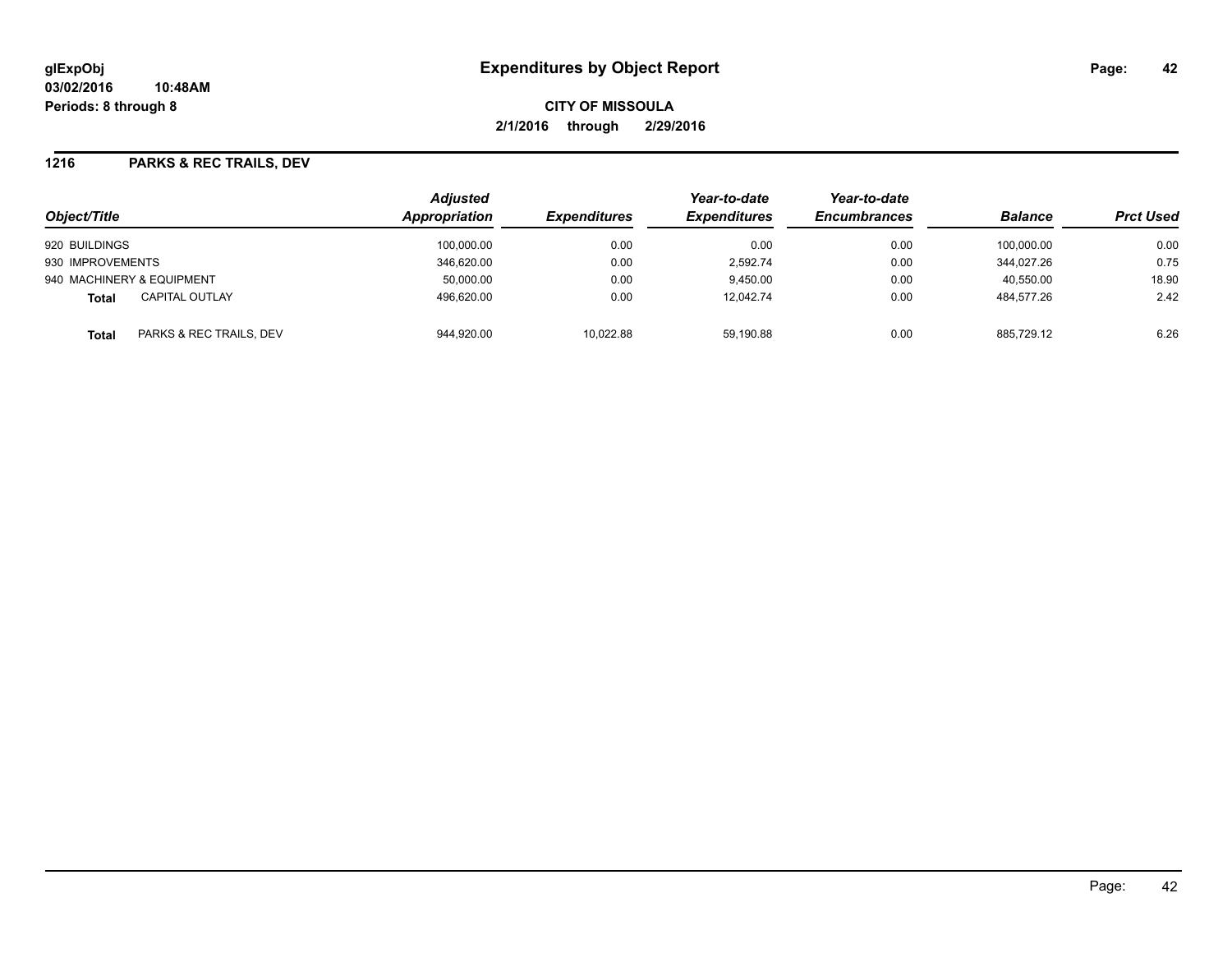# Expenditures by Object Report

glExpObj
03/02/2016 10:48AM
Periods: 8 through 8

**CITY OF MISSOULA**
**2/1/2016 through 2/29/2016**

## 1216 PARKS & REC TRAILS, DEV

| Object/Title | | Adjusted Appropriation | Expenditures | Year-to-date Expenditures | Year-to-date Encumbrances | Balance | Prct Used |
|---|---|---|---|---|---|---|---|
| 920 BUILDINGS | | 100,000.00 | 0.00 | 0.00 | 0.00 | 100,000.00 | 0.00 |
| 930 IMPROVEMENTS | | 346,620.00 | 0.00 | 2,592.74 | 0.00 | 344,027.26 | 0.75 |
| 940 MACHINERY & EQUIPMENT | | 50,000.00 | 0.00 | 9,450.00 | 0.00 | 40,550.00 | 18.90 |
| **Total** | CAPITAL OUTLAY | 496,620.00 | 0.00 | 12,042.74 | 0.00 | 484,577.26 | 2.42 |
| **Total** | PARKS & REC TRAILS, DEV | 944,920.00 | 10,022.88 | 59,190.88 | 0.00 | 885,729.12 | 6.26 |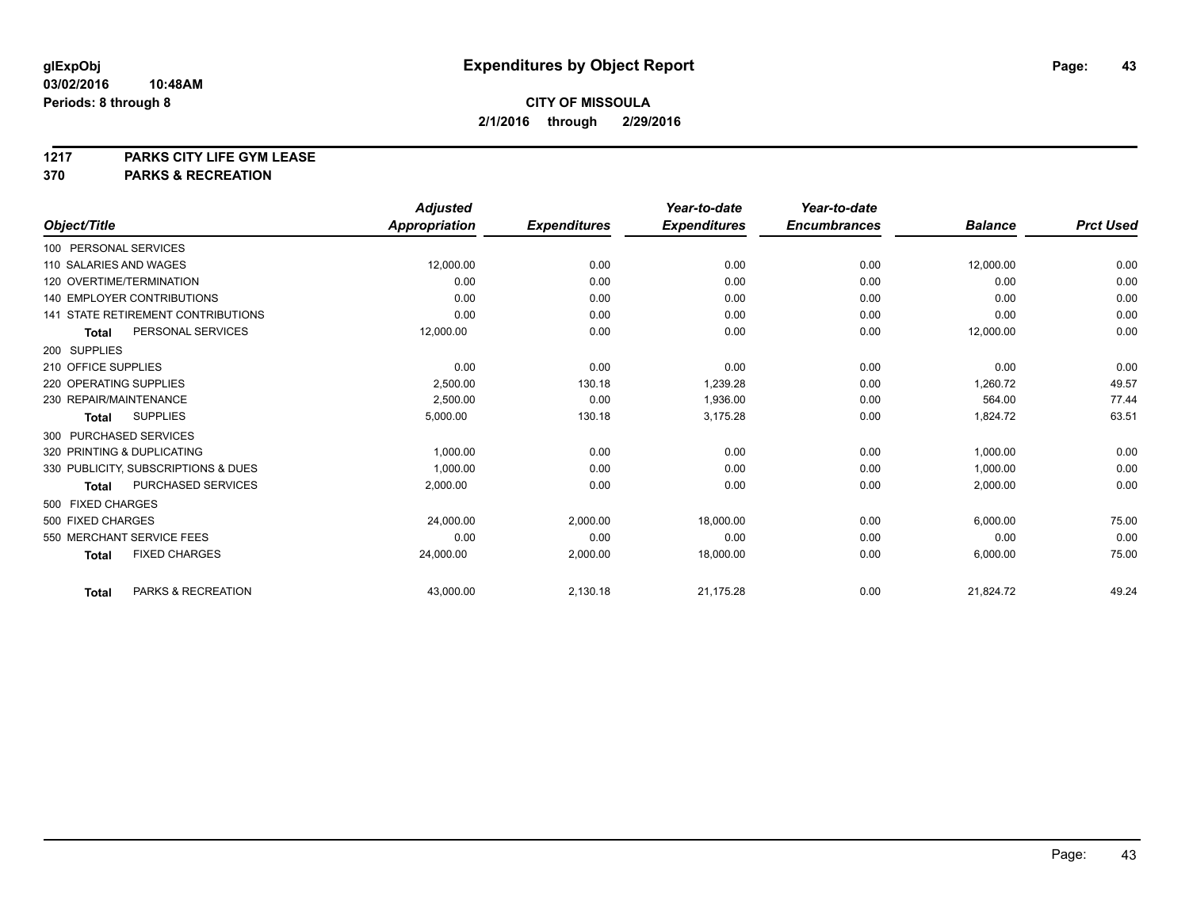**glExpObj**
**03/02/2016 10:48AM**
**Periods: 8 through 8**

# Expenditures by Object Report

**CITY OF MISSOULA**
**2/1/2016 through 2/29/2016**

**1217 PARKS CITY LIFE GYM LEASE**
**370 PARKS & RECREATION**

| Object/Title | Adjusted Appropriation | Expenditures | Year-to-date Expenditures | Year-to-date Encumbrances | Balance | Prct Used |
|---|---|---|---|---|---|---|
| 100 PERSONAL SERVICES | | | | | | |
| 110 SALARIES AND WAGES | 12,000.00 | 0.00 | 0.00 | 0.00 | 12,000.00 | 0.00 |
| 120 OVERTIME/TERMINATION | 0.00 | 0.00 | 0.00 | 0.00 | 0.00 | 0.00 |
| 140 EMPLOYER CONTRIBUTIONS | 0.00 | 0.00 | 0.00 | 0.00 | 0.00 | 0.00 |
| 141 STATE RETIREMENT CONTRIBUTIONS | 0.00 | 0.00 | 0.00 | 0.00 | 0.00 | 0.00 |
| **Total** PERSONAL SERVICES | 12,000.00 | 0.00 | 0.00 | 0.00 | 12,000.00 | 0.00 |
| 200 SUPPLIES | | | | | | |
| 210 OFFICE SUPPLIES | 0.00 | 0.00 | 0.00 | 0.00 | 0.00 | 0.00 |
| 220 OPERATING SUPPLIES | 2,500.00 | 130.18 | 1,239.28 | 0.00 | 1,260.72 | 49.57 |
| 230 REPAIR/MAINTENANCE | 2,500.00 | 0.00 | 1,936.00 | 0.00 | 564.00 | 77.44 |
| **Total** SUPPLIES | 5,000.00 | 130.18 | 3,175.28 | 0.00 | 1,824.72 | 63.51 |
| 300 PURCHASED SERVICES | | | | | | |
| 320 PRINTING & DUPLICATING | 1,000.00 | 0.00 | 0.00 | 0.00 | 1,000.00 | 0.00 |
| 330 PUBLICITY, SUBSCRIPTIONS & DUES | 1,000.00 | 0.00 | 0.00 | 0.00 | 1,000.00 | 0.00 |
| **Total** PURCHASED SERVICES | 2,000.00 | 0.00 | 0.00 | 0.00 | 2,000.00 | 0.00 |
| 500 FIXED CHARGES | | | | | | |
| 500 FIXED CHARGES | 24,000.00 | 2,000.00 | 18,000.00 | 0.00 | 6,000.00 | 75.00 |
| 550 MERCHANT SERVICE FEES | 0.00 | 0.00 | 0.00 | 0.00 | 0.00 | 0.00 |
| **Total** FIXED CHARGES | 24,000.00 | 2,000.00 | 18,000.00 | 0.00 | 6,000.00 | 75.00 |
| **Total** PARKS & RECREATION | 43,000.00 | 2,130.18 | 21,175.28 | 0.00 | 21,824.72 | 49.24 |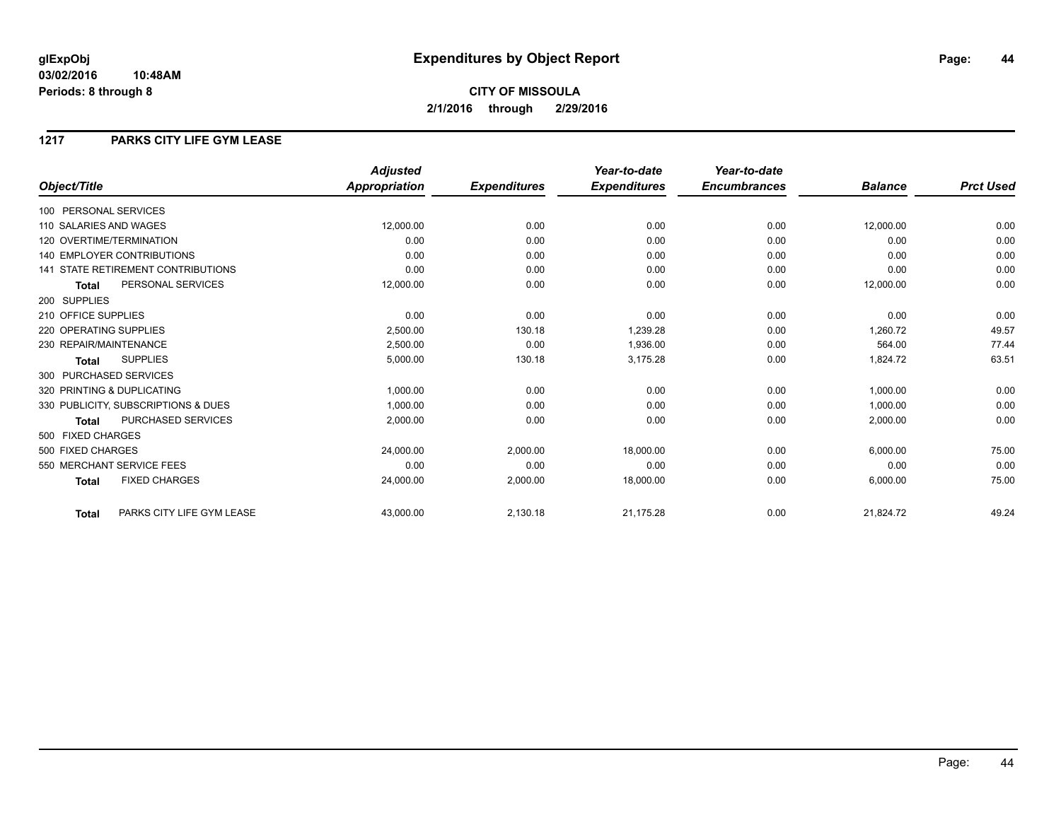**glExpObj**
**03/02/2016 10:48AM**
**Periods: 8 through 8**

# Expenditures by Object Report

**CITY OF MISSOULA**
**2/1/2016 through 2/29/2016**

## 1217 PARKS CITY LIFE GYM LEASE

| Object/Title | Adjusted Appropriation | Expenditures | Year-to-date Expenditures | Year-to-date Encumbrances | Balance | Prct Used |
|---|---|---|---|---|---|---|
| 100 PERSONAL SERVICES | | | | | | |
| 110 SALARIES AND WAGES | 12,000.00 | 0.00 | 0.00 | 0.00 | 12,000.00 | 0.00 |
| 120 OVERTIME/TERMINATION | 0.00 | 0.00 | 0.00 | 0.00 | 0.00 | 0.00 |
| 140 EMPLOYER CONTRIBUTIONS | 0.00 | 0.00 | 0.00 | 0.00 | 0.00 | 0.00 |
| 141 STATE RETIREMENT CONTRIBUTIONS | 0.00 | 0.00 | 0.00 | 0.00 | 0.00 | 0.00 |
| **Total** PERSONAL SERVICES | 12,000.00 | 0.00 | 0.00 | 0.00 | 12,000.00 | 0.00 |
| 200 SUPPLIES | | | | | | |
| 210 OFFICE SUPPLIES | 0.00 | 0.00 | 0.00 | 0.00 | 0.00 | 0.00 |
| 220 OPERATING SUPPLIES | 2,500.00 | 130.18 | 1,239.28 | 0.00 | 1,260.72 | 49.57 |
| 230 REPAIR/MAINTENANCE | 2,500.00 | 0.00 | 1,936.00 | 0.00 | 564.00 | 77.44 |
| **Total** SUPPLIES | 5,000.00 | 130.18 | 3,175.28 | 0.00 | 1,824.72 | 63.51 |
| 300 PURCHASED SERVICES | | | | | | |
| 320 PRINTING & DUPLICATING | 1,000.00 | 0.00 | 0.00 | 0.00 | 1,000.00 | 0.00 |
| 330 PUBLICITY, SUBSCRIPTIONS & DUES | 1,000.00 | 0.00 | 0.00 | 0.00 | 1,000.00 | 0.00 |
| **Total** PURCHASED SERVICES | 2,000.00 | 0.00 | 0.00 | 0.00 | 2,000.00 | 0.00 |
| 500 FIXED CHARGES | | | | | | |
| 500 FIXED CHARGES | 24,000.00 | 2,000.00 | 18,000.00 | 0.00 | 6,000.00 | 75.00 |
| 550 MERCHANT SERVICE FEES | 0.00 | 0.00 | 0.00 | 0.00 | 0.00 | 0.00 |
| **Total** FIXED CHARGES | 24,000.00 | 2,000.00 | 18,000.00 | 0.00 | 6,000.00 | 75.00 |
| **Total** PARKS CITY LIFE GYM LEASE | 43,000.00 | 2,130.18 | 21,175.28 | 0.00 | 21,824.72 | 49.24 |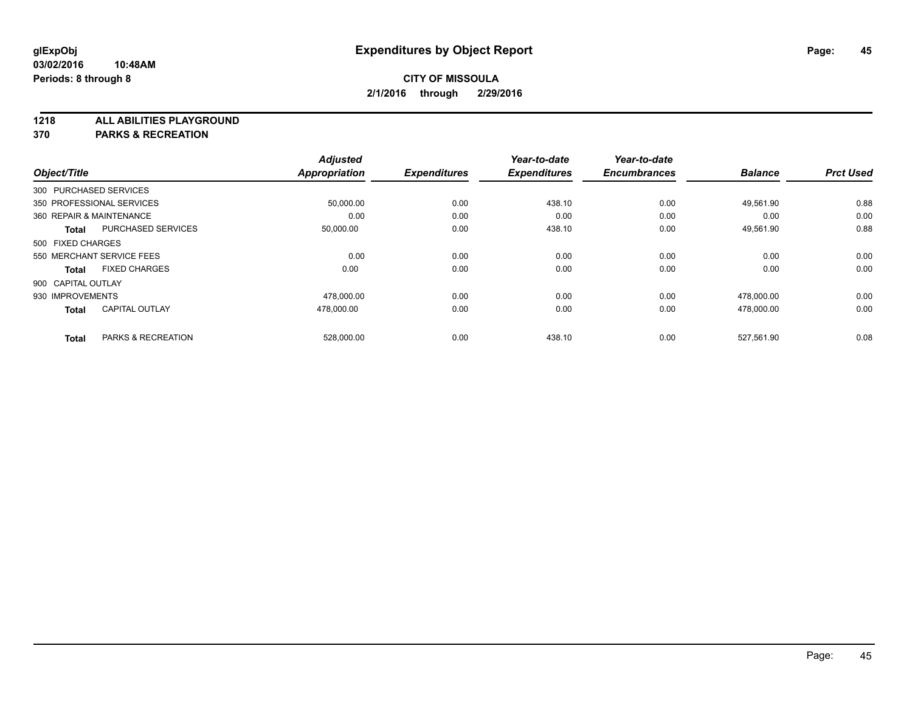**glExpObj**
**03/02/2016 10:48AM**
**Periods: 8 through 8**

# Expenditures by Object Report

**CITY OF MISSOULA**
**2/1/2016 through 2/29/2016**

**1218 ALL ABILITIES PLAYGROUND**
**370 PARKS & RECREATION**

| Object/Title | | Adjusted Appropriation | Expenditures | Year-to-date Expenditures | Year-to-date Encumbrances | Balance | Prct Used |
|---|---|---|---|---|---|---|---|
| 300 PURCHASED SERVICES | | | | | | | |
| 350 PROFESSIONAL SERVICES | | 50,000.00 | 0.00 | 438.10 | 0.00 | 49,561.90 | 0.88 |
| 360 REPAIR & MAINTENANCE | | 0.00 | 0.00 | 0.00 | 0.00 | 0.00 | 0.00 |
| **Total** | PURCHASED SERVICES | 50,000.00 | 0.00 | 438.10 | 0.00 | 49,561.90 | 0.88 |
| 500 FIXED CHARGES | | | | | | | |
| 550 MERCHANT SERVICE FEES | | 0.00 | 0.00 | 0.00 | 0.00 | 0.00 | 0.00 |
| **Total** | FIXED CHARGES | 0.00 | 0.00 | 0.00 | 0.00 | 0.00 | 0.00 |
| 900 CAPITAL OUTLAY | | | | | | | |
| 930 IMPROVEMENTS | | 478,000.00 | 0.00 | 0.00 | 0.00 | 478,000.00 | 0.00 |
| **Total** | CAPITAL OUTLAY | 478,000.00 | 0.00 | 0.00 | 0.00 | 478,000.00 | 0.00 |
| **Total** | PARKS & RECREATION | 528,000.00 | 0.00 | 438.10 | 0.00 | 527,561.90 | 0.08 |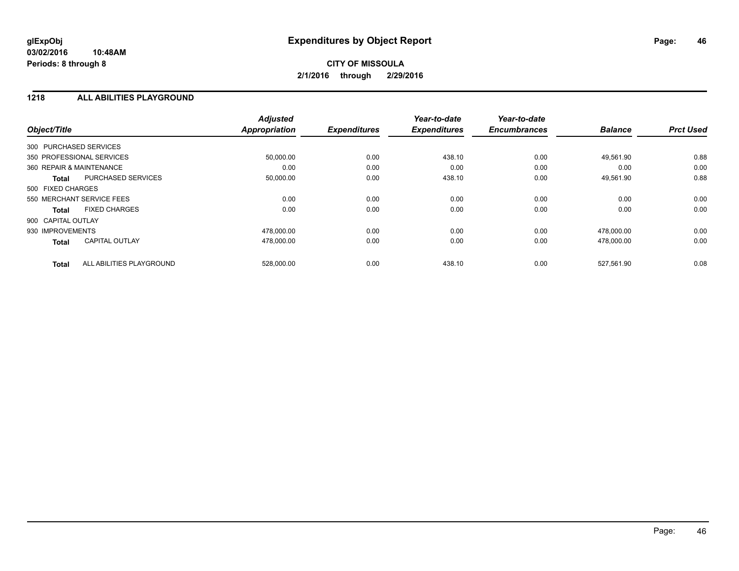**glExpObj** **03/02/2016 10:48AM** **Periods: 8 through 8**

# Expenditures by Object Report

**CITY OF MISSOULA**
**2/1/2016 through 2/29/2016**

## 1218 ALL ABILITIES PLAYGROUND

| Object/Title | | Adjusted Appropriation | Expenditures | Year-to-date Expenditures | Year-to-date Encumbrances | Balance | Prct Used |
|---|---|---|---|---|---|---|---|
| 300 PURCHASED SERVICES | | | | | | | |
| 350 PROFESSIONAL SERVICES | | 50,000.00 | 0.00 | 438.10 | 0.00 | 49,561.90 | 0.88 |
| 360 REPAIR & MAINTENANCE | | 0.00 | 0.00 | 0.00 | 0.00 | 0.00 | 0.00 |
| **Total** | PURCHASED SERVICES | 50,000.00 | 0.00 | 438.10 | 0.00 | 49,561.90 | 0.88 |
| 500 FIXED CHARGES | | | | | | | |
| 550 MERCHANT SERVICE FEES | | 0.00 | 0.00 | 0.00 | 0.00 | 0.00 | 0.00 |
| **Total** | FIXED CHARGES | 0.00 | 0.00 | 0.00 | 0.00 | 0.00 | 0.00 |
| 900 CAPITAL OUTLAY | | | | | | | |
| 930 IMPROVEMENTS | | 478,000.00 | 0.00 | 0.00 | 0.00 | 478,000.00 | 0.00 |
| **Total** | CAPITAL OUTLAY | 478,000.00 | 0.00 | 0.00 | 0.00 | 478,000.00 | 0.00 |
| **Total** | ALL ABILITIES PLAYGROUND | 528,000.00 | 0.00 | 438.10 | 0.00 | 527,561.90 | 0.08 |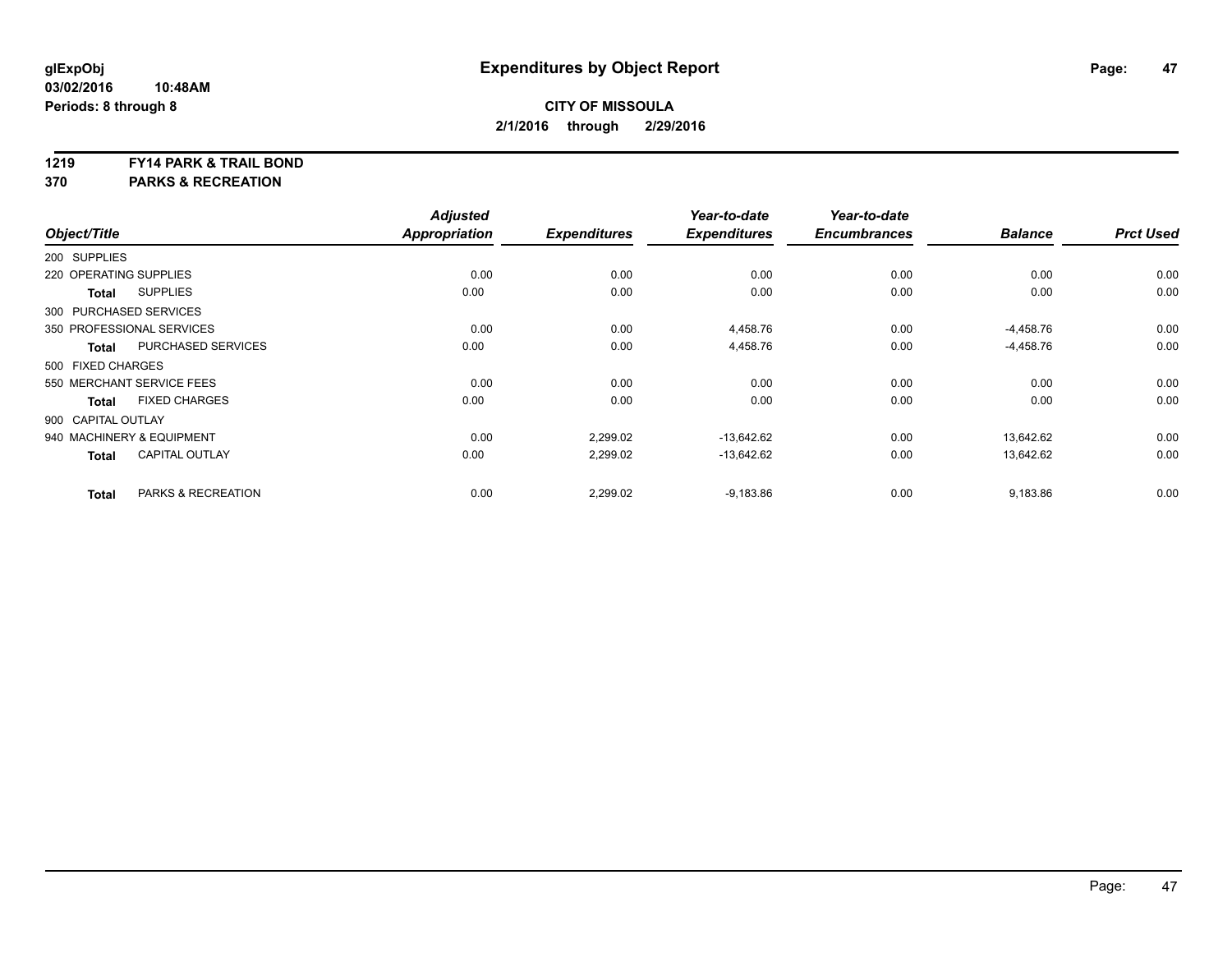**glExpObj**
**03/02/2016 10:48AM**
**Periods: 8 through 8**

# Expenditures by Object Report

**CITY OF MISSOULA**
**2/1/2016 through 2/29/2016**

**1219 FY14 PARK & TRAIL BOND**
**370 PARKS & RECREATION**

| Object/Title | Adjusted Appropriation | Expenditures | Year-to-date Expenditures | Year-to-date Encumbrances | Balance | Prct Used |
|---|---|---|---|---|---|---|
| 200 SUPPLIES | | | | | | |
| 220 OPERATING SUPPLIES | 0.00 | 0.00 | 0.00 | 0.00 | 0.00 | 0.00 |
| **Total** SUPPLIES | 0.00 | 0.00 | 0.00 | 0.00 | 0.00 | 0.00 |
| 300 PURCHASED SERVICES | | | | | | |
| 350 PROFESSIONAL SERVICES | 0.00 | 0.00 | 4,458.76 | 0.00 | -4,458.76 | 0.00 |
| **Total** PURCHASED SERVICES | 0.00 | 0.00 | 4,458.76 | 0.00 | -4,458.76 | 0.00 |
| 500 FIXED CHARGES | | | | | | |
| 550 MERCHANT SERVICE FEES | 0.00 | 0.00 | 0.00 | 0.00 | 0.00 | 0.00 |
| **Total** FIXED CHARGES | 0.00 | 0.00 | 0.00 | 0.00 | 0.00 | 0.00 |
| 900 CAPITAL OUTLAY | | | | | | |
| 940 MACHINERY & EQUIPMENT | 0.00 | 2,299.02 | -13,642.62 | 0.00 | 13,642.62 | 0.00 |
| **Total** CAPITAL OUTLAY | 0.00 | 2,299.02 | -13,642.62 | 0.00 | 13,642.62 | 0.00 |
| **Total** PARKS & RECREATION | 0.00 | 2,299.02 | -9,183.86 | 0.00 | 9,183.86 | 0.00 |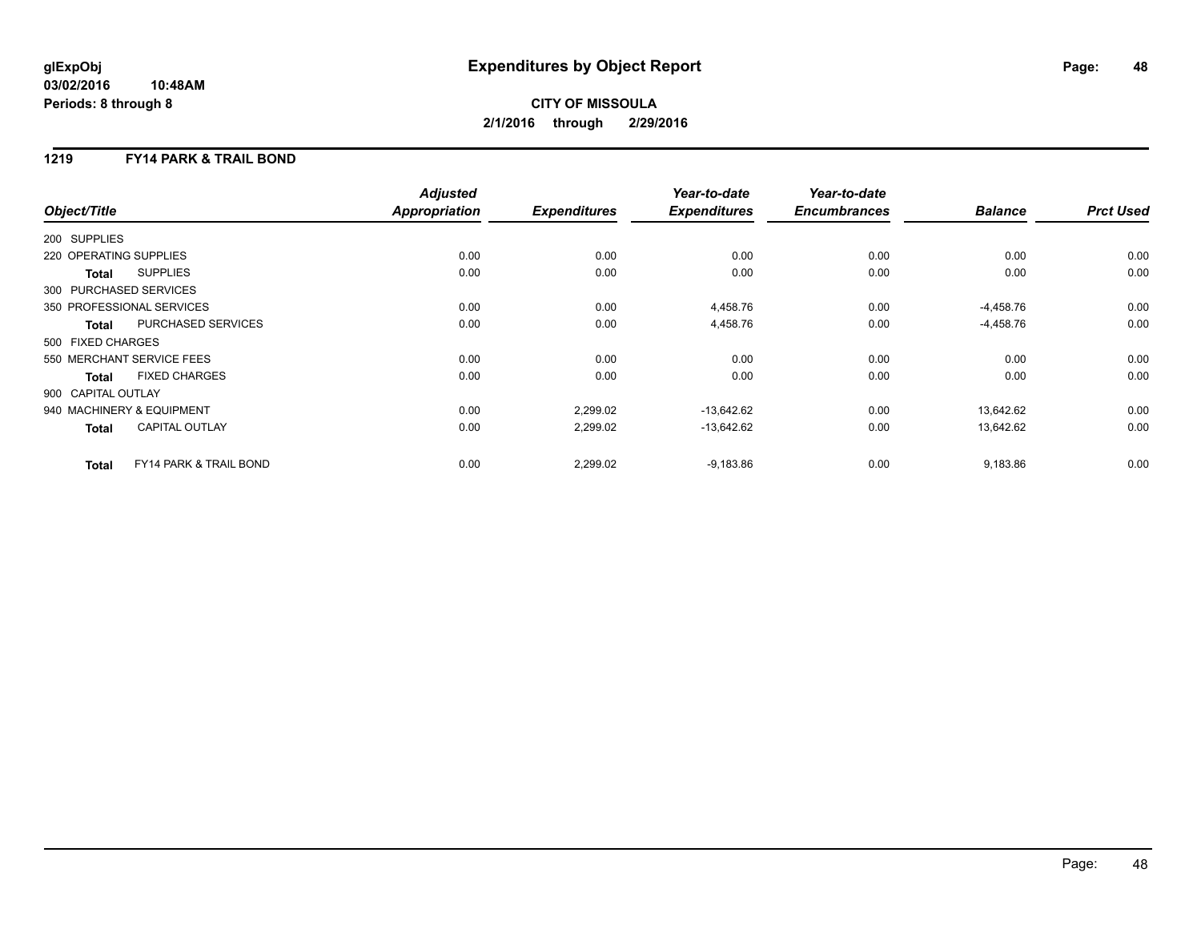**glExpObj**
**03/02/2016 10:48AM**
**Periods: 8 through 8**

# Expenditures by Object Report

**CITY OF MISSOULA**
**2/1/2016 through 2/29/2016**

## 1219 FY14 PARK & TRAIL BOND

| Object/Title | Adjusted Appropriation | Expenditures | Year-to-date Expenditures | Year-to-date Encumbrances | Balance | Prct Used |
|---|---|---|---|---|---|---|
| 200 SUPPLIES | | | | | | |
| 220 OPERATING SUPPLIES | 0.00 | 0.00 | 0.00 | 0.00 | 0.00 | 0.00 |
| **Total** SUPPLIES | 0.00 | 0.00 | 0.00 | 0.00 | 0.00 | 0.00 |
| 300 PURCHASED SERVICES | | | | | | |
| 350 PROFESSIONAL SERVICES | 0.00 | 0.00 | 4,458.76 | 0.00 | -4,458.76 | 0.00 |
| **Total** PURCHASED SERVICES | 0.00 | 0.00 | 4,458.76 | 0.00 | -4,458.76 | 0.00 |
| 500 FIXED CHARGES | | | | | | |
| 550 MERCHANT SERVICE FEES | 0.00 | 0.00 | 0.00 | 0.00 | 0.00 | 0.00 |
| **Total** FIXED CHARGES | 0.00 | 0.00 | 0.00 | 0.00 | 0.00 | 0.00 |
| 900 CAPITAL OUTLAY | | | | | | |
| 940 MACHINERY & EQUIPMENT | 0.00 | 2,299.02 | -13,642.62 | 0.00 | 13,642.62 | 0.00 |
| **Total** CAPITAL OUTLAY | 0.00 | 2,299.02 | -13,642.62 | 0.00 | 13,642.62 | 0.00 |
| **Total** FY14 PARK & TRAIL BOND | 0.00 | 2,299.02 | -9,183.86 | 0.00 | 9,183.86 | 0.00 |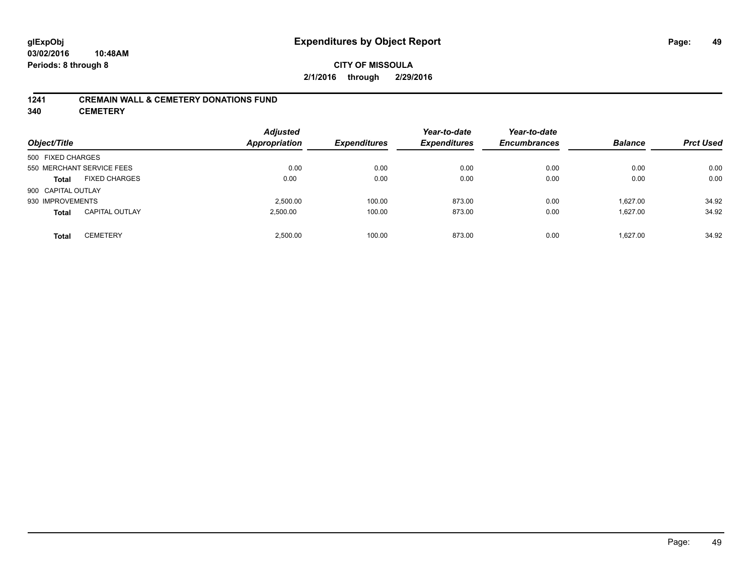**CITY OF MISSOULA**

**2/1/2016 through 2/29/2016**

## 1241 CREMAIN WALL & CEMETERY DONATIONS FUND
## 340 CEMETERY

| Object/Title | | Adjusted Appropriation | Expenditures | Year-to-date Expenditures | Year-to-date Encumbrances | Balance | Prct Used |
|---|---|---|---|---|---|---|---|
| 500 FIXED CHARGES | | | | | | | |
| 550 MERCHANT SERVICE FEES | | 0.00 | 0.00 | 0.00 | 0.00 | 0.00 | 0.00 |
| **Total** | FIXED CHARGES | 0.00 | 0.00 | 0.00 | 0.00 | 0.00 | 0.00 |
| 900 CAPITAL OUTLAY | | | | | | | |
| 930 IMPROVEMENTS | | 2,500.00 | 100.00 | 873.00 | 0.00 | 1,627.00 | 34.92 |
| **Total** | CAPITAL OUTLAY | 2,500.00 | 100.00 | 873.00 | 0.00 | 1,627.00 | 34.92 |
| **Total** | CEMETERY | 2,500.00 | 100.00 | 873.00 | 0.00 | 1,627.00 | 34.92 |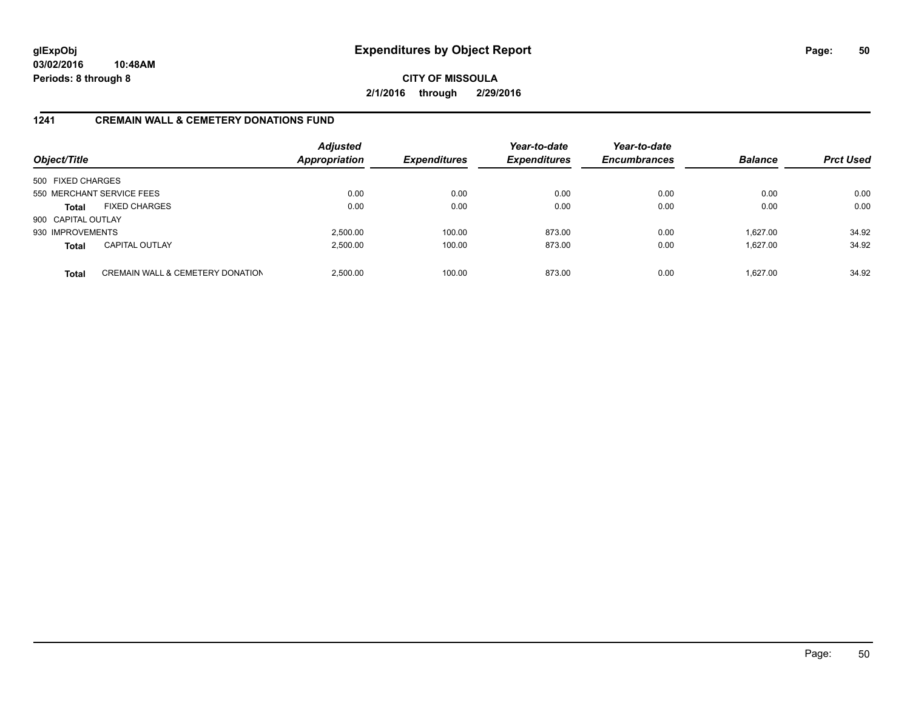glExpObj
03/02/2016 10:48AM
Periods: 8 through 8

# Expenditures by Object Report

**CITY OF MISSOULA**
**2/1/2016 through 2/29/2016**

## 1241 CREMAIN WALL & CEMETERY DONATIONS FUND

| Object/Title | | Adjusted Appropriation | Expenditures | Year-to-date Expenditures | Year-to-date Encumbrances | Balance | Prct Used |
|---|---|---|---|---|---|---|---|
| 500 FIXED CHARGES | | | | | | | |
| 550 MERCHANT SERVICE FEES | | 0.00 | 0.00 | 0.00 | 0.00 | 0.00 | 0.00 |
| **Total** | FIXED CHARGES | 0.00 | 0.00 | 0.00 | 0.00 | 0.00 | 0.00 |
| 900 CAPITAL OUTLAY | | | | | | | |
| 930 IMPROVEMENTS | | 2,500.00 | 100.00 | 873.00 | 0.00 | 1,627.00 | 34.92 |
| **Total** | CAPITAL OUTLAY | 2,500.00 | 100.00 | 873.00 | 0.00 | 1,627.00 | 34.92 |
| **Total** | CREMAIN WALL & CEMETERY DONATION | 2,500.00 | 100.00 | 873.00 | 0.00 | 1,627.00 | 34.92 |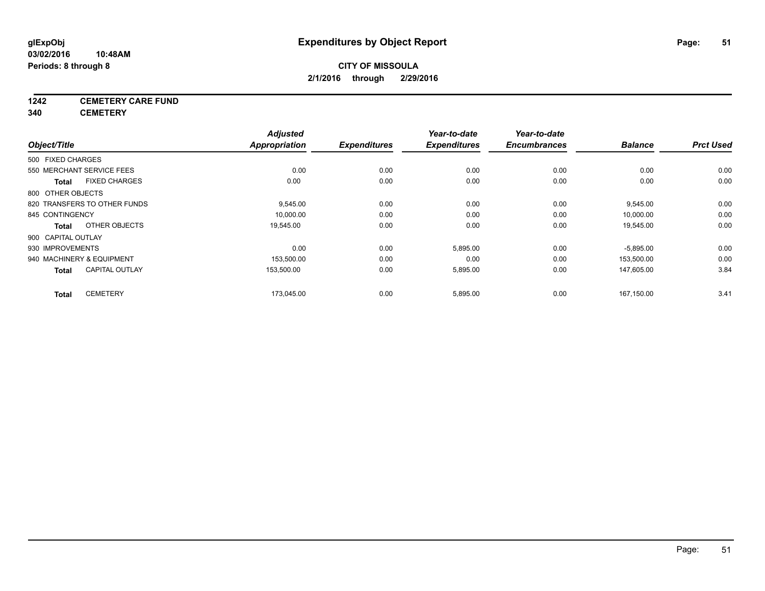**glExpObj** **Expenditures by Object Report**

**03/02/2016 10:48AM**

**Periods: 8 through 8**

**CITY OF MISSOULA**

**2/1/2016 through 2/29/2016**

**1242 CEMETERY CARE FUND**

**340 CEMETERY**

| Object/Title | Adjusted Appropriation | Expenditures | Year-to-date Expenditures | Year-to-date Encumbrances | Balance | Prct Used |
|---|---|---|---|---|---|---|
| 500 FIXED CHARGES | | | | | | |
| 550 MERCHANT SERVICE FEES | 0.00 | 0.00 | 0.00 | 0.00 | 0.00 | 0.00 |
| **Total** FIXED CHARGES | 0.00 | 0.00 | 0.00 | 0.00 | 0.00 | 0.00 |
| 800 OTHER OBJECTS | | | | | | |
| 820 TRANSFERS TO OTHER FUNDS | 9,545.00 | 0.00 | 0.00 | 0.00 | 9,545.00 | 0.00 |
| 845 CONTINGENCY | 10,000.00 | 0.00 | 0.00 | 0.00 | 10,000.00 | 0.00 |
| **Total** OTHER OBJECTS | 19,545.00 | 0.00 | 0.00 | 0.00 | 19,545.00 | 0.00 |
| 900 CAPITAL OUTLAY | | | | | | |
| 930 IMPROVEMENTS | 0.00 | 0.00 | 5,895.00 | 0.00 | -5,895.00 | 0.00 |
| 940 MACHINERY & EQUIPMENT | 153,500.00 | 0.00 | 0.00 | 0.00 | 153,500.00 | 0.00 |
| **Total** CAPITAL OUTLAY | 153,500.00 | 0.00 | 5,895.00 | 0.00 | 147,605.00 | 3.84 |
| **Total** CEMETERY | 173,045.00 | 0.00 | 5,895.00 | 0.00 | 167,150.00 | 3.41 |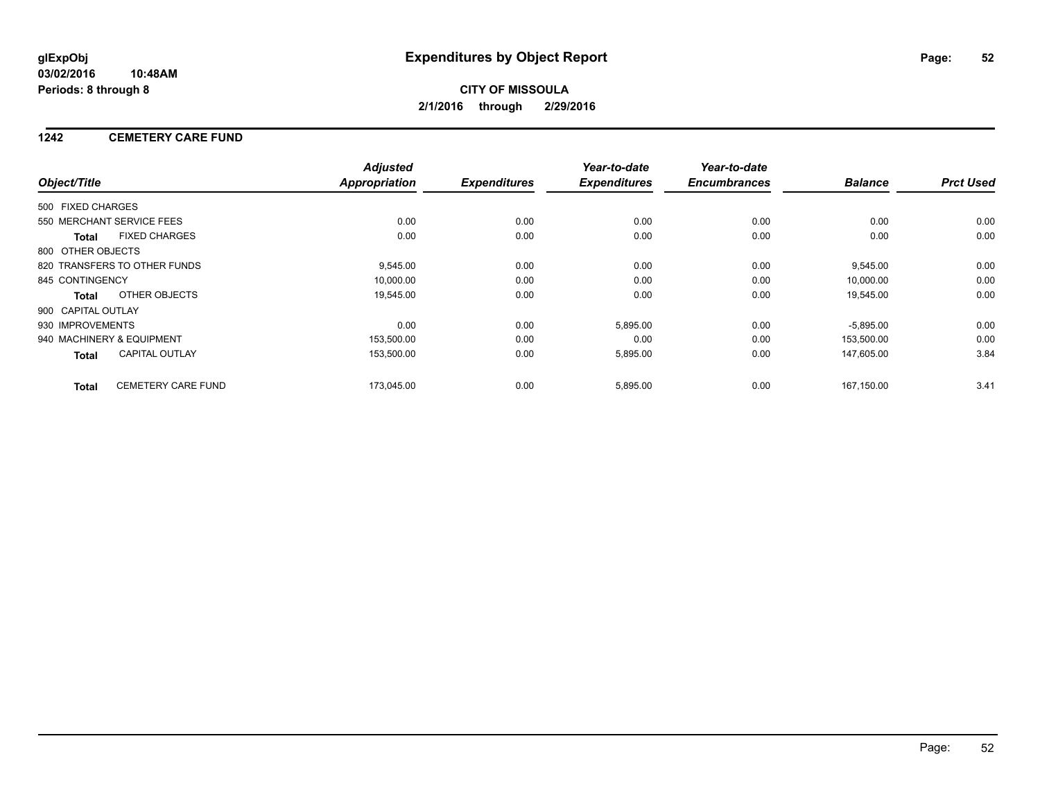**glExpObj**
**03/02/2016 10:48AM**
**Periods: 8 through 8**

# Expenditures by Object Report

**CITY OF MISSOULA**
**2/1/2016 through 2/29/2016**

## 1242 CEMETERY CARE FUND

| Object/Title | Adjusted Appropriation | Expenditures | Year-to-date Expenditures | Year-to-date Encumbrances | Balance | Prct Used |
|---|---|---|---|---|---|---|
| 500 FIXED CHARGES | | | | | | |
| 550 MERCHANT SERVICE FEES | 0.00 | 0.00 | 0.00 | 0.00 | 0.00 | 0.00 |
| **Total** FIXED CHARGES | 0.00 | 0.00 | 0.00 | 0.00 | 0.00 | 0.00 |
| 800 OTHER OBJECTS | | | | | | |
| 820 TRANSFERS TO OTHER FUNDS | 9,545.00 | 0.00 | 0.00 | 0.00 | 9,545.00 | 0.00 |
| 845 CONTINGENCY | 10,000.00 | 0.00 | 0.00 | 0.00 | 10,000.00 | 0.00 |
| **Total** OTHER OBJECTS | 19,545.00 | 0.00 | 0.00 | 0.00 | 19,545.00 | 0.00 |
| 900 CAPITAL OUTLAY | | | | | | |
| 930 IMPROVEMENTS | 0.00 | 0.00 | 5,895.00 | 0.00 | -5,895.00 | 0.00 |
| 940 MACHINERY & EQUIPMENT | 153,500.00 | 0.00 | 0.00 | 0.00 | 153,500.00 | 0.00 |
| **Total** CAPITAL OUTLAY | 153,500.00 | 0.00 | 5,895.00 | 0.00 | 147,605.00 | 3.84 |
| **Total** CEMETERY CARE FUND | 173,045.00 | 0.00 | 5,895.00 | 0.00 | 167,150.00 | 3.41 |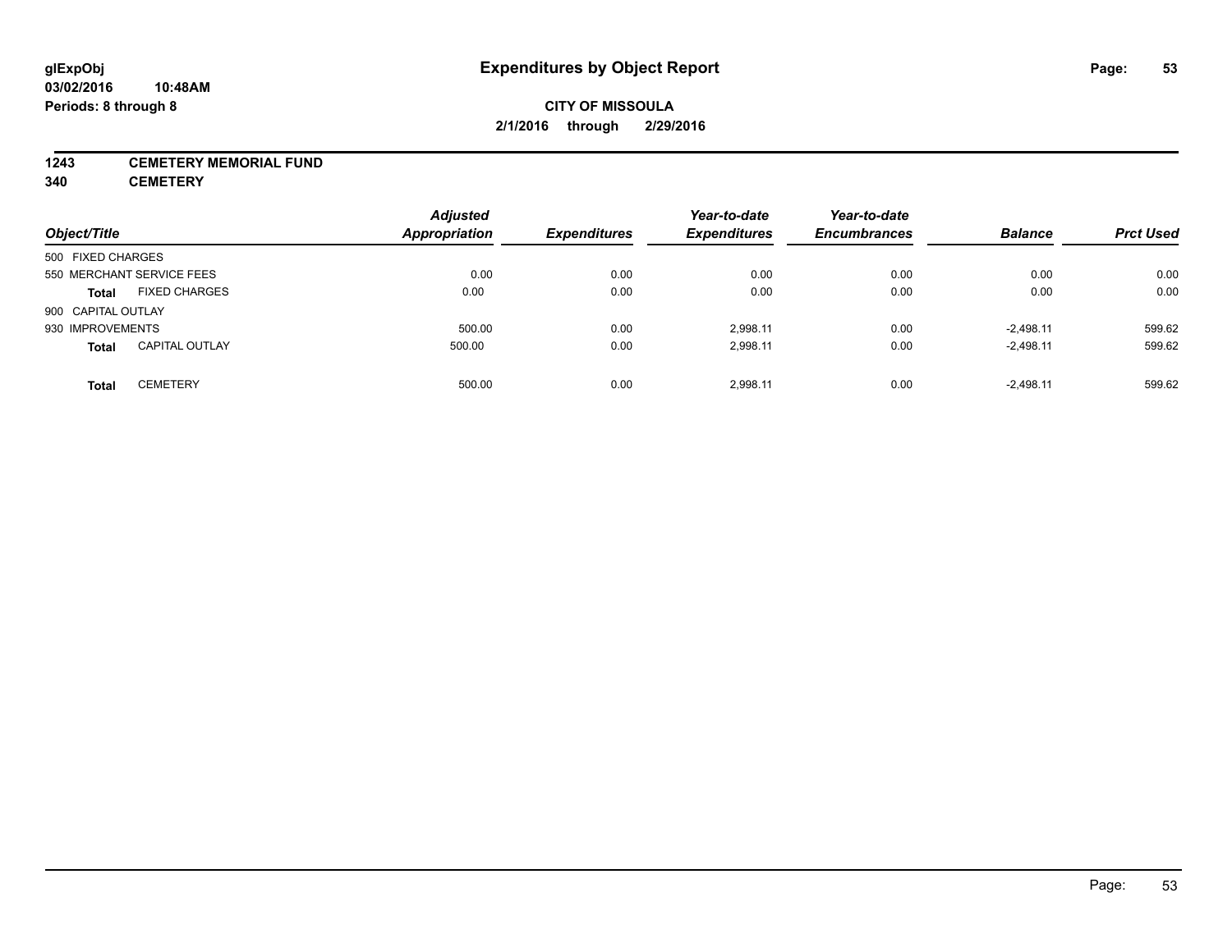# Expenditures by Object Report

**CITY OF MISSOULA**

**2/1/2016 through 2/29/2016**

glExpObj
03/02/2016 10:48AM
Periods: 8 through 8

**1243 CEMETERY MEMORIAL FUND**

**340 CEMETERY**

| Object/Title | | Adjusted Appropriation | Expenditures | Year-to-date Expenditures | Year-to-date Encumbrances | Balance | Prct Used |
|---|---|---|---|---|---|---|---|
| 500 FIXED CHARGES | | | | | | | |
| 550 MERCHANT SERVICE FEES | | 0.00 | 0.00 | 0.00 | 0.00 | 0.00 | 0.00 |
| **Total** | FIXED CHARGES | 0.00 | 0.00 | 0.00 | 0.00 | 0.00 | 0.00 |
| 900 CAPITAL OUTLAY | | | | | | | |
| 930 IMPROVEMENTS | | 500.00 | 0.00 | 2,998.11 | 0.00 | -2,498.11 | 599.62 |
| **Total** | CAPITAL OUTLAY | 500.00 | 0.00 | 2,998.11 | 0.00 | -2,498.11 | 599.62 |
| **Total** | CEMETERY | 500.00 | 0.00 | 2,998.11 | 0.00 | -2,498.11 | 599.62 |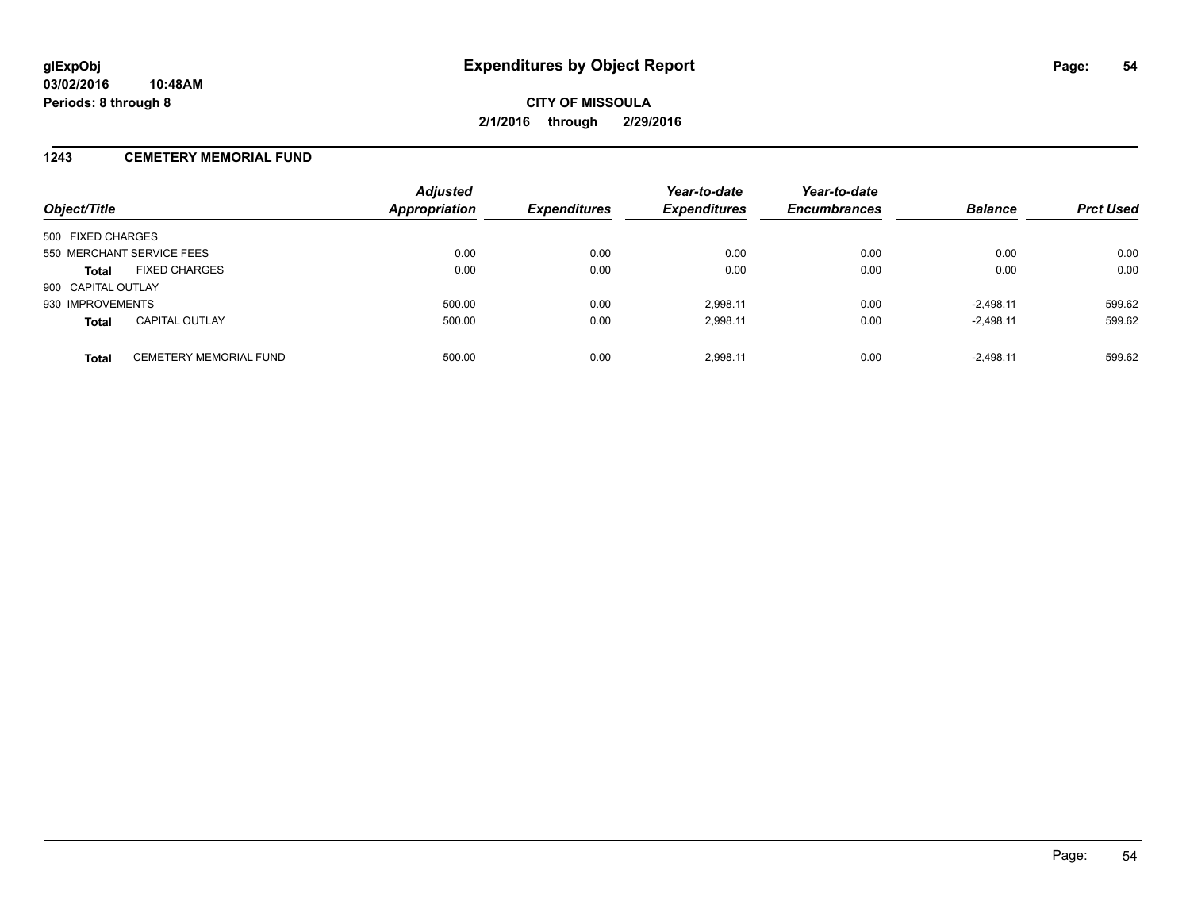**glExpObj**
**03/02/2016 10:48AM**
**Periods: 8 through 8**

# Expenditures by Object Report

**CITY OF MISSOULA**
**2/1/2016 through 2/29/2016**

## 1243 CEMETERY MEMORIAL FUND

| Object/Title | | Adjusted Appropriation | Expenditures | Year-to-date Expenditures | Year-to-date Encumbrances | Balance | Prct Used |
|---|---|---|---|---|---|---|---|
| 500 FIXED CHARGES | | | | | | | |
| 550 MERCHANT SERVICE FEES | | 0.00 | 0.00 | 0.00 | 0.00 | 0.00 | 0.00 |
| **Total** | FIXED CHARGES | 0.00 | 0.00 | 0.00 | 0.00 | 0.00 | 0.00 |
| 900 CAPITAL OUTLAY | | | | | | | |
| 930 IMPROVEMENTS | | 500.00 | 0.00 | 2,998.11 | 0.00 | -2,498.11 | 599.62 |
| **Total** | CAPITAL OUTLAY | 500.00 | 0.00 | 2,998.11 | 0.00 | -2,498.11 | 599.62 |
| **Total** | CEMETERY MEMORIAL FUND | 500.00 | 0.00 | 2,998.11 | 0.00 | -2,498.11 | 599.62 |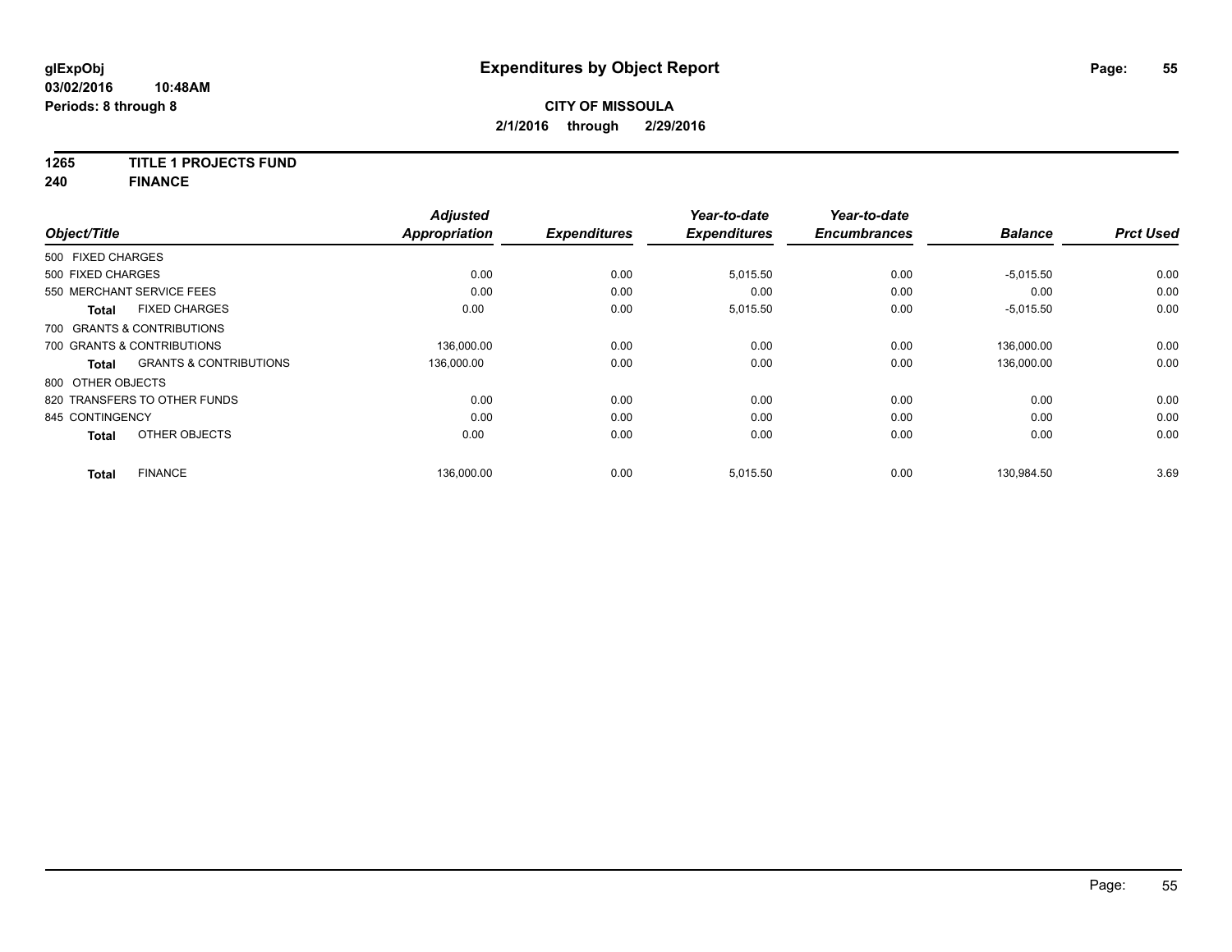**glExpObj** **Expenditures by Object Report**

**03/02/2016 10:48AM**

**Periods: 8 through 8**

**CITY OF MISSOULA**

**2/1/2016 through 2/29/2016**

**1265 TITLE 1 PROJECTS FUND**

**240 FINANCE**

| Object/Title | | *Adjusted Appropriation* | *Expenditures* | *Year-to-date Expenditures* | *Year-to-date Encumbrances* | *Balance* | *Prct Used* |
|---|---|---|---|---|---|---|---|
| 500 FIXED CHARGES | | | | | | | |
| 500 FIXED CHARGES | | 0.00 | 0.00 | 5,015.50 | 0.00 | -5,015.50 | 0.00 |
| 550 MERCHANT SERVICE FEES | | 0.00 | 0.00 | 0.00 | 0.00 | 0.00 | 0.00 |
| **Total** | FIXED CHARGES | 0.00 | 0.00 | 5,015.50 | 0.00 | -5,015.50 | 0.00 |
| 700 GRANTS & CONTRIBUTIONS | | | | | | | |
| 700 GRANTS & CONTRIBUTIONS | | 136,000.00 | 0.00 | 0.00 | 0.00 | 136,000.00 | 0.00 |
| **Total** | GRANTS & CONTRIBUTIONS | 136,000.00 | 0.00 | 0.00 | 0.00 | 136,000.00 | 0.00 |
| 800 OTHER OBJECTS | | | | | | | |
| 820 TRANSFERS TO OTHER FUNDS | | 0.00 | 0.00 | 0.00 | 0.00 | 0.00 | 0.00 |
| 845 CONTINGENCY | | 0.00 | 0.00 | 0.00 | 0.00 | 0.00 | 0.00 |
| **Total** | OTHER OBJECTS | 0.00 | 0.00 | 0.00 | 0.00 | 0.00 | 0.00 |
| **Total** | FINANCE | 136,000.00 | 0.00 | 5,015.50 | 0.00 | 130,984.50 | 3.69 |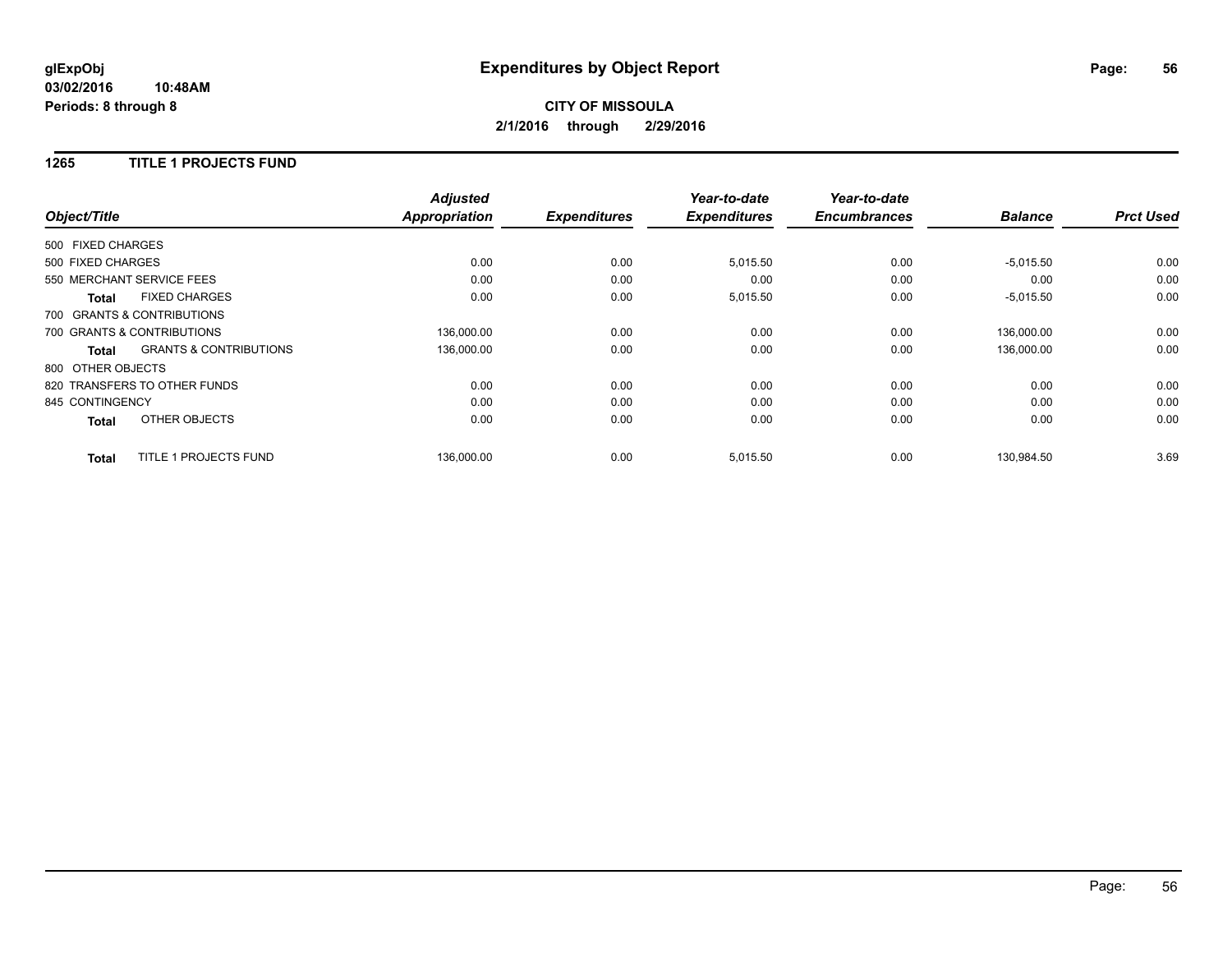# Expenditures by Object Report

glExpObj
03/02/2016 10:48AM
Periods: 8 through 8

**CITY OF MISSOULA**
**2/1/2016 through 2/29/2016**

## 1265 TITLE 1 PROJECTS FUND

| Object/Title | | Adjusted Appropriation | Expenditures | Year-to-date Expenditures | Year-to-date Encumbrances | Balance | Prct Used |
|---|---|---|---|---|---|---|---|
| 500 FIXED CHARGES | | | | | | | |
| 500 FIXED CHARGES | | 0.00 | 0.00 | 5,015.50 | 0.00 | -5,015.50 | 0.00 |
| 550 MERCHANT SERVICE FEES | | 0.00 | 0.00 | 0.00 | 0.00 | 0.00 | 0.00 |
| **Total** | FIXED CHARGES | 0.00 | 0.00 | 5,015.50 | 0.00 | -5,015.50 | 0.00 |
| 700 GRANTS & CONTRIBUTIONS | | | | | | | |
| 700 GRANTS & CONTRIBUTIONS | | 136,000.00 | 0.00 | 0.00 | 0.00 | 136,000.00 | 0.00 |
| **Total** | GRANTS & CONTRIBUTIONS | 136,000.00 | 0.00 | 0.00 | 0.00 | 136,000.00 | 0.00 |
| 800 OTHER OBJECTS | | | | | | | |
| 820 TRANSFERS TO OTHER FUNDS | | 0.00 | 0.00 | 0.00 | 0.00 | 0.00 | 0.00 |
| 845 CONTINGENCY | | 0.00 | 0.00 | 0.00 | 0.00 | 0.00 | 0.00 |
| **Total** | OTHER OBJECTS | 0.00 | 0.00 | 0.00 | 0.00 | 0.00 | 0.00 |
| **Total** | TITLE 1 PROJECTS FUND | 136,000.00 | 0.00 | 5,015.50 | 0.00 | 130,984.50 | 3.69 |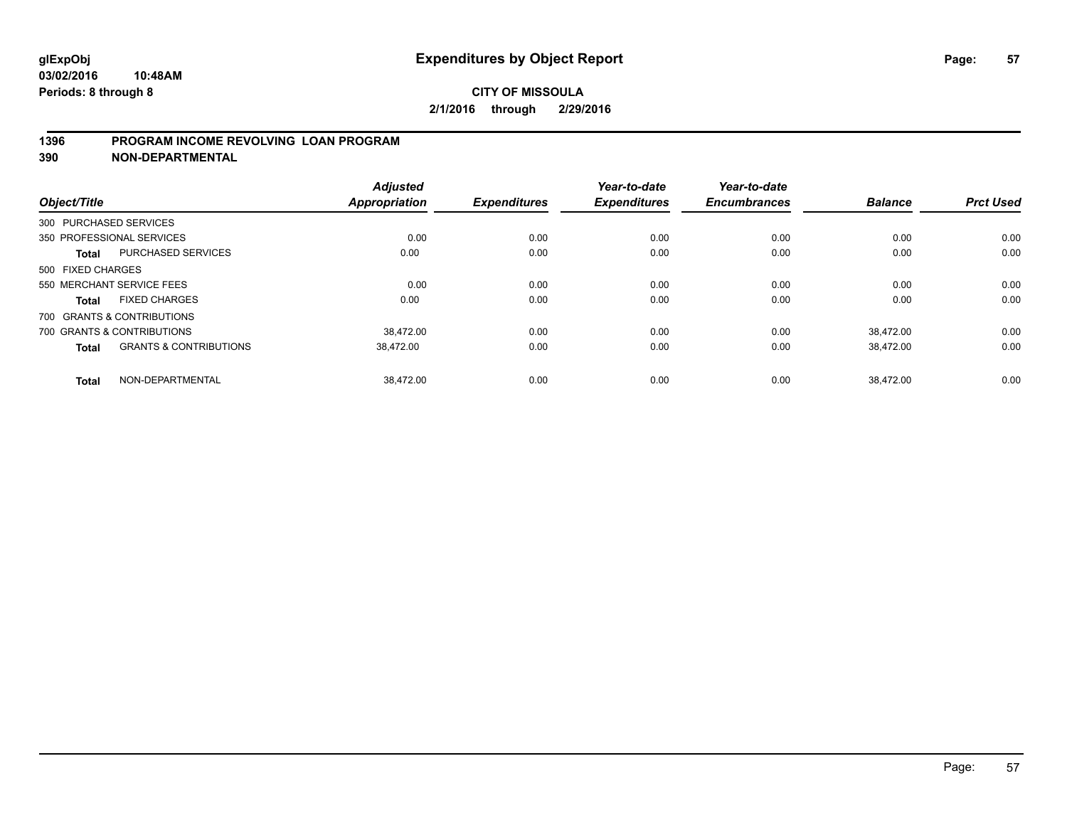**glExpObj** **Expenditures by Object Report**

**03/02/2016 10:48AM**

**Periods: 8 through 8**

**CITY OF MISSOULA**

**2/1/2016 through 2/29/2016**

## 1396 PROGRAM INCOME REVOLVING LOAN PROGRAM
## 390 NON-DEPARTMENTAL

| Object/Title | | Adjusted Appropriation | Expenditures | Year-to-date Expenditures | Year-to-date Encumbrances | Balance | Prct Used |
|---|---|---|---|---|---|---|---|
| 300 PURCHASED SERVICES | | | | | | | |
| 350 PROFESSIONAL SERVICES | | 0.00 | 0.00 | 0.00 | 0.00 | 0.00 | 0.00 |
| **Total** | PURCHASED SERVICES | 0.00 | 0.00 | 0.00 | 0.00 | 0.00 | 0.00 |
| 500 FIXED CHARGES | | | | | | | |
| 550 MERCHANT SERVICE FEES | | 0.00 | 0.00 | 0.00 | 0.00 | 0.00 | 0.00 |
| **Total** | FIXED CHARGES | 0.00 | 0.00 | 0.00 | 0.00 | 0.00 | 0.00 |
| 700 GRANTS & CONTRIBUTIONS | | | | | | | |
| 700 GRANTS & CONTRIBUTIONS | | 38,472.00 | 0.00 | 0.00 | 0.00 | 38,472.00 | 0.00 |
| **Total** | GRANTS & CONTRIBUTIONS | 38,472.00 | 0.00 | 0.00 | 0.00 | 38,472.00 | 0.00 |
| **Total** | NON-DEPARTMENTAL | 38,472.00 | 0.00 | 0.00 | 0.00 | 38,472.00 | 0.00 |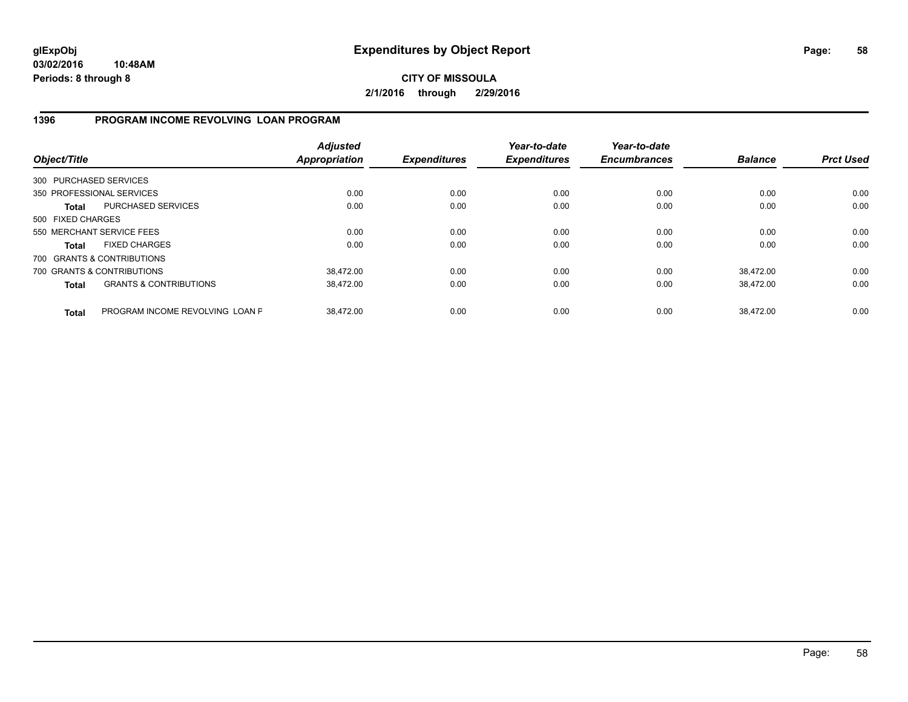**CITY OF MISSOULA**

**2/1/2016 through 2/29/2016**

## 1396 PROGRAM INCOME REVOLVING LOAN PROGRAM

| Object/Title | | Adjusted Appropriation | Expenditures | Year-to-date Expenditures | Year-to-date Encumbrances | Balance | Prct Used |
|---|---|---|---|---|---|---|---|
| 300 PURCHASED SERVICES | | | | | | | |
| 350 PROFESSIONAL SERVICES | | 0.00 | 0.00 | 0.00 | 0.00 | 0.00 | 0.00 |
| **Total** | PURCHASED SERVICES | 0.00 | 0.00 | 0.00 | 0.00 | 0.00 | 0.00 |
| 500 FIXED CHARGES | | | | | | | |
| 550 MERCHANT SERVICE FEES | | 0.00 | 0.00 | 0.00 | 0.00 | 0.00 | 0.00 |
| **Total** | FIXED CHARGES | 0.00 | 0.00 | 0.00 | 0.00 | 0.00 | 0.00 |
| 700 GRANTS & CONTRIBUTIONS | | | | | | | |
| 700 GRANTS & CONTRIBUTIONS | | 38,472.00 | 0.00 | 0.00 | 0.00 | 38,472.00 | 0.00 |
| **Total** | GRANTS & CONTRIBUTIONS | 38,472.00 | 0.00 | 0.00 | 0.00 | 38,472.00 | 0.00 |
| **Total** | PROGRAM INCOME REVOLVING LOAN F | 38,472.00 | 0.00 | 0.00 | 0.00 | 38,472.00 | 0.00 |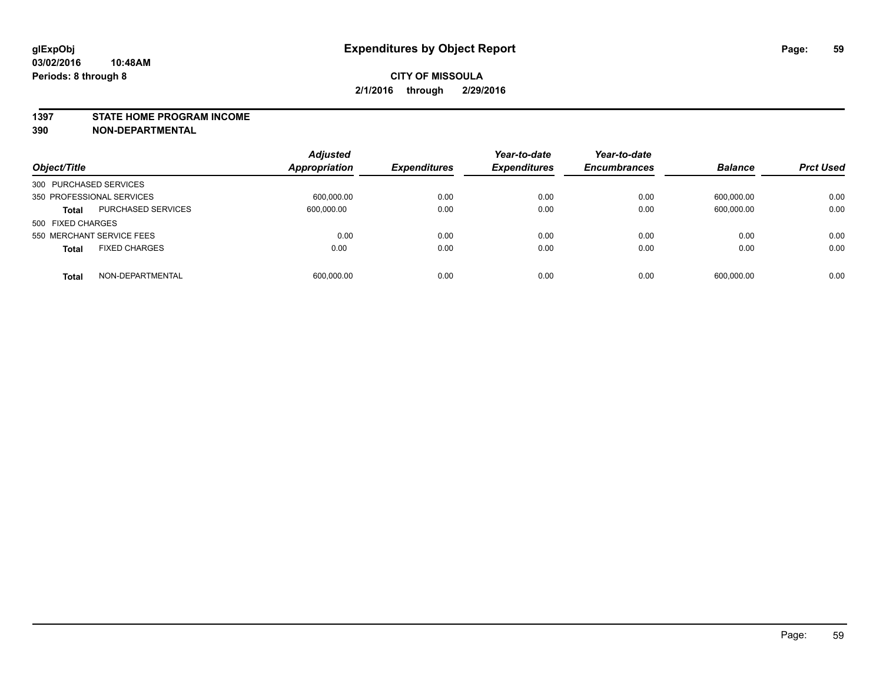**glExpObj**
**03/02/2016 10:48AM**
**Periods: 8 through 8**

# Expenditures by Object Report

**CITY OF MISSOULA**
**2/1/2016 through 2/29/2016**

**1397 STATE HOME PROGRAM INCOME**
**390 NON-DEPARTMENTAL**

| Object/Title | | Adjusted Appropriation | Expenditures | Year-to-date Expenditures | Year-to-date Encumbrances | Balance | Prct Used |
|---|---|---|---|---|---|---|---|
| 300 PURCHASED SERVICES | | | | | | | |
| 350 PROFESSIONAL SERVICES | | 600,000.00 | 0.00 | 0.00 | 0.00 | 600,000.00 | 0.00 |
| **Total** | PURCHASED SERVICES | 600,000.00 | 0.00 | 0.00 | 0.00 | 600,000.00 | 0.00 |
| 500 FIXED CHARGES | | | | | | | |
| 550 MERCHANT SERVICE FEES | | 0.00 | 0.00 | 0.00 | 0.00 | 0.00 | 0.00 |
| **Total** | FIXED CHARGES | 0.00 | 0.00 | 0.00 | 0.00 | 0.00 | 0.00 |
| **Total** | NON-DEPARTMENTAL | 600,000.00 | 0.00 | 0.00 | 0.00 | 600,000.00 | 0.00 |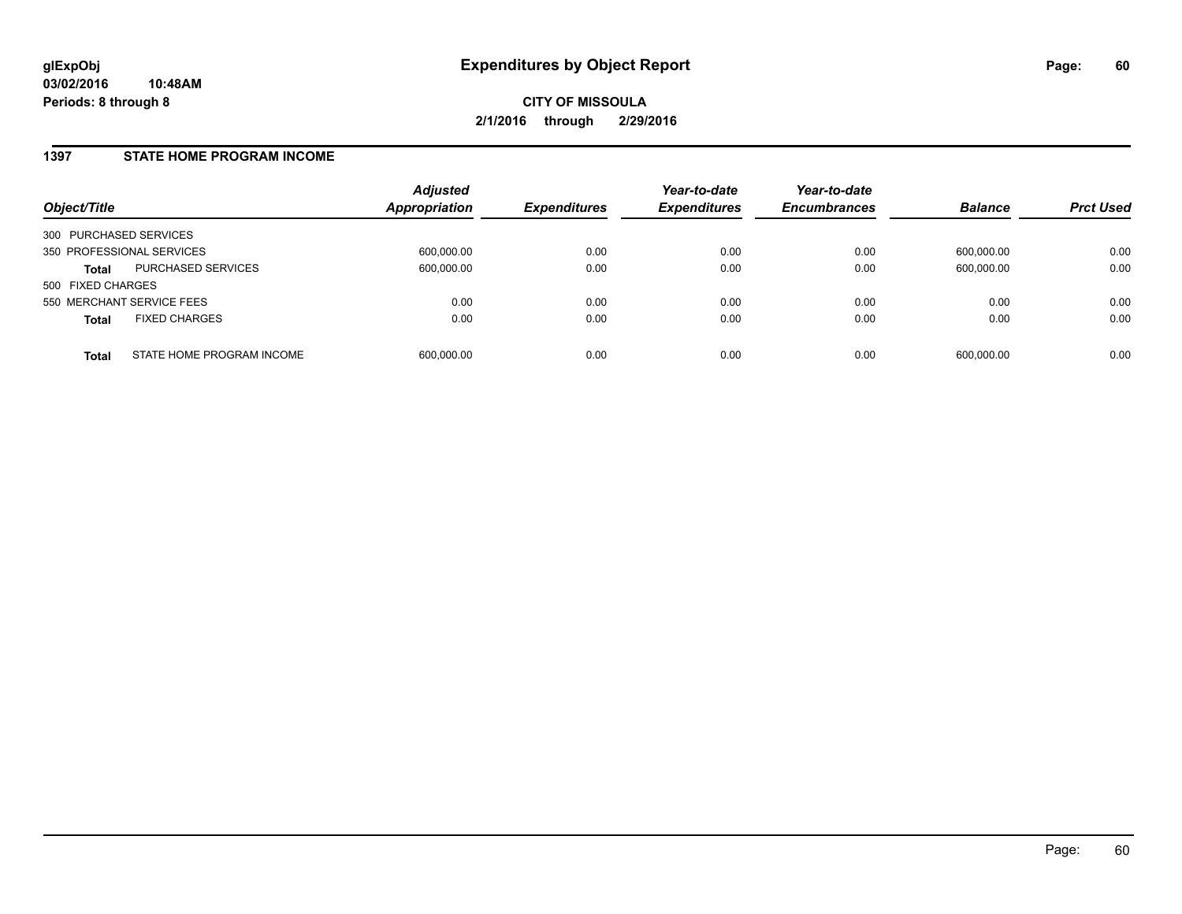glExpObj
03/02/2016 10:48AM
Periods: 8 through 8

# Expenditures by Object Report

**CITY OF MISSOULA**
**2/1/2016 through 2/29/2016**

## 1397 STATE HOME PROGRAM INCOME

| Object/Title | | Adjusted Appropriation | Expenditures | Year-to-date Expenditures | Year-to-date Encumbrances | Balance | Prct Used |
|---|---|---|---|---|---|---|---|
| 300 PURCHASED SERVICES | | | | | | | |
| 350 PROFESSIONAL SERVICES | | 600,000.00 | 0.00 | 0.00 | 0.00 | 600,000.00 | 0.00 |
| **Total** | PURCHASED SERVICES | 600,000.00 | 0.00 | 0.00 | 0.00 | 600,000.00 | 0.00 |
| 500 FIXED CHARGES | | | | | | | |
| 550 MERCHANT SERVICE FEES | | 0.00 | 0.00 | 0.00 | 0.00 | 0.00 | 0.00 |
| **Total** | FIXED CHARGES | 0.00 | 0.00 | 0.00 | 0.00 | 0.00 | 0.00 |
| **Total** | STATE HOME PROGRAM INCOME | 600,000.00 | 0.00 | 0.00 | 0.00 | 600,000.00 | 0.00 |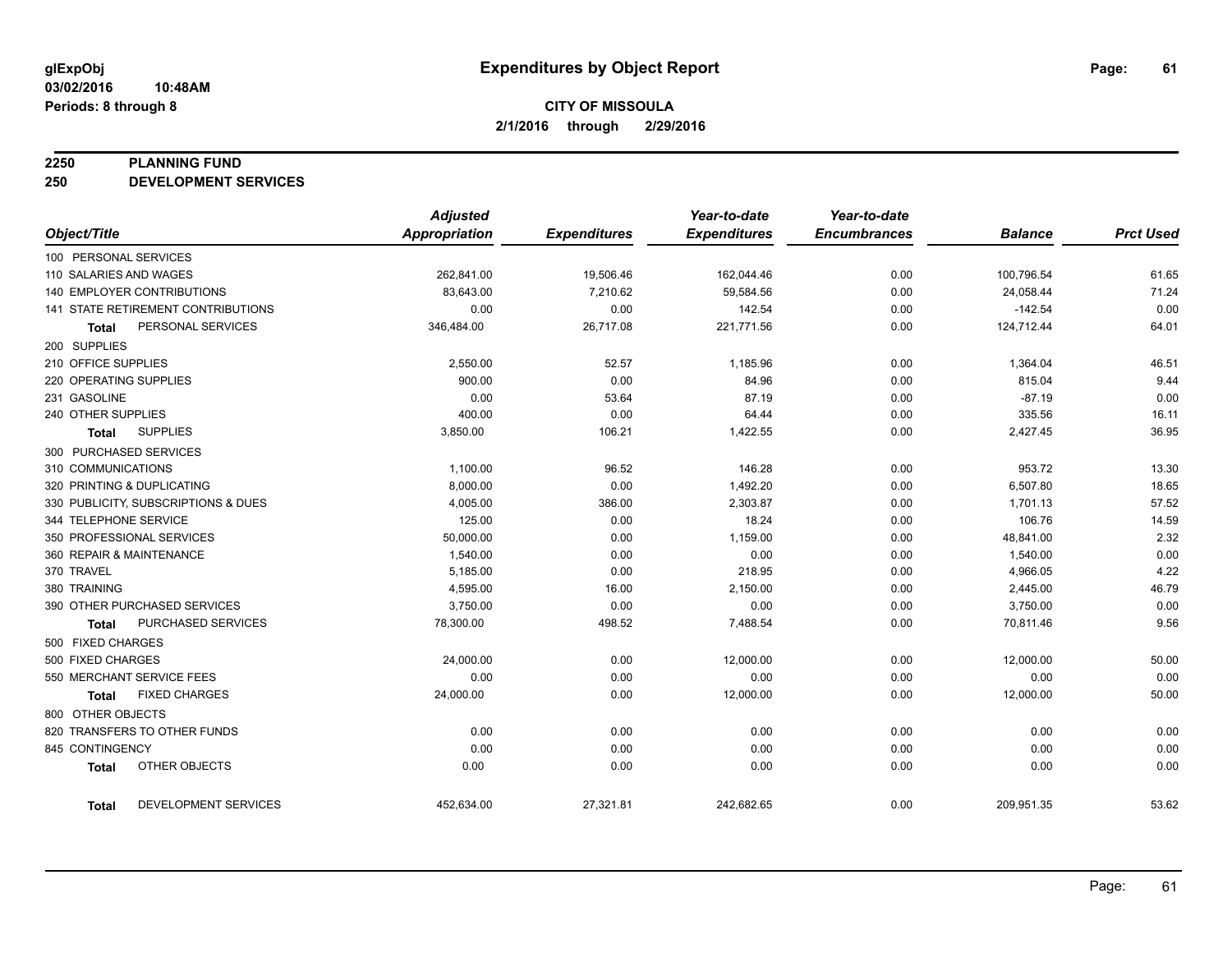# Expenditures by Object Report

glExpObj
03/02/2016 10:48AM
Periods: 8 through 8

**CITY OF MISSOULA**
**2/1/2016 through 2/29/2016**

## 2250 PLANNING FUND
## 250 DEVELOPMENT SERVICES

| Object/Title | Adjusted Appropriation | Expenditures | Year-to-date Expenditures | Year-to-date Encumbrances | Balance | Prct Used |
|---|---|---|---|---|---|---|
| 100 PERSONAL SERVICES | | | | | | |
| 110 SALARIES AND WAGES | 262,841.00 | 19,506.46 | 162,044.46 | 0.00 | 100,796.54 | 61.65 |
| 140 EMPLOYER CONTRIBUTIONS | 83,643.00 | 7,210.62 | 59,584.56 | 0.00 | 24,058.44 | 71.24 |
| 141 STATE RETIREMENT CONTRIBUTIONS | 0.00 | 0.00 | 142.54 | 0.00 | -142.54 | 0.00 |
| **Total** PERSONAL SERVICES | 346,484.00 | 26,717.08 | 221,771.56 | 0.00 | 124,712.44 | 64.01 |
| 200 SUPPLIES | | | | | | |
| 210 OFFICE SUPPLIES | 2,550.00 | 52.57 | 1,185.96 | 0.00 | 1,364.04 | 46.51 |
| 220 OPERATING SUPPLIES | 900.00 | 0.00 | 84.96 | 0.00 | 815.04 | 9.44 |
| 231 GASOLINE | 0.00 | 53.64 | 87.19 | 0.00 | -87.19 | 0.00 |
| 240 OTHER SUPPLIES | 400.00 | 0.00 | 64.44 | 0.00 | 335.56 | 16.11 |
| **Total** SUPPLIES | 3,850.00 | 106.21 | 1,422.55 | 0.00 | 2,427.45 | 36.95 |
| 300 PURCHASED SERVICES | | | | | | |
| 310 COMMUNICATIONS | 1,100.00 | 96.52 | 146.28 | 0.00 | 953.72 | 13.30 |
| 320 PRINTING & DUPLICATING | 8,000.00 | 0.00 | 1,492.20 | 0.00 | 6,507.80 | 18.65 |
| 330 PUBLICITY, SUBSCRIPTIONS & DUES | 4,005.00 | 386.00 | 2,303.87 | 0.00 | 1,701.13 | 57.52 |
| 344 TELEPHONE SERVICE | 125.00 | 0.00 | 18.24 | 0.00 | 106.76 | 14.59 |
| 350 PROFESSIONAL SERVICES | 50,000.00 | 0.00 | 1,159.00 | 0.00 | 48,841.00 | 2.32 |
| 360 REPAIR & MAINTENANCE | 1,540.00 | 0.00 | 0.00 | 0.00 | 1,540.00 | 0.00 |
| 370 TRAVEL | 5,185.00 | 0.00 | 218.95 | 0.00 | 4,966.05 | 4.22 |
| 380 TRAINING | 4,595.00 | 16.00 | 2,150.00 | 0.00 | 2,445.00 | 46.79 |
| 390 OTHER PURCHASED SERVICES | 3,750.00 | 0.00 | 0.00 | 0.00 | 3,750.00 | 0.00 |
| **Total** PURCHASED SERVICES | 78,300.00 | 498.52 | 7,488.54 | 0.00 | 70,811.46 | 9.56 |
| 500 FIXED CHARGES | | | | | | |
| 500 FIXED CHARGES | 24,000.00 | 0.00 | 12,000.00 | 0.00 | 12,000.00 | 50.00 |
| 550 MERCHANT SERVICE FEES | 0.00 | 0.00 | 0.00 | 0.00 | 0.00 | 0.00 |
| **Total** FIXED CHARGES | 24,000.00 | 0.00 | 12,000.00 | 0.00 | 12,000.00 | 50.00 |
| 800 OTHER OBJECTS | | | | | | |
| 820 TRANSFERS TO OTHER FUNDS | 0.00 | 0.00 | 0.00 | 0.00 | 0.00 | 0.00 |
| 845 CONTINGENCY | 0.00 | 0.00 | 0.00 | 0.00 | 0.00 | 0.00 |
| **Total** OTHER OBJECTS | 0.00 | 0.00 | 0.00 | 0.00 | 0.00 | 0.00 |
| **Total** DEVELOPMENT SERVICES | 452,634.00 | 27,321.81 | 242,682.65 | 0.00 | 209,951.35 | 53.62 |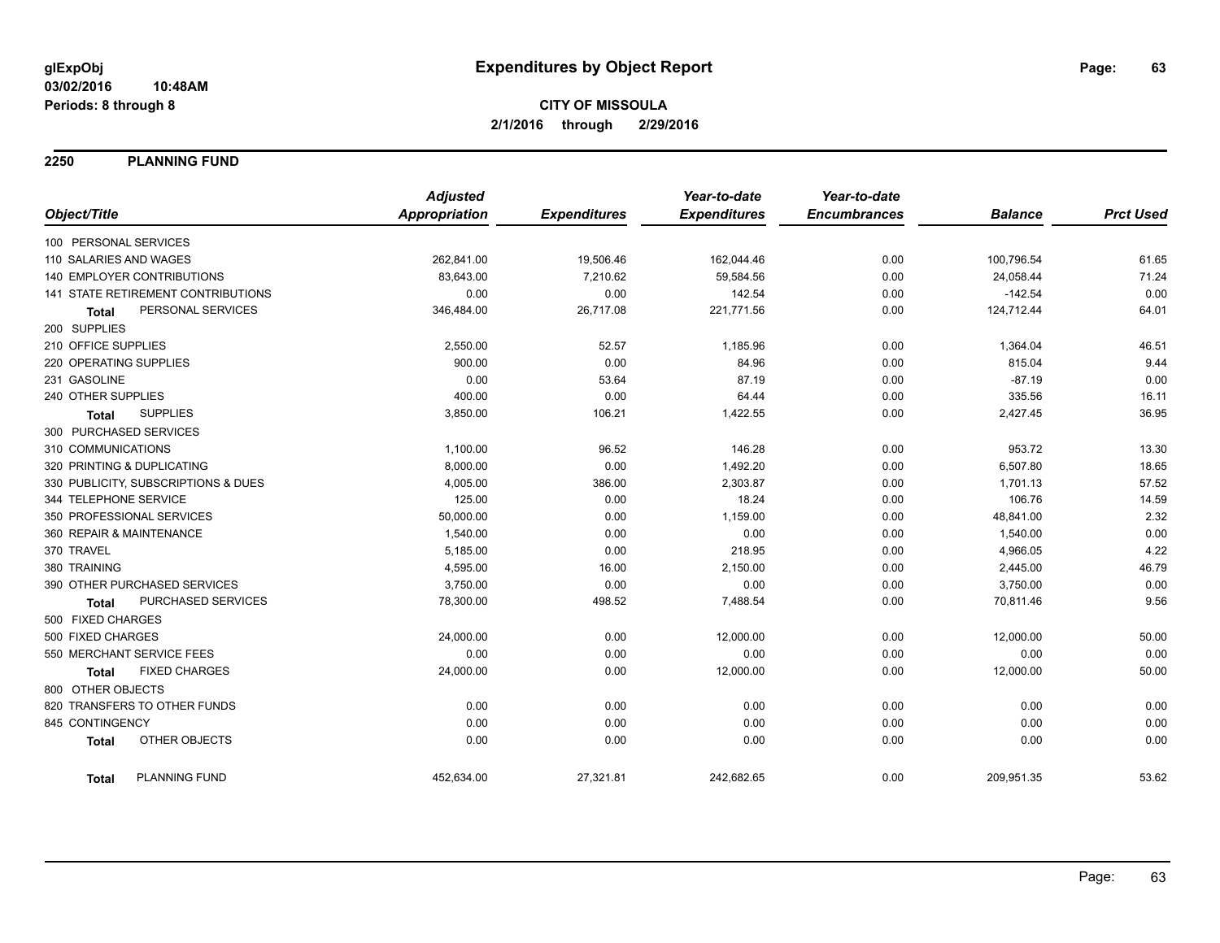**glExpObj** 
**03/02/2016 10:48AM** 
**Periods: 8 through 8**

# Expenditures by Object Report

**CITY OF MISSOULA**
**2/1/2016 through 2/29/2016**

## 2250 PLANNING FUND

| Object/Title | Adjusted Appropriation | Expenditures | Year-to-date Expenditures | Year-to-date Encumbrances | Balance | Prct Used |
|---|---|---|---|---|---|---|
| 100 PERSONAL SERVICES | | | | | | |
| 110 SALARIES AND WAGES | 262,841.00 | 19,506.46 | 162,044.46 | 0.00 | 100,796.54 | 61.65 |
| 140 EMPLOYER CONTRIBUTIONS | 83,643.00 | 7,210.62 | 59,584.56 | 0.00 | 24,058.44 | 71.24 |
| 141 STATE RETIREMENT CONTRIBUTIONS | 0.00 | 0.00 | 142.54 | 0.00 | -142.54 | 0.00 |
| **Total** PERSONAL SERVICES | 346,484.00 | 26,717.08 | 221,771.56 | 0.00 | 124,712.44 | 64.01 |
| 200 SUPPLIES | | | | | | |
| 210 OFFICE SUPPLIES | 2,550.00 | 52.57 | 1,185.96 | 0.00 | 1,364.04 | 46.51 |
| 220 OPERATING SUPPLIES | 900.00 | 0.00 | 84.96 | 0.00 | 815.04 | 9.44 |
| 231 GASOLINE | 0.00 | 53.64 | 87.19 | 0.00 | -87.19 | 0.00 |
| 240 OTHER SUPPLIES | 400.00 | 0.00 | 64.44 | 0.00 | 335.56 | 16.11 |
| **Total** SUPPLIES | 3,850.00 | 106.21 | 1,422.55 | 0.00 | 2,427.45 | 36.95 |
| 300 PURCHASED SERVICES | | | | | | |
| 310 COMMUNICATIONS | 1,100.00 | 96.52 | 146.28 | 0.00 | 953.72 | 13.30 |
| 320 PRINTING & DUPLICATING | 8,000.00 | 0.00 | 1,492.20 | 0.00 | 6,507.80 | 18.65 |
| 330 PUBLICITY, SUBSCRIPTIONS & DUES | 4,005.00 | 386.00 | 2,303.87 | 0.00 | 1,701.13 | 57.52 |
| 344 TELEPHONE SERVICE | 125.00 | 0.00 | 18.24 | 0.00 | 106.76 | 14.59 |
| 350 PROFESSIONAL SERVICES | 50,000.00 | 0.00 | 1,159.00 | 0.00 | 48,841.00 | 2.32 |
| 360 REPAIR & MAINTENANCE | 1,540.00 | 0.00 | 0.00 | 0.00 | 1,540.00 | 0.00 |
| 370 TRAVEL | 5,185.00 | 0.00 | 218.95 | 0.00 | 4,966.05 | 4.22 |
| 380 TRAINING | 4,595.00 | 16.00 | 2,150.00 | 0.00 | 2,445.00 | 46.79 |
| 390 OTHER PURCHASED SERVICES | 3,750.00 | 0.00 | 0.00 | 0.00 | 3,750.00 | 0.00 |
| **Total** PURCHASED SERVICES | 78,300.00 | 498.52 | 7,488.54 | 0.00 | 70,811.46 | 9.56 |
| 500 FIXED CHARGES | | | | | | |
| 500 FIXED CHARGES | 24,000.00 | 0.00 | 12,000.00 | 0.00 | 12,000.00 | 50.00 |
| 550 MERCHANT SERVICE FEES | 0.00 | 0.00 | 0.00 | 0.00 | 0.00 | 0.00 |
| **Total** FIXED CHARGES | 24,000.00 | 0.00 | 12,000.00 | 0.00 | 12,000.00 | 50.00 |
| 800 OTHER OBJECTS | | | | | | |
| 820 TRANSFERS TO OTHER FUNDS | 0.00 | 0.00 | 0.00 | 0.00 | 0.00 | 0.00 |
| 845 CONTINGENCY | 0.00 | 0.00 | 0.00 | 0.00 | 0.00 | 0.00 |
| **Total** OTHER OBJECTS | 0.00 | 0.00 | 0.00 | 0.00 | 0.00 | 0.00 |
| **Total** PLANNING FUND | 452,634.00 | 27,321.81 | 242,682.65 | 0.00 | 209,951.35 | 53.62 |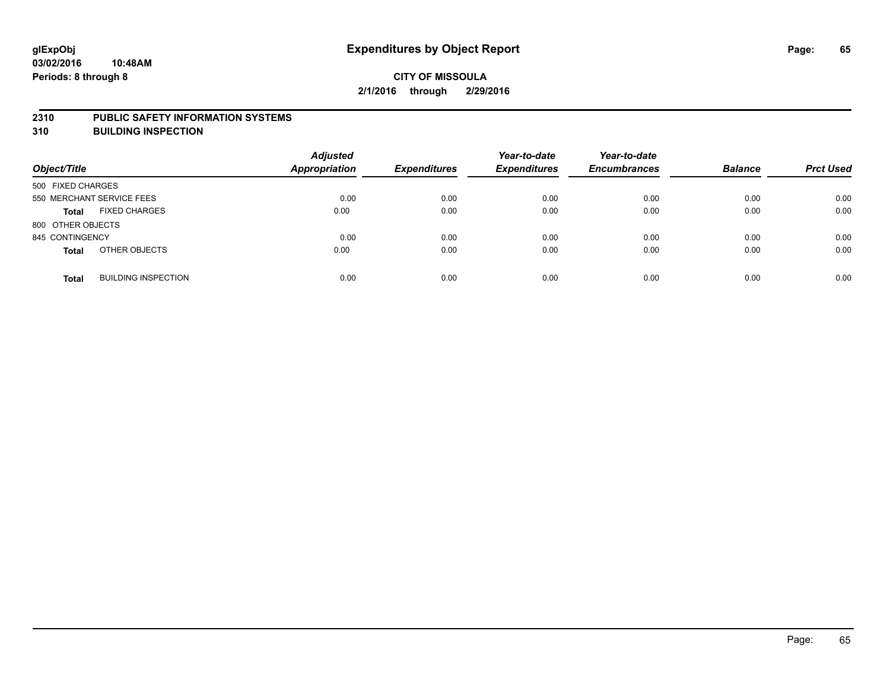**glExpObj**
**03/02/2016 10:48AM**
**Periods: 8 through 8**

# Expenditures by Object Report

**CITY OF MISSOULA**
**2/1/2016 through 2/29/2016**

## 2310 PUBLIC SAFETY INFORMATION SYSTEMS
## 310 BUILDING INSPECTION

| Object/Title | | Adjusted Appropriation | Expenditures | Year-to-date Expenditures | Year-to-date Encumbrances | Balance | Prct Used |
|---|---|---|---|---|---|---|---|
| 500 FIXED CHARGES | | | | | | | |
| 550 MERCHANT SERVICE FEES | | 0.00 | 0.00 | 0.00 | 0.00 | 0.00 | 0.00 |
| **Total** | FIXED CHARGES | 0.00 | 0.00 | 0.00 | 0.00 | 0.00 | 0.00 |
| 800 OTHER OBJECTS | | | | | | | |
| 845 CONTINGENCY | | 0.00 | 0.00 | 0.00 | 0.00 | 0.00 | 0.00 |
| **Total** | OTHER OBJECTS | 0.00 | 0.00 | 0.00 | 0.00 | 0.00 | 0.00 |
| **Total** | BUILDING INSPECTION | 0.00 | 0.00 | 0.00 | 0.00 | 0.00 | 0.00 |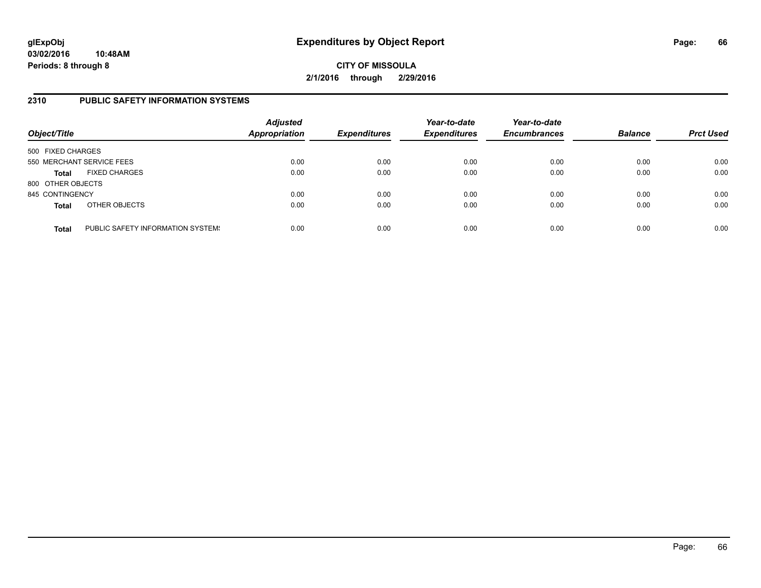# Expenditures by Object Report

glExpObj
03/02/2016 10:48AM
Periods: 8 through 8

**CITY OF MISSOULA**
**2/1/2016 through 2/29/2016**

## 2310 PUBLIC SAFETY INFORMATION SYSTEMS

| Object/Title | | *Adjusted Appropriation* | *Expenditures* | *Year-to-date Expenditures* | *Year-to-date Encumbrances* | *Balance* | *Prct Used* |
|---|---|---|---|---|---|---|---|
| 500 FIXED CHARGES | | | | | | | |
| 550 MERCHANT SERVICE FEES | | 0.00 | 0.00 | 0.00 | 0.00 | 0.00 | 0.00 |
| **Total** | FIXED CHARGES | 0.00 | 0.00 | 0.00 | 0.00 | 0.00 | 0.00 |
| 800 OTHER OBJECTS | | | | | | | |
| 845 CONTINGENCY | | 0.00 | 0.00 | 0.00 | 0.00 | 0.00 | 0.00 |
| **Total** | OTHER OBJECTS | 0.00 | 0.00 | 0.00 | 0.00 | 0.00 | 0.00 |
| **Total** | PUBLIC SAFETY INFORMATION SYSTEMS | 0.00 | 0.00 | 0.00 | 0.00 | 0.00 | 0.00 |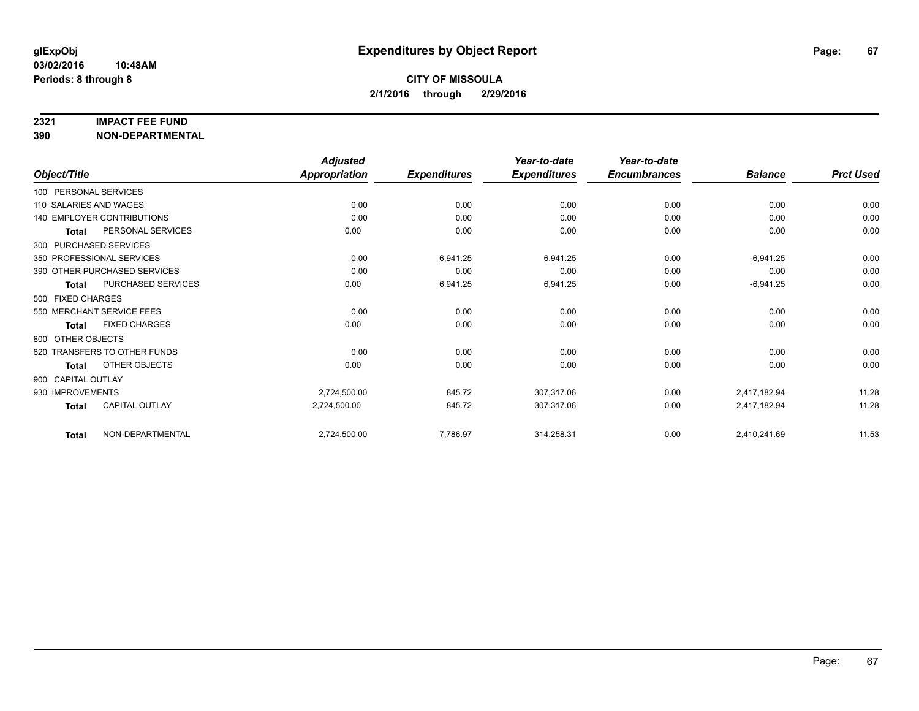# Expenditures by Object Report

glExpObj
03/02/2016 10:48AM
Periods: 8 through 8

**CITY OF MISSOULA**
**2/1/2016 through 2/29/2016**

**2321 IMPACT FEE FUND**
**390 NON-DEPARTMENTAL**

| Object/Title | | Adjusted Appropriation | Expenditures | Year-to-date Expenditures | Year-to-date Encumbrances | Balance | Prct Used |
|---|---|---|---|---|---|---|---|
| 100 PERSONAL SERVICES | | | | | | | |
| 110 SALARIES AND WAGES | | 0.00 | 0.00 | 0.00 | 0.00 | 0.00 | 0.00 |
| 140 EMPLOYER CONTRIBUTIONS | | 0.00 | 0.00 | 0.00 | 0.00 | 0.00 | 0.00 |
| **Total** | PERSONAL SERVICES | 0.00 | 0.00 | 0.00 | 0.00 | 0.00 | 0.00 |
| 300 PURCHASED SERVICES | | | | | | | |
| 350 PROFESSIONAL SERVICES | | 0.00 | 6,941.25 | 6,941.25 | 0.00 | -6,941.25 | 0.00 |
| 390 OTHER PURCHASED SERVICES | | 0.00 | 0.00 | 0.00 | 0.00 | 0.00 | 0.00 |
| **Total** | PURCHASED SERVICES | 0.00 | 6,941.25 | 6,941.25 | 0.00 | -6,941.25 | 0.00 |
| 500 FIXED CHARGES | | | | | | | |
| 550 MERCHANT SERVICE FEES | | 0.00 | 0.00 | 0.00 | 0.00 | 0.00 | 0.00 |
| **Total** | FIXED CHARGES | 0.00 | 0.00 | 0.00 | 0.00 | 0.00 | 0.00 |
| 800 OTHER OBJECTS | | | | | | | |
| 820 TRANSFERS TO OTHER FUNDS | | 0.00 | 0.00 | 0.00 | 0.00 | 0.00 | 0.00 |
| **Total** | OTHER OBJECTS | 0.00 | 0.00 | 0.00 | 0.00 | 0.00 | 0.00 |
| 900 CAPITAL OUTLAY | | | | | | | |
| 930 IMPROVEMENTS | | 2,724,500.00 | 845.72 | 307,317.06 | 0.00 | 2,417,182.94 | 11.28 |
| **Total** | CAPITAL OUTLAY | 2,724,500.00 | 845.72 | 307,317.06 | 0.00 | 2,417,182.94 | 11.28 |
| **Total** | NON-DEPARTMENTAL | 2,724,500.00 | 7,786.97 | 314,258.31 | 0.00 | 2,410,241.69 | 11.53 |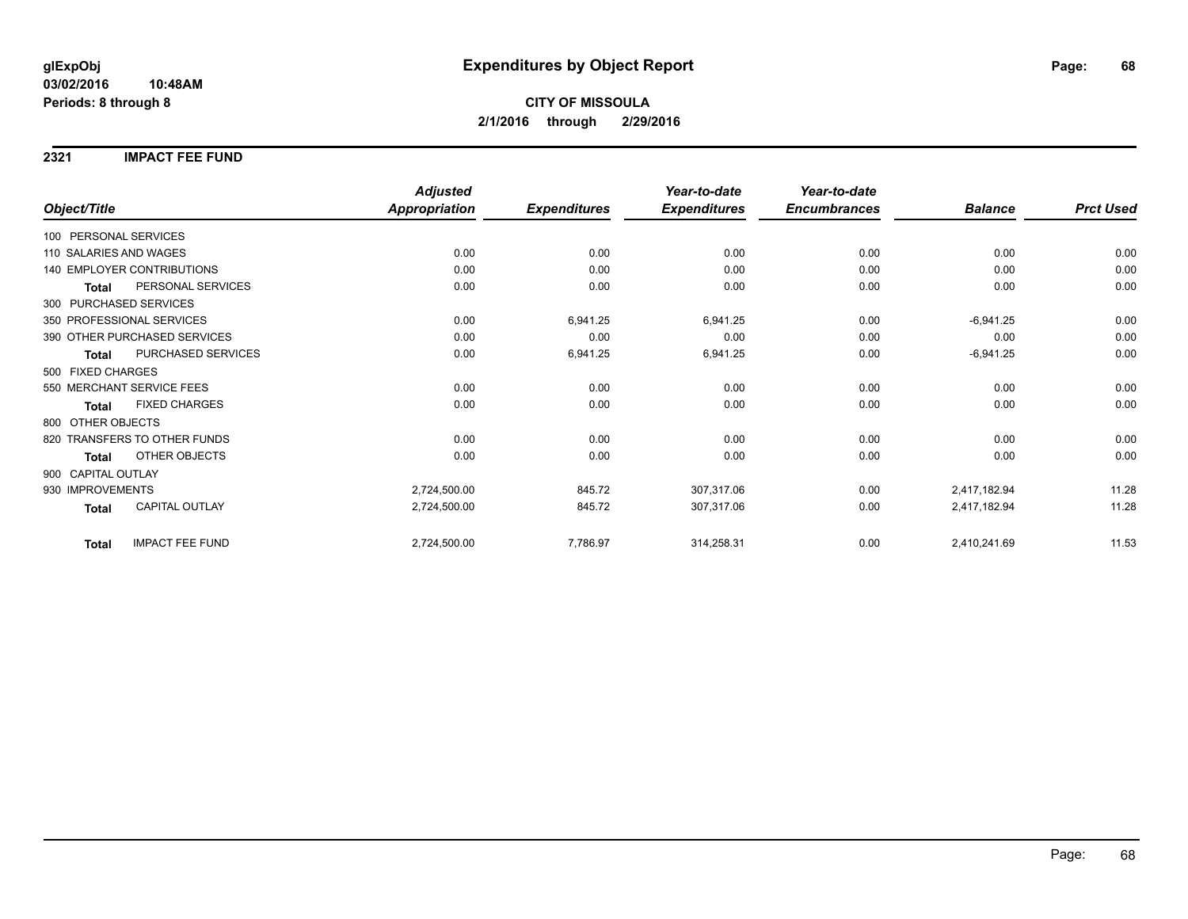**glExpObj** **Expenditures by Object Report**

**03/02/2016 10:48AM**

**Periods: 8 through 8**

**CITY OF MISSOULA**

**2/1/2016 through 2/29/2016**

## 2321 IMPACT FEE FUND

| Object/Title | | *Adjusted Appropriation* | *Expenditures* | *Year-to-date Expenditures* | *Year-to-date Encumbrances* | *Balance* | *Prct Used* |
|---|---|---|---|---|---|---|---|
| 100 PERSONAL SERVICES | | | | | | | |
| 110 SALARIES AND WAGES | | 0.00 | 0.00 | 0.00 | 0.00 | 0.00 | 0.00 |
| 140 EMPLOYER CONTRIBUTIONS | | 0.00 | 0.00 | 0.00 | 0.00 | 0.00 | 0.00 |
| **Total** | PERSONAL SERVICES | 0.00 | 0.00 | 0.00 | 0.00 | 0.00 | 0.00 |
| 300 PURCHASED SERVICES | | | | | | | |
| 350 PROFESSIONAL SERVICES | | 0.00 | 6,941.25 | 6,941.25 | 0.00 | -6,941.25 | 0.00 |
| 390 OTHER PURCHASED SERVICES | | 0.00 | 0.00 | 0.00 | 0.00 | 0.00 | 0.00 |
| **Total** | PURCHASED SERVICES | 0.00 | 6,941.25 | 6,941.25 | 0.00 | -6,941.25 | 0.00 |
| 500 FIXED CHARGES | | | | | | | |
| 550 MERCHANT SERVICE FEES | | 0.00 | 0.00 | 0.00 | 0.00 | 0.00 | 0.00 |
| **Total** | FIXED CHARGES | 0.00 | 0.00 | 0.00 | 0.00 | 0.00 | 0.00 |
| 800 OTHER OBJECTS | | | | | | | |
| 820 TRANSFERS TO OTHER FUNDS | | 0.00 | 0.00 | 0.00 | 0.00 | 0.00 | 0.00 |
| **Total** | OTHER OBJECTS | 0.00 | 0.00 | 0.00 | 0.00 | 0.00 | 0.00 |
| 900 CAPITAL OUTLAY | | | | | | | |
| 930 IMPROVEMENTS | | 2,724,500.00 | 845.72 | 307,317.06 | 0.00 | 2,417,182.94 | 11.28 |
| **Total** | CAPITAL OUTLAY | 2,724,500.00 | 845.72 | 307,317.06 | 0.00 | 2,417,182.94 | 11.28 |
| **Total** | IMPACT FEE FUND | 2,724,500.00 | 7,786.97 | 314,258.31 | 0.00 | 2,410,241.69 | 11.53 |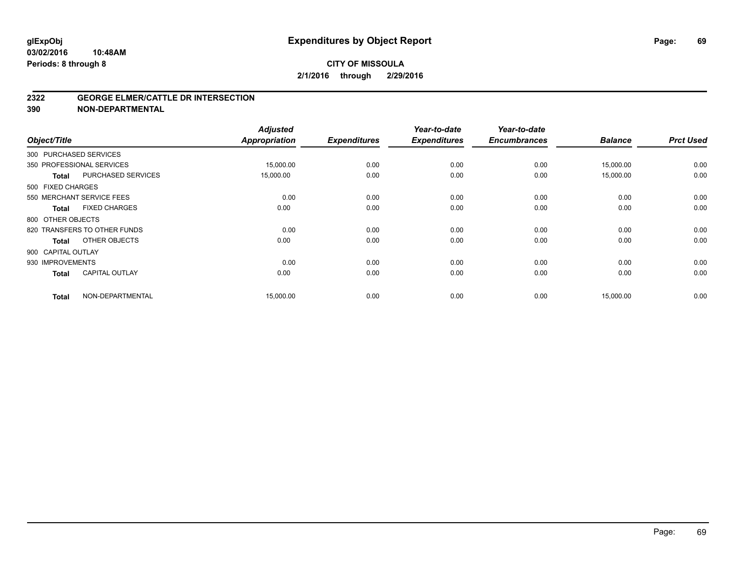# Expenditures by Object Report

glExpObj
03/02/2016 10:48AM
Periods: 8 through 8

**CITY OF MISSOULA**
**2/1/2016 through 2/29/2016**

**2322 GEORGE ELMER/CATTLE DR INTERSECTION**
**390 NON-DEPARTMENTAL**

| Object/Title | | Adjusted Appropriation | Expenditures | Year-to-date Expenditures | Year-to-date Encumbrances | Balance | Prct Used |
|---|---|---|---|---|---|---|---|
| 300 PURCHASED SERVICES | | | | | | | |
| 350 PROFESSIONAL SERVICES | | 15,000.00 | 0.00 | 0.00 | 0.00 | 15,000.00 | 0.00 |
| **Total** | PURCHASED SERVICES | 15,000.00 | 0.00 | 0.00 | 0.00 | 15,000.00 | 0.00 |
| 500 FIXED CHARGES | | | | | | | |
| 550 MERCHANT SERVICE FEES | | 0.00 | 0.00 | 0.00 | 0.00 | 0.00 | 0.00 |
| **Total** | FIXED CHARGES | 0.00 | 0.00 | 0.00 | 0.00 | 0.00 | 0.00 |
| 800 OTHER OBJECTS | | | | | | | |
| 820 TRANSFERS TO OTHER FUNDS | | 0.00 | 0.00 | 0.00 | 0.00 | 0.00 | 0.00 |
| **Total** | OTHER OBJECTS | 0.00 | 0.00 | 0.00 | 0.00 | 0.00 | 0.00 |
| 900 CAPITAL OUTLAY | | | | | | | |
| 930 IMPROVEMENTS | | 0.00 | 0.00 | 0.00 | 0.00 | 0.00 | 0.00 |
| **Total** | CAPITAL OUTLAY | 0.00 | 0.00 | 0.00 | 0.00 | 0.00 | 0.00 |
| **Total** | NON-DEPARTMENTAL | 15,000.00 | 0.00 | 0.00 | 0.00 | 15,000.00 | 0.00 |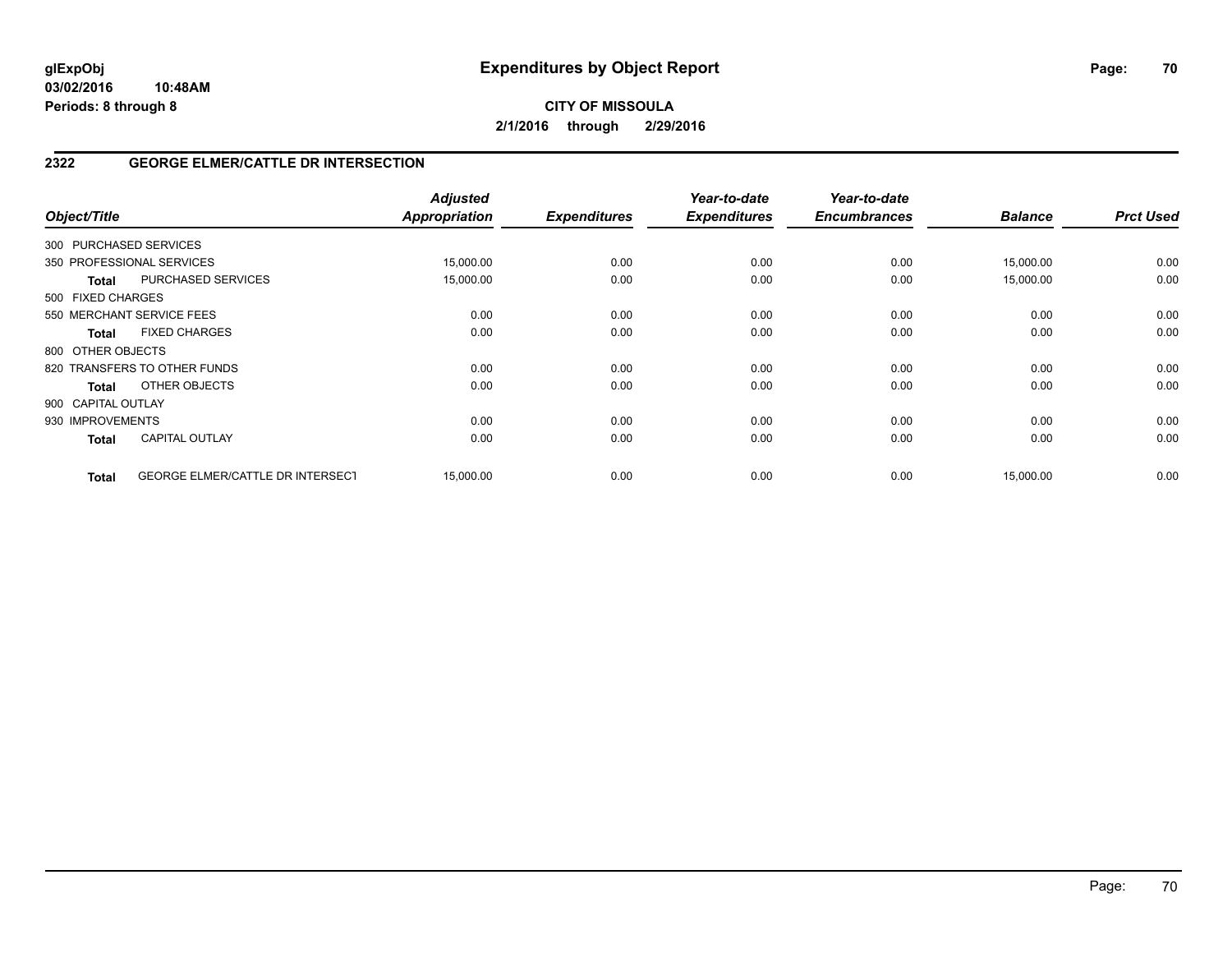# Expenditures by Object Report

glExpObj
03/02/2016 10:48AM
Periods: 8 through 8

**CITY OF MISSOULA**
**2/1/2016 through 2/29/2016**

## 2322 GEORGE ELMER/CATTLE DR INTERSECTION

| Object/Title | | Adjusted Appropriation | Expenditures | Year-to-date Expenditures | Year-to-date Encumbrances | Balance | Prct Used |
|---|---|---|---|---|---|---|---|
| 300 PURCHASED SERVICES | | | | | | | |
| 350 PROFESSIONAL SERVICES | | 15,000.00 | 0.00 | 0.00 | 0.00 | 15,000.00 | 0.00 |
| **Total** | PURCHASED SERVICES | 15,000.00 | 0.00 | 0.00 | 0.00 | 15,000.00 | 0.00 |
| 500 FIXED CHARGES | | | | | | | |
| 550 MERCHANT SERVICE FEES | | 0.00 | 0.00 | 0.00 | 0.00 | 0.00 | 0.00 |
| **Total** | FIXED CHARGES | 0.00 | 0.00 | 0.00 | 0.00 | 0.00 | 0.00 |
| 800 OTHER OBJECTS | | | | | | | |
| 820 TRANSFERS TO OTHER FUNDS | | 0.00 | 0.00 | 0.00 | 0.00 | 0.00 | 0.00 |
| **Total** | OTHER OBJECTS | 0.00 | 0.00 | 0.00 | 0.00 | 0.00 | 0.00 |
| 900 CAPITAL OUTLAY | | | | | | | |
| 930 IMPROVEMENTS | | 0.00 | 0.00 | 0.00 | 0.00 | 0.00 | 0.00 |
| **Total** | CAPITAL OUTLAY | 0.00 | 0.00 | 0.00 | 0.00 | 0.00 | 0.00 |
| **Total** | GEORGE ELMER/CATTLE DR INTERSECT | 15,000.00 | 0.00 | 0.00 | 0.00 | 15,000.00 | 0.00 |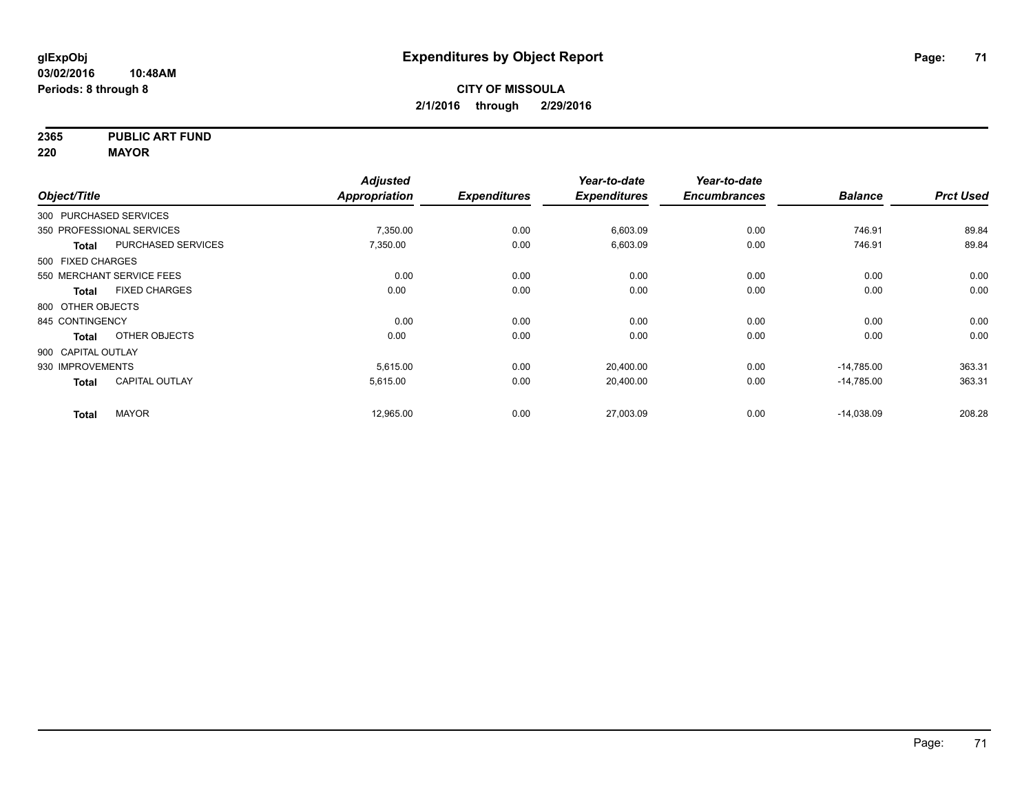**glExpObj**
**03/02/2016 10:48AM**
**Periods: 8 through 8**

# Expenditures by Object Report

**CITY OF MISSOULA**
**2/1/2016 through 2/29/2016**

**2365 PUBLIC ART FUND**
**220 MAYOR**

| Object/Title | | Adjusted Appropriation | Expenditures | Year-to-date Expenditures | Year-to-date Encumbrances | Balance | Prct Used |
|---|---|---|---|---|---|---|---|
| 300 PURCHASED SERVICES | | | | | | | |
| 350 PROFESSIONAL SERVICES | | 7,350.00 | 0.00 | 6,603.09 | 0.00 | 746.91 | 89.84 |
| **Total** | PURCHASED SERVICES | 7,350.00 | 0.00 | 6,603.09 | 0.00 | 746.91 | 89.84 |
| 500 FIXED CHARGES | | | | | | | |
| 550 MERCHANT SERVICE FEES | | 0.00 | 0.00 | 0.00 | 0.00 | 0.00 | 0.00 |
| **Total** | FIXED CHARGES | 0.00 | 0.00 | 0.00 | 0.00 | 0.00 | 0.00 |
| 800 OTHER OBJECTS | | | | | | | |
| 845 CONTINGENCY | | 0.00 | 0.00 | 0.00 | 0.00 | 0.00 | 0.00 |
| **Total** | OTHER OBJECTS | 0.00 | 0.00 | 0.00 | 0.00 | 0.00 | 0.00 |
| 900 CAPITAL OUTLAY | | | | | | | |
| 930 IMPROVEMENTS | | 5,615.00 | 0.00 | 20,400.00 | 0.00 | -14,785.00 | 363.31 |
| **Total** | CAPITAL OUTLAY | 5,615.00 | 0.00 | 20,400.00 | 0.00 | -14,785.00 | 363.31 |
| **Total** | MAYOR | 12,965.00 | 0.00 | 27,003.09 | 0.00 | -14,038.09 | 208.28 |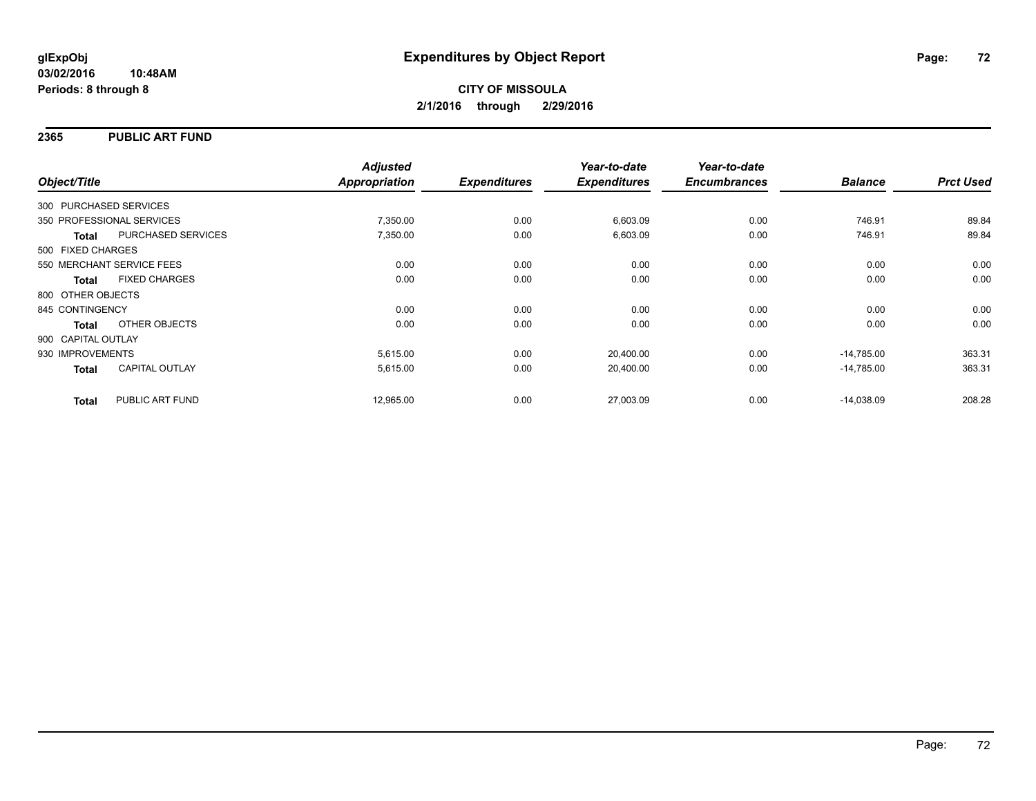glExpObj
03/02/2016 10:48AM
Periods: 8 through 8

# Expenditures by Object Report

**CITY OF MISSOULA**
**2/1/2016 through 2/29/2016**

## 2365 PUBLIC ART FUND

| Object/Title | | Adjusted Appropriation | Expenditures | Year-to-date Expenditures | Year-to-date Encumbrances | Balance | Prct Used |
|---|---|---|---|---|---|---|---|
| 300 PURCHASED SERVICES | | | | | | | |
| 350 PROFESSIONAL SERVICES | | 7,350.00 | 0.00 | 6,603.09 | 0.00 | 746.91 | 89.84 |
| **Total** | PURCHASED SERVICES | 7,350.00 | 0.00 | 6,603.09 | 0.00 | 746.91 | 89.84 |
| 500 FIXED CHARGES | | | | | | | |
| 550 MERCHANT SERVICE FEES | | 0.00 | 0.00 | 0.00 | 0.00 | 0.00 | 0.00 |
| **Total** | FIXED CHARGES | 0.00 | 0.00 | 0.00 | 0.00 | 0.00 | 0.00 |
| 800 OTHER OBJECTS | | | | | | | |
| 845 CONTINGENCY | | 0.00 | 0.00 | 0.00 | 0.00 | 0.00 | 0.00 |
| **Total** | OTHER OBJECTS | 0.00 | 0.00 | 0.00 | 0.00 | 0.00 | 0.00 |
| 900 CAPITAL OUTLAY | | | | | | | |
| 930 IMPROVEMENTS | | 5,615.00 | 0.00 | 20,400.00 | 0.00 | -14,785.00 | 363.31 |
| **Total** | CAPITAL OUTLAY | 5,615.00 | 0.00 | 20,400.00 | 0.00 | -14,785.00 | 363.31 |
| **Total** | PUBLIC ART FUND | 12,965.00 | 0.00 | 27,003.09 | 0.00 | -14,038.09 | 208.28 |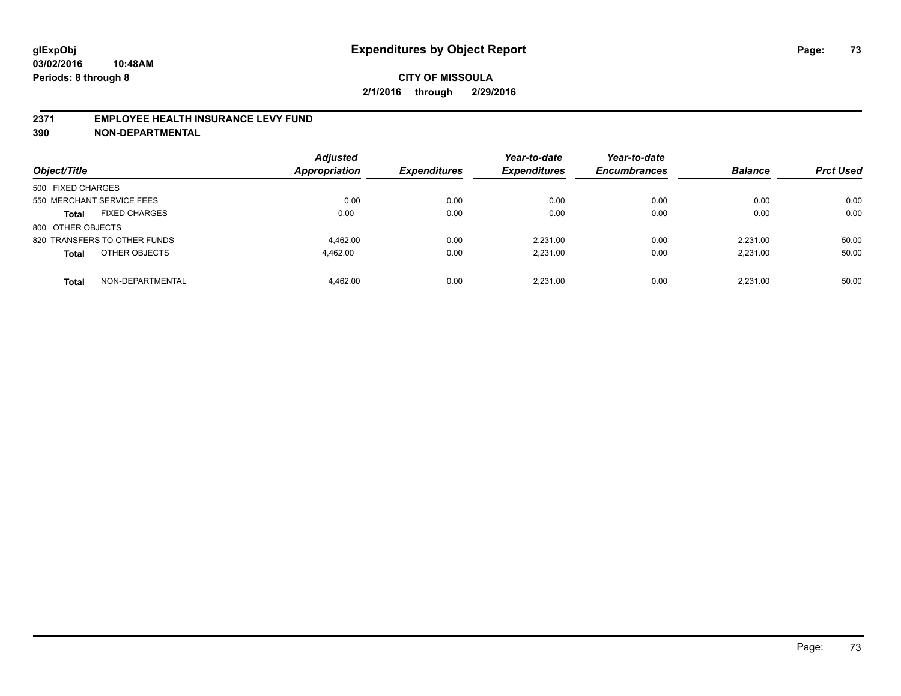# Expenditures by Object Report

glExpObj
03/02/2016 10:48AM
Periods: 8 through 8

**CITY OF MISSOULA**
**2/1/2016 through 2/29/2016**

## 2371 EMPLOYEE HEALTH INSURANCE LEVY FUND
## 390 NON-DEPARTMENTAL

| Object/Title | | Adjusted Appropriation | Expenditures | Year-to-date Expenditures | Year-to-date Encumbrances | Balance | Prct Used |
|---|---|---|---|---|---|---|---|
| 500 FIXED CHARGES | | | | | | | |
| 550 MERCHANT SERVICE FEES | | 0.00 | 0.00 | 0.00 | 0.00 | 0.00 | 0.00 |
| **Total** | FIXED CHARGES | 0.00 | 0.00 | 0.00 | 0.00 | 0.00 | 0.00 |
| 800 OTHER OBJECTS | | | | | | | |
| 820 TRANSFERS TO OTHER FUNDS | | 4,462.00 | 0.00 | 2,231.00 | 0.00 | 2,231.00 | 50.00 |
| **Total** | OTHER OBJECTS | 4,462.00 | 0.00 | 2,231.00 | 0.00 | 2,231.00 | 50.00 |
| **Total** | NON-DEPARTMENTAL | 4,462.00 | 0.00 | 2,231.00 | 0.00 | 2,231.00 | 50.00 |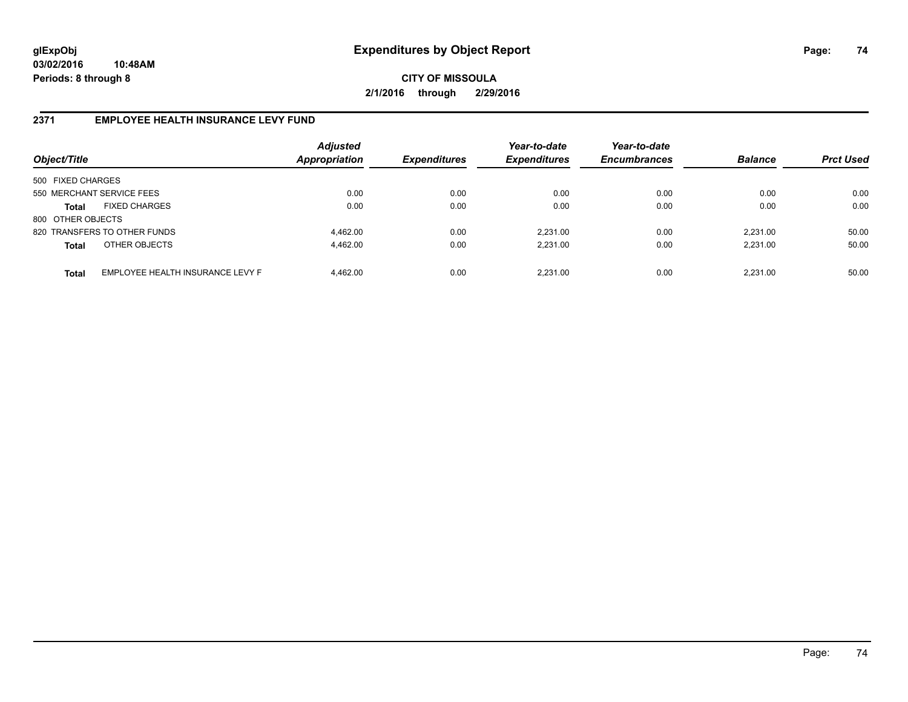**glExpObj** **Expenditures by Object Report**
**03/02/2016 10:48AM**
**Periods: 8 through 8**

**CITY OF MISSOULA**
**2/1/2016 through 2/29/2016**

## 2371 EMPLOYEE HEALTH INSURANCE LEVY FUND

| Object/Title | | Adjusted Appropriation | Expenditures | Year-to-date Expenditures | Year-to-date Encumbrances | Balance | Prct Used |
|---|---|---|---|---|---|---|---|
| 500 FIXED CHARGES | | | | | | | |
| 550 MERCHANT SERVICE FEES | | 0.00 | 0.00 | 0.00 | 0.00 | 0.00 | 0.00 |
| **Total** | FIXED CHARGES | 0.00 | 0.00 | 0.00 | 0.00 | 0.00 | 0.00 |
| 800 OTHER OBJECTS | | | | | | | |
| 820 TRANSFERS TO OTHER FUNDS | | 4,462.00 | 0.00 | 2,231.00 | 0.00 | 2,231.00 | 50.00 |
| **Total** | OTHER OBJECTS | 4,462.00 | 0.00 | 2,231.00 | 0.00 | 2,231.00 | 50.00 |
| **Total** | EMPLOYEE HEALTH INSURANCE LEVY F | 4,462.00 | 0.00 | 2,231.00 | 0.00 | 2,231.00 | 50.00 |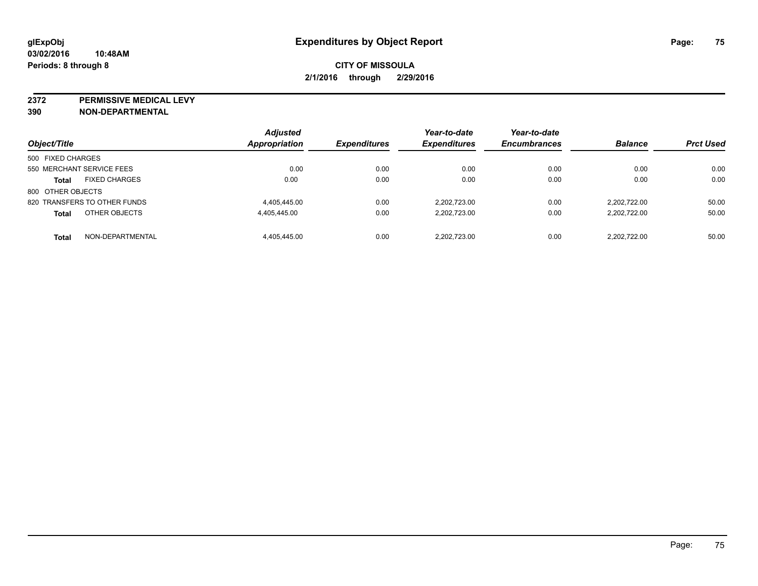# Expenditures by Object Report

glExpObj
03/02/2016 10:48AM
Periods: 8 through 8

**CITY OF MISSOULA**
**2/1/2016 through 2/29/2016**

## 2372 PERMISSIVE MEDICAL LEVY
## 390 NON-DEPARTMENTAL

| Object/Title | Adjusted Appropriation | Expenditures | Year-to-date Expenditures | Year-to-date Encumbrances | Balance | Prct Used |
|---|---|---|---|---|---|---|
| 500 FIXED CHARGES | | | | | | |
| 550 MERCHANT SERVICE FEES | 0.00 | 0.00 | 0.00 | 0.00 | 0.00 | 0.00 |
| **Total** FIXED CHARGES | 0.00 | 0.00 | 0.00 | 0.00 | 0.00 | 0.00 |
| 800 OTHER OBJECTS | | | | | | |
| 820 TRANSFERS TO OTHER FUNDS | 4,405,445.00 | 0.00 | 2,202,723.00 | 0.00 | 2,202,722.00 | 50.00 |
| **Total** OTHER OBJECTS | 4,405,445.00 | 0.00 | 2,202,723.00 | 0.00 | 2,202,722.00 | 50.00 |
| **Total** NON-DEPARTMENTAL | 4,405,445.00 | 0.00 | 2,202,723.00 | 0.00 | 2,202,722.00 | 50.00 |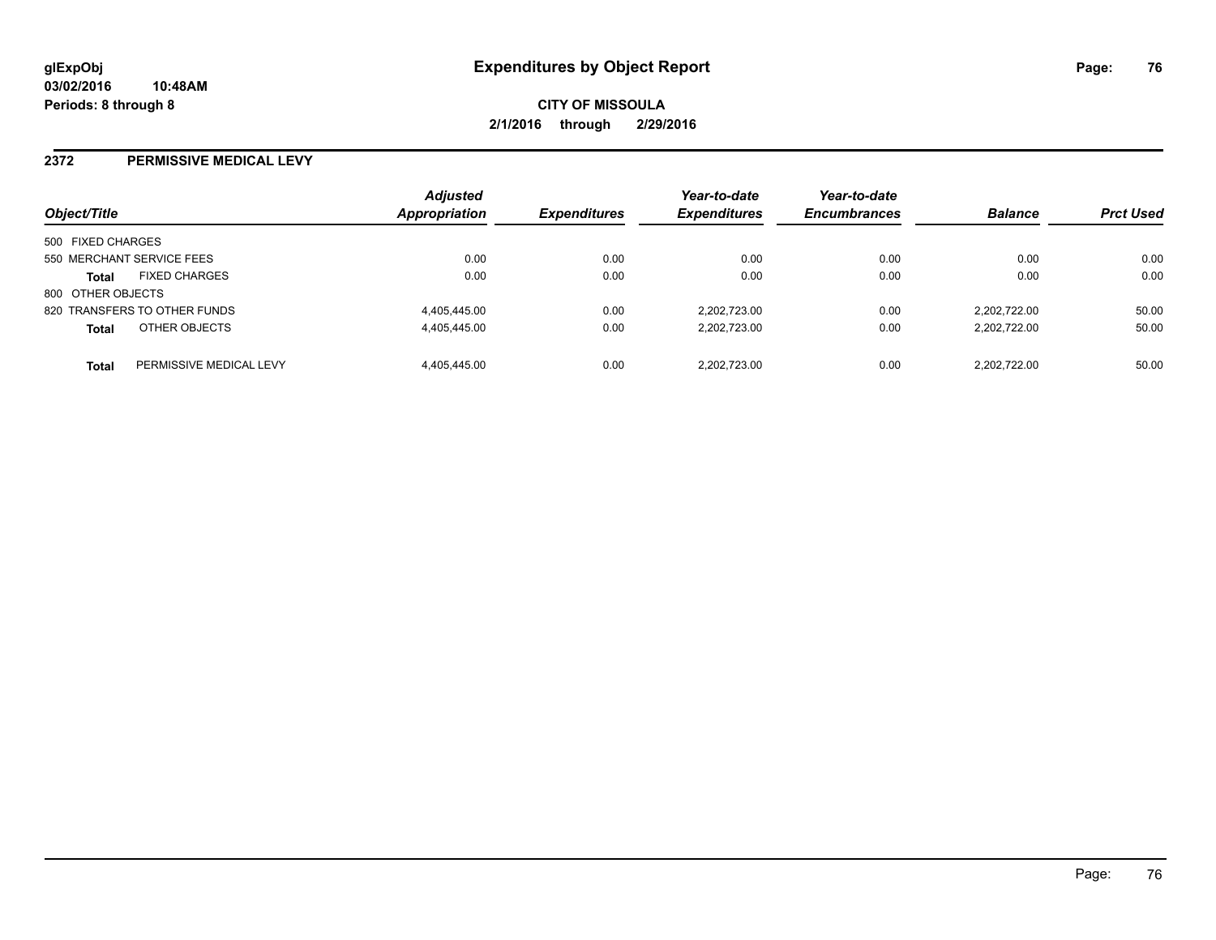# Expenditures by Object Report

glExpObj
03/02/2016 10:48AM
Periods: 8 through 8

**CITY OF MISSOULA**

**2/1/2016 through 2/29/2016**

## 2372 PERMISSIVE MEDICAL LEVY

| Object/Title | | Adjusted Appropriation | Expenditures | Year-to-date Expenditures | Year-to-date Encumbrances | Balance | Prct Used |
|---|---|---|---|---|---|---|---|
| 500 FIXED CHARGES | | | | | | | |
| 550 MERCHANT SERVICE FEES | | 0.00 | 0.00 | 0.00 | 0.00 | 0.00 | 0.00 |
| **Total** | FIXED CHARGES | 0.00 | 0.00 | 0.00 | 0.00 | 0.00 | 0.00 |
| 800 OTHER OBJECTS | | | | | | | |
| 820 TRANSFERS TO OTHER FUNDS | | 4,405,445.00 | 0.00 | 2,202,723.00 | 0.00 | 2,202,722.00 | 50.00 |
| **Total** | OTHER OBJECTS | 4,405,445.00 | 0.00 | 2,202,723.00 | 0.00 | 2,202,722.00 | 50.00 |
| **Total** | PERMISSIVE MEDICAL LEVY | 4,405,445.00 | 0.00 | 2,202,723.00 | 0.00 | 2,202,722.00 | 50.00 |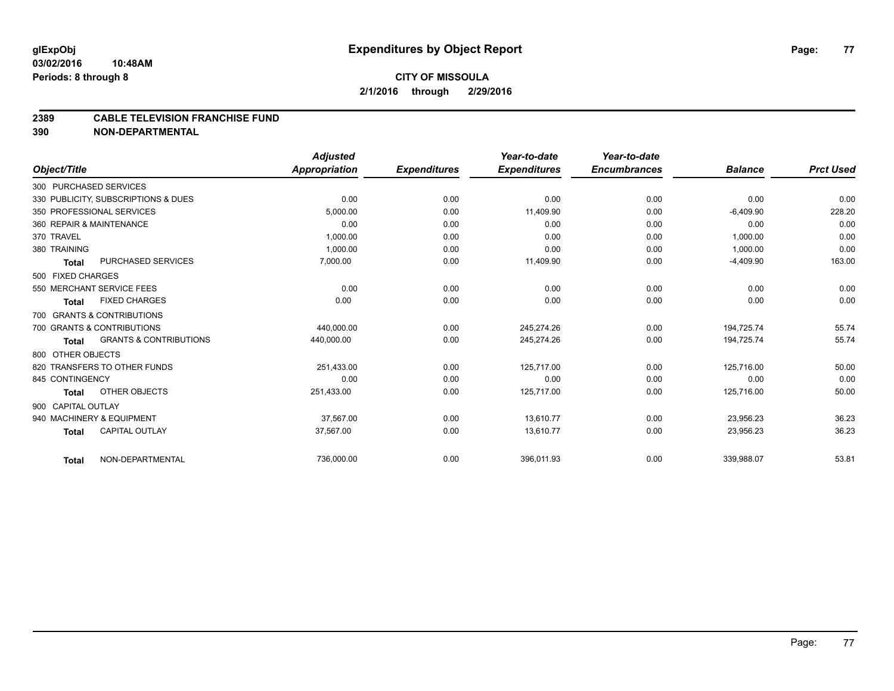# Expenditures by Object Report

glExpObj
03/02/2016 10:48AM
Periods: 8 through 8

**CITY OF MISSOULA**
**2/1/2016 through 2/29/2016**

## 2389 CABLE TELEVISION FRANCHISE FUND
## 390 NON-DEPARTMENTAL

| Object/Title | Adjusted Appropriation | Expenditures | Year-to-date Expenditures | Year-to-date Encumbrances | Balance | Prct Used |
|---|---|---|---|---|---|---|
| 300 PURCHASED SERVICES | | | | | | |
| 330 PUBLICITY, SUBSCRIPTIONS & DUES | 0.00 | 0.00 | 0.00 | 0.00 | 0.00 | 0.00 |
| 350 PROFESSIONAL SERVICES | 5,000.00 | 0.00 | 11,409.90 | 0.00 | -6,409.90 | 228.20 |
| 360 REPAIR & MAINTENANCE | 0.00 | 0.00 | 0.00 | 0.00 | 0.00 | 0.00 |
| 370 TRAVEL | 1,000.00 | 0.00 | 0.00 | 0.00 | 1,000.00 | 0.00 |
| 380 TRAINING | 1,000.00 | 0.00 | 0.00 | 0.00 | 1,000.00 | 0.00 |
| **Total** PURCHASED SERVICES | 7,000.00 | 0.00 | 11,409.90 | 0.00 | -4,409.90 | 163.00 |
| 500 FIXED CHARGES | | | | | | |
| 550 MERCHANT SERVICE FEES | 0.00 | 0.00 | 0.00 | 0.00 | 0.00 | 0.00 |
| **Total** FIXED CHARGES | 0.00 | 0.00 | 0.00 | 0.00 | 0.00 | 0.00 |
| 700 GRANTS & CONTRIBUTIONS | | | | | | |
| 700 GRANTS & CONTRIBUTIONS | 440,000.00 | 0.00 | 245,274.26 | 0.00 | 194,725.74 | 55.74 |
| **Total** GRANTS & CONTRIBUTIONS | 440,000.00 | 0.00 | 245,274.26 | 0.00 | 194,725.74 | 55.74 |
| 800 OTHER OBJECTS | | | | | | |
| 820 TRANSFERS TO OTHER FUNDS | 251,433.00 | 0.00 | 125,717.00 | 0.00 | 125,716.00 | 50.00 |
| 845 CONTINGENCY | 0.00 | 0.00 | 0.00 | 0.00 | 0.00 | 0.00 |
| **Total** OTHER OBJECTS | 251,433.00 | 0.00 | 125,717.00 | 0.00 | 125,716.00 | 50.00 |
| 900 CAPITAL OUTLAY | | | | | | |
| 940 MACHINERY & EQUIPMENT | 37,567.00 | 0.00 | 13,610.77 | 0.00 | 23,956.23 | 36.23 |
| **Total** CAPITAL OUTLAY | 37,567.00 | 0.00 | 13,610.77 | 0.00 | 23,956.23 | 36.23 |
| **Total** NON-DEPARTMENTAL | 736,000.00 | 0.00 | 396,011.93 | 0.00 | 339,988.07 | 53.81 |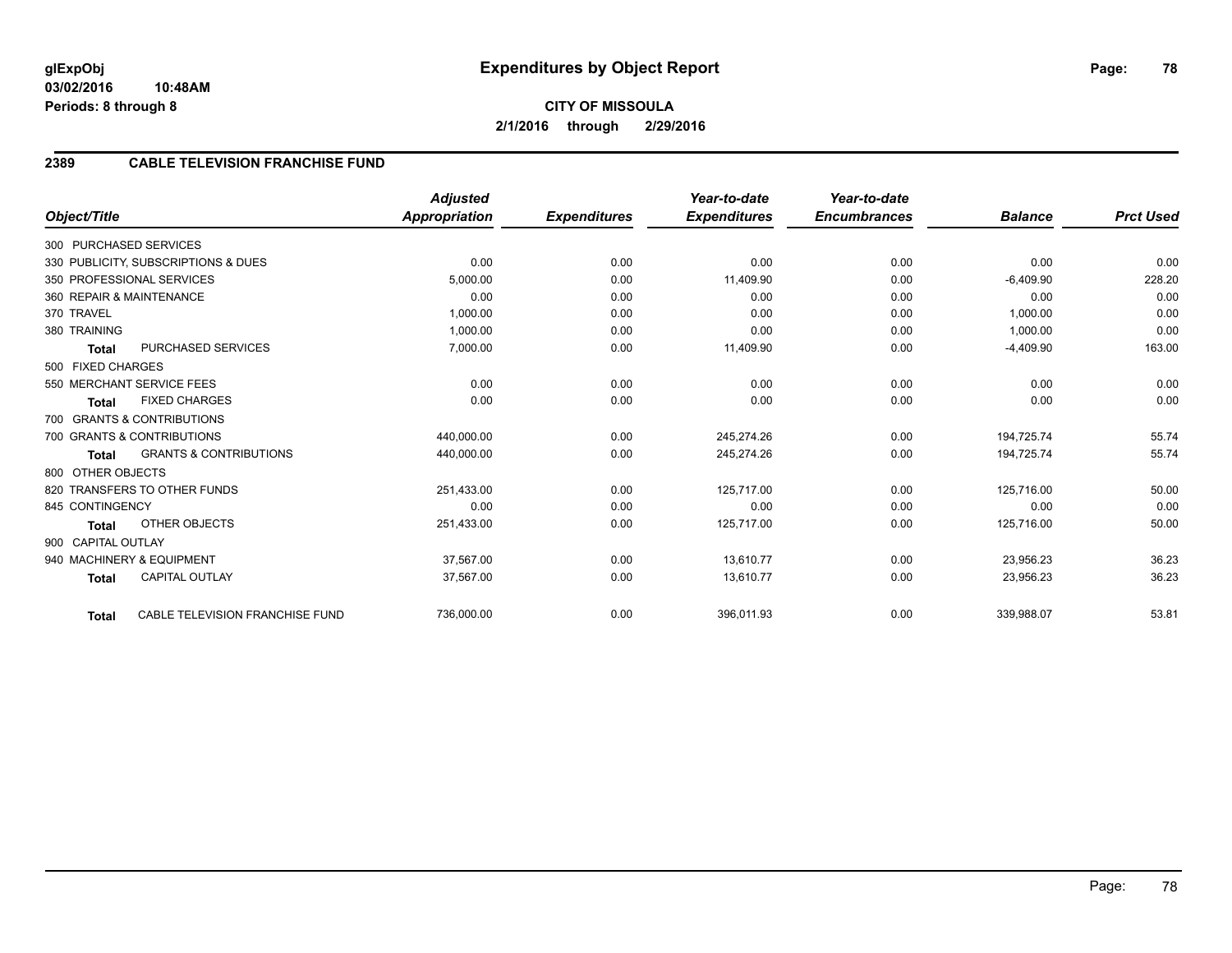**glExpObj** **Expenditures by Object Report**
**03/02/2016 10:48AM**
**Periods: 8 through 8**

**CITY OF MISSOULA**
**2/1/2016 through 2/29/2016**

## 2389 CABLE TELEVISION FRANCHISE FUND

| Object/Title | | Adjusted Appropriation | Expenditures | Year-to-date Expenditures | Year-to-date Encumbrances | Balance | Prct Used |
|---|---|---|---|---|---|---|---|
| 300 PURCHASED SERVICES | | | | | | | |
| 330 PUBLICITY, SUBSCRIPTIONS & DUES | | 0.00 | 0.00 | 0.00 | 0.00 | 0.00 | 0.00 |
| 350 PROFESSIONAL SERVICES | | 5,000.00 | 0.00 | 11,409.90 | 0.00 | -6,409.90 | 228.20 |
| 360 REPAIR & MAINTENANCE | | 0.00 | 0.00 | 0.00 | 0.00 | 0.00 | 0.00 |
| 370 TRAVEL | | 1,000.00 | 0.00 | 0.00 | 0.00 | 1,000.00 | 0.00 |
| 380 TRAINING | | 1,000.00 | 0.00 | 0.00 | 0.00 | 1,000.00 | 0.00 |
| **Total** | PURCHASED SERVICES | 7,000.00 | 0.00 | 11,409.90 | 0.00 | -4,409.90 | 163.00 |
| 500 FIXED CHARGES | | | | | | | |
| 550 MERCHANT SERVICE FEES | | 0.00 | 0.00 | 0.00 | 0.00 | 0.00 | 0.00 |
| **Total** | FIXED CHARGES | 0.00 | 0.00 | 0.00 | 0.00 | 0.00 | 0.00 |
| 700 GRANTS & CONTRIBUTIONS | | | | | | | |
| 700 GRANTS & CONTRIBUTIONS | | 440,000.00 | 0.00 | 245,274.26 | 0.00 | 194,725.74 | 55.74 |
| **Total** | GRANTS & CONTRIBUTIONS | 440,000.00 | 0.00 | 245,274.26 | 0.00 | 194,725.74 | 55.74 |
| 800 OTHER OBJECTS | | | | | | | |
| 820 TRANSFERS TO OTHER FUNDS | | 251,433.00 | 0.00 | 125,717.00 | 0.00 | 125,716.00 | 50.00 |
| 845 CONTINGENCY | | 0.00 | 0.00 | 0.00 | 0.00 | 0.00 | 0.00 |
| **Total** | OTHER OBJECTS | 251,433.00 | 0.00 | 125,717.00 | 0.00 | 125,716.00 | 50.00 |
| 900 CAPITAL OUTLAY | | | | | | | |
| 940 MACHINERY & EQUIPMENT | | 37,567.00 | 0.00 | 13,610.77 | 0.00 | 23,956.23 | 36.23 |
| **Total** | CAPITAL OUTLAY | 37,567.00 | 0.00 | 13,610.77 | 0.00 | 23,956.23 | 36.23 |
| **Total** | CABLE TELEVISION FRANCHISE FUND | 736,000.00 | 0.00 | 396,011.93 | 0.00 | 339,988.07 | 53.81 |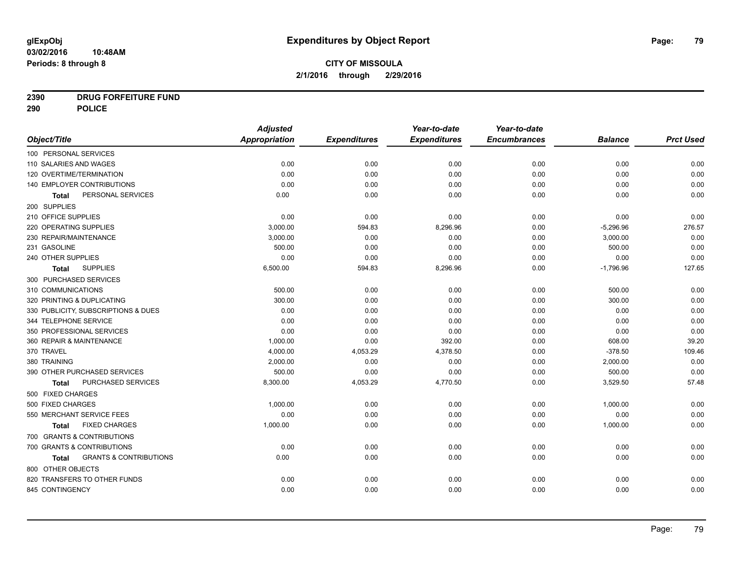# Expenditures by Object Report

glExpObj
03/02/2016 10:48AM
Periods: 8 through 8

**CITY OF MISSOULA**
**2/1/2016 through 2/29/2016**

**2390 DRUG FORFEITURE FUND**
**290 POLICE**

| Object/Title | Adjusted Appropriation | Expenditures | Year-to-date Expenditures | Year-to-date Encumbrances | Balance | Prct Used |
|---|---|---|---|---|---|---|
| 100 PERSONAL SERVICES | | | | | | |
| 110 SALARIES AND WAGES | 0.00 | 0.00 | 0.00 | 0.00 | 0.00 | 0.00 |
| 120 OVERTIME/TERMINATION | 0.00 | 0.00 | 0.00 | 0.00 | 0.00 | 0.00 |
| 140 EMPLOYER CONTRIBUTIONS | 0.00 | 0.00 | 0.00 | 0.00 | 0.00 | 0.00 |
| **Total** PERSONAL SERVICES | 0.00 | 0.00 | 0.00 | 0.00 | 0.00 | 0.00 |
| 200 SUPPLIES | | | | | | |
| 210 OFFICE SUPPLIES | 0.00 | 0.00 | 0.00 | 0.00 | 0.00 | 0.00 |
| 220 OPERATING SUPPLIES | 3,000.00 | 594.83 | 8,296.96 | 0.00 | -5,296.96 | 276.57 |
| 230 REPAIR/MAINTENANCE | 3,000.00 | 0.00 | 0.00 | 0.00 | 3,000.00 | 0.00 |
| 231 GASOLINE | 500.00 | 0.00 | 0.00 | 0.00 | 500.00 | 0.00 |
| 240 OTHER SUPPLIES | 0.00 | 0.00 | 0.00 | 0.00 | 0.00 | 0.00 |
| **Total** SUPPLIES | 6,500.00 | 594.83 | 8,296.96 | 0.00 | -1,796.96 | 127.65 |
| 300 PURCHASED SERVICES | | | | | | |
| 310 COMMUNICATIONS | 500.00 | 0.00 | 0.00 | 0.00 | 500.00 | 0.00 |
| 320 PRINTING & DUPLICATING | 300.00 | 0.00 | 0.00 | 0.00 | 300.00 | 0.00 |
| 330 PUBLICITY, SUBSCRIPTIONS & DUES | 0.00 | 0.00 | 0.00 | 0.00 | 0.00 | 0.00 |
| 344 TELEPHONE SERVICE | 0.00 | 0.00 | 0.00 | 0.00 | 0.00 | 0.00 |
| 350 PROFESSIONAL SERVICES | 0.00 | 0.00 | 0.00 | 0.00 | 0.00 | 0.00 |
| 360 REPAIR & MAINTENANCE | 1,000.00 | 0.00 | 392.00 | 0.00 | 608.00 | 39.20 |
| 370 TRAVEL | 4,000.00 | 4,053.29 | 4,378.50 | 0.00 | -378.50 | 109.46 |
| 380 TRAINING | 2,000.00 | 0.00 | 0.00 | 0.00 | 2,000.00 | 0.00 |
| 390 OTHER PURCHASED SERVICES | 500.00 | 0.00 | 0.00 | 0.00 | 500.00 | 0.00 |
| **Total** PURCHASED SERVICES | 8,300.00 | 4,053.29 | 4,770.50 | 0.00 | 3,529.50 | 57.48 |
| 500 FIXED CHARGES | | | | | | |
| 500 FIXED CHARGES | 1,000.00 | 0.00 | 0.00 | 0.00 | 1,000.00 | 0.00 |
| 550 MERCHANT SERVICE FEES | 0.00 | 0.00 | 0.00 | 0.00 | 0.00 | 0.00 |
| **Total** FIXED CHARGES | 1,000.00 | 0.00 | 0.00 | 0.00 | 1,000.00 | 0.00 |
| 700 GRANTS & CONTRIBUTIONS | | | | | | |
| 700 GRANTS & CONTRIBUTIONS | 0.00 | 0.00 | 0.00 | 0.00 | 0.00 | 0.00 |
| **Total** GRANTS & CONTRIBUTIONS | 0.00 | 0.00 | 0.00 | 0.00 | 0.00 | 0.00 |
| 800 OTHER OBJECTS | | | | | | |
| 820 TRANSFERS TO OTHER FUNDS | 0.00 | 0.00 | 0.00 | 0.00 | 0.00 | 0.00 |
| 845 CONTINGENCY | 0.00 | 0.00 | 0.00 | 0.00 | 0.00 | 0.00 |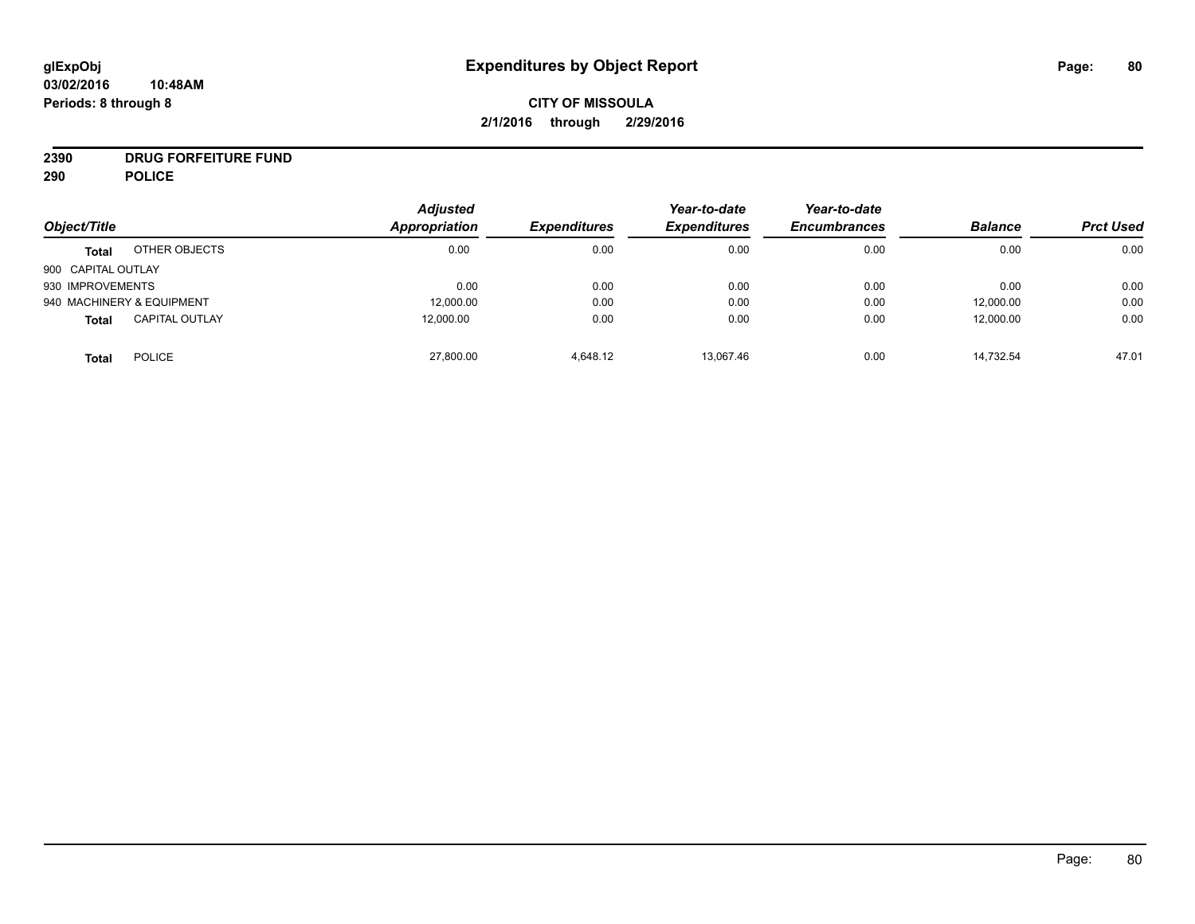# Expenditures by Object Report

glExpObj
03/02/2016 10:48AM
Periods: 8 through 8

**CITY OF MISSOULA**
**2/1/2016 through 2/29/2016**

**2390 DRUG FORFEITURE FUND**
**290 POLICE**

| Object/Title | | Adjusted Appropriation | Expenditures | Year-to-date Expenditures | Year-to-date Encumbrances | Balance | Prct Used |
|---|---|---|---|---|---|---|---|
| **Total** | OTHER OBJECTS | 0.00 | 0.00 | 0.00 | 0.00 | 0.00 | 0.00 |
| 900 CAPITAL OUTLAY | | | | | | | |
| 930 IMPROVEMENTS | | 0.00 | 0.00 | 0.00 | 0.00 | 0.00 | 0.00 |
| 940 MACHINERY & EQUIPMENT | | 12,000.00 | 0.00 | 0.00 | 0.00 | 12,000.00 | 0.00 |
| **Total** | CAPITAL OUTLAY | 12,000.00 | 0.00 | 0.00 | 0.00 | 12,000.00 | 0.00 |
| **Total** | POLICE | 27,800.00 | 4,648.12 | 13,067.46 | 0.00 | 14,732.54 | 47.01 |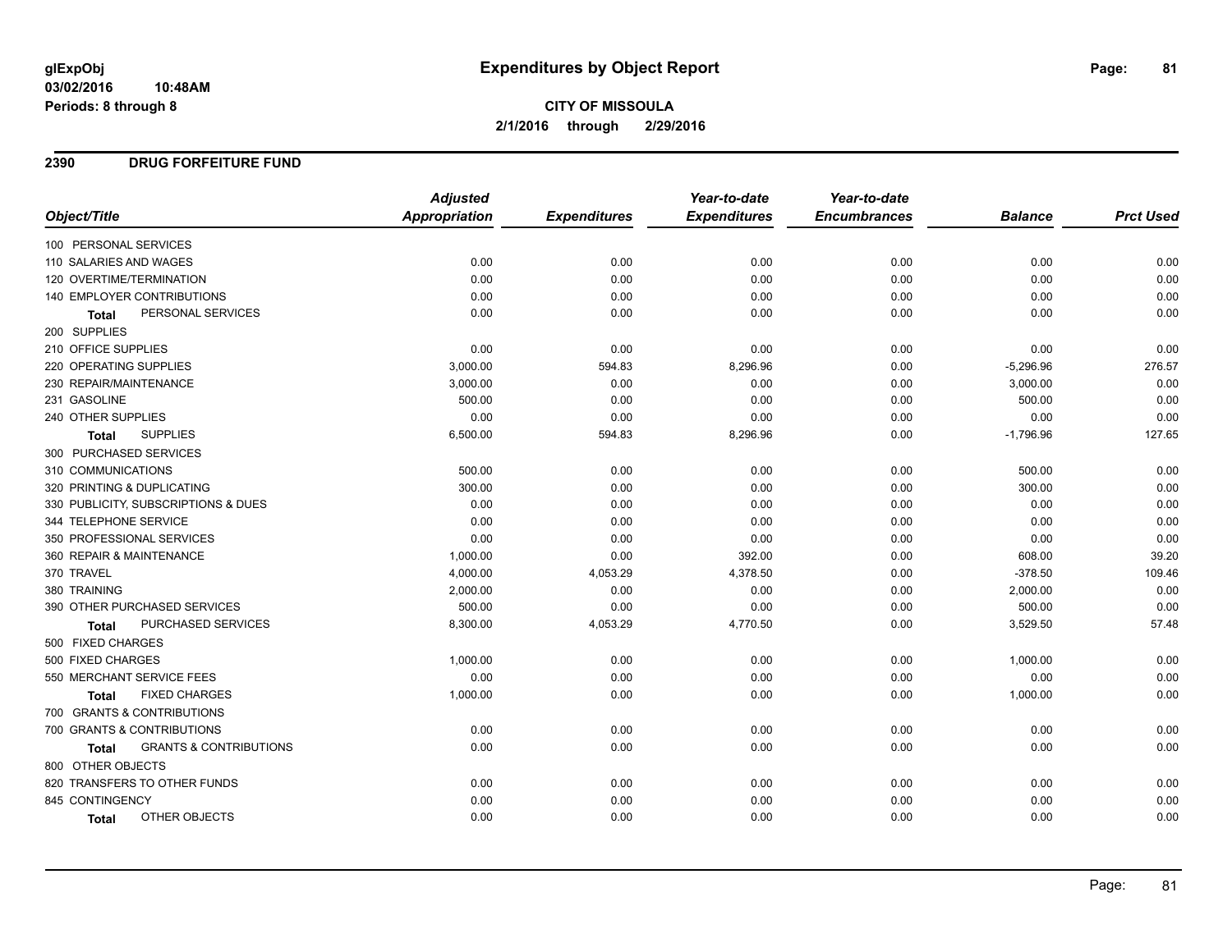# Expenditures by Object Report

glExpObj
03/02/2016 10:48AM
Periods: 8 through 8

**CITY OF MISSOULA**
**2/1/2016 through 2/29/2016**

## 2390 DRUG FORFEITURE FUND

| Object/Title | Adjusted Appropriation | Expenditures | Year-to-date Expenditures | Year-to-date Encumbrances | Balance | Prct Used |
|---|---|---|---|---|---|---|
| 100 PERSONAL SERVICES | | | | | | |
| 110 SALARIES AND WAGES | 0.00 | 0.00 | 0.00 | 0.00 | 0.00 | 0.00 |
| 120 OVERTIME/TERMINATION | 0.00 | 0.00 | 0.00 | 0.00 | 0.00 | 0.00 |
| 140 EMPLOYER CONTRIBUTIONS | 0.00 | 0.00 | 0.00 | 0.00 | 0.00 | 0.00 |
| **Total** PERSONAL SERVICES | 0.00 | 0.00 | 0.00 | 0.00 | 0.00 | 0.00 |
| 200 SUPPLIES | | | | | | |
| 210 OFFICE SUPPLIES | 0.00 | 0.00 | 0.00 | 0.00 | 0.00 | 0.00 |
| 220 OPERATING SUPPLIES | 3,000.00 | 594.83 | 8,296.96 | 0.00 | -5,296.96 | 276.57 |
| 230 REPAIR/MAINTENANCE | 3,000.00 | 0.00 | 0.00 | 0.00 | 3,000.00 | 0.00 |
| 231 GASOLINE | 500.00 | 0.00 | 0.00 | 0.00 | 500.00 | 0.00 |
| 240 OTHER SUPPLIES | 0.00 | 0.00 | 0.00 | 0.00 | 0.00 | 0.00 |
| **Total** SUPPLIES | 6,500.00 | 594.83 | 8,296.96 | 0.00 | -1,796.96 | 127.65 |
| 300 PURCHASED SERVICES | | | | | | |
| 310 COMMUNICATIONS | 500.00 | 0.00 | 0.00 | 0.00 | 500.00 | 0.00 |
| 320 PRINTING & DUPLICATING | 300.00 | 0.00 | 0.00 | 0.00 | 300.00 | 0.00 |
| 330 PUBLICITY, SUBSCRIPTIONS & DUES | 0.00 | 0.00 | 0.00 | 0.00 | 0.00 | 0.00 |
| 344 TELEPHONE SERVICE | 0.00 | 0.00 | 0.00 | 0.00 | 0.00 | 0.00 |
| 350 PROFESSIONAL SERVICES | 0.00 | 0.00 | 0.00 | 0.00 | 0.00 | 0.00 |
| 360 REPAIR & MAINTENANCE | 1,000.00 | 0.00 | 392.00 | 0.00 | 608.00 | 39.20 |
| 370 TRAVEL | 4,000.00 | 4,053.29 | 4,378.50 | 0.00 | -378.50 | 109.46 |
| 380 TRAINING | 2,000.00 | 0.00 | 0.00 | 0.00 | 2,000.00 | 0.00 |
| 390 OTHER PURCHASED SERVICES | 500.00 | 0.00 | 0.00 | 0.00 | 500.00 | 0.00 |
| **Total** PURCHASED SERVICES | 8,300.00 | 4,053.29 | 4,770.50 | 0.00 | 3,529.50 | 57.48 |
| 500 FIXED CHARGES | | | | | | |
| 500 FIXED CHARGES | 1,000.00 | 0.00 | 0.00 | 0.00 | 1,000.00 | 0.00 |
| 550 MERCHANT SERVICE FEES | 0.00 | 0.00 | 0.00 | 0.00 | 0.00 | 0.00 |
| **Total** FIXED CHARGES | 1,000.00 | 0.00 | 0.00 | 0.00 | 1,000.00 | 0.00 |
| 700 GRANTS & CONTRIBUTIONS | | | | | | |
| 700 GRANTS & CONTRIBUTIONS | 0.00 | 0.00 | 0.00 | 0.00 | 0.00 | 0.00 |
| **Total** GRANTS & CONTRIBUTIONS | 0.00 | 0.00 | 0.00 | 0.00 | 0.00 | 0.00 |
| 800 OTHER OBJECTS | | | | | | |
| 820 TRANSFERS TO OTHER FUNDS | 0.00 | 0.00 | 0.00 | 0.00 | 0.00 | 0.00 |
| 845 CONTINGENCY | 0.00 | 0.00 | 0.00 | 0.00 | 0.00 | 0.00 |
| **Total** OTHER OBJECTS | 0.00 | 0.00 | 0.00 | 0.00 | 0.00 | 0.00 |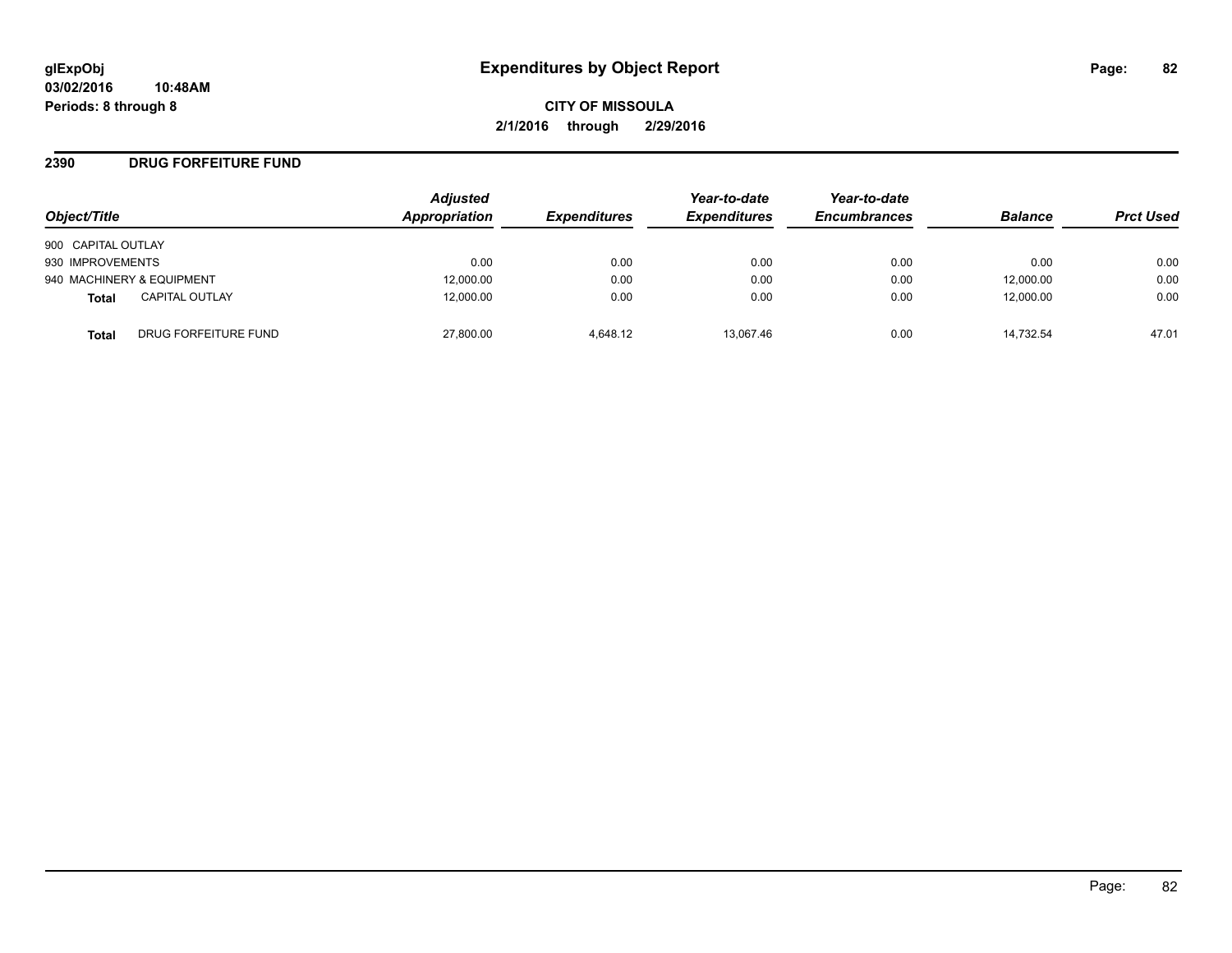# Expenditures by Object Report

**glExpObj**
**03/02/2016 10:48AM**
**Periods: 8 through 8**

**CITY OF MISSOULA**
**2/1/2016 through 2/29/2016**

## 2390 DRUG FORFEITURE FUND

| Object/Title | | Adjusted Appropriation | Expenditures | Year-to-date Expenditures | Year-to-date Encumbrances | Balance | Prct Used |
|---|---|---|---|---|---|---|---|
| 900 CAPITAL OUTLAY | | | | | | | |
| 930 IMPROVEMENTS | | 0.00 | 0.00 | 0.00 | 0.00 | 0.00 | 0.00 |
| 940 MACHINERY & EQUIPMENT | | 12,000.00 | 0.00 | 0.00 | 0.00 | 12,000.00 | 0.00 |
| **Total** | CAPITAL OUTLAY | 12,000.00 | 0.00 | 0.00 | 0.00 | 12,000.00 | 0.00 |
| **Total** | DRUG FORFEITURE FUND | 27,800.00 | 4,648.12 | 13,067.46 | 0.00 | 14,732.54 | 47.01 |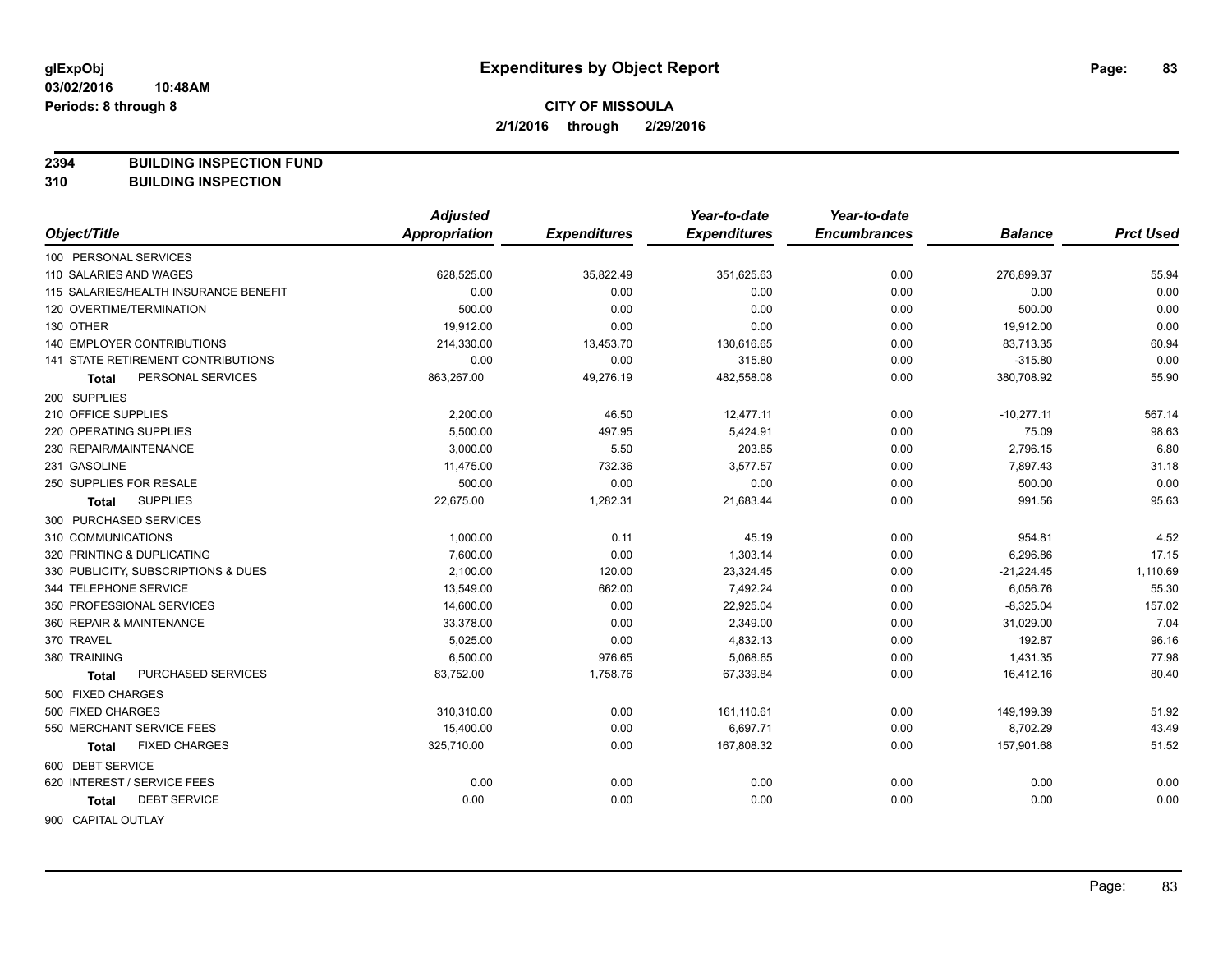# Expenditures by Object Report

glExpObj
03/02/2016 10:48AM
Periods: 8 through 8

**CITY OF MISSOULA**
**2/1/2016 through 2/29/2016**

**2394 BUILDING INSPECTION FUND**
**310 BUILDING INSPECTION**

| Object/Title | Adjusted Appropriation | Expenditures | Year-to-date Expenditures | Year-to-date Encumbrances | Balance | Prct Used |
|---|---|---|---|---|---|---|
| 100 PERSONAL SERVICES | | | | | | |
| 110 SALARIES AND WAGES | 628,525.00 | 35,822.49 | 351,625.63 | 0.00 | 276,899.37 | 55.94 |
| 115 SALARIES/HEALTH INSURANCE BENEFIT | 0.00 | 0.00 | 0.00 | 0.00 | 0.00 | 0.00 |
| 120 OVERTIME/TERMINATION | 500.00 | 0.00 | 0.00 | 0.00 | 500.00 | 0.00 |
| 130 OTHER | 19,912.00 | 0.00 | 0.00 | 0.00 | 19,912.00 | 0.00 |
| 140 EMPLOYER CONTRIBUTIONS | 214,330.00 | 13,453.70 | 130,616.65 | 0.00 | 83,713.35 | 60.94 |
| 141 STATE RETIREMENT CONTRIBUTIONS | 0.00 | 0.00 | 315.80 | 0.00 | -315.80 | 0.00 |
| **Total** PERSONAL SERVICES | 863,267.00 | 49,276.19 | 482,558.08 | 0.00 | 380,708.92 | 55.90 |
| 200 SUPPLIES | | | | | | |
| 210 OFFICE SUPPLIES | 2,200.00 | 46.50 | 12,477.11 | 0.00 | -10,277.11 | 567.14 |
| 220 OPERATING SUPPLIES | 5,500.00 | 497.95 | 5,424.91 | 0.00 | 75.09 | 98.63 |
| 230 REPAIR/MAINTENANCE | 3,000.00 | 5.50 | 203.85 | 0.00 | 2,796.15 | 6.80 |
| 231 GASOLINE | 11,475.00 | 732.36 | 3,577.57 | 0.00 | 7,897.43 | 31.18 |
| 250 SUPPLIES FOR RESALE | 500.00 | 0.00 | 0.00 | 0.00 | 500.00 | 0.00 |
| **Total** SUPPLIES | 22,675.00 | 1,282.31 | 21,683.44 | 0.00 | 991.56 | 95.63 |
| 300 PURCHASED SERVICES | | | | | | |
| 310 COMMUNICATIONS | 1,000.00 | 0.11 | 45.19 | 0.00 | 954.81 | 4.52 |
| 320 PRINTING & DUPLICATING | 7,600.00 | 0.00 | 1,303.14 | 0.00 | 6,296.86 | 17.15 |
| 330 PUBLICITY, SUBSCRIPTIONS & DUES | 2,100.00 | 120.00 | 23,324.45 | 0.00 | -21,224.45 | 1,110.69 |
| 344 TELEPHONE SERVICE | 13,549.00 | 662.00 | 7,492.24 | 0.00 | 6,056.76 | 55.30 |
| 350 PROFESSIONAL SERVICES | 14,600.00 | 0.00 | 22,925.04 | 0.00 | -8,325.04 | 157.02 |
| 360 REPAIR & MAINTENANCE | 33,378.00 | 0.00 | 2,349.00 | 0.00 | 31,029.00 | 7.04 |
| 370 TRAVEL | 5,025.00 | 0.00 | 4,832.13 | 0.00 | 192.87 | 96.16 |
| 380 TRAINING | 6,500.00 | 976.65 | 5,068.65 | 0.00 | 1,431.35 | 77.98 |
| **Total** PURCHASED SERVICES | 83,752.00 | 1,758.76 | 67,339.84 | 0.00 | 16,412.16 | 80.40 |
| 500 FIXED CHARGES | | | | | | |
| 500 FIXED CHARGES | 310,310.00 | 0.00 | 161,110.61 | 0.00 | 149,199.39 | 51.92 |
| 550 MERCHANT SERVICE FEES | 15,400.00 | 0.00 | 6,697.71 | 0.00 | 8,702.29 | 43.49 |
| **Total** FIXED CHARGES | 325,710.00 | 0.00 | 167,808.32 | 0.00 | 157,901.68 | 51.52 |
| 600 DEBT SERVICE | | | | | | |
| 620 INTEREST / SERVICE FEES | 0.00 | 0.00 | 0.00 | 0.00 | 0.00 | 0.00 |
| **Total** DEBT SERVICE | 0.00 | 0.00 | 0.00 | 0.00 | 0.00 | 0.00 |
| 900 CAPITAL OUTLAY | | | | | | |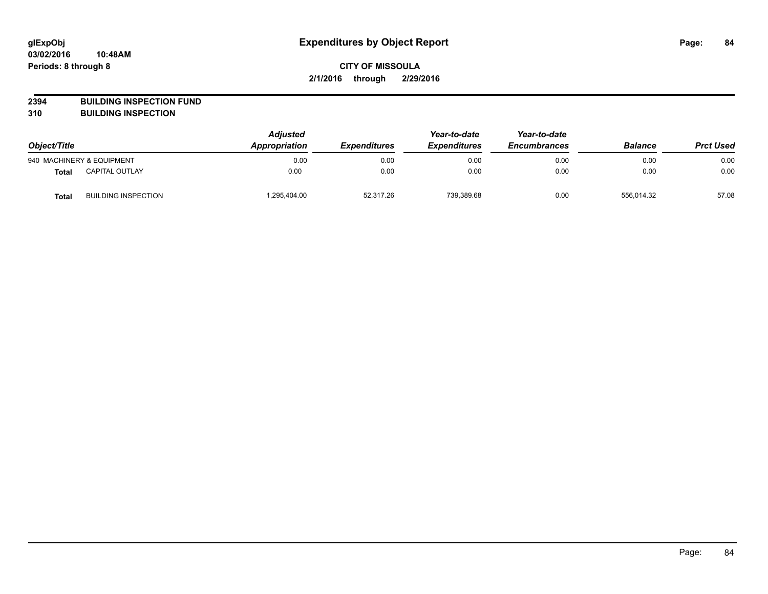# Expenditures by Object Report

**CITY OF MISSOULA**

**2/1/2016 through 2/29/2016**

**2394 BUILDING INSPECTION FUND**

**310 BUILDING INSPECTION**

| Object/Title | | Adjusted Appropriation | Expenditures | Year-to-date Expenditures | Year-to-date Encumbrances | Balance | Prct Used |
|---|---|---|---|---|---|---|---|
| 940 MACHINERY & EQUIPMENT | | 0.00 | 0.00 | 0.00 | 0.00 | 0.00 | 0.00 |
| **Total** | CAPITAL OUTLAY | 0.00 | 0.00 | 0.00 | 0.00 | 0.00 | 0.00 |
| **Total** | BUILDING INSPECTION | 1,295,404.00 | 52,317.26 | 739,389.68 | 0.00 | 556,014.32 | 57.08 |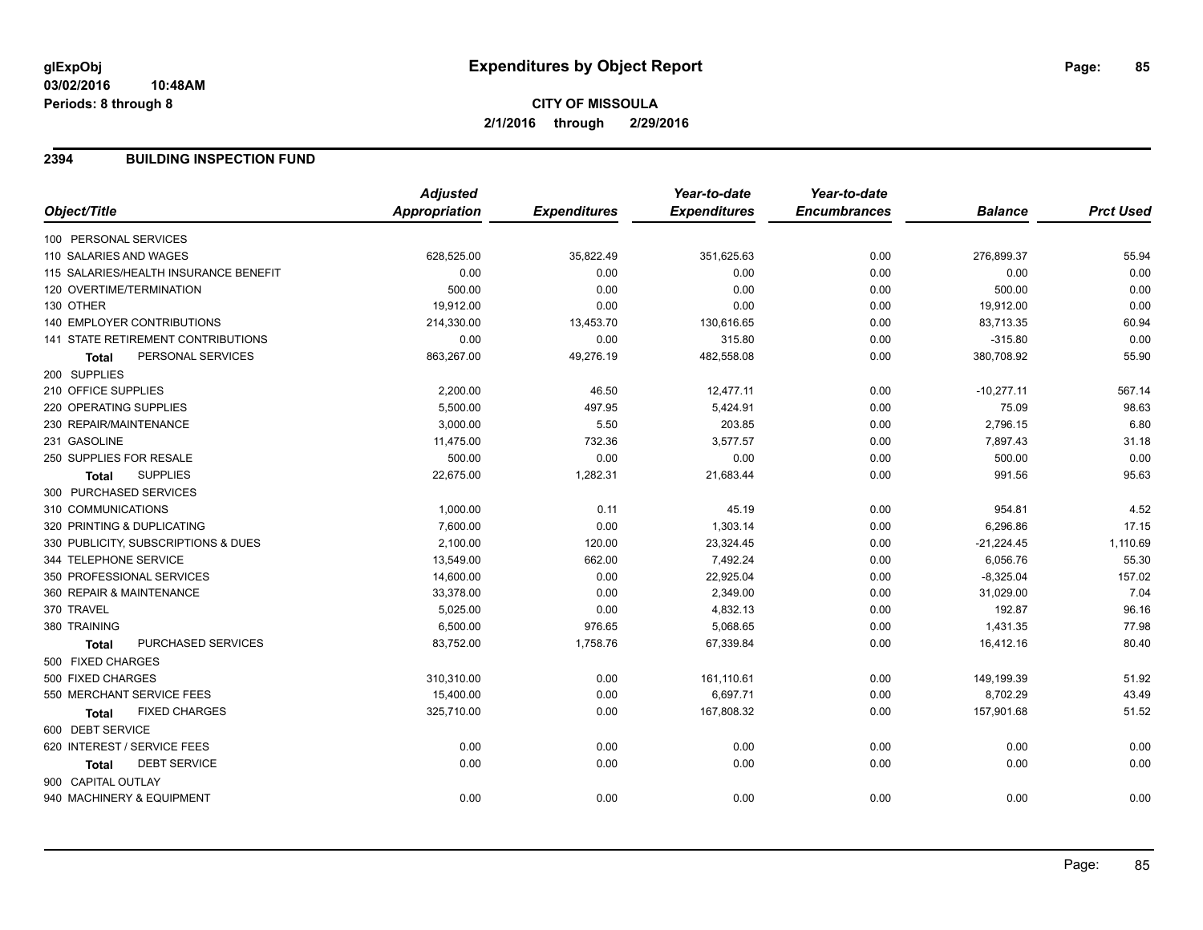glExpObj
03/02/2016 10:48AM
Periods: 8 through 8

# Expenditures by Object Report

**CITY OF MISSOULA**
**2/1/2016 through 2/29/2016**

## 2394 BUILDING INSPECTION FUND

| Object/Title | Adjusted Appropriation | Expenditures | Year-to-date Expenditures | Year-to-date Encumbrances | Balance | Prct Used |
|---|---|---|---|---|---|---|
| 100 PERSONAL SERVICES | | | | | | |
| 110 SALARIES AND WAGES | 628,525.00 | 35,822.49 | 351,625.63 | 0.00 | 276,899.37 | 55.94 |
| 115 SALARIES/HEALTH INSURANCE BENEFIT | 0.00 | 0.00 | 0.00 | 0.00 | 0.00 | 0.00 |
| 120 OVERTIME/TERMINATION | 500.00 | 0.00 | 0.00 | 0.00 | 500.00 | 0.00 |
| 130 OTHER | 19,912.00 | 0.00 | 0.00 | 0.00 | 19,912.00 | 0.00 |
| 140 EMPLOYER CONTRIBUTIONS | 214,330.00 | 13,453.70 | 130,616.65 | 0.00 | 83,713.35 | 60.94 |
| 141 STATE RETIREMENT CONTRIBUTIONS | 0.00 | 0.00 | 315.80 | 0.00 | -315.80 | 0.00 |
| **Total** PERSONAL SERVICES | 863,267.00 | 49,276.19 | 482,558.08 | 0.00 | 380,708.92 | 55.90 |
| 200 SUPPLIES | | | | | | |
| 210 OFFICE SUPPLIES | 2,200.00 | 46.50 | 12,477.11 | 0.00 | -10,277.11 | 567.14 |
| 220 OPERATING SUPPLIES | 5,500.00 | 497.95 | 5,424.91 | 0.00 | 75.09 | 98.63 |
| 230 REPAIR/MAINTENANCE | 3,000.00 | 5.50 | 203.85 | 0.00 | 2,796.15 | 6.80 |
| 231 GASOLINE | 11,475.00 | 732.36 | 3,577.57 | 0.00 | 7,897.43 | 31.18 |
| 250 SUPPLIES FOR RESALE | 500.00 | 0.00 | 0.00 | 0.00 | 500.00 | 0.00 |
| **Total** SUPPLIES | 22,675.00 | 1,282.31 | 21,683.44 | 0.00 | 991.56 | 95.63 |
| 300 PURCHASED SERVICES | | | | | | |
| 310 COMMUNICATIONS | 1,000.00 | 0.11 | 45.19 | 0.00 | 954.81 | 4.52 |
| 320 PRINTING & DUPLICATING | 7,600.00 | 0.00 | 1,303.14 | 0.00 | 6,296.86 | 17.15 |
| 330 PUBLICITY, SUBSCRIPTIONS & DUES | 2,100.00 | 120.00 | 23,324.45 | 0.00 | -21,224.45 | 1,110.69 |
| 344 TELEPHONE SERVICE | 13,549.00 | 662.00 | 7,492.24 | 0.00 | 6,056.76 | 55.30 |
| 350 PROFESSIONAL SERVICES | 14,600.00 | 0.00 | 22,925.04 | 0.00 | -8,325.04 | 157.02 |
| 360 REPAIR & MAINTENANCE | 33,378.00 | 0.00 | 2,349.00 | 0.00 | 31,029.00 | 7.04 |
| 370 TRAVEL | 5,025.00 | 0.00 | 4,832.13 | 0.00 | 192.87 | 96.16 |
| 380 TRAINING | 6,500.00 | 976.65 | 5,068.65 | 0.00 | 1,431.35 | 77.98 |
| **Total** PURCHASED SERVICES | 83,752.00 | 1,758.76 | 67,339.84 | 0.00 | 16,412.16 | 80.40 |
| 500 FIXED CHARGES | | | | | | |
| 500 FIXED CHARGES | 310,310.00 | 0.00 | 161,110.61 | 0.00 | 149,199.39 | 51.92 |
| 550 MERCHANT SERVICE FEES | 15,400.00 | 0.00 | 6,697.71 | 0.00 | 8,702.29 | 43.49 |
| **Total** FIXED CHARGES | 325,710.00 | 0.00 | 167,808.32 | 0.00 | 157,901.68 | 51.52 |
| 600 DEBT SERVICE | | | | | | |
| 620 INTEREST / SERVICE FEES | 0.00 | 0.00 | 0.00 | 0.00 | 0.00 | 0.00 |
| **Total** DEBT SERVICE | 0.00 | 0.00 | 0.00 | 0.00 | 0.00 | 0.00 |
| 900 CAPITAL OUTLAY | | | | | | |
| 940 MACHINERY & EQUIPMENT | 0.00 | 0.00 | 0.00 | 0.00 | 0.00 | 0.00 |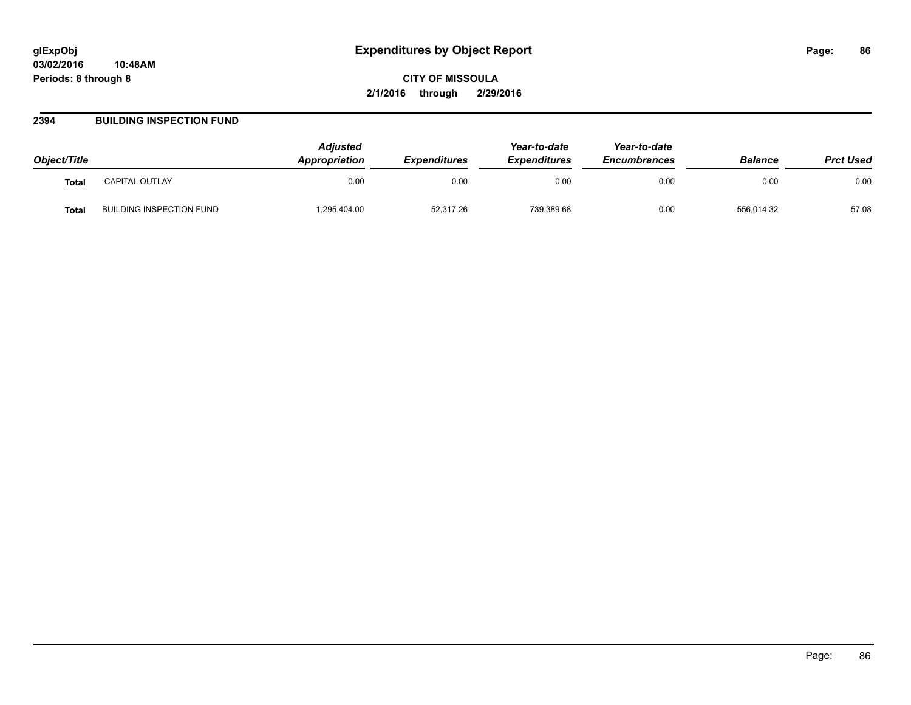# Expenditures by Object Report

glExpObj
03/02/2016 10:48AM
Periods: 8 through 8

**CITY OF MISSOULA**
**2/1/2016 through 2/29/2016**

## 2394 BUILDING INSPECTION FUND

| Object/Title | | Adjusted Appropriation | Expenditures | Year-to-date Expenditures | Year-to-date Encumbrances | Balance | Prct Used |
|---|---|---|---|---|---|---|---|
| **Total** | CAPITAL OUTLAY | 0.00 | 0.00 | 0.00 | 0.00 | 0.00 | 0.00 |
| **Total** | BUILDING INSPECTION FUND | 1,295,404.00 | 52,317.26 | 739,389.68 | 0.00 | 556,014.32 | 57.08 |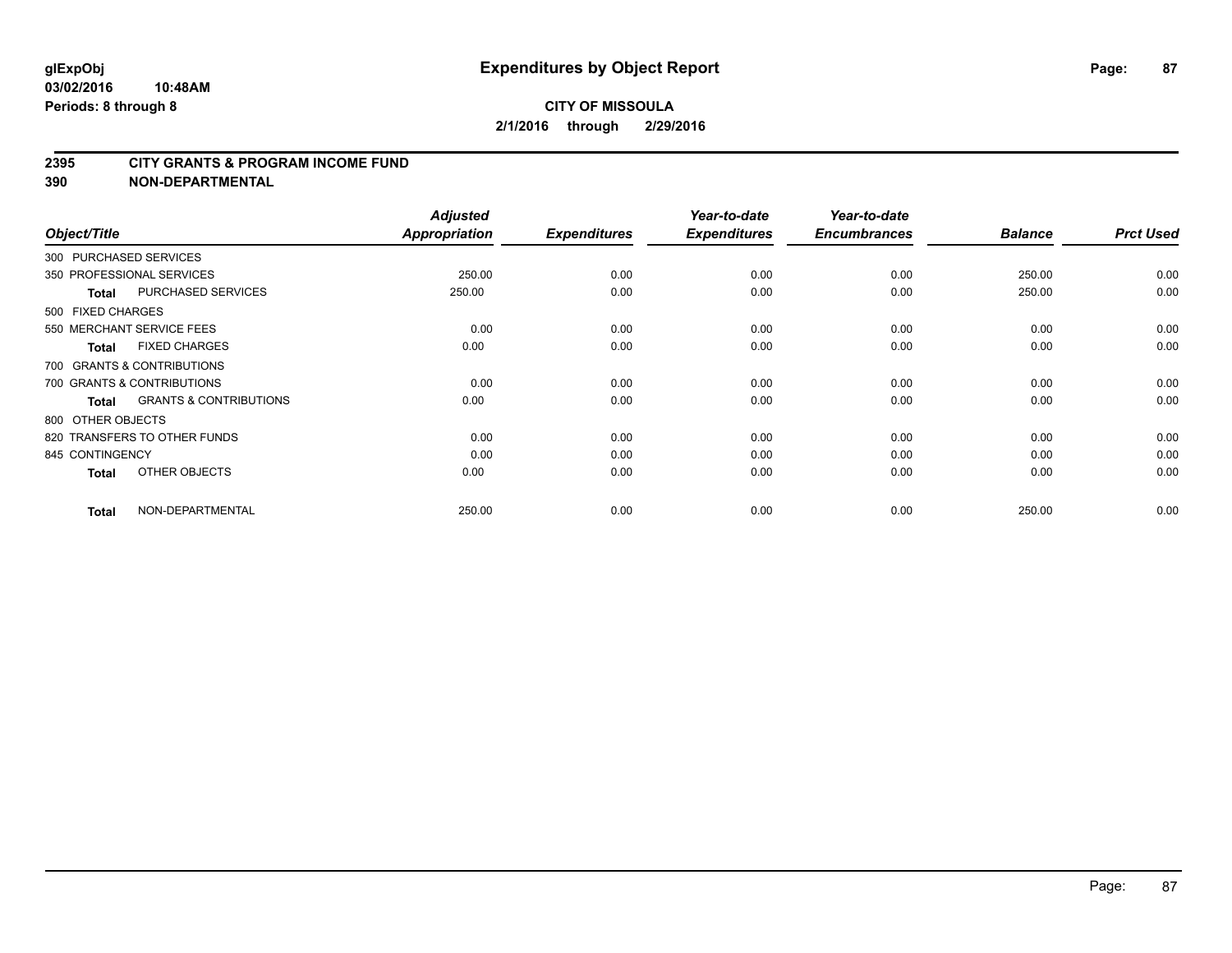**glExpObj** **Expenditures by Object Report**

**03/02/2016 10:48AM**

**Periods: 8 through 8**

**CITY OF MISSOULA**

**2/1/2016 through 2/29/2016**

## 2395 CITY GRANTS & PROGRAM INCOME FUND
## 390 NON-DEPARTMENTAL

| Object/Title | | Adjusted Appropriation | Expenditures | Year-to-date Expenditures | Year-to-date Encumbrances | Balance | Prct Used |
|---|---|---|---|---|---|---|---|
| 300 PURCHASED SERVICES | | | | | | | |
| 350 PROFESSIONAL SERVICES | | 250.00 | 0.00 | 0.00 | 0.00 | 250.00 | 0.00 |
| **Total** | PURCHASED SERVICES | 250.00 | 0.00 | 0.00 | 0.00 | 250.00 | 0.00 |
| 500 FIXED CHARGES | | | | | | | |
| 550 MERCHANT SERVICE FEES | | 0.00 | 0.00 | 0.00 | 0.00 | 0.00 | 0.00 |
| **Total** | FIXED CHARGES | 0.00 | 0.00 | 0.00 | 0.00 | 0.00 | 0.00 |
| 700 GRANTS & CONTRIBUTIONS | | | | | | | |
| 700 GRANTS & CONTRIBUTIONS | | 0.00 | 0.00 | 0.00 | 0.00 | 0.00 | 0.00 |
| **Total** | GRANTS & CONTRIBUTIONS | 0.00 | 0.00 | 0.00 | 0.00 | 0.00 | 0.00 |
| 800 OTHER OBJECTS | | | | | | | |
| 820 TRANSFERS TO OTHER FUNDS | | 0.00 | 0.00 | 0.00 | 0.00 | 0.00 | 0.00 |
| 845 CONTINGENCY | | 0.00 | 0.00 | 0.00 | 0.00 | 0.00 | 0.00 |
| **Total** | OTHER OBJECTS | 0.00 | 0.00 | 0.00 | 0.00 | 0.00 | 0.00 |
| **Total** | NON-DEPARTMENTAL | 250.00 | 0.00 | 0.00 | 0.00 | 250.00 | 0.00 |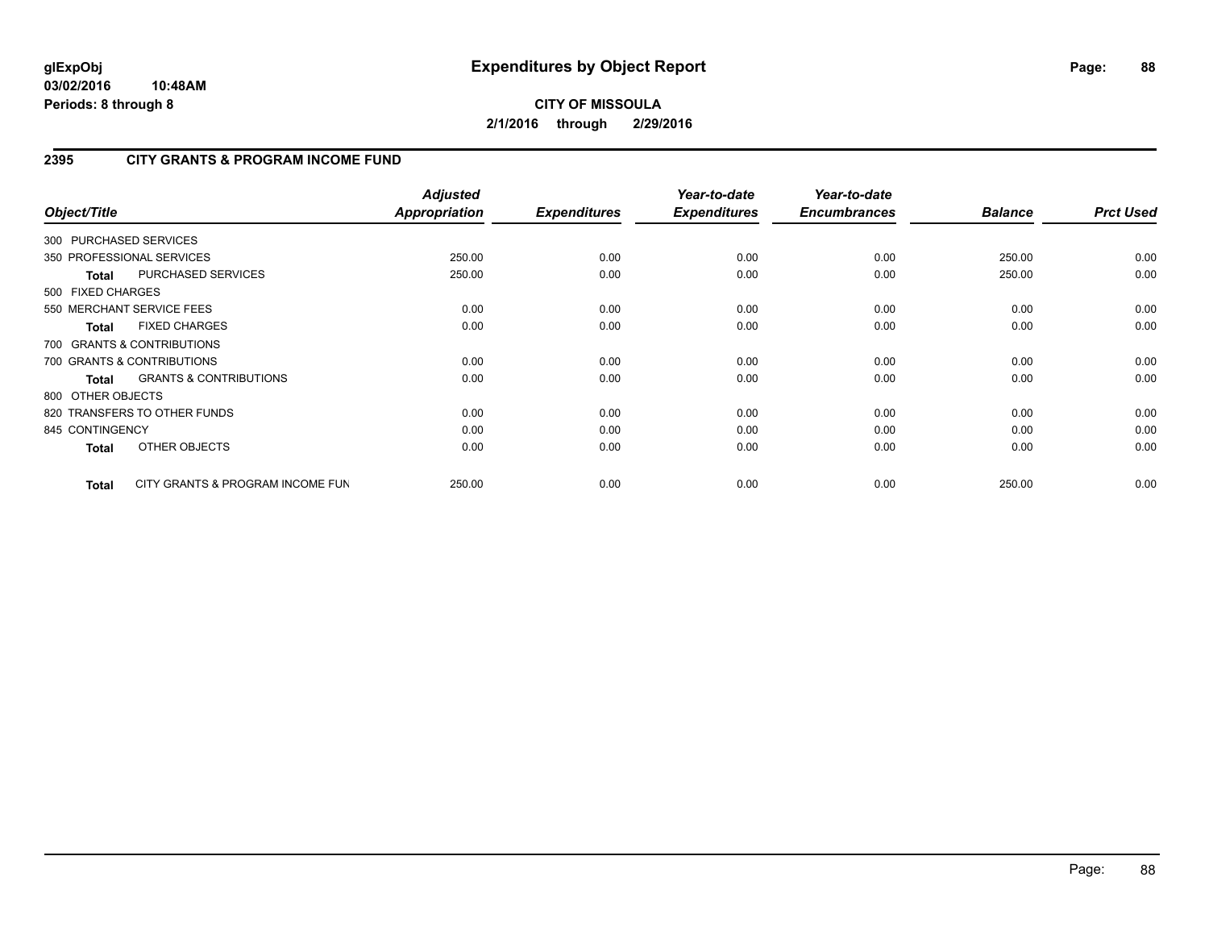# Expenditures by Object Report

glExpObj
03/02/2016 10:48AM
Periods: 8 through 8

**CITY OF MISSOULA**
**2/1/2016 through 2/29/2016**

## 2395 CITY GRANTS & PROGRAM INCOME FUND

| Object/Title | Adjusted Appropriation | Expenditures | Year-to-date Expenditures | Year-to-date Encumbrances | Balance | Prct Used |
|---|---|---|---|---|---|---|
| 300 PURCHASED SERVICES | | | | | | |
| 350 PROFESSIONAL SERVICES | 250.00 | 0.00 | 0.00 | 0.00 | 250.00 | 0.00 |
| **Total** PURCHASED SERVICES | 250.00 | 0.00 | 0.00 | 0.00 | 250.00 | 0.00 |
| 500 FIXED CHARGES | | | | | | |
| 550 MERCHANT SERVICE FEES | 0.00 | 0.00 | 0.00 | 0.00 | 0.00 | 0.00 |
| **Total** FIXED CHARGES | 0.00 | 0.00 | 0.00 | 0.00 | 0.00 | 0.00 |
| 700 GRANTS & CONTRIBUTIONS | | | | | | |
| 700 GRANTS & CONTRIBUTIONS | 0.00 | 0.00 | 0.00 | 0.00 | 0.00 | 0.00 |
| **Total** GRANTS & CONTRIBUTIONS | 0.00 | 0.00 | 0.00 | 0.00 | 0.00 | 0.00 |
| 800 OTHER OBJECTS | | | | | | |
| 820 TRANSFERS TO OTHER FUNDS | 0.00 | 0.00 | 0.00 | 0.00 | 0.00 | 0.00 |
| 845 CONTINGENCY | 0.00 | 0.00 | 0.00 | 0.00 | 0.00 | 0.00 |
| **Total** OTHER OBJECTS | 0.00 | 0.00 | 0.00 | 0.00 | 0.00 | 0.00 |
| **Total** CITY GRANTS & PROGRAM INCOME FUN | 250.00 | 0.00 | 0.00 | 0.00 | 250.00 | 0.00 |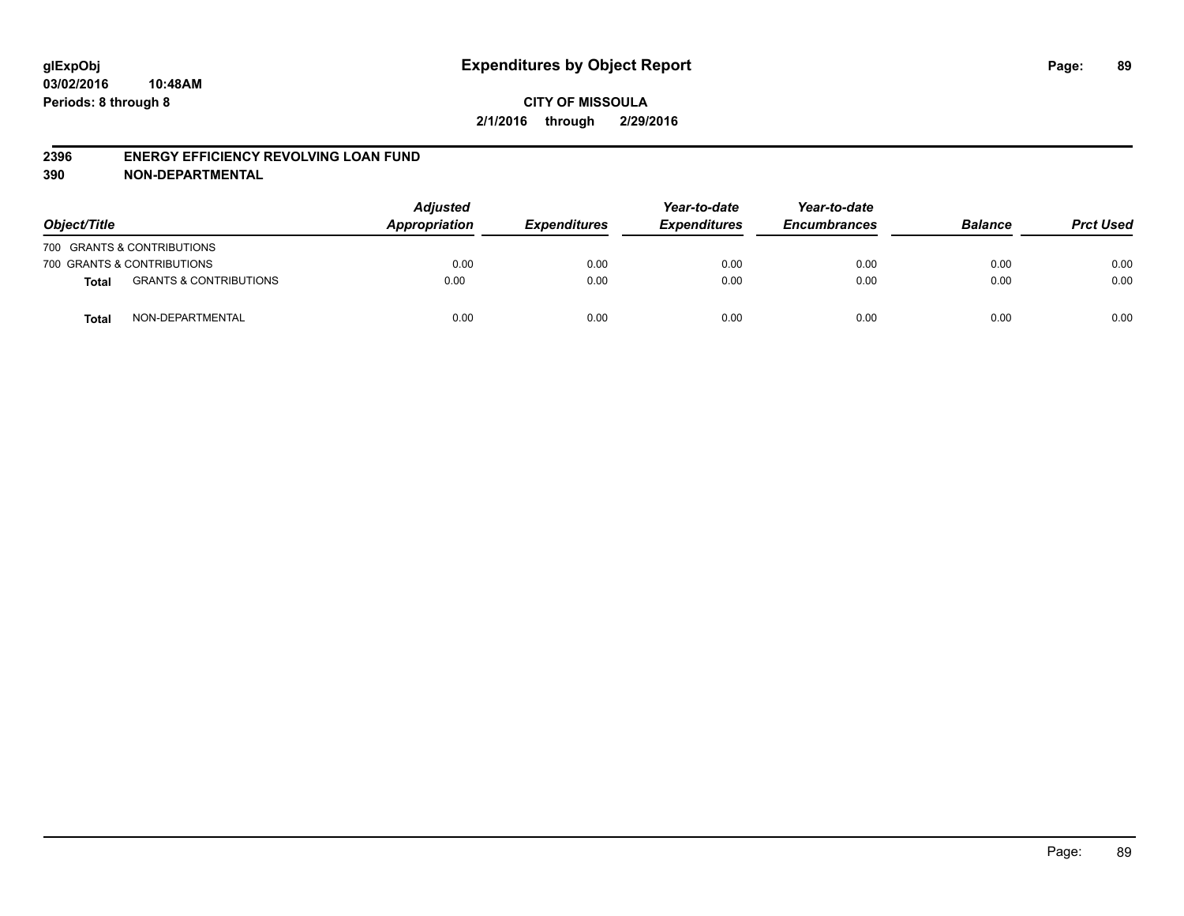**glExpObj**
**03/02/2016 10:48AM**
**Periods: 8 through 8**

# Expenditures by Object Report

**CITY OF MISSOULA**
**2/1/2016 through 2/29/2016**

## 2396 ENERGY EFFICIENCY REVOLVING LOAN FUND
## 390 NON-DEPARTMENTAL

| Object/Title | | Adjusted Appropriation | Expenditures | Year-to-date Expenditures | Year-to-date Encumbrances | Balance | Prct Used |
|---|---|---|---|---|---|---|---|
| 700 GRANTS & CONTRIBUTIONS | | | | | | | |
| 700 GRANTS & CONTRIBUTIONS | | 0.00 | 0.00 | 0.00 | 0.00 | 0.00 | 0.00 |
| **Total** | GRANTS & CONTRIBUTIONS | 0.00 | 0.00 | 0.00 | 0.00 | 0.00 | 0.00 |
| **Total** | NON-DEPARTMENTAL | 0.00 | 0.00 | 0.00 | 0.00 | 0.00 | 0.00 |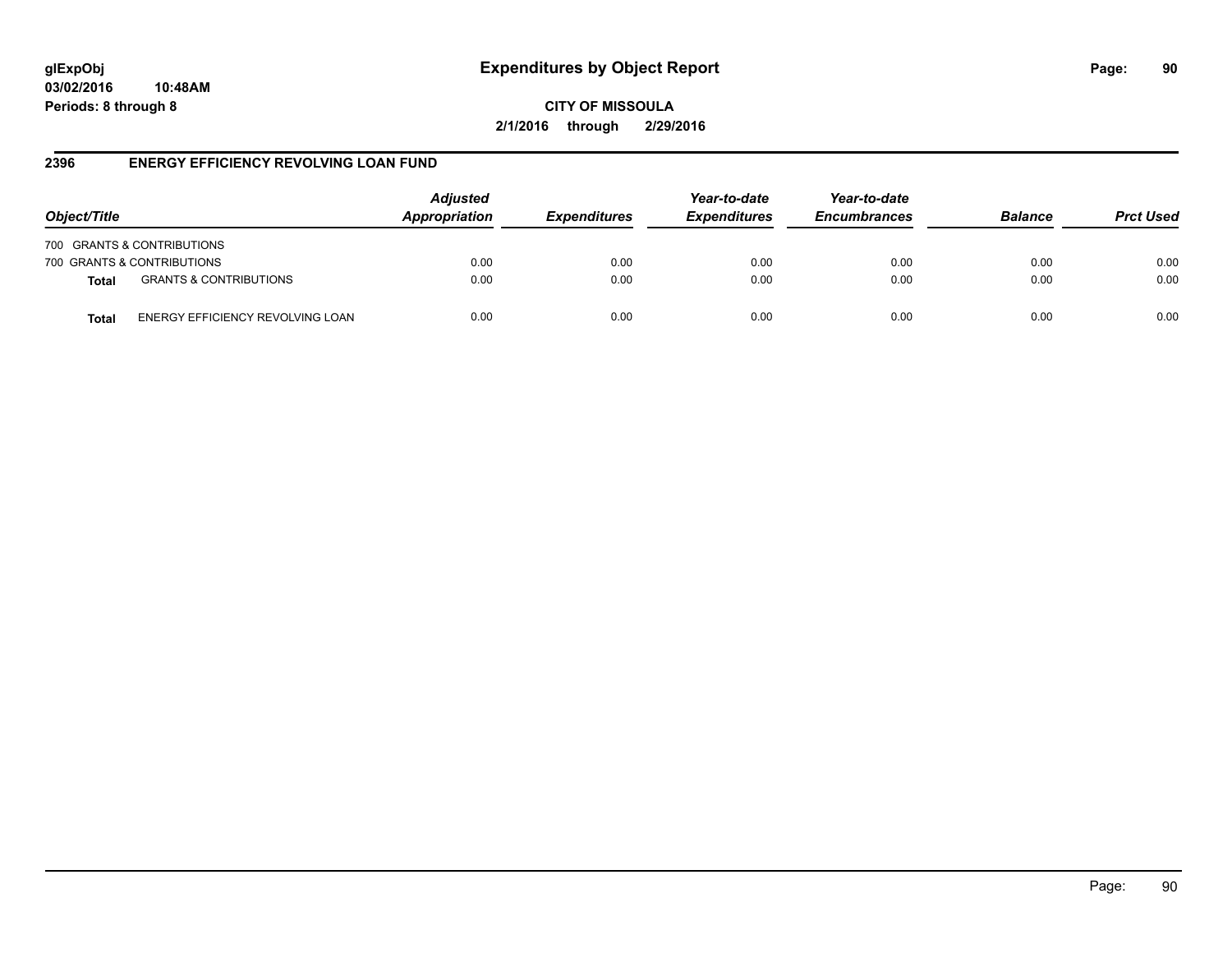# Expenditures by Object Report

**CITY OF MISSOULA**

**2/1/2016 through 2/29/2016**

## 2396 ENERGY EFFICIENCY REVOLVING LOAN FUND

| Object/Title | | Adjusted Appropriation | Expenditures | Year-to-date Expenditures | Year-to-date Encumbrances | Balance | Prct Used |
|---|---|---|---|---|---|---|---|
| 700 GRANTS & CONTRIBUTIONS | | | | | | | |
| 700 GRANTS & CONTRIBUTIONS | | 0.00 | 0.00 | 0.00 | 0.00 | 0.00 | 0.00 |
| **Total** | GRANTS & CONTRIBUTIONS | 0.00 | 0.00 | 0.00 | 0.00 | 0.00 | 0.00 |
| **Total** | ENERGY EFFICIENCY REVOLVING LOAN | 0.00 | 0.00 | 0.00 | 0.00 | 0.00 | 0.00 |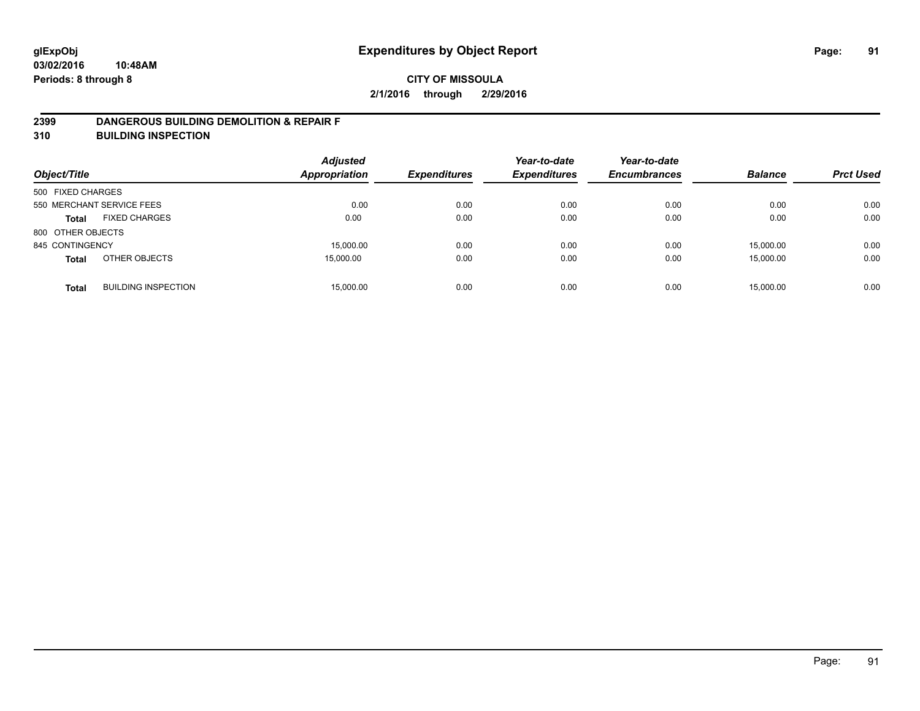glExpObj
03/02/2016 10:48AM
Periods: 8 through 8

# Expenditures by Object Report

**CITY OF MISSOULA**

**2/1/2016 through 2/29/2016**

## 2399 DANGEROUS BUILDING DEMOLITION & REPAIR F
## 310 BUILDING INSPECTION

| Object/Title | | Adjusted Appropriation | Expenditures | Year-to-date Expenditures | Year-to-date Encumbrances | Balance | Prct Used |
|---|---|---|---|---|---|---|---|
| 500 FIXED CHARGES | | | | | | | |
| 550 MERCHANT SERVICE FEES | | 0.00 | 0.00 | 0.00 | 0.00 | 0.00 | 0.00 |
| **Total** | FIXED CHARGES | 0.00 | 0.00 | 0.00 | 0.00 | 0.00 | 0.00 |
| 800 OTHER OBJECTS | | | | | | | |
| 845 CONTINGENCY | | 15,000.00 | 0.00 | 0.00 | 0.00 | 15,000.00 | 0.00 |
| **Total** | OTHER OBJECTS | 15,000.00 | 0.00 | 0.00 | 0.00 | 15,000.00 | 0.00 |
| **Total** | BUILDING INSPECTION | 15,000.00 | 0.00 | 0.00 | 0.00 | 15,000.00 | 0.00 |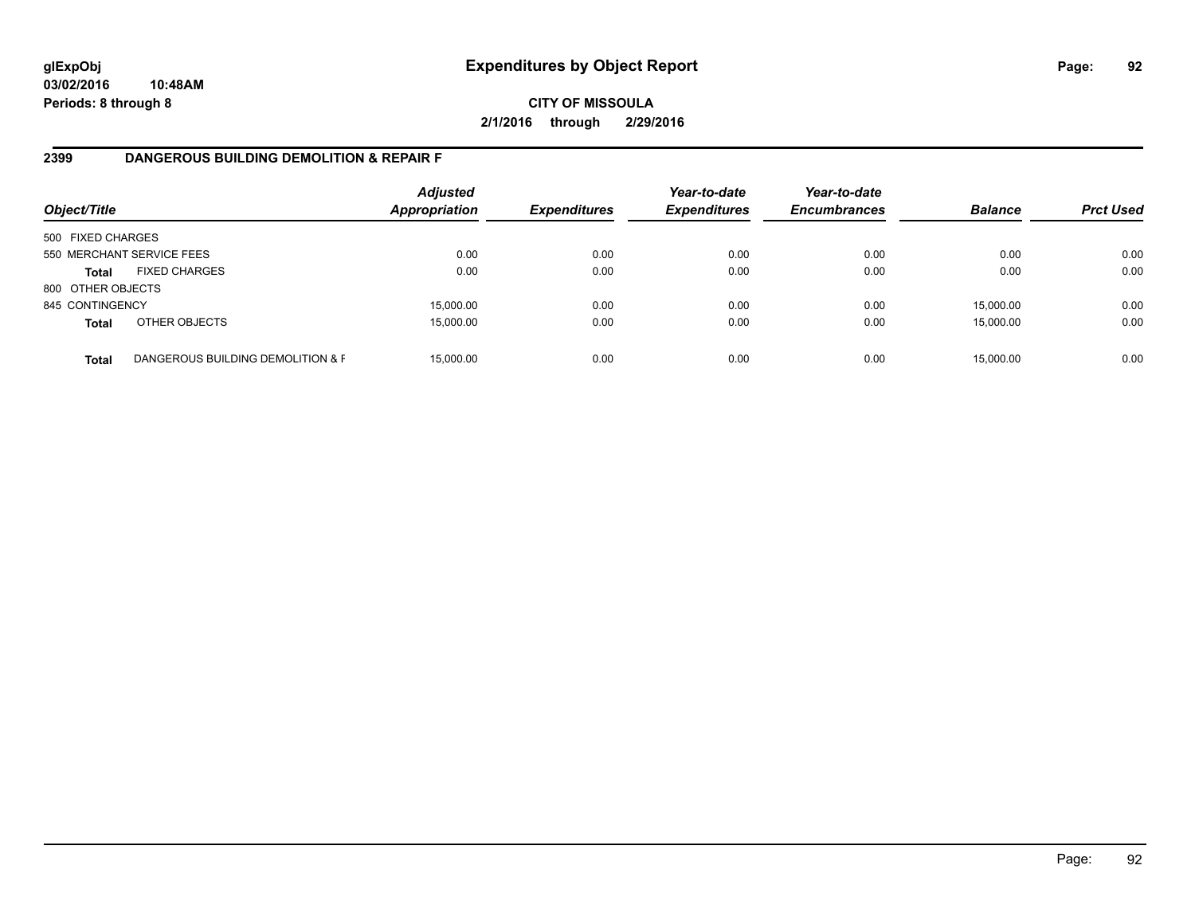# Expenditures by Object Report

glExpObj
03/02/2016 10:48AM
Periods: 8 through 8

**CITY OF MISSOULA**

**2/1/2016 through 2/29/2016**

## 2399 DANGEROUS BUILDING DEMOLITION & REPAIR F

| Object/Title | | Adjusted Appropriation | Expenditures | Year-to-date Expenditures | Year-to-date Encumbrances | Balance | Prct Used |
|---|---|---|---|---|---|---|---|
| 500 FIXED CHARGES | | | | | | | |
| 550 MERCHANT SERVICE FEES | | 0.00 | 0.00 | 0.00 | 0.00 | 0.00 | 0.00 |
| **Total** | FIXED CHARGES | 0.00 | 0.00 | 0.00 | 0.00 | 0.00 | 0.00 |
| 800 OTHER OBJECTS | | | | | | | |
| 845 CONTINGENCY | | 15,000.00 | 0.00 | 0.00 | 0.00 | 15,000.00 | 0.00 |
| **Total** | OTHER OBJECTS | 15,000.00 | 0.00 | 0.00 | 0.00 | 15,000.00 | 0.00 |
| **Total** | DANGEROUS BUILDING DEMOLITION & F | 15,000.00 | 0.00 | 0.00 | 0.00 | 15,000.00 | 0.00 |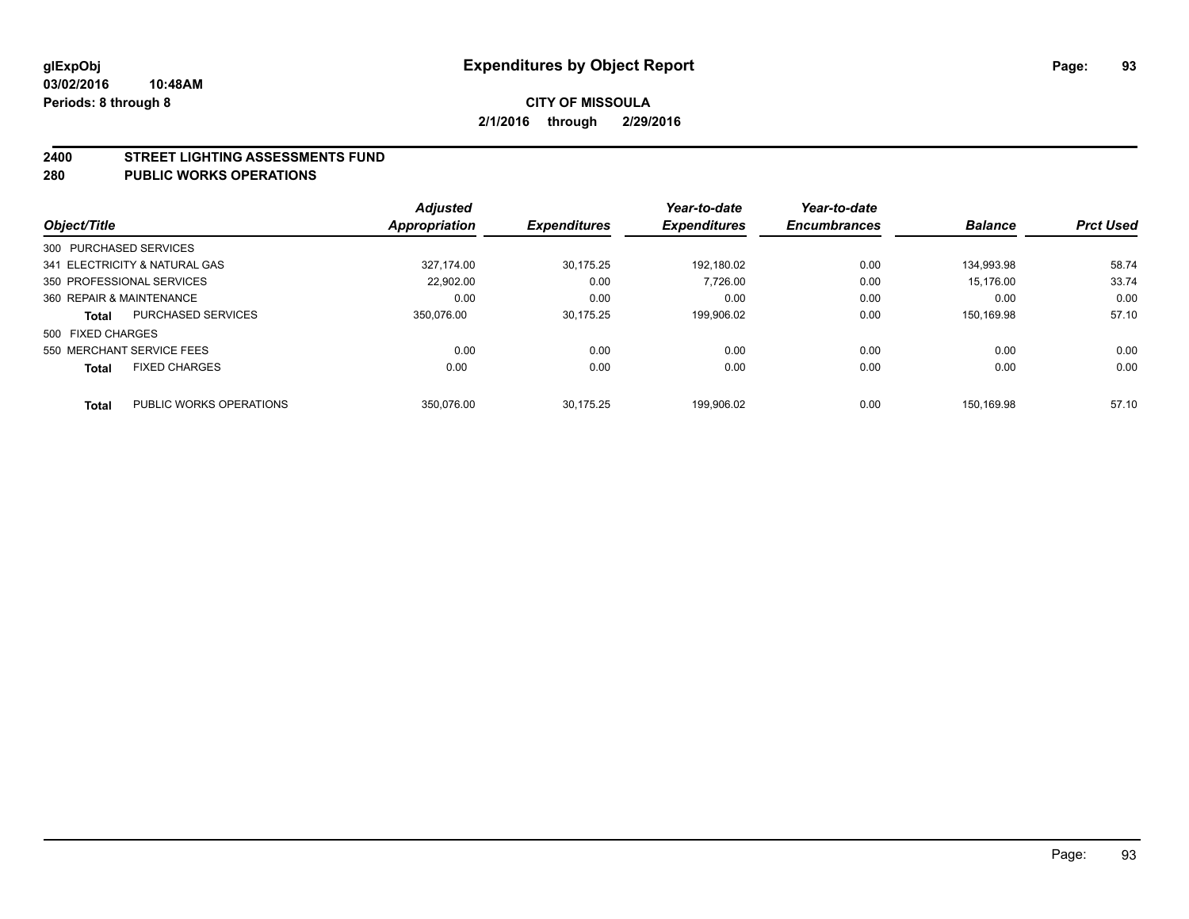# Expenditures by Object Report

glExpObj
03/02/2016 10:48AM
Periods: 8 through 8

**CITY OF MISSOULA**
**2/1/2016 through 2/29/2016**

## 2400 STREET LIGHTING ASSESSMENTS FUND
## 280 PUBLIC WORKS OPERATIONS

| Object/Title | Adjusted Appropriation | Expenditures | Year-to-date Expenditures | Year-to-date Encumbrances | Balance | Prct Used |
|---|---|---|---|---|---|---|
| 300 PURCHASED SERVICES | | | | | | |
| 341 ELECTRICITY & NATURAL GAS | 327,174.00 | 30,175.25 | 192,180.02 | 0.00 | 134,993.98 | 58.74 |
| 350 PROFESSIONAL SERVICES | 22,902.00 | 0.00 | 7,726.00 | 0.00 | 15,176.00 | 33.74 |
| 360 REPAIR & MAINTENANCE | 0.00 | 0.00 | 0.00 | 0.00 | 0.00 | 0.00 |
| **Total** PURCHASED SERVICES | 350,076.00 | 30,175.25 | 199,906.02 | 0.00 | 150,169.98 | 57.10 |
| 500 FIXED CHARGES | | | | | | |
| 550 MERCHANT SERVICE FEES | 0.00 | 0.00 | 0.00 | 0.00 | 0.00 | 0.00 |
| **Total** FIXED CHARGES | 0.00 | 0.00 | 0.00 | 0.00 | 0.00 | 0.00 |
| **Total** PUBLIC WORKS OPERATIONS | 350,076.00 | 30,175.25 | 199,906.02 | 0.00 | 150,169.98 | 57.10 |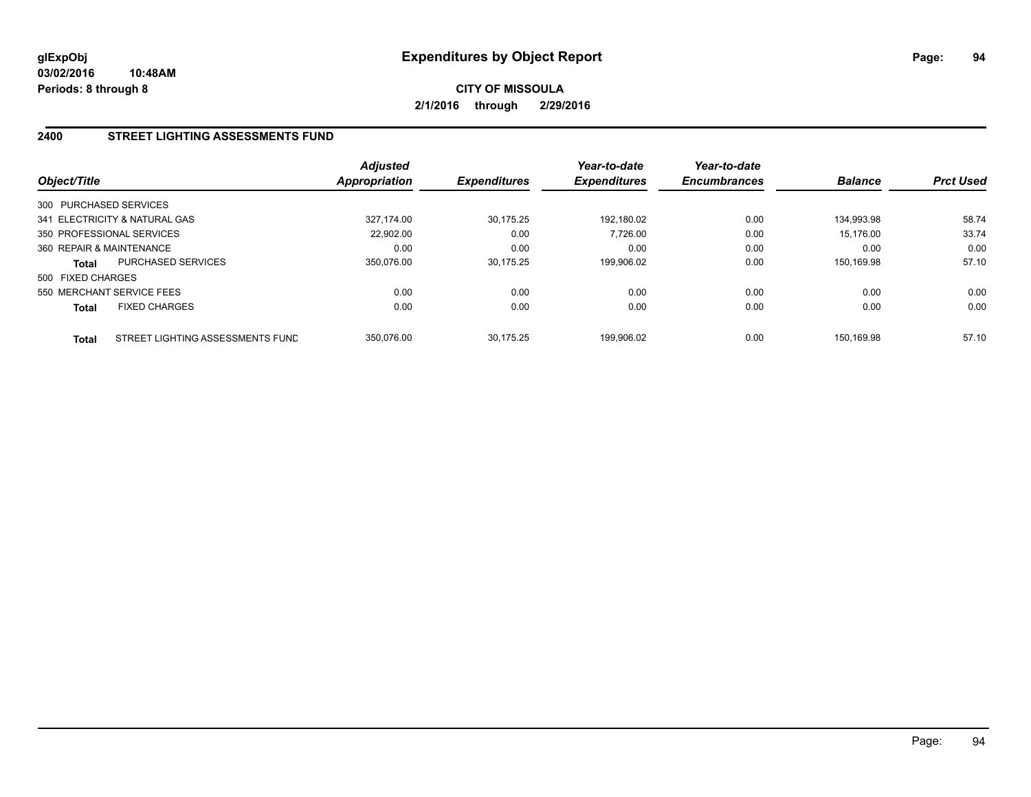# Expenditures by Object Report

glExpObj
03/02/2016 10:48AM
Periods: 8 through 8

**CITY OF MISSOULA**
**2/1/2016 through 2/29/2016**

## 2400 STREET LIGHTING ASSESSMENTS FUND

| Object/Title | | Adjusted Appropriation | Expenditures | Year-to-date Expenditures | Year-to-date Encumbrances | Balance | Prct Used |
|---|---|---|---|---|---|---|---|
| 300 PURCHASED SERVICES | | | | | | | |
| 341 ELECTRICITY & NATURAL GAS | | 327,174.00 | 30,175.25 | 192,180.02 | 0.00 | 134,993.98 | 58.74 |
| 350 PROFESSIONAL SERVICES | | 22,902.00 | 0.00 | 7,726.00 | 0.00 | 15,176.00 | 33.74 |
| 360 REPAIR & MAINTENANCE | | 0.00 | 0.00 | 0.00 | 0.00 | 0.00 | 0.00 |
| **Total** | PURCHASED SERVICES | 350,076.00 | 30,175.25 | 199,906.02 | 0.00 | 150,169.98 | 57.10 |
| 500 FIXED CHARGES | | | | | | | |
| 550 MERCHANT SERVICE FEES | | 0.00 | 0.00 | 0.00 | 0.00 | 0.00 | 0.00 |
| **Total** | FIXED CHARGES | 0.00 | 0.00 | 0.00 | 0.00 | 0.00 | 0.00 |
| **Total** | STREET LIGHTING ASSESSMENTS FUND | 350,076.00 | 30,175.25 | 199,906.02 | 0.00 | 150,169.98 | 57.10 |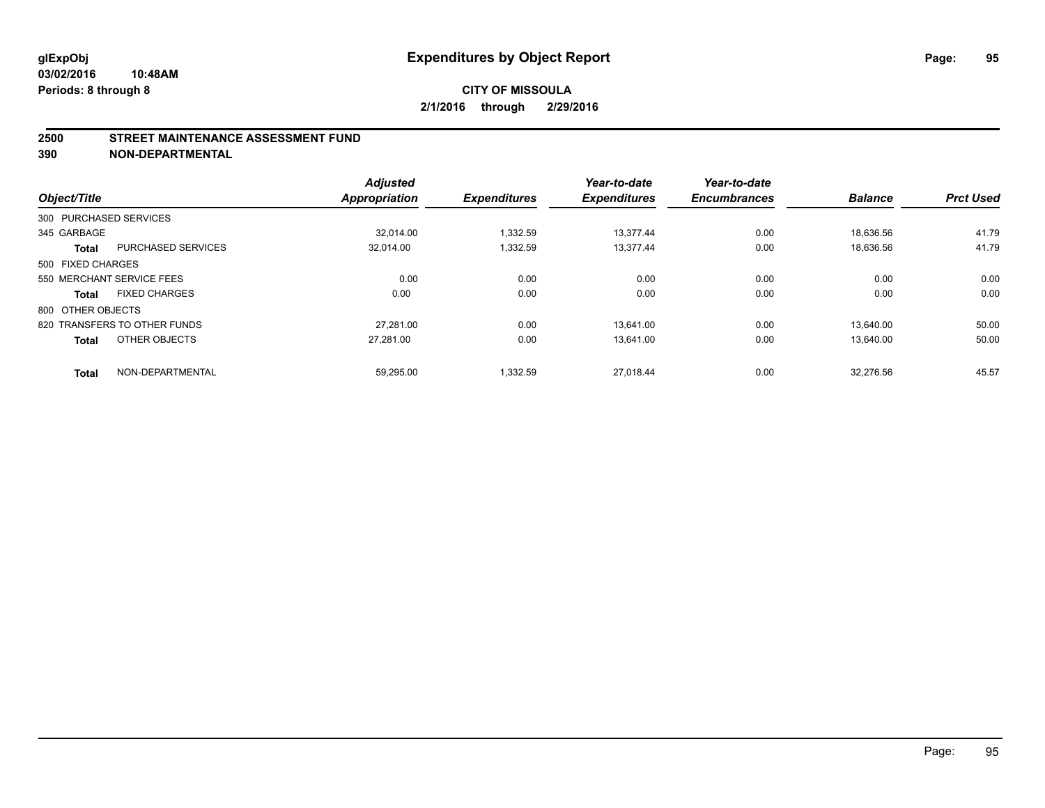# Expenditures by Object Report

glExpObj
03/02/2016 10:48AM
Periods: 8 through 8

**CITY OF MISSOULA**
**2/1/2016 through 2/29/2016**

## 2500 STREET MAINTENANCE ASSESSMENT FUND
## 390 NON-DEPARTMENTAL

| Object/Title | | Adjusted Appropriation | Expenditures | Year-to-date Expenditures | Year-to-date Encumbrances | Balance | Prct Used |
|---|---|---|---|---|---|---|---|
| 300 PURCHASED SERVICES | | | | | | | |
| 345 GARBAGE | | 32,014.00 | 1,332.59 | 13,377.44 | 0.00 | 18,636.56 | 41.79 |
| **Total** | PURCHASED SERVICES | 32,014.00 | 1,332.59 | 13,377.44 | 0.00 | 18,636.56 | 41.79 |
| 500 FIXED CHARGES | | | | | | | |
| 550 MERCHANT SERVICE FEES | | 0.00 | 0.00 | 0.00 | 0.00 | 0.00 | 0.00 |
| **Total** | FIXED CHARGES | 0.00 | 0.00 | 0.00 | 0.00 | 0.00 | 0.00 |
| 800 OTHER OBJECTS | | | | | | | |
| 820 TRANSFERS TO OTHER FUNDS | | 27,281.00 | 0.00 | 13,641.00 | 0.00 | 13,640.00 | 50.00 |
| **Total** | OTHER OBJECTS | 27,281.00 | 0.00 | 13,641.00 | 0.00 | 13,640.00 | 50.00 |
| **Total** | NON-DEPARTMENTAL | 59,295.00 | 1,332.59 | 27,018.44 | 0.00 | 32,276.56 | 45.57 |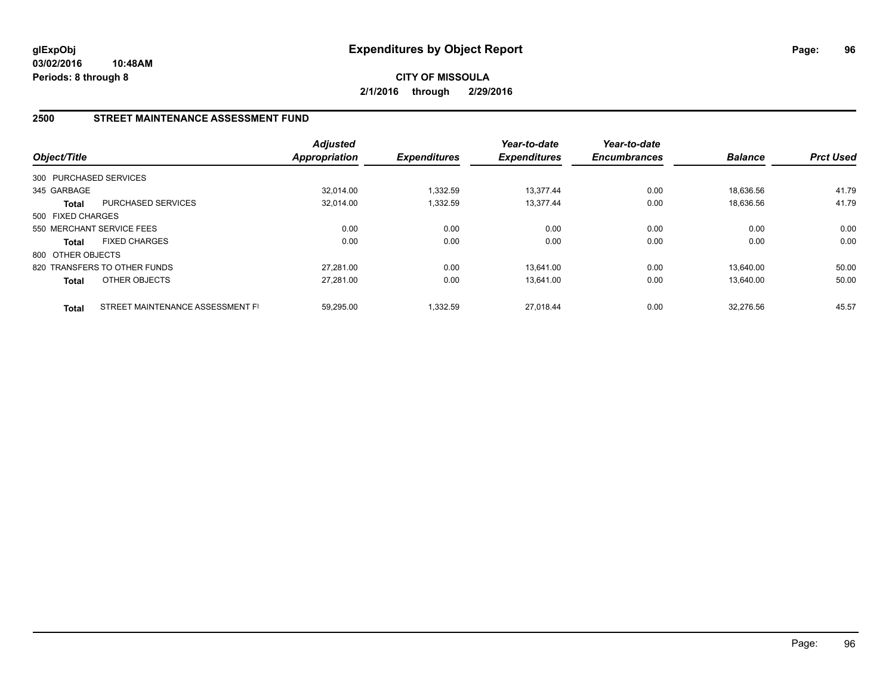# Expenditures by Object Report

glExpObj
03/02/2016 10:48AM
Periods: 8 through 8

**CITY OF MISSOULA**
**2/1/2016 through 2/29/2016**

## 2500 STREET MAINTENANCE ASSESSMENT FUND

| Object/Title | | Adjusted Appropriation | Expenditures | Year-to-date Expenditures | Year-to-date Encumbrances | Balance | Prct Used |
|---|---|---|---|---|---|---|---|
| 300 PURCHASED SERVICES | | | | | | | |
| 345 GARBAGE | | 32,014.00 | 1,332.59 | 13,377.44 | 0.00 | 18,636.56 | 41.79 |
| **Total** | PURCHASED SERVICES | 32,014.00 | 1,332.59 | 13,377.44 | 0.00 | 18,636.56 | 41.79 |
| 500 FIXED CHARGES | | | | | | | |
| 550 MERCHANT SERVICE FEES | | 0.00 | 0.00 | 0.00 | 0.00 | 0.00 | 0.00 |
| **Total** | FIXED CHARGES | 0.00 | 0.00 | 0.00 | 0.00 | 0.00 | 0.00 |
| 800 OTHER OBJECTS | | | | | | | |
| 820 TRANSFERS TO OTHER FUNDS | | 27,281.00 | 0.00 | 13,641.00 | 0.00 | 13,640.00 | 50.00 |
| **Total** | OTHER OBJECTS | 27,281.00 | 0.00 | 13,641.00 | 0.00 | 13,640.00 | 50.00 |
| **Total** | STREET MAINTENANCE ASSESSMENT FI | 59,295.00 | 1,332.59 | 27,018.44 | 0.00 | 32,276.56 | 45.57 |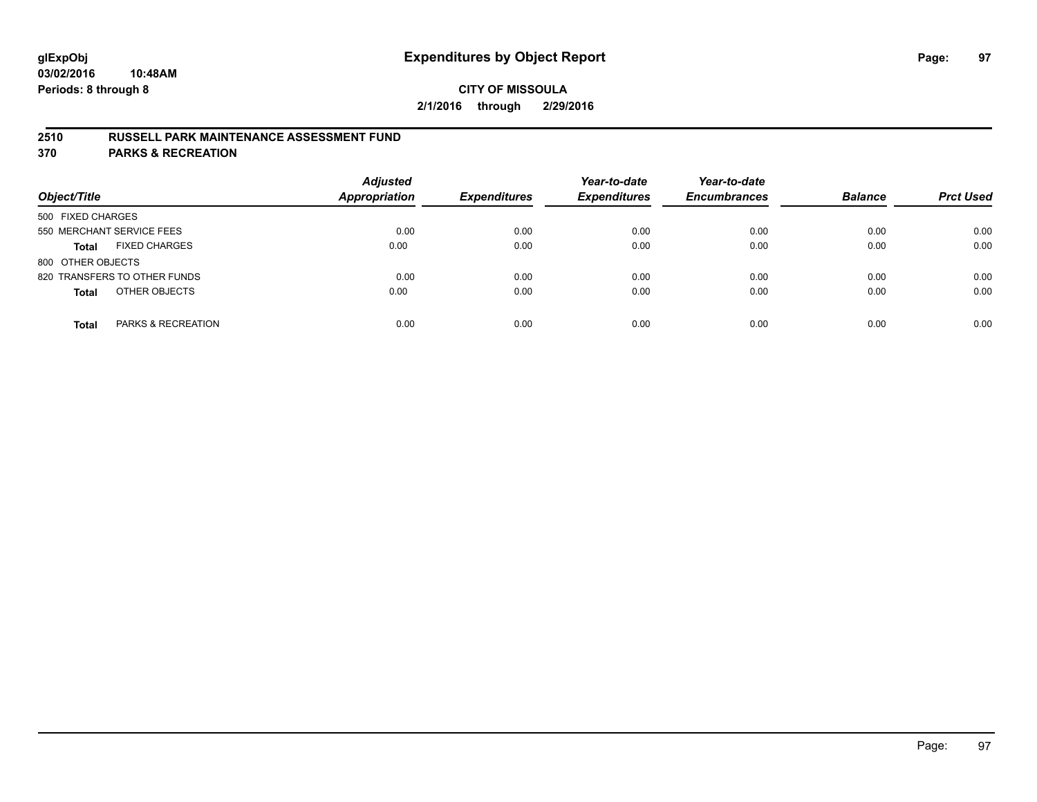# Expenditures by Object Report

glExpObj
03/02/2016 10:48AM
Periods: 8 through 8

**CITY OF MISSOULA**
**2/1/2016 through 2/29/2016**

**2510 RUSSELL PARK MAINTENANCE ASSESSMENT FUND**
**370 PARKS & RECREATION**

| Object/Title | | Adjusted Appropriation | Expenditures | Year-to-date Expenditures | Year-to-date Encumbrances | Balance | Prct Used |
|---|---|---|---|---|---|---|---|
| 500 FIXED CHARGES | | | | | | | |
| 550 MERCHANT SERVICE FEES | | 0.00 | 0.00 | 0.00 | 0.00 | 0.00 | 0.00 |
| **Total** | FIXED CHARGES | 0.00 | 0.00 | 0.00 | 0.00 | 0.00 | 0.00 |
| 800 OTHER OBJECTS | | | | | | | |
| 820 TRANSFERS TO OTHER FUNDS | | 0.00 | 0.00 | 0.00 | 0.00 | 0.00 | 0.00 |
| **Total** | OTHER OBJECTS | 0.00 | 0.00 | 0.00 | 0.00 | 0.00 | 0.00 |
| **Total** | PARKS & RECREATION | 0.00 | 0.00 | 0.00 | 0.00 | 0.00 | 0.00 |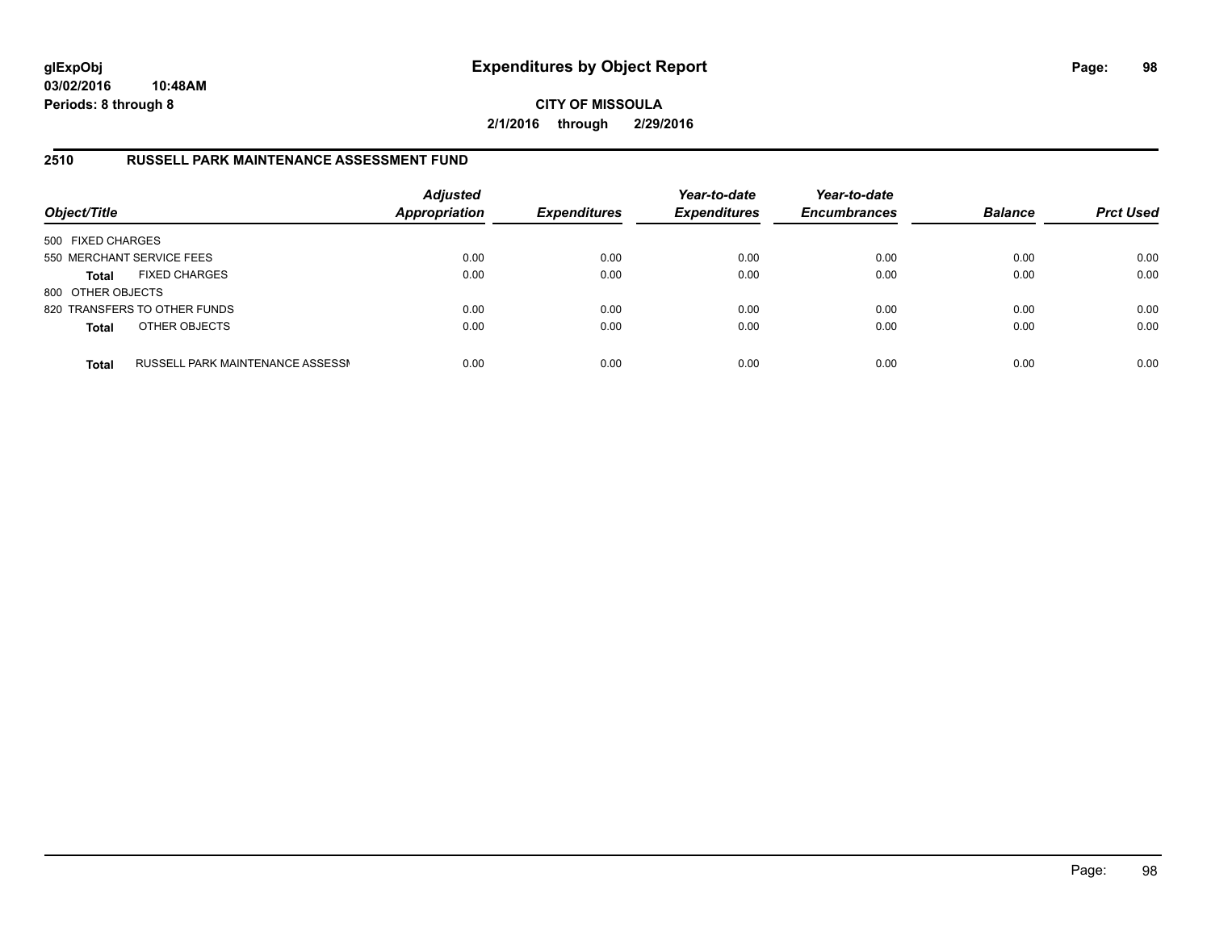# Expenditures by Object Report

glExpObj
03/02/2016 10:48AM
Periods: 8 through 8

**CITY OF MISSOULA**
**2/1/2016 through 2/29/2016**

## 2510 RUSSELL PARK MAINTENANCE ASSESSMENT FUND

| Object/Title | | Adjusted Appropriation | Expenditures | Year-to-date Expenditures | Year-to-date Encumbrances | Balance | Prct Used |
|---|---|---|---|---|---|---|---|
| 500 FIXED CHARGES | | | | | | | |
| 550 MERCHANT SERVICE FEES | | 0.00 | 0.00 | 0.00 | 0.00 | 0.00 | 0.00 |
| **Total** | FIXED CHARGES | 0.00 | 0.00 | 0.00 | 0.00 | 0.00 | 0.00 |
| 800 OTHER OBJECTS | | | | | | | |
| 820 TRANSFERS TO OTHER FUNDS | | 0.00 | 0.00 | 0.00 | 0.00 | 0.00 | 0.00 |
| **Total** | OTHER OBJECTS | 0.00 | 0.00 | 0.00 | 0.00 | 0.00 | 0.00 |
| **Total** | RUSSELL PARK MAINTENANCE ASSESSI | 0.00 | 0.00 | 0.00 | 0.00 | 0.00 | 0.00 |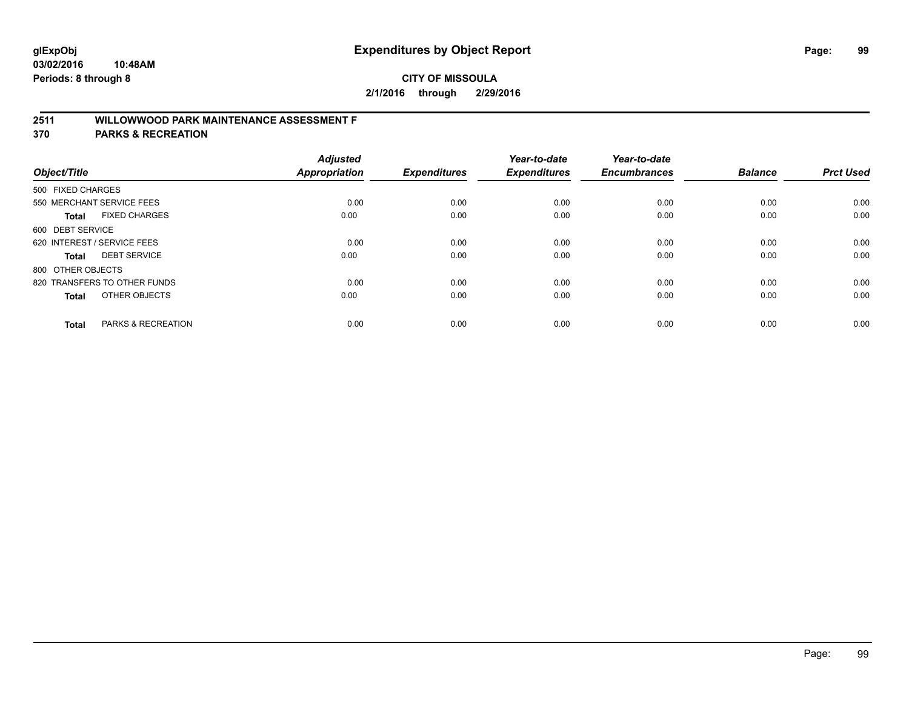# Expenditures by Object Report

glExpObj
03/02/2016 10:48AM
Periods: 8 through 8

**CITY OF MISSOULA**
**2/1/2016 through 2/29/2016**

**2511 WILLOWWOOD PARK MAINTENANCE ASSESSMENT F**
**370 PARKS & RECREATION**

| Object/Title | Adjusted Appropriation | Expenditures | Year-to-date Expenditures | Year-to-date Encumbrances | Balance | Prct Used |
|---|---|---|---|---|---|---|
| 500 FIXED CHARGES | | | | | | |
| 550 MERCHANT SERVICE FEES | 0.00 | 0.00 | 0.00 | 0.00 | 0.00 | 0.00 |
| **Total** FIXED CHARGES | 0.00 | 0.00 | 0.00 | 0.00 | 0.00 | 0.00 |
| 600 DEBT SERVICE | | | | | | |
| 620 INTEREST / SERVICE FEES | 0.00 | 0.00 | 0.00 | 0.00 | 0.00 | 0.00 |
| **Total** DEBT SERVICE | 0.00 | 0.00 | 0.00 | 0.00 | 0.00 | 0.00 |
| 800 OTHER OBJECTS | | | | | | |
| 820 TRANSFERS TO OTHER FUNDS | 0.00 | 0.00 | 0.00 | 0.00 | 0.00 | 0.00 |
| **Total** OTHER OBJECTS | 0.00 | 0.00 | 0.00 | 0.00 | 0.00 | 0.00 |
| **Total** PARKS & RECREATION | 0.00 | 0.00 | 0.00 | 0.00 | 0.00 | 0.00 |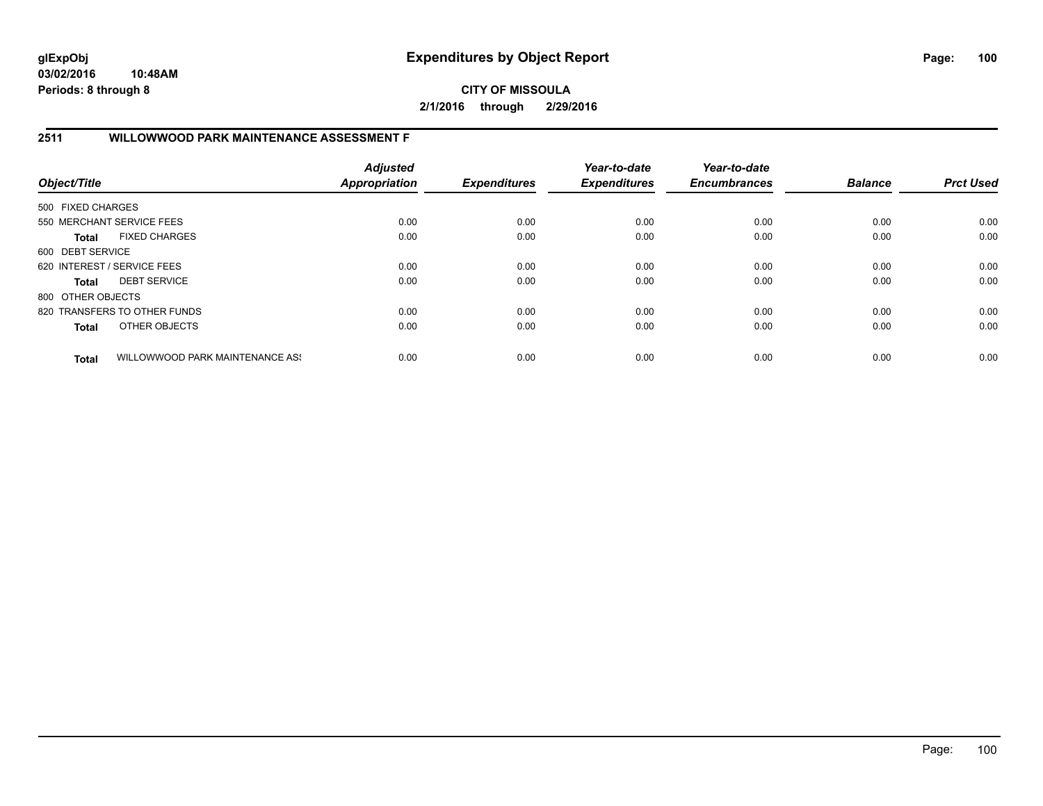**glExpObj** **Expenditures by Object Report**
**03/02/2016 10:48AM**
**Periods: 8 through 8**

**CITY OF MISSOULA**
**2/1/2016 through 2/29/2016**

## 2511 WILLOWWOOD PARK MAINTENANCE ASSESSMENT F

| Object/Title | Adjusted Appropriation | Expenditures | Year-to-date Expenditures | Year-to-date Encumbrances | Balance | Prct Used |
|---|---|---|---|---|---|---|
| 500 FIXED CHARGES | | | | | | |
| 550 MERCHANT SERVICE FEES | 0.00 | 0.00 | 0.00 | 0.00 | 0.00 | 0.00 |
| **Total** FIXED CHARGES | 0.00 | 0.00 | 0.00 | 0.00 | 0.00 | 0.00 |
| 600 DEBT SERVICE | | | | | | |
| 620 INTEREST / SERVICE FEES | 0.00 | 0.00 | 0.00 | 0.00 | 0.00 | 0.00 |
| **Total** DEBT SERVICE | 0.00 | 0.00 | 0.00 | 0.00 | 0.00 | 0.00 |
| 800 OTHER OBJECTS | | | | | | |
| 820 TRANSFERS TO OTHER FUNDS | 0.00 | 0.00 | 0.00 | 0.00 | 0.00 | 0.00 |
| **Total** OTHER OBJECTS | 0.00 | 0.00 | 0.00 | 0.00 | 0.00 | 0.00 |
| **Total** WILLOWWOOD PARK MAINTENANCE ASS | 0.00 | 0.00 | 0.00 | 0.00 | 0.00 | 0.00 |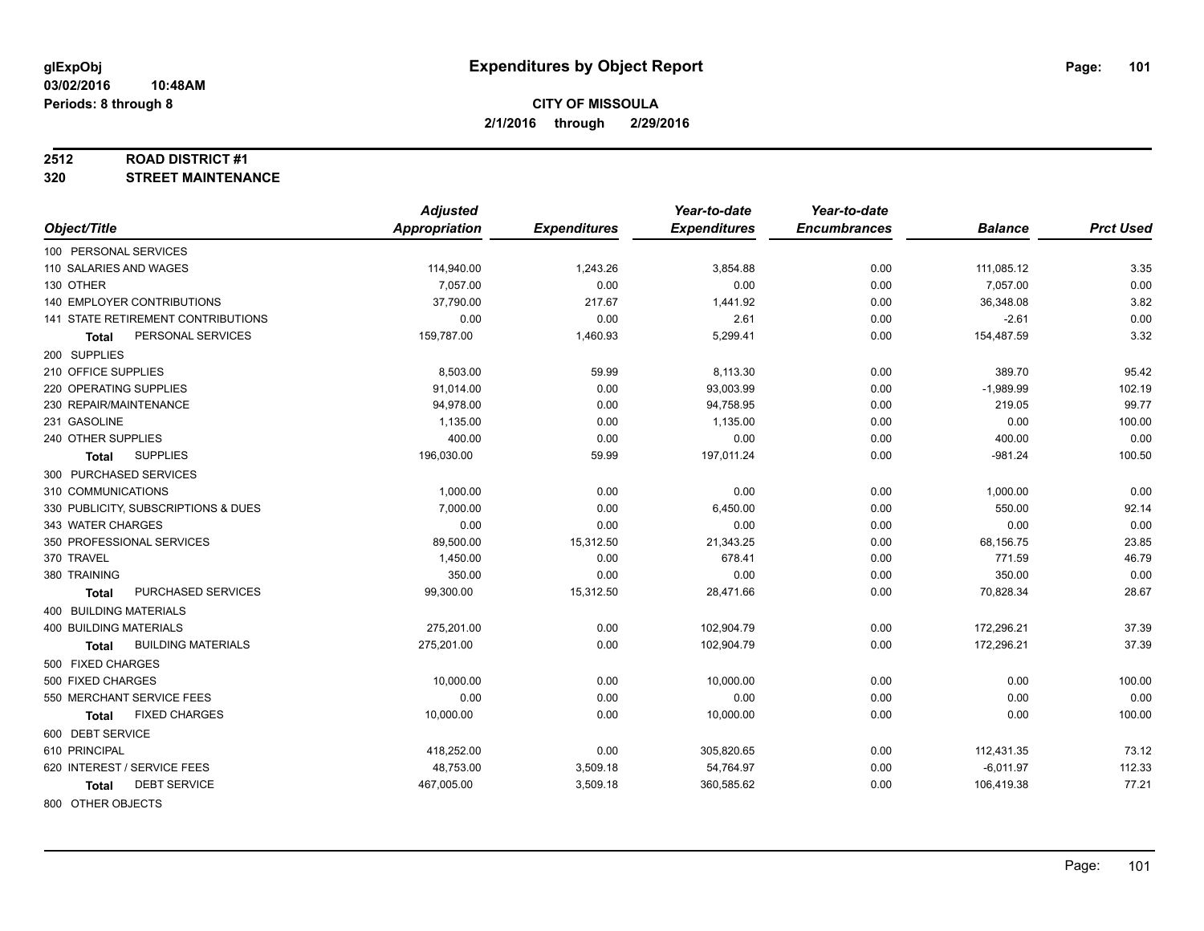# Expenditures by Object Report

glExpObj
03/02/2016 10:48AM
Periods: 8 through 8

**CITY OF MISSOULA**
**2/1/2016 through 2/29/2016**

**2512 ROAD DISTRICT #1**
**320 STREET MAINTENANCE**

| Object/Title | Adjusted Appropriation | Expenditures | Year-to-date Expenditures | Year-to-date Encumbrances | Balance | Prct Used |
|---|---|---|---|---|---|---|
| 100 PERSONAL SERVICES | | | | | | |
| 110 SALARIES AND WAGES | 114,940.00 | 1,243.26 | 3,854.88 | 0.00 | 111,085.12 | 3.35 |
| 130 OTHER | 7,057.00 | 0.00 | 0.00 | 0.00 | 7,057.00 | 0.00 |
| 140 EMPLOYER CONTRIBUTIONS | 37,790.00 | 217.67 | 1,441.92 | 0.00 | 36,348.08 | 3.82 |
| 141 STATE RETIREMENT CONTRIBUTIONS | 0.00 | 0.00 | 2.61 | 0.00 | -2.61 | 0.00 |
| **Total** PERSONAL SERVICES | 159,787.00 | 1,460.93 | 5,299.41 | 0.00 | 154,487.59 | 3.32 |
| 200 SUPPLIES | | | | | | |
| 210 OFFICE SUPPLIES | 8,503.00 | 59.99 | 8,113.30 | 0.00 | 389.70 | 95.42 |
| 220 OPERATING SUPPLIES | 91,014.00 | 0.00 | 93,003.99 | 0.00 | -1,989.99 | 102.19 |
| 230 REPAIR/MAINTENANCE | 94,978.00 | 0.00 | 94,758.95 | 0.00 | 219.05 | 99.77 |
| 231 GASOLINE | 1,135.00 | 0.00 | 1,135.00 | 0.00 | 0.00 | 100.00 |
| 240 OTHER SUPPLIES | 400.00 | 0.00 | 0.00 | 0.00 | 400.00 | 0.00 |
| **Total** SUPPLIES | 196,030.00 | 59.99 | 197,011.24 | 0.00 | -981.24 | 100.50 |
| 300 PURCHASED SERVICES | | | | | | |
| 310 COMMUNICATIONS | 1,000.00 | 0.00 | 0.00 | 0.00 | 1,000.00 | 0.00 |
| 330 PUBLICITY, SUBSCRIPTIONS & DUES | 7,000.00 | 0.00 | 6,450.00 | 0.00 | 550.00 | 92.14 |
| 343 WATER CHARGES | 0.00 | 0.00 | 0.00 | 0.00 | 0.00 | 0.00 |
| 350 PROFESSIONAL SERVICES | 89,500.00 | 15,312.50 | 21,343.25 | 0.00 | 68,156.75 | 23.85 |
| 370 TRAVEL | 1,450.00 | 0.00 | 678.41 | 0.00 | 771.59 | 46.79 |
| 380 TRAINING | 350.00 | 0.00 | 0.00 | 0.00 | 350.00 | 0.00 |
| **Total** PURCHASED SERVICES | 99,300.00 | 15,312.50 | 28,471.66 | 0.00 | 70,828.34 | 28.67 |
| 400 BUILDING MATERIALS | | | | | | |
| 400 BUILDING MATERIALS | 275,201.00 | 0.00 | 102,904.79 | 0.00 | 172,296.21 | 37.39 |
| **Total** BUILDING MATERIALS | 275,201.00 | 0.00 | 102,904.79 | 0.00 | 172,296.21 | 37.39 |
| 500 FIXED CHARGES | | | | | | |
| 500 FIXED CHARGES | 10,000.00 | 0.00 | 10,000.00 | 0.00 | 0.00 | 100.00 |
| 550 MERCHANT SERVICE FEES | 0.00 | 0.00 | 0.00 | 0.00 | 0.00 | 0.00 |
| **Total** FIXED CHARGES | 10,000.00 | 0.00 | 10,000.00 | 0.00 | 0.00 | 100.00 |
| 600 DEBT SERVICE | | | | | | |
| 610 PRINCIPAL | 418,252.00 | 0.00 | 305,820.65 | 0.00 | 112,431.35 | 73.12 |
| 620 INTEREST / SERVICE FEES | 48,753.00 | 3,509.18 | 54,764.97 | 0.00 | -6,011.97 | 112.33 |
| **Total** DEBT SERVICE | 467,005.00 | 3,509.18 | 360,585.62 | 0.00 | 106,419.38 | 77.21 |
| 800 OTHER OBJECTS | | | | | | |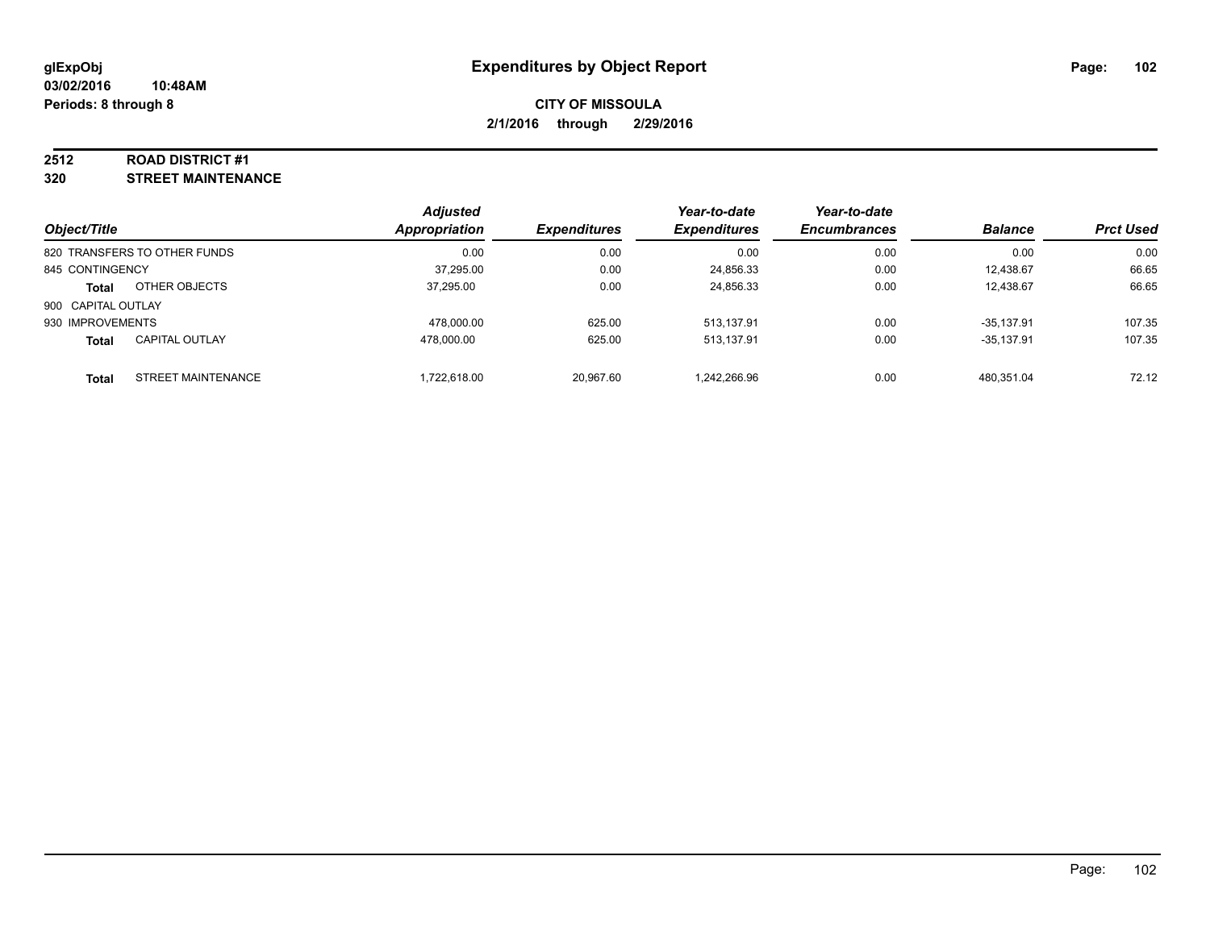**glExpObj** **Expenditures by Object Report**
**03/02/2016 10:48AM**
**Periods: 8 through 8**

**CITY OF MISSOULA**
**2/1/2016 through 2/29/2016**

**2512 ROAD DISTRICT #1**
**320 STREET MAINTENANCE**

| Object/Title | | Adjusted Appropriation | Expenditures | Year-to-date Expenditures | Year-to-date Encumbrances | Balance | Prct Used |
|---|---|---|---|---|---|---|---|
| 820 TRANSFERS TO OTHER FUNDS | | 0.00 | 0.00 | 0.00 | 0.00 | 0.00 | 0.00 |
| 845 CONTINGENCY | | 37,295.00 | 0.00 | 24,856.33 | 0.00 | 12,438.67 | 66.65 |
| **Total** | OTHER OBJECTS | 37,295.00 | 0.00 | 24,856.33 | 0.00 | 12,438.67 | 66.65 |
| 900 CAPITAL OUTLAY | | | | | | | |
| 930 IMPROVEMENTS | | 478,000.00 | 625.00 | 513,137.91 | 0.00 | -35,137.91 | 107.35 |
| **Total** | CAPITAL OUTLAY | 478,000.00 | 625.00 | 513,137.91 | 0.00 | -35,137.91 | 107.35 |
| **Total** | STREET MAINTENANCE | 1,722,618.00 | 20,967.60 | 1,242,266.96 | 0.00 | 480,351.04 | 72.12 |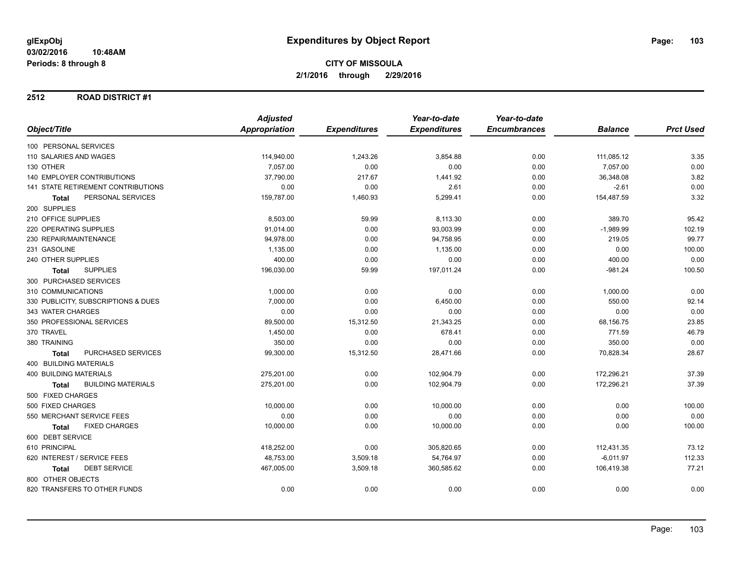**glExpObj** **Expenditures by Object Report**

**03/02/2016 10:48AM**

**Periods: 8 through 8**

**CITY OF MISSOULA**

**2/1/2016 through 2/29/2016**

## 2512 ROAD DISTRICT #1

| Object/Title | Adjusted Appropriation | Expenditures | Year-to-date Expenditures | Year-to-date Encumbrances | Balance | Prct Used |
|---|---|---|---|---|---|---|
| 100 PERSONAL SERVICES | | | | | | |
| 110 SALARIES AND WAGES | 114,940.00 | 1,243.26 | 3,854.88 | 0.00 | 111,085.12 | 3.35 |
| 130 OTHER | 7,057.00 | 0.00 | 0.00 | 0.00 | 7,057.00 | 0.00 |
| 140 EMPLOYER CONTRIBUTIONS | 37,790.00 | 217.67 | 1,441.92 | 0.00 | 36,348.08 | 3.82 |
| 141 STATE RETIREMENT CONTRIBUTIONS | 0.00 | 0.00 | 2.61 | 0.00 | -2.61 | 0.00 |
| **Total** PERSONAL SERVICES | 159,787.00 | 1,460.93 | 5,299.41 | 0.00 | 154,487.59 | 3.32 |
| 200 SUPPLIES | | | | | | |
| 210 OFFICE SUPPLIES | 8,503.00 | 59.99 | 8,113.30 | 0.00 | 389.70 | 95.42 |
| 220 OPERATING SUPPLIES | 91,014.00 | 0.00 | 93,003.99 | 0.00 | -1,989.99 | 102.19 |
| 230 REPAIR/MAINTENANCE | 94,978.00 | 0.00 | 94,758.95 | 0.00 | 219.05 | 99.77 |
| 231 GASOLINE | 1,135.00 | 0.00 | 1,135.00 | 0.00 | 0.00 | 100.00 |
| 240 OTHER SUPPLIES | 400.00 | 0.00 | 0.00 | 0.00 | 400.00 | 0.00 |
| **Total** SUPPLIES | 196,030.00 | 59.99 | 197,011.24 | 0.00 | -981.24 | 100.50 |
| 300 PURCHASED SERVICES | | | | | | |
| 310 COMMUNICATIONS | 1,000.00 | 0.00 | 0.00 | 0.00 | 1,000.00 | 0.00 |
| 330 PUBLICITY, SUBSCRIPTIONS & DUES | 7,000.00 | 0.00 | 6,450.00 | 0.00 | 550.00 | 92.14 |
| 343 WATER CHARGES | 0.00 | 0.00 | 0.00 | 0.00 | 0.00 | 0.00 |
| 350 PROFESSIONAL SERVICES | 89,500.00 | 15,312.50 | 21,343.25 | 0.00 | 68,156.75 | 23.85 |
| 370 TRAVEL | 1,450.00 | 0.00 | 678.41 | 0.00 | 771.59 | 46.79 |
| 380 TRAINING | 350.00 | 0.00 | 0.00 | 0.00 | 350.00 | 0.00 |
| **Total** PURCHASED SERVICES | 99,300.00 | 15,312.50 | 28,471.66 | 0.00 | 70,828.34 | 28.67 |
| 400 BUILDING MATERIALS | | | | | | |
| 400 BUILDING MATERIALS | 275,201.00 | 0.00 | 102,904.79 | 0.00 | 172,296.21 | 37.39 |
| **Total** BUILDING MATERIALS | 275,201.00 | 0.00 | 102,904.79 | 0.00 | 172,296.21 | 37.39 |
| 500 FIXED CHARGES | | | | | | |
| 500 FIXED CHARGES | 10,000.00 | 0.00 | 10,000.00 | 0.00 | 0.00 | 100.00 |
| 550 MERCHANT SERVICE FEES | 0.00 | 0.00 | 0.00 | 0.00 | 0.00 | 0.00 |
| **Total** FIXED CHARGES | 10,000.00 | 0.00 | 10,000.00 | 0.00 | 0.00 | 100.00 |
| 600 DEBT SERVICE | | | | | | |
| 610 PRINCIPAL | 418,252.00 | 0.00 | 305,820.65 | 0.00 | 112,431.35 | 73.12 |
| 620 INTEREST / SERVICE FEES | 48,753.00 | 3,509.18 | 54,764.97 | 0.00 | -6,011.97 | 112.33 |
| **Total** DEBT SERVICE | 467,005.00 | 3,509.18 | 360,585.62 | 0.00 | 106,419.38 | 77.21 |
| 800 OTHER OBJECTS | | | | | | |
| 820 TRANSFERS TO OTHER FUNDS | 0.00 | 0.00 | 0.00 | 0.00 | 0.00 | 0.00 |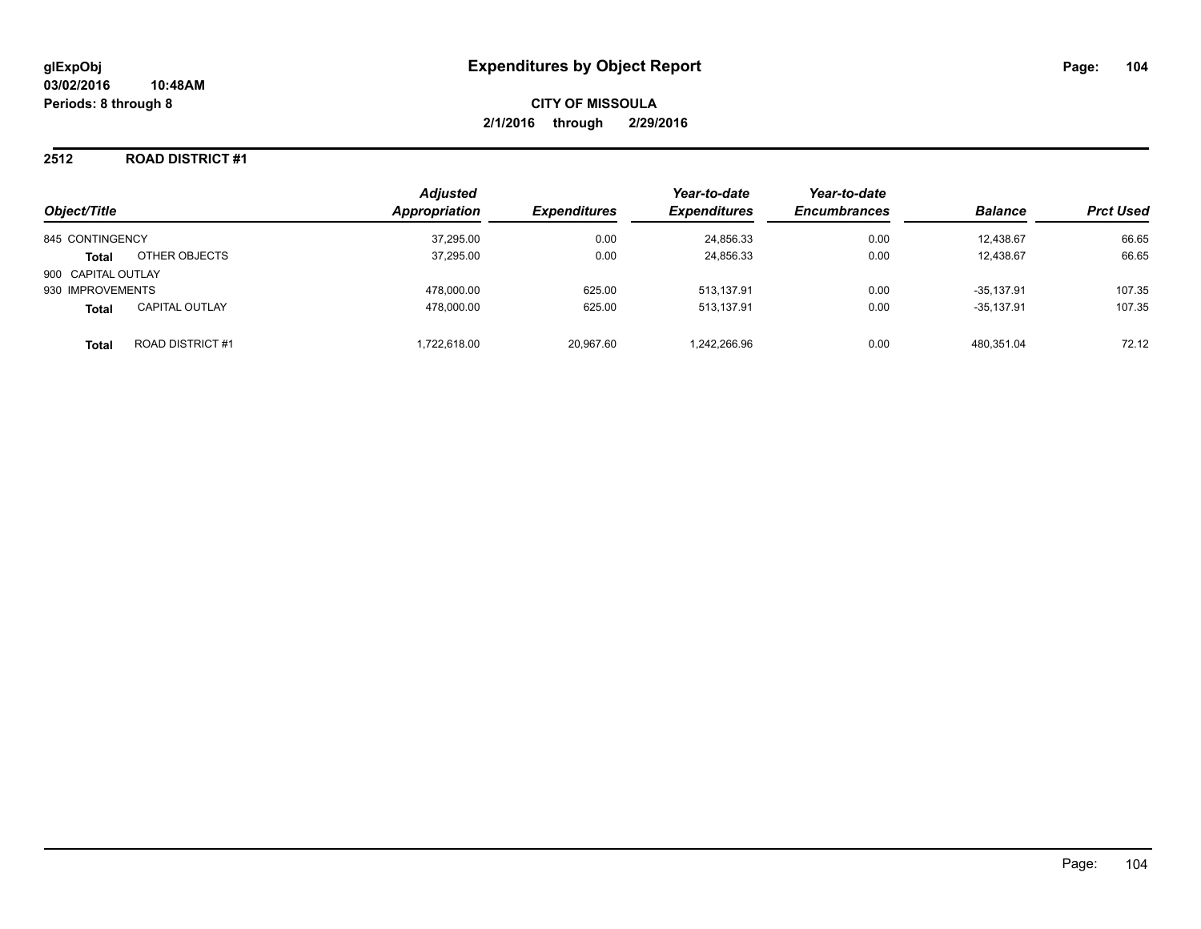# Expenditures by Object Report

glExpObj
03/02/2016 10:48AM
Periods: 8 through 8

**CITY OF MISSOULA**
**2/1/2016 through 2/29/2016**

## 2512 ROAD DISTRICT #1

| Object/Title | | Adjusted Appropriation | Expenditures | Year-to-date Expenditures | Year-to-date Encumbrances | Balance | Prct Used |
|---|---|---|---|---|---|---|---|
| 845 CONTINGENCY | | 37,295.00 | 0.00 | 24,856.33 | 0.00 | 12,438.67 | 66.65 |
| **Total** | OTHER OBJECTS | 37,295.00 | 0.00 | 24,856.33 | 0.00 | 12,438.67 | 66.65 |
| 900 CAPITAL OUTLAY | | | | | | | |
| 930 IMPROVEMENTS | | 478,000.00 | 625.00 | 513,137.91 | 0.00 | -35,137.91 | 107.35 |
| **Total** | CAPITAL OUTLAY | 478,000.00 | 625.00 | 513,137.91 | 0.00 | -35,137.91 | 107.35 |
| **Total** | ROAD DISTRICT #1 | 1,722,618.00 | 20,967.60 | 1,242,266.96 | 0.00 | 480,351.04 | 72.12 |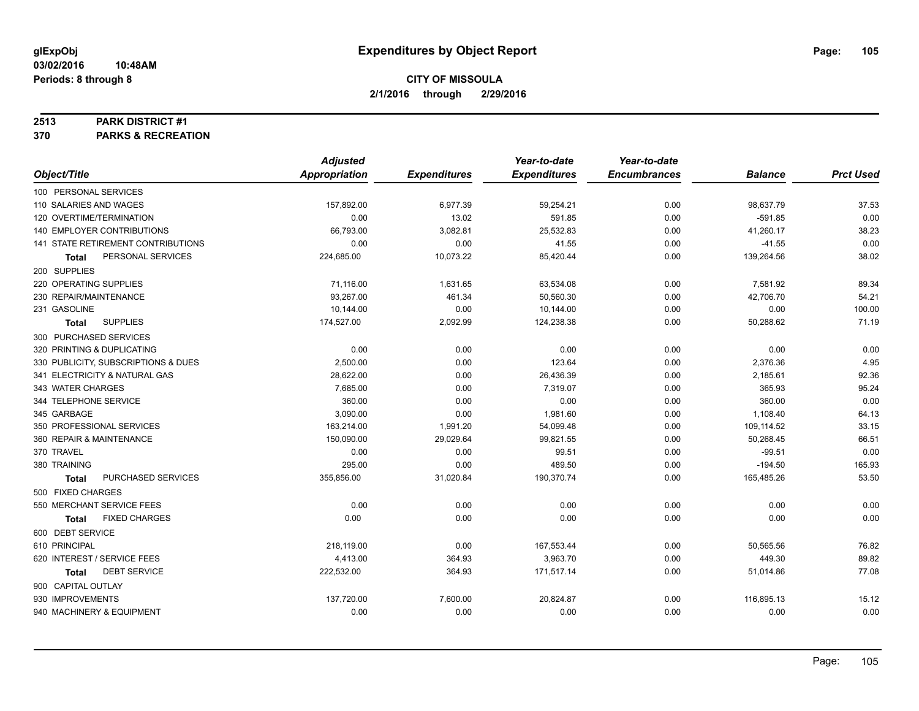glExpObj
03/02/2016 10:48AM
Periods: 8 through 8

# Expenditures by Object Report

**CITY OF MISSOULA**
**2/1/2016 through 2/29/2016**

**2513 PARK DISTRICT #1**
**370 PARKS & RECREATION**

| Object/Title | Adjusted Appropriation | Expenditures | Year-to-date Expenditures | Year-to-date Encumbrances | Balance | Prct Used |
|---|---|---|---|---|---|---|
| 100 PERSONAL SERVICES | | | | | | |
| 110 SALARIES AND WAGES | 157,892.00 | 6,977.39 | 59,254.21 | 0.00 | 98,637.79 | 37.53 |
| 120 OVERTIME/TERMINATION | 0.00 | 13.02 | 591.85 | 0.00 | -591.85 | 0.00 |
| 140 EMPLOYER CONTRIBUTIONS | 66,793.00 | 3,082.81 | 25,532.83 | 0.00 | 41,260.17 | 38.23 |
| 141 STATE RETIREMENT CONTRIBUTIONS | 0.00 | 0.00 | 41.55 | 0.00 | -41.55 | 0.00 |
| **Total** PERSONAL SERVICES | 224,685.00 | 10,073.22 | 85,420.44 | 0.00 | 139,264.56 | 38.02 |
| 200 SUPPLIES | | | | | | |
| 220 OPERATING SUPPLIES | 71,116.00 | 1,631.65 | 63,534.08 | 0.00 | 7,581.92 | 89.34 |
| 230 REPAIR/MAINTENANCE | 93,267.00 | 461.34 | 50,560.30 | 0.00 | 42,706.70 | 54.21 |
| 231 GASOLINE | 10,144.00 | 0.00 | 10,144.00 | 0.00 | 0.00 | 100.00 |
| **Total** SUPPLIES | 174,527.00 | 2,092.99 | 124,238.38 | 0.00 | 50,288.62 | 71.19 |
| 300 PURCHASED SERVICES | | | | | | |
| 320 PRINTING & DUPLICATING | 0.00 | 0.00 | 0.00 | 0.00 | 0.00 | 0.00 |
| 330 PUBLICITY, SUBSCRIPTIONS & DUES | 2,500.00 | 0.00 | 123.64 | 0.00 | 2,376.36 | 4.95 |
| 341 ELECTRICITY & NATURAL GAS | 28,622.00 | 0.00 | 26,436.39 | 0.00 | 2,185.61 | 92.36 |
| 343 WATER CHARGES | 7,685.00 | 0.00 | 7,319.07 | 0.00 | 365.93 | 95.24 |
| 344 TELEPHONE SERVICE | 360.00 | 0.00 | 0.00 | 0.00 | 360.00 | 0.00 |
| 345 GARBAGE | 3,090.00 | 0.00 | 1,981.60 | 0.00 | 1,108.40 | 64.13 |
| 350 PROFESSIONAL SERVICES | 163,214.00 | 1,991.20 | 54,099.48 | 0.00 | 109,114.52 | 33.15 |
| 360 REPAIR & MAINTENANCE | 150,090.00 | 29,029.64 | 99,821.55 | 0.00 | 50,268.45 | 66.51 |
| 370 TRAVEL | 0.00 | 0.00 | 99.51 | 0.00 | -99.51 | 0.00 |
| 380 TRAINING | 295.00 | 0.00 | 489.50 | 0.00 | -194.50 | 165.93 |
| **Total** PURCHASED SERVICES | 355,856.00 | 31,020.84 | 190,370.74 | 0.00 | 165,485.26 | 53.50 |
| 500 FIXED CHARGES | | | | | | |
| 550 MERCHANT SERVICE FEES | 0.00 | 0.00 | 0.00 | 0.00 | 0.00 | 0.00 |
| **Total** FIXED CHARGES | 0.00 | 0.00 | 0.00 | 0.00 | 0.00 | 0.00 |
| 600 DEBT SERVICE | | | | | | |
| 610 PRINCIPAL | 218,119.00 | 0.00 | 167,553.44 | 0.00 | 50,565.56 | 76.82 |
| 620 INTEREST / SERVICE FEES | 4,413.00 | 364.93 | 3,963.70 | 0.00 | 449.30 | 89.82 |
| **Total** DEBT SERVICE | 222,532.00 | 364.93 | 171,517.14 | 0.00 | 51,014.86 | 77.08 |
| 900 CAPITAL OUTLAY | | | | | | |
| 930 IMPROVEMENTS | 137,720.00 | 7,600.00 | 20,824.87 | 0.00 | 116,895.13 | 15.12 |
| 940 MACHINERY & EQUIPMENT | 0.00 | 0.00 | 0.00 | 0.00 | 0.00 | 0.00 |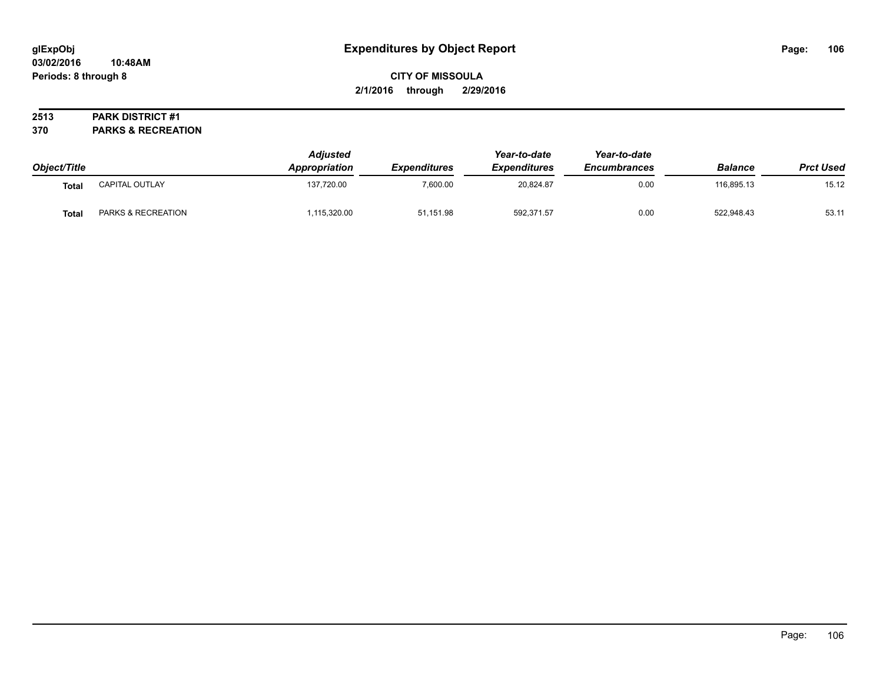# Expenditures by Object Report

glExpObj
03/02/2016 10:48AM
Periods: 8 through 8

**CITY OF MISSOULA**
**2/1/2016 through 2/29/2016**

**2513 PARK DISTRICT #1**
**370 PARKS & RECREATION**

| Object/Title | | Adjusted Appropriation | Expenditures | Year-to-date Expenditures | Year-to-date Encumbrances | Balance | Prct Used |
|---|---|---|---|---|---|---|---|
| **Total** | CAPITAL OUTLAY | 137,720.00 | 7,600.00 | 20,824.87 | 0.00 | 116,895.13 | 15.12 |
| **Total** | PARKS & RECREATION | 1,115,320.00 | 51,151.98 | 592,371.57 | 0.00 | 522,948.43 | 53.11 |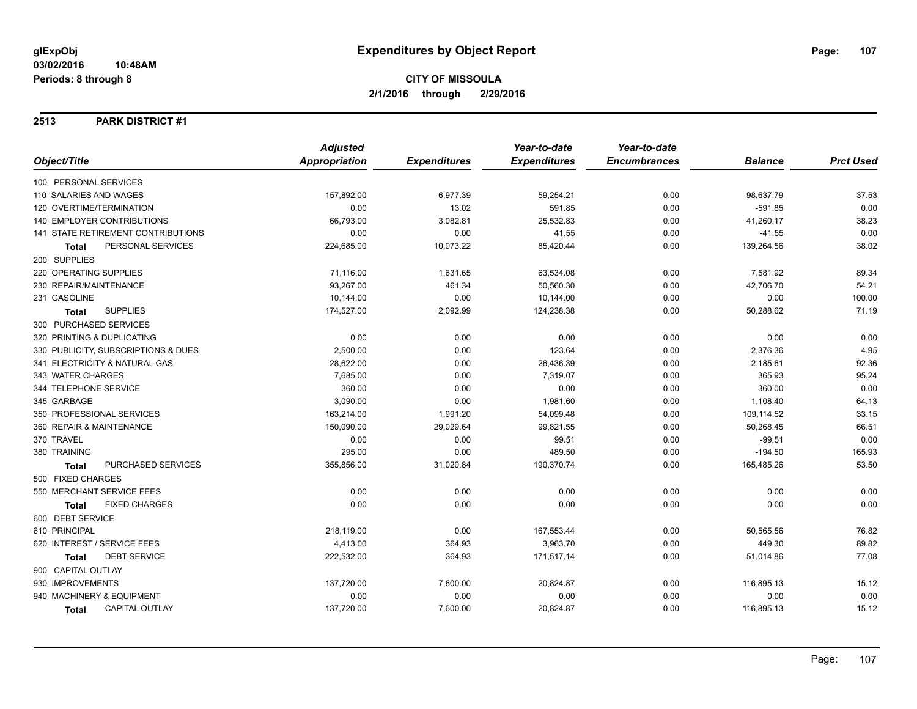# Expenditures by Object Report

glExpObj
03/02/2016 10:48AM
Periods: 8 through 8

**CITY OF MISSOULA**
**2/1/2016 through 2/29/2016**

## 2513 PARK DISTRICT #1

| Object/Title | Adjusted Appropriation | Expenditures | Year-to-date Expenditures | Year-to-date Encumbrances | Balance | Prct Used |
|---|---|---|---|---|---|---|
| 100 PERSONAL SERVICES | | | | | | |
| 110 SALARIES AND WAGES | 157,892.00 | 6,977.39 | 59,254.21 | 0.00 | 98,637.79 | 37.53 |
| 120 OVERTIME/TERMINATION | 0.00 | 13.02 | 591.85 | 0.00 | -591.85 | 0.00 |
| 140 EMPLOYER CONTRIBUTIONS | 66,793.00 | 3,082.81 | 25,532.83 | 0.00 | 41,260.17 | 38.23 |
| 141 STATE RETIREMENT CONTRIBUTIONS | 0.00 | 0.00 | 41.55 | 0.00 | -41.55 | 0.00 |
| **Total** PERSONAL SERVICES | 224,685.00 | 10,073.22 | 85,420.44 | 0.00 | 139,264.56 | 38.02 |
| 200 SUPPLIES | | | | | | |
| 220 OPERATING SUPPLIES | 71,116.00 | 1,631.65 | 63,534.08 | 0.00 | 7,581.92 | 89.34 |
| 230 REPAIR/MAINTENANCE | 93,267.00 | 461.34 | 50,560.30 | 0.00 | 42,706.70 | 54.21 |
| 231 GASOLINE | 10,144.00 | 0.00 | 10,144.00 | 0.00 | 0.00 | 100.00 |
| **Total** SUPPLIES | 174,527.00 | 2,092.99 | 124,238.38 | 0.00 | 50,288.62 | 71.19 |
| 300 PURCHASED SERVICES | | | | | | |
| 320 PRINTING & DUPLICATING | 0.00 | 0.00 | 0.00 | 0.00 | 0.00 | 0.00 |
| 330 PUBLICITY, SUBSCRIPTIONS & DUES | 2,500.00 | 0.00 | 123.64 | 0.00 | 2,376.36 | 4.95 |
| 341 ELECTRICITY & NATURAL GAS | 28,622.00 | 0.00 | 26,436.39 | 0.00 | 2,185.61 | 92.36 |
| 343 WATER CHARGES | 7,685.00 | 0.00 | 7,319.07 | 0.00 | 365.93 | 95.24 |
| 344 TELEPHONE SERVICE | 360.00 | 0.00 | 0.00 | 0.00 | 360.00 | 0.00 |
| 345 GARBAGE | 3,090.00 | 0.00 | 1,981.60 | 0.00 | 1,108.40 | 64.13 |
| 350 PROFESSIONAL SERVICES | 163,214.00 | 1,991.20 | 54,099.48 | 0.00 | 109,114.52 | 33.15 |
| 360 REPAIR & MAINTENANCE | 150,090.00 | 29,029.64 | 99,821.55 | 0.00 | 50,268.45 | 66.51 |
| 370 TRAVEL | 0.00 | 0.00 | 99.51 | 0.00 | -99.51 | 0.00 |
| 380 TRAINING | 295.00 | 0.00 | 489.50 | 0.00 | -194.50 | 165.93 |
| **Total** PURCHASED SERVICES | 355,856.00 | 31,020.84 | 190,370.74 | 0.00 | 165,485.26 | 53.50 |
| 500 FIXED CHARGES | | | | | | |
| 550 MERCHANT SERVICE FEES | 0.00 | 0.00 | 0.00 | 0.00 | 0.00 | 0.00 |
| **Total** FIXED CHARGES | 0.00 | 0.00 | 0.00 | 0.00 | 0.00 | 0.00 |
| 600 DEBT SERVICE | | | | | | |
| 610 PRINCIPAL | 218,119.00 | 0.00 | 167,553.44 | 0.00 | 50,565.56 | 76.82 |
| 620 INTEREST / SERVICE FEES | 4,413.00 | 364.93 | 3,963.70 | 0.00 | 449.30 | 89.82 |
| **Total** DEBT SERVICE | 222,532.00 | 364.93 | 171,517.14 | 0.00 | 51,014.86 | 77.08 |
| 900 CAPITAL OUTLAY | | | | | | |
| 930 IMPROVEMENTS | 137,720.00 | 7,600.00 | 20,824.87 | 0.00 | 116,895.13 | 15.12 |
| 940 MACHINERY & EQUIPMENT | 0.00 | 0.00 | 0.00 | 0.00 | 0.00 | 0.00 |
| **Total** CAPITAL OUTLAY | 137,720.00 | 7,600.00 | 20,824.87 | 0.00 | 116,895.13 | 15.12 |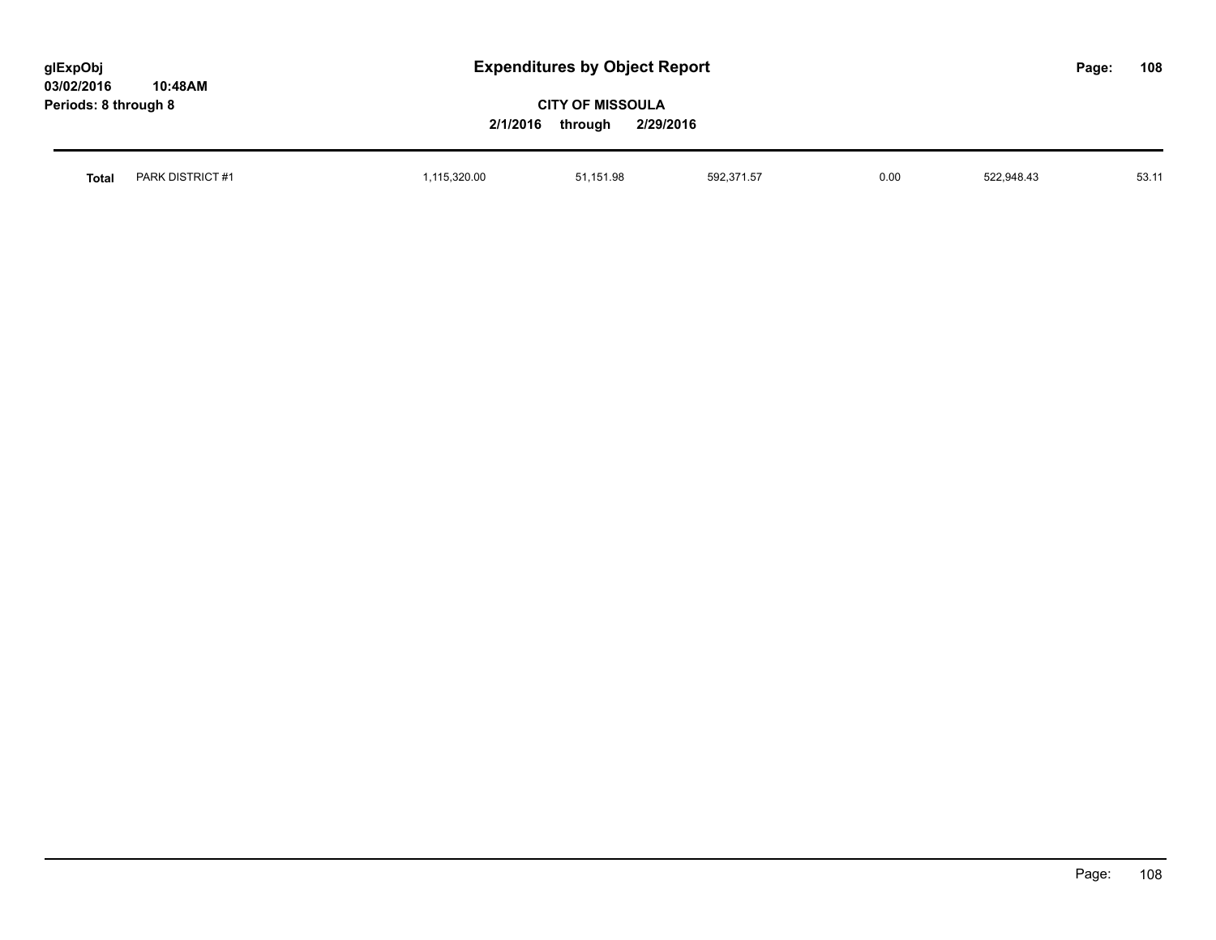| Total | PARK DISTRICT #1 | 1,115,320.00 | 51,151.98 | 592,371.57 | 0.00 | 522,948.43 | 53.11 |
|---|---|---|---|---|---|---|---|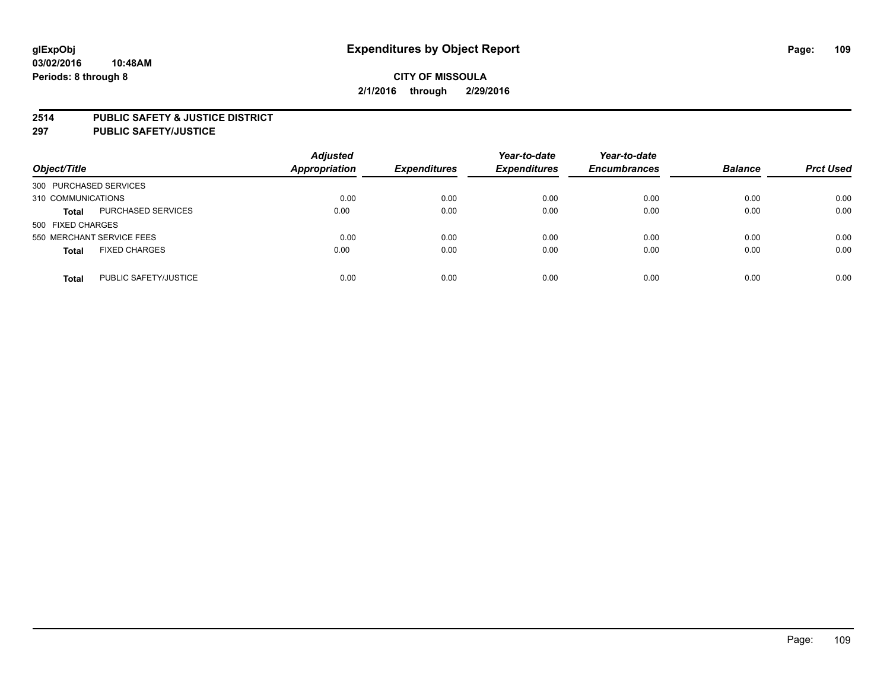**glExpObj**
**03/02/2016 10:48AM**
**Periods: 8 through 8**

# Expenditures by Object Report

**CITY OF MISSOULA**
**2/1/2016 through 2/29/2016**

**2514 PUBLIC SAFETY & JUSTICE DISTRICT**
**297 PUBLIC SAFETY/JUSTICE**

| Object/Title | | Adjusted Appropriation | Expenditures | Year-to-date Expenditures | Year-to-date Encumbrances | Balance | Prct Used |
|---|---|---|---|---|---|---|---|
| 300 PURCHASED SERVICES | | | | | | | |
| 310 COMMUNICATIONS | | 0.00 | 0.00 | 0.00 | 0.00 | 0.00 | 0.00 |
| **Total** | PURCHASED SERVICES | 0.00 | 0.00 | 0.00 | 0.00 | 0.00 | 0.00 |
| 500 FIXED CHARGES | | | | | | | |
| 550 MERCHANT SERVICE FEES | | 0.00 | 0.00 | 0.00 | 0.00 | 0.00 | 0.00 |
| **Total** | FIXED CHARGES | 0.00 | 0.00 | 0.00 | 0.00 | 0.00 | 0.00 |
| **Total** | PUBLIC SAFETY/JUSTICE | 0.00 | 0.00 | 0.00 | 0.00 | 0.00 | 0.00 |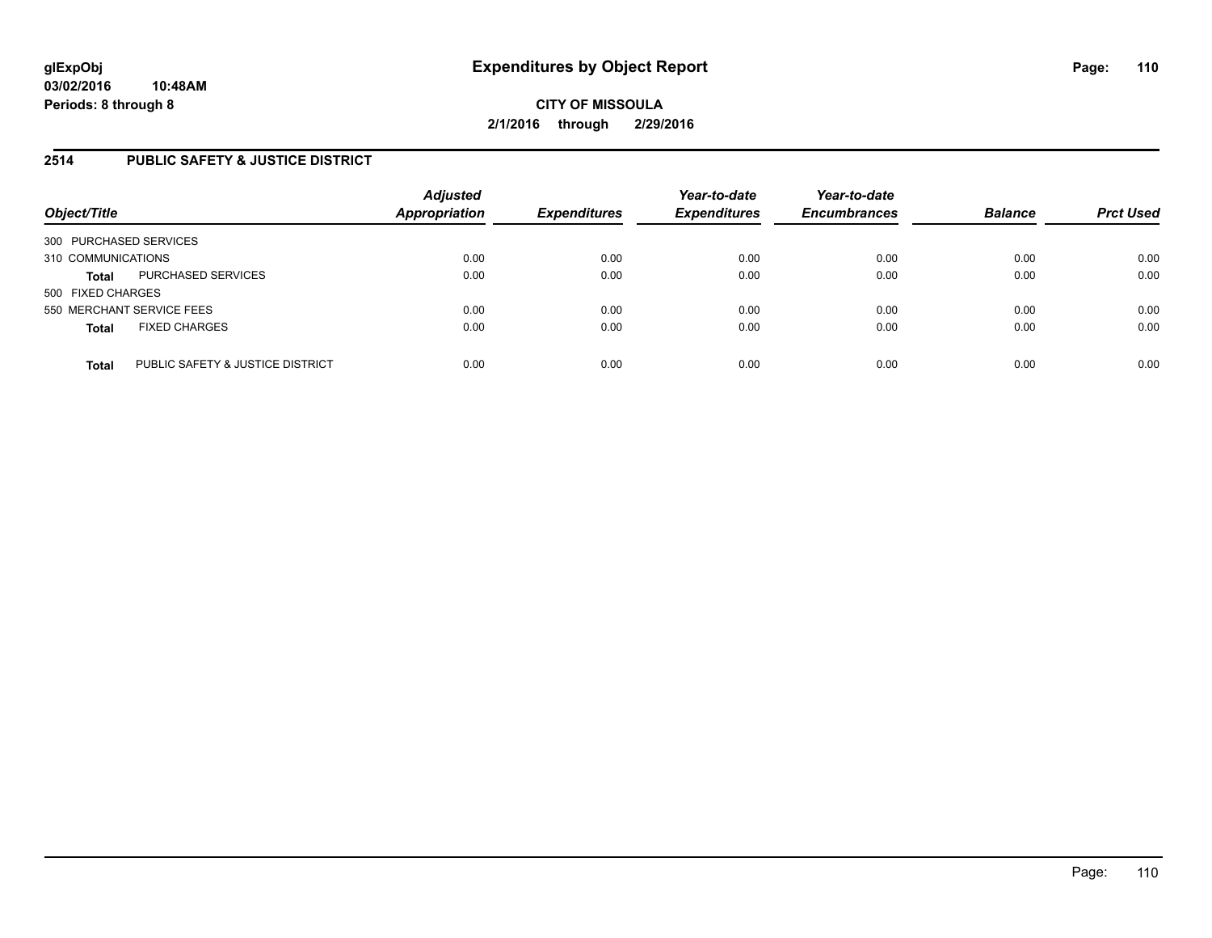glExpObj
03/02/2016 10:48AM
Periods: 8 through 8

# Expenditures by Object Report

**CITY OF MISSOULA**
**2/1/2016 through 2/29/2016**

## 2514 PUBLIC SAFETY & JUSTICE DISTRICT

| Object/Title | Adjusted Appropriation | Expenditures | Year-to-date Expenditures | Year-to-date Encumbrances | Balance | Prct Used |
|---|---|---|---|---|---|---|
| 300 PURCHASED SERVICES | | | | | | |
| 310 COMMUNICATIONS | 0.00 | 0.00 | 0.00 | 0.00 | 0.00 | 0.00 |
| **Total** PURCHASED SERVICES | 0.00 | 0.00 | 0.00 | 0.00 | 0.00 | 0.00 |
| 500 FIXED CHARGES | | | | | | |
| 550 MERCHANT SERVICE FEES | 0.00 | 0.00 | 0.00 | 0.00 | 0.00 | 0.00 |
| **Total** FIXED CHARGES | 0.00 | 0.00 | 0.00 | 0.00 | 0.00 | 0.00 |
| **Total** PUBLIC SAFETY & JUSTICE DISTRICT | 0.00 | 0.00 | 0.00 | 0.00 | 0.00 | 0.00 |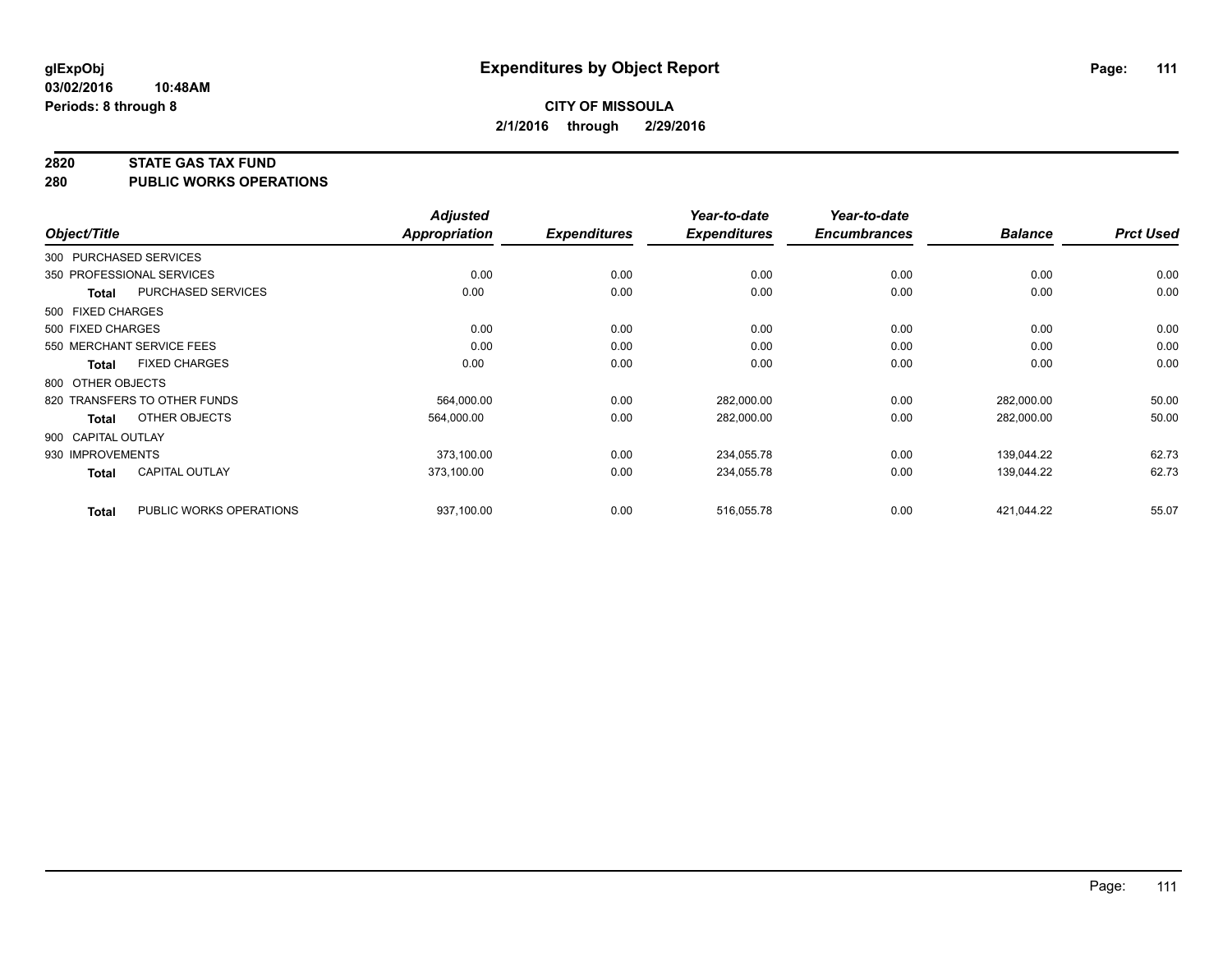**glExpObj**
**03/02/2016 10:48AM**
**Periods: 8 through 8**

# Expenditures by Object Report

**CITY OF MISSOULA**
**2/1/2016 through 2/29/2016**

**2820 STATE GAS TAX FUND**
**280 PUBLIC WORKS OPERATIONS**

| Object/Title | | Adjusted Appropriation | Expenditures | Year-to-date Expenditures | Year-to-date Encumbrances | Balance | Prct Used |
|---|---|---|---|---|---|---|---|
| 300 PURCHASED SERVICES | | | | | | | |
| 350 PROFESSIONAL SERVICES | | 0.00 | 0.00 | 0.00 | 0.00 | 0.00 | 0.00 |
| **Total** | PURCHASED SERVICES | 0.00 | 0.00 | 0.00 | 0.00 | 0.00 | 0.00 |
| 500 FIXED CHARGES | | | | | | | |
| 500 FIXED CHARGES | | 0.00 | 0.00 | 0.00 | 0.00 | 0.00 | 0.00 |
| 550 MERCHANT SERVICE FEES | | 0.00 | 0.00 | 0.00 | 0.00 | 0.00 | 0.00 |
| **Total** | FIXED CHARGES | 0.00 | 0.00 | 0.00 | 0.00 | 0.00 | 0.00 |
| 800 OTHER OBJECTS | | | | | | | |
| 820 TRANSFERS TO OTHER FUNDS | | 564,000.00 | 0.00 | 282,000.00 | 0.00 | 282,000.00 | 50.00 |
| **Total** | OTHER OBJECTS | 564,000.00 | 0.00 | 282,000.00 | 0.00 | 282,000.00 | 50.00 |
| 900 CAPITAL OUTLAY | | | | | | | |
| 930 IMPROVEMENTS | | 373,100.00 | 0.00 | 234,055.78 | 0.00 | 139,044.22 | 62.73 |
| **Total** | CAPITAL OUTLAY | 373,100.00 | 0.00 | 234,055.78 | 0.00 | 139,044.22 | 62.73 |
| **Total** | PUBLIC WORKS OPERATIONS | 937,100.00 | 0.00 | 516,055.78 | 0.00 | 421,044.22 | 55.07 |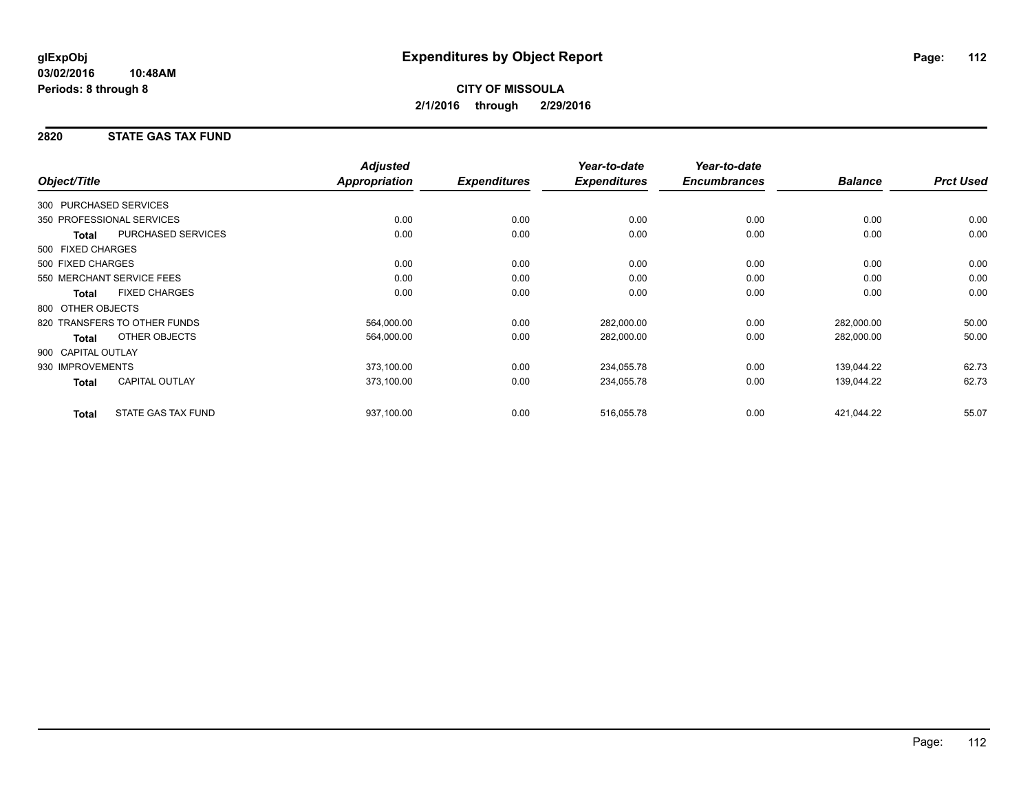**glExpObj** **Expenditures by Object Report**

**03/02/2016 10:48AM**

**Periods: 8 through 8**

**CITY OF MISSOULA**

**2/1/2016 through 2/29/2016**

## 2820 STATE GAS TAX FUND

| Object/Title | | Adjusted Appropriation | Expenditures | Year-to-date Expenditures | Year-to-date Encumbrances | Balance | Prct Used |
|---|---|---|---|---|---|---|---|
| 300 PURCHASED SERVICES | | | | | | | |
| 350 PROFESSIONAL SERVICES | | 0.00 | 0.00 | 0.00 | 0.00 | 0.00 | 0.00 |
| **Total** | PURCHASED SERVICES | 0.00 | 0.00 | 0.00 | 0.00 | 0.00 | 0.00 |
| 500 FIXED CHARGES | | | | | | | |
| 500 FIXED CHARGES | | 0.00 | 0.00 | 0.00 | 0.00 | 0.00 | 0.00 |
| 550 MERCHANT SERVICE FEES | | 0.00 | 0.00 | 0.00 | 0.00 | 0.00 | 0.00 |
| **Total** | FIXED CHARGES | 0.00 | 0.00 | 0.00 | 0.00 | 0.00 | 0.00 |
| 800 OTHER OBJECTS | | | | | | | |
| 820 TRANSFERS TO OTHER FUNDS | | 564,000.00 | 0.00 | 282,000.00 | 0.00 | 282,000.00 | 50.00 |
| **Total** | OTHER OBJECTS | 564,000.00 | 0.00 | 282,000.00 | 0.00 | 282,000.00 | 50.00 |
| 900 CAPITAL OUTLAY | | | | | | | |
| 930 IMPROVEMENTS | | 373,100.00 | 0.00 | 234,055.78 | 0.00 | 139,044.22 | 62.73 |
| **Total** | CAPITAL OUTLAY | 373,100.00 | 0.00 | 234,055.78 | 0.00 | 139,044.22 | 62.73 |
| **Total** | STATE GAS TAX FUND | 937,100.00 | 0.00 | 516,055.78 | 0.00 | 421,044.22 | 55.07 |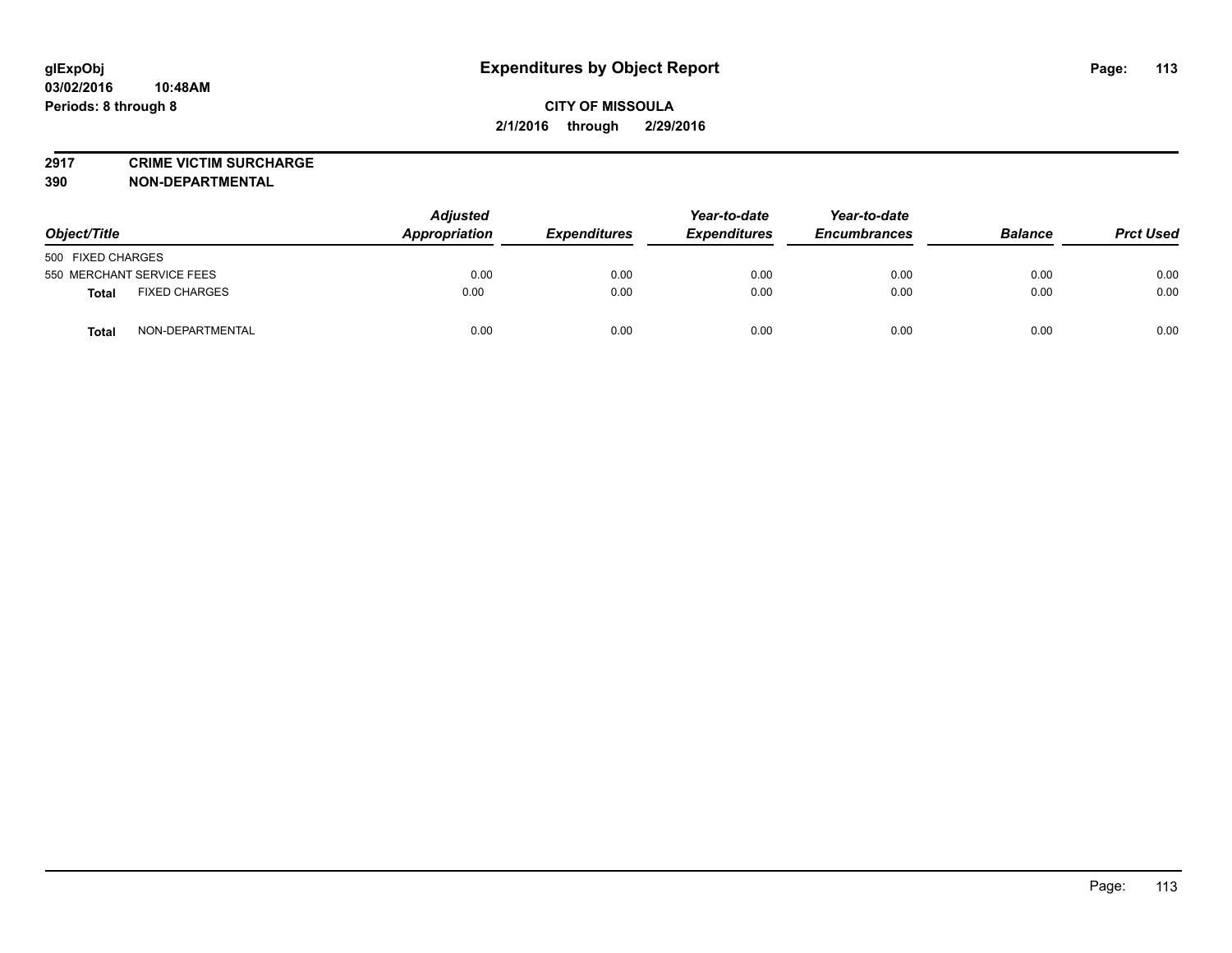# Expenditures by Object Report

glExpObj
03/02/2016 10:48AM
Periods: 8 through 8

**CITY OF MISSOULA**
**2/1/2016 through 2/29/2016**

**2917 CRIME VICTIM SURCHARGE**
**390 NON-DEPARTMENTAL**

| Object/Title | Adjusted Appropriation | Expenditures | Year-to-date Expenditures | Year-to-date Encumbrances | Balance | Prct Used |
|---|---|---|---|---|---|---|
| 500 FIXED CHARGES | | | | | | |
| 550 MERCHANT SERVICE FEES | 0.00 | 0.00 | 0.00 | 0.00 | 0.00 | 0.00 |
| **Total** FIXED CHARGES | 0.00 | 0.00 | 0.00 | 0.00 | 0.00 | 0.00 |
| **Total** NON-DEPARTMENTAL | 0.00 | 0.00 | 0.00 | 0.00 | 0.00 | 0.00 |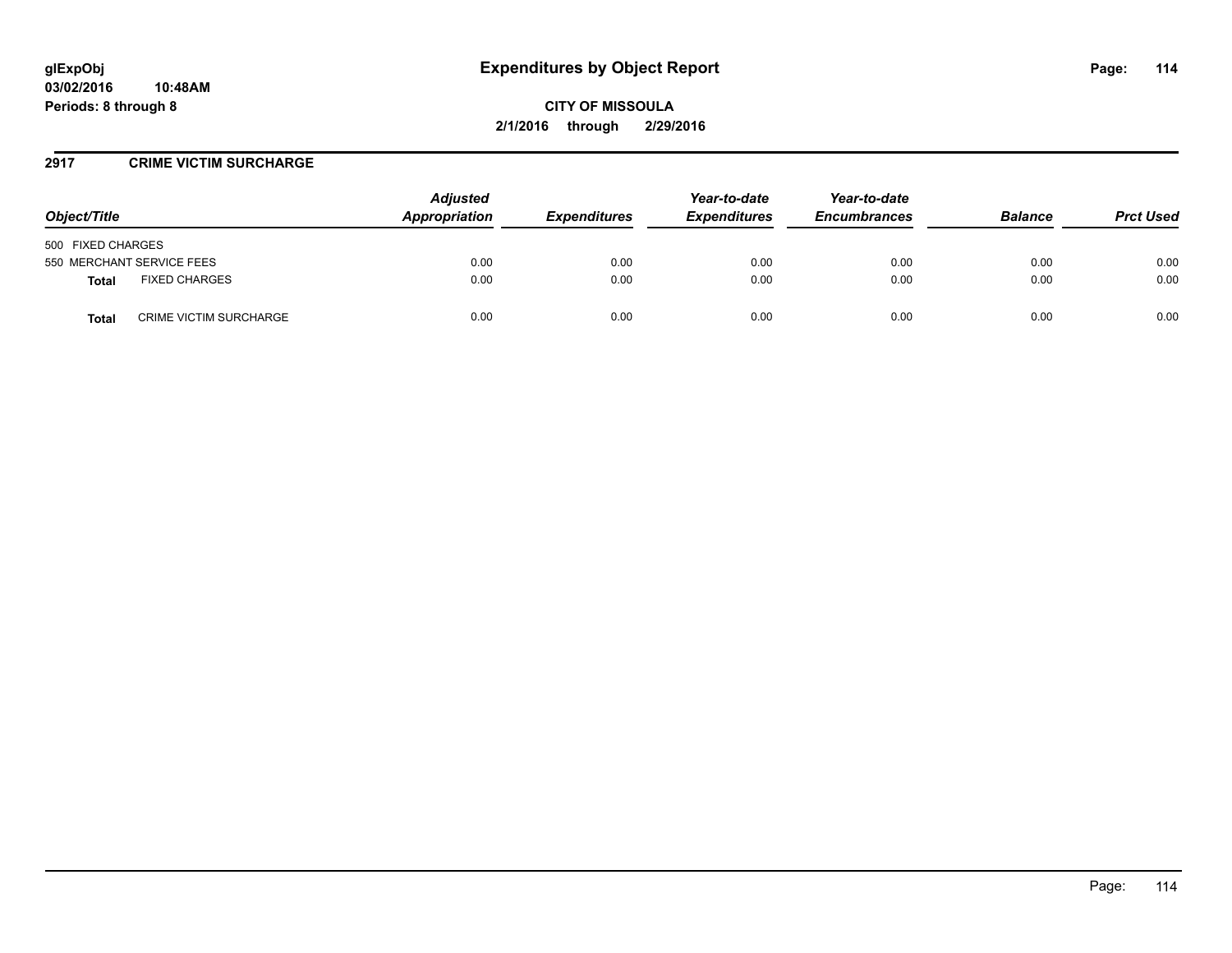# Expenditures by Object Report

glExpObj
03/02/2016 10:48AM
Periods: 8 through 8

CITY OF MISSOULA
2/1/2016 through 2/29/2016

## 2917 CRIME VICTIM SURCHARGE

| Object/Title | | Adjusted Appropriation | Expenditures | Year-to-date Expenditures | Year-to-date Encumbrances | Balance | Prct Used |
|---|---|---|---|---|---|---|---|
| 500 FIXED CHARGES | | | | | | | |
| 550 MERCHANT SERVICE FEES | | 0.00 | 0.00 | 0.00 | 0.00 | 0.00 | 0.00 |
| **Total** | FIXED CHARGES | 0.00 | 0.00 | 0.00 | 0.00 | 0.00 | 0.00 |
| **Total** | CRIME VICTIM SURCHARGE | 0.00 | 0.00 | 0.00 | 0.00 | 0.00 | 0.00 |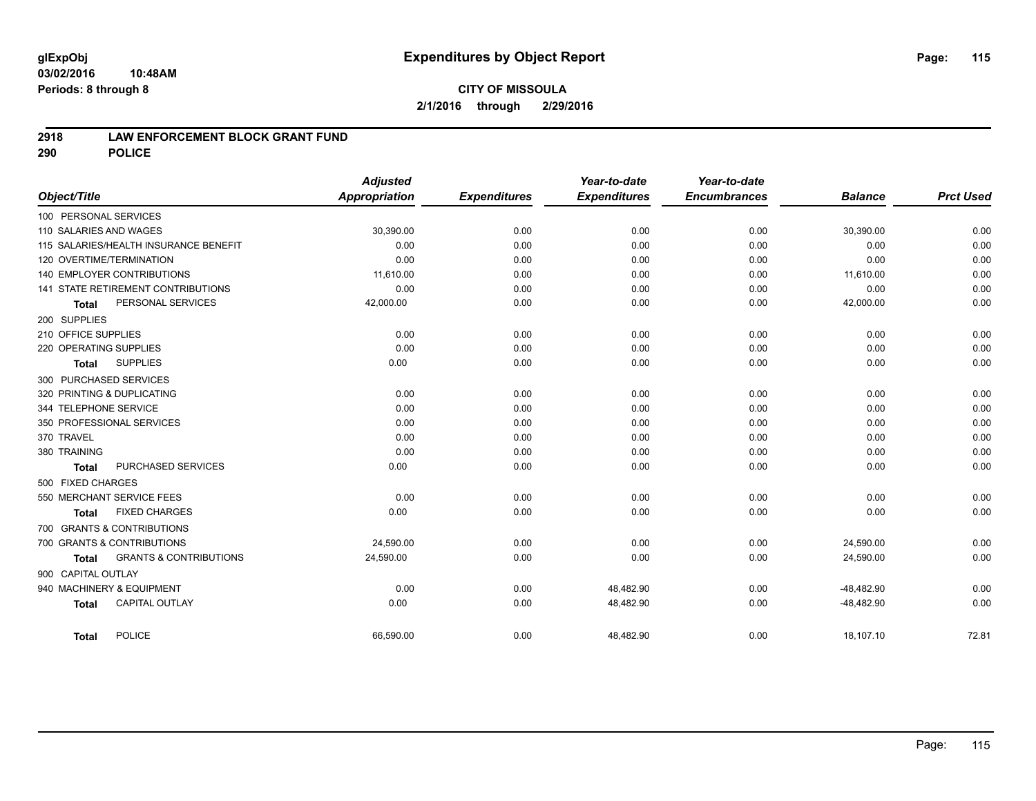**glExpObj** **Expenditures by Object Report**

**03/02/2016 10:48AM**

**Periods: 8 through 8**

**CITY OF MISSOULA**

**2/1/2016 through 2/29/2016**

## 2918 LAW ENFORCEMENT BLOCK GRANT FUND
## 290 POLICE

| Object/Title | Adjusted Appropriation | Expenditures | Year-to-date Expenditures | Year-to-date Encumbrances | Balance | Prct Used |
|---|---|---|---|---|---|---|
| 100 PERSONAL SERVICES | | | | | | |
| 110 SALARIES AND WAGES | 30,390.00 | 0.00 | 0.00 | 0.00 | 30,390.00 | 0.00 |
| 115 SALARIES/HEALTH INSURANCE BENEFIT | 0.00 | 0.00 | 0.00 | 0.00 | 0.00 | 0.00 |
| 120 OVERTIME/TERMINATION | 0.00 | 0.00 | 0.00 | 0.00 | 0.00 | 0.00 |
| 140 EMPLOYER CONTRIBUTIONS | 11,610.00 | 0.00 | 0.00 | 0.00 | 11,610.00 | 0.00 |
| 141 STATE RETIREMENT CONTRIBUTIONS | 0.00 | 0.00 | 0.00 | 0.00 | 0.00 | 0.00 |
| **Total** PERSONAL SERVICES | 42,000.00 | 0.00 | 0.00 | 0.00 | 42,000.00 | 0.00 |
| 200 SUPPLIES | | | | | | |
| 210 OFFICE SUPPLIES | 0.00 | 0.00 | 0.00 | 0.00 | 0.00 | 0.00 |
| 220 OPERATING SUPPLIES | 0.00 | 0.00 | 0.00 | 0.00 | 0.00 | 0.00 |
| **Total** SUPPLIES | 0.00 | 0.00 | 0.00 | 0.00 | 0.00 | 0.00 |
| 300 PURCHASED SERVICES | | | | | | |
| 320 PRINTING & DUPLICATING | 0.00 | 0.00 | 0.00 | 0.00 | 0.00 | 0.00 |
| 344 TELEPHONE SERVICE | 0.00 | 0.00 | 0.00 | 0.00 | 0.00 | 0.00 |
| 350 PROFESSIONAL SERVICES | 0.00 | 0.00 | 0.00 | 0.00 | 0.00 | 0.00 |
| 370 TRAVEL | 0.00 | 0.00 | 0.00 | 0.00 | 0.00 | 0.00 |
| 380 TRAINING | 0.00 | 0.00 | 0.00 | 0.00 | 0.00 | 0.00 |
| **Total** PURCHASED SERVICES | 0.00 | 0.00 | 0.00 | 0.00 | 0.00 | 0.00 |
| 500 FIXED CHARGES | | | | | | |
| 550 MERCHANT SERVICE FEES | 0.00 | 0.00 | 0.00 | 0.00 | 0.00 | 0.00 |
| **Total** FIXED CHARGES | 0.00 | 0.00 | 0.00 | 0.00 | 0.00 | 0.00 |
| 700 GRANTS & CONTRIBUTIONS | | | | | | |
| 700 GRANTS & CONTRIBUTIONS | 24,590.00 | 0.00 | 0.00 | 0.00 | 24,590.00 | 0.00 |
| **Total** GRANTS & CONTRIBUTIONS | 24,590.00 | 0.00 | 0.00 | 0.00 | 24,590.00 | 0.00 |
| 900 CAPITAL OUTLAY | | | | | | |
| 940 MACHINERY & EQUIPMENT | 0.00 | 0.00 | 48,482.90 | 0.00 | -48,482.90 | 0.00 |
| **Total** CAPITAL OUTLAY | 0.00 | 0.00 | 48,482.90 | 0.00 | -48,482.90 | 0.00 |
| **Total** POLICE | 66,590.00 | 0.00 | 48,482.90 | 0.00 | 18,107.10 | 72.81 |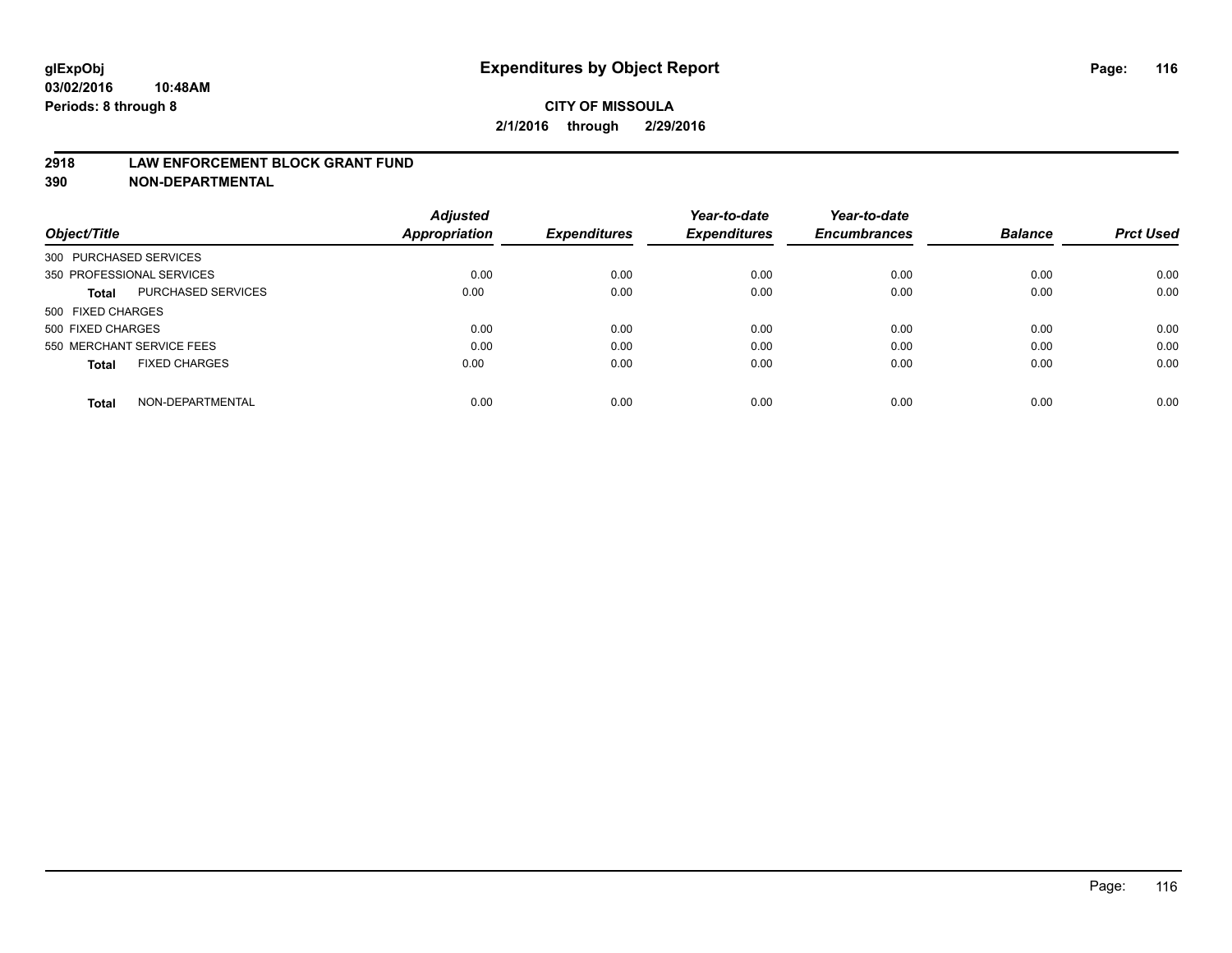**glExpObj** **Expenditures by Object Report**
**03/02/2016 10:48AM**
**Periods: 8 through 8**

**CITY OF MISSOULA**
**2/1/2016 through 2/29/2016**

## 2918 LAW ENFORCEMENT BLOCK GRANT FUND
## 390 NON-DEPARTMENTAL

| Object/Title | | Adjusted Appropriation | Expenditures | Year-to-date Expenditures | Year-to-date Encumbrances | Balance | Prct Used |
|---|---|---|---|---|---|---|---|
| 300 PURCHASED SERVICES | | | | | | | |
| 350 PROFESSIONAL SERVICES | | 0.00 | 0.00 | 0.00 | 0.00 | 0.00 | 0.00 |
| **Total** | PURCHASED SERVICES | 0.00 | 0.00 | 0.00 | 0.00 | 0.00 | 0.00 |
| 500 FIXED CHARGES | | | | | | | |
| 500 FIXED CHARGES | | 0.00 | 0.00 | 0.00 | 0.00 | 0.00 | 0.00 |
| 550 MERCHANT SERVICE FEES | | 0.00 | 0.00 | 0.00 | 0.00 | 0.00 | 0.00 |
| **Total** | FIXED CHARGES | 0.00 | 0.00 | 0.00 | 0.00 | 0.00 | 0.00 |
| **Total** | NON-DEPARTMENTAL | 0.00 | 0.00 | 0.00 | 0.00 | 0.00 | 0.00 |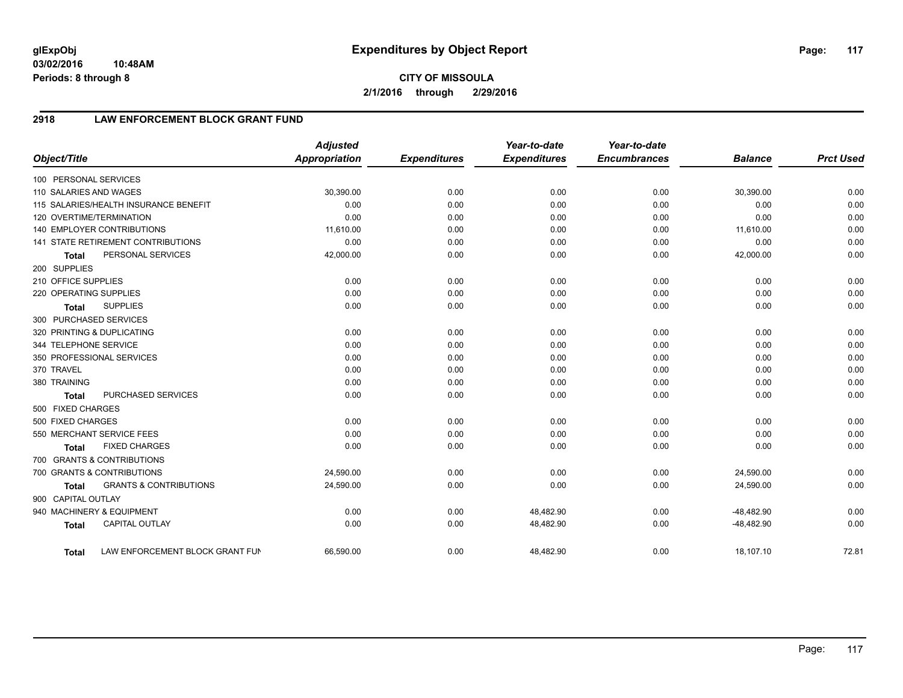**glExpObj**
**03/02/2016 10:48AM**
**Periods: 8 through 8**

# Expenditures by Object Report

**CITY OF MISSOULA**
**2/1/2016 through 2/29/2016**

## 2918 LAW ENFORCEMENT BLOCK GRANT FUND

| Object/Title | Adjusted Appropriation | Expenditures | Year-to-date Expenditures | Year-to-date Encumbrances | Balance | Prct Used |
|---|---|---|---|---|---|---|
| 100 PERSONAL SERVICES | | | | | | |
| 110 SALARIES AND WAGES | 30,390.00 | 0.00 | 0.00 | 0.00 | 30,390.00 | 0.00 |
| 115 SALARIES/HEALTH INSURANCE BENEFIT | 0.00 | 0.00 | 0.00 | 0.00 | 0.00 | 0.00 |
| 120 OVERTIME/TERMINATION | 0.00 | 0.00 | 0.00 | 0.00 | 0.00 | 0.00 |
| 140 EMPLOYER CONTRIBUTIONS | 11,610.00 | 0.00 | 0.00 | 0.00 | 11,610.00 | 0.00 |
| 141 STATE RETIREMENT CONTRIBUTIONS | 0.00 | 0.00 | 0.00 | 0.00 | 0.00 | 0.00 |
| **Total** PERSONAL SERVICES | 42,000.00 | 0.00 | 0.00 | 0.00 | 42,000.00 | 0.00 |
| 200 SUPPLIES | | | | | | |
| 210 OFFICE SUPPLIES | 0.00 | 0.00 | 0.00 | 0.00 | 0.00 | 0.00 |
| 220 OPERATING SUPPLIES | 0.00 | 0.00 | 0.00 | 0.00 | 0.00 | 0.00 |
| **Total** SUPPLIES | 0.00 | 0.00 | 0.00 | 0.00 | 0.00 | 0.00 |
| 300 PURCHASED SERVICES | | | | | | |
| 320 PRINTING & DUPLICATING | 0.00 | 0.00 | 0.00 | 0.00 | 0.00 | 0.00 |
| 344 TELEPHONE SERVICE | 0.00 | 0.00 | 0.00 | 0.00 | 0.00 | 0.00 |
| 350 PROFESSIONAL SERVICES | 0.00 | 0.00 | 0.00 | 0.00 | 0.00 | 0.00 |
| 370 TRAVEL | 0.00 | 0.00 | 0.00 | 0.00 | 0.00 | 0.00 |
| 380 TRAINING | 0.00 | 0.00 | 0.00 | 0.00 | 0.00 | 0.00 |
| **Total** PURCHASED SERVICES | 0.00 | 0.00 | 0.00 | 0.00 | 0.00 | 0.00 |
| 500 FIXED CHARGES | | | | | | |
| 500 FIXED CHARGES | 0.00 | 0.00 | 0.00 | 0.00 | 0.00 | 0.00 |
| 550 MERCHANT SERVICE FEES | 0.00 | 0.00 | 0.00 | 0.00 | 0.00 | 0.00 |
| **Total** FIXED CHARGES | 0.00 | 0.00 | 0.00 | 0.00 | 0.00 | 0.00 |
| 700 GRANTS & CONTRIBUTIONS | | | | | | |
| 700 GRANTS & CONTRIBUTIONS | 24,590.00 | 0.00 | 0.00 | 0.00 | 24,590.00 | 0.00 |
| **Total** GRANTS & CONTRIBUTIONS | 24,590.00 | 0.00 | 0.00 | 0.00 | 24,590.00 | 0.00 |
| 900 CAPITAL OUTLAY | | | | | | |
| 940 MACHINERY & EQUIPMENT | 0.00 | 0.00 | 48,482.90 | 0.00 | -48,482.90 | 0.00 |
| **Total** CAPITAL OUTLAY | 0.00 | 0.00 | 48,482.90 | 0.00 | -48,482.90 | 0.00 |
| **Total** LAW ENFORCEMENT BLOCK GRANT FUN | 66,590.00 | 0.00 | 48,482.90 | 0.00 | 18,107.10 | 72.81 |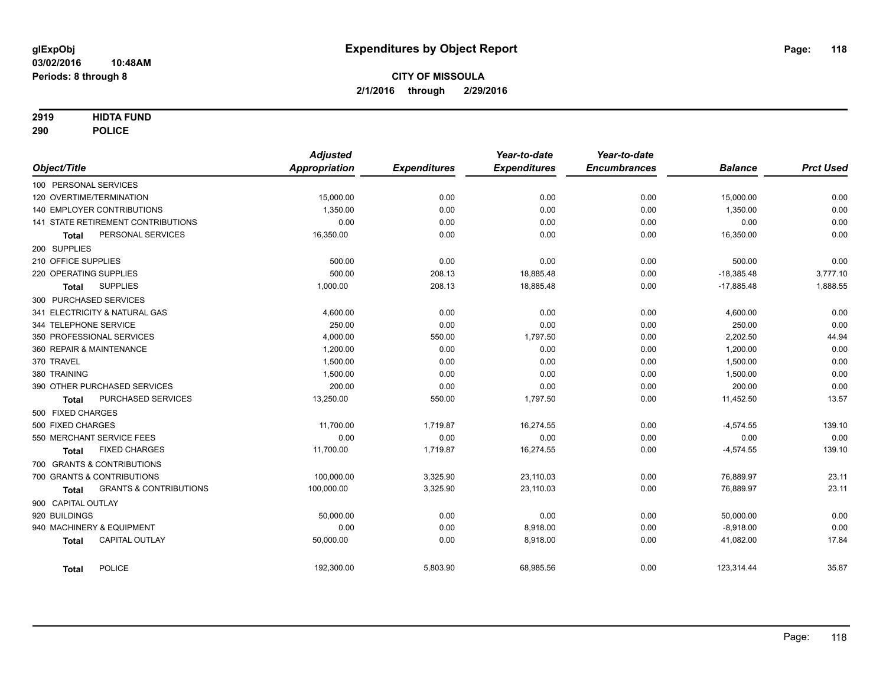# Expenditures by Object Report

glExpObj
03/02/2016 10:48AM
Periods: 8 through 8

**CITY OF MISSOULA**
**2/1/2016 through 2/29/2016**

**2919 HIDTA FUND**
**290 POLICE**

| Object/Title | Adjusted Appropriation | Expenditures | Year-to-date Expenditures | Year-to-date Encumbrances | Balance | Prct Used |
|---|---|---|---|---|---|---|
| 100 PERSONAL SERVICES | | | | | | |
| 120 OVERTIME/TERMINATION | 15,000.00 | 0.00 | 0.00 | 0.00 | 15,000.00 | 0.00 |
| 140 EMPLOYER CONTRIBUTIONS | 1,350.00 | 0.00 | 0.00 | 0.00 | 1,350.00 | 0.00 |
| 141 STATE RETIREMENT CONTRIBUTIONS | 0.00 | 0.00 | 0.00 | 0.00 | 0.00 | 0.00 |
| **Total** PERSONAL SERVICES | 16,350.00 | 0.00 | 0.00 | 0.00 | 16,350.00 | 0.00 |
| 200 SUPPLIES | | | | | | |
| 210 OFFICE SUPPLIES | 500.00 | 0.00 | 0.00 | 0.00 | 500.00 | 0.00 |
| 220 OPERATING SUPPLIES | 500.00 | 208.13 | 18,885.48 | 0.00 | -18,385.48 | 3,777.10 |
| **Total** SUPPLIES | 1,000.00 | 208.13 | 18,885.48 | 0.00 | -17,885.48 | 1,888.55 |
| 300 PURCHASED SERVICES | | | | | | |
| 341 ELECTRICITY & NATURAL GAS | 4,600.00 | 0.00 | 0.00 | 0.00 | 4,600.00 | 0.00 |
| 344 TELEPHONE SERVICE | 250.00 | 0.00 | 0.00 | 0.00 | 250.00 | 0.00 |
| 350 PROFESSIONAL SERVICES | 4,000.00 | 550.00 | 1,797.50 | 0.00 | 2,202.50 | 44.94 |
| 360 REPAIR & MAINTENANCE | 1,200.00 | 0.00 | 0.00 | 0.00 | 1,200.00 | 0.00 |
| 370 TRAVEL | 1,500.00 | 0.00 | 0.00 | 0.00 | 1,500.00 | 0.00 |
| 380 TRAINING | 1,500.00 | 0.00 | 0.00 | 0.00 | 1,500.00 | 0.00 |
| 390 OTHER PURCHASED SERVICES | 200.00 | 0.00 | 0.00 | 0.00 | 200.00 | 0.00 |
| **Total** PURCHASED SERVICES | 13,250.00 | 550.00 | 1,797.50 | 0.00 | 11,452.50 | 13.57 |
| 500 FIXED CHARGES | | | | | | |
| 500 FIXED CHARGES | 11,700.00 | 1,719.87 | 16,274.55 | 0.00 | -4,574.55 | 139.10 |
| 550 MERCHANT SERVICE FEES | 0.00 | 0.00 | 0.00 | 0.00 | 0.00 | 0.00 |
| **Total** FIXED CHARGES | 11,700.00 | 1,719.87 | 16,274.55 | 0.00 | -4,574.55 | 139.10 |
| 700 GRANTS & CONTRIBUTIONS | | | | | | |
| 700 GRANTS & CONTRIBUTIONS | 100,000.00 | 3,325.90 | 23,110.03 | 0.00 | 76,889.97 | 23.11 |
| **Total** GRANTS & CONTRIBUTIONS | 100,000.00 | 3,325.90 | 23,110.03 | 0.00 | 76,889.97 | 23.11 |
| 900 CAPITAL OUTLAY | | | | | | |
| 920 BUILDINGS | 50,000.00 | 0.00 | 0.00 | 0.00 | 50,000.00 | 0.00 |
| 940 MACHINERY & EQUIPMENT | 0.00 | 0.00 | 8,918.00 | 0.00 | -8,918.00 | 0.00 |
| **Total** CAPITAL OUTLAY | 50,000.00 | 0.00 | 8,918.00 | 0.00 | 41,082.00 | 17.84 |
| **Total** POLICE | 192,300.00 | 5,803.90 | 68,985.56 | 0.00 | 123,314.44 | 35.87 |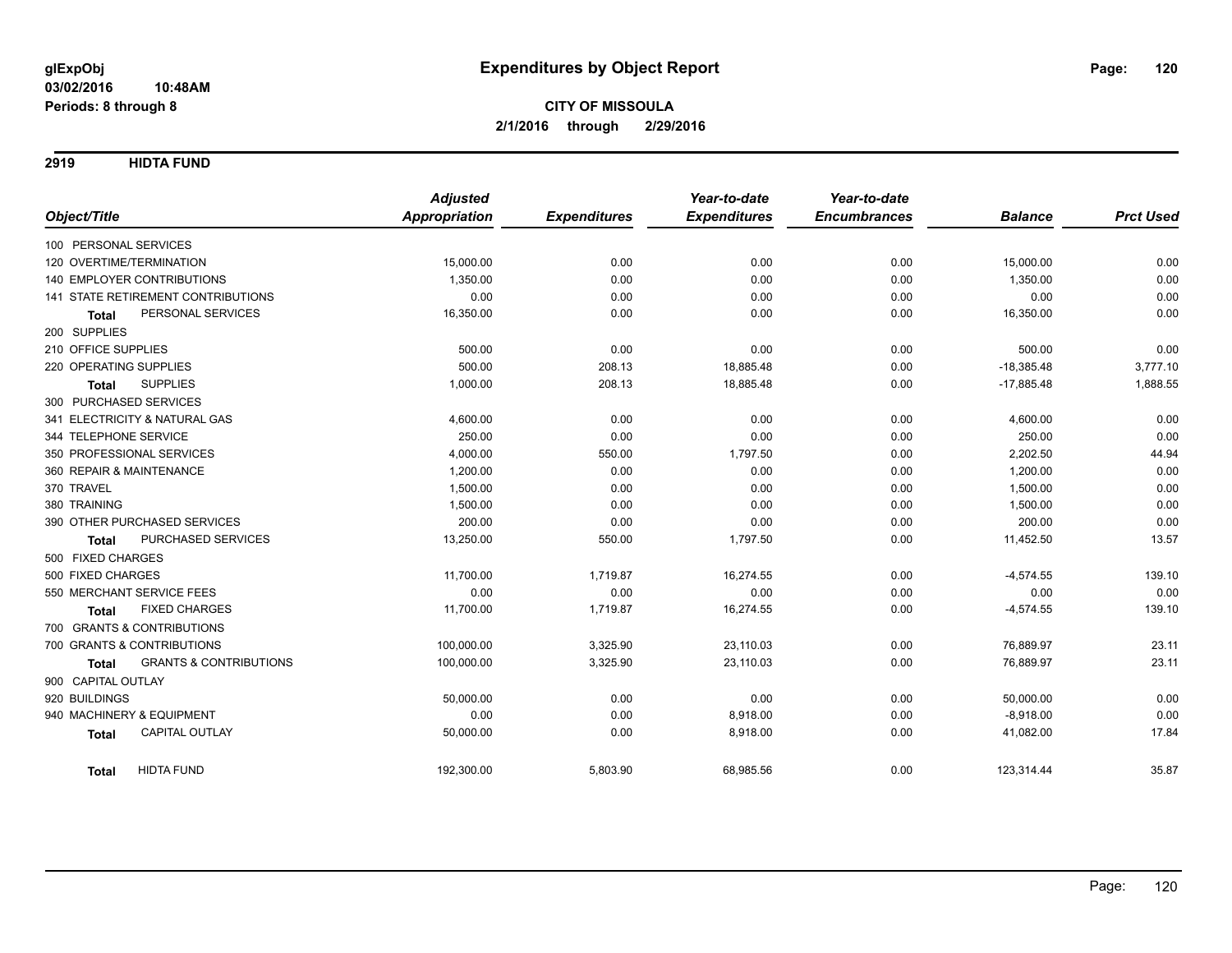**glExpObj** **Expenditures by Object Report**
**03/02/2016 10:48AM**
**Periods: 8 through 8**

**CITY OF MISSOULA**
**2/1/2016 through 2/29/2016**

## 2919 HIDTA FUND

| Object/Title | Adjusted Appropriation | Expenditures | Year-to-date Expenditures | Year-to-date Encumbrances | Balance | Prct Used |
|---|---|---|---|---|---|---|
| 100 PERSONAL SERVICES | | | | | | |
| 120 OVERTIME/TERMINATION | 15,000.00 | 0.00 | 0.00 | 0.00 | 15,000.00 | 0.00 |
| 140 EMPLOYER CONTRIBUTIONS | 1,350.00 | 0.00 | 0.00 | 0.00 | 1,350.00 | 0.00 |
| 141 STATE RETIREMENT CONTRIBUTIONS | 0.00 | 0.00 | 0.00 | 0.00 | 0.00 | 0.00 |
| **Total** PERSONAL SERVICES | 16,350.00 | 0.00 | 0.00 | 0.00 | 16,350.00 | 0.00 |
| 200 SUPPLIES | | | | | | |
| 210 OFFICE SUPPLIES | 500.00 | 0.00 | 0.00 | 0.00 | 500.00 | 0.00 |
| 220 OPERATING SUPPLIES | 500.00 | 208.13 | 18,885.48 | 0.00 | -18,385.48 | 3,777.10 |
| **Total** SUPPLIES | 1,000.00 | 208.13 | 18,885.48 | 0.00 | -17,885.48 | 1,888.55 |
| 300 PURCHASED SERVICES | | | | | | |
| 341 ELECTRICITY & NATURAL GAS | 4,600.00 | 0.00 | 0.00 | 0.00 | 4,600.00 | 0.00 |
| 344 TELEPHONE SERVICE | 250.00 | 0.00 | 0.00 | 0.00 | 250.00 | 0.00 |
| 350 PROFESSIONAL SERVICES | 4,000.00 | 550.00 | 1,797.50 | 0.00 | 2,202.50 | 44.94 |
| 360 REPAIR & MAINTENANCE | 1,200.00 | 0.00 | 0.00 | 0.00 | 1,200.00 | 0.00 |
| 370 TRAVEL | 1,500.00 | 0.00 | 0.00 | 0.00 | 1,500.00 | 0.00 |
| 380 TRAINING | 1,500.00 | 0.00 | 0.00 | 0.00 | 1,500.00 | 0.00 |
| 390 OTHER PURCHASED SERVICES | 200.00 | 0.00 | 0.00 | 0.00 | 200.00 | 0.00 |
| **Total** PURCHASED SERVICES | 13,250.00 | 550.00 | 1,797.50 | 0.00 | 11,452.50 | 13.57 |
| 500 FIXED CHARGES | | | | | | |
| 500 FIXED CHARGES | 11,700.00 | 1,719.87 | 16,274.55 | 0.00 | -4,574.55 | 139.10 |
| 550 MERCHANT SERVICE FEES | 0.00 | 0.00 | 0.00 | 0.00 | 0.00 | 0.00 |
| **Total** FIXED CHARGES | 11,700.00 | 1,719.87 | 16,274.55 | 0.00 | -4,574.55 | 139.10 |
| 700 GRANTS & CONTRIBUTIONS | | | | | | |
| 700 GRANTS & CONTRIBUTIONS | 100,000.00 | 3,325.90 | 23,110.03 | 0.00 | 76,889.97 | 23.11 |
| **Total** GRANTS & CONTRIBUTIONS | 100,000.00 | 3,325.90 | 23,110.03 | 0.00 | 76,889.97 | 23.11 |
| 900 CAPITAL OUTLAY | | | | | | |
| 920 BUILDINGS | 50,000.00 | 0.00 | 0.00 | 0.00 | 50,000.00 | 0.00 |
| 940 MACHINERY & EQUIPMENT | 0.00 | 0.00 | 8,918.00 | 0.00 | -8,918.00 | 0.00 |
| **Total** CAPITAL OUTLAY | 50,000.00 | 0.00 | 8,918.00 | 0.00 | 41,082.00 | 17.84 |
| **Total** HIDTA FUND | 192,300.00 | 5,803.90 | 68,985.56 | 0.00 | 123,314.44 | 35.87 |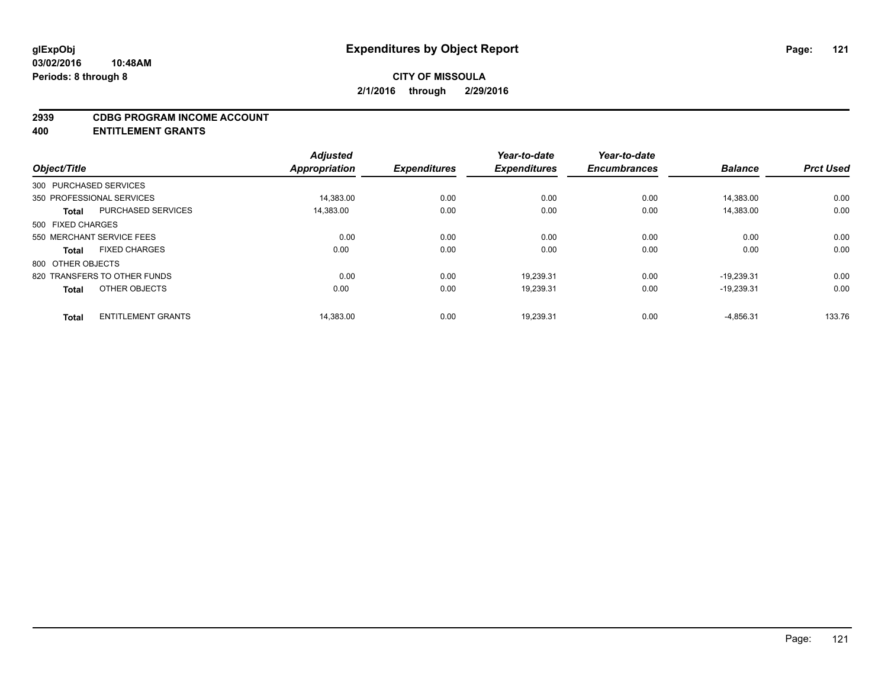# Expenditures by Object Report

**glExpObj**
**03/02/2016 10:48AM**
**Periods: 8 through 8**

**CITY OF MISSOULA**
**2/1/2016 through 2/29/2016**

## 2939 CDBG PROGRAM INCOME ACCOUNT
## 400 ENTITLEMENT GRANTS

| Object/Title | Adjusted Appropriation | Expenditures | Year-to-date Expenditures | Year-to-date Encumbrances | Balance | Prct Used |
|---|---|---|---|---|---|---|
| 300 PURCHASED SERVICES | | | | | | |
| 350 PROFESSIONAL SERVICES | 14,383.00 | 0.00 | 0.00 | 0.00 | 14,383.00 | 0.00 |
| **Total** PURCHASED SERVICES | 14,383.00 | 0.00 | 0.00 | 0.00 | 14,383.00 | 0.00 |
| 500 FIXED CHARGES | | | | | | |
| 550 MERCHANT SERVICE FEES | 0.00 | 0.00 | 0.00 | 0.00 | 0.00 | 0.00 |
| **Total** FIXED CHARGES | 0.00 | 0.00 | 0.00 | 0.00 | 0.00 | 0.00 |
| 800 OTHER OBJECTS | | | | | | |
| 820 TRANSFERS TO OTHER FUNDS | 0.00 | 0.00 | 19,239.31 | 0.00 | -19,239.31 | 0.00 |
| **Total** OTHER OBJECTS | 0.00 | 0.00 | 19,239.31 | 0.00 | -19,239.31 | 0.00 |
| **Total** ENTITLEMENT GRANTS | 14,383.00 | 0.00 | 19,239.31 | 0.00 | -4,856.31 | 133.76 |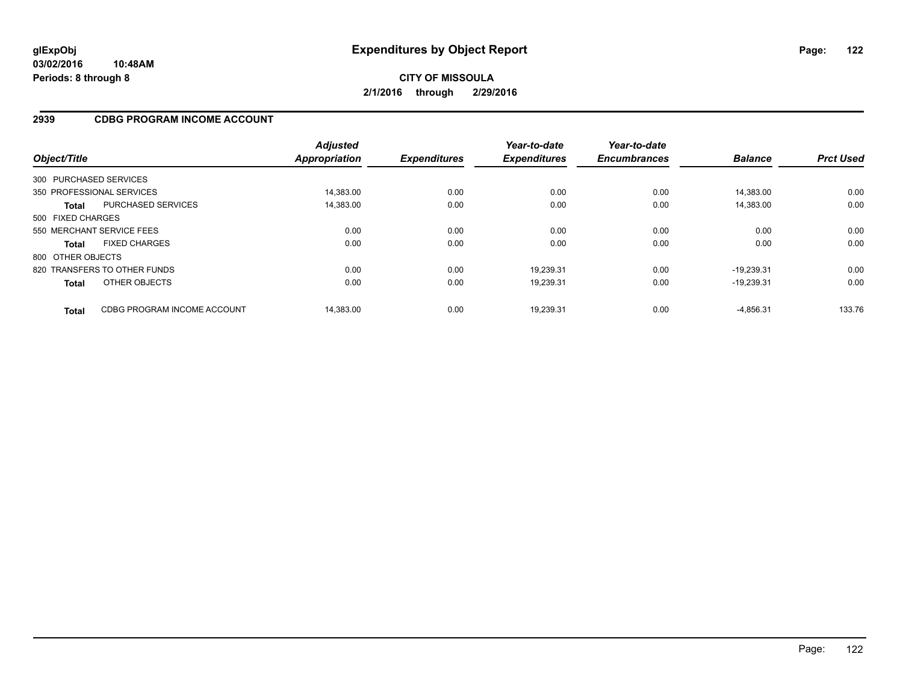**glExpObj**
**03/02/2016 10:48AM**
**Periods: 8 through 8**

# Expenditures by Object Report

**CITY OF MISSOULA**
**2/1/2016 through 2/29/2016**

## 2939 CDBG PROGRAM INCOME ACCOUNT

| Object/Title | | *Adjusted Appropriation* | *Expenditures* | *Year-to-date Expenditures* | *Year-to-date Encumbrances* | *Balance* | *Prct Used* |
|---|---|---|---|---|---|---|---|
| 300 PURCHASED SERVICES | | | | | | | |
| 350 PROFESSIONAL SERVICES | | 14,383.00 | 0.00 | 0.00 | 0.00 | 14,383.00 | 0.00 |
| **Total** | PURCHASED SERVICES | 14,383.00 | 0.00 | 0.00 | 0.00 | 14,383.00 | 0.00 |
| 500 FIXED CHARGES | | | | | | | |
| 550 MERCHANT SERVICE FEES | | 0.00 | 0.00 | 0.00 | 0.00 | 0.00 | 0.00 |
| **Total** | FIXED CHARGES | 0.00 | 0.00 | 0.00 | 0.00 | 0.00 | 0.00 |
| 800 OTHER OBJECTS | | | | | | | |
| 820 TRANSFERS TO OTHER FUNDS | | 0.00 | 0.00 | 19,239.31 | 0.00 | -19,239.31 | 0.00 |
| **Total** | OTHER OBJECTS | 0.00 | 0.00 | 19,239.31 | 0.00 | -19,239.31 | 0.00 |
| **Total** | CDBG PROGRAM INCOME ACCOUNT | 14,383.00 | 0.00 | 19,239.31 | 0.00 | -4,856.31 | 133.76 |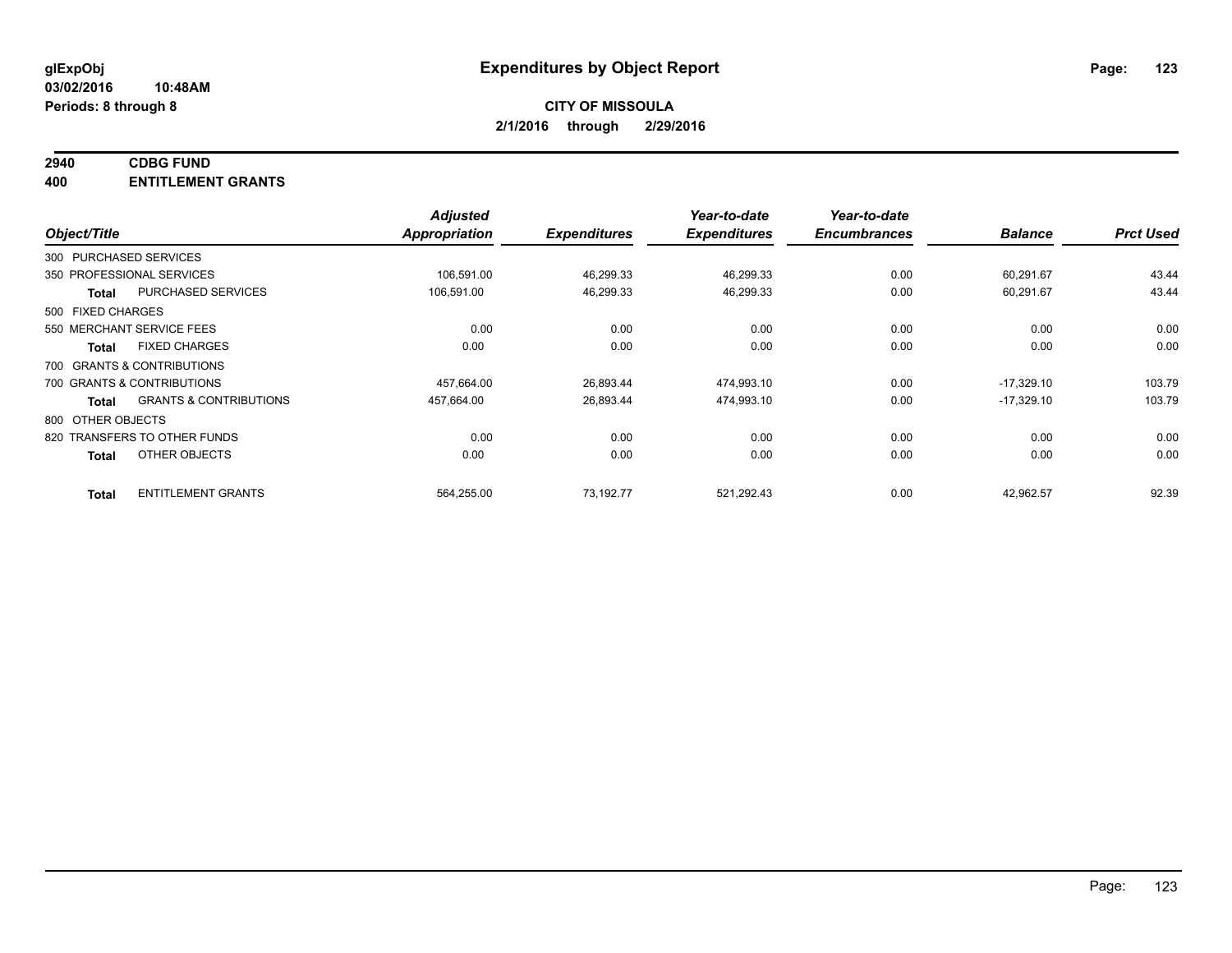glExpObj
03/02/2016 10:48AM
Periods: 8 through 8

# Expenditures by Object Report

**CITY OF MISSOULA**
**2/1/2016 through 2/29/2016**

**2940 CDBG FUND**
**400 ENTITLEMENT GRANTS**

| Object/Title | | Adjusted Appropriation | Expenditures | Year-to-date Expenditures | Year-to-date Encumbrances | Balance | Prct Used |
|---|---|---|---|---|---|---|---|
| 300 PURCHASED SERVICES | | | | | | | |
| 350 PROFESSIONAL SERVICES | | 106,591.00 | 46,299.33 | 46,299.33 | 0.00 | 60,291.67 | 43.44 |
| **Total** | PURCHASED SERVICES | 106,591.00 | 46,299.33 | 46,299.33 | 0.00 | 60,291.67 | 43.44 |
| 500 FIXED CHARGES | | | | | | | |
| 550 MERCHANT SERVICE FEES | | 0.00 | 0.00 | 0.00 | 0.00 | 0.00 | 0.00 |
| **Total** | FIXED CHARGES | 0.00 | 0.00 | 0.00 | 0.00 | 0.00 | 0.00 |
| 700 GRANTS & CONTRIBUTIONS | | | | | | | |
| 700 GRANTS & CONTRIBUTIONS | | 457,664.00 | 26,893.44 | 474,993.10 | 0.00 | -17,329.10 | 103.79 |
| **Total** | GRANTS & CONTRIBUTIONS | 457,664.00 | 26,893.44 | 474,993.10 | 0.00 | -17,329.10 | 103.79 |
| 800 OTHER OBJECTS | | | | | | | |
| 820 TRANSFERS TO OTHER FUNDS | | 0.00 | 0.00 | 0.00 | 0.00 | 0.00 | 0.00 |
| **Total** | OTHER OBJECTS | 0.00 | 0.00 | 0.00 | 0.00 | 0.00 | 0.00 |
| **Total** | ENTITLEMENT GRANTS | 564,255.00 | 73,192.77 | 521,292.43 | 0.00 | 42,962.57 | 92.39 |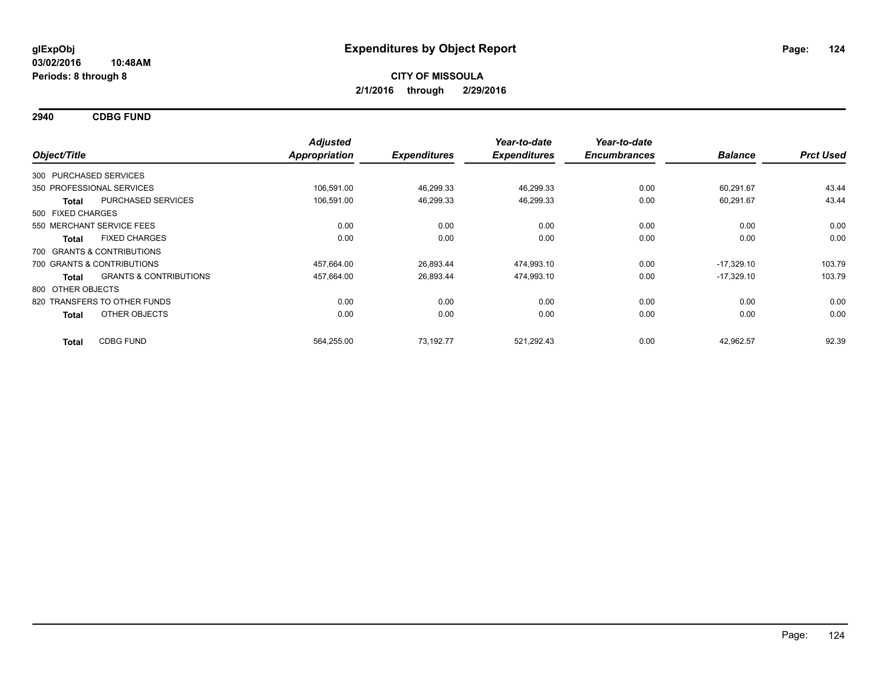**glExpObj**
**03/02/2016 10:48AM**
**Periods: 8 through 8**

# Expenditures by Object Report

**CITY OF MISSOULA**
**2/1/2016 through 2/29/2016**

## 2940 CDBG FUND

| Object/Title | | *Adjusted Appropriation* | *Expenditures* | *Year-to-date Expenditures* | *Year-to-date Encumbrances* | *Balance* | *Prct Used* |
|---|---|---|---|---|---|---|---|
| 300 PURCHASED SERVICES | | | | | | | |
| 350 PROFESSIONAL SERVICES | | 106,591.00 | 46,299.33 | 46,299.33 | 0.00 | 60,291.67 | 43.44 |
| **Total** | PURCHASED SERVICES | 106,591.00 | 46,299.33 | 46,299.33 | 0.00 | 60,291.67 | 43.44 |
| 500 FIXED CHARGES | | | | | | | |
| 550 MERCHANT SERVICE FEES | | 0.00 | 0.00 | 0.00 | 0.00 | 0.00 | 0.00 |
| **Total** | FIXED CHARGES | 0.00 | 0.00 | 0.00 | 0.00 | 0.00 | 0.00 |
| 700 GRANTS & CONTRIBUTIONS | | | | | | | |
| 700 GRANTS & CONTRIBUTIONS | | 457,664.00 | 26,893.44 | 474,993.10 | 0.00 | -17,329.10 | 103.79 |
| **Total** | GRANTS & CONTRIBUTIONS | 457,664.00 | 26,893.44 | 474,993.10 | 0.00 | -17,329.10 | 103.79 |
| 800 OTHER OBJECTS | | | | | | | |
| 820 TRANSFERS TO OTHER FUNDS | | 0.00 | 0.00 | 0.00 | 0.00 | 0.00 | 0.00 |
| **Total** | OTHER OBJECTS | 0.00 | 0.00 | 0.00 | 0.00 | 0.00 | 0.00 |
| **Total** | CDBG FUND | 564,255.00 | 73,192.77 | 521,292.43 | 0.00 | 42,962.57 | 92.39 |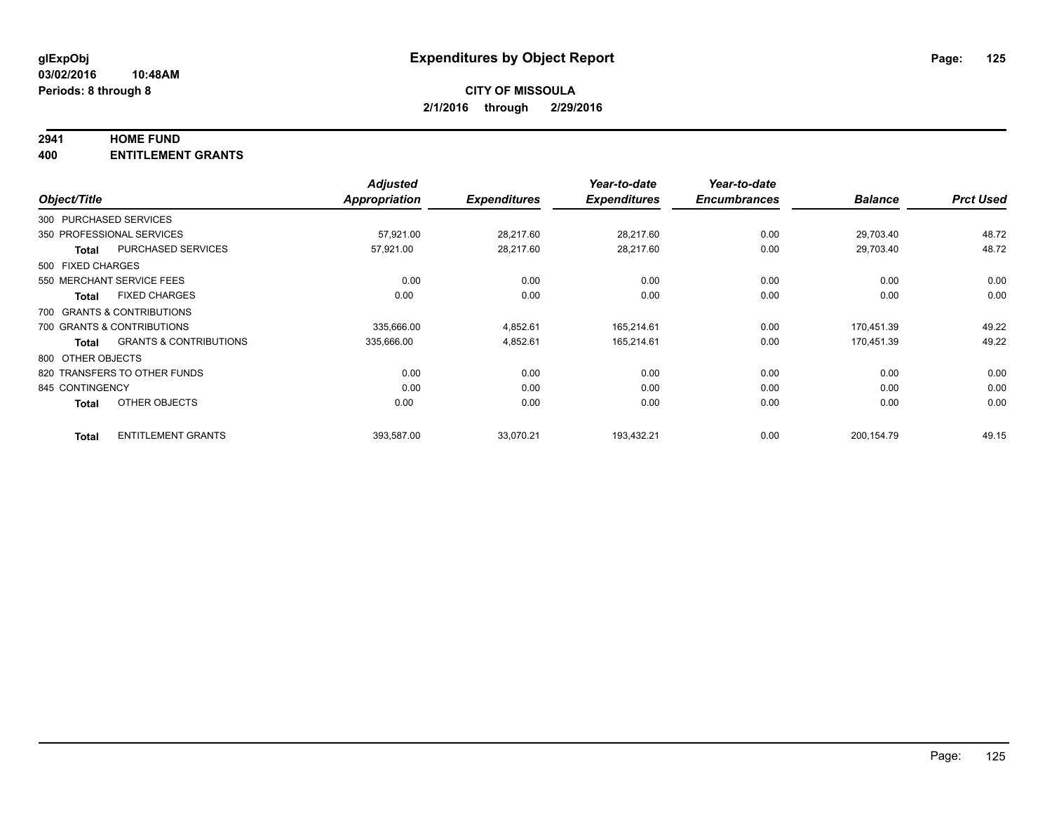**glExpObj** **Expenditures by Object Report**

**03/02/2016 10:48AM**

**Periods: 8 through 8**

**CITY OF MISSOULA**

**2/1/2016 through 2/29/2016**

**2941 HOME FUND**

**400 ENTITLEMENT GRANTS**

| Object/Title | | Adjusted Appropriation | Expenditures | Year-to-date Expenditures | Year-to-date Encumbrances | Balance | Prct Used |
|---|---|---|---|---|---|---|---|
| 300 PURCHASED SERVICES | | | | | | | |
| 350 PROFESSIONAL SERVICES | | 57,921.00 | 28,217.60 | 28,217.60 | 0.00 | 29,703.40 | 48.72 |
| **Total** | PURCHASED SERVICES | 57,921.00 | 28,217.60 | 28,217.60 | 0.00 | 29,703.40 | 48.72 |
| 500 FIXED CHARGES | | | | | | | |
| 550 MERCHANT SERVICE FEES | | 0.00 | 0.00 | 0.00 | 0.00 | 0.00 | 0.00 |
| **Total** | FIXED CHARGES | 0.00 | 0.00 | 0.00 | 0.00 | 0.00 | 0.00 |
| 700 GRANTS & CONTRIBUTIONS | | | | | | | |
| 700 GRANTS & CONTRIBUTIONS | | 335,666.00 | 4,852.61 | 165,214.61 | 0.00 | 170,451.39 | 49.22 |
| **Total** | GRANTS & CONTRIBUTIONS | 335,666.00 | 4,852.61 | 165,214.61 | 0.00 | 170,451.39 | 49.22 |
| 800 OTHER OBJECTS | | | | | | | |
| 820 TRANSFERS TO OTHER FUNDS | | 0.00 | 0.00 | 0.00 | 0.00 | 0.00 | 0.00 |
| 845 CONTINGENCY | | 0.00 | 0.00 | 0.00 | 0.00 | 0.00 | 0.00 |
| **Total** | OTHER OBJECTS | 0.00 | 0.00 | 0.00 | 0.00 | 0.00 | 0.00 |
| **Total** | ENTITLEMENT GRANTS | 393,587.00 | 33,070.21 | 193,432.21 | 0.00 | 200,154.79 | 49.15 |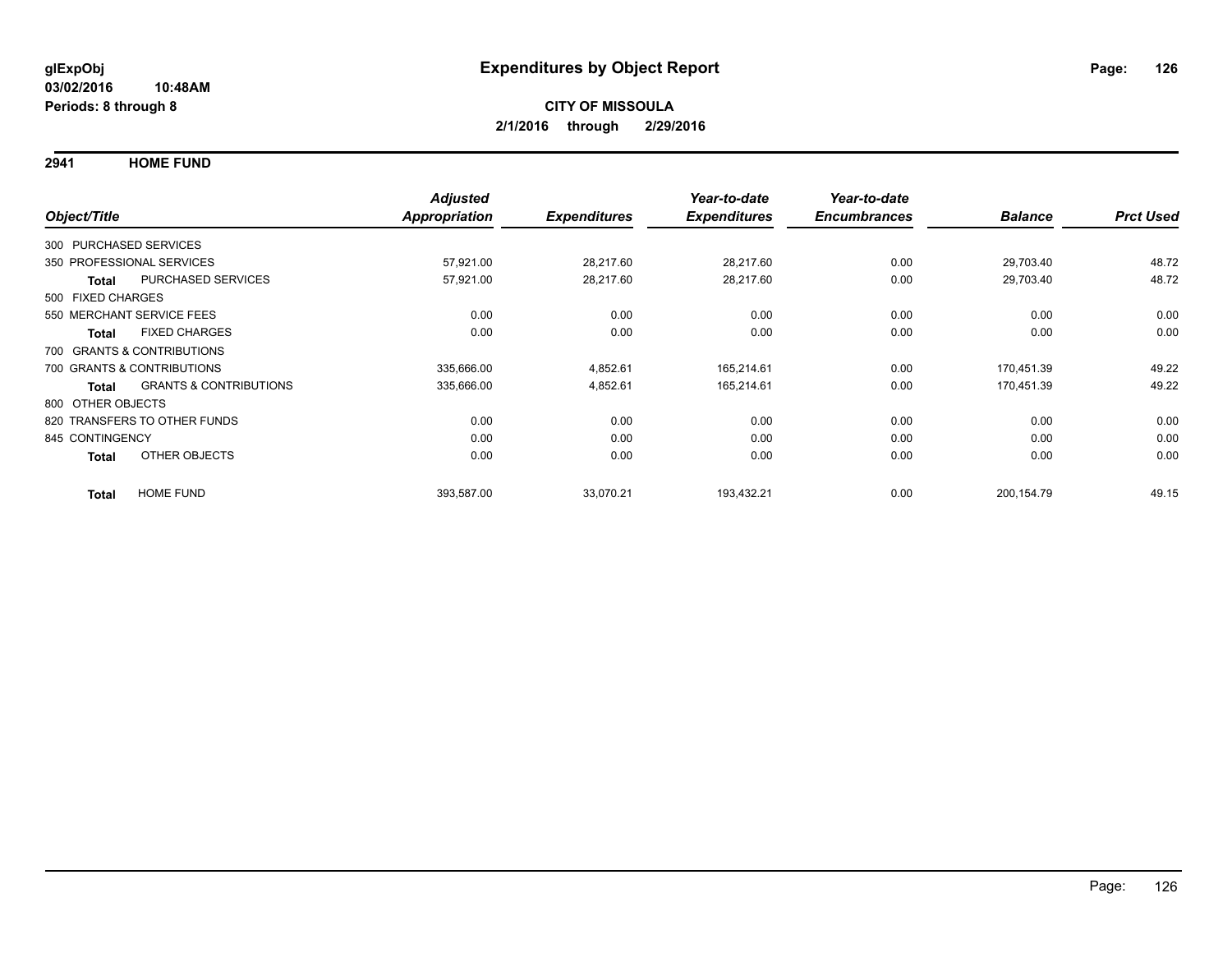**glExpObj**
**03/02/2016 10:48AM**
**Periods: 8 through 8**

# Expenditures by Object Report

**CITY OF MISSOULA**
**2/1/2016 through 2/29/2016**

## 2941 HOME FUND

| Object/Title | | *Adjusted Appropriation* | *Expenditures* | *Year-to-date Expenditures* | *Year-to-date Encumbrances* | *Balance* | *Prct Used* |
|---|---|---|---|---|---|---|---|
| 300 PURCHASED SERVICES | | | | | | | |
| 350 PROFESSIONAL SERVICES | | 57,921.00 | 28,217.60 | 28,217.60 | 0.00 | 29,703.40 | 48.72 |
| **Total** | PURCHASED SERVICES | 57,921.00 | 28,217.60 | 28,217.60 | 0.00 | 29,703.40 | 48.72 |
| 500 FIXED CHARGES | | | | | | | |
| 550 MERCHANT SERVICE FEES | | 0.00 | 0.00 | 0.00 | 0.00 | 0.00 | 0.00 |
| **Total** | FIXED CHARGES | 0.00 | 0.00 | 0.00 | 0.00 | 0.00 | 0.00 |
| 700 GRANTS & CONTRIBUTIONS | | | | | | | |
| 700 GRANTS & CONTRIBUTIONS | | 335,666.00 | 4,852.61 | 165,214.61 | 0.00 | 170,451.39 | 49.22 |
| **Total** | GRANTS & CONTRIBUTIONS | 335,666.00 | 4,852.61 | 165,214.61 | 0.00 | 170,451.39 | 49.22 |
| 800 OTHER OBJECTS | | | | | | | |
| 820 TRANSFERS TO OTHER FUNDS | | 0.00 | 0.00 | 0.00 | 0.00 | 0.00 | 0.00 |
| 845 CONTINGENCY | | 0.00 | 0.00 | 0.00 | 0.00 | 0.00 | 0.00 |
| **Total** | OTHER OBJECTS | 0.00 | 0.00 | 0.00 | 0.00 | 0.00 | 0.00 |
| **Total** | HOME FUND | 393,587.00 | 33,070.21 | 193,432.21 | 0.00 | 200,154.79 | 49.15 |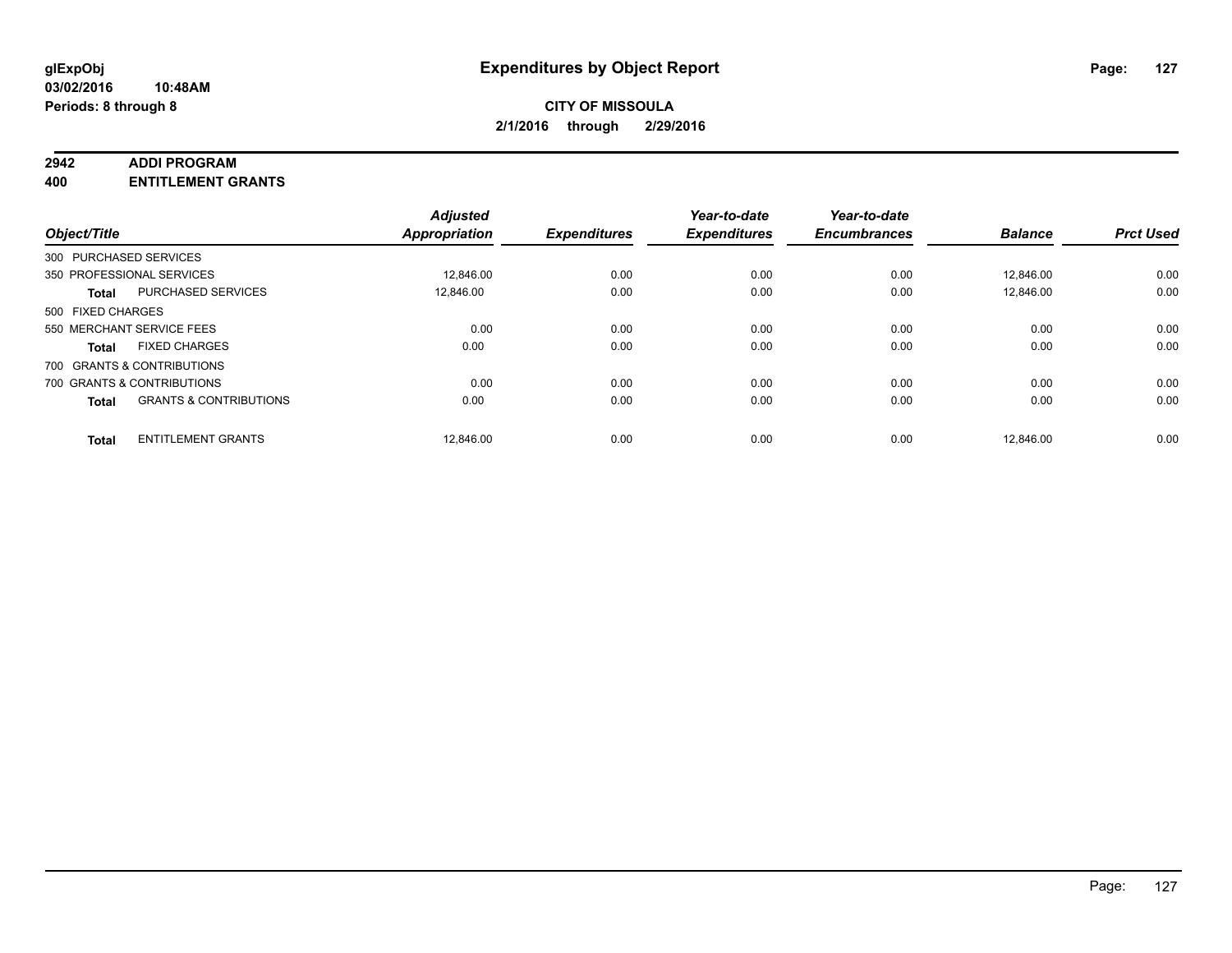**glExpObj** **Expenditures by Object Report**
**03/02/2016 10:48AM**
**Periods: 8 through 8**

**CITY OF MISSOULA**
**2/1/2016 through 2/29/2016**

## 2942 ADDI PROGRAM
## 400 ENTITLEMENT GRANTS

| Object/Title | | Adjusted Appropriation | Expenditures | Year-to-date Expenditures | Year-to-date Encumbrances | Balance | Prct Used |
|---|---|---|---|---|---|---|---|
| 300 PURCHASED SERVICES | | | | | | | |
| 350 PROFESSIONAL SERVICES | | 12,846.00 | 0.00 | 0.00 | 0.00 | 12,846.00 | 0.00 |
| **Total** | PURCHASED SERVICES | 12,846.00 | 0.00 | 0.00 | 0.00 | 12,846.00 | 0.00 |
| 500 FIXED CHARGES | | | | | | | |
| 550 MERCHANT SERVICE FEES | | 0.00 | 0.00 | 0.00 | 0.00 | 0.00 | 0.00 |
| **Total** | FIXED CHARGES | 0.00 | 0.00 | 0.00 | 0.00 | 0.00 | 0.00 |
| 700 GRANTS & CONTRIBUTIONS | | | | | | | |
| 700 GRANTS & CONTRIBUTIONS | | 0.00 | 0.00 | 0.00 | 0.00 | 0.00 | 0.00 |
| **Total** | GRANTS & CONTRIBUTIONS | 0.00 | 0.00 | 0.00 | 0.00 | 0.00 | 0.00 |
| **Total** | ENTITLEMENT GRANTS | 12,846.00 | 0.00 | 0.00 | 0.00 | 12,846.00 | 0.00 |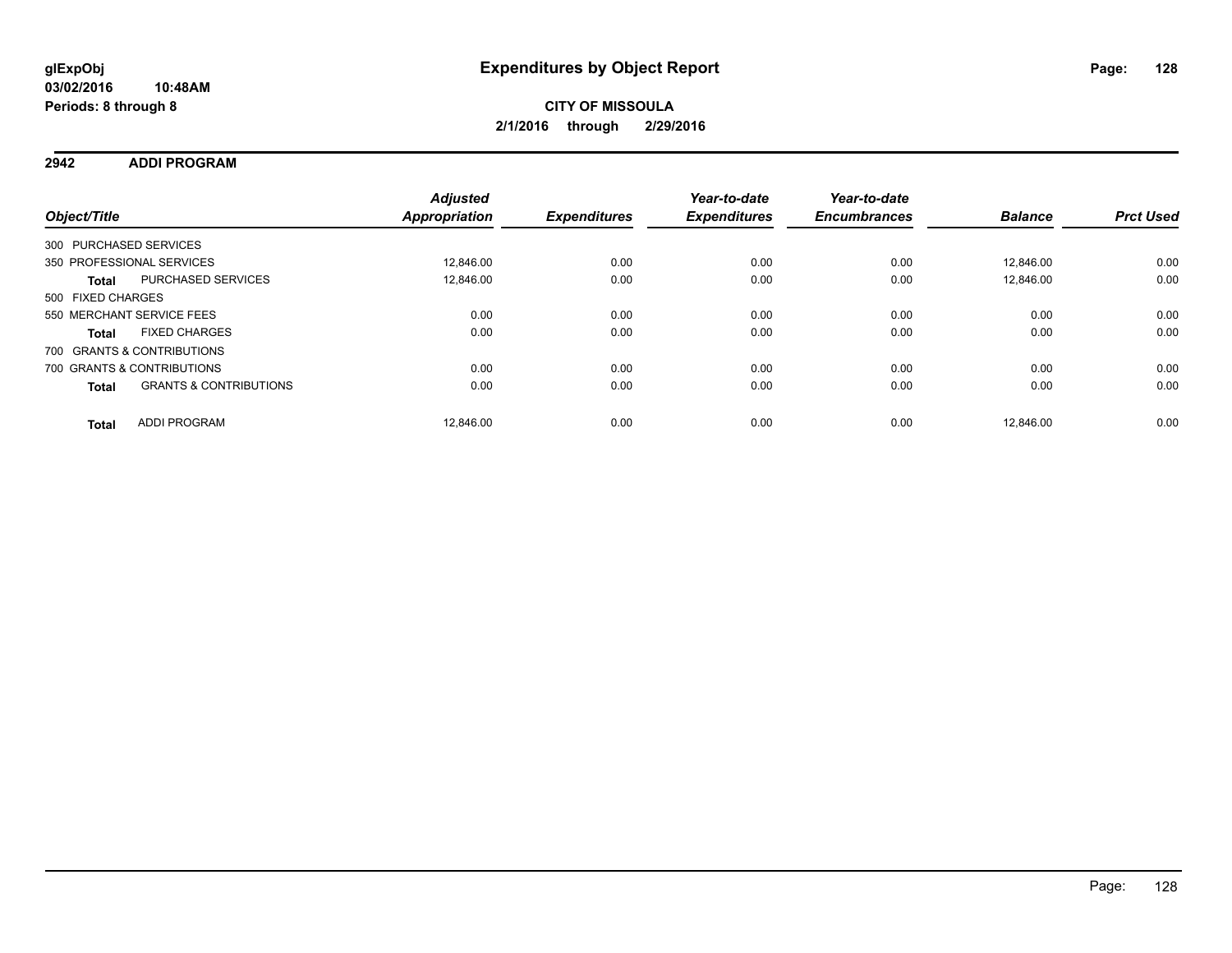**glExpObj**
**03/02/2016 10:48AM**
**Periods: 8 through 8**

# Expenditures by Object Report

**CITY OF MISSOULA**
**2/1/2016 through 2/29/2016**

## 2942 ADDI PROGRAM

| Object/Title | | Adjusted Appropriation | Expenditures | Year-to-date Expenditures | Year-to-date Encumbrances | Balance | Prct Used |
|---|---|---|---|---|---|---|---|
| 300 PURCHASED SERVICES | | | | | | | |
| 350 PROFESSIONAL SERVICES | | 12,846.00 | 0.00 | 0.00 | 0.00 | 12,846.00 | 0.00 |
| **Total** | PURCHASED SERVICES | 12,846.00 | 0.00 | 0.00 | 0.00 | 12,846.00 | 0.00 |
| 500 FIXED CHARGES | | | | | | | |
| 550 MERCHANT SERVICE FEES | | 0.00 | 0.00 | 0.00 | 0.00 | 0.00 | 0.00 |
| **Total** | FIXED CHARGES | 0.00 | 0.00 | 0.00 | 0.00 | 0.00 | 0.00 |
| 700 GRANTS & CONTRIBUTIONS | | | | | | | |
| 700 GRANTS & CONTRIBUTIONS | | 0.00 | 0.00 | 0.00 | 0.00 | 0.00 | 0.00 |
| **Total** | GRANTS & CONTRIBUTIONS | 0.00 | 0.00 | 0.00 | 0.00 | 0.00 | 0.00 |
| **Total** | ADDI PROGRAM | 12,846.00 | 0.00 | 0.00 | 0.00 | 12,846.00 | 0.00 |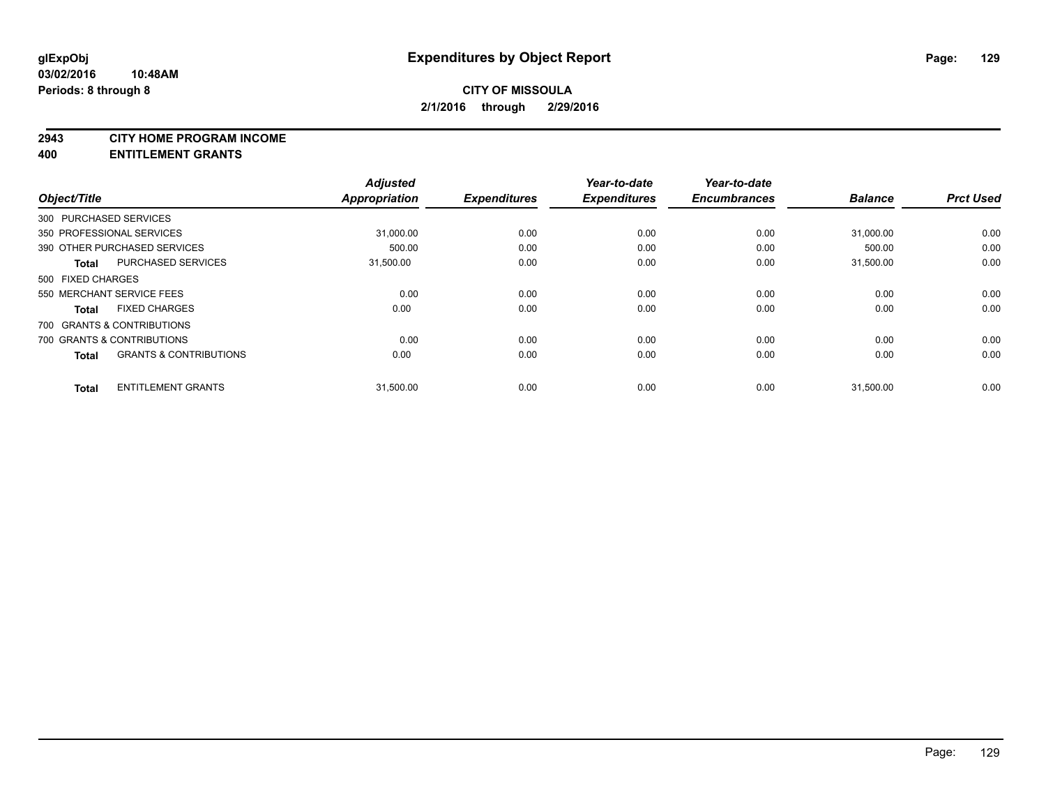# Expenditures by Object Report

glExpObj
03/02/2016 10:48AM
Periods: 8 through 8

**CITY OF MISSOULA**
**2/1/2016 through 2/29/2016**

**2943 CITY HOME PROGRAM INCOME**
**400 ENTITLEMENT GRANTS**

| Object/Title | Adjusted Appropriation | Expenditures | Year-to-date Expenditures | Year-to-date Encumbrances | Balance | Prct Used |
|---|---|---|---|---|---|---|
| 300 PURCHASED SERVICES | | | | | | |
| 350 PROFESSIONAL SERVICES | 31,000.00 | 0.00 | 0.00 | 0.00 | 31,000.00 | 0.00 |
| 390 OTHER PURCHASED SERVICES | 500.00 | 0.00 | 0.00 | 0.00 | 500.00 | 0.00 |
| **Total** PURCHASED SERVICES | 31,500.00 | 0.00 | 0.00 | 0.00 | 31,500.00 | 0.00 |
| 500 FIXED CHARGES | | | | | | |
| 550 MERCHANT SERVICE FEES | 0.00 | 0.00 | 0.00 | 0.00 | 0.00 | 0.00 |
| **Total** FIXED CHARGES | 0.00 | 0.00 | 0.00 | 0.00 | 0.00 | 0.00 |
| 700 GRANTS & CONTRIBUTIONS | | | | | | |
| 700 GRANTS & CONTRIBUTIONS | 0.00 | 0.00 | 0.00 | 0.00 | 0.00 | 0.00 |
| **Total** GRANTS & CONTRIBUTIONS | 0.00 | 0.00 | 0.00 | 0.00 | 0.00 | 0.00 |
| **Total** ENTITLEMENT GRANTS | 31,500.00 | 0.00 | 0.00 | 0.00 | 31,500.00 | 0.00 |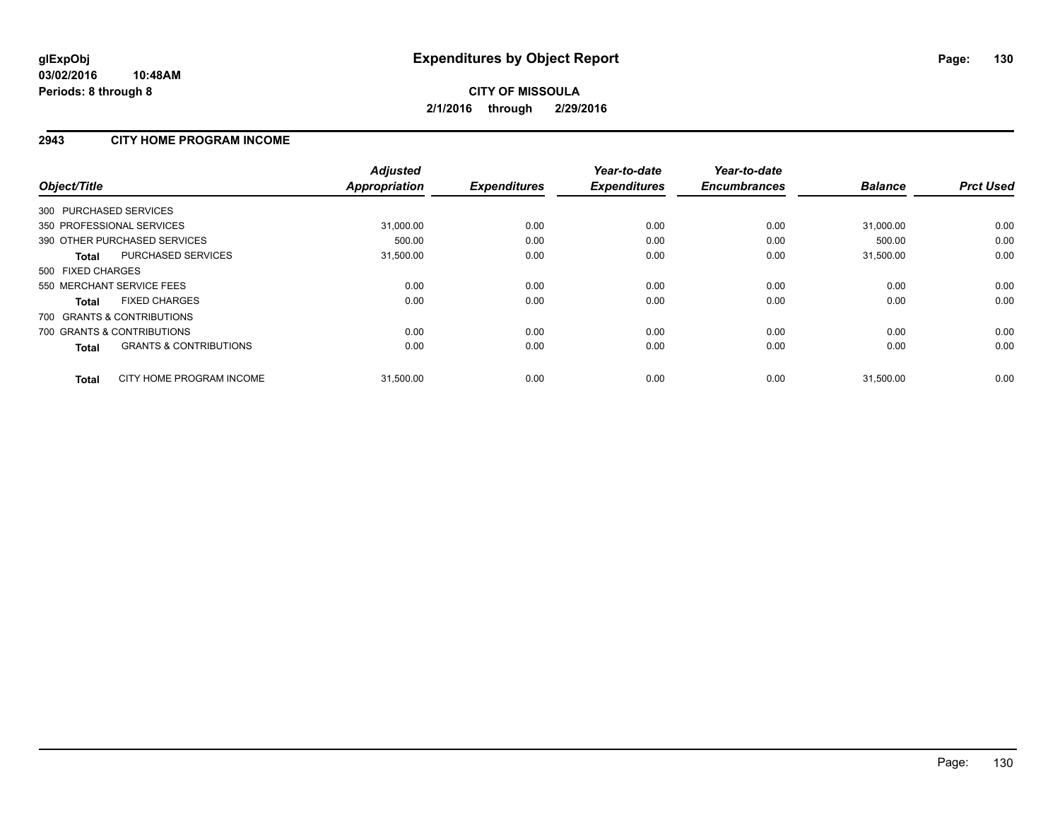# Expenditures by Object Report

glExpObj
03/02/2016 10:48AM
Periods: 8 through 8

**CITY OF MISSOULA**
**2/1/2016 through 2/29/2016**

## 2943 CITY HOME PROGRAM INCOME

| Object/Title | | Adjusted Appropriation | Expenditures | Year-to-date Expenditures | Year-to-date Encumbrances | Balance | Prct Used |
|---|---|---|---|---|---|---|---|
| 300 PURCHASED SERVICES | | | | | | | |
| 350 PROFESSIONAL SERVICES | | 31,000.00 | 0.00 | 0.00 | 0.00 | 31,000.00 | 0.00 |
| 390 OTHER PURCHASED SERVICES | | 500.00 | 0.00 | 0.00 | 0.00 | 500.00 | 0.00 |
| **Total** | PURCHASED SERVICES | 31,500.00 | 0.00 | 0.00 | 0.00 | 31,500.00 | 0.00 |
| 500 FIXED CHARGES | | | | | | | |
| 550 MERCHANT SERVICE FEES | | 0.00 | 0.00 | 0.00 | 0.00 | 0.00 | 0.00 |
| **Total** | FIXED CHARGES | 0.00 | 0.00 | 0.00 | 0.00 | 0.00 | 0.00 |
| 700 GRANTS & CONTRIBUTIONS | | | | | | | |
| 700 GRANTS & CONTRIBUTIONS | | 0.00 | 0.00 | 0.00 | 0.00 | 0.00 | 0.00 |
| **Total** | GRANTS & CONTRIBUTIONS | 0.00 | 0.00 | 0.00 | 0.00 | 0.00 | 0.00 |
| **Total** | CITY HOME PROGRAM INCOME | 31,500.00 | 0.00 | 0.00 | 0.00 | 31,500.00 | 0.00 |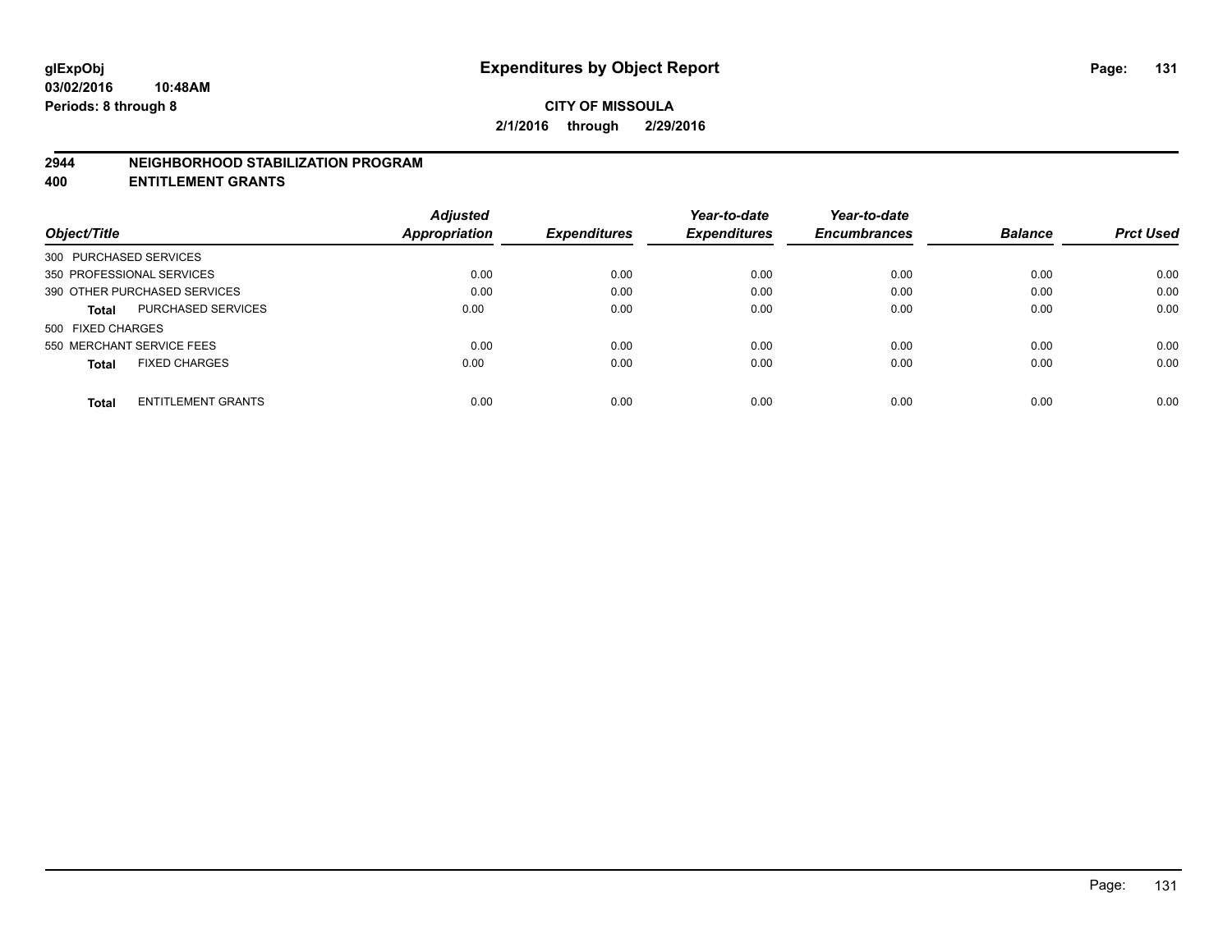# Expenditures by Object Report

glExpObj
03/02/2016 10:48AM
Periods: 8 through 8

**CITY OF MISSOULA**
**2/1/2016 through 2/29/2016**

## 2944 NEIGHBORHOOD STABILIZATION PROGRAM
## 400 ENTITLEMENT GRANTS

| Object/Title | Adjusted Appropriation | Expenditures | Year-to-date Expenditures | Year-to-date Encumbrances | Balance | Prct Used |
|---|---|---|---|---|---|---|
| 300 PURCHASED SERVICES | | | | | | |
| 350 PROFESSIONAL SERVICES | 0.00 | 0.00 | 0.00 | 0.00 | 0.00 | 0.00 |
| 390 OTHER PURCHASED SERVICES | 0.00 | 0.00 | 0.00 | 0.00 | 0.00 | 0.00 |
| **Total** PURCHASED SERVICES | 0.00 | 0.00 | 0.00 | 0.00 | 0.00 | 0.00 |
| 500 FIXED CHARGES | | | | | | |
| 550 MERCHANT SERVICE FEES | 0.00 | 0.00 | 0.00 | 0.00 | 0.00 | 0.00 |
| **Total** FIXED CHARGES | 0.00 | 0.00 | 0.00 | 0.00 | 0.00 | 0.00 |
| **Total** ENTITLEMENT GRANTS | 0.00 | 0.00 | 0.00 | 0.00 | 0.00 | 0.00 |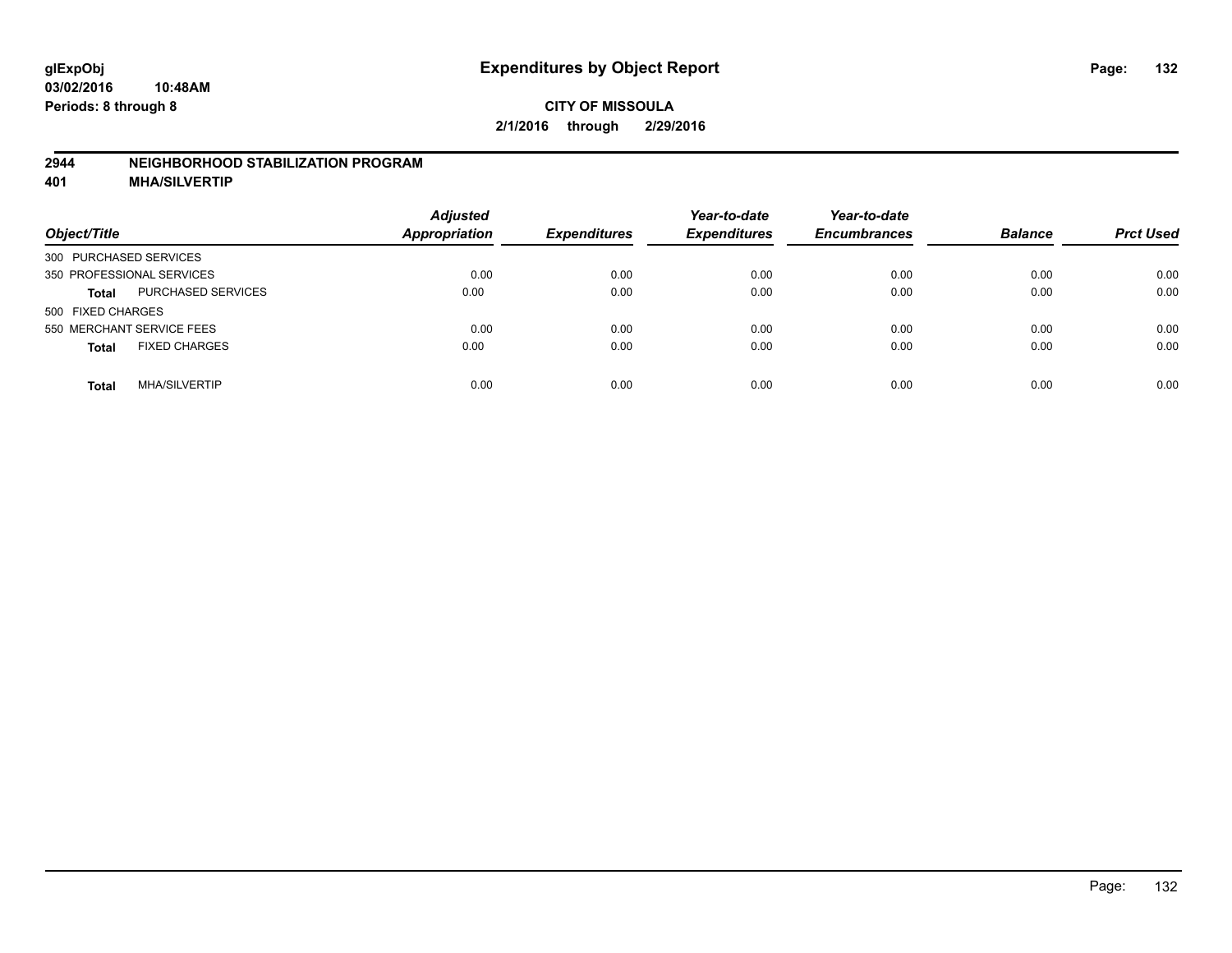**glExpObj** **Expenditures by Object Report**
**03/02/2016 10:48AM**
**Periods: 8 through 8**

**CITY OF MISSOULA**
**2/1/2016 through 2/29/2016**

## 2944 NEIGHBORHOOD STABILIZATION PROGRAM
## 401 MHA/SILVERTIP

| Object/Title | | Adjusted Appropriation | Expenditures | Year-to-date Expenditures | Year-to-date Encumbrances | Balance | Prct Used |
|---|---|---|---|---|---|---|---|
| 300 PURCHASED SERVICES | | | | | | | |
| 350 PROFESSIONAL SERVICES | | 0.00 | 0.00 | 0.00 | 0.00 | 0.00 | 0.00 |
| **Total** | PURCHASED SERVICES | 0.00 | 0.00 | 0.00 | 0.00 | 0.00 | 0.00 |
| 500 FIXED CHARGES | | | | | | | |
| 550 MERCHANT SERVICE FEES | | 0.00 | 0.00 | 0.00 | 0.00 | 0.00 | 0.00 |
| **Total** | FIXED CHARGES | 0.00 | 0.00 | 0.00 | 0.00 | 0.00 | 0.00 |
| **Total** | MHA/SILVERTIP | 0.00 | 0.00 | 0.00 | 0.00 | 0.00 | 0.00 |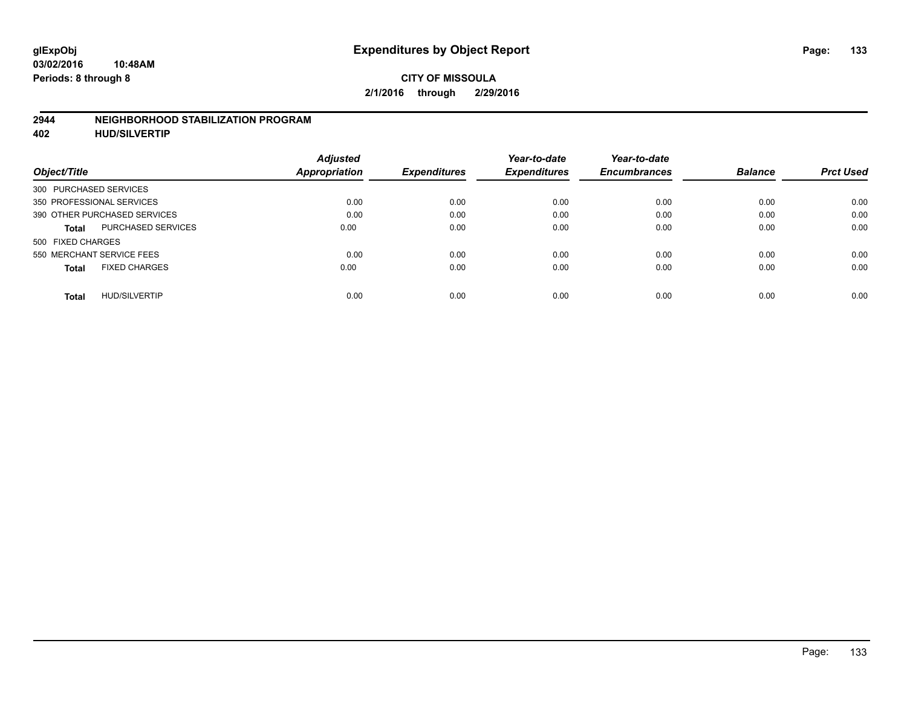**glExpObj** **Expenditures by Object Report**
**03/02/2016 10:48AM**
**Periods: 8 through 8**

**CITY OF MISSOULA**
**2/1/2016 through 2/29/2016**

**2944 NEIGHBORHOOD STABILIZATION PROGRAM**
**402 HUD/SILVERTIP**

| Object/Title | | Adjusted Appropriation | Expenditures | Year-to-date Expenditures | Year-to-date Encumbrances | Balance | Prct Used |
|---|---|---|---|---|---|---|---|
| 300 PURCHASED SERVICES | | | | | | | |
| 350 PROFESSIONAL SERVICES | | 0.00 | 0.00 | 0.00 | 0.00 | 0.00 | 0.00 |
| 390 OTHER PURCHASED SERVICES | | 0.00 | 0.00 | 0.00 | 0.00 | 0.00 | 0.00 |
| Total | PURCHASED SERVICES | 0.00 | 0.00 | 0.00 | 0.00 | 0.00 | 0.00 |
| 500 FIXED CHARGES | | | | | | | |
| 550 MERCHANT SERVICE FEES | | 0.00 | 0.00 | 0.00 | 0.00 | 0.00 | 0.00 |
| Total | FIXED CHARGES | 0.00 | 0.00 | 0.00 | 0.00 | 0.00 | 0.00 |
| Total | HUD/SILVERTIP | 0.00 | 0.00 | 0.00 | 0.00 | 0.00 | 0.00 |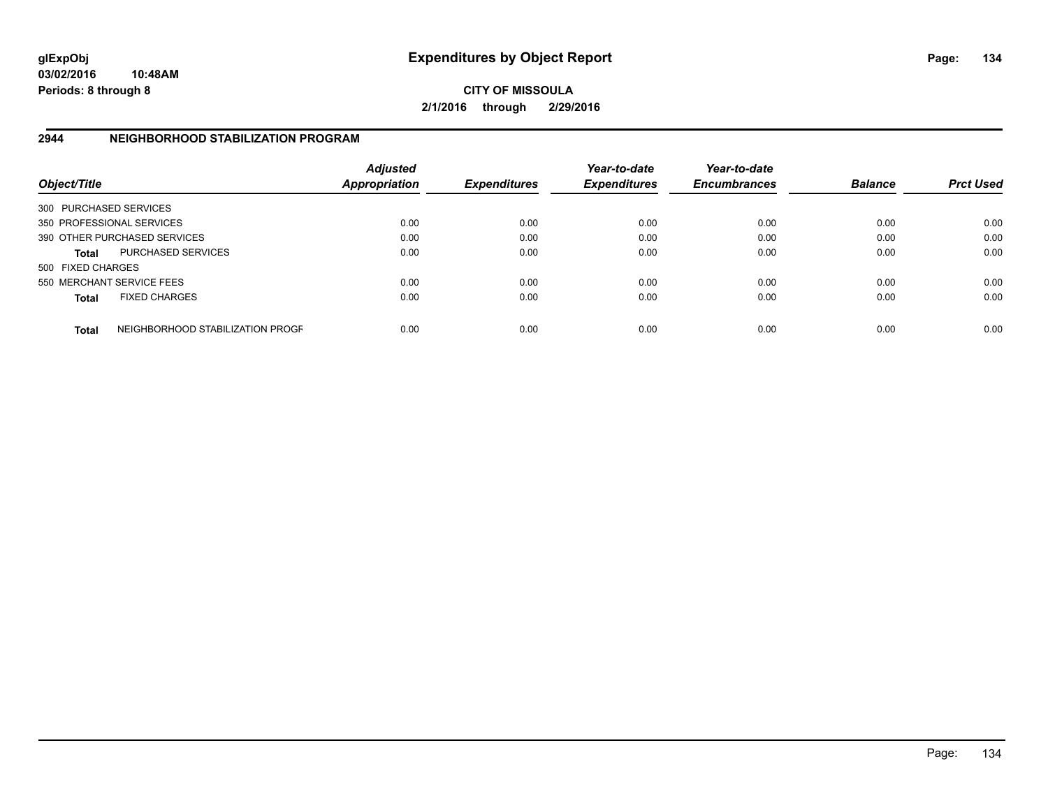**glExpObj**
**03/02/2016 10:48AM**
**Periods: 8 through 8**

# Expenditures by Object Report

**CITY OF MISSOULA**
**2/1/2016 through 2/29/2016**

## 2944 NEIGHBORHOOD STABILIZATION PROGRAM

| Object/Title | | *Adjusted Appropriation* | *Expenditures* | *Year-to-date Expenditures* | *Year-to-date Encumbrances* | *Balance* | *Prct Used* |
|---|---|---|---|---|---|---|---|
| 300 PURCHASED SERVICES | | | | | | | |
| 350 PROFESSIONAL SERVICES | | 0.00 | 0.00 | 0.00 | 0.00 | 0.00 | 0.00 |
| 390 OTHER PURCHASED SERVICES | | 0.00 | 0.00 | 0.00 | 0.00 | 0.00 | 0.00 |
| **Total** | PURCHASED SERVICES | 0.00 | 0.00 | 0.00 | 0.00 | 0.00 | 0.00 |
| 500 FIXED CHARGES | | | | | | | |
| 550 MERCHANT SERVICE FEES | | 0.00 | 0.00 | 0.00 | 0.00 | 0.00 | 0.00 |
| **Total** | FIXED CHARGES | 0.00 | 0.00 | 0.00 | 0.00 | 0.00 | 0.00 |
| **Total** | NEIGHBORHOOD STABILIZATION PROGF | 0.00 | 0.00 | 0.00 | 0.00 | 0.00 | 0.00 |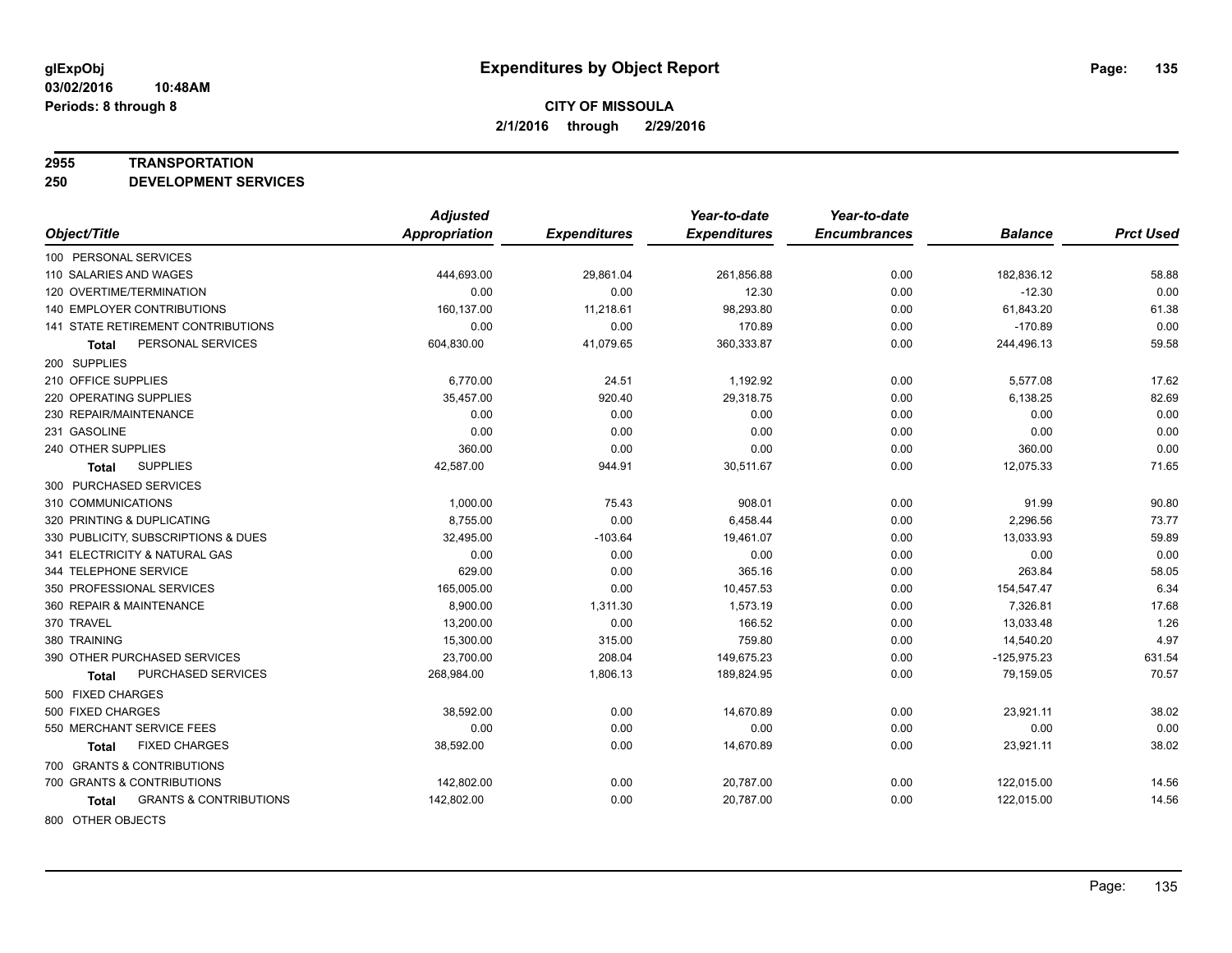**glExpObj**
**03/02/2016 10:48AM**
**Periods: 8 through 8**

# Expenditures by Object Report

**CITY OF MISSOULA**
**2/1/2016 through 2/29/2016**

## 2955 TRANSPORTATION
## 250 DEVELOPMENT SERVICES

| Object/Title | Adjusted Appropriation | Expenditures | Year-to-date Expenditures | Year-to-date Encumbrances | Balance | Prct Used |
|---|---|---|---|---|---|---|
| 100 PERSONAL SERVICES | | | | | | |
| 110 SALARIES AND WAGES | 444,693.00 | 29,861.04 | 261,856.88 | 0.00 | 182,836.12 | 58.88 |
| 120 OVERTIME/TERMINATION | 0.00 | 0.00 | 12.30 | 0.00 | -12.30 | 0.00 |
| 140 EMPLOYER CONTRIBUTIONS | 160,137.00 | 11,218.61 | 98,293.80 | 0.00 | 61,843.20 | 61.38 |
| 141 STATE RETIREMENT CONTRIBUTIONS | 0.00 | 0.00 | 170.89 | 0.00 | -170.89 | 0.00 |
| **Total** PERSONAL SERVICES | 604,830.00 | 41,079.65 | 360,333.87 | 0.00 | 244,496.13 | 59.58 |
| 200 SUPPLIES | | | | | | |
| 210 OFFICE SUPPLIES | 6,770.00 | 24.51 | 1,192.92 | 0.00 | 5,577.08 | 17.62 |
| 220 OPERATING SUPPLIES | 35,457.00 | 920.40 | 29,318.75 | 0.00 | 6,138.25 | 82.69 |
| 230 REPAIR/MAINTENANCE | 0.00 | 0.00 | 0.00 | 0.00 | 0.00 | 0.00 |
| 231 GASOLINE | 0.00 | 0.00 | 0.00 | 0.00 | 0.00 | 0.00 |
| 240 OTHER SUPPLIES | 360.00 | 0.00 | 0.00 | 0.00 | 360.00 | 0.00 |
| **Total** SUPPLIES | 42,587.00 | 944.91 | 30,511.67 | 0.00 | 12,075.33 | 71.65 |
| 300 PURCHASED SERVICES | | | | | | |
| 310 COMMUNICATIONS | 1,000.00 | 75.43 | 908.01 | 0.00 | 91.99 | 90.80 |
| 320 PRINTING & DUPLICATING | 8,755.00 | 0.00 | 6,458.44 | 0.00 | 2,296.56 | 73.77 |
| 330 PUBLICITY, SUBSCRIPTIONS & DUES | 32,495.00 | -103.64 | 19,461.07 | 0.00 | 13,033.93 | 59.89 |
| 341 ELECTRICITY & NATURAL GAS | 0.00 | 0.00 | 0.00 | 0.00 | 0.00 | 0.00 |
| 344 TELEPHONE SERVICE | 629.00 | 0.00 | 365.16 | 0.00 | 263.84 | 58.05 |
| 350 PROFESSIONAL SERVICES | 165,005.00 | 0.00 | 10,457.53 | 0.00 | 154,547.47 | 6.34 |
| 360 REPAIR & MAINTENANCE | 8,900.00 | 1,311.30 | 1,573.19 | 0.00 | 7,326.81 | 17.68 |
| 370 TRAVEL | 13,200.00 | 0.00 | 166.52 | 0.00 | 13,033.48 | 1.26 |
| 380 TRAINING | 15,300.00 | 315.00 | 759.80 | 0.00 | 14,540.20 | 4.97 |
| 390 OTHER PURCHASED SERVICES | 23,700.00 | 208.04 | 149,675.23 | 0.00 | -125,975.23 | 631.54 |
| **Total** PURCHASED SERVICES | 268,984.00 | 1,806.13 | 189,824.95 | 0.00 | 79,159.05 | 70.57 |
| 500 FIXED CHARGES | | | | | | |
| 500 FIXED CHARGES | 38,592.00 | 0.00 | 14,670.89 | 0.00 | 23,921.11 | 38.02 |
| 550 MERCHANT SERVICE FEES | 0.00 | 0.00 | 0.00 | 0.00 | 0.00 | 0.00 |
| **Total** FIXED CHARGES | 38,592.00 | 0.00 | 14,670.89 | 0.00 | 23,921.11 | 38.02 |
| 700 GRANTS & CONTRIBUTIONS | | | | | | |
| 700 GRANTS & CONTRIBUTIONS | 142,802.00 | 0.00 | 20,787.00 | 0.00 | 122,015.00 | 14.56 |
| **Total** GRANTS & CONTRIBUTIONS | 142,802.00 | 0.00 | 20,787.00 | 0.00 | 122,015.00 | 14.56 |
| 800 OTHER OBJECTS | | | | | | |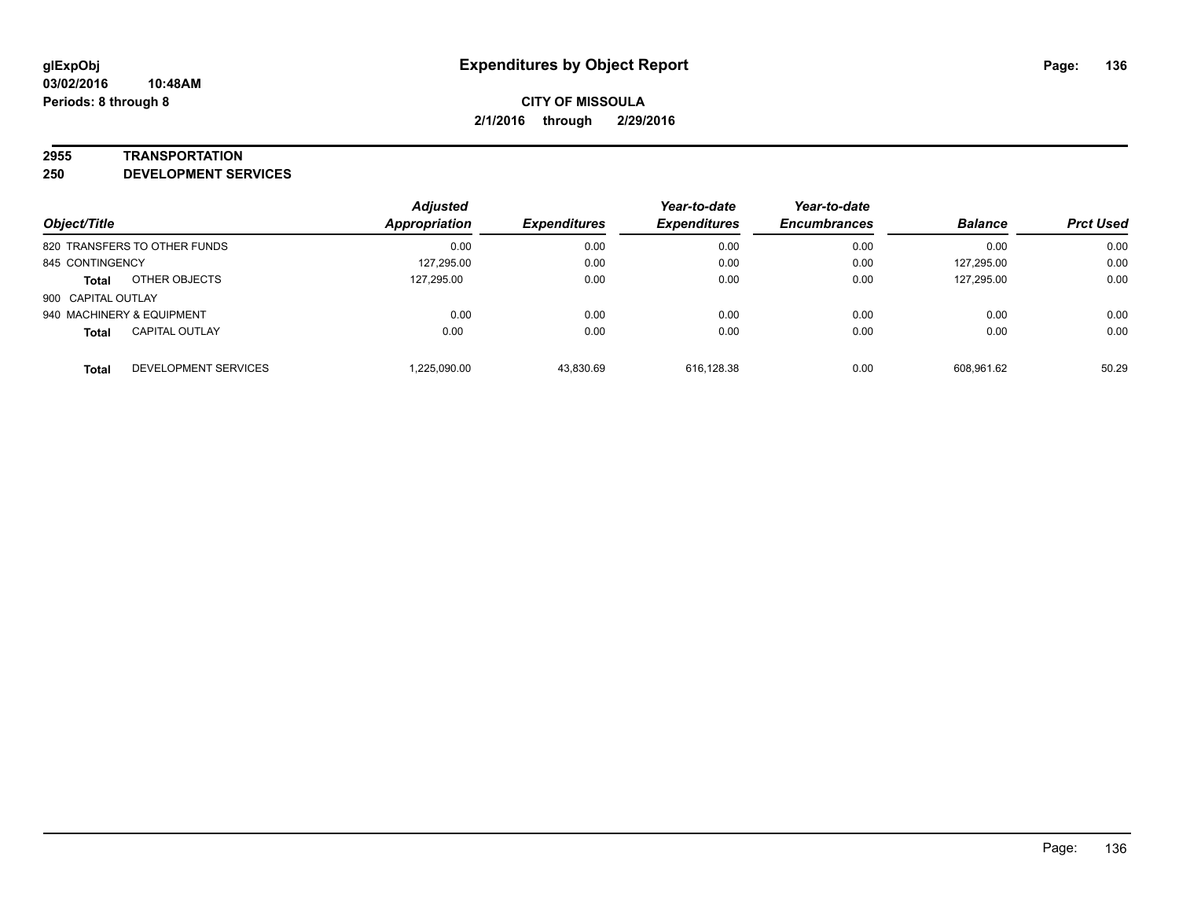# Expenditures by Object Report

glExpObj
03/02/2016 10:48AM
Periods: 8 through 8

**CITY OF MISSOULA**
**2/1/2016 through 2/29/2016**

**2955 TRANSPORTATION**
**250 DEVELOPMENT SERVICES**

| Object/Title | Adjusted Appropriation | Expenditures | Year-to-date Expenditures | Year-to-date Encumbrances | Balance | Prct Used |
|---|---|---|---|---|---|---|
| 820 TRANSFERS TO OTHER FUNDS | 0.00 | 0.00 | 0.00 | 0.00 | 0.00 | 0.00 |
| 845 CONTINGENCY | 127,295.00 | 0.00 | 0.00 | 0.00 | 127,295.00 | 0.00 |
| **Total** OTHER OBJECTS | 127,295.00 | 0.00 | 0.00 | 0.00 | 127,295.00 | 0.00 |
| 900 CAPITAL OUTLAY | | | | | | |
| 940 MACHINERY & EQUIPMENT | 0.00 | 0.00 | 0.00 | 0.00 | 0.00 | 0.00 |
| **Total** CAPITAL OUTLAY | 0.00 | 0.00 | 0.00 | 0.00 | 0.00 | 0.00 |
| **Total** DEVELOPMENT SERVICES | 1,225,090.00 | 43,830.69 | 616,128.38 | 0.00 | 608,961.62 | 50.29 |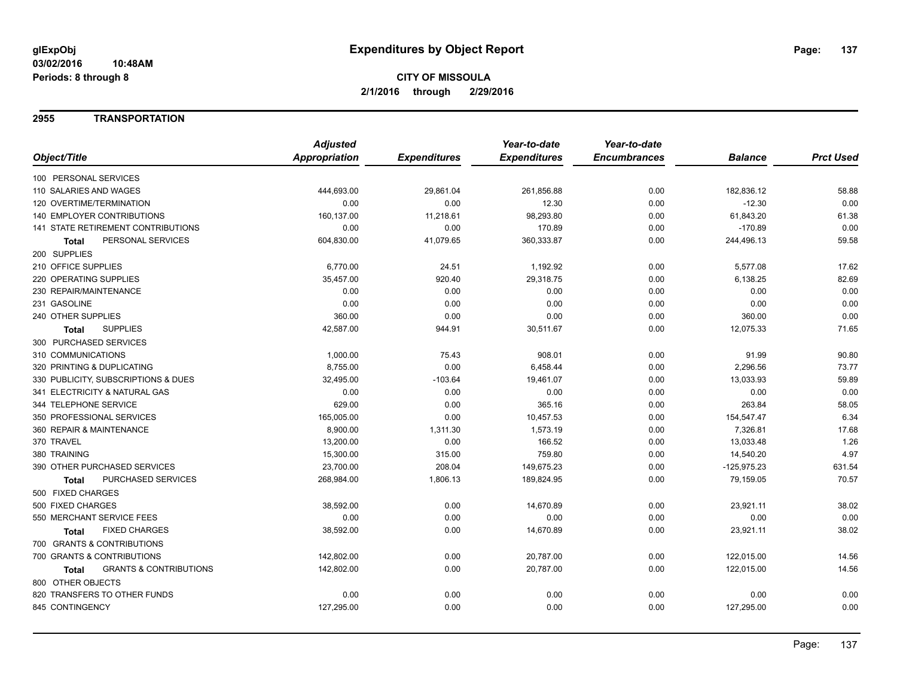**glExpObj**
**03/02/2016 10:48AM**
**Periods: 8 through 8**

# Expenditures by Object Report

**CITY OF MISSOULA**
**2/1/2016 through 2/29/2016**

## 2955 TRANSPORTATION

| Object/Title | Adjusted Appropriation | Expenditures | Year-to-date Expenditures | Year-to-date Encumbrances | Balance | Prct Used |
|---|---|---|---|---|---|---|
| 100 PERSONAL SERVICES | | | | | | |
| 110 SALARIES AND WAGES | 444,693.00 | 29,861.04 | 261,856.88 | 0.00 | 182,836.12 | 58.88 |
| 120 OVERTIME/TERMINATION | 0.00 | 0.00 | 12.30 | 0.00 | -12.30 | 0.00 |
| 140 EMPLOYER CONTRIBUTIONS | 160,137.00 | 11,218.61 | 98,293.80 | 0.00 | 61,843.20 | 61.38 |
| 141 STATE RETIREMENT CONTRIBUTIONS | 0.00 | 0.00 | 170.89 | 0.00 | -170.89 | 0.00 |
| **Total** PERSONAL SERVICES | 604,830.00 | 41,079.65 | 360,333.87 | 0.00 | 244,496.13 | 59.58 |
| 200 SUPPLIES | | | | | | |
| 210 OFFICE SUPPLIES | 6,770.00 | 24.51 | 1,192.92 | 0.00 | 5,577.08 | 17.62 |
| 220 OPERATING SUPPLIES | 35,457.00 | 920.40 | 29,318.75 | 0.00 | 6,138.25 | 82.69 |
| 230 REPAIR/MAINTENANCE | 0.00 | 0.00 | 0.00 | 0.00 | 0.00 | 0.00 |
| 231 GASOLINE | 0.00 | 0.00 | 0.00 | 0.00 | 0.00 | 0.00 |
| 240 OTHER SUPPLIES | 360.00 | 0.00 | 0.00 | 0.00 | 360.00 | 0.00 |
| **Total** SUPPLIES | 42,587.00 | 944.91 | 30,511.67 | 0.00 | 12,075.33 | 71.65 |
| 300 PURCHASED SERVICES | | | | | | |
| 310 COMMUNICATIONS | 1,000.00 | 75.43 | 908.01 | 0.00 | 91.99 | 90.80 |
| 320 PRINTING & DUPLICATING | 8,755.00 | 0.00 | 6,458.44 | 0.00 | 2,296.56 | 73.77 |
| 330 PUBLICITY, SUBSCRIPTIONS & DUES | 32,495.00 | -103.64 | 19,461.07 | 0.00 | 13,033.93 | 59.89 |
| 341 ELECTRICITY & NATURAL GAS | 0.00 | 0.00 | 0.00 | 0.00 | 0.00 | 0.00 |
| 344 TELEPHONE SERVICE | 629.00 | 0.00 | 365.16 | 0.00 | 263.84 | 58.05 |
| 350 PROFESSIONAL SERVICES | 165,005.00 | 0.00 | 10,457.53 | 0.00 | 154,547.47 | 6.34 |
| 360 REPAIR & MAINTENANCE | 8,900.00 | 1,311.30 | 1,573.19 | 0.00 | 7,326.81 | 17.68 |
| 370 TRAVEL | 13,200.00 | 0.00 | 166.52 | 0.00 | 13,033.48 | 1.26 |
| 380 TRAINING | 15,300.00 | 315.00 | 759.80 | 0.00 | 14,540.20 | 4.97 |
| 390 OTHER PURCHASED SERVICES | 23,700.00 | 208.04 | 149,675.23 | 0.00 | -125,975.23 | 631.54 |
| **Total** PURCHASED SERVICES | 268,984.00 | 1,806.13 | 189,824.95 | 0.00 | 79,159.05 | 70.57 |
| 500 FIXED CHARGES | | | | | | |
| 500 FIXED CHARGES | 38,592.00 | 0.00 | 14,670.89 | 0.00 | 23,921.11 | 38.02 |
| 550 MERCHANT SERVICE FEES | 0.00 | 0.00 | 0.00 | 0.00 | 0.00 | 0.00 |
| **Total** FIXED CHARGES | 38,592.00 | 0.00 | 14,670.89 | 0.00 | 23,921.11 | 38.02 |
| 700 GRANTS & CONTRIBUTIONS | | | | | | |
| 700 GRANTS & CONTRIBUTIONS | 142,802.00 | 0.00 | 20,787.00 | 0.00 | 122,015.00 | 14.56 |
| **Total** GRANTS & CONTRIBUTIONS | 142,802.00 | 0.00 | 20,787.00 | 0.00 | 122,015.00 | 14.56 |
| 800 OTHER OBJECTS | | | | | | |
| 820 TRANSFERS TO OTHER FUNDS | 0.00 | 0.00 | 0.00 | 0.00 | 0.00 | 0.00 |
| 845 CONTINGENCY | 127,295.00 | 0.00 | 0.00 | 0.00 | 127,295.00 | 0.00 |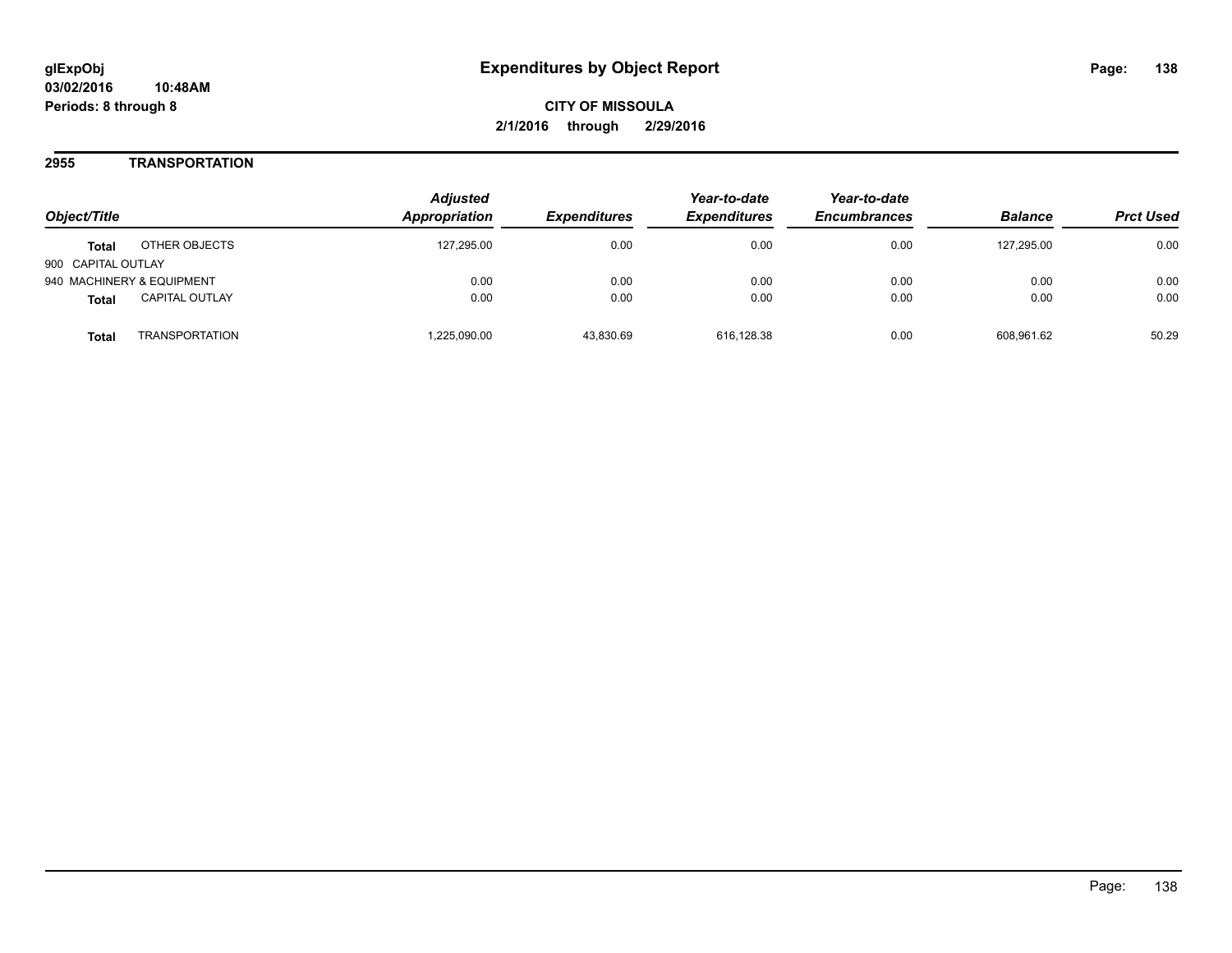# Expenditures by Object Report

glExpObj
03/02/2016 10:48AM
Periods: 8 through 8

**CITY OF MISSOULA**
**2/1/2016 through 2/29/2016**

## 2955 TRANSPORTATION

| Object/Title | | Adjusted Appropriation | Expenditures | Year-to-date Expenditures | Year-to-date Encumbrances | Balance | Prct Used |
|---|---|---|---|---|---|---|---|
| **Total** | OTHER OBJECTS | 127,295.00 | 0.00 | 0.00 | 0.00 | 127,295.00 | 0.00 |
| 900 CAPITAL OUTLAY | | | | | | | |
| 940 MACHINERY & EQUIPMENT | | 0.00 | 0.00 | 0.00 | 0.00 | 0.00 | 0.00 |
| **Total** | CAPITAL OUTLAY | 0.00 | 0.00 | 0.00 | 0.00 | 0.00 | 0.00 |
| **Total** | TRANSPORTATION | 1,225,090.00 | 43,830.69 | 616,128.38 | 0.00 | 608,961.62 | 50.29 |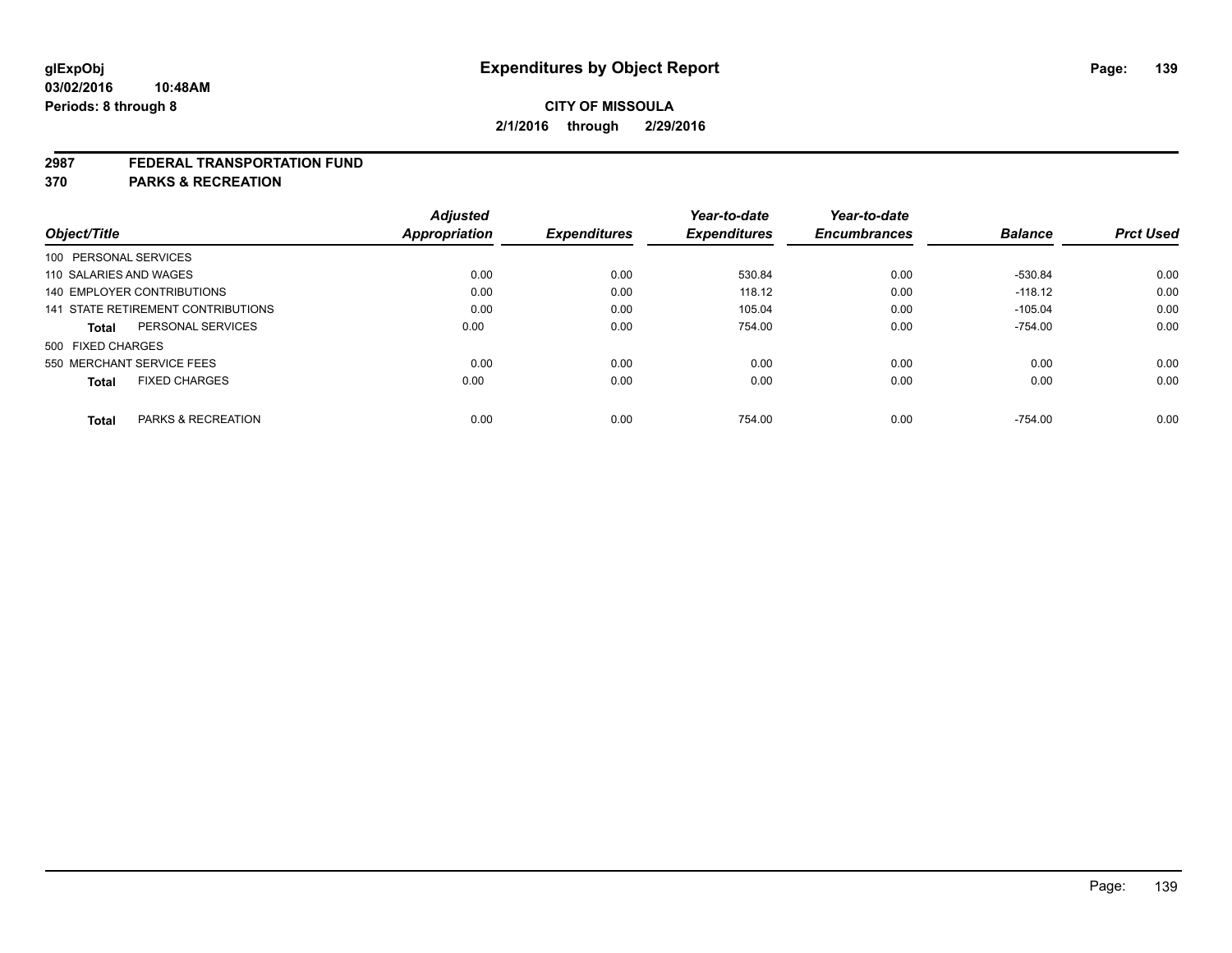**glExpObj**
**03/02/2016 10:48AM**
**Periods: 8 through 8**

# Expenditures by Object Report

**CITY OF MISSOULA**
**2/1/2016 through 2/29/2016**

## 2987 FEDERAL TRANSPORTATION FUND
## 370 PARKS & RECREATION

| Object/Title | Adjusted Appropriation | Expenditures | Year-to-date Expenditures | Year-to-date Encumbrances | Balance | Prct Used |
|---|---|---|---|---|---|---|
| 100 PERSONAL SERVICES | | | | | | |
| 110 SALARIES AND WAGES | 0.00 | 0.00 | 530.84 | 0.00 | -530.84 | 0.00 |
| 140 EMPLOYER CONTRIBUTIONS | 0.00 | 0.00 | 118.12 | 0.00 | -118.12 | 0.00 |
| 141 STATE RETIREMENT CONTRIBUTIONS | 0.00 | 0.00 | 105.04 | 0.00 | -105.04 | 0.00 |
| **Total** PERSONAL SERVICES | 0.00 | 0.00 | 754.00 | 0.00 | -754.00 | 0.00 |
| 500 FIXED CHARGES | | | | | | |
| 550 MERCHANT SERVICE FEES | 0.00 | 0.00 | 0.00 | 0.00 | 0.00 | 0.00 |
| **Total** FIXED CHARGES | 0.00 | 0.00 | 0.00 | 0.00 | 0.00 | 0.00 |
| **Total** PARKS & RECREATION | 0.00 | 0.00 | 754.00 | 0.00 | -754.00 | 0.00 |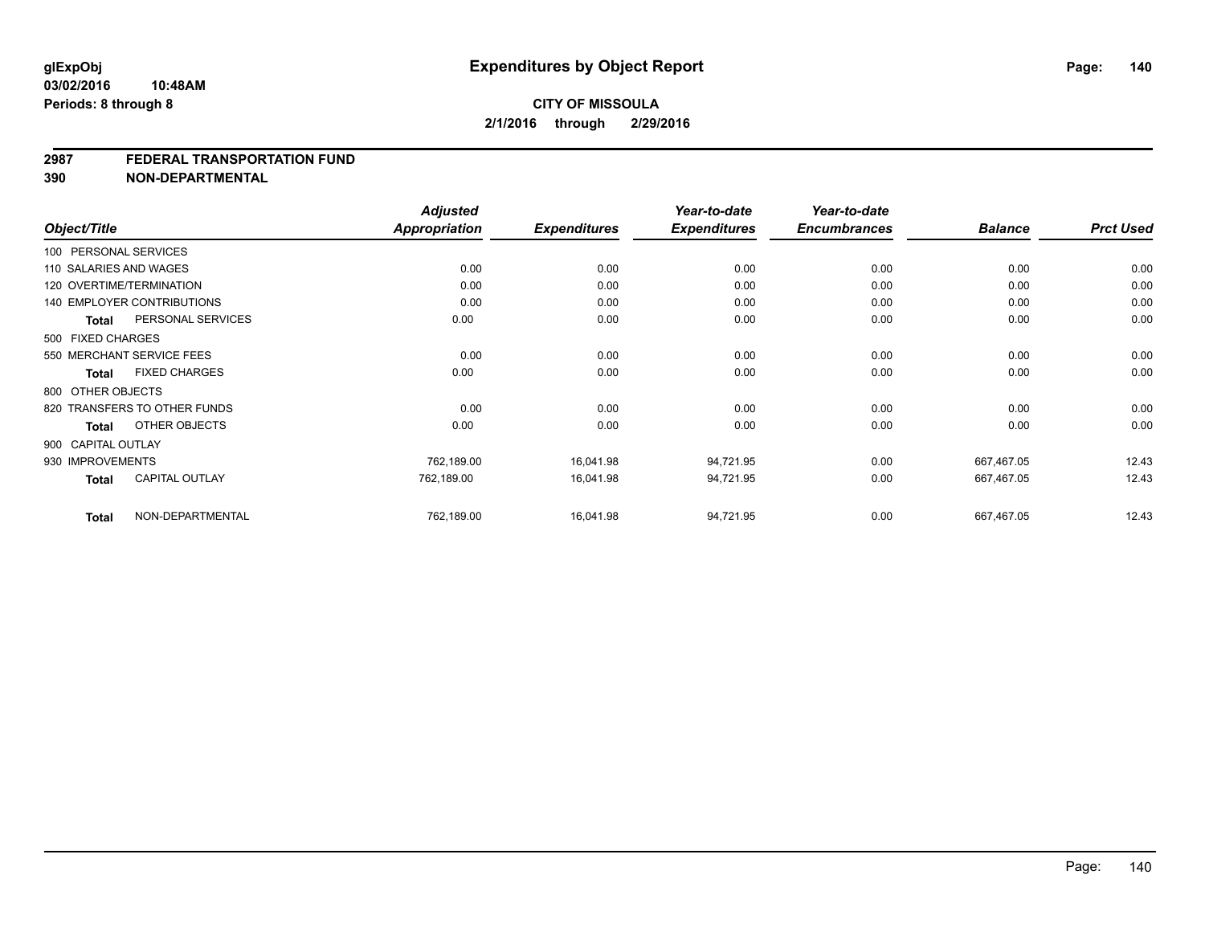**glExpObj**
**03/02/2016 10:48AM**
**Periods: 8 through 8**

# Expenditures by Object Report

**CITY OF MISSOULA**
**2/1/2016 through 2/29/2016**

## 2987 FEDERAL TRANSPORTATION FUND
## 390 NON-DEPARTMENTAL

| Object/Title | Adjusted Appropriation | Expenditures | Year-to-date Expenditures | Year-to-date Encumbrances | Balance | Prct Used |
|---|---|---|---|---|---|---|
| 100 PERSONAL SERVICES | | | | | | |
| 110 SALARIES AND WAGES | 0.00 | 0.00 | 0.00 | 0.00 | 0.00 | 0.00 |
| 120 OVERTIME/TERMINATION | 0.00 | 0.00 | 0.00 | 0.00 | 0.00 | 0.00 |
| 140 EMPLOYER CONTRIBUTIONS | 0.00 | 0.00 | 0.00 | 0.00 | 0.00 | 0.00 |
| **Total** PERSONAL SERVICES | 0.00 | 0.00 | 0.00 | 0.00 | 0.00 | 0.00 |
| 500 FIXED CHARGES | | | | | | |
| 550 MERCHANT SERVICE FEES | 0.00 | 0.00 | 0.00 | 0.00 | 0.00 | 0.00 |
| **Total** FIXED CHARGES | 0.00 | 0.00 | 0.00 | 0.00 | 0.00 | 0.00 |
| 800 OTHER OBJECTS | | | | | | |
| 820 TRANSFERS TO OTHER FUNDS | 0.00 | 0.00 | 0.00 | 0.00 | 0.00 | 0.00 |
| **Total** OTHER OBJECTS | 0.00 | 0.00 | 0.00 | 0.00 | 0.00 | 0.00 |
| 900 CAPITAL OUTLAY | | | | | | |
| 930 IMPROVEMENTS | 762,189.00 | 16,041.98 | 94,721.95 | 0.00 | 667,467.05 | 12.43 |
| **Total** CAPITAL OUTLAY | 762,189.00 | 16,041.98 | 94,721.95 | 0.00 | 667,467.05 | 12.43 |
| **Total** NON-DEPARTMENTAL | 762,189.00 | 16,041.98 | 94,721.95 | 0.00 | 667,467.05 | 12.43 |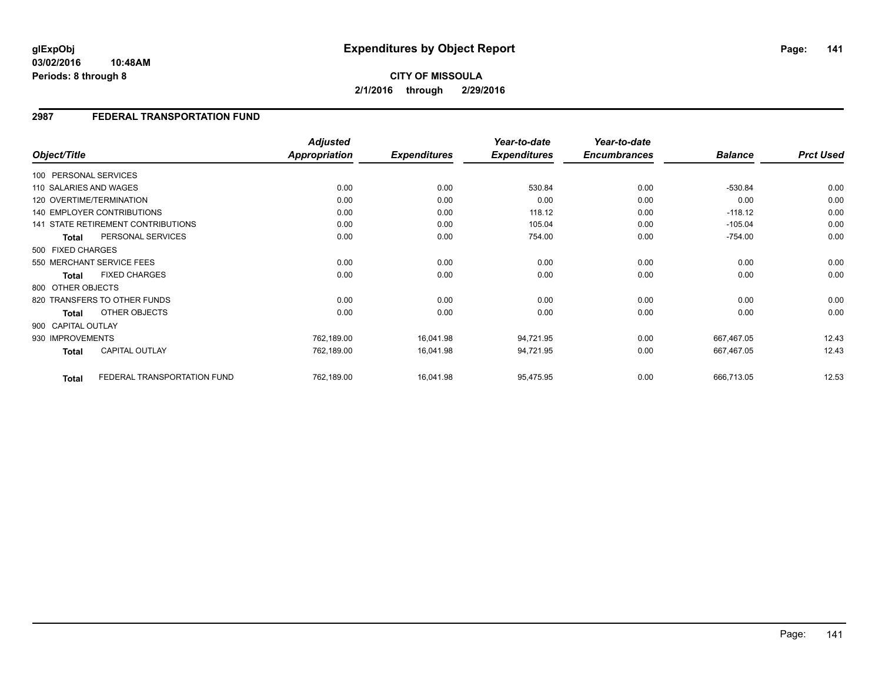# Expenditures by Object Report

glExpObj
03/02/2016 10:48AM
Periods: 8 through 8

**CITY OF MISSOULA**
**2/1/2016 through 2/29/2016**

## 2987 FEDERAL TRANSPORTATION FUND

| Object/Title | | Adjusted Appropriation | Expenditures | Year-to-date Expenditures | Year-to-date Encumbrances | Balance | Prct Used |
|---|---|---|---|---|---|---|---|
| 100 PERSONAL SERVICES | | | | | | | |
| 110 SALARIES AND WAGES | | 0.00 | 0.00 | 530.84 | 0.00 | -530.84 | 0.00 |
| 120 OVERTIME/TERMINATION | | 0.00 | 0.00 | 0.00 | 0.00 | 0.00 | 0.00 |
| 140 EMPLOYER CONTRIBUTIONS | | 0.00 | 0.00 | 118.12 | 0.00 | -118.12 | 0.00 |
| 141 STATE RETIREMENT CONTRIBUTIONS | | 0.00 | 0.00 | 105.04 | 0.00 | -105.04 | 0.00 |
| Total | PERSONAL SERVICES | 0.00 | 0.00 | 754.00 | 0.00 | -754.00 | 0.00 |
| 500 FIXED CHARGES | | | | | | | |
| 550 MERCHANT SERVICE FEES | | 0.00 | 0.00 | 0.00 | 0.00 | 0.00 | 0.00 |
| Total | FIXED CHARGES | 0.00 | 0.00 | 0.00 | 0.00 | 0.00 | 0.00 |
| 800 OTHER OBJECTS | | | | | | | |
| 820 TRANSFERS TO OTHER FUNDS | | 0.00 | 0.00 | 0.00 | 0.00 | 0.00 | 0.00 |
| Total | OTHER OBJECTS | 0.00 | 0.00 | 0.00 | 0.00 | 0.00 | 0.00 |
| 900 CAPITAL OUTLAY | | | | | | | |
| 930 IMPROVEMENTS | | 762,189.00 | 16,041.98 | 94,721.95 | 0.00 | 667,467.05 | 12.43 |
| Total | CAPITAL OUTLAY | 762,189.00 | 16,041.98 | 94,721.95 | 0.00 | 667,467.05 | 12.43 |
| Total | FEDERAL TRANSPORTATION FUND | 762,189.00 | 16,041.98 | 95,475.95 | 0.00 | 666,713.05 | 12.53 |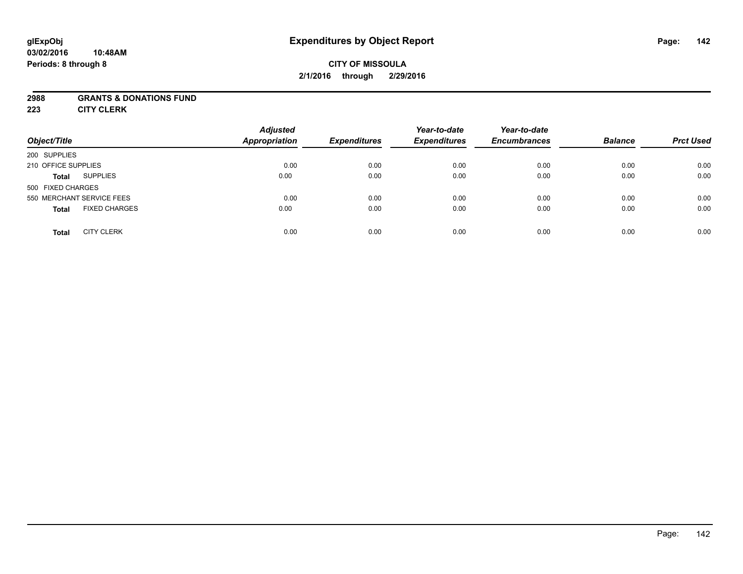# Expenditures by Object Report

glExpObj
03/02/2016 10:48AM
Periods: 8 through 8

**CITY OF MISSOULA**
**2/1/2016 through 2/29/2016**

**2988 GRANTS & DONATIONS FUND**
**223 CITY CLERK**

| Object/Title | | Adjusted Appropriation | Expenditures | Year-to-date Expenditures | Year-to-date Encumbrances | Balance | Prct Used |
|---|---|---|---|---|---|---|---|
| 200 SUPPLIES | | | | | | | |
| 210 OFFICE SUPPLIES | | 0.00 | 0.00 | 0.00 | 0.00 | 0.00 | 0.00 |
| **Total** | SUPPLIES | 0.00 | 0.00 | 0.00 | 0.00 | 0.00 | 0.00 |
| 500 FIXED CHARGES | | | | | | | |
| 550 MERCHANT SERVICE FEES | | 0.00 | 0.00 | 0.00 | 0.00 | 0.00 | 0.00 |
| **Total** | FIXED CHARGES | 0.00 | 0.00 | 0.00 | 0.00 | 0.00 | 0.00 |
| **Total** | CITY CLERK | 0.00 | 0.00 | 0.00 | 0.00 | 0.00 | 0.00 |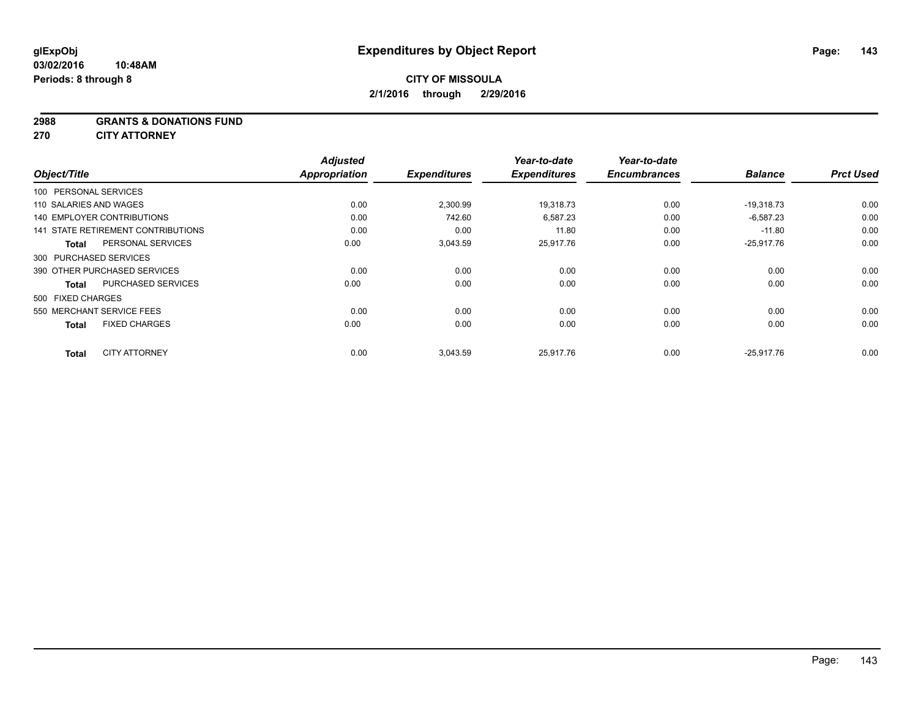glExpObj
03/02/2016 10:48AM
Periods: 8 through 8

# Expenditures by Object Report

**CITY OF MISSOULA**
**2/1/2016 through 2/29/2016**

**2988 GRANTS & DONATIONS FUND**
**270 CITY ATTORNEY**

| Object/Title | Adjusted Appropriation | Expenditures | Year-to-date Expenditures | Year-to-date Encumbrances | Balance | Prct Used |
|---|---|---|---|---|---|---|
| 100 PERSONAL SERVICES | | | | | | |
| 110 SALARIES AND WAGES | 0.00 | 2,300.99 | 19,318.73 | 0.00 | -19,318.73 | 0.00 |
| 140 EMPLOYER CONTRIBUTIONS | 0.00 | 742.60 | 6,587.23 | 0.00 | -6,587.23 | 0.00 |
| 141 STATE RETIREMENT CONTRIBUTIONS | 0.00 | 0.00 | 11.80 | 0.00 | -11.80 | 0.00 |
| **Total** PERSONAL SERVICES | 0.00 | 3,043.59 | 25,917.76 | 0.00 | -25,917.76 | 0.00 |
| 300 PURCHASED SERVICES | | | | | | |
| 390 OTHER PURCHASED SERVICES | 0.00 | 0.00 | 0.00 | 0.00 | 0.00 | 0.00 |
| **Total** PURCHASED SERVICES | 0.00 | 0.00 | 0.00 | 0.00 | 0.00 | 0.00 |
| 500 FIXED CHARGES | | | | | | |
| 550 MERCHANT SERVICE FEES | 0.00 | 0.00 | 0.00 | 0.00 | 0.00 | 0.00 |
| **Total** FIXED CHARGES | 0.00 | 0.00 | 0.00 | 0.00 | 0.00 | 0.00 |
| **Total** CITY ATTORNEY | 0.00 | 3,043.59 | 25,917.76 | 0.00 | -25,917.76 | 0.00 |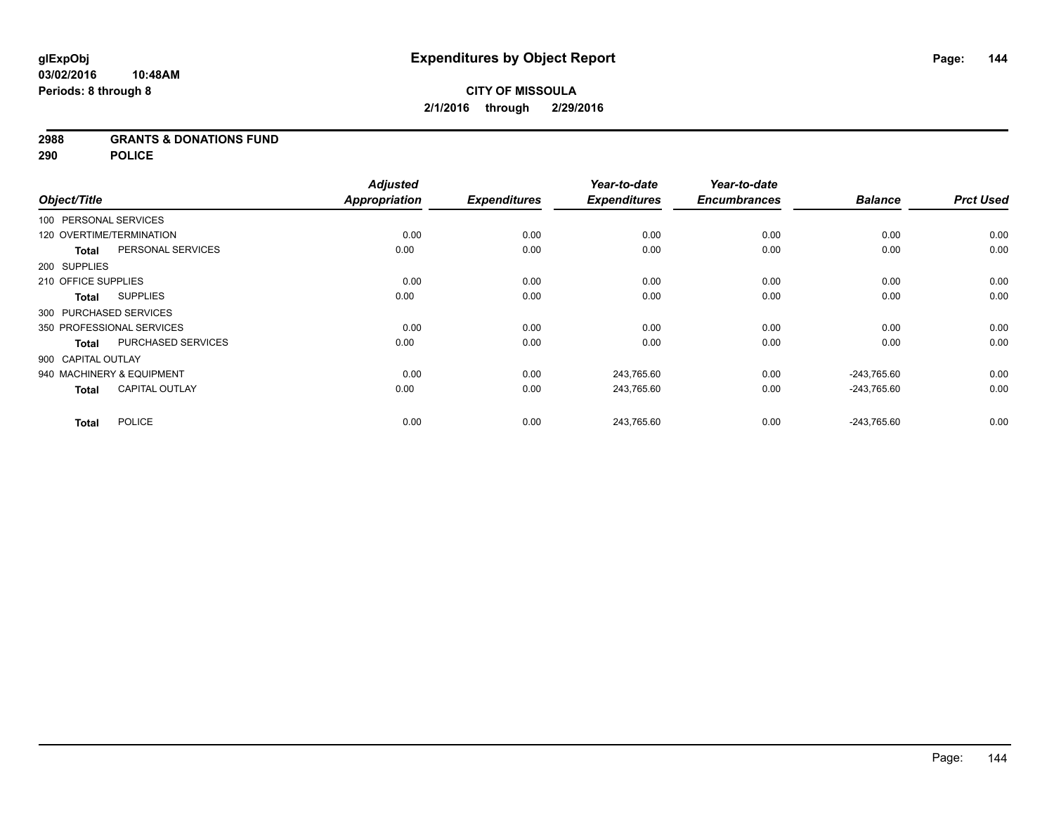glExpObj
03/02/2016 10:48AM
Periods: 8 through 8

# Expenditures by Object Report

**CITY OF MISSOULA**
**2/1/2016 through 2/29/2016**

**2988 GRANTS & DONATIONS FUND**
**290 POLICE**

| Object/Title | | Adjusted Appropriation | Expenditures | Year-to-date Expenditures | Year-to-date Encumbrances | Balance | Prct Used |
|---|---|---|---|---|---|---|---|
| 100 PERSONAL SERVICES | | | | | | | |
| 120 OVERTIME/TERMINATION | | 0.00 | 0.00 | 0.00 | 0.00 | 0.00 | 0.00 |
| **Total** | PERSONAL SERVICES | 0.00 | 0.00 | 0.00 | 0.00 | 0.00 | 0.00 |
| 200 SUPPLIES | | | | | | | |
| 210 OFFICE SUPPLIES | | 0.00 | 0.00 | 0.00 | 0.00 | 0.00 | 0.00 |
| **Total** | SUPPLIES | 0.00 | 0.00 | 0.00 | 0.00 | 0.00 | 0.00 |
| 300 PURCHASED SERVICES | | | | | | | |
| 350 PROFESSIONAL SERVICES | | 0.00 | 0.00 | 0.00 | 0.00 | 0.00 | 0.00 |
| **Total** | PURCHASED SERVICES | 0.00 | 0.00 | 0.00 | 0.00 | 0.00 | 0.00 |
| 900 CAPITAL OUTLAY | | | | | | | |
| 940 MACHINERY & EQUIPMENT | | 0.00 | 0.00 | 243,765.60 | 0.00 | -243,765.60 | 0.00 |
| **Total** | CAPITAL OUTLAY | 0.00 | 0.00 | 243,765.60 | 0.00 | -243,765.60 | 0.00 |
| **Total** | POLICE | 0.00 | 0.00 | 243,765.60 | 0.00 | -243,765.60 | 0.00 |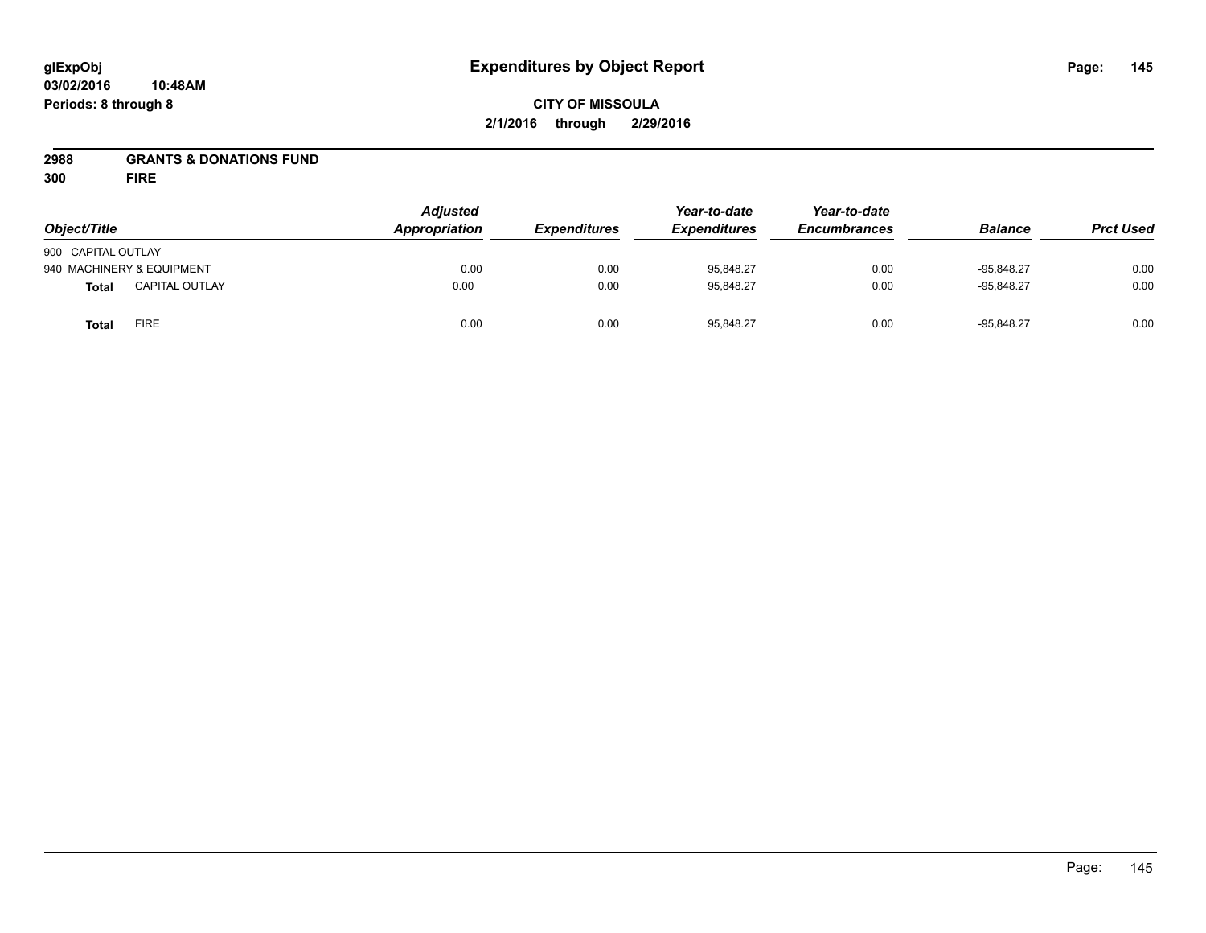# Expenditures by Object Report

**CITY OF MISSOULA**

**2/1/2016 through 2/29/2016**

glExpObj
03/02/2016 10:48AM
Periods: 8 through 8

**2988 GRANTS & DONATIONS FUND**
**300 FIRE**

| Object/Title | Adjusted Appropriation | Expenditures | Year-to-date Expenditures | Year-to-date Encumbrances | Balance | Prct Used |
|---|---|---|---|---|---|---|
| 900 CAPITAL OUTLAY | | | | | | |
| 940 MACHINERY & EQUIPMENT | 0.00 | 0.00 | 95,848.27 | 0.00 | -95,848.27 | 0.00 |
| **Total** CAPITAL OUTLAY | 0.00 | 0.00 | 95,848.27 | 0.00 | -95,848.27 | 0.00 |
| **Total** FIRE | 0.00 | 0.00 | 95,848.27 | 0.00 | -95,848.27 | 0.00 |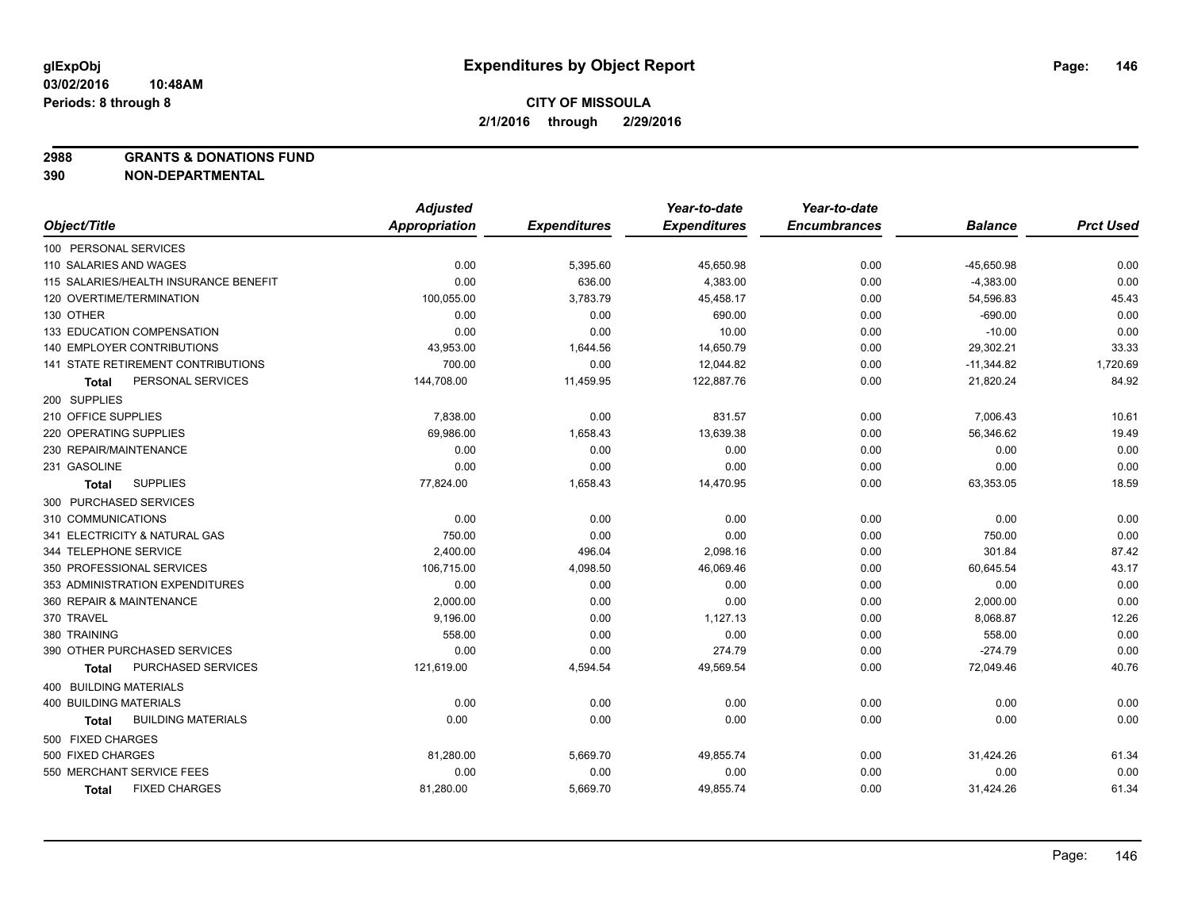# Expenditures by Object Report

glExpObj
03/02/2016 10:48AM
Periods: 8 through 8

**CITY OF MISSOULA**
**2/1/2016 through 2/29/2016**

**2988 GRANTS & DONATIONS FUND**
**390 NON-DEPARTMENTAL**

| Object/Title | Adjusted Appropriation | Expenditures | Year-to-date Expenditures | Year-to-date Encumbrances | Balance | Prct Used |
|---|---|---|---|---|---|---|
| 100 PERSONAL SERVICES | | | | | | |
| 110 SALARIES AND WAGES | 0.00 | 5,395.60 | 45,650.98 | 0.00 | -45,650.98 | 0.00 |
| 115 SALARIES/HEALTH INSURANCE BENEFIT | 0.00 | 636.00 | 4,383.00 | 0.00 | -4,383.00 | 0.00 |
| 120 OVERTIME/TERMINATION | 100,055.00 | 3,783.79 | 45,458.17 | 0.00 | 54,596.83 | 45.43 |
| 130 OTHER | 0.00 | 0.00 | 690.00 | 0.00 | -690.00 | 0.00 |
| 133 EDUCATION COMPENSATION | 0.00 | 0.00 | 10.00 | 0.00 | -10.00 | 0.00 |
| 140 EMPLOYER CONTRIBUTIONS | 43,953.00 | 1,644.56 | 14,650.79 | 0.00 | 29,302.21 | 33.33 |
| 141 STATE RETIREMENT CONTRIBUTIONS | 700.00 | 0.00 | 12,044.82 | 0.00 | -11,344.82 | 1,720.69 |
| **Total** PERSONAL SERVICES | 144,708.00 | 11,459.95 | 122,887.76 | 0.00 | 21,820.24 | 84.92 |
| 200 SUPPLIES | | | | | | |
| 210 OFFICE SUPPLIES | 7,838.00 | 0.00 | 831.57 | 0.00 | 7,006.43 | 10.61 |
| 220 OPERATING SUPPLIES | 69,986.00 | 1,658.43 | 13,639.38 | 0.00 | 56,346.62 | 19.49 |
| 230 REPAIR/MAINTENANCE | 0.00 | 0.00 | 0.00 | 0.00 | 0.00 | 0.00 |
| 231 GASOLINE | 0.00 | 0.00 | 0.00 | 0.00 | 0.00 | 0.00 |
| **Total** SUPPLIES | 77,824.00 | 1,658.43 | 14,470.95 | 0.00 | 63,353.05 | 18.59 |
| 300 PURCHASED SERVICES | | | | | | |
| 310 COMMUNICATIONS | 0.00 | 0.00 | 0.00 | 0.00 | 0.00 | 0.00 |
| 341 ELECTRICITY & NATURAL GAS | 750.00 | 0.00 | 0.00 | 0.00 | 750.00 | 0.00 |
| 344 TELEPHONE SERVICE | 2,400.00 | 496.04 | 2,098.16 | 0.00 | 301.84 | 87.42 |
| 350 PROFESSIONAL SERVICES | 106,715.00 | 4,098.50 | 46,069.46 | 0.00 | 60,645.54 | 43.17 |
| 353 ADMINISTRATION EXPENDITURES | 0.00 | 0.00 | 0.00 | 0.00 | 0.00 | 0.00 |
| 360 REPAIR & MAINTENANCE | 2,000.00 | 0.00 | 0.00 | 0.00 | 2,000.00 | 0.00 |
| 370 TRAVEL | 9,196.00 | 0.00 | 1,127.13 | 0.00 | 8,068.87 | 12.26 |
| 380 TRAINING | 558.00 | 0.00 | 0.00 | 0.00 | 558.00 | 0.00 |
| 390 OTHER PURCHASED SERVICES | 0.00 | 0.00 | 274.79 | 0.00 | -274.79 | 0.00 |
| **Total** PURCHASED SERVICES | 121,619.00 | 4,594.54 | 49,569.54 | 0.00 | 72,049.46 | 40.76 |
| 400 BUILDING MATERIALS | | | | | | |
| 400 BUILDING MATERIALS | 0.00 | 0.00 | 0.00 | 0.00 | 0.00 | 0.00 |
| **Total** BUILDING MATERIALS | 0.00 | 0.00 | 0.00 | 0.00 | 0.00 | 0.00 |
| 500 FIXED CHARGES | | | | | | |
| 500 FIXED CHARGES | 81,280.00 | 5,669.70 | 49,855.74 | 0.00 | 31,424.26 | 61.34 |
| 550 MERCHANT SERVICE FEES | 0.00 | 0.00 | 0.00 | 0.00 | 0.00 | 0.00 |
| **Total** FIXED CHARGES | 81,280.00 | 5,669.70 | 49,855.74 | 0.00 | 31,424.26 | 61.34 |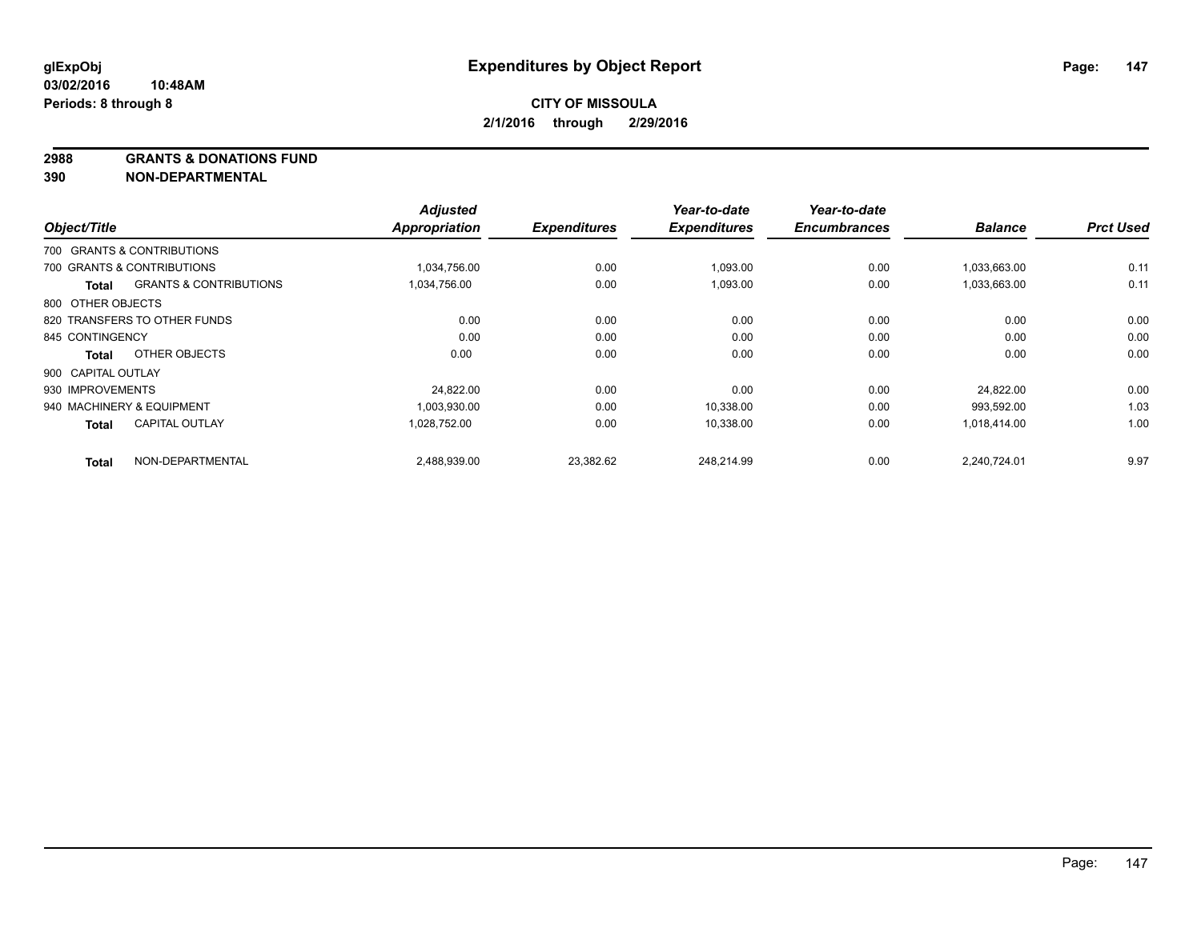**glExpObj**
**03/02/2016 10:48AM**
**Periods: 8 through 8**

# Expenditures by Object Report

**CITY OF MISSOULA**
**2/1/2016 through 2/29/2016**

**2988 GRANTS & DONATIONS FUND**
**390 NON-DEPARTMENTAL**

| Object/Title | | Adjusted Appropriation | Expenditures | Year-to-date Expenditures | Year-to-date Encumbrances | Balance | Prct Used |
|---|---|---|---|---|---|---|---|
| 700 GRANTS & CONTRIBUTIONS | | | | | | | |
| 700 GRANTS & CONTRIBUTIONS | | 1,034,756.00 | 0.00 | 1,093.00 | 0.00 | 1,033,663.00 | 0.11 |
| **Total** | GRANTS & CONTRIBUTIONS | 1,034,756.00 | 0.00 | 1,093.00 | 0.00 | 1,033,663.00 | 0.11 |
| 800 OTHER OBJECTS | | | | | | | |
| 820 TRANSFERS TO OTHER FUNDS | | 0.00 | 0.00 | 0.00 | 0.00 | 0.00 | 0.00 |
| 845 CONTINGENCY | | 0.00 | 0.00 | 0.00 | 0.00 | 0.00 | 0.00 |
| **Total** | OTHER OBJECTS | 0.00 | 0.00 | 0.00 | 0.00 | 0.00 | 0.00 |
| 900 CAPITAL OUTLAY | | | | | | | |
| 930 IMPROVEMENTS | | 24,822.00 | 0.00 | 0.00 | 0.00 | 24,822.00 | 0.00 |
| 940 MACHINERY & EQUIPMENT | | 1,003,930.00 | 0.00 | 10,338.00 | 0.00 | 993,592.00 | 1.03 |
| **Total** | CAPITAL OUTLAY | 1,028,752.00 | 0.00 | 10,338.00 | 0.00 | 1,018,414.00 | 1.00 |
| **Total** | NON-DEPARTMENTAL | 2,488,939.00 | 23,382.62 | 248,214.99 | 0.00 | 2,240,724.01 | 9.97 |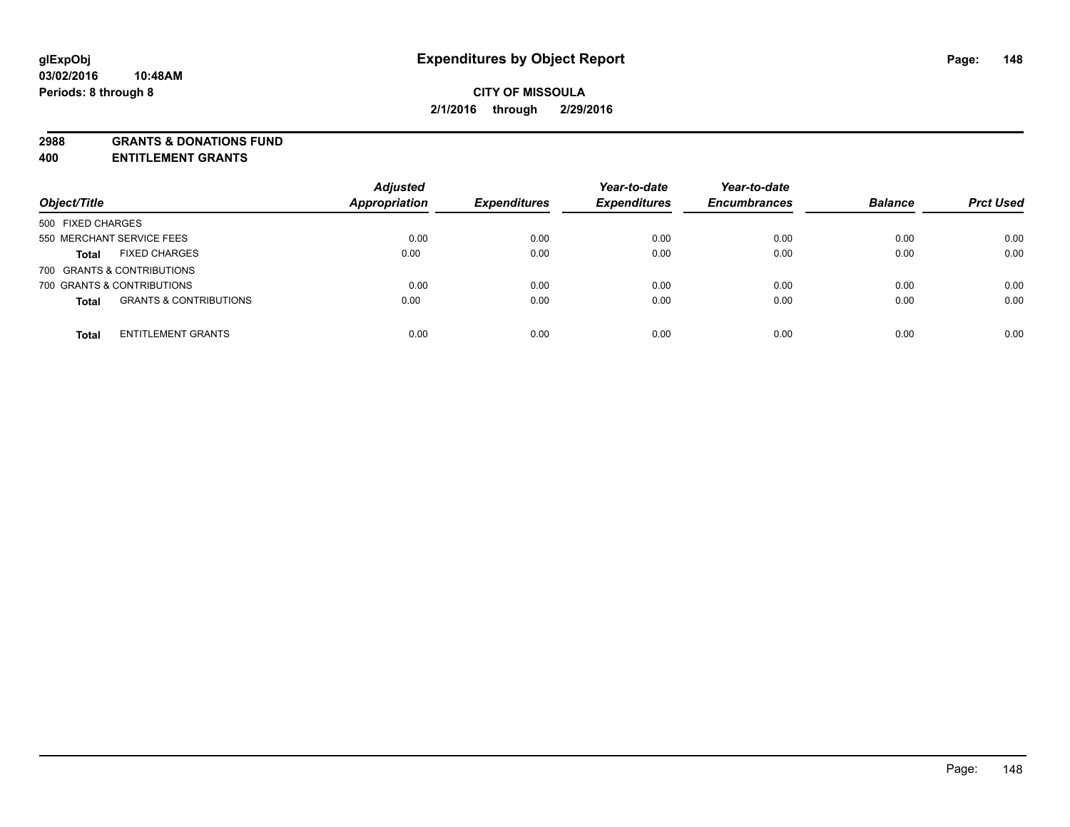# Expenditures by Object Report

**CITY OF MISSOULA**

**2/1/2016 through 2/29/2016**

glExpObj
03/02/2016 10:48AM
Periods: 8 through 8

**2988 GRANTS & DONATIONS FUND**
**400 ENTITLEMENT GRANTS**

| Object/Title | | Adjusted Appropriation | Expenditures | Year-to-date Expenditures | Year-to-date Encumbrances | Balance | Prct Used |
|---|---|---|---|---|---|---|---|
| 500 FIXED CHARGES | | | | | | | |
| 550 MERCHANT SERVICE FEES | | 0.00 | 0.00 | 0.00 | 0.00 | 0.00 | 0.00 |
| **Total** | FIXED CHARGES | 0.00 | 0.00 | 0.00 | 0.00 | 0.00 | 0.00 |
| 700 GRANTS & CONTRIBUTIONS | | | | | | | |
| 700 GRANTS & CONTRIBUTIONS | | 0.00 | 0.00 | 0.00 | 0.00 | 0.00 | 0.00 |
| **Total** | GRANTS & CONTRIBUTIONS | 0.00 | 0.00 | 0.00 | 0.00 | 0.00 | 0.00 |
| **Total** | ENTITLEMENT GRANTS | 0.00 | 0.00 | 0.00 | 0.00 | 0.00 | 0.00 |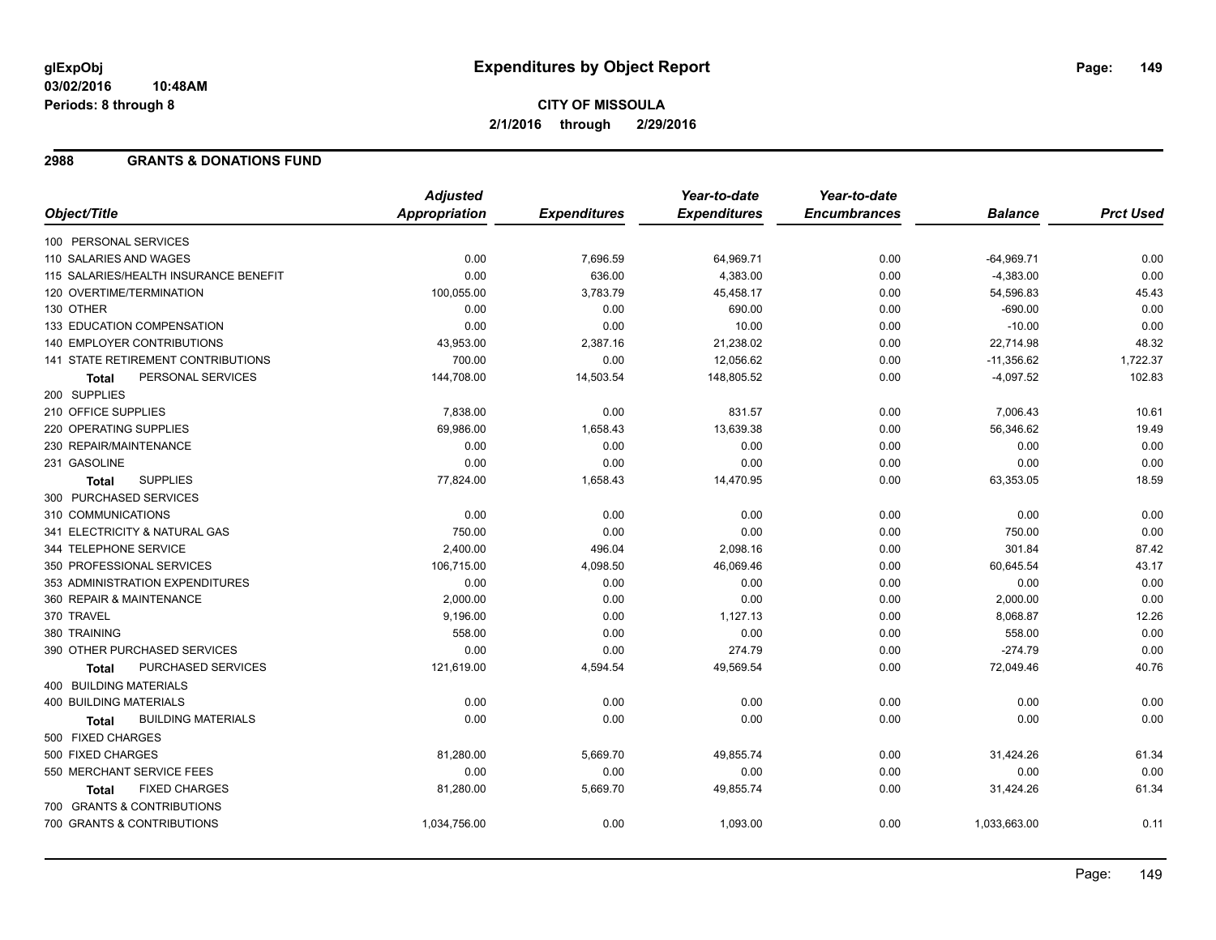**glExpObj**
**03/02/2016 10:48AM**
**Periods: 8 through 8**

# Expenditures by Object Report

**CITY OF MISSOULA**
**2/1/2016 through 2/29/2016**

## 2988 GRANTS & DONATIONS FUND

| Object/Title | Adjusted Appropriation | Expenditures | Year-to-date Expenditures | Year-to-date Encumbrances | Balance | Prct Used |
|---|---|---|---|---|---|---|
| 100 PERSONAL SERVICES | | | | | | |
| 110 SALARIES AND WAGES | 0.00 | 7,696.59 | 64,969.71 | 0.00 | -64,969.71 | 0.00 |
| 115 SALARIES/HEALTH INSURANCE BENEFIT | 0.00 | 636.00 | 4,383.00 | 0.00 | -4,383.00 | 0.00 |
| 120 OVERTIME/TERMINATION | 100,055.00 | 3,783.79 | 45,458.17 | 0.00 | 54,596.83 | 45.43 |
| 130 OTHER | 0.00 | 0.00 | 690.00 | 0.00 | -690.00 | 0.00 |
| 133 EDUCATION COMPENSATION | 0.00 | 0.00 | 10.00 | 0.00 | -10.00 | 0.00 |
| 140 EMPLOYER CONTRIBUTIONS | 43,953.00 | 2,387.16 | 21,238.02 | 0.00 | 22,714.98 | 48.32 |
| 141 STATE RETIREMENT CONTRIBUTIONS | 700.00 | 0.00 | 12,056.62 | 0.00 | -11,356.62 | 1,722.37 |
| **Total** PERSONAL SERVICES | 144,708.00 | 14,503.54 | 148,805.52 | 0.00 | -4,097.52 | 102.83 |
| 200 SUPPLIES | | | | | | |
| 210 OFFICE SUPPLIES | 7,838.00 | 0.00 | 831.57 | 0.00 | 7,006.43 | 10.61 |
| 220 OPERATING SUPPLIES | 69,986.00 | 1,658.43 | 13,639.38 | 0.00 | 56,346.62 | 19.49 |
| 230 REPAIR/MAINTENANCE | 0.00 | 0.00 | 0.00 | 0.00 | 0.00 | 0.00 |
| 231 GASOLINE | 0.00 | 0.00 | 0.00 | 0.00 | 0.00 | 0.00 |
| **Total** SUPPLIES | 77,824.00 | 1,658.43 | 14,470.95 | 0.00 | 63,353.05 | 18.59 |
| 300 PURCHASED SERVICES | | | | | | |
| 310 COMMUNICATIONS | 0.00 | 0.00 | 0.00 | 0.00 | 0.00 | 0.00 |
| 341 ELECTRICITY & NATURAL GAS | 750.00 | 0.00 | 0.00 | 0.00 | 750.00 | 0.00 |
| 344 TELEPHONE SERVICE | 2,400.00 | 496.04 | 2,098.16 | 0.00 | 301.84 | 87.42 |
| 350 PROFESSIONAL SERVICES | 106,715.00 | 4,098.50 | 46,069.46 | 0.00 | 60,645.54 | 43.17 |
| 353 ADMINISTRATION EXPENDITURES | 0.00 | 0.00 | 0.00 | 0.00 | 0.00 | 0.00 |
| 360 REPAIR & MAINTENANCE | 2,000.00 | 0.00 | 0.00 | 0.00 | 2,000.00 | 0.00 |
| 370 TRAVEL | 9,196.00 | 0.00 | 1,127.13 | 0.00 | 8,068.87 | 12.26 |
| 380 TRAINING | 558.00 | 0.00 | 0.00 | 0.00 | 558.00 | 0.00 |
| 390 OTHER PURCHASED SERVICES | 0.00 | 0.00 | 274.79 | 0.00 | -274.79 | 0.00 |
| **Total** PURCHASED SERVICES | 121,619.00 | 4,594.54 | 49,569.54 | 0.00 | 72,049.46 | 40.76 |
| 400 BUILDING MATERIALS | | | | | | |
| 400 BUILDING MATERIALS | 0.00 | 0.00 | 0.00 | 0.00 | 0.00 | 0.00 |
| **Total** BUILDING MATERIALS | 0.00 | 0.00 | 0.00 | 0.00 | 0.00 | 0.00 |
| 500 FIXED CHARGES | | | | | | |
| 500 FIXED CHARGES | 81,280.00 | 5,669.70 | 49,855.74 | 0.00 | 31,424.26 | 61.34 |
| 550 MERCHANT SERVICE FEES | 0.00 | 0.00 | 0.00 | 0.00 | 0.00 | 0.00 |
| **Total** FIXED CHARGES | 81,280.00 | 5,669.70 | 49,855.74 | 0.00 | 31,424.26 | 61.34 |
| 700 GRANTS & CONTRIBUTIONS | | | | | | |
| 700 GRANTS & CONTRIBUTIONS | 1,034,756.00 | 0.00 | 1,093.00 | 0.00 | 1,033,663.00 | 0.11 |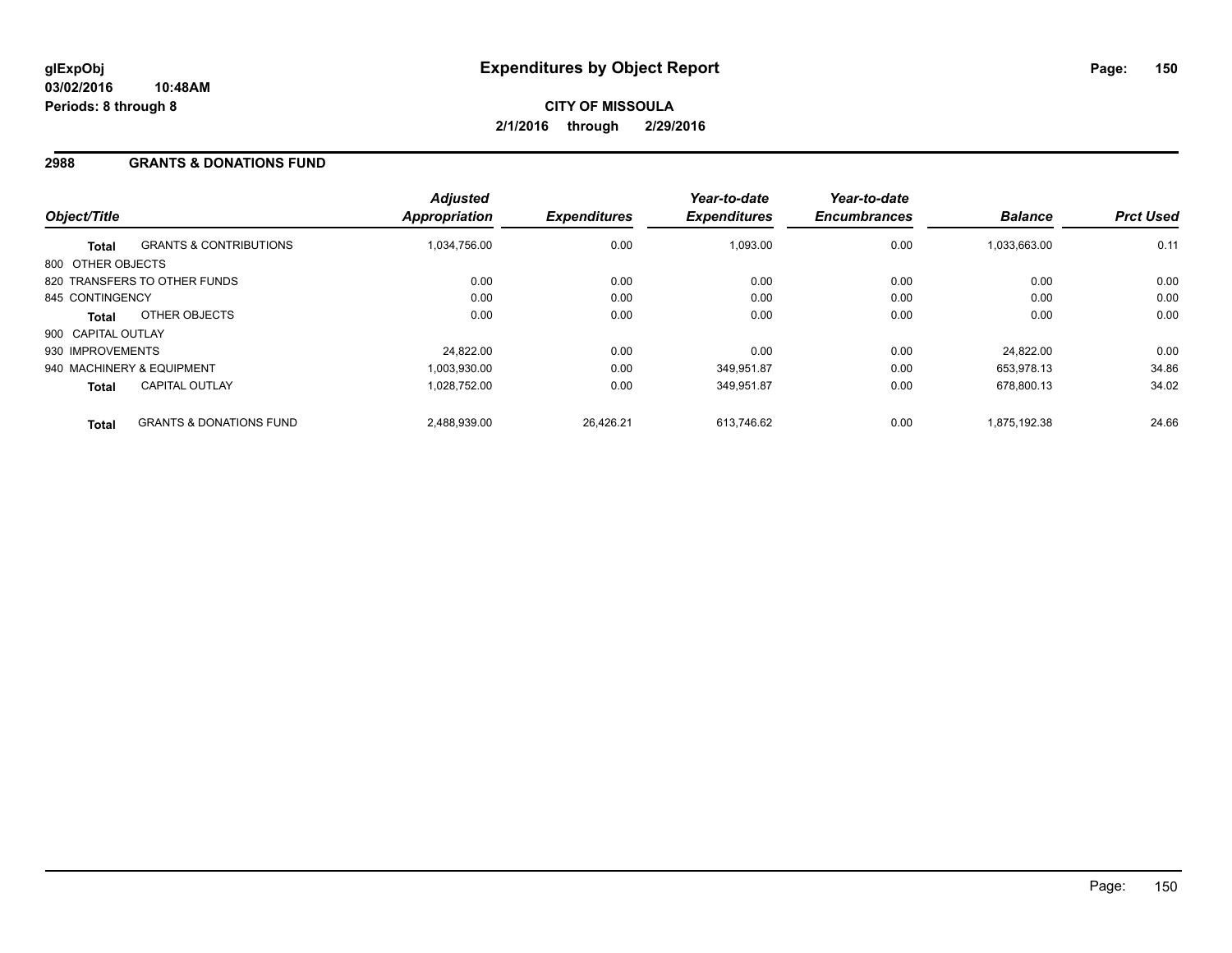**glExpObj**
**03/02/2016 10:48AM**
**Periods: 8 through 8**

# Expenditures by Object Report

**CITY OF MISSOULA**
**2/1/2016 through 2/29/2016**

## 2988 GRANTS & DONATIONS FUND

| Object/Title | | Adjusted Appropriation | Expenditures | Year-to-date Expenditures | Year-to-date Encumbrances | Balance | Prct Used |
|---|---|---|---|---|---|---|---|
| **Total** | GRANTS & CONTRIBUTIONS | 1,034,756.00 | 0.00 | 1,093.00 | 0.00 | 1,033,663.00 | 0.11 |
| 800 OTHER OBJECTS | | | | | | | |
| 820 TRANSFERS TO OTHER FUNDS | | 0.00 | 0.00 | 0.00 | 0.00 | 0.00 | 0.00 |
| 845 CONTINGENCY | | 0.00 | 0.00 | 0.00 | 0.00 | 0.00 | 0.00 |
| **Total** | OTHER OBJECTS | 0.00 | 0.00 | 0.00 | 0.00 | 0.00 | 0.00 |
| 900 CAPITAL OUTLAY | | | | | | | |
| 930 IMPROVEMENTS | | 24,822.00 | 0.00 | 0.00 | 0.00 | 24,822.00 | 0.00 |
| 940 MACHINERY & EQUIPMENT | | 1,003,930.00 | 0.00 | 349,951.87 | 0.00 | 653,978.13 | 34.86 |
| **Total** | CAPITAL OUTLAY | 1,028,752.00 | 0.00 | 349,951.87 | 0.00 | 678,800.13 | 34.02 |
| **Total** | GRANTS & DONATIONS FUND | 2,488,939.00 | 26,426.21 | 613,746.62 | 0.00 | 1,875,192.38 | 24.66 |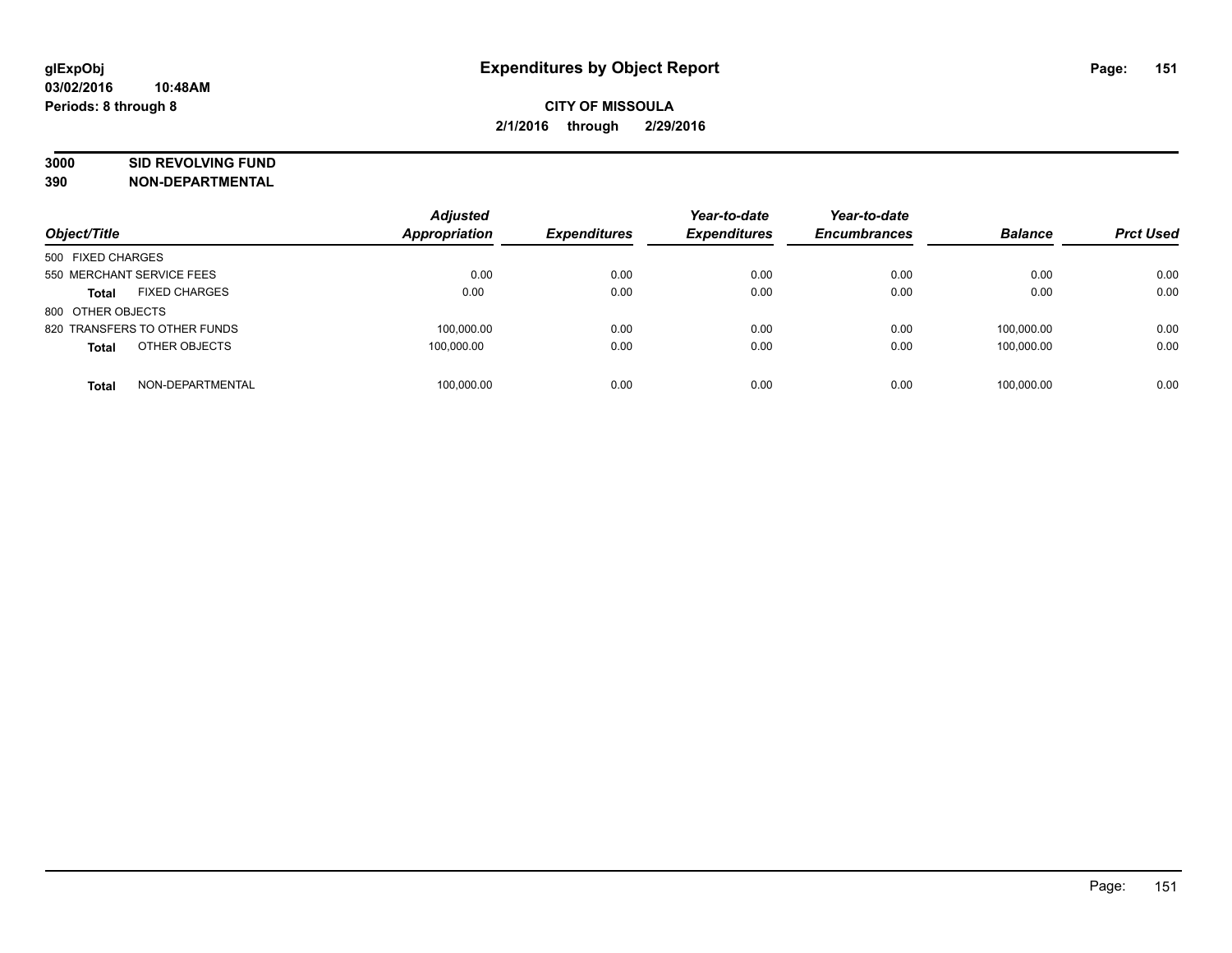**glExpObj** **Expenditures by Object Report**

**03/02/2016 10:48AM**

**Periods: 8 through 8**

**CITY OF MISSOULA**

**2/1/2016 through 2/29/2016**

**3000 SID REVOLVING FUND**

**390 NON-DEPARTMENTAL**

| Object/Title | Adjusted Appropriation | Expenditures | Year-to-date Expenditures | Year-to-date Encumbrances | Balance | Prct Used |
|---|---|---|---|---|---|---|
| 500 FIXED CHARGES | | | | | | |
| 550 MERCHANT SERVICE FEES | 0.00 | 0.00 | 0.00 | 0.00 | 0.00 | 0.00 |
| **Total** FIXED CHARGES | 0.00 | 0.00 | 0.00 | 0.00 | 0.00 | 0.00 |
| 800 OTHER OBJECTS | | | | | | |
| 820 TRANSFERS TO OTHER FUNDS | 100,000.00 | 0.00 | 0.00 | 0.00 | 100,000.00 | 0.00 |
| **Total** OTHER OBJECTS | 100,000.00 | 0.00 | 0.00 | 0.00 | 100,000.00 | 0.00 |
| **Total** NON-DEPARTMENTAL | 100,000.00 | 0.00 | 0.00 | 0.00 | 100,000.00 | 0.00 |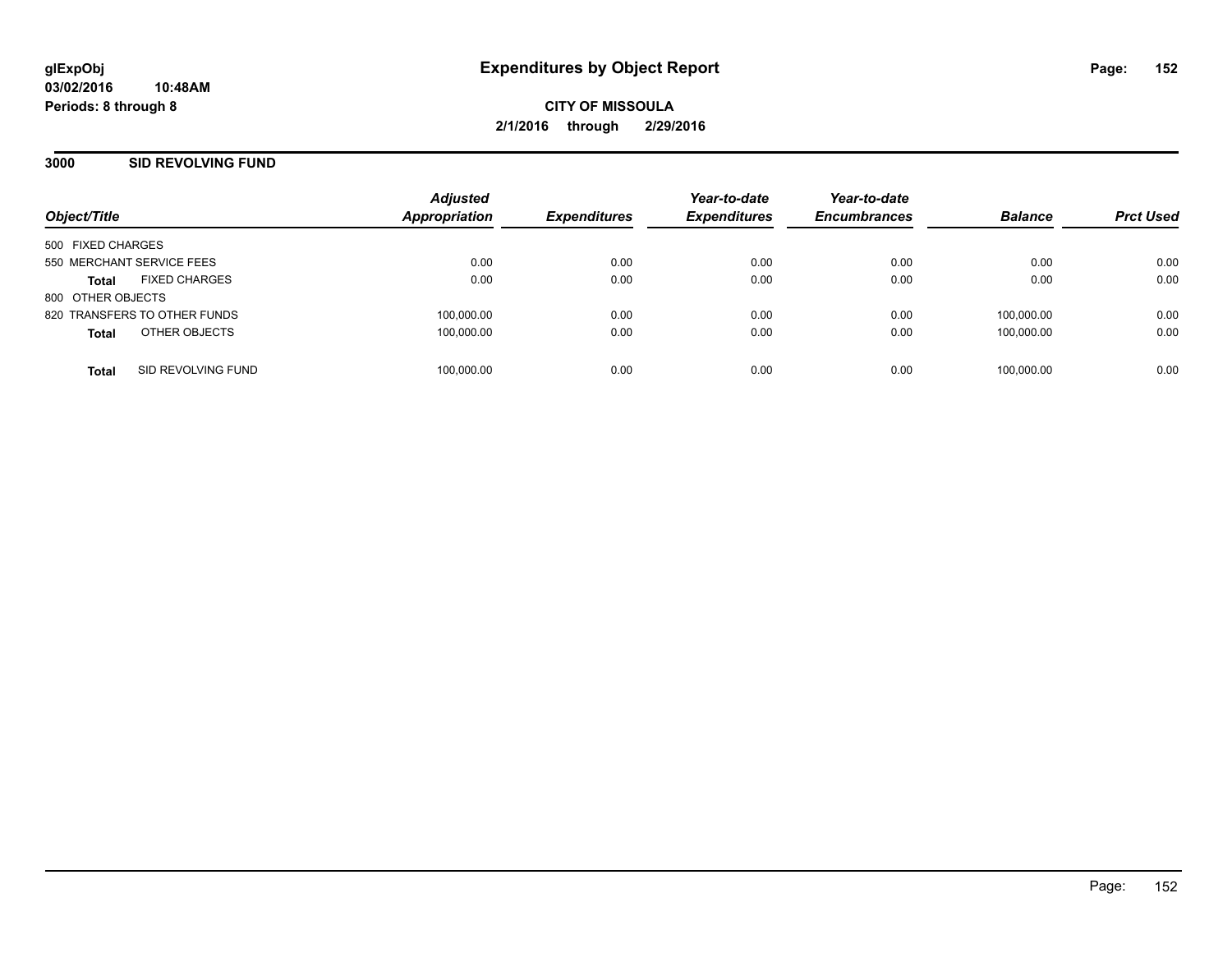# Expenditures by Object Report

glExpObj
03/02/2016 10:48AM
Periods: 8 through 8

CITY OF MISSOULA
2/1/2016 through 2/29/2016

## 3000 SID REVOLVING FUND

| Object/Title | Adjusted Appropriation | Expenditures | Year-to-date Expenditures | Year-to-date Encumbrances | Balance | Prct Used |
|---|---|---|---|---|---|---|
| 500 FIXED CHARGES | | | | | | |
| 550 MERCHANT SERVICE FEES | 0.00 | 0.00 | 0.00 | 0.00 | 0.00 | 0.00 |
| **Total** FIXED CHARGES | 0.00 | 0.00 | 0.00 | 0.00 | 0.00 | 0.00 |
| 800 OTHER OBJECTS | | | | | | |
| 820 TRANSFERS TO OTHER FUNDS | 100,000.00 | 0.00 | 0.00 | 0.00 | 100,000.00 | 0.00 |
| **Total** OTHER OBJECTS | 100,000.00 | 0.00 | 0.00 | 0.00 | 100,000.00 | 0.00 |
| **Total** SID REVOLVING FUND | 100,000.00 | 0.00 | 0.00 | 0.00 | 100,000.00 | 0.00 |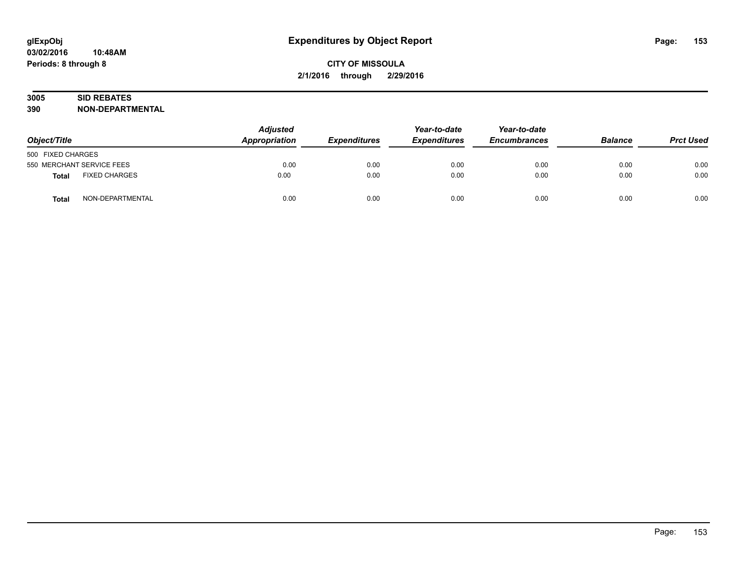# Expenditures by Object Report

glExpObj
03/02/2016 10:48AM
Periods: 8 through 8

**CITY OF MISSOULA**
**2/1/2016 through 2/29/2016**

**3005 SID REBATES**
**390 NON-DEPARTMENTAL**

| Object/Title | | Adjusted Appropriation | Expenditures | Year-to-date Expenditures | Year-to-date Encumbrances | Balance | Prct Used |
|---|---|---|---|---|---|---|---|
| 500 FIXED CHARGES | | | | | | | |
| 550 MERCHANT SERVICE FEES | | 0.00 | 0.00 | 0.00 | 0.00 | 0.00 | 0.00 |
| **Total** | FIXED CHARGES | 0.00 | 0.00 | 0.00 | 0.00 | 0.00 | 0.00 |
| **Total** | NON-DEPARTMENTAL | 0.00 | 0.00 | 0.00 | 0.00 | 0.00 | 0.00 |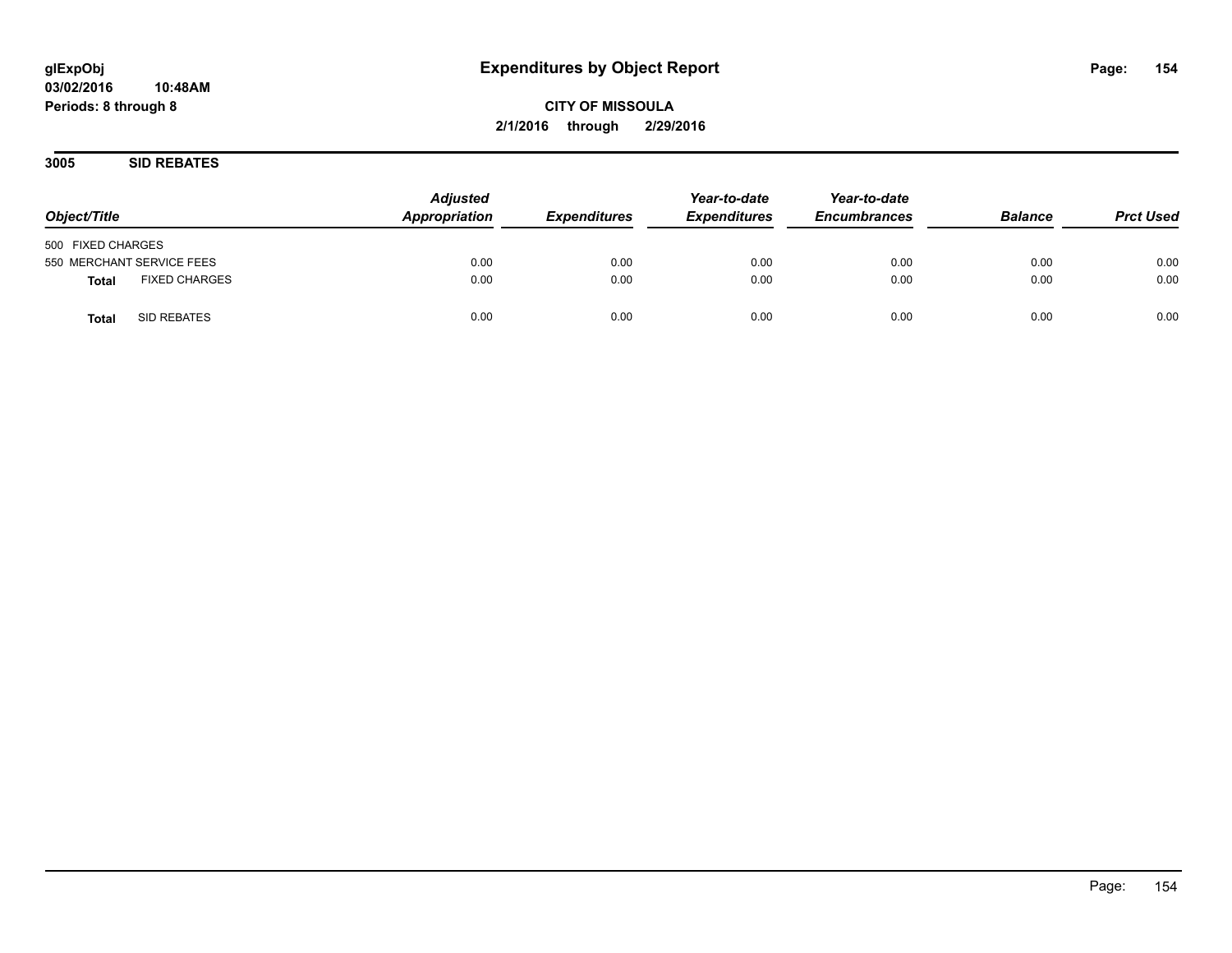**glExpObj**
**03/02/2016 10:48AM**
**Periods: 8 through 8**

# Expenditures by Object Report

**CITY OF MISSOULA**
**2/1/2016 through 2/29/2016**

## 3005 SID REBATES

| Object/Title | Adjusted Appropriation | Expenditures | Year-to-date Expenditures | Year-to-date Encumbrances | Balance | Prct Used |
|---|---|---|---|---|---|---|
| 500 FIXED CHARGES | | | | | | |
| 550 MERCHANT SERVICE FEES | 0.00 | 0.00 | 0.00 | 0.00 | 0.00 | 0.00 |
| **Total** FIXED CHARGES | 0.00 | 0.00 | 0.00 | 0.00 | 0.00 | 0.00 |
| **Total** SID REBATES | 0.00 | 0.00 | 0.00 | 0.00 | 0.00 | 0.00 |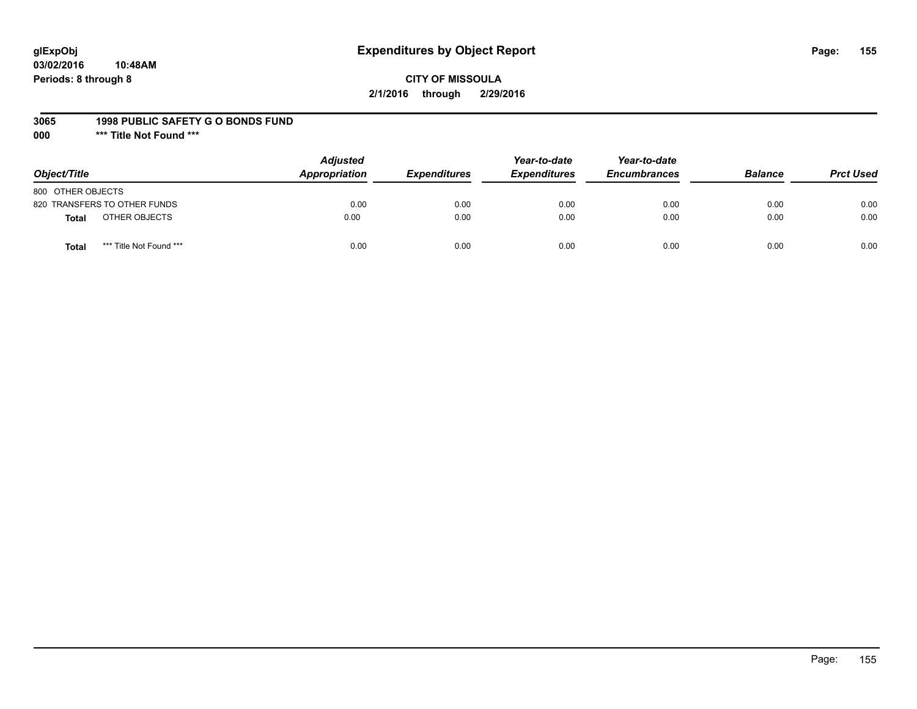# Expenditures by Object Report

glExpObj
03/02/2016 10:48AM
Periods: 8 through 8

**CITY OF MISSOULA**
**2/1/2016 through 2/29/2016**

**3065 1998 PUBLIC SAFETY G O BONDS FUND**
**000 \*\*\* Title Not Found \*\*\***

| Object/Title | Adjusted Appropriation | Expenditures | Year-to-date Expenditures | Year-to-date Encumbrances | Balance | Prct Used |
|---|---|---|---|---|---|---|
| 800 OTHER OBJECTS | | | | | | |
| 820 TRANSFERS TO OTHER FUNDS | 0.00 | 0.00 | 0.00 | 0.00 | 0.00 | 0.00 |
| **Total** OTHER OBJECTS | 0.00 | 0.00 | 0.00 | 0.00 | 0.00 | 0.00 |
| **Total** \*\*\* Title Not Found \*\*\* | 0.00 | 0.00 | 0.00 | 0.00 | 0.00 | 0.00 |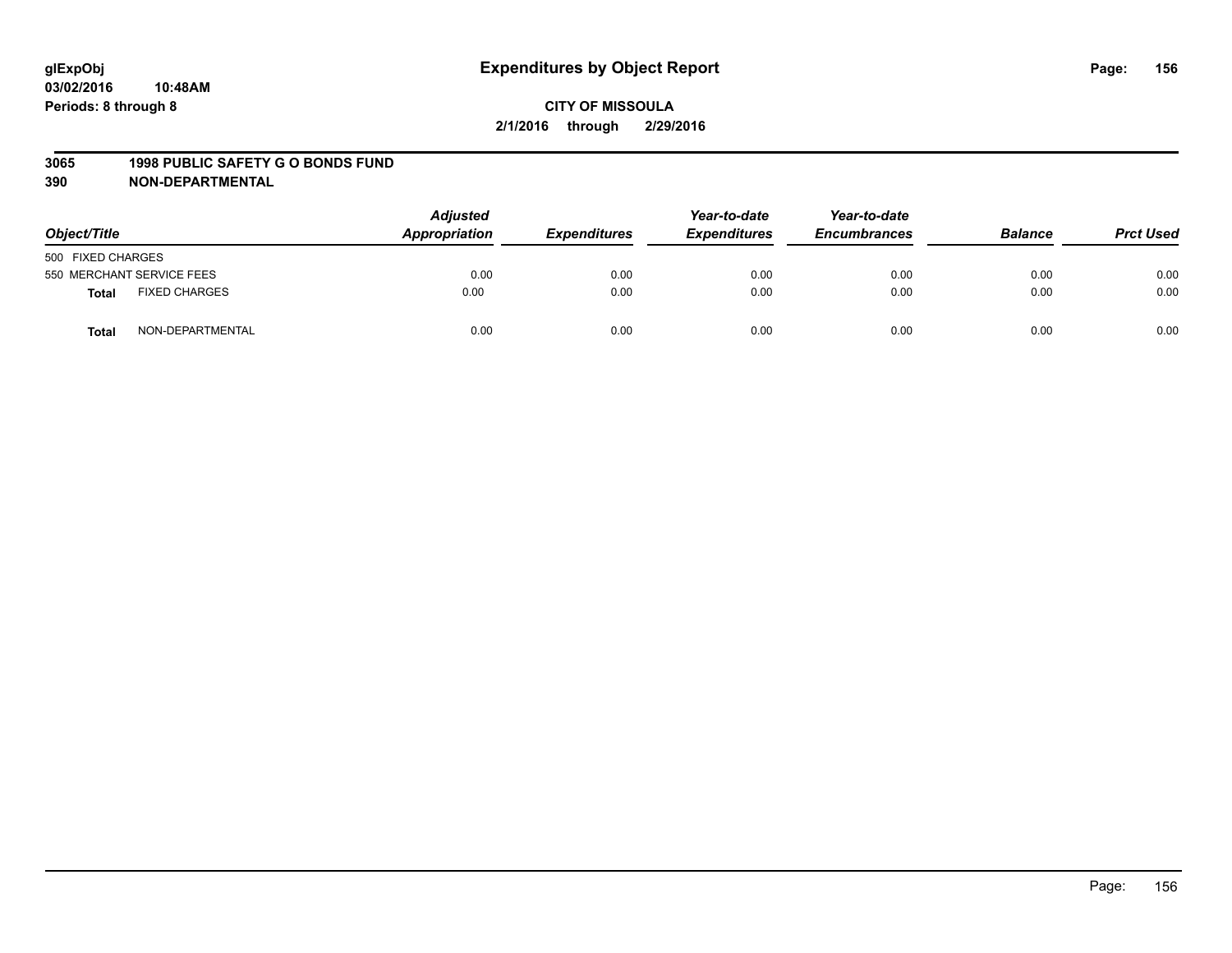**glExpObj**
**03/02/2016 10:48AM**
**Periods: 8 through 8**

# Expenditures by Object Report

**CITY OF MISSOULA**
**2/1/2016 through 2/29/2016**

**3065 1998 PUBLIC SAFETY G O BONDS FUND**
**390 NON-DEPARTMENTAL**

| Object/Title | | Adjusted Appropriation | Expenditures | Year-to-date Expenditures | Year-to-date Encumbrances | Balance | Prct Used |
|---|---|---|---|---|---|---|---|
| 500 FIXED CHARGES | | | | | | | |
| 550 MERCHANT SERVICE FEES | | 0.00 | 0.00 | 0.00 | 0.00 | 0.00 | 0.00 |
| **Total** | FIXED CHARGES | 0.00 | 0.00 | 0.00 | 0.00 | 0.00 | 0.00 |
| **Total** | NON-DEPARTMENTAL | 0.00 | 0.00 | 0.00 | 0.00 | 0.00 | 0.00 |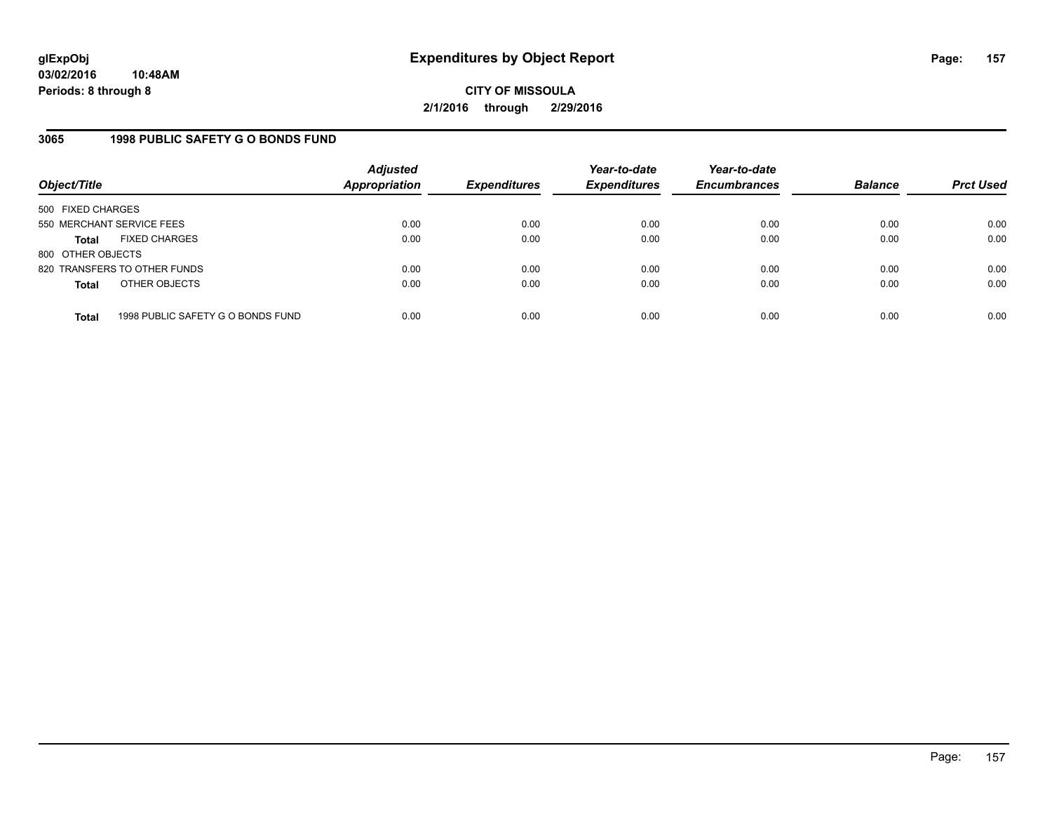glExpObj
03/02/2016 10:48AM
Periods: 8 through 8

# Expenditures by Object Report

**CITY OF MISSOULA**
**2/1/2016 through 2/29/2016**

## 3065 1998 PUBLIC SAFETY G O BONDS FUND

| Object/Title | Adjusted Appropriation | Expenditures | Year-to-date Expenditures | Year-to-date Encumbrances | Balance | Prct Used |
|---|---|---|---|---|---|---|
| 500 FIXED CHARGES | | | | | | |
| 550 MERCHANT SERVICE FEES | 0.00 | 0.00 | 0.00 | 0.00 | 0.00 | 0.00 |
| **Total** FIXED CHARGES | 0.00 | 0.00 | 0.00 | 0.00 | 0.00 | 0.00 |
| 800 OTHER OBJECTS | | | | | | |
| 820 TRANSFERS TO OTHER FUNDS | 0.00 | 0.00 | 0.00 | 0.00 | 0.00 | 0.00 |
| **Total** OTHER OBJECTS | 0.00 | 0.00 | 0.00 | 0.00 | 0.00 | 0.00 |
| **Total** 1998 PUBLIC SAFETY G O BONDS FUND | 0.00 | 0.00 | 0.00 | 0.00 | 0.00 | 0.00 |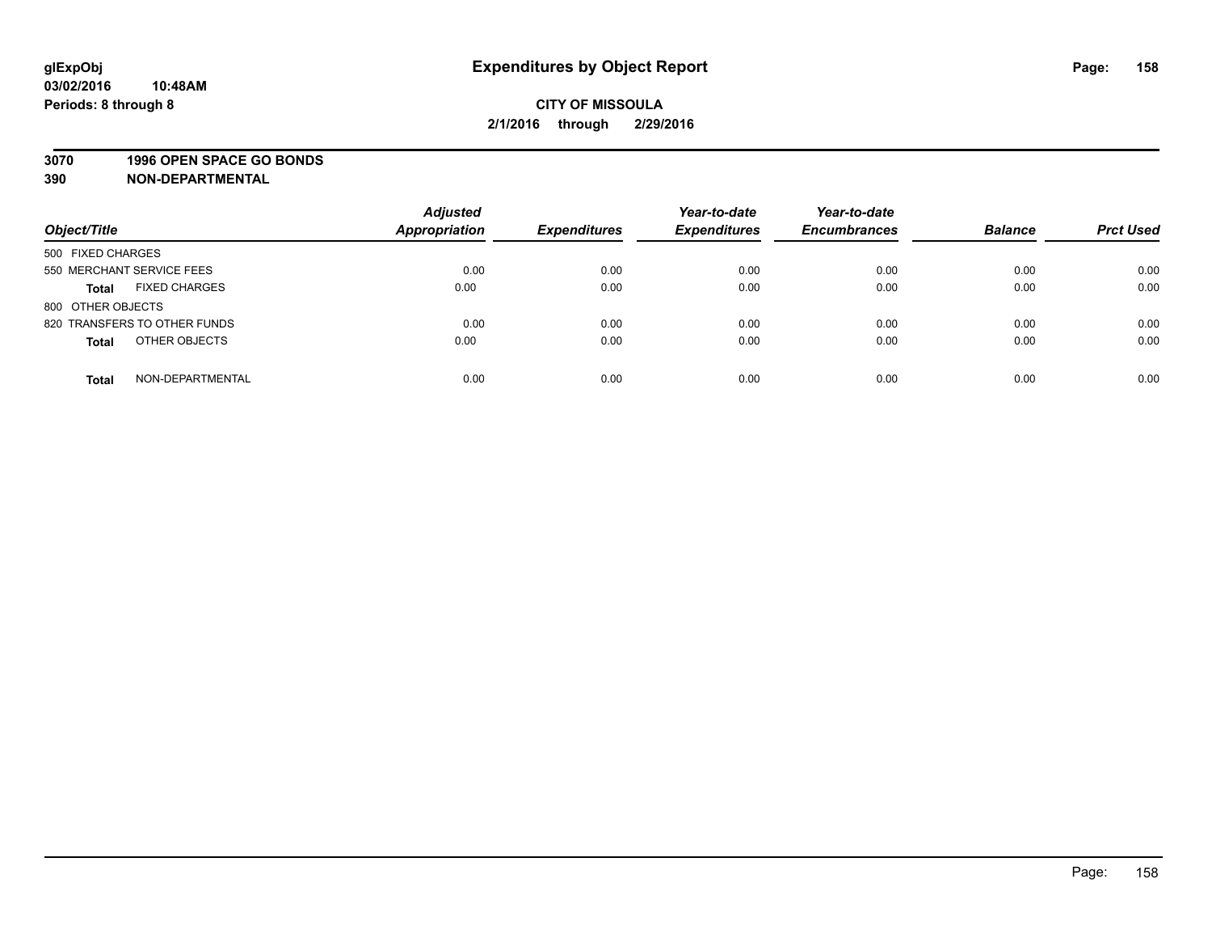**glExpObj**
**03/02/2016 10:48AM**
**Periods: 8 through 8**

# Expenditures by Object Report

**CITY OF MISSOULA**
**2/1/2016 through 2/29/2016**

**3070 1996 OPEN SPACE GO BONDS**
**390 NON-DEPARTMENTAL**

| Object/Title | Adjusted Appropriation | Expenditures | Year-to-date Expenditures | Year-to-date Encumbrances | Balance | Prct Used |
|---|---|---|---|---|---|---|
| 500 FIXED CHARGES | | | | | | |
| 550 MERCHANT SERVICE FEES | 0.00 | 0.00 | 0.00 | 0.00 | 0.00 | 0.00 |
| **Total** FIXED CHARGES | 0.00 | 0.00 | 0.00 | 0.00 | 0.00 | 0.00 |
| 800 OTHER OBJECTS | | | | | | |
| 820 TRANSFERS TO OTHER FUNDS | 0.00 | 0.00 | 0.00 | 0.00 | 0.00 | 0.00 |
| **Total** OTHER OBJECTS | 0.00 | 0.00 | 0.00 | 0.00 | 0.00 | 0.00 |
| **Total** NON-DEPARTMENTAL | 0.00 | 0.00 | 0.00 | 0.00 | 0.00 | 0.00 |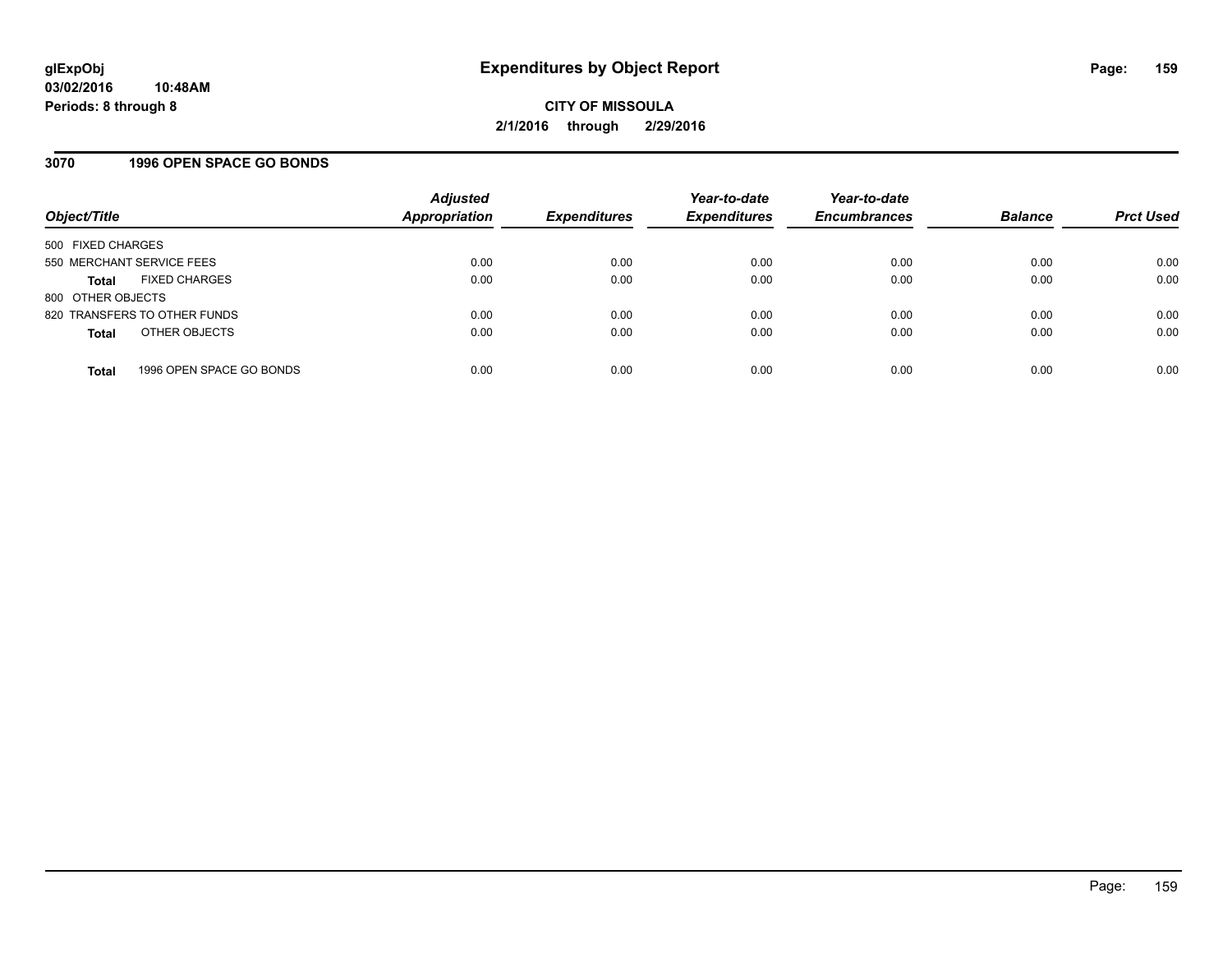**glExpObj**
**03/02/2016 10:48AM**
**Periods: 8 through 8**

# Expenditures by Object Report

**CITY OF MISSOULA**
**2/1/2016 through 2/29/2016**

## 3070 1996 OPEN SPACE GO BONDS

| Object/Title | Adjusted Appropriation | Expenditures | Year-to-date Expenditures | Year-to-date Encumbrances | Balance | Prct Used |
|---|---|---|---|---|---|---|
| 500 FIXED CHARGES | | | | | | |
| 550 MERCHANT SERVICE FEES | 0.00 | 0.00 | 0.00 | 0.00 | 0.00 | 0.00 |
| **Total** FIXED CHARGES | 0.00 | 0.00 | 0.00 | 0.00 | 0.00 | 0.00 |
| 800 OTHER OBJECTS | | | | | | |
| 820 TRANSFERS TO OTHER FUNDS | 0.00 | 0.00 | 0.00 | 0.00 | 0.00 | 0.00 |
| **Total** OTHER OBJECTS | 0.00 | 0.00 | 0.00 | 0.00 | 0.00 | 0.00 |
| **Total** 1996 OPEN SPACE GO BONDS | 0.00 | 0.00 | 0.00 | 0.00 | 0.00 | 0.00 |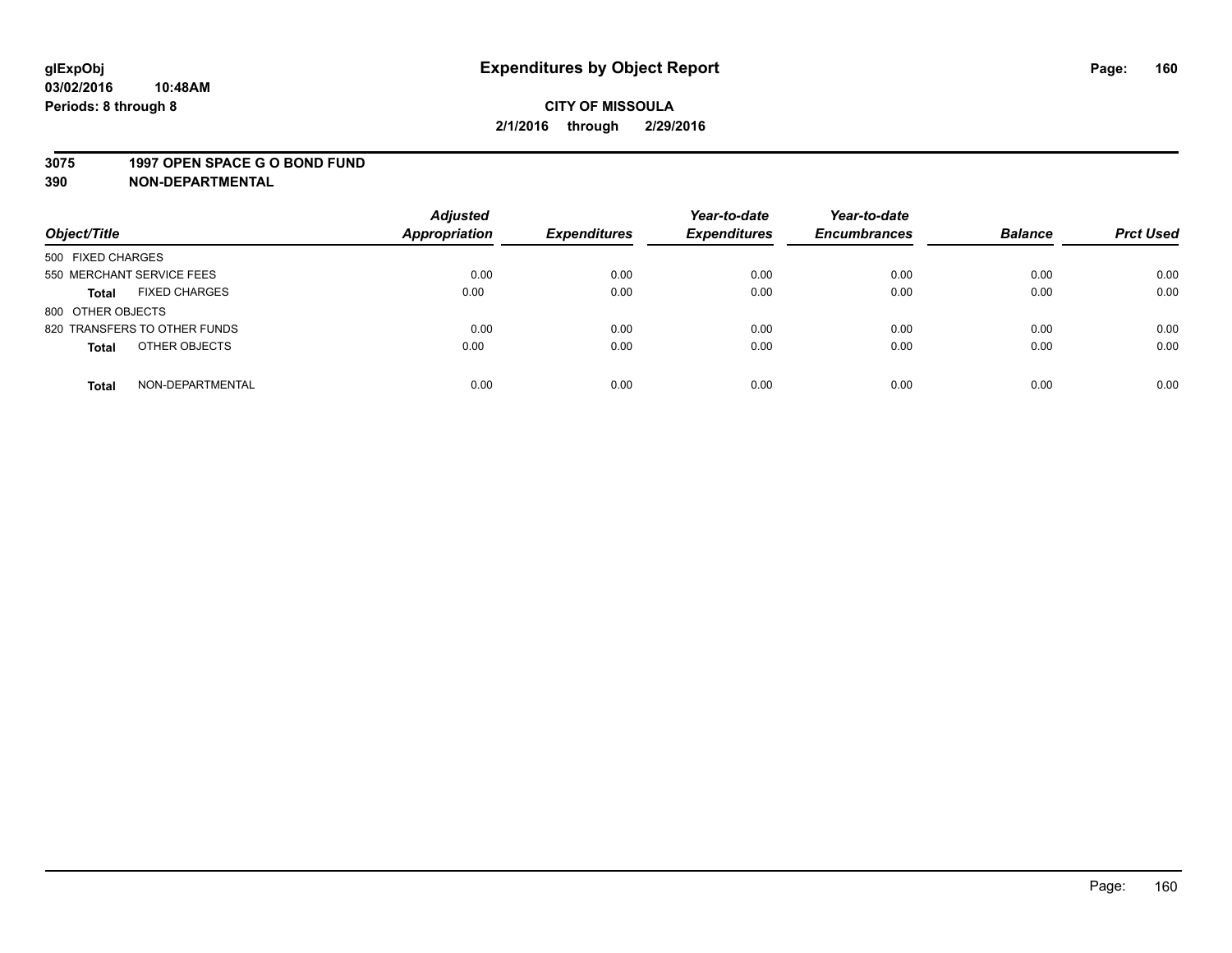**glExpObj**
**03/02/2016 10:48AM**
**Periods: 8 through 8**

# Expenditures by Object Report

**CITY OF MISSOULA**
**2/1/2016 through 2/29/2016**

**3075 1997 OPEN SPACE G O BOND FUND**
**390 NON-DEPARTMENTAL**

| Object/Title | | Adjusted Appropriation | Expenditures | Year-to-date Expenditures | Year-to-date Encumbrances | Balance | Prct Used |
|---|---|---|---|---|---|---|---|
| 500 FIXED CHARGES | | | | | | | |
| 550 MERCHANT SERVICE FEES | | 0.00 | 0.00 | 0.00 | 0.00 | 0.00 | 0.00 |
| **Total** | FIXED CHARGES | 0.00 | 0.00 | 0.00 | 0.00 | 0.00 | 0.00 |
| 800 OTHER OBJECTS | | | | | | | |
| 820 TRANSFERS TO OTHER FUNDS | | 0.00 | 0.00 | 0.00 | 0.00 | 0.00 | 0.00 |
| **Total** | OTHER OBJECTS | 0.00 | 0.00 | 0.00 | 0.00 | 0.00 | 0.00 |
| **Total** | NON-DEPARTMENTAL | 0.00 | 0.00 | 0.00 | 0.00 | 0.00 | 0.00 |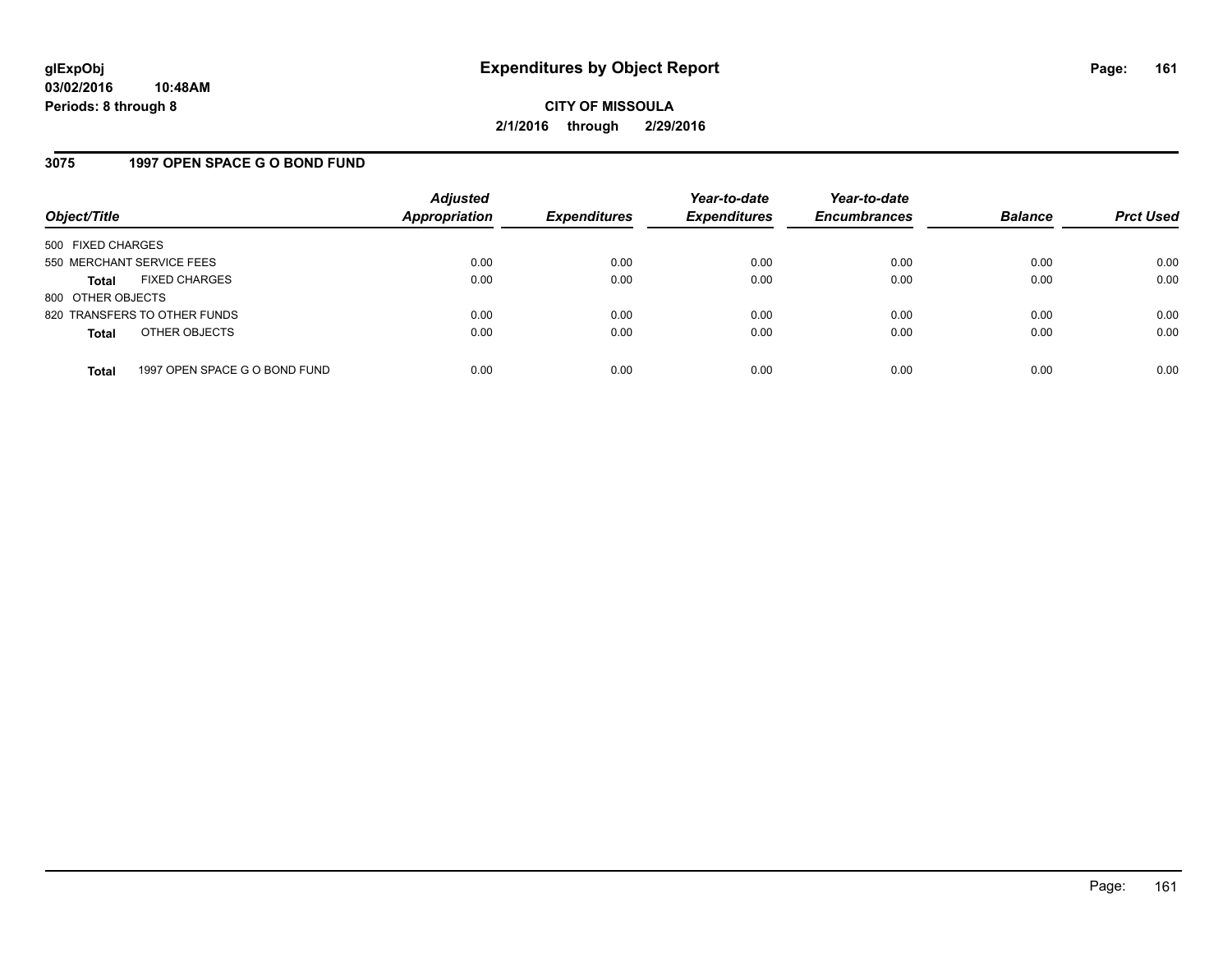**glExpObj**
**03/02/2016 10:48AM**
**Periods: 8 through 8**

# Expenditures by Object Report

**CITY OF MISSOULA**
**2/1/2016 through 2/29/2016**

## 3075 1997 OPEN SPACE G O BOND FUND

| Object/Title | Adjusted Appropriation | Expenditures | Year-to-date Expenditures | Year-to-date Encumbrances | Balance | Prct Used |
|---|---|---|---|---|---|---|
| 500 FIXED CHARGES | | | | | | |
| 550 MERCHANT SERVICE FEES | 0.00 | 0.00 | 0.00 | 0.00 | 0.00 | 0.00 |
| **Total** FIXED CHARGES | 0.00 | 0.00 | 0.00 | 0.00 | 0.00 | 0.00 |
| 800 OTHER OBJECTS | | | | | | |
| 820 TRANSFERS TO OTHER FUNDS | 0.00 | 0.00 | 0.00 | 0.00 | 0.00 | 0.00 |
| **Total** OTHER OBJECTS | 0.00 | 0.00 | 0.00 | 0.00 | 0.00 | 0.00 |
| **Total** 1997 OPEN SPACE G O BOND FUND | 0.00 | 0.00 | 0.00 | 0.00 | 0.00 | 0.00 |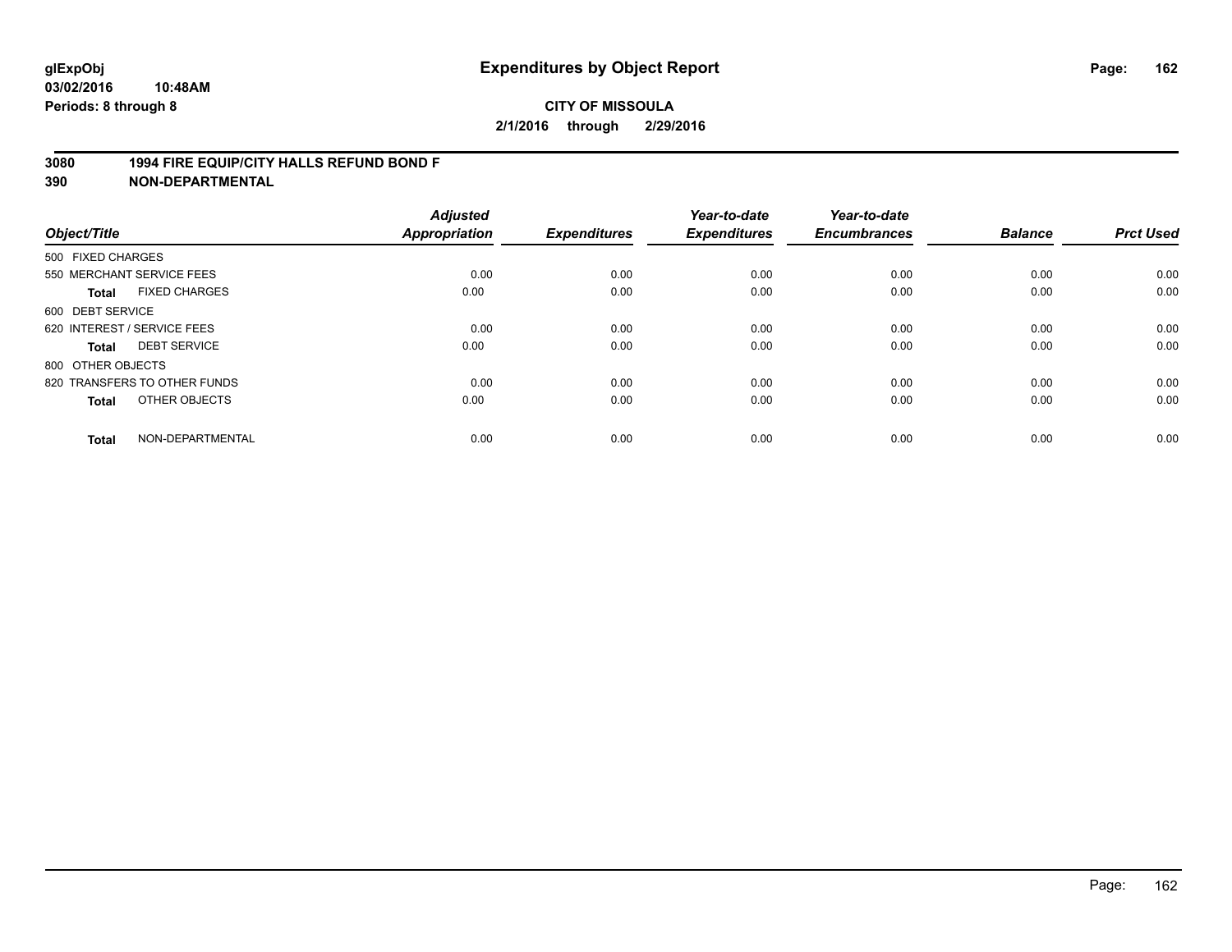**glExpObj**
**03/02/2016 10:48AM**
**Periods: 8 through 8**

# Expenditures by Object Report

**CITY OF MISSOULA**
**2/1/2016 through 2/29/2016**

**3080 1994 FIRE EQUIP/CITY HALLS REFUND BOND F**
**390 NON-DEPARTMENTAL**

| Object/Title | Adjusted Appropriation | Expenditures | Year-to-date Expenditures | Year-to-date Encumbrances | Balance | Prct Used |
|---|---|---|---|---|---|---|
| 500 FIXED CHARGES | | | | | | |
| 550 MERCHANT SERVICE FEES | 0.00 | 0.00 | 0.00 | 0.00 | 0.00 | 0.00 |
| **Total** FIXED CHARGES | 0.00 | 0.00 | 0.00 | 0.00 | 0.00 | 0.00 |
| 600 DEBT SERVICE | | | | | | |
| 620 INTEREST / SERVICE FEES | 0.00 | 0.00 | 0.00 | 0.00 | 0.00 | 0.00 |
| **Total** DEBT SERVICE | 0.00 | 0.00 | 0.00 | 0.00 | 0.00 | 0.00 |
| 800 OTHER OBJECTS | | | | | | |
| 820 TRANSFERS TO OTHER FUNDS | 0.00 | 0.00 | 0.00 | 0.00 | 0.00 | 0.00 |
| **Total** OTHER OBJECTS | 0.00 | 0.00 | 0.00 | 0.00 | 0.00 | 0.00 |
| **Total** NON-DEPARTMENTAL | 0.00 | 0.00 | 0.00 | 0.00 | 0.00 | 0.00 |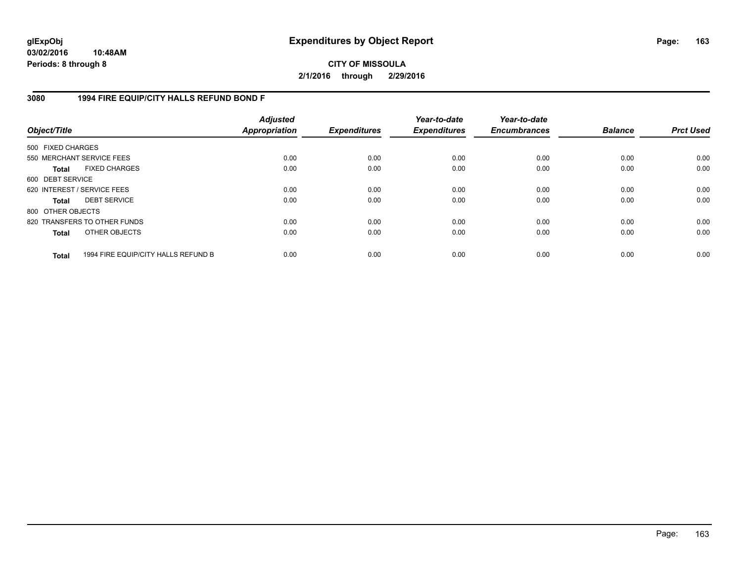# Expenditures by Object Report

glExpObj
03/02/2016 10:48AM
Periods: 8 through 8

**CITY OF MISSOULA**

**2/1/2016 through 2/29/2016**

## 3080 1994 FIRE EQUIP/CITY HALLS REFUND BOND F

| Object/Title | Adjusted Appropriation | Expenditures | Year-to-date Expenditures | Year-to-date Encumbrances | Balance | Prct Used |
|---|---|---|---|---|---|---|
| 500 FIXED CHARGES | | | | | | |
| 550 MERCHANT SERVICE FEES | 0.00 | 0.00 | 0.00 | 0.00 | 0.00 | 0.00 |
| **Total** FIXED CHARGES | 0.00 | 0.00 | 0.00 | 0.00 | 0.00 | 0.00 |
| 600 DEBT SERVICE | | | | | | |
| 620 INTEREST / SERVICE FEES | 0.00 | 0.00 | 0.00 | 0.00 | 0.00 | 0.00 |
| **Total** DEBT SERVICE | 0.00 | 0.00 | 0.00 | 0.00 | 0.00 | 0.00 |
| 800 OTHER OBJECTS | | | | | | |
| 820 TRANSFERS TO OTHER FUNDS | 0.00 | 0.00 | 0.00 | 0.00 | 0.00 | 0.00 |
| **Total** OTHER OBJECTS | 0.00 | 0.00 | 0.00 | 0.00 | 0.00 | 0.00 |
| **Total** 1994 FIRE EQUIP/CITY HALLS REFUND B | 0.00 | 0.00 | 0.00 | 0.00 | 0.00 | 0.00 |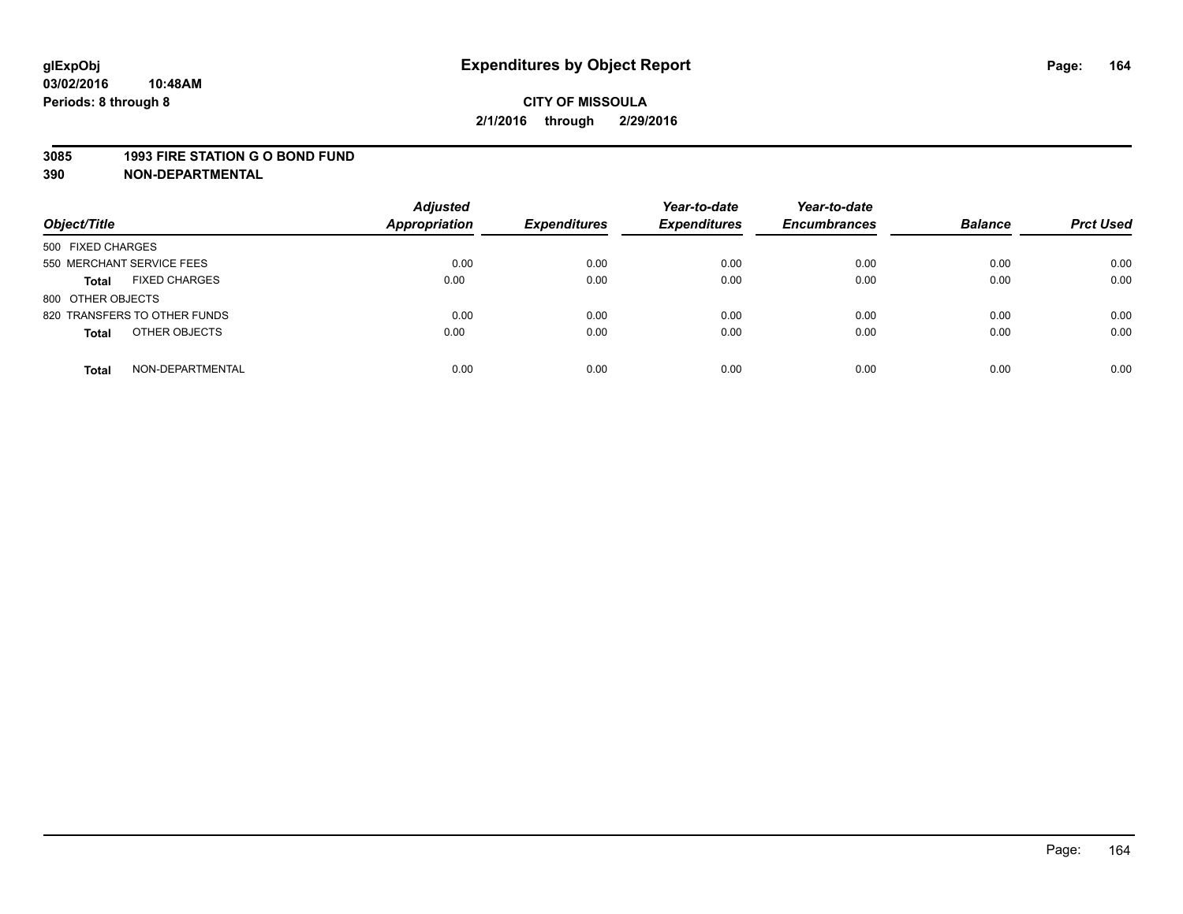**glExpObj**
**03/02/2016 10:48AM**
**Periods: 8 through 8**

# Expenditures by Object Report

**CITY OF MISSOULA**
**2/1/2016 through 2/29/2016**

**3085 1993 FIRE STATION G O BOND FUND**
**390 NON-DEPARTMENTAL**

| Object/Title | Adjusted Appropriation | Expenditures | Year-to-date Expenditures | Year-to-date Encumbrances | Balance | Prct Used |
|---|---|---|---|---|---|---|
| 500 FIXED CHARGES | | | | | | |
| 550 MERCHANT SERVICE FEES | 0.00 | 0.00 | 0.00 | 0.00 | 0.00 | 0.00 |
| **Total** FIXED CHARGES | 0.00 | 0.00 | 0.00 | 0.00 | 0.00 | 0.00 |
| 800 OTHER OBJECTS | | | | | | |
| 820 TRANSFERS TO OTHER FUNDS | 0.00 | 0.00 | 0.00 | 0.00 | 0.00 | 0.00 |
| **Total** OTHER OBJECTS | 0.00 | 0.00 | 0.00 | 0.00 | 0.00 | 0.00 |
| **Total** NON-DEPARTMENTAL | 0.00 | 0.00 | 0.00 | 0.00 | 0.00 | 0.00 |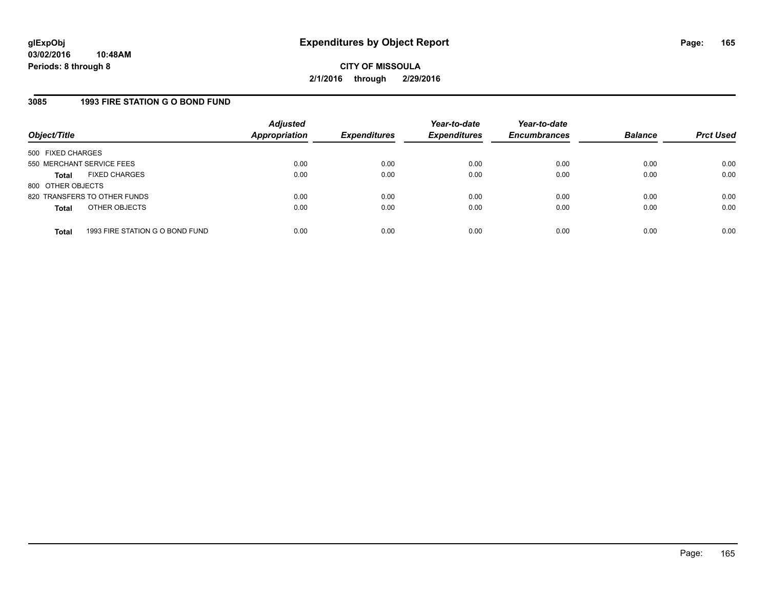# Expenditures by Object Report

glExpObj
03/02/2016 10:48AM
Periods: 8 through 8

**CITY OF MISSOULA**
**2/1/2016 through 2/29/2016**

## 3085 1993 FIRE STATION G O BOND FUND

| Object/Title | Adjusted Appropriation | Expenditures | Year-to-date Expenditures | Year-to-date Encumbrances | Balance | Prct Used |
|---|---|---|---|---|---|---|
| 500 FIXED CHARGES | | | | | | |
| 550 MERCHANT SERVICE FEES | 0.00 | 0.00 | 0.00 | 0.00 | 0.00 | 0.00 |
| **Total** FIXED CHARGES | 0.00 | 0.00 | 0.00 | 0.00 | 0.00 | 0.00 |
| 800 OTHER OBJECTS | | | | | | |
| 820 TRANSFERS TO OTHER FUNDS | 0.00 | 0.00 | 0.00 | 0.00 | 0.00 | 0.00 |
| **Total** OTHER OBJECTS | 0.00 | 0.00 | 0.00 | 0.00 | 0.00 | 0.00 |
| **Total** 1993 FIRE STATION G O BOND FUND | 0.00 | 0.00 | 0.00 | 0.00 | 0.00 | 0.00 |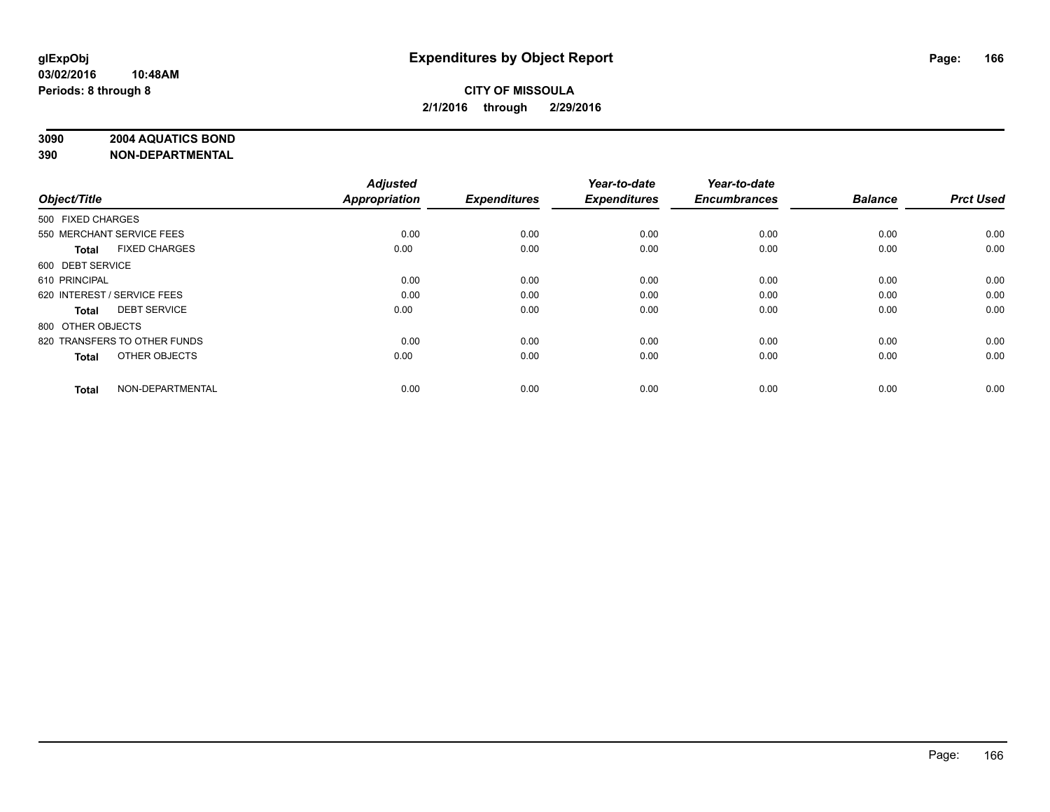# Expenditures by Object Report

glExpObj
03/02/2016 10:48AM
Periods: 8 through 8

**CITY OF MISSOULA**
**2/1/2016 through 2/29/2016**

**3090 2004 AQUATICS BOND**
**390 NON-DEPARTMENTAL**

| Object/Title | Adjusted Appropriation | Expenditures | Year-to-date Expenditures | Year-to-date Encumbrances | Balance | Prct Used |
|---|---|---|---|---|---|---|
| 500 FIXED CHARGES | | | | | | |
| 550 MERCHANT SERVICE FEES | 0.00 | 0.00 | 0.00 | 0.00 | 0.00 | 0.00 |
| **Total** FIXED CHARGES | 0.00 | 0.00 | 0.00 | 0.00 | 0.00 | 0.00 |
| 600 DEBT SERVICE | | | | | | |
| 610 PRINCIPAL | 0.00 | 0.00 | 0.00 | 0.00 | 0.00 | 0.00 |
| 620 INTEREST / SERVICE FEES | 0.00 | 0.00 | 0.00 | 0.00 | 0.00 | 0.00 |
| **Total** DEBT SERVICE | 0.00 | 0.00 | 0.00 | 0.00 | 0.00 | 0.00 |
| 800 OTHER OBJECTS | | | | | | |
| 820 TRANSFERS TO OTHER FUNDS | 0.00 | 0.00 | 0.00 | 0.00 | 0.00 | 0.00 |
| **Total** OTHER OBJECTS | 0.00 | 0.00 | 0.00 | 0.00 | 0.00 | 0.00 |
| **Total** NON-DEPARTMENTAL | 0.00 | 0.00 | 0.00 | 0.00 | 0.00 | 0.00 |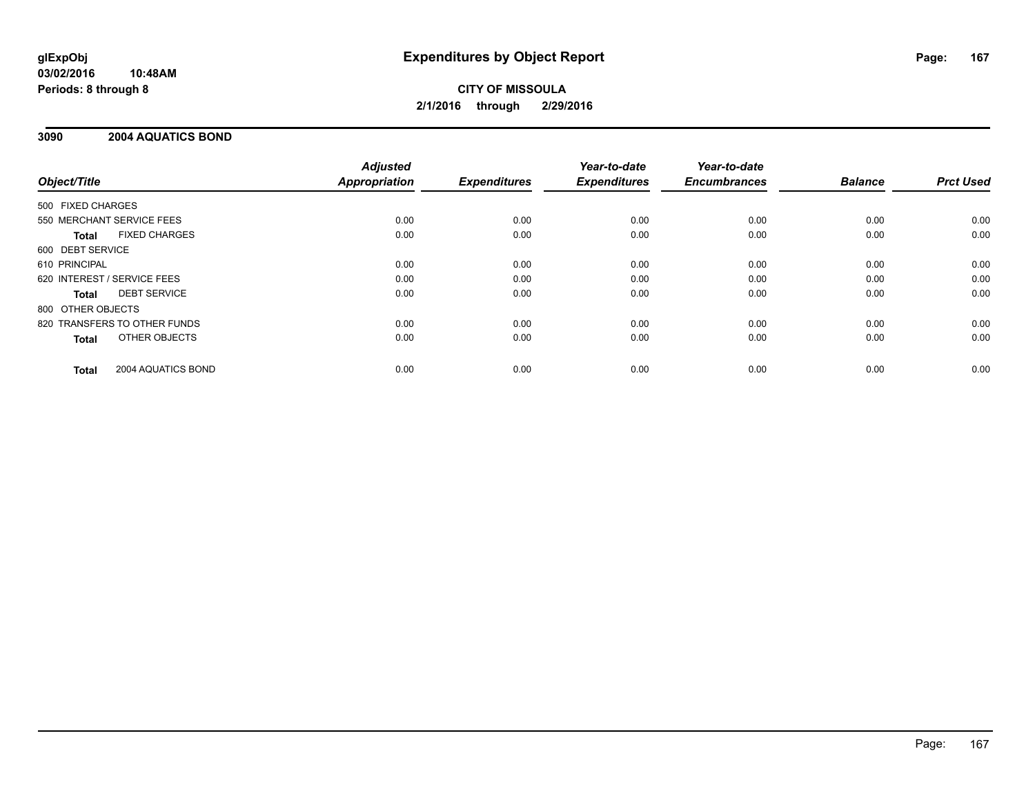glExpObj
03/02/2016 10:48AM
Periods: 8 through 8

# Expenditures by Object Report

**CITY OF MISSOULA**
**2/1/2016 through 2/29/2016**

## 3090 2004 AQUATICS BOND

| Object/Title | Adjusted Appropriation | Expenditures | Year-to-date Expenditures | Year-to-date Encumbrances | Balance | Prct Used |
|---|---|---|---|---|---|---|
| 500 FIXED CHARGES | | | | | | |
| 550 MERCHANT SERVICE FEES | 0.00 | 0.00 | 0.00 | 0.00 | 0.00 | 0.00 |
| **Total** FIXED CHARGES | 0.00 | 0.00 | 0.00 | 0.00 | 0.00 | 0.00 |
| 600 DEBT SERVICE | | | | | | |
| 610 PRINCIPAL | 0.00 | 0.00 | 0.00 | 0.00 | 0.00 | 0.00 |
| 620 INTEREST / SERVICE FEES | 0.00 | 0.00 | 0.00 | 0.00 | 0.00 | 0.00 |
| **Total** DEBT SERVICE | 0.00 | 0.00 | 0.00 | 0.00 | 0.00 | 0.00 |
| 800 OTHER OBJECTS | | | | | | |
| 820 TRANSFERS TO OTHER FUNDS | 0.00 | 0.00 | 0.00 | 0.00 | 0.00 | 0.00 |
| **Total** OTHER OBJECTS | 0.00 | 0.00 | 0.00 | 0.00 | 0.00 | 0.00 |
| **Total** 2004 AQUATICS BOND | 0.00 | 0.00 | 0.00 | 0.00 | 0.00 | 0.00 |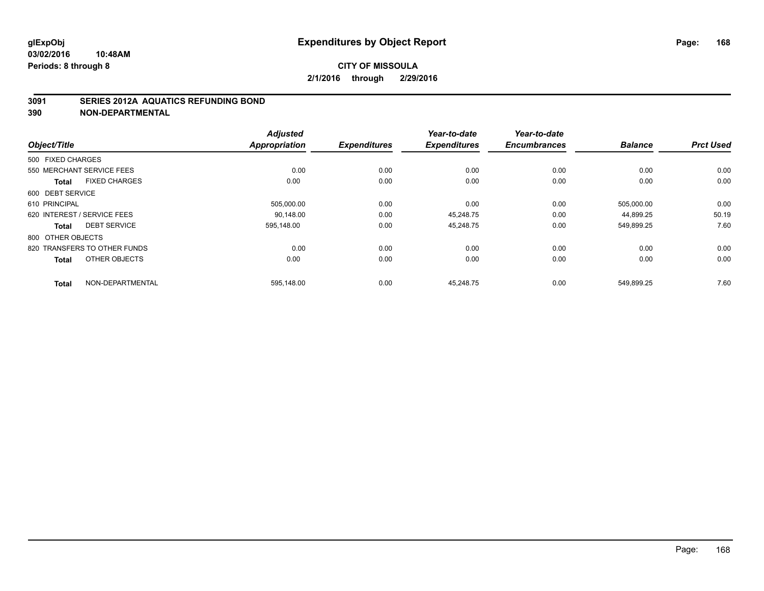# Expenditures by Object Report

glExpObj
03/02/2016 10:48AM
Periods: 8 through 8

**CITY OF MISSOULA**

**2/1/2016 through 2/29/2016**

**3091 SERIES 2012A AQUATICS REFUNDING BOND**
**390 NON-DEPARTMENTAL**

| Object/Title | Adjusted Appropriation | Expenditures | Year-to-date Expenditures | Year-to-date Encumbrances | Balance | Prct Used |
|---|---|---|---|---|---|---|
| 500 FIXED CHARGES | | | | | | |
| 550 MERCHANT SERVICE FEES | 0.00 | 0.00 | 0.00 | 0.00 | 0.00 | 0.00 |
| **Total** FIXED CHARGES | 0.00 | 0.00 | 0.00 | 0.00 | 0.00 | 0.00 |
| 600 DEBT SERVICE | | | | | | |
| 610 PRINCIPAL | 505,000.00 | 0.00 | 0.00 | 0.00 | 505,000.00 | 0.00 |
| 620 INTEREST / SERVICE FEES | 90,148.00 | 0.00 | 45,248.75 | 0.00 | 44,899.25 | 50.19 |
| **Total** DEBT SERVICE | 595,148.00 | 0.00 | 45,248.75 | 0.00 | 549,899.25 | 7.60 |
| 800 OTHER OBJECTS | | | | | | |
| 820 TRANSFERS TO OTHER FUNDS | 0.00 | 0.00 | 0.00 | 0.00 | 0.00 | 0.00 |
| **Total** OTHER OBJECTS | 0.00 | 0.00 | 0.00 | 0.00 | 0.00 | 0.00 |
| **Total** NON-DEPARTMENTAL | 595,148.00 | 0.00 | 45,248.75 | 0.00 | 549,899.25 | 7.60 |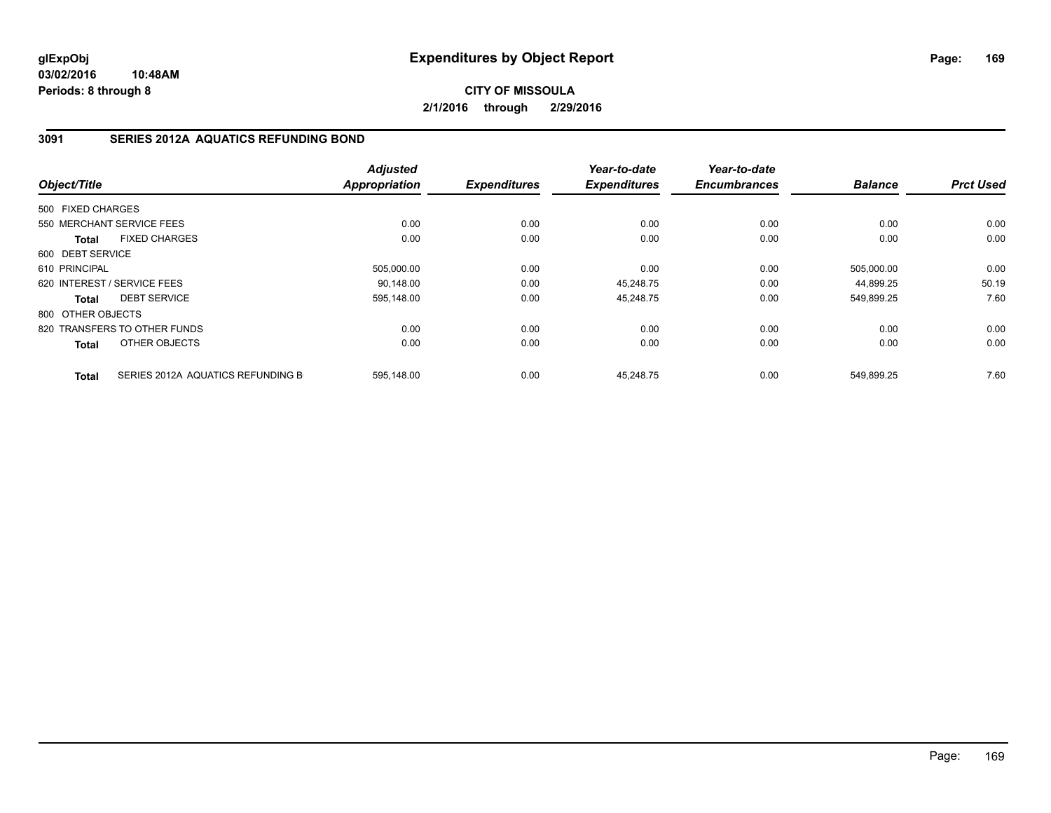**glExpObj** **Expenditures by Object Report**
**03/02/2016 10:48AM**
**Periods: 8 through 8**

**CITY OF MISSOULA**
**2/1/2016 through 2/29/2016**

## 3091 SERIES 2012A AQUATICS REFUNDING BOND

| Object/Title | | Adjusted Appropriation | Expenditures | Year-to-date Expenditures | Year-to-date Encumbrances | Balance | Prct Used |
|---|---|---|---|---|---|---|---|
| 500 FIXED CHARGES | | | | | | | |
| 550 MERCHANT SERVICE FEES | | 0.00 | 0.00 | 0.00 | 0.00 | 0.00 | 0.00 |
| **Total** | FIXED CHARGES | 0.00 | 0.00 | 0.00 | 0.00 | 0.00 | 0.00 |
| 600 DEBT SERVICE | | | | | | | |
| 610 PRINCIPAL | | 505,000.00 | 0.00 | 0.00 | 0.00 | 505,000.00 | 0.00 |
| 620 INTEREST / SERVICE FEES | | 90,148.00 | 0.00 | 45,248.75 | 0.00 | 44,899.25 | 50.19 |
| **Total** | DEBT SERVICE | 595,148.00 | 0.00 | 45,248.75 | 0.00 | 549,899.25 | 7.60 |
| 800 OTHER OBJECTS | | | | | | | |
| 820 TRANSFERS TO OTHER FUNDS | | 0.00 | 0.00 | 0.00 | 0.00 | 0.00 | 0.00 |
| **Total** | OTHER OBJECTS | 0.00 | 0.00 | 0.00 | 0.00 | 0.00 | 0.00 |
| **Total** | SERIES 2012A AQUATICS REFUNDING B | 595,148.00 | 0.00 | 45,248.75 | 0.00 | 549,899.25 | 7.60 |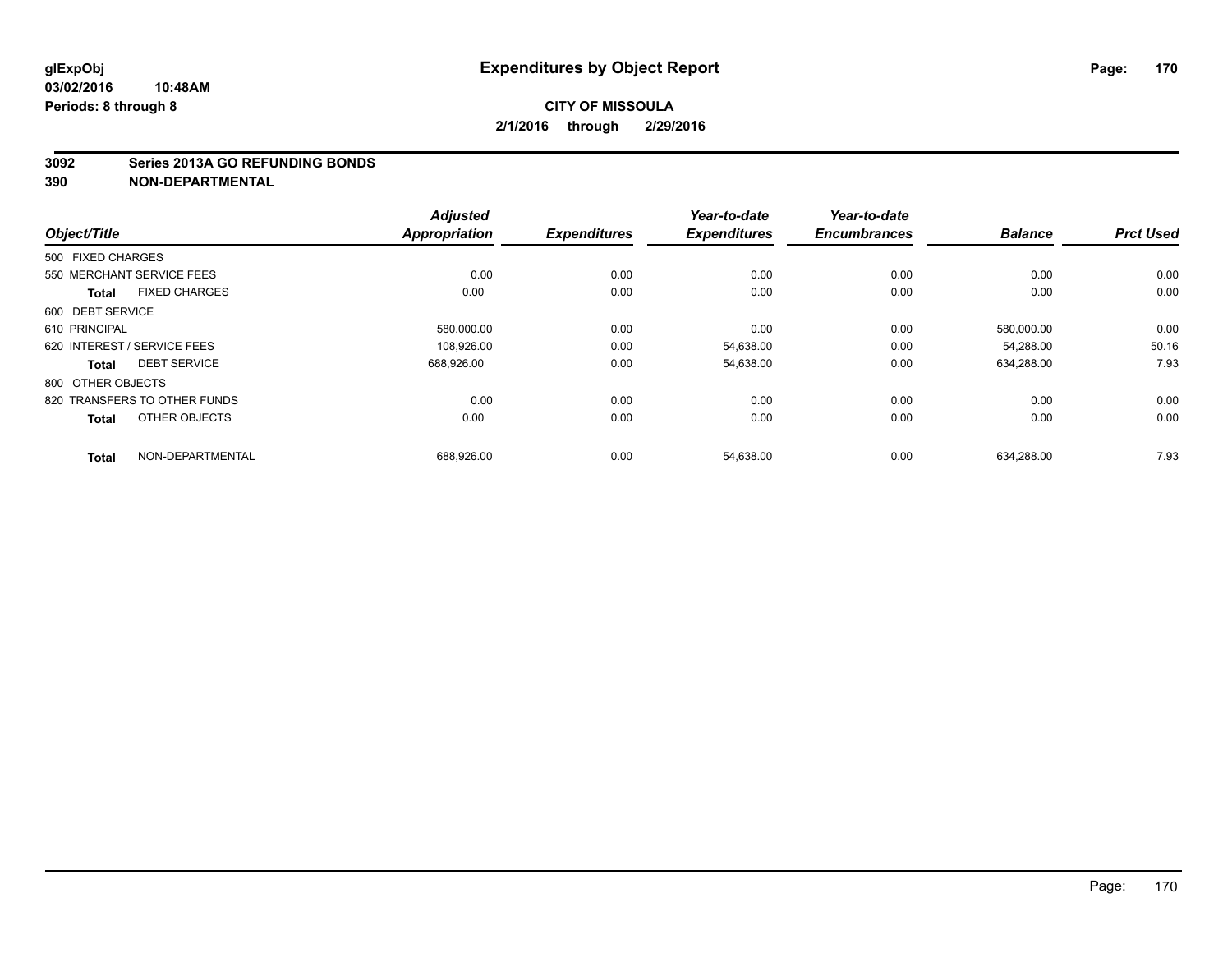# Expenditures by Object Report

glExpObj
03/02/2016 10:48AM
Periods: 8 through 8

**CITY OF MISSOULA**
**2/1/2016 through 2/29/2016**

**3092 Series 2013A GO REFUNDING BONDS**
**390 NON-DEPARTMENTAL**

| Object/Title | Adjusted Appropriation | Expenditures | Year-to-date Expenditures | Year-to-date Encumbrances | Balance | Prct Used |
|---|---|---|---|---|---|---|
| 500 FIXED CHARGES | | | | | | |
| 550 MERCHANT SERVICE FEES | 0.00 | 0.00 | 0.00 | 0.00 | 0.00 | 0.00 |
| **Total** FIXED CHARGES | 0.00 | 0.00 | 0.00 | 0.00 | 0.00 | 0.00 |
| 600 DEBT SERVICE | | | | | | |
| 610 PRINCIPAL | 580,000.00 | 0.00 | 0.00 | 0.00 | 580,000.00 | 0.00 |
| 620 INTEREST / SERVICE FEES | 108,926.00 | 0.00 | 54,638.00 | 0.00 | 54,288.00 | 50.16 |
| **Total** DEBT SERVICE | 688,926.00 | 0.00 | 54,638.00 | 0.00 | 634,288.00 | 7.93 |
| 800 OTHER OBJECTS | | | | | | |
| 820 TRANSFERS TO OTHER FUNDS | 0.00 | 0.00 | 0.00 | 0.00 | 0.00 | 0.00 |
| **Total** OTHER OBJECTS | 0.00 | 0.00 | 0.00 | 0.00 | 0.00 | 0.00 |
| **Total** NON-DEPARTMENTAL | 688,926.00 | 0.00 | 54,638.00 | 0.00 | 634,288.00 | 7.93 |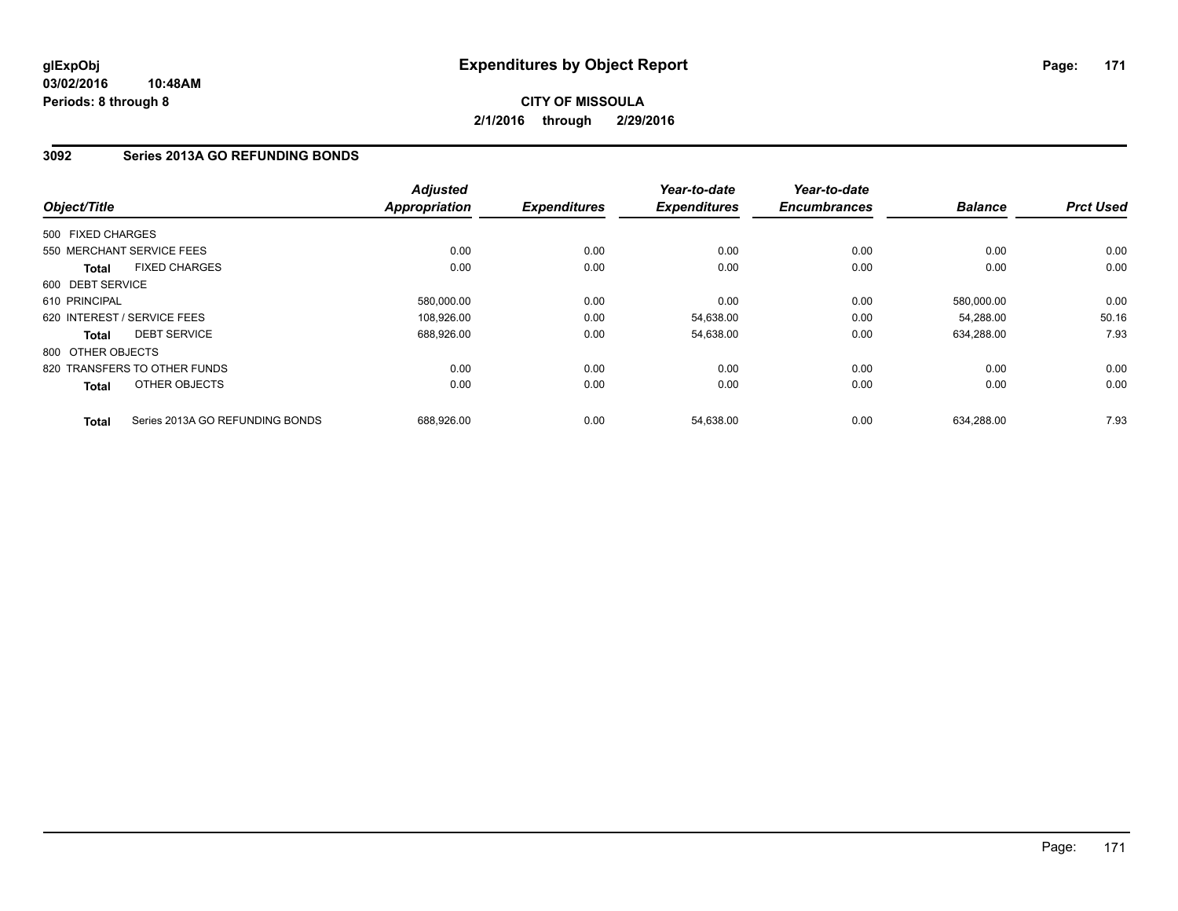**glExpObj** **Expenditures by Object Report**
**03/02/2016 10:48AM**
**Periods: 8 through 8**

**CITY OF MISSOULA**
**2/1/2016 through 2/29/2016**

## 3092 Series 2013A GO REFUNDING BONDS

| Object/Title | Adjusted Appropriation | Expenditures | Year-to-date Expenditures | Year-to-date Encumbrances | Balance | Prct Used |
|---|---|---|---|---|---|---|
| 500 FIXED CHARGES | | | | | | |
| 550 MERCHANT SERVICE FEES | 0.00 | 0.00 | 0.00 | 0.00 | 0.00 | 0.00 |
| **Total** FIXED CHARGES | 0.00 | 0.00 | 0.00 | 0.00 | 0.00 | 0.00 |
| 600 DEBT SERVICE | | | | | | |
| 610 PRINCIPAL | 580,000.00 | 0.00 | 0.00 | 0.00 | 580,000.00 | 0.00 |
| 620 INTEREST / SERVICE FEES | 108,926.00 | 0.00 | 54,638.00 | 0.00 | 54,288.00 | 50.16 |
| **Total** DEBT SERVICE | 688,926.00 | 0.00 | 54,638.00 | 0.00 | 634,288.00 | 7.93 |
| 800 OTHER OBJECTS | | | | | | |
| 820 TRANSFERS TO OTHER FUNDS | 0.00 | 0.00 | 0.00 | 0.00 | 0.00 | 0.00 |
| **Total** OTHER OBJECTS | 0.00 | 0.00 | 0.00 | 0.00 | 0.00 | 0.00 |
| **Total** Series 2013A GO REFUNDING BONDS | 688,926.00 | 0.00 | 54,638.00 | 0.00 | 634,288.00 | 7.93 |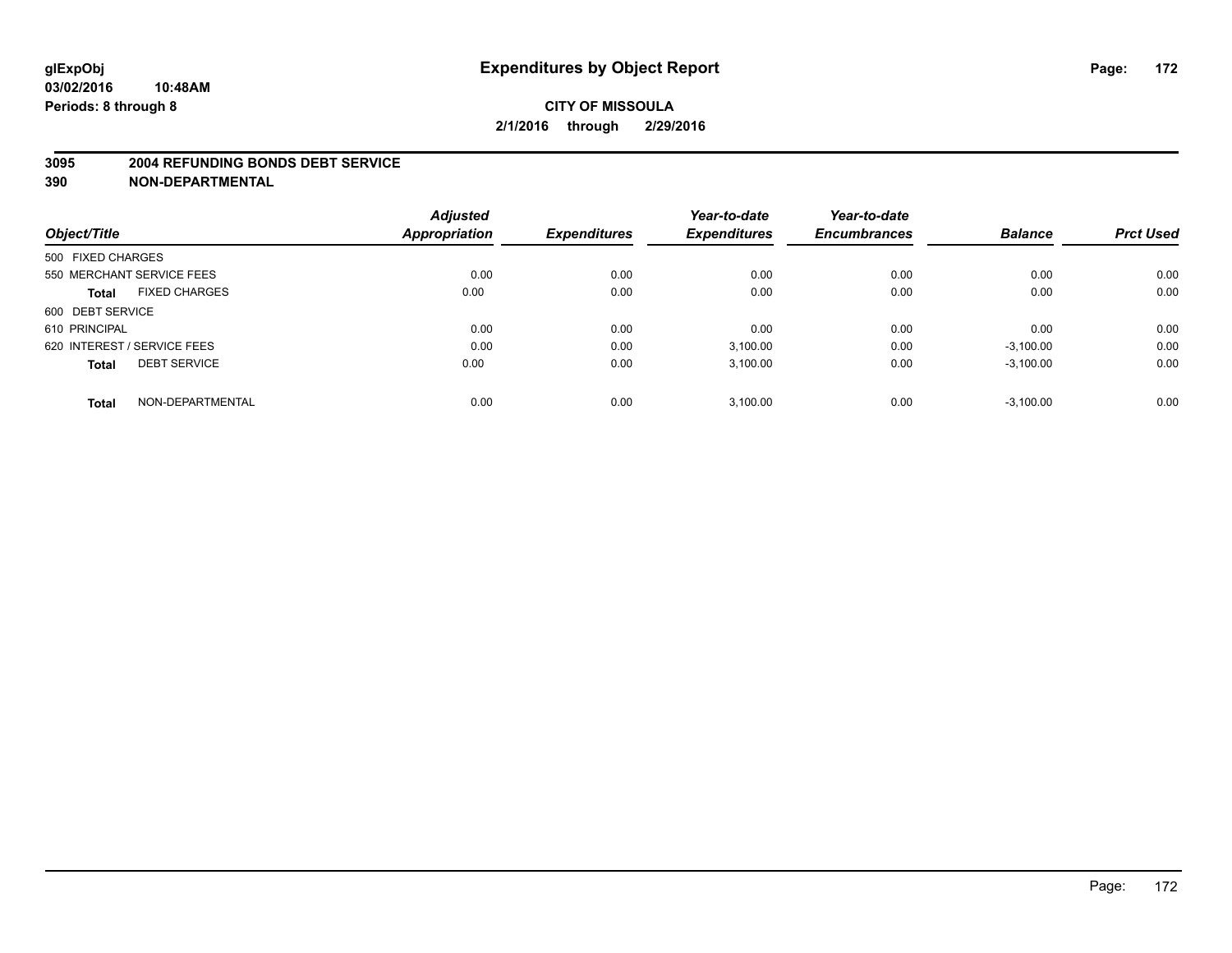**glExpObj**
**03/02/2016 10:48AM**
**Periods: 8 through 8**

# Expenditures by Object Report

**CITY OF MISSOULA**
**2/1/2016 through 2/29/2016**

**3095 2004 REFUNDING BONDS DEBT SERVICE**
**390 NON-DEPARTMENTAL**

| Object/Title | Adjusted Appropriation | Expenditures | Year-to-date Expenditures | Year-to-date Encumbrances | Balance | Prct Used |
|---|---|---|---|---|---|---|
| 500 FIXED CHARGES | | | | | | |
| 550 MERCHANT SERVICE FEES | 0.00 | 0.00 | 0.00 | 0.00 | 0.00 | 0.00 |
| **Total** FIXED CHARGES | 0.00 | 0.00 | 0.00 | 0.00 | 0.00 | 0.00 |
| 600 DEBT SERVICE | | | | | | |
| 610 PRINCIPAL | 0.00 | 0.00 | 0.00 | 0.00 | 0.00 | 0.00 |
| 620 INTEREST / SERVICE FEES | 0.00 | 0.00 | 3,100.00 | 0.00 | -3,100.00 | 0.00 |
| **Total** DEBT SERVICE | 0.00 | 0.00 | 3,100.00 | 0.00 | -3,100.00 | 0.00 |
| **Total** NON-DEPARTMENTAL | 0.00 | 0.00 | 3,100.00 | 0.00 | -3,100.00 | 0.00 |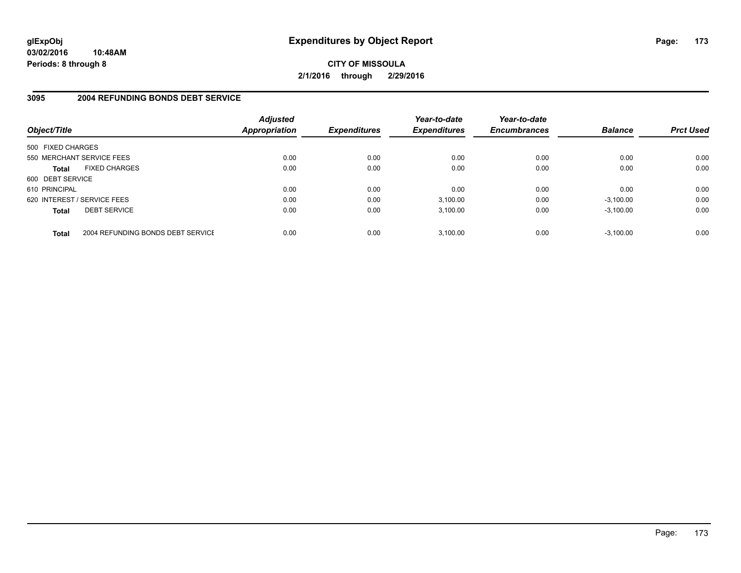# Expenditures by Object Report

glExpObj
03/02/2016 10:48AM
Periods: 8 through 8

**CITY OF MISSOULA**
**2/1/2016 through 2/29/2016**

## 3095 2004 REFUNDING BONDS DEBT SERVICE

| Object/Title | | Adjusted Appropriation | Expenditures | Year-to-date Expenditures | Year-to-date Encumbrances | Balance | Prct Used |
|---|---|---|---|---|---|---|---|
| 500 FIXED CHARGES | | | | | | | |
| 550 MERCHANT SERVICE FEES | | 0.00 | 0.00 | 0.00 | 0.00 | 0.00 | 0.00 |
| **Total** | FIXED CHARGES | 0.00 | 0.00 | 0.00 | 0.00 | 0.00 | 0.00 |
| 600 DEBT SERVICE | | | | | | | |
| 610 PRINCIPAL | | 0.00 | 0.00 | 0.00 | 0.00 | 0.00 | 0.00 |
| 620 INTEREST / SERVICE FEES | | 0.00 | 0.00 | 3,100.00 | 0.00 | -3,100.00 | 0.00 |
| **Total** | DEBT SERVICE | 0.00 | 0.00 | 3,100.00 | 0.00 | -3,100.00 | 0.00 |
| **Total** | 2004 REFUNDING BONDS DEBT SERVICE | 0.00 | 0.00 | 3,100.00 | 0.00 | -3,100.00 | 0.00 |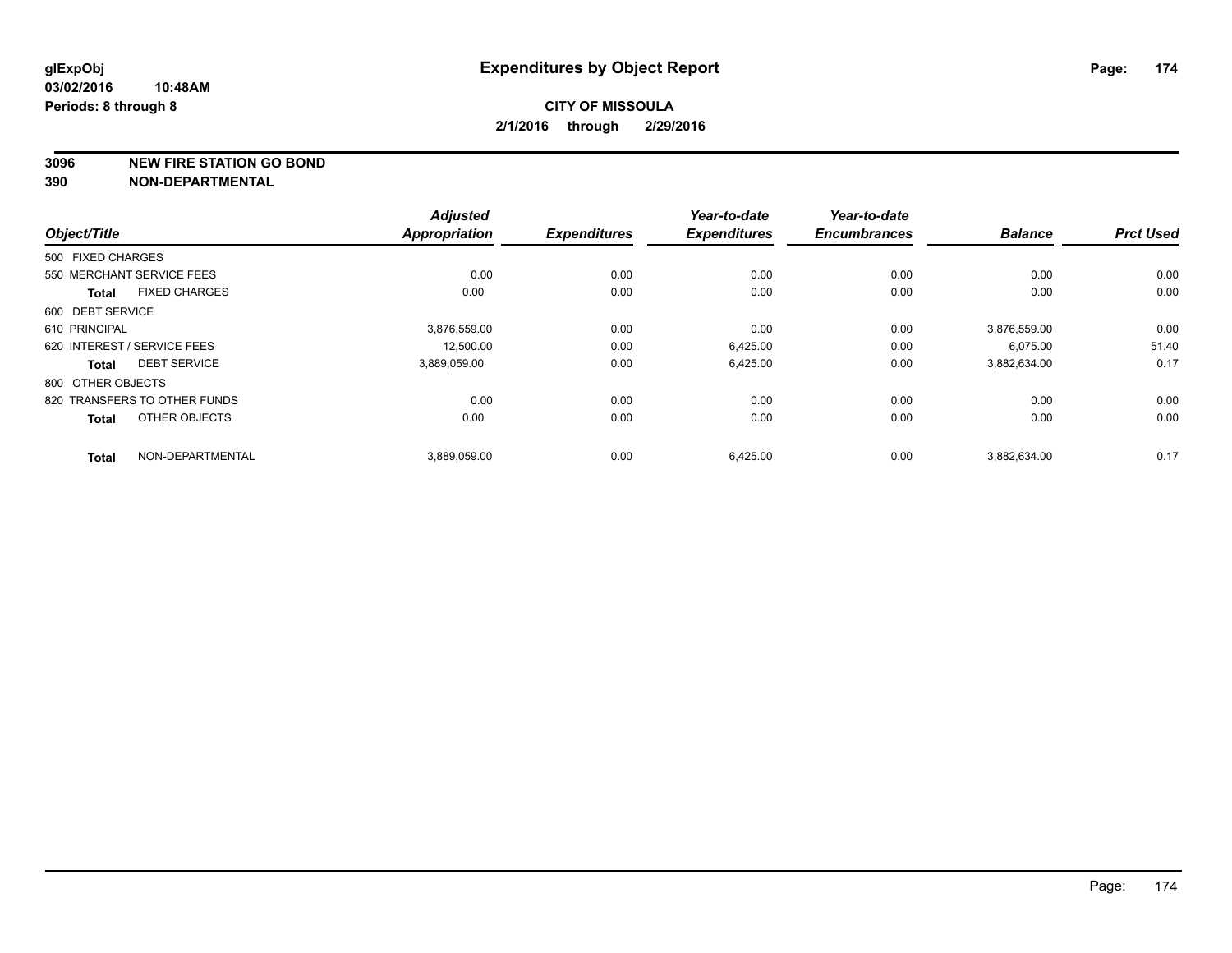glExpObj
03/02/2016 10:48AM
Periods: 8 through 8

# Expenditures by Object Report

**CITY OF MISSOULA**
**2/1/2016 through 2/29/2016**

**3096 NEW FIRE STATION GO BOND**
**390 NON-DEPARTMENTAL**

| Object/Title | Adjusted Appropriation | Expenditures | Year-to-date Expenditures | Year-to-date Encumbrances | Balance | Prct Used |
|---|---|---|---|---|---|---|
| 500 FIXED CHARGES | | | | | | |
| 550 MERCHANT SERVICE FEES | 0.00 | 0.00 | 0.00 | 0.00 | 0.00 | 0.00 |
| **Total** FIXED CHARGES | 0.00 | 0.00 | 0.00 | 0.00 | 0.00 | 0.00 |
| 600 DEBT SERVICE | | | | | | |
| 610 PRINCIPAL | 3,876,559.00 | 0.00 | 0.00 | 0.00 | 3,876,559.00 | 0.00 |
| 620 INTEREST / SERVICE FEES | 12,500.00 | 0.00 | 6,425.00 | 0.00 | 6,075.00 | 51.40 |
| **Total** DEBT SERVICE | 3,889,059.00 | 0.00 | 6,425.00 | 0.00 | 3,882,634.00 | 0.17 |
| 800 OTHER OBJECTS | | | | | | |
| 820 TRANSFERS TO OTHER FUNDS | 0.00 | 0.00 | 0.00 | 0.00 | 0.00 | 0.00 |
| **Total** OTHER OBJECTS | 0.00 | 0.00 | 0.00 | 0.00 | 0.00 | 0.00 |
| **Total** NON-DEPARTMENTAL | 3,889,059.00 | 0.00 | 6,425.00 | 0.00 | 3,882,634.00 | 0.17 |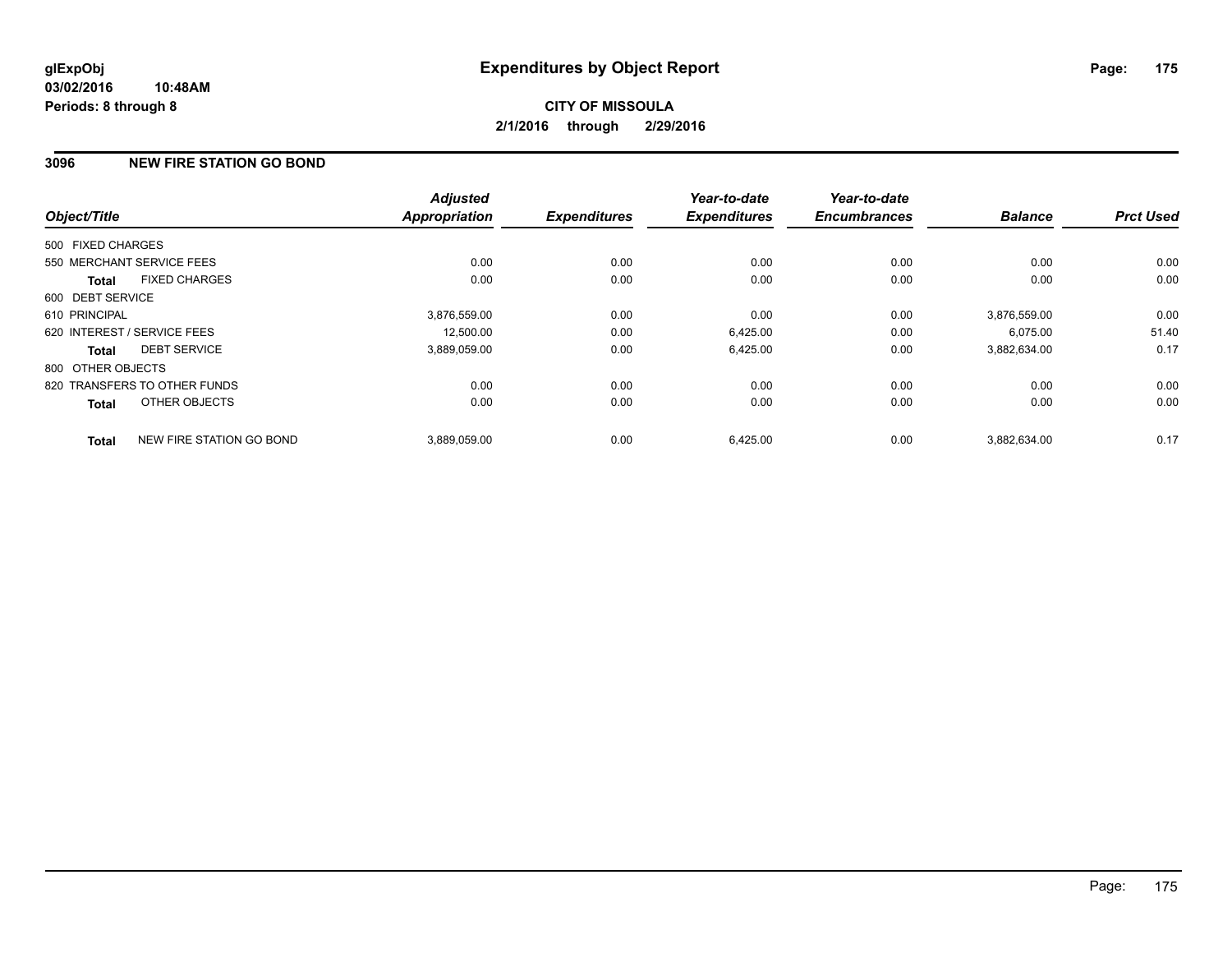glExpObj **Expenditures by Object Report**

03/02/2016 10:48AM

Periods: 8 through 8

**CITY OF MISSOULA**

**2/1/2016 through 2/29/2016**

## 3096 NEW FIRE STATION GO BOND

| Object/Title | Adjusted Appropriation | Expenditures | Year-to-date Expenditures | Year-to-date Encumbrances | Balance | Prct Used |
|---|---|---|---|---|---|---|
| 500 FIXED CHARGES | | | | | | |
| 550 MERCHANT SERVICE FEES | 0.00 | 0.00 | 0.00 | 0.00 | 0.00 | 0.00 |
| **Total** FIXED CHARGES | 0.00 | 0.00 | 0.00 | 0.00 | 0.00 | 0.00 |
| 600 DEBT SERVICE | | | | | | |
| 610 PRINCIPAL | 3,876,559.00 | 0.00 | 0.00 | 0.00 | 3,876,559.00 | 0.00 |
| 620 INTEREST / SERVICE FEES | 12,500.00 | 0.00 | 6,425.00 | 0.00 | 6,075.00 | 51.40 |
| **Total** DEBT SERVICE | 3,889,059.00 | 0.00 | 6,425.00 | 0.00 | 3,882,634.00 | 0.17 |
| 800 OTHER OBJECTS | | | | | | |
| 820 TRANSFERS TO OTHER FUNDS | 0.00 | 0.00 | 0.00 | 0.00 | 0.00 | 0.00 |
| **Total** OTHER OBJECTS | 0.00 | 0.00 | 0.00 | 0.00 | 0.00 | 0.00 |
| **Total** NEW FIRE STATION GO BOND | 3,889,059.00 | 0.00 | 6,425.00 | 0.00 | 3,882,634.00 | 0.17 |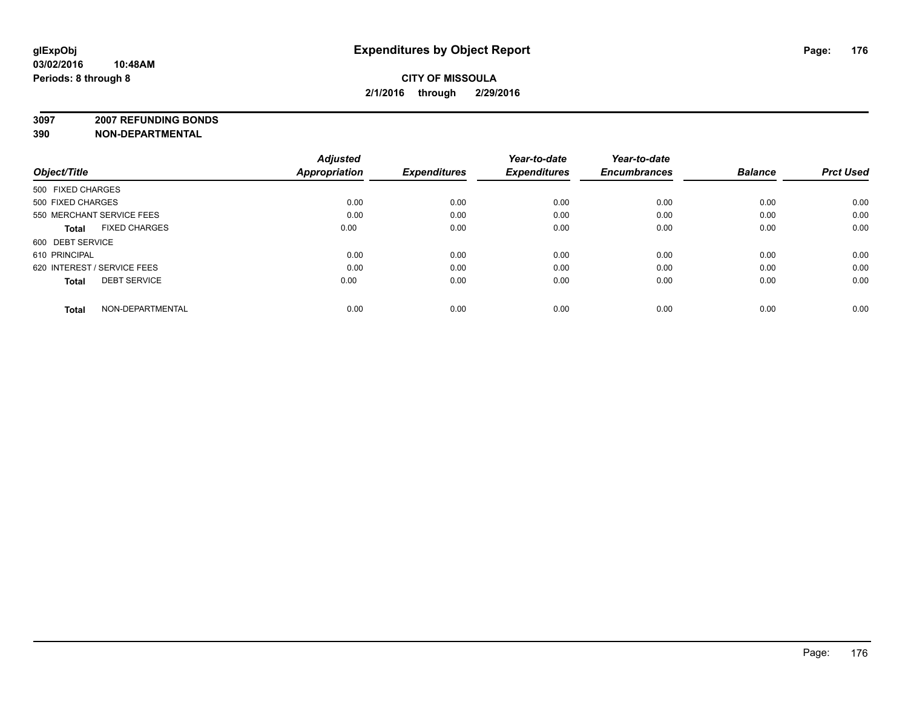**CITY OF MISSOULA**

**2/1/2016 through 2/29/2016**

**3097 2007 REFUNDING BONDS**

**390 NON-DEPARTMENTAL**

| Object/Title | Adjusted Appropriation | Expenditures | Year-to-date Expenditures | Year-to-date Encumbrances | Balance | Prct Used |
|---|---|---|---|---|---|---|
| 500 FIXED CHARGES | | | | | | |
| 500 FIXED CHARGES | 0.00 | 0.00 | 0.00 | 0.00 | 0.00 | 0.00 |
| 550 MERCHANT SERVICE FEES | 0.00 | 0.00 | 0.00 | 0.00 | 0.00 | 0.00 |
| **Total** FIXED CHARGES | 0.00 | 0.00 | 0.00 | 0.00 | 0.00 | 0.00 |
| 600 DEBT SERVICE | | | | | | |
| 610 PRINCIPAL | 0.00 | 0.00 | 0.00 | 0.00 | 0.00 | 0.00 |
| 620 INTEREST / SERVICE FEES | 0.00 | 0.00 | 0.00 | 0.00 | 0.00 | 0.00 |
| **Total** DEBT SERVICE | 0.00 | 0.00 | 0.00 | 0.00 | 0.00 | 0.00 |
| **Total** NON-DEPARTMENTAL | 0.00 | 0.00 | 0.00 | 0.00 | 0.00 | 0.00 |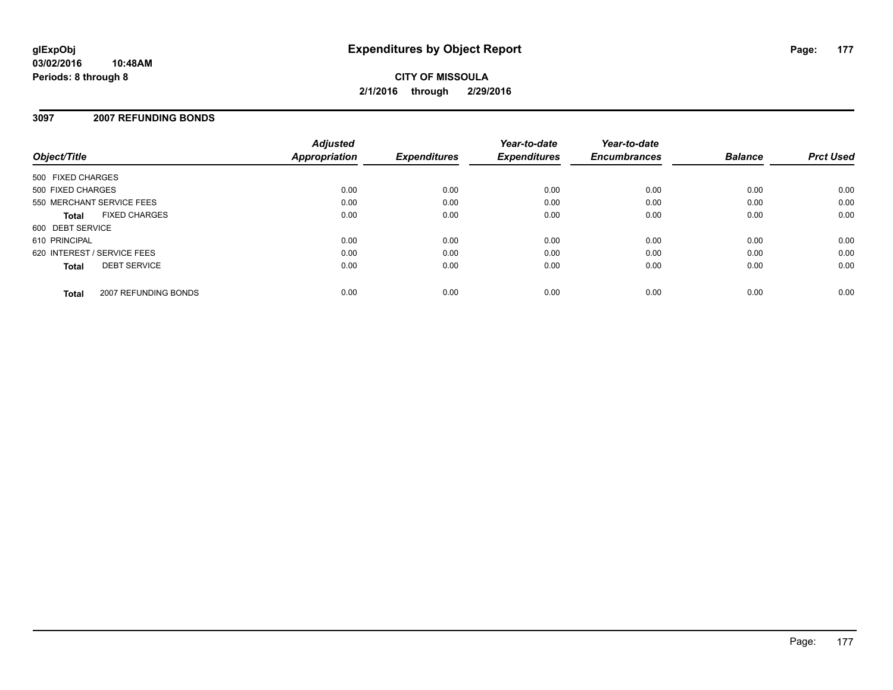**CITY OF MISSOULA**

**2/1/2016 through 2/29/2016**

### 3097 2007 REFUNDING BONDS

| Object/Title | | Adjusted Appropriation | Expenditures | Year-to-date Expenditures | Year-to-date Encumbrances | Balance | Prct Used |
|---|---|---|---|---|---|---|---|
| 500 FIXED CHARGES | | | | | | | |
| 500 FIXED CHARGES | | 0.00 | 0.00 | 0.00 | 0.00 | 0.00 | 0.00 |
| 550 MERCHANT SERVICE FEES | | 0.00 | 0.00 | 0.00 | 0.00 | 0.00 | 0.00 |
| **Total** | FIXED CHARGES | 0.00 | 0.00 | 0.00 | 0.00 | 0.00 | 0.00 |
| 600 DEBT SERVICE | | | | | | | |
| 610 PRINCIPAL | | 0.00 | 0.00 | 0.00 | 0.00 | 0.00 | 0.00 |
| 620 INTEREST / SERVICE FEES | | 0.00 | 0.00 | 0.00 | 0.00 | 0.00 | 0.00 |
| **Total** | DEBT SERVICE | 0.00 | 0.00 | 0.00 | 0.00 | 0.00 | 0.00 |
| **Total** | 2007 REFUNDING BONDS | 0.00 | 0.00 | 0.00 | 0.00 | 0.00 | 0.00 |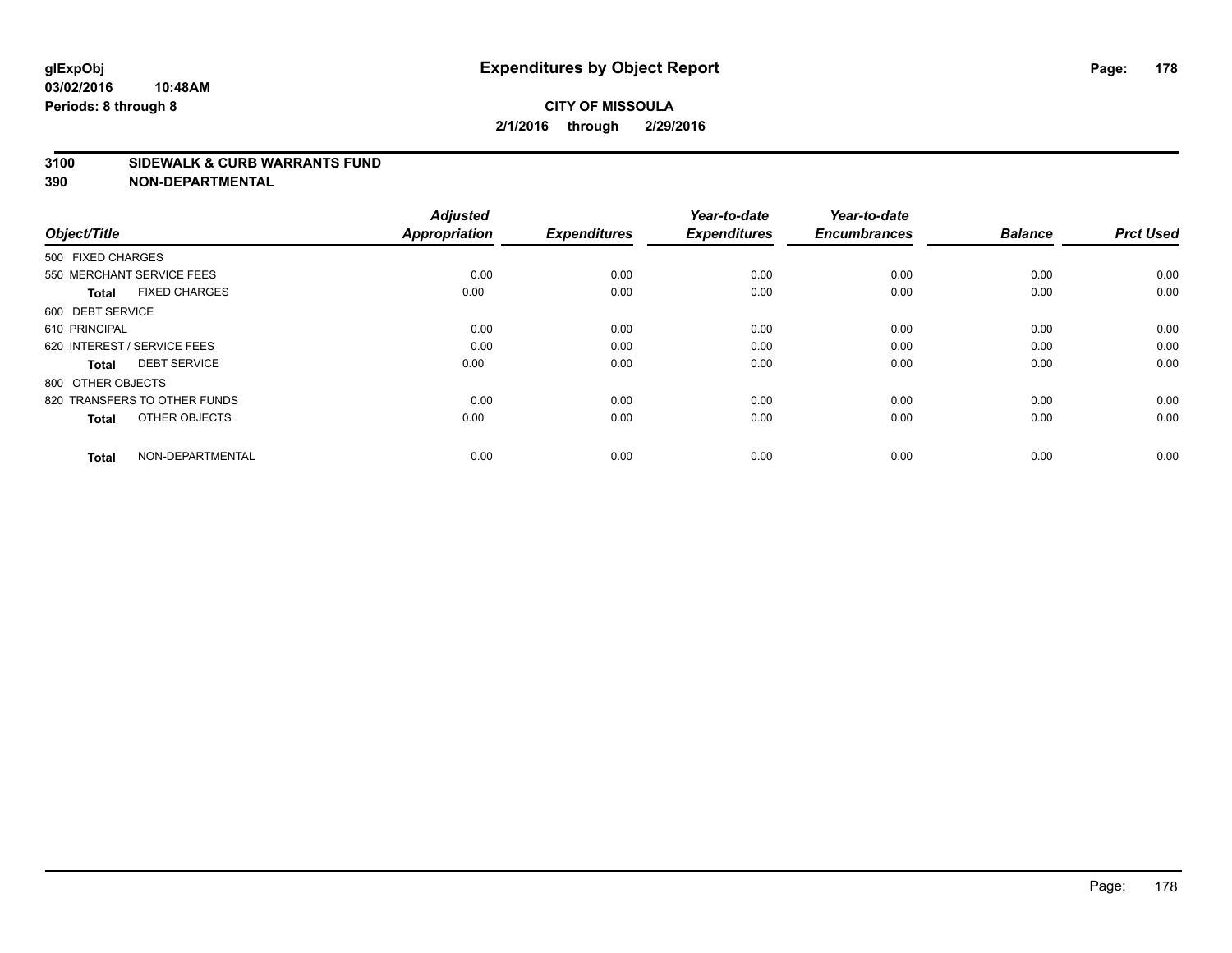# Expenditures by Object Report

glExpObj
03/02/2016 10:48AM
Periods: 8 through 8

**CITY OF MISSOULA**
**2/1/2016 through 2/29/2016**

**3100 SIDEWALK & CURB WARRANTS FUND**
**390 NON-DEPARTMENTAL**

| Object/Title | Adjusted Appropriation | Expenditures | Year-to-date Expenditures | Year-to-date Encumbrances | Balance | Prct Used |
|---|---|---|---|---|---|---|
| 500 FIXED CHARGES | | | | | | |
| 550 MERCHANT SERVICE FEES | 0.00 | 0.00 | 0.00 | 0.00 | 0.00 | 0.00 |
| **Total** FIXED CHARGES | 0.00 | 0.00 | 0.00 | 0.00 | 0.00 | 0.00 |
| 600 DEBT SERVICE | | | | | | |
| 610 PRINCIPAL | 0.00 | 0.00 | 0.00 | 0.00 | 0.00 | 0.00 |
| 620 INTEREST / SERVICE FEES | 0.00 | 0.00 | 0.00 | 0.00 | 0.00 | 0.00 |
| **Total** DEBT SERVICE | 0.00 | 0.00 | 0.00 | 0.00 | 0.00 | 0.00 |
| 800 OTHER OBJECTS | | | | | | |
| 820 TRANSFERS TO OTHER FUNDS | 0.00 | 0.00 | 0.00 | 0.00 | 0.00 | 0.00 |
| **Total** OTHER OBJECTS | 0.00 | 0.00 | 0.00 | 0.00 | 0.00 | 0.00 |
| **Total** NON-DEPARTMENTAL | 0.00 | 0.00 | 0.00 | 0.00 | 0.00 | 0.00 |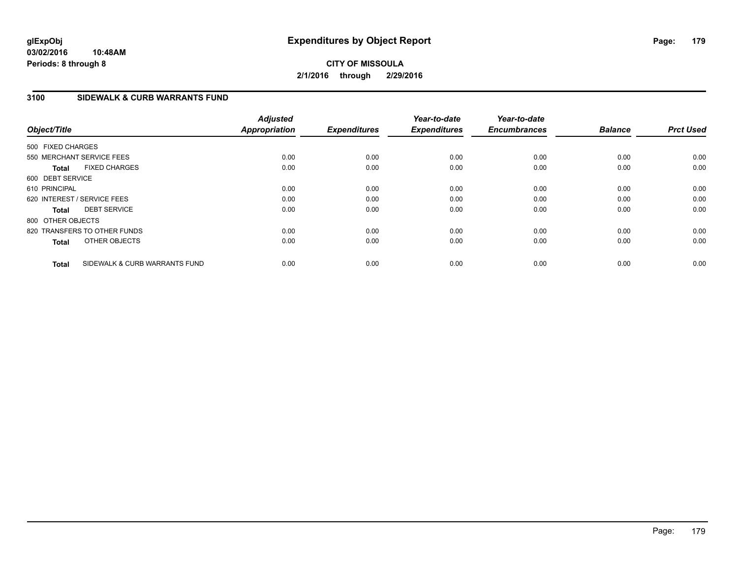# Expenditures by Object Report

glExpObj
03/02/2016 10:48AM
Periods: 8 through 8

**CITY OF MISSOULA**
**2/1/2016 through 2/29/2016**

## 3100 SIDEWALK & CURB WARRANTS FUND

| Object/Title | | Adjusted Appropriation | Expenditures | Year-to-date Expenditures | Year-to-date Encumbrances | Balance | Prct Used |
|---|---|---|---|---|---|---|---|
| 500 FIXED CHARGES | | | | | | | |
| 550 MERCHANT SERVICE FEES | | 0.00 | 0.00 | 0.00 | 0.00 | 0.00 | 0.00 |
| **Total** | FIXED CHARGES | 0.00 | 0.00 | 0.00 | 0.00 | 0.00 | 0.00 |
| 600 DEBT SERVICE | | | | | | | |
| 610 PRINCIPAL | | 0.00 | 0.00 | 0.00 | 0.00 | 0.00 | 0.00 |
| 620 INTEREST / SERVICE FEES | | 0.00 | 0.00 | 0.00 | 0.00 | 0.00 | 0.00 |
| **Total** | DEBT SERVICE | 0.00 | 0.00 | 0.00 | 0.00 | 0.00 | 0.00 |
| 800 OTHER OBJECTS | | | | | | | |
| 820 TRANSFERS TO OTHER FUNDS | | 0.00 | 0.00 | 0.00 | 0.00 | 0.00 | 0.00 |
| **Total** | OTHER OBJECTS | 0.00 | 0.00 | 0.00 | 0.00 | 0.00 | 0.00 |
| **Total** | SIDEWALK & CURB WARRANTS FUND | 0.00 | 0.00 | 0.00 | 0.00 | 0.00 | 0.00 |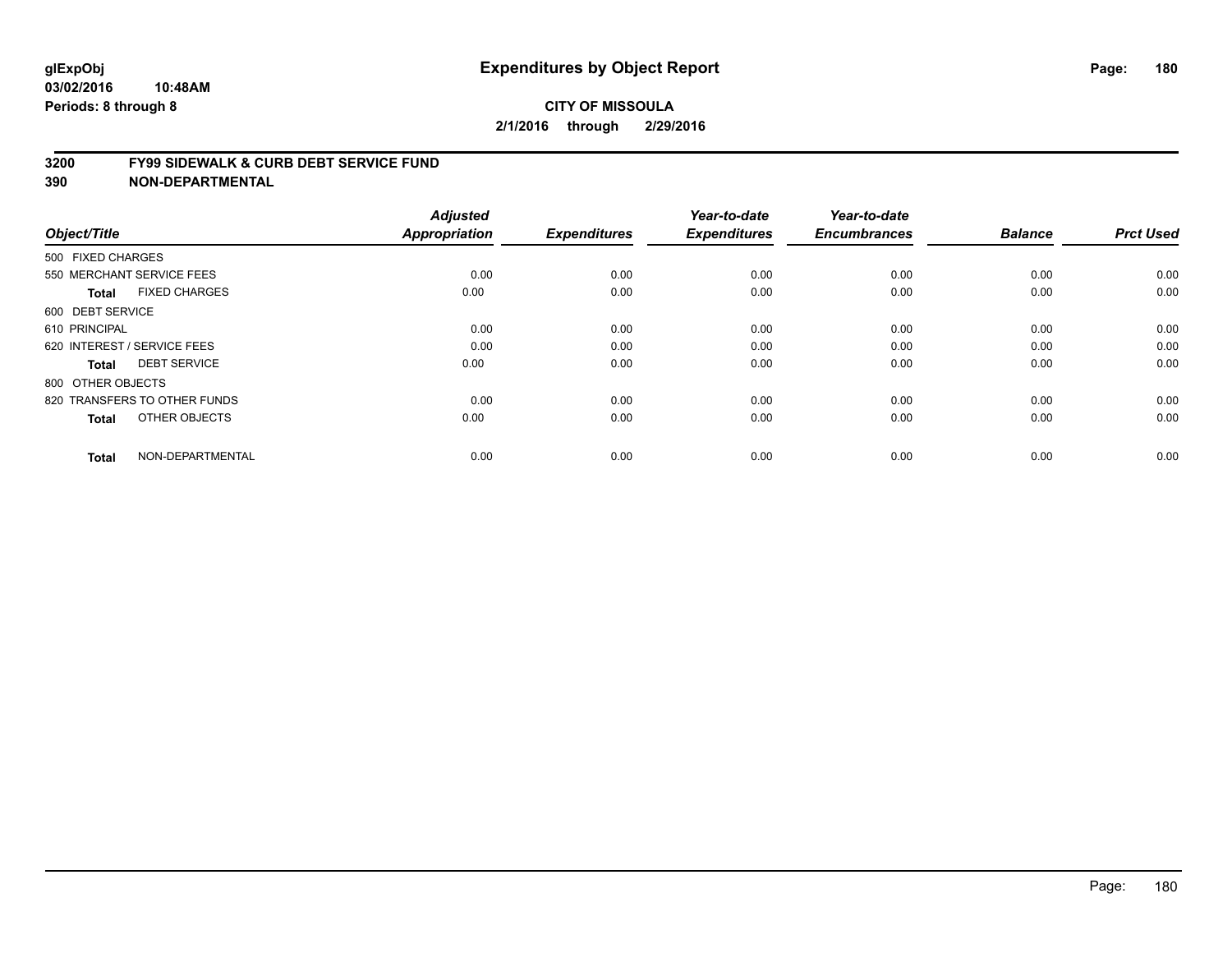**glExpObj**
**03/02/2016 10:48AM**
**Periods: 8 through 8**

# Expenditures by Object Report

**CITY OF MISSOULA**
**2/1/2016 through 2/29/2016**

**3200 FY99 SIDEWALK & CURB DEBT SERVICE FUND**
**390 NON-DEPARTMENTAL**

| Object/Title | | Adjusted Appropriation | Expenditures | Year-to-date Expenditures | Year-to-date Encumbrances | Balance | Prct Used |
|---|---|---|---|---|---|---|---|
| 500 FIXED CHARGES | | | | | | | |
| 550 MERCHANT SERVICE FEES | | 0.00 | 0.00 | 0.00 | 0.00 | 0.00 | 0.00 |
| **Total** | FIXED CHARGES | 0.00 | 0.00 | 0.00 | 0.00 | 0.00 | 0.00 |
| 600 DEBT SERVICE | | | | | | | |
| 610 PRINCIPAL | | 0.00 | 0.00 | 0.00 | 0.00 | 0.00 | 0.00 |
| 620 INTEREST / SERVICE FEES | | 0.00 | 0.00 | 0.00 | 0.00 | 0.00 | 0.00 |
| **Total** | DEBT SERVICE | 0.00 | 0.00 | 0.00 | 0.00 | 0.00 | 0.00 |
| 800 OTHER OBJECTS | | | | | | | |
| 820 TRANSFERS TO OTHER FUNDS | | 0.00 | 0.00 | 0.00 | 0.00 | 0.00 | 0.00 |
| **Total** | OTHER OBJECTS | 0.00 | 0.00 | 0.00 | 0.00 | 0.00 | 0.00 |
| **Total** | NON-DEPARTMENTAL | 0.00 | 0.00 | 0.00 | 0.00 | 0.00 | 0.00 |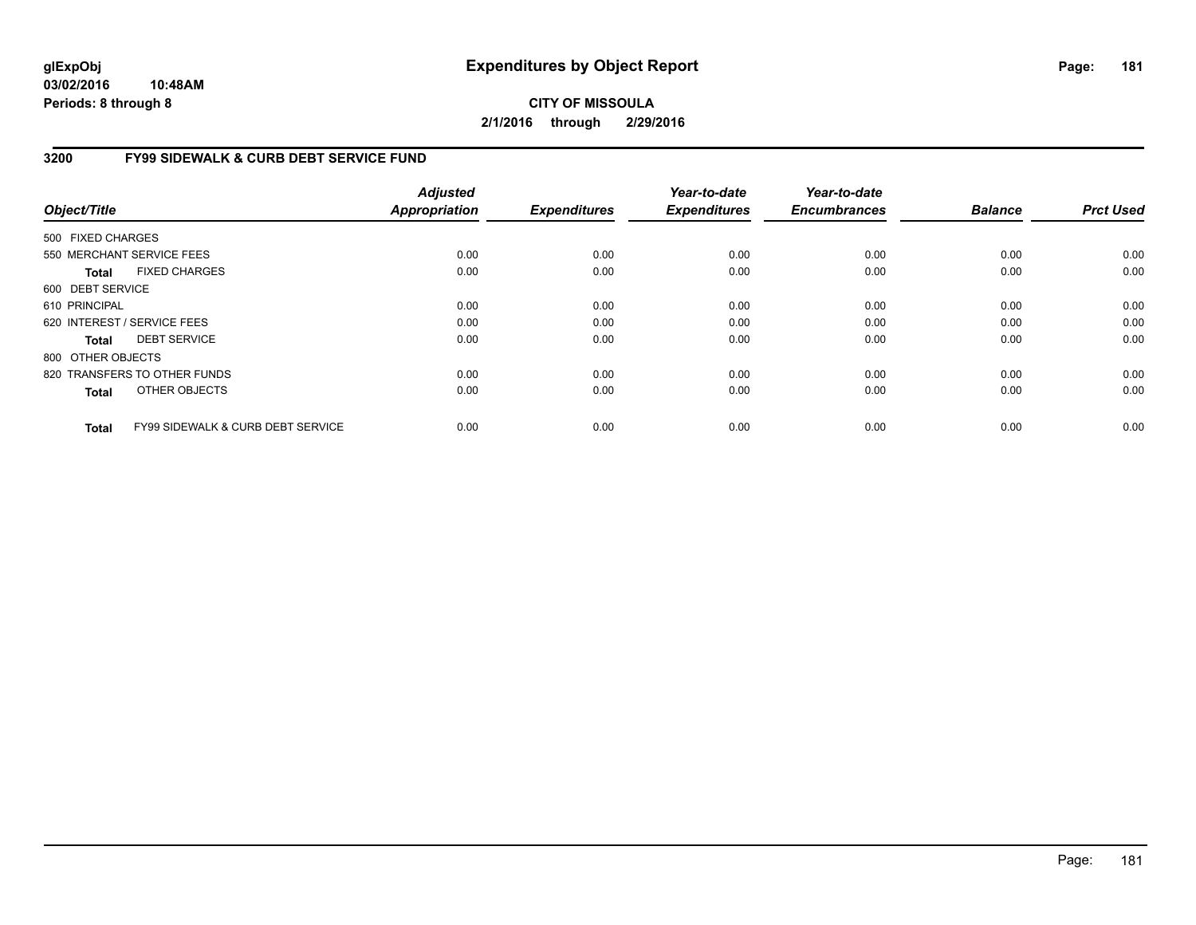**glExpObj**
**03/02/2016 10:48AM**
**Periods: 8 through 8**

# Expenditures by Object Report

**CITY OF MISSOULA**
**2/1/2016 through 2/29/2016**

## 3200 FY99 SIDEWALK & CURB DEBT SERVICE FUND

| Object/Title | | Adjusted Appropriation | Expenditures | Year-to-date Expenditures | Year-to-date Encumbrances | Balance | Prct Used |
|---|---|---|---|---|---|---|---|
| 500 FIXED CHARGES | | | | | | | |
| 550 MERCHANT SERVICE FEES | | 0.00 | 0.00 | 0.00 | 0.00 | 0.00 | 0.00 |
| **Total** | FIXED CHARGES | 0.00 | 0.00 | 0.00 | 0.00 | 0.00 | 0.00 |
| 600 DEBT SERVICE | | | | | | | |
| 610 PRINCIPAL | | 0.00 | 0.00 | 0.00 | 0.00 | 0.00 | 0.00 |
| 620 INTEREST / SERVICE FEES | | 0.00 | 0.00 | 0.00 | 0.00 | 0.00 | 0.00 |
| **Total** | DEBT SERVICE | 0.00 | 0.00 | 0.00 | 0.00 | 0.00 | 0.00 |
| 800 OTHER OBJECTS | | | | | | | |
| 820 TRANSFERS TO OTHER FUNDS | | 0.00 | 0.00 | 0.00 | 0.00 | 0.00 | 0.00 |
| **Total** | OTHER OBJECTS | 0.00 | 0.00 | 0.00 | 0.00 | 0.00 | 0.00 |
| **Total** | FY99 SIDEWALK & CURB DEBT SERVICE | 0.00 | 0.00 | 0.00 | 0.00 | 0.00 | 0.00 |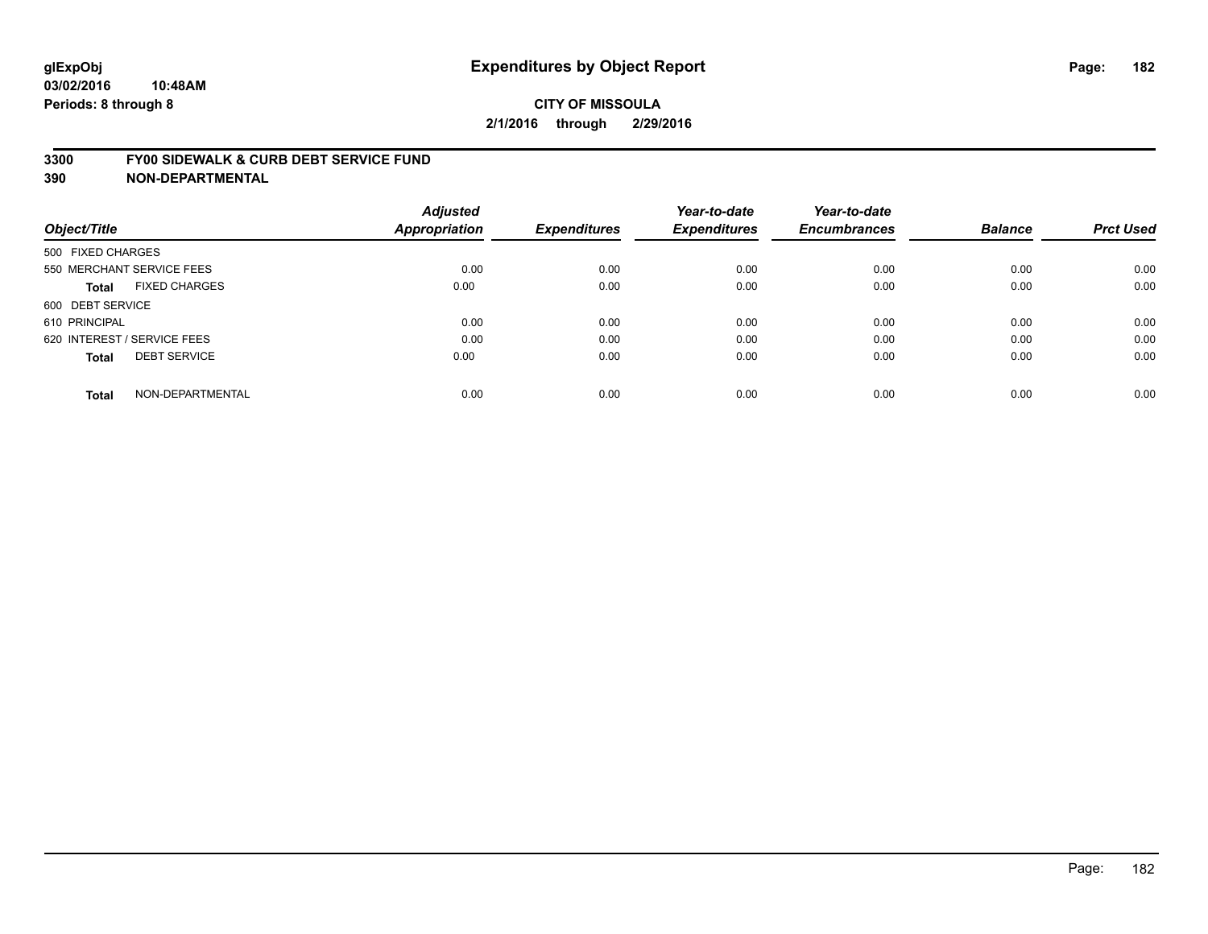glExpObj
03/02/2016 10:48AM
Periods: 8 through 8

# Expenditures by Object Report

**CITY OF MISSOULA**
**2/1/2016 through 2/29/2016**

## 3300 FY00 SIDEWALK & CURB DEBT SERVICE FUND
## 390 NON-DEPARTMENTAL

| Object/Title | | Adjusted Appropriation | Expenditures | Year-to-date Expenditures | Year-to-date Encumbrances | Balance | Prct Used |
|---|---|---|---|---|---|---|---|
| 500 FIXED CHARGES | | | | | | | |
| 550 MERCHANT SERVICE FEES | | 0.00 | 0.00 | 0.00 | 0.00 | 0.00 | 0.00 |
| **Total** | FIXED CHARGES | 0.00 | 0.00 | 0.00 | 0.00 | 0.00 | 0.00 |
| 600 DEBT SERVICE | | | | | | | |
| 610 PRINCIPAL | | 0.00 | 0.00 | 0.00 | 0.00 | 0.00 | 0.00 |
| 620 INTEREST / SERVICE FEES | | 0.00 | 0.00 | 0.00 | 0.00 | 0.00 | 0.00 |
| **Total** | DEBT SERVICE | 0.00 | 0.00 | 0.00 | 0.00 | 0.00 | 0.00 |
| **Total** | NON-DEPARTMENTAL | 0.00 | 0.00 | 0.00 | 0.00 | 0.00 | 0.00 |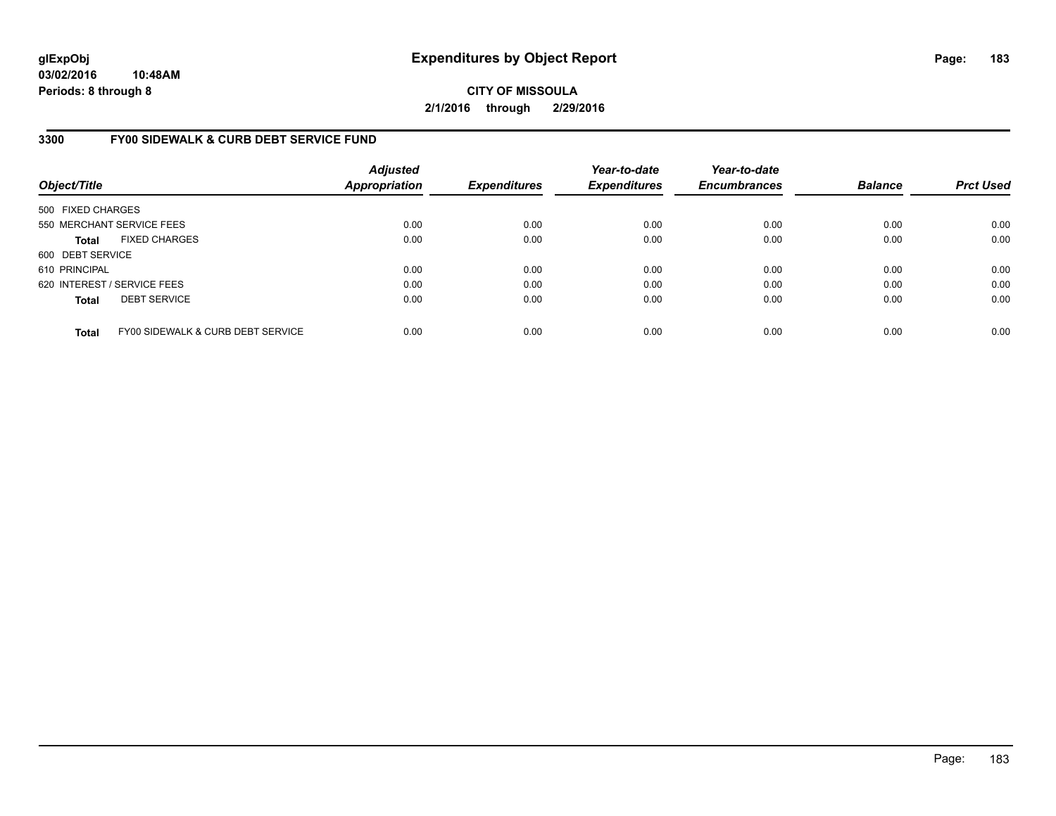**glExpObj**
**03/02/2016 10:48AM**
**Periods: 8 through 8**

# Expenditures by Object Report

**CITY OF MISSOULA**
**2/1/2016 through 2/29/2016**

## 3300 FY00 SIDEWALK & CURB DEBT SERVICE FUND

| Object/Title | Adjusted Appropriation | Expenditures | Year-to-date Expenditures | Year-to-date Encumbrances | Balance | Prct Used |
|---|---|---|---|---|---|---|
| 500 FIXED CHARGES | | | | | | |
| 550 MERCHANT SERVICE FEES | 0.00 | 0.00 | 0.00 | 0.00 | 0.00 | 0.00 |
| **Total** FIXED CHARGES | 0.00 | 0.00 | 0.00 | 0.00 | 0.00 | 0.00 |
| 600 DEBT SERVICE | | | | | | |
| 610 PRINCIPAL | 0.00 | 0.00 | 0.00 | 0.00 | 0.00 | 0.00 |
| 620 INTEREST / SERVICE FEES | 0.00 | 0.00 | 0.00 | 0.00 | 0.00 | 0.00 |
| **Total** DEBT SERVICE | 0.00 | 0.00 | 0.00 | 0.00 | 0.00 | 0.00 |
| **Total** FY00 SIDEWALK & CURB DEBT SERVICE | 0.00 | 0.00 | 0.00 | 0.00 | 0.00 | 0.00 |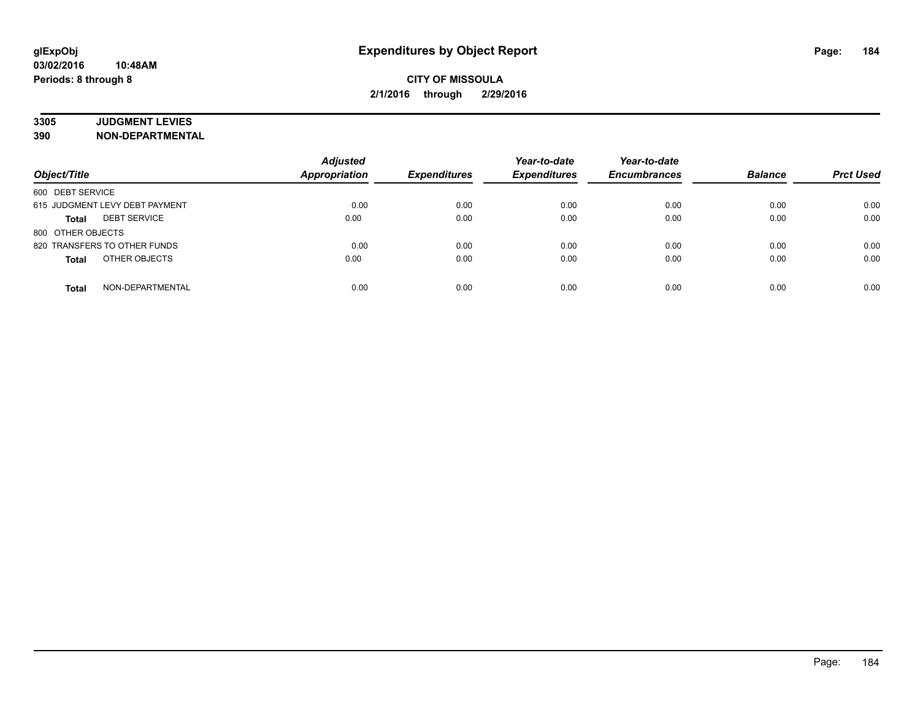**glExpObj**
**03/02/2016 10:48AM**
**Periods: 8 through 8**

# Expenditures by Object Report

**CITY OF MISSOULA**
**2/1/2016 through 2/29/2016**

**3305 JUDGMENT LEVIES**
**390 NON-DEPARTMENTAL**

| Object/Title | Adjusted Appropriation | Expenditures | Year-to-date Expenditures | Year-to-date Encumbrances | Balance | Prct Used |
|---|---|---|---|---|---|---|
| 600 DEBT SERVICE | | | | | | |
| 615 JUDGMENT LEVY DEBT PAYMENT | 0.00 | 0.00 | 0.00 | 0.00 | 0.00 | 0.00 |
| **Total** DEBT SERVICE | 0.00 | 0.00 | 0.00 | 0.00 | 0.00 | 0.00 |
| 800 OTHER OBJECTS | | | | | | |
| 820 TRANSFERS TO OTHER FUNDS | 0.00 | 0.00 | 0.00 | 0.00 | 0.00 | 0.00 |
| **Total** OTHER OBJECTS | 0.00 | 0.00 | 0.00 | 0.00 | 0.00 | 0.00 |
| **Total** NON-DEPARTMENTAL | 0.00 | 0.00 | 0.00 | 0.00 | 0.00 | 0.00 |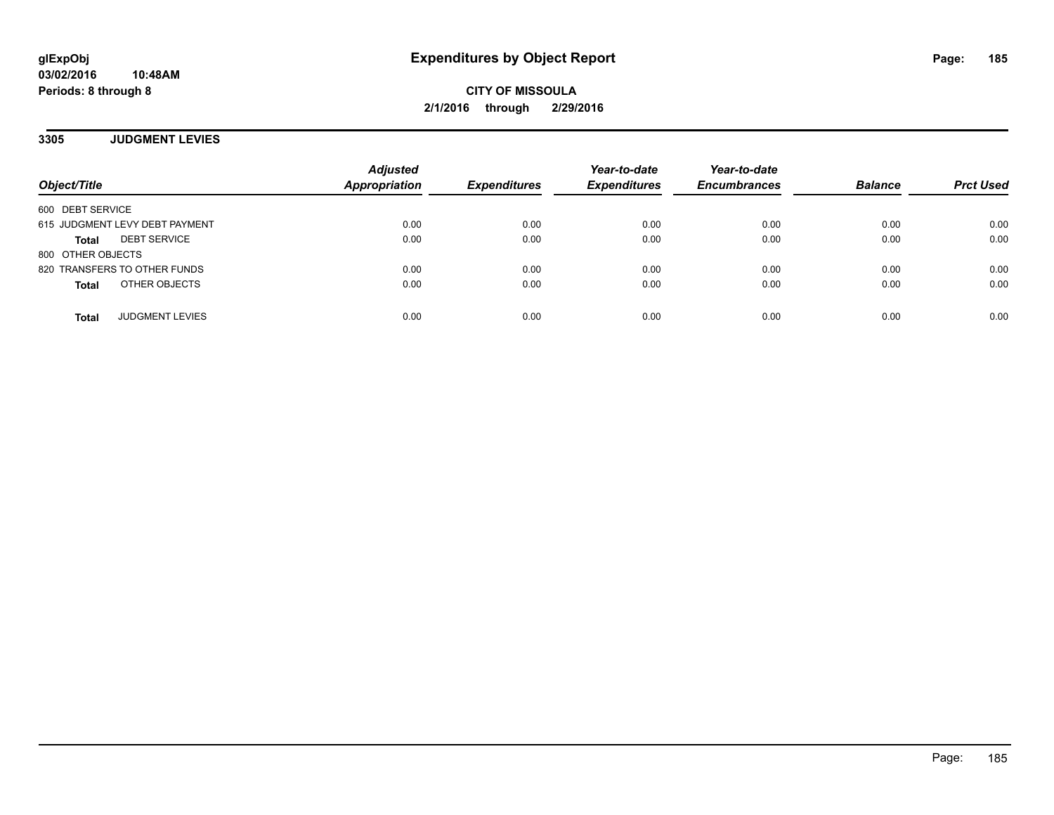# Expenditures by Object Report

glExpObj
03/02/2016 10:48AM
Periods: 8 through 8

**CITY OF MISSOULA**
**2/1/2016 through 2/29/2016**

## 3305 JUDGMENT LEVIES

| Object/Title | Adjusted Appropriation | Expenditures | Year-to-date Expenditures | Year-to-date Encumbrances | Balance | Prct Used |
|---|---|---|---|---|---|---|
| 600 DEBT SERVICE | | | | | | |
| 615 JUDGMENT LEVY DEBT PAYMENT | 0.00 | 0.00 | 0.00 | 0.00 | 0.00 | 0.00 |
| **Total** DEBT SERVICE | 0.00 | 0.00 | 0.00 | 0.00 | 0.00 | 0.00 |
| 800 OTHER OBJECTS | | | | | | |
| 820 TRANSFERS TO OTHER FUNDS | 0.00 | 0.00 | 0.00 | 0.00 | 0.00 | 0.00 |
| **Total** OTHER OBJECTS | 0.00 | 0.00 | 0.00 | 0.00 | 0.00 | 0.00 |
| **Total** JUDGMENT LEVIES | 0.00 | 0.00 | 0.00 | 0.00 | 0.00 | 0.00 |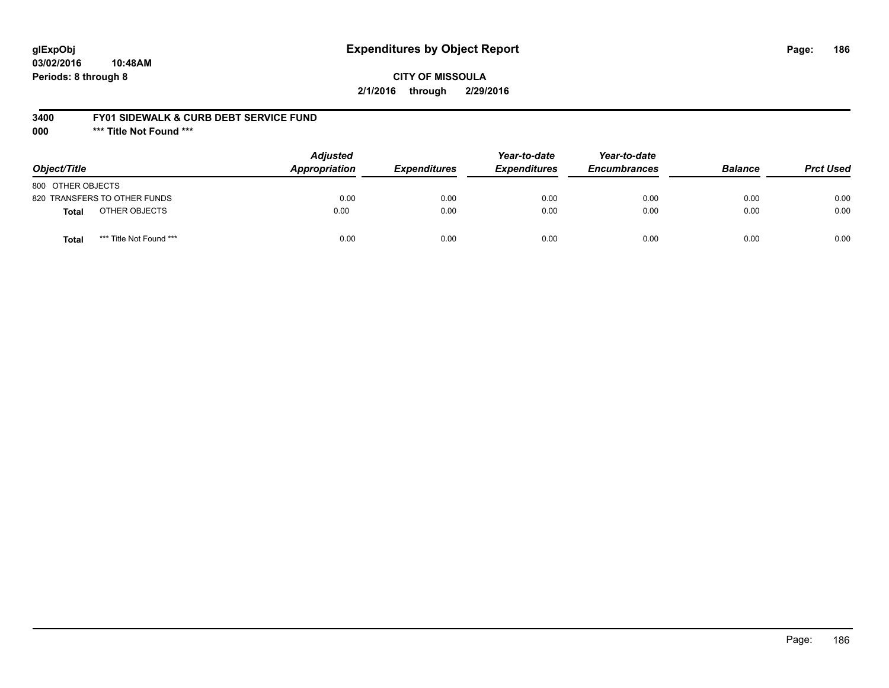# Expenditures by Object Report

glExpObj
03/02/2016 10:48AM
Periods: 8 through 8

**CITY OF MISSOULA**
**2/1/2016 through 2/29/2016**

**3400 FY01 SIDEWALK & CURB DEBT SERVICE FUND**
**000 \*\*\* Title Not Found \*\*\***

| Object/Title | | Adjusted Appropriation | Expenditures | Year-to-date Expenditures | Year-to-date Encumbrances | Balance | Prct Used |
|---|---|---|---|---|---|---|---|
| 800 OTHER OBJECTS | | | | | | | |
| 820 TRANSFERS TO OTHER FUNDS | | 0.00 | 0.00 | 0.00 | 0.00 | 0.00 | 0.00 |
| **Total** | OTHER OBJECTS | 0.00 | 0.00 | 0.00 | 0.00 | 0.00 | 0.00 |
| **Total** | *** Title Not Found *** | 0.00 | 0.00 | 0.00 | 0.00 | 0.00 | 0.00 |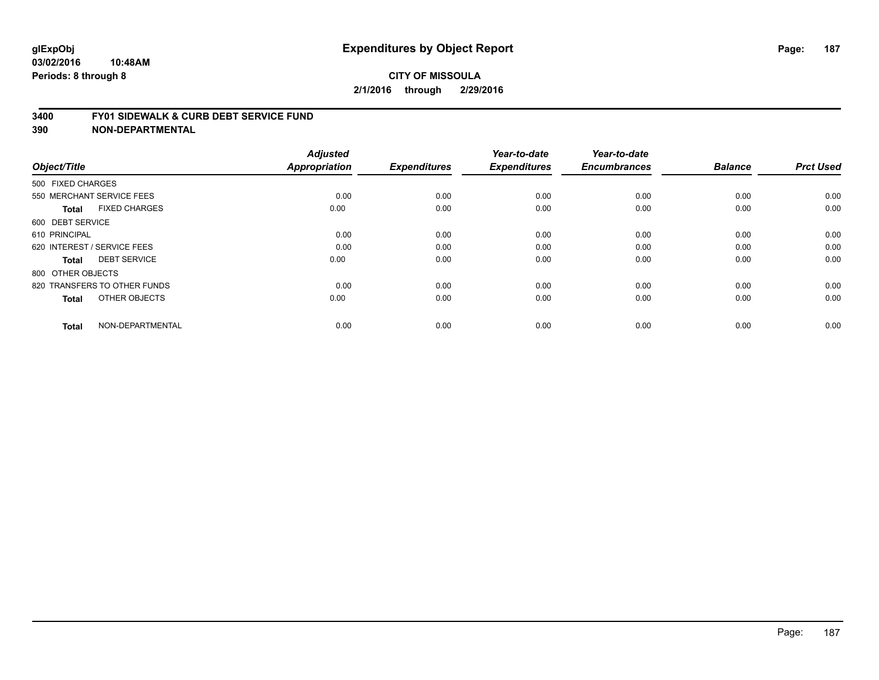**glExpObj** **Expenditures by Object Report**

**03/02/2016 10:48AM**

**Periods: 8 through 8**

**CITY OF MISSOULA**

**2/1/2016 through 2/29/2016**

## 3400 FY01 SIDEWALK & CURB DEBT SERVICE FUND
## 390 NON-DEPARTMENTAL

| Object/Title | Adjusted Appropriation | Expenditures | Year-to-date Expenditures | Year-to-date Encumbrances | Balance | Prct Used |
|---|---|---|---|---|---|---|
| 500 FIXED CHARGES | | | | | | |
| 550 MERCHANT SERVICE FEES | 0.00 | 0.00 | 0.00 | 0.00 | 0.00 | 0.00 |
| **Total** FIXED CHARGES | 0.00 | 0.00 | 0.00 | 0.00 | 0.00 | 0.00 |
| 600 DEBT SERVICE | | | | | | |
| 610 PRINCIPAL | 0.00 | 0.00 | 0.00 | 0.00 | 0.00 | 0.00 |
| 620 INTEREST / SERVICE FEES | 0.00 | 0.00 | 0.00 | 0.00 | 0.00 | 0.00 |
| **Total** DEBT SERVICE | 0.00 | 0.00 | 0.00 | 0.00 | 0.00 | 0.00 |
| 800 OTHER OBJECTS | | | | | | |
| 820 TRANSFERS TO OTHER FUNDS | 0.00 | 0.00 | 0.00 | 0.00 | 0.00 | 0.00 |
| **Total** OTHER OBJECTS | 0.00 | 0.00 | 0.00 | 0.00 | 0.00 | 0.00 |
| **Total** NON-DEPARTMENTAL | 0.00 | 0.00 | 0.00 | 0.00 | 0.00 | 0.00 |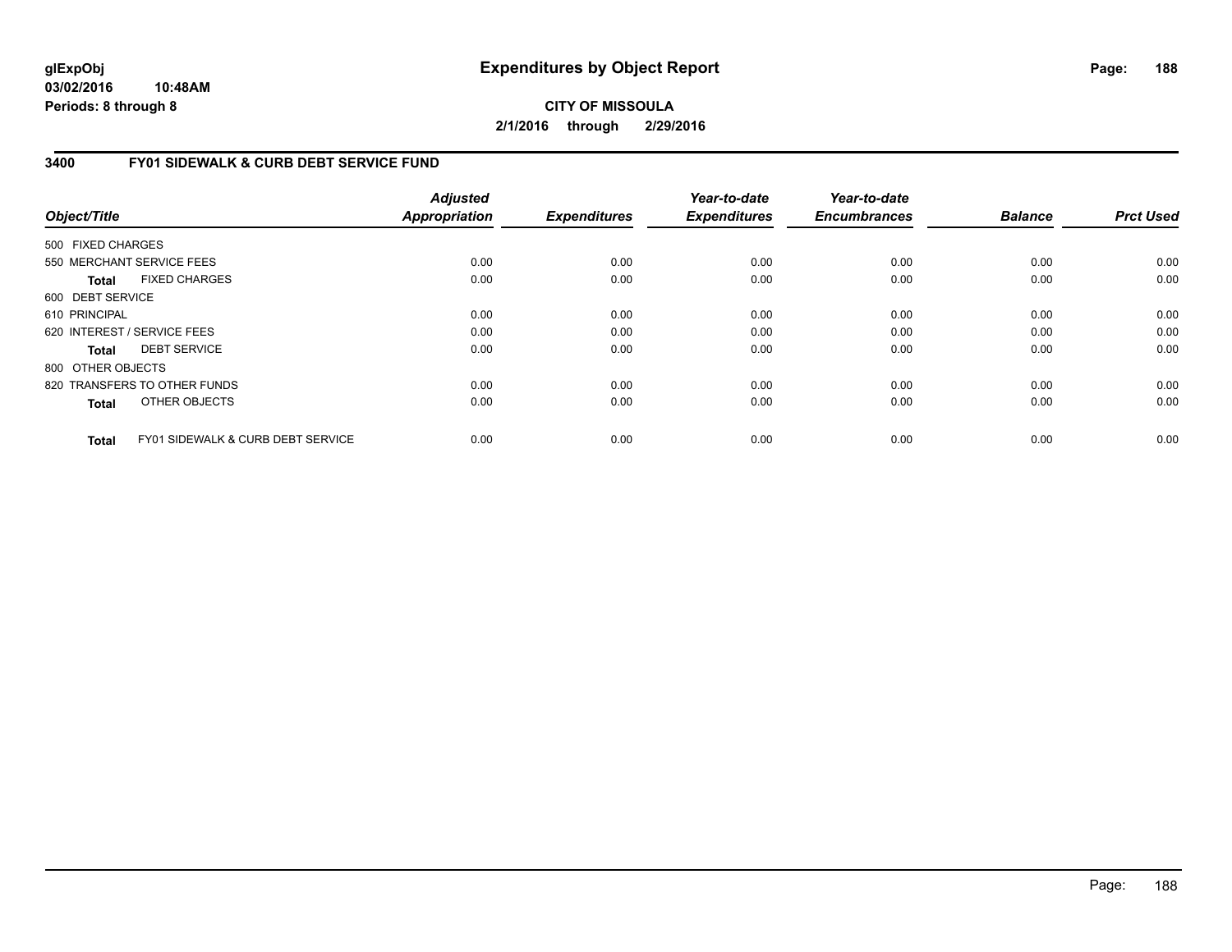**glExpObj**
**03/02/2016 10:48AM**
**Periods: 8 through 8**

# Expenditures by Object Report

**CITY OF MISSOULA**
**2/1/2016 through 2/29/2016**

## 3400 FY01 SIDEWALK & CURB DEBT SERVICE FUND

| Object/Title | Adjusted Appropriation | Expenditures | Year-to-date Expenditures | Year-to-date Encumbrances | Balance | Prct Used |
|---|---|---|---|---|---|---|
| 500 FIXED CHARGES | | | | | | |
| 550 MERCHANT SERVICE FEES | 0.00 | 0.00 | 0.00 | 0.00 | 0.00 | 0.00 |
| **Total** FIXED CHARGES | 0.00 | 0.00 | 0.00 | 0.00 | 0.00 | 0.00 |
| 600 DEBT SERVICE | | | | | | |
| 610 PRINCIPAL | 0.00 | 0.00 | 0.00 | 0.00 | 0.00 | 0.00 |
| 620 INTEREST / SERVICE FEES | 0.00 | 0.00 | 0.00 | 0.00 | 0.00 | 0.00 |
| **Total** DEBT SERVICE | 0.00 | 0.00 | 0.00 | 0.00 | 0.00 | 0.00 |
| 800 OTHER OBJECTS | | | | | | |
| 820 TRANSFERS TO OTHER FUNDS | 0.00 | 0.00 | 0.00 | 0.00 | 0.00 | 0.00 |
| **Total** OTHER OBJECTS | 0.00 | 0.00 | 0.00 | 0.00 | 0.00 | 0.00 |
| **Total** FY01 SIDEWALK & CURB DEBT SERVICE | 0.00 | 0.00 | 0.00 | 0.00 | 0.00 | 0.00 |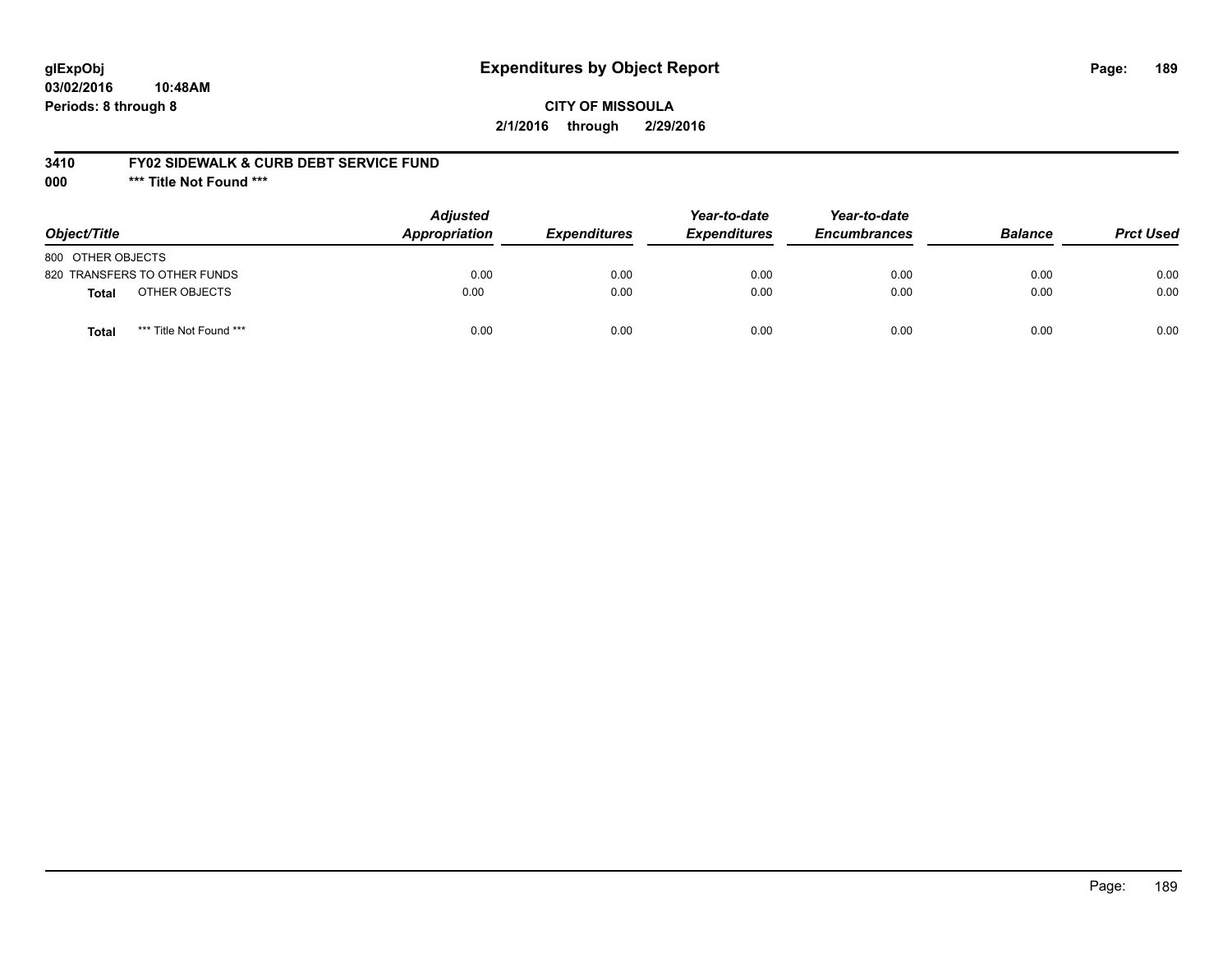glExpObj **Expenditures by Object Report**

03/02/2016 10:48AM

Periods: 8 through 8

**CITY OF MISSOULA**

**2/1/2016 through 2/29/2016**

**3410 FY02 SIDEWALK & CURB DEBT SERVICE FUND**

**000 \*\*\* Title Not Found \*\*\***

| Object/Title | Adjusted Appropriation | Expenditures | Year-to-date Expenditures | Year-to-date Encumbrances | Balance | Prct Used |
|---|---|---|---|---|---|---|
| 800 OTHER OBJECTS | | | | | | |
| 820 TRANSFERS TO OTHER FUNDS | 0.00 | 0.00 | 0.00 | 0.00 | 0.00 | 0.00 |
| **Total** OTHER OBJECTS | 0.00 | 0.00 | 0.00 | 0.00 | 0.00 | 0.00 |
| **Total** \*\*\* Title Not Found \*\*\* | 0.00 | 0.00 | 0.00 | 0.00 | 0.00 | 0.00 |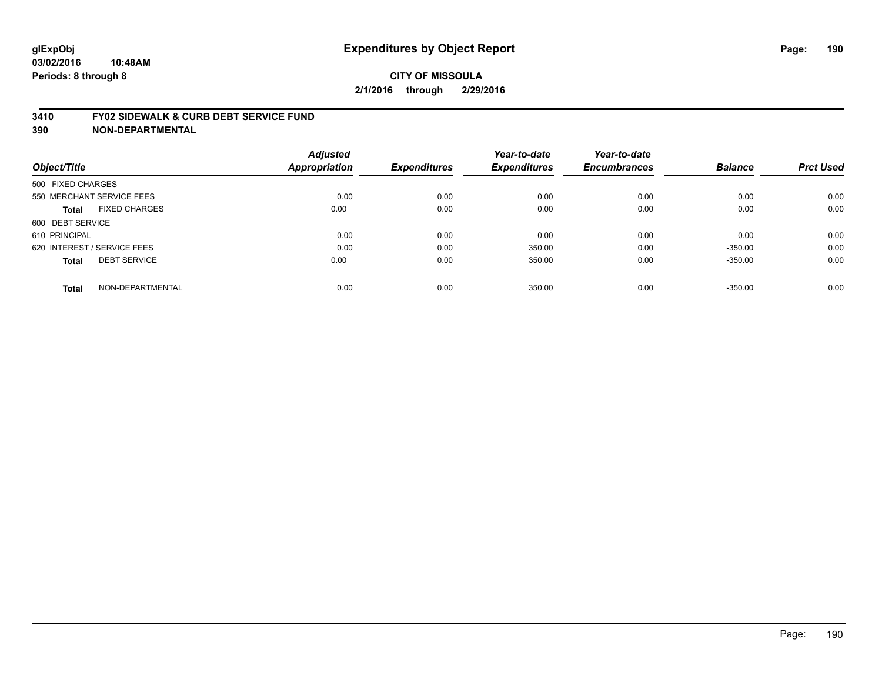# Expenditures by Object Report

glExpObj
03/02/2016 10:48AM
Periods: 8 through 8

**CITY OF MISSOULA**
**2/1/2016 through 2/29/2016**

**3410 FY02 SIDEWALK & CURB DEBT SERVICE FUND**
**390 NON-DEPARTMENTAL**

| Object/Title | Adjusted Appropriation | Expenditures | Year-to-date Expenditures | Year-to-date Encumbrances | Balance | Prct Used |
|---|---|---|---|---|---|---|
| 500 FIXED CHARGES | | | | | | |
| 550 MERCHANT SERVICE FEES | 0.00 | 0.00 | 0.00 | 0.00 | 0.00 | 0.00 |
| **Total** FIXED CHARGES | 0.00 | 0.00 | 0.00 | 0.00 | 0.00 | 0.00 |
| 600 DEBT SERVICE | | | | | | |
| 610 PRINCIPAL | 0.00 | 0.00 | 0.00 | 0.00 | 0.00 | 0.00 |
| 620 INTEREST / SERVICE FEES | 0.00 | 0.00 | 350.00 | 0.00 | -350.00 | 0.00 |
| **Total** DEBT SERVICE | 0.00 | 0.00 | 350.00 | 0.00 | -350.00 | 0.00 |
| **Total** NON-DEPARTMENTAL | 0.00 | 0.00 | 350.00 | 0.00 | -350.00 | 0.00 |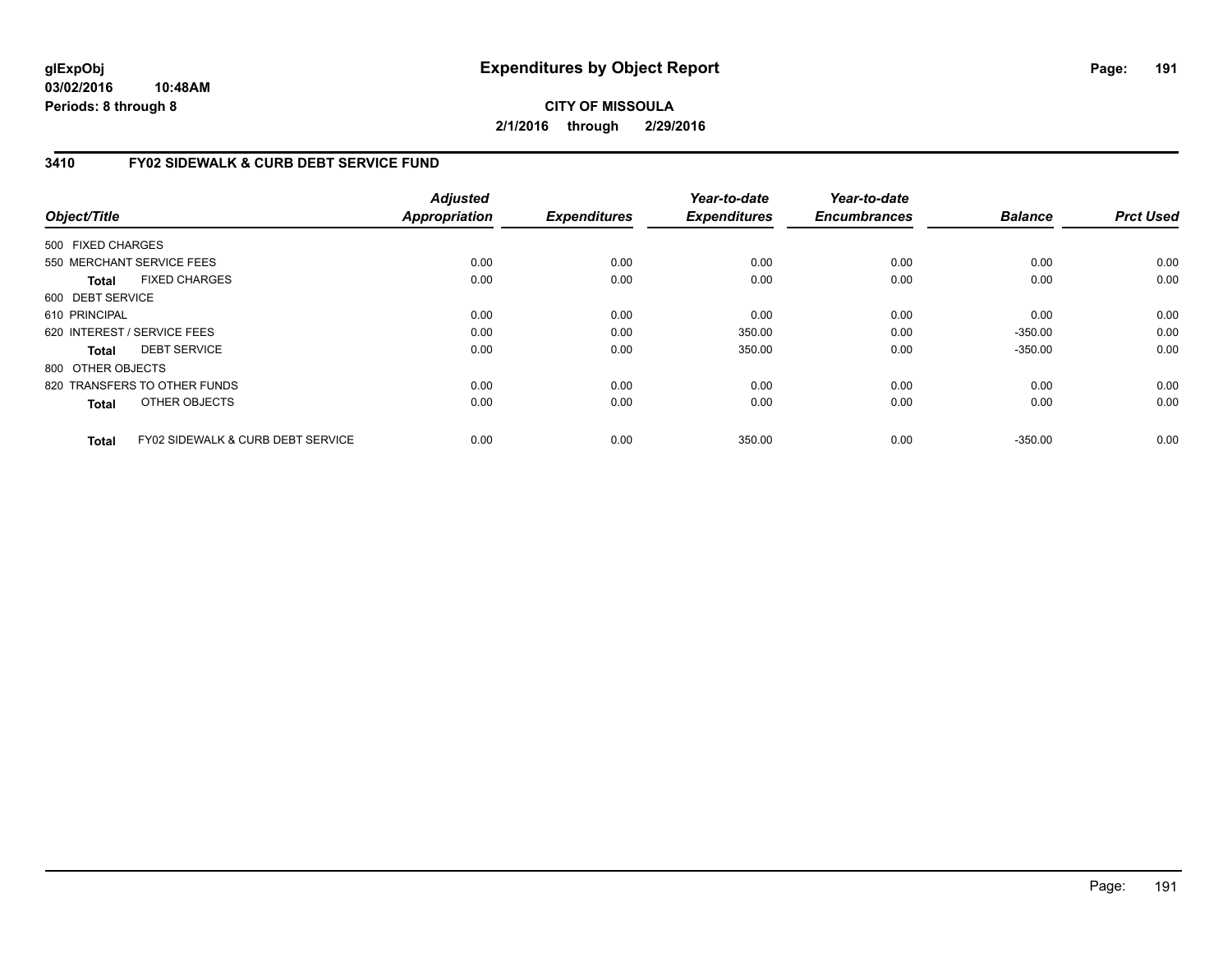**glExpObj**
**03/02/2016 10:48AM**
**Periods: 8 through 8**

# Expenditures by Object Report

**CITY OF MISSOULA**
**2/1/2016 through 2/29/2016**

## 3410 FY02 SIDEWALK & CURB DEBT SERVICE FUND

| Object/Title | Adjusted Appropriation | Expenditures | Year-to-date Expenditures | Year-to-date Encumbrances | Balance | Prct Used |
|---|---|---|---|---|---|---|
| 500 FIXED CHARGES | | | | | | |
| 550 MERCHANT SERVICE FEES | 0.00 | 0.00 | 0.00 | 0.00 | 0.00 | 0.00 |
| **Total** FIXED CHARGES | 0.00 | 0.00 | 0.00 | 0.00 | 0.00 | 0.00 |
| 600 DEBT SERVICE | | | | | | |
| 610 PRINCIPAL | 0.00 | 0.00 | 0.00 | 0.00 | 0.00 | 0.00 |
| 620 INTEREST / SERVICE FEES | 0.00 | 0.00 | 350.00 | 0.00 | -350.00 | 0.00 |
| **Total** DEBT SERVICE | 0.00 | 0.00 | 350.00 | 0.00 | -350.00 | 0.00 |
| 800 OTHER OBJECTS | | | | | | |
| 820 TRANSFERS TO OTHER FUNDS | 0.00 | 0.00 | 0.00 | 0.00 | 0.00 | 0.00 |
| **Total** OTHER OBJECTS | 0.00 | 0.00 | 0.00 | 0.00 | 0.00 | 0.00 |
| **Total** FY02 SIDEWALK & CURB DEBT SERVICE | 0.00 | 0.00 | 350.00 | 0.00 | -350.00 | 0.00 |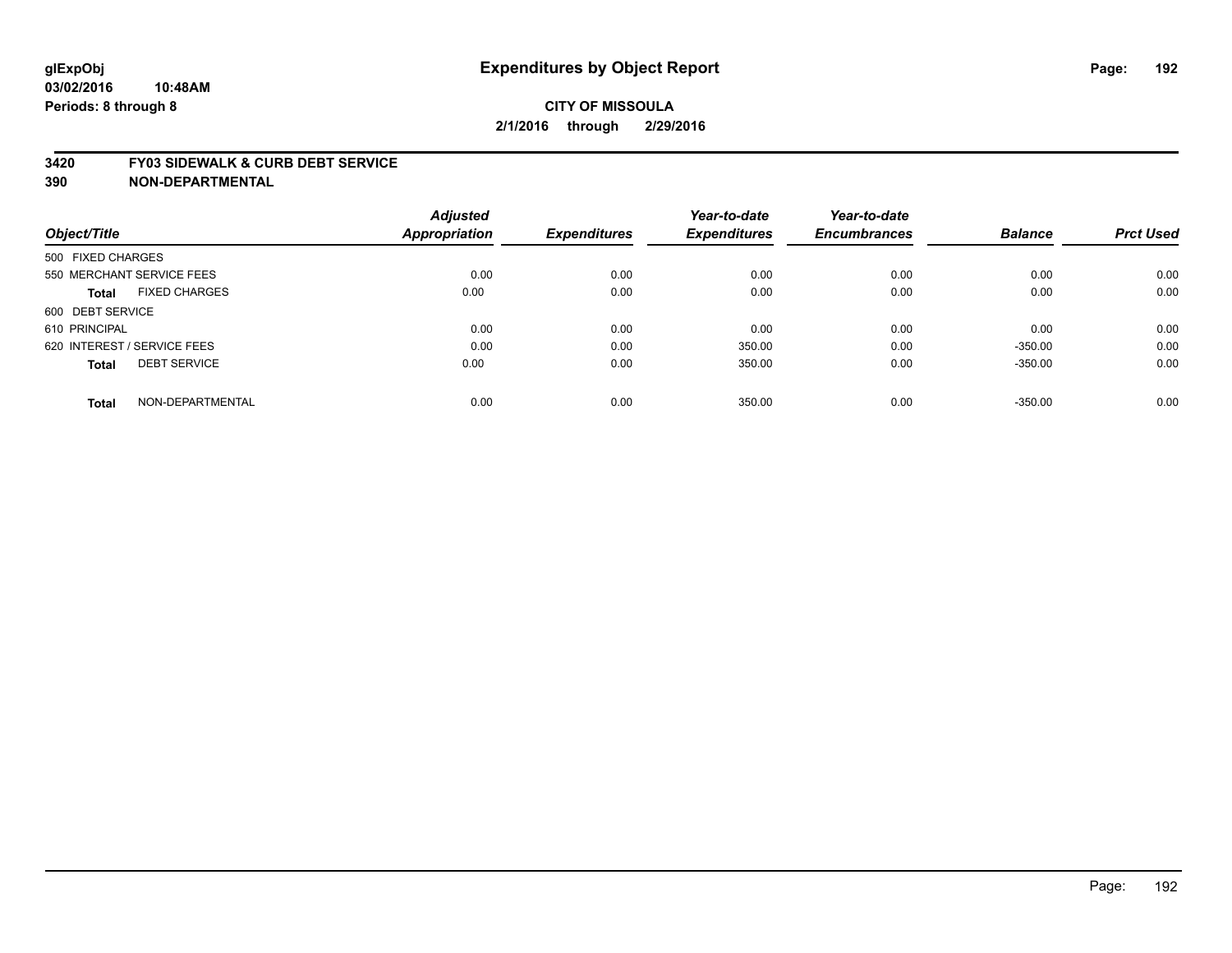glExpObj
03/02/2016 10:48AM
Periods: 8 through 8

# Expenditures by Object Report

**CITY OF MISSOULA**
**2/1/2016 through 2/29/2016**

## 3420 FY03 SIDEWALK & CURB DEBT SERVICE
## 390 NON-DEPARTMENTAL

| Object/Title | Adjusted Appropriation | Expenditures | Year-to-date Expenditures | Year-to-date Encumbrances | Balance | Prct Used |
|---|---|---|---|---|---|---|
| 500 FIXED CHARGES | | | | | | |
| 550 MERCHANT SERVICE FEES | 0.00 | 0.00 | 0.00 | 0.00 | 0.00 | 0.00 |
| **Total** FIXED CHARGES | 0.00 | 0.00 | 0.00 | 0.00 | 0.00 | 0.00 |
| 600 DEBT SERVICE | | | | | | |
| 610 PRINCIPAL | 0.00 | 0.00 | 0.00 | 0.00 | 0.00 | 0.00 |
| 620 INTEREST / SERVICE FEES | 0.00 | 0.00 | 350.00 | 0.00 | -350.00 | 0.00 |
| **Total** DEBT SERVICE | 0.00 | 0.00 | 350.00 | 0.00 | -350.00 | 0.00 |
| **Total** NON-DEPARTMENTAL | 0.00 | 0.00 | 350.00 | 0.00 | -350.00 | 0.00 |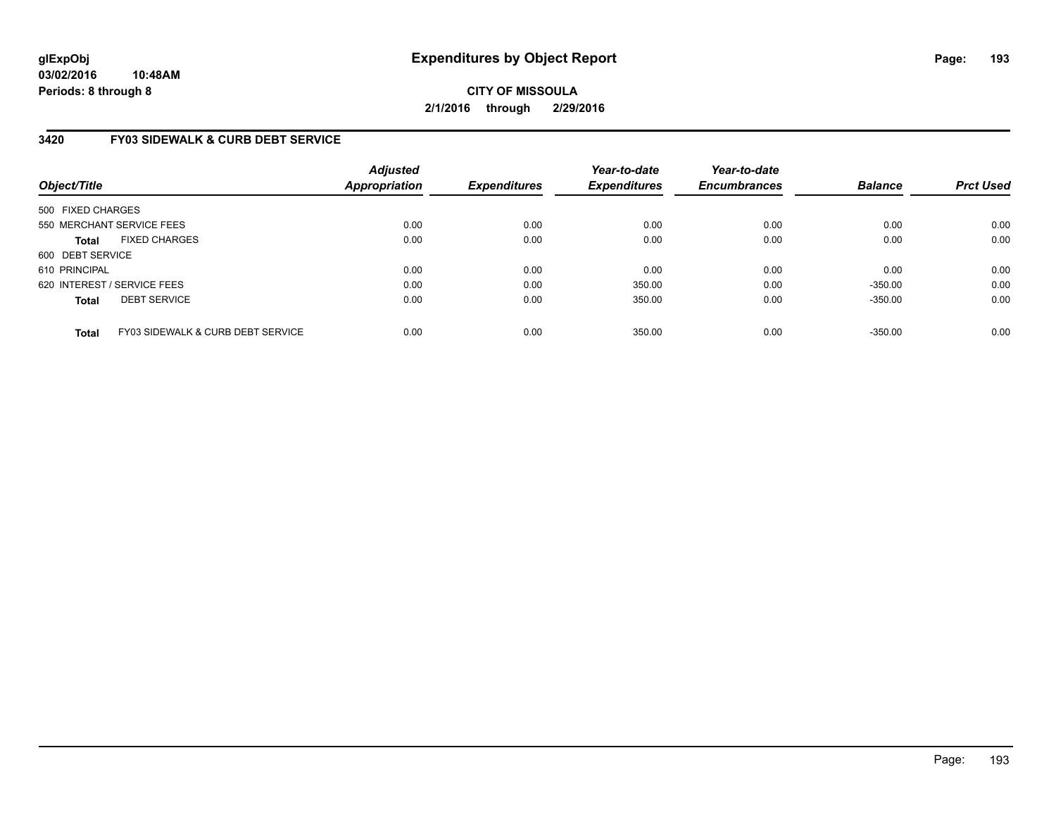glExpObj
03/02/2016 10:48AM
Periods: 8 through 8

# Expenditures by Object Report

**CITY OF MISSOULA**
**2/1/2016 through 2/29/2016**

### 3420 FY03 SIDEWALK & CURB DEBT SERVICE

| Object/Title | Adjusted Appropriation | Expenditures | Year-to-date Expenditures | Year-to-date Encumbrances | Balance | Prct Used |
|---|---|---|---|---|---|---|
| 500 FIXED CHARGES | | | | | | |
| 550 MERCHANT SERVICE FEES | 0.00 | 0.00 | 0.00 | 0.00 | 0.00 | 0.00 |
| **Total** FIXED CHARGES | 0.00 | 0.00 | 0.00 | 0.00 | 0.00 | 0.00 |
| 600 DEBT SERVICE | | | | | | |
| 610 PRINCIPAL | 0.00 | 0.00 | 0.00 | 0.00 | 0.00 | 0.00 |
| 620 INTEREST / SERVICE FEES | 0.00 | 0.00 | 350.00 | 0.00 | -350.00 | 0.00 |
| **Total** DEBT SERVICE | 0.00 | 0.00 | 350.00 | 0.00 | -350.00 | 0.00 |
| **Total** FY03 SIDEWALK & CURB DEBT SERVICE | 0.00 | 0.00 | 350.00 | 0.00 | -350.00 | 0.00 |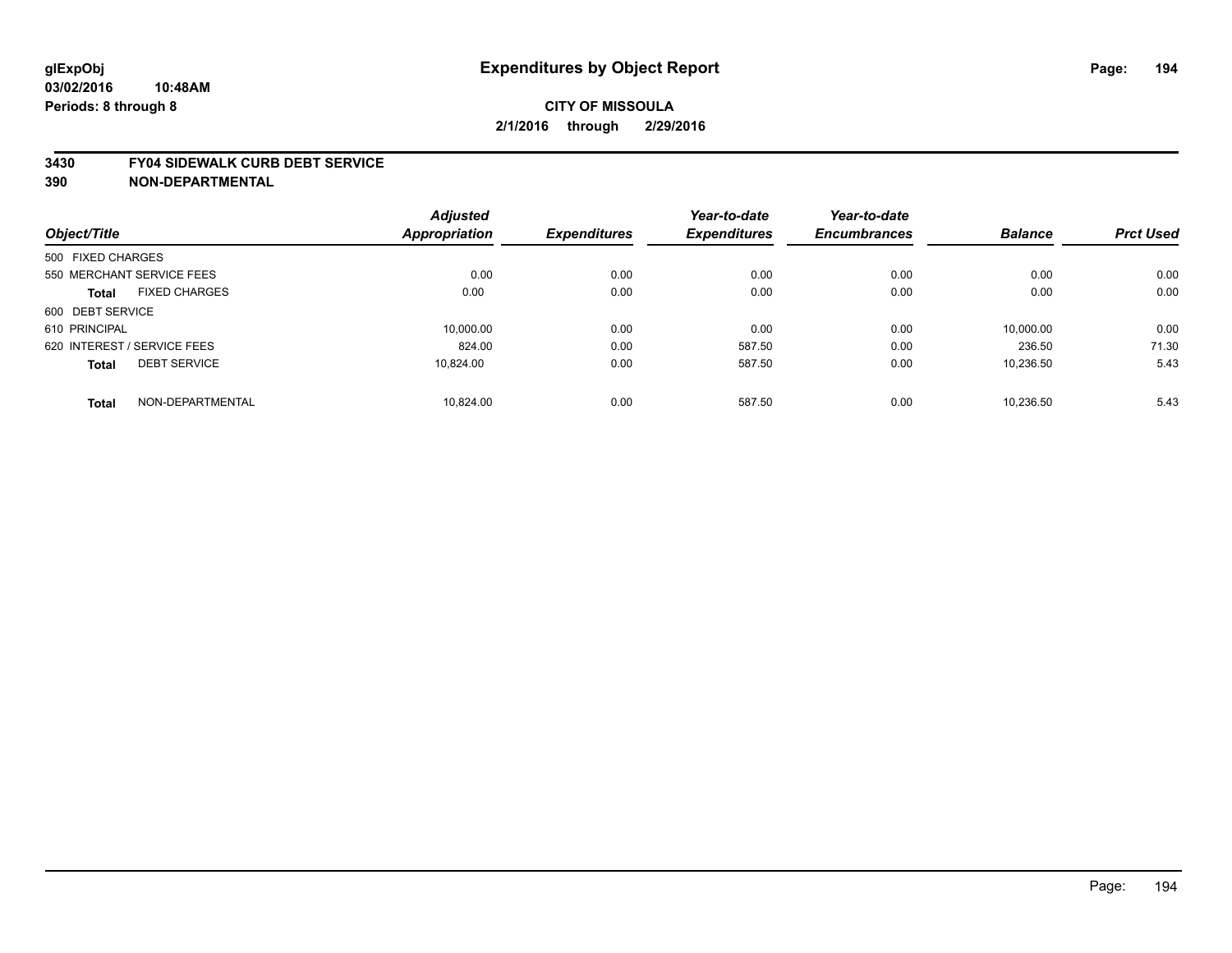# Expenditures by Object Report

**CITY OF MISSOULA**

**2/1/2016 through 2/29/2016**

glExpObj
03/02/2016 10:48AM
Periods: 8 through 8

**3430 FY04 SIDEWALK CURB DEBT SERVICE**
**390 NON-DEPARTMENTAL**

| Object/Title | Adjusted Appropriation | Expenditures | Year-to-date Expenditures | Year-to-date Encumbrances | Balance | Prct Used |
|---|---|---|---|---|---|---|
| 500 FIXED CHARGES | | | | | | |
| 550 MERCHANT SERVICE FEES | 0.00 | 0.00 | 0.00 | 0.00 | 0.00 | 0.00 |
| **Total** FIXED CHARGES | 0.00 | 0.00 | 0.00 | 0.00 | 0.00 | 0.00 |
| 600 DEBT SERVICE | | | | | | |
| 610 PRINCIPAL | 10,000.00 | 0.00 | 0.00 | 0.00 | 10,000.00 | 0.00 |
| 620 INTEREST / SERVICE FEES | 824.00 | 0.00 | 587.50 | 0.00 | 236.50 | 71.30 |
| **Total** DEBT SERVICE | 10,824.00 | 0.00 | 587.50 | 0.00 | 10,236.50 | 5.43 |
| **Total** NON-DEPARTMENTAL | 10,824.00 | 0.00 | 587.50 | 0.00 | 10,236.50 | 5.43 |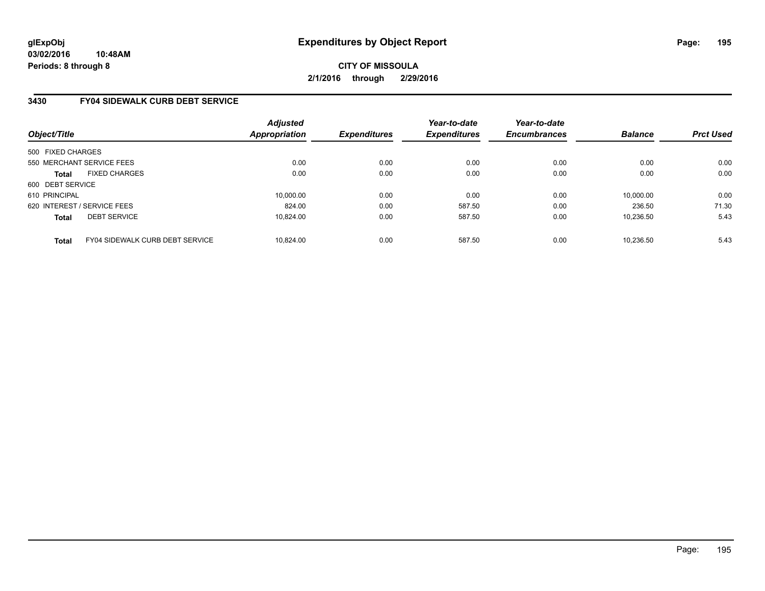# Expenditures by Object Report

glExpObj
03/02/2016 10:48AM
Periods: 8 through 8

**CITY OF MISSOULA**
**2/1/2016 through 2/29/2016**

## 3430 FY04 SIDEWALK CURB DEBT SERVICE

| Object/Title | Adjusted Appropriation | Expenditures | Year-to-date Expenditures | Year-to-date Encumbrances | Balance | Prct Used |
|---|---|---|---|---|---|---|
| 500 FIXED CHARGES | | | | | | |
| 550 MERCHANT SERVICE FEES | 0.00 | 0.00 | 0.00 | 0.00 | 0.00 | 0.00 |
| **Total** FIXED CHARGES | 0.00 | 0.00 | 0.00 | 0.00 | 0.00 | 0.00 |
| 600 DEBT SERVICE | | | | | | |
| 610 PRINCIPAL | 10,000.00 | 0.00 | 0.00 | 0.00 | 10,000.00 | 0.00 |
| 620 INTEREST / SERVICE FEES | 824.00 | 0.00 | 587.50 | 0.00 | 236.50 | 71.30 |
| **Total** DEBT SERVICE | 10,824.00 | 0.00 | 587.50 | 0.00 | 10,236.50 | 5.43 |
| **Total** FY04 SIDEWALK CURB DEBT SERVICE | 10,824.00 | 0.00 | 587.50 | 0.00 | 10,236.50 | 5.43 |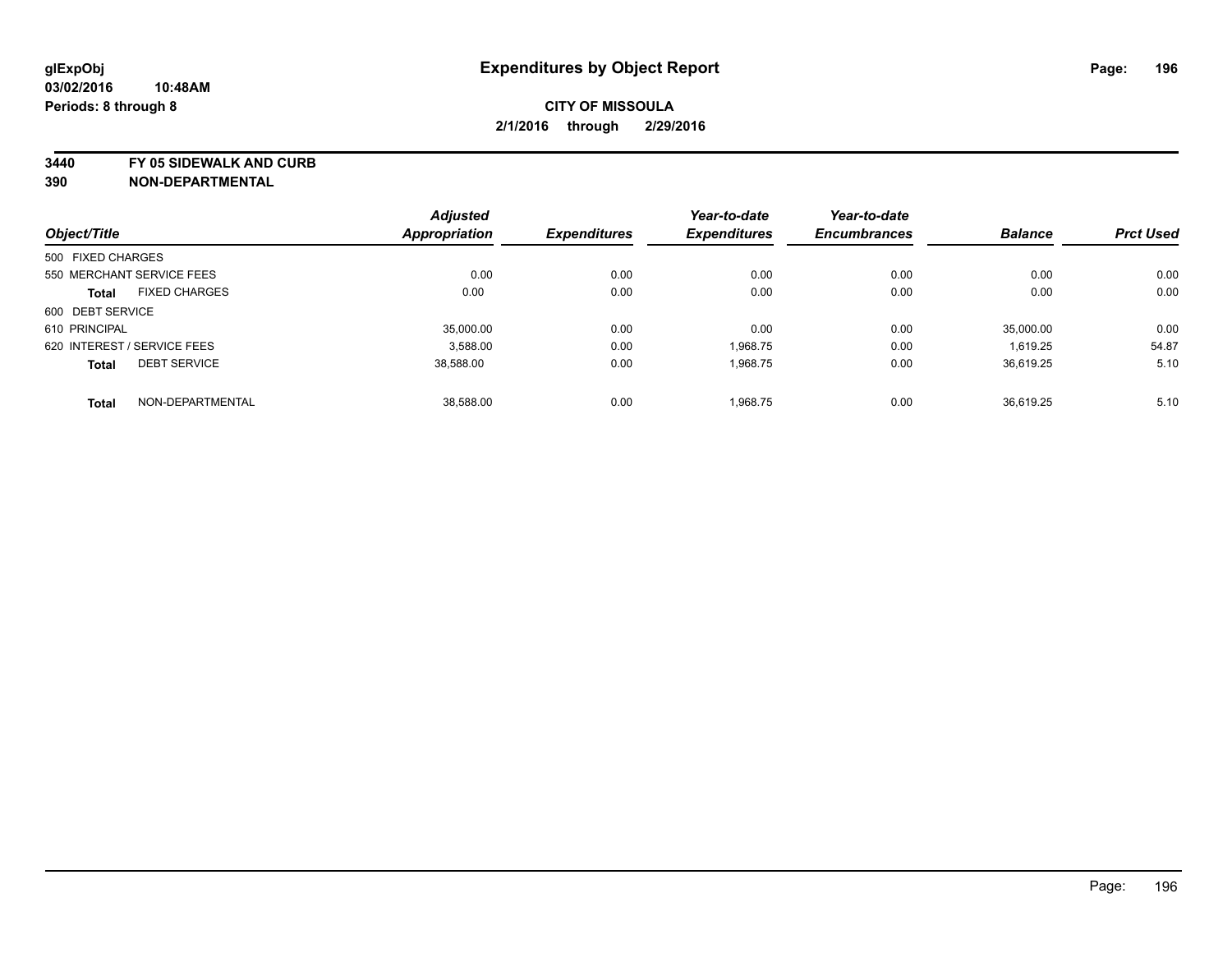# Expenditures by Object Report

**glExpObj**
**03/02/2016 10:48AM**
**Periods: 8 through 8**

**CITY OF MISSOULA**
**2/1/2016 through 2/29/2016**

**3440 FY 05 SIDEWALK AND CURB**
**390 NON-DEPARTMENTAL**

| Object/Title | Adjusted Appropriation | Expenditures | Year-to-date Expenditures | Year-to-date Encumbrances | Balance | Prct Used |
|---|---|---|---|---|---|---|
| 500 FIXED CHARGES | | | | | | |
| 550 MERCHANT SERVICE FEES | 0.00 | 0.00 | 0.00 | 0.00 | 0.00 | 0.00 |
| **Total** FIXED CHARGES | 0.00 | 0.00 | 0.00 | 0.00 | 0.00 | 0.00 |
| 600 DEBT SERVICE | | | | | | |
| 610 PRINCIPAL | 35,000.00 | 0.00 | 0.00 | 0.00 | 35,000.00 | 0.00 |
| 620 INTEREST / SERVICE FEES | 3,588.00 | 0.00 | 1,968.75 | 0.00 | 1,619.25 | 54.87 |
| **Total** DEBT SERVICE | 38,588.00 | 0.00 | 1,968.75 | 0.00 | 36,619.25 | 5.10 |
| **Total** NON-DEPARTMENTAL | 38,588.00 | 0.00 | 1,968.75 | 0.00 | 36,619.25 | 5.10 |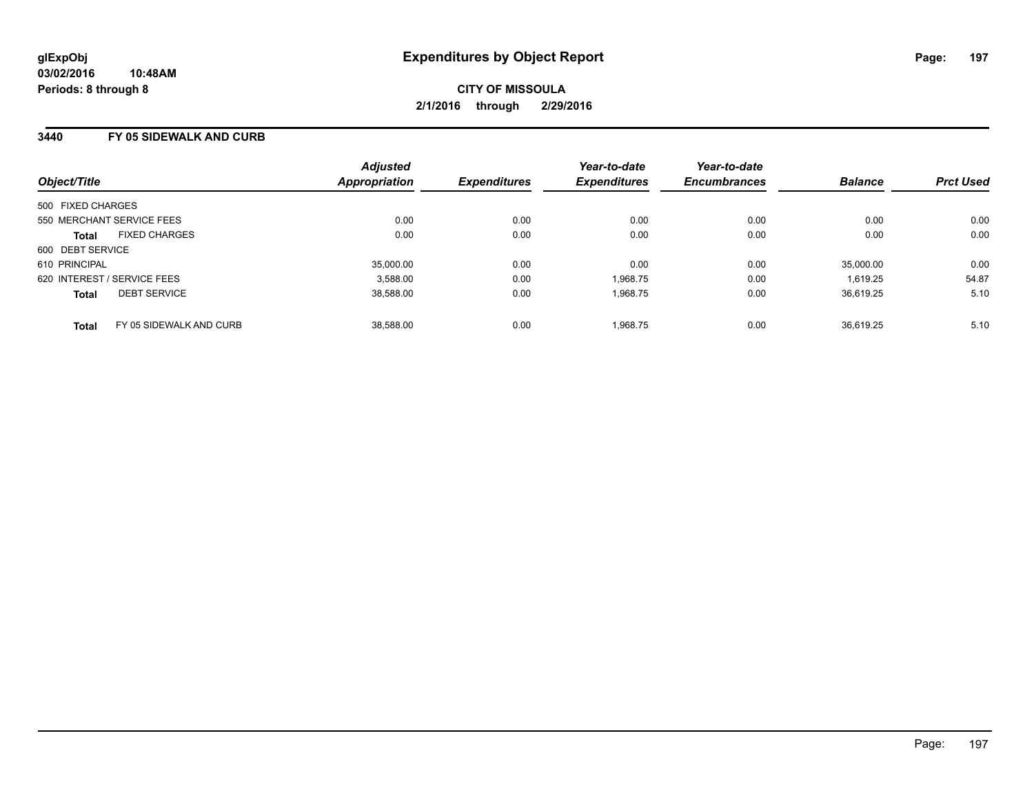# Expenditures by Object Report

glExpObj
03/02/2016 10:48AM
Periods: 8 through 8

**CITY OF MISSOULA**
**2/1/2016 through 2/29/2016**

## 3440 FY 05 SIDEWALK AND CURB

| Object/Title | Adjusted Appropriation | Expenditures | Year-to-date Expenditures | Year-to-date Encumbrances | Balance | Prct Used |
|---|---|---|---|---|---|---|
| 500 FIXED CHARGES | | | | | | |
| 550 MERCHANT SERVICE FEES | 0.00 | 0.00 | 0.00 | 0.00 | 0.00 | 0.00 |
| **Total** FIXED CHARGES | 0.00 | 0.00 | 0.00 | 0.00 | 0.00 | 0.00 |
| 600 DEBT SERVICE | | | | | | |
| 610 PRINCIPAL | 35,000.00 | 0.00 | 0.00 | 0.00 | 35,000.00 | 0.00 |
| 620 INTEREST / SERVICE FEES | 3,588.00 | 0.00 | 1,968.75 | 0.00 | 1,619.25 | 54.87 |
| **Total** DEBT SERVICE | 38,588.00 | 0.00 | 1,968.75 | 0.00 | 36,619.25 | 5.10 |
| **Total** FY 05 SIDEWALK AND CURB | 38,588.00 | 0.00 | 1,968.75 | 0.00 | 36,619.25 | 5.10 |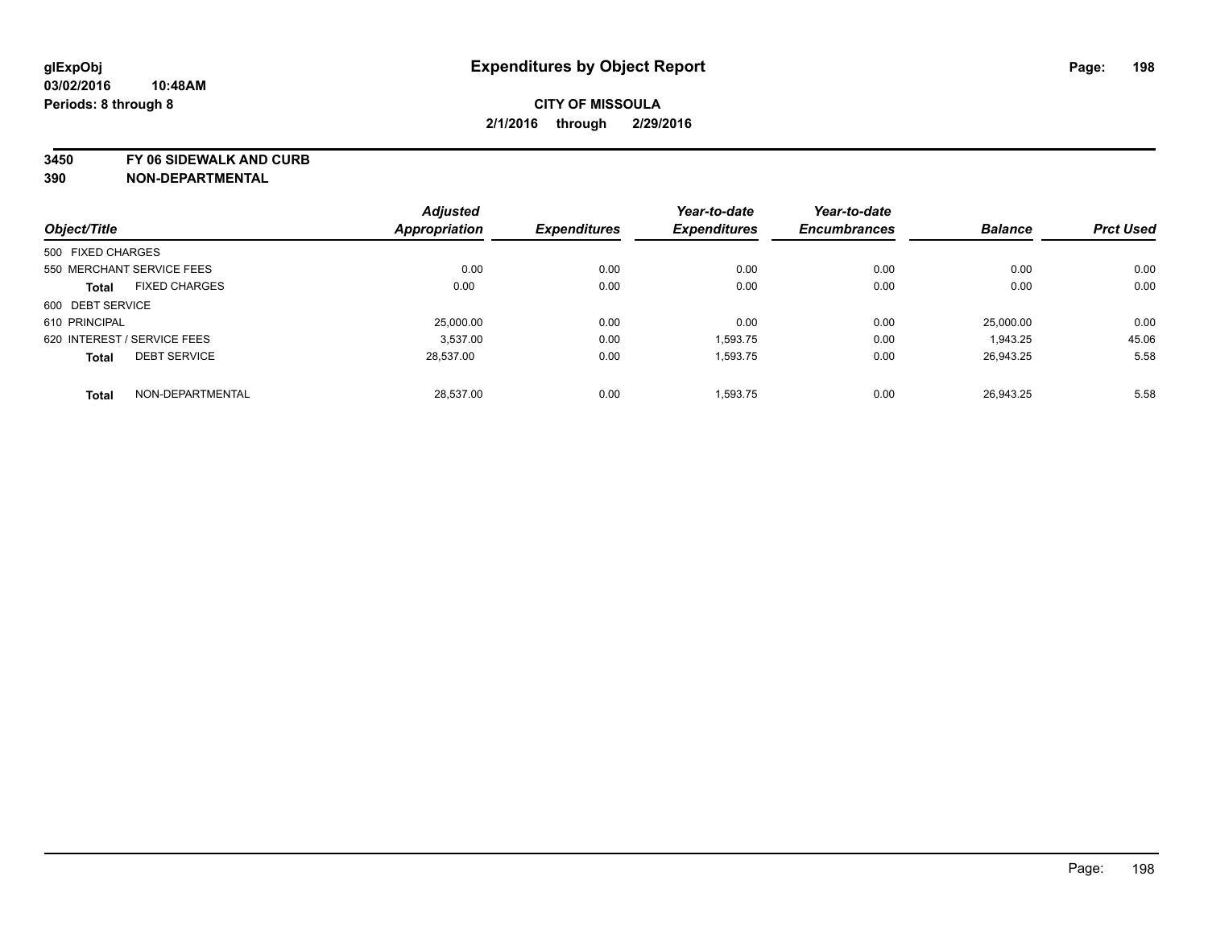# Expenditures by Object Report

glExpObj
03/02/2016 10:48AM
Periods: 8 through 8

**CITY OF MISSOULA**
**2/1/2016 through 2/29/2016**

**3450 FY 06 SIDEWALK AND CURB**
**390 NON-DEPARTMENTAL**

| Object/Title | Adjusted Appropriation | Expenditures | Year-to-date Expenditures | Year-to-date Encumbrances | Balance | Prct Used |
|---|---|---|---|---|---|---|
| 500 FIXED CHARGES | | | | | | |
| 550 MERCHANT SERVICE FEES | 0.00 | 0.00 | 0.00 | 0.00 | 0.00 | 0.00 |
| **Total** FIXED CHARGES | 0.00 | 0.00 | 0.00 | 0.00 | 0.00 | 0.00 |
| 600 DEBT SERVICE | | | | | | |
| 610 PRINCIPAL | 25,000.00 | 0.00 | 0.00 | 0.00 | 25,000.00 | 0.00 |
| 620 INTEREST / SERVICE FEES | 3,537.00 | 0.00 | 1,593.75 | 0.00 | 1,943.25 | 45.06 |
| **Total** DEBT SERVICE | 28,537.00 | 0.00 | 1,593.75 | 0.00 | 26,943.25 | 5.58 |
| **Total** NON-DEPARTMENTAL | 28,537.00 | 0.00 | 1,593.75 | 0.00 | 26,943.25 | 5.58 |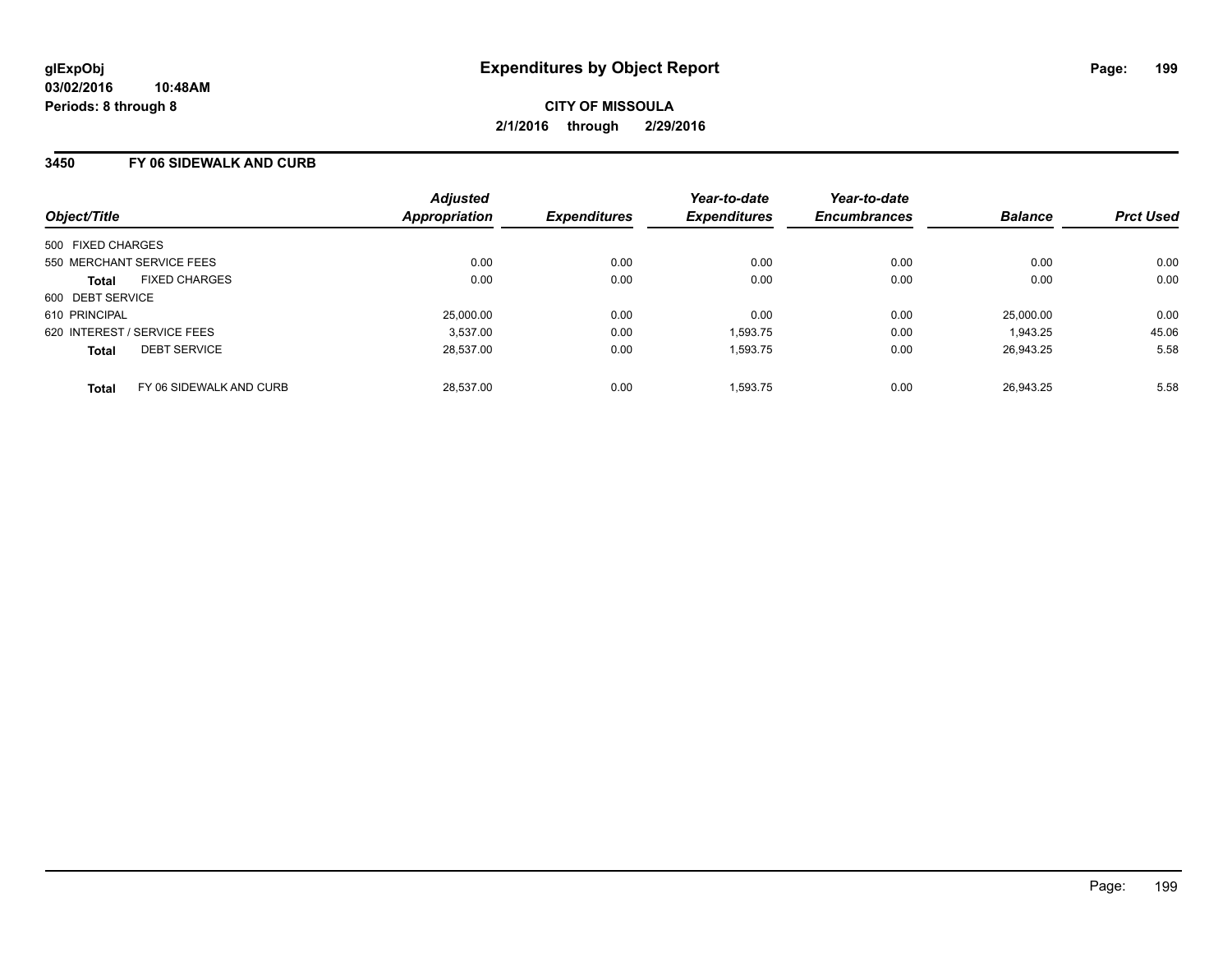**glExpObj**
**03/02/2016 10:48AM**
**Periods: 8 through 8**

# Expenditures by Object Report

**CITY OF MISSOULA**
**2/1/2016 through 2/29/2016**

## 3450 FY 06 SIDEWALK AND CURB

| Object/Title | | Adjusted Appropriation | Expenditures | Year-to-date Expenditures | Year-to-date Encumbrances | Balance | Prct Used |
|---|---|---|---|---|---|---|---|
| 500 FIXED CHARGES | | | | | | | |
| 550 MERCHANT SERVICE FEES | | 0.00 | 0.00 | 0.00 | 0.00 | 0.00 | 0.00 |
| **Total** | FIXED CHARGES | 0.00 | 0.00 | 0.00 | 0.00 | 0.00 | 0.00 |
| 600 DEBT SERVICE | | | | | | | |
| 610 PRINCIPAL | | 25,000.00 | 0.00 | 0.00 | 0.00 | 25,000.00 | 0.00 |
| 620 INTEREST / SERVICE FEES | | 3,537.00 | 0.00 | 1,593.75 | 0.00 | 1,943.25 | 45.06 |
| **Total** | DEBT SERVICE | 28,537.00 | 0.00 | 1,593.75 | 0.00 | 26,943.25 | 5.58 |
| **Total** | FY 06 SIDEWALK AND CURB | 28,537.00 | 0.00 | 1,593.75 | 0.00 | 26,943.25 | 5.58 |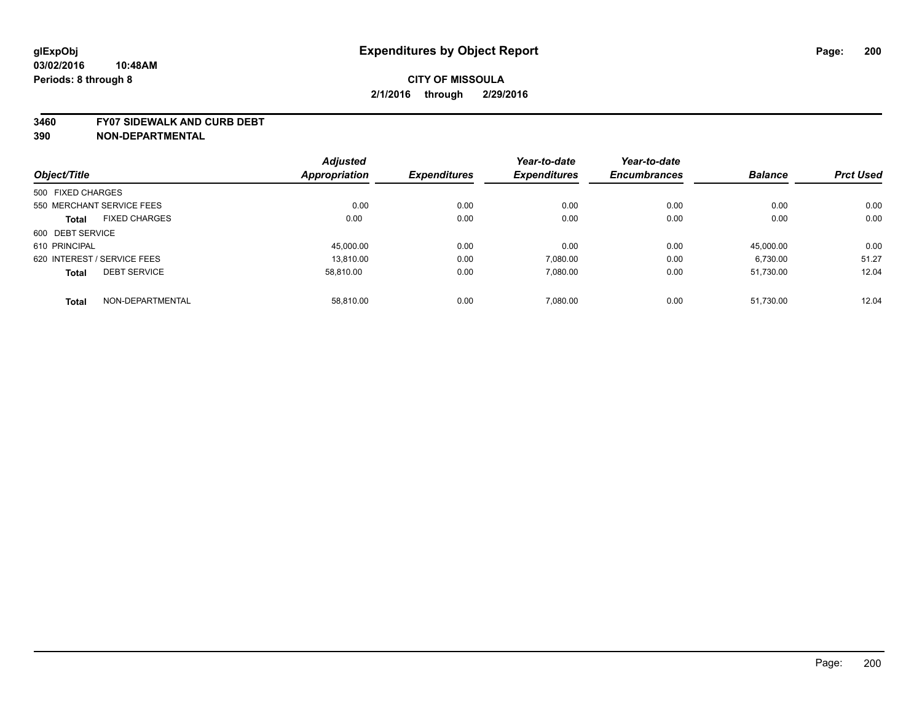**glExpObj** **Expenditures by Object Report**
**03/02/2016 10:48AM**
**Periods: 8 through 8**

**CITY OF MISSOULA**
**2/1/2016 through 2/29/2016**

**3460 FY07 SIDEWALK AND CURB DEBT**
**390 NON-DEPARTMENTAL**

| Object/Title | | Adjusted Appropriation | Expenditures | Year-to-date Expenditures | Year-to-date Encumbrances | Balance | Prct Used |
|---|---|---|---|---|---|---|---|
| 500 FIXED CHARGES | | | | | | | |
| 550 MERCHANT SERVICE FEES | | 0.00 | 0.00 | 0.00 | 0.00 | 0.00 | 0.00 |
| **Total** | FIXED CHARGES | 0.00 | 0.00 | 0.00 | 0.00 | 0.00 | 0.00 |
| 600 DEBT SERVICE | | | | | | | |
| 610 PRINCIPAL | | 45,000.00 | 0.00 | 0.00 | 0.00 | 45,000.00 | 0.00 |
| 620 INTEREST / SERVICE FEES | | 13,810.00 | 0.00 | 7,080.00 | 0.00 | 6,730.00 | 51.27 |
| **Total** | DEBT SERVICE | 58,810.00 | 0.00 | 7,080.00 | 0.00 | 51,730.00 | 12.04 |
| **Total** | NON-DEPARTMENTAL | 58,810.00 | 0.00 | 7,080.00 | 0.00 | 51,730.00 | 12.04 |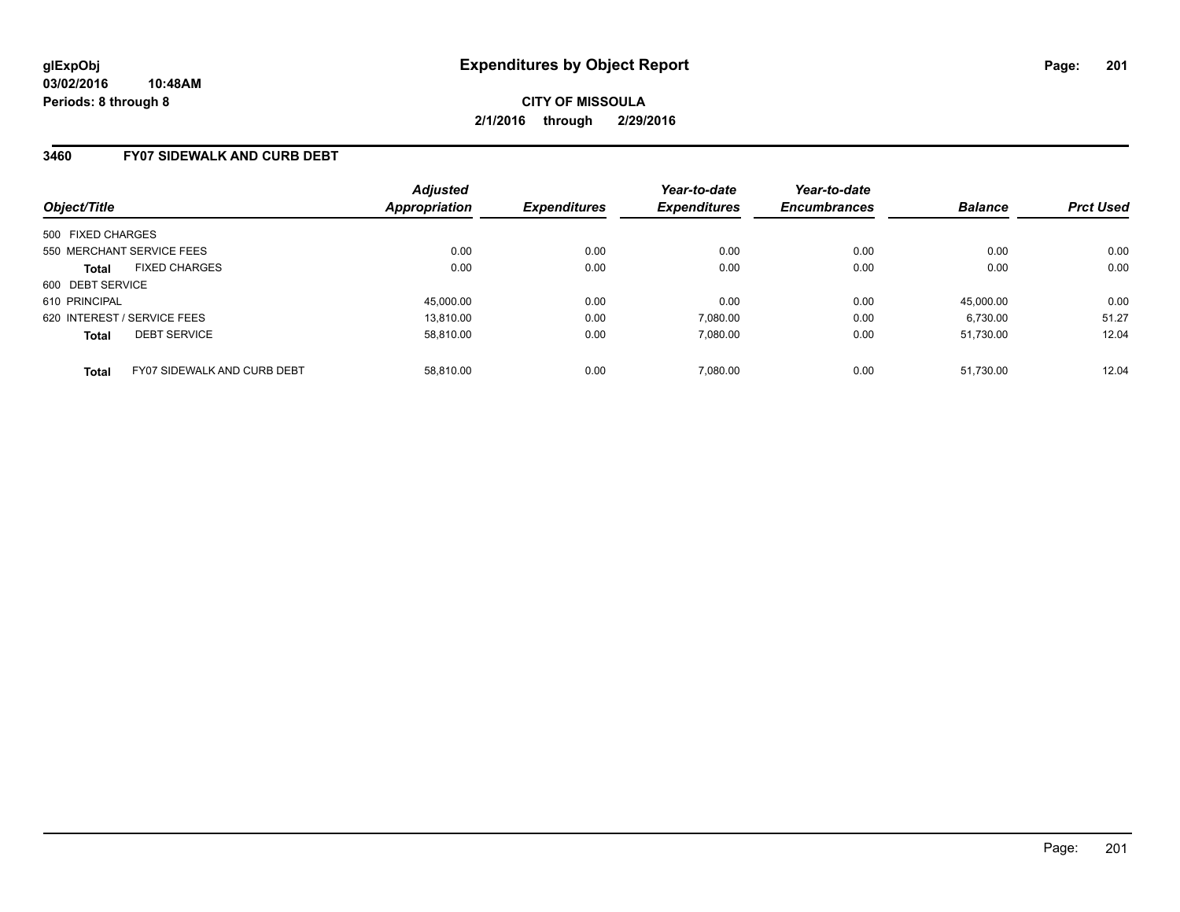glExpObj
03/02/2016 10:48AM
Periods: 8 through 8

# Expenditures by Object Report

**CITY OF MISSOULA**
**2/1/2016 through 2/29/2016**

## 3460 FY07 SIDEWALK AND CURB DEBT

| Object/Title | Adjusted Appropriation | Expenditures | Year-to-date Expenditures | Year-to-date Encumbrances | Balance | Prct Used |
|---|---|---|---|---|---|---|
| 500 FIXED CHARGES | | | | | | |
| 550 MERCHANT SERVICE FEES | 0.00 | 0.00 | 0.00 | 0.00 | 0.00 | 0.00 |
| **Total** FIXED CHARGES | 0.00 | 0.00 | 0.00 | 0.00 | 0.00 | 0.00 |
| 600 DEBT SERVICE | | | | | | |
| 610 PRINCIPAL | 45,000.00 | 0.00 | 0.00 | 0.00 | 45,000.00 | 0.00 |
| 620 INTEREST / SERVICE FEES | 13,810.00 | 0.00 | 7,080.00 | 0.00 | 6,730.00 | 51.27 |
| **Total** DEBT SERVICE | 58,810.00 | 0.00 | 7,080.00 | 0.00 | 51,730.00 | 12.04 |
| **Total** FY07 SIDEWALK AND CURB DEBT | 58,810.00 | 0.00 | 7,080.00 | 0.00 | 51,730.00 | 12.04 |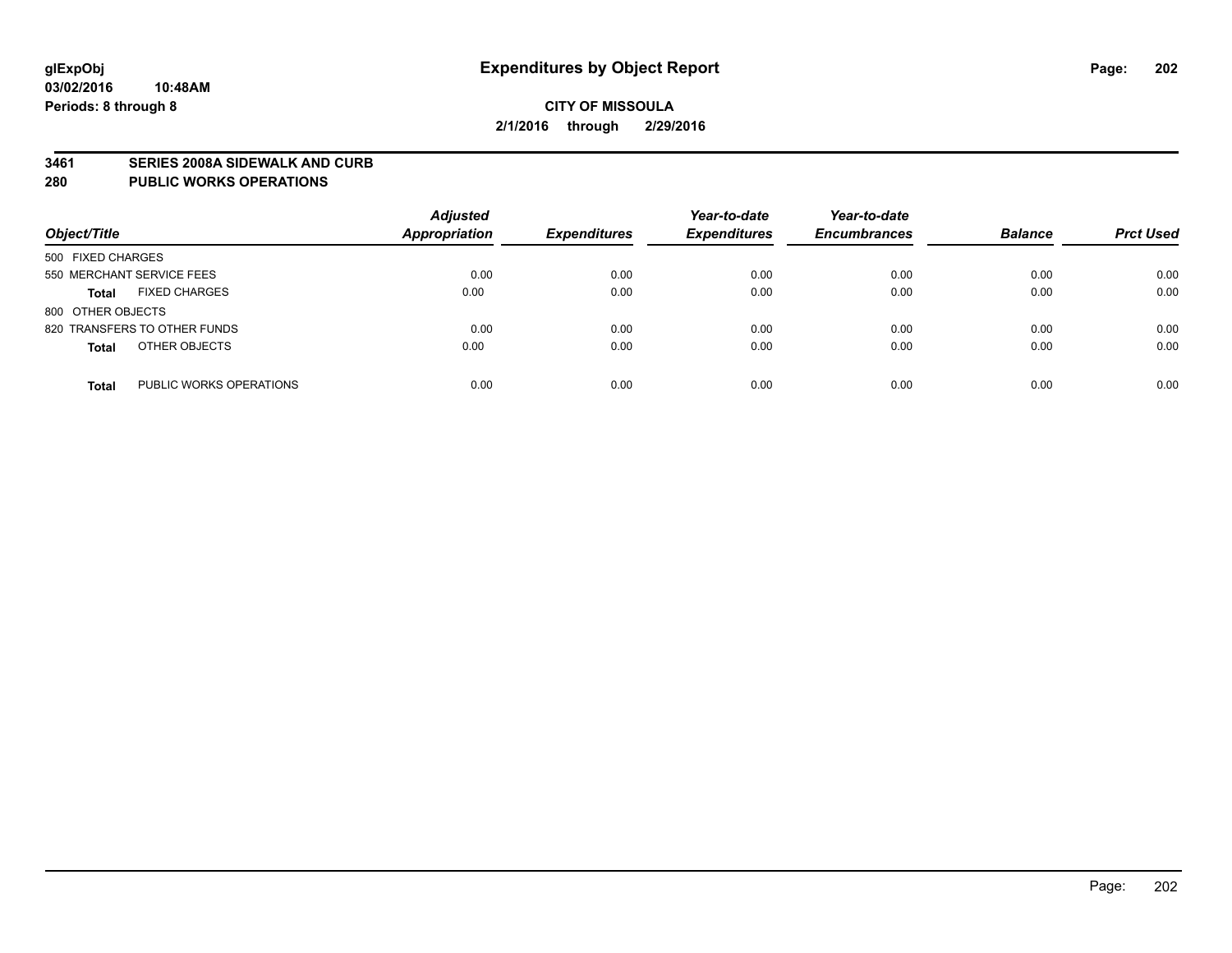# Expenditures by Object Report

glExpObj
03/02/2016 10:48AM
Periods: 8 through 8

**CITY OF MISSOULA**
**2/1/2016 through 2/29/2016**

## 3461 SERIES 2008A SIDEWALK AND CURB
## 280 PUBLIC WORKS OPERATIONS

| Object/Title | Adjusted Appropriation | Expenditures | Year-to-date Expenditures | Year-to-date Encumbrances | Balance | Prct Used |
|---|---|---|---|---|---|---|
| 500 FIXED CHARGES | | | | | | |
| 550 MERCHANT SERVICE FEES | 0.00 | 0.00 | 0.00 | 0.00 | 0.00 | 0.00 |
| **Total** FIXED CHARGES | 0.00 | 0.00 | 0.00 | 0.00 | 0.00 | 0.00 |
| 800 OTHER OBJECTS | | | | | | |
| 820 TRANSFERS TO OTHER FUNDS | 0.00 | 0.00 | 0.00 | 0.00 | 0.00 | 0.00 |
| **Total** OTHER OBJECTS | 0.00 | 0.00 | 0.00 | 0.00 | 0.00 | 0.00 |
| **Total** PUBLIC WORKS OPERATIONS | 0.00 | 0.00 | 0.00 | 0.00 | 0.00 | 0.00 |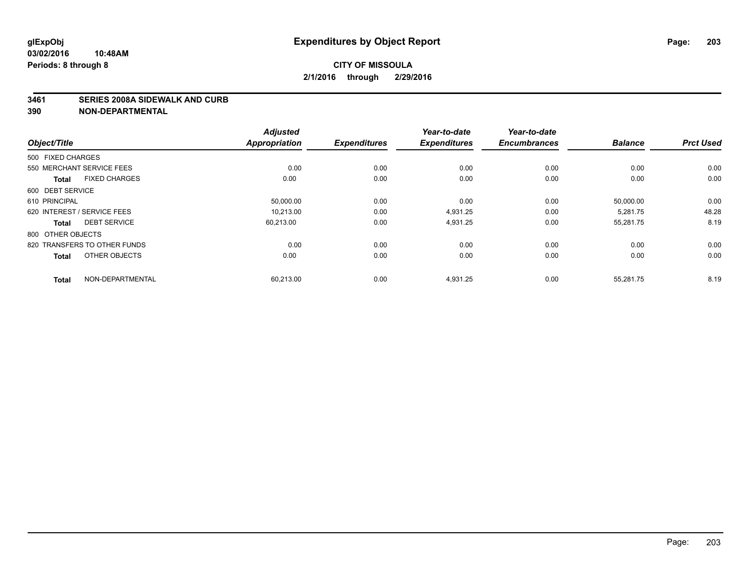**glExpObj**
**03/02/2016 10:48AM**
**Periods: 8 through 8**

# Expenditures by Object Report

**CITY OF MISSOULA**
**2/1/2016 through 2/29/2016**

**3461 SERIES 2008A SIDEWALK AND CURB**
**390 NON-DEPARTMENTAL**

| Object/Title | Adjusted Appropriation | Expenditures | Year-to-date Expenditures | Year-to-date Encumbrances | Balance | Prct Used |
|---|---|---|---|---|---|---|
| 500 FIXED CHARGES | | | | | | |
| 550 MERCHANT SERVICE FEES | 0.00 | 0.00 | 0.00 | 0.00 | 0.00 | 0.00 |
| **Total** FIXED CHARGES | 0.00 | 0.00 | 0.00 | 0.00 | 0.00 | 0.00 |
| 600 DEBT SERVICE | | | | | | |
| 610 PRINCIPAL | 50,000.00 | 0.00 | 0.00 | 0.00 | 50,000.00 | 0.00 |
| 620 INTEREST / SERVICE FEES | 10,213.00 | 0.00 | 4,931.25 | 0.00 | 5,281.75 | 48.28 |
| **Total** DEBT SERVICE | 60,213.00 | 0.00 | 4,931.25 | 0.00 | 55,281.75 | 8.19 |
| 800 OTHER OBJECTS | | | | | | |
| 820 TRANSFERS TO OTHER FUNDS | 0.00 | 0.00 | 0.00 | 0.00 | 0.00 | 0.00 |
| **Total** OTHER OBJECTS | 0.00 | 0.00 | 0.00 | 0.00 | 0.00 | 0.00 |
| **Total** NON-DEPARTMENTAL | 60,213.00 | 0.00 | 4,931.25 | 0.00 | 55,281.75 | 8.19 |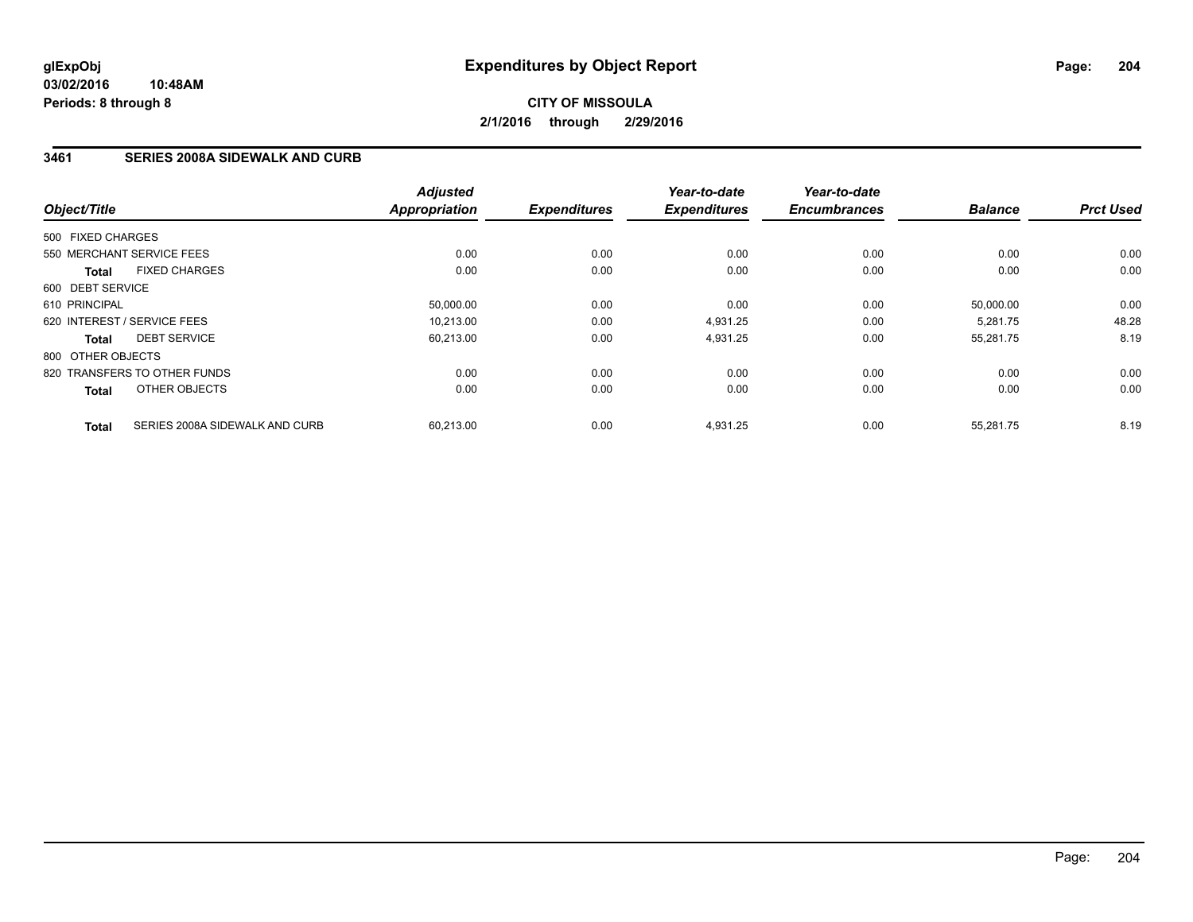**glExpObj**
**03/02/2016 10:48AM**
**Periods: 8 through 8**

# Expenditures by Object Report

**CITY OF MISSOULA**
**2/1/2016 through 2/29/2016**

## 3461 SERIES 2008A SIDEWALK AND CURB

| Object/Title | Adjusted Appropriation | Expenditures | Year-to-date Expenditures | Year-to-date Encumbrances | Balance | Prct Used |
|---|---|---|---|---|---|---|
| 500 FIXED CHARGES | | | | | | |
| 550 MERCHANT SERVICE FEES | 0.00 | 0.00 | 0.00 | 0.00 | 0.00 | 0.00 |
| **Total** FIXED CHARGES | 0.00 | 0.00 | 0.00 | 0.00 | 0.00 | 0.00 |
| 600 DEBT SERVICE | | | | | | |
| 610 PRINCIPAL | 50,000.00 | 0.00 | 0.00 | 0.00 | 50,000.00 | 0.00 |
| 620 INTEREST / SERVICE FEES | 10,213.00 | 0.00 | 4,931.25 | 0.00 | 5,281.75 | 48.28 |
| **Total** DEBT SERVICE | 60,213.00 | 0.00 | 4,931.25 | 0.00 | 55,281.75 | 8.19 |
| 800 OTHER OBJECTS | | | | | | |
| 820 TRANSFERS TO OTHER FUNDS | 0.00 | 0.00 | 0.00 | 0.00 | 0.00 | 0.00 |
| **Total** OTHER OBJECTS | 0.00 | 0.00 | 0.00 | 0.00 | 0.00 | 0.00 |
| **Total** SERIES 2008A SIDEWALK AND CURB | 60,213.00 | 0.00 | 4,931.25 | 0.00 | 55,281.75 | 8.19 |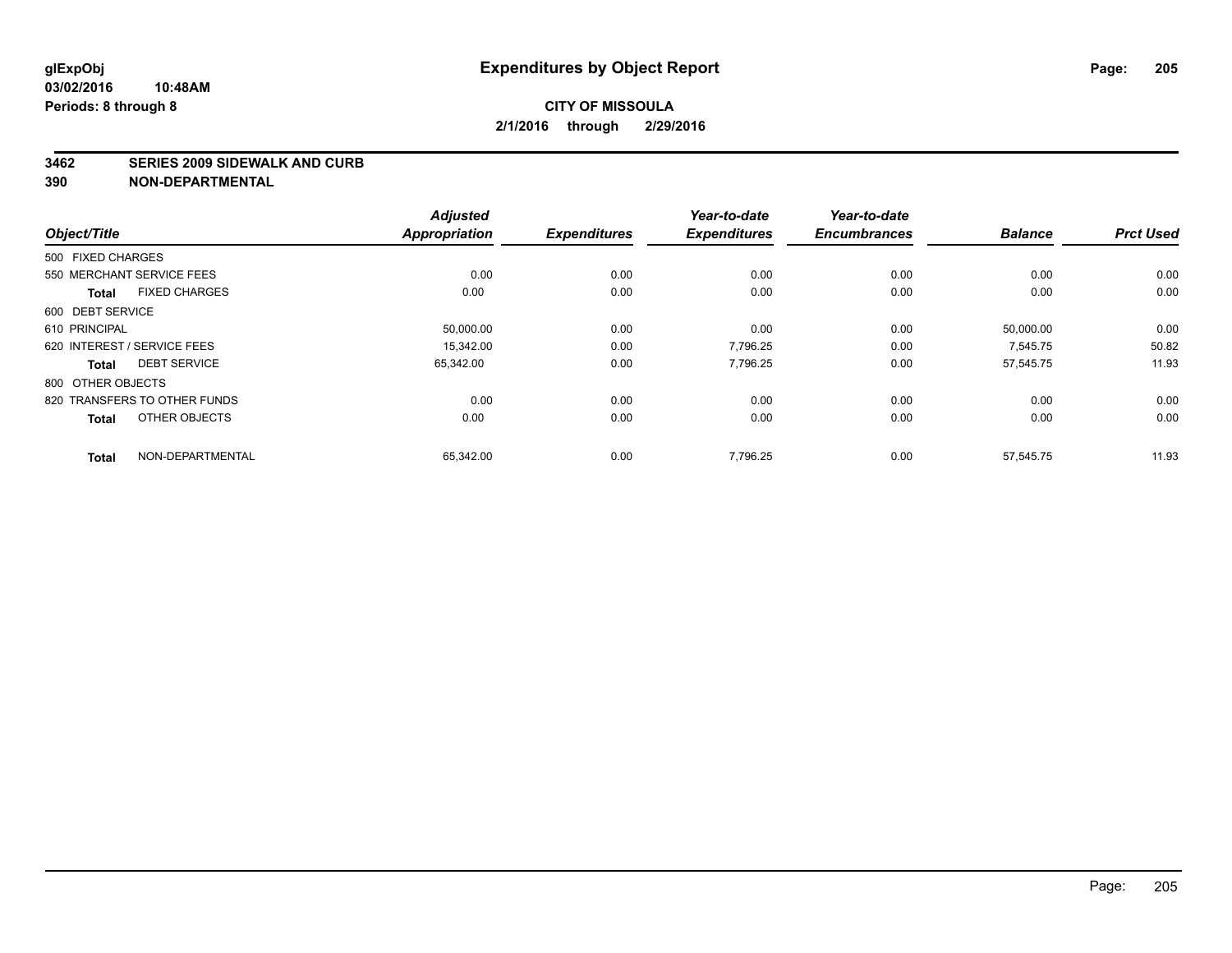glExpObj
03/02/2016 10:48AM
Periods: 8 through 8

# Expenditures by Object Report

**CITY OF MISSOULA**
**2/1/2016 through 2/29/2016**

**3462 SERIES 2009 SIDEWALK AND CURB**
**390 NON-DEPARTMENTAL**

| Object/Title | | Adjusted Appropriation | Expenditures | Year-to-date Expenditures | Year-to-date Encumbrances | Balance | Prct Used |
|---|---|---|---|---|---|---|---|
| 500 FIXED CHARGES | | | | | | | |
| 550 MERCHANT SERVICE FEES | | 0.00 | 0.00 | 0.00 | 0.00 | 0.00 | 0.00 |
| **Total** | FIXED CHARGES | 0.00 | 0.00 | 0.00 | 0.00 | 0.00 | 0.00 |
| 600 DEBT SERVICE | | | | | | | |
| 610 PRINCIPAL | | 50,000.00 | 0.00 | 0.00 | 0.00 | 50,000.00 | 0.00 |
| 620 INTEREST / SERVICE FEES | | 15,342.00 | 0.00 | 7,796.25 | 0.00 | 7,545.75 | 50.82 |
| **Total** | DEBT SERVICE | 65,342.00 | 0.00 | 7,796.25 | 0.00 | 57,545.75 | 11.93 |
| 800 OTHER OBJECTS | | | | | | | |
| 820 TRANSFERS TO OTHER FUNDS | | 0.00 | 0.00 | 0.00 | 0.00 | 0.00 | 0.00 |
| **Total** | OTHER OBJECTS | 0.00 | 0.00 | 0.00 | 0.00 | 0.00 | 0.00 |
| **Total** | NON-DEPARTMENTAL | 65,342.00 | 0.00 | 7,796.25 | 0.00 | 57,545.75 | 11.93 |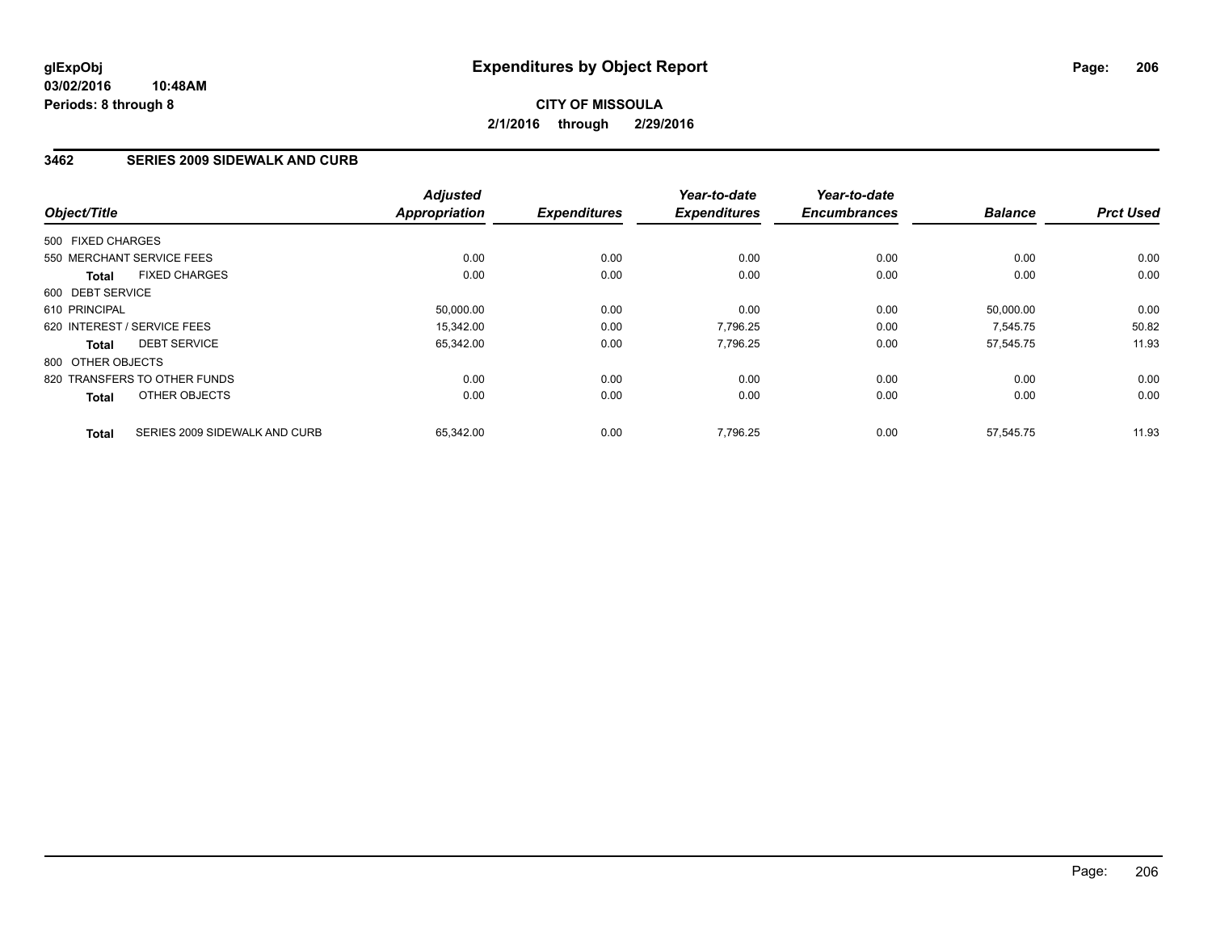**glExpObj**
**03/02/2016 10:48AM**
**Periods: 8 through 8**

# Expenditures by Object Report

**CITY OF MISSOULA**
**2/1/2016 through 2/29/2016**

## 3462 SERIES 2009 SIDEWALK AND CURB

| Object/Title | Adjusted Appropriation | Expenditures | Year-to-date Expenditures | Year-to-date Encumbrances | Balance | Prct Used |
|---|---|---|---|---|---|---|
| 500 FIXED CHARGES | | | | | | |
| 550 MERCHANT SERVICE FEES | 0.00 | 0.00 | 0.00 | 0.00 | 0.00 | 0.00 |
| **Total** FIXED CHARGES | 0.00 | 0.00 | 0.00 | 0.00 | 0.00 | 0.00 |
| 600 DEBT SERVICE | | | | | | |
| 610 PRINCIPAL | 50,000.00 | 0.00 | 0.00 | 0.00 | 50,000.00 | 0.00 |
| 620 INTEREST / SERVICE FEES | 15,342.00 | 0.00 | 7,796.25 | 0.00 | 7,545.75 | 50.82 |
| **Total** DEBT SERVICE | 65,342.00 | 0.00 | 7,796.25 | 0.00 | 57,545.75 | 11.93 |
| 800 OTHER OBJECTS | | | | | | |
| 820 TRANSFERS TO OTHER FUNDS | 0.00 | 0.00 | 0.00 | 0.00 | 0.00 | 0.00 |
| **Total** OTHER OBJECTS | 0.00 | 0.00 | 0.00 | 0.00 | 0.00 | 0.00 |
| **Total** SERIES 2009 SIDEWALK AND CURB | 65,342.00 | 0.00 | 7,796.25 | 0.00 | 57,545.75 | 11.93 |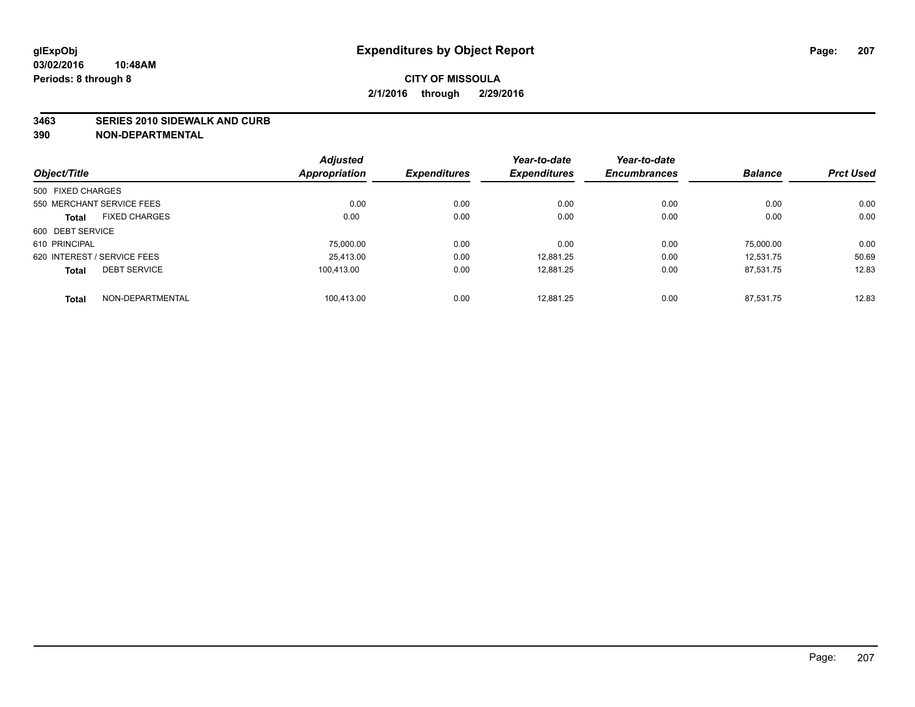**glExpObj** **Expenditures by Object Report**

**03/02/2016 10:48AM**

**Periods: 8 through 8**

**CITY OF MISSOULA**

**2/1/2016 through 2/29/2016**

**3463 SERIES 2010 SIDEWALK AND CURB**

**390 NON-DEPARTMENTAL**

| Object/Title | | Adjusted Appropriation | Expenditures | Year-to-date Expenditures | Year-to-date Encumbrances | Balance | Prct Used |
|---|---|---|---|---|---|---|---|
| 500 FIXED CHARGES | | | | | | | |
| 550 MERCHANT SERVICE FEES | | 0.00 | 0.00 | 0.00 | 0.00 | 0.00 | 0.00 |
| **Total** | FIXED CHARGES | 0.00 | 0.00 | 0.00 | 0.00 | 0.00 | 0.00 |
| 600 DEBT SERVICE | | | | | | | |
| 610 PRINCIPAL | | 75,000.00 | 0.00 | 0.00 | 0.00 | 75,000.00 | 0.00 |
| 620 INTEREST / SERVICE FEES | | 25,413.00 | 0.00 | 12,881.25 | 0.00 | 12,531.75 | 50.69 |
| **Total** | DEBT SERVICE | 100,413.00 | 0.00 | 12,881.25 | 0.00 | 87,531.75 | 12.83 |
| **Total** | NON-DEPARTMENTAL | 100,413.00 | 0.00 | 12,881.25 | 0.00 | 87,531.75 | 12.83 |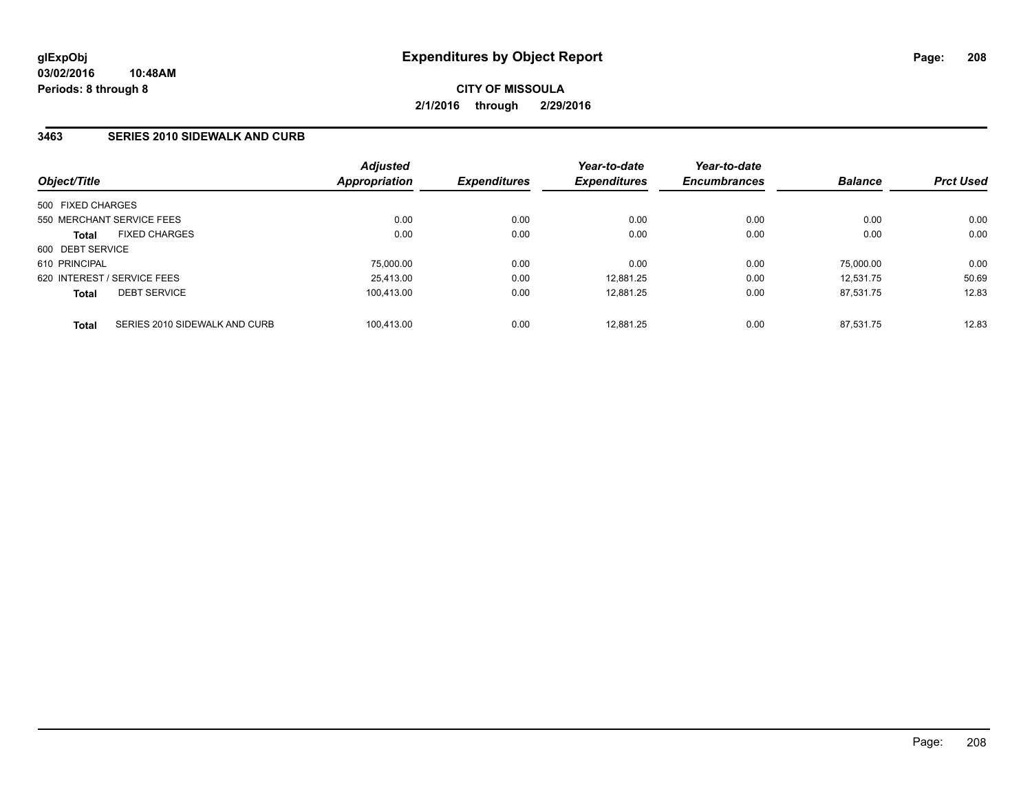# Expenditures by Object Report

**glExpObj**
**03/02/2016 10:48AM**
**Periods: 8 through 8**

**CITY OF MISSOULA**
**2/1/2016 through 2/29/2016**

### 3463 SERIES 2010 SIDEWALK AND CURB

| Object/Title | | Adjusted Appropriation | Expenditures | Year-to-date Expenditures | Year-to-date Encumbrances | Balance | Prct Used |
|---|---|---|---|---|---|---|---|
| 500 FIXED CHARGES | | | | | | | |
| 550 MERCHANT SERVICE FEES | | 0.00 | 0.00 | 0.00 | 0.00 | 0.00 | 0.00 |
| **Total** | FIXED CHARGES | 0.00 | 0.00 | 0.00 | 0.00 | 0.00 | 0.00 |
| 600 DEBT SERVICE | | | | | | | |
| 610 PRINCIPAL | | 75,000.00 | 0.00 | 0.00 | 0.00 | 75,000.00 | 0.00 |
| 620 INTEREST / SERVICE FEES | | 25,413.00 | 0.00 | 12,881.25 | 0.00 | 12,531.75 | 50.69 |
| **Total** | DEBT SERVICE | 100,413.00 | 0.00 | 12,881.25 | 0.00 | 87,531.75 | 12.83 |
| **Total** | SERIES 2010 SIDEWALK AND CURB | 100,413.00 | 0.00 | 12,881.25 | 0.00 | 87,531.75 | 12.83 |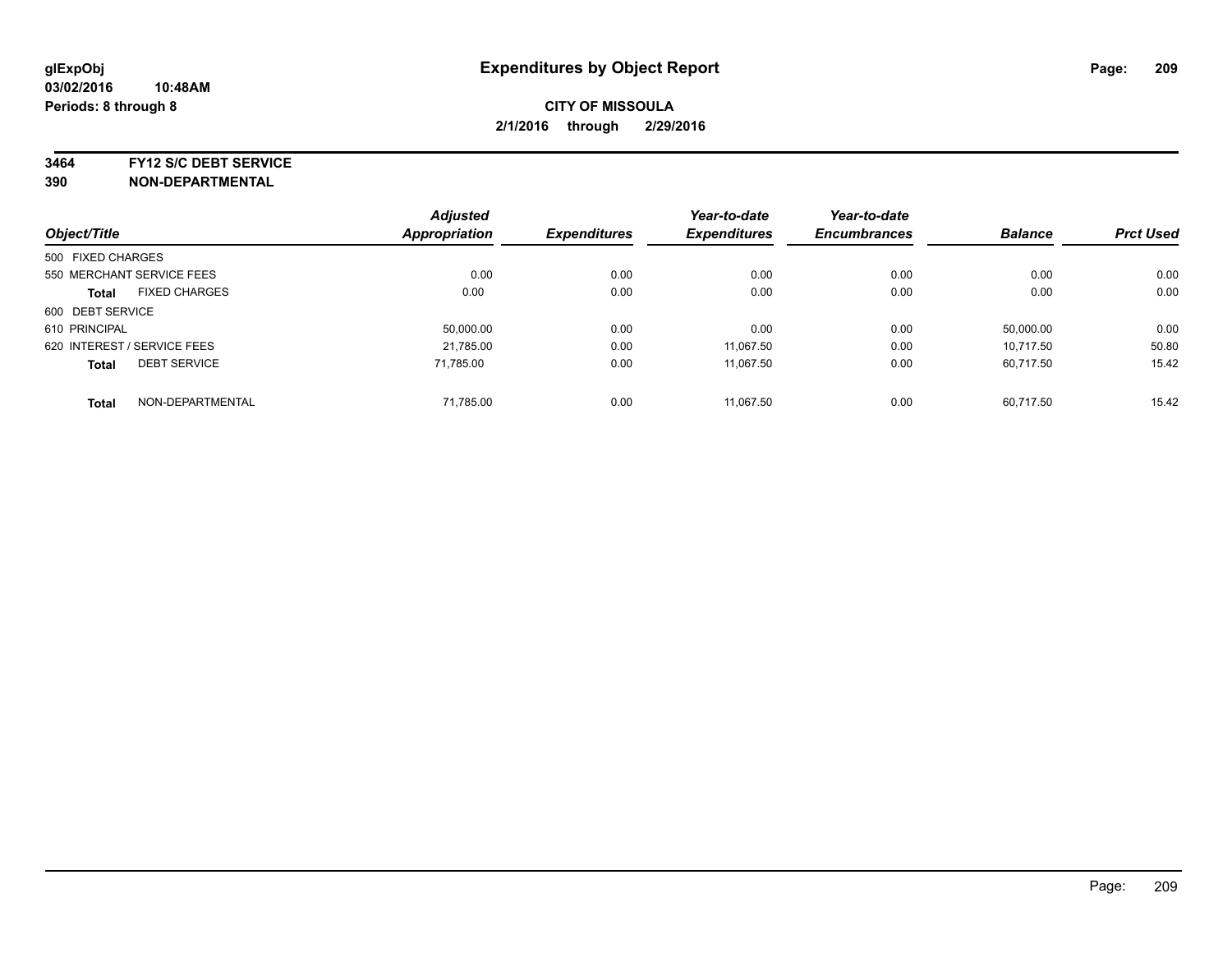**CITY OF MISSOULA**

**2/1/2016 through 2/29/2016**

**3464 FY12 S/C DEBT SERVICE**

**390 NON-DEPARTMENTAL**

| Object/Title | Adjusted Appropriation | Expenditures | Year-to-date Expenditures | Year-to-date Encumbrances | Balance | Prct Used |
|---|---|---|---|---|---|---|
| 500 FIXED CHARGES | | | | | | |
| 550 MERCHANT SERVICE FEES | 0.00 | 0.00 | 0.00 | 0.00 | 0.00 | 0.00 |
| **Total** FIXED CHARGES | 0.00 | 0.00 | 0.00 | 0.00 | 0.00 | 0.00 |
| 600 DEBT SERVICE | | | | | | |
| 610 PRINCIPAL | 50,000.00 | 0.00 | 0.00 | 0.00 | 50,000.00 | 0.00 |
| 620 INTEREST / SERVICE FEES | 21,785.00 | 0.00 | 11,067.50 | 0.00 | 10,717.50 | 50.80 |
| **Total** DEBT SERVICE | 71,785.00 | 0.00 | 11,067.50 | 0.00 | 60,717.50 | 15.42 |
| **Total** NON-DEPARTMENTAL | 71,785.00 | 0.00 | 11,067.50 | 0.00 | 60,717.50 | 15.42 |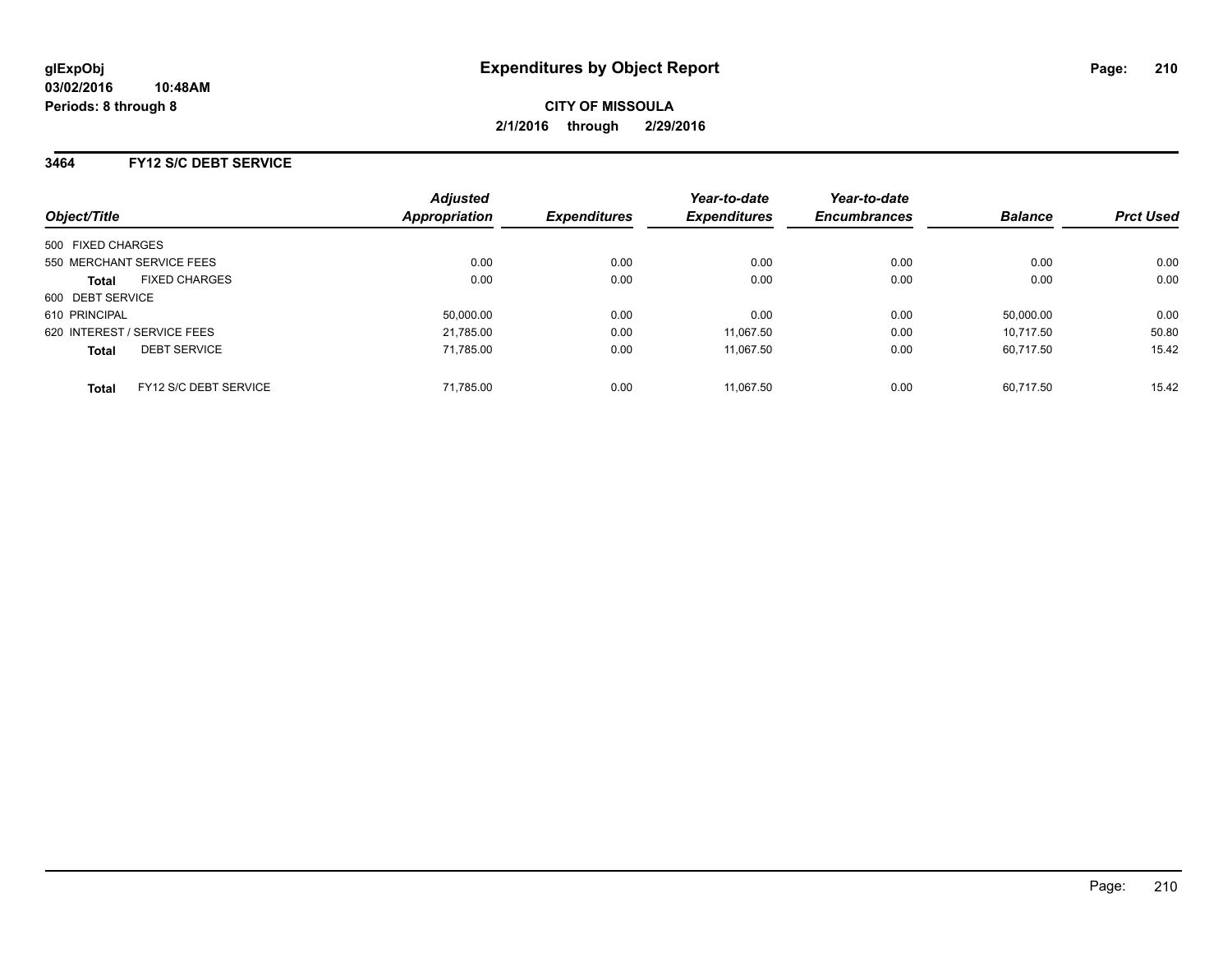**glExpObj**
**03/02/2016 10:48AM**
**Periods: 8 through 8**

# Expenditures by Object Report

**CITY OF MISSOULA**
**2/1/2016 through 2/29/2016**

## 3464 FY12 S/C DEBT SERVICE

| Object/Title | Adjusted Appropriation | Expenditures | Year-to-date Expenditures | Year-to-date Encumbrances | Balance | Prct Used |
|---|---|---|---|---|---|---|
| 500 FIXED CHARGES | | | | | | |
| 550 MERCHANT SERVICE FEES | 0.00 | 0.00 | 0.00 | 0.00 | 0.00 | 0.00 |
| **Total** FIXED CHARGES | 0.00 | 0.00 | 0.00 | 0.00 | 0.00 | 0.00 |
| 600 DEBT SERVICE | | | | | | |
| 610 PRINCIPAL | 50,000.00 | 0.00 | 0.00 | 0.00 | 50,000.00 | 0.00 |
| 620 INTEREST / SERVICE FEES | 21,785.00 | 0.00 | 11,067.50 | 0.00 | 10,717.50 | 50.80 |
| **Total** DEBT SERVICE | 71,785.00 | 0.00 | 11,067.50 | 0.00 | 60,717.50 | 15.42 |
| **Total** FY12 S/C DEBT SERVICE | 71,785.00 | 0.00 | 11,067.50 | 0.00 | 60,717.50 | 15.42 |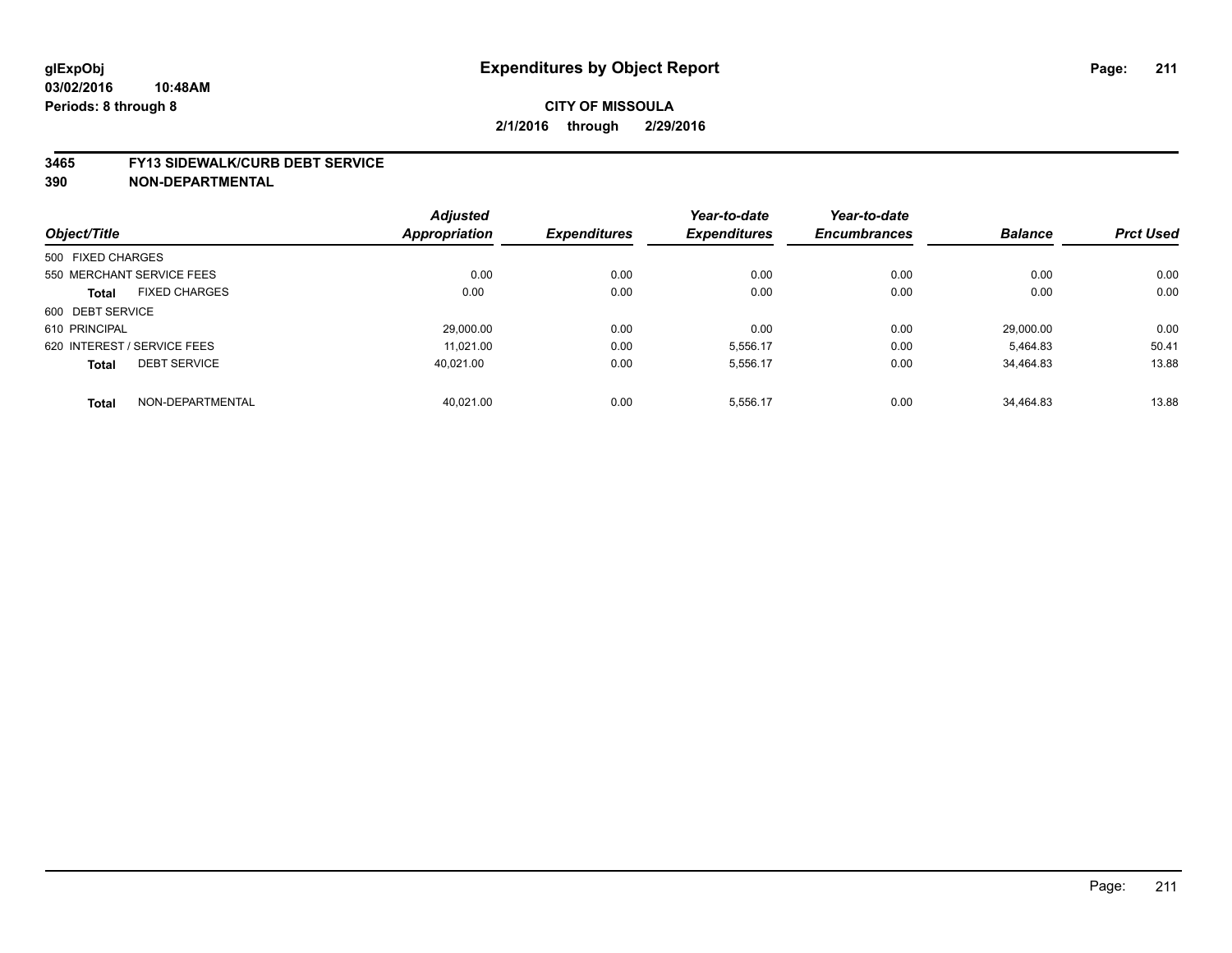**glExpObj** **Expenditures by Object Report**

**03/02/2016 10:48AM**

**Periods: 8 through 8**

**CITY OF MISSOULA**

**2/1/2016 through 2/29/2016**

**3465 FY13 SIDEWALK/CURB DEBT SERVICE**

**390 NON-DEPARTMENTAL**

| Object/Title | Adjusted Appropriation | Expenditures | Year-to-date Expenditures | Year-to-date Encumbrances | Balance | Prct Used |
|---|---|---|---|---|---|---|
| 500 FIXED CHARGES | | | | | | |
| 550 MERCHANT SERVICE FEES | 0.00 | 0.00 | 0.00 | 0.00 | 0.00 | 0.00 |
| **Total** FIXED CHARGES | 0.00 | 0.00 | 0.00 | 0.00 | 0.00 | 0.00 |
| 600 DEBT SERVICE | | | | | | |
| 610 PRINCIPAL | 29,000.00 | 0.00 | 0.00 | 0.00 | 29,000.00 | 0.00 |
| 620 INTEREST / SERVICE FEES | 11,021.00 | 0.00 | 5,556.17 | 0.00 | 5,464.83 | 50.41 |
| **Total** DEBT SERVICE | 40,021.00 | 0.00 | 5,556.17 | 0.00 | 34,464.83 | 13.88 |
| **Total** NON-DEPARTMENTAL | 40,021.00 | 0.00 | 5,556.17 | 0.00 | 34,464.83 | 13.88 |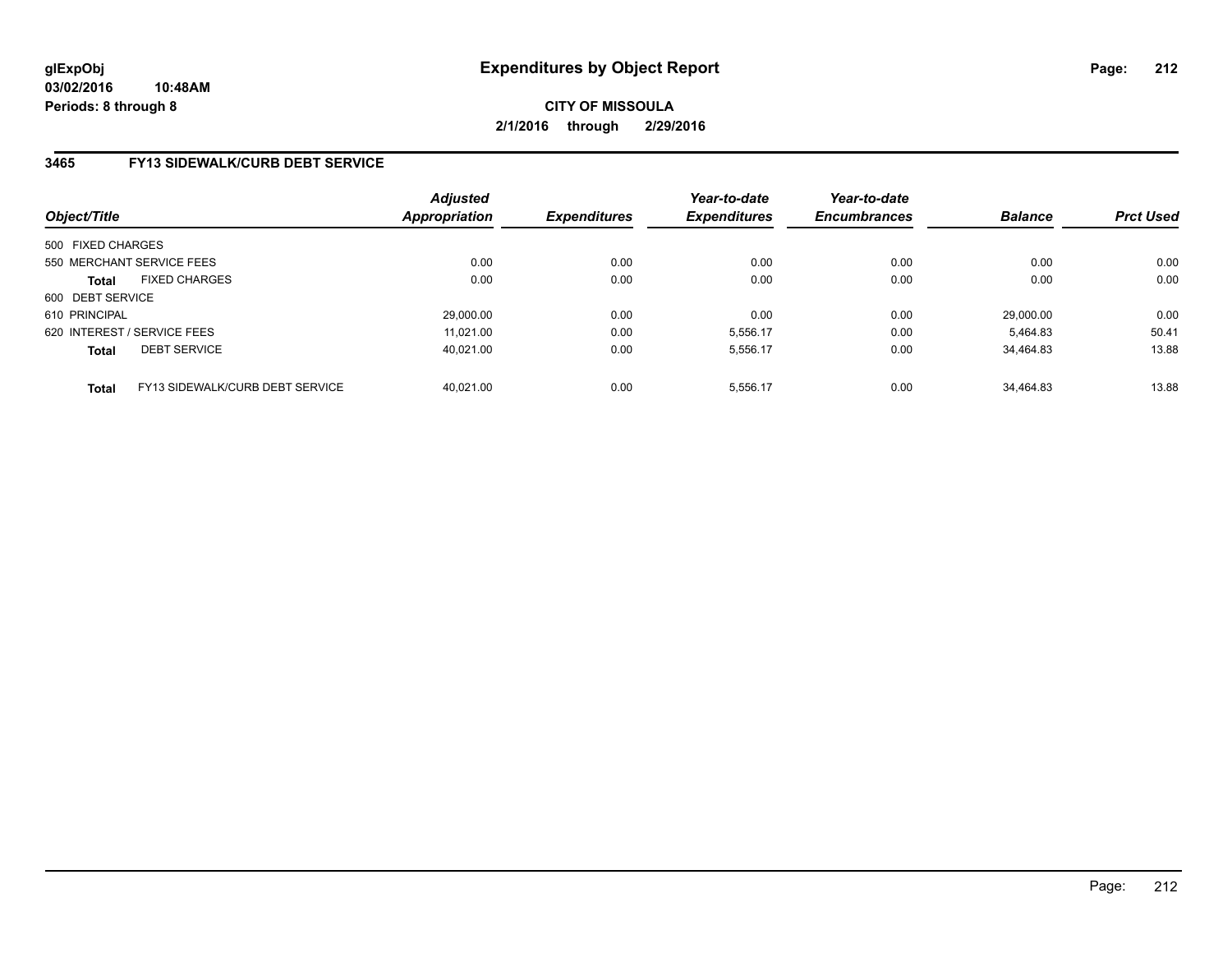**glExpObj**
**03/02/2016 10:48AM**
**Periods: 8 through 8**

# Expenditures by Object Report

**CITY OF MISSOULA**
**2/1/2016 through 2/29/2016**

## 3465 FY13 SIDEWALK/CURB DEBT SERVICE

| Object/Title | Adjusted Appropriation | Expenditures | Year-to-date Expenditures | Year-to-date Encumbrances | Balance | Prct Used |
|---|---|---|---|---|---|---|
| 500 FIXED CHARGES | | | | | | |
| 550 MERCHANT SERVICE FEES | 0.00 | 0.00 | 0.00 | 0.00 | 0.00 | 0.00 |
| **Total** FIXED CHARGES | 0.00 | 0.00 | 0.00 | 0.00 | 0.00 | 0.00 |
| 600 DEBT SERVICE | | | | | | |
| 610 PRINCIPAL | 29,000.00 | 0.00 | 0.00 | 0.00 | 29,000.00 | 0.00 |
| 620 INTEREST / SERVICE FEES | 11,021.00 | 0.00 | 5,556.17 | 0.00 | 5,464.83 | 50.41 |
| **Total** DEBT SERVICE | 40,021.00 | 0.00 | 5,556.17 | 0.00 | 34,464.83 | 13.88 |
| **Total** FY13 SIDEWALK/CURB DEBT SERVICE | 40,021.00 | 0.00 | 5,556.17 | 0.00 | 34,464.83 | 13.88 |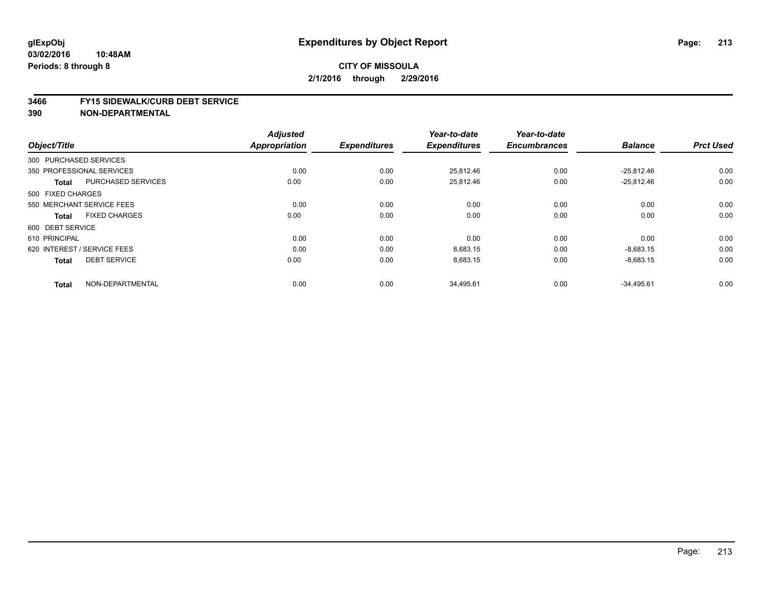**CITY OF MISSOULA**

**2/1/2016 through 2/29/2016**

**3466 FY15 SIDEWALK/CURB DEBT SERVICE**

**390 NON-DEPARTMENTAL**

| Object/Title | | Adjusted Appropriation | Expenditures | Year-to-date Expenditures | Year-to-date Encumbrances | Balance | Prct Used |
|---|---|---|---|---|---|---|---|
| 300 PURCHASED SERVICES | | | | | | | |
| 350 PROFESSIONAL SERVICES | | 0.00 | 0.00 | 25,812.46 | 0.00 | -25,812.46 | 0.00 |
| **Total** | PURCHASED SERVICES | 0.00 | 0.00 | 25,812.46 | 0.00 | -25,812.46 | 0.00 |
| 500 FIXED CHARGES | | | | | | | |
| 550 MERCHANT SERVICE FEES | | 0.00 | 0.00 | 0.00 | 0.00 | 0.00 | 0.00 |
| **Total** | FIXED CHARGES | 0.00 | 0.00 | 0.00 | 0.00 | 0.00 | 0.00 |
| 600 DEBT SERVICE | | | | | | | |
| 610 PRINCIPAL | | 0.00 | 0.00 | 0.00 | 0.00 | 0.00 | 0.00 |
| 620 INTEREST / SERVICE FEES | | 0.00 | 0.00 | 8,683.15 | 0.00 | -8,683.15 | 0.00 |
| **Total** | DEBT SERVICE | 0.00 | 0.00 | 8,683.15 | 0.00 | -8,683.15 | 0.00 |
| **Total** | NON-DEPARTMENTAL | 0.00 | 0.00 | 34,495.61 | 0.00 | -34,495.61 | 0.00 |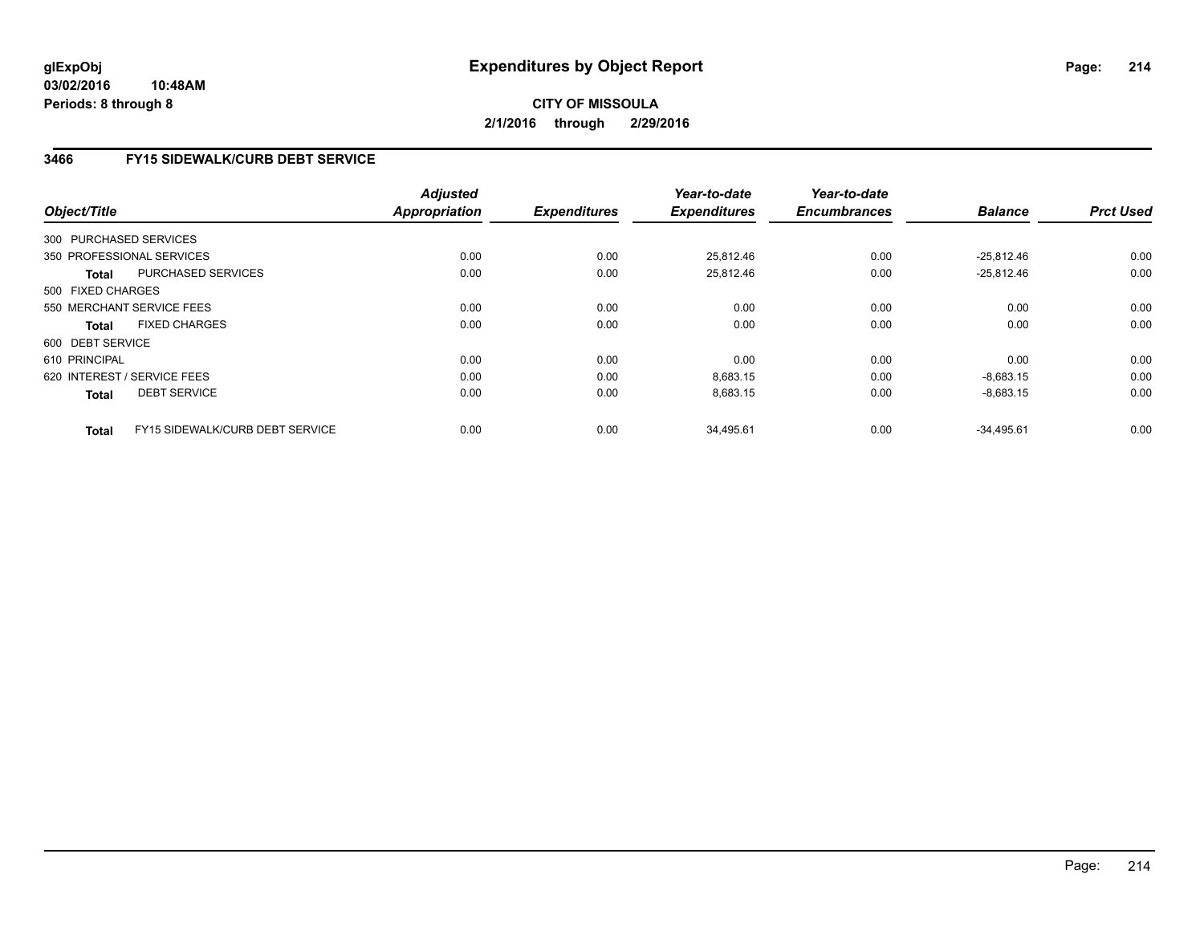**glExpObj**
**03/02/2016 10:48AM**
**Periods: 8 through 8**

# Expenditures by Object Report

**CITY OF MISSOULA**
**2/1/2016 through 2/29/2016**

## 3466 FY15 SIDEWALK/CURB DEBT SERVICE

| Object/Title | Adjusted Appropriation | Expenditures | Year-to-date Expenditures | Year-to-date Encumbrances | Balance | Prct Used |
|---|---|---|---|---|---|---|
| 300 PURCHASED SERVICES | | | | | | |
| 350 PROFESSIONAL SERVICES | 0.00 | 0.00 | 25,812.46 | 0.00 | -25,812.46 | 0.00 |
| **Total** PURCHASED SERVICES | 0.00 | 0.00 | 25,812.46 | 0.00 | -25,812.46 | 0.00 |
| 500 FIXED CHARGES | | | | | | |
| 550 MERCHANT SERVICE FEES | 0.00 | 0.00 | 0.00 | 0.00 | 0.00 | 0.00 |
| **Total** FIXED CHARGES | 0.00 | 0.00 | 0.00 | 0.00 | 0.00 | 0.00 |
| 600 DEBT SERVICE | | | | | | |
| 610 PRINCIPAL | 0.00 | 0.00 | 0.00 | 0.00 | 0.00 | 0.00 |
| 620 INTEREST / SERVICE FEES | 0.00 | 0.00 | 8,683.15 | 0.00 | -8,683.15 | 0.00 |
| **Total** DEBT SERVICE | 0.00 | 0.00 | 8,683.15 | 0.00 | -8,683.15 | 0.00 |
| **Total** FY15 SIDEWALK/CURB DEBT SERVICE | 0.00 | 0.00 | 34,495.61 | 0.00 | -34,495.61 | 0.00 |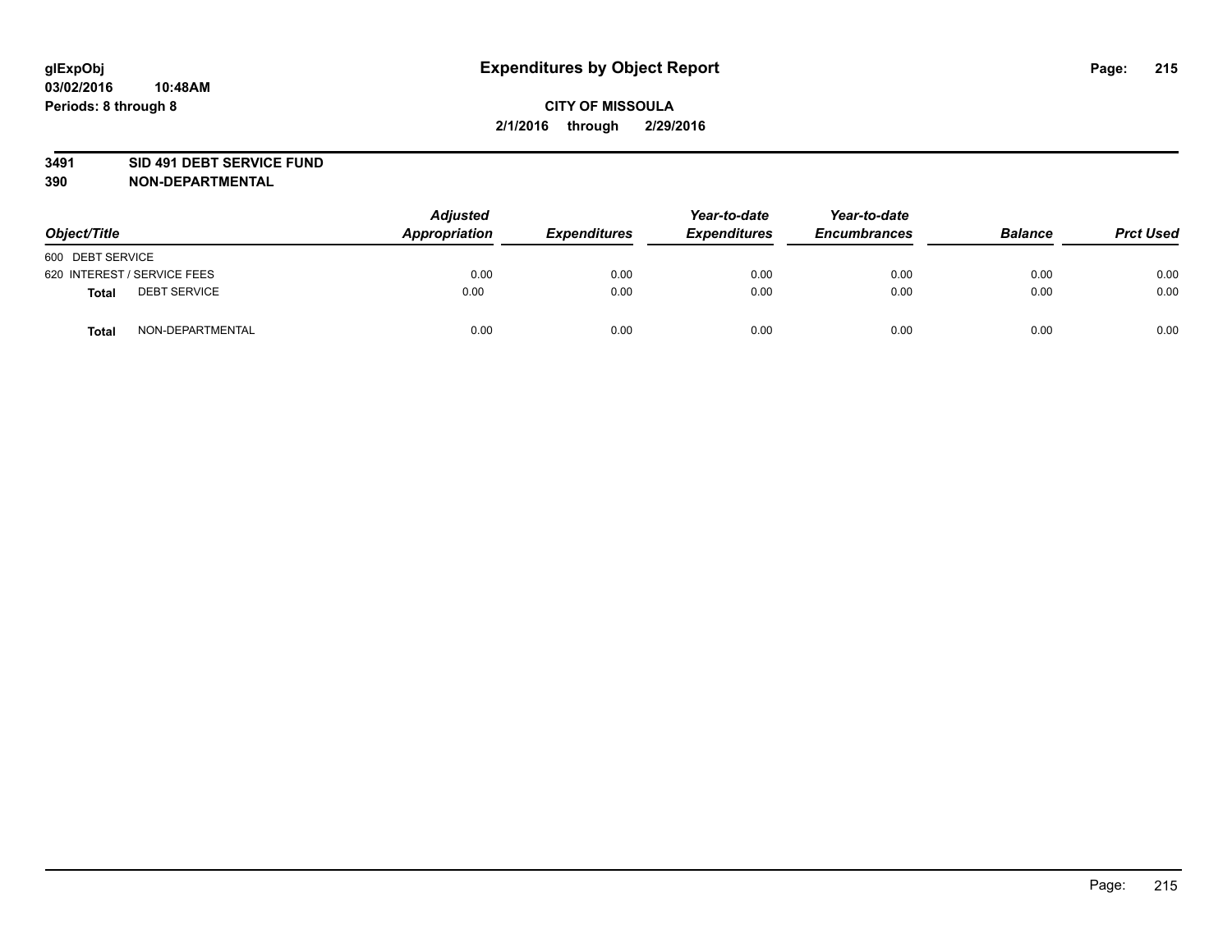glExpObj
03/02/2016 10:48AM
Periods: 8 through 8

# Expenditures by Object Report

CITY OF MISSOULA
2/1/2016 through 2/29/2016

## 3491 SID 491 DEBT SERVICE FUND
## 390 NON-DEPARTMENTAL

| Object/Title | | Adjusted Appropriation | Expenditures | Year-to-date Expenditures | Year-to-date Encumbrances | Balance | Prct Used |
|---|---|---|---|---|---|---|---|
| 600 DEBT SERVICE | | | | | | | |
| 620 INTEREST / SERVICE FEES | | 0.00 | 0.00 | 0.00 | 0.00 | 0.00 | 0.00 |
| **Total** | DEBT SERVICE | 0.00 | 0.00 | 0.00 | 0.00 | 0.00 | 0.00 |
| **Total** | NON-DEPARTMENTAL | 0.00 | 0.00 | 0.00 | 0.00 | 0.00 | 0.00 |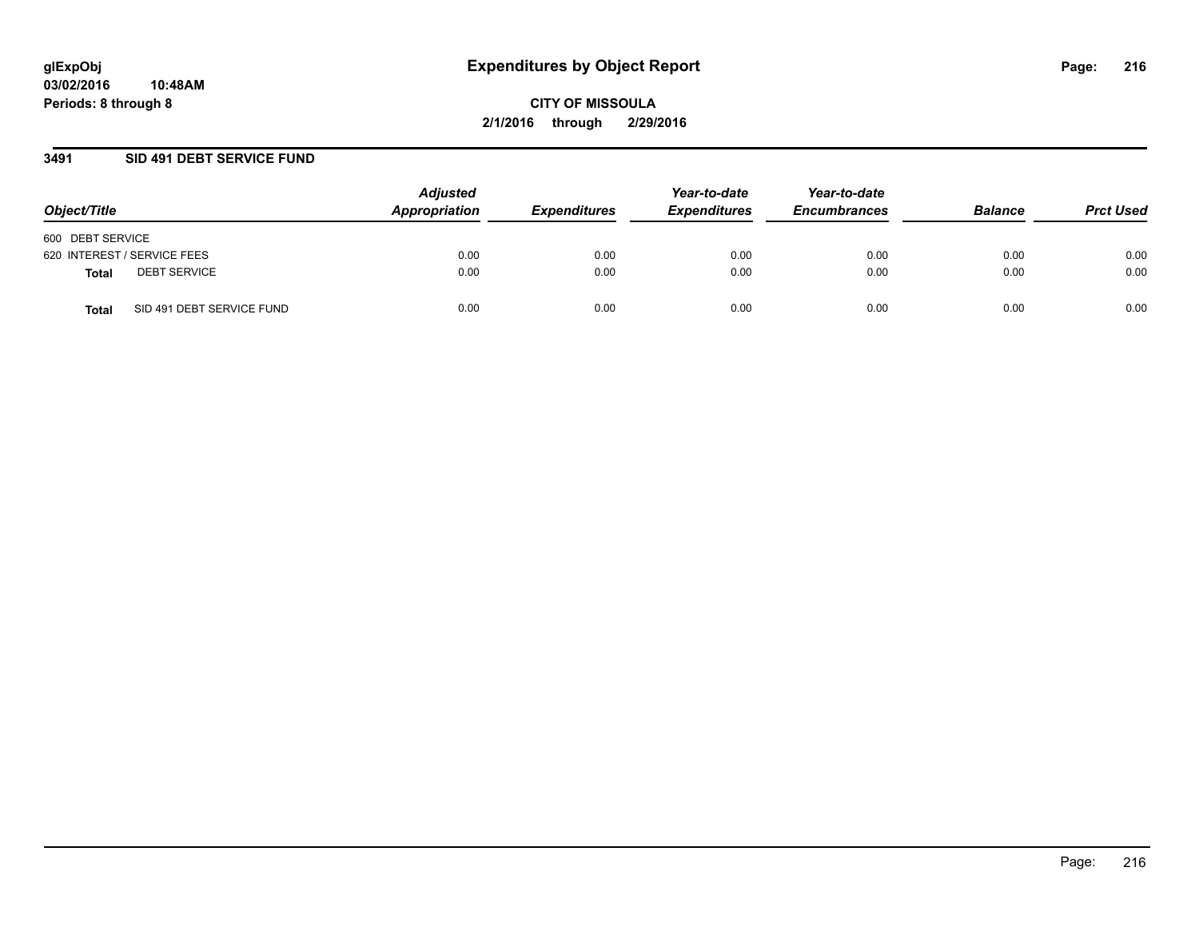**glExpObj**
**03/02/2016 10:48AM**
**Periods: 8 through 8**

# Expenditures by Object Report

**CITY OF MISSOULA**
**2/1/2016 through 2/29/2016**

## 3491 SID 491 DEBT SERVICE FUND

| Object/Title | | Adjusted Appropriation | Expenditures | Year-to-date Expenditures | Year-to-date Encumbrances | Balance | Prct Used |
|---|---|---|---|---|---|---|---|
| 600 DEBT SERVICE | | | | | | | |
| 620 INTEREST / SERVICE FEES | | 0.00 | 0.00 | 0.00 | 0.00 | 0.00 | 0.00 |
| **Total** | DEBT SERVICE | 0.00 | 0.00 | 0.00 | 0.00 | 0.00 | 0.00 |
| **Total** | SID 491 DEBT SERVICE FUND | 0.00 | 0.00 | 0.00 | 0.00 | 0.00 | 0.00 |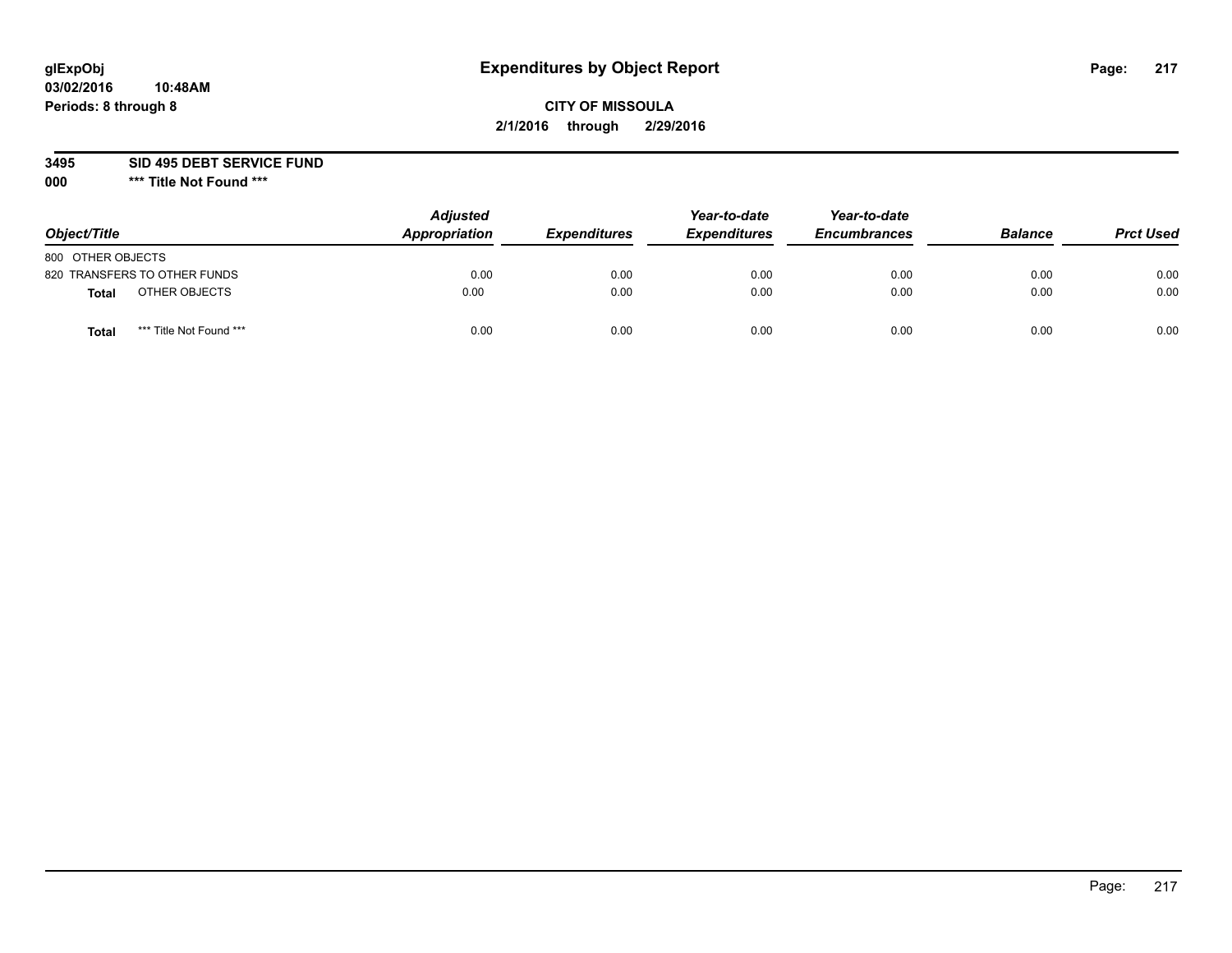glExpObj
03/02/2016 10:48AM
Periods: 8 through 8

# Expenditures by Object Report

**CITY OF MISSOULA**
**2/1/2016 through 2/29/2016**

**3495 SID 495 DEBT SERVICE FUND**
**000 *** Title Not Found *****

| Object/Title | Adjusted Appropriation | Expenditures | Year-to-date Expenditures | Year-to-date Encumbrances | Balance | Prct Used |
|---|---|---|---|---|---|---|
| 800 OTHER OBJECTS | | | | | | |
| 820 TRANSFERS TO OTHER FUNDS | 0.00 | 0.00 | 0.00 | 0.00 | 0.00 | 0.00 |
| **Total** OTHER OBJECTS | 0.00 | 0.00 | 0.00 | 0.00 | 0.00 | 0.00 |
| **Total** *** Title Not Found *** | 0.00 | 0.00 | 0.00 | 0.00 | 0.00 | 0.00 |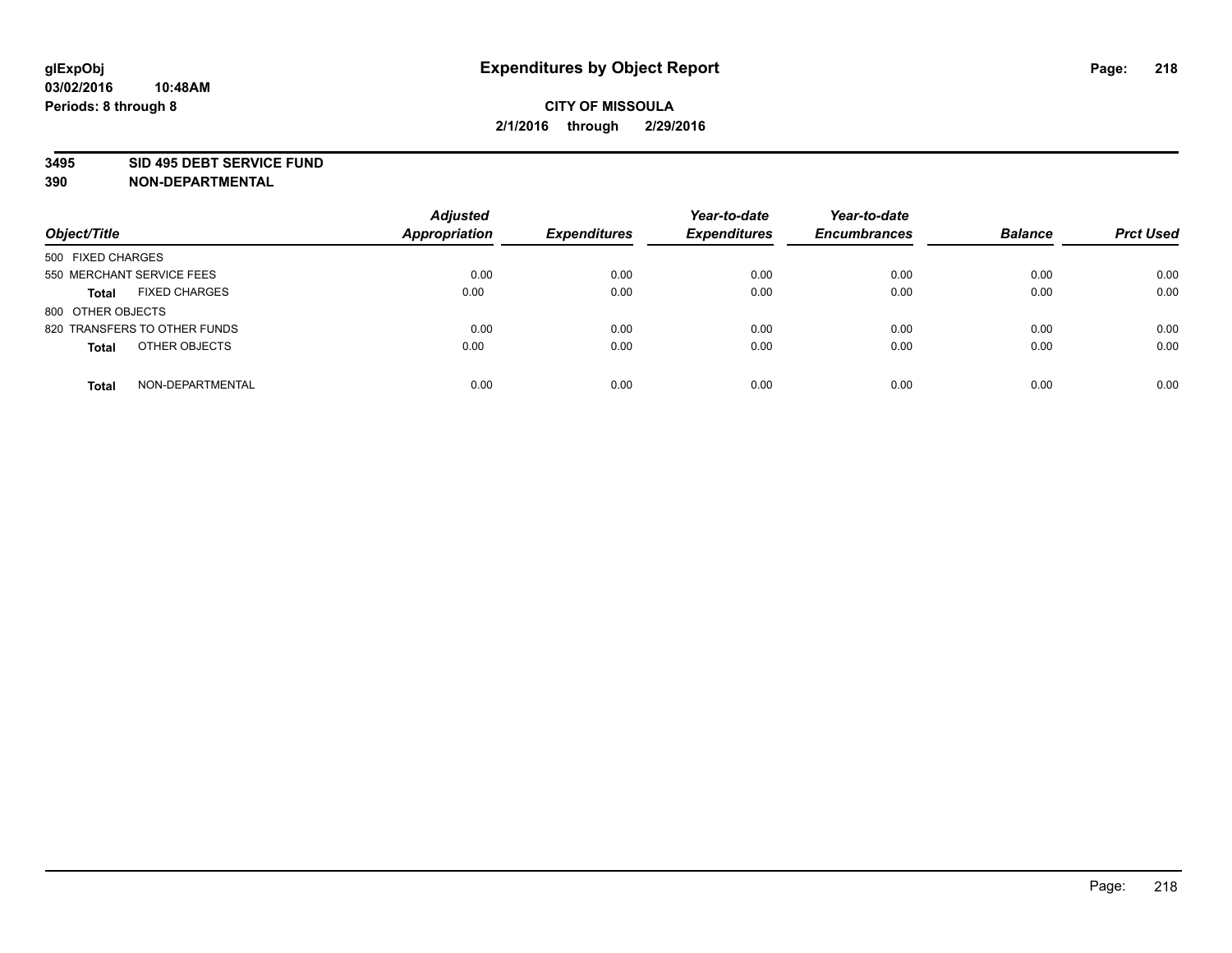# Expenditures by Object Report

glExpObj
03/02/2016 10:48AM
Periods: 8 through 8

**CITY OF MISSOULA**
**2/1/2016 through 2/29/2016**

**3495 SID 495 DEBT SERVICE FUND**
**390 NON-DEPARTMENTAL**

| Object/Title | Adjusted Appropriation | Expenditures | Year-to-date Expenditures | Year-to-date Encumbrances | Balance | Prct Used |
|---|---|---|---|---|---|---|
| 500 FIXED CHARGES | | | | | | |
| 550 MERCHANT SERVICE FEES | 0.00 | 0.00 | 0.00 | 0.00 | 0.00 | 0.00 |
| **Total** FIXED CHARGES | 0.00 | 0.00 | 0.00 | 0.00 | 0.00 | 0.00 |
| 800 OTHER OBJECTS | | | | | | |
| 820 TRANSFERS TO OTHER FUNDS | 0.00 | 0.00 | 0.00 | 0.00 | 0.00 | 0.00 |
| **Total** OTHER OBJECTS | 0.00 | 0.00 | 0.00 | 0.00 | 0.00 | 0.00 |
| **Total** NON-DEPARTMENTAL | 0.00 | 0.00 | 0.00 | 0.00 | 0.00 | 0.00 |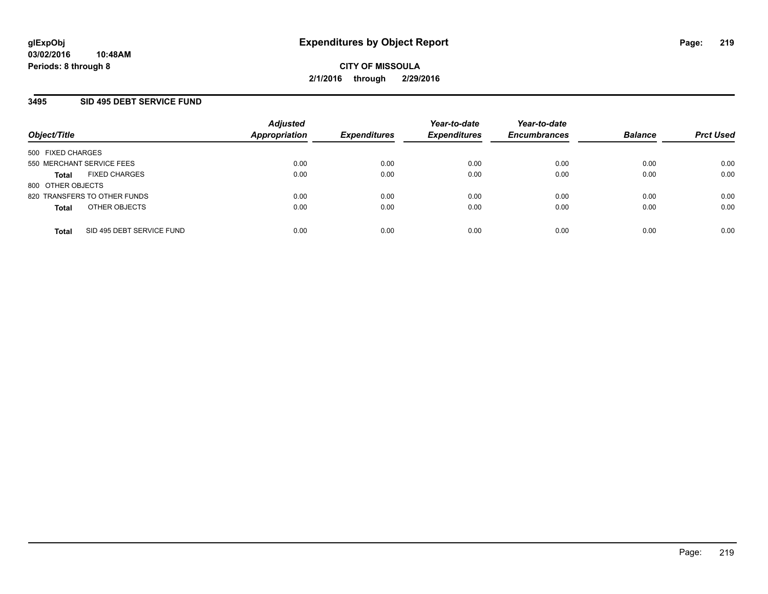# Expenditures by Object Report

glExpObj
03/02/2016 10:48AM
Periods: 8 through 8

**CITY OF MISSOULA**
**2/1/2016 through 2/29/2016**

## 3495 SID 495 DEBT SERVICE FUND

| Object/Title | Adjusted Appropriation | Expenditures | Year-to-date Expenditures | Year-to-date Encumbrances | Balance | Prct Used |
|---|---|---|---|---|---|---|
| 500 FIXED CHARGES | | | | | | |
| 550 MERCHANT SERVICE FEES | 0.00 | 0.00 | 0.00 | 0.00 | 0.00 | 0.00 |
| **Total** FIXED CHARGES | 0.00 | 0.00 | 0.00 | 0.00 | 0.00 | 0.00 |
| 800 OTHER OBJECTS | | | | | | |
| 820 TRANSFERS TO OTHER FUNDS | 0.00 | 0.00 | 0.00 | 0.00 | 0.00 | 0.00 |
| **Total** OTHER OBJECTS | 0.00 | 0.00 | 0.00 | 0.00 | 0.00 | 0.00 |
| **Total** SID 495 DEBT SERVICE FUND | 0.00 | 0.00 | 0.00 | 0.00 | 0.00 | 0.00 |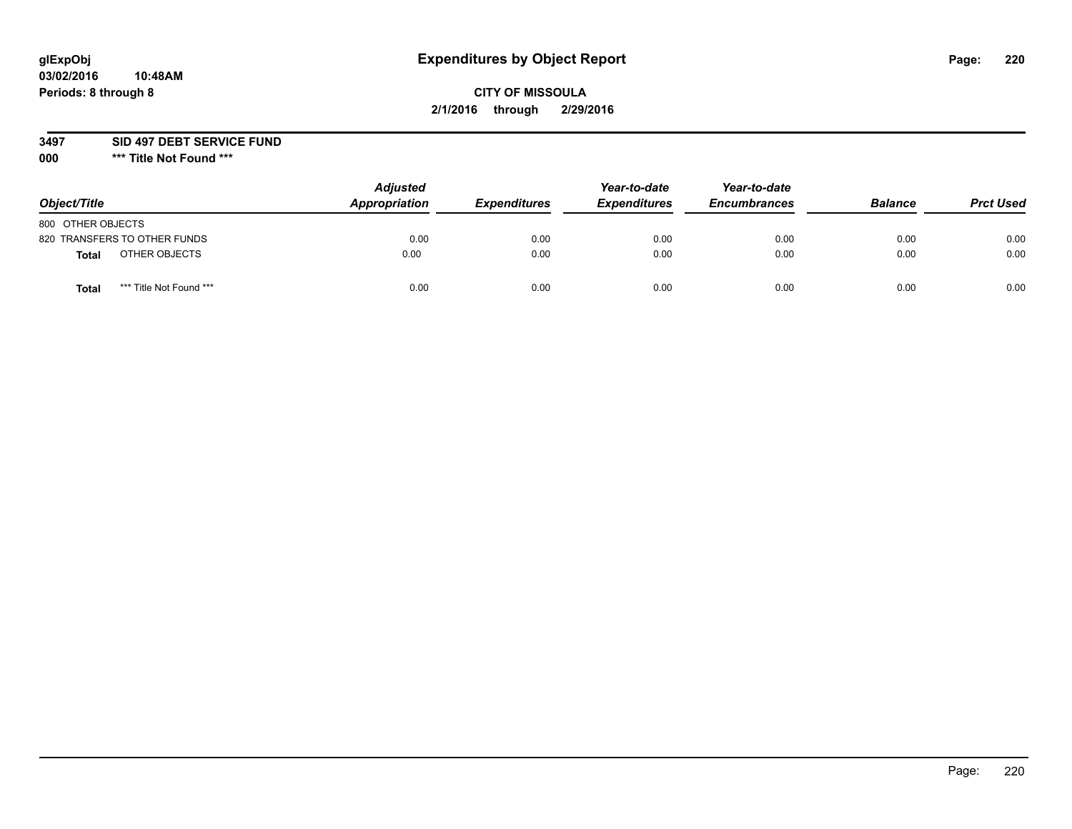# Expenditures by Object Report

glExpObj
03/02/2016 10:48AM
Periods: 8 through 8

**CITY OF MISSOULA**
**2/1/2016 through 2/29/2016**

**3497 SID 497 DEBT SERVICE FUND**
**000 \*\*\* Title Not Found \*\*\***

| Object/Title | Adjusted Appropriation | Expenditures | Year-to-date Expenditures | Year-to-date Encumbrances | Balance | Prct Used |
|---|---|---|---|---|---|---|
| 800 OTHER OBJECTS | | | | | | |
| 820 TRANSFERS TO OTHER FUNDS | 0.00 | 0.00 | 0.00 | 0.00 | 0.00 | 0.00 |
| **Total** OTHER OBJECTS | 0.00 | 0.00 | 0.00 | 0.00 | 0.00 | 0.00 |
| **Total** *** Title Not Found *** | 0.00 | 0.00 | 0.00 | 0.00 | 0.00 | 0.00 |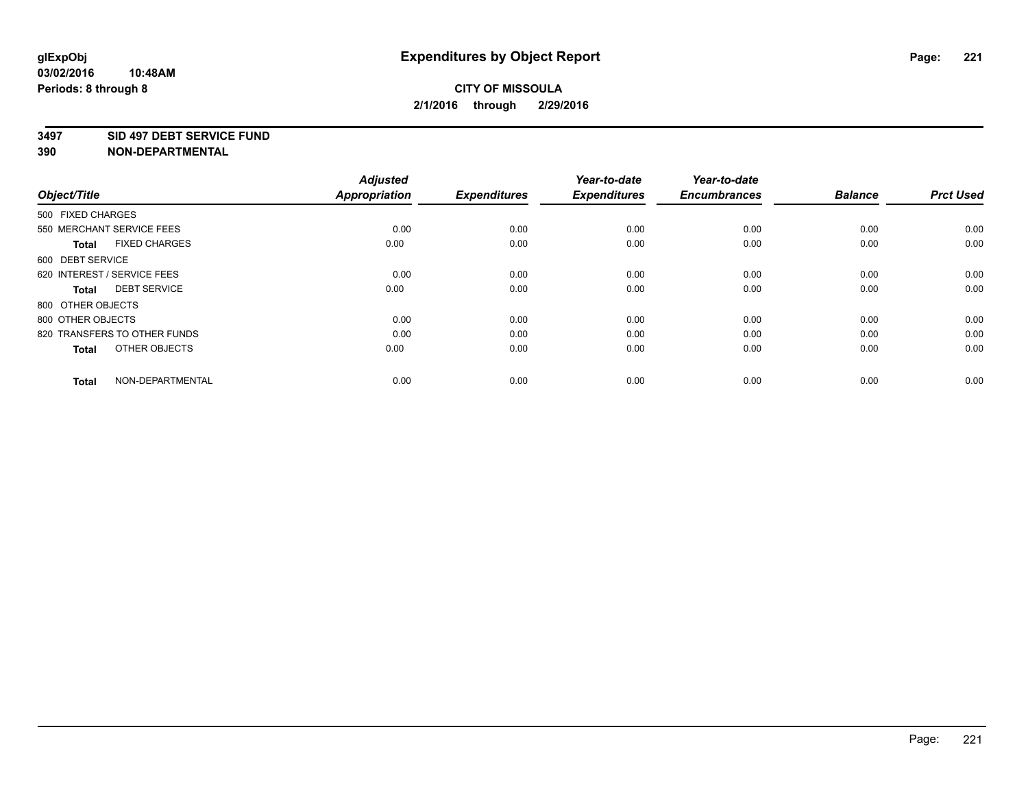# Expenditures by Object Report

glExpObj
03/02/2016 10:48AM
Periods: 8 through 8

**CITY OF MISSOULA**
**2/1/2016 through 2/29/2016**

**3497 SID 497 DEBT SERVICE FUND**
**390 NON-DEPARTMENTAL**

| Object/Title | | Adjusted Appropriation | Expenditures | Year-to-date Expenditures | Year-to-date Encumbrances | Balance | Prct Used |
|---|---|---|---|---|---|---|---|
| 500 FIXED CHARGES | | | | | | | |
| 550 MERCHANT SERVICE FEES | | 0.00 | 0.00 | 0.00 | 0.00 | 0.00 | 0.00 |
| **Total** | FIXED CHARGES | 0.00 | 0.00 | 0.00 | 0.00 | 0.00 | 0.00 |
| 600 DEBT SERVICE | | | | | | | |
| 620 INTEREST / SERVICE FEES | | 0.00 | 0.00 | 0.00 | 0.00 | 0.00 | 0.00 |
| **Total** | DEBT SERVICE | 0.00 | 0.00 | 0.00 | 0.00 | 0.00 | 0.00 |
| 800 OTHER OBJECTS | | | | | | | |
| 800 OTHER OBJECTS | | 0.00 | 0.00 | 0.00 | 0.00 | 0.00 | 0.00 |
| 820 TRANSFERS TO OTHER FUNDS | | 0.00 | 0.00 | 0.00 | 0.00 | 0.00 | 0.00 |
| **Total** | OTHER OBJECTS | 0.00 | 0.00 | 0.00 | 0.00 | 0.00 | 0.00 |
| **Total** | NON-DEPARTMENTAL | 0.00 | 0.00 | 0.00 | 0.00 | 0.00 | 0.00 |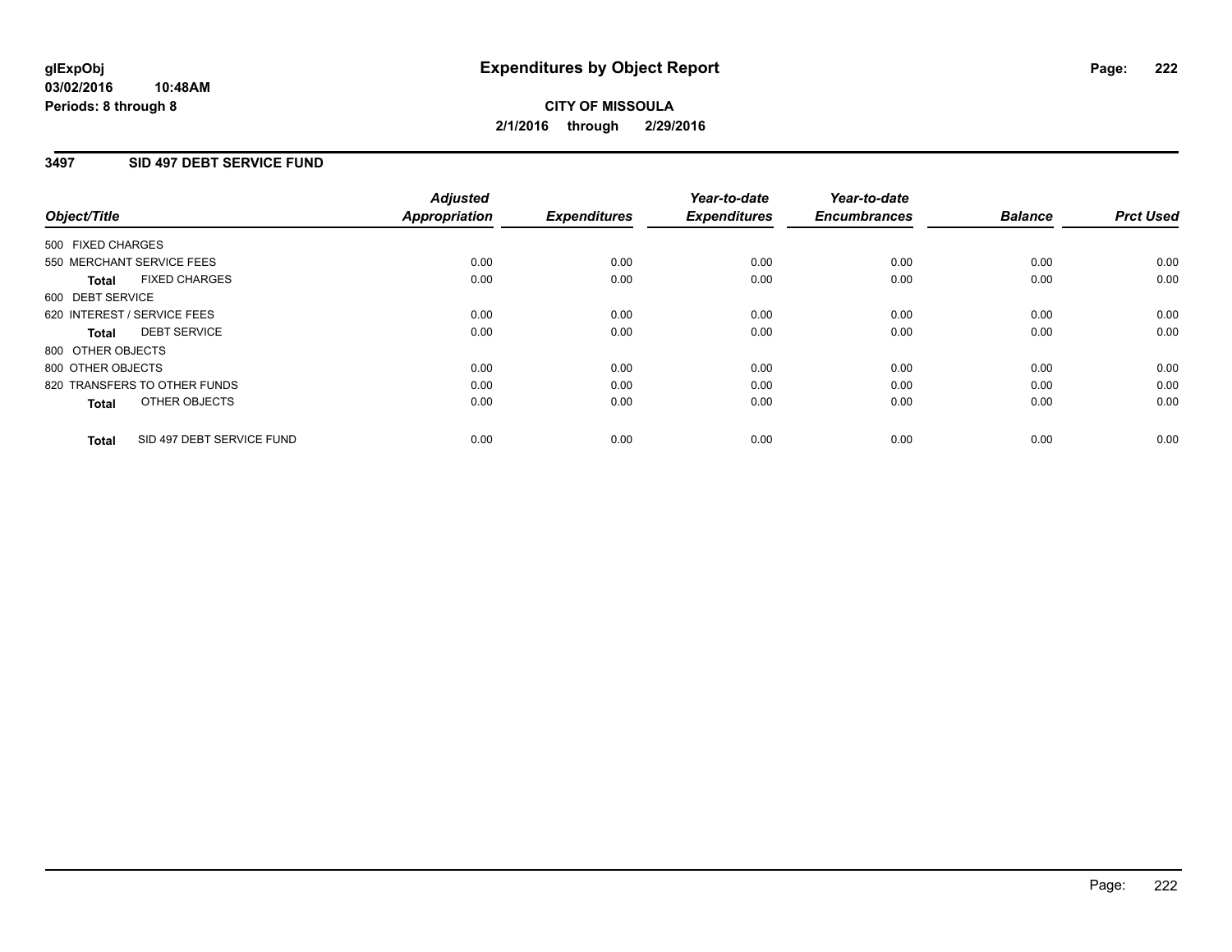glExpObj
03/02/2016 10:48AM
Periods: 8 through 8

# Expenditures by Object Report

**CITY OF MISSOULA**
**2/1/2016 through 2/29/2016**

## 3497 SID 497 DEBT SERVICE FUND

| Object/Title | Adjusted Appropriation | Expenditures | Year-to-date Expenditures | Year-to-date Encumbrances | Balance | Prct Used |
|---|---|---|---|---|---|---|
| 500 FIXED CHARGES | | | | | | |
| 550 MERCHANT SERVICE FEES | 0.00 | 0.00 | 0.00 | 0.00 | 0.00 | 0.00 |
| **Total** FIXED CHARGES | 0.00 | 0.00 | 0.00 | 0.00 | 0.00 | 0.00 |
| 600 DEBT SERVICE | | | | | | |
| 620 INTEREST / SERVICE FEES | 0.00 | 0.00 | 0.00 | 0.00 | 0.00 | 0.00 |
| **Total** DEBT SERVICE | 0.00 | 0.00 | 0.00 | 0.00 | 0.00 | 0.00 |
| 800 OTHER OBJECTS | | | | | | |
| 800 OTHER OBJECTS | 0.00 | 0.00 | 0.00 | 0.00 | 0.00 | 0.00 |
| 820 TRANSFERS TO OTHER FUNDS | 0.00 | 0.00 | 0.00 | 0.00 | 0.00 | 0.00 |
| **Total** OTHER OBJECTS | 0.00 | 0.00 | 0.00 | 0.00 | 0.00 | 0.00 |
| **Total** SID 497 DEBT SERVICE FUND | 0.00 | 0.00 | 0.00 | 0.00 | 0.00 | 0.00 |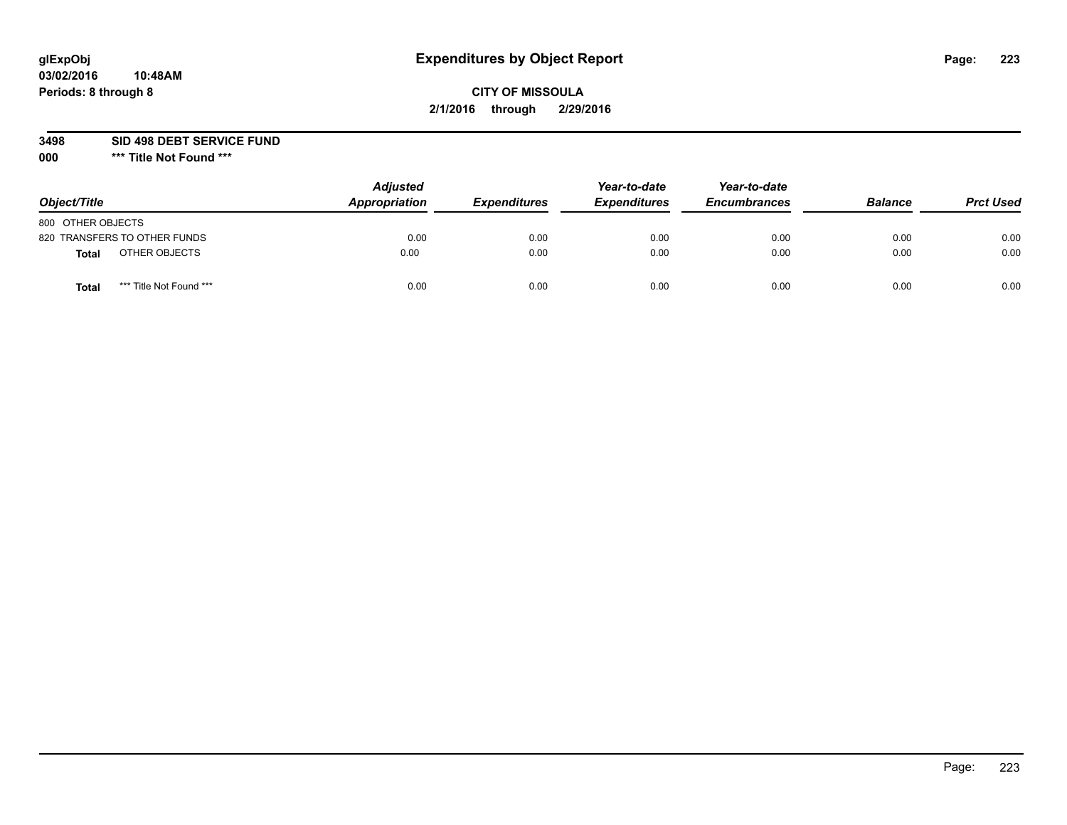glExpObj
03/02/2016 10:48AM
Periods: 8 through 8

# Expenditures by Object Report

**CITY OF MISSOULA**
**2/1/2016 through 2/29/2016**

**3498 SID 498 DEBT SERVICE FUND**
**000 *** Title Not Found *****

| Object/Title | | Adjusted Appropriation | Expenditures | Year-to-date Expenditures | Year-to-date Encumbrances | Balance | Prct Used |
|---|---|---|---|---|---|---|---|
| 800 OTHER OBJECTS | | | | | | | |
| 820 TRANSFERS TO OTHER FUNDS | | 0.00 | 0.00 | 0.00 | 0.00 | 0.00 | 0.00 |
| **Total** | OTHER OBJECTS | 0.00 | 0.00 | 0.00 | 0.00 | 0.00 | 0.00 |
| **Total** | *** Title Not Found *** | 0.00 | 0.00 | 0.00 | 0.00 | 0.00 | 0.00 |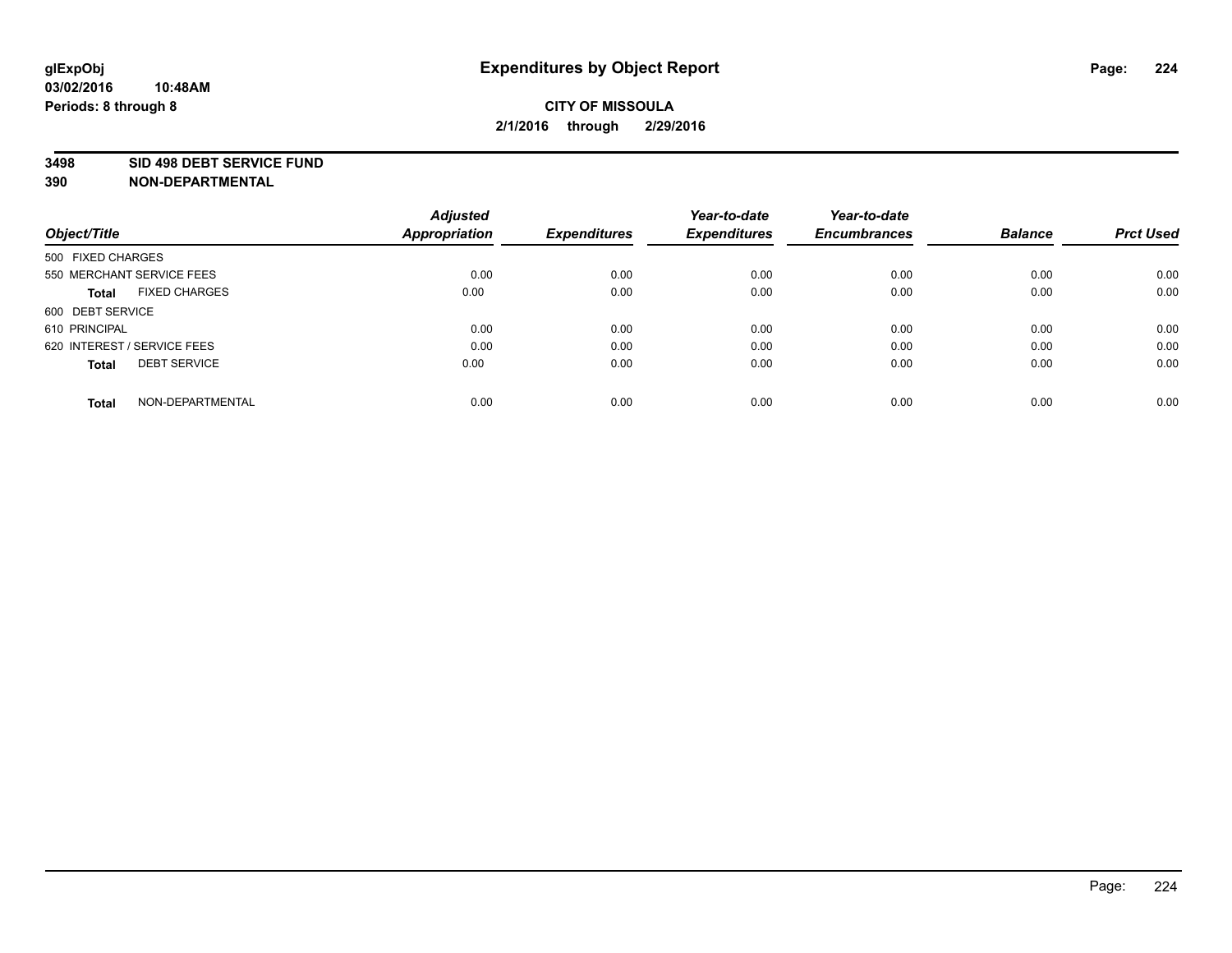**glExpObj** **Expenditures by Object Report**

**03/02/2016 10:48AM**

**Periods: 8 through 8**

**CITY OF MISSOULA**

**2/1/2016 through 2/29/2016**

**3498 SID 498 DEBT SERVICE FUND**

**390 NON-DEPARTMENTAL**

| Object/Title | Adjusted Appropriation | Expenditures | Year-to-date Expenditures | Year-to-date Encumbrances | Balance | Prct Used |
|---|---|---|---|---|---|---|
| 500 FIXED CHARGES | | | | | | |
| 550 MERCHANT SERVICE FEES | 0.00 | 0.00 | 0.00 | 0.00 | 0.00 | 0.00 |
| **Total** FIXED CHARGES | 0.00 | 0.00 | 0.00 | 0.00 | 0.00 | 0.00 |
| 600 DEBT SERVICE | | | | | | |
| 610 PRINCIPAL | 0.00 | 0.00 | 0.00 | 0.00 | 0.00 | 0.00 |
| 620 INTEREST / SERVICE FEES | 0.00 | 0.00 | 0.00 | 0.00 | 0.00 | 0.00 |
| **Total** DEBT SERVICE | 0.00 | 0.00 | 0.00 | 0.00 | 0.00 | 0.00 |
| **Total** NON-DEPARTMENTAL | 0.00 | 0.00 | 0.00 | 0.00 | 0.00 | 0.00 |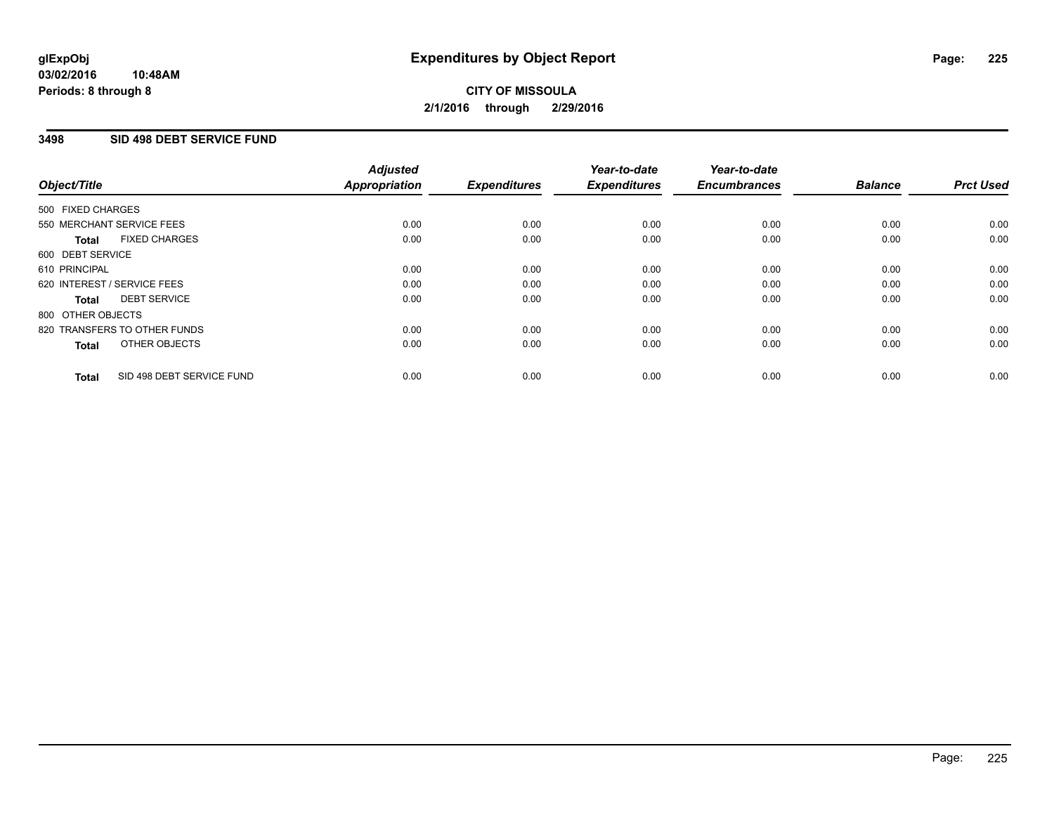**glExpObj** | **Expenditures by Object Report**

**03/02/2016 10:48AM**

**Periods: 8 through 8**

**CITY OF MISSOULA**

**2/1/2016 through 2/29/2016**

## 3498 SID 498 DEBT SERVICE FUND

| Object/Title | | Adjusted Appropriation | Expenditures | Year-to-date Expenditures | Year-to-date Encumbrances | Balance | Prct Used |
|---|---|---|---|---|---|---|---|
| 500 FIXED CHARGES | | | | | | | |
| 550 MERCHANT SERVICE FEES | | 0.00 | 0.00 | 0.00 | 0.00 | 0.00 | 0.00 |
| **Total** | FIXED CHARGES | 0.00 | 0.00 | 0.00 | 0.00 | 0.00 | 0.00 |
| 600 DEBT SERVICE | | | | | | | |
| 610 PRINCIPAL | | 0.00 | 0.00 | 0.00 | 0.00 | 0.00 | 0.00 |
| 620 INTEREST / SERVICE FEES | | 0.00 | 0.00 | 0.00 | 0.00 | 0.00 | 0.00 |
| **Total** | DEBT SERVICE | 0.00 | 0.00 | 0.00 | 0.00 | 0.00 | 0.00 |
| 800 OTHER OBJECTS | | | | | | | |
| 820 TRANSFERS TO OTHER FUNDS | | 0.00 | 0.00 | 0.00 | 0.00 | 0.00 | 0.00 |
| **Total** | OTHER OBJECTS | 0.00 | 0.00 | 0.00 | 0.00 | 0.00 | 0.00 |
| **Total** | SID 498 DEBT SERVICE FUND | 0.00 | 0.00 | 0.00 | 0.00 | 0.00 | 0.00 |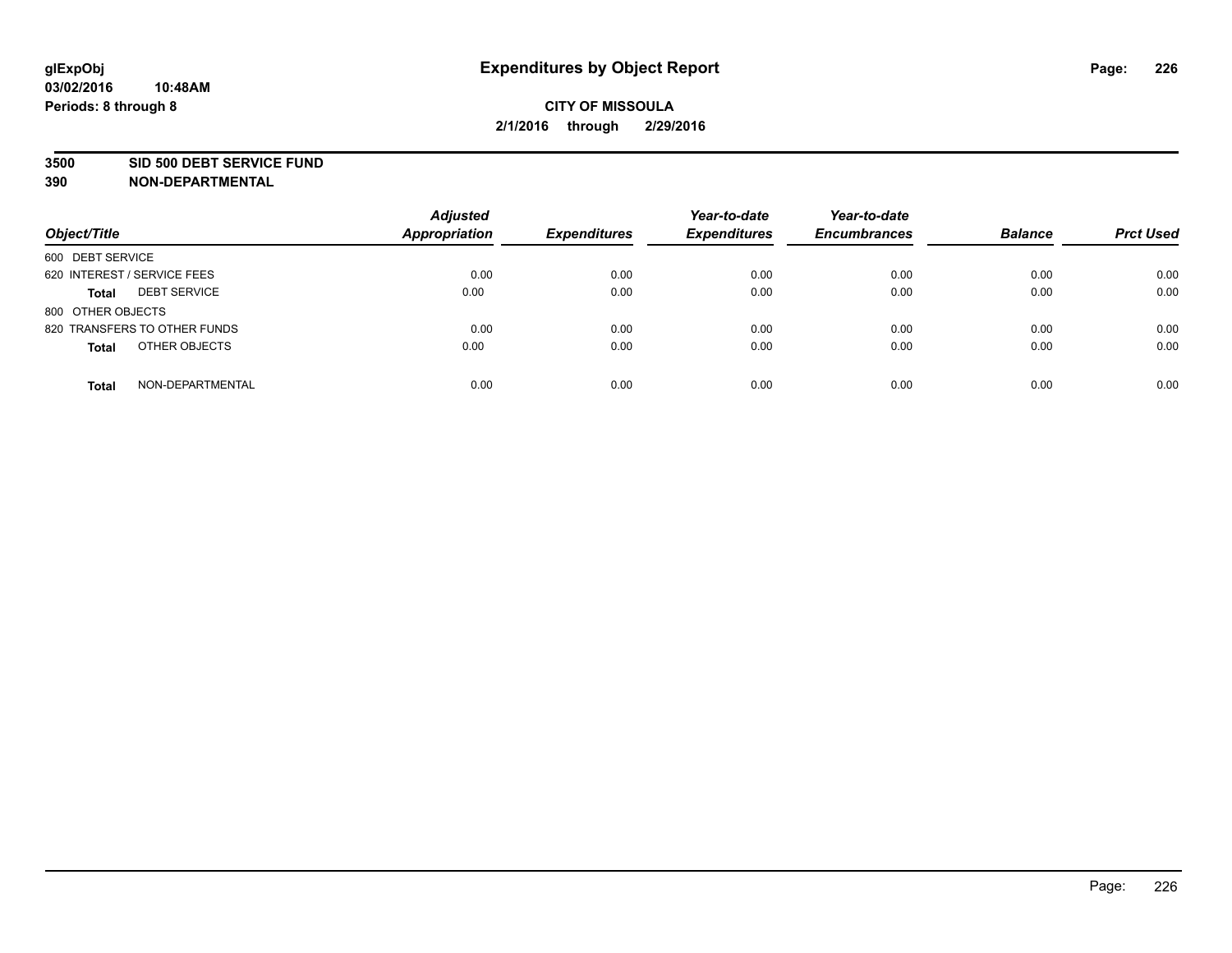**glExpObj**
**03/02/2016 10:48AM**
**Periods: 8 through 8**

# Expenditures by Object Report

**CITY OF MISSOULA**
**2/1/2016 through 2/29/2016**

**3500 SID 500 DEBT SERVICE FUND**
**390 NON-DEPARTMENTAL**

| Object/Title | Adjusted Appropriation | Expenditures | Year-to-date Expenditures | Year-to-date Encumbrances | Balance | Prct Used |
|---|---|---|---|---|---|---|
| 600 DEBT SERVICE | | | | | | |
| 620 INTEREST / SERVICE FEES | 0.00 | 0.00 | 0.00 | 0.00 | 0.00 | 0.00 |
| **Total** DEBT SERVICE | 0.00 | 0.00 | 0.00 | 0.00 | 0.00 | 0.00 |
| 800 OTHER OBJECTS | | | | | | |
| 820 TRANSFERS TO OTHER FUNDS | 0.00 | 0.00 | 0.00 | 0.00 | 0.00 | 0.00 |
| **Total** OTHER OBJECTS | 0.00 | 0.00 | 0.00 | 0.00 | 0.00 | 0.00 |
| **Total** NON-DEPARTMENTAL | 0.00 | 0.00 | 0.00 | 0.00 | 0.00 | 0.00 |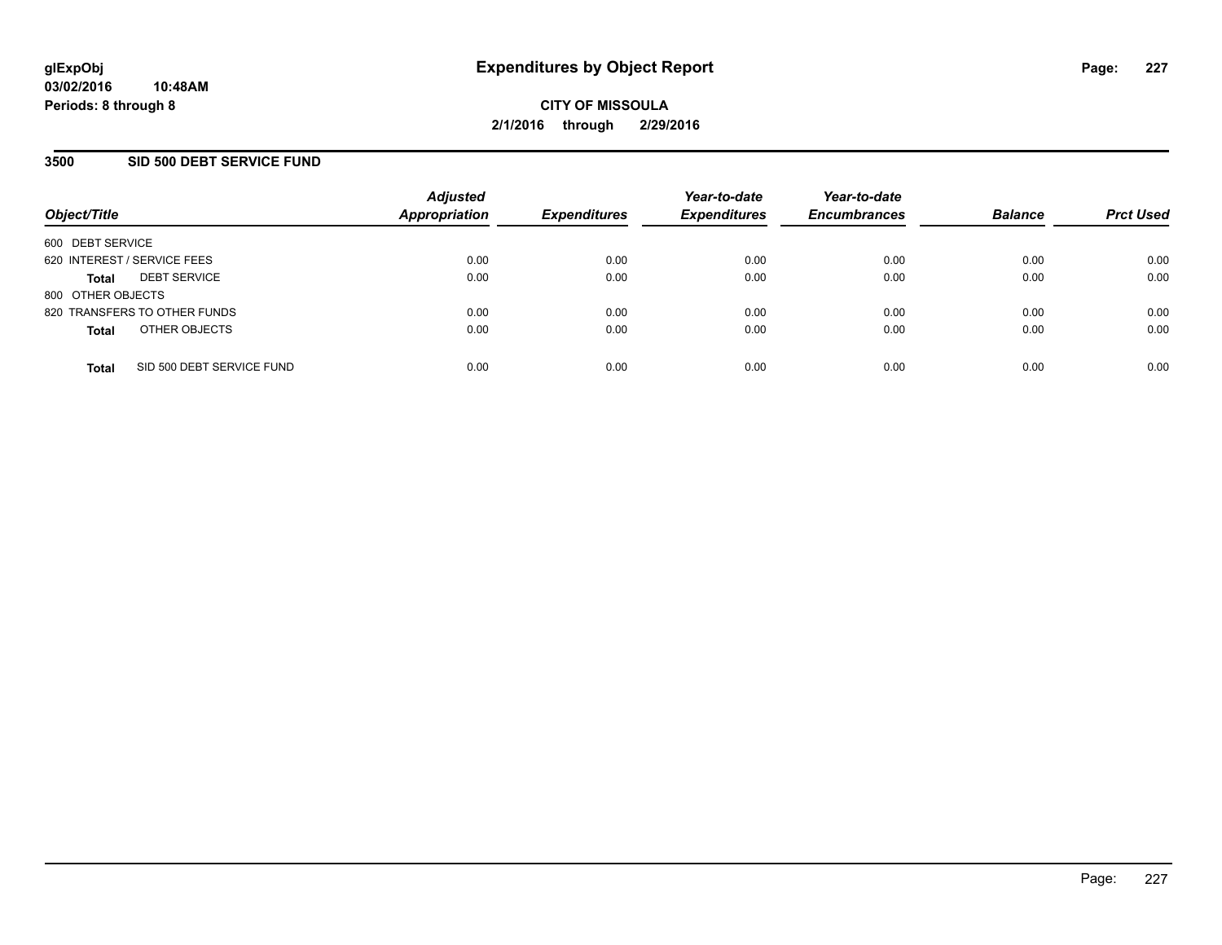**glExpObj**
**03/02/2016 10:48AM**
**Periods: 8 through 8**

# Expenditures by Object Report

**CITY OF MISSOULA**
**2/1/2016 through 2/29/2016**

## 3500 SID 500 DEBT SERVICE FUND

| Object/Title | Adjusted Appropriation | Expenditures | Year-to-date Expenditures | Year-to-date Encumbrances | Balance | Prct Used |
|---|---|---|---|---|---|---|
| 600 DEBT SERVICE | | | | | | |
| 620 INTEREST / SERVICE FEES | 0.00 | 0.00 | 0.00 | 0.00 | 0.00 | 0.00 |
| **Total** DEBT SERVICE | 0.00 | 0.00 | 0.00 | 0.00 | 0.00 | 0.00 |
| 800 OTHER OBJECTS | | | | | | |
| 820 TRANSFERS TO OTHER FUNDS | 0.00 | 0.00 | 0.00 | 0.00 | 0.00 | 0.00 |
| **Total** OTHER OBJECTS | 0.00 | 0.00 | 0.00 | 0.00 | 0.00 | 0.00 |
| **Total** SID 500 DEBT SERVICE FUND | 0.00 | 0.00 | 0.00 | 0.00 | 0.00 | 0.00 |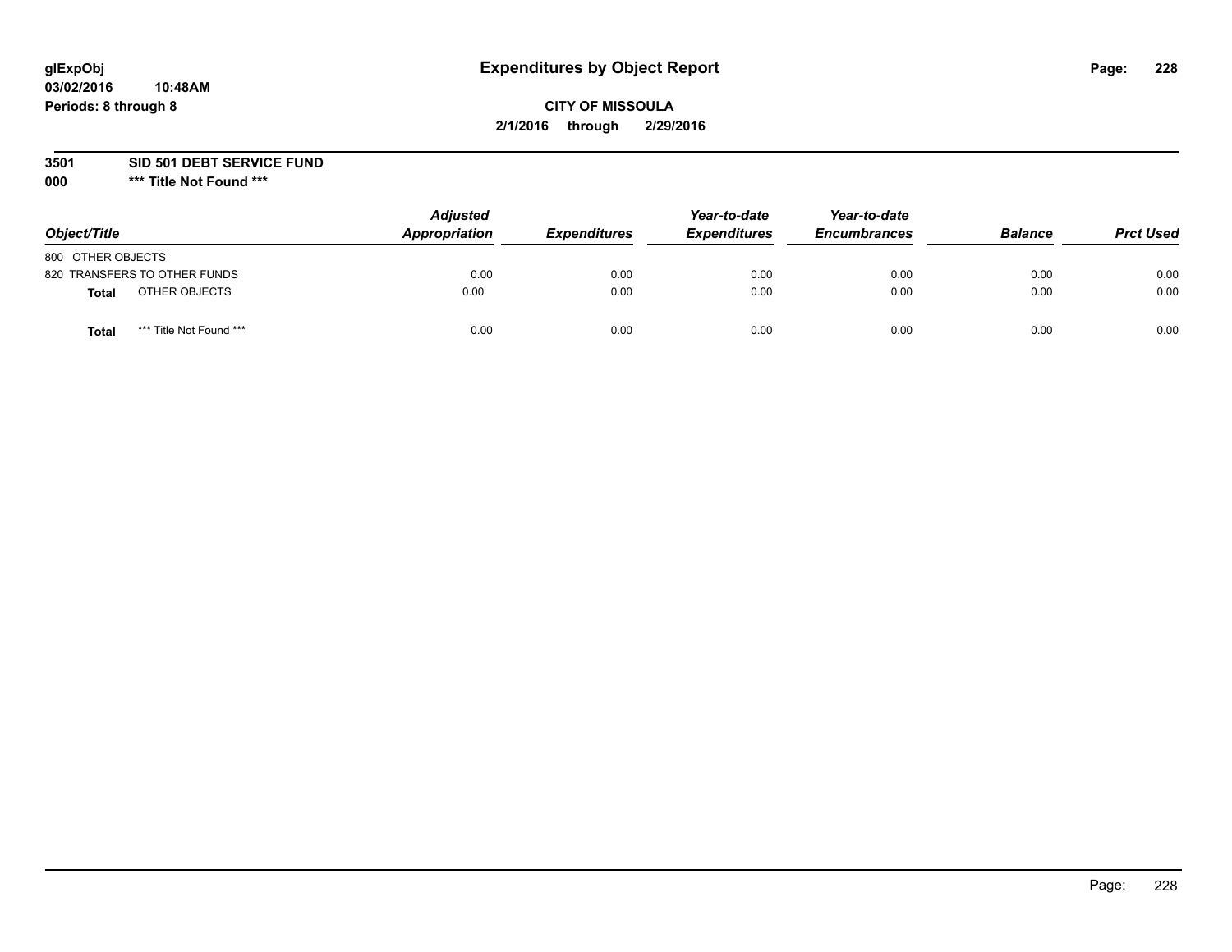glExpObj
03/02/2016 10:48AM
Periods: 8 through 8

# Expenditures by Object Report

**CITY OF MISSOULA**
**2/1/2016 through 2/29/2016**

**3501 SID 501 DEBT SERVICE FUND**
**000 \*\*\* Title Not Found \*\*\***

| Object/Title | | Adjusted Appropriation | Expenditures | Year-to-date Expenditures | Year-to-date Encumbrances | Balance | Prct Used |
|---|---|---|---|---|---|---|---|
| 800 OTHER OBJECTS | | | | | | | |
| 820 TRANSFERS TO OTHER FUNDS | | 0.00 | 0.00 | 0.00 | 0.00 | 0.00 | 0.00 |
| **Total** | OTHER OBJECTS | 0.00 | 0.00 | 0.00 | 0.00 | 0.00 | 0.00 |
| **Total** | \*\*\* Title Not Found \*\*\* | 0.00 | 0.00 | 0.00 | 0.00 | 0.00 | 0.00 |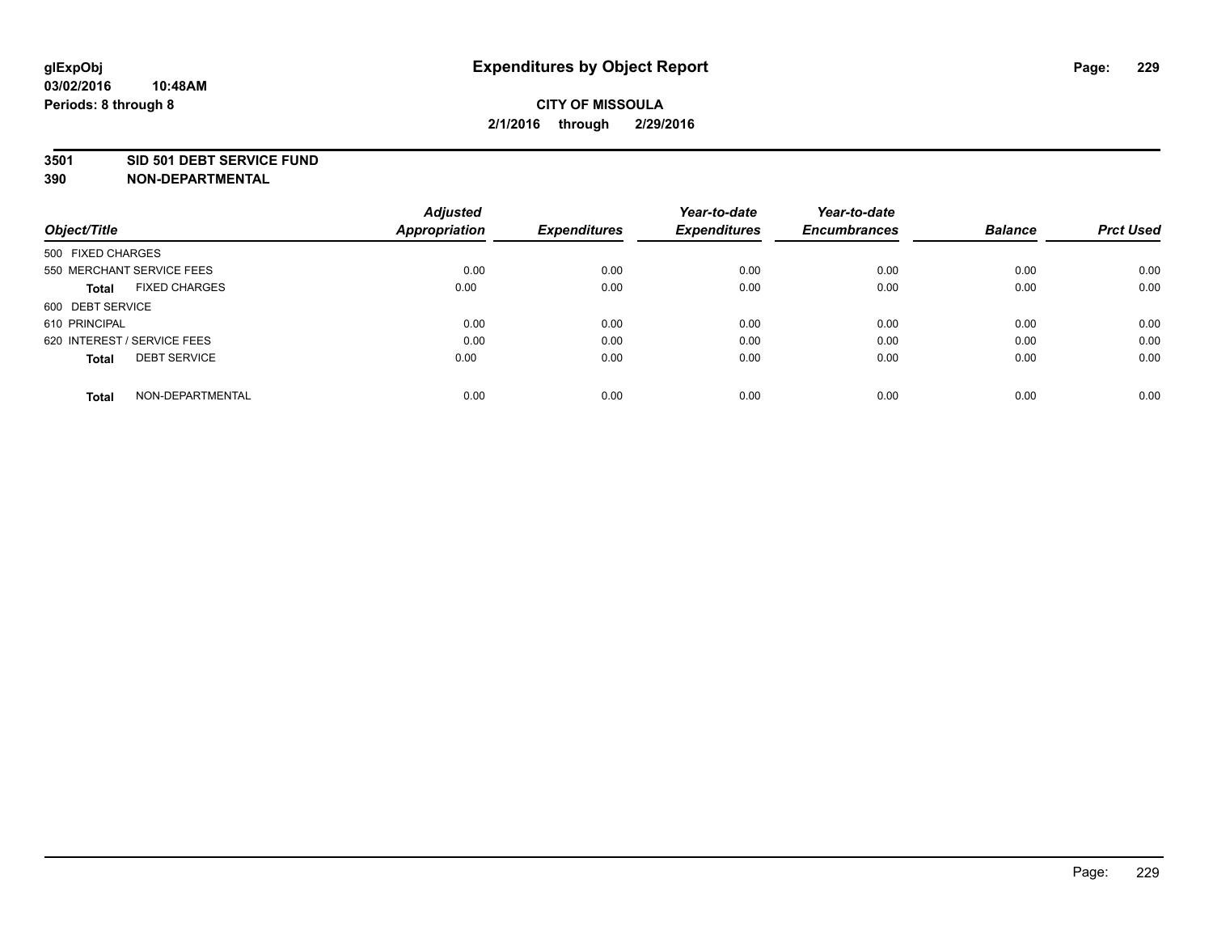# Expenditures by Object Report

**CITY OF MISSOULA**

**2/1/2016 through 2/29/2016**

glExpObj
03/02/2016 10:48AM
Periods: 8 through 8

**3501 SID 501 DEBT SERVICE FUND**
**390 NON-DEPARTMENTAL**

| Object/Title | Adjusted Appropriation | Expenditures | Year-to-date Expenditures | Year-to-date Encumbrances | Balance | Prct Used |
|---|---|---|---|---|---|---|
| 500 FIXED CHARGES | | | | | | |
| 550 MERCHANT SERVICE FEES | 0.00 | 0.00 | 0.00 | 0.00 | 0.00 | 0.00 |
| **Total** FIXED CHARGES | 0.00 | 0.00 | 0.00 | 0.00 | 0.00 | 0.00 |
| 600 DEBT SERVICE | | | | | | |
| 610 PRINCIPAL | 0.00 | 0.00 | 0.00 | 0.00 | 0.00 | 0.00 |
| 620 INTEREST / SERVICE FEES | 0.00 | 0.00 | 0.00 | 0.00 | 0.00 | 0.00 |
| **Total** DEBT SERVICE | 0.00 | 0.00 | 0.00 | 0.00 | 0.00 | 0.00 |
| **Total** NON-DEPARTMENTAL | 0.00 | 0.00 | 0.00 | 0.00 | 0.00 | 0.00 |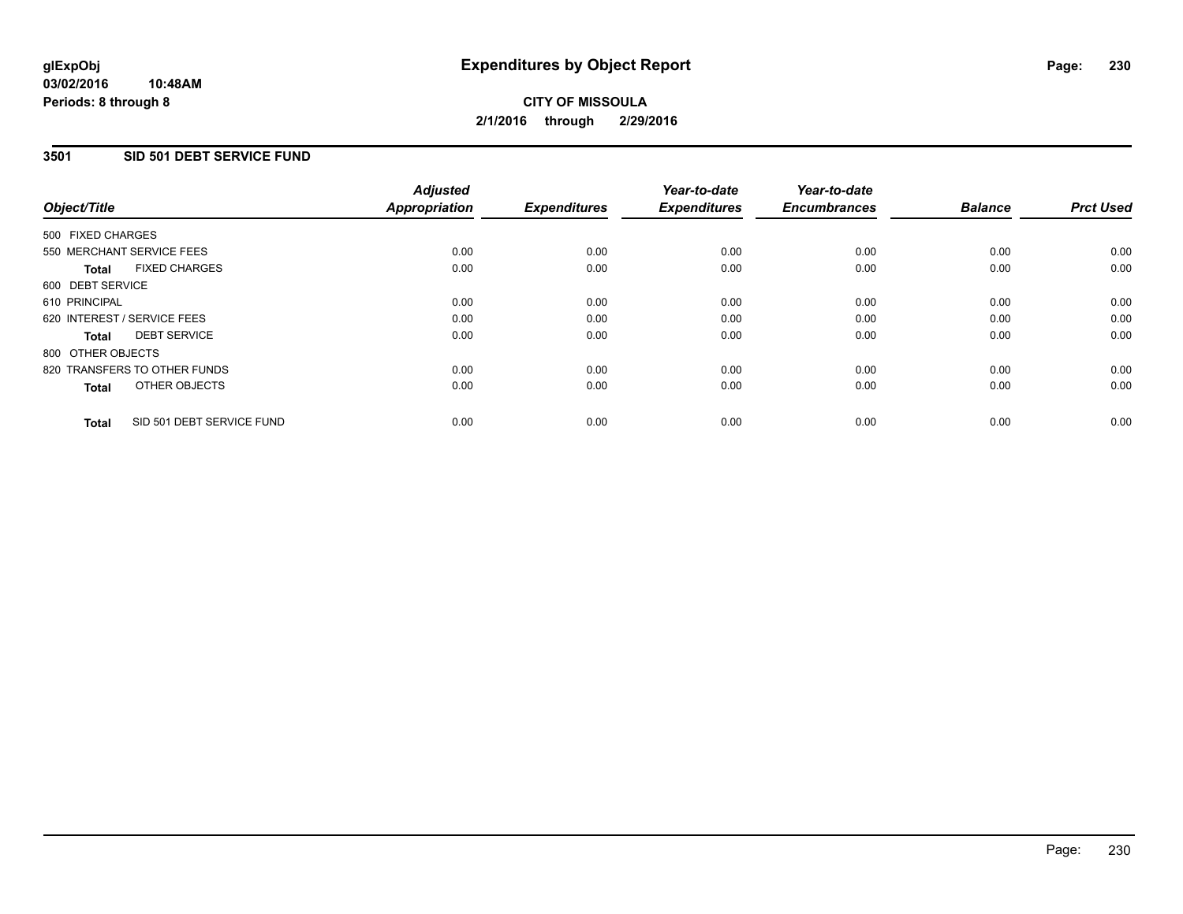# Expenditures by Object Report

glExpObj
03/02/2016 10:48AM
Periods: 8 through 8

**CITY OF MISSOULA**
**2/1/2016 through 2/29/2016**

## 3501 SID 501 DEBT SERVICE FUND

| Object/Title | Adjusted Appropriation | Expenditures | Year-to-date Expenditures | Year-to-date Encumbrances | Balance | Prct Used |
|---|---|---|---|---|---|---|
| 500 FIXED CHARGES | | | | | | |
| 550 MERCHANT SERVICE FEES | 0.00 | 0.00 | 0.00 | 0.00 | 0.00 | 0.00 |
| **Total** FIXED CHARGES | 0.00 | 0.00 | 0.00 | 0.00 | 0.00 | 0.00 |
| 600 DEBT SERVICE | | | | | | |
| 610 PRINCIPAL | 0.00 | 0.00 | 0.00 | 0.00 | 0.00 | 0.00 |
| 620 INTEREST / SERVICE FEES | 0.00 | 0.00 | 0.00 | 0.00 | 0.00 | 0.00 |
| **Total** DEBT SERVICE | 0.00 | 0.00 | 0.00 | 0.00 | 0.00 | 0.00 |
| 800 OTHER OBJECTS | | | | | | |
| 820 TRANSFERS TO OTHER FUNDS | 0.00 | 0.00 | 0.00 | 0.00 | 0.00 | 0.00 |
| **Total** OTHER OBJECTS | 0.00 | 0.00 | 0.00 | 0.00 | 0.00 | 0.00 |
| **Total** SID 501 DEBT SERVICE FUND | 0.00 | 0.00 | 0.00 | 0.00 | 0.00 | 0.00 |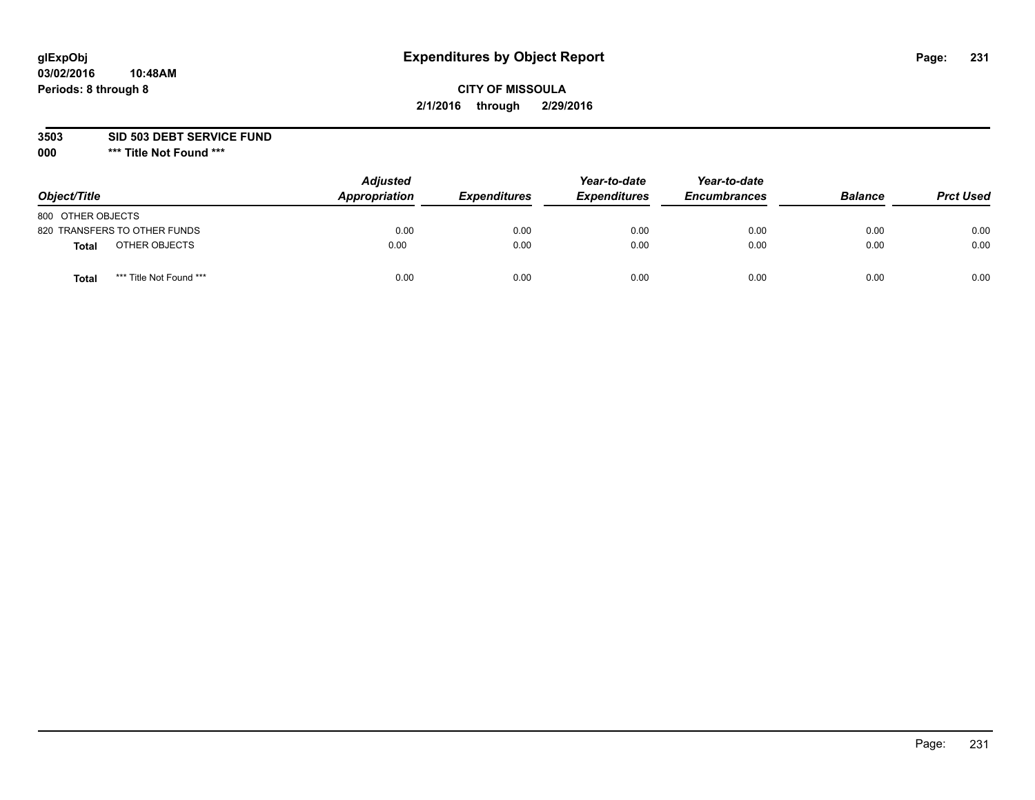glExpObj
03/02/2016 10:48AM
Periods: 8 through 8

# Expenditures by Object Report

**CITY OF MISSOULA**
**2/1/2016 through 2/29/2016**

**3503 SID 503 DEBT SERVICE FUND**
**000 *** Title Not Found *****

| Object/Title | | Adjusted Appropriation | Expenditures | Year-to-date Expenditures | Year-to-date Encumbrances | Balance | Prct Used |
|---|---|---|---|---|---|---|---|
| 800 OTHER OBJECTS | | | | | | | |
| 820 TRANSFERS TO OTHER FUNDS | | 0.00 | 0.00 | 0.00 | 0.00 | 0.00 | 0.00 |
| **Total** | OTHER OBJECTS | 0.00 | 0.00 | 0.00 | 0.00 | 0.00 | 0.00 |
| **Total** | *** Title Not Found *** | 0.00 | 0.00 | 0.00 | 0.00 | 0.00 | 0.00 |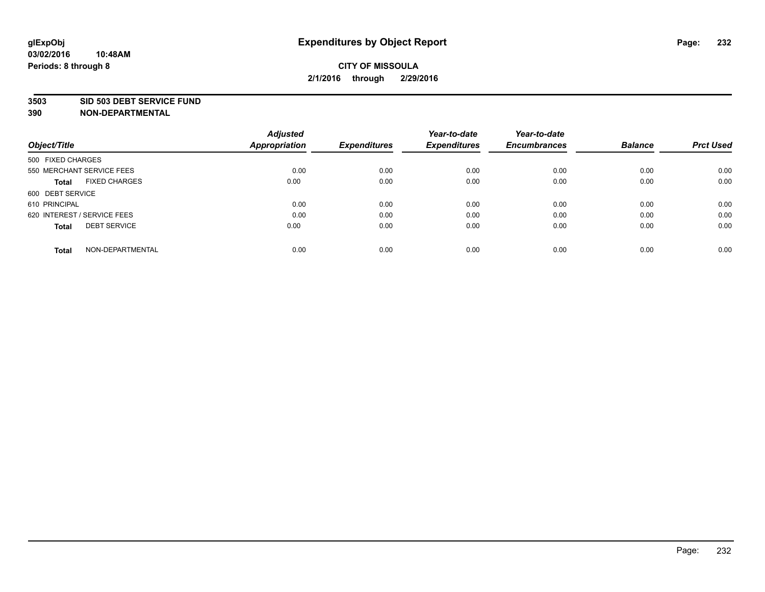# Expenditures by Object Report

**glExpObj**
**03/02/2016 10:48AM**
**Periods: 8 through 8**

**CITY OF MISSOULA**
**2/1/2016 through 2/29/2016**

**3503 SID 503 DEBT SERVICE FUND**
**390 NON-DEPARTMENTAL**

| Object/Title | Adjusted Appropriation | Expenditures | Year-to-date Expenditures | Year-to-date Encumbrances | Balance | Prct Used |
|---|---|---|---|---|---|---|
| 500 FIXED CHARGES | | | | | | |
| 550 MERCHANT SERVICE FEES | 0.00 | 0.00 | 0.00 | 0.00 | 0.00 | 0.00 |
| **Total** FIXED CHARGES | 0.00 | 0.00 | 0.00 | 0.00 | 0.00 | 0.00 |
| 600 DEBT SERVICE | | | | | | |
| 610 PRINCIPAL | 0.00 | 0.00 | 0.00 | 0.00 | 0.00 | 0.00 |
| 620 INTEREST / SERVICE FEES | 0.00 | 0.00 | 0.00 | 0.00 | 0.00 | 0.00 |
| **Total** DEBT SERVICE | 0.00 | 0.00 | 0.00 | 0.00 | 0.00 | 0.00 |
| **Total** NON-DEPARTMENTAL | 0.00 | 0.00 | 0.00 | 0.00 | 0.00 | 0.00 |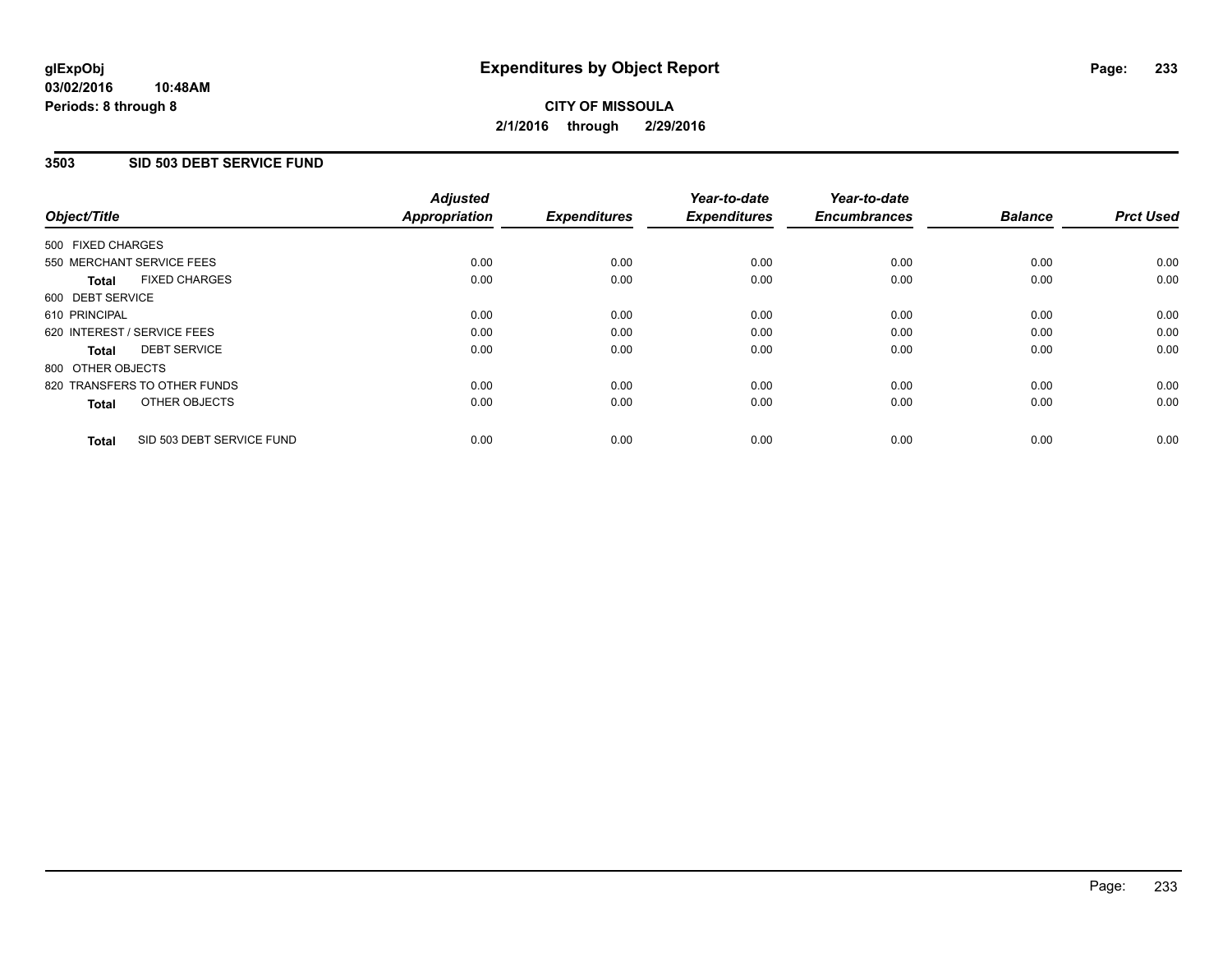# Expenditures by Object Report

glExpObj
03/02/2016 10:48AM
Periods: 8 through 8

**CITY OF MISSOULA**
**2/1/2016 through 2/29/2016**

## 3503 SID 503 DEBT SERVICE FUND

| Object/Title | Adjusted Appropriation | Expenditures | Year-to-date Expenditures | Year-to-date Encumbrances | Balance | Prct Used |
|---|---|---|---|---|---|---|
| 500 FIXED CHARGES | | | | | | |
| 550 MERCHANT SERVICE FEES | 0.00 | 0.00 | 0.00 | 0.00 | 0.00 | 0.00 |
| **Total** FIXED CHARGES | 0.00 | 0.00 | 0.00 | 0.00 | 0.00 | 0.00 |
| 600 DEBT SERVICE | | | | | | |
| 610 PRINCIPAL | 0.00 | 0.00 | 0.00 | 0.00 | 0.00 | 0.00 |
| 620 INTEREST / SERVICE FEES | 0.00 | 0.00 | 0.00 | 0.00 | 0.00 | 0.00 |
| **Total** DEBT SERVICE | 0.00 | 0.00 | 0.00 | 0.00 | 0.00 | 0.00 |
| 800 OTHER OBJECTS | | | | | | |
| 820 TRANSFERS TO OTHER FUNDS | 0.00 | 0.00 | 0.00 | 0.00 | 0.00 | 0.00 |
| **Total** OTHER OBJECTS | 0.00 | 0.00 | 0.00 | 0.00 | 0.00 | 0.00 |
| **Total** SID 503 DEBT SERVICE FUND | 0.00 | 0.00 | 0.00 | 0.00 | 0.00 | 0.00 |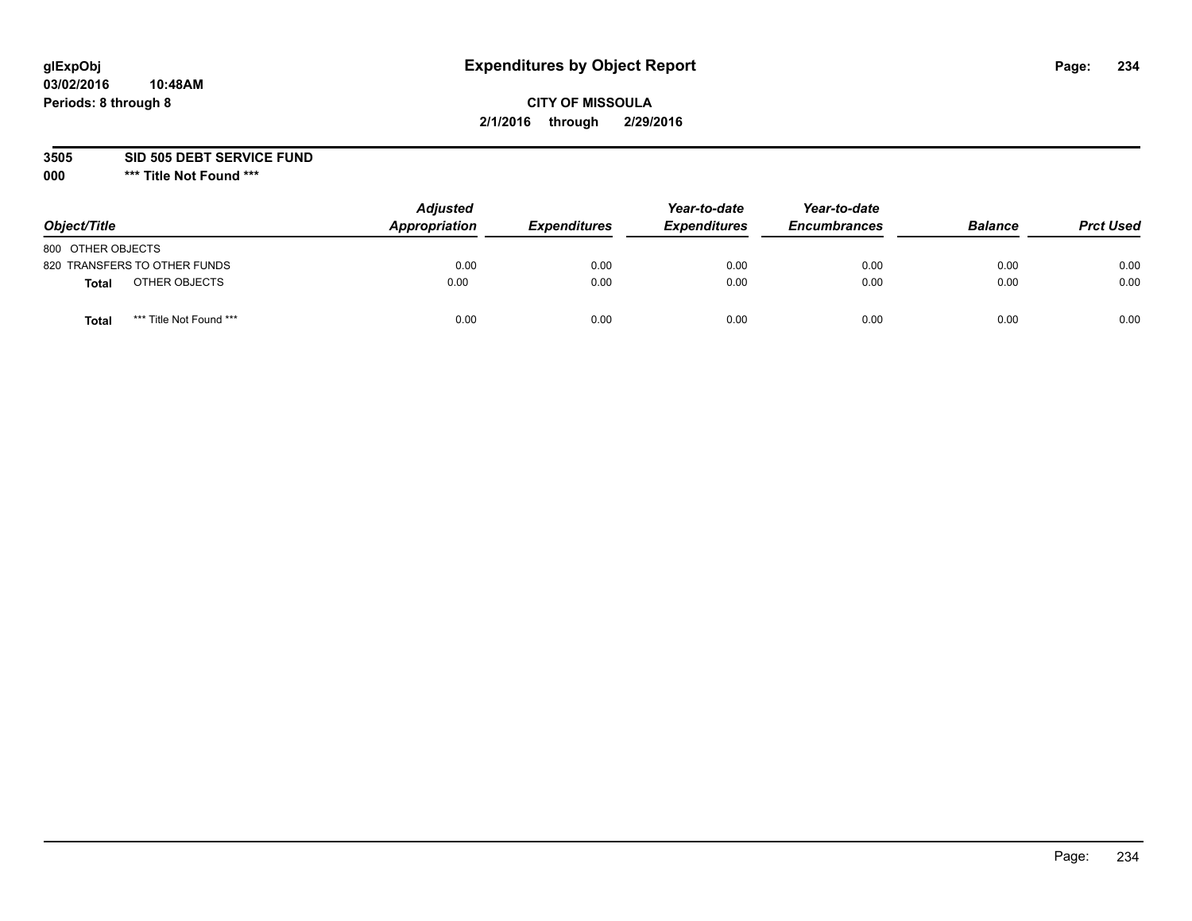**glExpObj**
**03/02/2016 10:48AM**
**Periods: 8 through 8**

# Expenditures by Object Report

**CITY OF MISSOULA**
**2/1/2016 through 2/29/2016**

**3505 SID 505 DEBT SERVICE FUND**
**000 \*\*\* Title Not Found \*\*\***

| Object/Title | | Adjusted Appropriation | Expenditures | Year-to-date Expenditures | Year-to-date Encumbrances | Balance | Prct Used |
|---|---|---|---|---|---|---|---|
| 800 OTHER OBJECTS | | | | | | | |
| 820 TRANSFERS TO OTHER FUNDS | | 0.00 | 0.00 | 0.00 | 0.00 | 0.00 | 0.00 |
| **Total** | OTHER OBJECTS | 0.00 | 0.00 | 0.00 | 0.00 | 0.00 | 0.00 |
| **Total** | *** Title Not Found *** | 0.00 | 0.00 | 0.00 | 0.00 | 0.00 | 0.00 |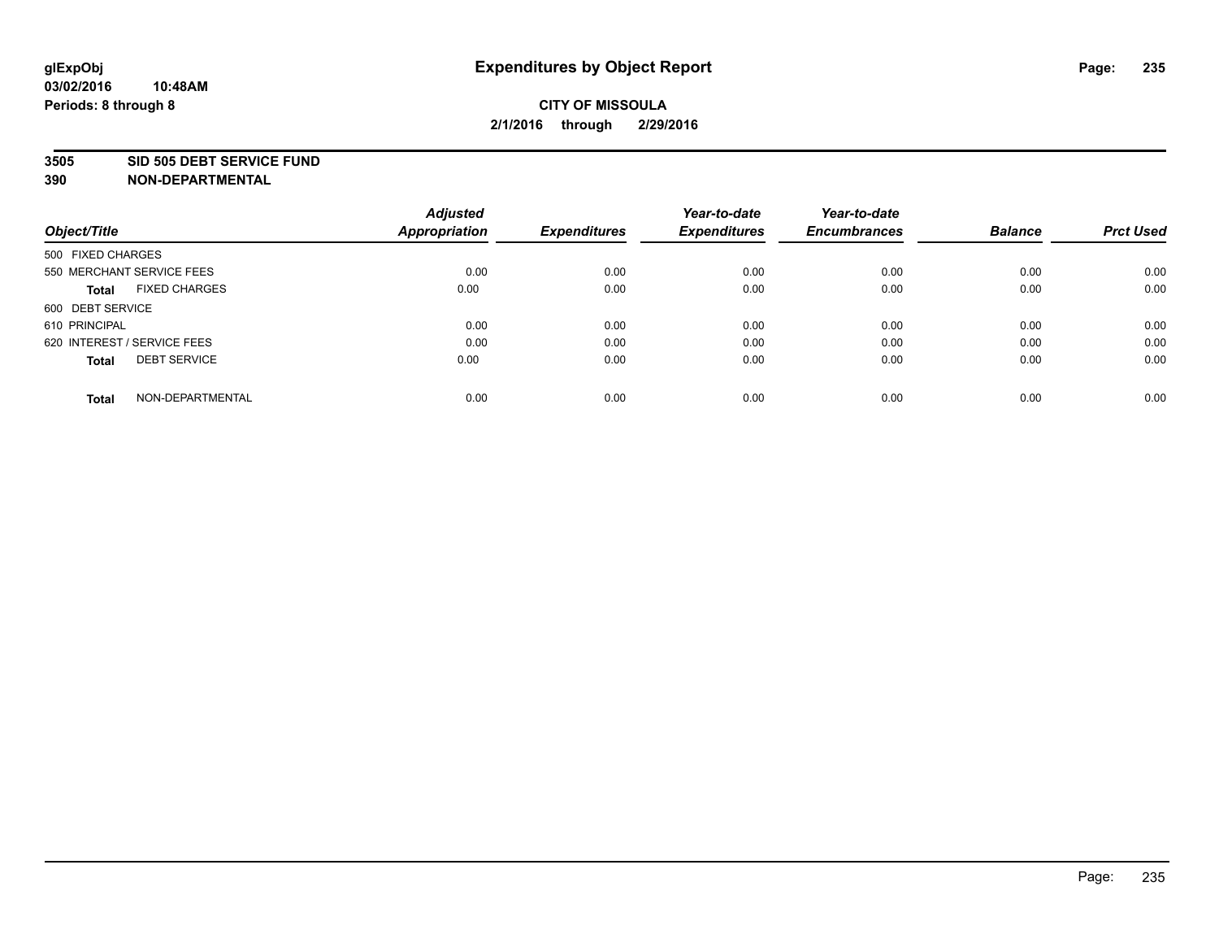glExpObj
03/02/2016 10:48AM
Periods: 8 through 8

# Expenditures by Object Report

**CITY OF MISSOULA**
**2/1/2016 through 2/29/2016**

**3505 SID 505 DEBT SERVICE FUND**
**390 NON-DEPARTMENTAL**

| Object/Title | Adjusted Appropriation | Expenditures | Year-to-date Expenditures | Year-to-date Encumbrances | Balance | Prct Used |
|---|---|---|---|---|---|---|
| 500 FIXED CHARGES | | | | | | |
| 550 MERCHANT SERVICE FEES | 0.00 | 0.00 | 0.00 | 0.00 | 0.00 | 0.00 |
| **Total** FIXED CHARGES | 0.00 | 0.00 | 0.00 | 0.00 | 0.00 | 0.00 |
| 600 DEBT SERVICE | | | | | | |
| 610 PRINCIPAL | 0.00 | 0.00 | 0.00 | 0.00 | 0.00 | 0.00 |
| 620 INTEREST / SERVICE FEES | 0.00 | 0.00 | 0.00 | 0.00 | 0.00 | 0.00 |
| **Total** DEBT SERVICE | 0.00 | 0.00 | 0.00 | 0.00 | 0.00 | 0.00 |
| **Total** NON-DEPARTMENTAL | 0.00 | 0.00 | 0.00 | 0.00 | 0.00 | 0.00 |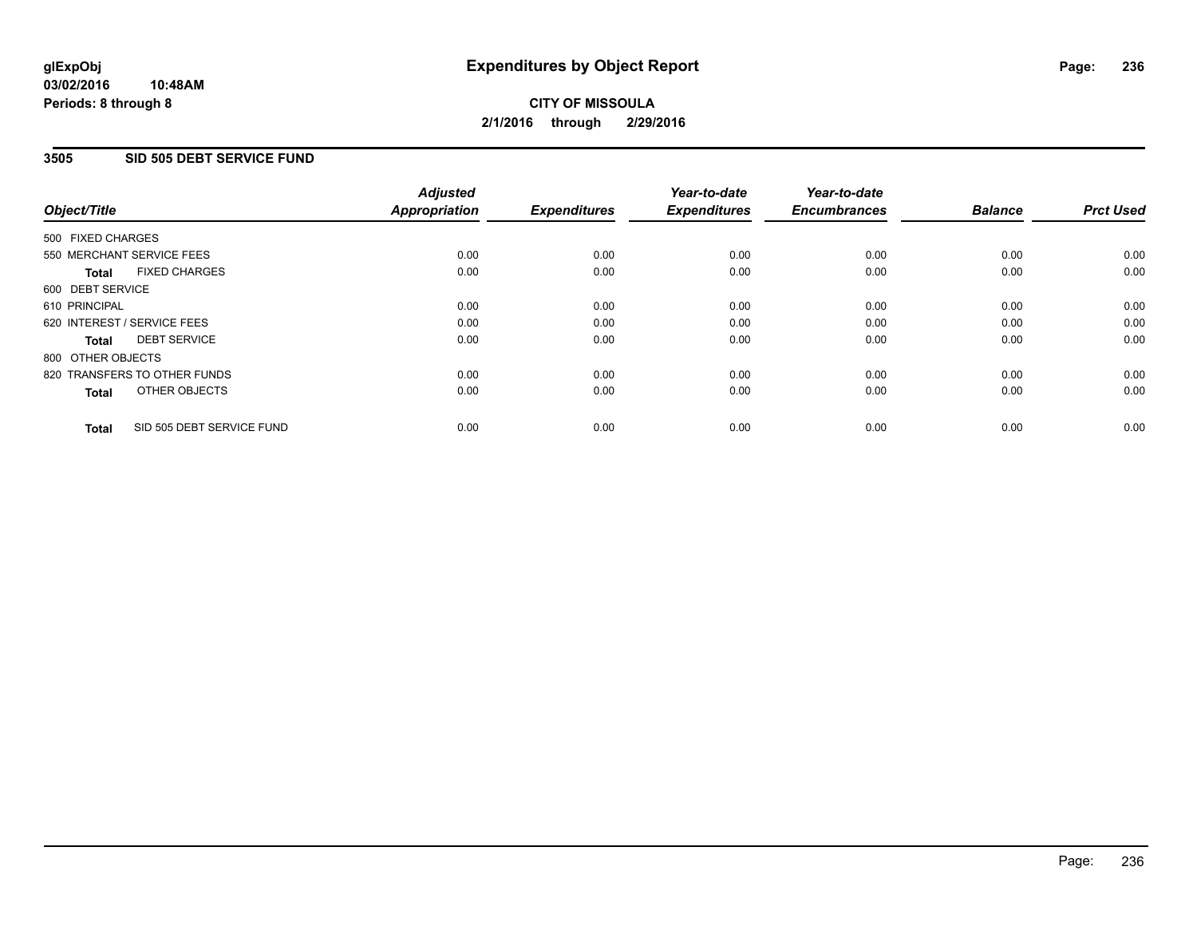glExpObj
03/02/2016 10:48AM
Periods: 8 through 8

# Expenditures by Object Report

**CITY OF MISSOULA**
**2/1/2016 through 2/29/2016**

## 3505 SID 505 DEBT SERVICE FUND

| Object/Title | Adjusted Appropriation | Expenditures | Year-to-date Expenditures | Year-to-date Encumbrances | Balance | Prct Used |
|---|---|---|---|---|---|---|
| 500 FIXED CHARGES | | | | | | |
| 550 MERCHANT SERVICE FEES | 0.00 | 0.00 | 0.00 | 0.00 | 0.00 | 0.00 |
| **Total** FIXED CHARGES | 0.00 | 0.00 | 0.00 | 0.00 | 0.00 | 0.00 |
| 600 DEBT SERVICE | | | | | | |
| 610 PRINCIPAL | 0.00 | 0.00 | 0.00 | 0.00 | 0.00 | 0.00 |
| 620 INTEREST / SERVICE FEES | 0.00 | 0.00 | 0.00 | 0.00 | 0.00 | 0.00 |
| **Total** DEBT SERVICE | 0.00 | 0.00 | 0.00 | 0.00 | 0.00 | 0.00 |
| 800 OTHER OBJECTS | | | | | | |
| 820 TRANSFERS TO OTHER FUNDS | 0.00 | 0.00 | 0.00 | 0.00 | 0.00 | 0.00 |
| **Total** OTHER OBJECTS | 0.00 | 0.00 | 0.00 | 0.00 | 0.00 | 0.00 |
| **Total** SID 505 DEBT SERVICE FUND | 0.00 | 0.00 | 0.00 | 0.00 | 0.00 | 0.00 |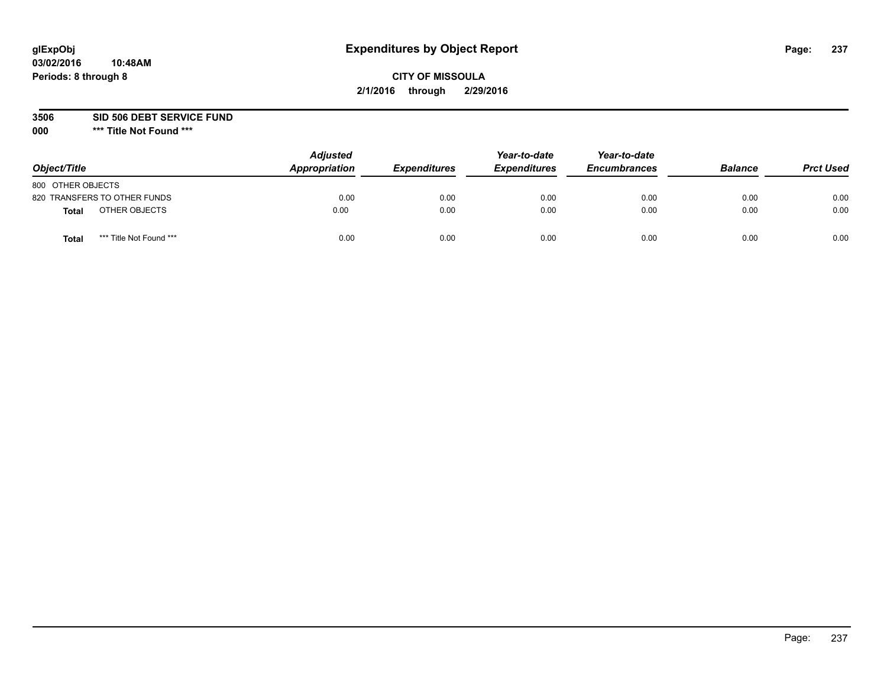glExpObj
03/02/2016 10:48AM
Periods: 8 through 8

# Expenditures by Object Report

**CITY OF MISSOULA**

**2/1/2016 through 2/29/2016**

**3506 SID 506 DEBT SERVICE FUND**

**000 *** Title Not Found *****

| Object/Title | | Adjusted Appropriation | Expenditures | Year-to-date Expenditures | Year-to-date Encumbrances | Balance | Prct Used |
|---|---|---|---|---|---|---|---|
| 800 OTHER OBJECTS | | | | | | | |
| 820 TRANSFERS TO OTHER FUNDS | | 0.00 | 0.00 | 0.00 | 0.00 | 0.00 | 0.00 |
| **Total** | OTHER OBJECTS | 0.00 | 0.00 | 0.00 | 0.00 | 0.00 | 0.00 |
| **Total** | *** Title Not Found *** | 0.00 | 0.00 | 0.00 | 0.00 | 0.00 | 0.00 |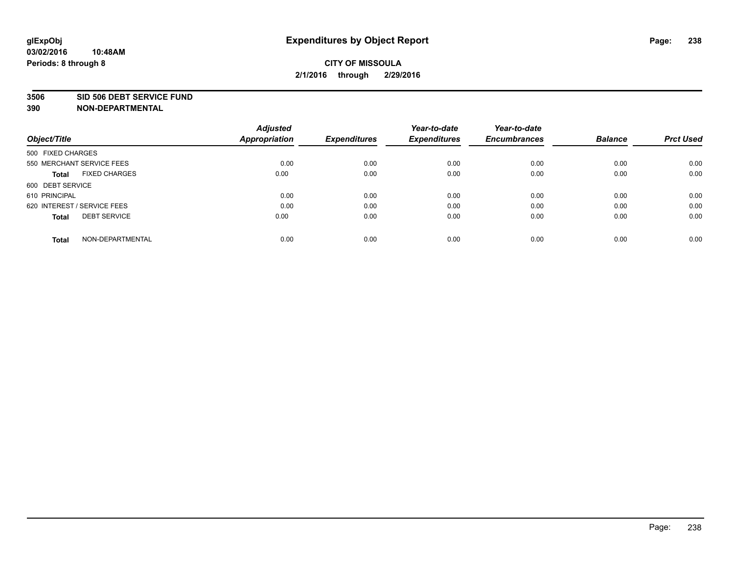**glExpObj**
**03/02/2016 10:48AM**
**Periods: 8 through 8**

# Expenditures by Object Report

**CITY OF MISSOULA**
**2/1/2016 through 2/29/2016**

**3506 SID 506 DEBT SERVICE FUND**
**390 NON-DEPARTMENTAL**

| Object/Title | Adjusted Appropriation | Expenditures | Year-to-date Expenditures | Year-to-date Encumbrances | Balance | Prct Used |
|---|---|---|---|---|---|---|
| 500 FIXED CHARGES | | | | | | |
| 550 MERCHANT SERVICE FEES | 0.00 | 0.00 | 0.00 | 0.00 | 0.00 | 0.00 |
| **Total** FIXED CHARGES | 0.00 | 0.00 | 0.00 | 0.00 | 0.00 | 0.00 |
| 600 DEBT SERVICE | | | | | | |
| 610 PRINCIPAL | 0.00 | 0.00 | 0.00 | 0.00 | 0.00 | 0.00 |
| 620 INTEREST / SERVICE FEES | 0.00 | 0.00 | 0.00 | 0.00 | 0.00 | 0.00 |
| **Total** DEBT SERVICE | 0.00 | 0.00 | 0.00 | 0.00 | 0.00 | 0.00 |
| **Total** NON-DEPARTMENTAL | 0.00 | 0.00 | 0.00 | 0.00 | 0.00 | 0.00 |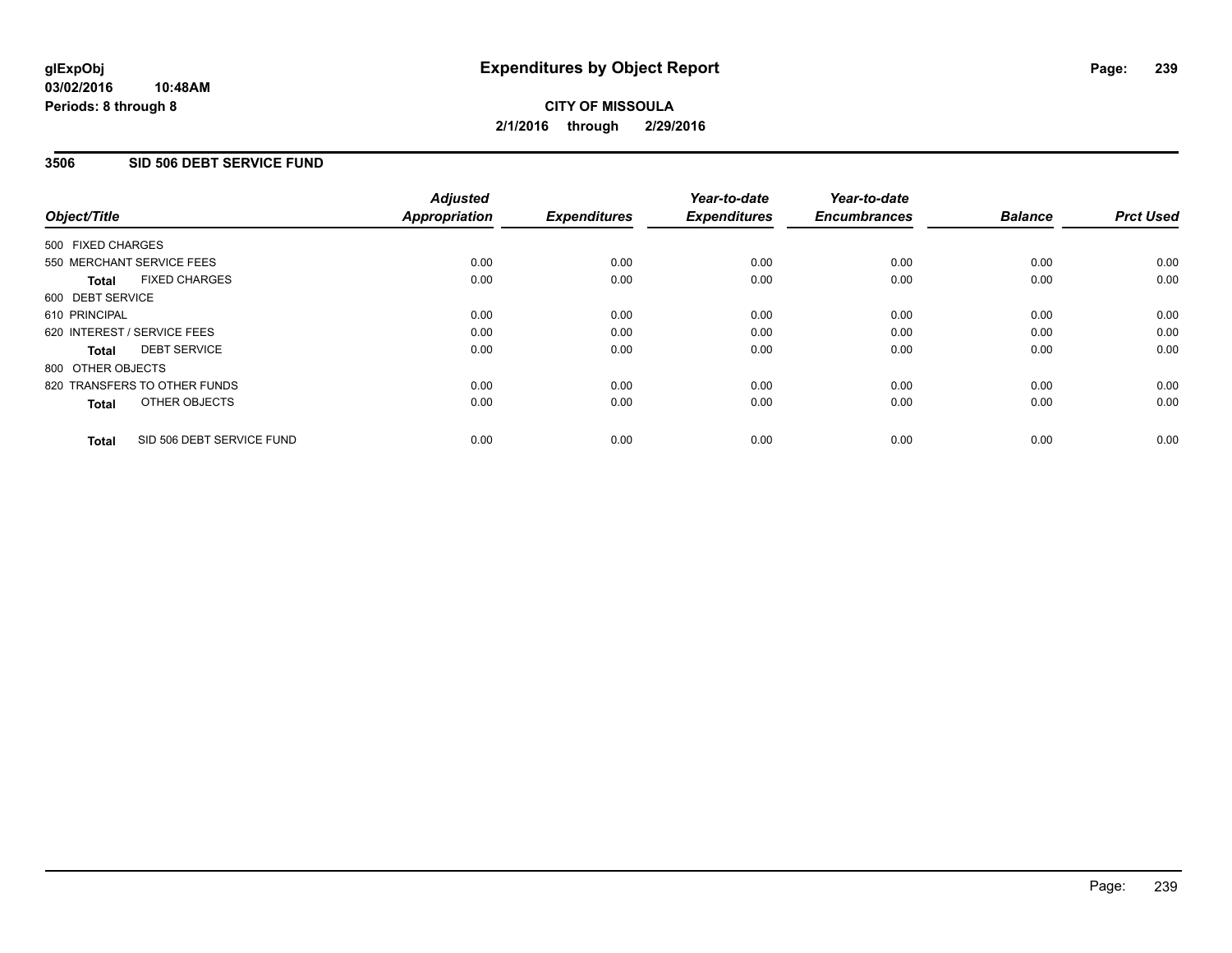**glExpObj** **Expenditures by Object Report**
**03/02/2016 10:48AM**
**Periods: 8 through 8**

**CITY OF MISSOULA**
**2/1/2016 through 2/29/2016**

## 3506 SID 506 DEBT SERVICE FUND

| Object/Title | Adjusted Appropriation | Expenditures | Year-to-date Expenditures | Year-to-date Encumbrances | Balance | Prct Used |
|---|---|---|---|---|---|---|
| 500 FIXED CHARGES | | | | | | |
| 550 MERCHANT SERVICE FEES | 0.00 | 0.00 | 0.00 | 0.00 | 0.00 | 0.00 |
| **Total** FIXED CHARGES | 0.00 | 0.00 | 0.00 | 0.00 | 0.00 | 0.00 |
| 600 DEBT SERVICE | | | | | | |
| 610 PRINCIPAL | 0.00 | 0.00 | 0.00 | 0.00 | 0.00 | 0.00 |
| 620 INTEREST / SERVICE FEES | 0.00 | 0.00 | 0.00 | 0.00 | 0.00 | 0.00 |
| **Total** DEBT SERVICE | 0.00 | 0.00 | 0.00 | 0.00 | 0.00 | 0.00 |
| 800 OTHER OBJECTS | | | | | | |
| 820 TRANSFERS TO OTHER FUNDS | 0.00 | 0.00 | 0.00 | 0.00 | 0.00 | 0.00 |
| **Total** OTHER OBJECTS | 0.00 | 0.00 | 0.00 | 0.00 | 0.00 | 0.00 |
| **Total** SID 506 DEBT SERVICE FUND | 0.00 | 0.00 | 0.00 | 0.00 | 0.00 | 0.00 |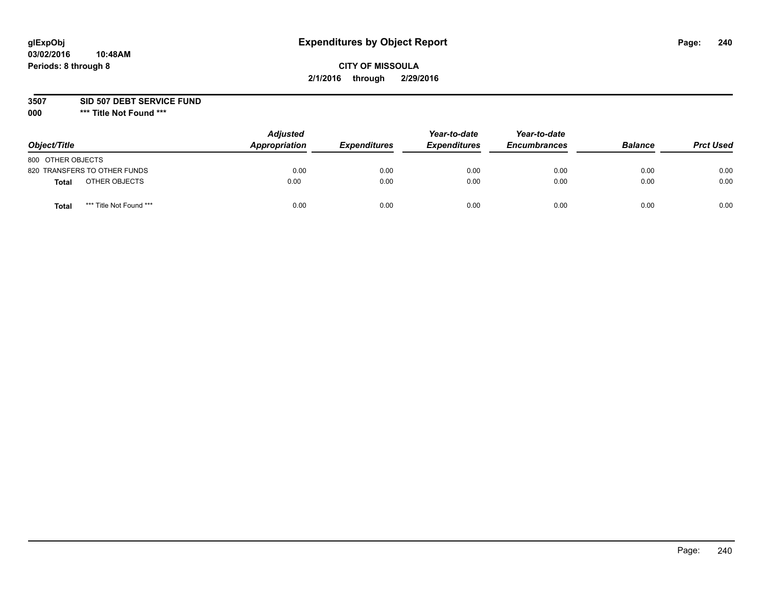glExpObj
03/02/2016 10:48AM
Periods: 8 through 8

# Expenditures by Object Report

**CITY OF MISSOULA**
**2/1/2016 through 2/29/2016**

**3507 SID 507 DEBT SERVICE FUND**
**000 \*\*\* Title Not Found \*\*\***

| Object/Title | Adjusted Appropriation | Expenditures | Year-to-date Expenditures | Year-to-date Encumbrances | Balance | Prct Used |
|---|---|---|---|---|---|---|
| 800 OTHER OBJECTS | | | | | | |
| 820 TRANSFERS TO OTHER FUNDS | 0.00 | 0.00 | 0.00 | 0.00 | 0.00 | 0.00 |
| **Total** OTHER OBJECTS | 0.00 | 0.00 | 0.00 | 0.00 | 0.00 | 0.00 |
| **Total** *** Title Not Found *** | 0.00 | 0.00 | 0.00 | 0.00 | 0.00 | 0.00 |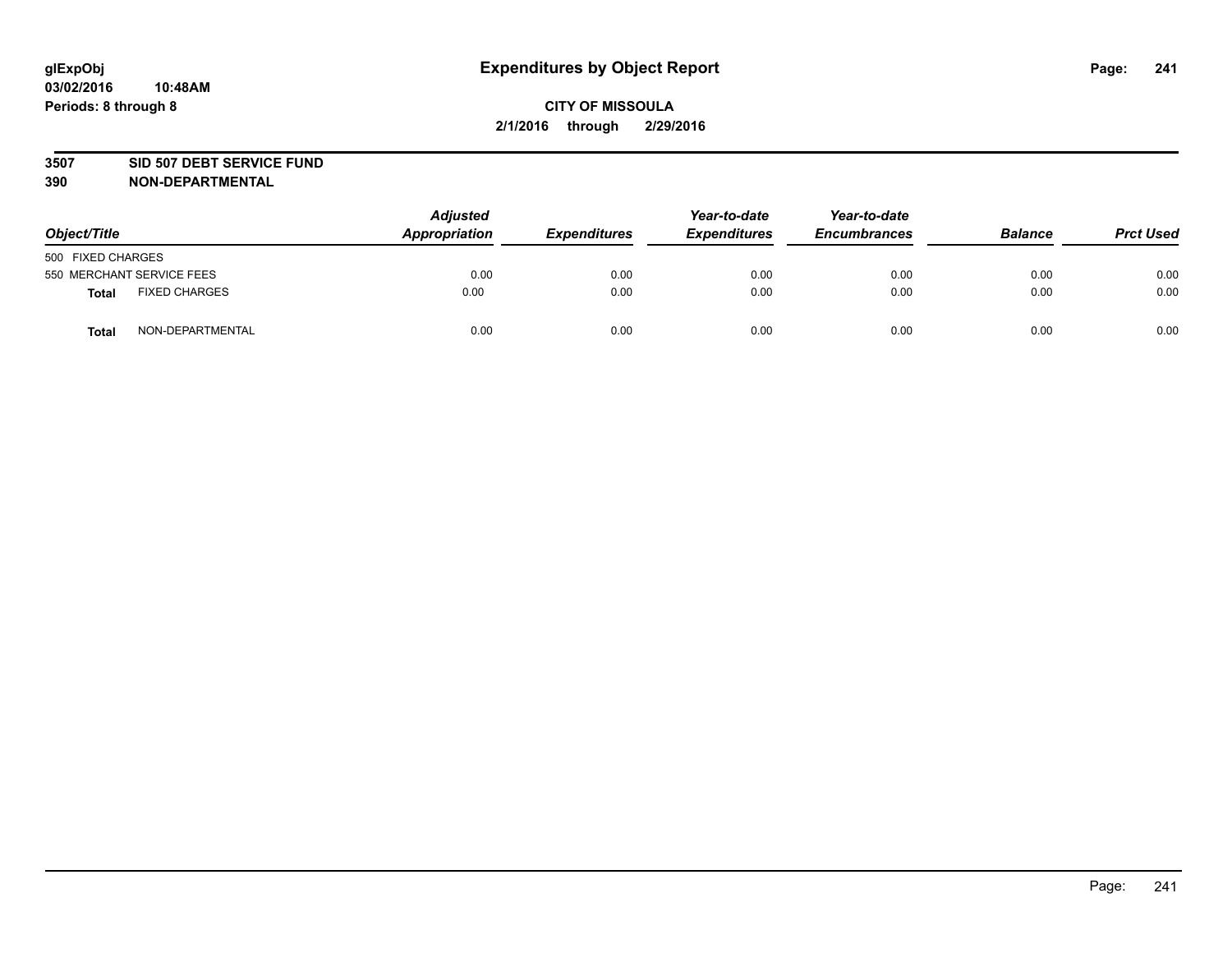# Expenditures by Object Report

glExpObj
03/02/2016 10:48AM
Periods: 8 through 8

**CITY OF MISSOULA**
**2/1/2016 through 2/29/2016**

**3507 SID 507 DEBT SERVICE FUND**
**390 NON-DEPARTMENTAL**

| Object/Title | | Adjusted Appropriation | Expenditures | Year-to-date Expenditures | Year-to-date Encumbrances | Balance | Prct Used |
|---|---|---|---|---|---|---|---|
| 500 FIXED CHARGES | | | | | | | |
| 550 MERCHANT SERVICE FEES | | 0.00 | 0.00 | 0.00 | 0.00 | 0.00 | 0.00 |
| **Total** | FIXED CHARGES | 0.00 | 0.00 | 0.00 | 0.00 | 0.00 | 0.00 |
| **Total** | NON-DEPARTMENTAL | 0.00 | 0.00 | 0.00 | 0.00 | 0.00 | 0.00 |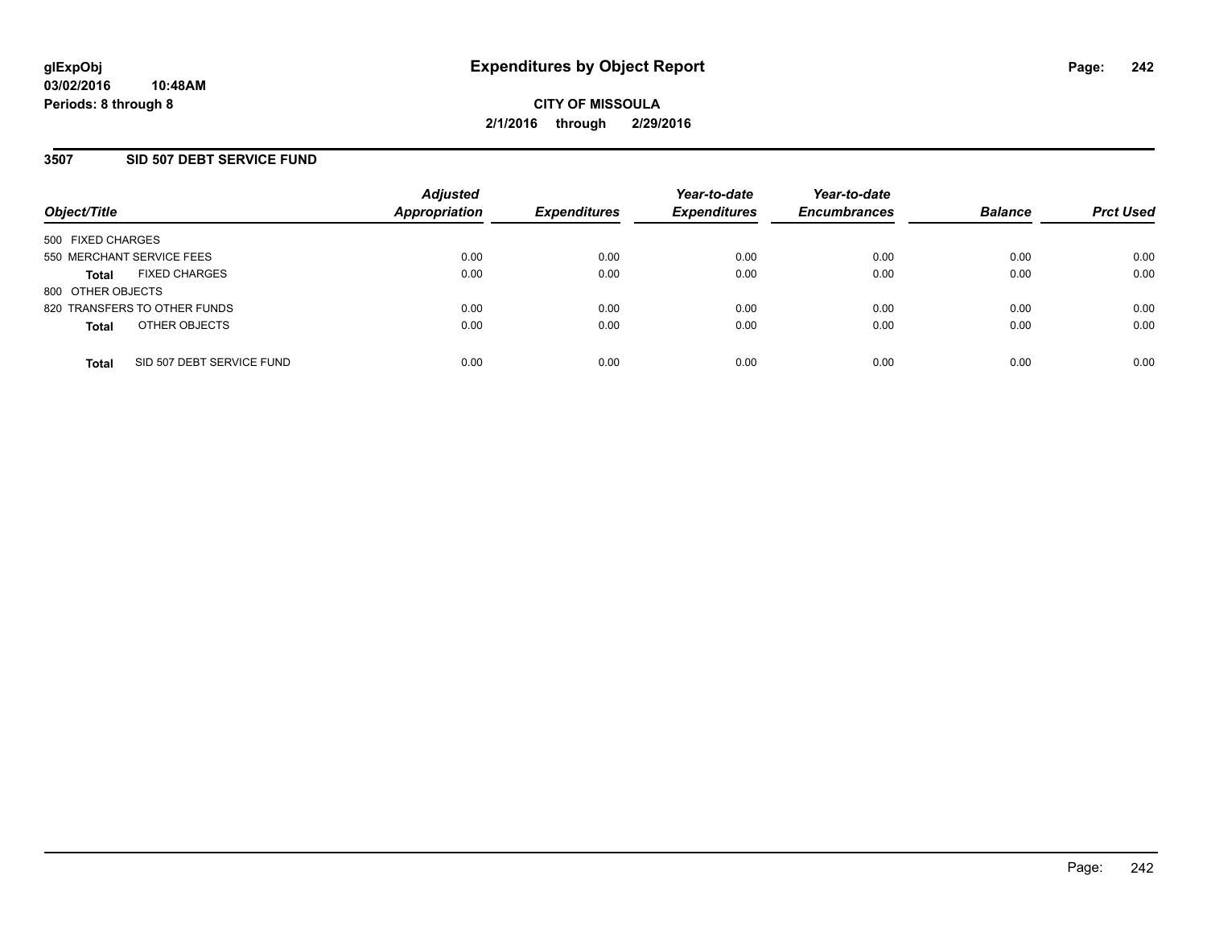**glExpObj**
**03/02/2016 10:48AM**
**Periods: 8 through 8**

# Expenditures by Object Report

**CITY OF MISSOULA**
**2/1/2016 through 2/29/2016**

## 3507 SID 507 DEBT SERVICE FUND

| Object/Title | Adjusted Appropriation | Expenditures | Year-to-date Expenditures | Year-to-date Encumbrances | Balance | Prct Used |
|---|---|---|---|---|---|---|
| 500 FIXED CHARGES | | | | | | |
| 550 MERCHANT SERVICE FEES | 0.00 | 0.00 | 0.00 | 0.00 | 0.00 | 0.00 |
| **Total** FIXED CHARGES | 0.00 | 0.00 | 0.00 | 0.00 | 0.00 | 0.00 |
| 800 OTHER OBJECTS | | | | | | |
| 820 TRANSFERS TO OTHER FUNDS | 0.00 | 0.00 | 0.00 | 0.00 | 0.00 | 0.00 |
| **Total** OTHER OBJECTS | 0.00 | 0.00 | 0.00 | 0.00 | 0.00 | 0.00 |
| **Total** SID 507 DEBT SERVICE FUND | 0.00 | 0.00 | 0.00 | 0.00 | 0.00 | 0.00 |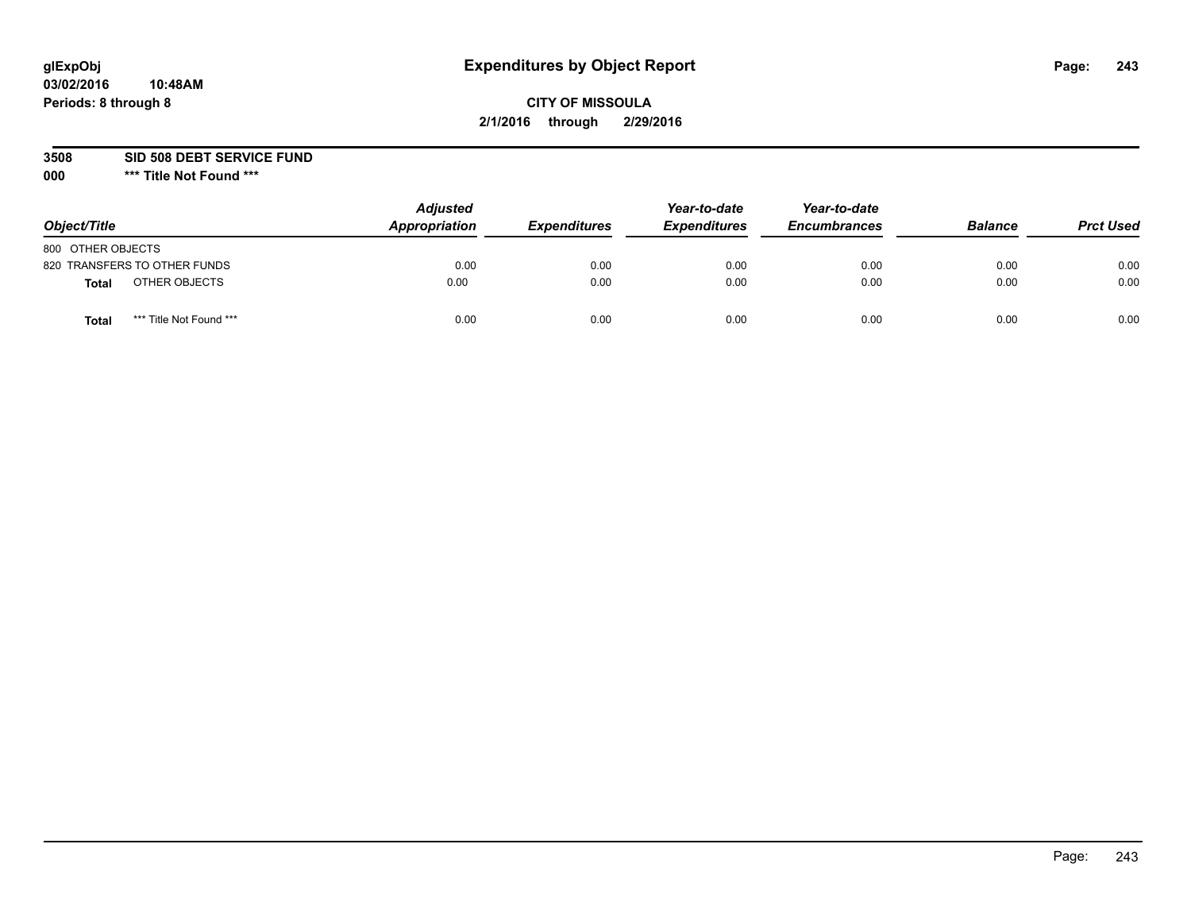**glExpObj** **Expenditures by Object Report**

**03/02/2016 10:48AM**

**Periods: 8 through 8**

**CITY OF MISSOULA**

**2/1/2016 through 2/29/2016**

**3508 SID 508 DEBT SERVICE FUND**

**000 \*\*\* Title Not Found \*\*\***

| Object/Title | Adjusted Appropriation | Expenditures | Year-to-date Expenditures | Year-to-date Encumbrances | Balance | Prct Used |
|---|---|---|---|---|---|---|
| 800 OTHER OBJECTS | | | | | | |
| 820 TRANSFERS TO OTHER FUNDS | 0.00 | 0.00 | 0.00 | 0.00 | 0.00 | 0.00 |
| **Total** OTHER OBJECTS | 0.00 | 0.00 | 0.00 | 0.00 | 0.00 | 0.00 |
| **Total** *** Title Not Found *** | 0.00 | 0.00 | 0.00 | 0.00 | 0.00 | 0.00 |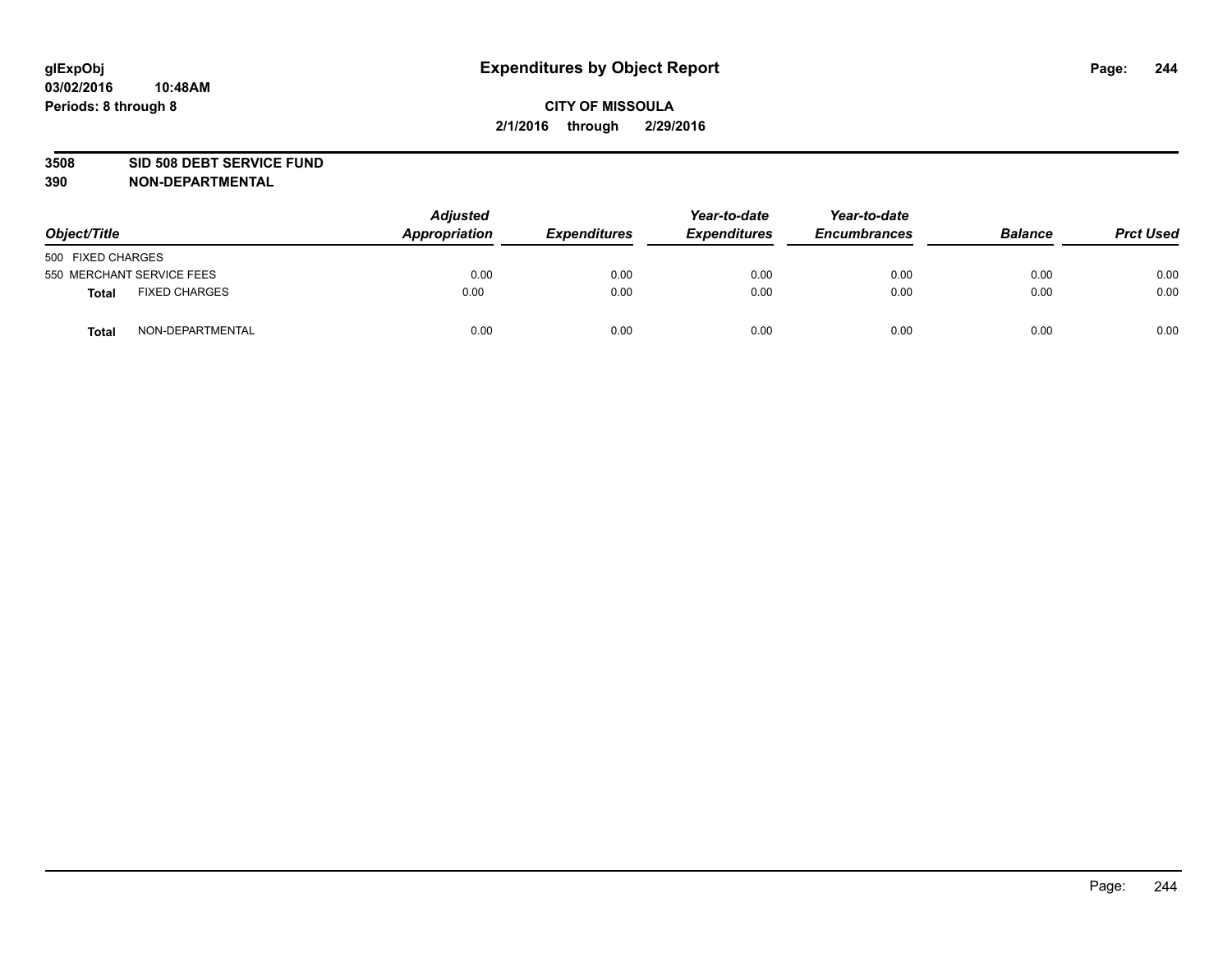**glExpObj**
**03/02/2016 10:48AM**
**Periods: 8 through 8**

# Expenditures by Object Report

**CITY OF MISSOULA**
**2/1/2016 through 2/29/2016**

**3508 SID 508 DEBT SERVICE FUND**
**390 NON-DEPARTMENTAL**

| Object/Title | | Adjusted Appropriation | Expenditures | Year-to-date Expenditures | Year-to-date Encumbrances | Balance | Prct Used |
|---|---|---|---|---|---|---|---|
| 500 FIXED CHARGES | | | | | | | |
| 550 MERCHANT SERVICE FEES | | 0.00 | 0.00 | 0.00 | 0.00 | 0.00 | 0.00 |
| **Total** | FIXED CHARGES | 0.00 | 0.00 | 0.00 | 0.00 | 0.00 | 0.00 |
| **Total** | NON-DEPARTMENTAL | 0.00 | 0.00 | 0.00 | 0.00 | 0.00 | 0.00 |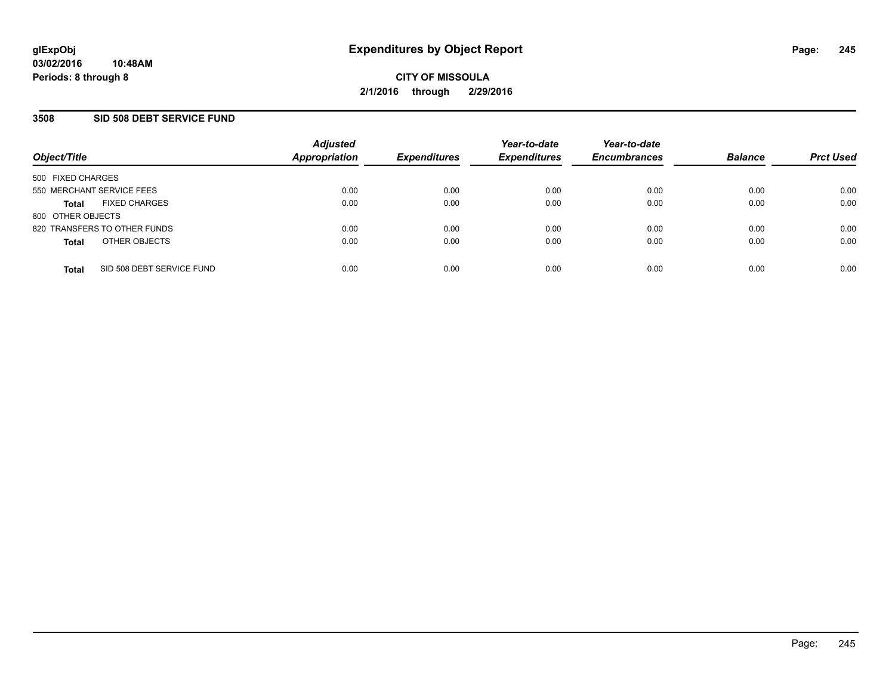# Expenditures by Object Report

glExpObj
03/02/2016 10:48AM
Periods: 8 through 8

**CITY OF MISSOULA**
**2/1/2016 through 2/29/2016**

## 3508 SID 508 DEBT SERVICE FUND

| Object/Title | Adjusted Appropriation | Expenditures | Year-to-date Expenditures | Year-to-date Encumbrances | Balance | Prct Used |
|---|---|---|---|---|---|---|
| 500 FIXED CHARGES | | | | | | |
| 550 MERCHANT SERVICE FEES | 0.00 | 0.00 | 0.00 | 0.00 | 0.00 | 0.00 |
| **Total** FIXED CHARGES | 0.00 | 0.00 | 0.00 | 0.00 | 0.00 | 0.00 |
| 800 OTHER OBJECTS | | | | | | |
| 820 TRANSFERS TO OTHER FUNDS | 0.00 | 0.00 | 0.00 | 0.00 | 0.00 | 0.00 |
| **Total** OTHER OBJECTS | 0.00 | 0.00 | 0.00 | 0.00 | 0.00 | 0.00 |
| **Total** SID 508 DEBT SERVICE FUND | 0.00 | 0.00 | 0.00 | 0.00 | 0.00 | 0.00 |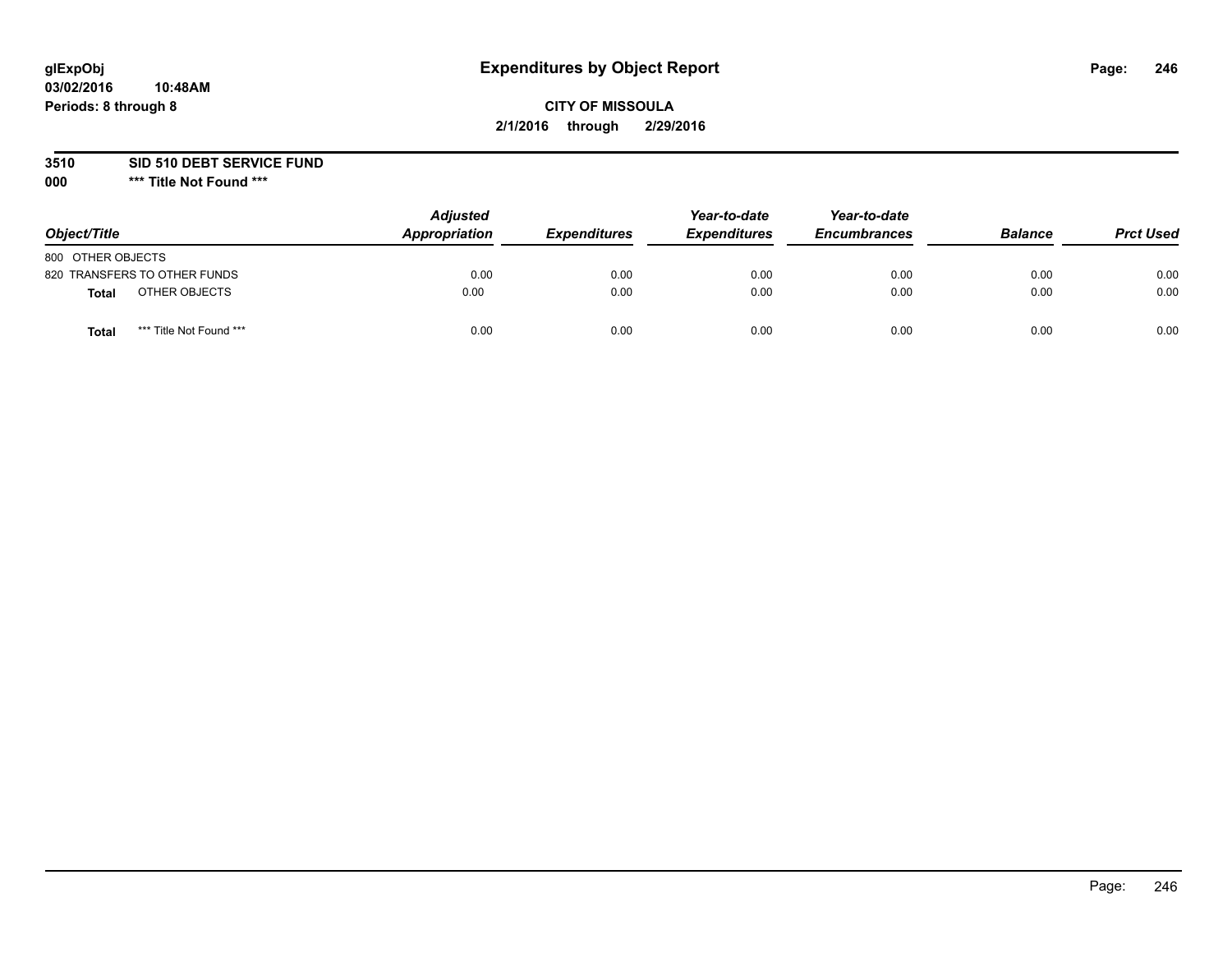glExpObj
03/02/2016 10:48AM
Periods: 8 through 8

# Expenditures by Object Report

**CITY OF MISSOULA**
**2/1/2016 through 2/29/2016**

**3510 SID 510 DEBT SERVICE FUND**
**000 \*** Title Not Found \*****

| Object/Title | Adjusted Appropriation | Expenditures | Year-to-date Expenditures | Year-to-date Encumbrances | Balance | Prct Used |
|---|---|---|---|---|---|---|
| 800 OTHER OBJECTS | | | | | | |
| 820 TRANSFERS TO OTHER FUNDS | 0.00 | 0.00 | 0.00 | 0.00 | 0.00 | 0.00 |
| **Total** OTHER OBJECTS | 0.00 | 0.00 | 0.00 | 0.00 | 0.00 | 0.00 |
| **Total** *** Title Not Found *** | 0.00 | 0.00 | 0.00 | 0.00 | 0.00 | 0.00 |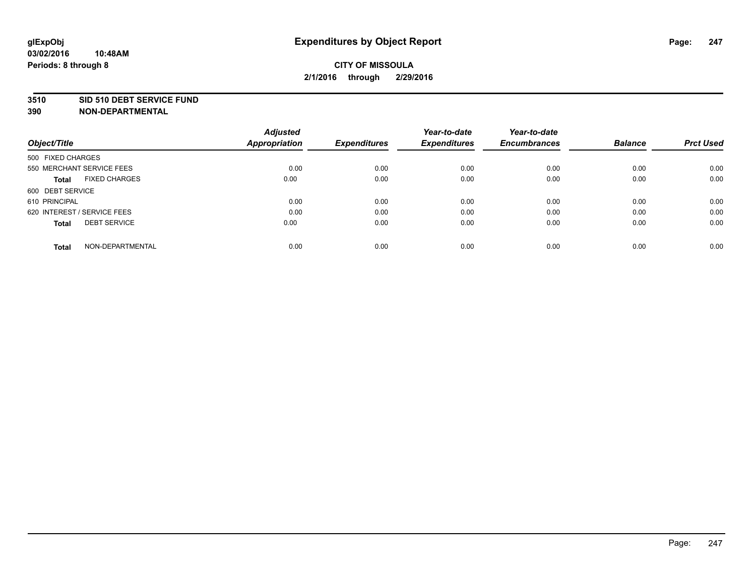# Expenditures by Object Report

glExpObj
03/02/2016 10:48AM
Periods: 8 through 8

**CITY OF MISSOULA**
**2/1/2016 through 2/29/2016**

**3510 SID 510 DEBT SERVICE FUND**
**390 NON-DEPARTMENTAL**

| Object/Title | Adjusted Appropriation | Expenditures | Year-to-date Expenditures | Year-to-date Encumbrances | Balance | Prct Used |
|---|---|---|---|---|---|---|
| 500 FIXED CHARGES | | | | | | |
| 550 MERCHANT SERVICE FEES | 0.00 | 0.00 | 0.00 | 0.00 | 0.00 | 0.00 |
| **Total** FIXED CHARGES | 0.00 | 0.00 | 0.00 | 0.00 | 0.00 | 0.00 |
| 600 DEBT SERVICE | | | | | | |
| 610 PRINCIPAL | 0.00 | 0.00 | 0.00 | 0.00 | 0.00 | 0.00 |
| 620 INTEREST / SERVICE FEES | 0.00 | 0.00 | 0.00 | 0.00 | 0.00 | 0.00 |
| **Total** DEBT SERVICE | 0.00 | 0.00 | 0.00 | 0.00 | 0.00 | 0.00 |
| **Total** NON-DEPARTMENTAL | 0.00 | 0.00 | 0.00 | 0.00 | 0.00 | 0.00 |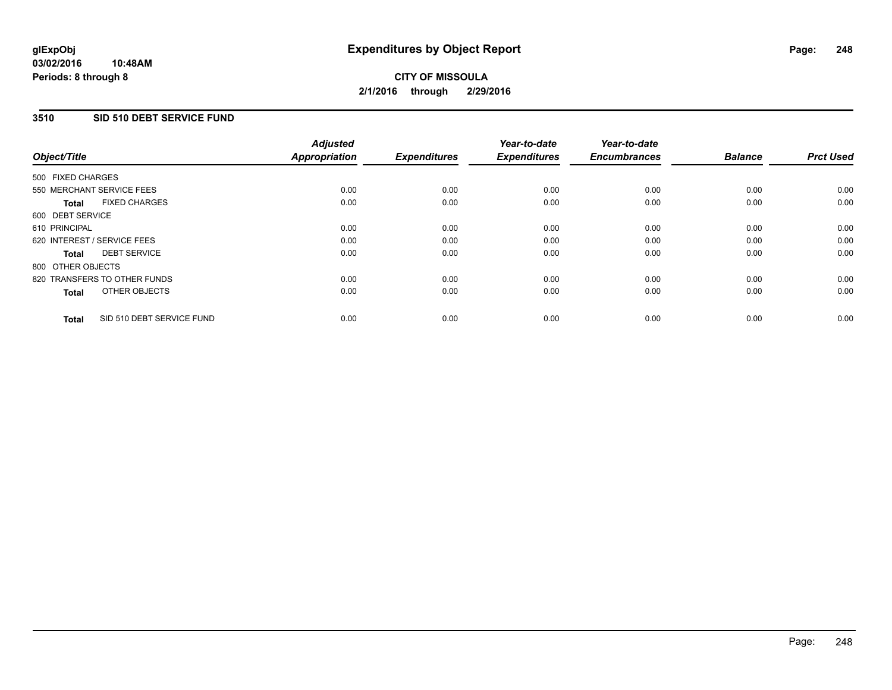**glExpObj**
**03/02/2016 10:48AM**
**Periods: 8 through 8**

# Expenditures by Object Report

**CITY OF MISSOULA**
**2/1/2016 through 2/29/2016**

## 3510 SID 510 DEBT SERVICE FUND

| Object/Title | Adjusted Appropriation | Expenditures | Year-to-date Expenditures | Year-to-date Encumbrances | Balance | Prct Used |
|---|---|---|---|---|---|---|
| 500 FIXED CHARGES | | | | | | |
| 550 MERCHANT SERVICE FEES | 0.00 | 0.00 | 0.00 | 0.00 | 0.00 | 0.00 |
| **Total** FIXED CHARGES | 0.00 | 0.00 | 0.00 | 0.00 | 0.00 | 0.00 |
| 600 DEBT SERVICE | | | | | | |
| 610 PRINCIPAL | 0.00 | 0.00 | 0.00 | 0.00 | 0.00 | 0.00 |
| 620 INTEREST / SERVICE FEES | 0.00 | 0.00 | 0.00 | 0.00 | 0.00 | 0.00 |
| **Total** DEBT SERVICE | 0.00 | 0.00 | 0.00 | 0.00 | 0.00 | 0.00 |
| 800 OTHER OBJECTS | | | | | | |
| 820 TRANSFERS TO OTHER FUNDS | 0.00 | 0.00 | 0.00 | 0.00 | 0.00 | 0.00 |
| **Total** OTHER OBJECTS | 0.00 | 0.00 | 0.00 | 0.00 | 0.00 | 0.00 |
| **Total** SID 510 DEBT SERVICE FUND | 0.00 | 0.00 | 0.00 | 0.00 | 0.00 | 0.00 |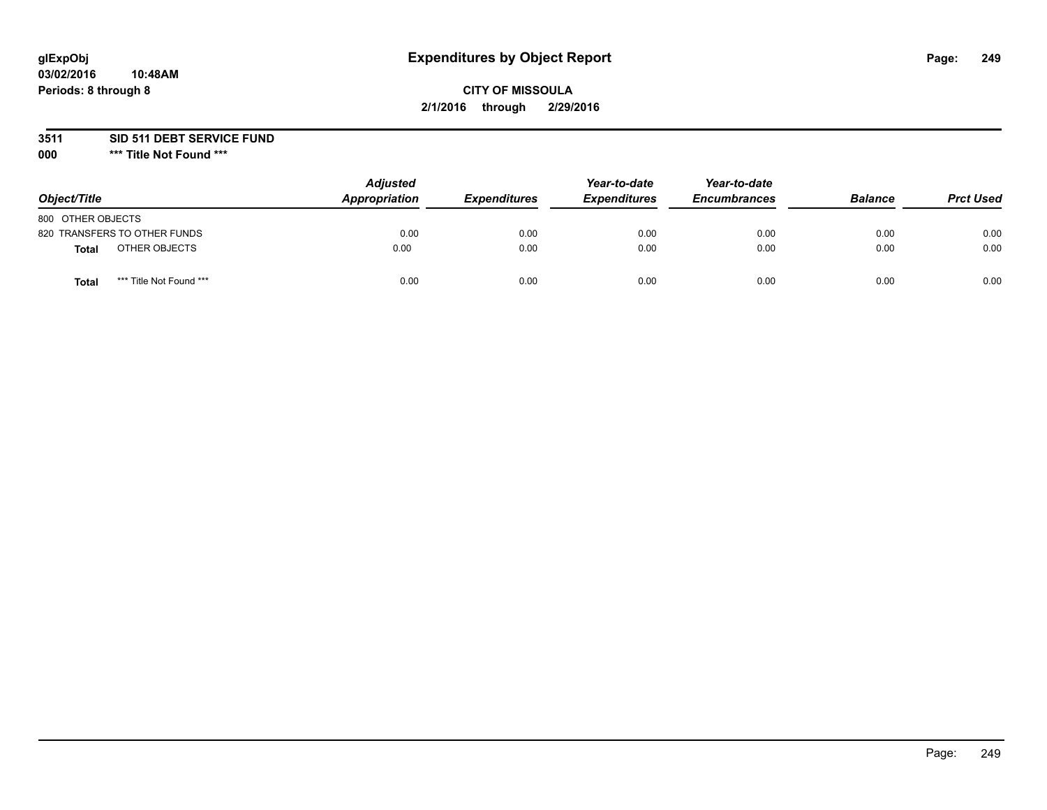# Expenditures by Object Report

glExpObj
03/02/2016 10:48AM
Periods: 8 through 8

**CITY OF MISSOULA**
**2/1/2016 through 2/29/2016**

**3511 SID 511 DEBT SERVICE FUND**
**000 \*\*\* Title Not Found \*\*\***

| Object/Title | Adjusted Appropriation | Expenditures | Year-to-date Expenditures | Year-to-date Encumbrances | Balance | Prct Used |
|---|---|---|---|---|---|---|
| 800 OTHER OBJECTS | | | | | | |
| 820 TRANSFERS TO OTHER FUNDS | 0.00 | 0.00 | 0.00 | 0.00 | 0.00 | 0.00 |
| **Total** OTHER OBJECTS | 0.00 | 0.00 | 0.00 | 0.00 | 0.00 | 0.00 |
| **Total** *** Title Not Found *** | 0.00 | 0.00 | 0.00 | 0.00 | 0.00 | 0.00 |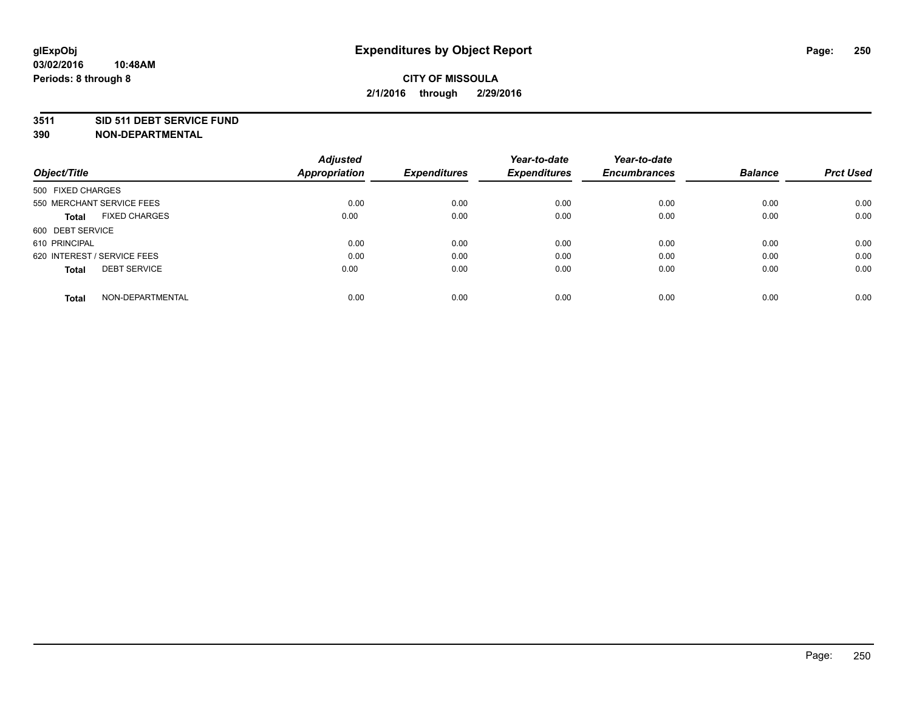# Expenditures by Object Report

glExpObj
03/02/2016 10:48AM
Periods: 8 through 8

**CITY OF MISSOULA**
**2/1/2016 through 2/29/2016**

**3511 SID 511 DEBT SERVICE FUND**
**390 NON-DEPARTMENTAL**

| Object/Title | Adjusted Appropriation | Expenditures | Year-to-date Expenditures | Year-to-date Encumbrances | Balance | Prct Used |
|---|---|---|---|---|---|---|
| 500 FIXED CHARGES | | | | | | |
| 550 MERCHANT SERVICE FEES | 0.00 | 0.00 | 0.00 | 0.00 | 0.00 | 0.00 |
| **Total** FIXED CHARGES | 0.00 | 0.00 | 0.00 | 0.00 | 0.00 | 0.00 |
| 600 DEBT SERVICE | | | | | | |
| 610 PRINCIPAL | 0.00 | 0.00 | 0.00 | 0.00 | 0.00 | 0.00 |
| 620 INTEREST / SERVICE FEES | 0.00 | 0.00 | 0.00 | 0.00 | 0.00 | 0.00 |
| **Total** DEBT SERVICE | 0.00 | 0.00 | 0.00 | 0.00 | 0.00 | 0.00 |
| **Total** NON-DEPARTMENTAL | 0.00 | 0.00 | 0.00 | 0.00 | 0.00 | 0.00 |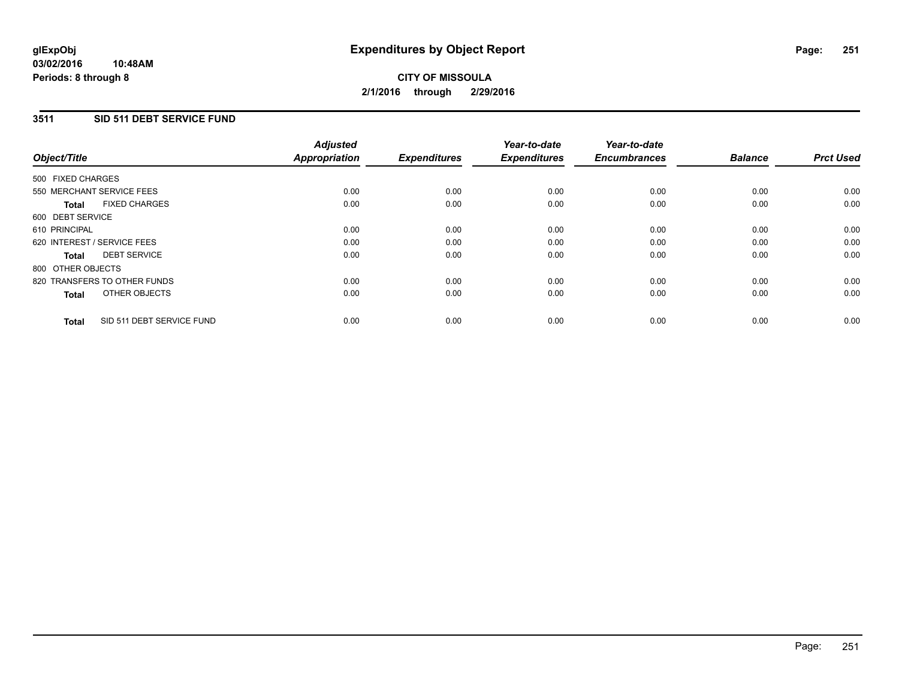# Expenditures by Object Report

**glExpObj**
**03/02/2016 10:48AM**
**Periods: 8 through 8**

**CITY OF MISSOULA**
**2/1/2016 through 2/29/2016**

## 3511 SID 511 DEBT SERVICE FUND

| Object/Title | Adjusted Appropriation | Expenditures | Year-to-date Expenditures | Year-to-date Encumbrances | Balance | Prct Used |
|---|---|---|---|---|---|---|
| 500 FIXED CHARGES | | | | | | |
| 550 MERCHANT SERVICE FEES | 0.00 | 0.00 | 0.00 | 0.00 | 0.00 | 0.00 |
| **Total** FIXED CHARGES | 0.00 | 0.00 | 0.00 | 0.00 | 0.00 | 0.00 |
| 600 DEBT SERVICE | | | | | | |
| 610 PRINCIPAL | 0.00 | 0.00 | 0.00 | 0.00 | 0.00 | 0.00 |
| 620 INTEREST / SERVICE FEES | 0.00 | 0.00 | 0.00 | 0.00 | 0.00 | 0.00 |
| **Total** DEBT SERVICE | 0.00 | 0.00 | 0.00 | 0.00 | 0.00 | 0.00 |
| 800 OTHER OBJECTS | | | | | | |
| 820 TRANSFERS TO OTHER FUNDS | 0.00 | 0.00 | 0.00 | 0.00 | 0.00 | 0.00 |
| **Total** OTHER OBJECTS | 0.00 | 0.00 | 0.00 | 0.00 | 0.00 | 0.00 |
| **Total** SID 511 DEBT SERVICE FUND | 0.00 | 0.00 | 0.00 | 0.00 | 0.00 | 0.00 |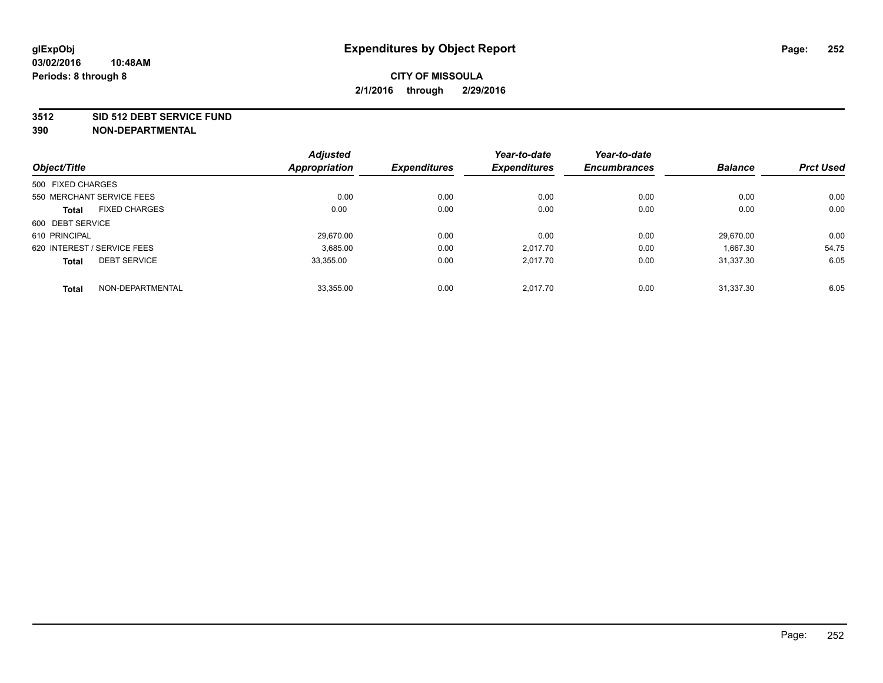**glExpObj** **Expenditures by Object Report**
**03/02/2016 10:48AM**
**Periods: 8 through 8**

**CITY OF MISSOULA**
**2/1/2016 through 2/29/2016**

**3512 SID 512 DEBT SERVICE FUND**
**390 NON-DEPARTMENTAL**

| Object/Title | Adjusted Appropriation | Expenditures | Year-to-date Expenditures | Year-to-date Encumbrances | Balance | Prct Used |
|---|---|---|---|---|---|---|
| 500 FIXED CHARGES | | | | | | |
| 550 MERCHANT SERVICE FEES | 0.00 | 0.00 | 0.00 | 0.00 | 0.00 | 0.00 |
| **Total** FIXED CHARGES | 0.00 | 0.00 | 0.00 | 0.00 | 0.00 | 0.00 |
| 600 DEBT SERVICE | | | | | | |
| 610 PRINCIPAL | 29,670.00 | 0.00 | 0.00 | 0.00 | 29,670.00 | 0.00 |
| 620 INTEREST / SERVICE FEES | 3,685.00 | 0.00 | 2,017.70 | 0.00 | 1,667.30 | 54.75 |
| **Total** DEBT SERVICE | 33,355.00 | 0.00 | 2,017.70 | 0.00 | 31,337.30 | 6.05 |
| **Total** NON-DEPARTMENTAL | 33,355.00 | 0.00 | 2,017.70 | 0.00 | 31,337.30 | 6.05 |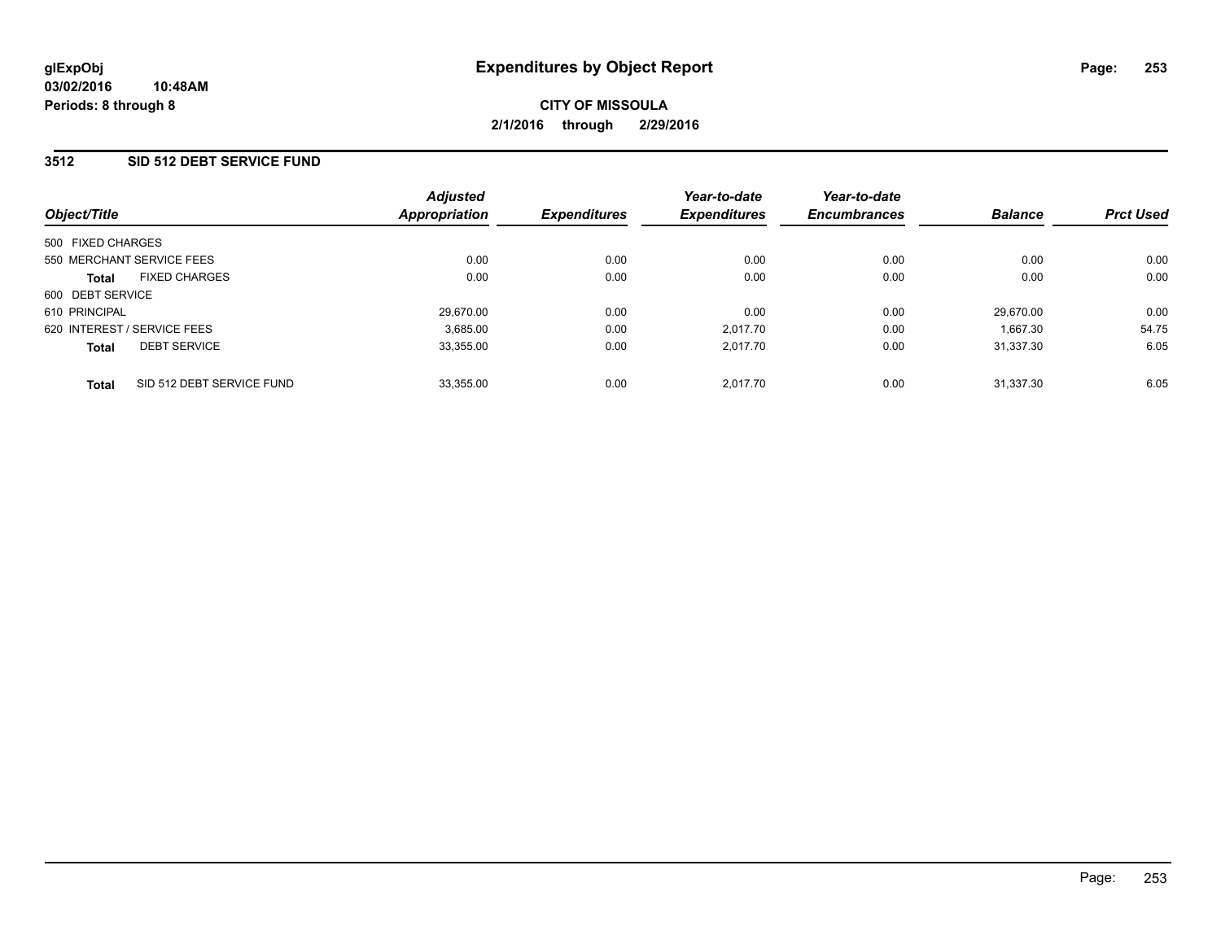# Expenditures by Object Report

glExpObj
03/02/2016 10:48AM
Periods: 8 through 8

**CITY OF MISSOULA**
**2/1/2016 through 2/29/2016**

## 3512 SID 512 DEBT SERVICE FUND

| Object/Title | Adjusted Appropriation | Expenditures | Year-to-date Expenditures | Year-to-date Encumbrances | Balance | Prct Used |
|---|---|---|---|---|---|---|
| 500 FIXED CHARGES | | | | | | |
| 550 MERCHANT SERVICE FEES | 0.00 | 0.00 | 0.00 | 0.00 | 0.00 | 0.00 |
| **Total** FIXED CHARGES | 0.00 | 0.00 | 0.00 | 0.00 | 0.00 | 0.00 |
| 600 DEBT SERVICE | | | | | | |
| 610 PRINCIPAL | 29,670.00 | 0.00 | 0.00 | 0.00 | 29,670.00 | 0.00 |
| 620 INTEREST / SERVICE FEES | 3,685.00 | 0.00 | 2,017.70 | 0.00 | 1,667.30 | 54.75 |
| **Total** DEBT SERVICE | 33,355.00 | 0.00 | 2,017.70 | 0.00 | 31,337.30 | 6.05 |
| **Total** SID 512 DEBT SERVICE FUND | 33,355.00 | 0.00 | 2,017.70 | 0.00 | 31,337.30 | 6.05 |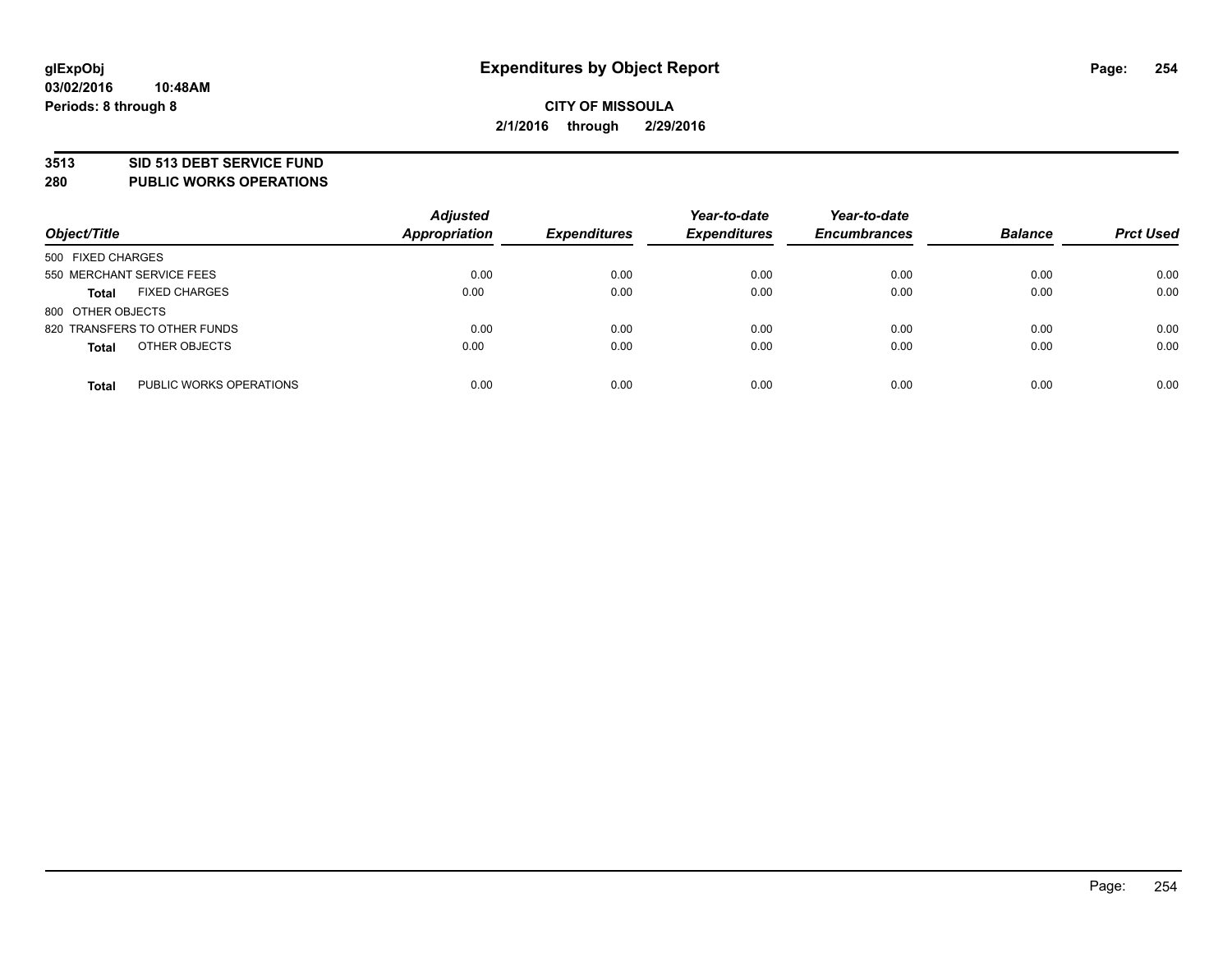# Expenditures by Object Report

glExpObj
03/02/2016 10:48AM
Periods: 8 through 8

**CITY OF MISSOULA**
**2/1/2016 through 2/29/2016**

**3513 SID 513 DEBT SERVICE FUND**
**280 PUBLIC WORKS OPERATIONS**

| Object/Title | | Adjusted Appropriation | Expenditures | Year-to-date Expenditures | Year-to-date Encumbrances | Balance | Prct Used |
|---|---|---|---|---|---|---|---|
| 500 FIXED CHARGES | | | | | | | |
| 550 MERCHANT SERVICE FEES | | 0.00 | 0.00 | 0.00 | 0.00 | 0.00 | 0.00 |
| **Total** | FIXED CHARGES | 0.00 | 0.00 | 0.00 | 0.00 | 0.00 | 0.00 |
| 800 OTHER OBJECTS | | | | | | | |
| 820 TRANSFERS TO OTHER FUNDS | | 0.00 | 0.00 | 0.00 | 0.00 | 0.00 | 0.00 |
| **Total** | OTHER OBJECTS | 0.00 | 0.00 | 0.00 | 0.00 | 0.00 | 0.00 |
| **Total** | PUBLIC WORKS OPERATIONS | 0.00 | 0.00 | 0.00 | 0.00 | 0.00 | 0.00 |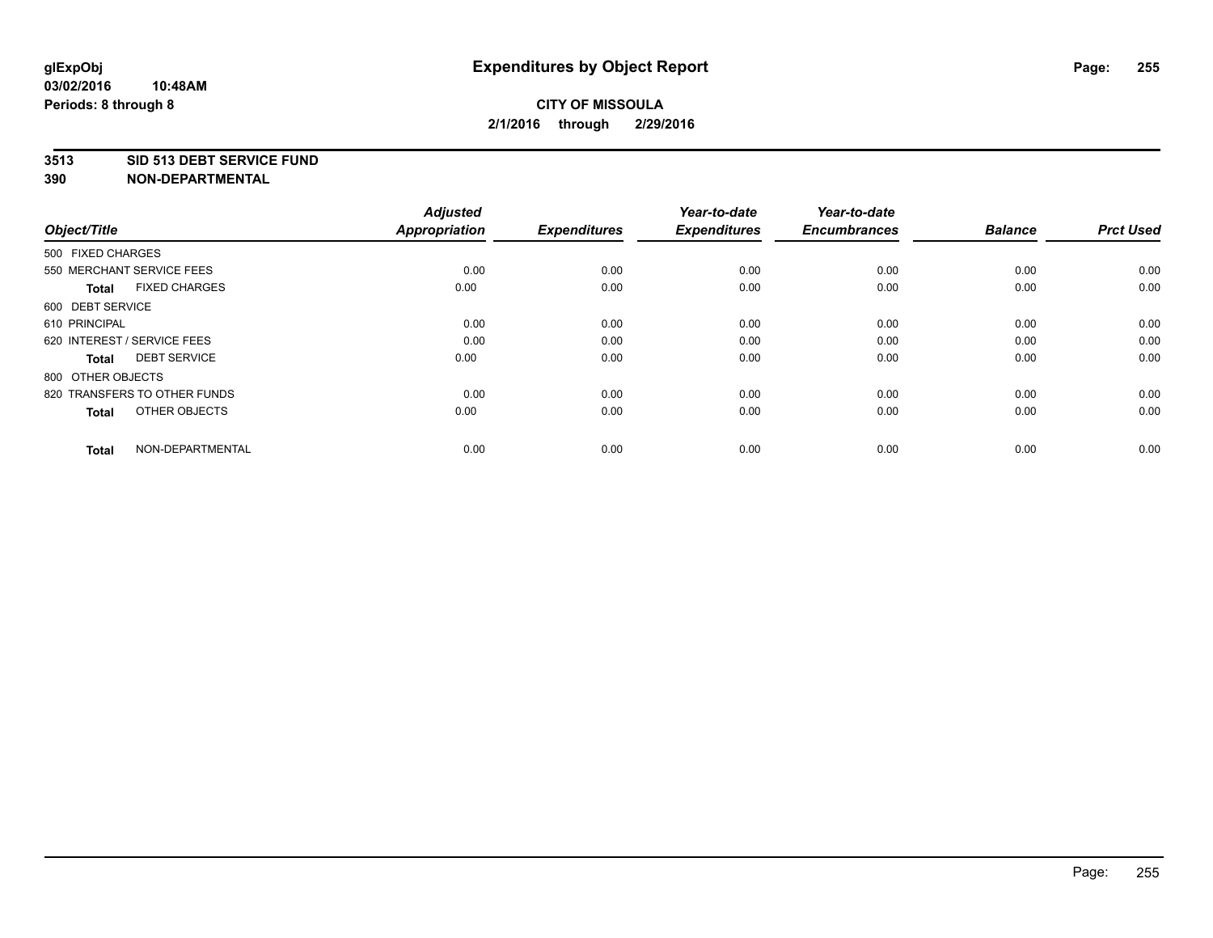# Expenditures by Object Report

glExpObj
03/02/2016 10:48AM
Periods: 8 through 8

**CITY OF MISSOULA**
**2/1/2016 through 2/29/2016**

## 3513 SID 513 DEBT SERVICE FUND
## 390 NON-DEPARTMENTAL

| Object/Title | Adjusted Appropriation | Expenditures | Year-to-date Expenditures | Year-to-date Encumbrances | Balance | Prct Used |
|---|---|---|---|---|---|---|
| 500 FIXED CHARGES | | | | | | |
| 550 MERCHANT SERVICE FEES | 0.00 | 0.00 | 0.00 | 0.00 | 0.00 | 0.00 |
| **Total** FIXED CHARGES | 0.00 | 0.00 | 0.00 | 0.00 | 0.00 | 0.00 |
| 600 DEBT SERVICE | | | | | | |
| 610 PRINCIPAL | 0.00 | 0.00 | 0.00 | 0.00 | 0.00 | 0.00 |
| 620 INTEREST / SERVICE FEES | 0.00 | 0.00 | 0.00 | 0.00 | 0.00 | 0.00 |
| **Total** DEBT SERVICE | 0.00 | 0.00 | 0.00 | 0.00 | 0.00 | 0.00 |
| 800 OTHER OBJECTS | | | | | | |
| 820 TRANSFERS TO OTHER FUNDS | 0.00 | 0.00 | 0.00 | 0.00 | 0.00 | 0.00 |
| **Total** OTHER OBJECTS | 0.00 | 0.00 | 0.00 | 0.00 | 0.00 | 0.00 |
| **Total** NON-DEPARTMENTAL | 0.00 | 0.00 | 0.00 | 0.00 | 0.00 | 0.00 |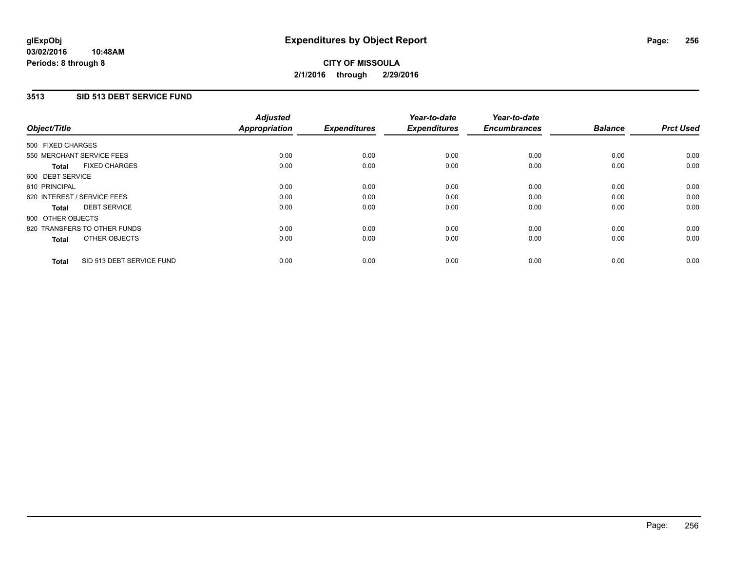glExpObj
03/02/2016 10:48AM
Periods: 8 through 8

# Expenditures by Object Report

**CITY OF MISSOULA**
**2/1/2016 through 2/29/2016**

## 3513 SID 513 DEBT SERVICE FUND

| Object/Title | Adjusted Appropriation | Expenditures | Year-to-date Expenditures | Year-to-date Encumbrances | Balance | Prct Used |
|---|---|---|---|---|---|---|
| 500 FIXED CHARGES | | | | | | |
| 550 MERCHANT SERVICE FEES | 0.00 | 0.00 | 0.00 | 0.00 | 0.00 | 0.00 |
| **Total** FIXED CHARGES | 0.00 | 0.00 | 0.00 | 0.00 | 0.00 | 0.00 |
| 600 DEBT SERVICE | | | | | | |
| 610 PRINCIPAL | 0.00 | 0.00 | 0.00 | 0.00 | 0.00 | 0.00 |
| 620 INTEREST / SERVICE FEES | 0.00 | 0.00 | 0.00 | 0.00 | 0.00 | 0.00 |
| **Total** DEBT SERVICE | 0.00 | 0.00 | 0.00 | 0.00 | 0.00 | 0.00 |
| 800 OTHER OBJECTS | | | | | | |
| 820 TRANSFERS TO OTHER FUNDS | 0.00 | 0.00 | 0.00 | 0.00 | 0.00 | 0.00 |
| **Total** OTHER OBJECTS | 0.00 | 0.00 | 0.00 | 0.00 | 0.00 | 0.00 |
| **Total** SID 513 DEBT SERVICE FUND | 0.00 | 0.00 | 0.00 | 0.00 | 0.00 | 0.00 |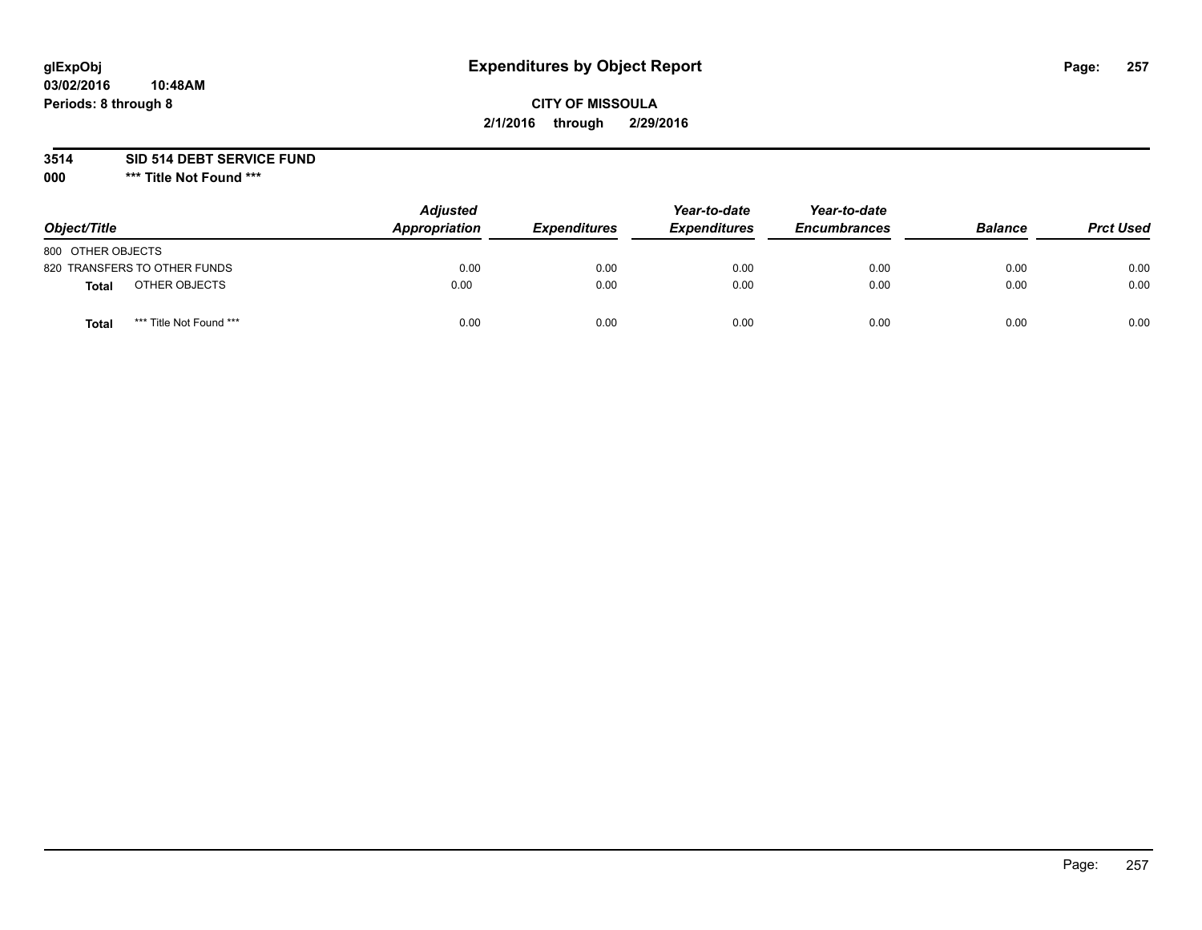# Expenditures by Object Report

glExpObj
03/02/2016 10:48AM
Periods: 8 through 8

**CITY OF MISSOULA**
**2/1/2016 through 2/29/2016**

**3514 SID 514 DEBT SERVICE FUND**
**000 *** Title Not Found *****

| Object/Title | Adjusted Appropriation | Expenditures | Year-to-date Expenditures | Year-to-date Encumbrances | Balance | Prct Used |
|---|---|---|---|---|---|---|
| 800 OTHER OBJECTS | | | | | | |
| 820 TRANSFERS TO OTHER FUNDS | 0.00 | 0.00 | 0.00 | 0.00 | 0.00 | 0.00 |
| **Total** OTHER OBJECTS | 0.00 | 0.00 | 0.00 | 0.00 | 0.00 | 0.00 |
| **Total** *** Title Not Found *** | 0.00 | 0.00 | 0.00 | 0.00 | 0.00 | 0.00 |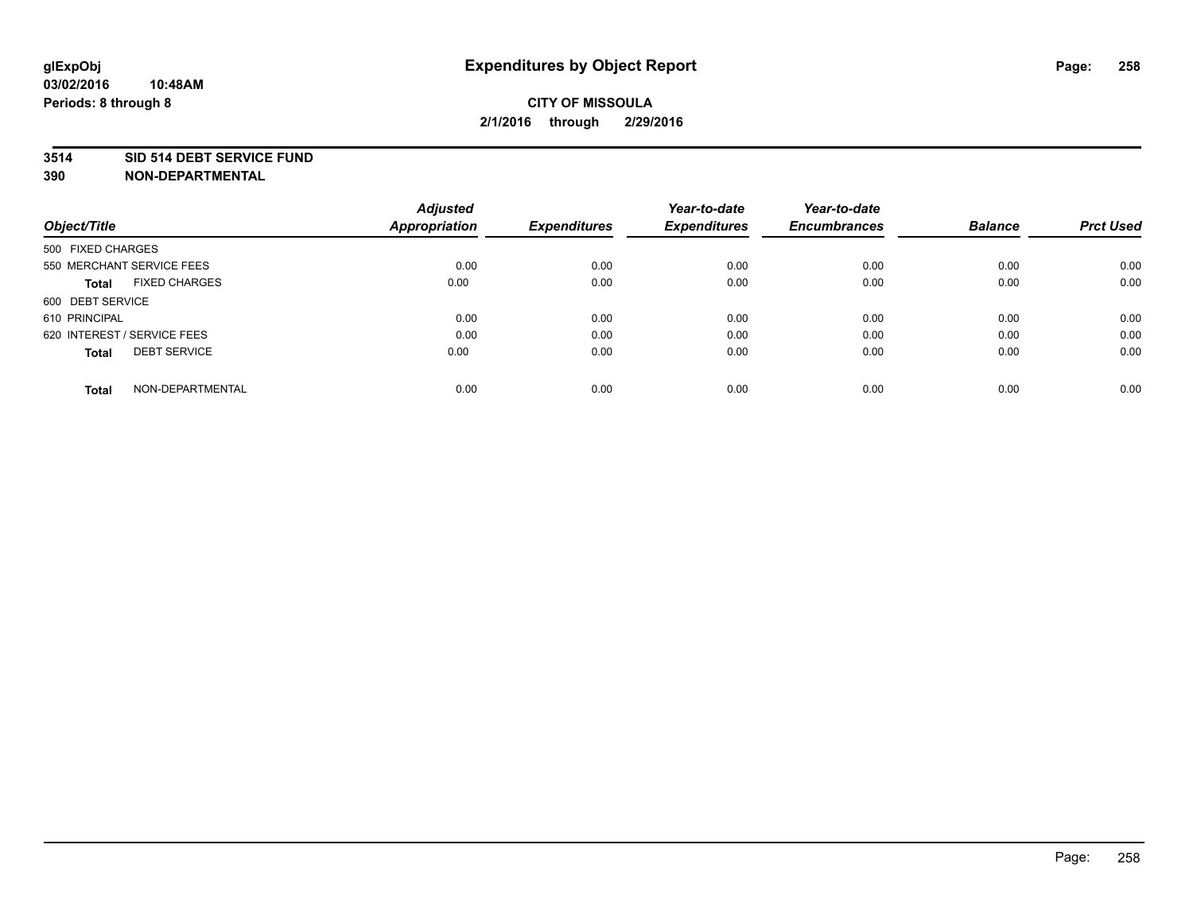**glExpObj**
**03/02/2016 10:48AM**
**Periods: 8 through 8**

# Expenditures by Object Report

**CITY OF MISSOULA**
**2/1/2016 through 2/29/2016**

**3514 SID 514 DEBT SERVICE FUND**
**390 NON-DEPARTMENTAL**

| Object/Title | | Adjusted Appropriation | Expenditures | Year-to-date Expenditures | Year-to-date Encumbrances | Balance | Prct Used |
|---|---|---|---|---|---|---|---|
| 500 FIXED CHARGES | | | | | | | |
| 550 MERCHANT SERVICE FEES | | 0.00 | 0.00 | 0.00 | 0.00 | 0.00 | 0.00 |
| **Total** | FIXED CHARGES | 0.00 | 0.00 | 0.00 | 0.00 | 0.00 | 0.00 |
| 600 DEBT SERVICE | | | | | | | |
| 610 PRINCIPAL | | 0.00 | 0.00 | 0.00 | 0.00 | 0.00 | 0.00 |
| 620 INTEREST / SERVICE FEES | | 0.00 | 0.00 | 0.00 | 0.00 | 0.00 | 0.00 |
| **Total** | DEBT SERVICE | 0.00 | 0.00 | 0.00 | 0.00 | 0.00 | 0.00 |
| **Total** | NON-DEPARTMENTAL | 0.00 | 0.00 | 0.00 | 0.00 | 0.00 | 0.00 |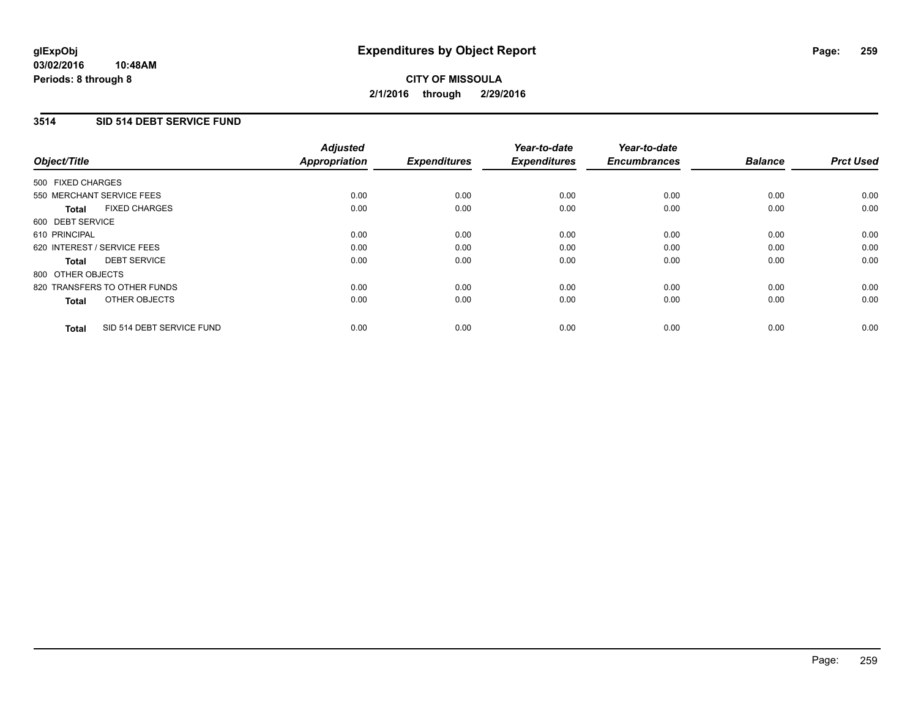**glExpObj**
**03/02/2016 10:48AM**
**Periods: 8 through 8**

# Expenditures by Object Report

**CITY OF MISSOULA**
**2/1/2016 through 2/29/2016**

## 3514 SID 514 DEBT SERVICE FUND

| Object/Title | Adjusted Appropriation | Expenditures | Year-to-date Expenditures | Year-to-date Encumbrances | Balance | Prct Used |
|---|---|---|---|---|---|---|
| 500 FIXED CHARGES | | | | | | |
| 550 MERCHANT SERVICE FEES | 0.00 | 0.00 | 0.00 | 0.00 | 0.00 | 0.00 |
| **Total** FIXED CHARGES | 0.00 | 0.00 | 0.00 | 0.00 | 0.00 | 0.00 |
| 600 DEBT SERVICE | | | | | | |
| 610 PRINCIPAL | 0.00 | 0.00 | 0.00 | 0.00 | 0.00 | 0.00 |
| 620 INTEREST / SERVICE FEES | 0.00 | 0.00 | 0.00 | 0.00 | 0.00 | 0.00 |
| **Total** DEBT SERVICE | 0.00 | 0.00 | 0.00 | 0.00 | 0.00 | 0.00 |
| 800 OTHER OBJECTS | | | | | | |
| 820 TRANSFERS TO OTHER FUNDS | 0.00 | 0.00 | 0.00 | 0.00 | 0.00 | 0.00 |
| **Total** OTHER OBJECTS | 0.00 | 0.00 | 0.00 | 0.00 | 0.00 | 0.00 |
| **Total** SID 514 DEBT SERVICE FUND | 0.00 | 0.00 | 0.00 | 0.00 | 0.00 | 0.00 |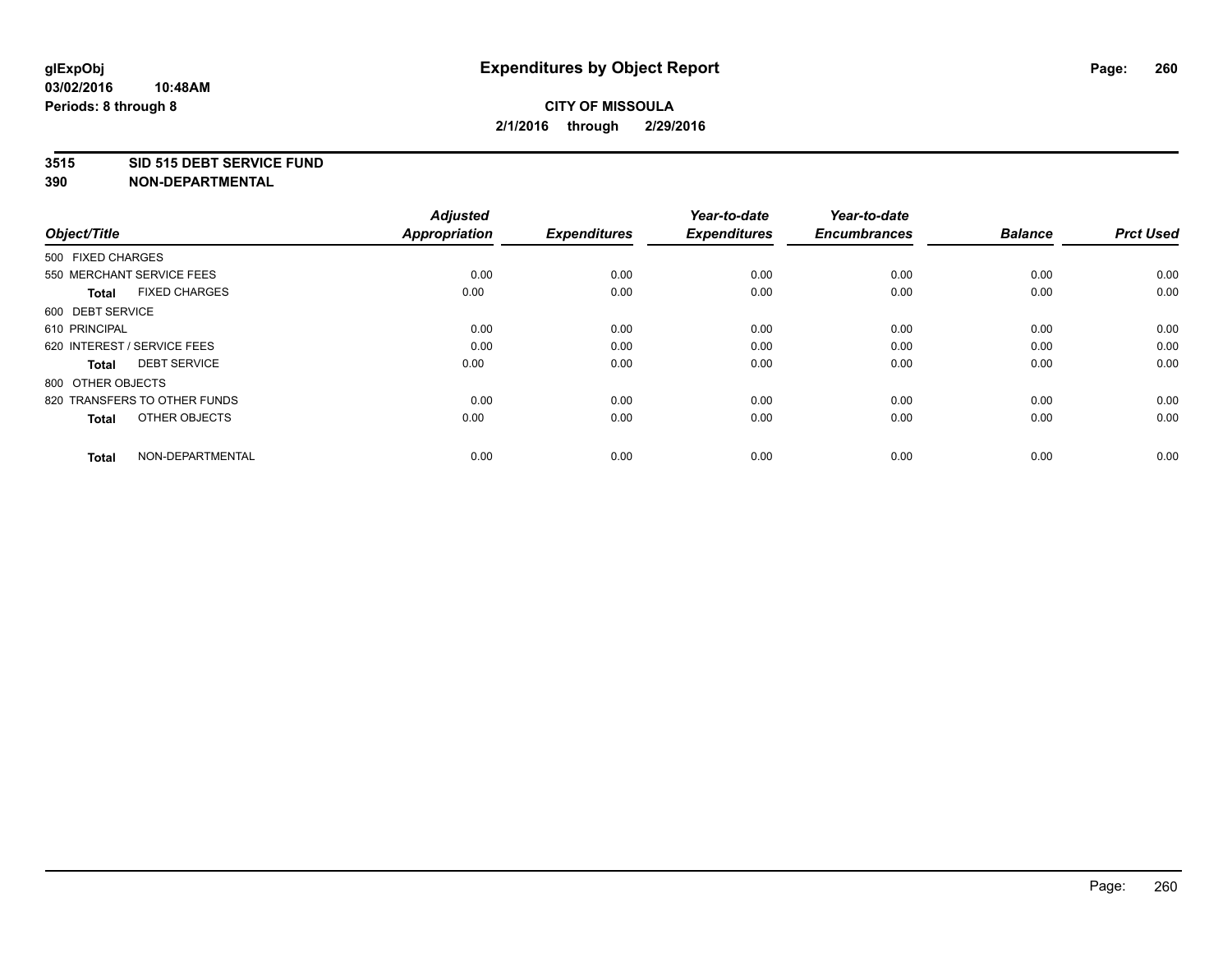# Expenditures by Object Report

glExpObj
03/02/2016 10:48AM
Periods: 8 through 8

**CITY OF MISSOULA**
**2/1/2016 through 2/29/2016**

**3515 SID 515 DEBT SERVICE FUND**
**390 NON-DEPARTMENTAL**

| Object/Title | | Adjusted Appropriation | Expenditures | Year-to-date Expenditures | Year-to-date Encumbrances | Balance | Prct Used |
|---|---|---|---|---|---|---|---|
| 500 FIXED CHARGES | | | | | | | |
| 550 MERCHANT SERVICE FEES | | 0.00 | 0.00 | 0.00 | 0.00 | 0.00 | 0.00 |
| **Total** | FIXED CHARGES | 0.00 | 0.00 | 0.00 | 0.00 | 0.00 | 0.00 |
| 600 DEBT SERVICE | | | | | | | |
| 610 PRINCIPAL | | 0.00 | 0.00 | 0.00 | 0.00 | 0.00 | 0.00 |
| 620 INTEREST / SERVICE FEES | | 0.00 | 0.00 | 0.00 | 0.00 | 0.00 | 0.00 |
| **Total** | DEBT SERVICE | 0.00 | 0.00 | 0.00 | 0.00 | 0.00 | 0.00 |
| 800 OTHER OBJECTS | | | | | | | |
| 820 TRANSFERS TO OTHER FUNDS | | 0.00 | 0.00 | 0.00 | 0.00 | 0.00 | 0.00 |
| **Total** | OTHER OBJECTS | 0.00 | 0.00 | 0.00 | 0.00 | 0.00 | 0.00 |
| **Total** | NON-DEPARTMENTAL | 0.00 | 0.00 | 0.00 | 0.00 | 0.00 | 0.00 |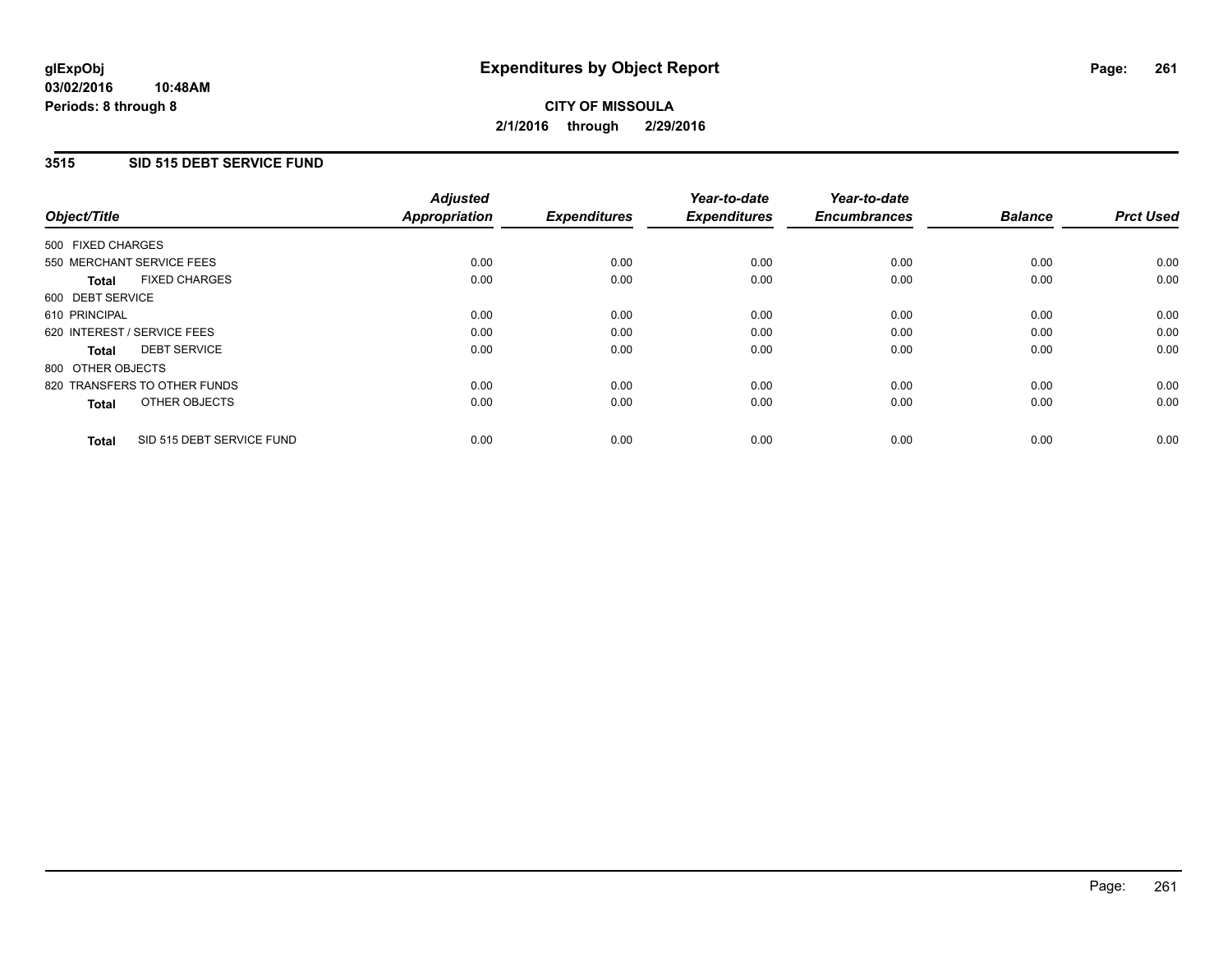# Expenditures by Object Report

glExpObj
03/02/2016 10:48AM
Periods: 8 through 8

**CITY OF MISSOULA**
**2/1/2016 through 2/29/2016**

## 3515 SID 515 DEBT SERVICE FUND

| Object/Title | Adjusted Appropriation | Expenditures | Year-to-date Expenditures | Year-to-date Encumbrances | Balance | Prct Used |
|---|---|---|---|---|---|---|
| 500 FIXED CHARGES | | | | | | |
| 550 MERCHANT SERVICE FEES | 0.00 | 0.00 | 0.00 | 0.00 | 0.00 | 0.00 |
| **Total** FIXED CHARGES | 0.00 | 0.00 | 0.00 | 0.00 | 0.00 | 0.00 |
| 600 DEBT SERVICE | | | | | | |
| 610 PRINCIPAL | 0.00 | 0.00 | 0.00 | 0.00 | 0.00 | 0.00 |
| 620 INTEREST / SERVICE FEES | 0.00 | 0.00 | 0.00 | 0.00 | 0.00 | 0.00 |
| **Total** DEBT SERVICE | 0.00 | 0.00 | 0.00 | 0.00 | 0.00 | 0.00 |
| 800 OTHER OBJECTS | | | | | | |
| 820 TRANSFERS TO OTHER FUNDS | 0.00 | 0.00 | 0.00 | 0.00 | 0.00 | 0.00 |
| **Total** OTHER OBJECTS | 0.00 | 0.00 | 0.00 | 0.00 | 0.00 | 0.00 |
| **Total** SID 515 DEBT SERVICE FUND | 0.00 | 0.00 | 0.00 | 0.00 | 0.00 | 0.00 |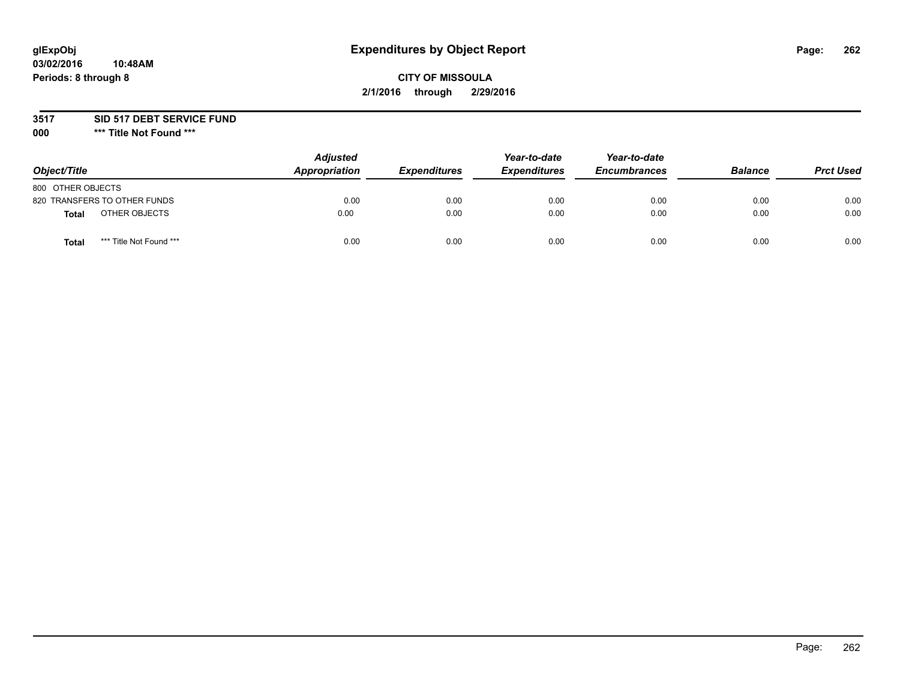glExpObj
03/02/2016 10:48AM
Periods: 8 through 8

# Expenditures by Object Report

**CITY OF MISSOULA**
**2/1/2016 through 2/29/2016**

**3517 SID 517 DEBT SERVICE FUND**
**000 \*\*\* Title Not Found \*\*\***

| Object/Title | | Adjusted Appropriation | Expenditures | Year-to-date Expenditures | Year-to-date Encumbrances | Balance | Prct Used |
|---|---|---|---|---|---|---|---|
| 800 OTHER OBJECTS | | | | | | | |
| 820 TRANSFERS TO OTHER FUNDS | | 0.00 | 0.00 | 0.00 | 0.00 | 0.00 | 0.00 |
| **Total** | OTHER OBJECTS | 0.00 | 0.00 | 0.00 | 0.00 | 0.00 | 0.00 |
| **Total** | *** Title Not Found *** | 0.00 | 0.00 | 0.00 | 0.00 | 0.00 | 0.00 |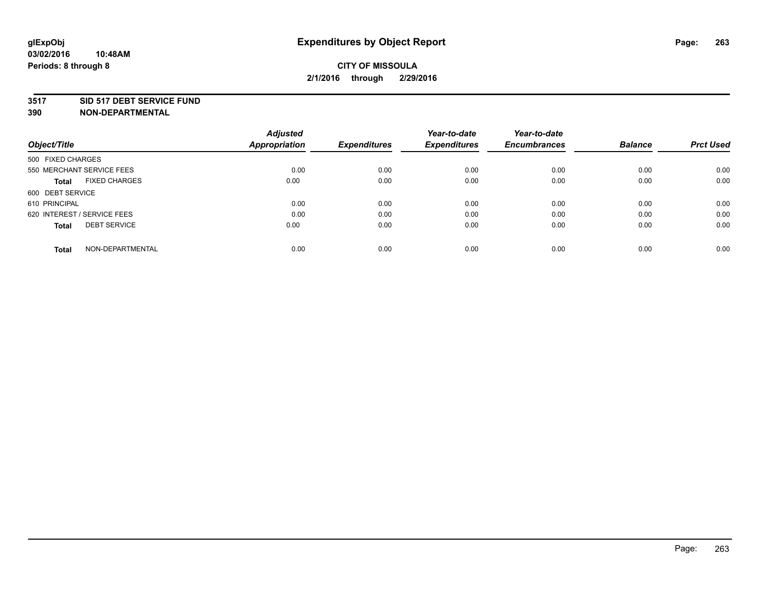**3517 SID 517 DEBT SERVICE FUND**

**390 NON-DEPARTMENTAL**

| Object/Title | Adjusted Appropriation | Expenditures | Year-to-date Expenditures | Year-to-date Encumbrances | Balance | Prct Used |
|---|---|---|---|---|---|---|
| 500 FIXED CHARGES | | | | | | |
| 550 MERCHANT SERVICE FEES | 0.00 | 0.00 | 0.00 | 0.00 | 0.00 | 0.00 |
| **Total** FIXED CHARGES | 0.00 | 0.00 | 0.00 | 0.00 | 0.00 | 0.00 |
| 600 DEBT SERVICE | | | | | | |
| 610 PRINCIPAL | 0.00 | 0.00 | 0.00 | 0.00 | 0.00 | 0.00 |
| 620 INTEREST / SERVICE FEES | 0.00 | 0.00 | 0.00 | 0.00 | 0.00 | 0.00 |
| **Total** DEBT SERVICE | 0.00 | 0.00 | 0.00 | 0.00 | 0.00 | 0.00 |
| **Total** NON-DEPARTMENTAL | 0.00 | 0.00 | 0.00 | 0.00 | 0.00 | 0.00 |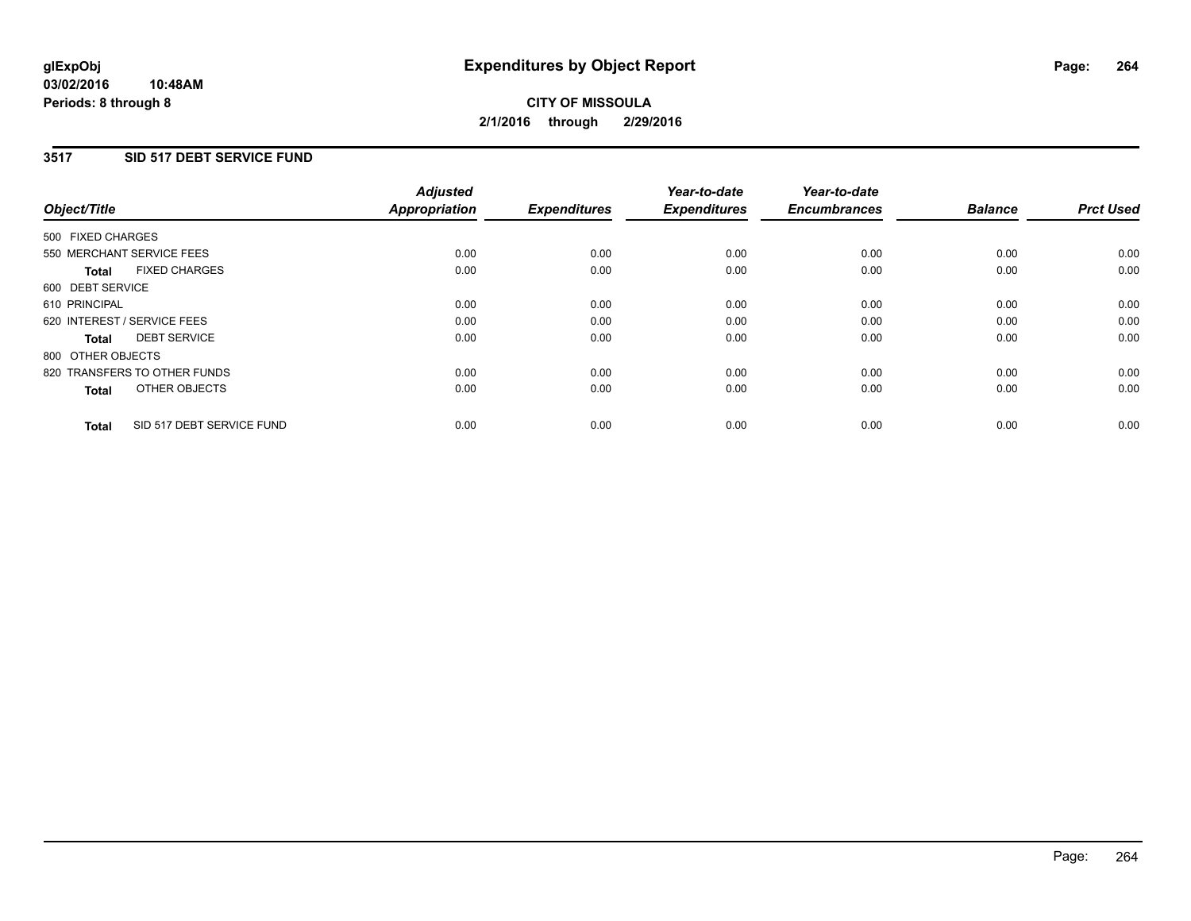**glExpObj**
**03/02/2016 10:48AM**
**Periods: 8 through 8**

# Expenditures by Object Report

**CITY OF MISSOULA**
**2/1/2016 through 2/29/2016**

## 3517 SID 517 DEBT SERVICE FUND

| Object/Title | Adjusted Appropriation | Expenditures | Year-to-date Expenditures | Year-to-date Encumbrances | Balance | Prct Used |
|---|---|---|---|---|---|---|
| 500 FIXED CHARGES | | | | | | |
| 550 MERCHANT SERVICE FEES | 0.00 | 0.00 | 0.00 | 0.00 | 0.00 | 0.00 |
| **Total** FIXED CHARGES | 0.00 | 0.00 | 0.00 | 0.00 | 0.00 | 0.00 |
| 600 DEBT SERVICE | | | | | | |
| 610 PRINCIPAL | 0.00 | 0.00 | 0.00 | 0.00 | 0.00 | 0.00 |
| 620 INTEREST / SERVICE FEES | 0.00 | 0.00 | 0.00 | 0.00 | 0.00 | 0.00 |
| **Total** DEBT SERVICE | 0.00 | 0.00 | 0.00 | 0.00 | 0.00 | 0.00 |
| 800 OTHER OBJECTS | | | | | | |
| 820 TRANSFERS TO OTHER FUNDS | 0.00 | 0.00 | 0.00 | 0.00 | 0.00 | 0.00 |
| **Total** OTHER OBJECTS | 0.00 | 0.00 | 0.00 | 0.00 | 0.00 | 0.00 |
| **Total** SID 517 DEBT SERVICE FUND | 0.00 | 0.00 | 0.00 | 0.00 | 0.00 | 0.00 |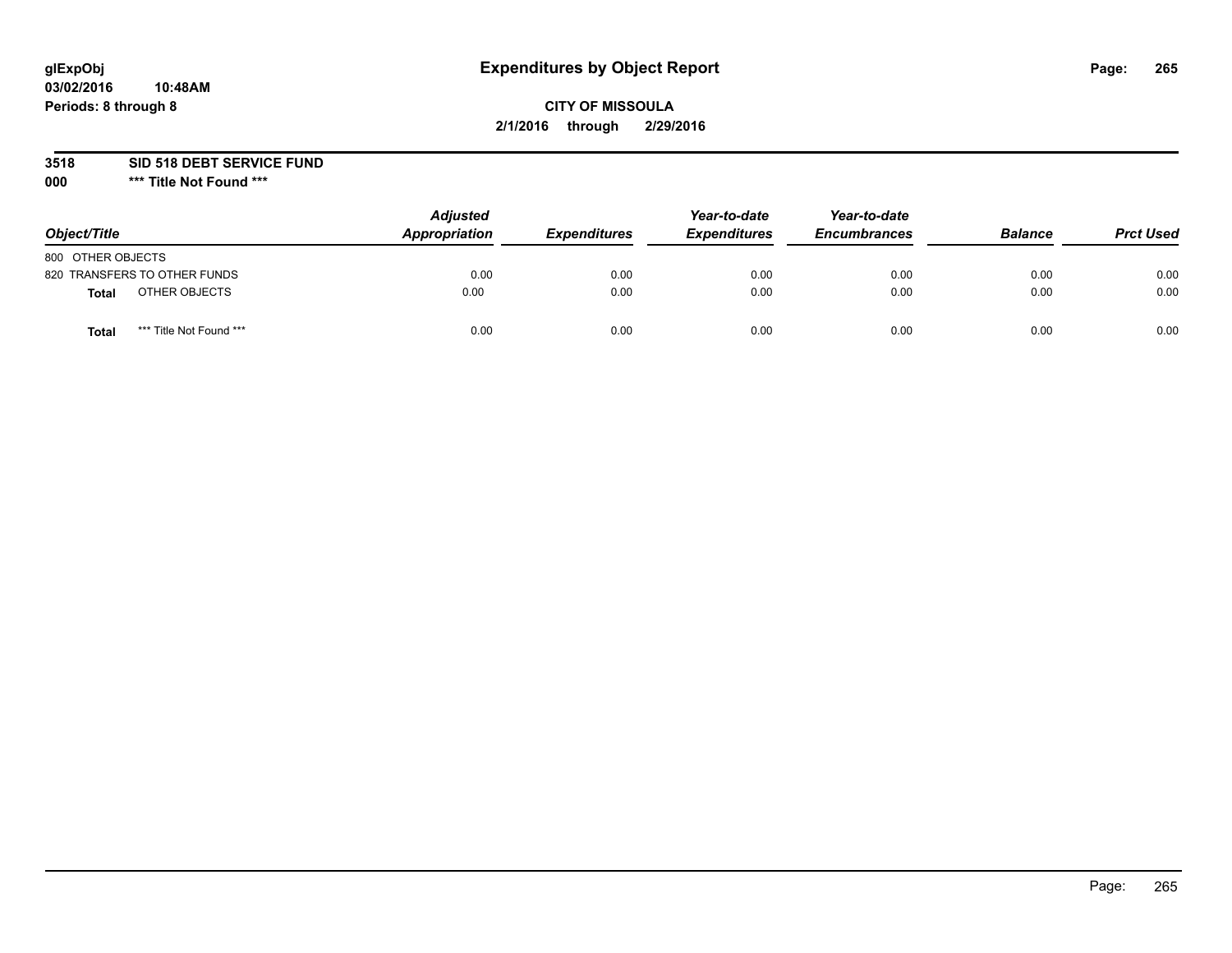# Expenditures by Object Report

glExpObj
03/02/2016 10:48AM
Periods: 8 through 8

**CITY OF MISSOULA**
**2/1/2016 through 2/29/2016**

**3518 SID 518 DEBT SERVICE FUND**
**000 \*\*\* Title Not Found \*\*\***

| Object/Title | | Adjusted Appropriation | Expenditures | Year-to-date Expenditures | Year-to-date Encumbrances | Balance | Prct Used |
|---|---|---|---|---|---|---|---|
| 800 OTHER OBJECTS | | | | | | | |
| 820 TRANSFERS TO OTHER FUNDS | | 0.00 | 0.00 | 0.00 | 0.00 | 0.00 | 0.00 |
| **Total** | OTHER OBJECTS | 0.00 | 0.00 | 0.00 | 0.00 | 0.00 | 0.00 |
| **Total** | \*\*\* Title Not Found \*\*\* | 0.00 | 0.00 | 0.00 | 0.00 | 0.00 | 0.00 |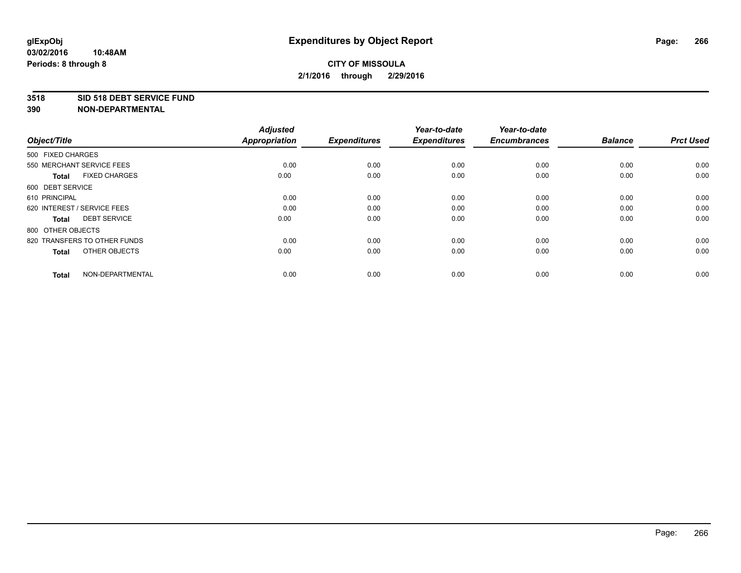# Expenditures by Object Report

**glExpObj**
**03/02/2016 10:48AM**
**Periods: 8 through 8**

**CITY OF MISSOULA**
**2/1/2016 through 2/29/2016**

**3518 SID 518 DEBT SERVICE FUND**
**390 NON-DEPARTMENTAL**

| Object/Title | | Adjusted Appropriation | Expenditures | Year-to-date Expenditures | Year-to-date Encumbrances | Balance | Prct Used |
|---|---|---|---|---|---|---|---|
| 500 FIXED CHARGES | | | | | | | |
| 550 MERCHANT SERVICE FEES | | 0.00 | 0.00 | 0.00 | 0.00 | 0.00 | 0.00 |
| **Total** | FIXED CHARGES | 0.00 | 0.00 | 0.00 | 0.00 | 0.00 | 0.00 |
| 600 DEBT SERVICE | | | | | | | |
| 610 PRINCIPAL | | 0.00 | 0.00 | 0.00 | 0.00 | 0.00 | 0.00 |
| 620 INTEREST / SERVICE FEES | | 0.00 | 0.00 | 0.00 | 0.00 | 0.00 | 0.00 |
| **Total** | DEBT SERVICE | 0.00 | 0.00 | 0.00 | 0.00 | 0.00 | 0.00 |
| 800 OTHER OBJECTS | | | | | | | |
| 820 TRANSFERS TO OTHER FUNDS | | 0.00 | 0.00 | 0.00 | 0.00 | 0.00 | 0.00 |
| **Total** | OTHER OBJECTS | 0.00 | 0.00 | 0.00 | 0.00 | 0.00 | 0.00 |
| **Total** | NON-DEPARTMENTAL | 0.00 | 0.00 | 0.00 | 0.00 | 0.00 | 0.00 |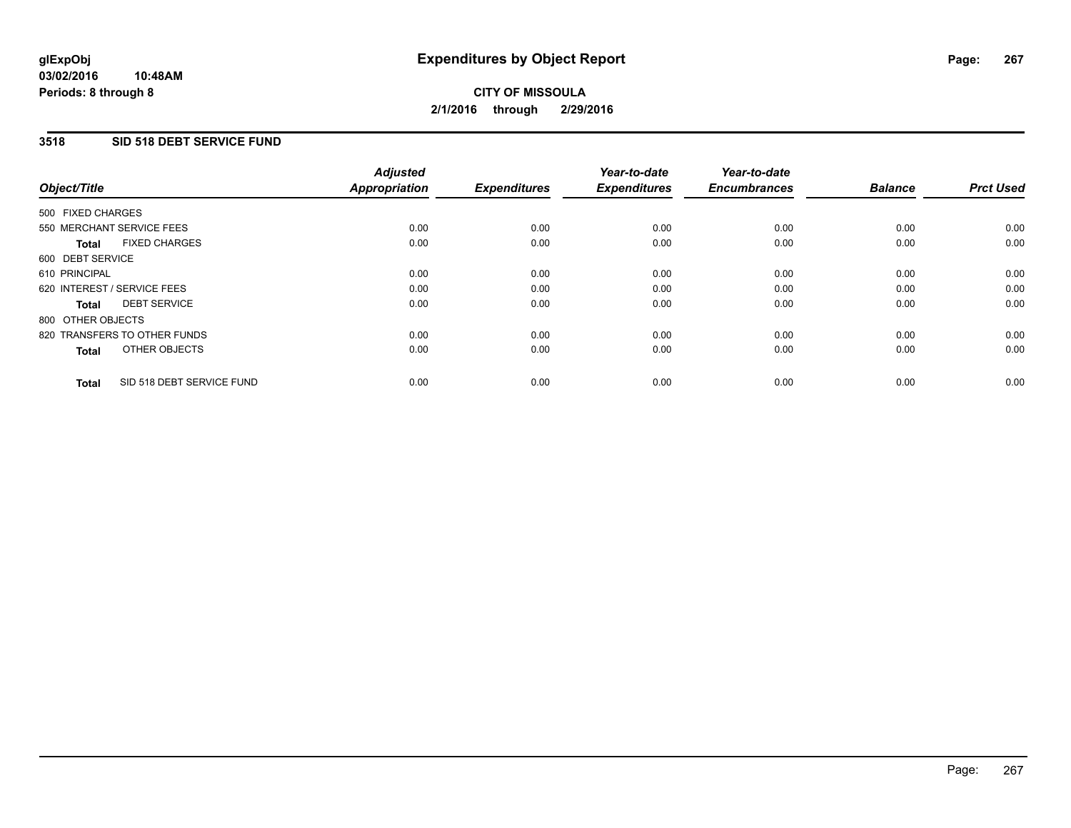**glExpObj**
**03/02/2016 10:48AM**
**Periods: 8 through 8**

# Expenditures by Object Report

**CITY OF MISSOULA**
**2/1/2016 through 2/29/2016**

## 3518 SID 518 DEBT SERVICE FUND

| Object/Title | Adjusted Appropriation | Expenditures | Year-to-date Expenditures | Year-to-date Encumbrances | Balance | Prct Used |
|---|---|---|---|---|---|---|
| 500 FIXED CHARGES | | | | | | |
| 550 MERCHANT SERVICE FEES | 0.00 | 0.00 | 0.00 | 0.00 | 0.00 | 0.00 |
| **Total** FIXED CHARGES | 0.00 | 0.00 | 0.00 | 0.00 | 0.00 | 0.00 |
| 600 DEBT SERVICE | | | | | | |
| 610 PRINCIPAL | 0.00 | 0.00 | 0.00 | 0.00 | 0.00 | 0.00 |
| 620 INTEREST / SERVICE FEES | 0.00 | 0.00 | 0.00 | 0.00 | 0.00 | 0.00 |
| **Total** DEBT SERVICE | 0.00 | 0.00 | 0.00 | 0.00 | 0.00 | 0.00 |
| 800 OTHER OBJECTS | | | | | | |
| 820 TRANSFERS TO OTHER FUNDS | 0.00 | 0.00 | 0.00 | 0.00 | 0.00 | 0.00 |
| **Total** OTHER OBJECTS | 0.00 | 0.00 | 0.00 | 0.00 | 0.00 | 0.00 |
| **Total** SID 518 DEBT SERVICE FUND | 0.00 | 0.00 | 0.00 | 0.00 | 0.00 | 0.00 |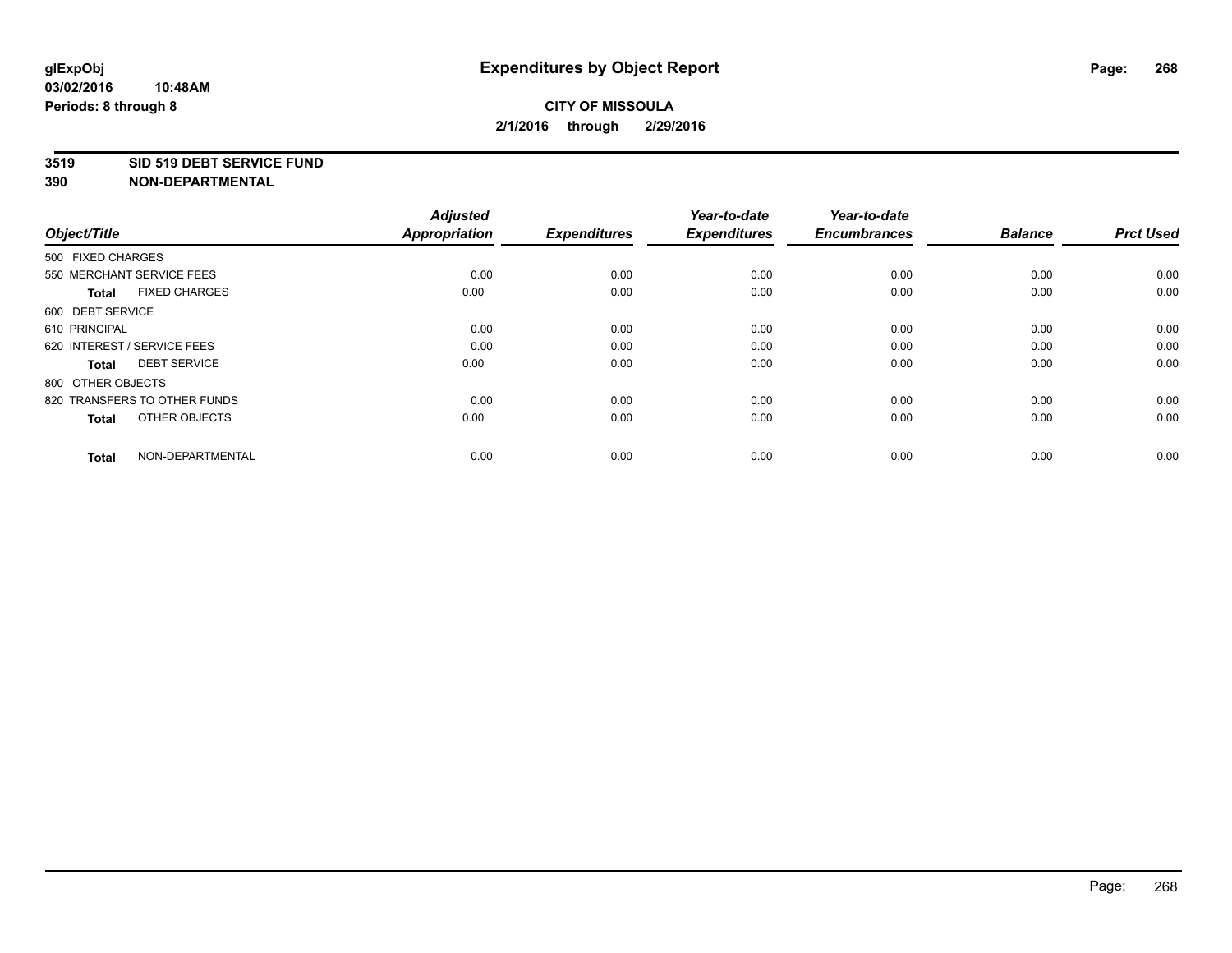# Expenditures by Object Report

glExpObj
03/02/2016 10:48AM
Periods: 8 through 8

**CITY OF MISSOULA**
**2/1/2016 through 2/29/2016**

**3519 SID 519 DEBT SERVICE FUND**
**390 NON-DEPARTMENTAL**

| Object/Title | Adjusted Appropriation | Expenditures | Year-to-date Expenditures | Year-to-date Encumbrances | Balance | Prct Used |
|---|---|---|---|---|---|---|
| 500 FIXED CHARGES | | | | | | |
| 550 MERCHANT SERVICE FEES | 0.00 | 0.00 | 0.00 | 0.00 | 0.00 | 0.00 |
| **Total** FIXED CHARGES | 0.00 | 0.00 | 0.00 | 0.00 | 0.00 | 0.00 |
| 600 DEBT SERVICE | | | | | | |
| 610 PRINCIPAL | 0.00 | 0.00 | 0.00 | 0.00 | 0.00 | 0.00 |
| 620 INTEREST / SERVICE FEES | 0.00 | 0.00 | 0.00 | 0.00 | 0.00 | 0.00 |
| **Total** DEBT SERVICE | 0.00 | 0.00 | 0.00 | 0.00 | 0.00 | 0.00 |
| 800 OTHER OBJECTS | | | | | | |
| 820 TRANSFERS TO OTHER FUNDS | 0.00 | 0.00 | 0.00 | 0.00 | 0.00 | 0.00 |
| **Total** OTHER OBJECTS | 0.00 | 0.00 | 0.00 | 0.00 | 0.00 | 0.00 |
| **Total** NON-DEPARTMENTAL | 0.00 | 0.00 | 0.00 | 0.00 | 0.00 | 0.00 |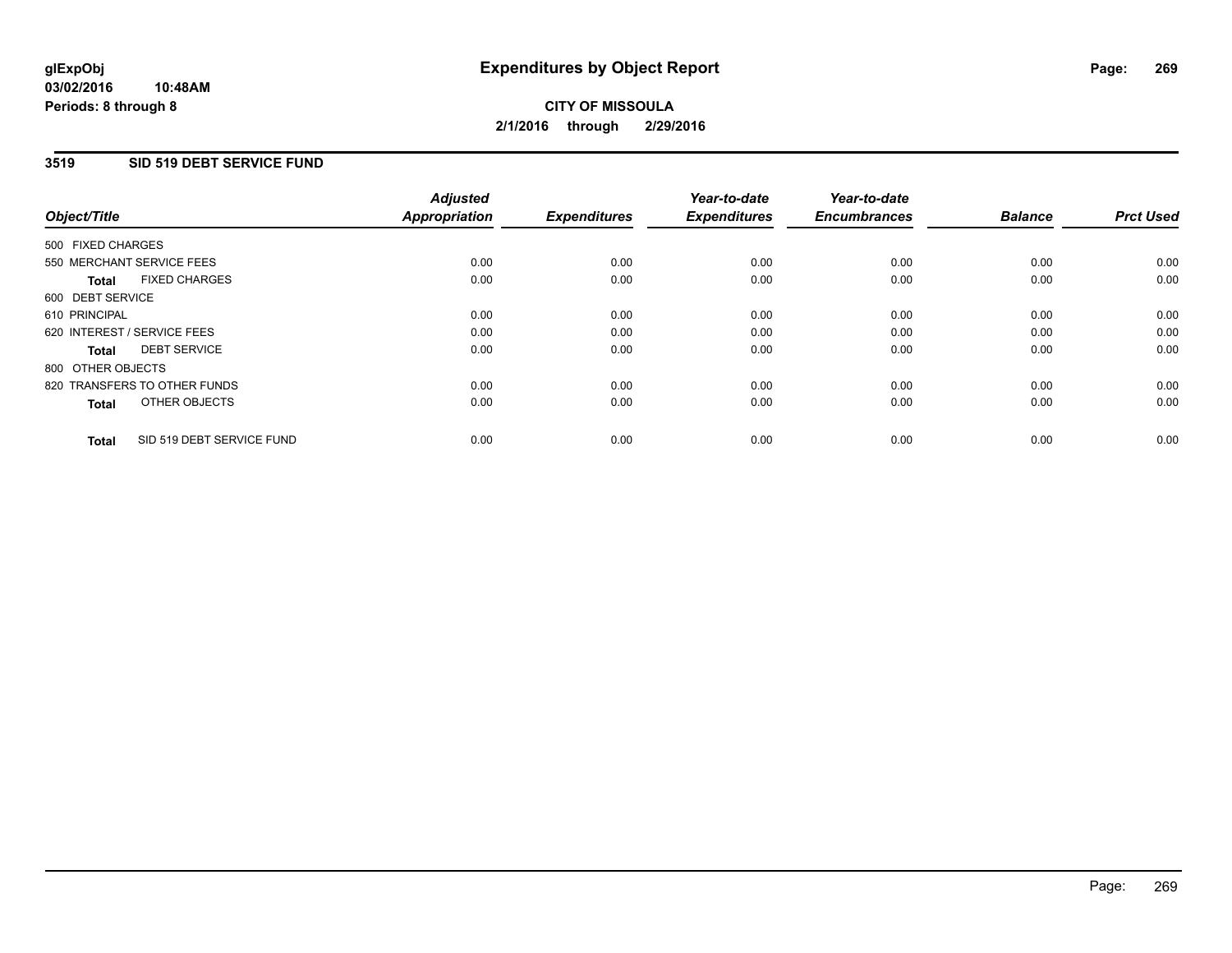**glExpObj**
**03/02/2016 10:48AM**
**Periods: 8 through 8**

# Expenditures by Object Report

**CITY OF MISSOULA**
**2/1/2016 through 2/29/2016**

## 3519 SID 519 DEBT SERVICE FUND

| Object/Title | Adjusted Appropriation | Expenditures | Year-to-date Expenditures | Year-to-date Encumbrances | Balance | Prct Used |
|---|---|---|---|---|---|---|
| 500 FIXED CHARGES | | | | | | |
| 550 MERCHANT SERVICE FEES | 0.00 | 0.00 | 0.00 | 0.00 | 0.00 | 0.00 |
| **Total** FIXED CHARGES | 0.00 | 0.00 | 0.00 | 0.00 | 0.00 | 0.00 |
| 600 DEBT SERVICE | | | | | | |
| 610 PRINCIPAL | 0.00 | 0.00 | 0.00 | 0.00 | 0.00 | 0.00 |
| 620 INTEREST / SERVICE FEES | 0.00 | 0.00 | 0.00 | 0.00 | 0.00 | 0.00 |
| **Total** DEBT SERVICE | 0.00 | 0.00 | 0.00 | 0.00 | 0.00 | 0.00 |
| 800 OTHER OBJECTS | | | | | | |
| 820 TRANSFERS TO OTHER FUNDS | 0.00 | 0.00 | 0.00 | 0.00 | 0.00 | 0.00 |
| **Total** OTHER OBJECTS | 0.00 | 0.00 | 0.00 | 0.00 | 0.00 | 0.00 |
| **Total** SID 519 DEBT SERVICE FUND | 0.00 | 0.00 | 0.00 | 0.00 | 0.00 | 0.00 |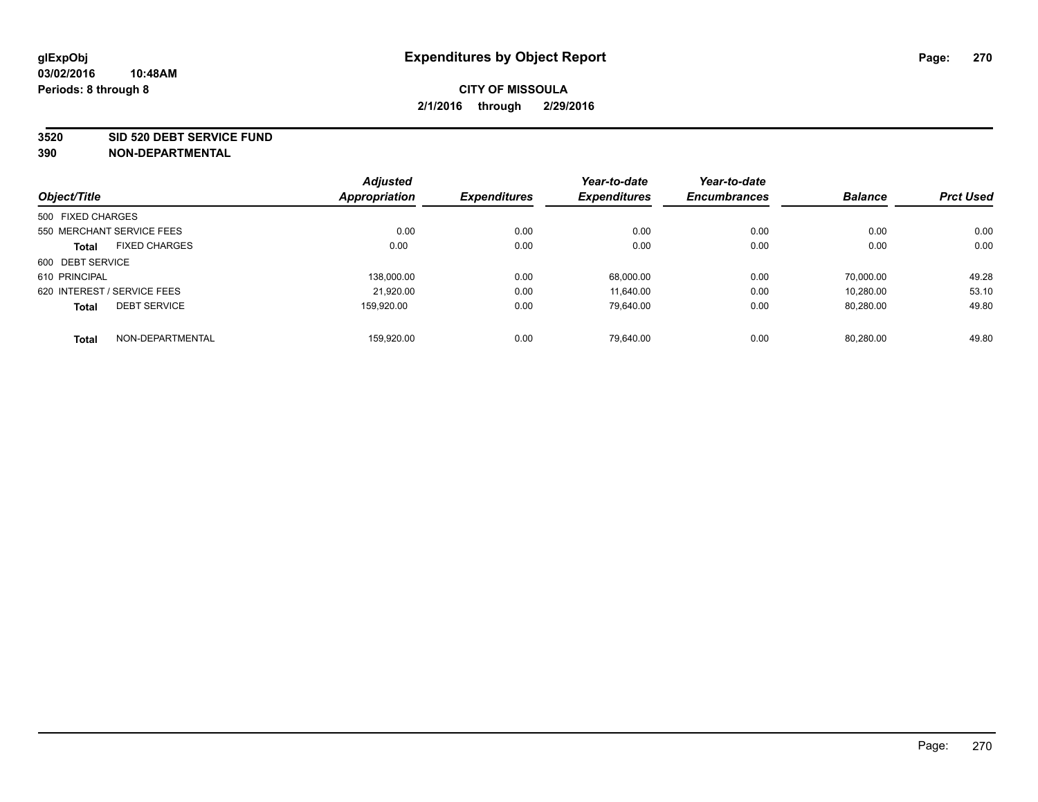**glExpObj** **Expenditures by Object Report**

**03/02/2016 10:48AM**

**Periods: 8 through 8**

**CITY OF MISSOULA**

**2/1/2016 through 2/29/2016**

**3520 SID 520 DEBT SERVICE FUND**

**390 NON-DEPARTMENTAL**

| Object/Title | Adjusted Appropriation | Expenditures | Year-to-date Expenditures | Year-to-date Encumbrances | Balance | Prct Used |
|---|---|---|---|---|---|---|
| 500 FIXED CHARGES | | | | | | |
| 550 MERCHANT SERVICE FEES | 0.00 | 0.00 | 0.00 | 0.00 | 0.00 | 0.00 |
| **Total** FIXED CHARGES | 0.00 | 0.00 | 0.00 | 0.00 | 0.00 | 0.00 |
| 600 DEBT SERVICE | | | | | | |
| 610 PRINCIPAL | 138,000.00 | 0.00 | 68,000.00 | 0.00 | 70,000.00 | 49.28 |
| 620 INTEREST / SERVICE FEES | 21,920.00 | 0.00 | 11,640.00 | 0.00 | 10,280.00 | 53.10 |
| **Total** DEBT SERVICE | 159,920.00 | 0.00 | 79,640.00 | 0.00 | 80,280.00 | 49.80 |
| **Total** NON-DEPARTMENTAL | 159,920.00 | 0.00 | 79,640.00 | 0.00 | 80,280.00 | 49.80 |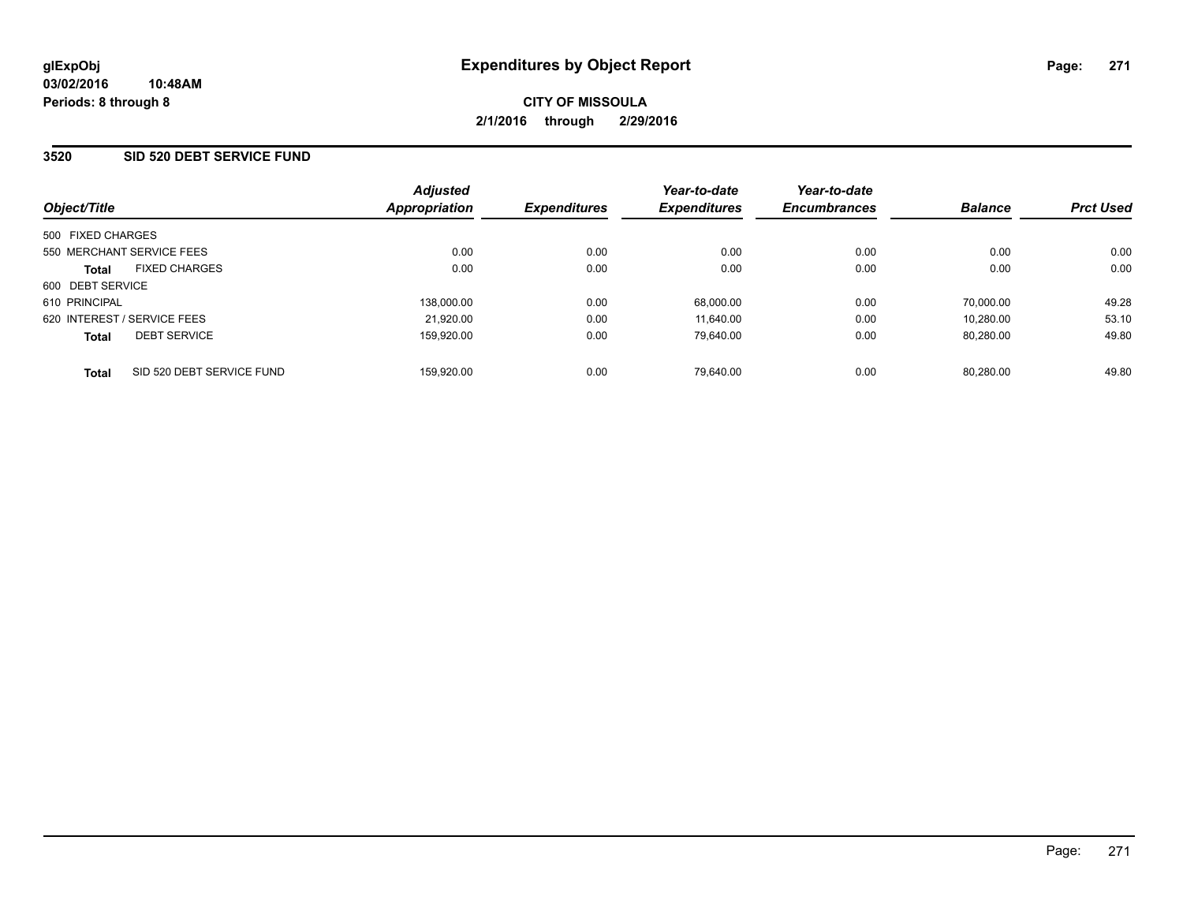**glExpObj**
**03/02/2016 10:48AM**
**Periods: 8 through 8**

# Expenditures by Object Report

**CITY OF MISSOULA**
**2/1/2016 through 2/29/2016**

## 3520 SID 520 DEBT SERVICE FUND

| Object/Title | Adjusted Appropriation | Expenditures | Year-to-date Expenditures | Year-to-date Encumbrances | Balance | Prct Used |
|---|---|---|---|---|---|---|
| 500 FIXED CHARGES | | | | | | |
| 550 MERCHANT SERVICE FEES | 0.00 | 0.00 | 0.00 | 0.00 | 0.00 | 0.00 |
| **Total** FIXED CHARGES | 0.00 | 0.00 | 0.00 | 0.00 | 0.00 | 0.00 |
| 600 DEBT SERVICE | | | | | | |
| 610 PRINCIPAL | 138,000.00 | 0.00 | 68,000.00 | 0.00 | 70,000.00 | 49.28 |
| 620 INTEREST / SERVICE FEES | 21,920.00 | 0.00 | 11,640.00 | 0.00 | 10,280.00 | 53.10 |
| **Total** DEBT SERVICE | 159,920.00 | 0.00 | 79,640.00 | 0.00 | 80,280.00 | 49.80 |
| **Total** SID 520 DEBT SERVICE FUND | 159,920.00 | 0.00 | 79,640.00 | 0.00 | 80,280.00 | 49.80 |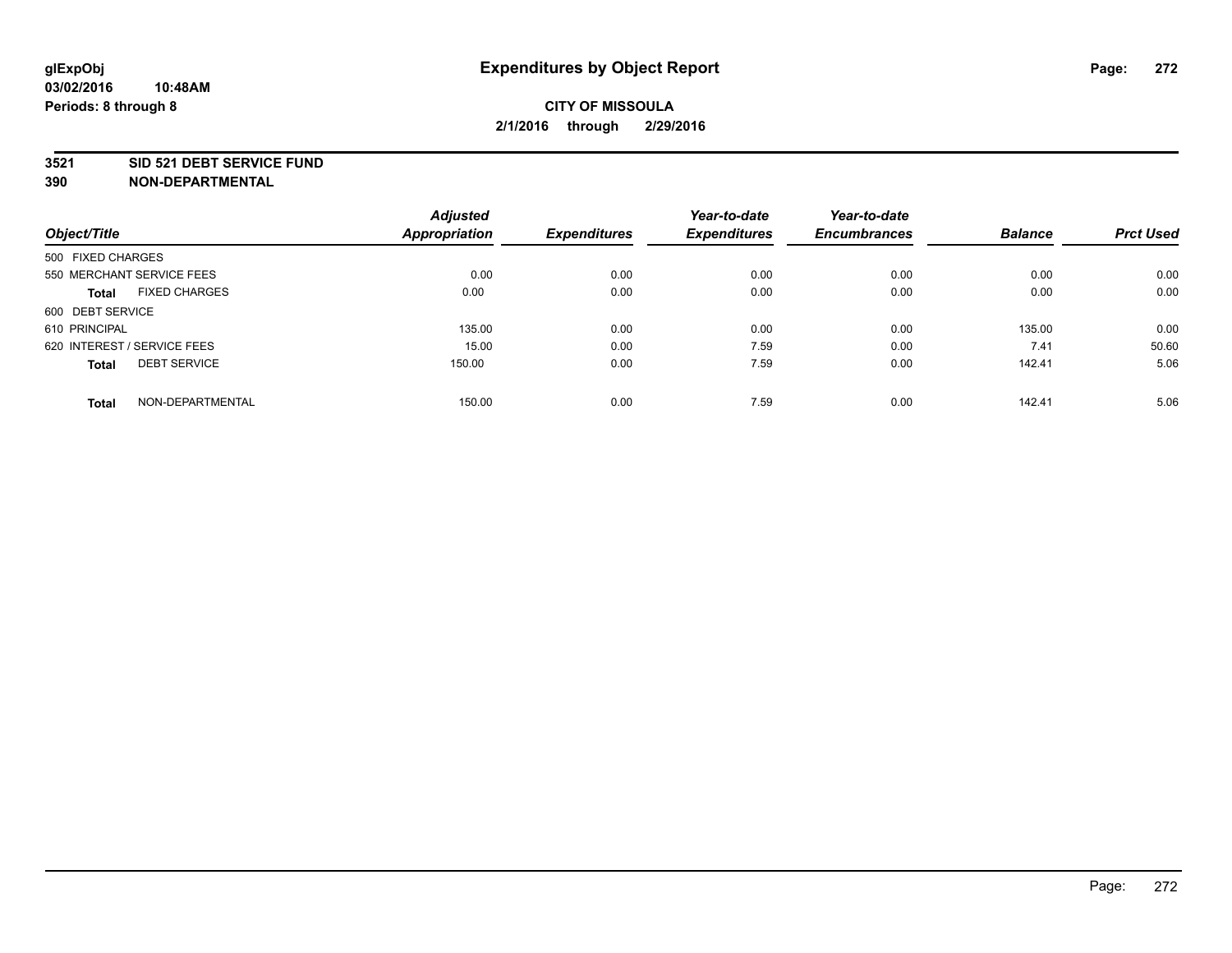# Expenditures by Object Report

glExpObj
03/02/2016 10:48AM
Periods: 8 through 8

**CITY OF MISSOULA**
**2/1/2016 through 2/29/2016**

**3521 SID 521 DEBT SERVICE FUND**
**390 NON-DEPARTMENTAL**

| Object/Title | Adjusted Appropriation | Expenditures | Year-to-date Expenditures | Year-to-date Encumbrances | Balance | Prct Used |
|---|---|---|---|---|---|---|
| 500 FIXED CHARGES | | | | | | |
| 550 MERCHANT SERVICE FEES | 0.00 | 0.00 | 0.00 | 0.00 | 0.00 | 0.00 |
| **Total** FIXED CHARGES | 0.00 | 0.00 | 0.00 | 0.00 | 0.00 | 0.00 |
| 600 DEBT SERVICE | | | | | | |
| 610 PRINCIPAL | 135.00 | 0.00 | 0.00 | 0.00 | 135.00 | 0.00 |
| 620 INTEREST / SERVICE FEES | 15.00 | 0.00 | 7.59 | 0.00 | 7.41 | 50.60 |
| **Total** DEBT SERVICE | 150.00 | 0.00 | 7.59 | 0.00 | 142.41 | 5.06 |
| **Total** NON-DEPARTMENTAL | 150.00 | 0.00 | 7.59 | 0.00 | 142.41 | 5.06 |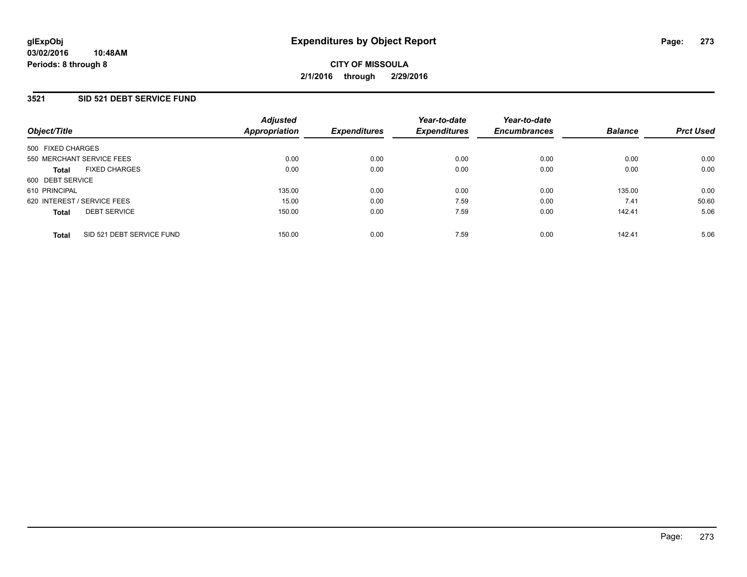glExpObj
03/02/2016 10:48AM
Periods: 8 through 8

# Expenditures by Object Report

**CITY OF MISSOULA**
**2/1/2016 through 2/29/2016**

## 3521 SID 521 DEBT SERVICE FUND

| Object/Title | | Adjusted Appropriation | Expenditures | Year-to-date Expenditures | Year-to-date Encumbrances | Balance | Prct Used |
|---|---|---|---|---|---|---|---|
| 500 FIXED CHARGES | | | | | | | |
| 550 MERCHANT SERVICE FEES | | 0.00 | 0.00 | 0.00 | 0.00 | 0.00 | 0.00 |
| **Total** | FIXED CHARGES | 0.00 | 0.00 | 0.00 | 0.00 | 0.00 | 0.00 |
| 600 DEBT SERVICE | | | | | | | |
| 610 PRINCIPAL | | 135.00 | 0.00 | 0.00 | 0.00 | 135.00 | 0.00 |
| 620 INTEREST / SERVICE FEES | | 15.00 | 0.00 | 7.59 | 0.00 | 7.41 | 50.60 |
| **Total** | DEBT SERVICE | 150.00 | 0.00 | 7.59 | 0.00 | 142.41 | 5.06 |
| **Total** | SID 521 DEBT SERVICE FUND | 150.00 | 0.00 | 7.59 | 0.00 | 142.41 | 5.06 |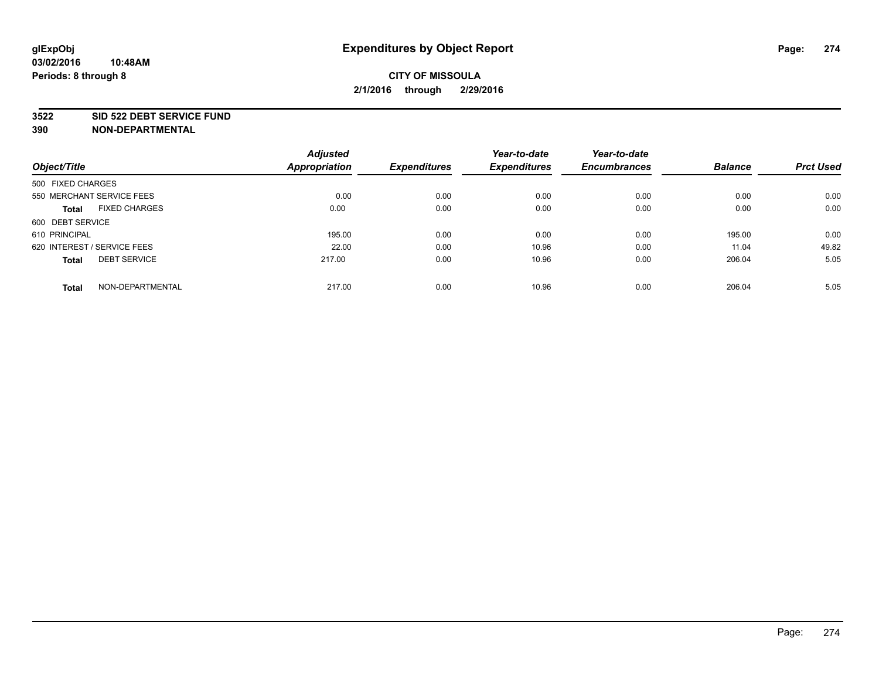glExpObj
03/02/2016 10:48AM
Periods: 8 through 8

# Expenditures by Object Report

**CITY OF MISSOULA**
**2/1/2016 through 2/29/2016**

**3522 SID 522 DEBT SERVICE FUND**
**390 NON-DEPARTMENTAL**

| Object/Title | Adjusted Appropriation | Expenditures | Year-to-date Expenditures | Year-to-date Encumbrances | Balance | Prct Used |
|---|---|---|---|---|---|---|
| 500 FIXED CHARGES | | | | | | |
| 550 MERCHANT SERVICE FEES | 0.00 | 0.00 | 0.00 | 0.00 | 0.00 | 0.00 |
| **Total** FIXED CHARGES | 0.00 | 0.00 | 0.00 | 0.00 | 0.00 | 0.00 |
| 600 DEBT SERVICE | | | | | | |
| 610 PRINCIPAL | 195.00 | 0.00 | 0.00 | 0.00 | 195.00 | 0.00 |
| 620 INTEREST / SERVICE FEES | 22.00 | 0.00 | 10.96 | 0.00 | 11.04 | 49.82 |
| **Total** DEBT SERVICE | 217.00 | 0.00 | 10.96 | 0.00 | 206.04 | 5.05 |
| **Total** NON-DEPARTMENTAL | 217.00 | 0.00 | 10.96 | 0.00 | 206.04 | 5.05 |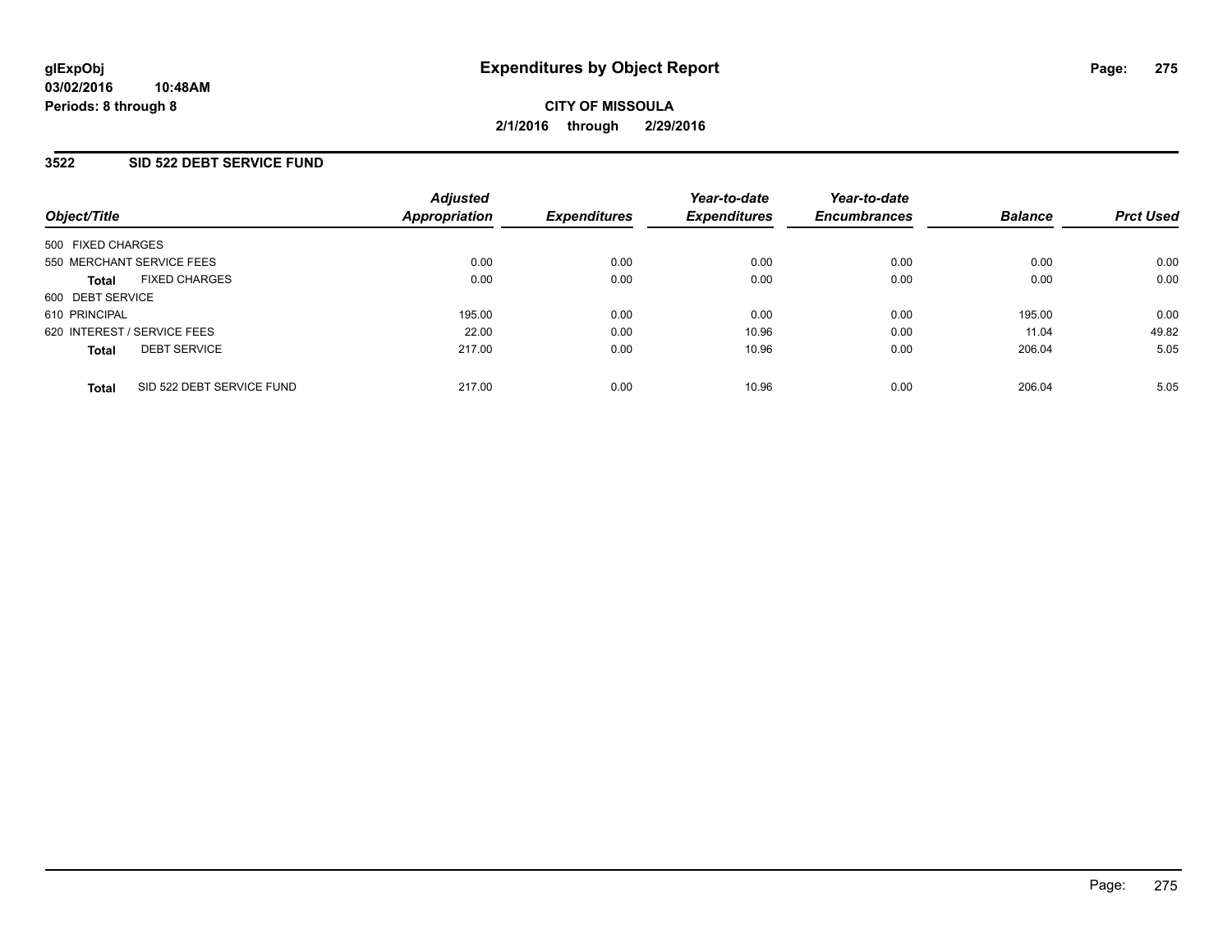# Expenditures by Object Report

glExpObj
03/02/2016 10:48AM
Periods: 8 through 8

**CITY OF MISSOULA**
**2/1/2016 through 2/29/2016**

## 3522 SID 522 DEBT SERVICE FUND

| Object/Title | | Adjusted Appropriation | Expenditures | Year-to-date Expenditures | Year-to-date Encumbrances | Balance | Prct Used |
|---|---|---|---|---|---|---|---|
| 500 FIXED CHARGES | | | | | | | |
| 550 MERCHANT SERVICE FEES | | 0.00 | 0.00 | 0.00 | 0.00 | 0.00 | 0.00 |
| **Total** | FIXED CHARGES | 0.00 | 0.00 | 0.00 | 0.00 | 0.00 | 0.00 |
| 600 DEBT SERVICE | | | | | | | |
| 610 PRINCIPAL | | 195.00 | 0.00 | 0.00 | 0.00 | 195.00 | 0.00 |
| 620 INTEREST / SERVICE FEES | | 22.00 | 0.00 | 10.96 | 0.00 | 11.04 | 49.82 |
| **Total** | DEBT SERVICE | 217.00 | 0.00 | 10.96 | 0.00 | 206.04 | 5.05 |
| **Total** | SID 522 DEBT SERVICE FUND | 217.00 | 0.00 | 10.96 | 0.00 | 206.04 | 5.05 |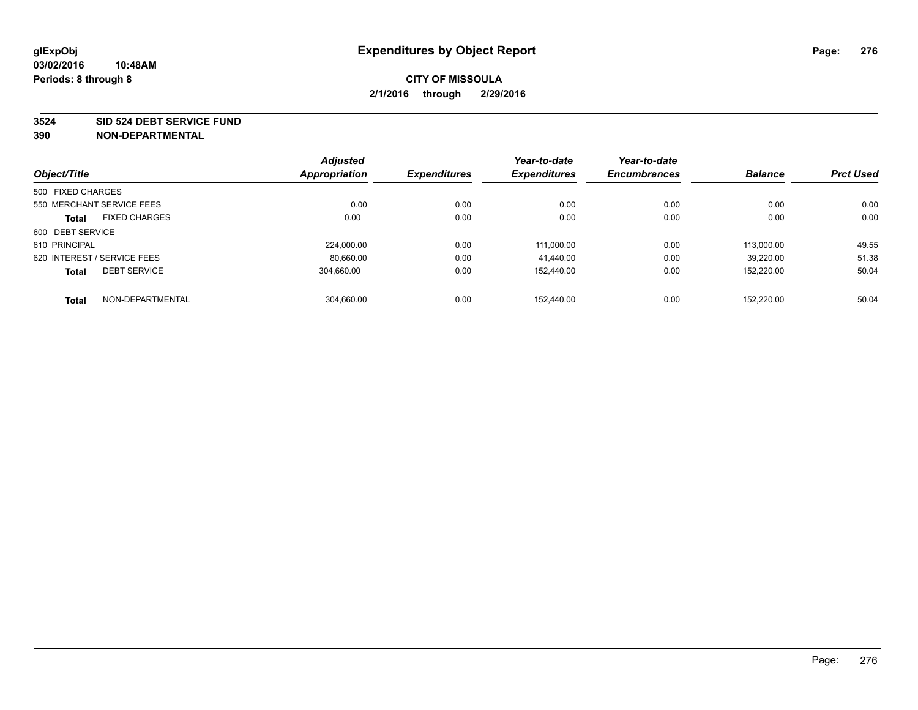**glExpObj**
**03/02/2016 10:48AM**
**Periods: 8 through 8**

# Expenditures by Object Report

**CITY OF MISSOULA**
**2/1/2016 through 2/29/2016**

**3524 SID 524 DEBT SERVICE FUND**
**390 NON-DEPARTMENTAL**

| Object/Title | Adjusted Appropriation | Expenditures | Year-to-date Expenditures | Year-to-date Encumbrances | Balance | Prct Used |
|---|---|---|---|---|---|---|
| 500 FIXED CHARGES | | | | | | |
| 550 MERCHANT SERVICE FEES | 0.00 | 0.00 | 0.00 | 0.00 | 0.00 | 0.00 |
| **Total** FIXED CHARGES | 0.00 | 0.00 | 0.00 | 0.00 | 0.00 | 0.00 |
| 600 DEBT SERVICE | | | | | | |
| 610 PRINCIPAL | 224,000.00 | 0.00 | 111,000.00 | 0.00 | 113,000.00 | 49.55 |
| 620 INTEREST / SERVICE FEES | 80,660.00 | 0.00 | 41,440.00 | 0.00 | 39,220.00 | 51.38 |
| **Total** DEBT SERVICE | 304,660.00 | 0.00 | 152,440.00 | 0.00 | 152,220.00 | 50.04 |
| **Total** NON-DEPARTMENTAL | 304,660.00 | 0.00 | 152,440.00 | 0.00 | 152,220.00 | 50.04 |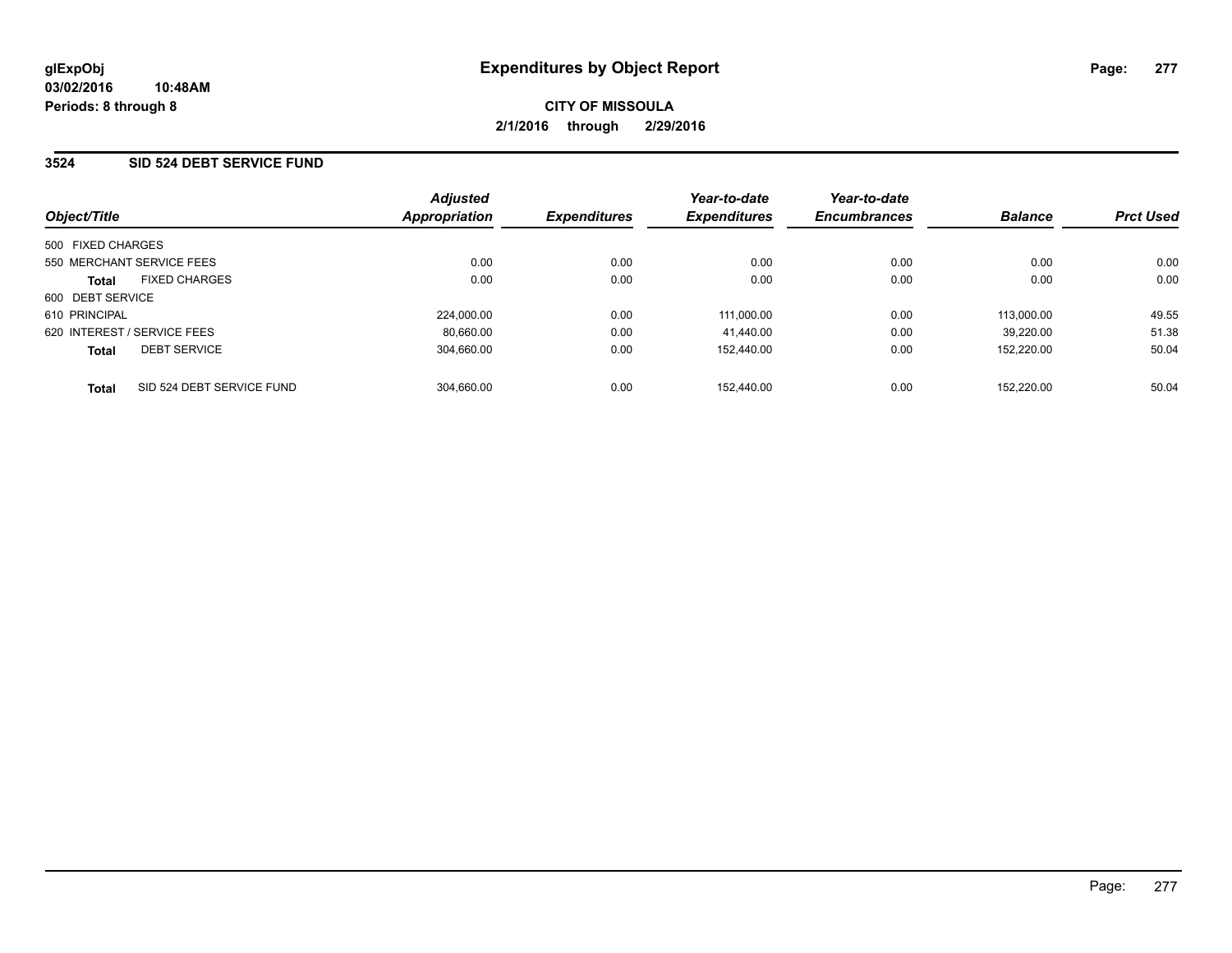**glExpObj** **Expenditures by Object Report**

**03/02/2016 10:48AM**

**Periods: 8 through 8**

**CITY OF MISSOULA**

**2/1/2016 through 2/29/2016**

## 3524 SID 524 DEBT SERVICE FUND

| Object/Title | | Adjusted Appropriation | Expenditures | Year-to-date Expenditures | Year-to-date Encumbrances | Balance | Prct Used |
|---|---|---|---|---|---|---|---|
| 500 FIXED CHARGES | | | | | | | |
| 550 MERCHANT SERVICE FEES | | 0.00 | 0.00 | 0.00 | 0.00 | 0.00 | 0.00 |
| **Total** | FIXED CHARGES | 0.00 | 0.00 | 0.00 | 0.00 | 0.00 | 0.00 |
| 600 DEBT SERVICE | | | | | | | |
| 610 PRINCIPAL | | 224,000.00 | 0.00 | 111,000.00 | 0.00 | 113,000.00 | 49.55 |
| 620 INTEREST / SERVICE FEES | | 80,660.00 | 0.00 | 41,440.00 | 0.00 | 39,220.00 | 51.38 |
| **Total** | DEBT SERVICE | 304,660.00 | 0.00 | 152,440.00 | 0.00 | 152,220.00 | 50.04 |
| **Total** | SID 524 DEBT SERVICE FUND | 304,660.00 | 0.00 | 152,440.00 | 0.00 | 152,220.00 | 50.04 |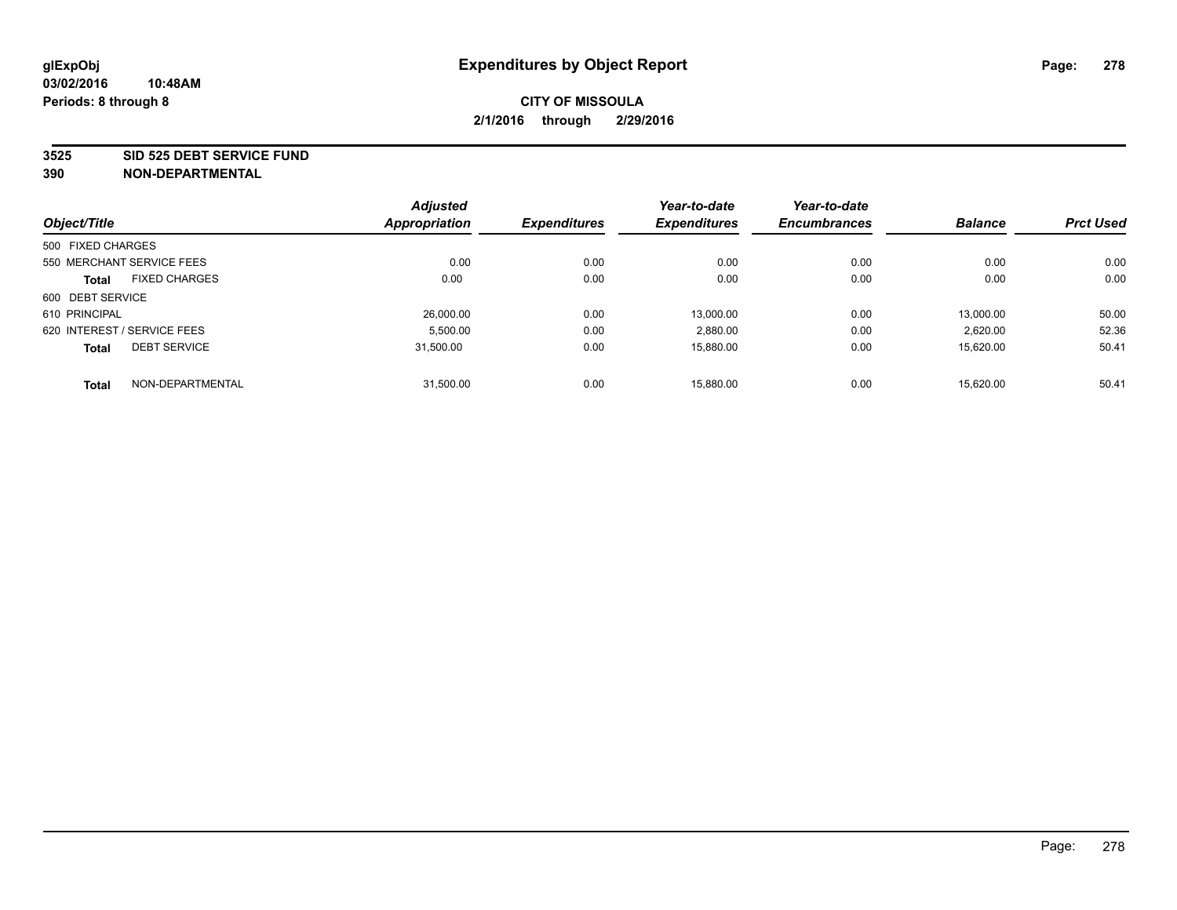# Expenditures by Object Report

glExpObj
03/02/2016 10:48AM
Periods: 8 through 8

**CITY OF MISSOULA**
**2/1/2016 through 2/29/2016**

**3525 SID 525 DEBT SERVICE FUND**
**390 NON-DEPARTMENTAL**

| Object/Title | Adjusted Appropriation | Expenditures | Year-to-date Expenditures | Year-to-date Encumbrances | Balance | Prct Used |
|---|---|---|---|---|---|---|
| 500 FIXED CHARGES | | | | | | |
| 550 MERCHANT SERVICE FEES | 0.00 | 0.00 | 0.00 | 0.00 | 0.00 | 0.00 |
| **Total** FIXED CHARGES | 0.00 | 0.00 | 0.00 | 0.00 | 0.00 | 0.00 |
| 600 DEBT SERVICE | | | | | | |
| 610 PRINCIPAL | 26,000.00 | 0.00 | 13,000.00 | 0.00 | 13,000.00 | 50.00 |
| 620 INTEREST / SERVICE FEES | 5,500.00 | 0.00 | 2,880.00 | 0.00 | 2,620.00 | 52.36 |
| **Total** DEBT SERVICE | 31,500.00 | 0.00 | 15,880.00 | 0.00 | 15,620.00 | 50.41 |
| **Total** NON-DEPARTMENTAL | 31,500.00 | 0.00 | 15,880.00 | 0.00 | 15,620.00 | 50.41 |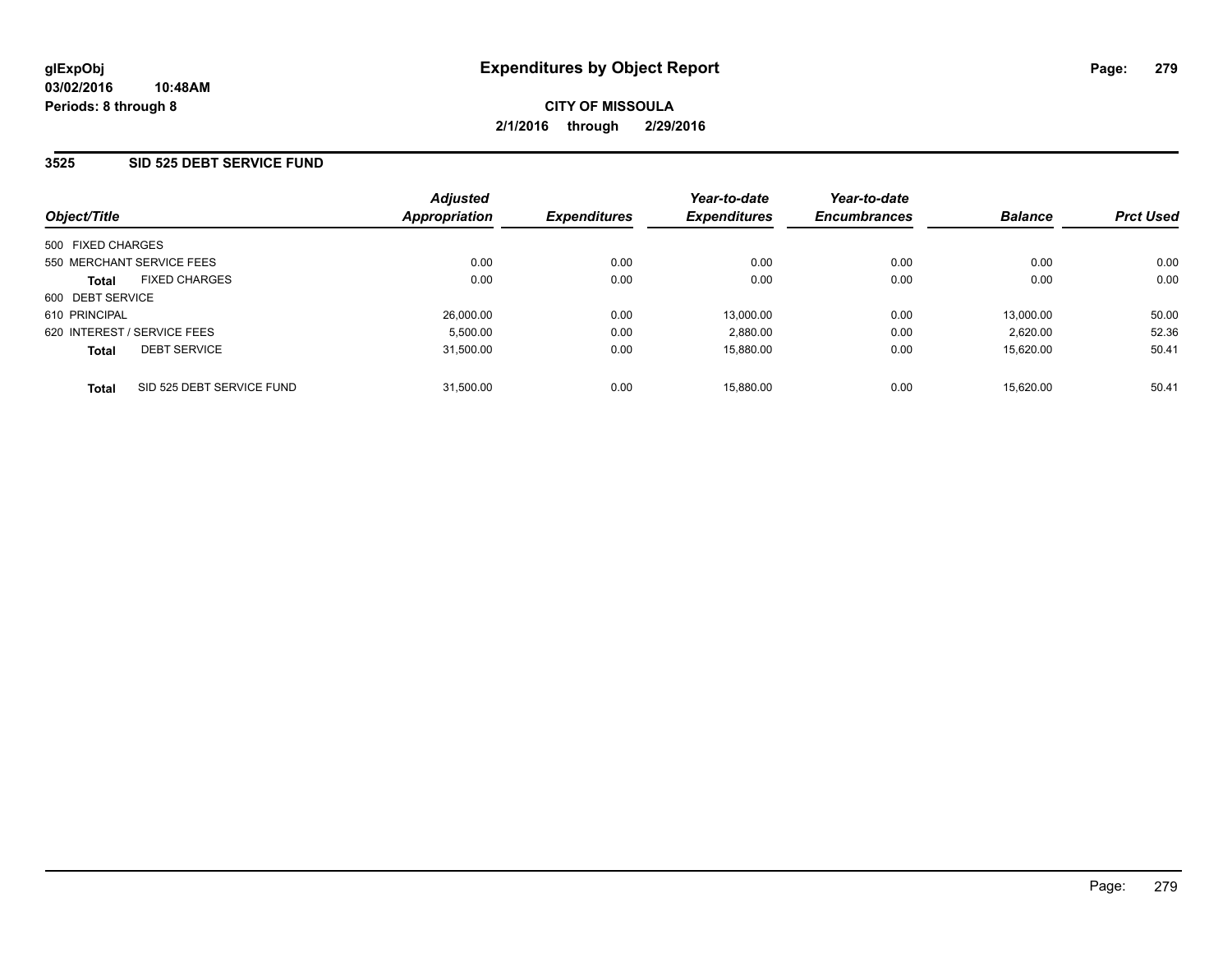glExpObj
03/02/2016 10:48AM
Periods: 8 through 8

# Expenditures by Object Report

**CITY OF MISSOULA**
**2/1/2016 through 2/29/2016**

## 3525 SID 525 DEBT SERVICE FUND

| Object/Title | Adjusted Appropriation | Expenditures | Year-to-date Expenditures | Year-to-date Encumbrances | Balance | Prct Used |
|---|---|---|---|---|---|---|
| 500 FIXED CHARGES | | | | | | |
| 550 MERCHANT SERVICE FEES | 0.00 | 0.00 | 0.00 | 0.00 | 0.00 | 0.00 |
| **Total** FIXED CHARGES | 0.00 | 0.00 | 0.00 | 0.00 | 0.00 | 0.00 |
| 600 DEBT SERVICE | | | | | | |
| 610 PRINCIPAL | 26,000.00 | 0.00 | 13,000.00 | 0.00 | 13,000.00 | 50.00 |
| 620 INTEREST / SERVICE FEES | 5,500.00 | 0.00 | 2,880.00 | 0.00 | 2,620.00 | 52.36 |
| **Total** DEBT SERVICE | 31,500.00 | 0.00 | 15,880.00 | 0.00 | 15,620.00 | 50.41 |
| **Total** SID 525 DEBT SERVICE FUND | 31,500.00 | 0.00 | 15,880.00 | 0.00 | 15,620.00 | 50.41 |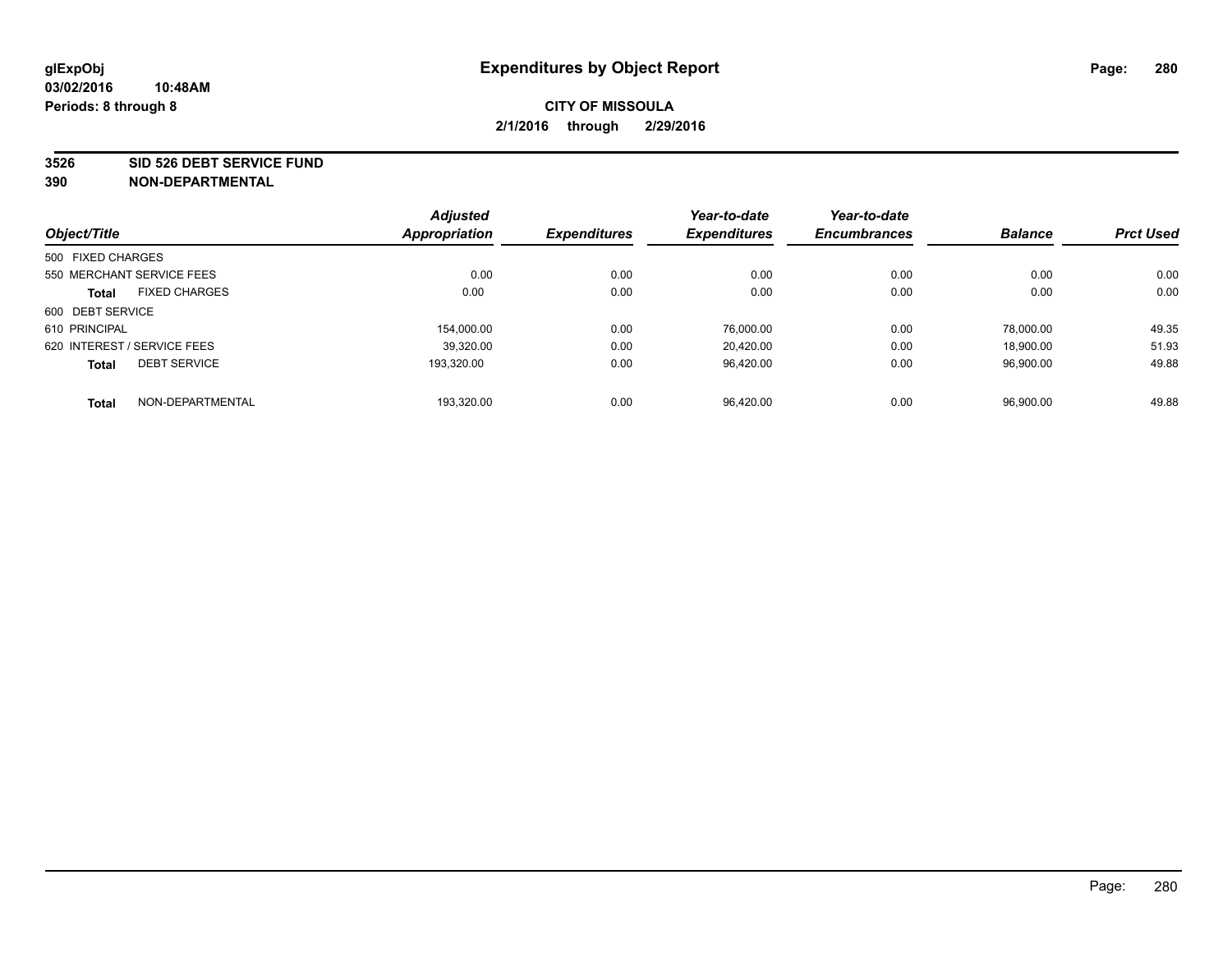# Expenditures by Object Report

glExpObj
03/02/2016 10:48AM
Periods: 8 through 8

**CITY OF MISSOULA**
**2/1/2016 through 2/29/2016**

**3526 SID 526 DEBT SERVICE FUND**
**390 NON-DEPARTMENTAL**

| Object/Title | Adjusted Appropriation | Expenditures | Year-to-date Expenditures | Year-to-date Encumbrances | Balance | Prct Used |
|---|---|---|---|---|---|---|
| 500 FIXED CHARGES | | | | | | |
| 550 MERCHANT SERVICE FEES | 0.00 | 0.00 | 0.00 | 0.00 | 0.00 | 0.00 |
| **Total** FIXED CHARGES | 0.00 | 0.00 | 0.00 | 0.00 | 0.00 | 0.00 |
| 600 DEBT SERVICE | | | | | | |
| 610 PRINCIPAL | 154,000.00 | 0.00 | 76,000.00 | 0.00 | 78,000.00 | 49.35 |
| 620 INTEREST / SERVICE FEES | 39,320.00 | 0.00 | 20,420.00 | 0.00 | 18,900.00 | 51.93 |
| **Total** DEBT SERVICE | 193,320.00 | 0.00 | 96,420.00 | 0.00 | 96,900.00 | 49.88 |
| **Total** NON-DEPARTMENTAL | 193,320.00 | 0.00 | 96,420.00 | 0.00 | 96,900.00 | 49.88 |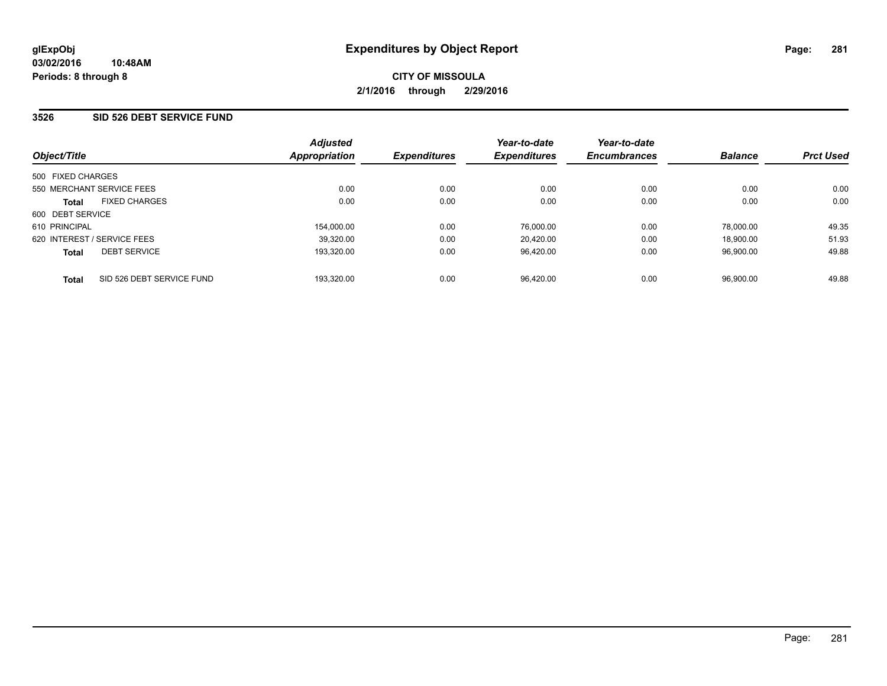**glExpObj**
**03/02/2016 10:48AM**
**Periods: 8 through 8**

# Expenditures by Object Report

**CITY OF MISSOULA**
**2/1/2016 through 2/29/2016**

## 3526 SID 526 DEBT SERVICE FUND

| Object/Title | Adjusted Appropriation | Expenditures | Year-to-date Expenditures | Year-to-date Encumbrances | Balance | Prct Used |
|---|---|---|---|---|---|---|
| 500 FIXED CHARGES | | | | | | |
| 550 MERCHANT SERVICE FEES | 0.00 | 0.00 | 0.00 | 0.00 | 0.00 | 0.00 |
| **Total** FIXED CHARGES | 0.00 | 0.00 | 0.00 | 0.00 | 0.00 | 0.00 |
| 600 DEBT SERVICE | | | | | | |
| 610 PRINCIPAL | 154,000.00 | 0.00 | 76,000.00 | 0.00 | 78,000.00 | 49.35 |
| 620 INTEREST / SERVICE FEES | 39,320.00 | 0.00 | 20,420.00 | 0.00 | 18,900.00 | 51.93 |
| **Total** DEBT SERVICE | 193,320.00 | 0.00 | 96,420.00 | 0.00 | 96,900.00 | 49.88 |
| **Total** SID 526 DEBT SERVICE FUND | 193,320.00 | 0.00 | 96,420.00 | 0.00 | 96,900.00 | 49.88 |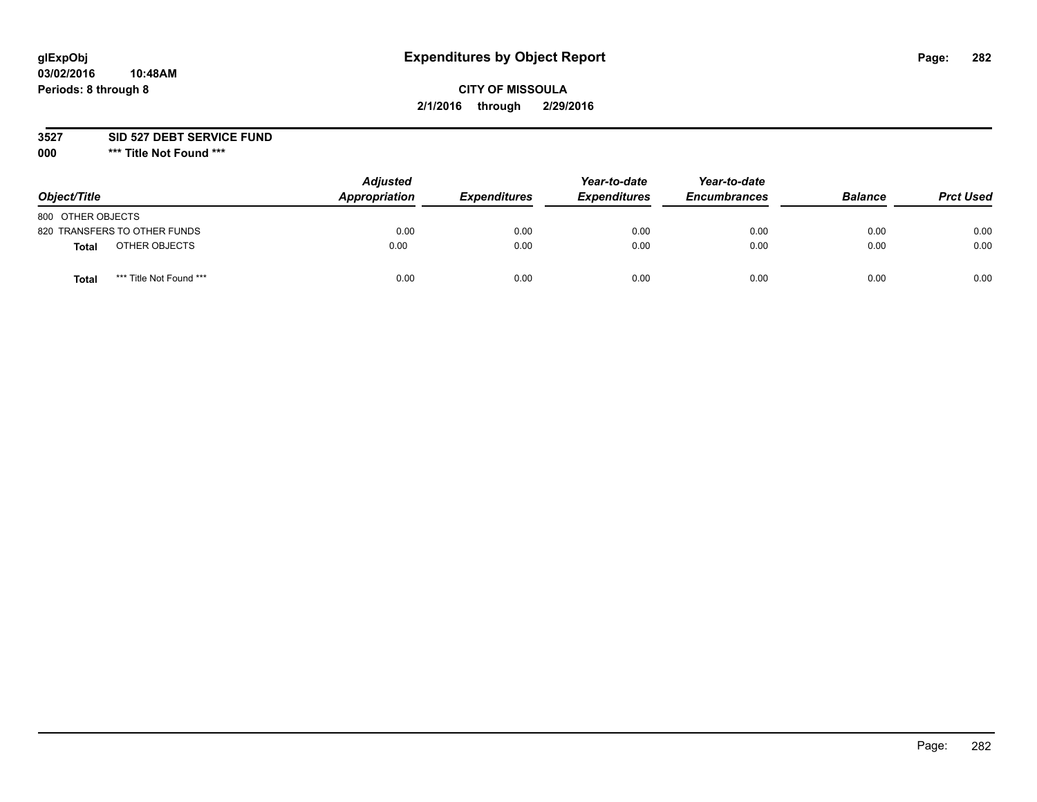**glExpObj**
**03/02/2016 10:48AM**
**Periods: 8 through 8**

# Expenditures by Object Report

**CITY OF MISSOULA**
**2/1/2016 through 2/29/2016**

**3527 SID 527 DEBT SERVICE FUND**
**000 \*\*\* Title Not Found \*\*\***

| Object/Title | | Adjusted Appropriation | Expenditures | Year-to-date Expenditures | Year-to-date Encumbrances | Balance | Prct Used |
|---|---|---|---|---|---|---|---|
| 800 OTHER OBJECTS | | | | | | | |
| 820 TRANSFERS TO OTHER FUNDS | | 0.00 | 0.00 | 0.00 | 0.00 | 0.00 | 0.00 |
| **Total** | OTHER OBJECTS | 0.00 | 0.00 | 0.00 | 0.00 | 0.00 | 0.00 |
| **Total** | *** Title Not Found *** | 0.00 | 0.00 | 0.00 | 0.00 | 0.00 | 0.00 |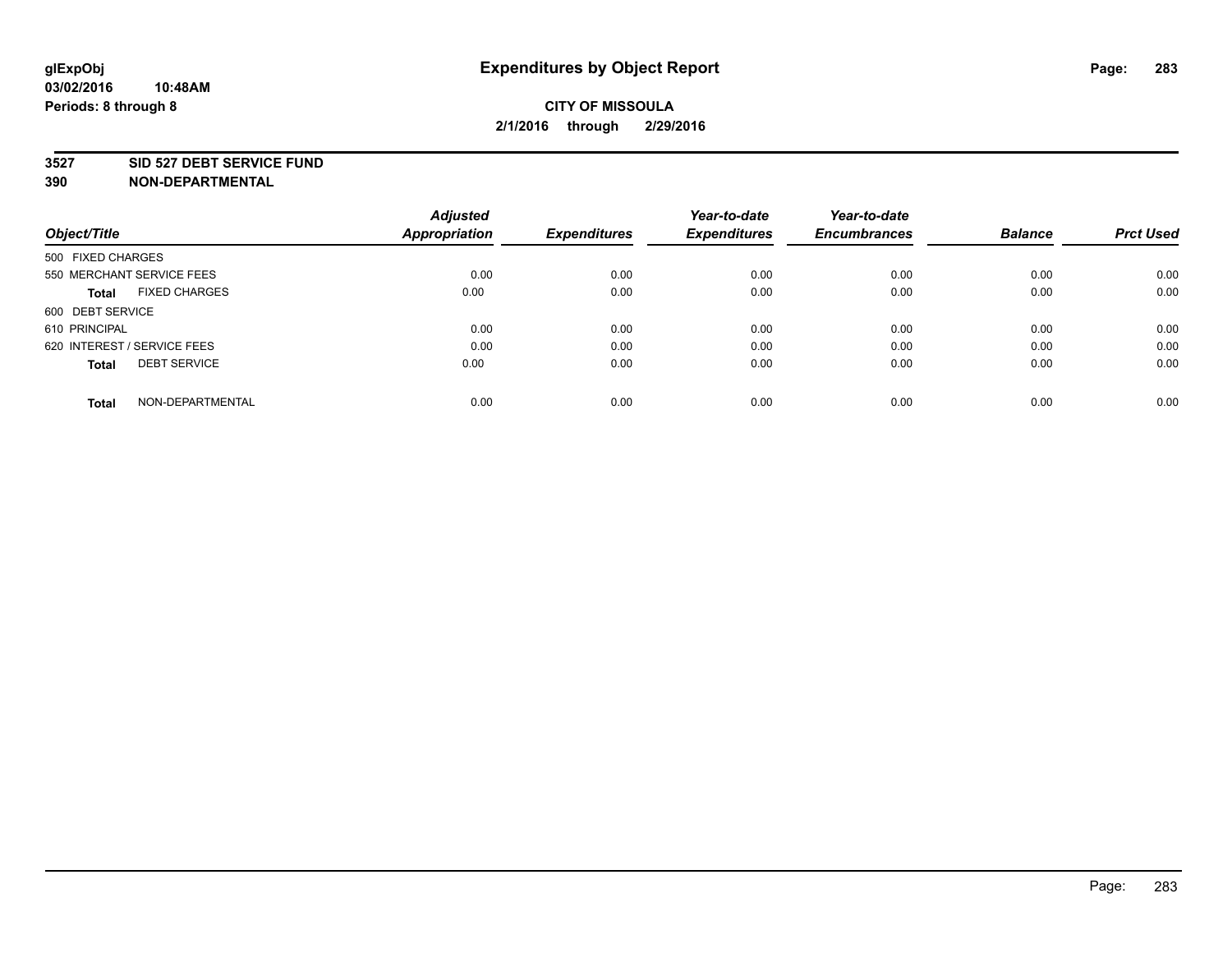# Expenditures by Object Report

**CITY OF MISSOULA**

**2/1/2016 through 2/29/2016**

glExpObj
03/02/2016 10:48AM
Periods: 8 through 8

**3527 SID 527 DEBT SERVICE FUND**
**390 NON-DEPARTMENTAL**

| Object/Title | Adjusted Appropriation | Expenditures | Year-to-date Expenditures | Year-to-date Encumbrances | Balance | Prct Used |
|---|---|---|---|---|---|---|
| 500 FIXED CHARGES | | | | | | |
| 550 MERCHANT SERVICE FEES | 0.00 | 0.00 | 0.00 | 0.00 | 0.00 | 0.00 |
| **Total** FIXED CHARGES | 0.00 | 0.00 | 0.00 | 0.00 | 0.00 | 0.00 |
| 600 DEBT SERVICE | | | | | | |
| 610 PRINCIPAL | 0.00 | 0.00 | 0.00 | 0.00 | 0.00 | 0.00 |
| 620 INTEREST / SERVICE FEES | 0.00 | 0.00 | 0.00 | 0.00 | 0.00 | 0.00 |
| **Total** DEBT SERVICE | 0.00 | 0.00 | 0.00 | 0.00 | 0.00 | 0.00 |
| **Total** NON-DEPARTMENTAL | 0.00 | 0.00 | 0.00 | 0.00 | 0.00 | 0.00 |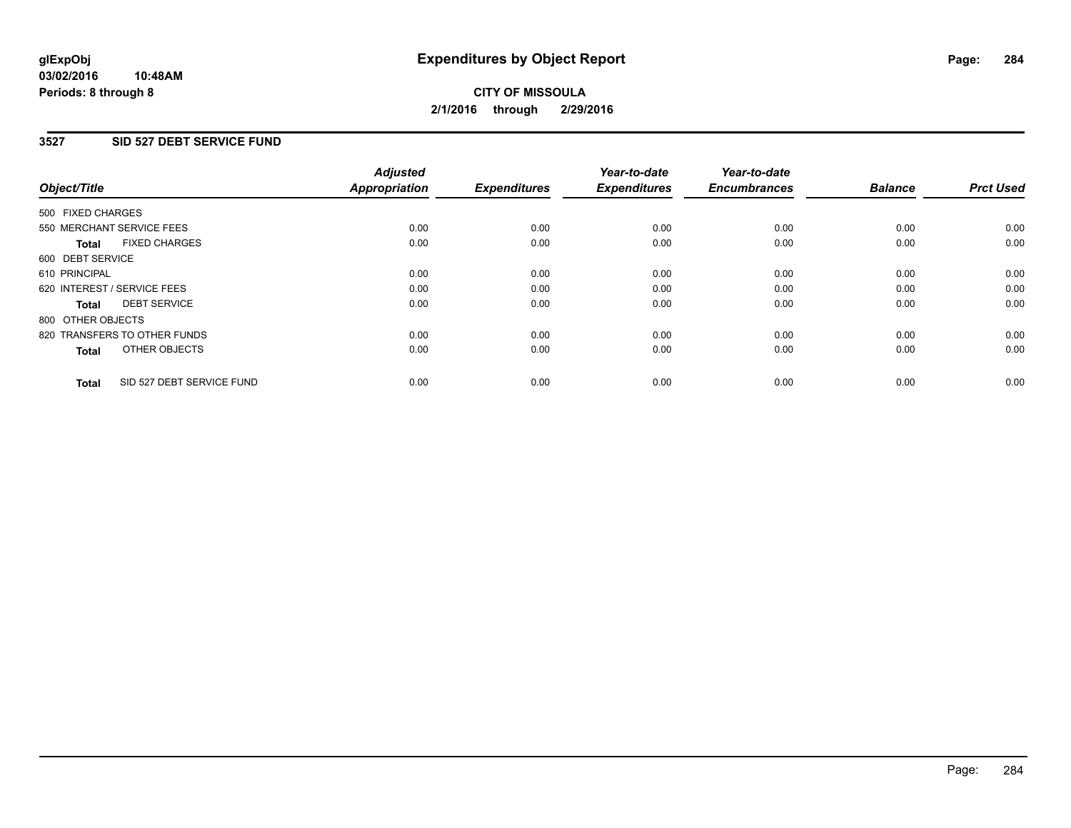# Expenditures by Object Report

glExpObj
03/02/2016 10:48AM
Periods: 8 through 8

**CITY OF MISSOULA**
**2/1/2016 through 2/29/2016**

## 3527 SID 527 DEBT SERVICE FUND

| Object/Title | Adjusted Appropriation | Expenditures | Year-to-date Expenditures | Year-to-date Encumbrances | Balance | Prct Used |
|---|---|---|---|---|---|---|
| 500 FIXED CHARGES | | | | | | |
| 550 MERCHANT SERVICE FEES | 0.00 | 0.00 | 0.00 | 0.00 | 0.00 | 0.00 |
| **Total** FIXED CHARGES | 0.00 | 0.00 | 0.00 | 0.00 | 0.00 | 0.00 |
| 600 DEBT SERVICE | | | | | | |
| 610 PRINCIPAL | 0.00 | 0.00 | 0.00 | 0.00 | 0.00 | 0.00 |
| 620 INTEREST / SERVICE FEES | 0.00 | 0.00 | 0.00 | 0.00 | 0.00 | 0.00 |
| **Total** DEBT SERVICE | 0.00 | 0.00 | 0.00 | 0.00 | 0.00 | 0.00 |
| 800 OTHER OBJECTS | | | | | | |
| 820 TRANSFERS TO OTHER FUNDS | 0.00 | 0.00 | 0.00 | 0.00 | 0.00 | 0.00 |
| **Total** OTHER OBJECTS | 0.00 | 0.00 | 0.00 | 0.00 | 0.00 | 0.00 |
| **Total** SID 527 DEBT SERVICE FUND | 0.00 | 0.00 | 0.00 | 0.00 | 0.00 | 0.00 |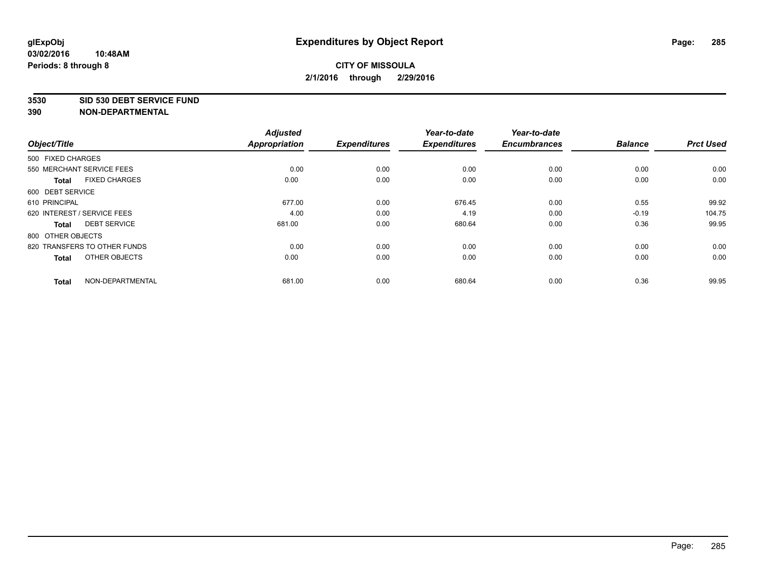# Expenditures by Object Report

glExpObj
03/02/2016 10:48AM
Periods: 8 through 8

**CITY OF MISSOULA**
**2/1/2016 through 2/29/2016**

**3530 SID 530 DEBT SERVICE FUND**
**390 NON-DEPARTMENTAL**

| Object/Title | Adjusted Appropriation | Expenditures | Year-to-date Expenditures | Year-to-date Encumbrances | Balance | Prct Used |
|---|---|---|---|---|---|---|
| 500 FIXED CHARGES | | | | | | |
| 550 MERCHANT SERVICE FEES | 0.00 | 0.00 | 0.00 | 0.00 | 0.00 | 0.00 |
| **Total** FIXED CHARGES | 0.00 | 0.00 | 0.00 | 0.00 | 0.00 | 0.00 |
| 600 DEBT SERVICE | | | | | | |
| 610 PRINCIPAL | 677.00 | 0.00 | 676.45 | 0.00 | 0.55 | 99.92 |
| 620 INTEREST / SERVICE FEES | 4.00 | 0.00 | 4.19 | 0.00 | -0.19 | 104.75 |
| **Total** DEBT SERVICE | 681.00 | 0.00 | 680.64 | 0.00 | 0.36 | 99.95 |
| 800 OTHER OBJECTS | | | | | | |
| 820 TRANSFERS TO OTHER FUNDS | 0.00 | 0.00 | 0.00 | 0.00 | 0.00 | 0.00 |
| **Total** OTHER OBJECTS | 0.00 | 0.00 | 0.00 | 0.00 | 0.00 | 0.00 |
| **Total** NON-DEPARTMENTAL | 681.00 | 0.00 | 680.64 | 0.00 | 0.36 | 99.95 |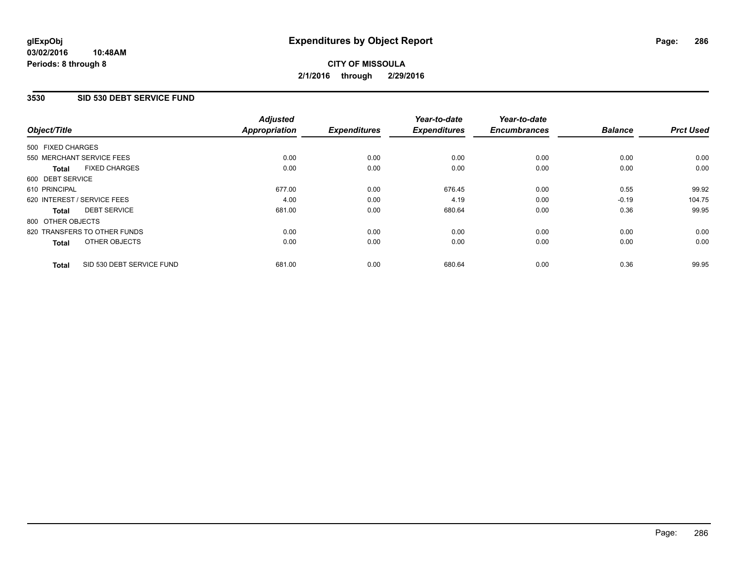glExpObj
03/02/2016 10:48AM
Periods: 8 through 8

# Expenditures by Object Report

**CITY OF MISSOULA**
**2/1/2016 through 2/29/2016**

## 3530 SID 530 DEBT SERVICE FUND

| Object/Title | Adjusted Appropriation | Expenditures | Year-to-date Expenditures | Year-to-date Encumbrances | Balance | Prct Used |
|---|---|---|---|---|---|---|
| 500 FIXED CHARGES | | | | | | |
| 550 MERCHANT SERVICE FEES | 0.00 | 0.00 | 0.00 | 0.00 | 0.00 | 0.00 |
| **Total** FIXED CHARGES | 0.00 | 0.00 | 0.00 | 0.00 | 0.00 | 0.00 |
| 600 DEBT SERVICE | | | | | | |
| 610 PRINCIPAL | 677.00 | 0.00 | 676.45 | 0.00 | 0.55 | 99.92 |
| 620 INTEREST / SERVICE FEES | 4.00 | 0.00 | 4.19 | 0.00 | -0.19 | 104.75 |
| **Total** DEBT SERVICE | 681.00 | 0.00 | 680.64 | 0.00 | 0.36 | 99.95 |
| 800 OTHER OBJECTS | | | | | | |
| 820 TRANSFERS TO OTHER FUNDS | 0.00 | 0.00 | 0.00 | 0.00 | 0.00 | 0.00 |
| **Total** OTHER OBJECTS | 0.00 | 0.00 | 0.00 | 0.00 | 0.00 | 0.00 |
| **Total** SID 530 DEBT SERVICE FUND | 681.00 | 0.00 | 680.64 | 0.00 | 0.36 | 99.95 |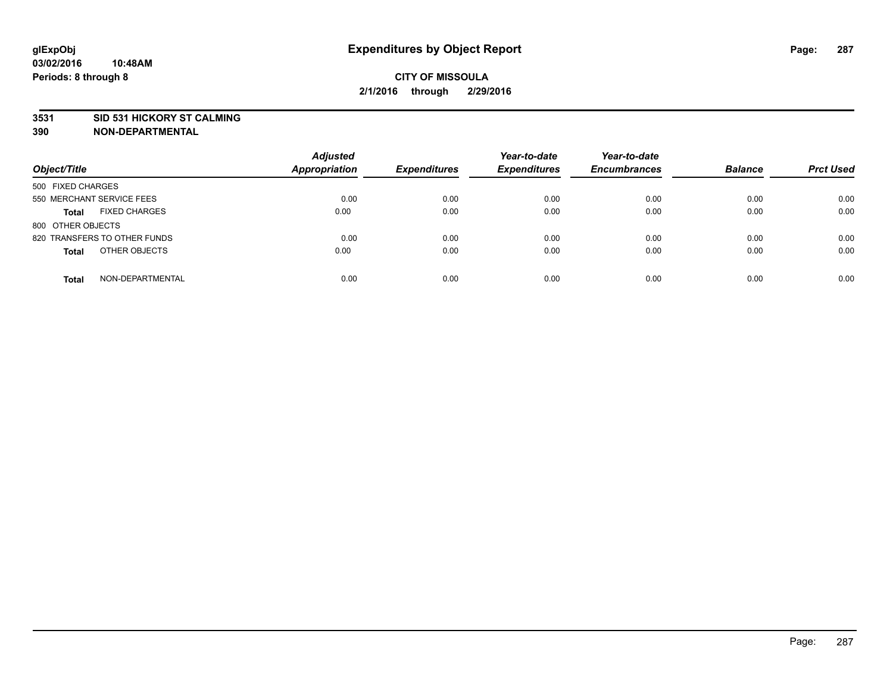# Expenditures by Object Report

glExpObj
03/02/2016 10:48AM
Periods: 8 through 8

**CITY OF MISSOULA**
**2/1/2016 through 2/29/2016**

**3531 SID 531 HICKORY ST CALMING**
**390 NON-DEPARTMENTAL**

| Object/Title | Adjusted Appropriation | Expenditures | Year-to-date Expenditures | Year-to-date Encumbrances | Balance | Prct Used |
|---|---|---|---|---|---|---|
| 500 FIXED CHARGES | | | | | | |
| 550 MERCHANT SERVICE FEES | 0.00 | 0.00 | 0.00 | 0.00 | 0.00 | 0.00 |
| **Total** FIXED CHARGES | 0.00 | 0.00 | 0.00 | 0.00 | 0.00 | 0.00 |
| 800 OTHER OBJECTS | | | | | | |
| 820 TRANSFERS TO OTHER FUNDS | 0.00 | 0.00 | 0.00 | 0.00 | 0.00 | 0.00 |
| **Total** OTHER OBJECTS | 0.00 | 0.00 | 0.00 | 0.00 | 0.00 | 0.00 |
| **Total** NON-DEPARTMENTAL | 0.00 | 0.00 | 0.00 | 0.00 | 0.00 | 0.00 |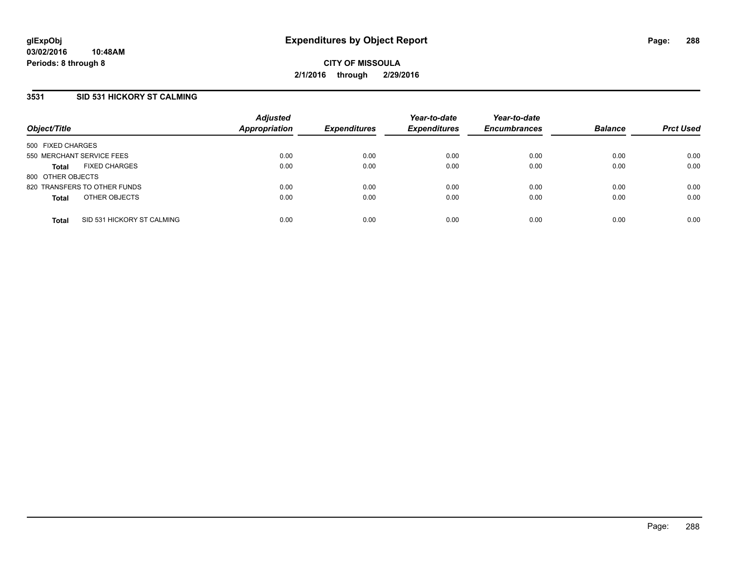# Expenditures by Object Report

glExpObj
03/02/2016 10:48AM
Periods: 8 through 8

**CITY OF MISSOULA**
**2/1/2016 through 2/29/2016**

### 3531 SID 531 HICKORY ST CALMING

| Object/Title | Adjusted Appropriation | Expenditures | Year-to-date Expenditures | Year-to-date Encumbrances | Balance | Prct Used |
|---|---|---|---|---|---|---|
| 500 FIXED CHARGES | | | | | | |
| 550 MERCHANT SERVICE FEES | 0.00 | 0.00 | 0.00 | 0.00 | 0.00 | 0.00 |
| **Total** FIXED CHARGES | 0.00 | 0.00 | 0.00 | 0.00 | 0.00 | 0.00 |
| 800 OTHER OBJECTS | | | | | | |
| 820 TRANSFERS TO OTHER FUNDS | 0.00 | 0.00 | 0.00 | 0.00 | 0.00 | 0.00 |
| **Total** OTHER OBJECTS | 0.00 | 0.00 | 0.00 | 0.00 | 0.00 | 0.00 |
| **Total** SID 531 HICKORY ST CALMING | 0.00 | 0.00 | 0.00 | 0.00 | 0.00 | 0.00 |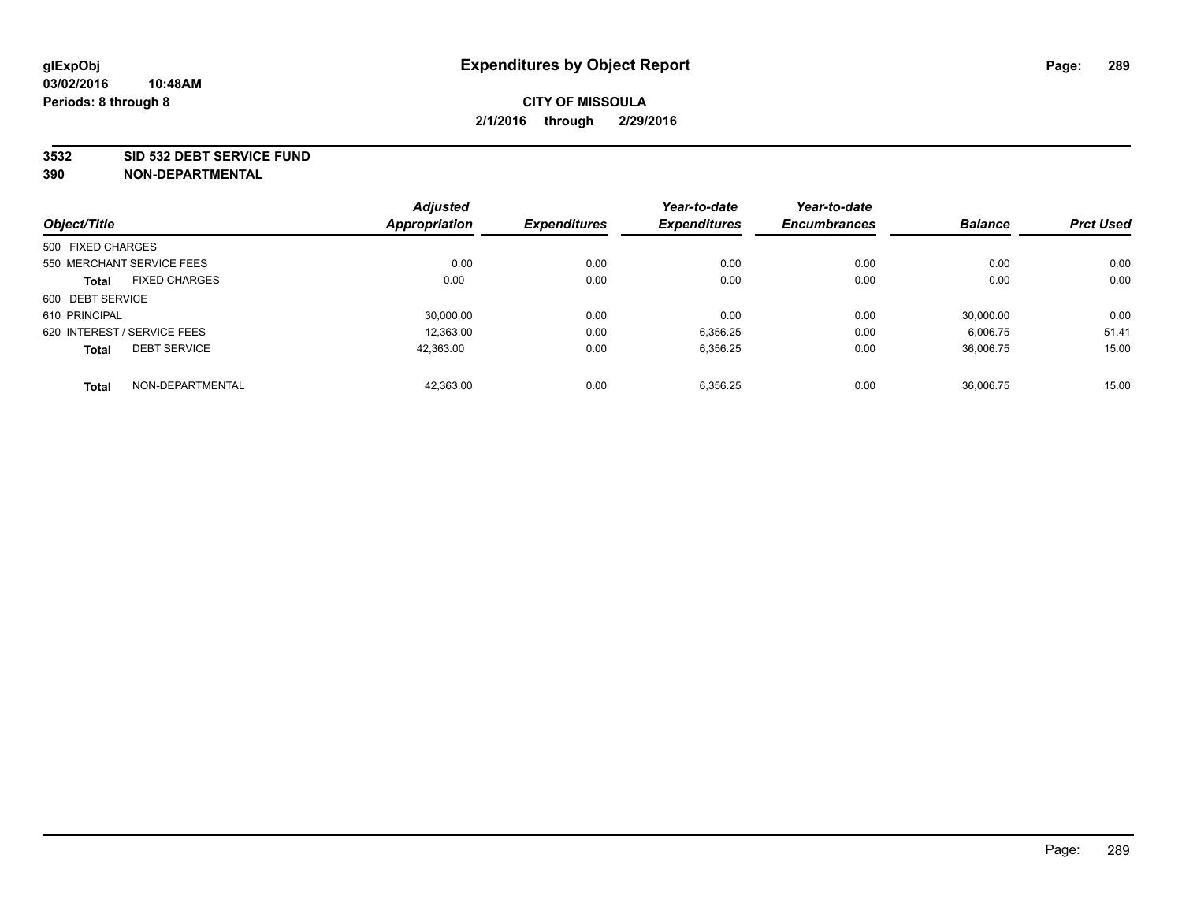**glExpObj**
**03/02/2016 10:48AM**
**Periods: 8 through 8**

# Expenditures by Object Report

**CITY OF MISSOULA**
**2/1/2016 through 2/29/2016**

**3532 SID 532 DEBT SERVICE FUND**
**390 NON-DEPARTMENTAL**

| Object/Title | Adjusted Appropriation | Expenditures | Year-to-date Expenditures | Year-to-date Encumbrances | Balance | Prct Used |
|---|---|---|---|---|---|---|
| 500 FIXED CHARGES | | | | | | |
| 550 MERCHANT SERVICE FEES | 0.00 | 0.00 | 0.00 | 0.00 | 0.00 | 0.00 |
| **Total** FIXED CHARGES | 0.00 | 0.00 | 0.00 | 0.00 | 0.00 | 0.00 |
| 600 DEBT SERVICE | | | | | | |
| 610 PRINCIPAL | 30,000.00 | 0.00 | 0.00 | 0.00 | 30,000.00 | 0.00 |
| 620 INTEREST / SERVICE FEES | 12,363.00 | 0.00 | 6,356.25 | 0.00 | 6,006.75 | 51.41 |
| **Total** DEBT SERVICE | 42,363.00 | 0.00 | 6,356.25 | 0.00 | 36,006.75 | 15.00 |
| **Total** NON-DEPARTMENTAL | 42,363.00 | 0.00 | 6,356.25 | 0.00 | 36,006.75 | 15.00 |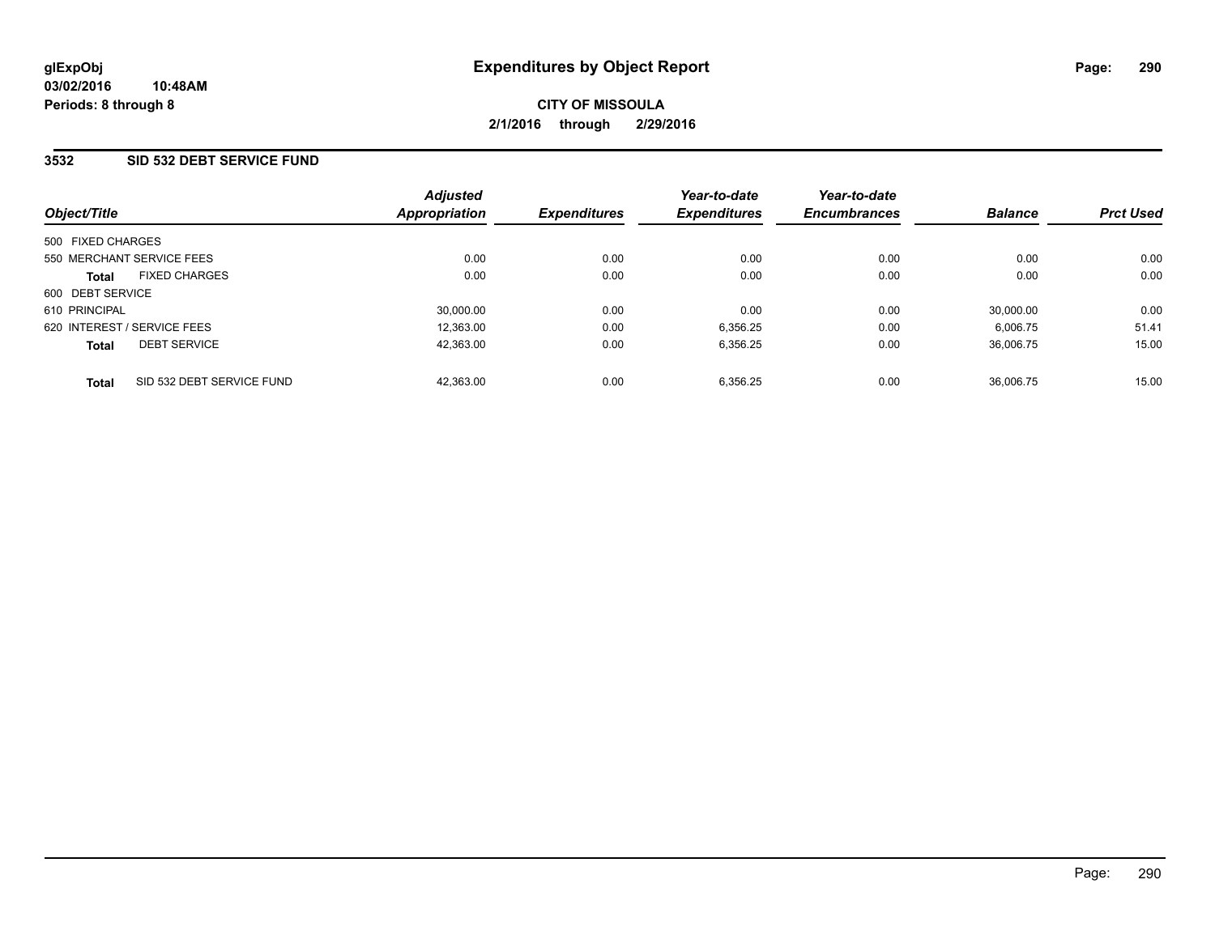**glExpObj**
**03/02/2016 10:48AM**
**Periods: 8 through 8**

# Expenditures by Object Report

**CITY OF MISSOULA**
**2/1/2016 through 2/29/2016**

## 3532 SID 532 DEBT SERVICE FUND

| Object/Title | | Adjusted Appropriation | Expenditures | Year-to-date Expenditures | Year-to-date Encumbrances | Balance | Prct Used |
|---|---|---|---|---|---|---|---|
| 500 FIXED CHARGES | | | | | | | |
| 550 MERCHANT SERVICE FEES | | 0.00 | 0.00 | 0.00 | 0.00 | 0.00 | 0.00 |
| **Total** | FIXED CHARGES | 0.00 | 0.00 | 0.00 | 0.00 | 0.00 | 0.00 |
| 600 DEBT SERVICE | | | | | | | |
| 610 PRINCIPAL | | 30,000.00 | 0.00 | 0.00 | 0.00 | 30,000.00 | 0.00 |
| 620 INTEREST / SERVICE FEES | | 12,363.00 | 0.00 | 6,356.25 | 0.00 | 6,006.75 | 51.41 |
| **Total** | DEBT SERVICE | 42,363.00 | 0.00 | 6,356.25 | 0.00 | 36,006.75 | 15.00 |
| **Total** | SID 532 DEBT SERVICE FUND | 42,363.00 | 0.00 | 6,356.25 | 0.00 | 36,006.75 | 15.00 |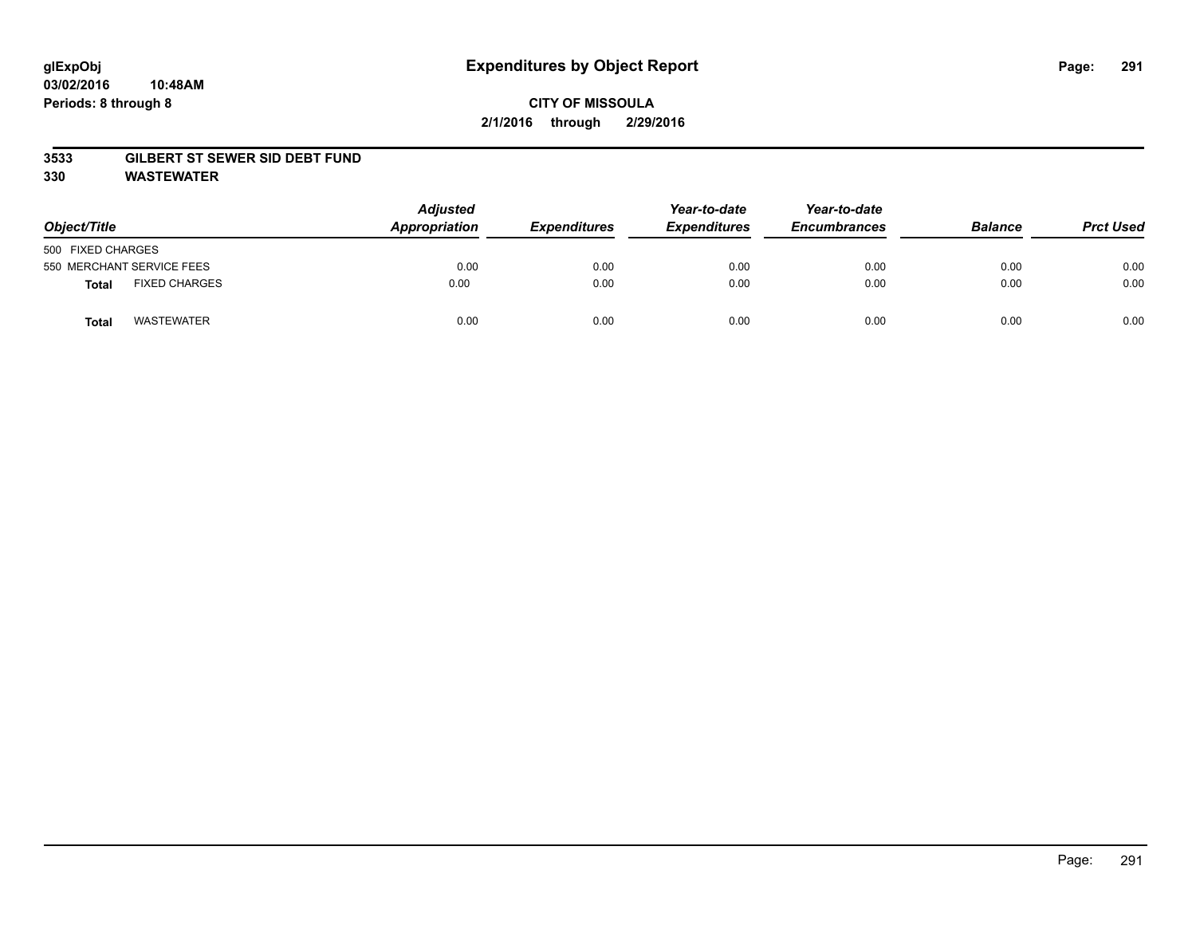**glExpObj**
**03/02/2016 10:48AM**
**Periods: 8 through 8**

# Expenditures by Object Report

**CITY OF MISSOULA**
**2/1/2016 through 2/29/2016**

**3533 GILBERT ST SEWER SID DEBT FUND**
**330 WASTEWATER**

| Object/Title | Adjusted Appropriation | Expenditures | Year-to-date Expenditures | Year-to-date Encumbrances | Balance | Prct Used |
|---|---|---|---|---|---|---|
| 500 FIXED CHARGES | | | | | | |
| 550 MERCHANT SERVICE FEES | 0.00 | 0.00 | 0.00 | 0.00 | 0.00 | 0.00 |
| **Total** FIXED CHARGES | 0.00 | 0.00 | 0.00 | 0.00 | 0.00 | 0.00 |
| **Total** WASTEWATER | 0.00 | 0.00 | 0.00 | 0.00 | 0.00 | 0.00 |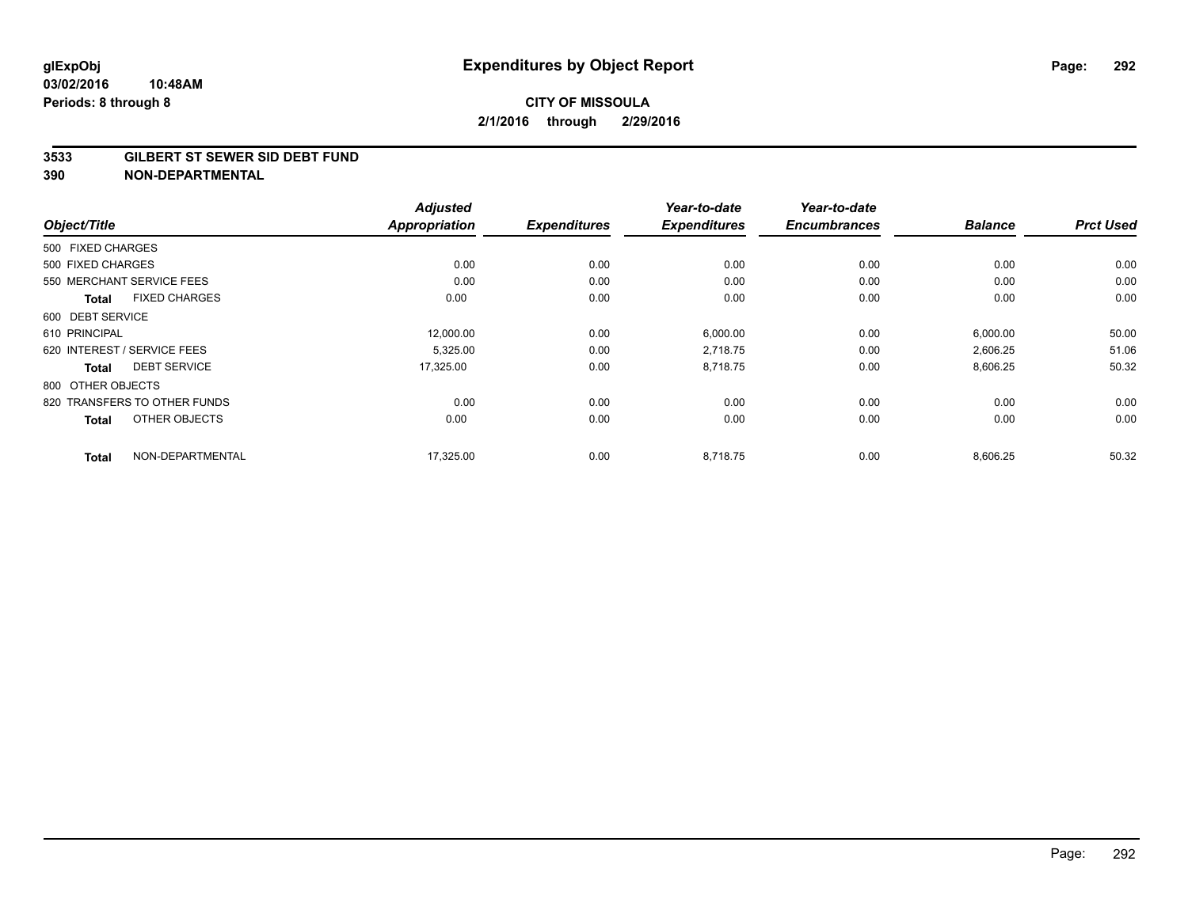**glExpObj** 
**03/02/2016 10:48AM**
**Periods: 8 through 8**

# Expenditures by Object Report

**CITY OF MISSOULA**
**2/1/2016 through 2/29/2016**

## 3533 GILBERT ST SEWER SID DEBT FUND
## 390 NON-DEPARTMENTAL

| Object/Title | Adjusted Appropriation | Expenditures | Year-to-date Expenditures | Year-to-date Encumbrances | Balance | Prct Used |
|---|---|---|---|---|---|---|
| 500 FIXED CHARGES | | | | | | |
| 500 FIXED CHARGES | 0.00 | 0.00 | 0.00 | 0.00 | 0.00 | 0.00 |
| 550 MERCHANT SERVICE FEES | 0.00 | 0.00 | 0.00 | 0.00 | 0.00 | 0.00 |
| **Total** FIXED CHARGES | 0.00 | 0.00 | 0.00 | 0.00 | 0.00 | 0.00 |
| 600 DEBT SERVICE | | | | | | |
| 610 PRINCIPAL | 12,000.00 | 0.00 | 6,000.00 | 0.00 | 6,000.00 | 50.00 |
| 620 INTEREST / SERVICE FEES | 5,325.00 | 0.00 | 2,718.75 | 0.00 | 2,606.25 | 51.06 |
| **Total** DEBT SERVICE | 17,325.00 | 0.00 | 8,718.75 | 0.00 | 8,606.25 | 50.32 |
| 800 OTHER OBJECTS | | | | | | |
| 820 TRANSFERS TO OTHER FUNDS | 0.00 | 0.00 | 0.00 | 0.00 | 0.00 | 0.00 |
| **Total** OTHER OBJECTS | 0.00 | 0.00 | 0.00 | 0.00 | 0.00 | 0.00 |
| **Total** NON-DEPARTMENTAL | 17,325.00 | 0.00 | 8,718.75 | 0.00 | 8,606.25 | 50.32 |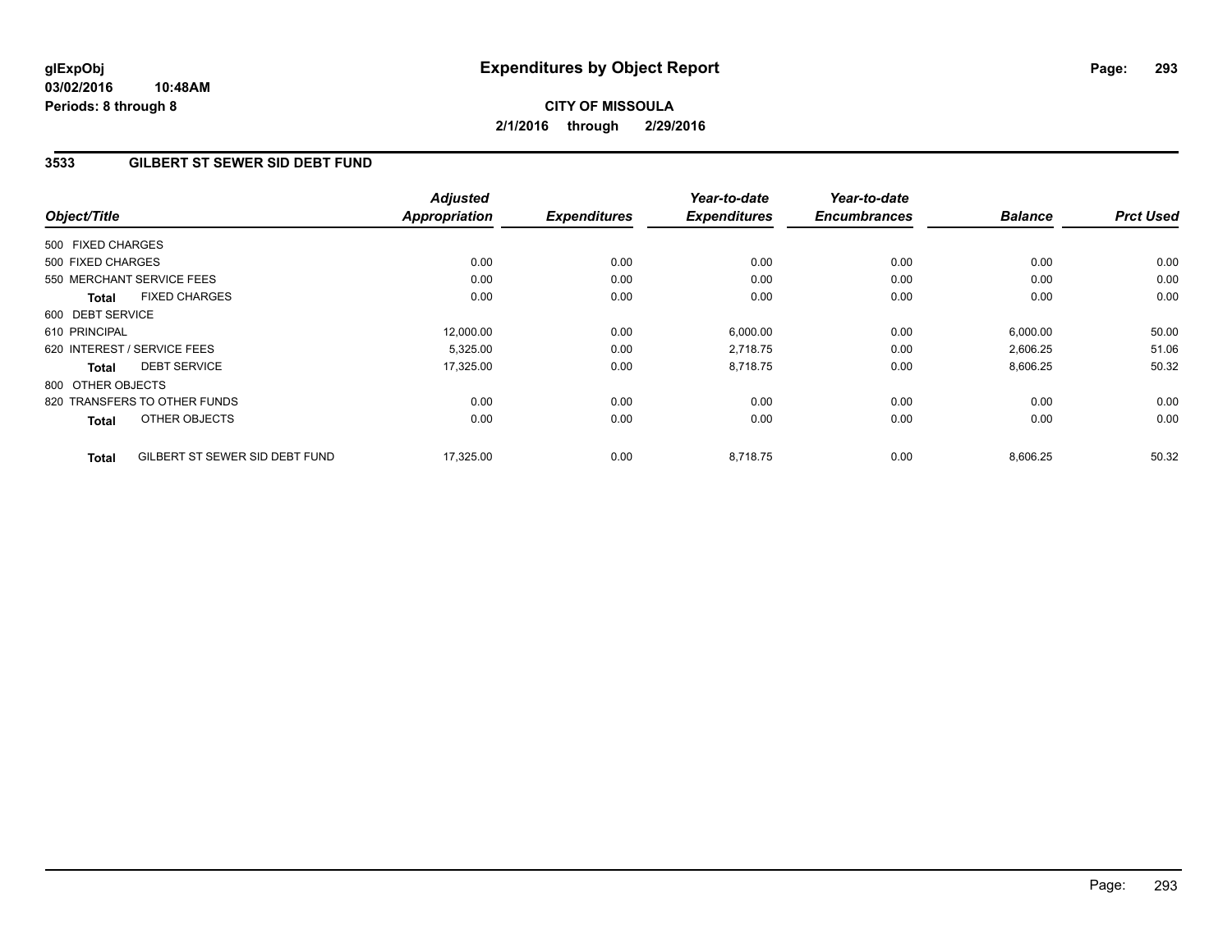# Expenditures by Object Report

glExpObj
03/02/2016 10:48AM
Periods: 8 through 8

**CITY OF MISSOULA**
**2/1/2016 through 2/29/2016**

## 3533 GILBERT ST SEWER SID DEBT FUND

| Object/Title | | Adjusted Appropriation | Expenditures | Year-to-date Expenditures | Year-to-date Encumbrances | Balance | Prct Used |
|---|---|---|---|---|---|---|---|
| 500 FIXED CHARGES | | | | | | | |
| 500 FIXED CHARGES | | 0.00 | 0.00 | 0.00 | 0.00 | 0.00 | 0.00 |
| 550 MERCHANT SERVICE FEES | | 0.00 | 0.00 | 0.00 | 0.00 | 0.00 | 0.00 |
| **Total** | FIXED CHARGES | 0.00 | 0.00 | 0.00 | 0.00 | 0.00 | 0.00 |
| 600 DEBT SERVICE | | | | | | | |
| 610 PRINCIPAL | | 12,000.00 | 0.00 | 6,000.00 | 0.00 | 6,000.00 | 50.00 |
| 620 INTEREST / SERVICE FEES | | 5,325.00 | 0.00 | 2,718.75 | 0.00 | 2,606.25 | 51.06 |
| **Total** | DEBT SERVICE | 17,325.00 | 0.00 | 8,718.75 | 0.00 | 8,606.25 | 50.32 |
| 800 OTHER OBJECTS | | | | | | | |
| 820 TRANSFERS TO OTHER FUNDS | | 0.00 | 0.00 | 0.00 | 0.00 | 0.00 | 0.00 |
| **Total** | OTHER OBJECTS | 0.00 | 0.00 | 0.00 | 0.00 | 0.00 | 0.00 |
| **Total** | GILBERT ST SEWER SID DEBT FUND | 17,325.00 | 0.00 | 8,718.75 | 0.00 | 8,606.25 | 50.32 |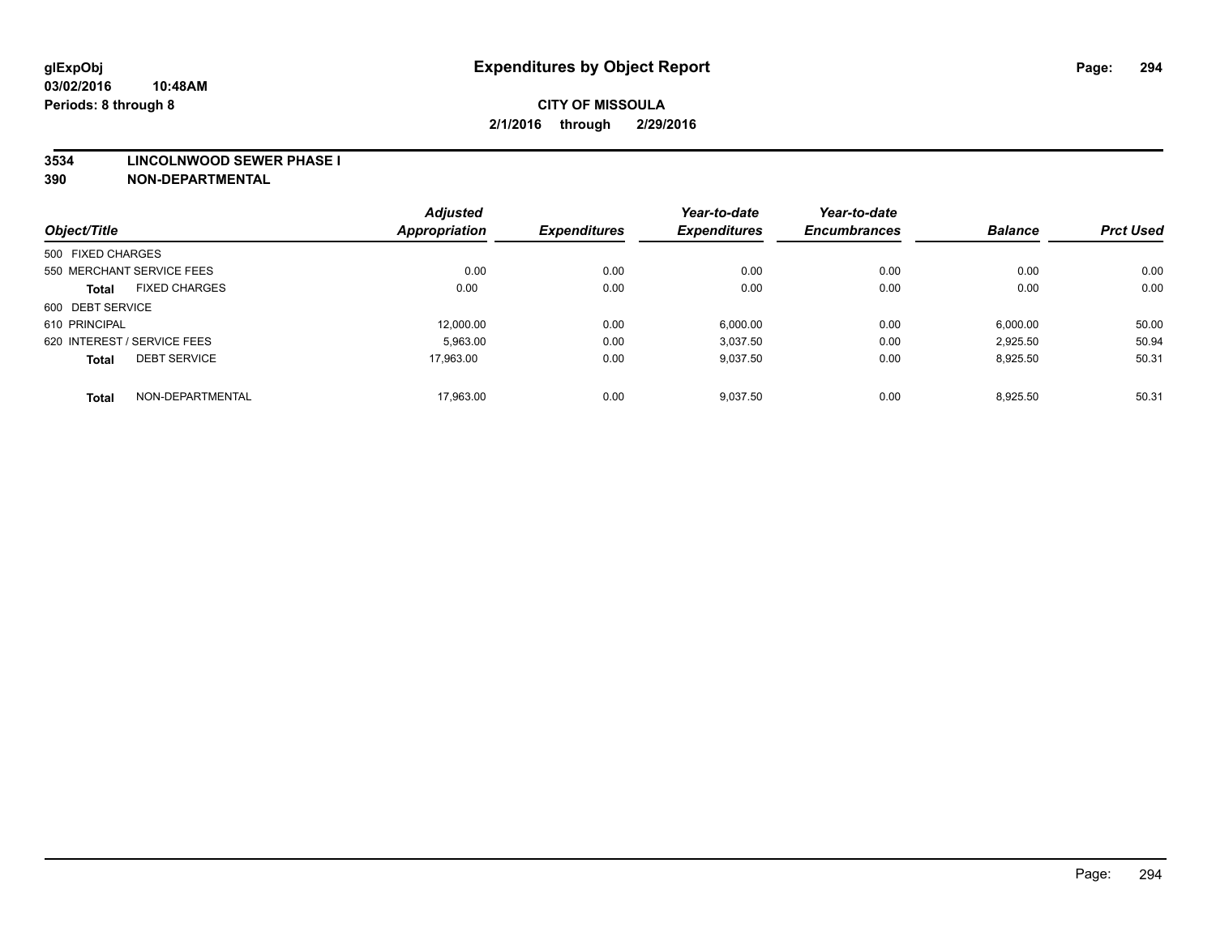# Expenditures by Object Report

glExpObj
03/02/2016 10:48AM
Periods: 8 through 8

**CITY OF MISSOULA**
**2/1/2016 through 2/29/2016**

**3534 LINCOLNWOOD SEWER PHASE I**
**390 NON-DEPARTMENTAL**

| Object/Title | Adjusted Appropriation | Expenditures | Year-to-date Expenditures | Year-to-date Encumbrances | Balance | Prct Used |
|---|---|---|---|---|---|---|
| 500 FIXED CHARGES | | | | | | |
| 550 MERCHANT SERVICE FEES | 0.00 | 0.00 | 0.00 | 0.00 | 0.00 | 0.00 |
| **Total** FIXED CHARGES | 0.00 | 0.00 | 0.00 | 0.00 | 0.00 | 0.00 |
| 600 DEBT SERVICE | | | | | | |
| 610 PRINCIPAL | 12,000.00 | 0.00 | 6,000.00 | 0.00 | 6,000.00 | 50.00 |
| 620 INTEREST / SERVICE FEES | 5,963.00 | 0.00 | 3,037.50 | 0.00 | 2,925.50 | 50.94 |
| **Total** DEBT SERVICE | 17,963.00 | 0.00 | 9,037.50 | 0.00 | 8,925.50 | 50.31 |
| **Total** NON-DEPARTMENTAL | 17,963.00 | 0.00 | 9,037.50 | 0.00 | 8,925.50 | 50.31 |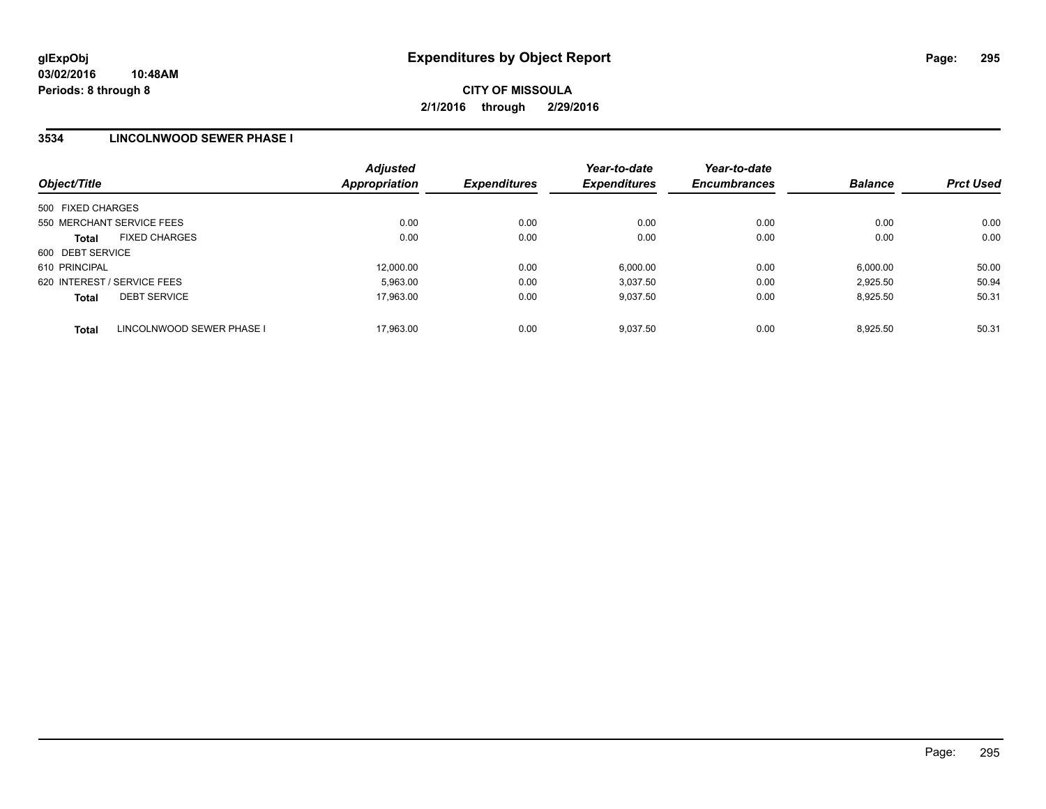glExpObj
03/02/2016 10:48AM
Periods: 8 through 8

# Expenditures by Object Report

**CITY OF MISSOULA**
**2/1/2016 through 2/29/2016**

## 3534 LINCOLNWOOD SEWER PHASE I

| Object/Title | | Adjusted Appropriation | Expenditures | Year-to-date Expenditures | Year-to-date Encumbrances | Balance | Prct Used |
|---|---|---|---|---|---|---|---|
| 500 FIXED CHARGES | | | | | | | |
| 550 MERCHANT SERVICE FEES | | 0.00 | 0.00 | 0.00 | 0.00 | 0.00 | 0.00 |
| **Total** | FIXED CHARGES | 0.00 | 0.00 | 0.00 | 0.00 | 0.00 | 0.00 |
| 600 DEBT SERVICE | | | | | | | |
| 610 PRINCIPAL | | 12,000.00 | 0.00 | 6,000.00 | 0.00 | 6,000.00 | 50.00 |
| 620 INTEREST / SERVICE FEES | | 5,963.00 | 0.00 | 3,037.50 | 0.00 | 2,925.50 | 50.94 |
| **Total** | DEBT SERVICE | 17,963.00 | 0.00 | 9,037.50 | 0.00 | 8,925.50 | 50.31 |
| **Total** | LINCOLNWOOD SEWER PHASE I | 17,963.00 | 0.00 | 9,037.50 | 0.00 | 8,925.50 | 50.31 |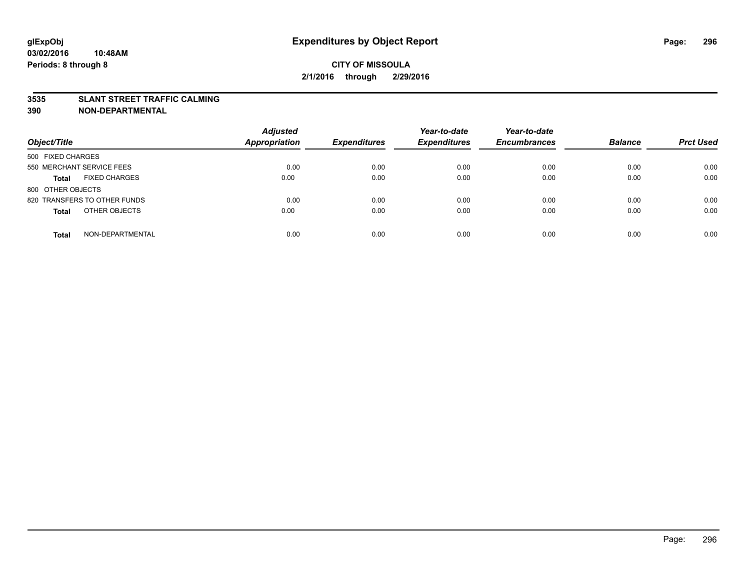**glExpObj** **Expenditures by Object Report**

**03/02/2016 10:48AM**

**Periods: 8 through 8**

**CITY OF MISSOULA**

**2/1/2016 through 2/29/2016**

**3535 SLANT STREET TRAFFIC CALMING**

**390 NON-DEPARTMENTAL**

| Object/Title | | Adjusted Appropriation | Expenditures | Year-to-date Expenditures | Year-to-date Encumbrances | Balance | Prct Used |
|---|---|---|---|---|---|---|---|
| 500 FIXED CHARGES | | | | | | | |
| 550 MERCHANT SERVICE FEES | | 0.00 | 0.00 | 0.00 | 0.00 | 0.00 | 0.00 |
| **Total** | FIXED CHARGES | 0.00 | 0.00 | 0.00 | 0.00 | 0.00 | 0.00 |
| 800 OTHER OBJECTS | | | | | | | |
| 820 TRANSFERS TO OTHER FUNDS | | 0.00 | 0.00 | 0.00 | 0.00 | 0.00 | 0.00 |
| **Total** | OTHER OBJECTS | 0.00 | 0.00 | 0.00 | 0.00 | 0.00 | 0.00 |
| **Total** | NON-DEPARTMENTAL | 0.00 | 0.00 | 0.00 | 0.00 | 0.00 | 0.00 |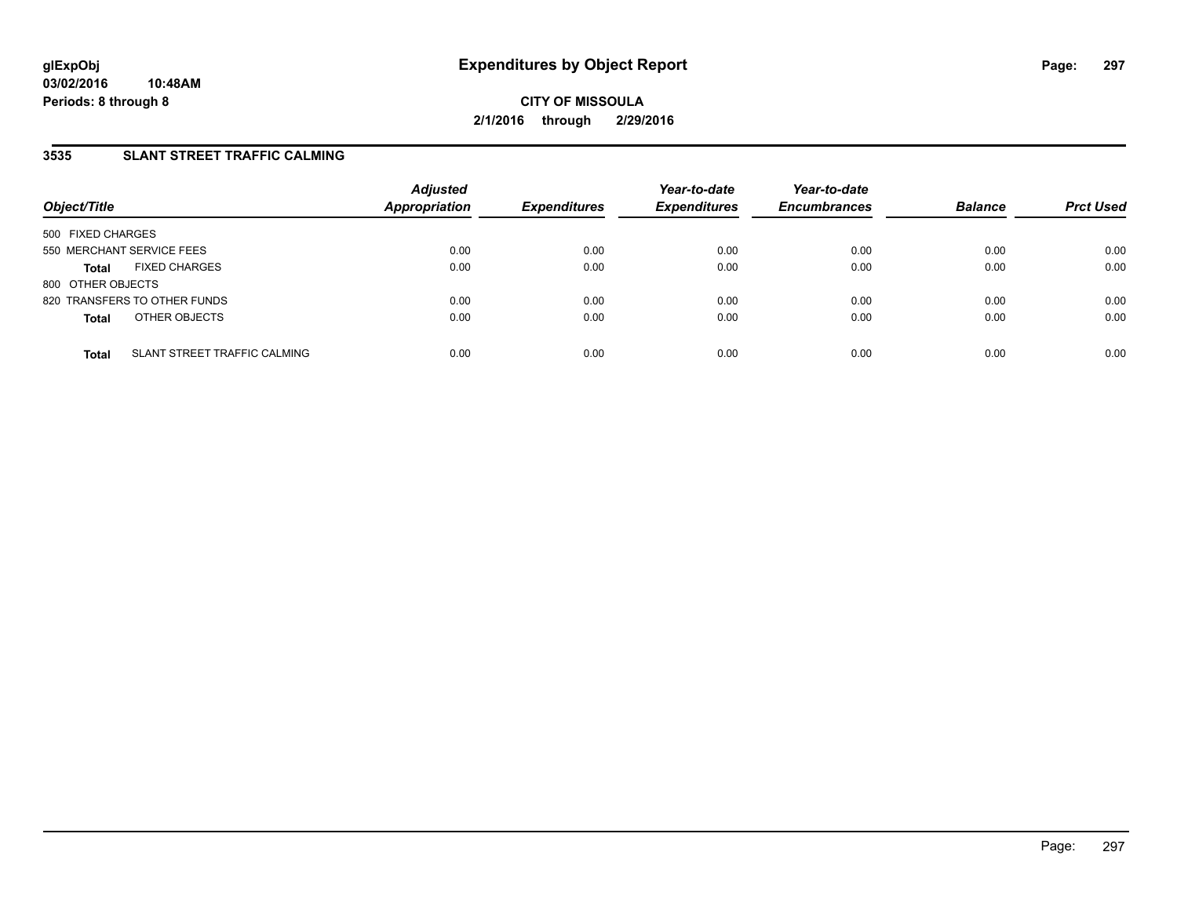# Expenditures by Object Report

**CITY OF MISSOULA**

**2/1/2016 through 2/29/2016**

glExpObj
03/02/2016 10:48AM
Periods: 8 through 8

## 3535 SLANT STREET TRAFFIC CALMING

| Object/Title | | Adjusted Appropriation | Expenditures | Year-to-date Expenditures | Year-to-date Encumbrances | Balance | Prct Used |
|---|---|---|---|---|---|---|---|
| 500 FIXED CHARGES | | | | | | | |
| 550 MERCHANT SERVICE FEES | | 0.00 | 0.00 | 0.00 | 0.00 | 0.00 | 0.00 |
| **Total** | FIXED CHARGES | 0.00 | 0.00 | 0.00 | 0.00 | 0.00 | 0.00 |
| 800 OTHER OBJECTS | | | | | | | |
| 820 TRANSFERS TO OTHER FUNDS | | 0.00 | 0.00 | 0.00 | 0.00 | 0.00 | 0.00 |
| **Total** | OTHER OBJECTS | 0.00 | 0.00 | 0.00 | 0.00 | 0.00 | 0.00 |
| **Total** | SLANT STREET TRAFFIC CALMING | 0.00 | 0.00 | 0.00 | 0.00 | 0.00 | 0.00 |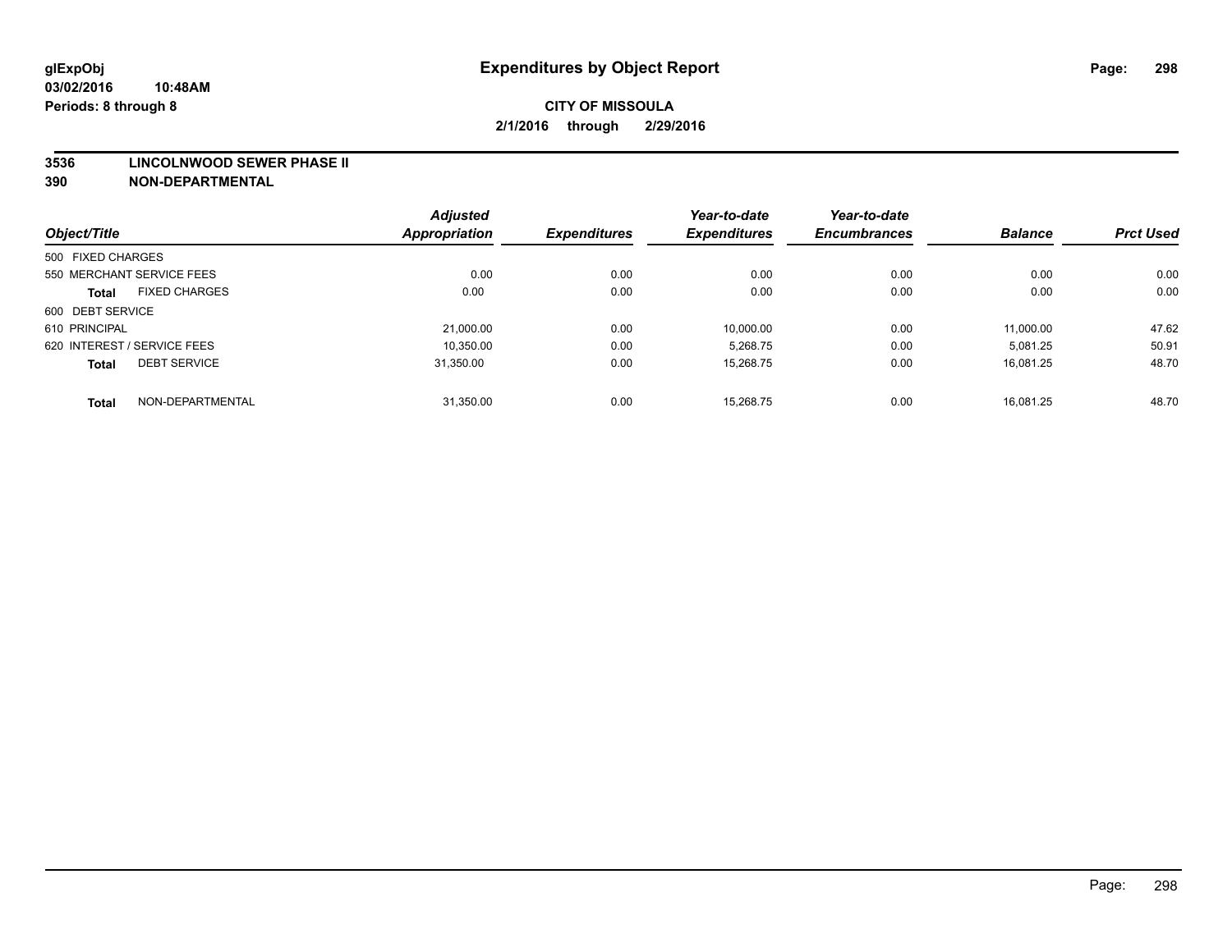**glExpObj**
**03/02/2016 10:48AM**
**Periods: 8 through 8**

# Expenditures by Object Report

**CITY OF MISSOULA**
**2/1/2016 through 2/29/2016**

**3536 LINCOLNWOOD SEWER PHASE II**
**390 NON-DEPARTMENTAL**

| Object/Title | | Adjusted Appropriation | Expenditures | Year-to-date Expenditures | Year-to-date Encumbrances | Balance | Prct Used |
|---|---|---|---|---|---|---|---|
| 500 FIXED CHARGES | | | | | | | |
| 550 MERCHANT SERVICE FEES | | 0.00 | 0.00 | 0.00 | 0.00 | 0.00 | 0.00 |
| **Total** | FIXED CHARGES | 0.00 | 0.00 | 0.00 | 0.00 | 0.00 | 0.00 |
| 600 DEBT SERVICE | | | | | | | |
| 610 PRINCIPAL | | 21,000.00 | 0.00 | 10,000.00 | 0.00 | 11,000.00 | 47.62 |
| 620 INTEREST / SERVICE FEES | | 10,350.00 | 0.00 | 5,268.75 | 0.00 | 5,081.25 | 50.91 |
| **Total** | DEBT SERVICE | 31,350.00 | 0.00 | 15,268.75 | 0.00 | 16,081.25 | 48.70 |
| **Total** | NON-DEPARTMENTAL | 31,350.00 | 0.00 | 15,268.75 | 0.00 | 16,081.25 | 48.70 |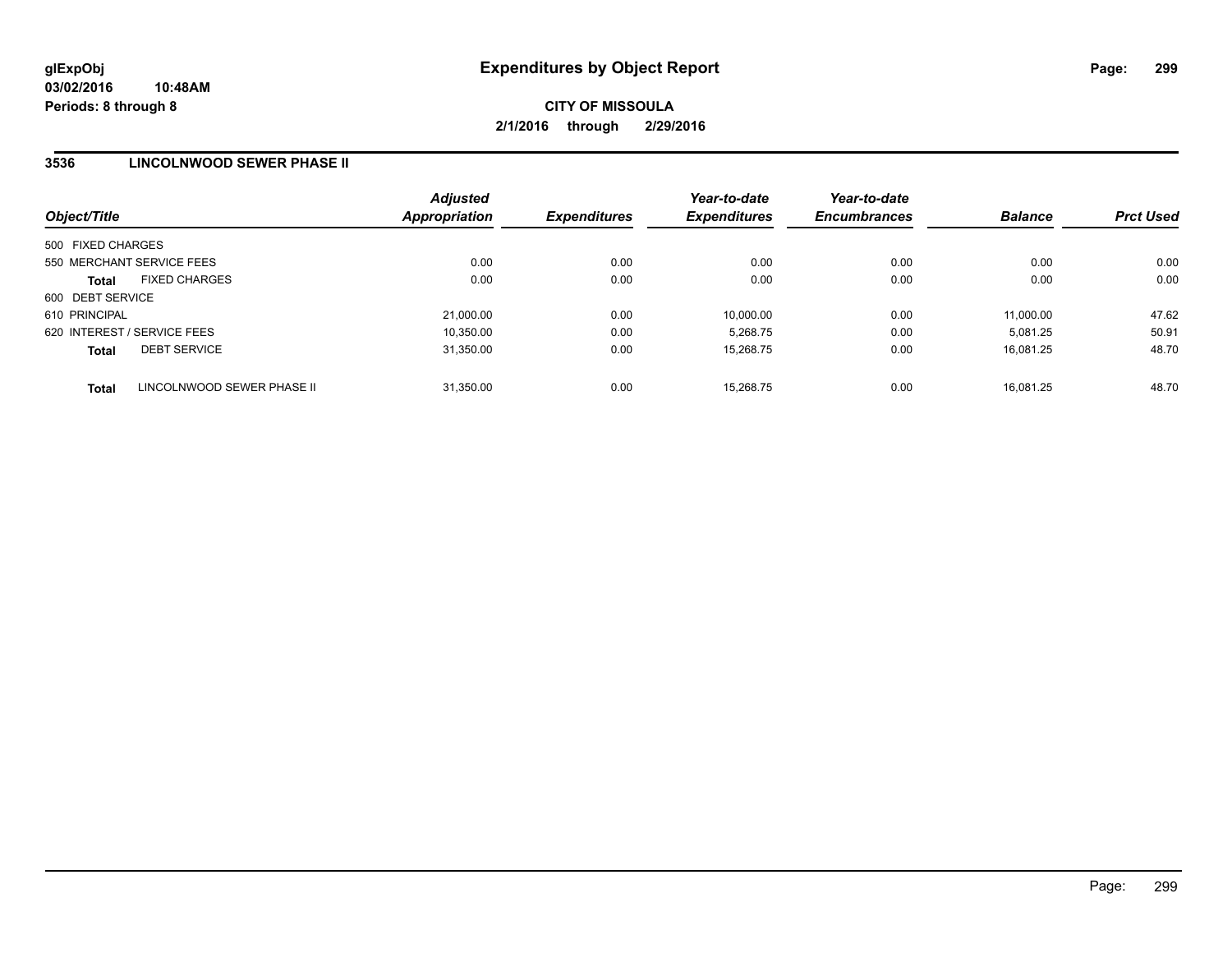# Expenditures by Object Report

glExpObj
03/02/2016 10:48AM
Periods: 8 through 8

**CITY OF MISSOULA**
**2/1/2016 through 2/29/2016**

## 3536 LINCOLNWOOD SEWER PHASE II

| Object/Title | Adjusted Appropriation | Expenditures | Year-to-date Expenditures | Year-to-date Encumbrances | Balance | Prct Used |
|---|---|---|---|---|---|---|
| 500 FIXED CHARGES | | | | | | |
| 550 MERCHANT SERVICE FEES | 0.00 | 0.00 | 0.00 | 0.00 | 0.00 | 0.00 |
| **Total** FIXED CHARGES | 0.00 | 0.00 | 0.00 | 0.00 | 0.00 | 0.00 |
| 600 DEBT SERVICE | | | | | | |
| 610 PRINCIPAL | 21,000.00 | 0.00 | 10,000.00 | 0.00 | 11,000.00 | 47.62 |
| 620 INTEREST / SERVICE FEES | 10,350.00 | 0.00 | 5,268.75 | 0.00 | 5,081.25 | 50.91 |
| **Total** DEBT SERVICE | 31,350.00 | 0.00 | 15,268.75 | 0.00 | 16,081.25 | 48.70 |
| **Total** LINCOLNWOOD SEWER PHASE II | 31,350.00 | 0.00 | 15,268.75 | 0.00 | 16,081.25 | 48.70 |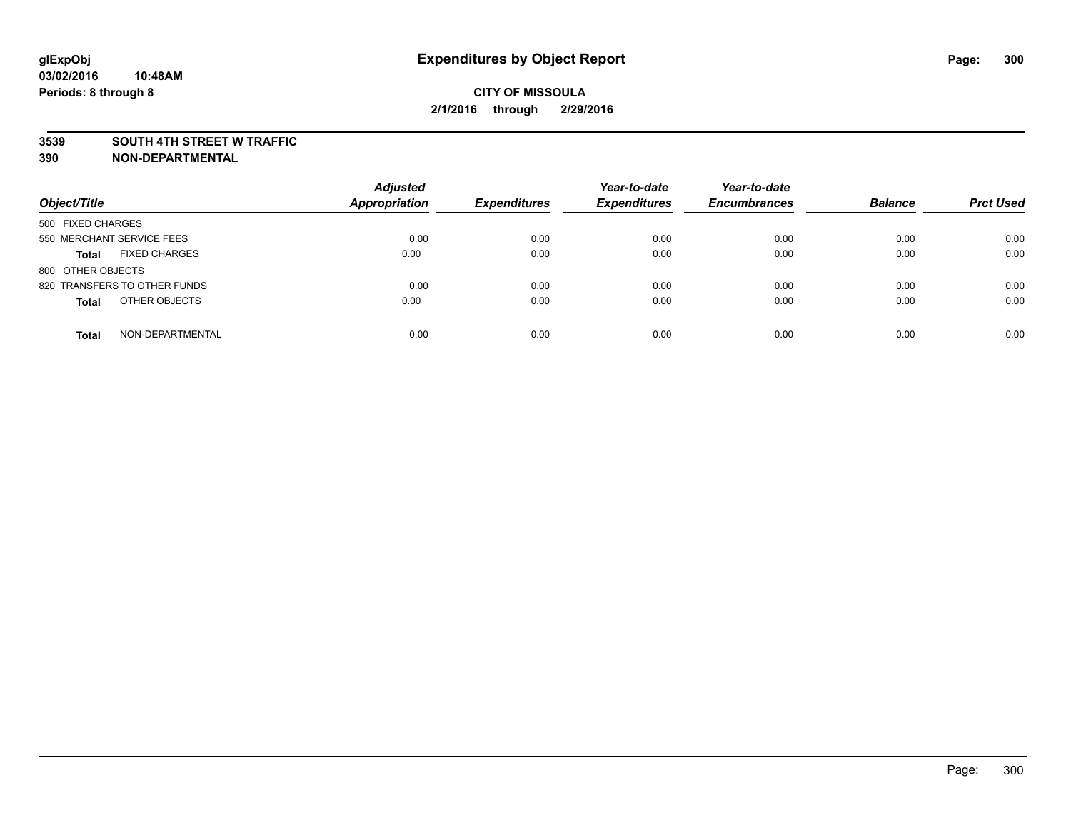**glExpObj** **Expenditures by Object Report**
**03/02/2016 10:48AM**
**Periods: 8 through 8**

**CITY OF MISSOULA**
**2/1/2016 through 2/29/2016**

**3539 SOUTH 4TH STREET W TRAFFIC**
**390 NON-DEPARTMENTAL**

| Object/Title | Adjusted Appropriation | Expenditures | Year-to-date Expenditures | Year-to-date Encumbrances | Balance | Prct Used |
|---|---|---|---|---|---|---|
| 500 FIXED CHARGES | | | | | | |
| 550 MERCHANT SERVICE FEES | 0.00 | 0.00 | 0.00 | 0.00 | 0.00 | 0.00 |
| **Total** FIXED CHARGES | 0.00 | 0.00 | 0.00 | 0.00 | 0.00 | 0.00 |
| 800 OTHER OBJECTS | | | | | | |
| 820 TRANSFERS TO OTHER FUNDS | 0.00 | 0.00 | 0.00 | 0.00 | 0.00 | 0.00 |
| **Total** OTHER OBJECTS | 0.00 | 0.00 | 0.00 | 0.00 | 0.00 | 0.00 |
| **Total** NON-DEPARTMENTAL | 0.00 | 0.00 | 0.00 | 0.00 | 0.00 | 0.00 |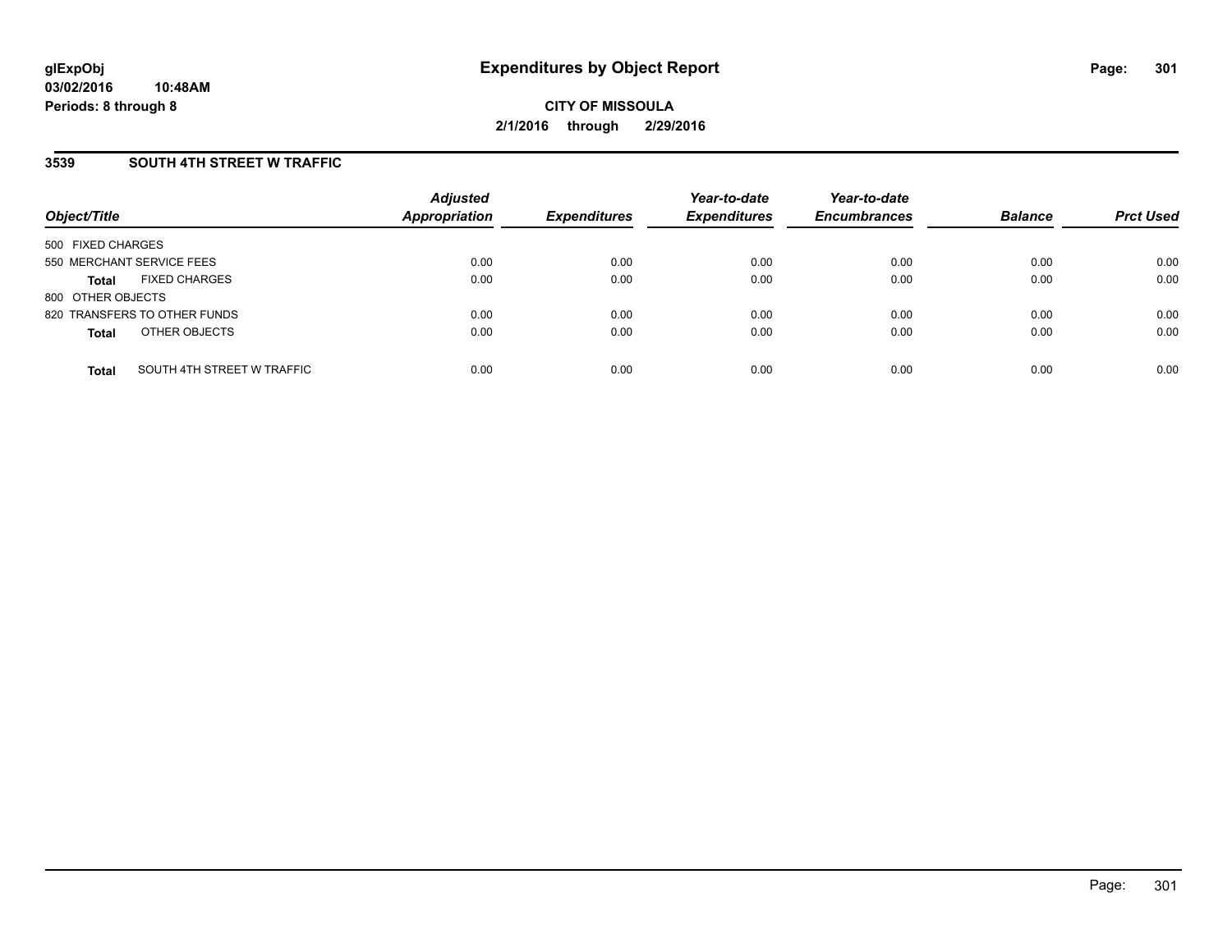**glExpObj** **Expenditures by Object Report**

**03/02/2016 10:48AM**

**Periods: 8 through 8**

**CITY OF MISSOULA**

**2/1/2016 through 2/29/2016**

## 3539 SOUTH 4TH STREET W TRAFFIC

| Object/Title | Adjusted Appropriation | Expenditures | Year-to-date Expenditures | Year-to-date Encumbrances | Balance | Prct Used |
|---|---|---|---|---|---|---|
| 500 FIXED CHARGES | | | | | | |
| 550 MERCHANT SERVICE FEES | 0.00 | 0.00 | 0.00 | 0.00 | 0.00 | 0.00 |
| **Total** FIXED CHARGES | 0.00 | 0.00 | 0.00 | 0.00 | 0.00 | 0.00 |
| 800 OTHER OBJECTS | | | | | | |
| 820 TRANSFERS TO OTHER FUNDS | 0.00 | 0.00 | 0.00 | 0.00 | 0.00 | 0.00 |
| **Total** OTHER OBJECTS | 0.00 | 0.00 | 0.00 | 0.00 | 0.00 | 0.00 |
| **Total** SOUTH 4TH STREET W TRAFFIC | 0.00 | 0.00 | 0.00 | 0.00 | 0.00 | 0.00 |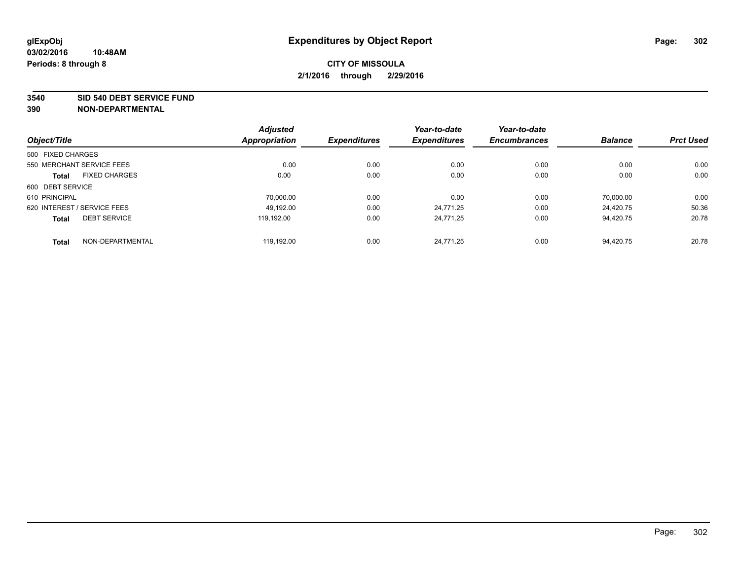**glExpObj**
**03/02/2016 10:48AM**
**Periods: 8 through 8**

# Expenditures by Object Report

**CITY OF MISSOULA**
**2/1/2016 through 2/29/2016**

**3540 SID 540 DEBT SERVICE FUND**
**390 NON-DEPARTMENTAL**

| Object/Title | Adjusted Appropriation | Expenditures | Year-to-date Expenditures | Year-to-date Encumbrances | Balance | Prct Used |
|---|---|---|---|---|---|---|
| 500 FIXED CHARGES | | | | | | |
| 550 MERCHANT SERVICE FEES | 0.00 | 0.00 | 0.00 | 0.00 | 0.00 | 0.00 |
| **Total** FIXED CHARGES | 0.00 | 0.00 | 0.00 | 0.00 | 0.00 | 0.00 |
| 600 DEBT SERVICE | | | | | | |
| 610 PRINCIPAL | 70,000.00 | 0.00 | 0.00 | 0.00 | 70,000.00 | 0.00 |
| 620 INTEREST / SERVICE FEES | 49,192.00 | 0.00 | 24,771.25 | 0.00 | 24,420.75 | 50.36 |
| **Total** DEBT SERVICE | 119,192.00 | 0.00 | 24,771.25 | 0.00 | 94,420.75 | 20.78 |
| **Total** NON-DEPARTMENTAL | 119,192.00 | 0.00 | 24,771.25 | 0.00 | 94,420.75 | 20.78 |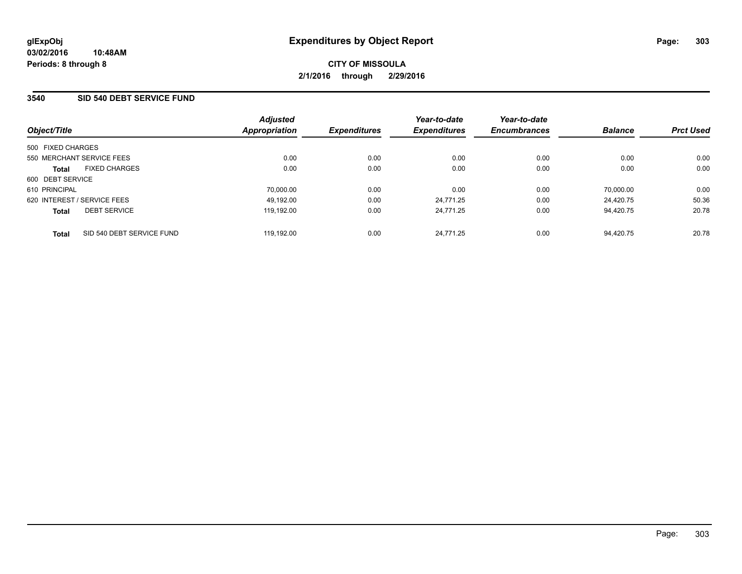glExpObj
03/02/2016 10:48AM
Periods: 8 through 8

# Expenditures by Object Report

**CITY OF MISSOULA**

**2/1/2016 through 2/29/2016**

## 3540 SID 540 DEBT SERVICE FUND

| Object/Title | | Adjusted Appropriation | Expenditures | Year-to-date Expenditures | Year-to-date Encumbrances | Balance | Prct Used |
|---|---|---|---|---|---|---|---|
| 500 FIXED CHARGES | | | | | | | |
| 550 MERCHANT SERVICE FEES | | 0.00 | 0.00 | 0.00 | 0.00 | 0.00 | 0.00 |
| **Total** | FIXED CHARGES | 0.00 | 0.00 | 0.00 | 0.00 | 0.00 | 0.00 |
| 600 DEBT SERVICE | | | | | | | |
| 610 PRINCIPAL | | 70,000.00 | 0.00 | 0.00 | 0.00 | 70,000.00 | 0.00 |
| 620 INTEREST / SERVICE FEES | | 49,192.00 | 0.00 | 24,771.25 | 0.00 | 24,420.75 | 50.36 |
| **Total** | DEBT SERVICE | 119,192.00 | 0.00 | 24,771.25 | 0.00 | 94,420.75 | 20.78 |
| **Total** | SID 540 DEBT SERVICE FUND | 119,192.00 | 0.00 | 24,771.25 | 0.00 | 94,420.75 | 20.78 |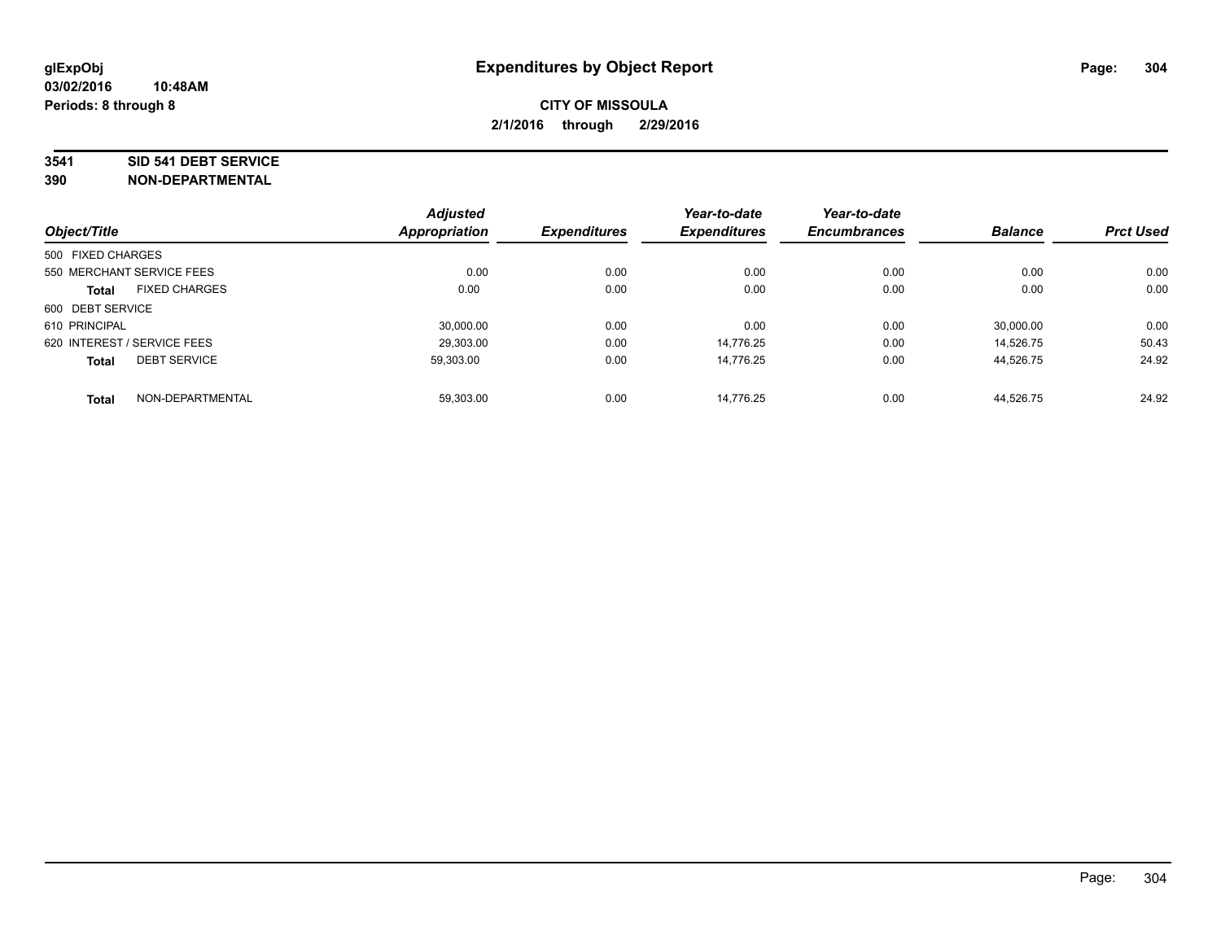# Expenditures by Object Report

glExpObj
03/02/2016 10:48AM
Periods: 8 through 8

**CITY OF MISSOULA**
**2/1/2016 through 2/29/2016**

**3541 SID 541 DEBT SERVICE**
**390 NON-DEPARTMENTAL**

| Object/Title | | Adjusted Appropriation | Expenditures | Year-to-date Expenditures | Year-to-date Encumbrances | Balance | Prct Used |
|---|---|---|---|---|---|---|---|
| 500 FIXED CHARGES | | | | | | | |
| 550 MERCHANT SERVICE FEES | | 0.00 | 0.00 | 0.00 | 0.00 | 0.00 | 0.00 |
| **Total** | FIXED CHARGES | 0.00 | 0.00 | 0.00 | 0.00 | 0.00 | 0.00 |
| 600 DEBT SERVICE | | | | | | | |
| 610 PRINCIPAL | | 30,000.00 | 0.00 | 0.00 | 0.00 | 30,000.00 | 0.00 |
| 620 INTEREST / SERVICE FEES | | 29,303.00 | 0.00 | 14,776.25 | 0.00 | 14,526.75 | 50.43 |
| **Total** | DEBT SERVICE | 59,303.00 | 0.00 | 14,776.25 | 0.00 | 44,526.75 | 24.92 |
| **Total** | NON-DEPARTMENTAL | 59,303.00 | 0.00 | 14,776.25 | 0.00 | 44,526.75 | 24.92 |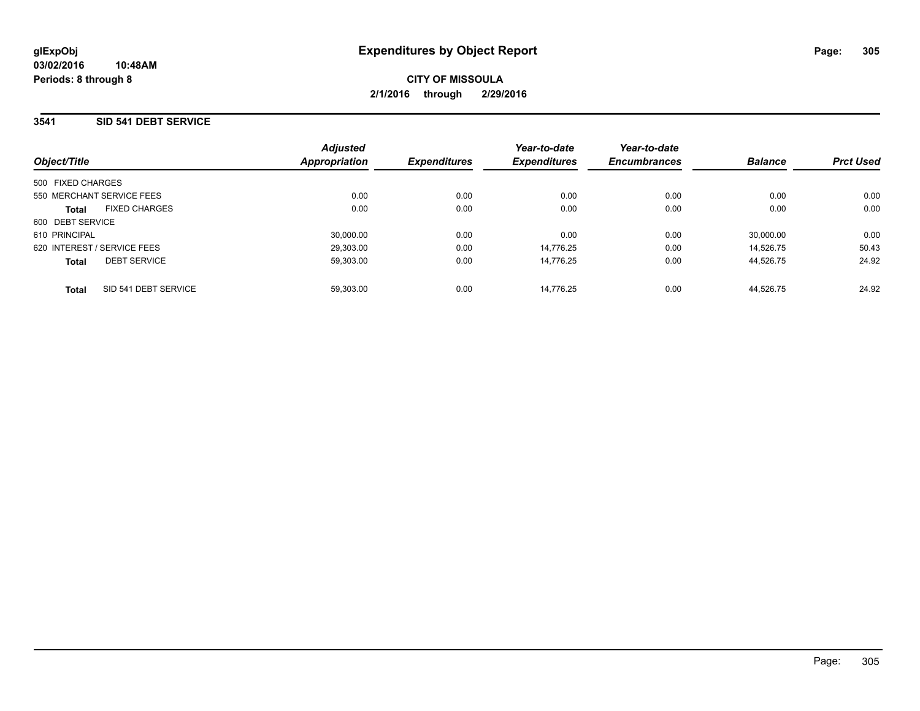**glExpObj**
**03/02/2016 10:48AM**
**Periods: 8 through 8**

# Expenditures by Object Report

**CITY OF MISSOULA**
**2/1/2016 through 2/29/2016**

## 3541 SID 541 DEBT SERVICE

| Object/Title | Adjusted Appropriation | Expenditures | Year-to-date Expenditures | Year-to-date Encumbrances | Balance | Prct Used |
|---|---|---|---|---|---|---|
| 500 FIXED CHARGES | | | | | | |
| 550 MERCHANT SERVICE FEES | 0.00 | 0.00 | 0.00 | 0.00 | 0.00 | 0.00 |
| **Total** FIXED CHARGES | 0.00 | 0.00 | 0.00 | 0.00 | 0.00 | 0.00 |
| 600 DEBT SERVICE | | | | | | |
| 610 PRINCIPAL | 30,000.00 | 0.00 | 0.00 | 0.00 | 30,000.00 | 0.00 |
| 620 INTEREST / SERVICE FEES | 29,303.00 | 0.00 | 14,776.25 | 0.00 | 14,526.75 | 50.43 |
| **Total** DEBT SERVICE | 59,303.00 | 0.00 | 14,776.25 | 0.00 | 44,526.75 | 24.92 |
| **Total** SID 541 DEBT SERVICE | 59,303.00 | 0.00 | 14,776.25 | 0.00 | 44,526.75 | 24.92 |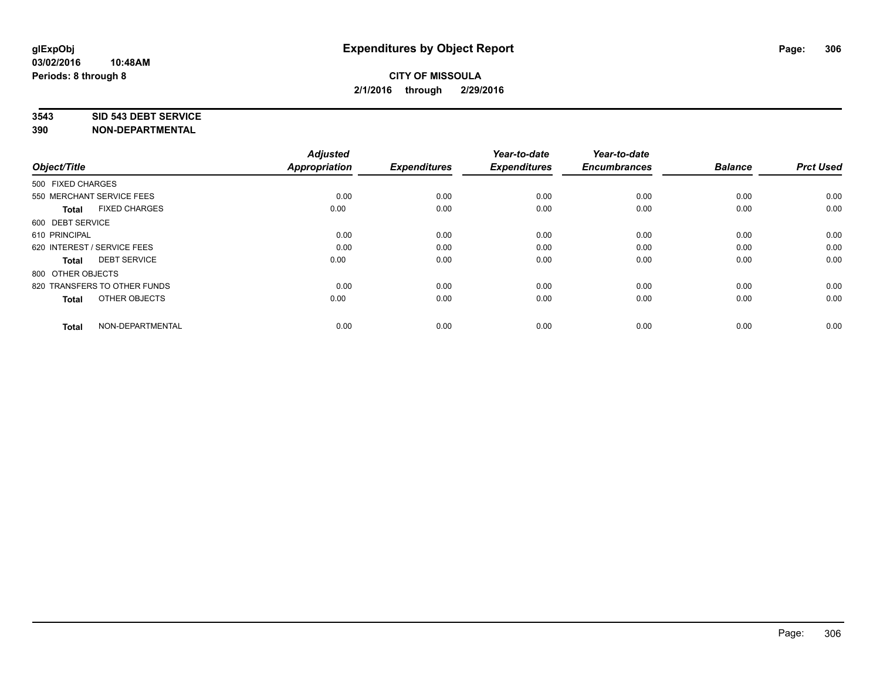**glExpObj** **Expenditures by Object Report**

**03/02/2016 10:48AM**

**Periods: 8 through 8**

**CITY OF MISSOULA**

**2/1/2016 through 2/29/2016**

**3543 SID 543 DEBT SERVICE**

**390 NON-DEPARTMENTAL**

| Object/Title | Adjusted Appropriation | Expenditures | Year-to-date Expenditures | Year-to-date Encumbrances | Balance | Prct Used |
|---|---|---|---|---|---|---|
| 500 FIXED CHARGES | | | | | | |
| 550 MERCHANT SERVICE FEES | 0.00 | 0.00 | 0.00 | 0.00 | 0.00 | 0.00 |
| **Total** FIXED CHARGES | 0.00 | 0.00 | 0.00 | 0.00 | 0.00 | 0.00 |
| 600 DEBT SERVICE | | | | | | |
| 610 PRINCIPAL | 0.00 | 0.00 | 0.00 | 0.00 | 0.00 | 0.00 |
| 620 INTEREST / SERVICE FEES | 0.00 | 0.00 | 0.00 | 0.00 | 0.00 | 0.00 |
| **Total** DEBT SERVICE | 0.00 | 0.00 | 0.00 | 0.00 | 0.00 | 0.00 |
| 800 OTHER OBJECTS | | | | | | |
| 820 TRANSFERS TO OTHER FUNDS | 0.00 | 0.00 | 0.00 | 0.00 | 0.00 | 0.00 |
| **Total** OTHER OBJECTS | 0.00 | 0.00 | 0.00 | 0.00 | 0.00 | 0.00 |
| **Total** NON-DEPARTMENTAL | 0.00 | 0.00 | 0.00 | 0.00 | 0.00 | 0.00 |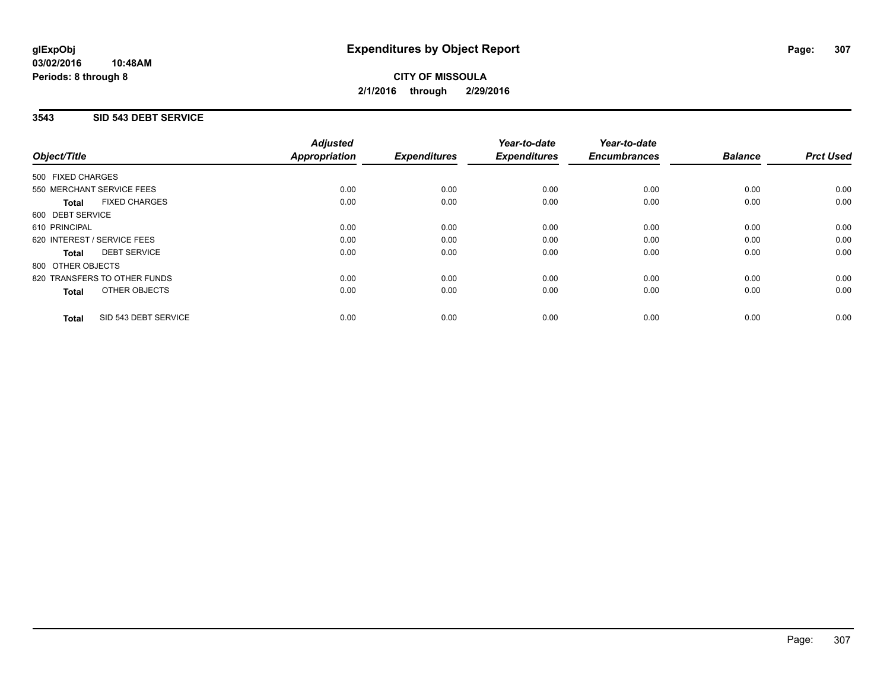**glExpObj** **Expenditures by Object Report**

**03/02/2016 10:48AM**

**Periods: 8 through 8**

**CITY OF MISSOULA**

**2/1/2016 through 2/29/2016**

## 3543 SID 543 DEBT SERVICE

| Object/Title | Adjusted Appropriation | Expenditures | Year-to-date Expenditures | Year-to-date Encumbrances | Balance | Prct Used |
|---|---|---|---|---|---|---|
| 500 FIXED CHARGES | | | | | | |
| 550 MERCHANT SERVICE FEES | 0.00 | 0.00 | 0.00 | 0.00 | 0.00 | 0.00 |
| **Total** FIXED CHARGES | 0.00 | 0.00 | 0.00 | 0.00 | 0.00 | 0.00 |
| 600 DEBT SERVICE | | | | | | |
| 610 PRINCIPAL | 0.00 | 0.00 | 0.00 | 0.00 | 0.00 | 0.00 |
| 620 INTEREST / SERVICE FEES | 0.00 | 0.00 | 0.00 | 0.00 | 0.00 | 0.00 |
| **Total** DEBT SERVICE | 0.00 | 0.00 | 0.00 | 0.00 | 0.00 | 0.00 |
| 800 OTHER OBJECTS | | | | | | |
| 820 TRANSFERS TO OTHER FUNDS | 0.00 | 0.00 | 0.00 | 0.00 | 0.00 | 0.00 |
| **Total** OTHER OBJECTS | 0.00 | 0.00 | 0.00 | 0.00 | 0.00 | 0.00 |
| **Total** SID 543 DEBT SERVICE | 0.00 | 0.00 | 0.00 | 0.00 | 0.00 | 0.00 |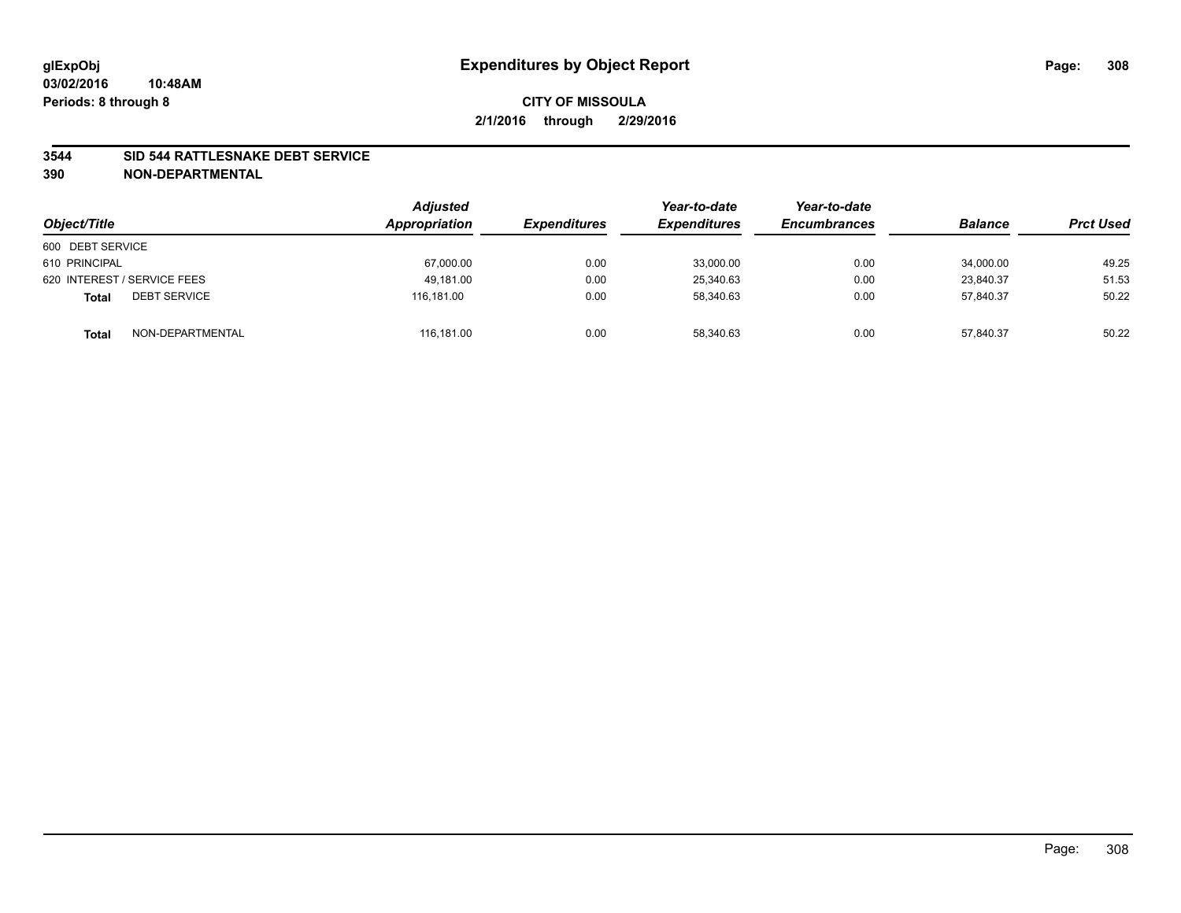# Expenditures by Object Report

glExpObj
03/02/2016 10:48AM
Periods: 8 through 8

**CITY OF MISSOULA**
**2/1/2016 through 2/29/2016**

**3544 SID 544 RATTLESNAKE DEBT SERVICE**
**390 NON-DEPARTMENTAL**

| Object/Title | | Adjusted Appropriation | Expenditures | Year-to-date Expenditures | Year-to-date Encumbrances | Balance | Prct Used |
|---|---|---|---|---|---|---|---|
| 600 DEBT SERVICE | | | | | | | |
| 610 PRINCIPAL | | 67,000.00 | 0.00 | 33,000.00 | 0.00 | 34,000.00 | 49.25 |
| 620 INTEREST / SERVICE FEES | | 49,181.00 | 0.00 | 25,340.63 | 0.00 | 23,840.37 | 51.53 |
| **Total** | DEBT SERVICE | 116,181.00 | 0.00 | 58,340.63 | 0.00 | 57,840.37 | 50.22 |
| **Total** | NON-DEPARTMENTAL | 116,181.00 | 0.00 | 58,340.63 | 0.00 | 57,840.37 | 50.22 |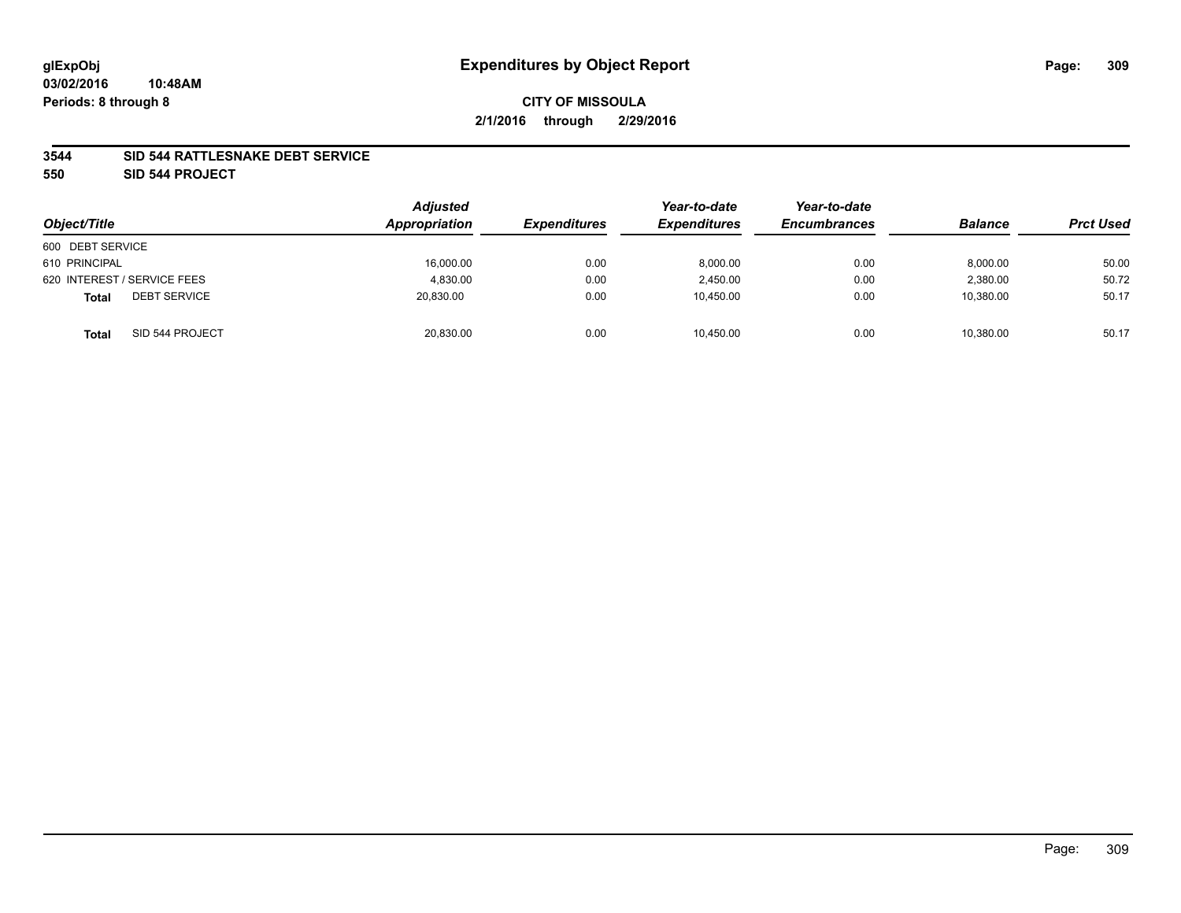**glExpObj** **Expenditures by Object Report**

**03/02/2016 10:48AM**

**Periods: 8 through 8**

**CITY OF MISSOULA**

**2/1/2016 through 2/29/2016**

**3544 SID 544 RATTLESNAKE DEBT SERVICE**

**550 SID 544 PROJECT**

| Object/Title | Adjusted Appropriation | Expenditures | Year-to-date Expenditures | Year-to-date Encumbrances | Balance | Prct Used |
|---|---|---|---|---|---|---|
| 600 DEBT SERVICE | | | | | | |
| 610 PRINCIPAL | 16,000.00 | 0.00 | 8,000.00 | 0.00 | 8,000.00 | 50.00 |
| 620 INTEREST / SERVICE FEES | 4,830.00 | 0.00 | 2,450.00 | 0.00 | 2,380.00 | 50.72 |
| **Total** DEBT SERVICE | 20,830.00 | 0.00 | 10,450.00 | 0.00 | 10,380.00 | 50.17 |
| **Total** SID 544 PROJECT | 20,830.00 | 0.00 | 10,450.00 | 0.00 | 10,380.00 | 50.17 |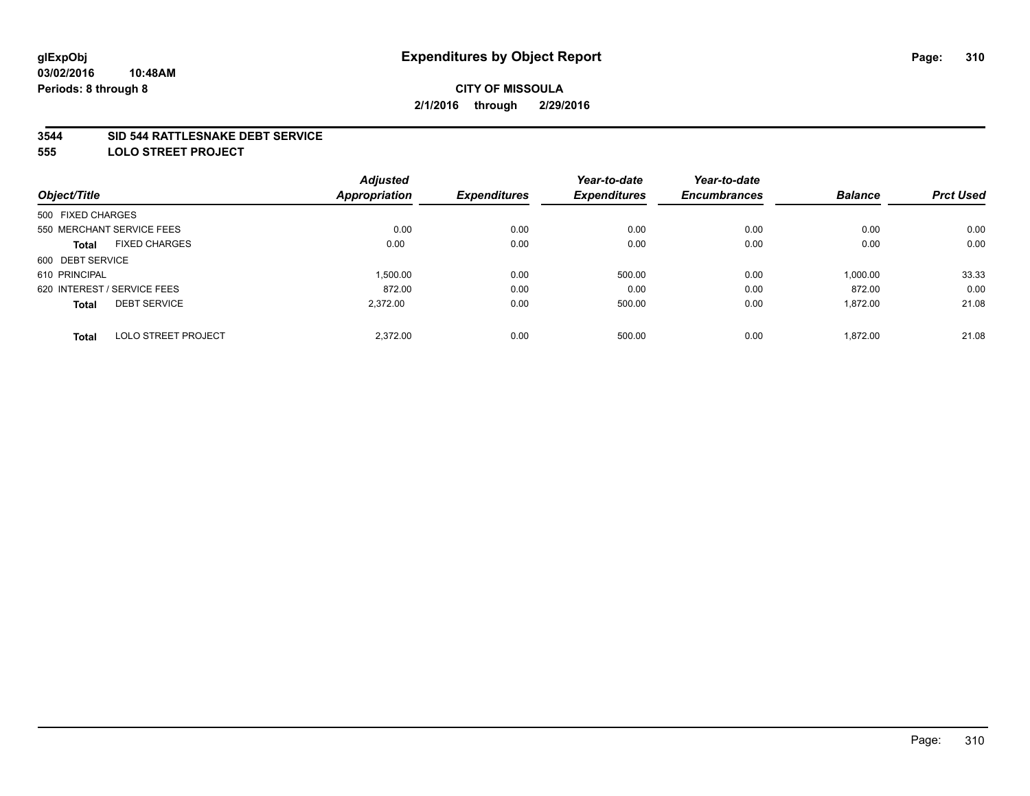**glExpObj** **Expenditures by Object Report**

**03/02/2016 10:48AM**

**Periods: 8 through 8**

**CITY OF MISSOULA**

**2/1/2016 through 2/29/2016**

**3544 SID 544 RATTLESNAKE DEBT SERVICE**

**555 LOLO STREET PROJECT**

| Object/Title | | Adjusted Appropriation | Expenditures | Year-to-date Expenditures | Year-to-date Encumbrances | Balance | Prct Used |
|---|---|---|---|---|---|---|---|
| 500 FIXED CHARGES | | | | | | | |
| 550 MERCHANT SERVICE FEES | | 0.00 | 0.00 | 0.00 | 0.00 | 0.00 | 0.00 |
| **Total** | FIXED CHARGES | 0.00 | 0.00 | 0.00 | 0.00 | 0.00 | 0.00 |
| 600 DEBT SERVICE | | | | | | | |
| 610 PRINCIPAL | | 1,500.00 | 0.00 | 500.00 | 0.00 | 1,000.00 | 33.33 |
| 620 INTEREST / SERVICE FEES | | 872.00 | 0.00 | 0.00 | 0.00 | 872.00 | 0.00 |
| **Total** | DEBT SERVICE | 2,372.00 | 0.00 | 500.00 | 0.00 | 1,872.00 | 21.08 |
| **Total** | LOLO STREET PROJECT | 2,372.00 | 0.00 | 500.00 | 0.00 | 1,872.00 | 21.08 |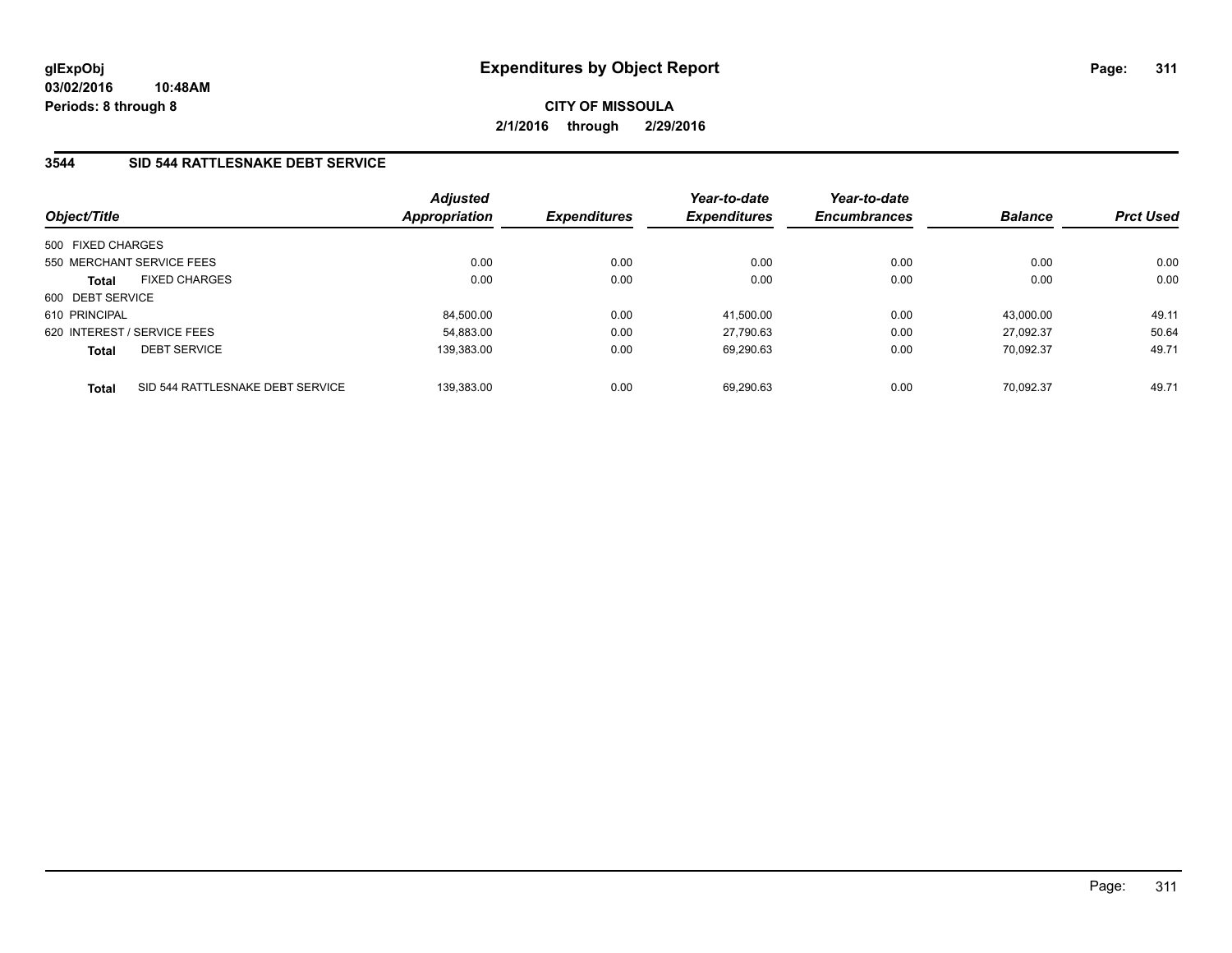# Expenditures by Object Report

**CITY OF MISSOULA**

**2/1/2016 through 2/29/2016**

glExpObj
03/02/2016 10:48AM
Periods: 8 through 8

## 3544 SID 544 RATTLESNAKE DEBT SERVICE

| Object/Title | Adjusted Appropriation | Expenditures | Year-to-date Expenditures | Year-to-date Encumbrances | Balance | Prct Used |
|---|---|---|---|---|---|---|
| 500 FIXED CHARGES | | | | | | |
| 550 MERCHANT SERVICE FEES | 0.00 | 0.00 | 0.00 | 0.00 | 0.00 | 0.00 |
| **Total** FIXED CHARGES | 0.00 | 0.00 | 0.00 | 0.00 | 0.00 | 0.00 |
| 600 DEBT SERVICE | | | | | | |
| 610 PRINCIPAL | 84,500.00 | 0.00 | 41,500.00 | 0.00 | 43,000.00 | 49.11 |
| 620 INTEREST / SERVICE FEES | 54,883.00 | 0.00 | 27,790.63 | 0.00 | 27,092.37 | 50.64 |
| **Total** DEBT SERVICE | 139,383.00 | 0.00 | 69,290.63 | 0.00 | 70,092.37 | 49.71 |
| **Total** SID 544 RATTLESNAKE DEBT SERVICE | 139,383.00 | 0.00 | 69,290.63 | 0.00 | 70,092.37 | 49.71 |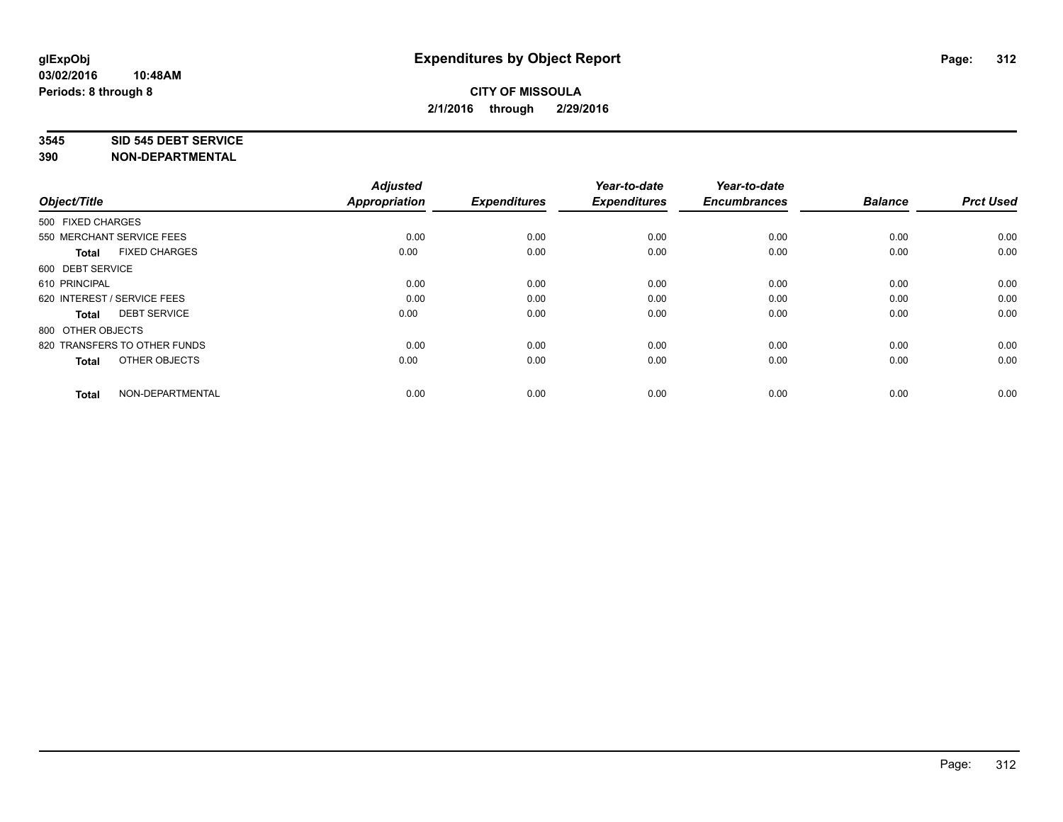**glExpObj** **Expenditures by Object Report**

**03/02/2016 10:48AM**

**Periods: 8 through 8**

**CITY OF MISSOULA**

**2/1/2016 through 2/29/2016**

**3545 SID 545 DEBT SERVICE**

**390 NON-DEPARTMENTAL**

| Object/Title | Adjusted Appropriation | Expenditures | Year-to-date Expenditures | Year-to-date Encumbrances | Balance | Prct Used |
|---|---|---|---|---|---|---|
| 500 FIXED CHARGES | | | | | | |
| 550 MERCHANT SERVICE FEES | 0.00 | 0.00 | 0.00 | 0.00 | 0.00 | 0.00 |
| **Total** FIXED CHARGES | 0.00 | 0.00 | 0.00 | 0.00 | 0.00 | 0.00 |
| 600 DEBT SERVICE | | | | | | |
| 610 PRINCIPAL | 0.00 | 0.00 | 0.00 | 0.00 | 0.00 | 0.00 |
| 620 INTEREST / SERVICE FEES | 0.00 | 0.00 | 0.00 | 0.00 | 0.00 | 0.00 |
| **Total** DEBT SERVICE | 0.00 | 0.00 | 0.00 | 0.00 | 0.00 | 0.00 |
| 800 OTHER OBJECTS | | | | | | |
| 820 TRANSFERS TO OTHER FUNDS | 0.00 | 0.00 | 0.00 | 0.00 | 0.00 | 0.00 |
| **Total** OTHER OBJECTS | 0.00 | 0.00 | 0.00 | 0.00 | 0.00 | 0.00 |
| **Total** NON-DEPARTMENTAL | 0.00 | 0.00 | 0.00 | 0.00 | 0.00 | 0.00 |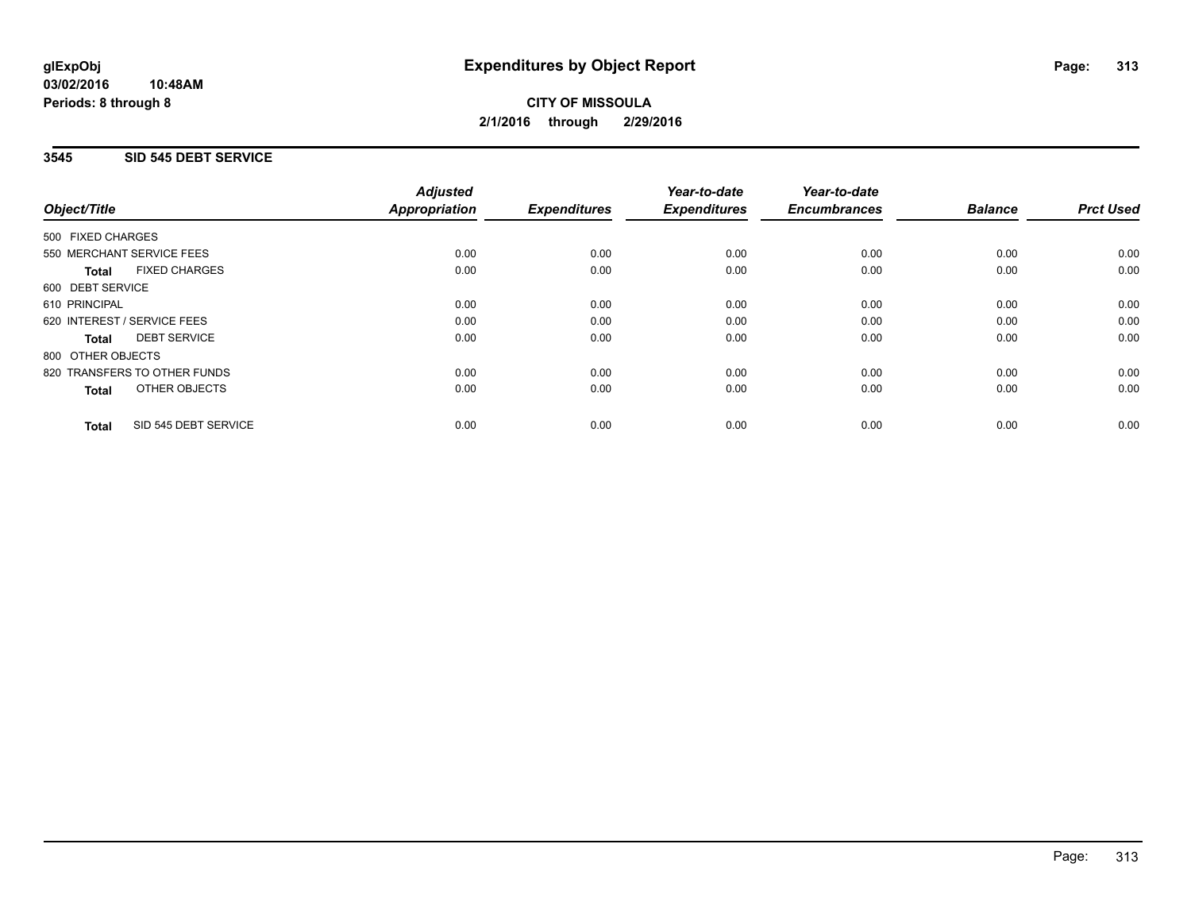glExpObj
03/02/2016 10:48AM
Periods: 8 through 8

# Expenditures by Object Report

**CITY OF MISSOULA**
**2/1/2016 through 2/29/2016**

## 3545 SID 545 DEBT SERVICE

| Object/Title | Adjusted Appropriation | Expenditures | Year-to-date Expenditures | Year-to-date Encumbrances | Balance | Prct Used |
|---|---|---|---|---|---|---|
| 500 FIXED CHARGES | | | | | | |
| 550 MERCHANT SERVICE FEES | 0.00 | 0.00 | 0.00 | 0.00 | 0.00 | 0.00 |
| **Total** FIXED CHARGES | 0.00 | 0.00 | 0.00 | 0.00 | 0.00 | 0.00 |
| 600 DEBT SERVICE | | | | | | |
| 610 PRINCIPAL | 0.00 | 0.00 | 0.00 | 0.00 | 0.00 | 0.00 |
| 620 INTEREST / SERVICE FEES | 0.00 | 0.00 | 0.00 | 0.00 | 0.00 | 0.00 |
| **Total** DEBT SERVICE | 0.00 | 0.00 | 0.00 | 0.00 | 0.00 | 0.00 |
| 800 OTHER OBJECTS | | | | | | |
| 820 TRANSFERS TO OTHER FUNDS | 0.00 | 0.00 | 0.00 | 0.00 | 0.00 | 0.00 |
| **Total** OTHER OBJECTS | 0.00 | 0.00 | 0.00 | 0.00 | 0.00 | 0.00 |
| **Total** SID 545 DEBT SERVICE | 0.00 | 0.00 | 0.00 | 0.00 | 0.00 | 0.00 |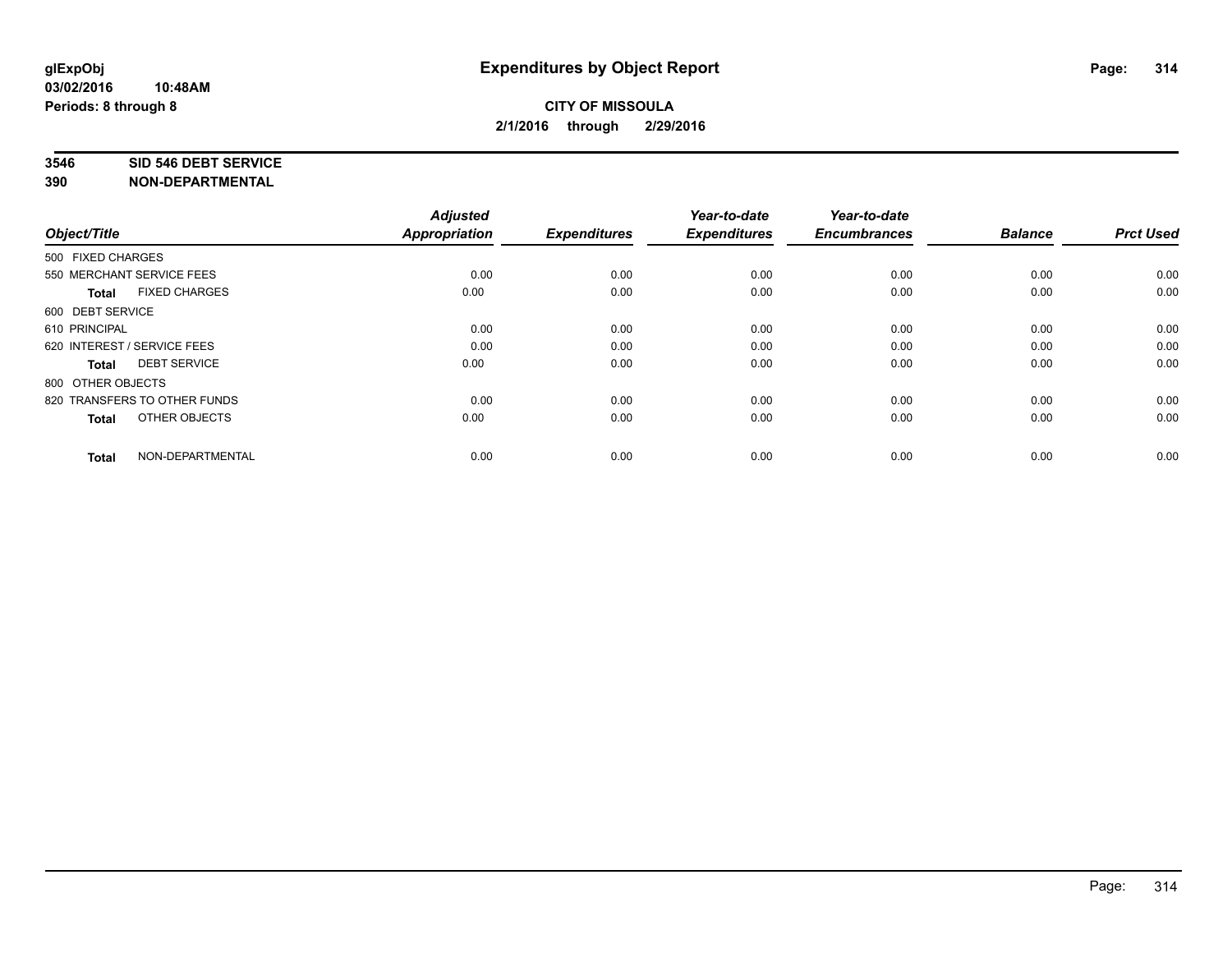**glExpObj**
**03/02/2016 10:48AM**
**Periods: 8 through 8**

# Expenditures by Object Report

**CITY OF MISSOULA**
**2/1/2016 through 2/29/2016**

**3546 SID 546 DEBT SERVICE**
**390 NON-DEPARTMENTAL**

| Object/Title | Adjusted Appropriation | Expenditures | Year-to-date Expenditures | Year-to-date Encumbrances | Balance | Prct Used |
|---|---|---|---|---|---|---|
| 500 FIXED CHARGES | | | | | | |
| 550 MERCHANT SERVICE FEES | 0.00 | 0.00 | 0.00 | 0.00 | 0.00 | 0.00 |
| **Total** FIXED CHARGES | 0.00 | 0.00 | 0.00 | 0.00 | 0.00 | 0.00 |
| 600 DEBT SERVICE | | | | | | |
| 610 PRINCIPAL | 0.00 | 0.00 | 0.00 | 0.00 | 0.00 | 0.00 |
| 620 INTEREST / SERVICE FEES | 0.00 | 0.00 | 0.00 | 0.00 | 0.00 | 0.00 |
| **Total** DEBT SERVICE | 0.00 | 0.00 | 0.00 | 0.00 | 0.00 | 0.00 |
| 800 OTHER OBJECTS | | | | | | |
| 820 TRANSFERS TO OTHER FUNDS | 0.00 | 0.00 | 0.00 | 0.00 | 0.00 | 0.00 |
| **Total** OTHER OBJECTS | 0.00 | 0.00 | 0.00 | 0.00 | 0.00 | 0.00 |
| **Total** NON-DEPARTMENTAL | 0.00 | 0.00 | 0.00 | 0.00 | 0.00 | 0.00 |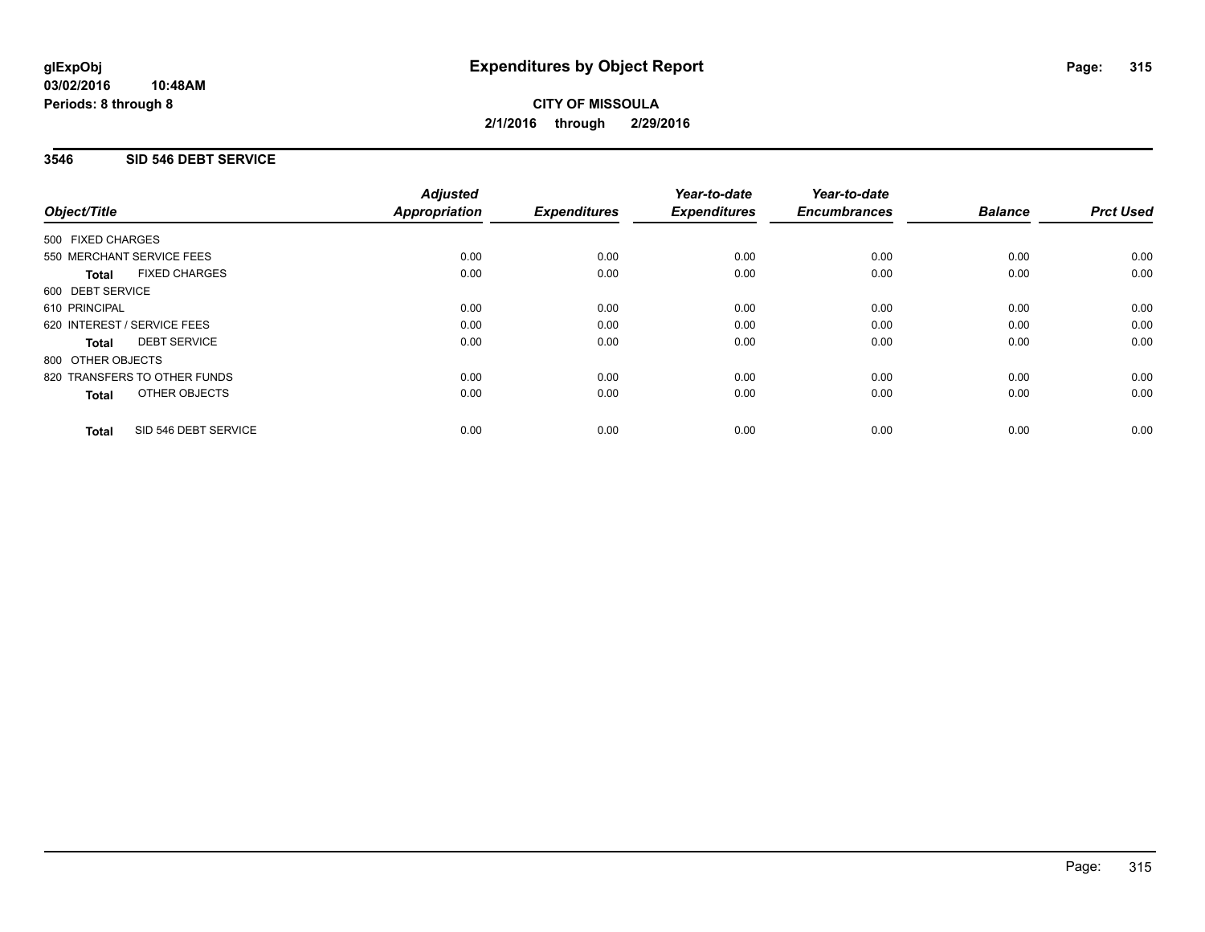# Expenditures by Object Report

glExpObj
03/02/2016 10:48AM
Periods: 8 through 8

**CITY OF MISSOULA**
**2/1/2016 through 2/29/2016**

## 3546 SID 546 DEBT SERVICE

| Object/Title | Adjusted Appropriation | Expenditures | Year-to-date Expenditures | Year-to-date Encumbrances | Balance | Prct Used |
|---|---|---|---|---|---|---|
| 500 FIXED CHARGES | | | | | | |
| 550 MERCHANT SERVICE FEES | 0.00 | 0.00 | 0.00 | 0.00 | 0.00 | 0.00 |
| **Total** FIXED CHARGES | 0.00 | 0.00 | 0.00 | 0.00 | 0.00 | 0.00 |
| 600 DEBT SERVICE | | | | | | |
| 610 PRINCIPAL | 0.00 | 0.00 | 0.00 | 0.00 | 0.00 | 0.00 |
| 620 INTEREST / SERVICE FEES | 0.00 | 0.00 | 0.00 | 0.00 | 0.00 | 0.00 |
| **Total** DEBT SERVICE | 0.00 | 0.00 | 0.00 | 0.00 | 0.00 | 0.00 |
| 800 OTHER OBJECTS | | | | | | |
| 820 TRANSFERS TO OTHER FUNDS | 0.00 | 0.00 | 0.00 | 0.00 | 0.00 | 0.00 |
| **Total** OTHER OBJECTS | 0.00 | 0.00 | 0.00 | 0.00 | 0.00 | 0.00 |
| **Total** SID 546 DEBT SERVICE | 0.00 | 0.00 | 0.00 | 0.00 | 0.00 | 0.00 |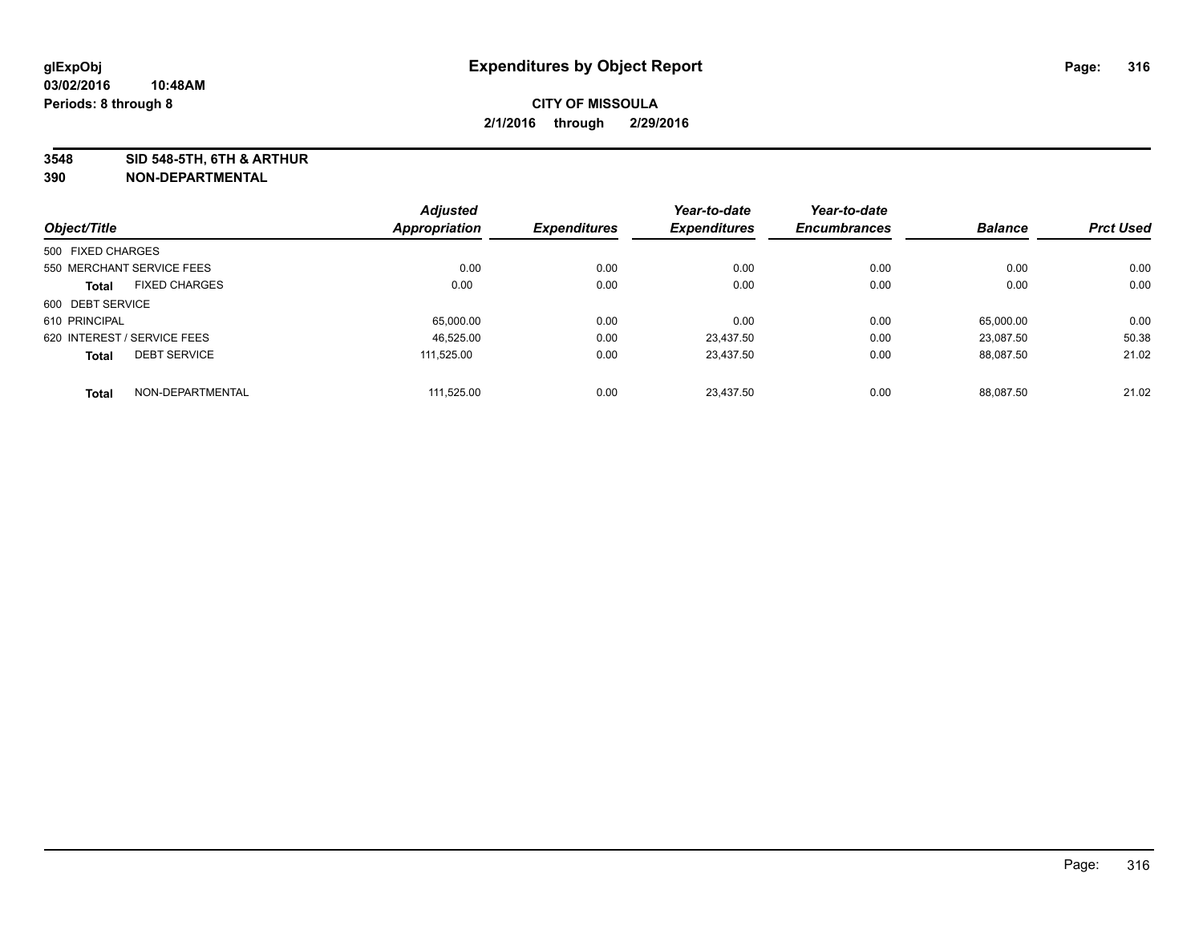**glExpObj**
**03/02/2016 10:48AM**
**Periods: 8 through 8**

# Expenditures by Object Report

**CITY OF MISSOULA**
**2/1/2016 through 2/29/2016**

**3548 SID 548-5TH, 6TH & ARTHUR**
**390 NON-DEPARTMENTAL**

| Object/Title | | Adjusted Appropriation | Expenditures | Year-to-date Expenditures | Year-to-date Encumbrances | Balance | Prct Used |
|---|---|---|---|---|---|---|---|
| 500 FIXED CHARGES | | | | | | | |
| 550 MERCHANT SERVICE FEES | | 0.00 | 0.00 | 0.00 | 0.00 | 0.00 | 0.00 |
| **Total** | FIXED CHARGES | 0.00 | 0.00 | 0.00 | 0.00 | 0.00 | 0.00 |
| 600 DEBT SERVICE | | | | | | | |
| 610 PRINCIPAL | | 65,000.00 | 0.00 | 0.00 | 0.00 | 65,000.00 | 0.00 |
| 620 INTEREST / SERVICE FEES | | 46,525.00 | 0.00 | 23,437.50 | 0.00 | 23,087.50 | 50.38 |
| **Total** | DEBT SERVICE | 111,525.00 | 0.00 | 23,437.50 | 0.00 | 88,087.50 | 21.02 |
| **Total** | NON-DEPARTMENTAL | 111,525.00 | 0.00 | 23,437.50 | 0.00 | 88,087.50 | 21.02 |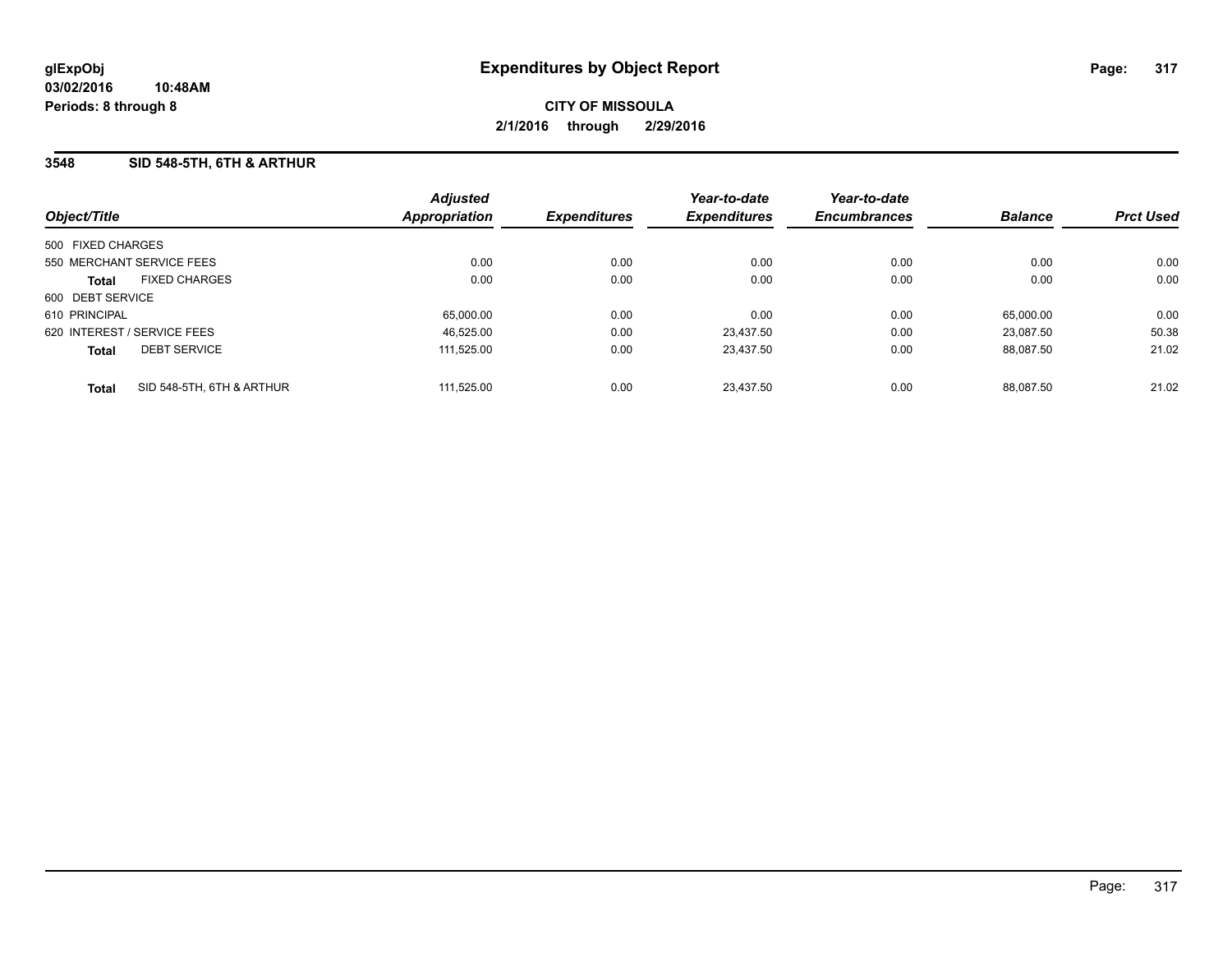# Expenditures by Object Report

glExpObj
03/02/2016 10:48AM
Periods: 8 through 8

**CITY OF MISSOULA**
**2/1/2016 through 2/29/2016**

## 3548 SID 548-5TH, 6TH & ARTHUR

| Object/Title | Adjusted Appropriation | Expenditures | Year-to-date Expenditures | Year-to-date Encumbrances | Balance | Prct Used |
|---|---|---|---|---|---|---|
| 500 FIXED CHARGES | | | | | | |
| 550 MERCHANT SERVICE FEES | 0.00 | 0.00 | 0.00 | 0.00 | 0.00 | 0.00 |
| **Total** FIXED CHARGES | 0.00 | 0.00 | 0.00 | 0.00 | 0.00 | 0.00 |
| 600 DEBT SERVICE | | | | | | |
| 610 PRINCIPAL | 65,000.00 | 0.00 | 0.00 | 0.00 | 65,000.00 | 0.00 |
| 620 INTEREST / SERVICE FEES | 46,525.00 | 0.00 | 23,437.50 | 0.00 | 23,087.50 | 50.38 |
| **Total** DEBT SERVICE | 111,525.00 | 0.00 | 23,437.50 | 0.00 | 88,087.50 | 21.02 |
| **Total** SID 548-5TH, 6TH & ARTHUR | 111,525.00 | 0.00 | 23,437.50 | 0.00 | 88,087.50 | 21.02 |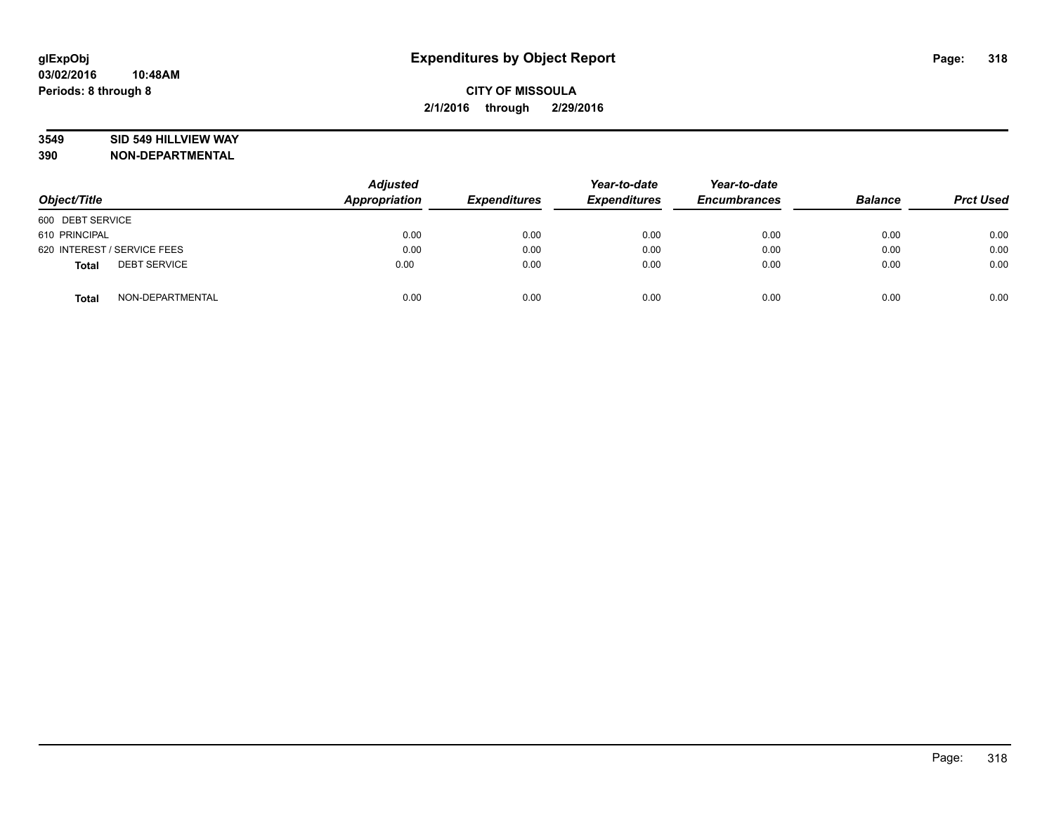**glExpObj**
**03/02/2016 10:48AM**
**Periods: 8 through 8**

# Expenditures by Object Report

**CITY OF MISSOULA**
**2/1/2016 through 2/29/2016**

**3549 SID 549 HILLVIEW WAY**
**390 NON-DEPARTMENTAL**

| Object/Title | Adjusted Appropriation | Expenditures | Year-to-date Expenditures | Year-to-date Encumbrances | Balance | Prct Used |
|---|---|---|---|---|---|---|
| 600 DEBT SERVICE | | | | | | |
| 610 PRINCIPAL | 0.00 | 0.00 | 0.00 | 0.00 | 0.00 | 0.00 |
| 620 INTEREST / SERVICE FEES | 0.00 | 0.00 | 0.00 | 0.00 | 0.00 | 0.00 |
| **Total** DEBT SERVICE | 0.00 | 0.00 | 0.00 | 0.00 | 0.00 | 0.00 |
| **Total** NON-DEPARTMENTAL | 0.00 | 0.00 | 0.00 | 0.00 | 0.00 | 0.00 |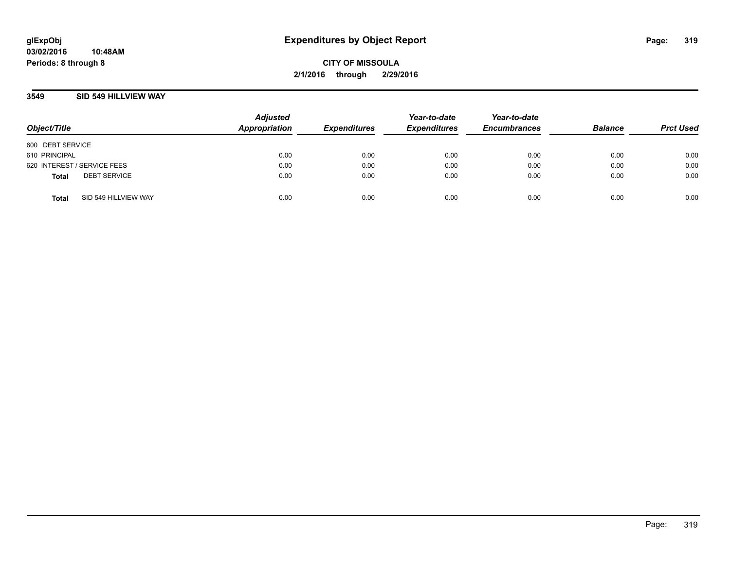glExpObj
03/02/2016 10:48AM
Periods: 8 through 8

# Expenditures by Object Report

**CITY OF MISSOULA**
**2/1/2016 through 2/29/2016**

## 3549 SID 549 HILLVIEW WAY

| Object/Title | Adjusted Appropriation | Expenditures | Year-to-date Expenditures | Year-to-date Encumbrances | Balance | Prct Used |
|---|---|---|---|---|---|---|
| 600 DEBT SERVICE | | | | | | |
| 610 PRINCIPAL | 0.00 | 0.00 | 0.00 | 0.00 | 0.00 | 0.00 |
| 620 INTEREST / SERVICE FEES | 0.00 | 0.00 | 0.00 | 0.00 | 0.00 | 0.00 |
| **Total** DEBT SERVICE | 0.00 | 0.00 | 0.00 | 0.00 | 0.00 | 0.00 |
| **Total** SID 549 HILLVIEW WAY | 0.00 | 0.00 | 0.00 | 0.00 | 0.00 | 0.00 |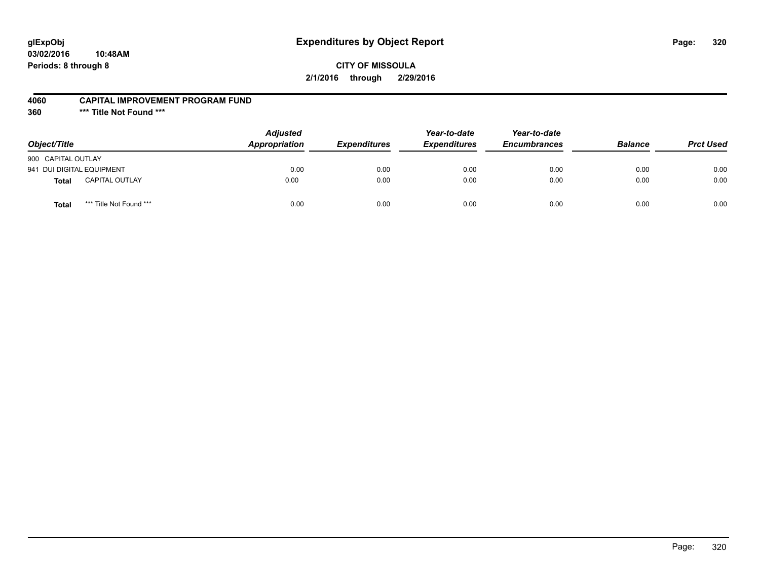glExpObj
03/02/2016 10:48AM
Periods: 8 through 8

# Expenditures by Object Report

**CITY OF MISSOULA**
**2/1/2016 through 2/29/2016**

**4060 CAPITAL IMPROVEMENT PROGRAM FUND**
**360 *** Title Not Found *****

| Object/Title | Adjusted Appropriation | Expenditures | Year-to-date Expenditures | Year-to-date Encumbrances | Balance | Prct Used |
|---|---|---|---|---|---|---|
| 900 CAPITAL OUTLAY | | | | | | |
| 941 DUI DIGITAL EQUIPMENT | 0.00 | 0.00 | 0.00 | 0.00 | 0.00 | 0.00 |
| **Total** CAPITAL OUTLAY | 0.00 | 0.00 | 0.00 | 0.00 | 0.00 | 0.00 |
| **Total** *** Title Not Found *** | 0.00 | 0.00 | 0.00 | 0.00 | 0.00 | 0.00 |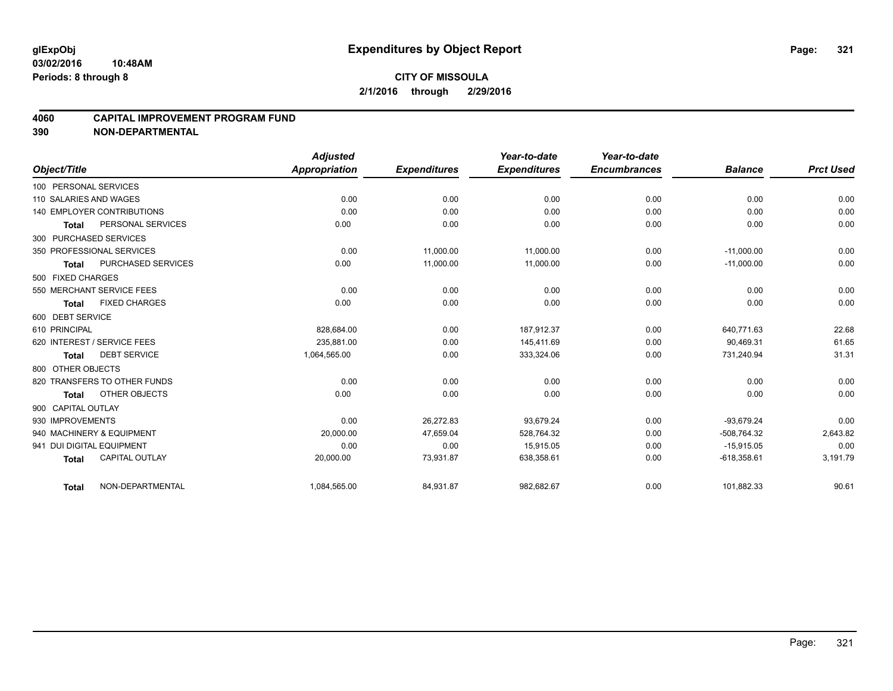glExpObj
03/02/2016 10:48AM
Periods: 8 through 8

# Expenditures by Object Report

**CITY OF MISSOULA**
**2/1/2016 through 2/29/2016**

## 4060 CAPITAL IMPROVEMENT PROGRAM FUND
## 390 NON-DEPARTMENTAL

| Object/Title | Adjusted Appropriation | Expenditures | Year-to-date Expenditures | Year-to-date Encumbrances | Balance | Prct Used |
|---|---|---|---|---|---|---|
| 100 PERSONAL SERVICES | | | | | | |
| 110 SALARIES AND WAGES | 0.00 | 0.00 | 0.00 | 0.00 | 0.00 | 0.00 |
| 140 EMPLOYER CONTRIBUTIONS | 0.00 | 0.00 | 0.00 | 0.00 | 0.00 | 0.00 |
| **Total** PERSONAL SERVICES | 0.00 | 0.00 | 0.00 | 0.00 | 0.00 | 0.00 |
| 300 PURCHASED SERVICES | | | | | | |
| 350 PROFESSIONAL SERVICES | 0.00 | 11,000.00 | 11,000.00 | 0.00 | -11,000.00 | 0.00 |
| **Total** PURCHASED SERVICES | 0.00 | 11,000.00 | 11,000.00 | 0.00 | -11,000.00 | 0.00 |
| 500 FIXED CHARGES | | | | | | |
| 550 MERCHANT SERVICE FEES | 0.00 | 0.00 | 0.00 | 0.00 | 0.00 | 0.00 |
| **Total** FIXED CHARGES | 0.00 | 0.00 | 0.00 | 0.00 | 0.00 | 0.00 |
| 600 DEBT SERVICE | | | | | | |
| 610 PRINCIPAL | 828,684.00 | 0.00 | 187,912.37 | 0.00 | 640,771.63 | 22.68 |
| 620 INTEREST / SERVICE FEES | 235,881.00 | 0.00 | 145,411.69 | 0.00 | 90,469.31 | 61.65 |
| **Total** DEBT SERVICE | 1,064,565.00 | 0.00 | 333,324.06 | 0.00 | 731,240.94 | 31.31 |
| 800 OTHER OBJECTS | | | | | | |
| 820 TRANSFERS TO OTHER FUNDS | 0.00 | 0.00 | 0.00 | 0.00 | 0.00 | 0.00 |
| **Total** OTHER OBJECTS | 0.00 | 0.00 | 0.00 | 0.00 | 0.00 | 0.00 |
| 900 CAPITAL OUTLAY | | | | | | |
| 930 IMPROVEMENTS | 0.00 | 26,272.83 | 93,679.24 | 0.00 | -93,679.24 | 0.00 |
| 940 MACHINERY & EQUIPMENT | 20,000.00 | 47,659.04 | 528,764.32 | 0.00 | -508,764.32 | 2,643.82 |
| 941 DUI DIGITAL EQUIPMENT | 0.00 | 0.00 | 15,915.05 | 0.00 | -15,915.05 | 0.00 |
| **Total** CAPITAL OUTLAY | 20,000.00 | 73,931.87 | 638,358.61 | 0.00 | -618,358.61 | 3,191.79 |
| **Total** NON-DEPARTMENTAL | 1,084,565.00 | 84,931.87 | 982,682.67 | 0.00 | 101,882.33 | 90.61 |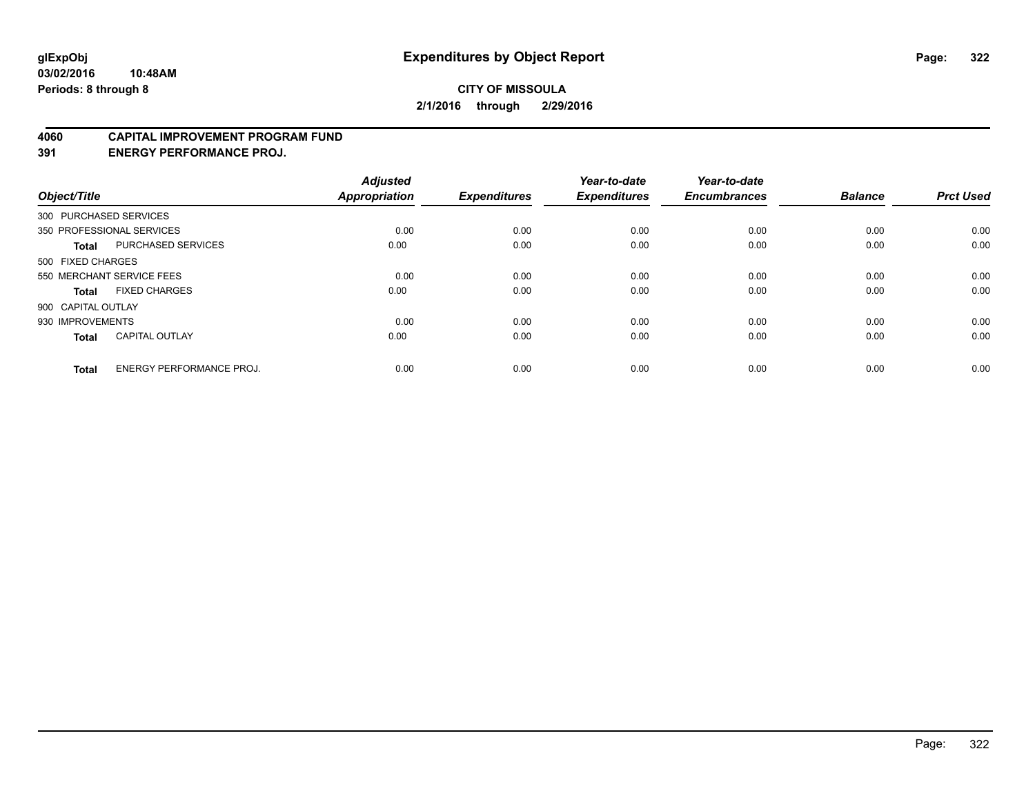# Expenditures by Object Report

glExpObj
03/02/2016 10:48AM
Periods: 8 through 8

**CITY OF MISSOULA**
**2/1/2016 through 2/29/2016**

## 4060 CAPITAL IMPROVEMENT PROGRAM FUND
## 391 ENERGY PERFORMANCE PROJ.

| Object/Title | | Adjusted Appropriation | Expenditures | Year-to-date Expenditures | Year-to-date Encumbrances | Balance | Prct Used |
|---|---|---|---|---|---|---|---|
| 300 PURCHASED SERVICES | | | | | | | |
| 350 PROFESSIONAL SERVICES | | 0.00 | 0.00 | 0.00 | 0.00 | 0.00 | 0.00 |
| **Total** | PURCHASED SERVICES | 0.00 | 0.00 | 0.00 | 0.00 | 0.00 | 0.00 |
| 500 FIXED CHARGES | | | | | | | |
| 550 MERCHANT SERVICE FEES | | 0.00 | 0.00 | 0.00 | 0.00 | 0.00 | 0.00 |
| **Total** | FIXED CHARGES | 0.00 | 0.00 | 0.00 | 0.00 | 0.00 | 0.00 |
| 900 CAPITAL OUTLAY | | | | | | | |
| 930 IMPROVEMENTS | | 0.00 | 0.00 | 0.00 | 0.00 | 0.00 | 0.00 |
| **Total** | CAPITAL OUTLAY | 0.00 | 0.00 | 0.00 | 0.00 | 0.00 | 0.00 |
| **Total** | ENERGY PERFORMANCE PROJ. | 0.00 | 0.00 | 0.00 | 0.00 | 0.00 | 0.00 |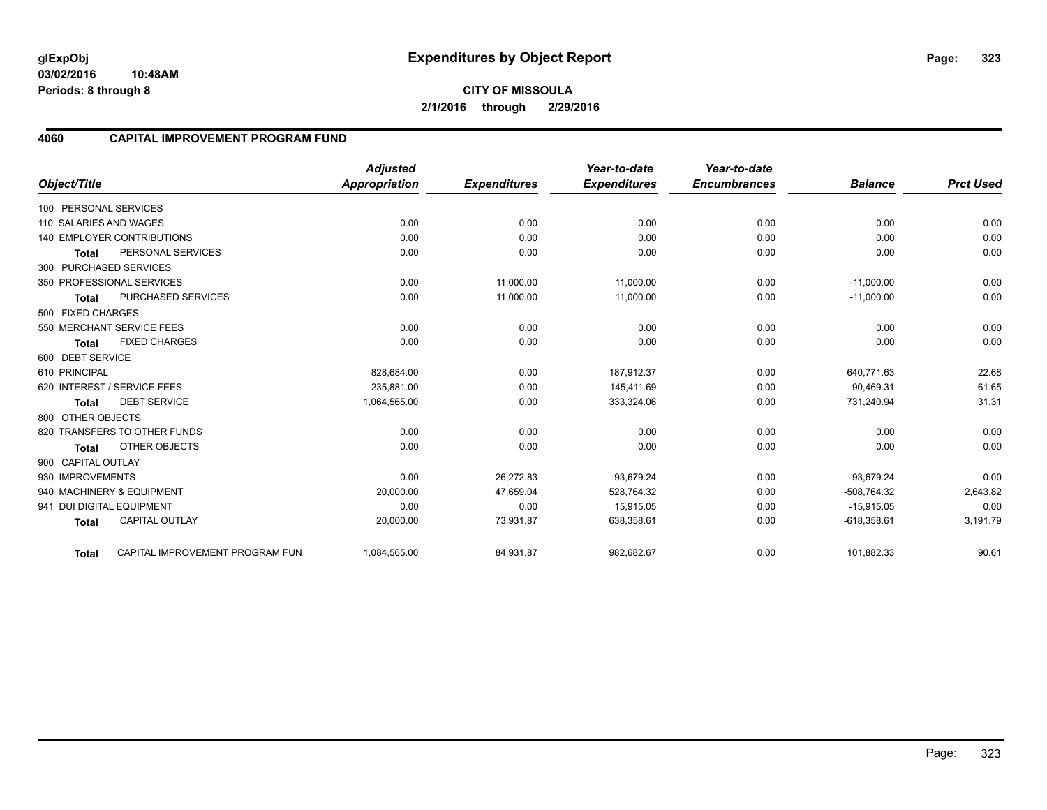**glExpObj**
**03/02/2016 10:48AM**
**Periods: 8 through 8**

# Expenditures by Object Report

**CITY OF MISSOULA**
**2/1/2016 through 2/29/2016**

## 4060 CAPITAL IMPROVEMENT PROGRAM FUND

| Object/Title | | *Adjusted Appropriation* | *Expenditures* | *Year-to-date Expenditures* | *Year-to-date Encumbrances* | *Balance* | *Prct Used* |
|---|---|---|---|---|---|---|---|
| 100 PERSONAL SERVICES | | | | | | | |
| 110 SALARIES AND WAGES | | 0.00 | 0.00 | 0.00 | 0.00 | 0.00 | 0.00 |
| 140 EMPLOYER CONTRIBUTIONS | | 0.00 | 0.00 | 0.00 | 0.00 | 0.00 | 0.00 |
| **Total** | PERSONAL SERVICES | 0.00 | 0.00 | 0.00 | 0.00 | 0.00 | 0.00 |
| 300 PURCHASED SERVICES | | | | | | | |
| 350 PROFESSIONAL SERVICES | | 0.00 | 11,000.00 | 11,000.00 | 0.00 | -11,000.00 | 0.00 |
| **Total** | PURCHASED SERVICES | 0.00 | 11,000.00 | 11,000.00 | 0.00 | -11,000.00 | 0.00 |
| 500 FIXED CHARGES | | | | | | | |
| 550 MERCHANT SERVICE FEES | | 0.00 | 0.00 | 0.00 | 0.00 | 0.00 | 0.00 |
| **Total** | FIXED CHARGES | 0.00 | 0.00 | 0.00 | 0.00 | 0.00 | 0.00 |
| 600 DEBT SERVICE | | | | | | | |
| 610 PRINCIPAL | | 828,684.00 | 0.00 | 187,912.37 | 0.00 | 640,771.63 | 22.68 |
| 620 INTEREST / SERVICE FEES | | 235,881.00 | 0.00 | 145,411.69 | 0.00 | 90,469.31 | 61.65 |
| **Total** | DEBT SERVICE | 1,064,565.00 | 0.00 | 333,324.06 | 0.00 | 731,240.94 | 31.31 |
| 800 OTHER OBJECTS | | | | | | | |
| 820 TRANSFERS TO OTHER FUNDS | | 0.00 | 0.00 | 0.00 | 0.00 | 0.00 | 0.00 |
| **Total** | OTHER OBJECTS | 0.00 | 0.00 | 0.00 | 0.00 | 0.00 | 0.00 |
| 900 CAPITAL OUTLAY | | | | | | | |
| 930 IMPROVEMENTS | | 0.00 | 26,272.83 | 93,679.24 | 0.00 | -93,679.24 | 0.00 |
| 940 MACHINERY & EQUIPMENT | | 20,000.00 | 47,659.04 | 528,764.32 | 0.00 | -508,764.32 | 2,643.82 |
| 941 DUI DIGITAL EQUIPMENT | | 0.00 | 0.00 | 15,915.05 | 0.00 | -15,915.05 | 0.00 |
| **Total** | CAPITAL OUTLAY | 20,000.00 | 73,931.87 | 638,358.61 | 0.00 | -618,358.61 | 3,191.79 |
| **Total** | CAPITAL IMPROVEMENT PROGRAM FUN | 1,084,565.00 | 84,931.87 | 982,682.67 | 0.00 | 101,882.33 | 90.61 |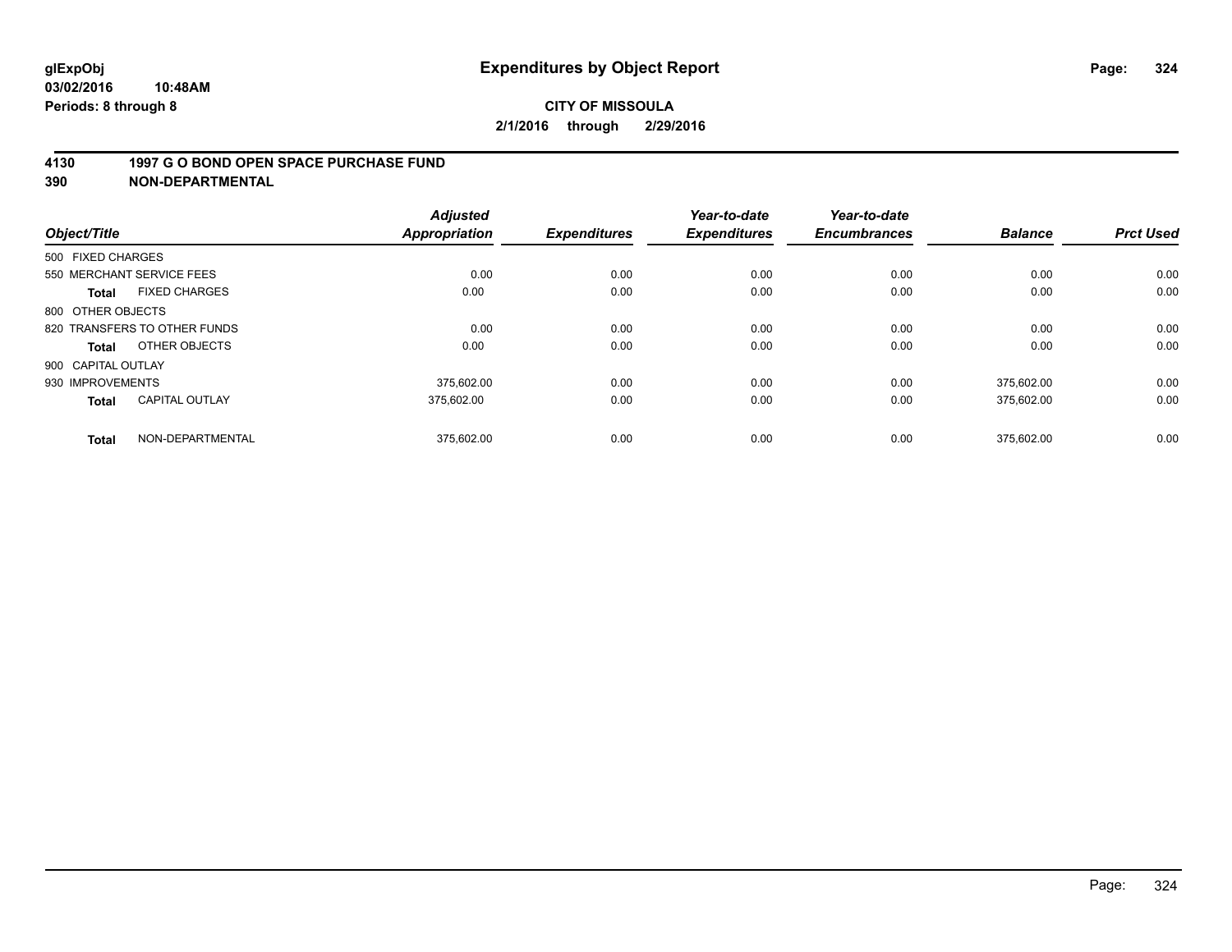**glExpObj** | **Expenditures by Object Report**
**03/02/2016 10:48AM**
**Periods: 8 through 8**

**CITY OF MISSOULA**
**2/1/2016 through 2/29/2016**

## 4130 1997 G O BOND OPEN SPACE PURCHASE FUND
## 390 NON-DEPARTMENTAL

| Object/Title | Adjusted Appropriation | Expenditures | Year-to-date Expenditures | Year-to-date Encumbrances | Balance | Prct Used |
|---|---|---|---|---|---|---|
| 500 FIXED CHARGES | | | | | | |
| 550 MERCHANT SERVICE FEES | 0.00 | 0.00 | 0.00 | 0.00 | 0.00 | 0.00 |
| **Total** FIXED CHARGES | 0.00 | 0.00 | 0.00 | 0.00 | 0.00 | 0.00 |
| 800 OTHER OBJECTS | | | | | | |
| 820 TRANSFERS TO OTHER FUNDS | 0.00 | 0.00 | 0.00 | 0.00 | 0.00 | 0.00 |
| **Total** OTHER OBJECTS | 0.00 | 0.00 | 0.00 | 0.00 | 0.00 | 0.00 |
| 900 CAPITAL OUTLAY | | | | | | |
| 930 IMPROVEMENTS | 375,602.00 | 0.00 | 0.00 | 0.00 | 375,602.00 | 0.00 |
| **Total** CAPITAL OUTLAY | 375,602.00 | 0.00 | 0.00 | 0.00 | 375,602.00 | 0.00 |
| **Total** NON-DEPARTMENTAL | 375,602.00 | 0.00 | 0.00 | 0.00 | 375,602.00 | 0.00 |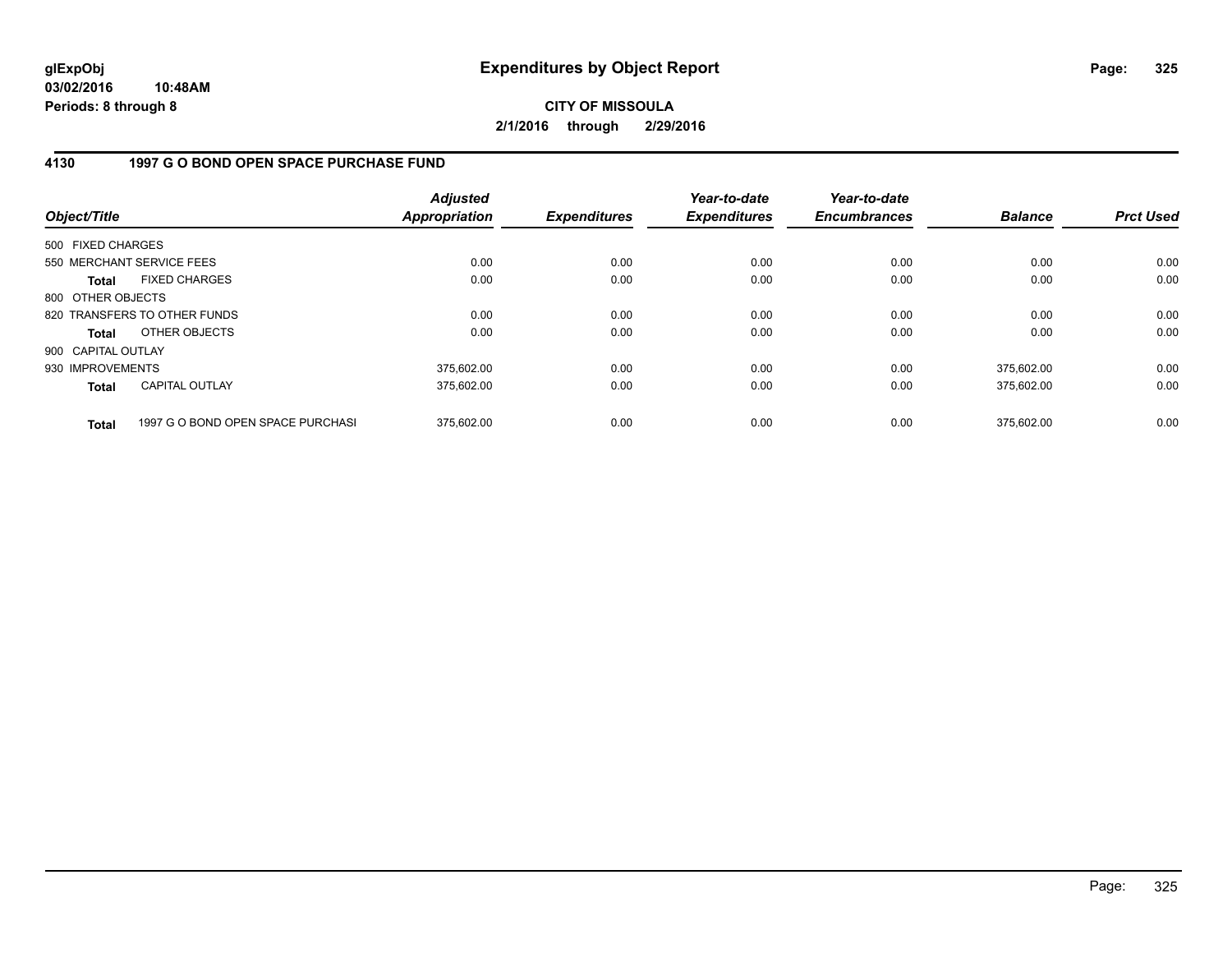# Expenditures by Object Report

glExpObj
03/02/2016 10:48AM
Periods: 8 through 8

**CITY OF MISSOULA**
**2/1/2016 through 2/29/2016**

## 4130 1997 G O BOND OPEN SPACE PURCHASE FUND

| Object/Title | | Adjusted Appropriation | Expenditures | Year-to-date Expenditures | Year-to-date Encumbrances | Balance | Prct Used |
|---|---|---|---|---|---|---|---|
| 500 FIXED CHARGES | | | | | | | |
| 550 MERCHANT SERVICE FEES | | 0.00 | 0.00 | 0.00 | 0.00 | 0.00 | 0.00 |
| Total | FIXED CHARGES | 0.00 | 0.00 | 0.00 | 0.00 | 0.00 | 0.00 |
| 800 OTHER OBJECTS | | | | | | | |
| 820 TRANSFERS TO OTHER FUNDS | | 0.00 | 0.00 | 0.00 | 0.00 | 0.00 | 0.00 |
| Total | OTHER OBJECTS | 0.00 | 0.00 | 0.00 | 0.00 | 0.00 | 0.00 |
| 900 CAPITAL OUTLAY | | | | | | | |
| 930 IMPROVEMENTS | | 375,602.00 | 0.00 | 0.00 | 0.00 | 375,602.00 | 0.00 |
| Total | CAPITAL OUTLAY | 375,602.00 | 0.00 | 0.00 | 0.00 | 375,602.00 | 0.00 |
| Total | 1997 G O BOND OPEN SPACE PURCHASI | 375,602.00 | 0.00 | 0.00 | 0.00 | 375,602.00 | 0.00 |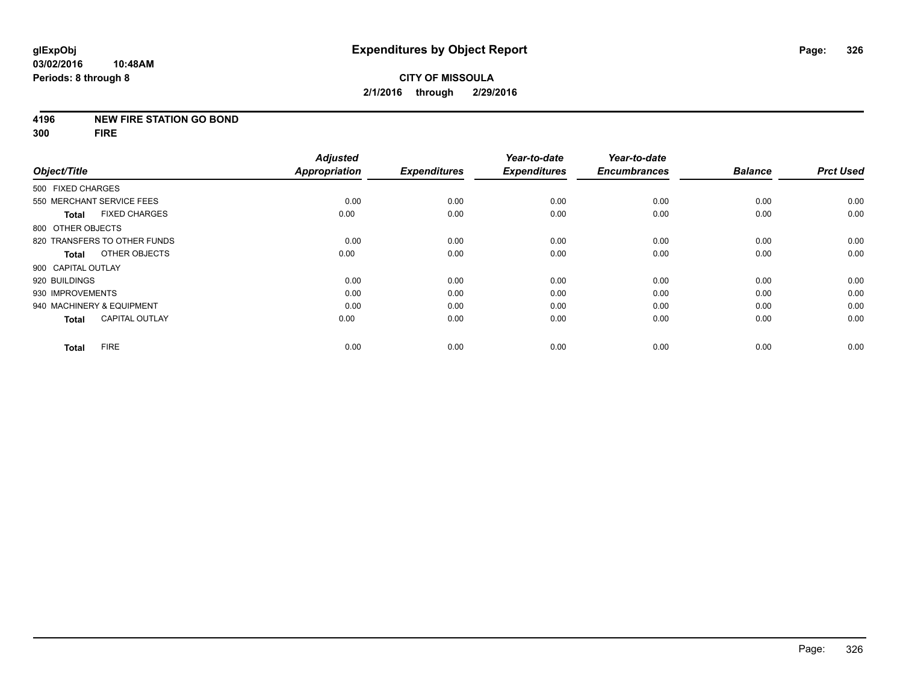**glExpObj**
**03/02/2016 10:48AM**
**Periods: 8 through 8**

# Expenditures by Object Report

**CITY OF MISSOULA**
**2/1/2016 through 2/29/2016**

**4196 NEW FIRE STATION GO BOND**
**300 FIRE**

| Object/Title | Adjusted Appropriation | Expenditures | Year-to-date Expenditures | Year-to-date Encumbrances | Balance | Prct Used |
|---|---|---|---|---|---|---|
| 500 FIXED CHARGES | | | | | | |
| 550 MERCHANT SERVICE FEES | 0.00 | 0.00 | 0.00 | 0.00 | 0.00 | 0.00 |
| **Total** FIXED CHARGES | 0.00 | 0.00 | 0.00 | 0.00 | 0.00 | 0.00 |
| 800 OTHER OBJECTS | | | | | | |
| 820 TRANSFERS TO OTHER FUNDS | 0.00 | 0.00 | 0.00 | 0.00 | 0.00 | 0.00 |
| **Total** OTHER OBJECTS | 0.00 | 0.00 | 0.00 | 0.00 | 0.00 | 0.00 |
| 900 CAPITAL OUTLAY | | | | | | |
| 920 BUILDINGS | 0.00 | 0.00 | 0.00 | 0.00 | 0.00 | 0.00 |
| 930 IMPROVEMENTS | 0.00 | 0.00 | 0.00 | 0.00 | 0.00 | 0.00 |
| 940 MACHINERY & EQUIPMENT | 0.00 | 0.00 | 0.00 | 0.00 | 0.00 | 0.00 |
| **Total** CAPITAL OUTLAY | 0.00 | 0.00 | 0.00 | 0.00 | 0.00 | 0.00 |
| **Total** FIRE | 0.00 | 0.00 | 0.00 | 0.00 | 0.00 | 0.00 |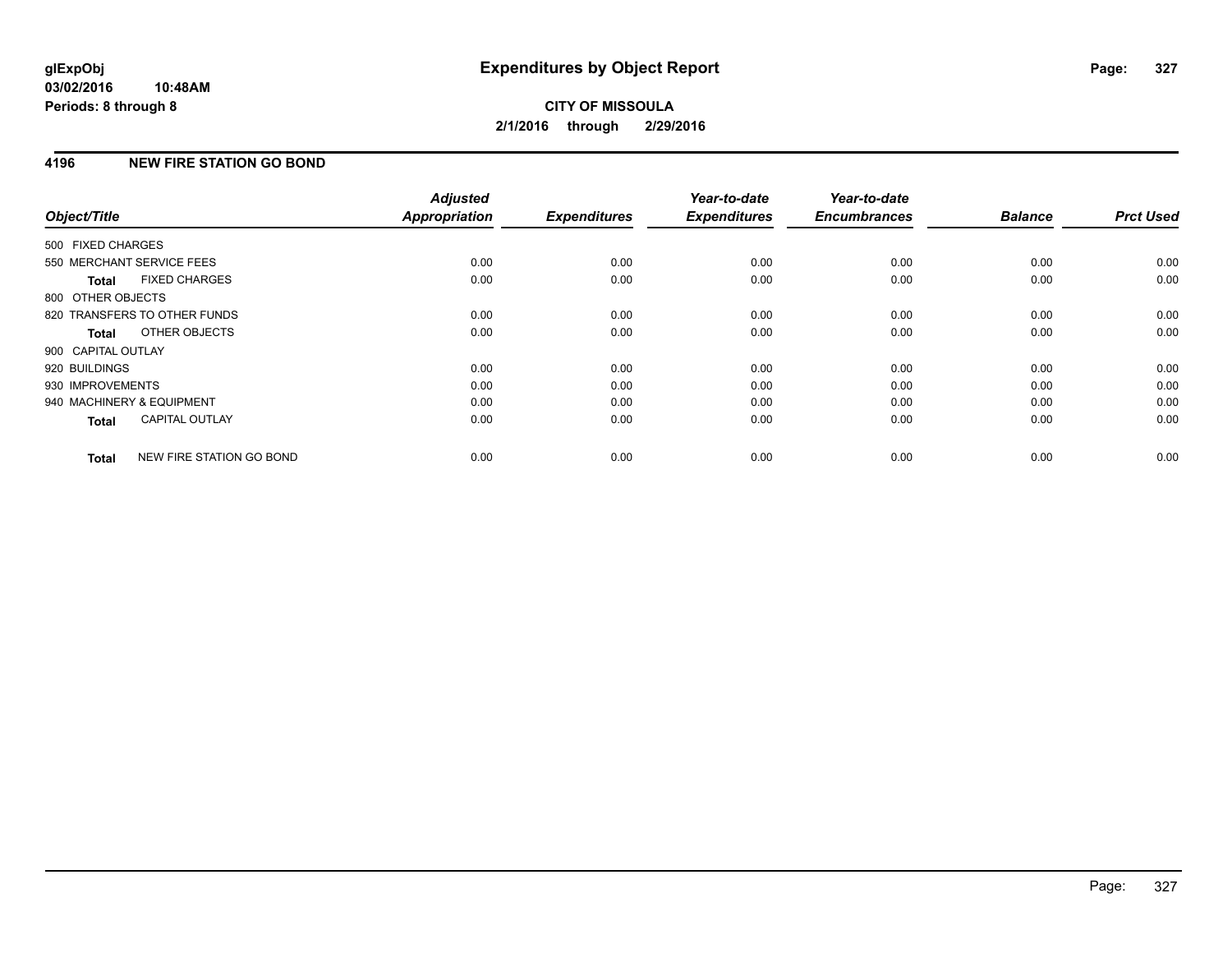**CITY OF MISSOULA**

**2/1/2016 through 2/29/2016**

## 4196 NEW FIRE STATION GO BOND

| Object/Title | Adjusted Appropriation | Expenditures | Year-to-date Expenditures | Year-to-date Encumbrances | Balance | Prct Used |
|---|---|---|---|---|---|---|
| 500 FIXED CHARGES | | | | | | |
| 550 MERCHANT SERVICE FEES | 0.00 | 0.00 | 0.00 | 0.00 | 0.00 | 0.00 |
| **Total** FIXED CHARGES | 0.00 | 0.00 | 0.00 | 0.00 | 0.00 | 0.00 |
| 800 OTHER OBJECTS | | | | | | |
| 820 TRANSFERS TO OTHER FUNDS | 0.00 | 0.00 | 0.00 | 0.00 | 0.00 | 0.00 |
| **Total** OTHER OBJECTS | 0.00 | 0.00 | 0.00 | 0.00 | 0.00 | 0.00 |
| 900 CAPITAL OUTLAY | | | | | | |
| 920 BUILDINGS | 0.00 | 0.00 | 0.00 | 0.00 | 0.00 | 0.00 |
| 930 IMPROVEMENTS | 0.00 | 0.00 | 0.00 | 0.00 | 0.00 | 0.00 |
| 940 MACHINERY & EQUIPMENT | 0.00 | 0.00 | 0.00 | 0.00 | 0.00 | 0.00 |
| **Total** CAPITAL OUTLAY | 0.00 | 0.00 | 0.00 | 0.00 | 0.00 | 0.00 |
| **Total** NEW FIRE STATION GO BOND | 0.00 | 0.00 | 0.00 | 0.00 | 0.00 | 0.00 |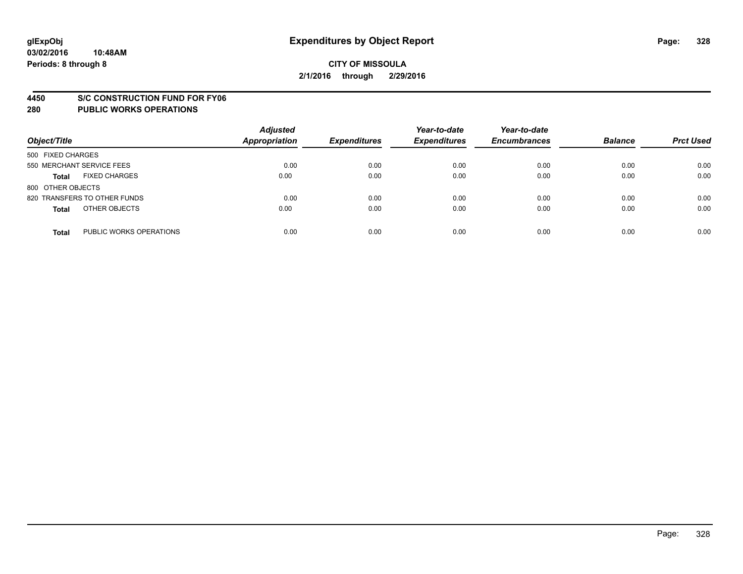glExpObj
03/02/2016 10:48AM
Periods: 8 through 8

# Expenditures by Object Report

**CITY OF MISSOULA**
**2/1/2016 through 2/29/2016**

**4450 S/C CONSTRUCTION FUND FOR FY06**
**280 PUBLIC WORKS OPERATIONS**

| Object/Title | | Adjusted Appropriation | Expenditures | Year-to-date Expenditures | Year-to-date Encumbrances | Balance | Prct Used |
|---|---|---|---|---|---|---|---|
| 500 FIXED CHARGES | | | | | | | |
| 550 MERCHANT SERVICE FEES | | 0.00 | 0.00 | 0.00 | 0.00 | 0.00 | 0.00 |
| **Total** | FIXED CHARGES | 0.00 | 0.00 | 0.00 | 0.00 | 0.00 | 0.00 |
| 800 OTHER OBJECTS | | | | | | | |
| 820 TRANSFERS TO OTHER FUNDS | | 0.00 | 0.00 | 0.00 | 0.00 | 0.00 | 0.00 |
| **Total** | OTHER OBJECTS | 0.00 | 0.00 | 0.00 | 0.00 | 0.00 | 0.00 |
| **Total** | PUBLIC WORKS OPERATIONS | 0.00 | 0.00 | 0.00 | 0.00 | 0.00 | 0.00 |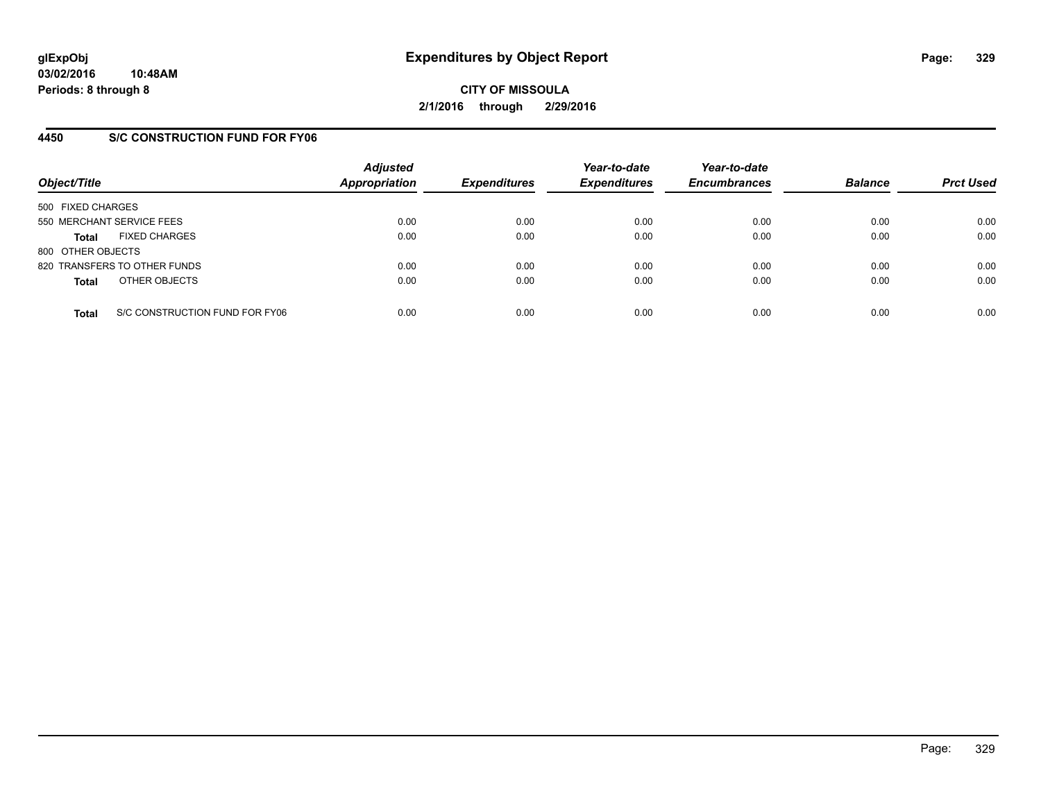**glExpObj**
**03/02/2016 10:48AM**
**Periods: 8 through 8**

# Expenditures by Object Report

**CITY OF MISSOULA**
**2/1/2016 through 2/29/2016**

## 4450 S/C CONSTRUCTION FUND FOR FY06

| Object/Title | Adjusted Appropriation | Expenditures | Year-to-date Expenditures | Year-to-date Encumbrances | Balance | Prct Used |
|---|---|---|---|---|---|---|
| 500 FIXED CHARGES | | | | | | |
| 550 MERCHANT SERVICE FEES | 0.00 | 0.00 | 0.00 | 0.00 | 0.00 | 0.00 |
| **Total** FIXED CHARGES | 0.00 | 0.00 | 0.00 | 0.00 | 0.00 | 0.00 |
| 800 OTHER OBJECTS | | | | | | |
| 820 TRANSFERS TO OTHER FUNDS | 0.00 | 0.00 | 0.00 | 0.00 | 0.00 | 0.00 |
| **Total** OTHER OBJECTS | 0.00 | 0.00 | 0.00 | 0.00 | 0.00 | 0.00 |
| **Total** S/C CONSTRUCTION FUND FOR FY06 | 0.00 | 0.00 | 0.00 | 0.00 | 0.00 | 0.00 |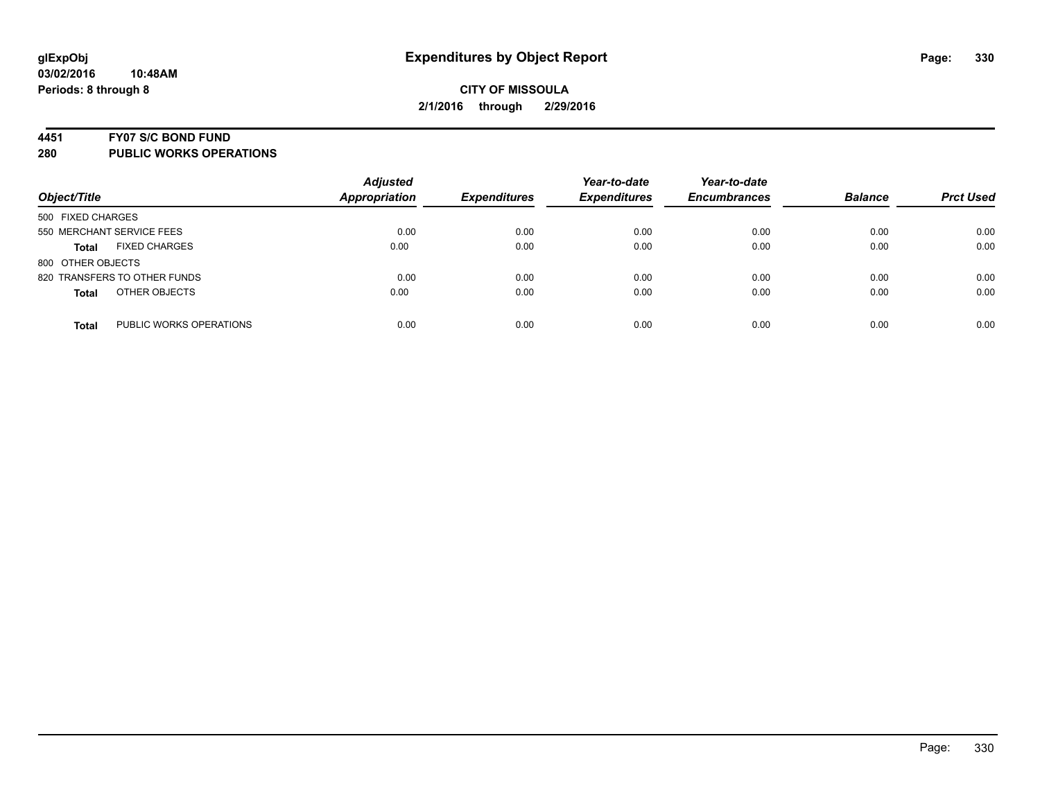glExpObj
03/02/2016 10:48AM
Periods: 8 through 8

# Expenditures by Object Report

CITY OF MISSOULA
2/1/2016 through 2/29/2016

**4451 FY07 S/C BOND FUND**
**280 PUBLIC WORKS OPERATIONS**

| Object/Title | Adjusted Appropriation | Expenditures | Year-to-date Expenditures | Year-to-date Encumbrances | Balance | Prct Used |
|---|---|---|---|---|---|---|
| 500 FIXED CHARGES | | | | | | |
| 550 MERCHANT SERVICE FEES | 0.00 | 0.00 | 0.00 | 0.00 | 0.00 | 0.00 |
| **Total** FIXED CHARGES | 0.00 | 0.00 | 0.00 | 0.00 | 0.00 | 0.00 |
| 800 OTHER OBJECTS | | | | | | |
| 820 TRANSFERS TO OTHER FUNDS | 0.00 | 0.00 | 0.00 | 0.00 | 0.00 | 0.00 |
| **Total** OTHER OBJECTS | 0.00 | 0.00 | 0.00 | 0.00 | 0.00 | 0.00 |
| **Total** PUBLIC WORKS OPERATIONS | 0.00 | 0.00 | 0.00 | 0.00 | 0.00 | 0.00 |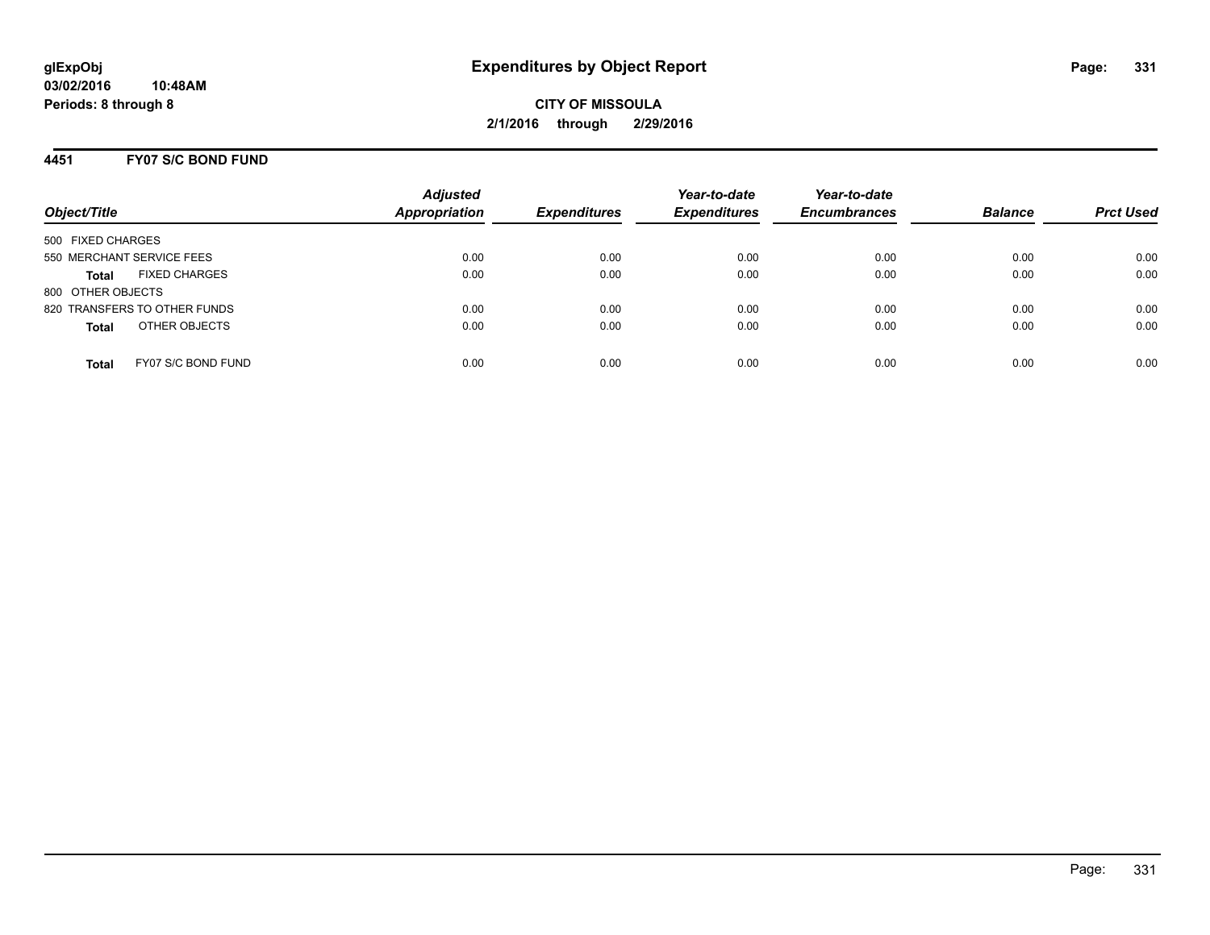# Expenditures by Object Report

glExpObj
03/02/2016 10:48AM
Periods: 8 through 8

**CITY OF MISSOULA**
**2/1/2016 through 2/29/2016**

## 4451 FY07 S/C BOND FUND

| Object/Title | | Adjusted Appropriation | Expenditures | Year-to-date Expenditures | Year-to-date Encumbrances | Balance | Prct Used |
|---|---|---|---|---|---|---|---|
| 500 FIXED CHARGES | | | | | | | |
| 550 MERCHANT SERVICE FEES | | 0.00 | 0.00 | 0.00 | 0.00 | 0.00 | 0.00 |
| **Total** | FIXED CHARGES | 0.00 | 0.00 | 0.00 | 0.00 | 0.00 | 0.00 |
| 800 OTHER OBJECTS | | | | | | | |
| 820 TRANSFERS TO OTHER FUNDS | | 0.00 | 0.00 | 0.00 | 0.00 | 0.00 | 0.00 |
| **Total** | OTHER OBJECTS | 0.00 | 0.00 | 0.00 | 0.00 | 0.00 | 0.00 |
| **Total** | FY07 S/C BOND FUND | 0.00 | 0.00 | 0.00 | 0.00 | 0.00 | 0.00 |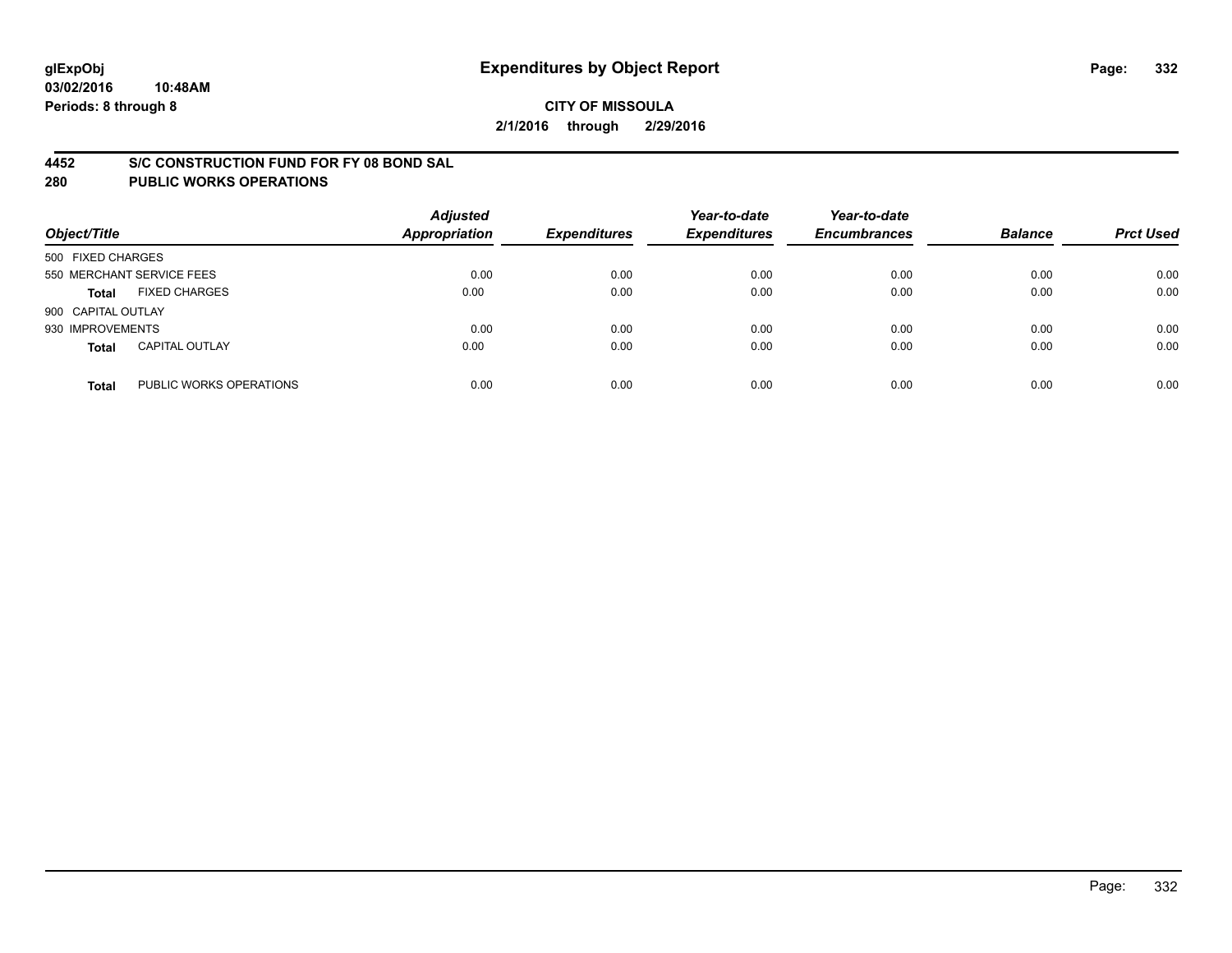# Expenditures by Object Report

glExpObj
03/02/2016 10:48AM
Periods: 8 through 8

**CITY OF MISSOULA**

**2/1/2016 through 2/29/2016**

## 4452 S/C CONSTRUCTION FUND FOR FY 08 BOND SAL
## 280 PUBLIC WORKS OPERATIONS

| Object/Title | | Adjusted Appropriation | Expenditures | Year-to-date Expenditures | Year-to-date Encumbrances | Balance | Prct Used |
|---|---|---|---|---|---|---|---|
| 500 FIXED CHARGES | | | | | | | |
| 550 MERCHANT SERVICE FEES | | 0.00 | 0.00 | 0.00 | 0.00 | 0.00 | 0.00 |
| **Total** | FIXED CHARGES | 0.00 | 0.00 | 0.00 | 0.00 | 0.00 | 0.00 |
| 900 CAPITAL OUTLAY | | | | | | | |
| 930 IMPROVEMENTS | | 0.00 | 0.00 | 0.00 | 0.00 | 0.00 | 0.00 |
| **Total** | CAPITAL OUTLAY | 0.00 | 0.00 | 0.00 | 0.00 | 0.00 | 0.00 |
| **Total** | PUBLIC WORKS OPERATIONS | 0.00 | 0.00 | 0.00 | 0.00 | 0.00 | 0.00 |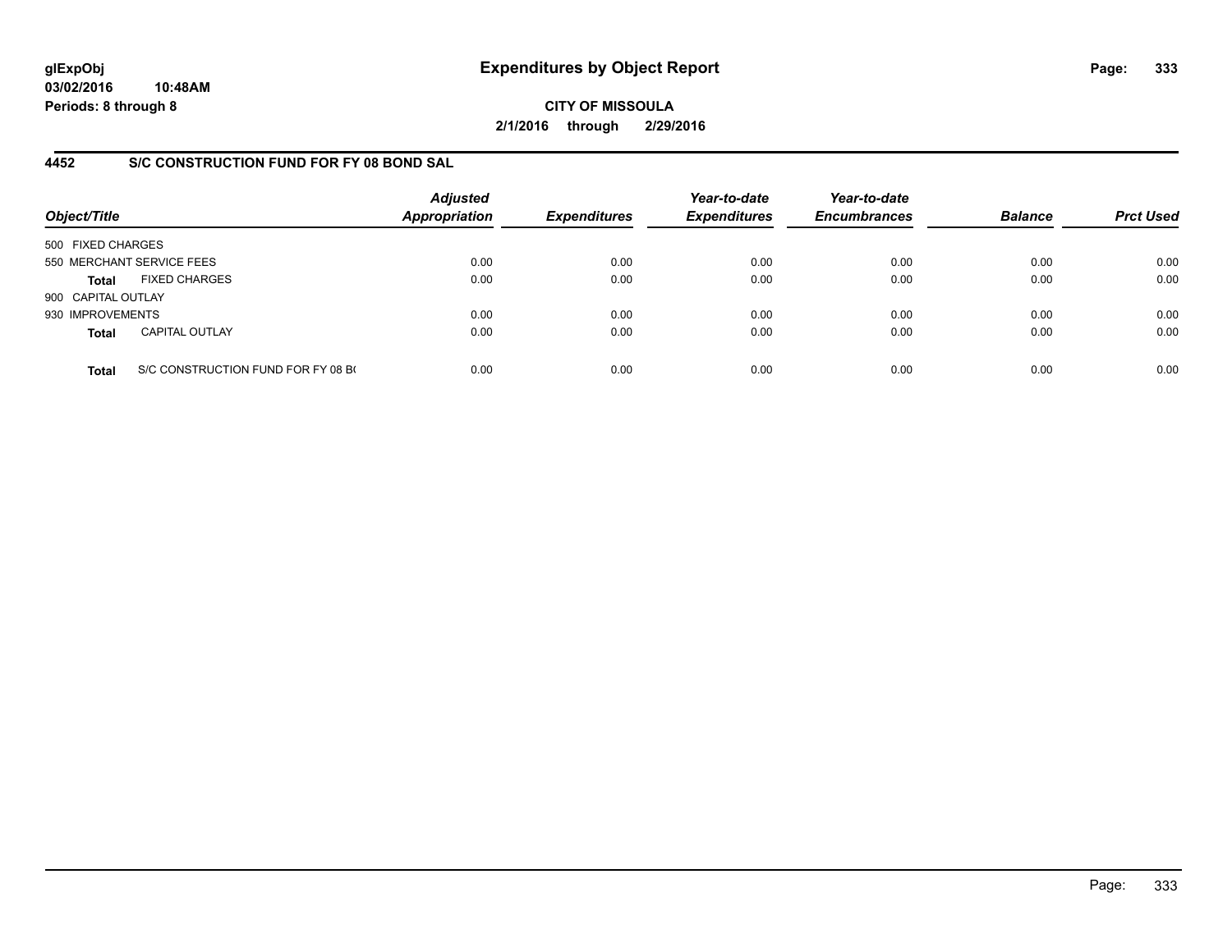**glExpObj**
**03/02/2016 10:48AM**
**Periods: 8 through 8**

# Expenditures by Object Report

**CITY OF MISSOULA**
**2/1/2016 through 2/29/2016**

## 4452 S/C CONSTRUCTION FUND FOR FY 08 BOND SAL

| Object/Title | Adjusted Appropriation | Expenditures | Year-to-date Expenditures | Year-to-date Encumbrances | Balance | Prct Used |
|---|---|---|---|---|---|---|
| 500 FIXED CHARGES | | | | | | |
| 550 MERCHANT SERVICE FEES | 0.00 | 0.00 | 0.00 | 0.00 | 0.00 | 0.00 |
| **Total** FIXED CHARGES | 0.00 | 0.00 | 0.00 | 0.00 | 0.00 | 0.00 |
| 900 CAPITAL OUTLAY | | | | | | |
| 930 IMPROVEMENTS | 0.00 | 0.00 | 0.00 | 0.00 | 0.00 | 0.00 |
| **Total** CAPITAL OUTLAY | 0.00 | 0.00 | 0.00 | 0.00 | 0.00 | 0.00 |
| **Total** S/C CONSTRUCTION FUND FOR FY 08 B( | 0.00 | 0.00 | 0.00 | 0.00 | 0.00 | 0.00 |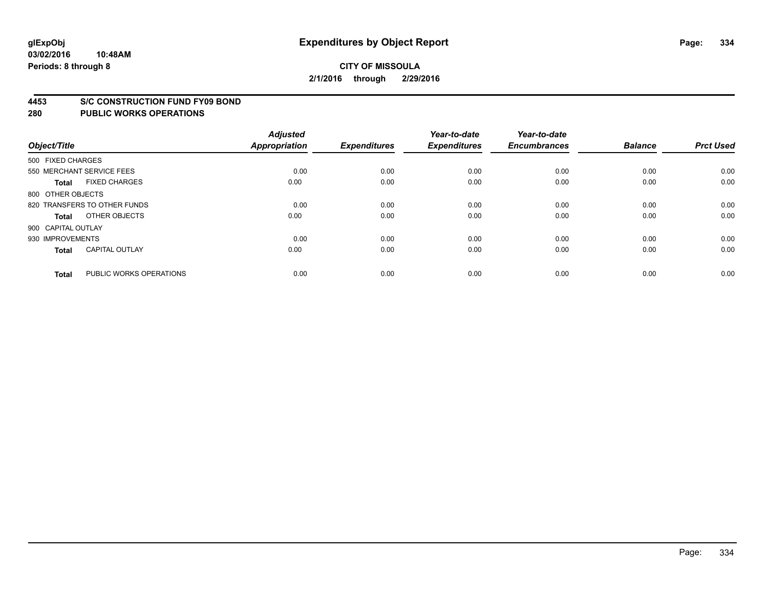# Expenditures by Object Report

**glExpObj**
**03/02/2016 10:48AM**
**Periods: 8 through 8**

**CITY OF MISSOULA**
**2/1/2016 through 2/29/2016**

**4453 S/C CONSTRUCTION FUND FY09 BOND**
**280 PUBLIC WORKS OPERATIONS**

| Object/Title | Adjusted Appropriation | Expenditures | Year-to-date Expenditures | Year-to-date Encumbrances | Balance | Prct Used |
|---|---|---|---|---|---|---|
| 500 FIXED CHARGES | | | | | | |
| 550 MERCHANT SERVICE FEES | 0.00 | 0.00 | 0.00 | 0.00 | 0.00 | 0.00 |
| **Total** FIXED CHARGES | 0.00 | 0.00 | 0.00 | 0.00 | 0.00 | 0.00 |
| 800 OTHER OBJECTS | | | | | | |
| 820 TRANSFERS TO OTHER FUNDS | 0.00 | 0.00 | 0.00 | 0.00 | 0.00 | 0.00 |
| **Total** OTHER OBJECTS | 0.00 | 0.00 | 0.00 | 0.00 | 0.00 | 0.00 |
| 900 CAPITAL OUTLAY | | | | | | |
| 930 IMPROVEMENTS | 0.00 | 0.00 | 0.00 | 0.00 | 0.00 | 0.00 |
| **Total** CAPITAL OUTLAY | 0.00 | 0.00 | 0.00 | 0.00 | 0.00 | 0.00 |
| **Total** PUBLIC WORKS OPERATIONS | 0.00 | 0.00 | 0.00 | 0.00 | 0.00 | 0.00 |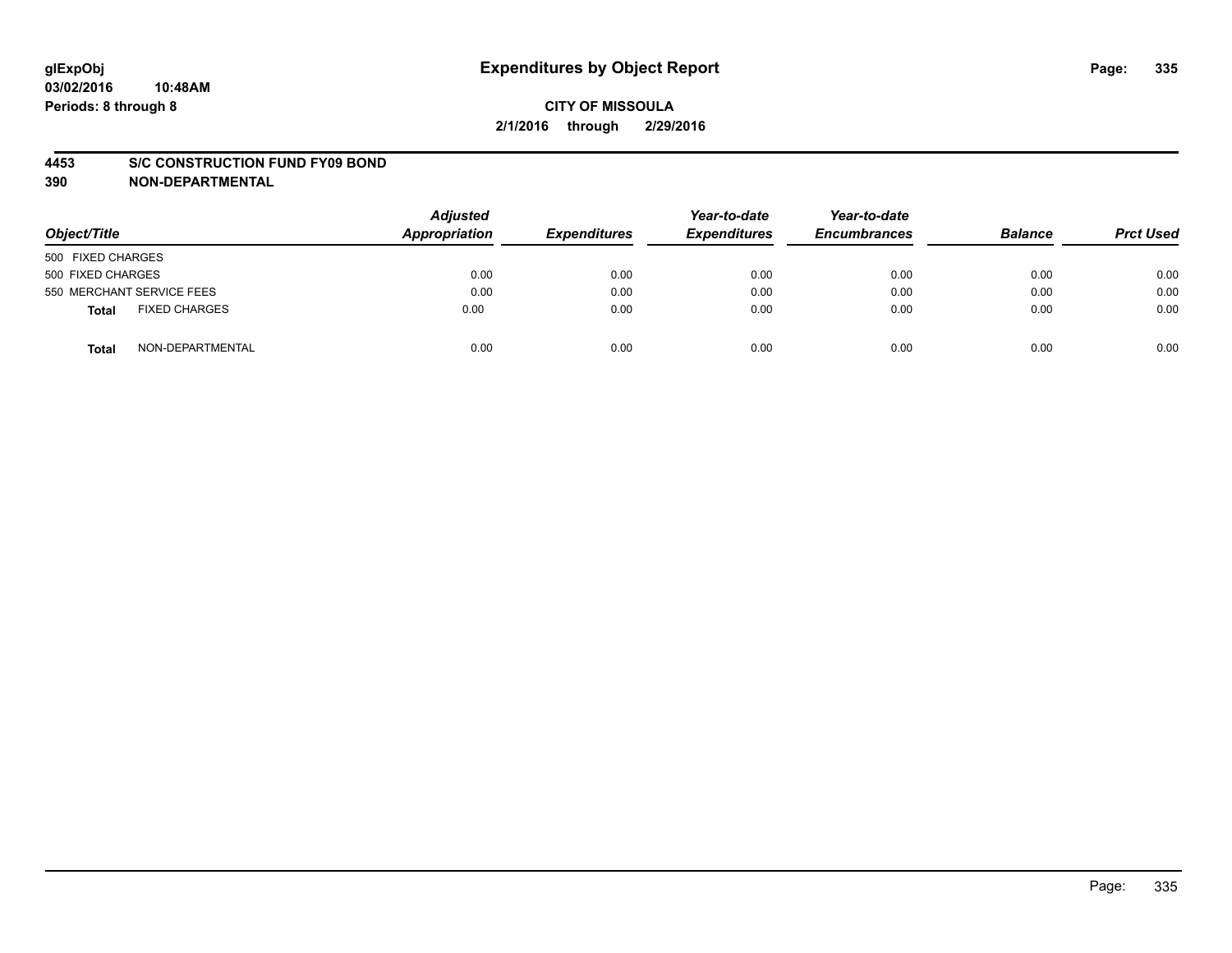**glExpObj**
**03/02/2016 10:48AM**
**Periods: 8 through 8**

# Expenditures by Object Report

**CITY OF MISSOULA**
**2/1/2016 through 2/29/2016**

**4453 S/C CONSTRUCTION FUND FY09 BOND**
**390 NON-DEPARTMENTAL**

| Object/Title | Adjusted Appropriation | Expenditures | Year-to-date Expenditures | Year-to-date Encumbrances | Balance | Prct Used |
|---|---|---|---|---|---|---|
| 500 FIXED CHARGES | | | | | | |
| 500 FIXED CHARGES | 0.00 | 0.00 | 0.00 | 0.00 | 0.00 | 0.00 |
| 550 MERCHANT SERVICE FEES | 0.00 | 0.00 | 0.00 | 0.00 | 0.00 | 0.00 |
| **Total** FIXED CHARGES | 0.00 | 0.00 | 0.00 | 0.00 | 0.00 | 0.00 |
| **Total** NON-DEPARTMENTAL | 0.00 | 0.00 | 0.00 | 0.00 | 0.00 | 0.00 |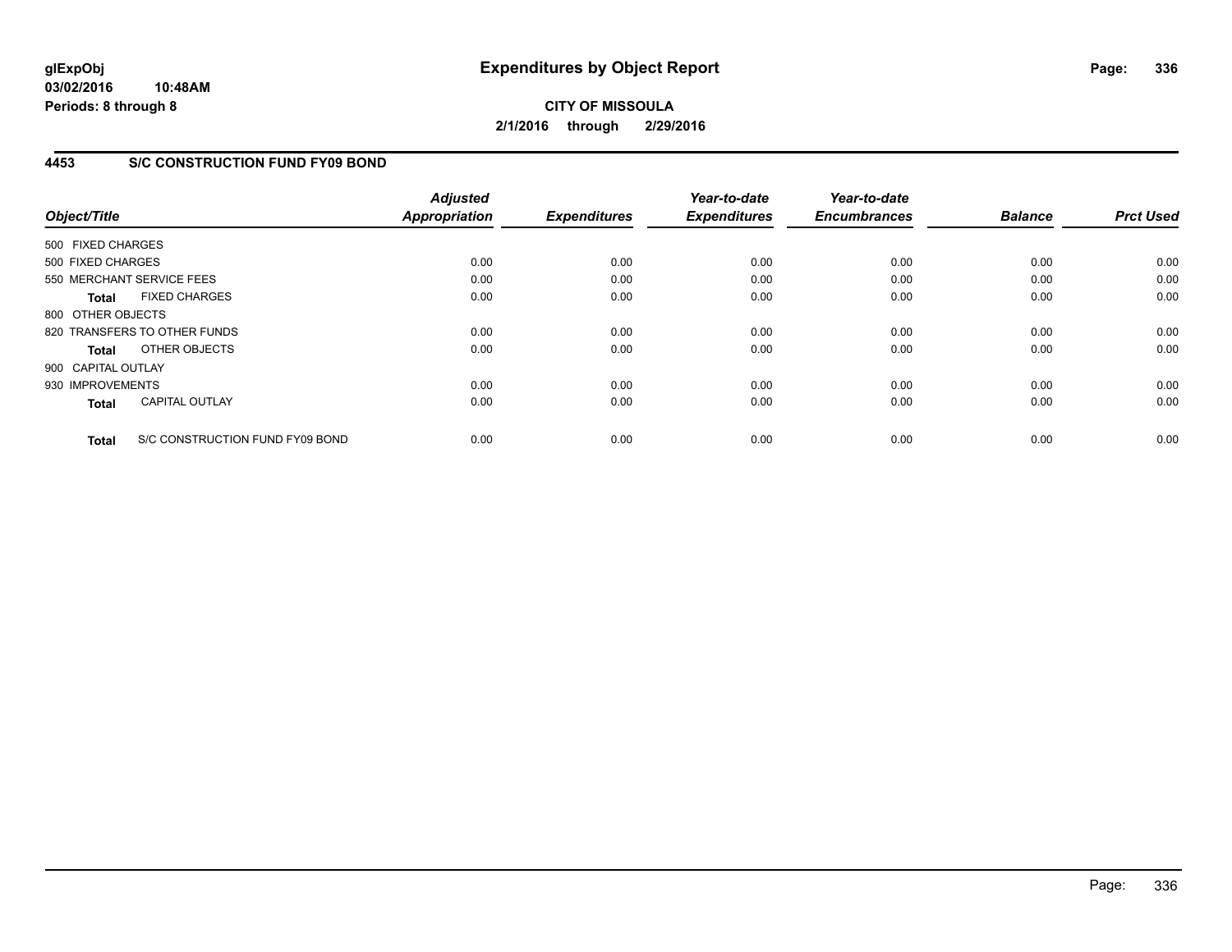**glExpObj** **Expenditures by Object Report**

**03/02/2016 10:48AM**

**Periods: 8 through 8**

**CITY OF MISSOULA**

**2/1/2016 through 2/29/2016**

## 4453 S/C CONSTRUCTION FUND FY09 BOND

| Object/Title | Adjusted Appropriation | Expenditures | Year-to-date Expenditures | Year-to-date Encumbrances | Balance | Prct Used |
|---|---|---|---|---|---|---|
| 500 FIXED CHARGES | | | | | | |
| 500 FIXED CHARGES | 0.00 | 0.00 | 0.00 | 0.00 | 0.00 | 0.00 |
| 550 MERCHANT SERVICE FEES | 0.00 | 0.00 | 0.00 | 0.00 | 0.00 | 0.00 |
| **Total** FIXED CHARGES | 0.00 | 0.00 | 0.00 | 0.00 | 0.00 | 0.00 |
| 800 OTHER OBJECTS | | | | | | |
| 820 TRANSFERS TO OTHER FUNDS | 0.00 | 0.00 | 0.00 | 0.00 | 0.00 | 0.00 |
| **Total** OTHER OBJECTS | 0.00 | 0.00 | 0.00 | 0.00 | 0.00 | 0.00 |
| 900 CAPITAL OUTLAY | | | | | | |
| 930 IMPROVEMENTS | 0.00 | 0.00 | 0.00 | 0.00 | 0.00 | 0.00 |
| **Total** CAPITAL OUTLAY | 0.00 | 0.00 | 0.00 | 0.00 | 0.00 | 0.00 |
| **Total** S/C CONSTRUCTION FUND FY09 BOND | 0.00 | 0.00 | 0.00 | 0.00 | 0.00 | 0.00 |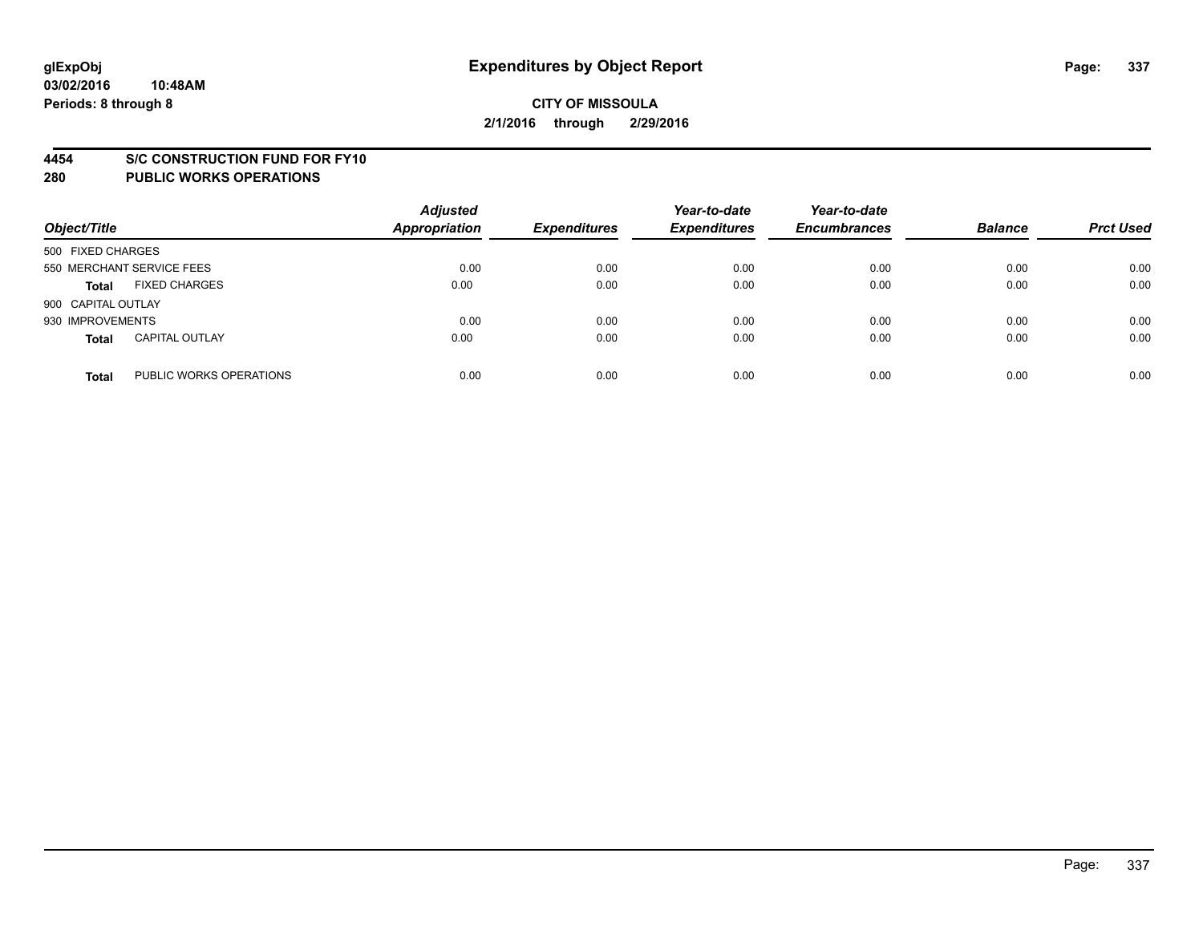glExpObj
03/02/2016 10:48AM
Periods: 8 through 8

# Expenditures by Object Report

**CITY OF MISSOULA**
**2/1/2016 through 2/29/2016**

## 4454 S/C CONSTRUCTION FUND FOR FY10
## 280 PUBLIC WORKS OPERATIONS

| Object/Title | | Adjusted Appropriation | Expenditures | Year-to-date Expenditures | Year-to-date Encumbrances | Balance | Prct Used |
|---|---|---|---|---|---|---|---|
| 500 FIXED CHARGES | | | | | | | |
| 550 MERCHANT SERVICE FEES | | 0.00 | 0.00 | 0.00 | 0.00 | 0.00 | 0.00 |
| **Total** | FIXED CHARGES | 0.00 | 0.00 | 0.00 | 0.00 | 0.00 | 0.00 |
| 900 CAPITAL OUTLAY | | | | | | | |
| 930 IMPROVEMENTS | | 0.00 | 0.00 | 0.00 | 0.00 | 0.00 | 0.00 |
| **Total** | CAPITAL OUTLAY | 0.00 | 0.00 | 0.00 | 0.00 | 0.00 | 0.00 |
| **Total** | PUBLIC WORKS OPERATIONS | 0.00 | 0.00 | 0.00 | 0.00 | 0.00 | 0.00 |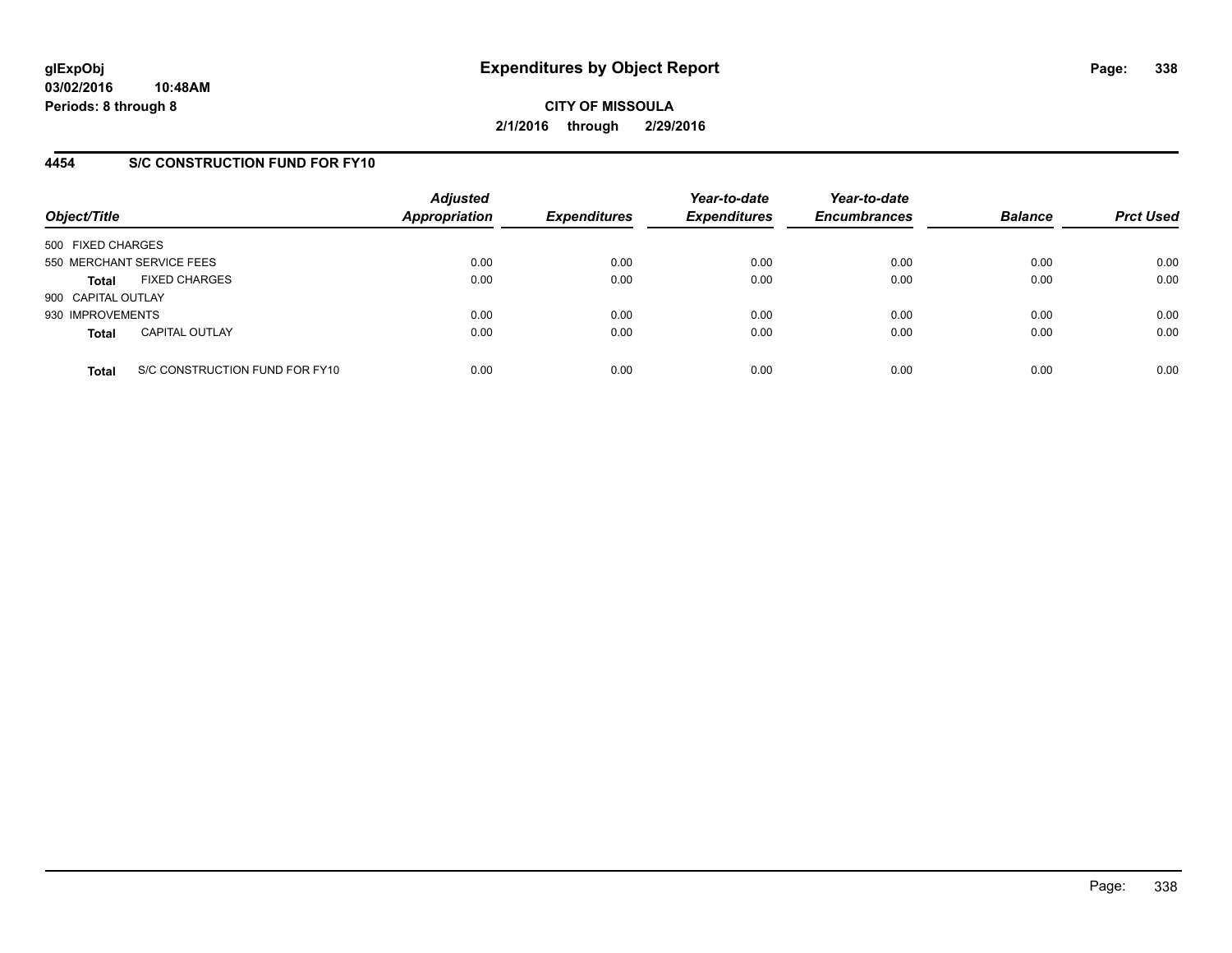# Expenditures by Object Report

glExpObj
03/02/2016 10:48AM
Periods: 8 through 8

**CITY OF MISSOULA**
**2/1/2016 through 2/29/2016**

## 4454 S/C CONSTRUCTION FUND FOR FY10

| Object/Title | Adjusted Appropriation | Expenditures | Year-to-date Expenditures | Year-to-date Encumbrances | Balance | Prct Used |
|---|---|---|---|---|---|---|
| 500 FIXED CHARGES | | | | | | |
| 550 MERCHANT SERVICE FEES | 0.00 | 0.00 | 0.00 | 0.00 | 0.00 | 0.00 |
| **Total** FIXED CHARGES | 0.00 | 0.00 | 0.00 | 0.00 | 0.00 | 0.00 |
| 900 CAPITAL OUTLAY | | | | | | |
| 930 IMPROVEMENTS | 0.00 | 0.00 | 0.00 | 0.00 | 0.00 | 0.00 |
| **Total** CAPITAL OUTLAY | 0.00 | 0.00 | 0.00 | 0.00 | 0.00 | 0.00 |
| **Total** S/C CONSTRUCTION FUND FOR FY10 | 0.00 | 0.00 | 0.00 | 0.00 | 0.00 | 0.00 |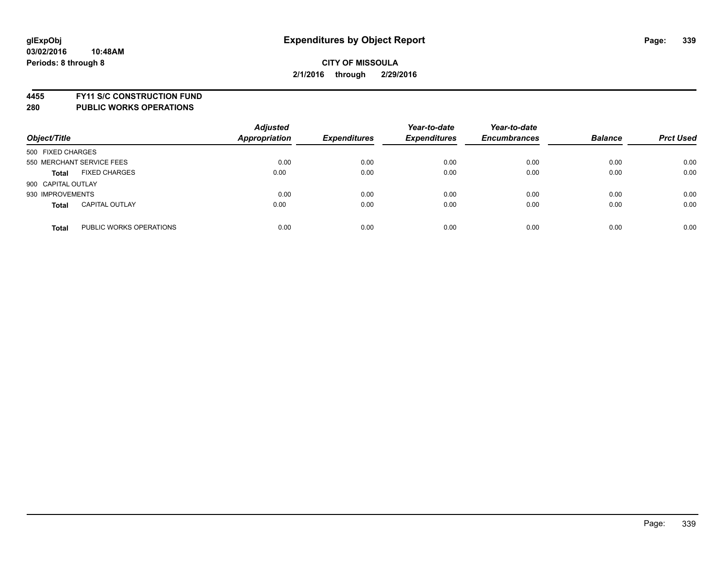# Expenditures by Object Report

glExpObj
03/02/2016 10:48AM
Periods: 8 through 8

**CITY OF MISSOULA**
**2/1/2016 through 2/29/2016**

## 4455 FY11 S/C CONSTRUCTION FUND
## 280 PUBLIC WORKS OPERATIONS

| Object/Title | | Adjusted Appropriation | Expenditures | Year-to-date Expenditures | Year-to-date Encumbrances | Balance | Prct Used |
|---|---|---|---|---|---|---|---|
| 500 FIXED CHARGES | | | | | | | |
| 550 MERCHANT SERVICE FEES | | 0.00 | 0.00 | 0.00 | 0.00 | 0.00 | 0.00 |
| **Total** | FIXED CHARGES | 0.00 | 0.00 | 0.00 | 0.00 | 0.00 | 0.00 |
| 900 CAPITAL OUTLAY | | | | | | | |
| 930 IMPROVEMENTS | | 0.00 | 0.00 | 0.00 | 0.00 | 0.00 | 0.00 |
| **Total** | CAPITAL OUTLAY | 0.00 | 0.00 | 0.00 | 0.00 | 0.00 | 0.00 |
| **Total** | PUBLIC WORKS OPERATIONS | 0.00 | 0.00 | 0.00 | 0.00 | 0.00 | 0.00 |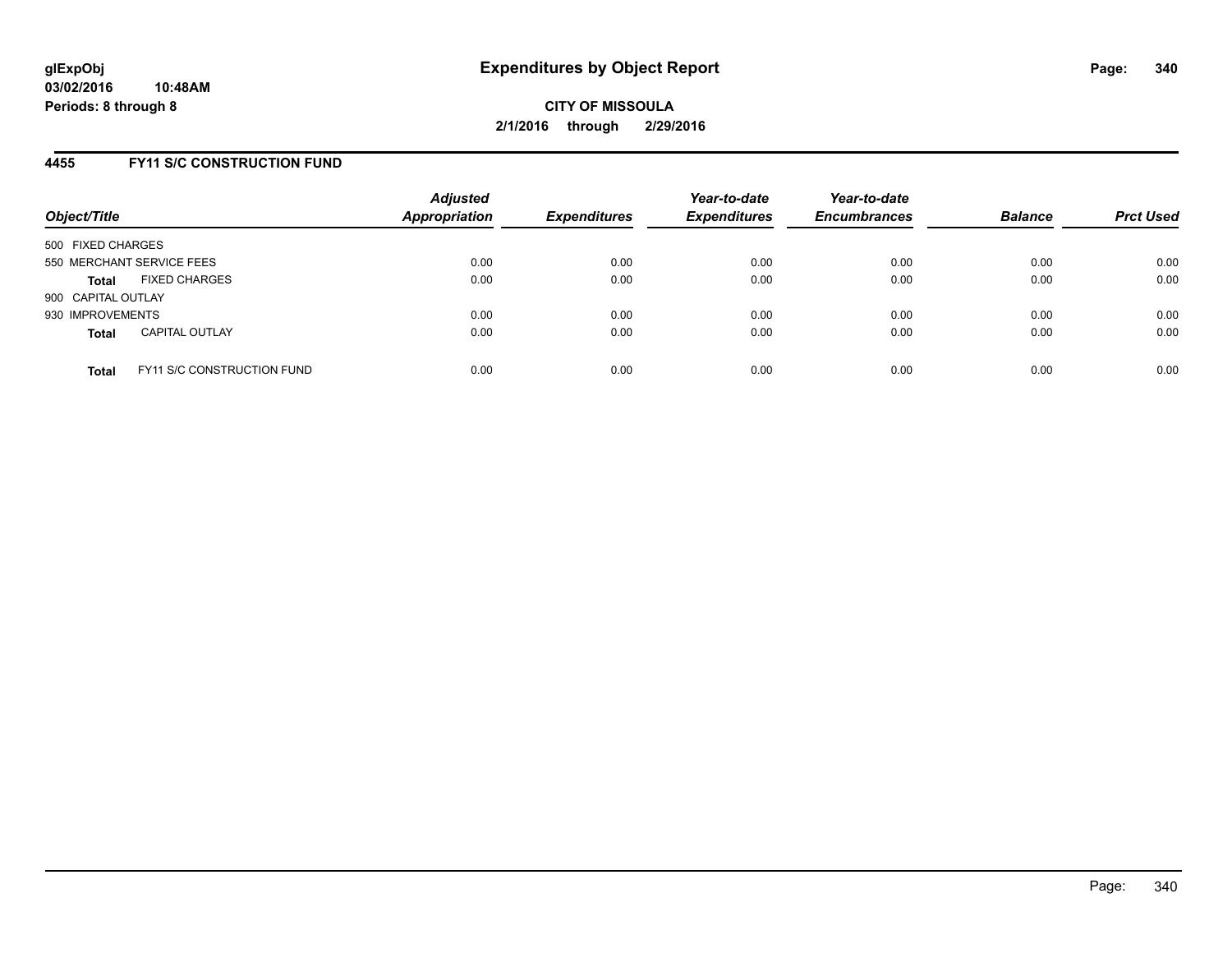**glExpObj**
**03/02/2016 10:48AM**
**Periods: 8 through 8**

# Expenditures by Object Report

**CITY OF MISSOULA**
**2/1/2016 through 2/29/2016**

## 4455 FY11 S/C CONSTRUCTION FUND

| Object/Title | Adjusted Appropriation | Expenditures | Year-to-date Expenditures | Year-to-date Encumbrances | Balance | Prct Used |
|---|---|---|---|---|---|---|
| 500 FIXED CHARGES | | | | | | |
| 550 MERCHANT SERVICE FEES | 0.00 | 0.00 | 0.00 | 0.00 | 0.00 | 0.00 |
| **Total** FIXED CHARGES | 0.00 | 0.00 | 0.00 | 0.00 | 0.00 | 0.00 |
| 900 CAPITAL OUTLAY | | | | | | |
| 930 IMPROVEMENTS | 0.00 | 0.00 | 0.00 | 0.00 | 0.00 | 0.00 |
| **Total** CAPITAL OUTLAY | 0.00 | 0.00 | 0.00 | 0.00 | 0.00 | 0.00 |
| **Total** FY11 S/C CONSTRUCTION FUND | 0.00 | 0.00 | 0.00 | 0.00 | 0.00 | 0.00 |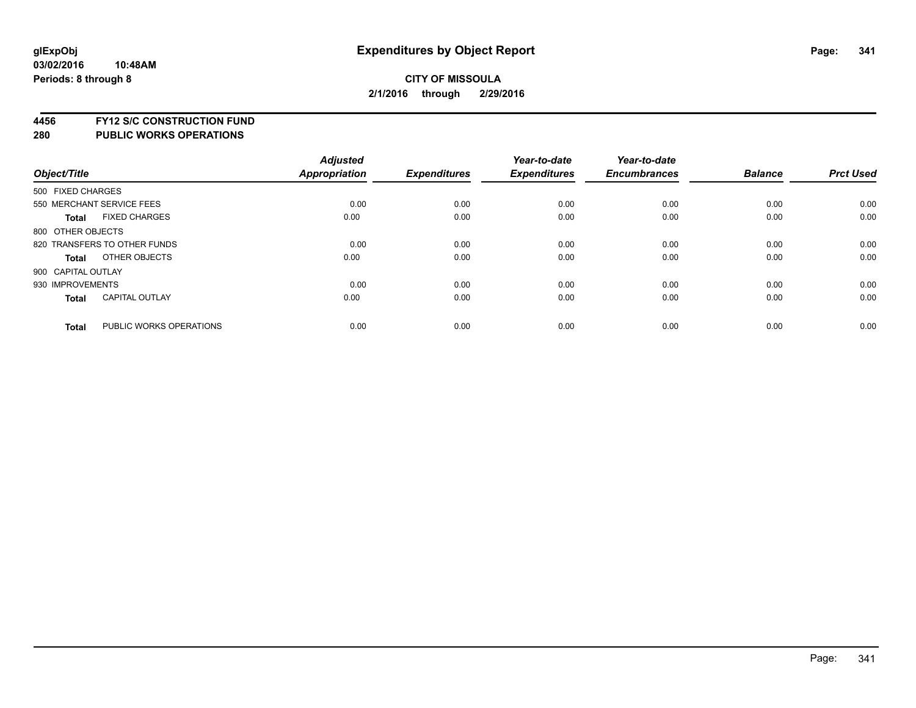# Expenditures by Object Report

glExpObj
03/02/2016 10:48AM
Periods: 8 through 8

**CITY OF MISSOULA**
**2/1/2016 through 2/29/2016**

**4456 FY12 S/C CONSTRUCTION FUND**
**280 PUBLIC WORKS OPERATIONS**

| Object/Title | | Adjusted Appropriation | Expenditures | Year-to-date Expenditures | Year-to-date Encumbrances | Balance | Prct Used |
|---|---|---|---|---|---|---|---|
| 500 FIXED CHARGES | | | | | | | |
| 550 MERCHANT SERVICE FEES | | 0.00 | 0.00 | 0.00 | 0.00 | 0.00 | 0.00 |
| **Total** | FIXED CHARGES | 0.00 | 0.00 | 0.00 | 0.00 | 0.00 | 0.00 |
| 800 OTHER OBJECTS | | | | | | | |
| 820 TRANSFERS TO OTHER FUNDS | | 0.00 | 0.00 | 0.00 | 0.00 | 0.00 | 0.00 |
| **Total** | OTHER OBJECTS | 0.00 | 0.00 | 0.00 | 0.00 | 0.00 | 0.00 |
| 900 CAPITAL OUTLAY | | | | | | | |
| 930 IMPROVEMENTS | | 0.00 | 0.00 | 0.00 | 0.00 | 0.00 | 0.00 |
| **Total** | CAPITAL OUTLAY | 0.00 | 0.00 | 0.00 | 0.00 | 0.00 | 0.00 |
| **Total** | PUBLIC WORKS OPERATIONS | 0.00 | 0.00 | 0.00 | 0.00 | 0.00 | 0.00 |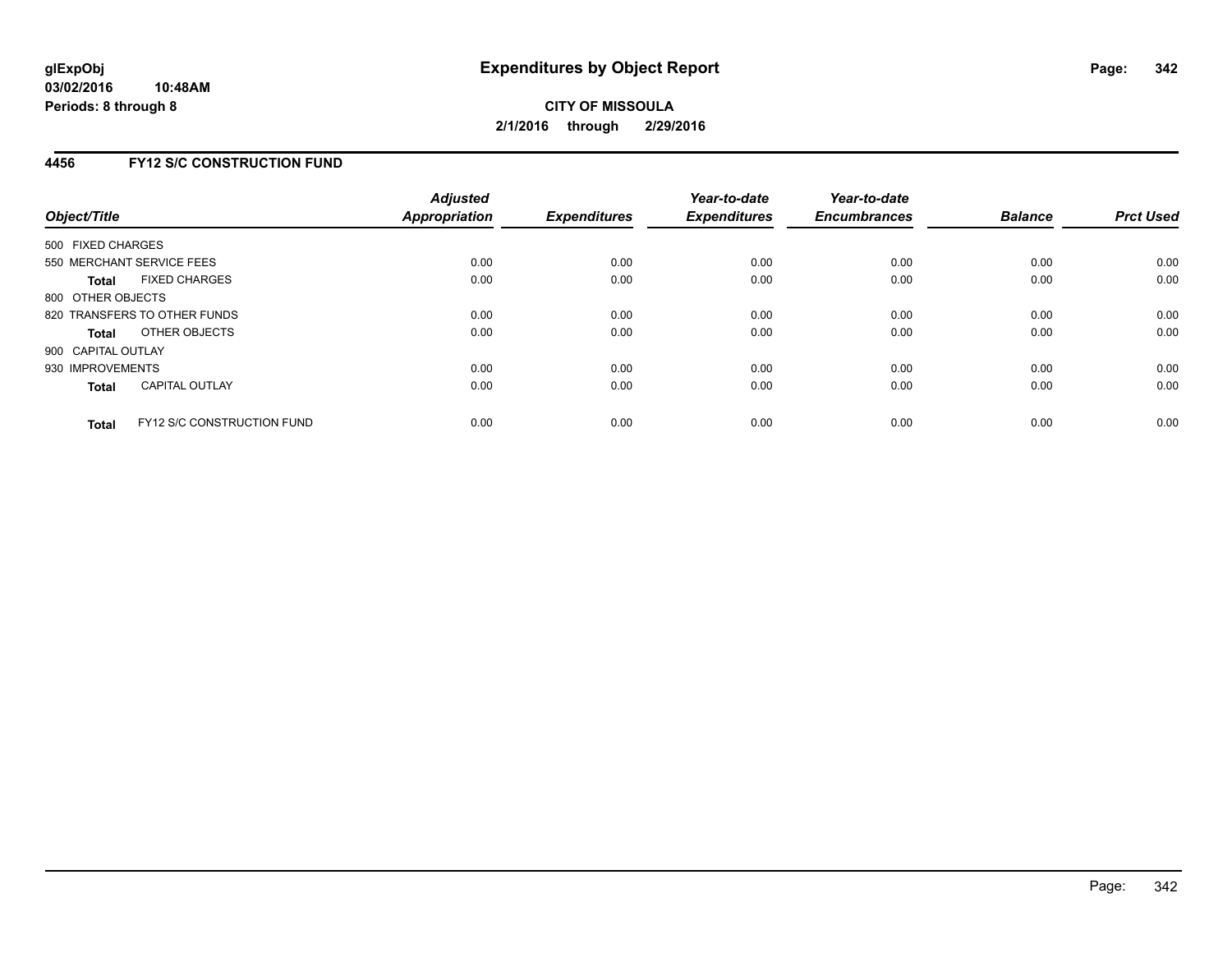# Expenditures by Object Report

glExpObj
03/02/2016 10:48AM
Periods: 8 through 8

**CITY OF MISSOULA**
**2/1/2016 through 2/29/2016**

## 4456 FY12 S/C CONSTRUCTION FUND

| Object/Title | Adjusted Appropriation | Expenditures | Year-to-date Expenditures | Year-to-date Encumbrances | Balance | Prct Used |
|---|---|---|---|---|---|---|
| 500 FIXED CHARGES | | | | | | |
| 550 MERCHANT SERVICE FEES | 0.00 | 0.00 | 0.00 | 0.00 | 0.00 | 0.00 |
| **Total** FIXED CHARGES | 0.00 | 0.00 | 0.00 | 0.00 | 0.00 | 0.00 |
| 800 OTHER OBJECTS | | | | | | |
| 820 TRANSFERS TO OTHER FUNDS | 0.00 | 0.00 | 0.00 | 0.00 | 0.00 | 0.00 |
| **Total** OTHER OBJECTS | 0.00 | 0.00 | 0.00 | 0.00 | 0.00 | 0.00 |
| 900 CAPITAL OUTLAY | | | | | | |
| 930 IMPROVEMENTS | 0.00 | 0.00 | 0.00 | 0.00 | 0.00 | 0.00 |
| **Total** CAPITAL OUTLAY | 0.00 | 0.00 | 0.00 | 0.00 | 0.00 | 0.00 |
| **Total** FY12 S/C CONSTRUCTION FUND | 0.00 | 0.00 | 0.00 | 0.00 | 0.00 | 0.00 |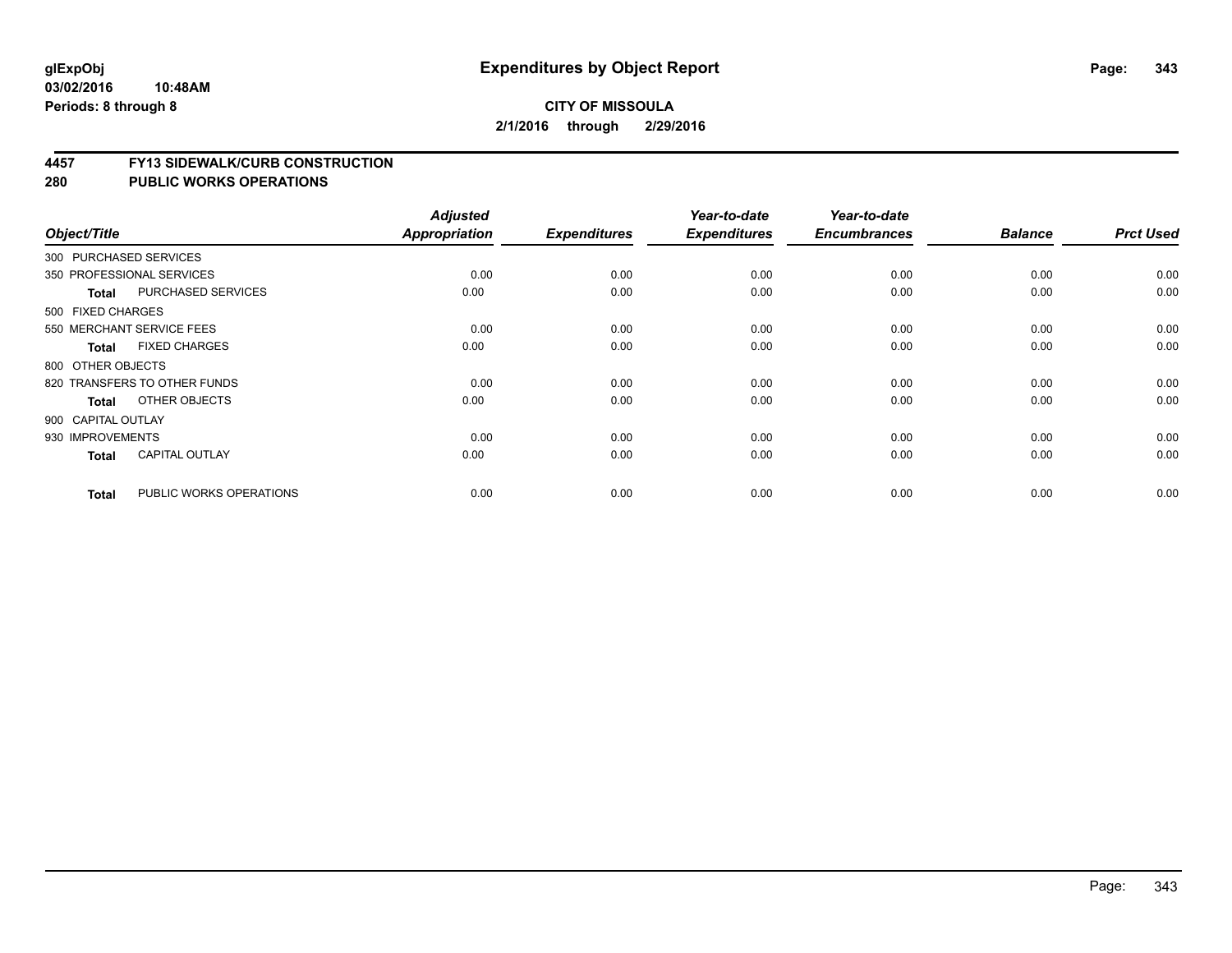# Expenditures by Object Report

**glExpObj**
**03/02/2016 10:48AM**
**Periods: 8 through 8**

**CITY OF MISSOULA**
**2/1/2016 through 2/29/2016**

## 4457 FY13 SIDEWALK/CURB CONSTRUCTION
## 280 PUBLIC WORKS OPERATIONS

| Object/Title | | Adjusted Appropriation | Expenditures | Year-to-date Expenditures | Year-to-date Encumbrances | Balance | Prct Used |
|---|---|---|---|---|---|---|---|
| 300 PURCHASED SERVICES | | | | | | | |
| 350 PROFESSIONAL SERVICES | | 0.00 | 0.00 | 0.00 | 0.00 | 0.00 | 0.00 |
| **Total** | PURCHASED SERVICES | 0.00 | 0.00 | 0.00 | 0.00 | 0.00 | 0.00 |
| 500 FIXED CHARGES | | | | | | | |
| 550 MERCHANT SERVICE FEES | | 0.00 | 0.00 | 0.00 | 0.00 | 0.00 | 0.00 |
| **Total** | FIXED CHARGES | 0.00 | 0.00 | 0.00 | 0.00 | 0.00 | 0.00 |
| 800 OTHER OBJECTS | | | | | | | |
| 820 TRANSFERS TO OTHER FUNDS | | 0.00 | 0.00 | 0.00 | 0.00 | 0.00 | 0.00 |
| **Total** | OTHER OBJECTS | 0.00 | 0.00 | 0.00 | 0.00 | 0.00 | 0.00 |
| 900 CAPITAL OUTLAY | | | | | | | |
| 930 IMPROVEMENTS | | 0.00 | 0.00 | 0.00 | 0.00 | 0.00 | 0.00 |
| **Total** | CAPITAL OUTLAY | 0.00 | 0.00 | 0.00 | 0.00 | 0.00 | 0.00 |
| **Total** | PUBLIC WORKS OPERATIONS | 0.00 | 0.00 | 0.00 | 0.00 | 0.00 | 0.00 |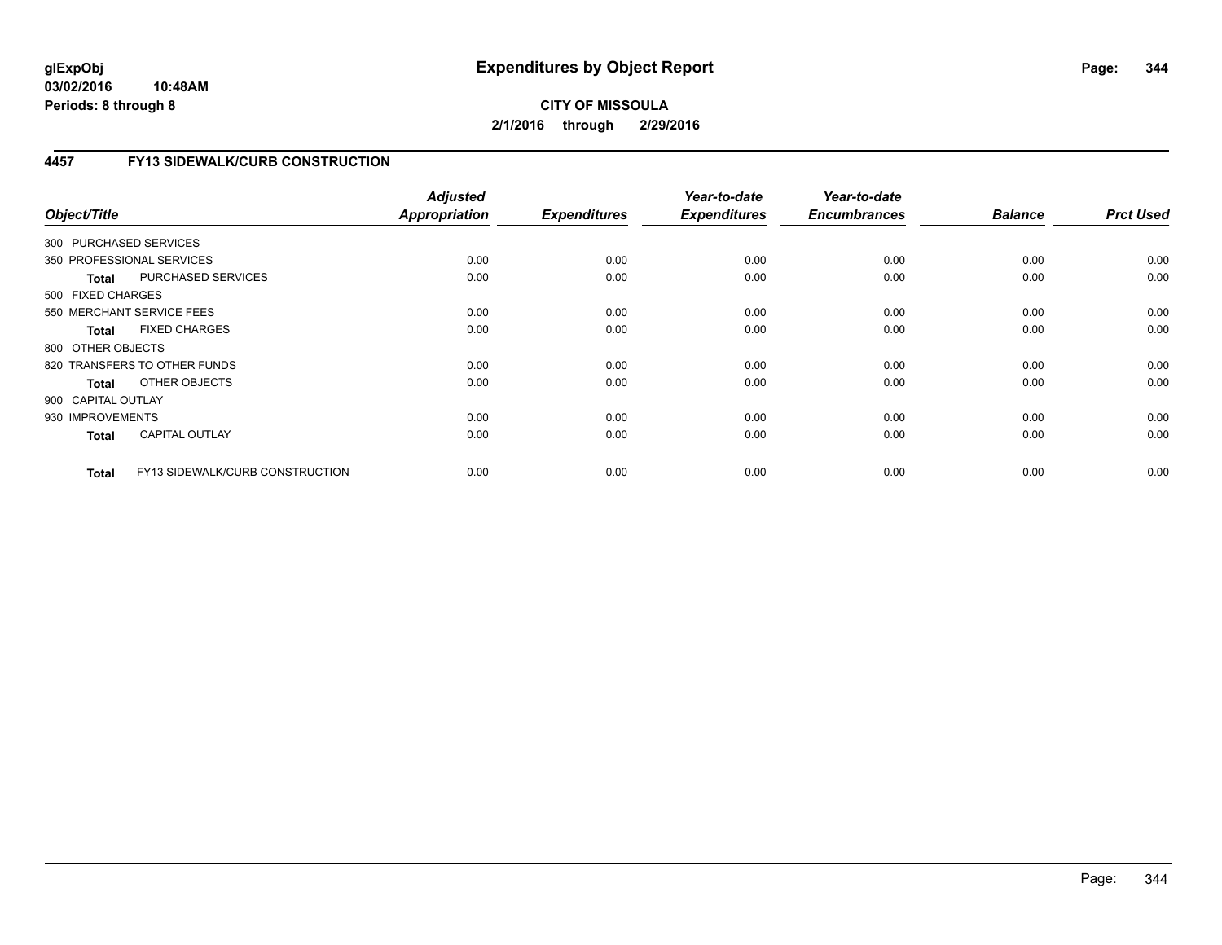**glExpObj**
**03/02/2016 10:48AM**
**Periods: 8 through 8**

# Expenditures by Object Report

**CITY OF MISSOULA**
**2/1/2016 through 2/29/2016**

## 4457 FY13 SIDEWALK/CURB CONSTRUCTION

| Object/Title | | Adjusted Appropriation | Expenditures | Year-to-date Expenditures | Year-to-date Encumbrances | Balance | Prct Used |
|---|---|---|---|---|---|---|---|
| 300 PURCHASED SERVICES | | | | | | | |
| 350 PROFESSIONAL SERVICES | | 0.00 | 0.00 | 0.00 | 0.00 | 0.00 | 0.00 |
| **Total** | PURCHASED SERVICES | 0.00 | 0.00 | 0.00 | 0.00 | 0.00 | 0.00 |
| 500 FIXED CHARGES | | | | | | | |
| 550 MERCHANT SERVICE FEES | | 0.00 | 0.00 | 0.00 | 0.00 | 0.00 | 0.00 |
| **Total** | FIXED CHARGES | 0.00 | 0.00 | 0.00 | 0.00 | 0.00 | 0.00 |
| 800 OTHER OBJECTS | | | | | | | |
| 820 TRANSFERS TO OTHER FUNDS | | 0.00 | 0.00 | 0.00 | 0.00 | 0.00 | 0.00 |
| **Total** | OTHER OBJECTS | 0.00 | 0.00 | 0.00 | 0.00 | 0.00 | 0.00 |
| 900 CAPITAL OUTLAY | | | | | | | |
| 930 IMPROVEMENTS | | 0.00 | 0.00 | 0.00 | 0.00 | 0.00 | 0.00 |
| **Total** | CAPITAL OUTLAY | 0.00 | 0.00 | 0.00 | 0.00 | 0.00 | 0.00 |
| **Total** | FY13 SIDEWALK/CURB CONSTRUCTION | 0.00 | 0.00 | 0.00 | 0.00 | 0.00 | 0.00 |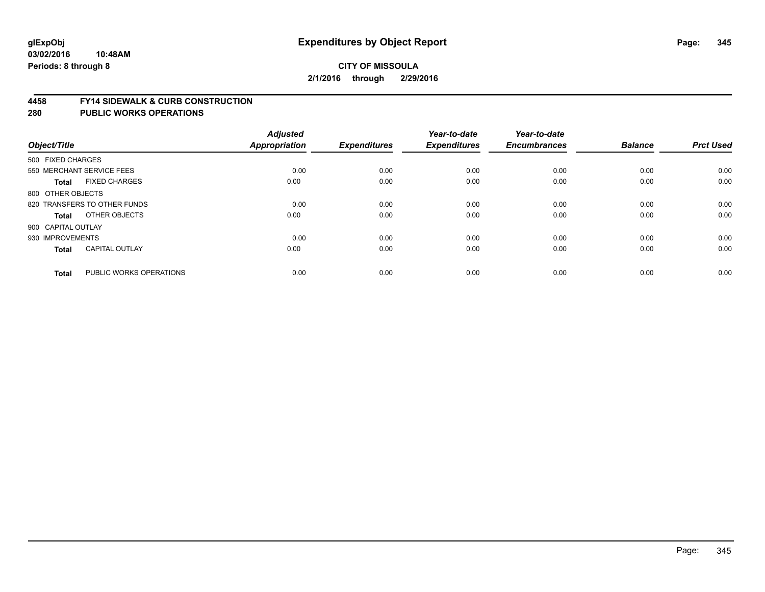**glExpObj**
**03/02/2016 10:48AM**
**Periods: 8 through 8**

# Expenditures by Object Report

**CITY OF MISSOULA**
**2/1/2016 through 2/29/2016**

## 4458 FY14 SIDEWALK & CURB CONSTRUCTION
## 280 PUBLIC WORKS OPERATIONS

| Object/Title | | Adjusted Appropriation | Expenditures | Year-to-date Expenditures | Year-to-date Encumbrances | Balance | Prct Used |
|---|---|---|---|---|---|---|---|
| 500 FIXED CHARGES | | | | | | | |
| 550 MERCHANT SERVICE FEES | | 0.00 | 0.00 | 0.00 | 0.00 | 0.00 | 0.00 |
| **Total** | FIXED CHARGES | 0.00 | 0.00 | 0.00 | 0.00 | 0.00 | 0.00 |
| 800 OTHER OBJECTS | | | | | | | |
| 820 TRANSFERS TO OTHER FUNDS | | 0.00 | 0.00 | 0.00 | 0.00 | 0.00 | 0.00 |
| **Total** | OTHER OBJECTS | 0.00 | 0.00 | 0.00 | 0.00 | 0.00 | 0.00 |
| 900 CAPITAL OUTLAY | | | | | | | |
| 930 IMPROVEMENTS | | 0.00 | 0.00 | 0.00 | 0.00 | 0.00 | 0.00 |
| **Total** | CAPITAL OUTLAY | 0.00 | 0.00 | 0.00 | 0.00 | 0.00 | 0.00 |
| **Total** | PUBLIC WORKS OPERATIONS | 0.00 | 0.00 | 0.00 | 0.00 | 0.00 | 0.00 |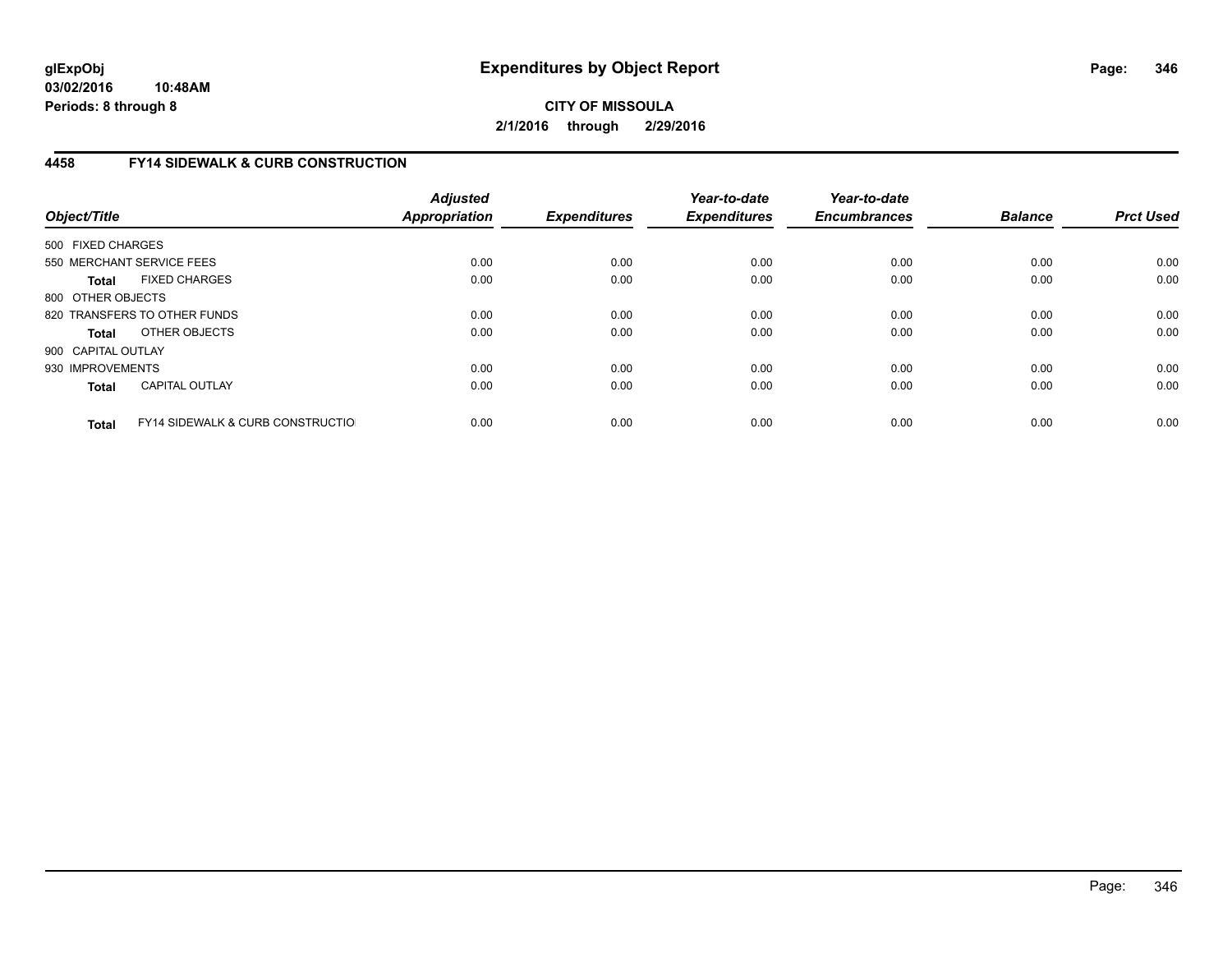**glExpObj**
**03/02/2016 10:48AM**
**Periods: 8 through 8**

# Expenditures by Object Report

**CITY OF MISSOULA**
**2/1/2016 through 2/29/2016**

## 4458 FY14 SIDEWALK & CURB CONSTRUCTION

| Object/Title | | Adjusted Appropriation | Expenditures | Year-to-date Expenditures | Year-to-date Encumbrances | Balance | Prct Used |
|---|---|---|---|---|---|---|---|
| 500 FIXED CHARGES | | | | | | | |
| 550 MERCHANT SERVICE FEES | | 0.00 | 0.00 | 0.00 | 0.00 | 0.00 | 0.00 |
| **Total** | FIXED CHARGES | 0.00 | 0.00 | 0.00 | 0.00 | 0.00 | 0.00 |
| 800 OTHER OBJECTS | | | | | | | |
| 820 TRANSFERS TO OTHER FUNDS | | 0.00 | 0.00 | 0.00 | 0.00 | 0.00 | 0.00 |
| **Total** | OTHER OBJECTS | 0.00 | 0.00 | 0.00 | 0.00 | 0.00 | 0.00 |
| 900 CAPITAL OUTLAY | | | | | | | |
| 930 IMPROVEMENTS | | 0.00 | 0.00 | 0.00 | 0.00 | 0.00 | 0.00 |
| **Total** | CAPITAL OUTLAY | 0.00 | 0.00 | 0.00 | 0.00 | 0.00 | 0.00 |
| **Total** | FY14 SIDEWALK & CURB CONSTRUCTIO | 0.00 | 0.00 | 0.00 | 0.00 | 0.00 | 0.00 |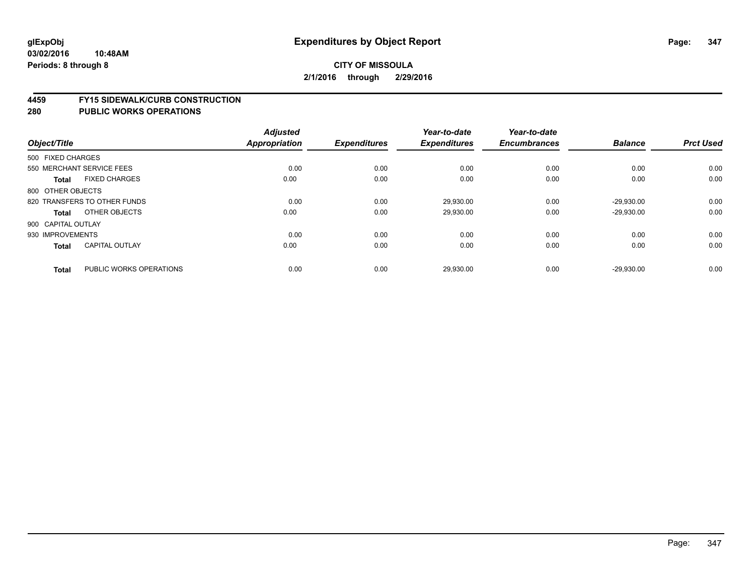# Expenditures by Object Report

glExpObj
03/02/2016 10:48AM
Periods: 8 through 8

**CITY OF MISSOULA**
**2/1/2016 through 2/29/2016**

## 4459 FY15 SIDEWALK/CURB CONSTRUCTION
## 280 PUBLIC WORKS OPERATIONS

| Object/Title | | Adjusted Appropriation | Expenditures | Year-to-date Expenditures | Year-to-date Encumbrances | Balance | Prct Used |
|---|---|---|---|---|---|---|---|
| 500 FIXED CHARGES | | | | | | | |
| 550 MERCHANT SERVICE FEES | | 0.00 | 0.00 | 0.00 | 0.00 | 0.00 | 0.00 |
| **Total** | FIXED CHARGES | 0.00 | 0.00 | 0.00 | 0.00 | 0.00 | 0.00 |
| 800 OTHER OBJECTS | | | | | | | |
| 820 TRANSFERS TO OTHER FUNDS | | 0.00 | 0.00 | 29,930.00 | 0.00 | -29,930.00 | 0.00 |
| **Total** | OTHER OBJECTS | 0.00 | 0.00 | 29,930.00 | 0.00 | -29,930.00 | 0.00 |
| 900 CAPITAL OUTLAY | | | | | | | |
| 930 IMPROVEMENTS | | 0.00 | 0.00 | 0.00 | 0.00 | 0.00 | 0.00 |
| **Total** | CAPITAL OUTLAY | 0.00 | 0.00 | 0.00 | 0.00 | 0.00 | 0.00 |
| **Total** | PUBLIC WORKS OPERATIONS | 0.00 | 0.00 | 29,930.00 | 0.00 | -29,930.00 | 0.00 |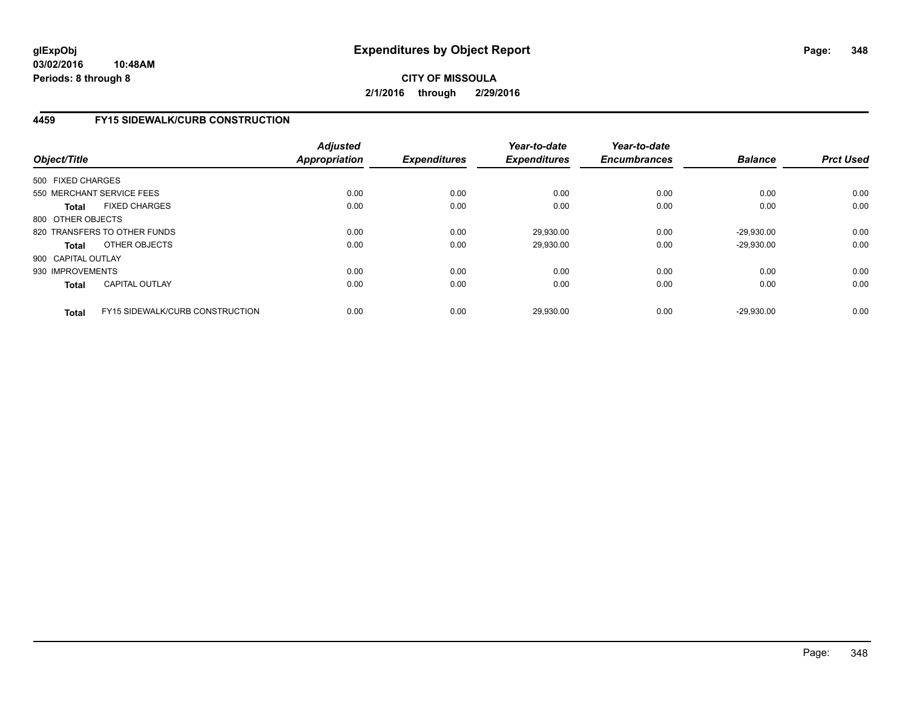**glExpObj**
**03/02/2016 10:48AM**
**Periods: 8 through 8**

# Expenditures by Object Report

**CITY OF MISSOULA**
**2/1/2016 through 2/29/2016**

## 4459 FY15 SIDEWALK/CURB CONSTRUCTION

| Object/Title | Adjusted Appropriation | Expenditures | Year-to-date Expenditures | Year-to-date Encumbrances | Balance | Prct Used |
|---|---|---|---|---|---|---|
| 500 FIXED CHARGES | | | | | | |
| 550 MERCHANT SERVICE FEES | 0.00 | 0.00 | 0.00 | 0.00 | 0.00 | 0.00 |
| **Total** FIXED CHARGES | 0.00 | 0.00 | 0.00 | 0.00 | 0.00 | 0.00 |
| 800 OTHER OBJECTS | | | | | | |
| 820 TRANSFERS TO OTHER FUNDS | 0.00 | 0.00 | 29,930.00 | 0.00 | -29,930.00 | 0.00 |
| **Total** OTHER OBJECTS | 0.00 | 0.00 | 29,930.00 | 0.00 | -29,930.00 | 0.00 |
| 900 CAPITAL OUTLAY | | | | | | |
| 930 IMPROVEMENTS | 0.00 | 0.00 | 0.00 | 0.00 | 0.00 | 0.00 |
| **Total** CAPITAL OUTLAY | 0.00 | 0.00 | 0.00 | 0.00 | 0.00 | 0.00 |
| **Total** FY15 SIDEWALK/CURB CONSTRUCTION | 0.00 | 0.00 | 29,930.00 | 0.00 | -29,930.00 | 0.00 |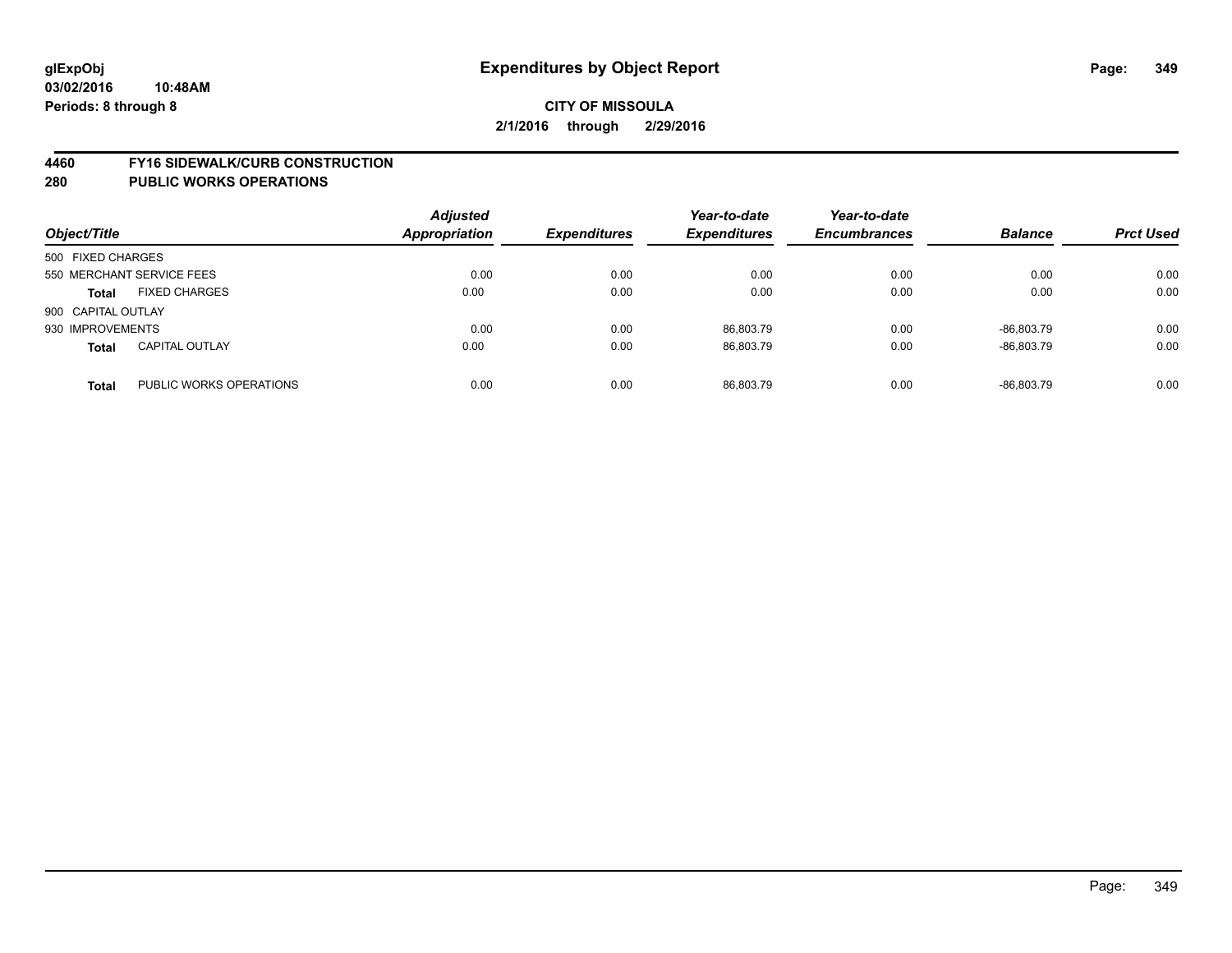# Expenditures by Object Report

**CITY OF MISSOULA**

**2/1/2016 through 2/29/2016**

glExpObj
03/02/2016 10:48AM
Periods: 8 through 8

## 4460 FY16 SIDEWALK/CURB CONSTRUCTION
## 280 PUBLIC WORKS OPERATIONS

| Object/Title | | Adjusted Appropriation | Expenditures | Year-to-date Expenditures | Year-to-date Encumbrances | Balance | Prct Used |
|---|---|---|---|---|---|---|---|
| 500 FIXED CHARGES | | | | | | | |
| 550 MERCHANT SERVICE FEES | | 0.00 | 0.00 | 0.00 | 0.00 | 0.00 | 0.00 |
| **Total** | FIXED CHARGES | 0.00 | 0.00 | 0.00 | 0.00 | 0.00 | 0.00 |
| 900 CAPITAL OUTLAY | | | | | | | |
| 930 IMPROVEMENTS | | 0.00 | 0.00 | 86,803.79 | 0.00 | -86,803.79 | 0.00 |
| **Total** | CAPITAL OUTLAY | 0.00 | 0.00 | 86,803.79 | 0.00 | -86,803.79 | 0.00 |
| **Total** | PUBLIC WORKS OPERATIONS | 0.00 | 0.00 | 86,803.79 | 0.00 | -86,803.79 | 0.00 |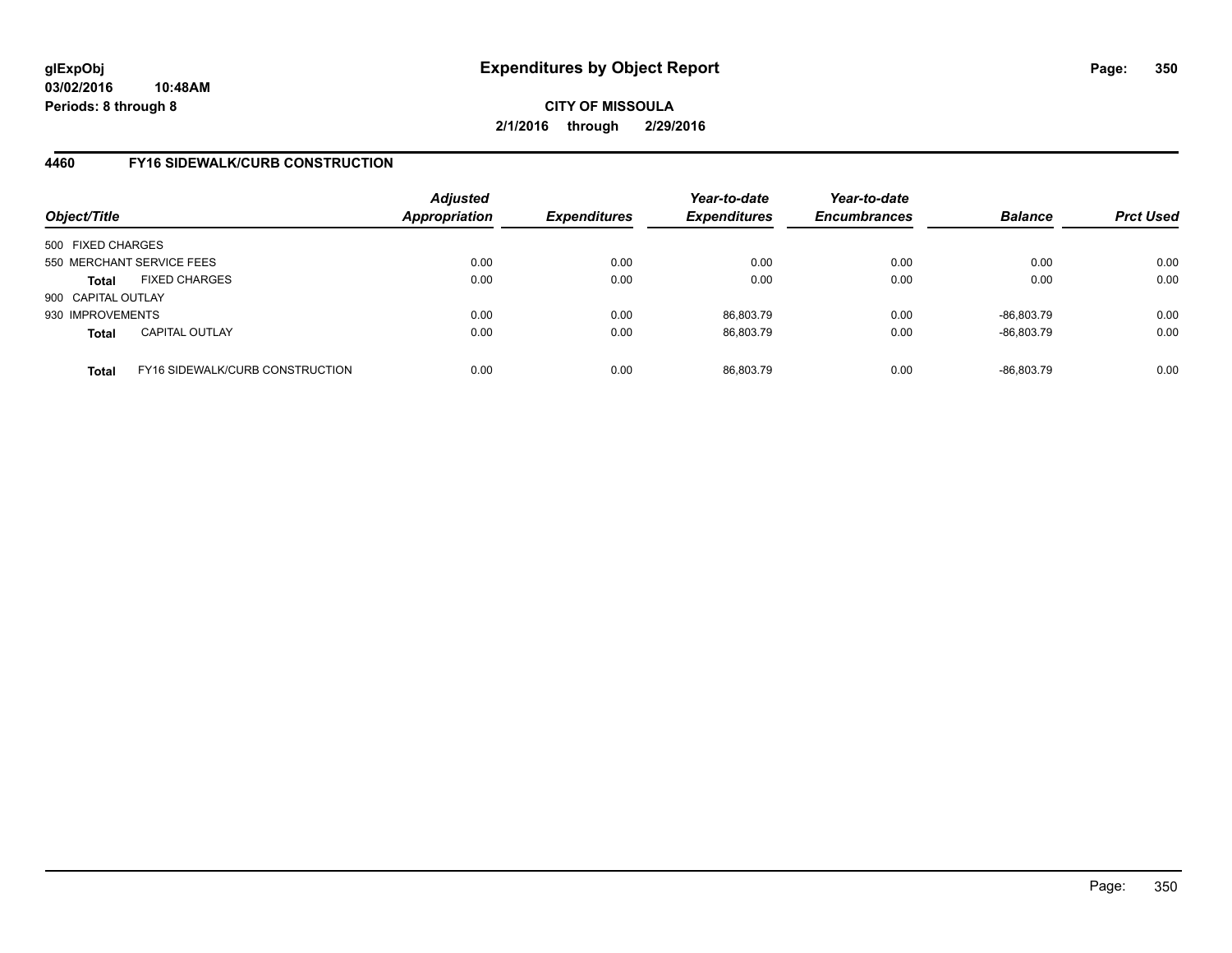**glExpObj**
**03/02/2016 10:48AM**
**Periods: 8 through 8**

# Expenditures by Object Report

**CITY OF MISSOULA**
**2/1/2016 through 2/29/2016**

## 4460 FY16 SIDEWALK/CURB CONSTRUCTION

| Object/Title | | *Adjusted Appropriation* | *Expenditures* | *Year-to-date Expenditures* | *Year-to-date Encumbrances* | *Balance* | *Prct Used* |
|---|---|---|---|---|---|---|---|
| 500 FIXED CHARGES | | | | | | | |
| 550 MERCHANT SERVICE FEES | | 0.00 | 0.00 | 0.00 | 0.00 | 0.00 | 0.00 |
| **Total** | FIXED CHARGES | 0.00 | 0.00 | 0.00 | 0.00 | 0.00 | 0.00 |
| 900 CAPITAL OUTLAY | | | | | | | |
| 930 IMPROVEMENTS | | 0.00 | 0.00 | 86,803.79 | 0.00 | -86,803.79 | 0.00 |
| **Total** | CAPITAL OUTLAY | 0.00 | 0.00 | 86,803.79 | 0.00 | -86,803.79 | 0.00 |
| **Total** | FY16 SIDEWALK/CURB CONSTRUCTION | 0.00 | 0.00 | 86,803.79 | 0.00 | -86,803.79 | 0.00 |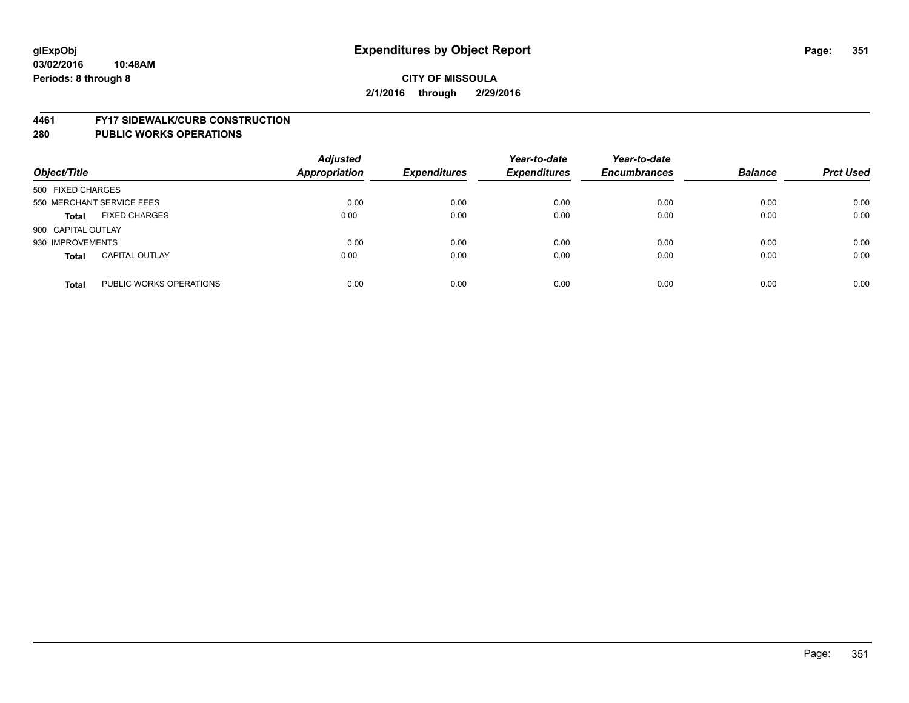**glExpObj**
**03/02/2016 10:48AM**
**Periods: 8 through 8**

# Expenditures by Object Report

**CITY OF MISSOULA**
**2/1/2016 through 2/29/2016**

## 4461 FY17 SIDEWALK/CURB CONSTRUCTION
## 280 PUBLIC WORKS OPERATIONS

| Object/Title | | Adjusted Appropriation | Expenditures | Year-to-date Expenditures | Year-to-date Encumbrances | Balance | Prct Used |
|---|---|---|---|---|---|---|---|
| 500 FIXED CHARGES | | | | | | | |
| 550 MERCHANT SERVICE FEES | | 0.00 | 0.00 | 0.00 | 0.00 | 0.00 | 0.00 |
| **Total** | FIXED CHARGES | 0.00 | 0.00 | 0.00 | 0.00 | 0.00 | 0.00 |
| 900 CAPITAL OUTLAY | | | | | | | |
| 930 IMPROVEMENTS | | 0.00 | 0.00 | 0.00 | 0.00 | 0.00 | 0.00 |
| **Total** | CAPITAL OUTLAY | 0.00 | 0.00 | 0.00 | 0.00 | 0.00 | 0.00 |
| **Total** | PUBLIC WORKS OPERATIONS | 0.00 | 0.00 | 0.00 | 0.00 | 0.00 | 0.00 |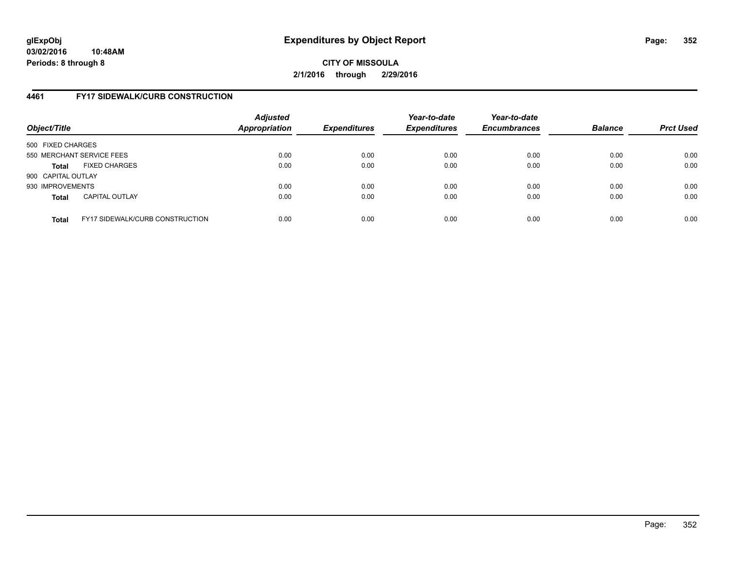**glExpObj** **Expenditures by Object Report**
**03/02/2016 10:48AM**
**Periods: 8 through 8**

**CITY OF MISSOULA**
**2/1/2016 through 2/29/2016**

## 4461 FY17 SIDEWALK/CURB CONSTRUCTION

| Object/Title | | Adjusted Appropriation | Expenditures | Year-to-date Expenditures | Year-to-date Encumbrances | Balance | Prct Used |
|---|---|---|---|---|---|---|---|
| 500 FIXED CHARGES | | | | | | | |
| 550 MERCHANT SERVICE FEES | | 0.00 | 0.00 | 0.00 | 0.00 | 0.00 | 0.00 |
| **Total** | FIXED CHARGES | 0.00 | 0.00 | 0.00 | 0.00 | 0.00 | 0.00 |
| 900 CAPITAL OUTLAY | | | | | | | |
| 930 IMPROVEMENTS | | 0.00 | 0.00 | 0.00 | 0.00 | 0.00 | 0.00 |
| **Total** | CAPITAL OUTLAY | 0.00 | 0.00 | 0.00 | 0.00 | 0.00 | 0.00 |
| **Total** | FY17 SIDEWALK/CURB CONSTRUCTION | 0.00 | 0.00 | 0.00 | 0.00 | 0.00 | 0.00 |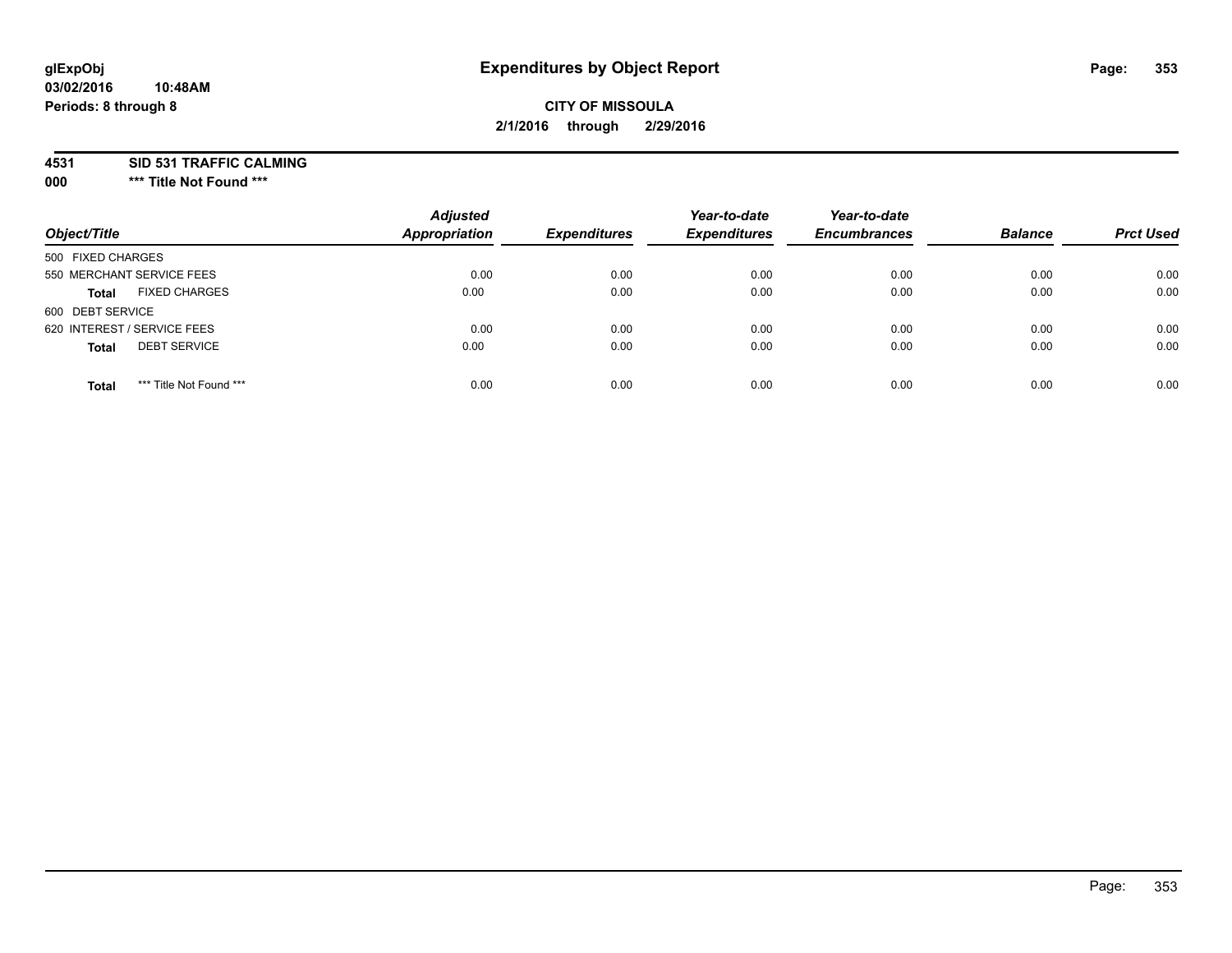# Expenditures by Object Report

glExpObj
03/02/2016 10:48AM
Periods: 8 through 8

**CITY OF MISSOULA**
**2/1/2016 through 2/29/2016**

**4531 SID 531 TRAFFIC CALMING**
**000 \*\*\* Title Not Found \*\*\***

| Object/Title | Adjusted Appropriation | Expenditures | Year-to-date Expenditures | Year-to-date Encumbrances | Balance | Prct Used |
|---|---|---|---|---|---|---|
| 500 FIXED CHARGES | | | | | | |
| 550 MERCHANT SERVICE FEES | 0.00 | 0.00 | 0.00 | 0.00 | 0.00 | 0.00 |
| **Total** FIXED CHARGES | 0.00 | 0.00 | 0.00 | 0.00 | 0.00 | 0.00 |
| 600 DEBT SERVICE | | | | | | |
| 620 INTEREST / SERVICE FEES | 0.00 | 0.00 | 0.00 | 0.00 | 0.00 | 0.00 |
| **Total** DEBT SERVICE | 0.00 | 0.00 | 0.00 | 0.00 | 0.00 | 0.00 |
| **Total** *** Title Not Found *** | 0.00 | 0.00 | 0.00 | 0.00 | 0.00 | 0.00 |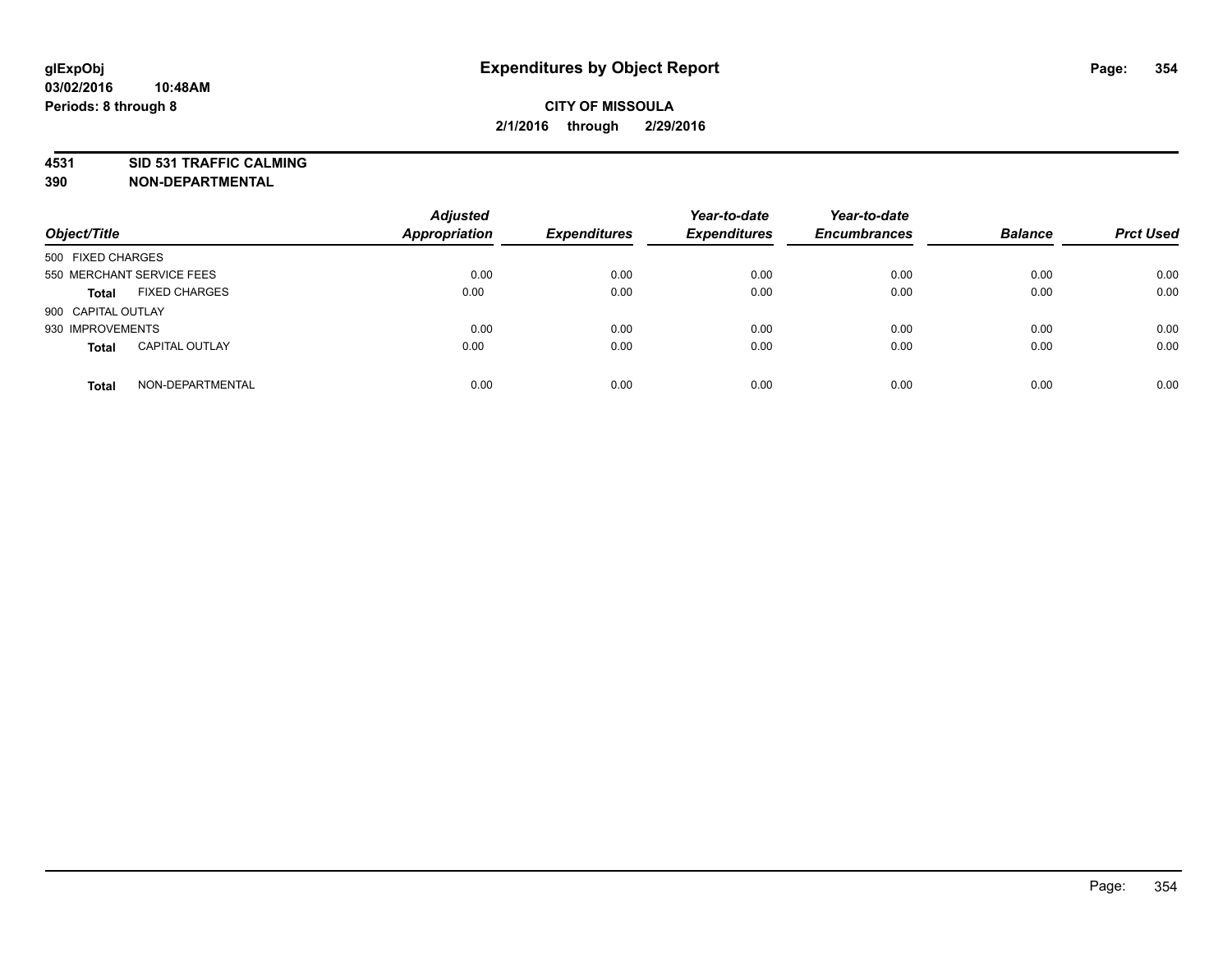# Expenditures by Object Report

**glExpObj**
**03/02/2016 10:48AM**
**Periods: 8 through 8**

**CITY OF MISSOULA**
**2/1/2016 through 2/29/2016**

**4531 SID 531 TRAFFIC CALMING**
**390 NON-DEPARTMENTAL**

| Object/Title | Adjusted Appropriation | Expenditures | Year-to-date Expenditures | Year-to-date Encumbrances | Balance | Prct Used |
|---|---|---|---|---|---|---|
| 500 FIXED CHARGES | | | | | | |
| 550 MERCHANT SERVICE FEES | 0.00 | 0.00 | 0.00 | 0.00 | 0.00 | 0.00 |
| **Total** FIXED CHARGES | 0.00 | 0.00 | 0.00 | 0.00 | 0.00 | 0.00 |
| 900 CAPITAL OUTLAY | | | | | | |
| 930 IMPROVEMENTS | 0.00 | 0.00 | 0.00 | 0.00 | 0.00 | 0.00 |
| **Total** CAPITAL OUTLAY | 0.00 | 0.00 | 0.00 | 0.00 | 0.00 | 0.00 |
| **Total** NON-DEPARTMENTAL | 0.00 | 0.00 | 0.00 | 0.00 | 0.00 | 0.00 |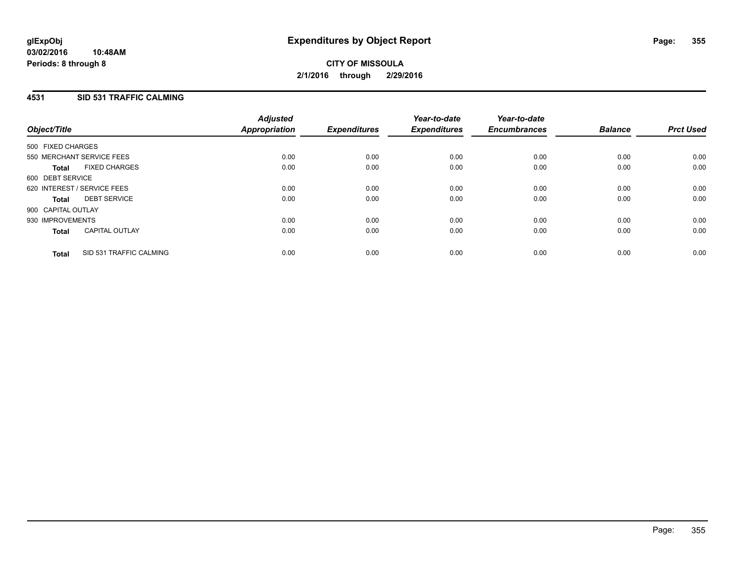**glExpObj**
**03/02/2016 10:48AM**
**Periods: 8 through 8**

# Expenditures by Object Report

**CITY OF MISSOULA**
**2/1/2016 through 2/29/2016**

## 4531 SID 531 TRAFFIC CALMING

| Object/Title | Adjusted Appropriation | Expenditures | Year-to-date Expenditures | Year-to-date Encumbrances | Balance | Prct Used |
|---|---|---|---|---|---|---|
| 500 FIXED CHARGES | | | | | | |
| 550 MERCHANT SERVICE FEES | 0.00 | 0.00 | 0.00 | 0.00 | 0.00 | 0.00 |
| **Total** FIXED CHARGES | 0.00 | 0.00 | 0.00 | 0.00 | 0.00 | 0.00 |
| 600 DEBT SERVICE | | | | | | |
| 620 INTEREST / SERVICE FEES | 0.00 | 0.00 | 0.00 | 0.00 | 0.00 | 0.00 |
| **Total** DEBT SERVICE | 0.00 | 0.00 | 0.00 | 0.00 | 0.00 | 0.00 |
| 900 CAPITAL OUTLAY | | | | | | |
| 930 IMPROVEMENTS | 0.00 | 0.00 | 0.00 | 0.00 | 0.00 | 0.00 |
| **Total** CAPITAL OUTLAY | 0.00 | 0.00 | 0.00 | 0.00 | 0.00 | 0.00 |
| **Total** SID 531 TRAFFIC CALMING | 0.00 | 0.00 | 0.00 | 0.00 | 0.00 | 0.00 |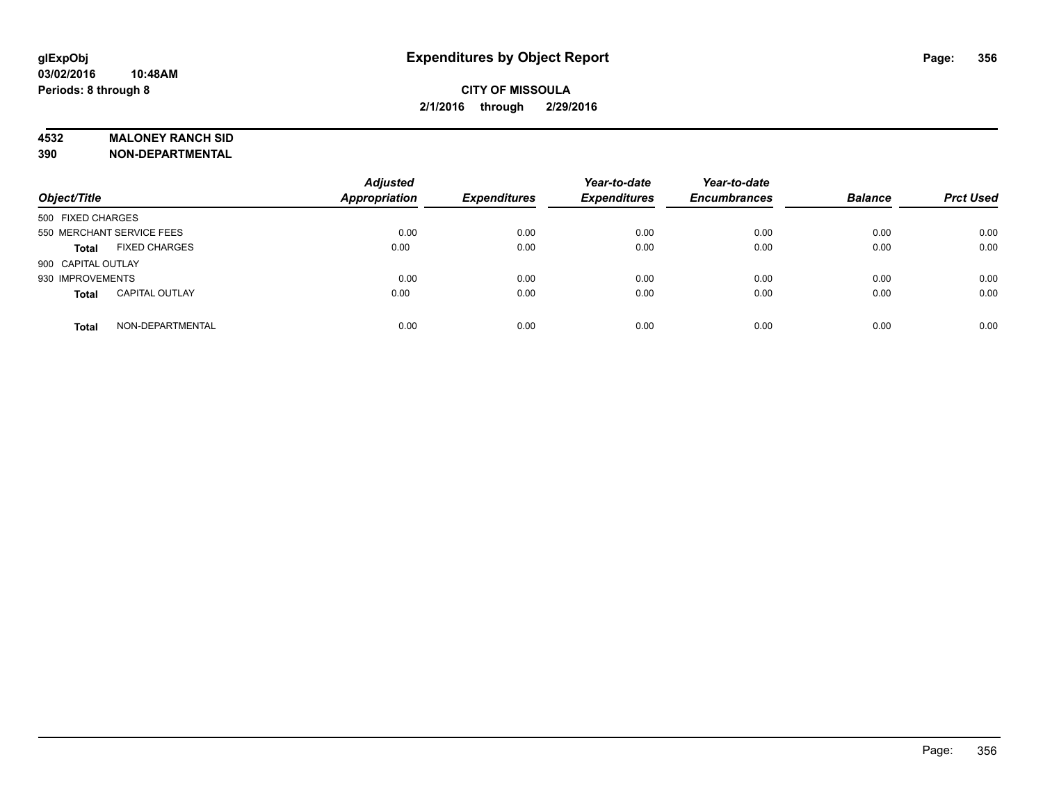**glExpObj** **Expenditures by Object Report**

**03/02/2016 10:48AM**

**Periods: 8 through 8**

**CITY OF MISSOULA**

**2/1/2016 through 2/29/2016**

**4532 MALONEY RANCH SID**

**390 NON-DEPARTMENTAL**

| Object/Title | | Adjusted Appropriation | Expenditures | Year-to-date Expenditures | Year-to-date Encumbrances | Balance | Prct Used |
|---|---|---|---|---|---|---|---|
| 500 FIXED CHARGES | | | | | | | |
| 550 MERCHANT SERVICE FEES | | 0.00 | 0.00 | 0.00 | 0.00 | 0.00 | 0.00 |
| **Total** | FIXED CHARGES | 0.00 | 0.00 | 0.00 | 0.00 | 0.00 | 0.00 |
| 900 CAPITAL OUTLAY | | | | | | | |
| 930 IMPROVEMENTS | | 0.00 | 0.00 | 0.00 | 0.00 | 0.00 | 0.00 |
| **Total** | CAPITAL OUTLAY | 0.00 | 0.00 | 0.00 | 0.00 | 0.00 | 0.00 |
| **Total** | NON-DEPARTMENTAL | 0.00 | 0.00 | 0.00 | 0.00 | 0.00 | 0.00 |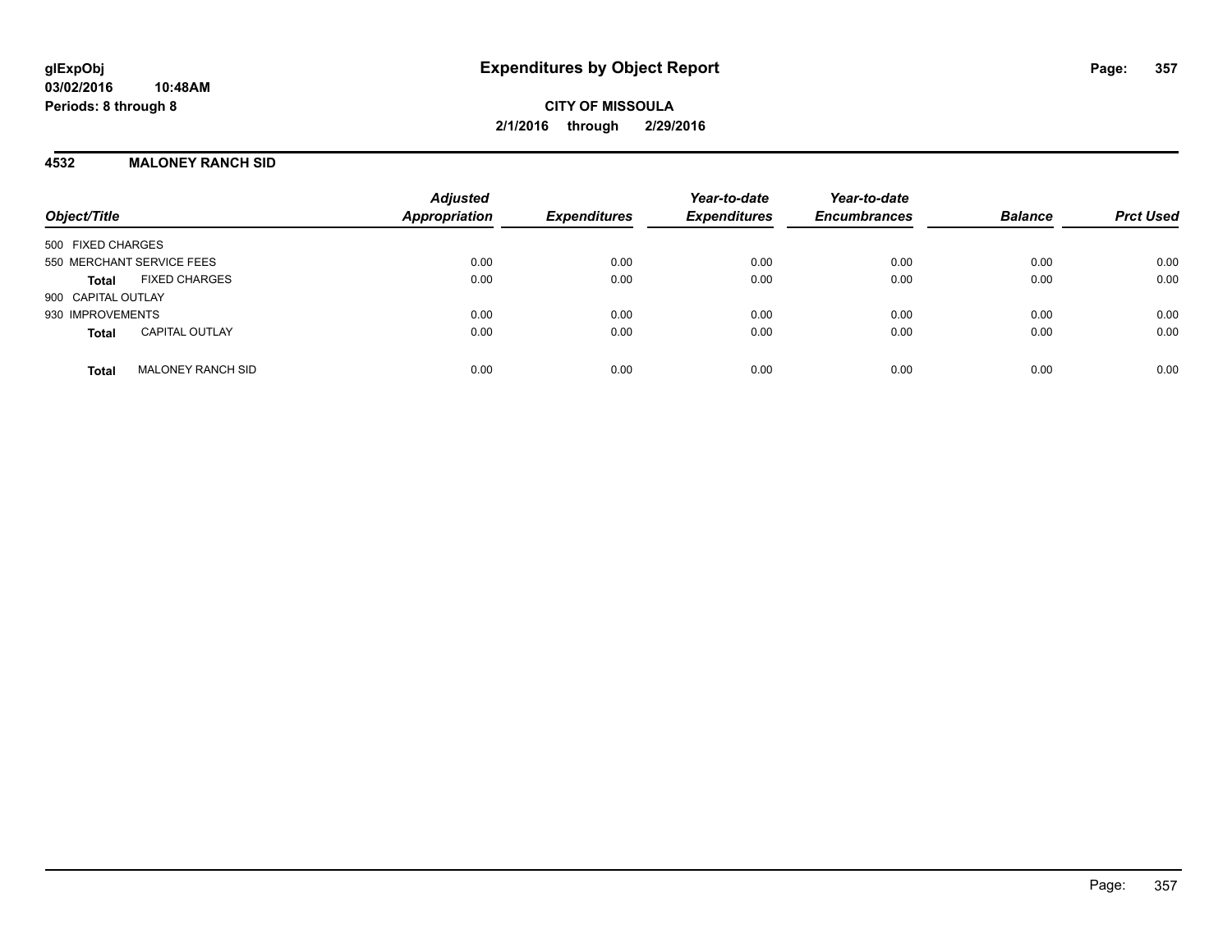**glExpObj**
**03/02/2016 10:48AM**
**Periods: 8 through 8**

# Expenditures by Object Report

**CITY OF MISSOULA**
**2/1/2016 through 2/29/2016**

## 4532 MALONEY RANCH SID

| Object/Title | Adjusted Appropriation | Expenditures | Year-to-date Expenditures | Year-to-date Encumbrances | Balance | Prct Used |
|---|---|---|---|---|---|---|
| 500 FIXED CHARGES | | | | | | |
| 550 MERCHANT SERVICE FEES | 0.00 | 0.00 | 0.00 | 0.00 | 0.00 | 0.00 |
| **Total** FIXED CHARGES | 0.00 | 0.00 | 0.00 | 0.00 | 0.00 | 0.00 |
| 900 CAPITAL OUTLAY | | | | | | |
| 930 IMPROVEMENTS | 0.00 | 0.00 | 0.00 | 0.00 | 0.00 | 0.00 |
| **Total** CAPITAL OUTLAY | 0.00 | 0.00 | 0.00 | 0.00 | 0.00 | 0.00 |
| **Total** MALONEY RANCH SID | 0.00 | 0.00 | 0.00 | 0.00 | 0.00 | 0.00 |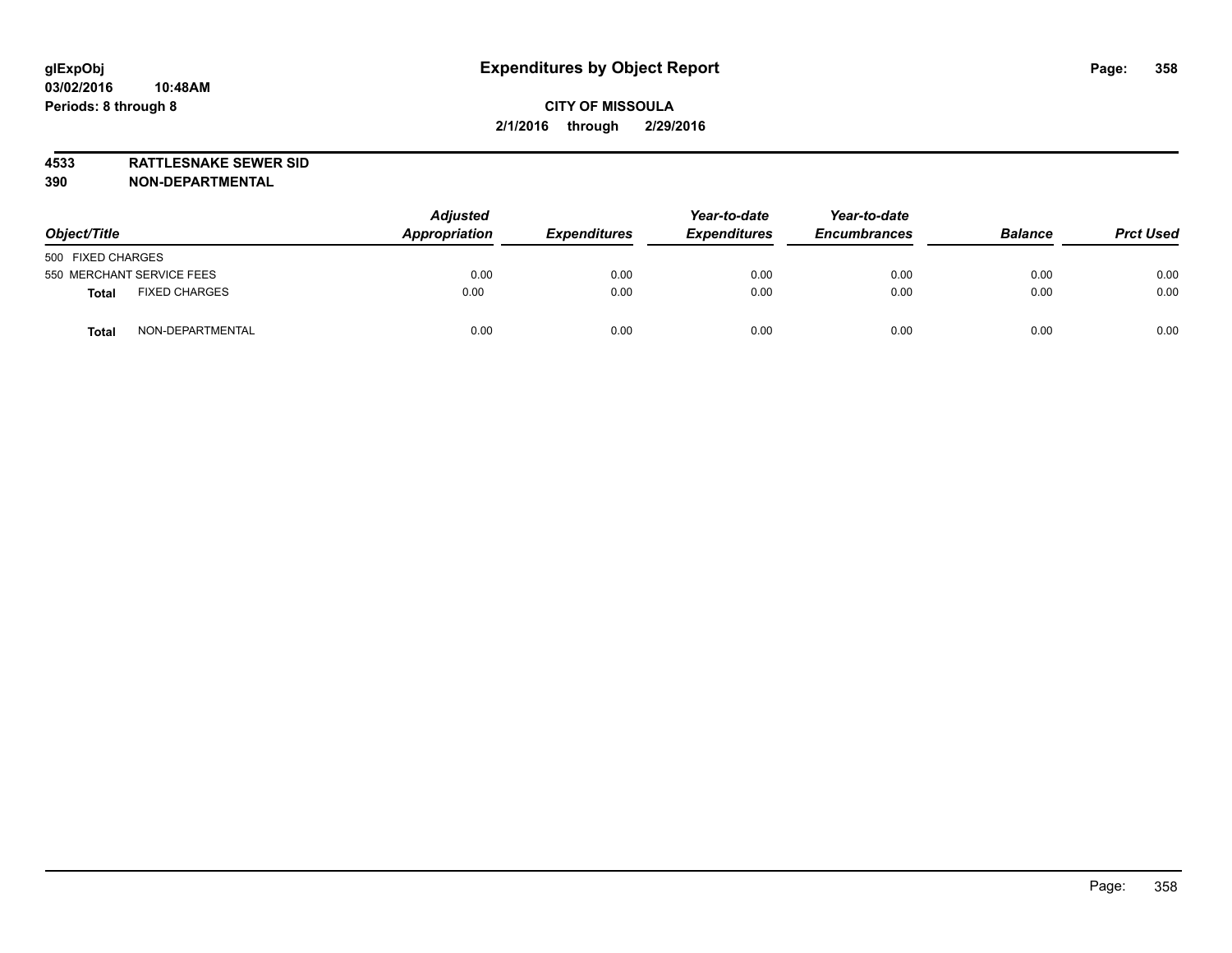glExpObj
03/02/2016 10:48AM
Periods: 8 through 8

# Expenditures by Object Report

**CITY OF MISSOULA**
**2/1/2016 through 2/29/2016**

**4533 RATTLESNAKE SEWER SID**
**390 NON-DEPARTMENTAL**

| Object/Title | | Adjusted Appropriation | Expenditures | Year-to-date Expenditures | Year-to-date Encumbrances | Balance | Prct Used |
|---|---|---|---|---|---|---|---|
| 500 FIXED CHARGES | | | | | | | |
| 550 MERCHANT SERVICE FEES | | 0.00 | 0.00 | 0.00 | 0.00 | 0.00 | 0.00 |
| **Total** | FIXED CHARGES | 0.00 | 0.00 | 0.00 | 0.00 | 0.00 | 0.00 |
| **Total** | NON-DEPARTMENTAL | 0.00 | 0.00 | 0.00 | 0.00 | 0.00 | 0.00 |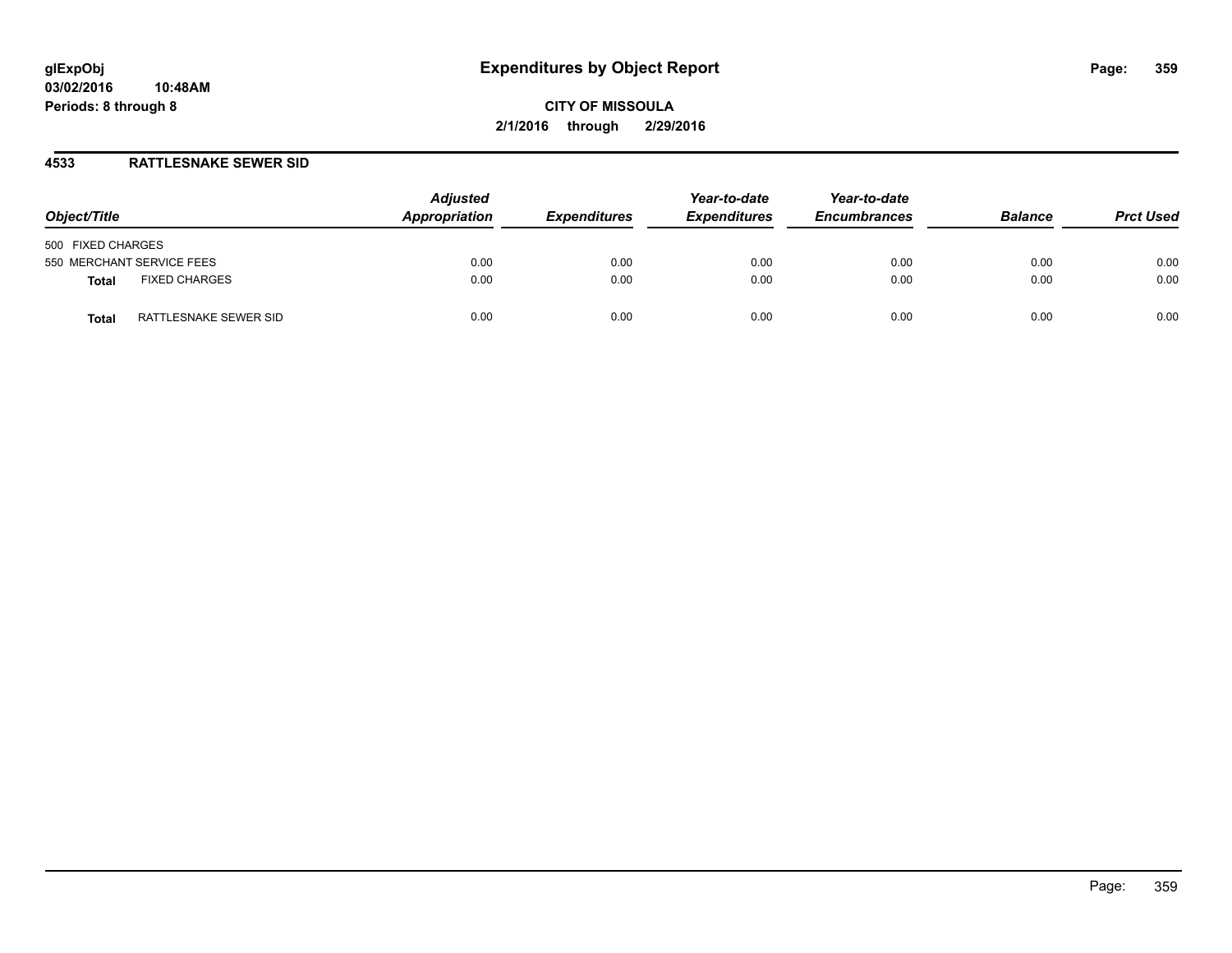# Expenditures by Object Report

**CITY OF MISSOULA**

**2/1/2016 through 2/29/2016**

glExpObj
03/02/2016 10:48AM
Periods: 8 through 8

## 4533 RATTLESNAKE SEWER SID

| Object/Title | | Adjusted Appropriation | Expenditures | Year-to-date Expenditures | Year-to-date Encumbrances | Balance | Prct Used |
|---|---|---|---|---|---|---|---|
| 500 FIXED CHARGES | | | | | | | |
| 550 MERCHANT SERVICE FEES | | 0.00 | 0.00 | 0.00 | 0.00 | 0.00 | 0.00 |
| **Total** | FIXED CHARGES | 0.00 | 0.00 | 0.00 | 0.00 | 0.00 | 0.00 |
| **Total** | RATTLESNAKE SEWER SID | 0.00 | 0.00 | 0.00 | 0.00 | 0.00 | 0.00 |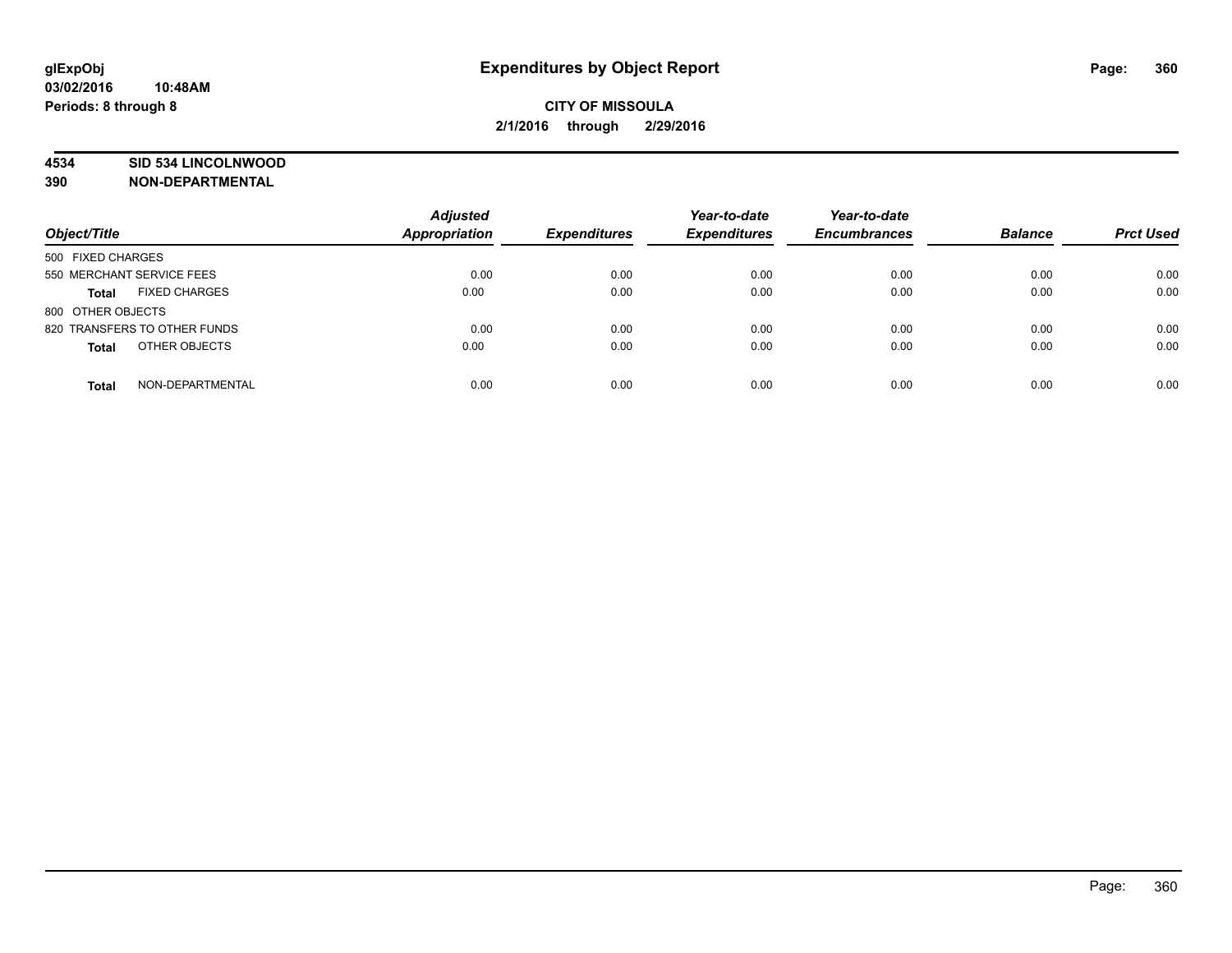**glExpObj**
**03/02/2016 10:48AM**
**Periods: 8 through 8**

# Expenditures by Object Report

**CITY OF MISSOULA**
**2/1/2016 through 2/29/2016**

**4534 SID 534 LINCOLNWOOD**
**390 NON-DEPARTMENTAL**

| Object/Title | | Adjusted Appropriation | Expenditures | Year-to-date Expenditures | Year-to-date Encumbrances | Balance | Prct Used |
|---|---|---|---|---|---|---|---|
| 500 FIXED CHARGES | | | | | | | |
| 550 MERCHANT SERVICE FEES | | 0.00 | 0.00 | 0.00 | 0.00 | 0.00 | 0.00 |
| **Total** | FIXED CHARGES | 0.00 | 0.00 | 0.00 | 0.00 | 0.00 | 0.00 |
| 800 OTHER OBJECTS | | | | | | | |
| 820 TRANSFERS TO OTHER FUNDS | | 0.00 | 0.00 | 0.00 | 0.00 | 0.00 | 0.00 |
| **Total** | OTHER OBJECTS | 0.00 | 0.00 | 0.00 | 0.00 | 0.00 | 0.00 |
| **Total** | NON-DEPARTMENTAL | 0.00 | 0.00 | 0.00 | 0.00 | 0.00 | 0.00 |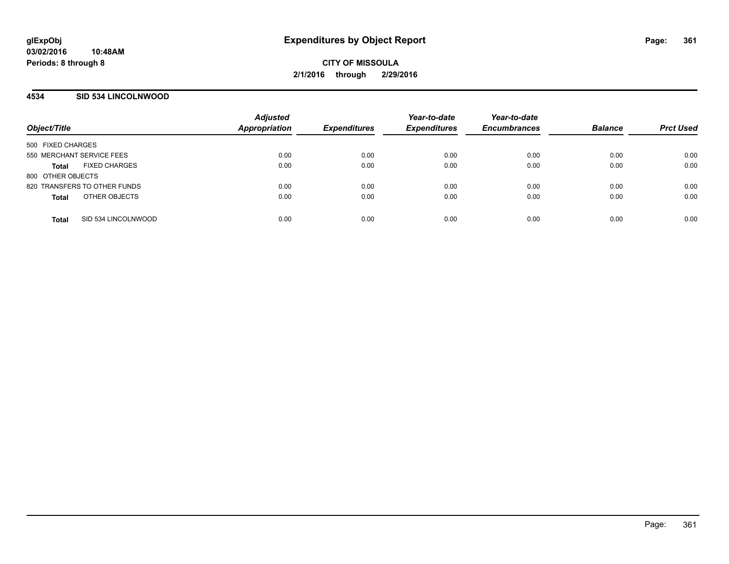**glExpObj**
**03/02/2016 10:48AM**
**Periods: 8 through 8**

# Expenditures by Object Report

**CITY OF MISSOULA**
**2/1/2016 through 2/29/2016**

## 4534 SID 534 LINCOLNWOOD

| Object/Title | | Adjusted Appropriation | Expenditures | Year-to-date Expenditures | Year-to-date Encumbrances | Balance | Prct Used |
|---|---|---|---|---|---|---|---|
| 500 FIXED CHARGES | | | | | | | |
| 550 MERCHANT SERVICE FEES | | 0.00 | 0.00 | 0.00 | 0.00 | 0.00 | 0.00 |
| **Total** | FIXED CHARGES | 0.00 | 0.00 | 0.00 | 0.00 | 0.00 | 0.00 |
| 800 OTHER OBJECTS | | | | | | | |
| 820 TRANSFERS TO OTHER FUNDS | | 0.00 | 0.00 | 0.00 | 0.00 | 0.00 | 0.00 |
| **Total** | OTHER OBJECTS | 0.00 | 0.00 | 0.00 | 0.00 | 0.00 | 0.00 |
| **Total** | SID 534 LINCOLNWOOD | 0.00 | 0.00 | 0.00 | 0.00 | 0.00 | 0.00 |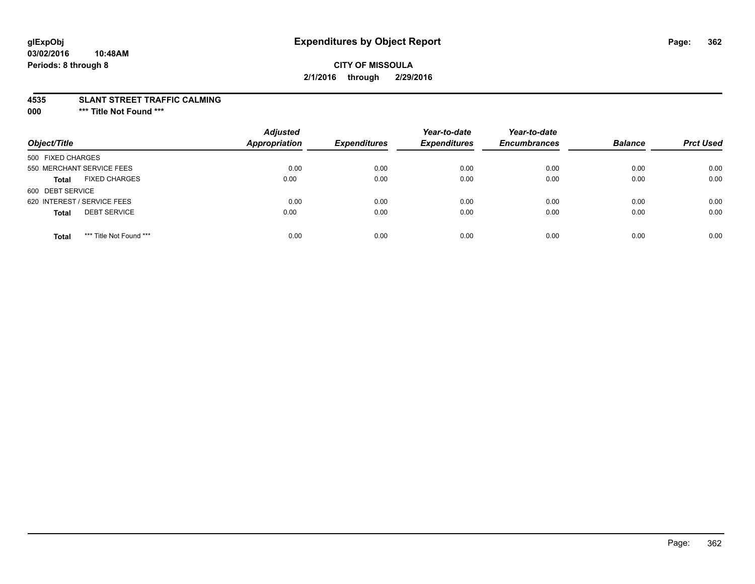**glExpObj** **Expenditures by Object Report**

**03/02/2016 10:48AM**

**Periods: 8 through 8**

**CITY OF MISSOULA**

**2/1/2016 through 2/29/2016**

**4535 SLANT STREET TRAFFIC CALMING**

**000 \*\*\* Title Not Found \*\*\***

| Object/Title | Adjusted Appropriation | Expenditures | Year-to-date Expenditures | Year-to-date Encumbrances | Balance | Prct Used |
|---|---|---|---|---|---|---|
| 500 FIXED CHARGES | | | | | | |
| 550 MERCHANT SERVICE FEES | 0.00 | 0.00 | 0.00 | 0.00 | 0.00 | 0.00 |
| **Total** FIXED CHARGES | 0.00 | 0.00 | 0.00 | 0.00 | 0.00 | 0.00 |
| 600 DEBT SERVICE | | | | | | |
| 620 INTEREST / SERVICE FEES | 0.00 | 0.00 | 0.00 | 0.00 | 0.00 | 0.00 |
| **Total** DEBT SERVICE | 0.00 | 0.00 | 0.00 | 0.00 | 0.00 | 0.00 |
| **Total** *** Title Not Found *** | 0.00 | 0.00 | 0.00 | 0.00 | 0.00 | 0.00 |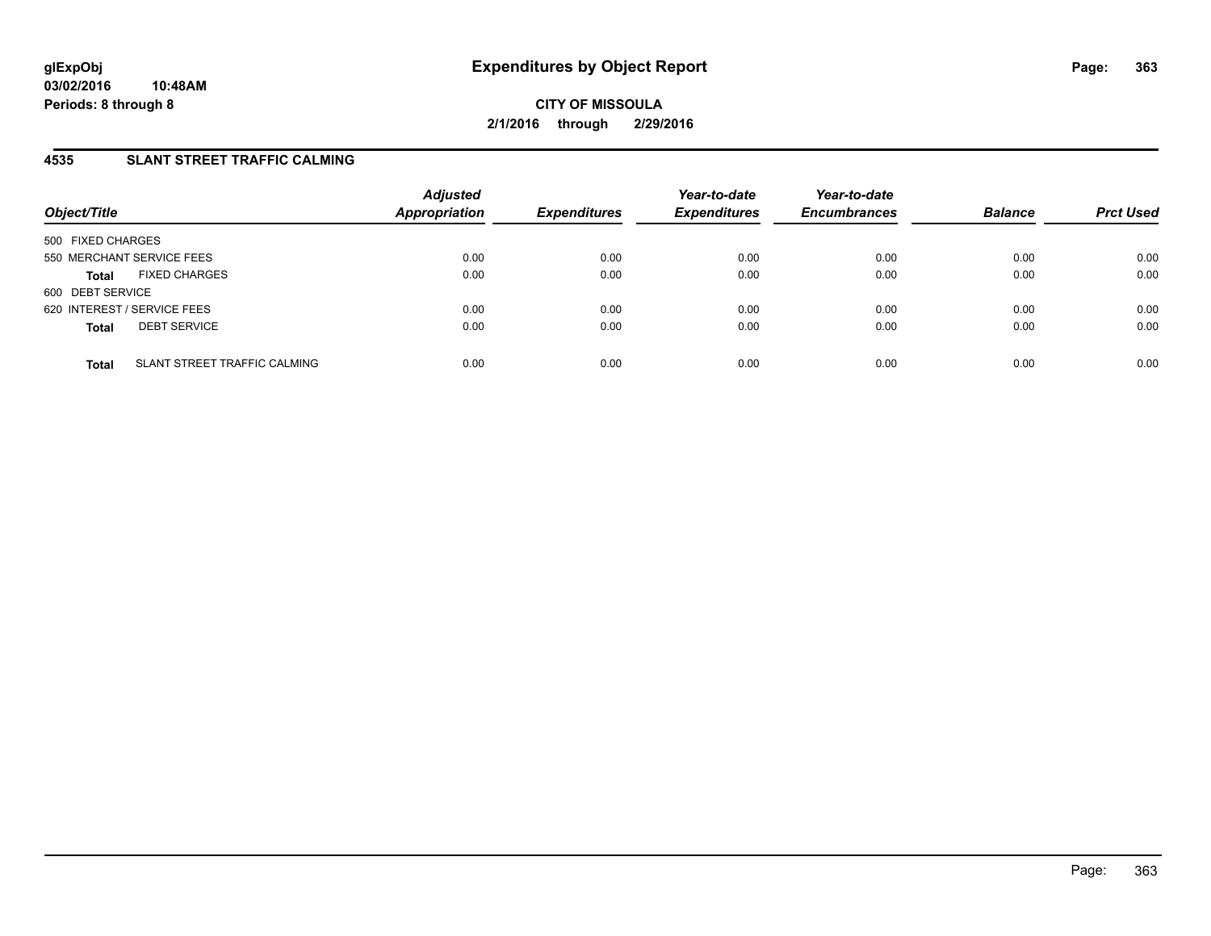# Expenditures by Object Report

glExpObj
03/02/2016 10:48AM
Periods: 8 through 8

**CITY OF MISSOULA**
**2/1/2016 through 2/29/2016**

## 4535 SLANT STREET TRAFFIC CALMING

| Object/Title | | Adjusted Appropriation | Expenditures | Year-to-date Expenditures | Year-to-date Encumbrances | Balance | Prct Used |
|---|---|---|---|---|---|---|---|
| 500 FIXED CHARGES | | | | | | | |
| 550 MERCHANT SERVICE FEES | | 0.00 | 0.00 | 0.00 | 0.00 | 0.00 | 0.00 |
| **Total** | FIXED CHARGES | 0.00 | 0.00 | 0.00 | 0.00 | 0.00 | 0.00 |
| 600 DEBT SERVICE | | | | | | | |
| 620 INTEREST / SERVICE FEES | | 0.00 | 0.00 | 0.00 | 0.00 | 0.00 | 0.00 |
| **Total** | DEBT SERVICE | 0.00 | 0.00 | 0.00 | 0.00 | 0.00 | 0.00 |
| **Total** | SLANT STREET TRAFFIC CALMING | 0.00 | 0.00 | 0.00 | 0.00 | 0.00 | 0.00 |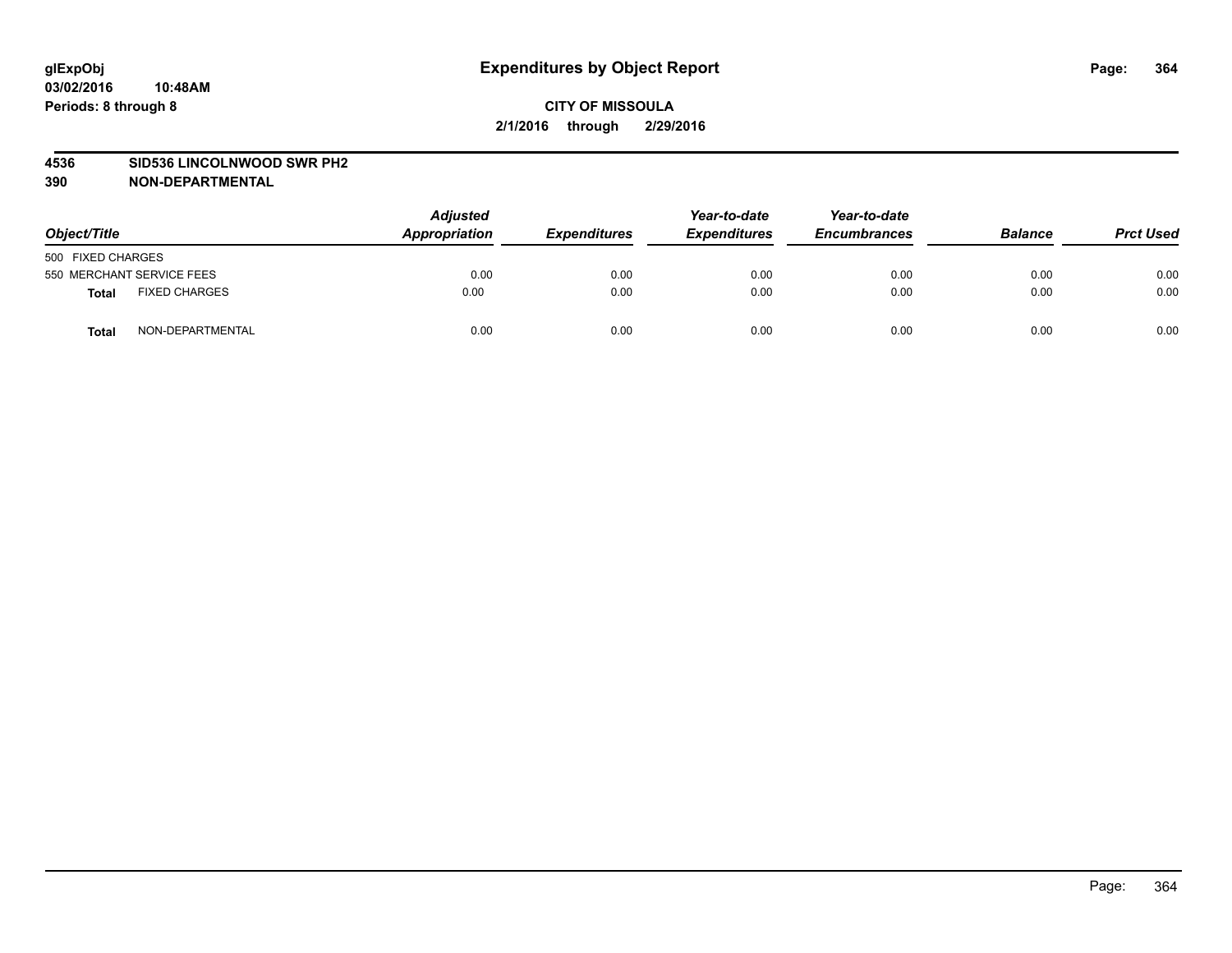glExpObj
03/02/2016 10:48AM
Periods: 8 through 8

# Expenditures by Object Report

**CITY OF MISSOULA**

**2/1/2016 through 2/29/2016**

**4536 SID536 LINCOLNWOOD SWR PH2**

**390 NON-DEPARTMENTAL**

| Object/Title | | Adjusted Appropriation | Expenditures | Year-to-date Expenditures | Year-to-date Encumbrances | Balance | Prct Used |
|---|---|---|---|---|---|---|---|
| 500 FIXED CHARGES | | | | | | | |
| 550 MERCHANT SERVICE FEES | | 0.00 | 0.00 | 0.00 | 0.00 | 0.00 | 0.00 |
| **Total** | FIXED CHARGES | 0.00 | 0.00 | 0.00 | 0.00 | 0.00 | 0.00 |
| **Total** | NON-DEPARTMENTAL | 0.00 | 0.00 | 0.00 | 0.00 | 0.00 | 0.00 |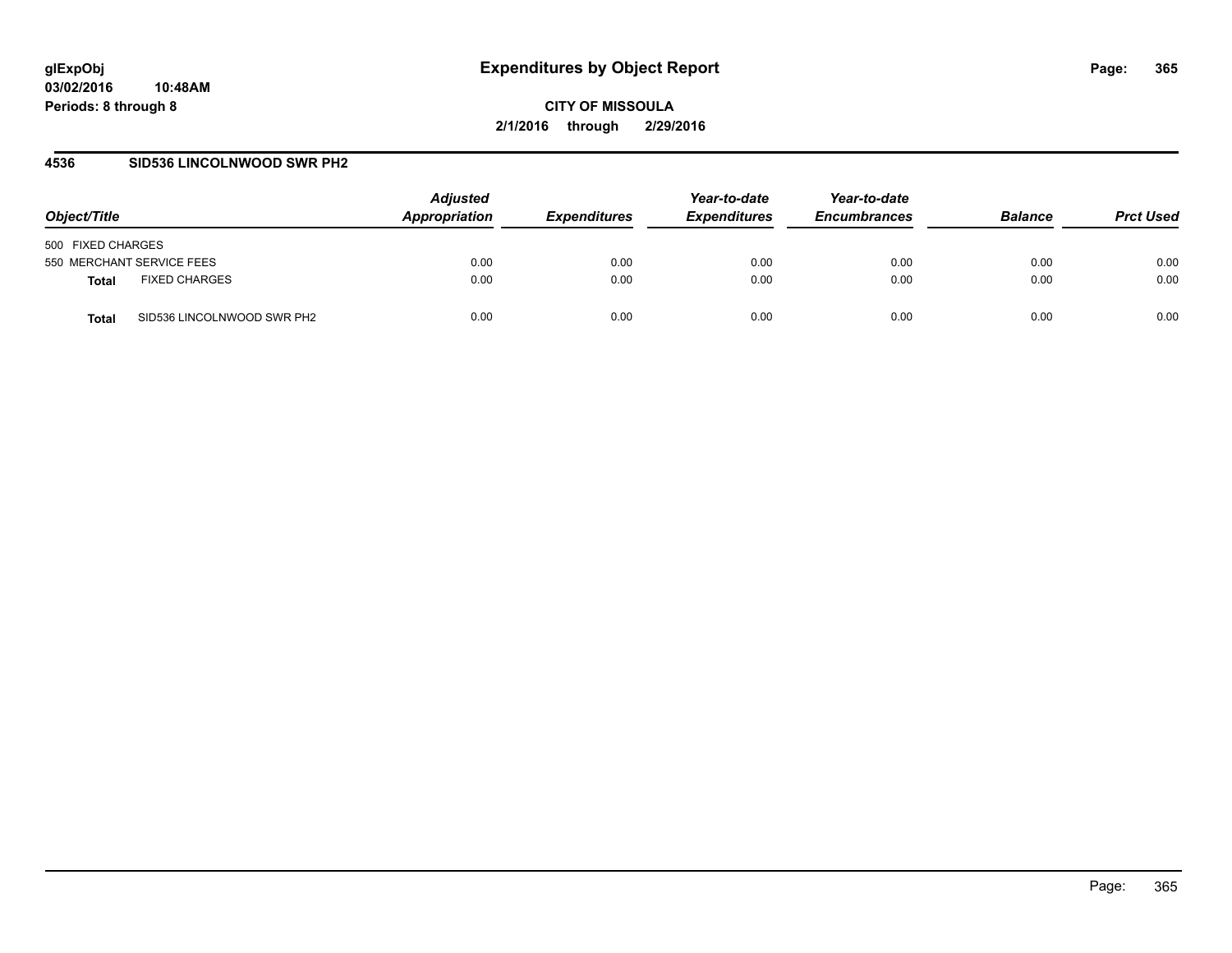# Expenditures by Object Report

**CITY OF MISSOULA**

**2/1/2016 through 2/29/2016**

glExpObj
03/02/2016 10:48AM
Periods: 8 through 8

## 4536 SID536 LINCOLNWOOD SWR PH2

| Object/Title | | Adjusted Appropriation | Expenditures | Year-to-date Expenditures | Year-to-date Encumbrances | Balance | Prct Used |
|---|---|---|---|---|---|---|---|
| 500 FIXED CHARGES | | | | | | | |
| 550 MERCHANT SERVICE FEES | | 0.00 | 0.00 | 0.00 | 0.00 | 0.00 | 0.00 |
| **Total** | FIXED CHARGES | 0.00 | 0.00 | 0.00 | 0.00 | 0.00 | 0.00 |
| **Total** | SID536 LINCOLNWOOD SWR PH2 | 0.00 | 0.00 | 0.00 | 0.00 | 0.00 | 0.00 |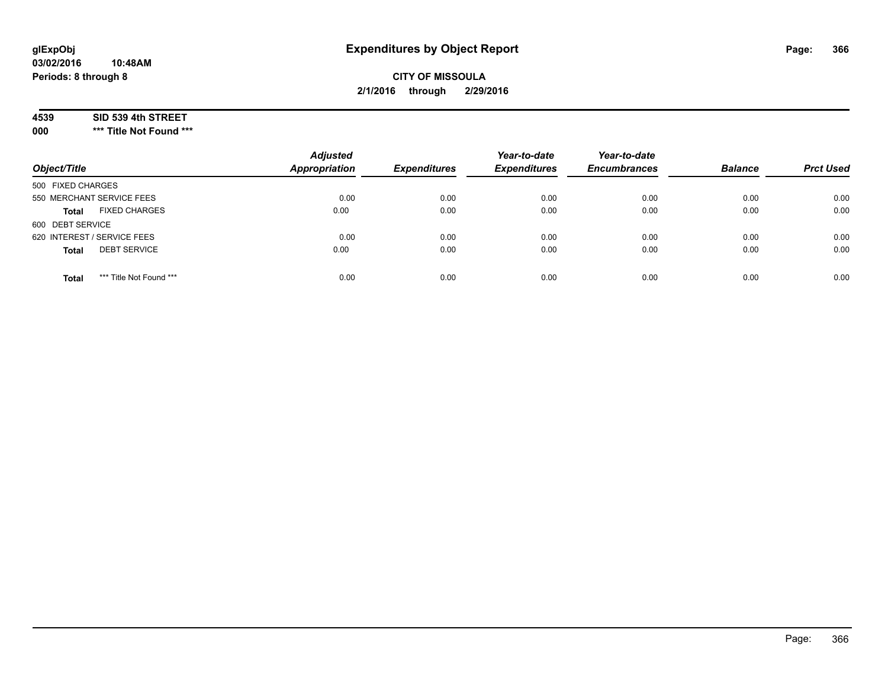glExpObj
03/02/2016 10:48AM
Periods: 8 through 8

# Expenditures by Object Report

**CITY OF MISSOULA**
**2/1/2016 through 2/29/2016**

**4539 SID 539 4th STREET**
**000 *** Title Not Found *****

| Object/Title | | Adjusted Appropriation | Expenditures | Year-to-date Expenditures | Year-to-date Encumbrances | Balance | Prct Used |
|---|---|---|---|---|---|---|---|
| 500 FIXED CHARGES | | | | | | | |
| 550 MERCHANT SERVICE FEES | | 0.00 | 0.00 | 0.00 | 0.00 | 0.00 | 0.00 |
| **Total** | FIXED CHARGES | 0.00 | 0.00 | 0.00 | 0.00 | 0.00 | 0.00 |
| 600 DEBT SERVICE | | | | | | | |
| 620 INTEREST / SERVICE FEES | | 0.00 | 0.00 | 0.00 | 0.00 | 0.00 | 0.00 |
| **Total** | DEBT SERVICE | 0.00 | 0.00 | 0.00 | 0.00 | 0.00 | 0.00 |
| **Total** | *** Title Not Found *** | 0.00 | 0.00 | 0.00 | 0.00 | 0.00 | 0.00 |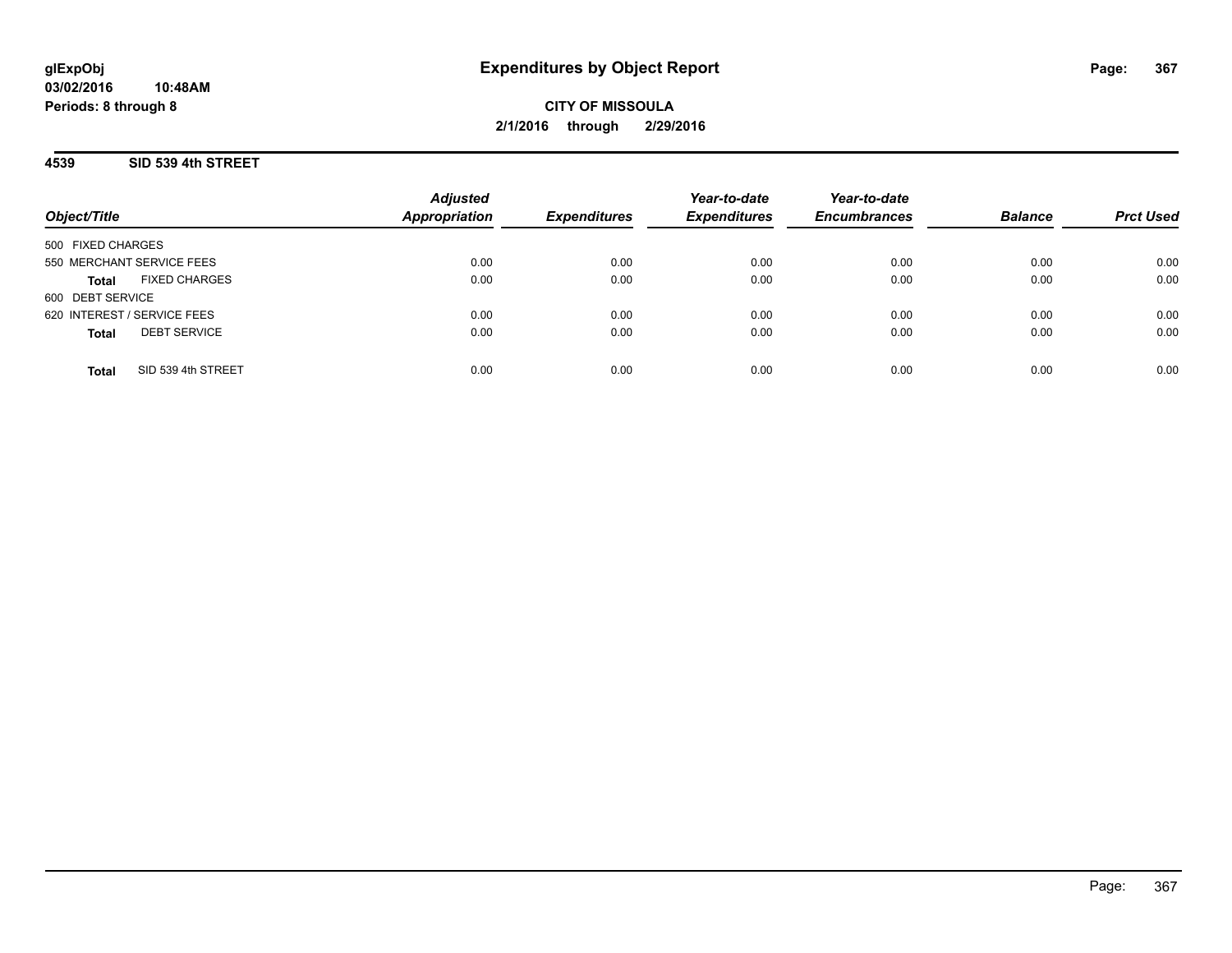glExpObj
03/02/2016 10:48AM
Periods: 8 through 8

# Expenditures by Object Report

**CITY OF MISSOULA**
**2/1/2016 through 2/29/2016**

## 4539 SID 539 4th STREET

| Object/Title | Adjusted Appropriation | Expenditures | Year-to-date Expenditures | Year-to-date Encumbrances | Balance | Prct Used |
|---|---|---|---|---|---|---|
| 500 FIXED CHARGES | | | | | | |
| 550 MERCHANT SERVICE FEES | 0.00 | 0.00 | 0.00 | 0.00 | 0.00 | 0.00 |
| **Total** FIXED CHARGES | 0.00 | 0.00 | 0.00 | 0.00 | 0.00 | 0.00 |
| 600 DEBT SERVICE | | | | | | |
| 620 INTEREST / SERVICE FEES | 0.00 | 0.00 | 0.00 | 0.00 | 0.00 | 0.00 |
| **Total** DEBT SERVICE | 0.00 | 0.00 | 0.00 | 0.00 | 0.00 | 0.00 |
| **Total** SID 539 4th STREET | 0.00 | 0.00 | 0.00 | 0.00 | 0.00 | 0.00 |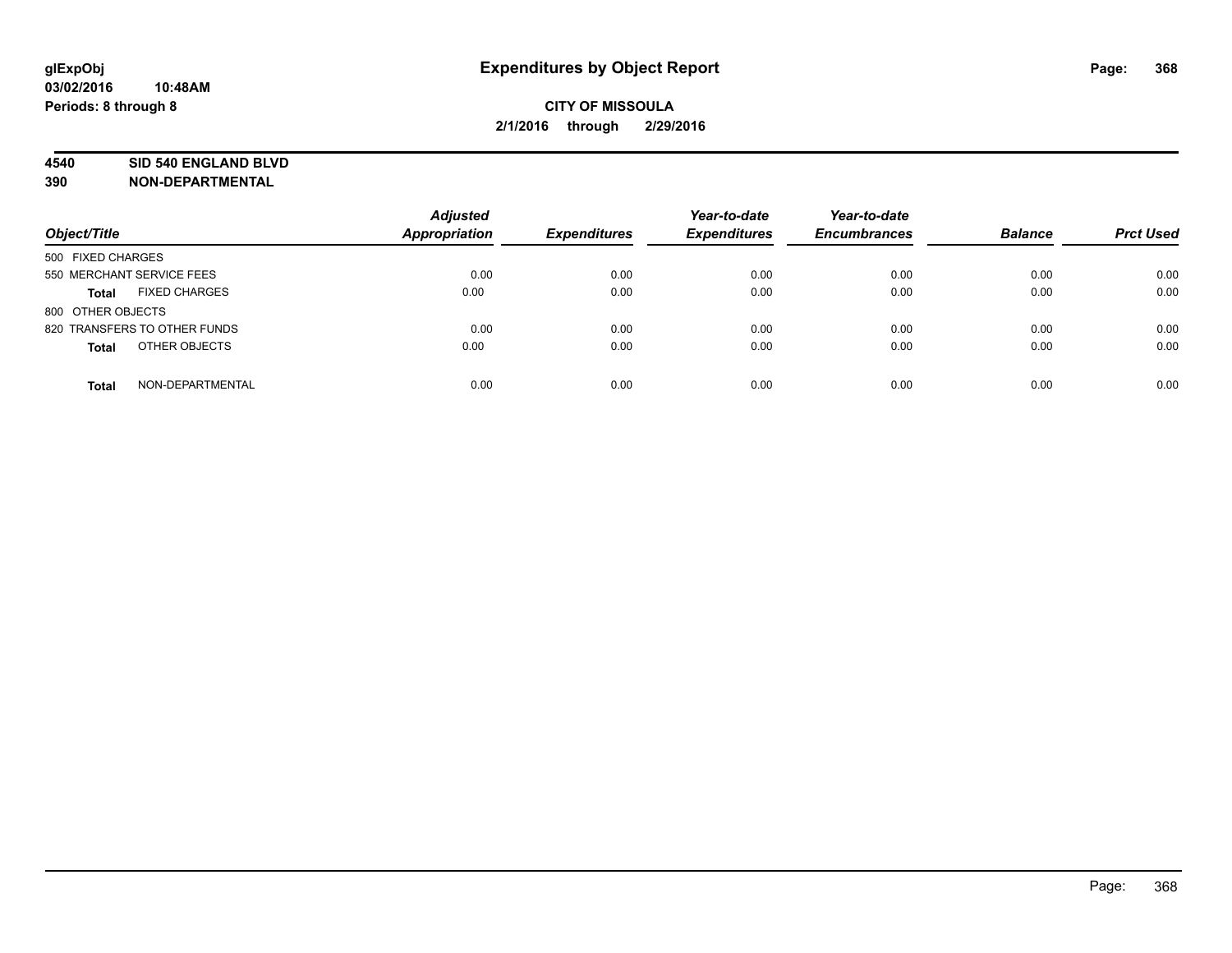# Expenditures by Object Report

glExpObj
03/02/2016 10:48AM
Periods: 8 through 8

**CITY OF MISSOULA**
**2/1/2016 through 2/29/2016**

**4540 SID 540 ENGLAND BLVD**
**390 NON-DEPARTMENTAL**

| Object/Title | Adjusted Appropriation | Expenditures | Year-to-date Expenditures | Year-to-date Encumbrances | Balance | Prct Used |
|---|---|---|---|---|---|---|
| 500 FIXED CHARGES | | | | | | |
| 550 MERCHANT SERVICE FEES | 0.00 | 0.00 | 0.00 | 0.00 | 0.00 | 0.00 |
| **Total** FIXED CHARGES | 0.00 | 0.00 | 0.00 | 0.00 | 0.00 | 0.00 |
| 800 OTHER OBJECTS | | | | | | |
| 820 TRANSFERS TO OTHER FUNDS | 0.00 | 0.00 | 0.00 | 0.00 | 0.00 | 0.00 |
| **Total** OTHER OBJECTS | 0.00 | 0.00 | 0.00 | 0.00 | 0.00 | 0.00 |
| **Total** NON-DEPARTMENTAL | 0.00 | 0.00 | 0.00 | 0.00 | 0.00 | 0.00 |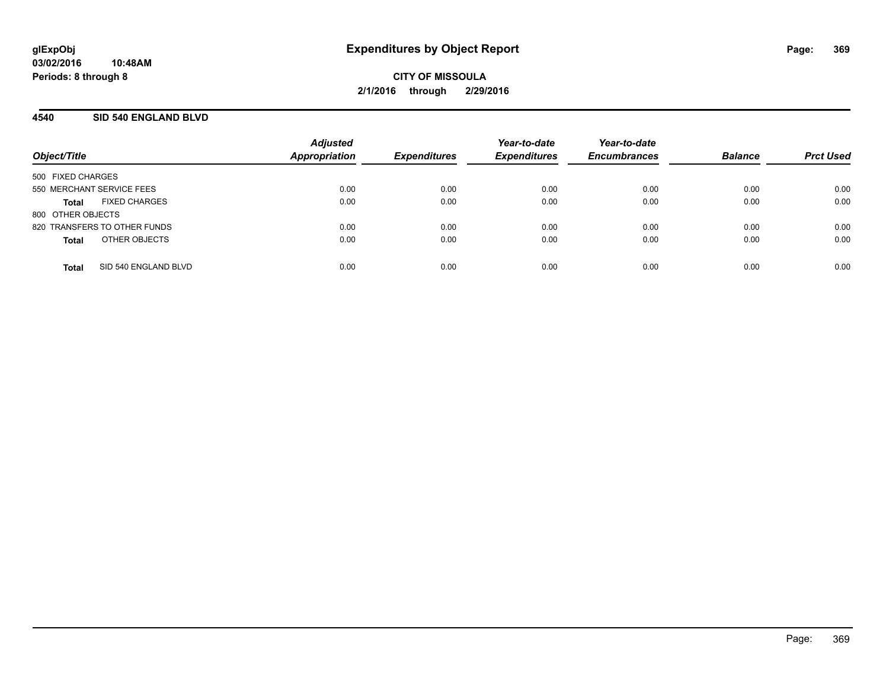**glExpObj**
**03/02/2016 10:48AM**
**Periods: 8 through 8**

# Expenditures by Object Report

**CITY OF MISSOULA**
**2/1/2016 through 2/29/2016**

## 4540 SID 540 ENGLAND BLVD

| Object/Title | Adjusted Appropriation | Expenditures | Year-to-date Expenditures | Year-to-date Encumbrances | Balance | Prct Used |
|---|---|---|---|---|---|---|
| 500 FIXED CHARGES | | | | | | |
| 550 MERCHANT SERVICE FEES | 0.00 | 0.00 | 0.00 | 0.00 | 0.00 | 0.00 |
| **Total** FIXED CHARGES | 0.00 | 0.00 | 0.00 | 0.00 | 0.00 | 0.00 |
| 800 OTHER OBJECTS | | | | | | |
| 820 TRANSFERS TO OTHER FUNDS | 0.00 | 0.00 | 0.00 | 0.00 | 0.00 | 0.00 |
| **Total** OTHER OBJECTS | 0.00 | 0.00 | 0.00 | 0.00 | 0.00 | 0.00 |
| **Total** SID 540 ENGLAND BLVD | 0.00 | 0.00 | 0.00 | 0.00 | 0.00 | 0.00 |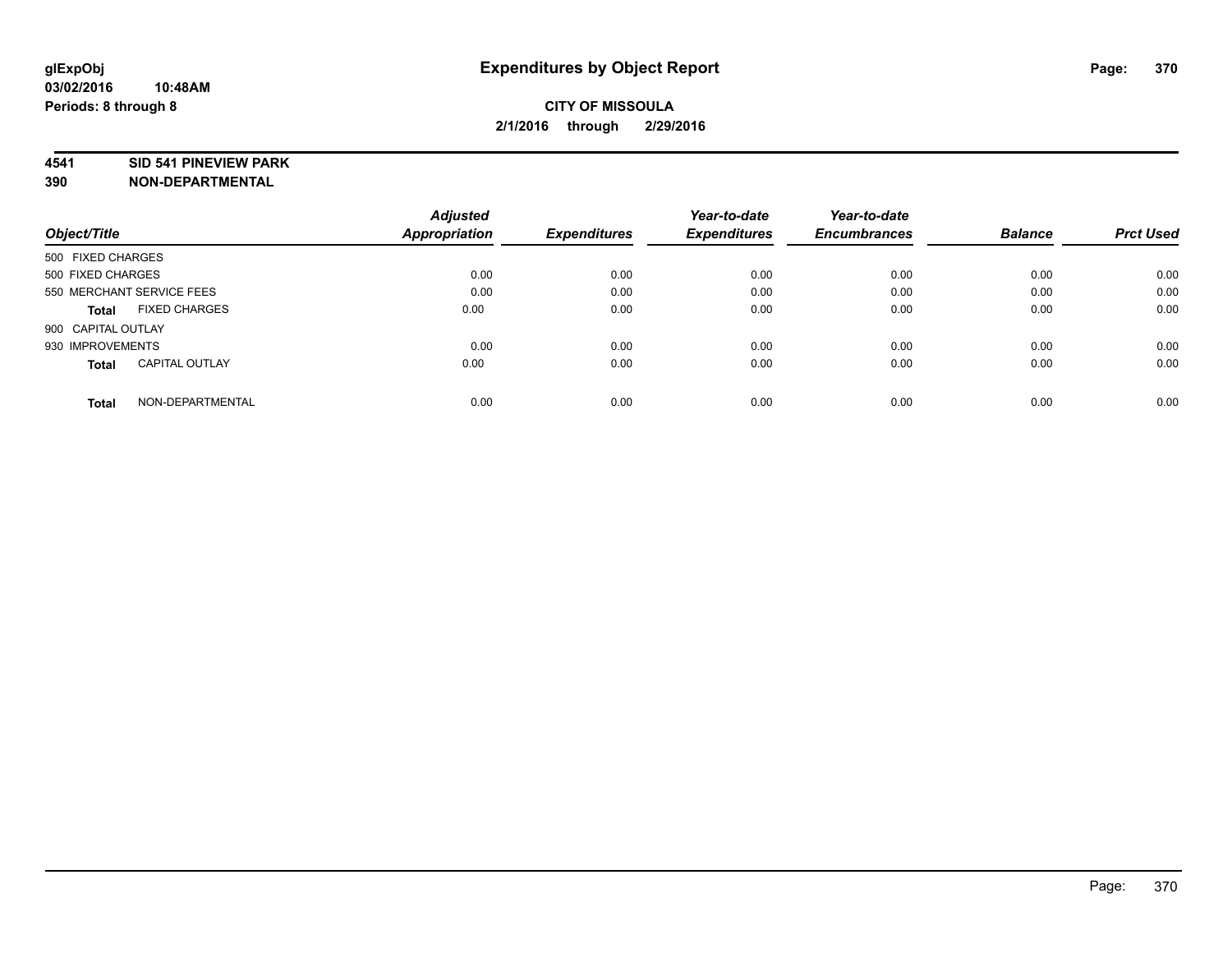# Expenditures by Object Report

glExpObj
03/02/2016 10:48AM
Periods: 8 through 8

**CITY OF MISSOULA**
**2/1/2016 through 2/29/2016**

**4541 SID 541 PINEVIEW PARK**
**390 NON-DEPARTMENTAL**

| Object/Title | Adjusted Appropriation | Expenditures | Year-to-date Expenditures | Year-to-date Encumbrances | Balance | Prct Used |
|---|---|---|---|---|---|---|
| 500 FIXED CHARGES | | | | | | |
| 500 FIXED CHARGES | 0.00 | 0.00 | 0.00 | 0.00 | 0.00 | 0.00 |
| 550 MERCHANT SERVICE FEES | 0.00 | 0.00 | 0.00 | 0.00 | 0.00 | 0.00 |
| **Total** FIXED CHARGES | 0.00 | 0.00 | 0.00 | 0.00 | 0.00 | 0.00 |
| 900 CAPITAL OUTLAY | | | | | | |
| 930 IMPROVEMENTS | 0.00 | 0.00 | 0.00 | 0.00 | 0.00 | 0.00 |
| **Total** CAPITAL OUTLAY | 0.00 | 0.00 | 0.00 | 0.00 | 0.00 | 0.00 |
| **Total** NON-DEPARTMENTAL | 0.00 | 0.00 | 0.00 | 0.00 | 0.00 | 0.00 |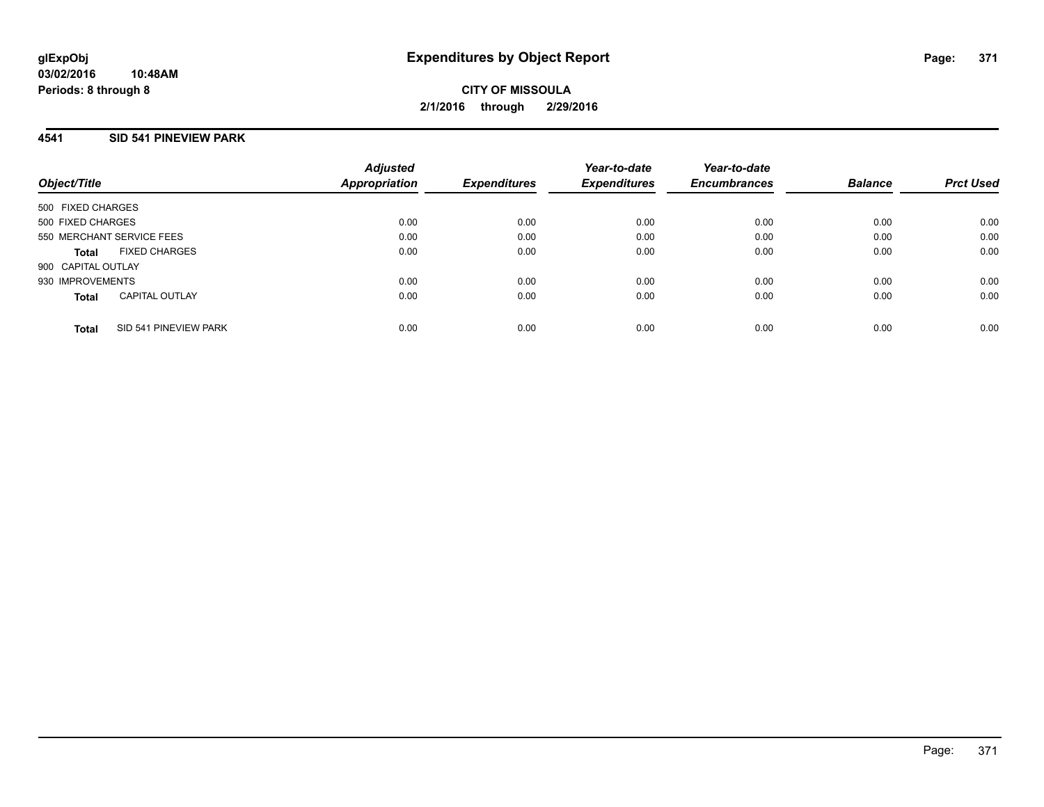**glExpObj**
**03/02/2016 10:48AM**
**Periods: 8 through 8**

# Expenditures by Object Report

**CITY OF MISSOULA**
**2/1/2016 through 2/29/2016**

## 4541 SID 541 PINEVIEW PARK

| Object/Title | Adjusted Appropriation | Expenditures | Year-to-date Expenditures | Year-to-date Encumbrances | Balance | Prct Used |
|---|---|---|---|---|---|---|
| 500 FIXED CHARGES | | | | | | |
| 500 FIXED CHARGES | 0.00 | 0.00 | 0.00 | 0.00 | 0.00 | 0.00 |
| 550 MERCHANT SERVICE FEES | 0.00 | 0.00 | 0.00 | 0.00 | 0.00 | 0.00 |
| **Total** FIXED CHARGES | 0.00 | 0.00 | 0.00 | 0.00 | 0.00 | 0.00 |
| 900 CAPITAL OUTLAY | | | | | | |
| 930 IMPROVEMENTS | 0.00 | 0.00 | 0.00 | 0.00 | 0.00 | 0.00 |
| **Total** CAPITAL OUTLAY | 0.00 | 0.00 | 0.00 | 0.00 | 0.00 | 0.00 |
| **Total** SID 541 PINEVIEW PARK | 0.00 | 0.00 | 0.00 | 0.00 | 0.00 | 0.00 |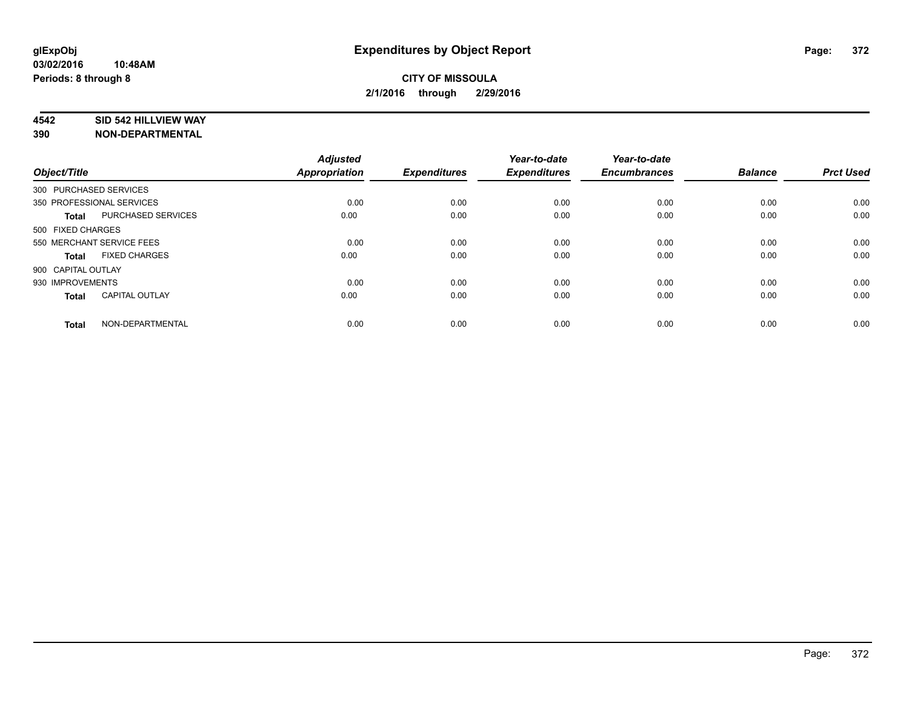# Expenditures by Object Report

glExpObj
03/02/2016 10:48AM
Periods: 8 through 8

**CITY OF MISSOULA**
**2/1/2016 through 2/29/2016**

**4542 SID 542 HILLVIEW WAY**
**390 NON-DEPARTMENTAL**

| Object/Title | | Adjusted Appropriation | Expenditures | Year-to-date Expenditures | Year-to-date Encumbrances | Balance | Prct Used |
|---|---|---|---|---|---|---|---|
| 300 PURCHASED SERVICES | | | | | | | |
| 350 PROFESSIONAL SERVICES | | 0.00 | 0.00 | 0.00 | 0.00 | 0.00 | 0.00 |
| **Total** | PURCHASED SERVICES | 0.00 | 0.00 | 0.00 | 0.00 | 0.00 | 0.00 |
| 500 FIXED CHARGES | | | | | | | |
| 550 MERCHANT SERVICE FEES | | 0.00 | 0.00 | 0.00 | 0.00 | 0.00 | 0.00 |
| **Total** | FIXED CHARGES | 0.00 | 0.00 | 0.00 | 0.00 | 0.00 | 0.00 |
| 900 CAPITAL OUTLAY | | | | | | | |
| 930 IMPROVEMENTS | | 0.00 | 0.00 | 0.00 | 0.00 | 0.00 | 0.00 |
| **Total** | CAPITAL OUTLAY | 0.00 | 0.00 | 0.00 | 0.00 | 0.00 | 0.00 |
| **Total** | NON-DEPARTMENTAL | 0.00 | 0.00 | 0.00 | 0.00 | 0.00 | 0.00 |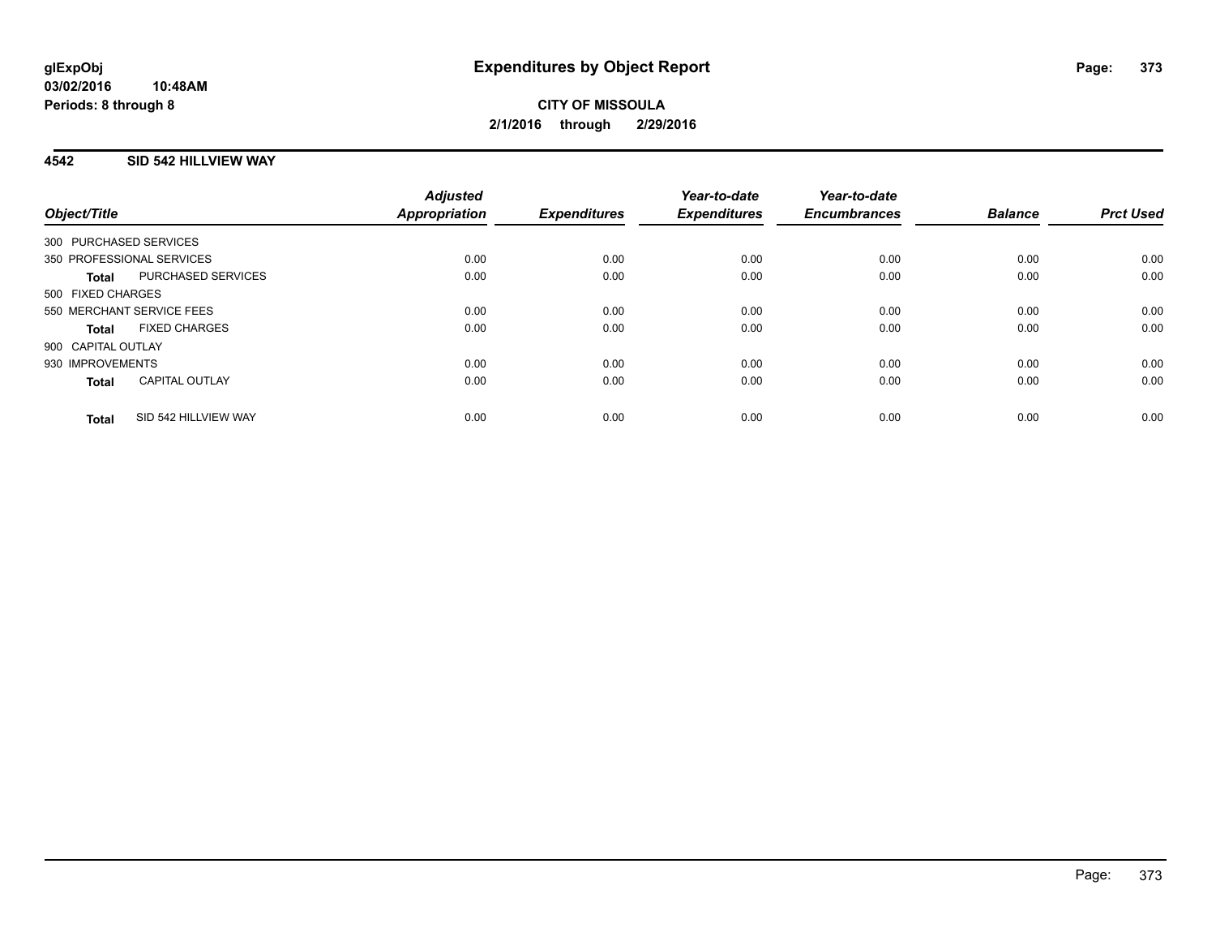**glExpObj**
**03/02/2016 10:48AM**
**Periods: 8 through 8**

# Expenditures by Object Report

**CITY OF MISSOULA**
**2/1/2016 through 2/29/2016**

## 4542 SID 542 HILLVIEW WAY

| Object/Title | | Adjusted Appropriation | Expenditures | Year-to-date Expenditures | Year-to-date Encumbrances | Balance | Prct Used |
|---|---|---|---|---|---|---|---|
| 300 PURCHASED SERVICES | | | | | | | |
| 350 PROFESSIONAL SERVICES | | 0.00 | 0.00 | 0.00 | 0.00 | 0.00 | 0.00 |
| **Total** | PURCHASED SERVICES | 0.00 | 0.00 | 0.00 | 0.00 | 0.00 | 0.00 |
| 500 FIXED CHARGES | | | | | | | |
| 550 MERCHANT SERVICE FEES | | 0.00 | 0.00 | 0.00 | 0.00 | 0.00 | 0.00 |
| **Total** | FIXED CHARGES | 0.00 | 0.00 | 0.00 | 0.00 | 0.00 | 0.00 |
| 900 CAPITAL OUTLAY | | | | | | | |
| 930 IMPROVEMENTS | | 0.00 | 0.00 | 0.00 | 0.00 | 0.00 | 0.00 |
| **Total** | CAPITAL OUTLAY | 0.00 | 0.00 | 0.00 | 0.00 | 0.00 | 0.00 |
| **Total** | SID 542 HILLVIEW WAY | 0.00 | 0.00 | 0.00 | 0.00 | 0.00 | 0.00 |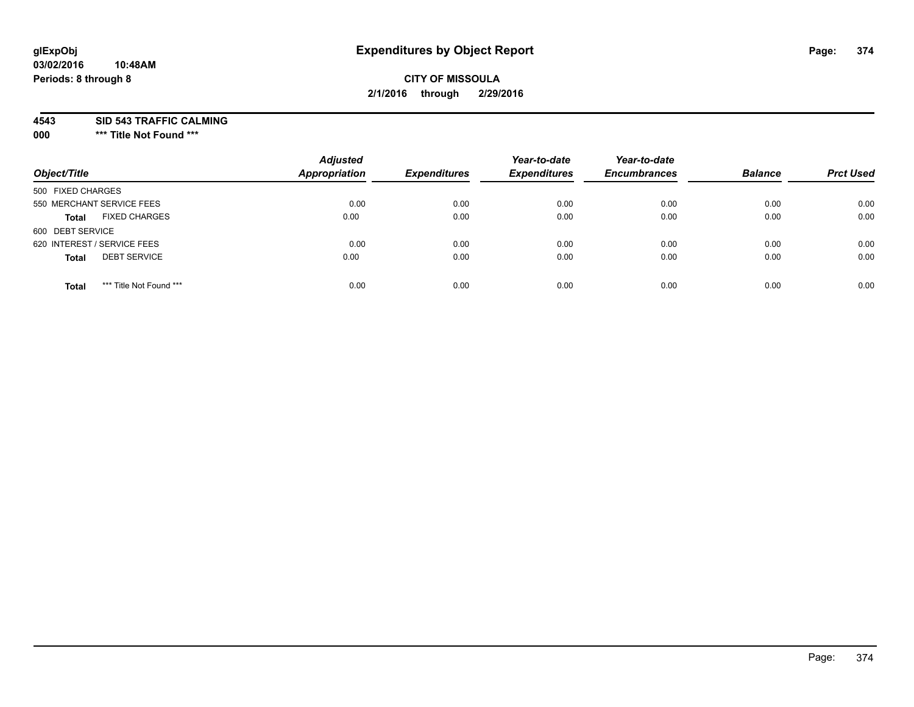**glExpObj**
**03/02/2016 10:48AM**
**Periods: 8 through 8**

# Expenditures by Object Report

**CITY OF MISSOULA**
**2/1/2016 through 2/29/2016**

**4543 SID 543 TRAFFIC CALMING**
**000 \*\*\* Title Not Found \*\*\***

| Object/Title | Adjusted Appropriation | Expenditures | Year-to-date Expenditures | Year-to-date Encumbrances | Balance | Prct Used |
|---|---|---|---|---|---|---|
| 500 FIXED CHARGES | | | | | | |
| 550 MERCHANT SERVICE FEES | 0.00 | 0.00 | 0.00 | 0.00 | 0.00 | 0.00 |
| **Total** FIXED CHARGES | 0.00 | 0.00 | 0.00 | 0.00 | 0.00 | 0.00 |
| 600 DEBT SERVICE | | | | | | |
| 620 INTEREST / SERVICE FEES | 0.00 | 0.00 | 0.00 | 0.00 | 0.00 | 0.00 |
| **Total** DEBT SERVICE | 0.00 | 0.00 | 0.00 | 0.00 | 0.00 | 0.00 |
| **Total** *** Title Not Found *** | 0.00 | 0.00 | 0.00 | 0.00 | 0.00 | 0.00 |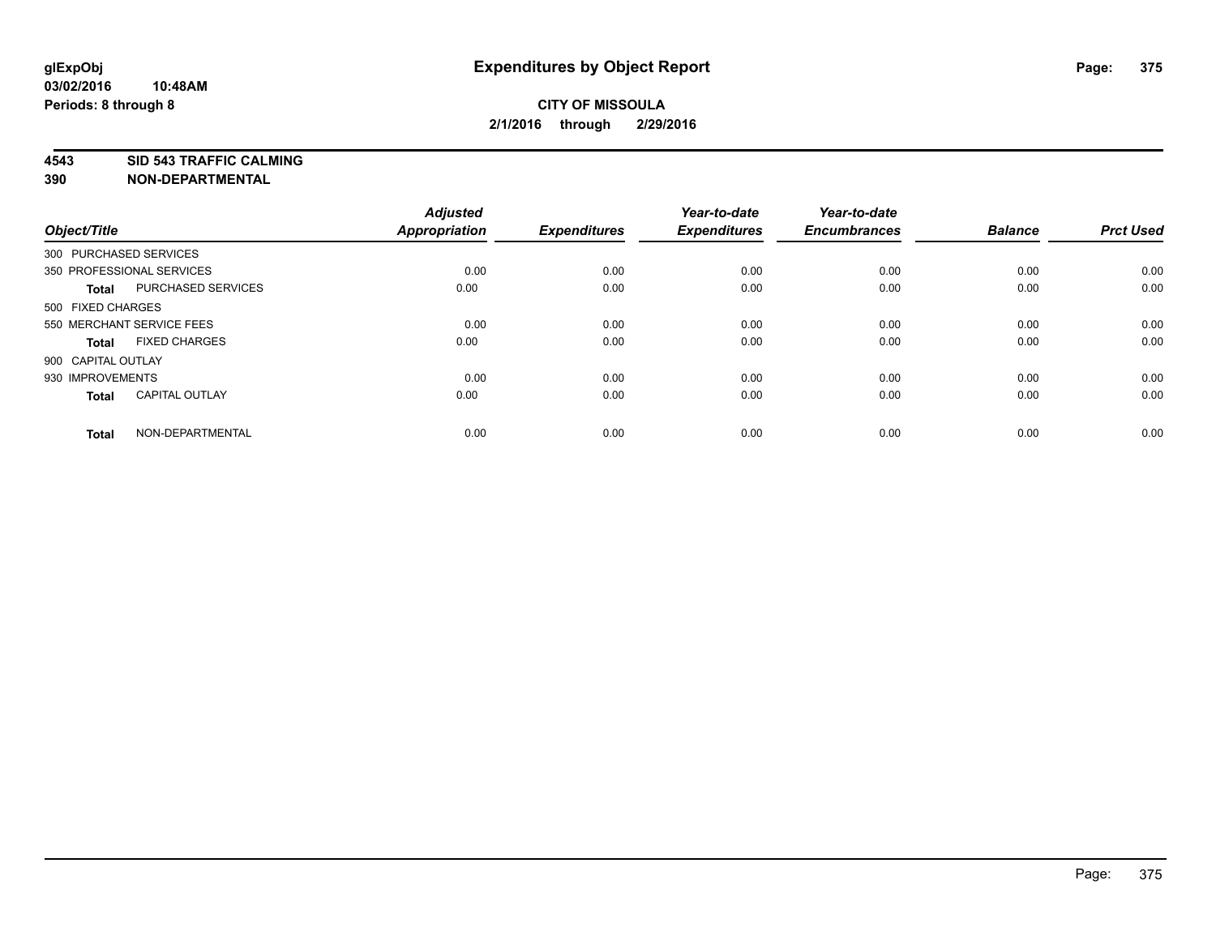**CITY OF MISSOULA**

**2/1/2016 through 2/29/2016**

**4543 SID 543 TRAFFIC CALMING**

**390 NON-DEPARTMENTAL**

| Object/Title | Adjusted Appropriation | Expenditures | Year-to-date Expenditures | Year-to-date Encumbrances | Balance | Prct Used |
|---|---|---|---|---|---|---|
| 300 PURCHASED SERVICES | | | | | | |
| 350 PROFESSIONAL SERVICES | 0.00 | 0.00 | 0.00 | 0.00 | 0.00 | 0.00 |
| **Total** PURCHASED SERVICES | 0.00 | 0.00 | 0.00 | 0.00 | 0.00 | 0.00 |
| 500 FIXED CHARGES | | | | | | |
| 550 MERCHANT SERVICE FEES | 0.00 | 0.00 | 0.00 | 0.00 | 0.00 | 0.00 |
| **Total** FIXED CHARGES | 0.00 | 0.00 | 0.00 | 0.00 | 0.00 | 0.00 |
| 900 CAPITAL OUTLAY | | | | | | |
| 930 IMPROVEMENTS | 0.00 | 0.00 | 0.00 | 0.00 | 0.00 | 0.00 |
| **Total** CAPITAL OUTLAY | 0.00 | 0.00 | 0.00 | 0.00 | 0.00 | 0.00 |
| **Total** NON-DEPARTMENTAL | 0.00 | 0.00 | 0.00 | 0.00 | 0.00 | 0.00 |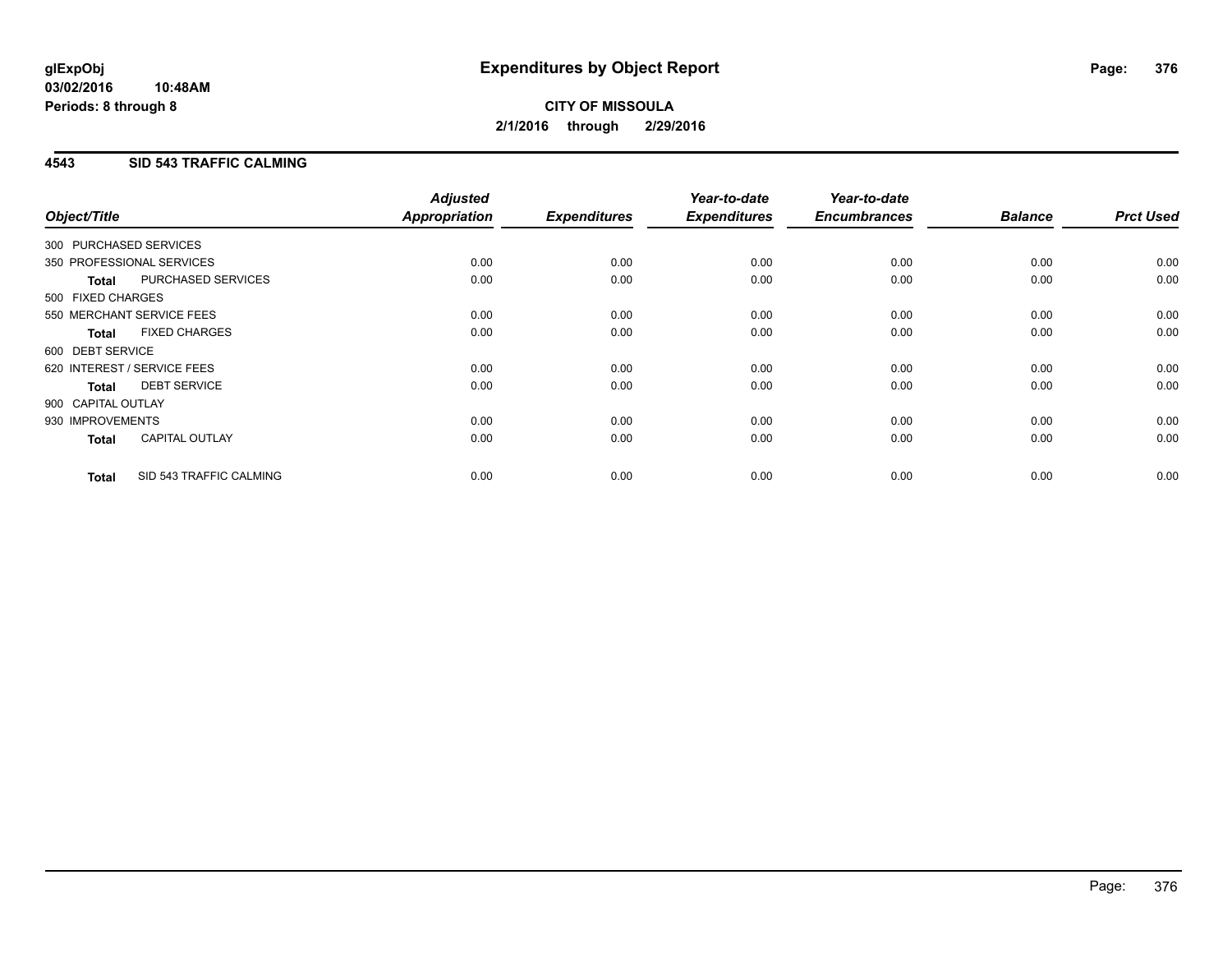**glExpObj**
**03/02/2016 10:48AM**
**Periods: 8 through 8**

# Expenditures by Object Report

**CITY OF MISSOULA**
**2/1/2016 through 2/29/2016**

## 4543 SID 543 TRAFFIC CALMING

| Object/Title | | *Adjusted Appropriation* | *Expenditures* | *Year-to-date Expenditures* | *Year-to-date Encumbrances* | *Balance* | *Prct Used* |
|---|---|---|---|---|---|---|---|
| 300 PURCHASED SERVICES | | | | | | | |
| 350 PROFESSIONAL SERVICES | | 0.00 | 0.00 | 0.00 | 0.00 | 0.00 | 0.00 |
| **Total** | PURCHASED SERVICES | 0.00 | 0.00 | 0.00 | 0.00 | 0.00 | 0.00 |
| 500 FIXED CHARGES | | | | | | | |
| 550 MERCHANT SERVICE FEES | | 0.00 | 0.00 | 0.00 | 0.00 | 0.00 | 0.00 |
| **Total** | FIXED CHARGES | 0.00 | 0.00 | 0.00 | 0.00 | 0.00 | 0.00 |
| 600 DEBT SERVICE | | | | | | | |
| 620 INTEREST / SERVICE FEES | | 0.00 | 0.00 | 0.00 | 0.00 | 0.00 | 0.00 |
| **Total** | DEBT SERVICE | 0.00 | 0.00 | 0.00 | 0.00 | 0.00 | 0.00 |
| 900 CAPITAL OUTLAY | | | | | | | |
| 930 IMPROVEMENTS | | 0.00 | 0.00 | 0.00 | 0.00 | 0.00 | 0.00 |
| **Total** | CAPITAL OUTLAY | 0.00 | 0.00 | 0.00 | 0.00 | 0.00 | 0.00 |
| **Total** | SID 543 TRAFFIC CALMING | 0.00 | 0.00 | 0.00 | 0.00 | 0.00 | 0.00 |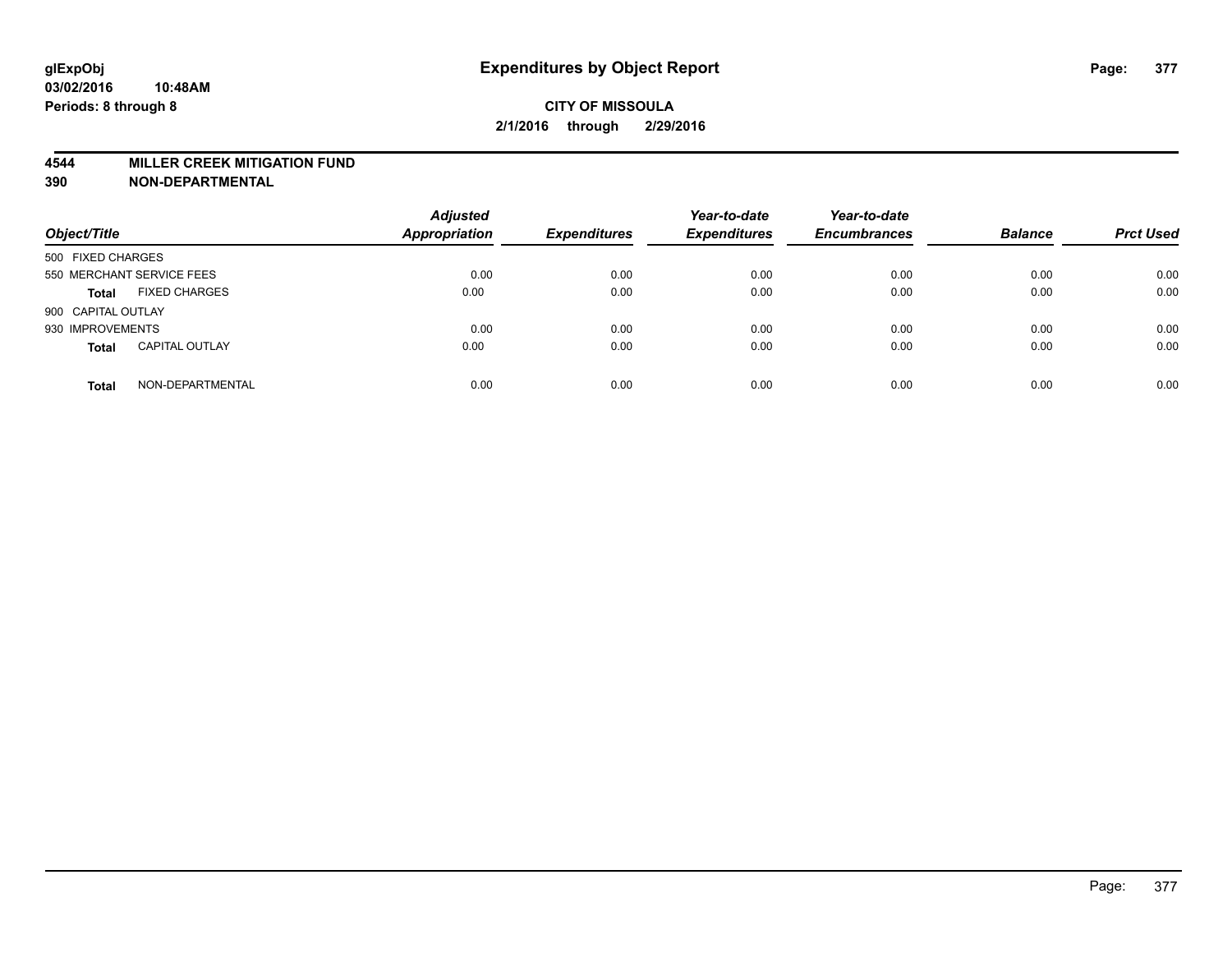**glExpObj** **Expenditures by Object Report**
**03/02/2016 10:48AM**
**Periods: 8 through 8**

**CITY OF MISSOULA**
**2/1/2016 through 2/29/2016**

**4544 MILLER CREEK MITIGATION FUND**
**390 NON-DEPARTMENTAL**

| Object/Title | Adjusted Appropriation | Expenditures | Year-to-date Expenditures | Year-to-date Encumbrances | Balance | Prct Used |
|---|---|---|---|---|---|---|
| 500 FIXED CHARGES | | | | | | |
| 550 MERCHANT SERVICE FEES | 0.00 | 0.00 | 0.00 | 0.00 | 0.00 | 0.00 |
| **Total** FIXED CHARGES | 0.00 | 0.00 | 0.00 | 0.00 | 0.00 | 0.00 |
| 900 CAPITAL OUTLAY | | | | | | |
| 930 IMPROVEMENTS | 0.00 | 0.00 | 0.00 | 0.00 | 0.00 | 0.00 |
| **Total** CAPITAL OUTLAY | 0.00 | 0.00 | 0.00 | 0.00 | 0.00 | 0.00 |
| **Total** NON-DEPARTMENTAL | 0.00 | 0.00 | 0.00 | 0.00 | 0.00 | 0.00 |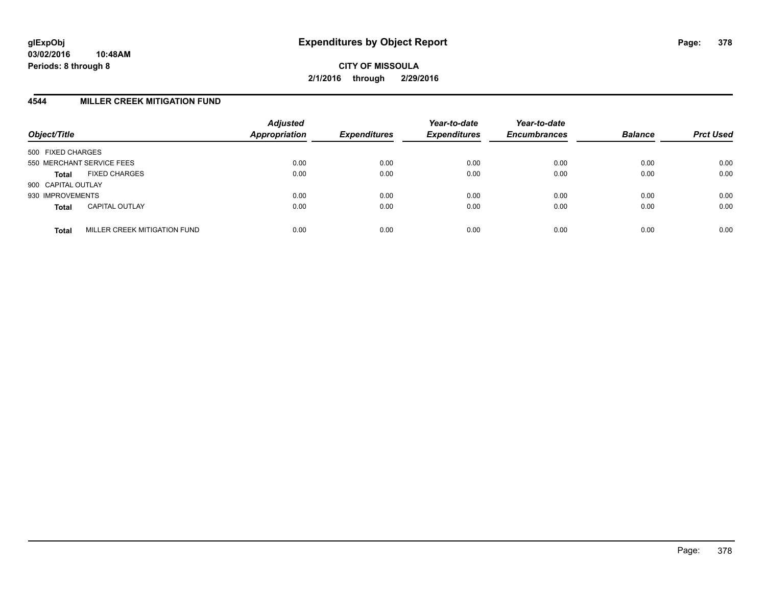**glExpObj**
**03/02/2016 10:48AM**
**Periods: 8 through 8**

# Expenditures by Object Report

**CITY OF MISSOULA**
**2/1/2016 through 2/29/2016**

## 4544 MILLER CREEK MITIGATION FUND

| Object/Title | Adjusted Appropriation | Expenditures | Year-to-date Expenditures | Year-to-date Encumbrances | Balance | Prct Used |
|---|---|---|---|---|---|---|
| 500 FIXED CHARGES | | | | | | |
| 550 MERCHANT SERVICE FEES | 0.00 | 0.00 | 0.00 | 0.00 | 0.00 | 0.00 |
| **Total** FIXED CHARGES | 0.00 | 0.00 | 0.00 | 0.00 | 0.00 | 0.00 |
| 900 CAPITAL OUTLAY | | | | | | |
| 930 IMPROVEMENTS | 0.00 | 0.00 | 0.00 | 0.00 | 0.00 | 0.00 |
| **Total** CAPITAL OUTLAY | 0.00 | 0.00 | 0.00 | 0.00 | 0.00 | 0.00 |
| **Total** MILLER CREEK MITIGATION FUND | 0.00 | 0.00 | 0.00 | 0.00 | 0.00 | 0.00 |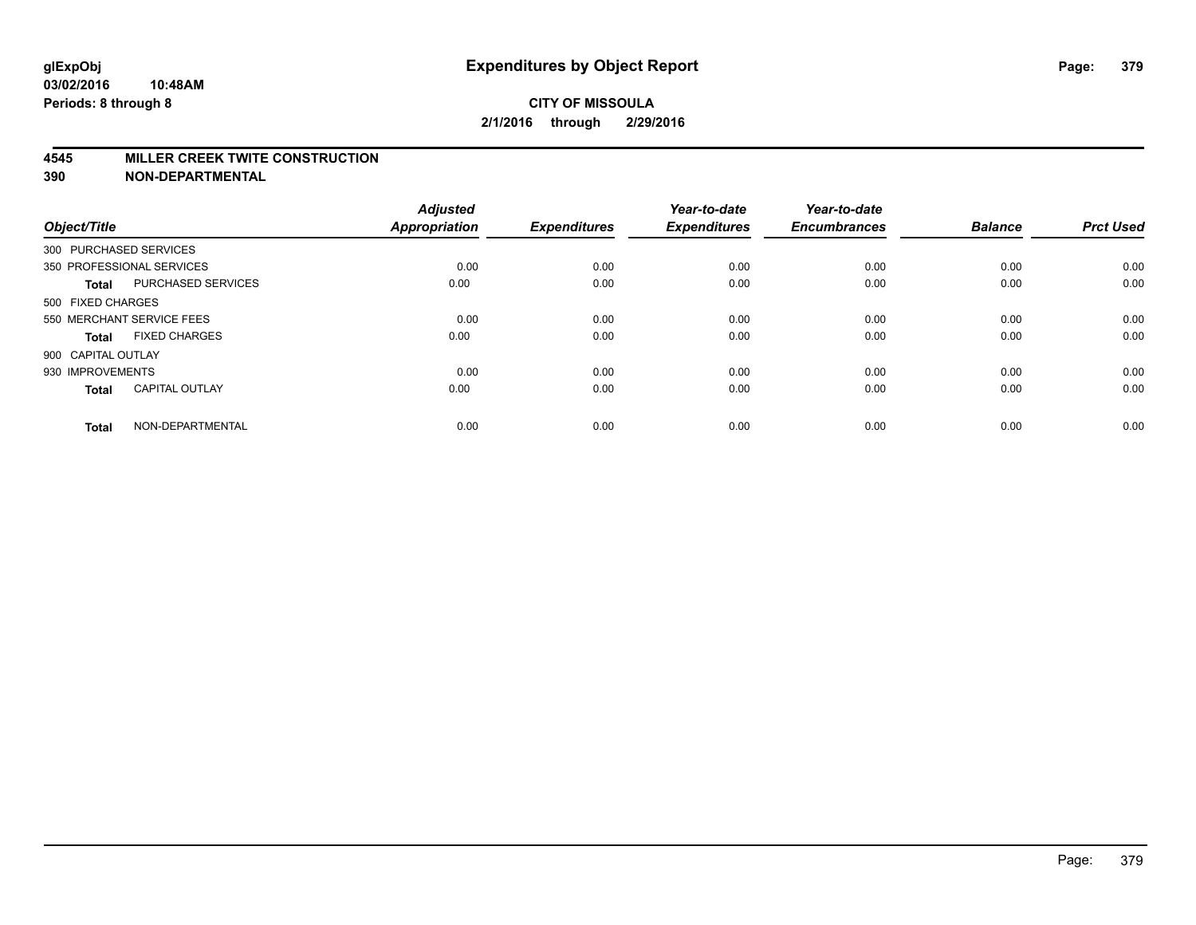# Expenditures by Object Report

**glExpObj**
**03/02/2016 10:48AM**
**Periods: 8 through 8**

**CITY OF MISSOULA**
**2/1/2016 through 2/29/2016**

**4545 MILLER CREEK TWITE CONSTRUCTION**
**390 NON-DEPARTMENTAL**

| Object/Title | | Adjusted Appropriation | Expenditures | Year-to-date Expenditures | Year-to-date Encumbrances | Balance | Prct Used |
|---|---|---|---|---|---|---|---|
| 300 PURCHASED SERVICES | | | | | | | |
| 350 PROFESSIONAL SERVICES | | 0.00 | 0.00 | 0.00 | 0.00 | 0.00 | 0.00 |
| **Total** | PURCHASED SERVICES | 0.00 | 0.00 | 0.00 | 0.00 | 0.00 | 0.00 |
| 500 FIXED CHARGES | | | | | | | |
| 550 MERCHANT SERVICE FEES | | 0.00 | 0.00 | 0.00 | 0.00 | 0.00 | 0.00 |
| **Total** | FIXED CHARGES | 0.00 | 0.00 | 0.00 | 0.00 | 0.00 | 0.00 |
| 900 CAPITAL OUTLAY | | | | | | | |
| 930 IMPROVEMENTS | | 0.00 | 0.00 | 0.00 | 0.00 | 0.00 | 0.00 |
| **Total** | CAPITAL OUTLAY | 0.00 | 0.00 | 0.00 | 0.00 | 0.00 | 0.00 |
| **Total** | NON-DEPARTMENTAL | 0.00 | 0.00 | 0.00 | 0.00 | 0.00 | 0.00 |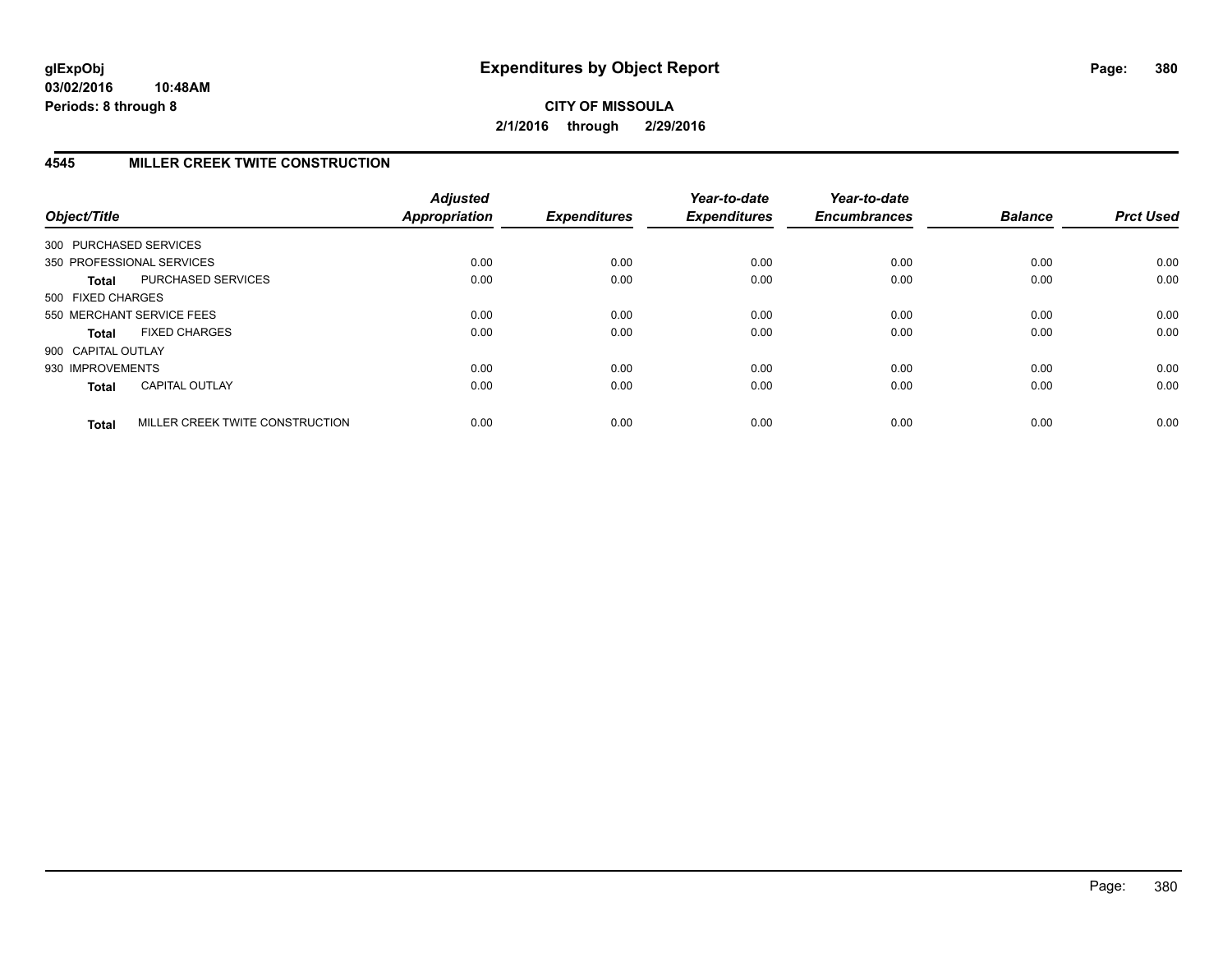**glExpObj**
**03/02/2016 10:48AM**
**Periods: 8 through 8**

# Expenditures by Object Report

**CITY OF MISSOULA**
**2/1/2016 through 2/29/2016**

## 4545 MILLER CREEK TWITE CONSTRUCTION

| Object/Title | | Adjusted Appropriation | Expenditures | Year-to-date Expenditures | Year-to-date Encumbrances | Balance | Prct Used |
|---|---|---|---|---|---|---|---|
| 300 PURCHASED SERVICES | | | | | | | |
| 350 PROFESSIONAL SERVICES | | 0.00 | 0.00 | 0.00 | 0.00 | 0.00 | 0.00 |
| **Total** | PURCHASED SERVICES | 0.00 | 0.00 | 0.00 | 0.00 | 0.00 | 0.00 |
| 500 FIXED CHARGES | | | | | | | |
| 550 MERCHANT SERVICE FEES | | 0.00 | 0.00 | 0.00 | 0.00 | 0.00 | 0.00 |
| **Total** | FIXED CHARGES | 0.00 | 0.00 | 0.00 | 0.00 | 0.00 | 0.00 |
| 900 CAPITAL OUTLAY | | | | | | | |
| 930 IMPROVEMENTS | | 0.00 | 0.00 | 0.00 | 0.00 | 0.00 | 0.00 |
| **Total** | CAPITAL OUTLAY | 0.00 | 0.00 | 0.00 | 0.00 | 0.00 | 0.00 |
| **Total** | MILLER CREEK TWITE CONSTRUCTION | 0.00 | 0.00 | 0.00 | 0.00 | 0.00 | 0.00 |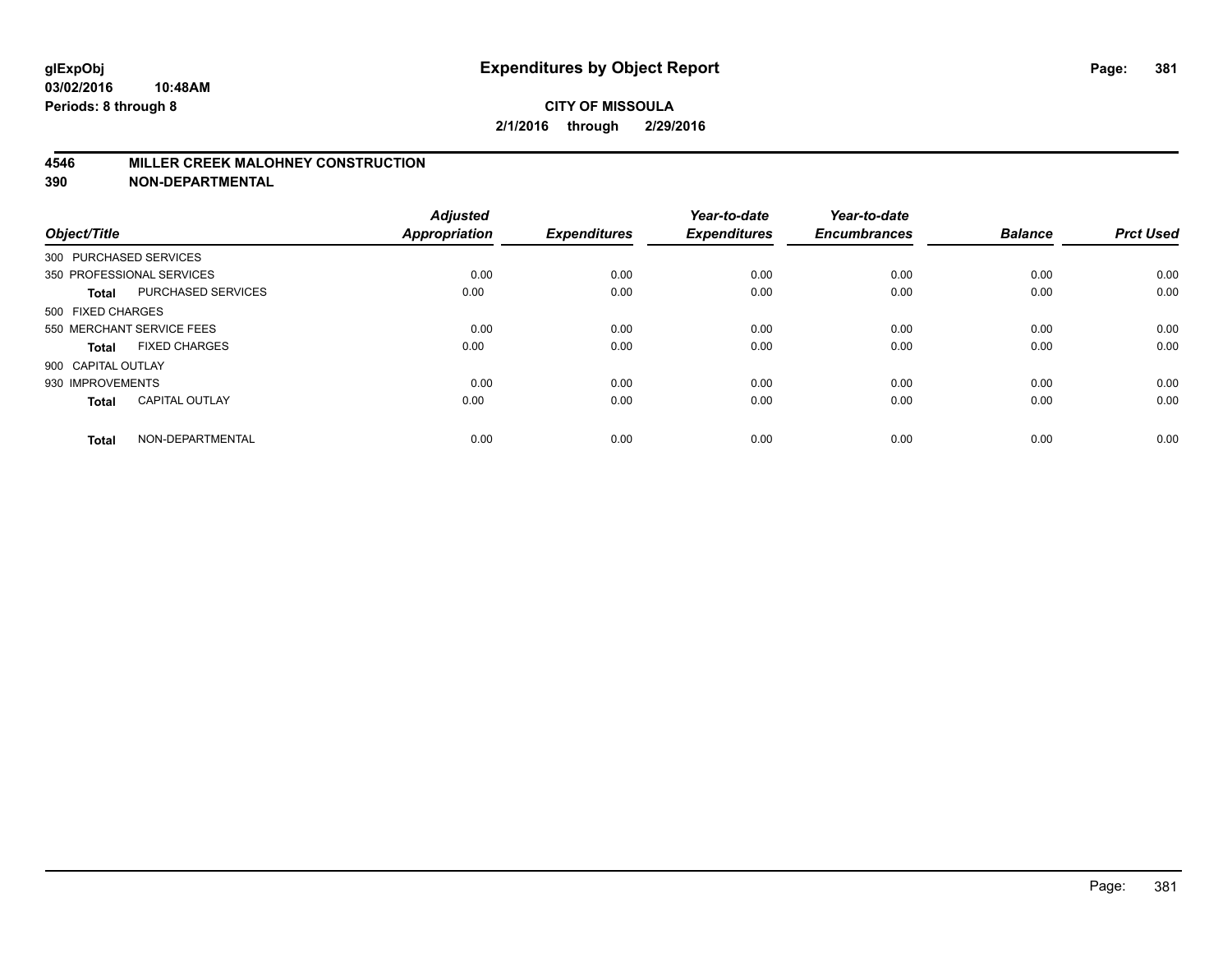# Expenditures by Object Report

**glExpObj**
**03/02/2016 10:48AM**
**Periods: 8 through 8**

**CITY OF MISSOULA**
**2/1/2016 through 2/29/2016**

**4546 MILLER CREEK MALOHNEY CONSTRUCTION**
**390 NON-DEPARTMENTAL**

| Object/Title | | Adjusted Appropriation | Expenditures | Year-to-date Expenditures | Year-to-date Encumbrances | Balance | Prct Used |
|---|---|---|---|---|---|---|---|
| 300 PURCHASED SERVICES | | | | | | | |
| 350 PROFESSIONAL SERVICES | | 0.00 | 0.00 | 0.00 | 0.00 | 0.00 | 0.00 |
| **Total** | PURCHASED SERVICES | 0.00 | 0.00 | 0.00 | 0.00 | 0.00 | 0.00 |
| 500 FIXED CHARGES | | | | | | | |
| 550 MERCHANT SERVICE FEES | | 0.00 | 0.00 | 0.00 | 0.00 | 0.00 | 0.00 |
| **Total** | FIXED CHARGES | 0.00 | 0.00 | 0.00 | 0.00 | 0.00 | 0.00 |
| 900 CAPITAL OUTLAY | | | | | | | |
| 930 IMPROVEMENTS | | 0.00 | 0.00 | 0.00 | 0.00 | 0.00 | 0.00 |
| **Total** | CAPITAL OUTLAY | 0.00 | 0.00 | 0.00 | 0.00 | 0.00 | 0.00 |
| **Total** | NON-DEPARTMENTAL | 0.00 | 0.00 | 0.00 | 0.00 | 0.00 | 0.00 |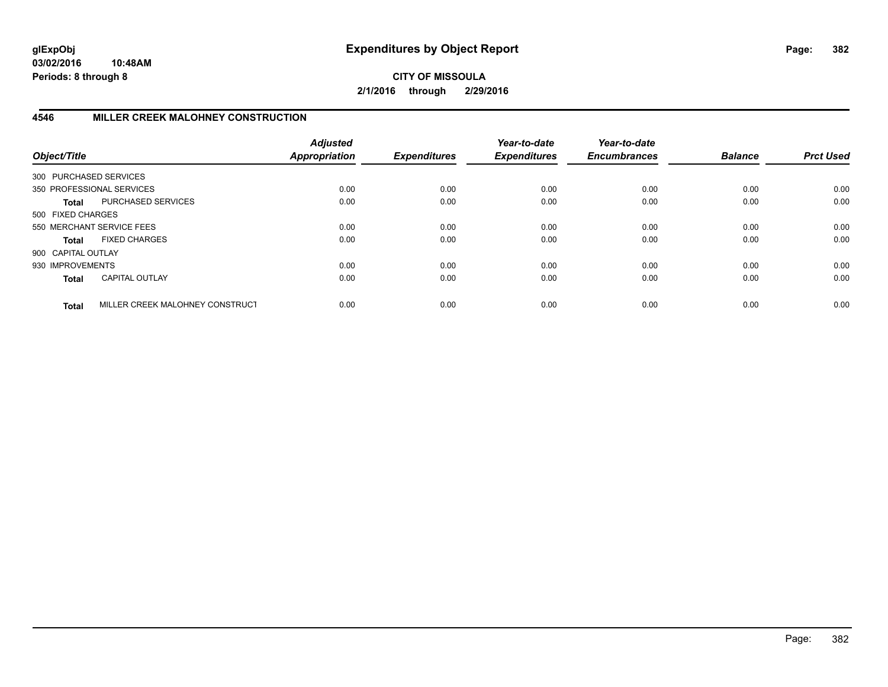**glExpObj**
**03/02/2016 10:48AM**
**Periods: 8 through 8**

# Expenditures by Object Report

**CITY OF MISSOULA**
**2/1/2016 through 2/29/2016**

## 4546 MILLER CREEK MALOHNEY CONSTRUCTION

| Object/Title | | *Adjusted Appropriation* | *Expenditures* | *Year-to-date Expenditures* | *Year-to-date Encumbrances* | *Balance* | *Prct Used* |
|---|---|---|---|---|---|---|---|
| 300 PURCHASED SERVICES | | | | | | | |
| 350 PROFESSIONAL SERVICES | | 0.00 | 0.00 | 0.00 | 0.00 | 0.00 | 0.00 |
| **Total** | PURCHASED SERVICES | 0.00 | 0.00 | 0.00 | 0.00 | 0.00 | 0.00 |
| 500 FIXED CHARGES | | | | | | | |
| 550 MERCHANT SERVICE FEES | | 0.00 | 0.00 | 0.00 | 0.00 | 0.00 | 0.00 |
| **Total** | FIXED CHARGES | 0.00 | 0.00 | 0.00 | 0.00 | 0.00 | 0.00 |
| 900 CAPITAL OUTLAY | | | | | | | |
| 930 IMPROVEMENTS | | 0.00 | 0.00 | 0.00 | 0.00 | 0.00 | 0.00 |
| **Total** | CAPITAL OUTLAY | 0.00 | 0.00 | 0.00 | 0.00 | 0.00 | 0.00 |
| **Total** | MILLER CREEK MALOHNEY CONSTRUCT | 0.00 | 0.00 | 0.00 | 0.00 | 0.00 | 0.00 |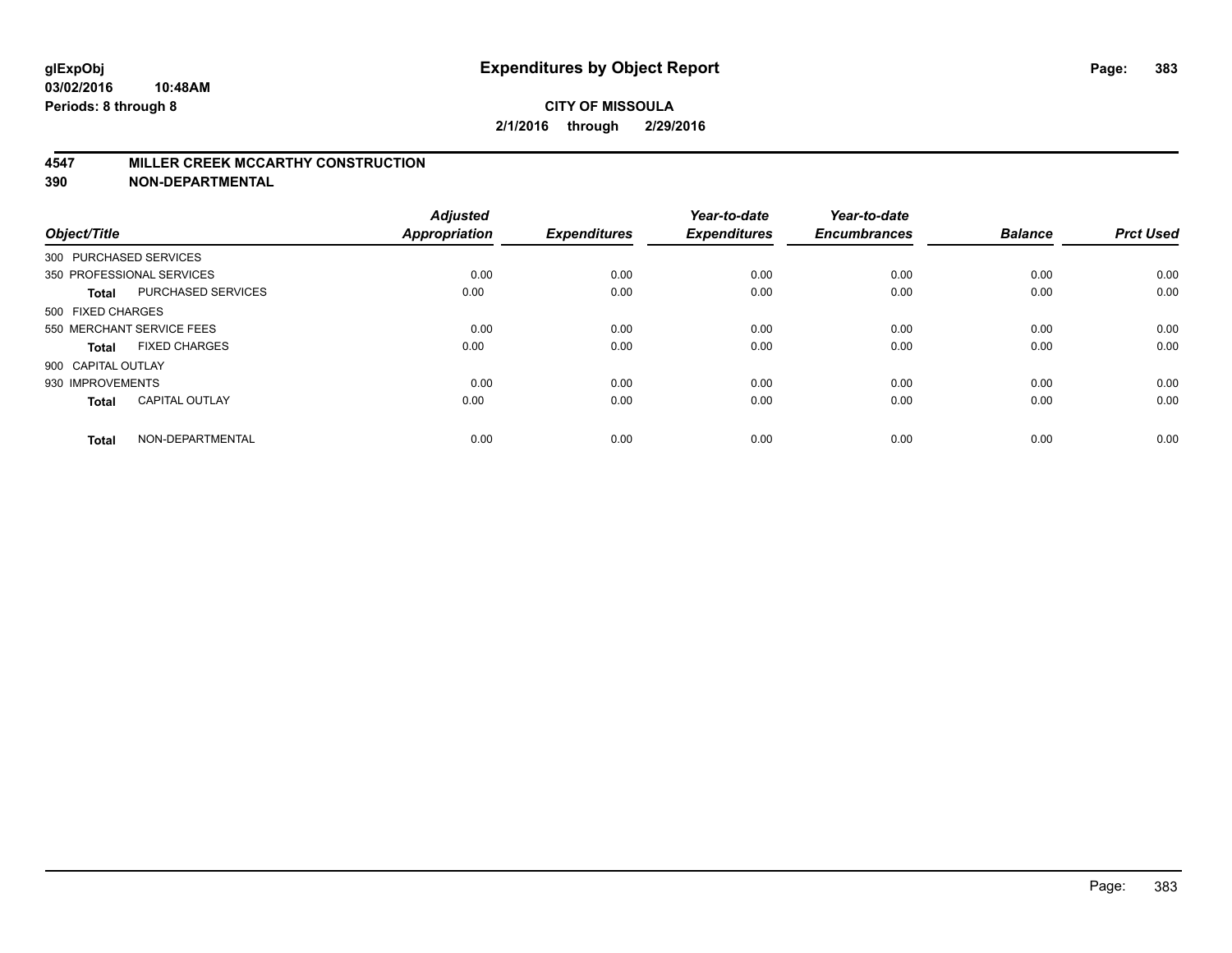# Expenditures by Object Report

glExpObj
03/02/2016 10:48AM
Periods: 8 through 8

**CITY OF MISSOULA**
**2/1/2016 through 2/29/2016**

## 4547 MILLER CREEK MCCARTHY CONSTRUCTION
## 390 NON-DEPARTMENTAL

| Object/Title | | Adjusted Appropriation | Expenditures | Year-to-date Expenditures | Year-to-date Encumbrances | Balance | Prct Used |
|---|---|---|---|---|---|---|---|
| 300 PURCHASED SERVICES | | | | | | | |
| 350 PROFESSIONAL SERVICES | | 0.00 | 0.00 | 0.00 | 0.00 | 0.00 | 0.00 |
| **Total** | PURCHASED SERVICES | 0.00 | 0.00 | 0.00 | 0.00 | 0.00 | 0.00 |
| 500 FIXED CHARGES | | | | | | | |
| 550 MERCHANT SERVICE FEES | | 0.00 | 0.00 | 0.00 | 0.00 | 0.00 | 0.00 |
| **Total** | FIXED CHARGES | 0.00 | 0.00 | 0.00 | 0.00 | 0.00 | 0.00 |
| 900 CAPITAL OUTLAY | | | | | | | |
| 930 IMPROVEMENTS | | 0.00 | 0.00 | 0.00 | 0.00 | 0.00 | 0.00 |
| **Total** | CAPITAL OUTLAY | 0.00 | 0.00 | 0.00 | 0.00 | 0.00 | 0.00 |
| **Total** | NON-DEPARTMENTAL | 0.00 | 0.00 | 0.00 | 0.00 | 0.00 | 0.00 |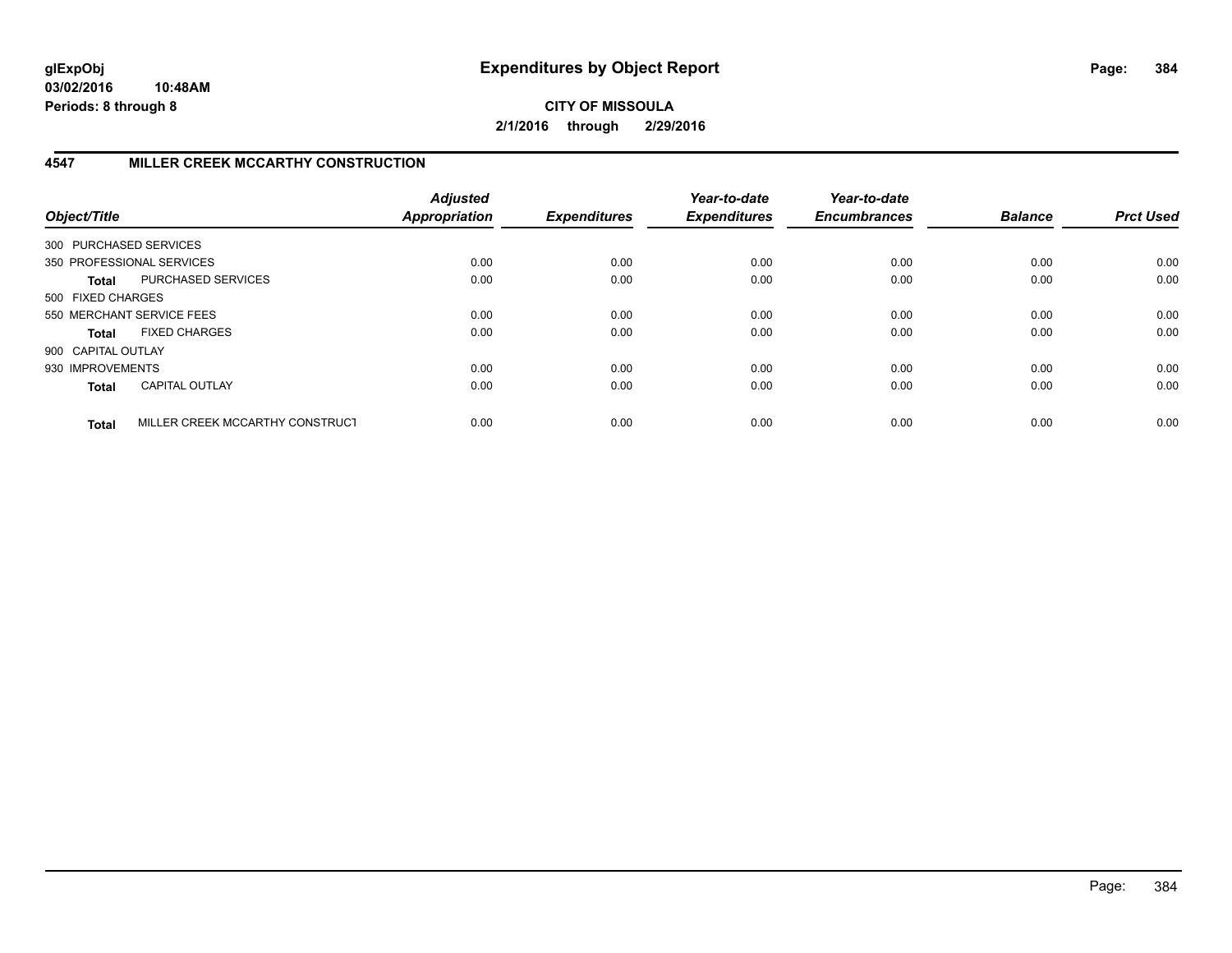**CITY OF MISSOULA**

**2/1/2016 through 2/29/2016**

## 4547 MILLER CREEK MCCARTHY CONSTRUCTION

| Object/Title | | Adjusted Appropriation | Expenditures | Year-to-date Expenditures | Year-to-date Encumbrances | Balance | Prct Used |
|---|---|---|---|---|---|---|---|
| 300 PURCHASED SERVICES | | | | | | | |
| 350 PROFESSIONAL SERVICES | | 0.00 | 0.00 | 0.00 | 0.00 | 0.00 | 0.00 |
| **Total** | PURCHASED SERVICES | 0.00 | 0.00 | 0.00 | 0.00 | 0.00 | 0.00 |
| 500 FIXED CHARGES | | | | | | | |
| 550 MERCHANT SERVICE FEES | | 0.00 | 0.00 | 0.00 | 0.00 | 0.00 | 0.00 |
| **Total** | FIXED CHARGES | 0.00 | 0.00 | 0.00 | 0.00 | 0.00 | 0.00 |
| 900 CAPITAL OUTLAY | | | | | | | |
| 930 IMPROVEMENTS | | 0.00 | 0.00 | 0.00 | 0.00 | 0.00 | 0.00 |
| **Total** | CAPITAL OUTLAY | 0.00 | 0.00 | 0.00 | 0.00 | 0.00 | 0.00 |
| **Total** | MILLER CREEK MCCARTHY CONSTRUCT | 0.00 | 0.00 | 0.00 | 0.00 | 0.00 | 0.00 |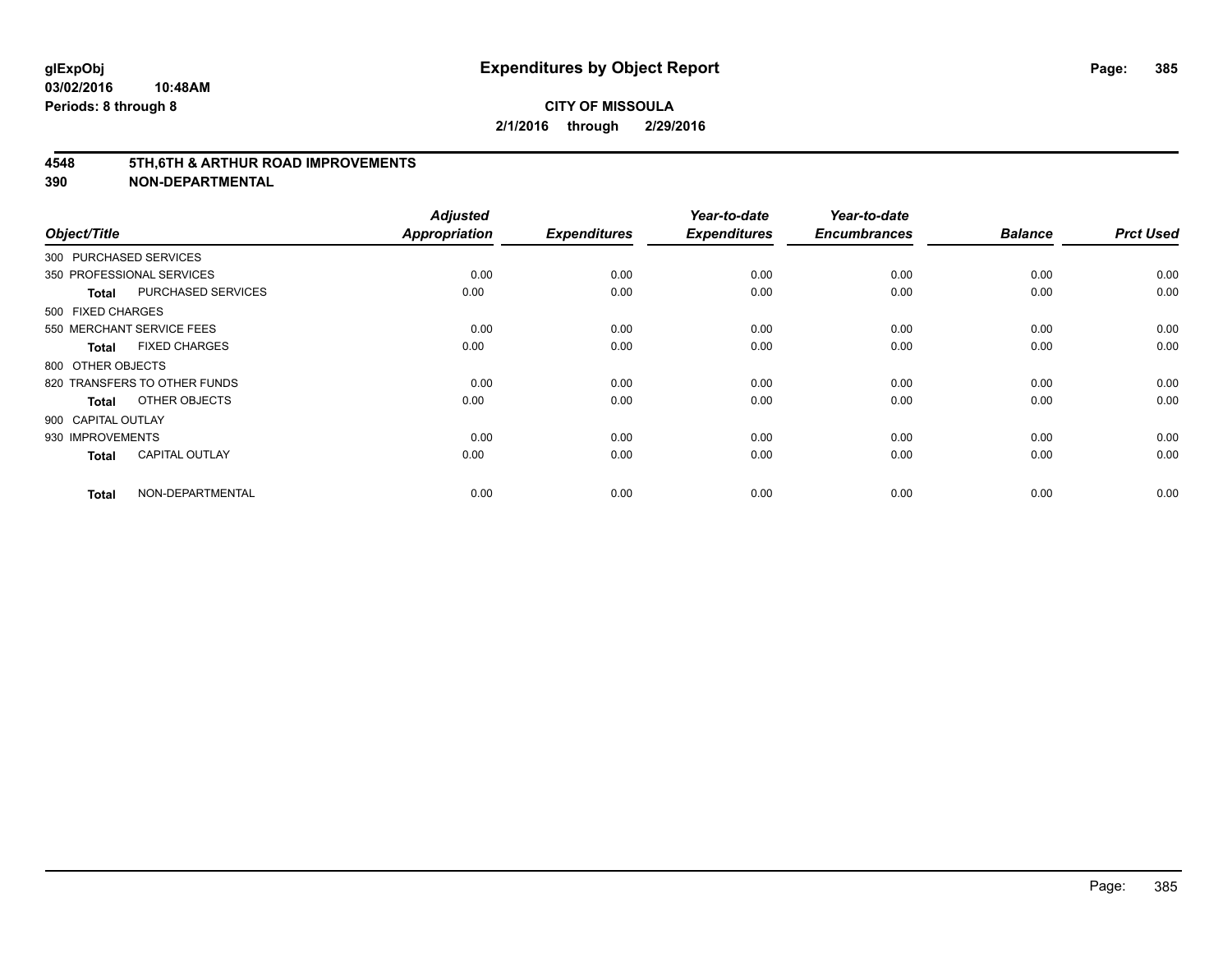# Expenditures by Object Report

**glExpObj**
**03/02/2016 10:48AM**
**Periods: 8 through 8**

**CITY OF MISSOULA**
**2/1/2016 through 2/29/2016**

**4548 5TH,6TH & ARTHUR ROAD IMPROVEMENTS**
**390 NON-DEPARTMENTAL**

| Object/Title | | Adjusted Appropriation | Expenditures | Year-to-date Expenditures | Year-to-date Encumbrances | Balance | Prct Used |
|---|---|---|---|---|---|---|---|
| 300 PURCHASED SERVICES | | | | | | | |
| 350 PROFESSIONAL SERVICES | | 0.00 | 0.00 | 0.00 | 0.00 | 0.00 | 0.00 |
| **Total** | PURCHASED SERVICES | 0.00 | 0.00 | 0.00 | 0.00 | 0.00 | 0.00 |
| 500 FIXED CHARGES | | | | | | | |
| 550 MERCHANT SERVICE FEES | | 0.00 | 0.00 | 0.00 | 0.00 | 0.00 | 0.00 |
| **Total** | FIXED CHARGES | 0.00 | 0.00 | 0.00 | 0.00 | 0.00 | 0.00 |
| 800 OTHER OBJECTS | | | | | | | |
| 820 TRANSFERS TO OTHER FUNDS | | 0.00 | 0.00 | 0.00 | 0.00 | 0.00 | 0.00 |
| **Total** | OTHER OBJECTS | 0.00 | 0.00 | 0.00 | 0.00 | 0.00 | 0.00 |
| 900 CAPITAL OUTLAY | | | | | | | |
| 930 IMPROVEMENTS | | 0.00 | 0.00 | 0.00 | 0.00 | 0.00 | 0.00 |
| **Total** | CAPITAL OUTLAY | 0.00 | 0.00 | 0.00 | 0.00 | 0.00 | 0.00 |
| **Total** | NON-DEPARTMENTAL | 0.00 | 0.00 | 0.00 | 0.00 | 0.00 | 0.00 |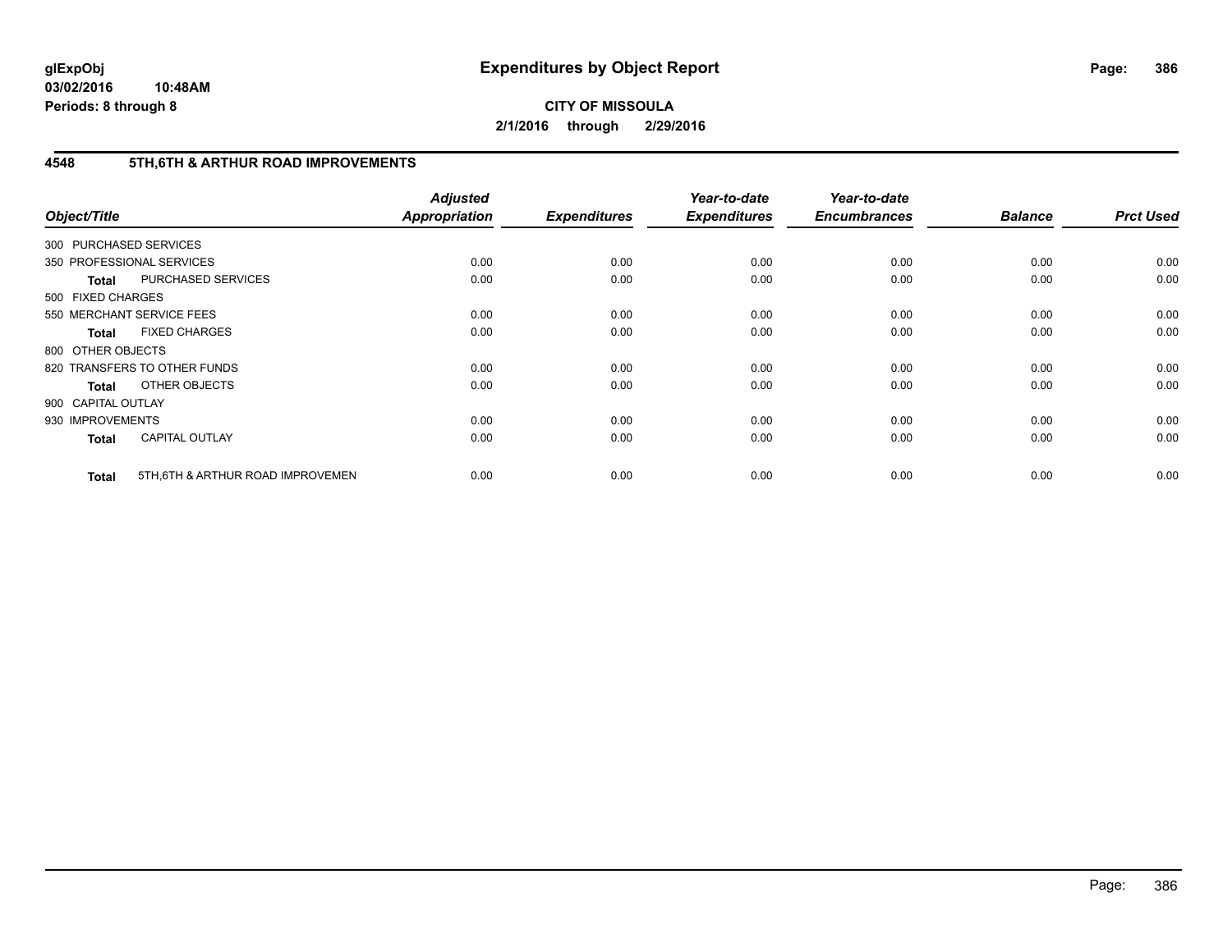**glExpObj** **Expenditures by Object Report**
**03/02/2016 10:48AM**
**Periods: 8 through 8**

**CITY OF MISSOULA**
**2/1/2016 through 2/29/2016**

## 4548 5TH,6TH & ARTHUR ROAD IMPROVEMENTS

| Object/Title | | Adjusted Appropriation | Expenditures | Year-to-date Expenditures | Year-to-date Encumbrances | Balance | Prct Used |
|---|---|---|---|---|---|---|---|
| 300 PURCHASED SERVICES | | | | | | | |
| 350 PROFESSIONAL SERVICES | | 0.00 | 0.00 | 0.00 | 0.00 | 0.00 | 0.00 |
| **Total** | PURCHASED SERVICES | 0.00 | 0.00 | 0.00 | 0.00 | 0.00 | 0.00 |
| 500 FIXED CHARGES | | | | | | | |
| 550 MERCHANT SERVICE FEES | | 0.00 | 0.00 | 0.00 | 0.00 | 0.00 | 0.00 |
| **Total** | FIXED CHARGES | 0.00 | 0.00 | 0.00 | 0.00 | 0.00 | 0.00 |
| 800 OTHER OBJECTS | | | | | | | |
| 820 TRANSFERS TO OTHER FUNDS | | 0.00 | 0.00 | 0.00 | 0.00 | 0.00 | 0.00 |
| **Total** | OTHER OBJECTS | 0.00 | 0.00 | 0.00 | 0.00 | 0.00 | 0.00 |
| 900 CAPITAL OUTLAY | | | | | | | |
| 930 IMPROVEMENTS | | 0.00 | 0.00 | 0.00 | 0.00 | 0.00 | 0.00 |
| **Total** | CAPITAL OUTLAY | 0.00 | 0.00 | 0.00 | 0.00 | 0.00 | 0.00 |
| **Total** | 5TH,6TH & ARTHUR ROAD IMPROVEMEN | 0.00 | 0.00 | 0.00 | 0.00 | 0.00 | 0.00 |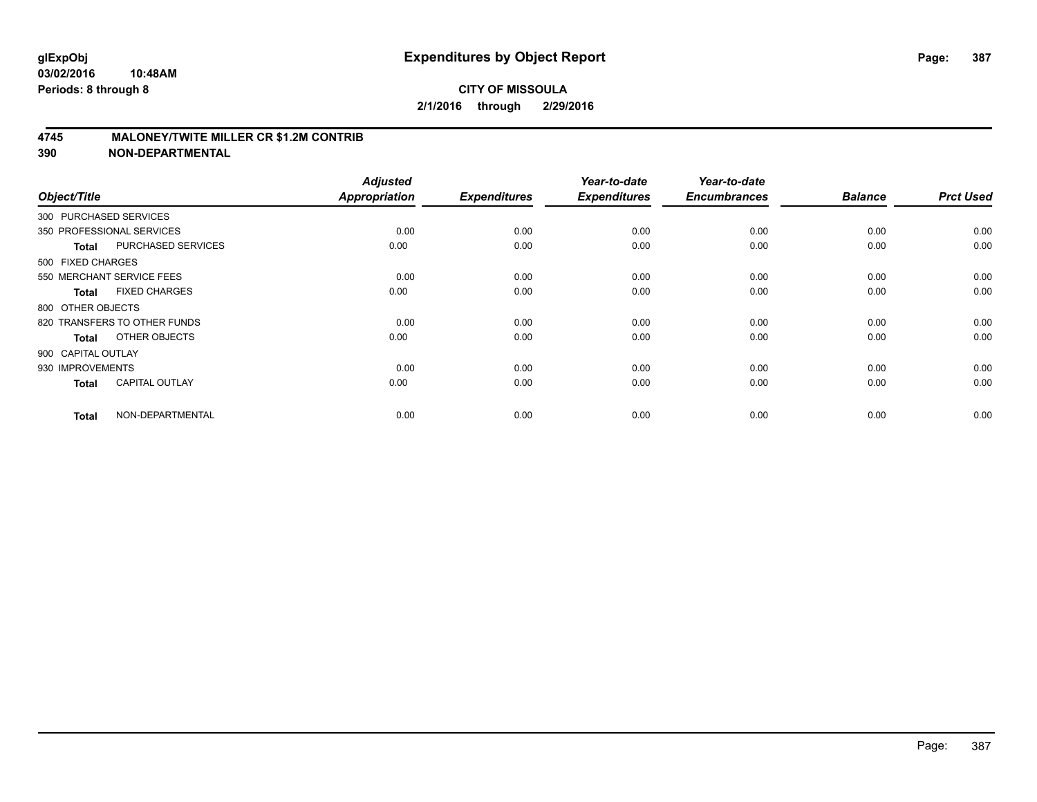# Expenditures by Object Report

**glExpObj**
**03/02/2016 10:48AM**
**Periods: 8 through 8**

**CITY OF MISSOULA**
**2/1/2016 through 2/29/2016**

**4745 MALONEY/TWITE MILLER CR $1.2M CONTRIB**
**390 NON-DEPARTMENTAL**

| Object/Title | | Adjusted Appropriation | Expenditures | Year-to-date Expenditures | Year-to-date Encumbrances | Balance | Prct Used |
|---|---|---|---|---|---|---|---|
| 300 PURCHASED SERVICES | | | | | | | |
| 350 PROFESSIONAL SERVICES | | 0.00 | 0.00 | 0.00 | 0.00 | 0.00 | 0.00 |
| **Total** | PURCHASED SERVICES | 0.00 | 0.00 | 0.00 | 0.00 | 0.00 | 0.00 |
| 500 FIXED CHARGES | | | | | | | |
| 550 MERCHANT SERVICE FEES | | 0.00 | 0.00 | 0.00 | 0.00 | 0.00 | 0.00 |
| **Total** | FIXED CHARGES | 0.00 | 0.00 | 0.00 | 0.00 | 0.00 | 0.00 |
| 800 OTHER OBJECTS | | | | | | | |
| 820 TRANSFERS TO OTHER FUNDS | | 0.00 | 0.00 | 0.00 | 0.00 | 0.00 | 0.00 |
| **Total** | OTHER OBJECTS | 0.00 | 0.00 | 0.00 | 0.00 | 0.00 | 0.00 |
| 900 CAPITAL OUTLAY | | | | | | | |
| 930 IMPROVEMENTS | | 0.00 | 0.00 | 0.00 | 0.00 | 0.00 | 0.00 |
| **Total** | CAPITAL OUTLAY | 0.00 | 0.00 | 0.00 | 0.00 | 0.00 | 0.00 |
| **Total** | NON-DEPARTMENTAL | 0.00 | 0.00 | 0.00 | 0.00 | 0.00 | 0.00 |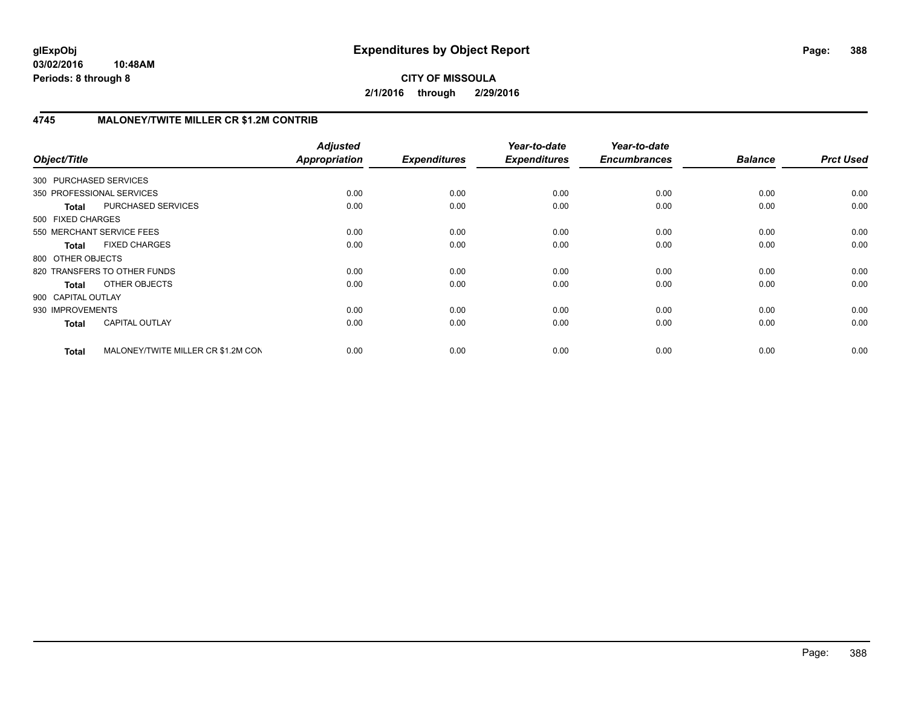**glExpObj**
**03/02/2016 10:48AM**
**Periods: 8 through 8**

# Expenditures by Object Report

**CITY OF MISSOULA**
**2/1/2016 through 2/29/2016**

## 4745 MALONEY/TWITE MILLER CR $1.2M CONTRIB

| Object/Title | | Adjusted Appropriation | Expenditures | Year-to-date Expenditures | Year-to-date Encumbrances | Balance | Prct Used |
|---|---|---|---|---|---|---|---|
| 300 PURCHASED SERVICES | | | | | | | |
| 350 PROFESSIONAL SERVICES | | 0.00 | 0.00 | 0.00 | 0.00 | 0.00 | 0.00 |
| **Total** | PURCHASED SERVICES | 0.00 | 0.00 | 0.00 | 0.00 | 0.00 | 0.00 |
| 500 FIXED CHARGES | | | | | | | |
| 550 MERCHANT SERVICE FEES | | 0.00 | 0.00 | 0.00 | 0.00 | 0.00 | 0.00 |
| **Total** | FIXED CHARGES | 0.00 | 0.00 | 0.00 | 0.00 | 0.00 | 0.00 |
| 800 OTHER OBJECTS | | | | | | | |
| 820 TRANSFERS TO OTHER FUNDS | | 0.00 | 0.00 | 0.00 | 0.00 | 0.00 | 0.00 |
| **Total** | OTHER OBJECTS | 0.00 | 0.00 | 0.00 | 0.00 | 0.00 | 0.00 |
| 900 CAPITAL OUTLAY | | | | | | | |
| 930 IMPROVEMENTS | | 0.00 | 0.00 | 0.00 | 0.00 | 0.00 | 0.00 |
| **Total** | CAPITAL OUTLAY | 0.00 | 0.00 | 0.00 | 0.00 | 0.00 | 0.00 |
| **Total** | MALONEY/TWITE MILLER CR $1.2M CON | 0.00 | 0.00 | 0.00 | 0.00 | 0.00 | 0.00 |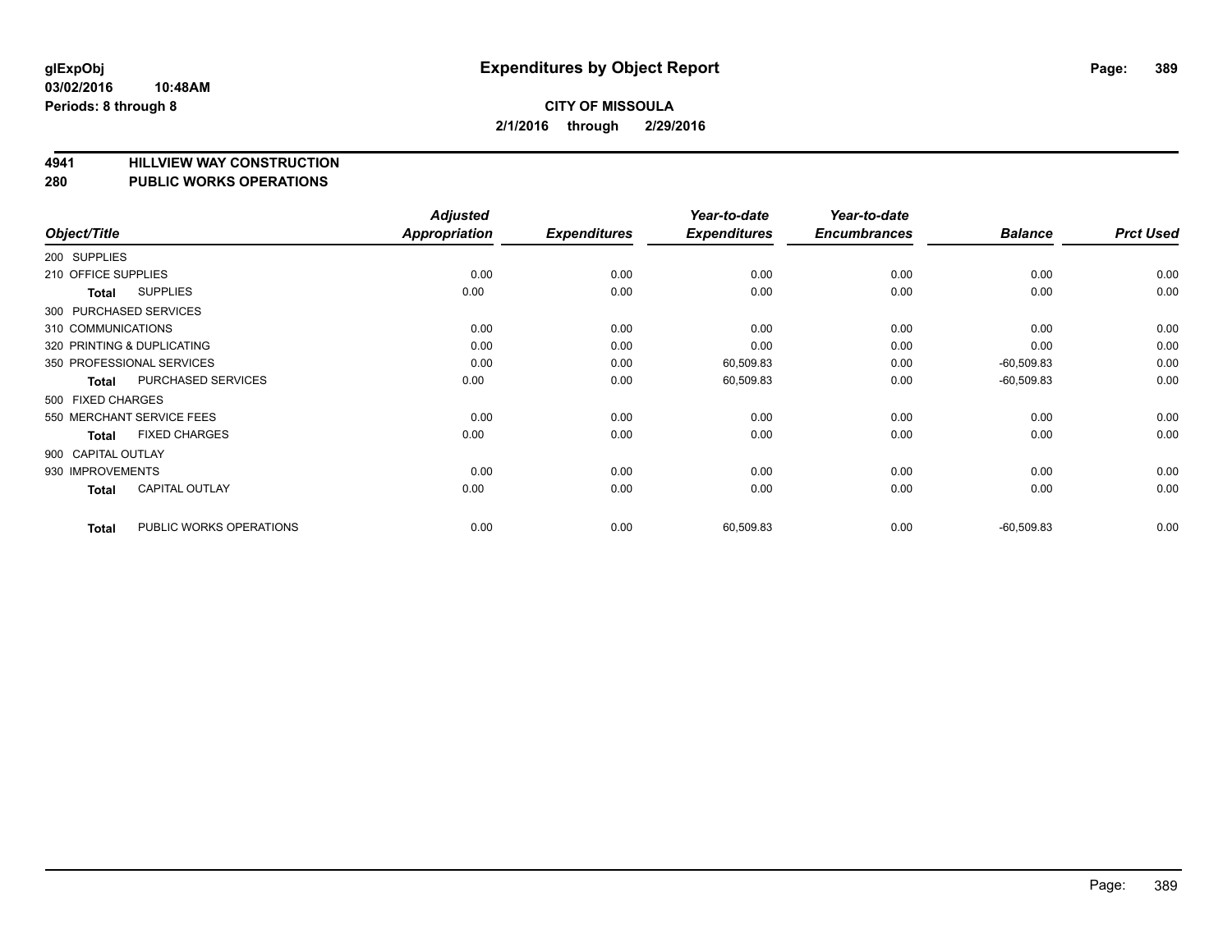**glExpObj**
**03/02/2016 10:48AM**
**Periods: 8 through 8**

# Expenditures by Object Report

**CITY OF MISSOULA**
**2/1/2016 through 2/29/2016**

## 4941 HILLVIEW WAY CONSTRUCTION
## 280 PUBLIC WORKS OPERATIONS

| Object/Title | | Adjusted Appropriation | Expenditures | Year-to-date Expenditures | Year-to-date Encumbrances | Balance | Prct Used |
|---|---|---|---|---|---|---|---|
| 200 SUPPLIES | | | | | | | |
| 210 OFFICE SUPPLIES | | 0.00 | 0.00 | 0.00 | 0.00 | 0.00 | 0.00 |
| **Total** | SUPPLIES | 0.00 | 0.00 | 0.00 | 0.00 | 0.00 | 0.00 |
| 300 PURCHASED SERVICES | | | | | | | |
| 310 COMMUNICATIONS | | 0.00 | 0.00 | 0.00 | 0.00 | 0.00 | 0.00 |
| 320 PRINTING & DUPLICATING | | 0.00 | 0.00 | 0.00 | 0.00 | 0.00 | 0.00 |
| 350 PROFESSIONAL SERVICES | | 0.00 | 0.00 | 60,509.83 | 0.00 | -60,509.83 | 0.00 |
| **Total** | PURCHASED SERVICES | 0.00 | 0.00 | 60,509.83 | 0.00 | -60,509.83 | 0.00 |
| 500 FIXED CHARGES | | | | | | | |
| 550 MERCHANT SERVICE FEES | | 0.00 | 0.00 | 0.00 | 0.00 | 0.00 | 0.00 |
| **Total** | FIXED CHARGES | 0.00 | 0.00 | 0.00 | 0.00 | 0.00 | 0.00 |
| 900 CAPITAL OUTLAY | | | | | | | |
| 930 IMPROVEMENTS | | 0.00 | 0.00 | 0.00 | 0.00 | 0.00 | 0.00 |
| **Total** | CAPITAL OUTLAY | 0.00 | 0.00 | 0.00 | 0.00 | 0.00 | 0.00 |
| **Total** | PUBLIC WORKS OPERATIONS | 0.00 | 0.00 | 60,509.83 | 0.00 | -60,509.83 | 0.00 |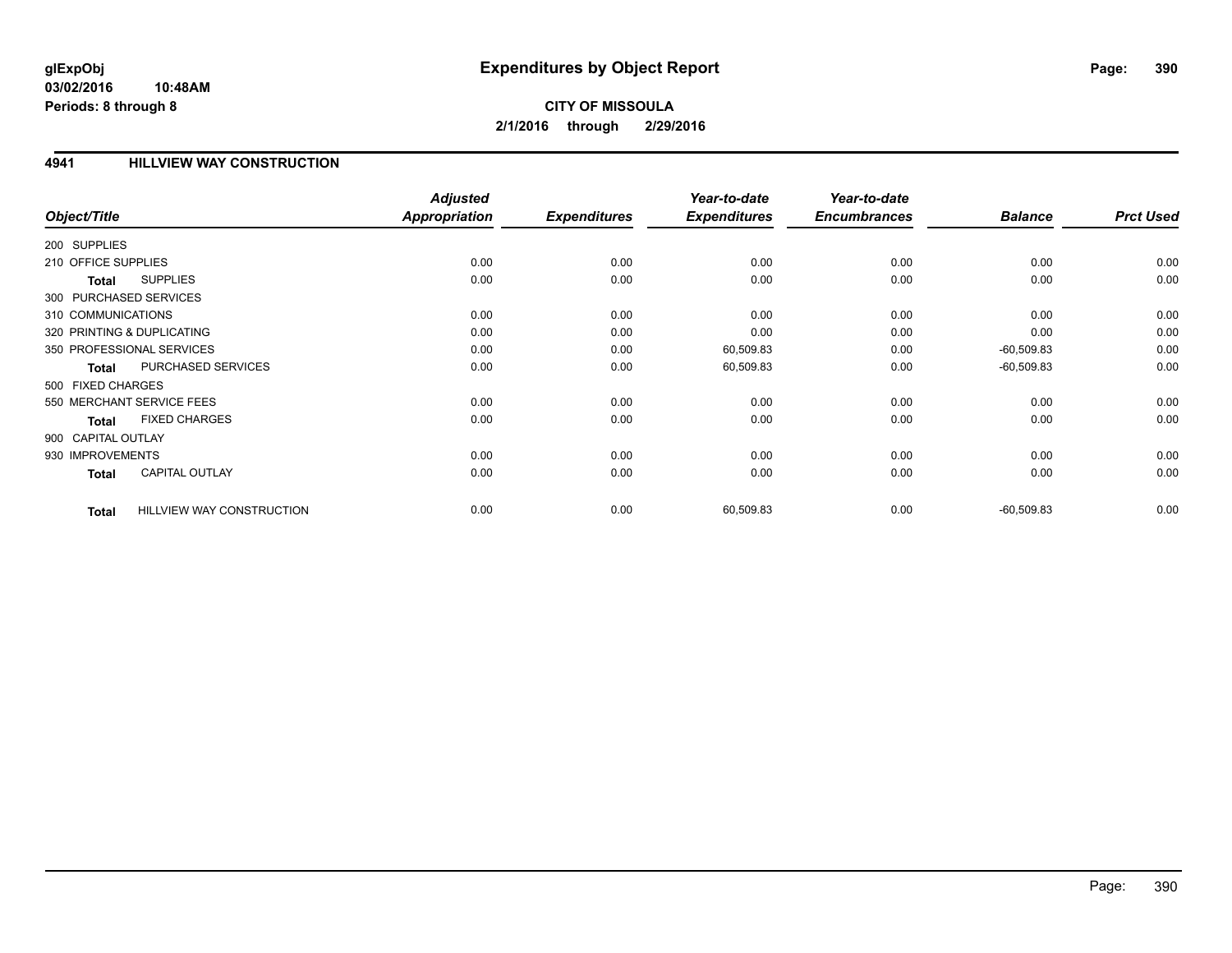glExpObj
03/02/2016 10:48AM
Periods: 8 through 8

# Expenditures by Object Report

**CITY OF MISSOULA**
**2/1/2016 through 2/29/2016**

## 4941 HILLVIEW WAY CONSTRUCTION

| Object/Title | | Adjusted Appropriation | Expenditures | Year-to-date Expenditures | Year-to-date Encumbrances | Balance | Prct Used |
|---|---|---|---|---|---|---|---|
| 200 SUPPLIES | | | | | | | |
| 210 OFFICE SUPPLIES | | 0.00 | 0.00 | 0.00 | 0.00 | 0.00 | 0.00 |
| Total | SUPPLIES | 0.00 | 0.00 | 0.00 | 0.00 | 0.00 | 0.00 |
| 300 PURCHASED SERVICES | | | | | | | |
| 310 COMMUNICATIONS | | 0.00 | 0.00 | 0.00 | 0.00 | 0.00 | 0.00 |
| 320 PRINTING & DUPLICATING | | 0.00 | 0.00 | 0.00 | 0.00 | 0.00 | 0.00 |
| 350 PROFESSIONAL SERVICES | | 0.00 | 0.00 | 60,509.83 | 0.00 | -60,509.83 | 0.00 |
| Total | PURCHASED SERVICES | 0.00 | 0.00 | 60,509.83 | 0.00 | -60,509.83 | 0.00 |
| 500 FIXED CHARGES | | | | | | | |
| 550 MERCHANT SERVICE FEES | | 0.00 | 0.00 | 0.00 | 0.00 | 0.00 | 0.00 |
| Total | FIXED CHARGES | 0.00 | 0.00 | 0.00 | 0.00 | 0.00 | 0.00 |
| 900 CAPITAL OUTLAY | | | | | | | |
| 930 IMPROVEMENTS | | 0.00 | 0.00 | 0.00 | 0.00 | 0.00 | 0.00 |
| Total | CAPITAL OUTLAY | 0.00 | 0.00 | 0.00 | 0.00 | 0.00 | 0.00 |
| Total | HILLVIEW WAY CONSTRUCTION | 0.00 | 0.00 | 60,509.83 | 0.00 | -60,509.83 | 0.00 |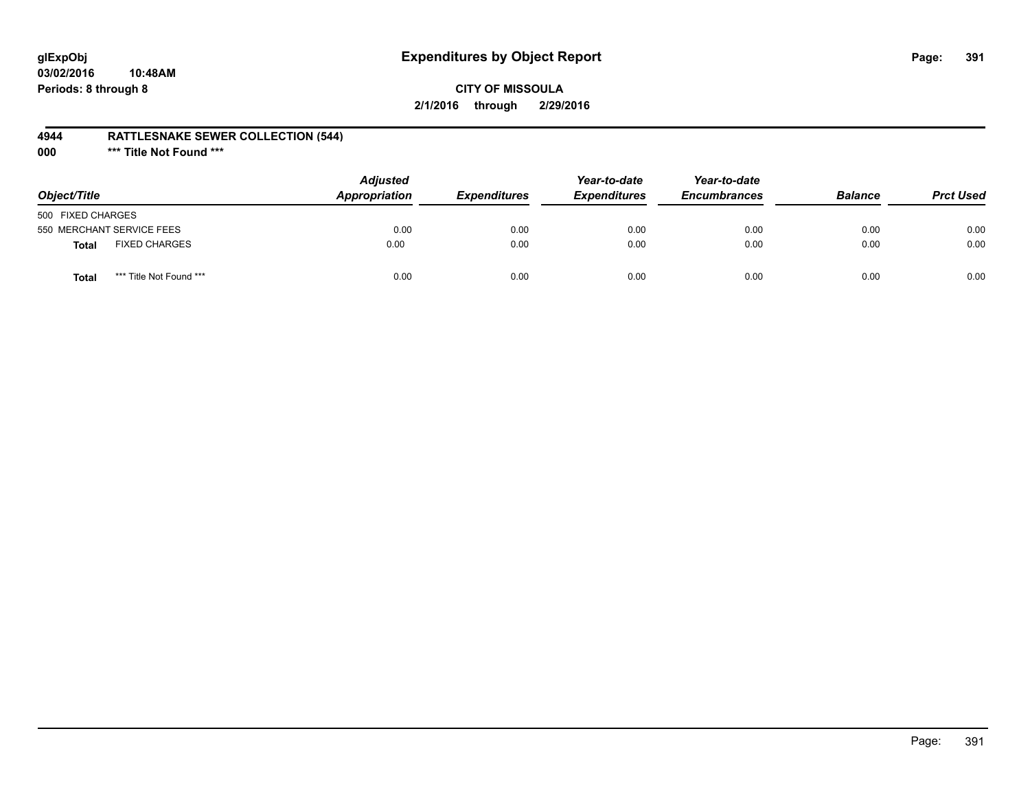# Expenditures by Object Report

**glExpObj**
**03/02/2016 10:48AM**
**Periods: 8 through 8**

**CITY OF MISSOULA**
**2/1/2016 through 2/29/2016**

**4944 RATTLESNAKE SEWER COLLECTION (544)**
**000 *** Title Not Found *****

| Object/Title | | Adjusted Appropriation | Expenditures | Year-to-date Expenditures | Year-to-date Encumbrances | Balance | Prct Used |
|---|---|---|---|---|---|---|---|
| 500 FIXED CHARGES | | | | | | | |
| 550 MERCHANT SERVICE FEES | | 0.00 | 0.00 | 0.00 | 0.00 | 0.00 | 0.00 |
| **Total** | FIXED CHARGES | 0.00 | 0.00 | 0.00 | 0.00 | 0.00 | 0.00 |
| **Total** | *** Title Not Found *** | 0.00 | 0.00 | 0.00 | 0.00 | 0.00 | 0.00 |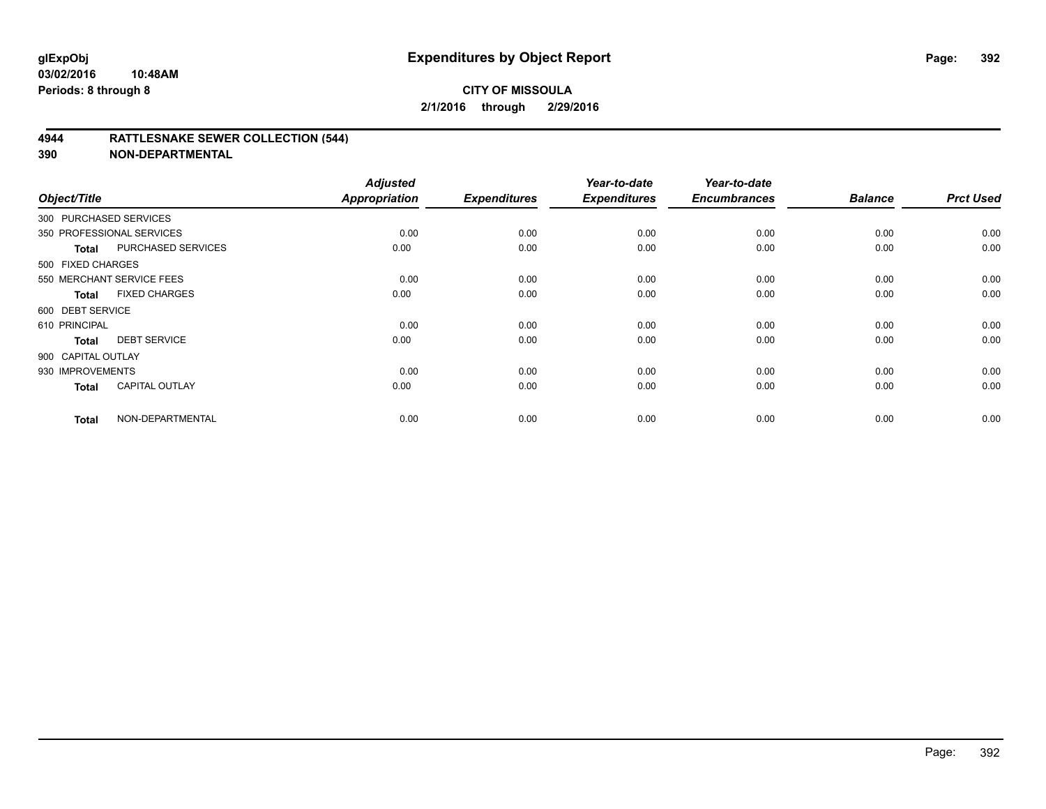**glExpObj**
**03/02/2016 10:48AM**
**Periods: 8 through 8**

# Expenditures by Object Report

**CITY OF MISSOULA**
**2/1/2016 through 2/29/2016**

## 4944 RATTLESNAKE SEWER COLLECTION (544)
## 390 NON-DEPARTMENTAL

| Object/Title | | Adjusted Appropriation | Expenditures | Year-to-date Expenditures | Year-to-date Encumbrances | Balance | Prct Used |
|---|---|---|---|---|---|---|---|
| 300 PURCHASED SERVICES | | | | | | | |
| 350 PROFESSIONAL SERVICES | | 0.00 | 0.00 | 0.00 | 0.00 | 0.00 | 0.00 |
| **Total** | PURCHASED SERVICES | 0.00 | 0.00 | 0.00 | 0.00 | 0.00 | 0.00 |
| 500 FIXED CHARGES | | | | | | | |
| 550 MERCHANT SERVICE FEES | | 0.00 | 0.00 | 0.00 | 0.00 | 0.00 | 0.00 |
| **Total** | FIXED CHARGES | 0.00 | 0.00 | 0.00 | 0.00 | 0.00 | 0.00 |
| 600 DEBT SERVICE | | | | | | | |
| 610 PRINCIPAL | | 0.00 | 0.00 | 0.00 | 0.00 | 0.00 | 0.00 |
| **Total** | DEBT SERVICE | 0.00 | 0.00 | 0.00 | 0.00 | 0.00 | 0.00 |
| 900 CAPITAL OUTLAY | | | | | | | |
| 930 IMPROVEMENTS | | 0.00 | 0.00 | 0.00 | 0.00 | 0.00 | 0.00 |
| **Total** | CAPITAL OUTLAY | 0.00 | 0.00 | 0.00 | 0.00 | 0.00 | 0.00 |
| **Total** | NON-DEPARTMENTAL | 0.00 | 0.00 | 0.00 | 0.00 | 0.00 | 0.00 |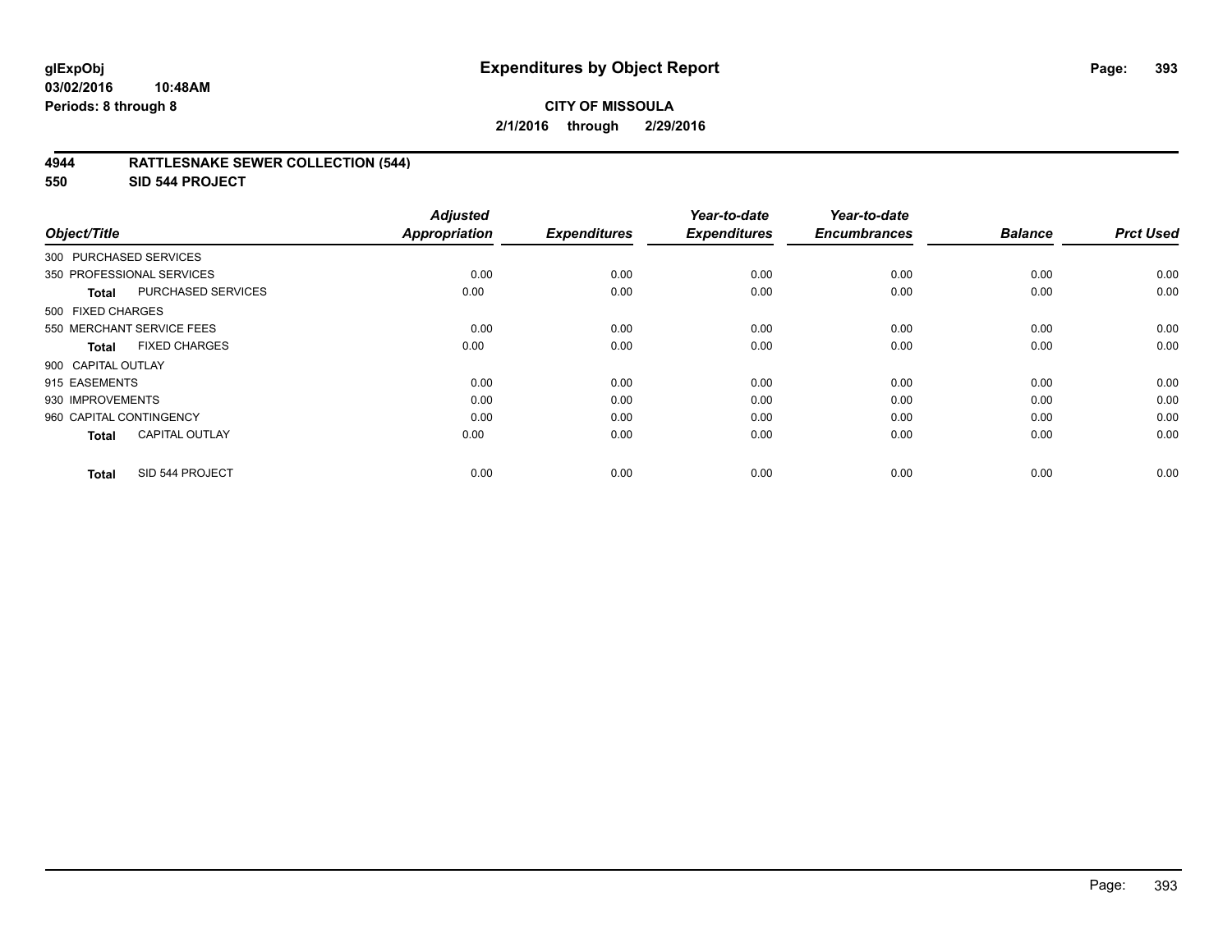**glExpObj**
**03/02/2016 10:48AM**
**Periods: 8 through 8**

# Expenditures by Object Report

**CITY OF MISSOULA**
**2/1/2016 through 2/29/2016**

## 4944 RATTLESNAKE SEWER COLLECTION (544)
## 550 SID 544 PROJECT

| Object/Title | | Adjusted Appropriation | Expenditures | Year-to-date Expenditures | Year-to-date Encumbrances | Balance | Prct Used |
|---|---|---|---|---|---|---|---|
| 300 PURCHASED SERVICES | | | | | | | |
| 350 PROFESSIONAL SERVICES | | 0.00 | 0.00 | 0.00 | 0.00 | 0.00 | 0.00 |
| Total | PURCHASED SERVICES | 0.00 | 0.00 | 0.00 | 0.00 | 0.00 | 0.00 |
| 500 FIXED CHARGES | | | | | | | |
| 550 MERCHANT SERVICE FEES | | 0.00 | 0.00 | 0.00 | 0.00 | 0.00 | 0.00 |
| Total | FIXED CHARGES | 0.00 | 0.00 | 0.00 | 0.00 | 0.00 | 0.00 |
| 900 CAPITAL OUTLAY | | | | | | | |
| 915 EASEMENTS | | 0.00 | 0.00 | 0.00 | 0.00 | 0.00 | 0.00 |
| 930 IMPROVEMENTS | | 0.00 | 0.00 | 0.00 | 0.00 | 0.00 | 0.00 |
| 960 CAPITAL CONTINGENCY | | 0.00 | 0.00 | 0.00 | 0.00 | 0.00 | 0.00 |
| Total | CAPITAL OUTLAY | 0.00 | 0.00 | 0.00 | 0.00 | 0.00 | 0.00 |
| Total | SID 544 PROJECT | 0.00 | 0.00 | 0.00 | 0.00 | 0.00 | 0.00 |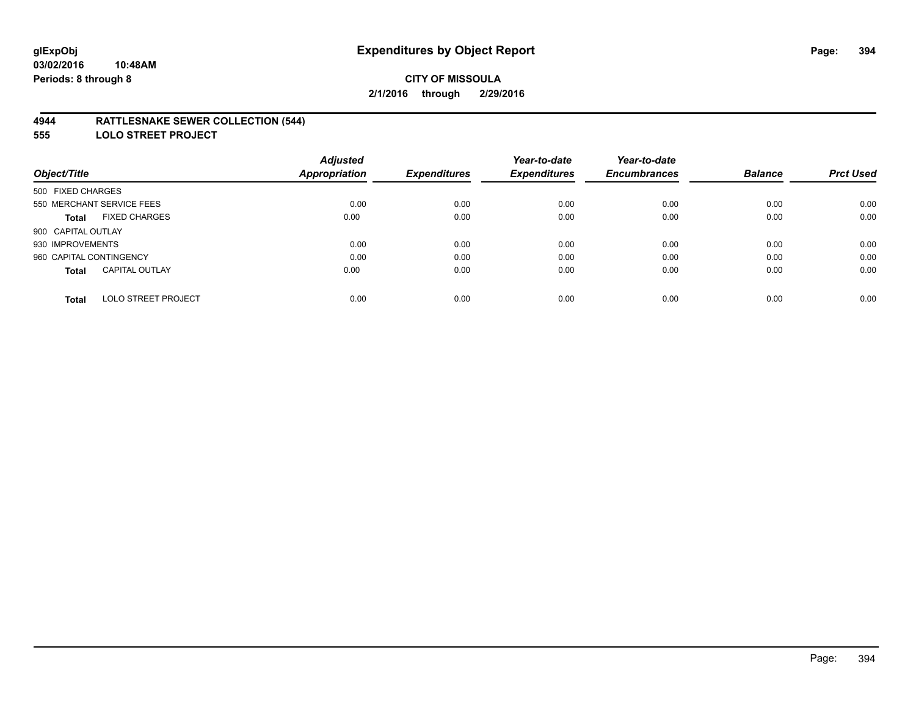**glExpObj** **Expenditures by Object Report**
**03/02/2016 10:48AM**
**Periods: 8 through 8**

**CITY OF MISSOULA**
**2/1/2016 through 2/29/2016**

## 4944 RATTLESNAKE SEWER COLLECTION (544)
## 555 LOLO STREET PROJECT

| Object/Title | | Adjusted Appropriation | Expenditures | Year-to-date Expenditures | Year-to-date Encumbrances | Balance | Prct Used |
|---|---|---|---|---|---|---|---|
| 500 FIXED CHARGES | | | | | | | |
| 550 MERCHANT SERVICE FEES | | 0.00 | 0.00 | 0.00 | 0.00 | 0.00 | 0.00 |
| **Total** | FIXED CHARGES | 0.00 | 0.00 | 0.00 | 0.00 | 0.00 | 0.00 |
| 900 CAPITAL OUTLAY | | | | | | | |
| 930 IMPROVEMENTS | | 0.00 | 0.00 | 0.00 | 0.00 | 0.00 | 0.00 |
| 960 CAPITAL CONTINGENCY | | 0.00 | 0.00 | 0.00 | 0.00 | 0.00 | 0.00 |
| **Total** | CAPITAL OUTLAY | 0.00 | 0.00 | 0.00 | 0.00 | 0.00 | 0.00 |
| **Total** | LOLO STREET PROJECT | 0.00 | 0.00 | 0.00 | 0.00 | 0.00 | 0.00 |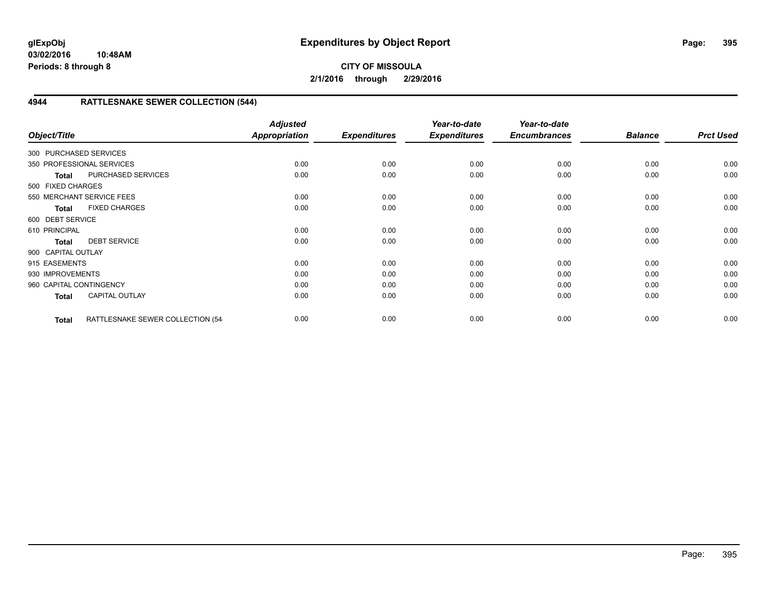**glExpObj** **Expenditures by Object Report**

**03/02/2016 10:48AM**

**Periods: 8 through 8**

**CITY OF MISSOULA**

**2/1/2016 through 2/29/2016**

## 4944 RATTLESNAKE SEWER COLLECTION (544)

| Object/Title | | Adjusted Appropriation | Expenditures | Year-to-date Expenditures | Year-to-date Encumbrances | Balance | Prct Used |
|---|---|---|---|---|---|---|---|
| 300 PURCHASED SERVICES | | | | | | | |
| 350 PROFESSIONAL SERVICES | | 0.00 | 0.00 | 0.00 | 0.00 | 0.00 | 0.00 |
| **Total** | PURCHASED SERVICES | 0.00 | 0.00 | 0.00 | 0.00 | 0.00 | 0.00 |
| 500 FIXED CHARGES | | | | | | | |
| 550 MERCHANT SERVICE FEES | | 0.00 | 0.00 | 0.00 | 0.00 | 0.00 | 0.00 |
| **Total** | FIXED CHARGES | 0.00 | 0.00 | 0.00 | 0.00 | 0.00 | 0.00 |
| 600 DEBT SERVICE | | | | | | | |
| 610 PRINCIPAL | | 0.00 | 0.00 | 0.00 | 0.00 | 0.00 | 0.00 |
| **Total** | DEBT SERVICE | 0.00 | 0.00 | 0.00 | 0.00 | 0.00 | 0.00 |
| 900 CAPITAL OUTLAY | | | | | | | |
| 915 EASEMENTS | | 0.00 | 0.00 | 0.00 | 0.00 | 0.00 | 0.00 |
| 930 IMPROVEMENTS | | 0.00 | 0.00 | 0.00 | 0.00 | 0.00 | 0.00 |
| 960 CAPITAL CONTINGENCY | | 0.00 | 0.00 | 0.00 | 0.00 | 0.00 | 0.00 |
| **Total** | CAPITAL OUTLAY | 0.00 | 0.00 | 0.00 | 0.00 | 0.00 | 0.00 |
| **Total** | RATTLESNAKE SEWER COLLECTION (54 | 0.00 | 0.00 | 0.00 | 0.00 | 0.00 | 0.00 |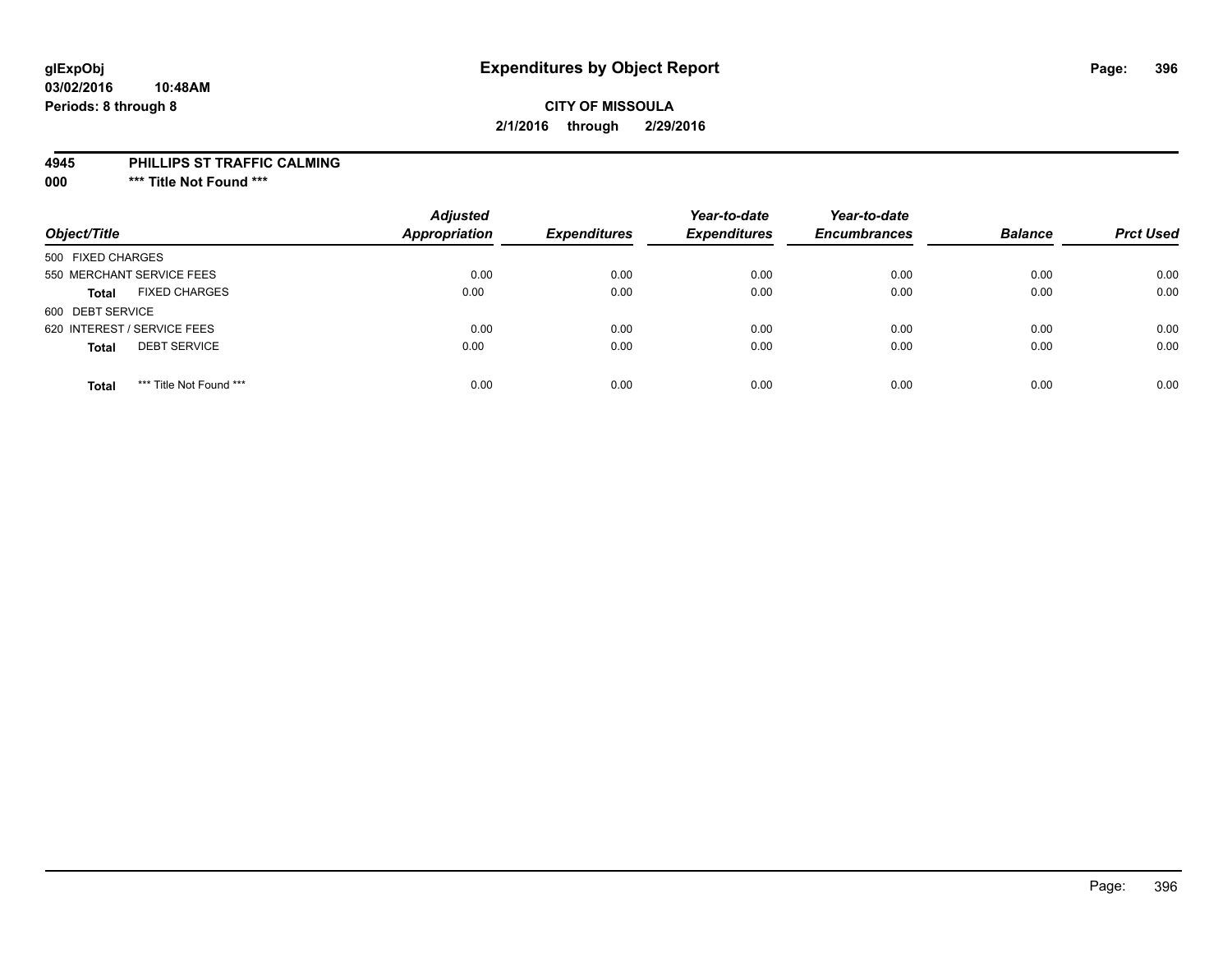**glExpObj**
**03/02/2016 10:48AM**
**Periods: 8 through 8**

# Expenditures by Object Report

**CITY OF MISSOULA**
**2/1/2016 through 2/29/2016**

**4945 PHILLIPS ST TRAFFIC CALMING**
**000 *** Title Not Found *****

| Object/Title | Adjusted Appropriation | Expenditures | Year-to-date Expenditures | Year-to-date Encumbrances | Balance | Prct Used |
|---|---|---|---|---|---|---|
| 500 FIXED CHARGES | | | | | | |
| 550 MERCHANT SERVICE FEES | 0.00 | 0.00 | 0.00 | 0.00 | 0.00 | 0.00 |
| **Total** FIXED CHARGES | 0.00 | 0.00 | 0.00 | 0.00 | 0.00 | 0.00 |
| 600 DEBT SERVICE | | | | | | |
| 620 INTEREST / SERVICE FEES | 0.00 | 0.00 | 0.00 | 0.00 | 0.00 | 0.00 |
| **Total** DEBT SERVICE | 0.00 | 0.00 | 0.00 | 0.00 | 0.00 | 0.00 |
| **Total** *** Title Not Found *** | 0.00 | 0.00 | 0.00 | 0.00 | 0.00 | 0.00 |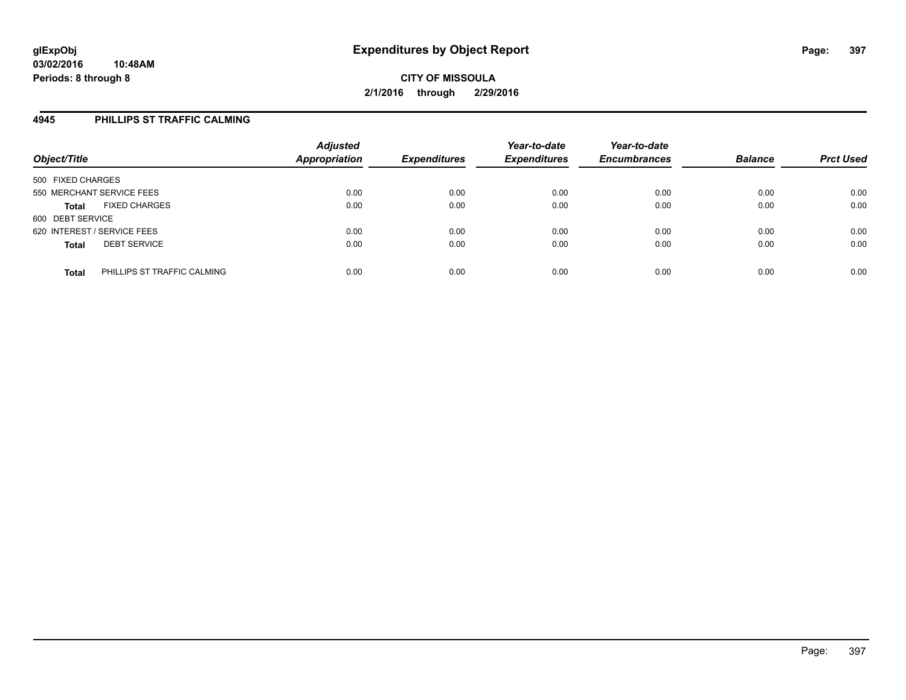**CITY OF MISSOULA**

**2/1/2016 through 2/29/2016**

## 4945 PHILLIPS ST TRAFFIC CALMING

| Object/Title | | Adjusted Appropriation | Expenditures | Year-to-date Expenditures | Year-to-date Encumbrances | Balance | Prct Used |
|---|---|---|---|---|---|---|---|
| 500 FIXED CHARGES | | | | | | | |
| 550 MERCHANT SERVICE FEES | | 0.00 | 0.00 | 0.00 | 0.00 | 0.00 | 0.00 |
| **Total** | FIXED CHARGES | 0.00 | 0.00 | 0.00 | 0.00 | 0.00 | 0.00 |
| 600 DEBT SERVICE | | | | | | | |
| 620 INTEREST / SERVICE FEES | | 0.00 | 0.00 | 0.00 | 0.00 | 0.00 | 0.00 |
| **Total** | DEBT SERVICE | 0.00 | 0.00 | 0.00 | 0.00 | 0.00 | 0.00 |
| **Total** | PHILLIPS ST TRAFFIC CALMING | 0.00 | 0.00 | 0.00 | 0.00 | 0.00 | 0.00 |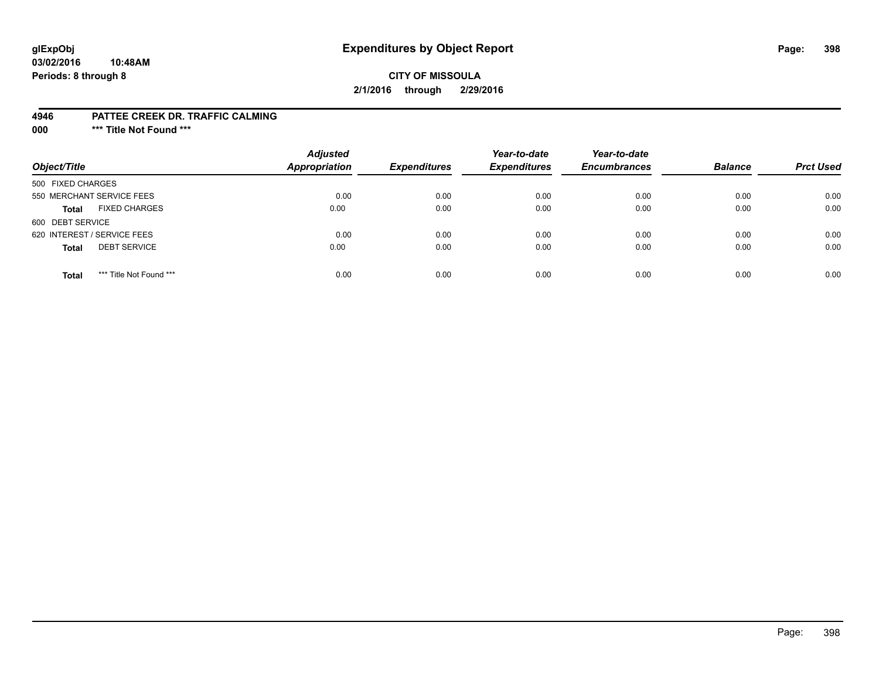# Expenditures by Object Report

**glExpObj**
**03/02/2016 10:48AM**
**Periods: 8 through 8**

**CITY OF MISSOULA**
**2/1/2016 through 2/29/2016**

**4946 PATTEE CREEK DR. TRAFFIC CALMING**
**000 \*\*\* Title Not Found \*\*\***

| Object/Title | | Adjusted Appropriation | Expenditures | Year-to-date Expenditures | Year-to-date Encumbrances | Balance | Prct Used |
|---|---|---|---|---|---|---|---|
| 500 FIXED CHARGES | | | | | | | |
| 550 MERCHANT SERVICE FEES | | 0.00 | 0.00 | 0.00 | 0.00 | 0.00 | 0.00 |
| **Total** | FIXED CHARGES | 0.00 | 0.00 | 0.00 | 0.00 | 0.00 | 0.00 |
| 600 DEBT SERVICE | | | | | | | |
| 620 INTEREST / SERVICE FEES | | 0.00 | 0.00 | 0.00 | 0.00 | 0.00 | 0.00 |
| **Total** | DEBT SERVICE | 0.00 | 0.00 | 0.00 | 0.00 | 0.00 | 0.00 |
| **Total** | *** Title Not Found *** | 0.00 | 0.00 | 0.00 | 0.00 | 0.00 | 0.00 |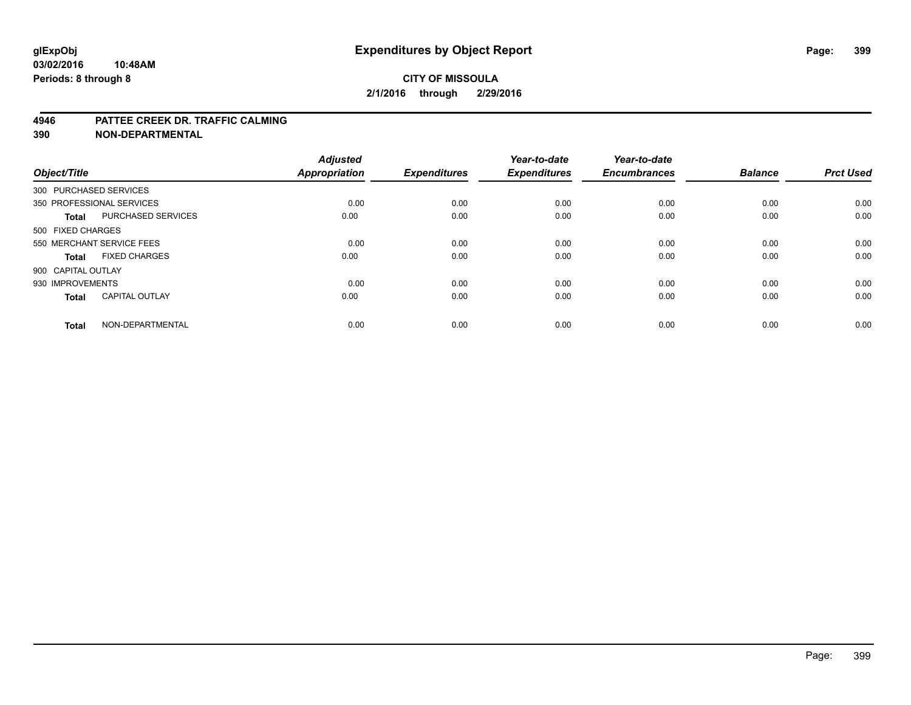# Expenditures by Object Report

glExpObj
03/02/2016 10:48AM
Periods: 8 through 8

**CITY OF MISSOULA**
**2/1/2016 through 2/29/2016**

## 4946 PATTEE CREEK DR. TRAFFIC CALMING
## 390 NON-DEPARTMENTAL

| Object/Title | | Adjusted Appropriation | Expenditures | Year-to-date Expenditures | Year-to-date Encumbrances | Balance | Prct Used |
|---|---|---|---|---|---|---|---|
| 300 PURCHASED SERVICES | | | | | | | |
| 350 PROFESSIONAL SERVICES | | 0.00 | 0.00 | 0.00 | 0.00 | 0.00 | 0.00 |
| **Total** | PURCHASED SERVICES | 0.00 | 0.00 | 0.00 | 0.00 | 0.00 | 0.00 |
| 500 FIXED CHARGES | | | | | | | |
| 550 MERCHANT SERVICE FEES | | 0.00 | 0.00 | 0.00 | 0.00 | 0.00 | 0.00 |
| **Total** | FIXED CHARGES | 0.00 | 0.00 | 0.00 | 0.00 | 0.00 | 0.00 |
| 900 CAPITAL OUTLAY | | | | | | | |
| 930 IMPROVEMENTS | | 0.00 | 0.00 | 0.00 | 0.00 | 0.00 | 0.00 |
| **Total** | CAPITAL OUTLAY | 0.00 | 0.00 | 0.00 | 0.00 | 0.00 | 0.00 |
| **Total** | NON-DEPARTMENTAL | 0.00 | 0.00 | 0.00 | 0.00 | 0.00 | 0.00 |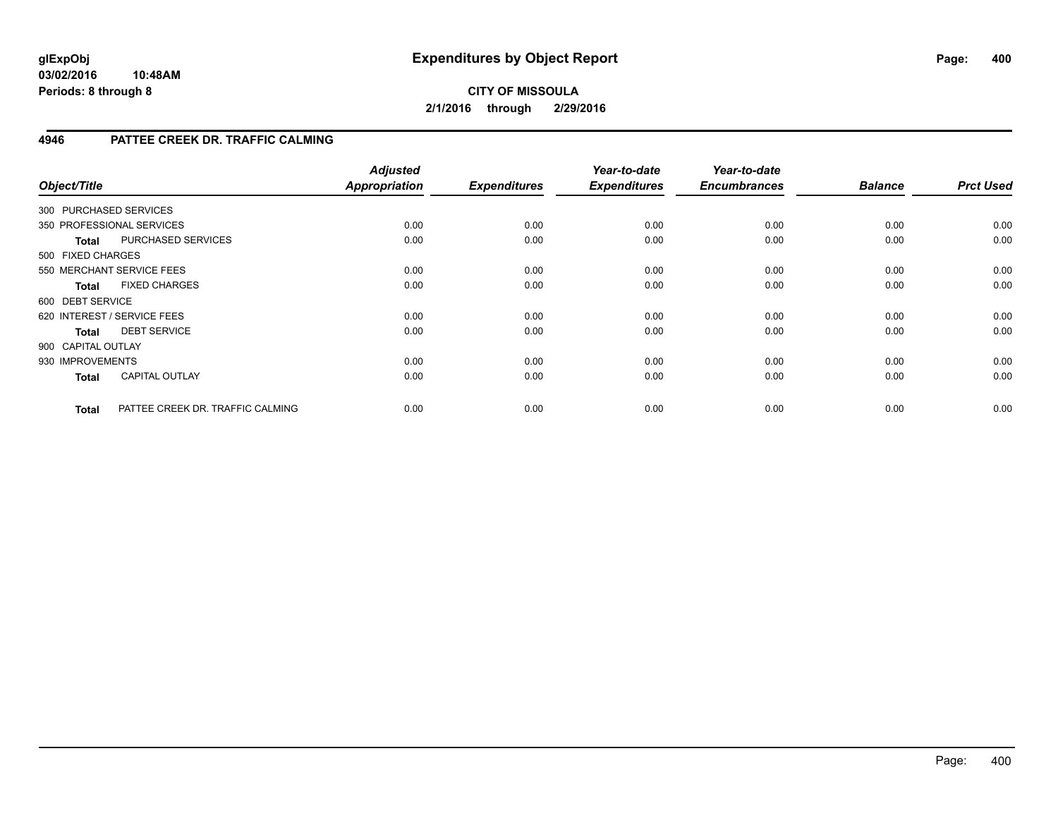# Expenditures by Object Report

glExpObj
03/02/2016 10:48AM
Periods: 8 through 8

**CITY OF MISSOULA**
**2/1/2016 through 2/29/2016**

## 4946 PATTEE CREEK DR. TRAFFIC CALMING

| Object/Title | | Adjusted Appropriation | Expenditures | Year-to-date Expenditures | Year-to-date Encumbrances | Balance | Prct Used |
|---|---|---|---|---|---|---|---|
| 300 PURCHASED SERVICES | | | | | | | |
| 350 PROFESSIONAL SERVICES | | 0.00 | 0.00 | 0.00 | 0.00 | 0.00 | 0.00 |
| **Total** | PURCHASED SERVICES | 0.00 | 0.00 | 0.00 | 0.00 | 0.00 | 0.00 |
| 500 FIXED CHARGES | | | | | | | |
| 550 MERCHANT SERVICE FEES | | 0.00 | 0.00 | 0.00 | 0.00 | 0.00 | 0.00 |
| **Total** | FIXED CHARGES | 0.00 | 0.00 | 0.00 | 0.00 | 0.00 | 0.00 |
| 600 DEBT SERVICE | | | | | | | |
| 620 INTEREST / SERVICE FEES | | 0.00 | 0.00 | 0.00 | 0.00 | 0.00 | 0.00 |
| **Total** | DEBT SERVICE | 0.00 | 0.00 | 0.00 | 0.00 | 0.00 | 0.00 |
| 900 CAPITAL OUTLAY | | | | | | | |
| 930 IMPROVEMENTS | | 0.00 | 0.00 | 0.00 | 0.00 | 0.00 | 0.00 |
| **Total** | CAPITAL OUTLAY | 0.00 | 0.00 | 0.00 | 0.00 | 0.00 | 0.00 |
| **Total** | PATTEE CREEK DR. TRAFFIC CALMING | 0.00 | 0.00 | 0.00 | 0.00 | 0.00 | 0.00 |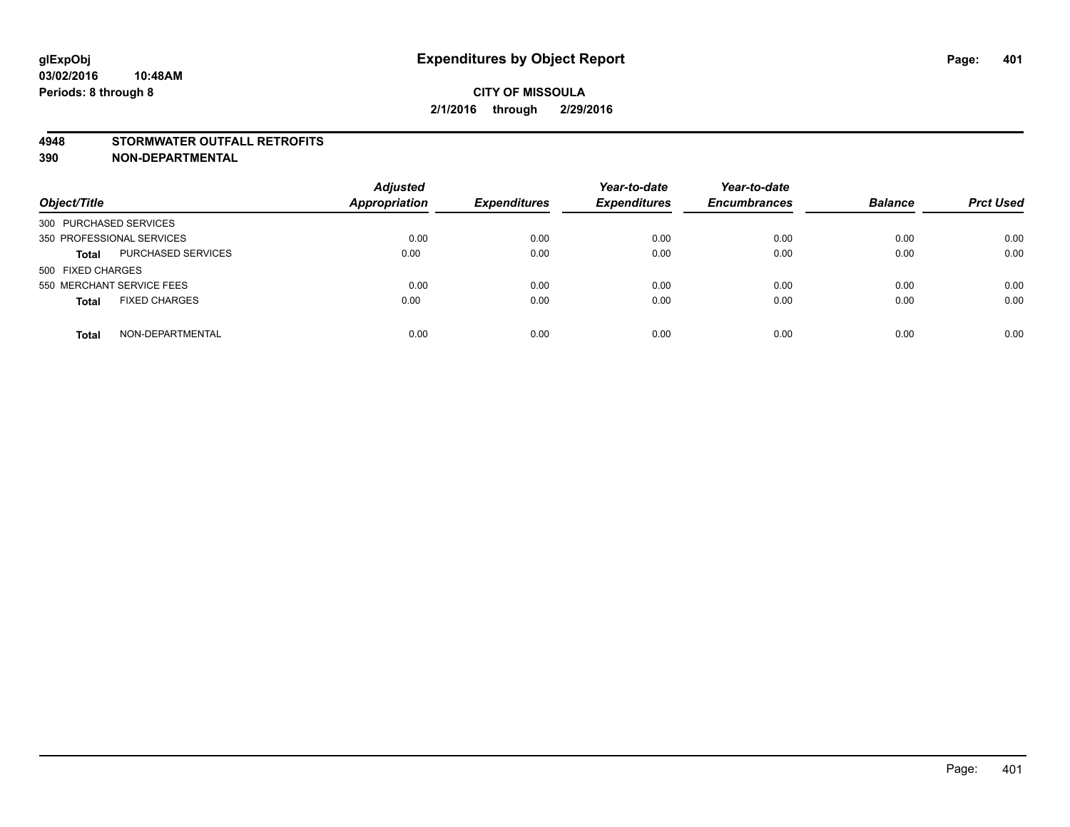# Expenditures by Object Report

**CITY OF MISSOULA**

**2/1/2016 through 2/29/2016**

glExpObj
03/02/2016 10:48AM
Periods: 8 through 8

**4948 STORMWATER OUTFALL RETROFITS**
**390 NON-DEPARTMENTAL**

| Object/Title | | Adjusted Appropriation | Expenditures | Year-to-date Expenditures | Year-to-date Encumbrances | Balance | Prct Used |
|---|---|---|---|---|---|---|---|
| 300 PURCHASED SERVICES | | | | | | | |
| 350 PROFESSIONAL SERVICES | | 0.00 | 0.00 | 0.00 | 0.00 | 0.00 | 0.00 |
| **Total** | PURCHASED SERVICES | 0.00 | 0.00 | 0.00 | 0.00 | 0.00 | 0.00 |
| 500 FIXED CHARGES | | | | | | | |
| 550 MERCHANT SERVICE FEES | | 0.00 | 0.00 | 0.00 | 0.00 | 0.00 | 0.00 |
| **Total** | FIXED CHARGES | 0.00 | 0.00 | 0.00 | 0.00 | 0.00 | 0.00 |
| **Total** | NON-DEPARTMENTAL | 0.00 | 0.00 | 0.00 | 0.00 | 0.00 | 0.00 |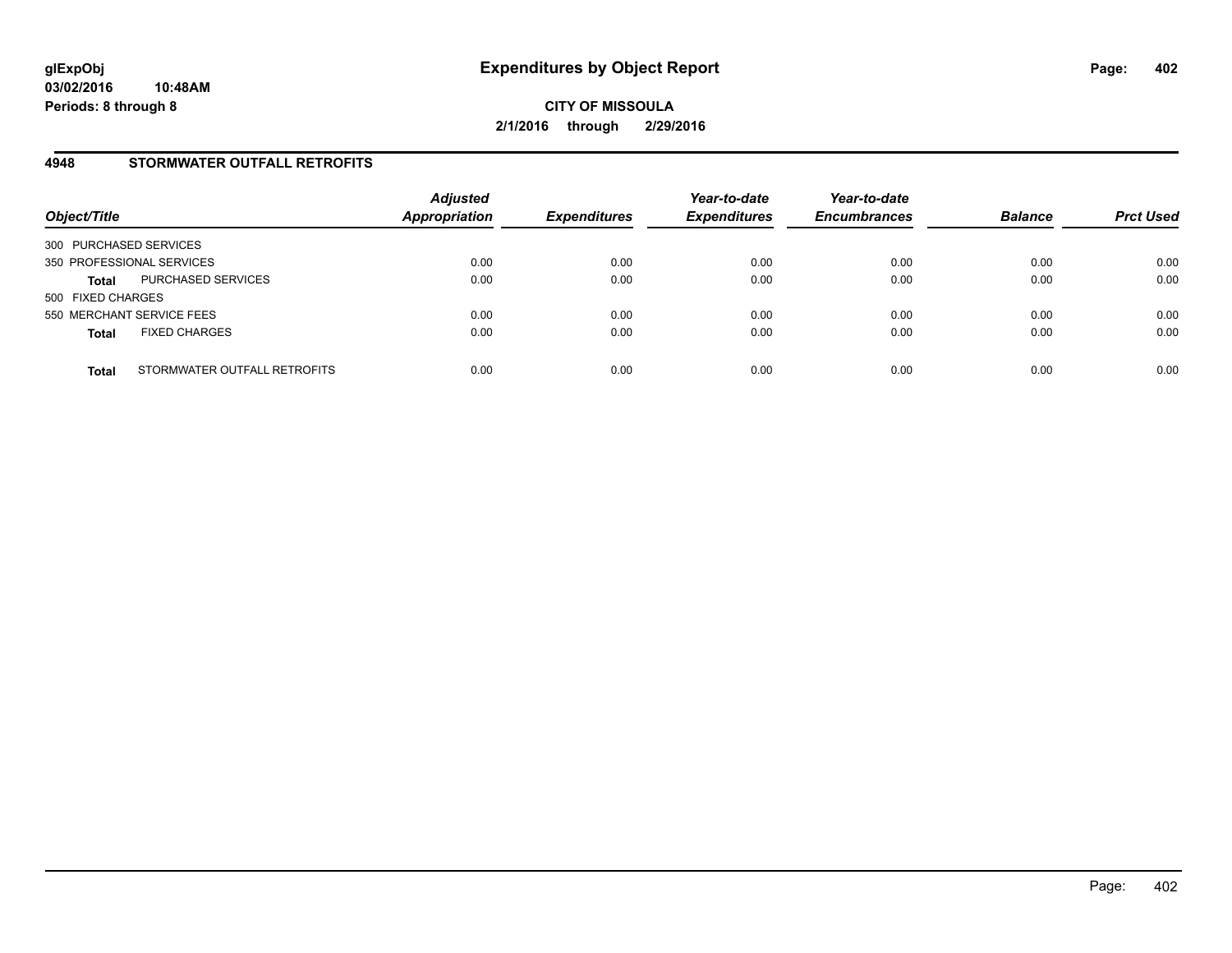# Expenditures by Object Report

glExpObj
03/02/2016 10:48AM
Periods: 8 through 8

**CITY OF MISSOULA**
**2/1/2016 through 2/29/2016**

## 4948 STORMWATER OUTFALL RETROFITS

| Object/Title | | *Adjusted Appropriation* | *Expenditures* | *Year-to-date Expenditures* | *Year-to-date Encumbrances* | *Balance* | *Prct Used* |
|---|---|---|---|---|---|---|---|
| 300 PURCHASED SERVICES | | | | | | | |
| 350 PROFESSIONAL SERVICES | | 0.00 | 0.00 | 0.00 | 0.00 | 0.00 | 0.00 |
| **Total** | PURCHASED SERVICES | 0.00 | 0.00 | 0.00 | 0.00 | 0.00 | 0.00 |
| 500 FIXED CHARGES | | | | | | | |
| 550 MERCHANT SERVICE FEES | | 0.00 | 0.00 | 0.00 | 0.00 | 0.00 | 0.00 |
| **Total** | FIXED CHARGES | 0.00 | 0.00 | 0.00 | 0.00 | 0.00 | 0.00 |
| **Total** | STORMWATER OUTFALL RETROFITS | 0.00 | 0.00 | 0.00 | 0.00 | 0.00 | 0.00 |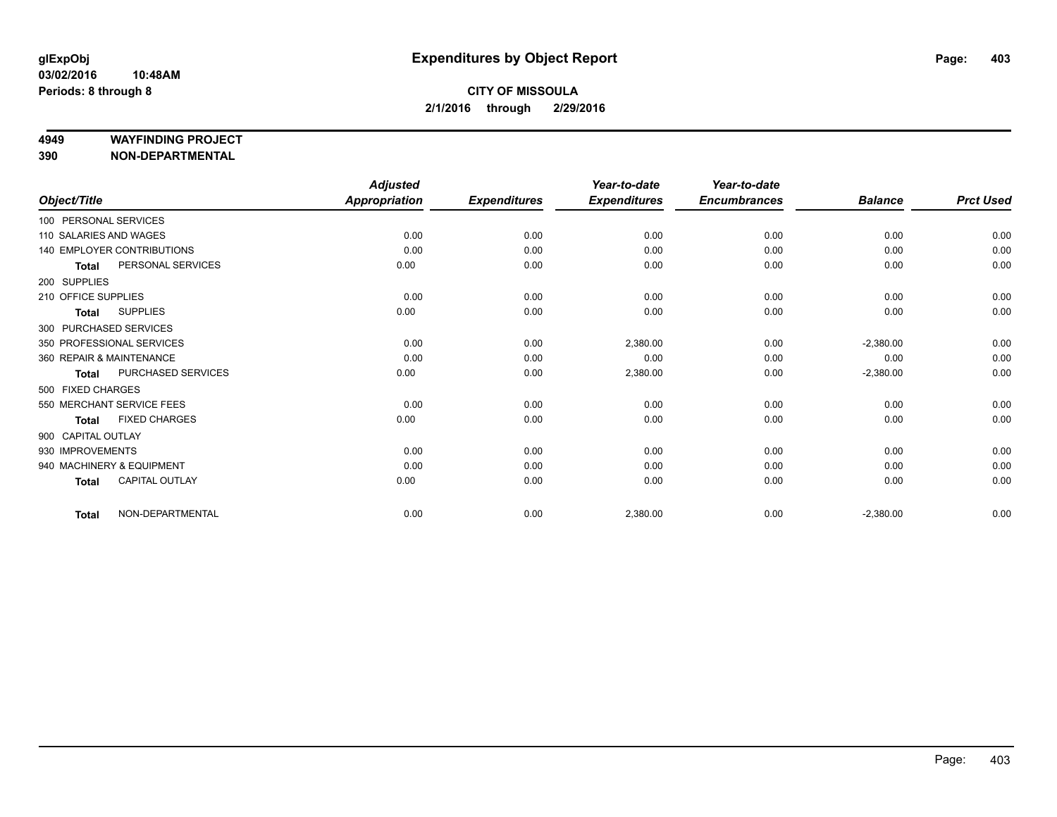**glExpObj** **Expenditures by Object Report**

**03/02/2016 10:48AM**

**Periods: 8 through 8**

**CITY OF MISSOULA**

**2/1/2016 through 2/29/2016**

**4949 WAYFINDING PROJECT**

**390 NON-DEPARTMENTAL**

| Object/Title | | Adjusted Appropriation | Expenditures | Year-to-date Expenditures | Year-to-date Encumbrances | Balance | Prct Used |
|---|---|---|---|---|---|---|---|
| 100 PERSONAL SERVICES | | | | | | | |
| 110 SALARIES AND WAGES | | 0.00 | 0.00 | 0.00 | 0.00 | 0.00 | 0.00 |
| 140 EMPLOYER CONTRIBUTIONS | | 0.00 | 0.00 | 0.00 | 0.00 | 0.00 | 0.00 |
| **Total** | PERSONAL SERVICES | 0.00 | 0.00 | 0.00 | 0.00 | 0.00 | 0.00 |
| 200 SUPPLIES | | | | | | | |
| 210 OFFICE SUPPLIES | | 0.00 | 0.00 | 0.00 | 0.00 | 0.00 | 0.00 |
| **Total** | SUPPLIES | 0.00 | 0.00 | 0.00 | 0.00 | 0.00 | 0.00 |
| 300 PURCHASED SERVICES | | | | | | | |
| 350 PROFESSIONAL SERVICES | | 0.00 | 0.00 | 2,380.00 | 0.00 | -2,380.00 | 0.00 |
| 360 REPAIR & MAINTENANCE | | 0.00 | 0.00 | 0.00 | 0.00 | 0.00 | 0.00 |
| **Total** | PURCHASED SERVICES | 0.00 | 0.00 | 2,380.00 | 0.00 | -2,380.00 | 0.00 |
| 500 FIXED CHARGES | | | | | | | |
| 550 MERCHANT SERVICE FEES | | 0.00 | 0.00 | 0.00 | 0.00 | 0.00 | 0.00 |
| **Total** | FIXED CHARGES | 0.00 | 0.00 | 0.00 | 0.00 | 0.00 | 0.00 |
| 900 CAPITAL OUTLAY | | | | | | | |
| 930 IMPROVEMENTS | | 0.00 | 0.00 | 0.00 | 0.00 | 0.00 | 0.00 |
| 940 MACHINERY & EQUIPMENT | | 0.00 | 0.00 | 0.00 | 0.00 | 0.00 | 0.00 |
| **Total** | CAPITAL OUTLAY | 0.00 | 0.00 | 0.00 | 0.00 | 0.00 | 0.00 |
| **Total** | NON-DEPARTMENTAL | 0.00 | 0.00 | 2,380.00 | 0.00 | -2,380.00 | 0.00 |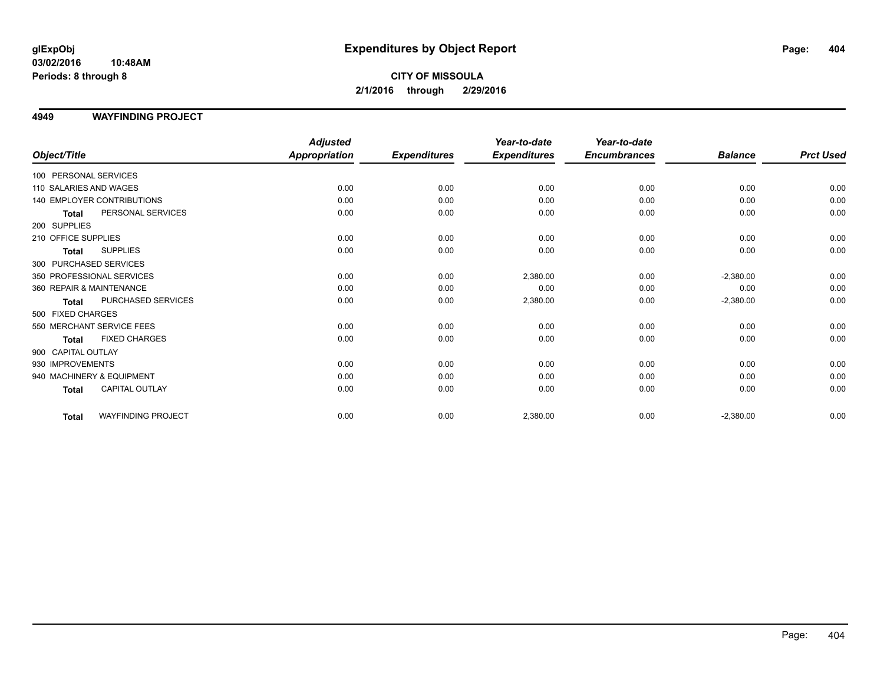**glExpObj**
**03/02/2016 10:48AM**
**Periods: 8 through 8**

# Expenditures by Object Report

**CITY OF MISSOULA**
**2/1/2016 through 2/29/2016**

## 4949 WAYFINDING PROJECT

| Object/Title | Adjusted Appropriation | Expenditures | Year-to-date Expenditures | Year-to-date Encumbrances | Balance | Prct Used |
|---|---|---|---|---|---|---|
| 100 PERSONAL SERVICES | | | | | | |
| 110 SALARIES AND WAGES | 0.00 | 0.00 | 0.00 | 0.00 | 0.00 | 0.00 |
| 140 EMPLOYER CONTRIBUTIONS | 0.00 | 0.00 | 0.00 | 0.00 | 0.00 | 0.00 |
| **Total** PERSONAL SERVICES | 0.00 | 0.00 | 0.00 | 0.00 | 0.00 | 0.00 |
| 200 SUPPLIES | | | | | | |
| 210 OFFICE SUPPLIES | 0.00 | 0.00 | 0.00 | 0.00 | 0.00 | 0.00 |
| **Total** SUPPLIES | 0.00 | 0.00 | 0.00 | 0.00 | 0.00 | 0.00 |
| 300 PURCHASED SERVICES | | | | | | |
| 350 PROFESSIONAL SERVICES | 0.00 | 0.00 | 2,380.00 | 0.00 | -2,380.00 | 0.00 |
| 360 REPAIR & MAINTENANCE | 0.00 | 0.00 | 0.00 | 0.00 | 0.00 | 0.00 |
| **Total** PURCHASED SERVICES | 0.00 | 0.00 | 2,380.00 | 0.00 | -2,380.00 | 0.00 |
| 500 FIXED CHARGES | | | | | | |
| 550 MERCHANT SERVICE FEES | 0.00 | 0.00 | 0.00 | 0.00 | 0.00 | 0.00 |
| **Total** FIXED CHARGES | 0.00 | 0.00 | 0.00 | 0.00 | 0.00 | 0.00 |
| 900 CAPITAL OUTLAY | | | | | | |
| 930 IMPROVEMENTS | 0.00 | 0.00 | 0.00 | 0.00 | 0.00 | 0.00 |
| 940 MACHINERY & EQUIPMENT | 0.00 | 0.00 | 0.00 | 0.00 | 0.00 | 0.00 |
| **Total** CAPITAL OUTLAY | 0.00 | 0.00 | 0.00 | 0.00 | 0.00 | 0.00 |
| **Total** WAYFINDING PROJECT | 0.00 | 0.00 | 2,380.00 | 0.00 | -2,380.00 | 0.00 |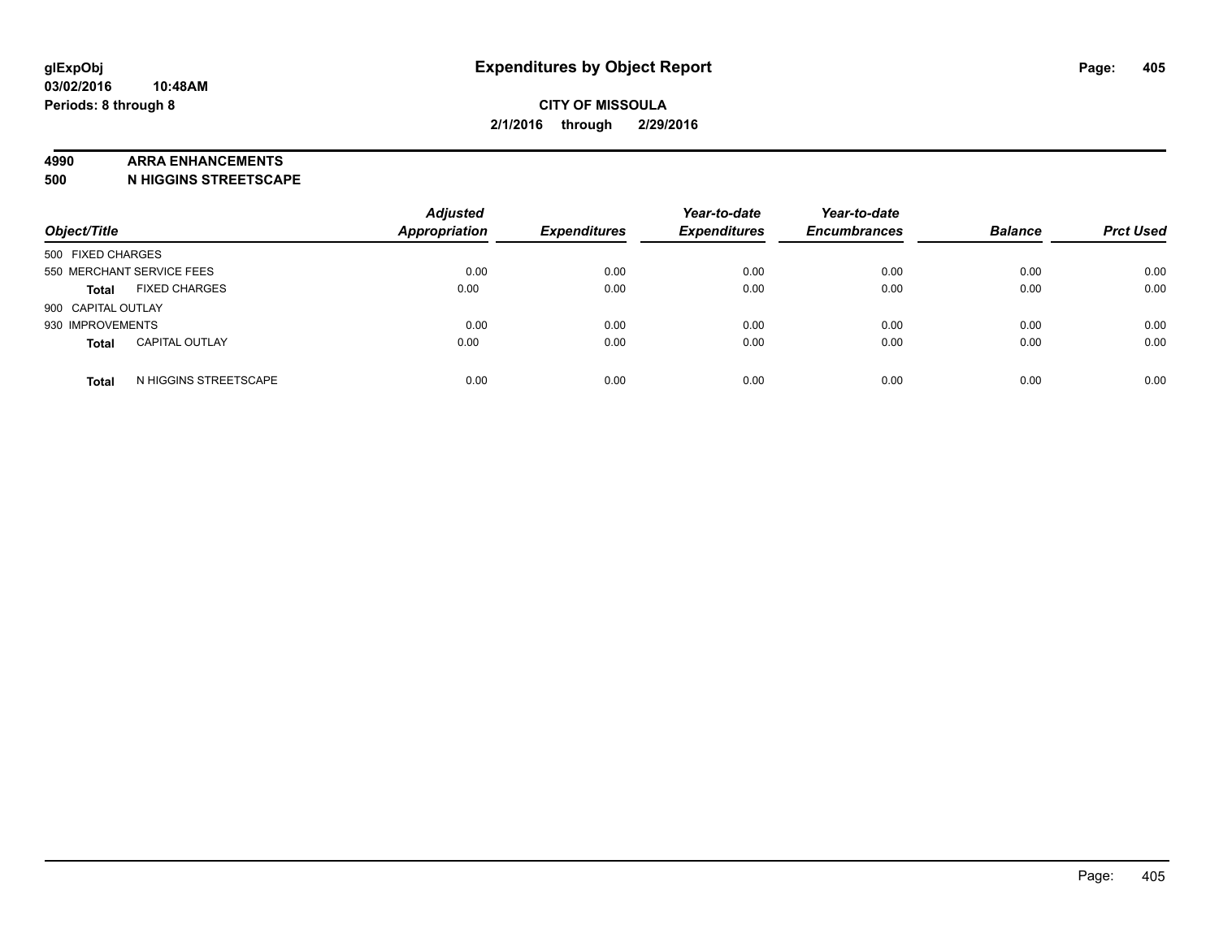**glExpObj** **Expenditures by Object Report**

**03/02/2016 10:48AM**

**Periods: 8 through 8**

**CITY OF MISSOULA**

**2/1/2016 through 2/29/2016**

**4990 ARRA ENHANCEMENTS**

**500 N HIGGINS STREETSCAPE**

| Object/Title | | Adjusted Appropriation | Expenditures | Year-to-date Expenditures | Year-to-date Encumbrances | Balance | Prct Used |
|---|---|---|---|---|---|---|---|
| 500 FIXED CHARGES | | | | | | | |
| 550 MERCHANT SERVICE FEES | | 0.00 | 0.00 | 0.00 | 0.00 | 0.00 | 0.00 |
| **Total** | FIXED CHARGES | 0.00 | 0.00 | 0.00 | 0.00 | 0.00 | 0.00 |
| 900 CAPITAL OUTLAY | | | | | | | |
| 930 IMPROVEMENTS | | 0.00 | 0.00 | 0.00 | 0.00 | 0.00 | 0.00 |
| **Total** | CAPITAL OUTLAY | 0.00 | 0.00 | 0.00 | 0.00 | 0.00 | 0.00 |
| **Total** | N HIGGINS STREETSCAPE | 0.00 | 0.00 | 0.00 | 0.00 | 0.00 | 0.00 |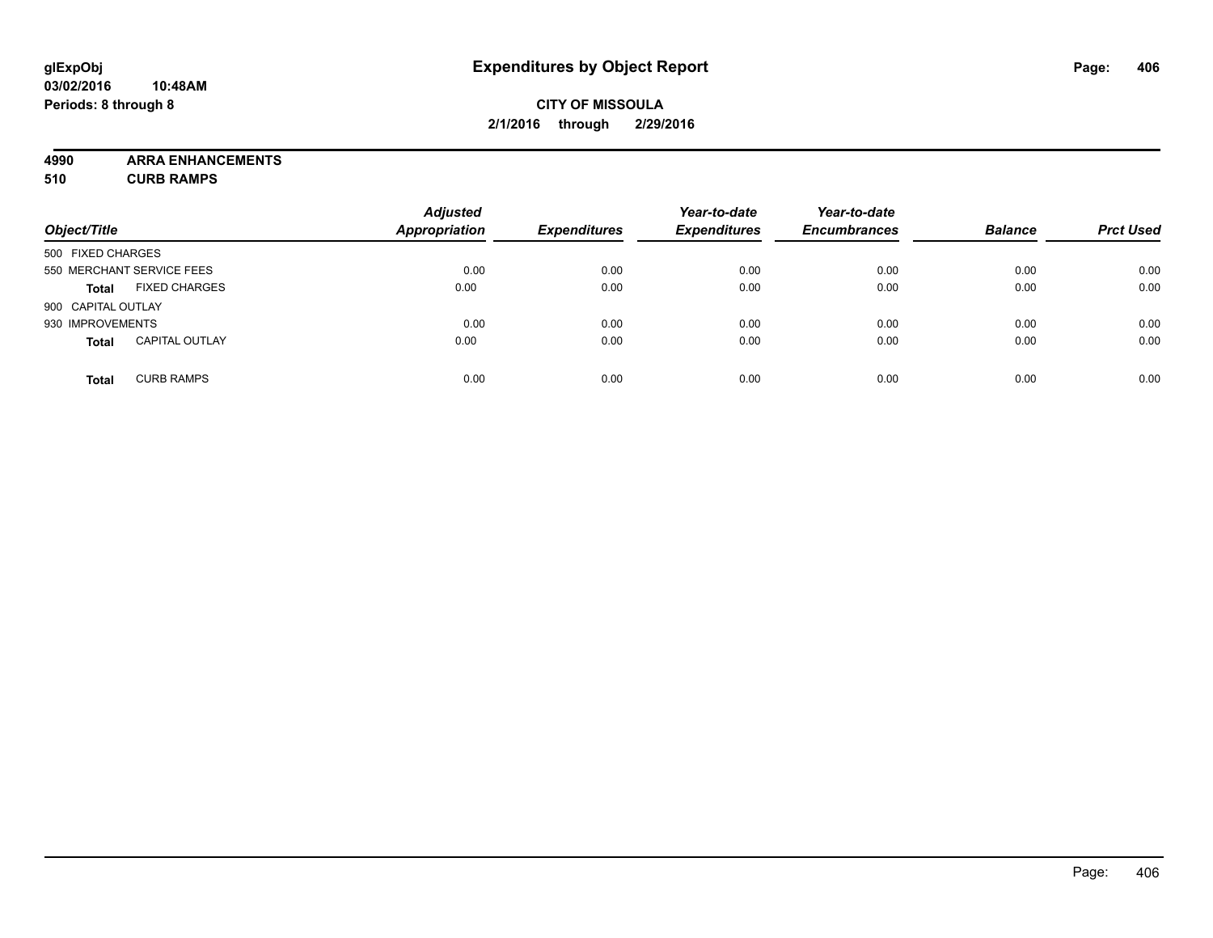# Expenditures by Object Report

glExpObj
03/02/2016 10:48AM
Periods: 8 through 8

**CITY OF MISSOULA**
**2/1/2016 through 2/29/2016**

**4990 ARRA ENHANCEMENTS**
**510 CURB RAMPS**

| Object/Title | | Adjusted Appropriation | Expenditures | Year-to-date Expenditures | Year-to-date Encumbrances | Balance | Prct Used |
|---|---|---|---|---|---|---|---|
| 500 FIXED CHARGES | | | | | | | |
| 550 MERCHANT SERVICE FEES | | 0.00 | 0.00 | 0.00 | 0.00 | 0.00 | 0.00 |
| **Total** | FIXED CHARGES | 0.00 | 0.00 | 0.00 | 0.00 | 0.00 | 0.00 |
| 900 CAPITAL OUTLAY | | | | | | | |
| 930 IMPROVEMENTS | | 0.00 | 0.00 | 0.00 | 0.00 | 0.00 | 0.00 |
| **Total** | CAPITAL OUTLAY | 0.00 | 0.00 | 0.00 | 0.00 | 0.00 | 0.00 |
| **Total** | CURB RAMPS | 0.00 | 0.00 | 0.00 | 0.00 | 0.00 | 0.00 |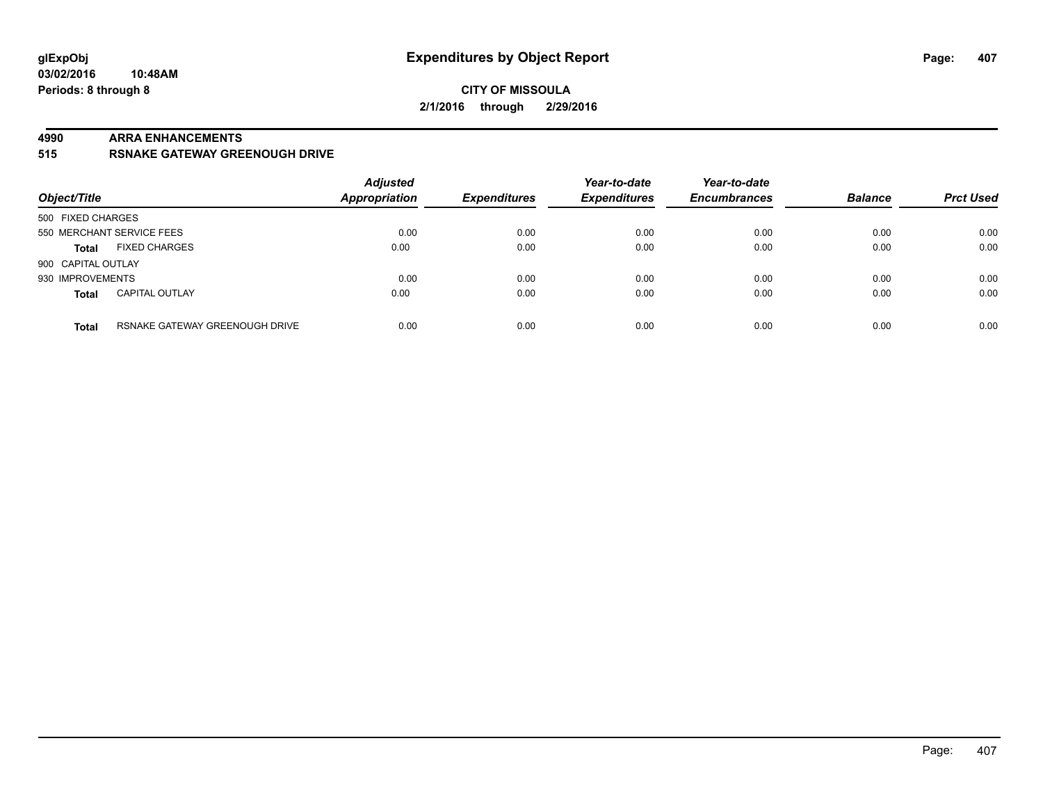# Expenditures by Object Report

glExpObj
03/02/2016 10:48AM
Periods: 8 through 8

**CITY OF MISSOULA**
**2/1/2016 through 2/29/2016**

**4990 ARRA ENHANCEMENTS**
**515 RSNAKE GATEWAY GREENOUGH DRIVE**

| Object/Title | | Adjusted Appropriation | Expenditures | Year-to-date Expenditures | Year-to-date Encumbrances | Balance | Prct Used |
|---|---|---|---|---|---|---|---|
| 500 FIXED CHARGES | | | | | | | |
| 550 MERCHANT SERVICE FEES | | 0.00 | 0.00 | 0.00 | 0.00 | 0.00 | 0.00 |
| **Total** | FIXED CHARGES | 0.00 | 0.00 | 0.00 | 0.00 | 0.00 | 0.00 |
| 900 CAPITAL OUTLAY | | | | | | | |
| 930 IMPROVEMENTS | | 0.00 | 0.00 | 0.00 | 0.00 | 0.00 | 0.00 |
| **Total** | CAPITAL OUTLAY | 0.00 | 0.00 | 0.00 | 0.00 | 0.00 | 0.00 |
| **Total** | RSNAKE GATEWAY GREENOUGH DRIVE | 0.00 | 0.00 | 0.00 | 0.00 | 0.00 | 0.00 |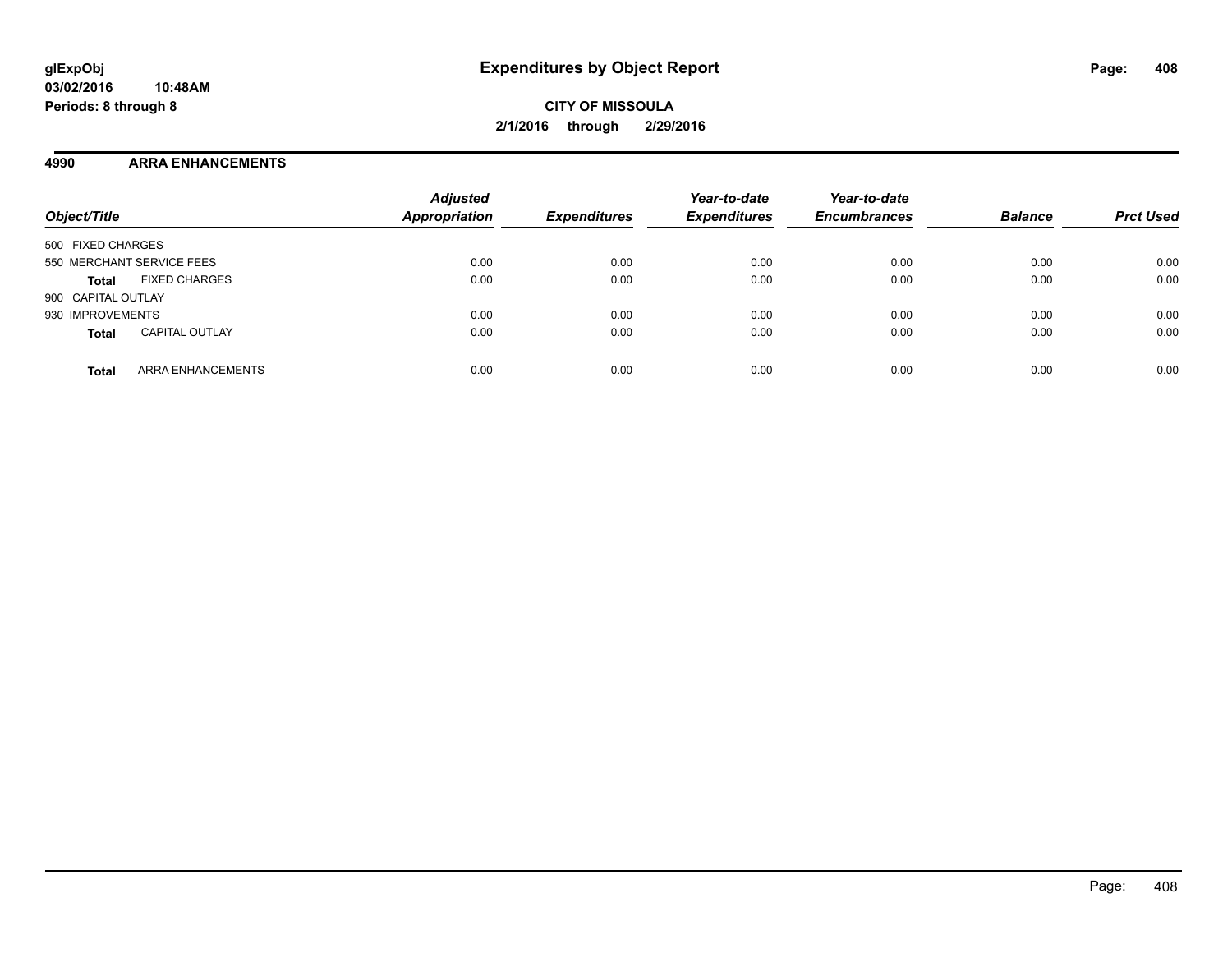**CITY OF MISSOULA**

**2/1/2016 through 2/29/2016**

## 4990 ARRA ENHANCEMENTS

| Object/Title | | Adjusted Appropriation | Expenditures | Year-to-date Expenditures | Year-to-date Encumbrances | Balance | Prct Used |
|---|---|---|---|---|---|---|---|
| 500 FIXED CHARGES | | | | | | | |
| 550 MERCHANT SERVICE FEES | | 0.00 | 0.00 | 0.00 | 0.00 | 0.00 | 0.00 |
| **Total** | FIXED CHARGES | 0.00 | 0.00 | 0.00 | 0.00 | 0.00 | 0.00 |
| 900 CAPITAL OUTLAY | | | | | | | |
| 930 IMPROVEMENTS | | 0.00 | 0.00 | 0.00 | 0.00 | 0.00 | 0.00 |
| **Total** | CAPITAL OUTLAY | 0.00 | 0.00 | 0.00 | 0.00 | 0.00 | 0.00 |
| **Total** | ARRA ENHANCEMENTS | 0.00 | 0.00 | 0.00 | 0.00 | 0.00 | 0.00 |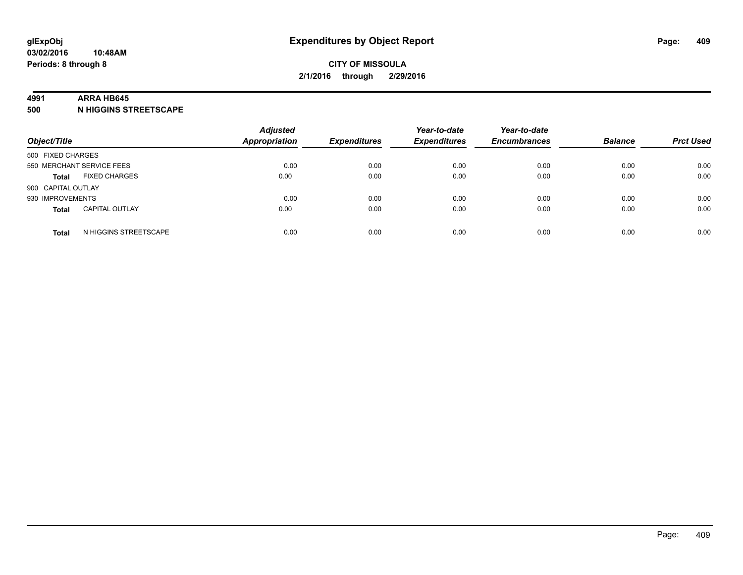**glExpObj**
**03/02/2016 10:48AM**
**Periods: 8 through 8**

# Expenditures by Object Report

**CITY OF MISSOULA**
**2/1/2016 through 2/29/2016**

**4991 ARRA HB645**
**500 N HIGGINS STREETSCAPE**

| Object/Title | | Adjusted Appropriation | Expenditures | Year-to-date Expenditures | Year-to-date Encumbrances | Balance | Prct Used |
|---|---|---|---|---|---|---|---|
| 500 FIXED CHARGES | | | | | | | |
| 550 MERCHANT SERVICE FEES | | 0.00 | 0.00 | 0.00 | 0.00 | 0.00 | 0.00 |
| **Total** | FIXED CHARGES | 0.00 | 0.00 | 0.00 | 0.00 | 0.00 | 0.00 |
| 900 CAPITAL OUTLAY | | | | | | | |
| 930 IMPROVEMENTS | | 0.00 | 0.00 | 0.00 | 0.00 | 0.00 | 0.00 |
| **Total** | CAPITAL OUTLAY | 0.00 | 0.00 | 0.00 | 0.00 | 0.00 | 0.00 |
| **Total** | N HIGGINS STREETSCAPE | 0.00 | 0.00 | 0.00 | 0.00 | 0.00 | 0.00 |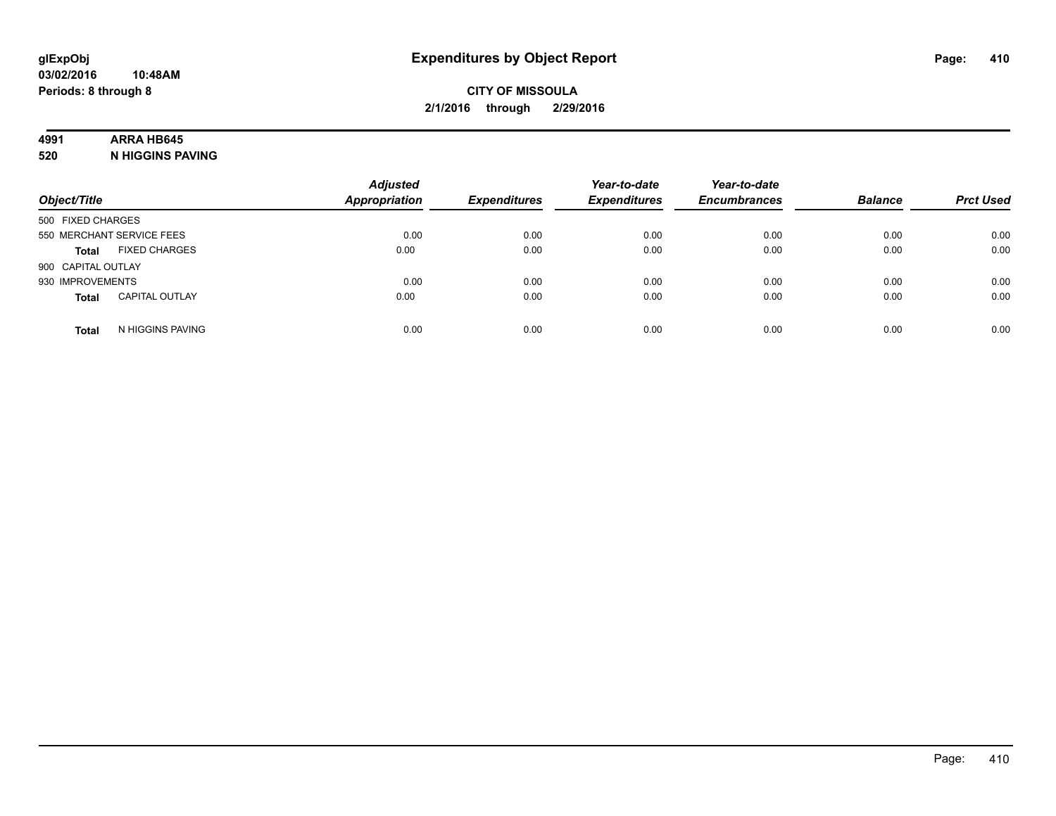**glExpObj**
**03/02/2016 10:48AM**
**Periods: 8 through 8**

# Expenditures by Object Report

**CITY OF MISSOULA**
**2/1/2016 through 2/29/2016**

**4991 ARRA HB645**
**520 N HIGGINS PAVING**

| Object/Title | | Adjusted Appropriation | Expenditures | Year-to-date Expenditures | Year-to-date Encumbrances | Balance | Prct Used |
|---|---|---|---|---|---|---|---|
| 500 FIXED CHARGES | | | | | | | |
| 550 MERCHANT SERVICE FEES | | 0.00 | 0.00 | 0.00 | 0.00 | 0.00 | 0.00 |
| **Total** | FIXED CHARGES | 0.00 | 0.00 | 0.00 | 0.00 | 0.00 | 0.00 |
| 900 CAPITAL OUTLAY | | | | | | | |
| 930 IMPROVEMENTS | | 0.00 | 0.00 | 0.00 | 0.00 | 0.00 | 0.00 |
| **Total** | CAPITAL OUTLAY | 0.00 | 0.00 | 0.00 | 0.00 | 0.00 | 0.00 |
| **Total** | N HIGGINS PAVING | 0.00 | 0.00 | 0.00 | 0.00 | 0.00 | 0.00 |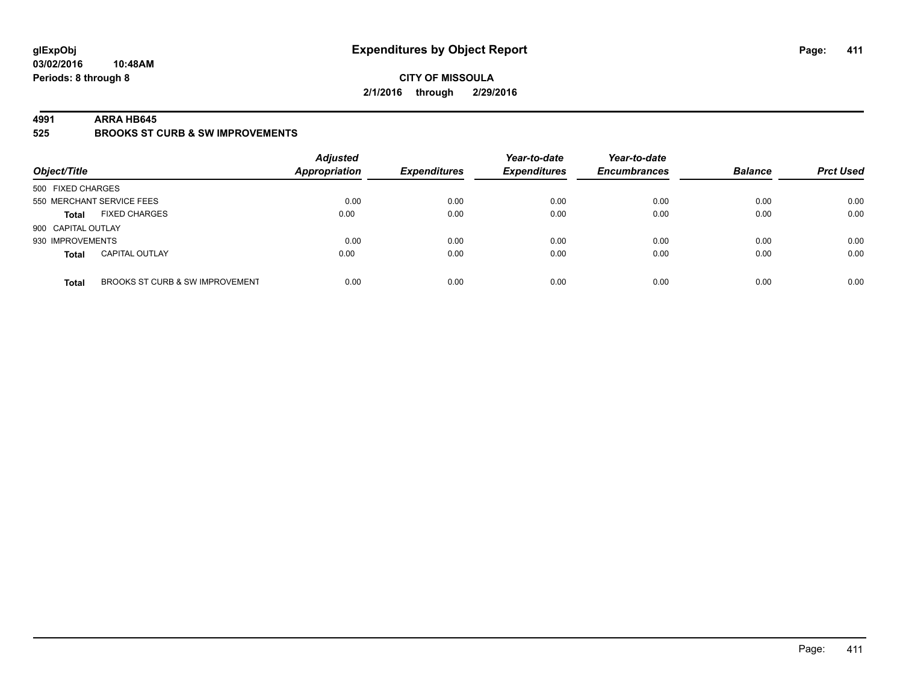**glExpObj**
**03/02/2016 10:48AM**
**Periods: 8 through 8**

# Expenditures by Object Report

**CITY OF MISSOULA**
**2/1/2016 through 2/29/2016**

## 4991 ARRA HB645
## 525 BROOKS ST CURB & SW IMPROVEMENTS

| Object/Title | | *Adjusted Appropriation* | *Expenditures* | *Year-to-date Expenditures* | *Year-to-date Encumbrances* | *Balance* | *Prct Used* |
|---|---|---|---|---|---|---|---|
| 500 FIXED CHARGES | | | | | | | |
| 550 MERCHANT SERVICE FEES | | 0.00 | 0.00 | 0.00 | 0.00 | 0.00 | 0.00 |
| **Total** | FIXED CHARGES | 0.00 | 0.00 | 0.00 | 0.00 | 0.00 | 0.00 |
| 900 CAPITAL OUTLAY | | | | | | | |
| 930 IMPROVEMENTS | | 0.00 | 0.00 | 0.00 | 0.00 | 0.00 | 0.00 |
| **Total** | CAPITAL OUTLAY | 0.00 | 0.00 | 0.00 | 0.00 | 0.00 | 0.00 |
| **Total** | BROOKS ST CURB & SW IMPROVEMENT | 0.00 | 0.00 | 0.00 | 0.00 | 0.00 | 0.00 |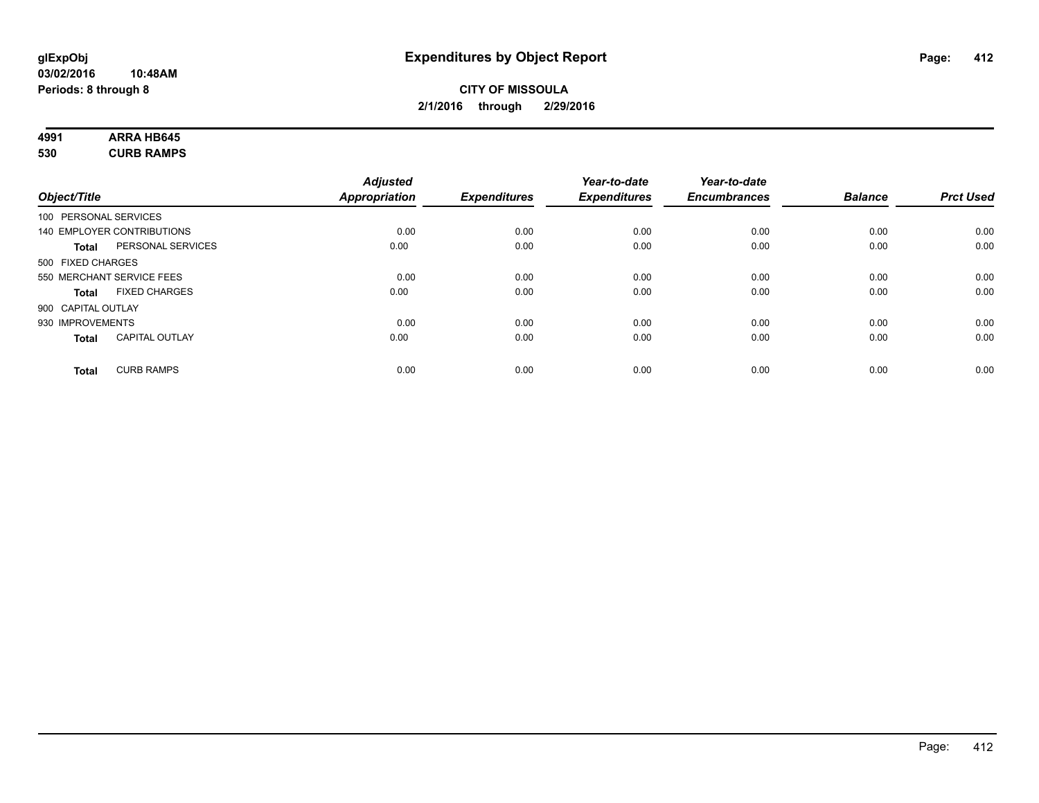# Expenditures by Object Report

glExpObj
03/02/2016 10:48AM
Periods: 8 through 8

**CITY OF MISSOULA**
**2/1/2016 through 2/29/2016**

**4991 ARRA HB645**
**530 CURB RAMPS**

| Object/Title | Adjusted Appropriation | Expenditures | Year-to-date Expenditures | Year-to-date Encumbrances | Balance | Prct Used |
|---|---|---|---|---|---|---|
| 100 PERSONAL SERVICES | | | | | | |
| 140 EMPLOYER CONTRIBUTIONS | 0.00 | 0.00 | 0.00 | 0.00 | 0.00 | 0.00 |
| **Total** PERSONAL SERVICES | 0.00 | 0.00 | 0.00 | 0.00 | 0.00 | 0.00 |
| 500 FIXED CHARGES | | | | | | |
| 550 MERCHANT SERVICE FEES | 0.00 | 0.00 | 0.00 | 0.00 | 0.00 | 0.00 |
| **Total** FIXED CHARGES | 0.00 | 0.00 | 0.00 | 0.00 | 0.00 | 0.00 |
| 900 CAPITAL OUTLAY | | | | | | |
| 930 IMPROVEMENTS | 0.00 | 0.00 | 0.00 | 0.00 | 0.00 | 0.00 |
| **Total** CAPITAL OUTLAY | 0.00 | 0.00 | 0.00 | 0.00 | 0.00 | 0.00 |
| **Total** CURB RAMPS | 0.00 | 0.00 | 0.00 | 0.00 | 0.00 | 0.00 |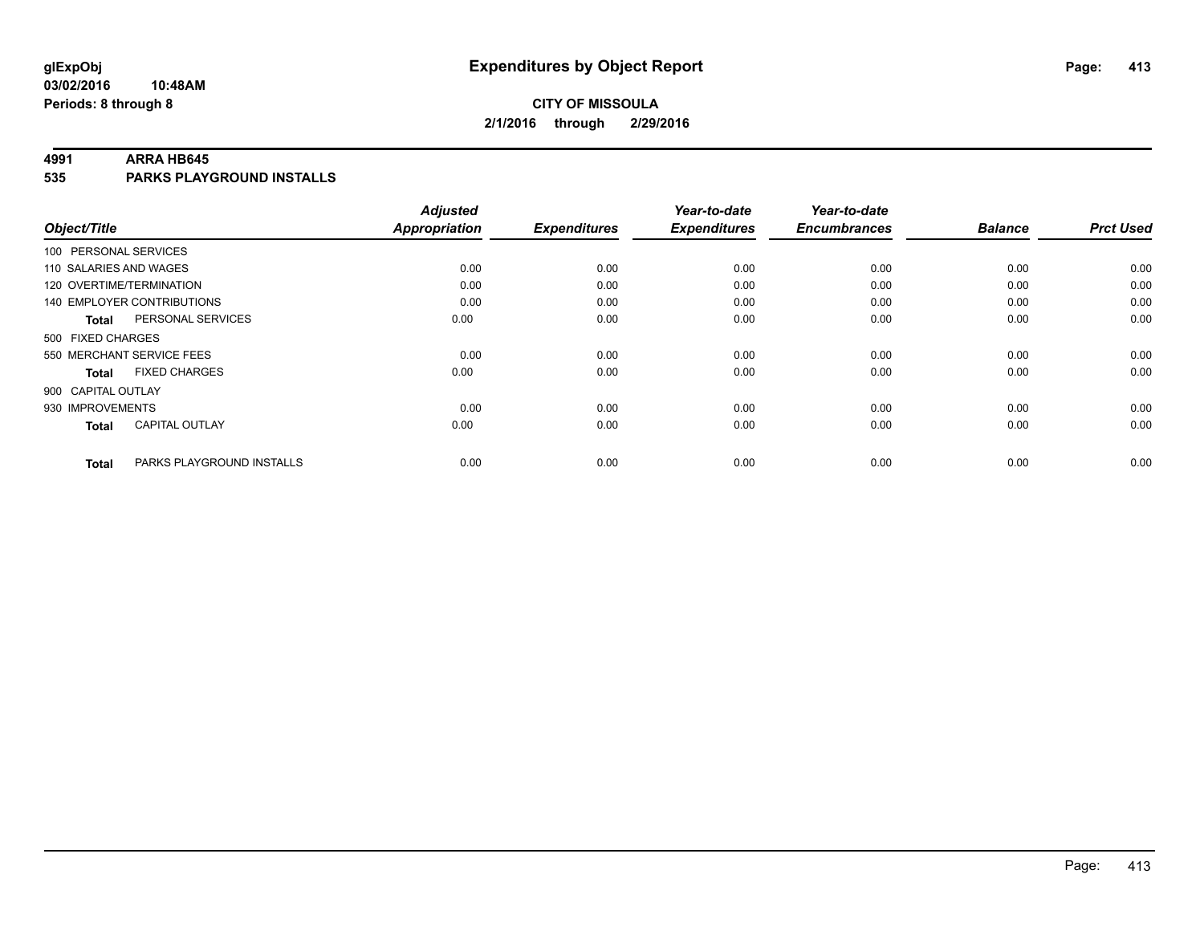**glExpObj**
**03/02/2016 10:48AM**
**Periods: 8 through 8**

# Expenditures by Object Report

**CITY OF MISSOULA**
**2/1/2016 through 2/29/2016**

**4991 ARRA HB645**
**535 PARKS PLAYGROUND INSTALLS**

| Object/Title | | Adjusted Appropriation | Expenditures | Year-to-date Expenditures | Year-to-date Encumbrances | Balance | Prct Used |
|---|---|---|---|---|---|---|---|
| 100 PERSONAL SERVICES | | | | | | | |
| 110 SALARIES AND WAGES | | 0.00 | 0.00 | 0.00 | 0.00 | 0.00 | 0.00 |
| 120 OVERTIME/TERMINATION | | 0.00 | 0.00 | 0.00 | 0.00 | 0.00 | 0.00 |
| 140 EMPLOYER CONTRIBUTIONS | | 0.00 | 0.00 | 0.00 | 0.00 | 0.00 | 0.00 |
| **Total** | PERSONAL SERVICES | 0.00 | 0.00 | 0.00 | 0.00 | 0.00 | 0.00 |
| 500 FIXED CHARGES | | | | | | | |
| 550 MERCHANT SERVICE FEES | | 0.00 | 0.00 | 0.00 | 0.00 | 0.00 | 0.00 |
| **Total** | FIXED CHARGES | 0.00 | 0.00 | 0.00 | 0.00 | 0.00 | 0.00 |
| 900 CAPITAL OUTLAY | | | | | | | |
| 930 IMPROVEMENTS | | 0.00 | 0.00 | 0.00 | 0.00 | 0.00 | 0.00 |
| **Total** | CAPITAL OUTLAY | 0.00 | 0.00 | 0.00 | 0.00 | 0.00 | 0.00 |
| **Total** | PARKS PLAYGROUND INSTALLS | 0.00 | 0.00 | 0.00 | 0.00 | 0.00 | 0.00 |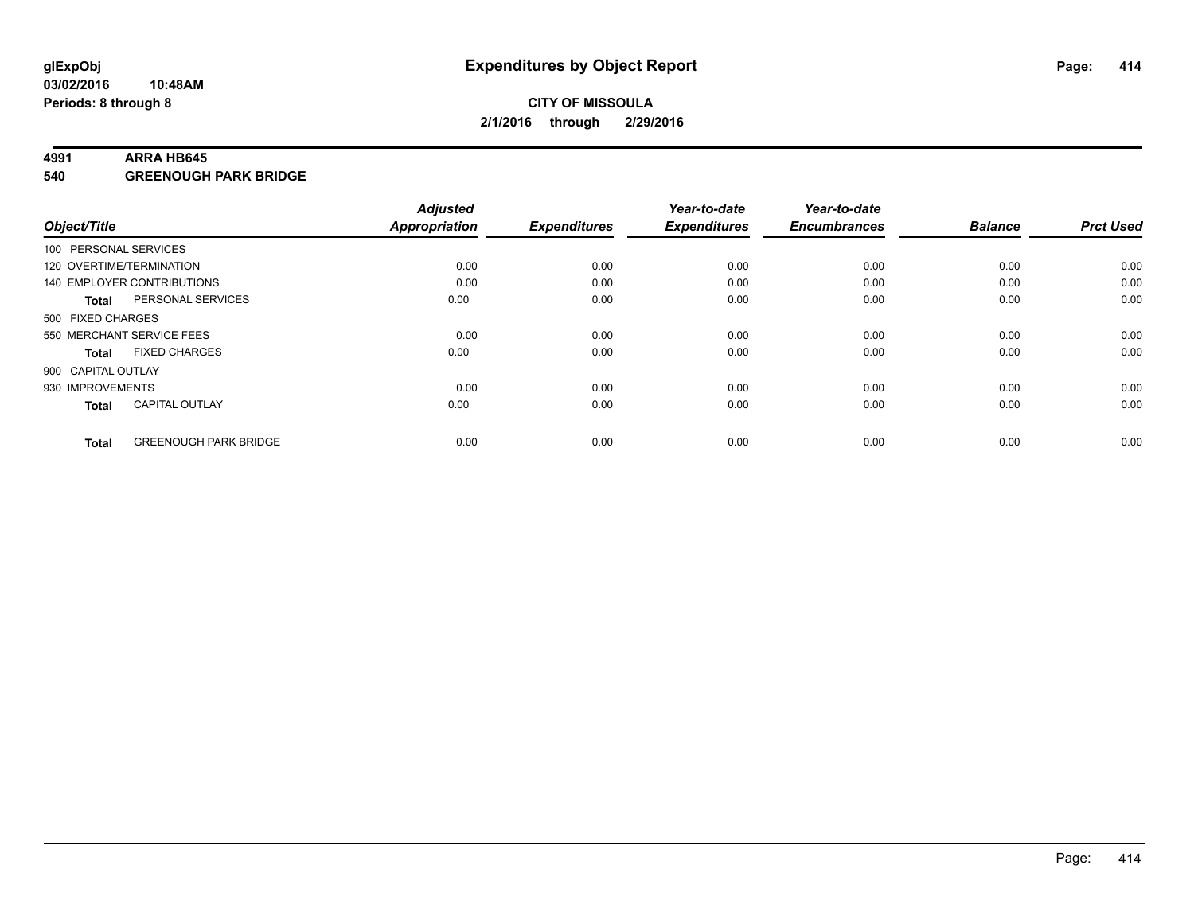glExpObj
03/02/2016 10:48AM
Periods: 8 through 8

# Expenditures by Object Report

**CITY OF MISSOULA**
**2/1/2016 through 2/29/2016**

**4991 ARRA HB645**
**540 GREENOUGH PARK BRIDGE**

| Object/Title | | Adjusted Appropriation | Expenditures | Year-to-date Expenditures | Year-to-date Encumbrances | Balance | Prct Used |
|---|---|---|---|---|---|---|---|
| 100 PERSONAL SERVICES | | | | | | | |
| 120 OVERTIME/TERMINATION | | 0.00 | 0.00 | 0.00 | 0.00 | 0.00 | 0.00 |
| 140 EMPLOYER CONTRIBUTIONS | | 0.00 | 0.00 | 0.00 | 0.00 | 0.00 | 0.00 |
| **Total** | PERSONAL SERVICES | 0.00 | 0.00 | 0.00 | 0.00 | 0.00 | 0.00 |
| 500 FIXED CHARGES | | | | | | | |
| 550 MERCHANT SERVICE FEES | | 0.00 | 0.00 | 0.00 | 0.00 | 0.00 | 0.00 |
| **Total** | FIXED CHARGES | 0.00 | 0.00 | 0.00 | 0.00 | 0.00 | 0.00 |
| 900 CAPITAL OUTLAY | | | | | | | |
| 930 IMPROVEMENTS | | 0.00 | 0.00 | 0.00 | 0.00 | 0.00 | 0.00 |
| **Total** | CAPITAL OUTLAY | 0.00 | 0.00 | 0.00 | 0.00 | 0.00 | 0.00 |
| **Total** | GREENOUGH PARK BRIDGE | 0.00 | 0.00 | 0.00 | 0.00 | 0.00 | 0.00 |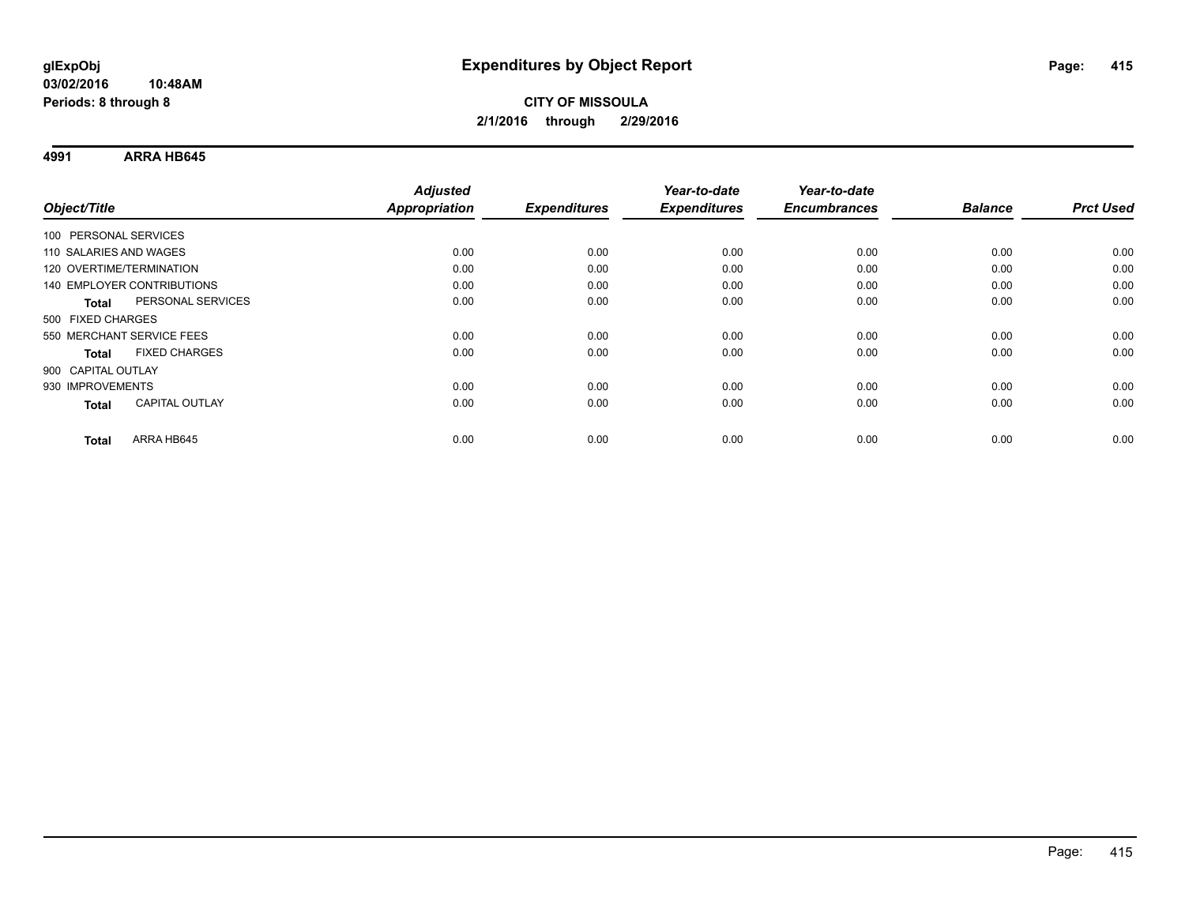**CITY OF MISSOULA**

**2/1/2016 through 2/29/2016**

**Expenditures by Object Report**

**glExpObj**
**03/02/2016 10:48AM**
**Periods: 8 through 8**

## 4991 ARRA HB645

| Object/Title | Adjusted Appropriation | Expenditures | Year-to-date Expenditures | Year-to-date Encumbrances | Balance | Prct Used |
|---|---|---|---|---|---|---|
| 100 PERSONAL SERVICES | | | | | | |
| 110 SALARIES AND WAGES | 0.00 | 0.00 | 0.00 | 0.00 | 0.00 | 0.00 |
| 120 OVERTIME/TERMINATION | 0.00 | 0.00 | 0.00 | 0.00 | 0.00 | 0.00 |
| 140 EMPLOYER CONTRIBUTIONS | 0.00 | 0.00 | 0.00 | 0.00 | 0.00 | 0.00 |
| **Total** PERSONAL SERVICES | 0.00 | 0.00 | 0.00 | 0.00 | 0.00 | 0.00 |
| 500 FIXED CHARGES | | | | | | |
| 550 MERCHANT SERVICE FEES | 0.00 | 0.00 | 0.00 | 0.00 | 0.00 | 0.00 |
| **Total** FIXED CHARGES | 0.00 | 0.00 | 0.00 | 0.00 | 0.00 | 0.00 |
| 900 CAPITAL OUTLAY | | | | | | |
| 930 IMPROVEMENTS | 0.00 | 0.00 | 0.00 | 0.00 | 0.00 | 0.00 |
| **Total** CAPITAL OUTLAY | 0.00 | 0.00 | 0.00 | 0.00 | 0.00 | 0.00 |
| **Total** ARRA HB645 | 0.00 | 0.00 | 0.00 | 0.00 | 0.00 | 0.00 |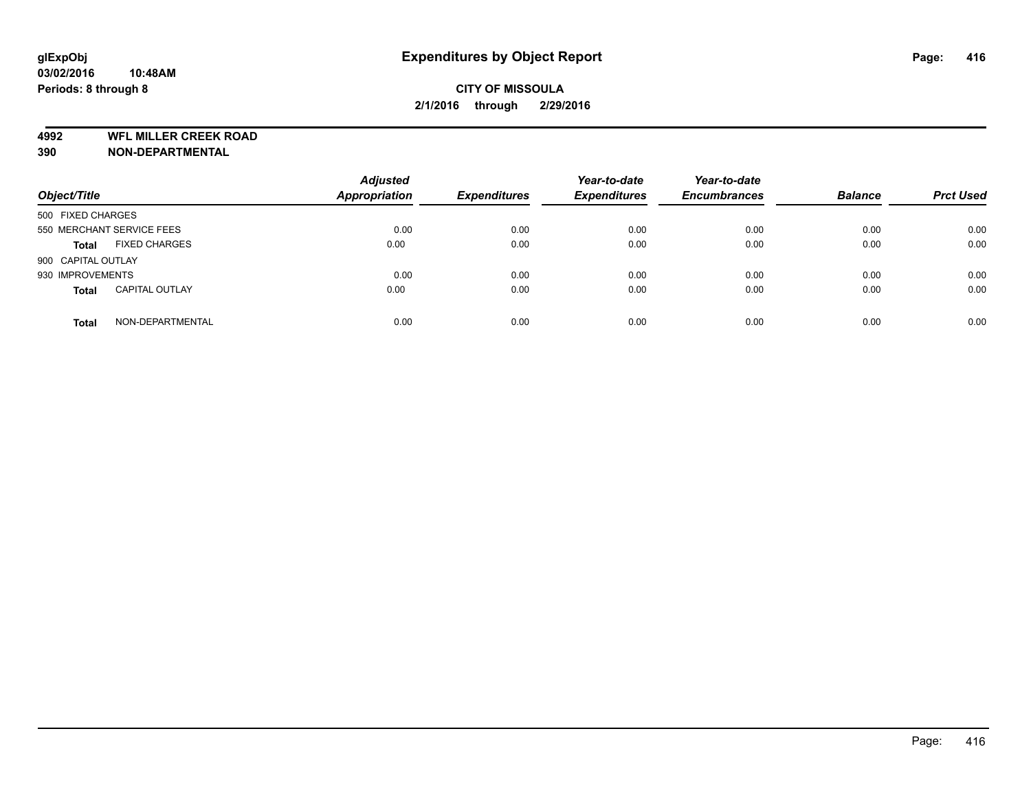**glExpObj**
**03/02/2016 10:48AM**
**Periods: 8 through 8**

# Expenditures by Object Report

**CITY OF MISSOULA**
**2/1/2016 through 2/29/2016**

**4992 WFL MILLER CREEK ROAD**
**390 NON-DEPARTMENTAL**

| Object/Title | Adjusted Appropriation | Expenditures | Year-to-date Expenditures | Year-to-date Encumbrances | Balance | Prct Used |
|---|---|---|---|---|---|---|
| 500 FIXED CHARGES | | | | | | |
| 550 MERCHANT SERVICE FEES | 0.00 | 0.00 | 0.00 | 0.00 | 0.00 | 0.00 |
| **Total** FIXED CHARGES | 0.00 | 0.00 | 0.00 | 0.00 | 0.00 | 0.00 |
| 900 CAPITAL OUTLAY | | | | | | |
| 930 IMPROVEMENTS | 0.00 | 0.00 | 0.00 | 0.00 | 0.00 | 0.00 |
| **Total** CAPITAL OUTLAY | 0.00 | 0.00 | 0.00 | 0.00 | 0.00 | 0.00 |
| **Total** NON-DEPARTMENTAL | 0.00 | 0.00 | 0.00 | 0.00 | 0.00 | 0.00 |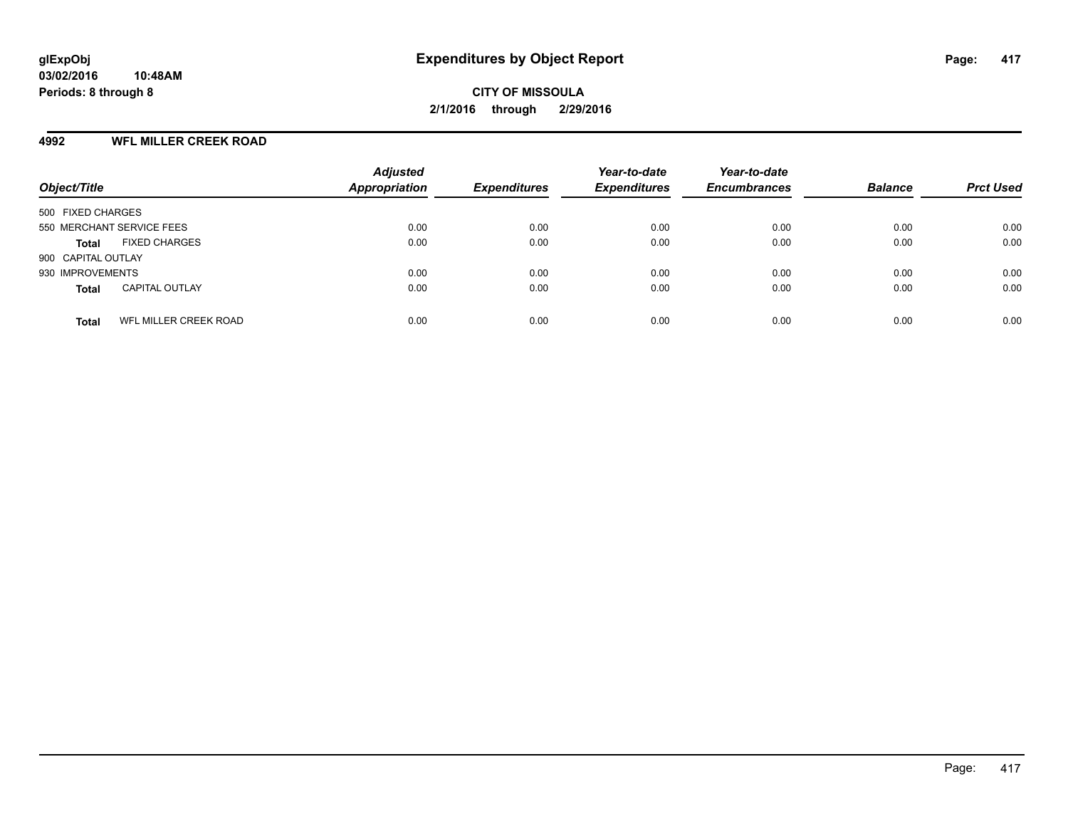glExpObj
03/02/2016 10:48AM
Periods: 8 through 8

# Expenditures by Object Report

**CITY OF MISSOULA**
**2/1/2016 through 2/29/2016**

## 4992 WFL MILLER CREEK ROAD

| Object/Title | Adjusted Appropriation | Expenditures | Year-to-date Expenditures | Year-to-date Encumbrances | Balance | Prct Used |
|---|---|---|---|---|---|---|
| 500 FIXED CHARGES | | | | | | |
| 550 MERCHANT SERVICE FEES | 0.00 | 0.00 | 0.00 | 0.00 | 0.00 | 0.00 |
| **Total** FIXED CHARGES | 0.00 | 0.00 | 0.00 | 0.00 | 0.00 | 0.00 |
| 900 CAPITAL OUTLAY | | | | | | |
| 930 IMPROVEMENTS | 0.00 | 0.00 | 0.00 | 0.00 | 0.00 | 0.00 |
| **Total** CAPITAL OUTLAY | 0.00 | 0.00 | 0.00 | 0.00 | 0.00 | 0.00 |
| **Total** WFL MILLER CREEK ROAD | 0.00 | 0.00 | 0.00 | 0.00 | 0.00 | 0.00 |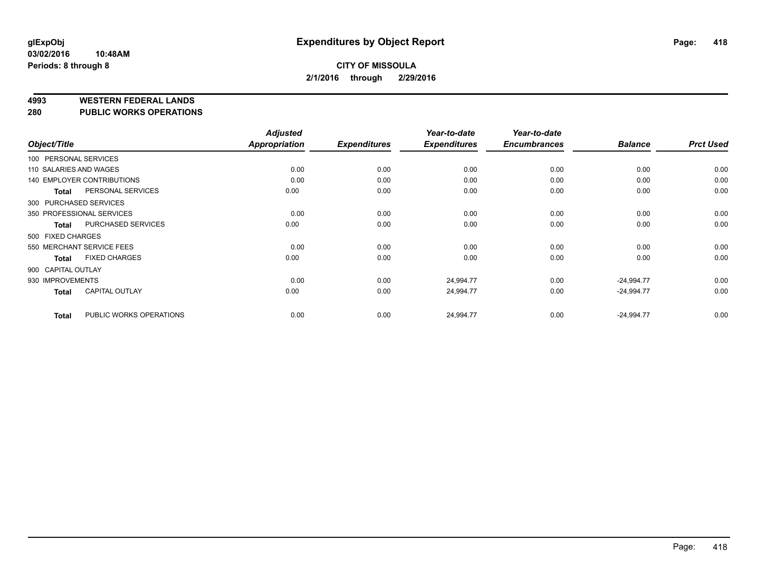**glExpObj**
**03/02/2016 10:48AM**
**Periods: 8 through 8**

# Expenditures by Object Report

**CITY OF MISSOULA**
**2/1/2016 through 2/29/2016**

## 4993 WESTERN FEDERAL LANDS
## 280 PUBLIC WORKS OPERATIONS

| Object/Title | | Adjusted Appropriation | Expenditures | Year-to-date Expenditures | Year-to-date Encumbrances | Balance | Prct Used |
|---|---|---|---|---|---|---|---|
| 100 PERSONAL SERVICES | | | | | | | |
| 110 SALARIES AND WAGES | | 0.00 | 0.00 | 0.00 | 0.00 | 0.00 | 0.00 |
| 140 EMPLOYER CONTRIBUTIONS | | 0.00 | 0.00 | 0.00 | 0.00 | 0.00 | 0.00 |
| **Total** | PERSONAL SERVICES | 0.00 | 0.00 | 0.00 | 0.00 | 0.00 | 0.00 |
| 300 PURCHASED SERVICES | | | | | | | |
| 350 PROFESSIONAL SERVICES | | 0.00 | 0.00 | 0.00 | 0.00 | 0.00 | 0.00 |
| **Total** | PURCHASED SERVICES | 0.00 | 0.00 | 0.00 | 0.00 | 0.00 | 0.00 |
| 500 FIXED CHARGES | | | | | | | |
| 550 MERCHANT SERVICE FEES | | 0.00 | 0.00 | 0.00 | 0.00 | 0.00 | 0.00 |
| **Total** | FIXED CHARGES | 0.00 | 0.00 | 0.00 | 0.00 | 0.00 | 0.00 |
| 900 CAPITAL OUTLAY | | | | | | | |
| 930 IMPROVEMENTS | | 0.00 | 0.00 | 24,994.77 | 0.00 | -24,994.77 | 0.00 |
| **Total** | CAPITAL OUTLAY | 0.00 | 0.00 | 24,994.77 | 0.00 | -24,994.77 | 0.00 |
| **Total** | PUBLIC WORKS OPERATIONS | 0.00 | 0.00 | 24,994.77 | 0.00 | -24,994.77 | 0.00 |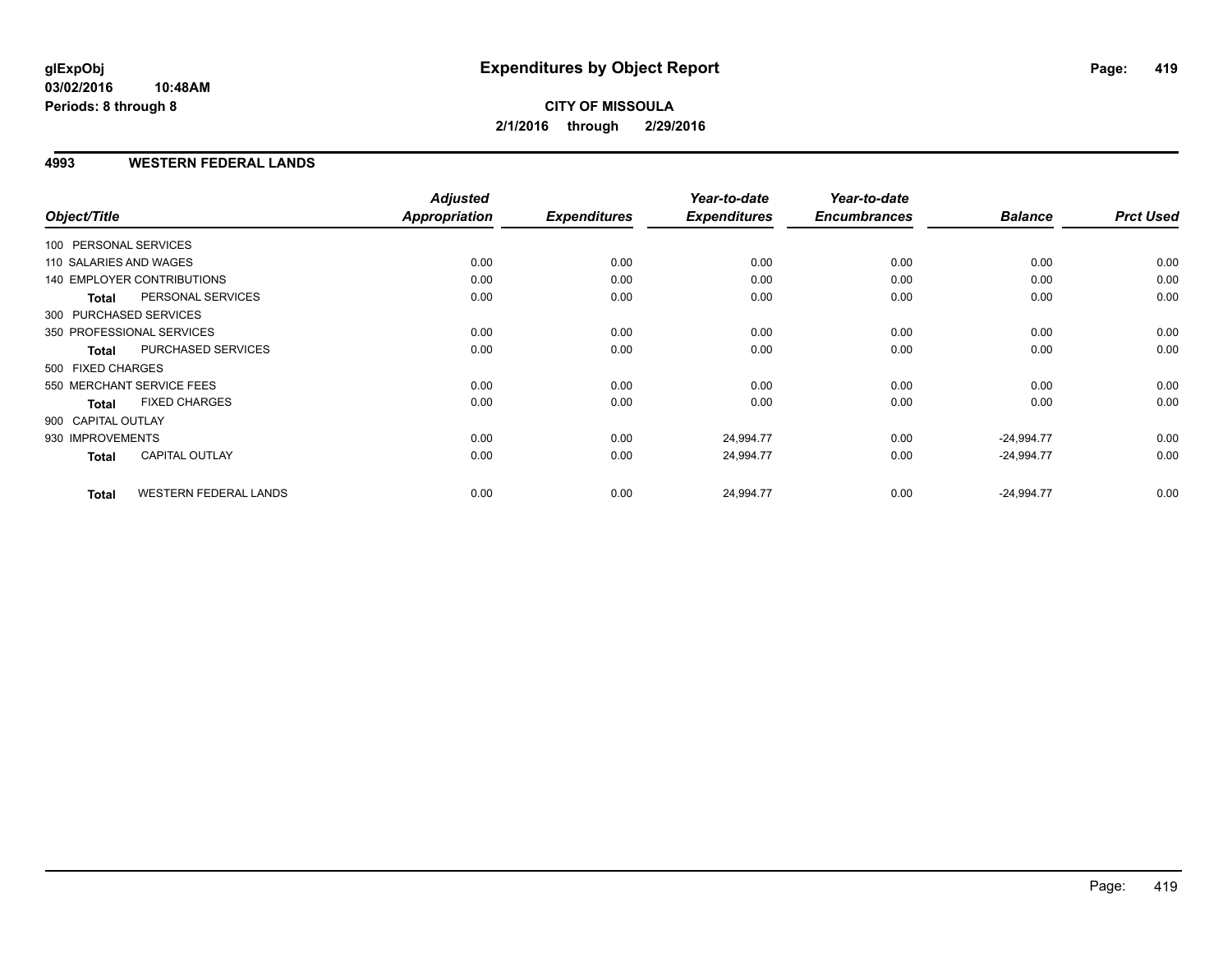# Expenditures by Object Report

glExpObj
03/02/2016 10:48AM
Periods: 8 through 8

**CITY OF MISSOULA**
**2/1/2016 through 2/29/2016**

## 4993 WESTERN FEDERAL LANDS

| Object/Title | Adjusted Appropriation | Expenditures | Year-to-date Expenditures | Year-to-date Encumbrances | Balance | Prct Used |
|---|---|---|---|---|---|---|
| 100 PERSONAL SERVICES | | | | | | |
| 110 SALARIES AND WAGES | 0.00 | 0.00 | 0.00 | 0.00 | 0.00 | 0.00 |
| 140 EMPLOYER CONTRIBUTIONS | 0.00 | 0.00 | 0.00 | 0.00 | 0.00 | 0.00 |
| **Total** PERSONAL SERVICES | 0.00 | 0.00 | 0.00 | 0.00 | 0.00 | 0.00 |
| 300 PURCHASED SERVICES | | | | | | |
| 350 PROFESSIONAL SERVICES | 0.00 | 0.00 | 0.00 | 0.00 | 0.00 | 0.00 |
| **Total** PURCHASED SERVICES | 0.00 | 0.00 | 0.00 | 0.00 | 0.00 | 0.00 |
| 500 FIXED CHARGES | | | | | | |
| 550 MERCHANT SERVICE FEES | 0.00 | 0.00 | 0.00 | 0.00 | 0.00 | 0.00 |
| **Total** FIXED CHARGES | 0.00 | 0.00 | 0.00 | 0.00 | 0.00 | 0.00 |
| 900 CAPITAL OUTLAY | | | | | | |
| 930 IMPROVEMENTS | 0.00 | 0.00 | 24,994.77 | 0.00 | -24,994.77 | 0.00 |
| **Total** CAPITAL OUTLAY | 0.00 | 0.00 | 24,994.77 | 0.00 | -24,994.77 | 0.00 |
| **Total** WESTERN FEDERAL LANDS | 0.00 | 0.00 | 24,994.77 | 0.00 | -24,994.77 | 0.00 |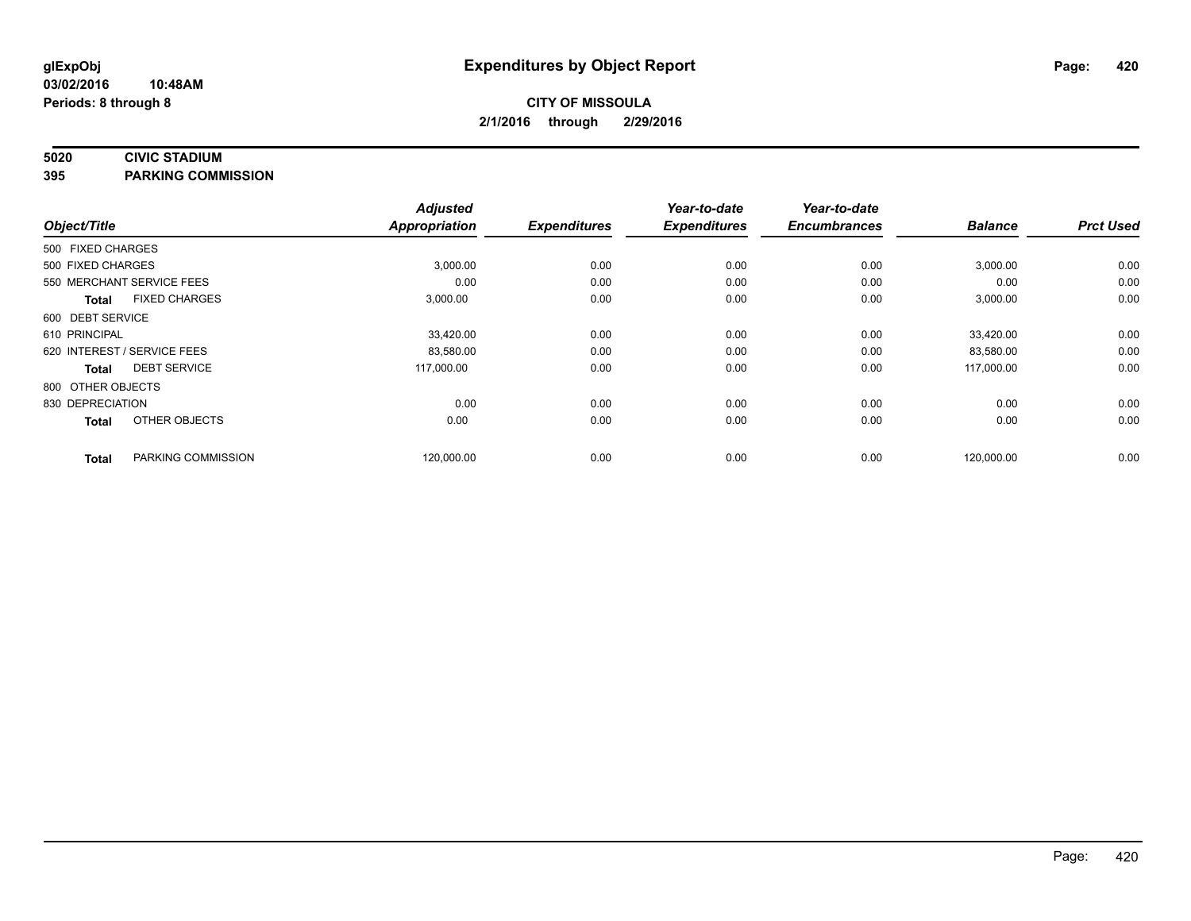**glExpObj** **Expenditures by Object Report**

**03/02/2016 10:48AM**

**Periods: 8 through 8**

**CITY OF MISSOULA**

**2/1/2016 through 2/29/2016**

**5020 CIVIC STADIUM**

**395 PARKING COMMISSION**

| Object/Title | | Adjusted Appropriation | Expenditures | Year-to-date Expenditures | Year-to-date Encumbrances | Balance | Prct Used |
|---|---|---|---|---|---|---|---|
| 500 FIXED CHARGES | | | | | | | |
| 500 FIXED CHARGES | | 3,000.00 | 0.00 | 0.00 | 0.00 | 3,000.00 | 0.00 |
| 550 MERCHANT SERVICE FEES | | 0.00 | 0.00 | 0.00 | 0.00 | 0.00 | 0.00 |
| **Total** | FIXED CHARGES | 3,000.00 | 0.00 | 0.00 | 0.00 | 3,000.00 | 0.00 |
| 600 DEBT SERVICE | | | | | | | |
| 610 PRINCIPAL | | 33,420.00 | 0.00 | 0.00 | 0.00 | 33,420.00 | 0.00 |
| 620 INTEREST / SERVICE FEES | | 83,580.00 | 0.00 | 0.00 | 0.00 | 83,580.00 | 0.00 |
| **Total** | DEBT SERVICE | 117,000.00 | 0.00 | 0.00 | 0.00 | 117,000.00 | 0.00 |
| 800 OTHER OBJECTS | | | | | | | |
| 830 DEPRECIATION | | 0.00 | 0.00 | 0.00 | 0.00 | 0.00 | 0.00 |
| **Total** | OTHER OBJECTS | 0.00 | 0.00 | 0.00 | 0.00 | 0.00 | 0.00 |
| **Total** | PARKING COMMISSION | 120,000.00 | 0.00 | 0.00 | 0.00 | 120,000.00 | 0.00 |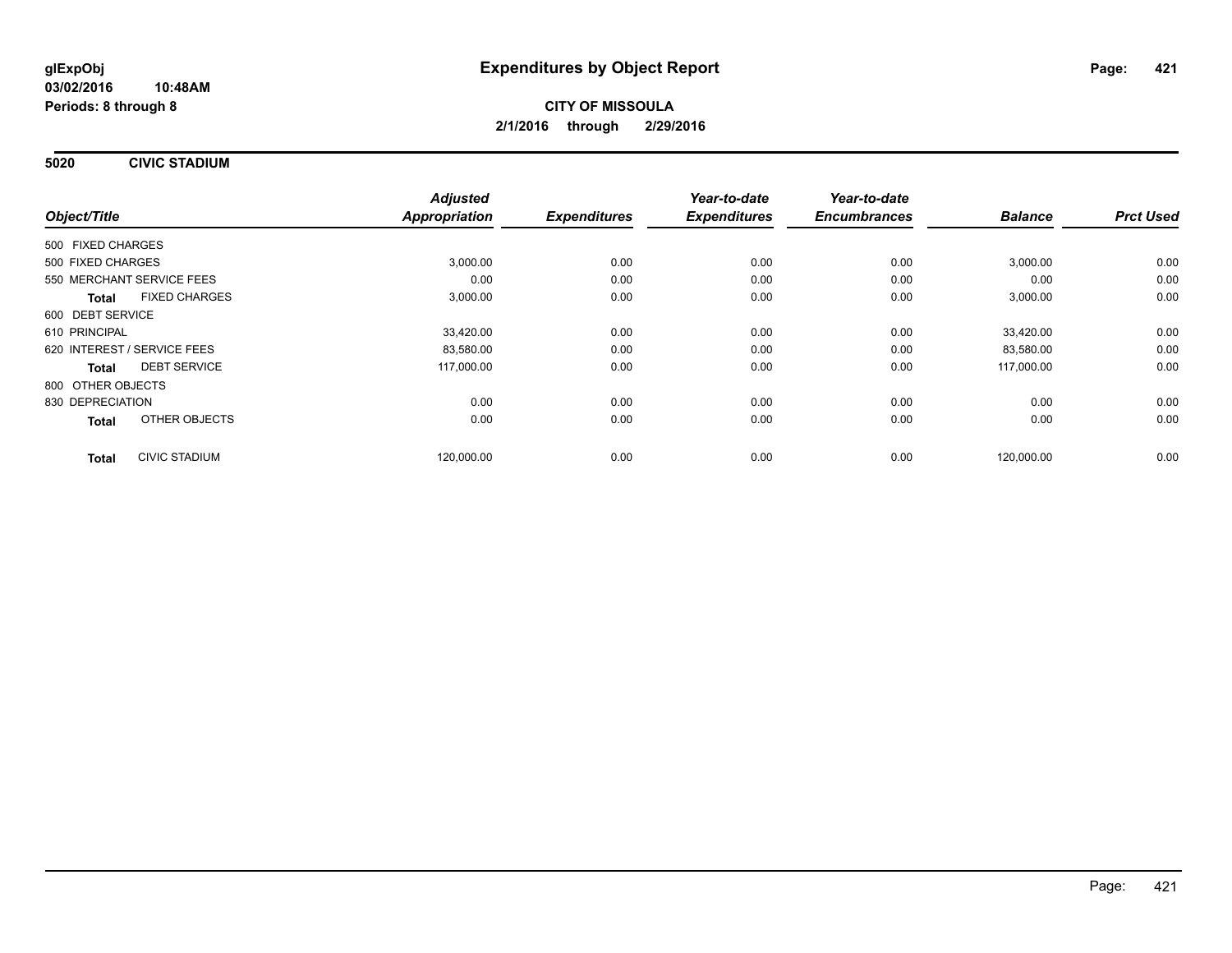glExpObj
03/02/2016 10:48AM
Periods: 8 through 8

# Expenditures by Object Report

**CITY OF MISSOULA**
**2/1/2016 through 2/29/2016**

## 5020 CIVIC STADIUM

| Object/Title | Adjusted Appropriation | Expenditures | Year-to-date Expenditures | Year-to-date Encumbrances | Balance | Prct Used |
|---|---|---|---|---|---|---|
| 500 FIXED CHARGES | | | | | | |
| 500 FIXED CHARGES | 3,000.00 | 0.00 | 0.00 | 0.00 | 3,000.00 | 0.00 |
| 550 MERCHANT SERVICE FEES | 0.00 | 0.00 | 0.00 | 0.00 | 0.00 | 0.00 |
| **Total** FIXED CHARGES | 3,000.00 | 0.00 | 0.00 | 0.00 | 3,000.00 | 0.00 |
| 600 DEBT SERVICE | | | | | | |
| 610 PRINCIPAL | 33,420.00 | 0.00 | 0.00 | 0.00 | 33,420.00 | 0.00 |
| 620 INTEREST / SERVICE FEES | 83,580.00 | 0.00 | 0.00 | 0.00 | 83,580.00 | 0.00 |
| **Total** DEBT SERVICE | 117,000.00 | 0.00 | 0.00 | 0.00 | 117,000.00 | 0.00 |
| 800 OTHER OBJECTS | | | | | | |
| 830 DEPRECIATION | 0.00 | 0.00 | 0.00 | 0.00 | 0.00 | 0.00 |
| **Total** OTHER OBJECTS | 0.00 | 0.00 | 0.00 | 0.00 | 0.00 | 0.00 |
| **Total** CIVIC STADIUM | 120,000.00 | 0.00 | 0.00 | 0.00 | 120,000.00 | 0.00 |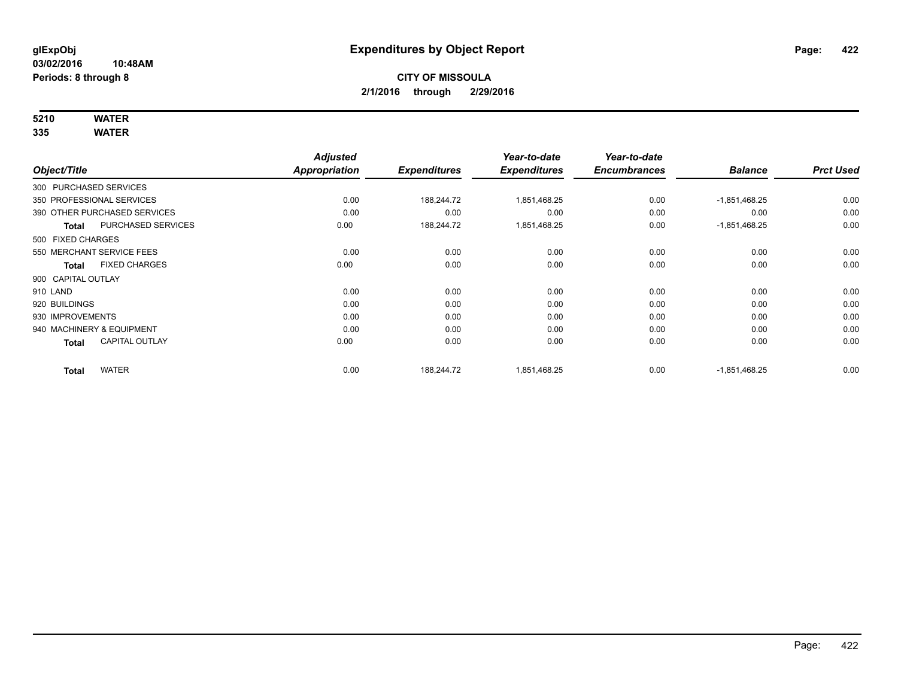**glExpObj**
**03/02/2016 10:48AM**
**Periods: 8 through 8**

# Expenditures by Object Report

**CITY OF MISSOULA**
**2/1/2016 through 2/29/2016**

**5210 WATER**
**335 WATER**

| Object/Title | Adjusted Appropriation | Expenditures | Year-to-date Expenditures | Year-to-date Encumbrances | Balance | Prct Used |
|---|---|---|---|---|---|---|
| 300 PURCHASED SERVICES | | | | | | |
| 350 PROFESSIONAL SERVICES | 0.00 | 188,244.72 | 1,851,468.25 | 0.00 | -1,851,468.25 | 0.00 |
| 390 OTHER PURCHASED SERVICES | 0.00 | 0.00 | 0.00 | 0.00 | 0.00 | 0.00 |
| **Total** PURCHASED SERVICES | 0.00 | 188,244.72 | 1,851,468.25 | 0.00 | -1,851,468.25 | 0.00 |
| 500 FIXED CHARGES | | | | | | |
| 550 MERCHANT SERVICE FEES | 0.00 | 0.00 | 0.00 | 0.00 | 0.00 | 0.00 |
| **Total** FIXED CHARGES | 0.00 | 0.00 | 0.00 | 0.00 | 0.00 | 0.00 |
| 900 CAPITAL OUTLAY | | | | | | |
| 910 LAND | 0.00 | 0.00 | 0.00 | 0.00 | 0.00 | 0.00 |
| 920 BUILDINGS | 0.00 | 0.00 | 0.00 | 0.00 | 0.00 | 0.00 |
| 930 IMPROVEMENTS | 0.00 | 0.00 | 0.00 | 0.00 | 0.00 | 0.00 |
| 940 MACHINERY & EQUIPMENT | 0.00 | 0.00 | 0.00 | 0.00 | 0.00 | 0.00 |
| **Total** CAPITAL OUTLAY | 0.00 | 0.00 | 0.00 | 0.00 | 0.00 | 0.00 |
| **Total** WATER | 0.00 | 188,244.72 | 1,851,468.25 | 0.00 | -1,851,468.25 | 0.00 |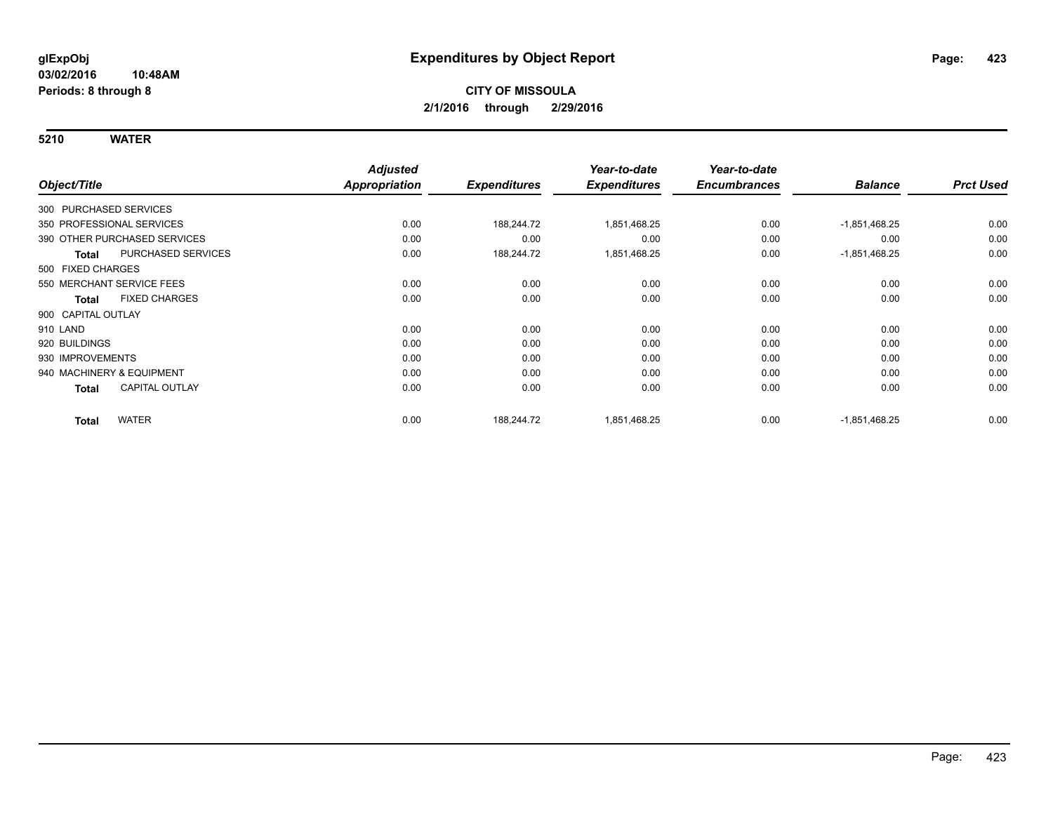**glExpObj** **Expenditures by Object Report**

**03/02/2016 10:48AM**

**Periods: 8 through 8**

**CITY OF MISSOULA**

**2/1/2016 through 2/29/2016**

## 5210 WATER

| Object/Title | Adjusted Appropriation | Expenditures | Year-to-date Expenditures | Year-to-date Encumbrances | Balance | Prct Used |
|---|---|---|---|---|---|---|
| 300 PURCHASED SERVICES | | | | | | |
| 350 PROFESSIONAL SERVICES | 0.00 | 188,244.72 | 1,851,468.25 | 0.00 | -1,851,468.25 | 0.00 |
| 390 OTHER PURCHASED SERVICES | 0.00 | 0.00 | 0.00 | 0.00 | 0.00 | 0.00 |
| **Total** PURCHASED SERVICES | 0.00 | 188,244.72 | 1,851,468.25 | 0.00 | -1,851,468.25 | 0.00 |
| 500 FIXED CHARGES | | | | | | |
| 550 MERCHANT SERVICE FEES | 0.00 | 0.00 | 0.00 | 0.00 | 0.00 | 0.00 |
| **Total** FIXED CHARGES | 0.00 | 0.00 | 0.00 | 0.00 | 0.00 | 0.00 |
| 900 CAPITAL OUTLAY | | | | | | |
| 910 LAND | 0.00 | 0.00 | 0.00 | 0.00 | 0.00 | 0.00 |
| 920 BUILDINGS | 0.00 | 0.00 | 0.00 | 0.00 | 0.00 | 0.00 |
| 930 IMPROVEMENTS | 0.00 | 0.00 | 0.00 | 0.00 | 0.00 | 0.00 |
| 940 MACHINERY & EQUIPMENT | 0.00 | 0.00 | 0.00 | 0.00 | 0.00 | 0.00 |
| **Total** CAPITAL OUTLAY | 0.00 | 0.00 | 0.00 | 0.00 | 0.00 | 0.00 |
| **Total** WATER | 0.00 | 188,244.72 | 1,851,468.25 | 0.00 | -1,851,468.25 | 0.00 |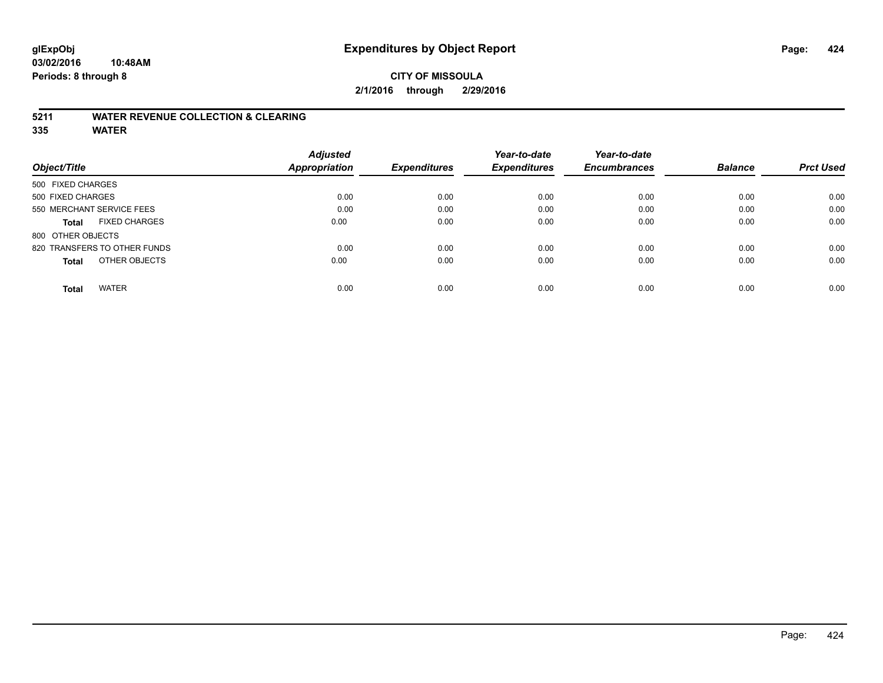# Expenditures by Object Report

glExpObj
03/02/2016 10:48AM
Periods: 8 through 8

**CITY OF MISSOULA**
**2/1/2016 through 2/29/2016**

## 5211 WATER REVENUE COLLECTION & CLEARING
## 335 WATER

| Object/Title | Adjusted Appropriation | Expenditures | Year-to-date Expenditures | Year-to-date Encumbrances | Balance | Prct Used |
|---|---|---|---|---|---|---|
| 500 FIXED CHARGES | | | | | | |
| 500 FIXED CHARGES | 0.00 | 0.00 | 0.00 | 0.00 | 0.00 | 0.00 |
| 550 MERCHANT SERVICE FEES | 0.00 | 0.00 | 0.00 | 0.00 | 0.00 | 0.00 |
| **Total** FIXED CHARGES | 0.00 | 0.00 | 0.00 | 0.00 | 0.00 | 0.00 |
| 800 OTHER OBJECTS | | | | | | |
| 820 TRANSFERS TO OTHER FUNDS | 0.00 | 0.00 | 0.00 | 0.00 | 0.00 | 0.00 |
| **Total** OTHER OBJECTS | 0.00 | 0.00 | 0.00 | 0.00 | 0.00 | 0.00 |
| **Total** WATER | 0.00 | 0.00 | 0.00 | 0.00 | 0.00 | 0.00 |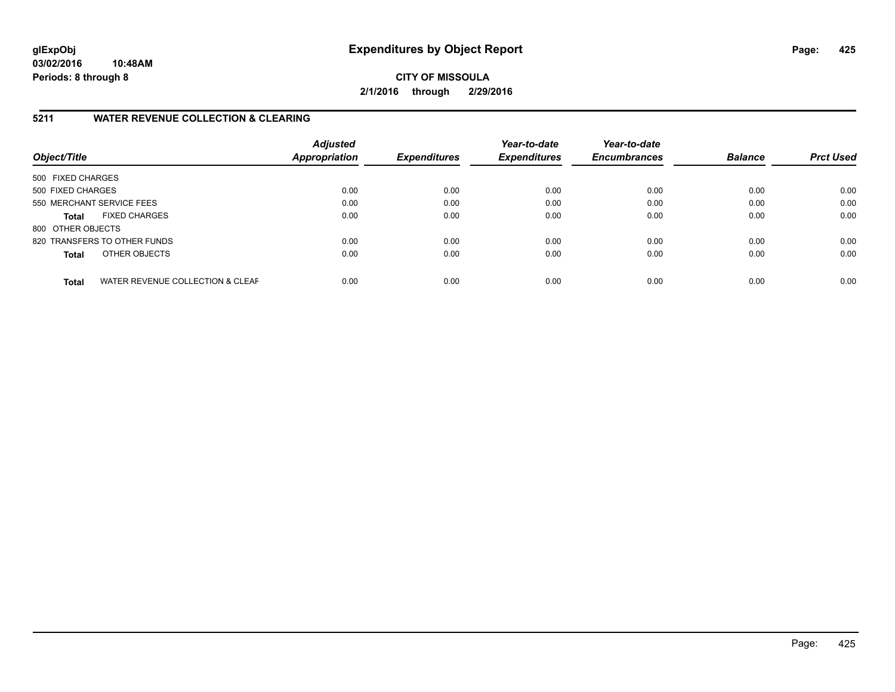**glExpObj** **Expenditures by Object Report**

**03/02/2016 10:48AM**

**Periods: 8 through 8**

**CITY OF MISSOULA**

**2/1/2016 through 2/29/2016**

## 5211 WATER REVENUE COLLECTION & CLEARING

| Object/Title | Adjusted Appropriation | Expenditures | Year-to-date Expenditures | Year-to-date Encumbrances | Balance | Prct Used |
|---|---|---|---|---|---|---|
| 500 FIXED CHARGES | | | | | | |
| 500 FIXED CHARGES | 0.00 | 0.00 | 0.00 | 0.00 | 0.00 | 0.00 |
| 550 MERCHANT SERVICE FEES | 0.00 | 0.00 | 0.00 | 0.00 | 0.00 | 0.00 |
| **Total** FIXED CHARGES | 0.00 | 0.00 | 0.00 | 0.00 | 0.00 | 0.00 |
| 800 OTHER OBJECTS | | | | | | |
| 820 TRANSFERS TO OTHER FUNDS | 0.00 | 0.00 | 0.00 | 0.00 | 0.00 | 0.00 |
| **Total** OTHER OBJECTS | 0.00 | 0.00 | 0.00 | 0.00 | 0.00 | 0.00 |
| **Total** WATER REVENUE COLLECTION & CLEAF | 0.00 | 0.00 | 0.00 | 0.00 | 0.00 | 0.00 |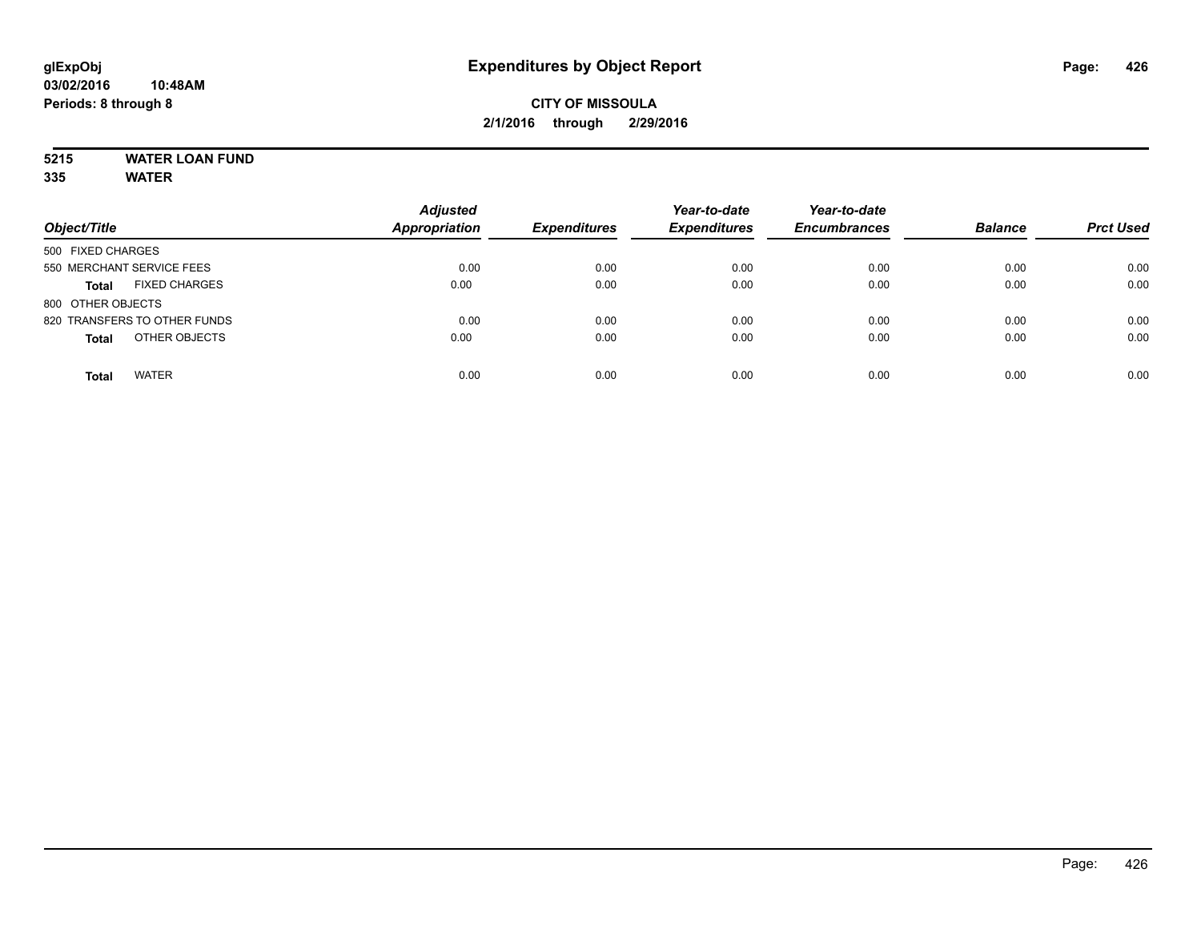# Expenditures by Object Report

**CITY OF MISSOULA**

**2/1/2016 through 2/29/2016**

glExpObj
03/02/2016 10:48AM
Periods: 8 through 8

**5215 WATER LOAN FUND**
**335 WATER**

| Object/Title | | Adjusted Appropriation | Expenditures | Year-to-date Expenditures | Year-to-date Encumbrances | Balance | Prct Used |
|---|---|---|---|---|---|---|---|
| 500 FIXED CHARGES | | | | | | | |
| 550 MERCHANT SERVICE FEES | | 0.00 | 0.00 | 0.00 | 0.00 | 0.00 | 0.00 |
| **Total** | FIXED CHARGES | 0.00 | 0.00 | 0.00 | 0.00 | 0.00 | 0.00 |
| 800 OTHER OBJECTS | | | | | | | |
| 820 TRANSFERS TO OTHER FUNDS | | 0.00 | 0.00 | 0.00 | 0.00 | 0.00 | 0.00 |
| **Total** | OTHER OBJECTS | 0.00 | 0.00 | 0.00 | 0.00 | 0.00 | 0.00 |
| **Total** | WATER | 0.00 | 0.00 | 0.00 | 0.00 | 0.00 | 0.00 |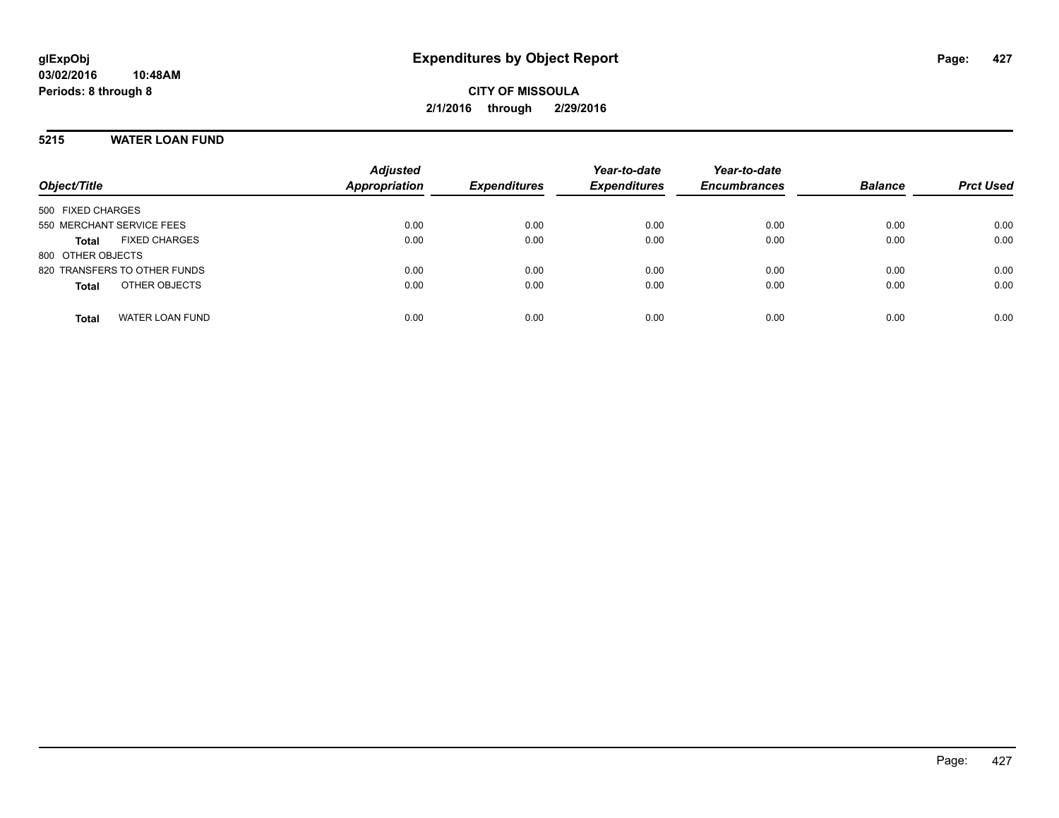**Expenditures by Object Report**

**CITY OF MISSOULA**

**2/1/2016 through 2/29/2016**

glExpObj
03/02/2016 10:48AM
Periods: 8 through 8

**5215 WATER LOAN FUND**

| Object/Title | Adjusted Appropriation | Expenditures | Year-to-date Expenditures | Year-to-date Encumbrances | Balance | Prct Used |
|---|---|---|---|---|---|---|
| 500 FIXED CHARGES | | | | | | |
| 550 MERCHANT SERVICE FEES | 0.00 | 0.00 | 0.00 | 0.00 | 0.00 | 0.00 |
| **Total** FIXED CHARGES | 0.00 | 0.00 | 0.00 | 0.00 | 0.00 | 0.00 |
| 800 OTHER OBJECTS | | | | | | |
| 820 TRANSFERS TO OTHER FUNDS | 0.00 | 0.00 | 0.00 | 0.00 | 0.00 | 0.00 |
| **Total** OTHER OBJECTS | 0.00 | 0.00 | 0.00 | 0.00 | 0.00 | 0.00 |
| **Total** WATER LOAN FUND | 0.00 | 0.00 | 0.00 | 0.00 | 0.00 | 0.00 |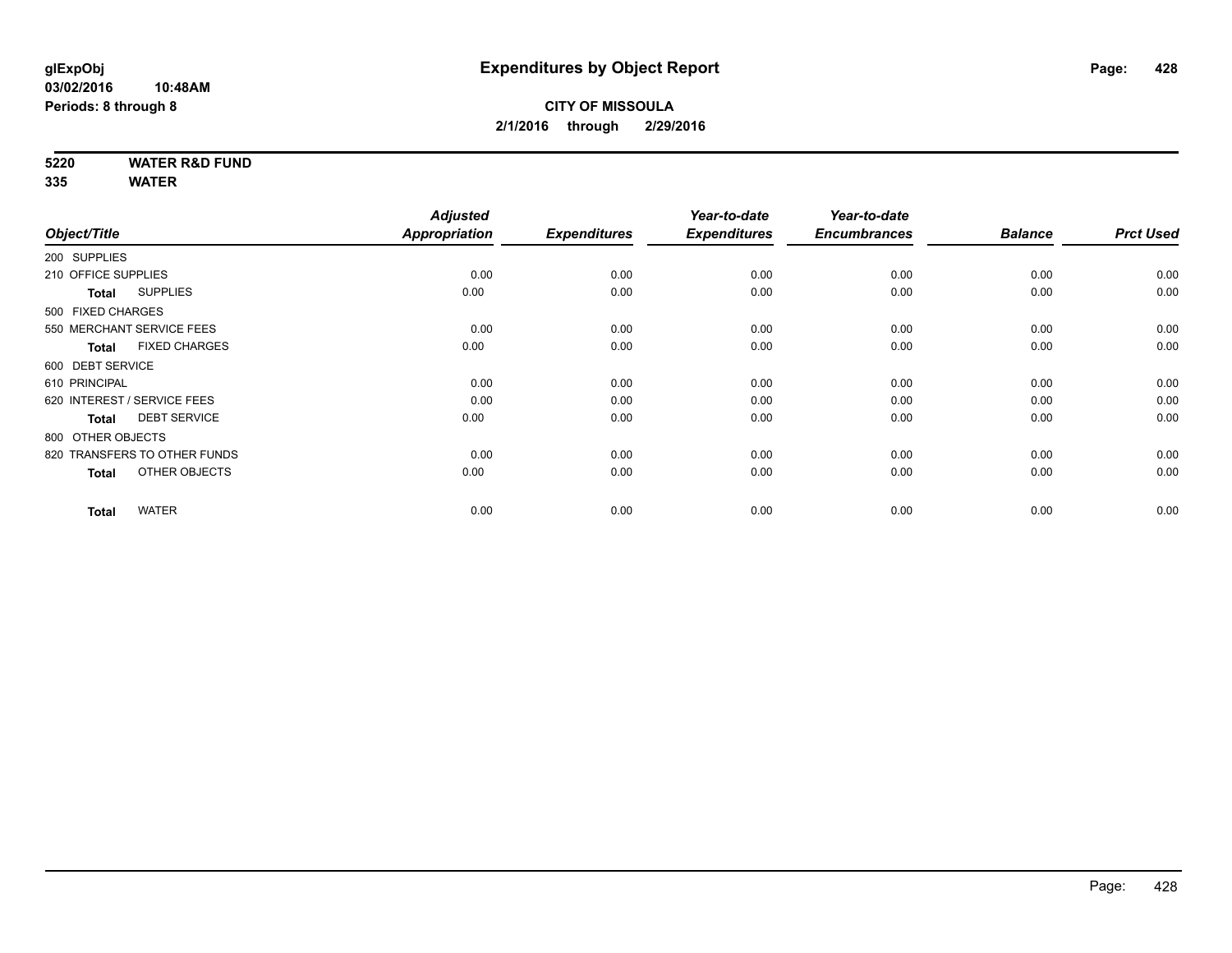**glExpObj**
**03/02/2016 10:48AM**
**Periods: 8 through 8**

# Expenditures by Object Report

**CITY OF MISSOULA**
**2/1/2016 through 2/29/2016**

**5220 WATER R&D FUND**
**335 WATER**

| Object/Title | Adjusted Appropriation | Expenditures | Year-to-date Expenditures | Year-to-date Encumbrances | Balance | Prct Used |
|---|---|---|---|---|---|---|
| 200 SUPPLIES | | | | | | |
| 210 OFFICE SUPPLIES | 0.00 | 0.00 | 0.00 | 0.00 | 0.00 | 0.00 |
| **Total** SUPPLIES | 0.00 | 0.00 | 0.00 | 0.00 | 0.00 | 0.00 |
| 500 FIXED CHARGES | | | | | | |
| 550 MERCHANT SERVICE FEES | 0.00 | 0.00 | 0.00 | 0.00 | 0.00 | 0.00 |
| **Total** FIXED CHARGES | 0.00 | 0.00 | 0.00 | 0.00 | 0.00 | 0.00 |
| 600 DEBT SERVICE | | | | | | |
| 610 PRINCIPAL | 0.00 | 0.00 | 0.00 | 0.00 | 0.00 | 0.00 |
| 620 INTEREST / SERVICE FEES | 0.00 | 0.00 | 0.00 | 0.00 | 0.00 | 0.00 |
| **Total** DEBT SERVICE | 0.00 | 0.00 | 0.00 | 0.00 | 0.00 | 0.00 |
| 800 OTHER OBJECTS | | | | | | |
| 820 TRANSFERS TO OTHER FUNDS | 0.00 | 0.00 | 0.00 | 0.00 | 0.00 | 0.00 |
| **Total** OTHER OBJECTS | 0.00 | 0.00 | 0.00 | 0.00 | 0.00 | 0.00 |
| **Total** WATER | 0.00 | 0.00 | 0.00 | 0.00 | 0.00 | 0.00 |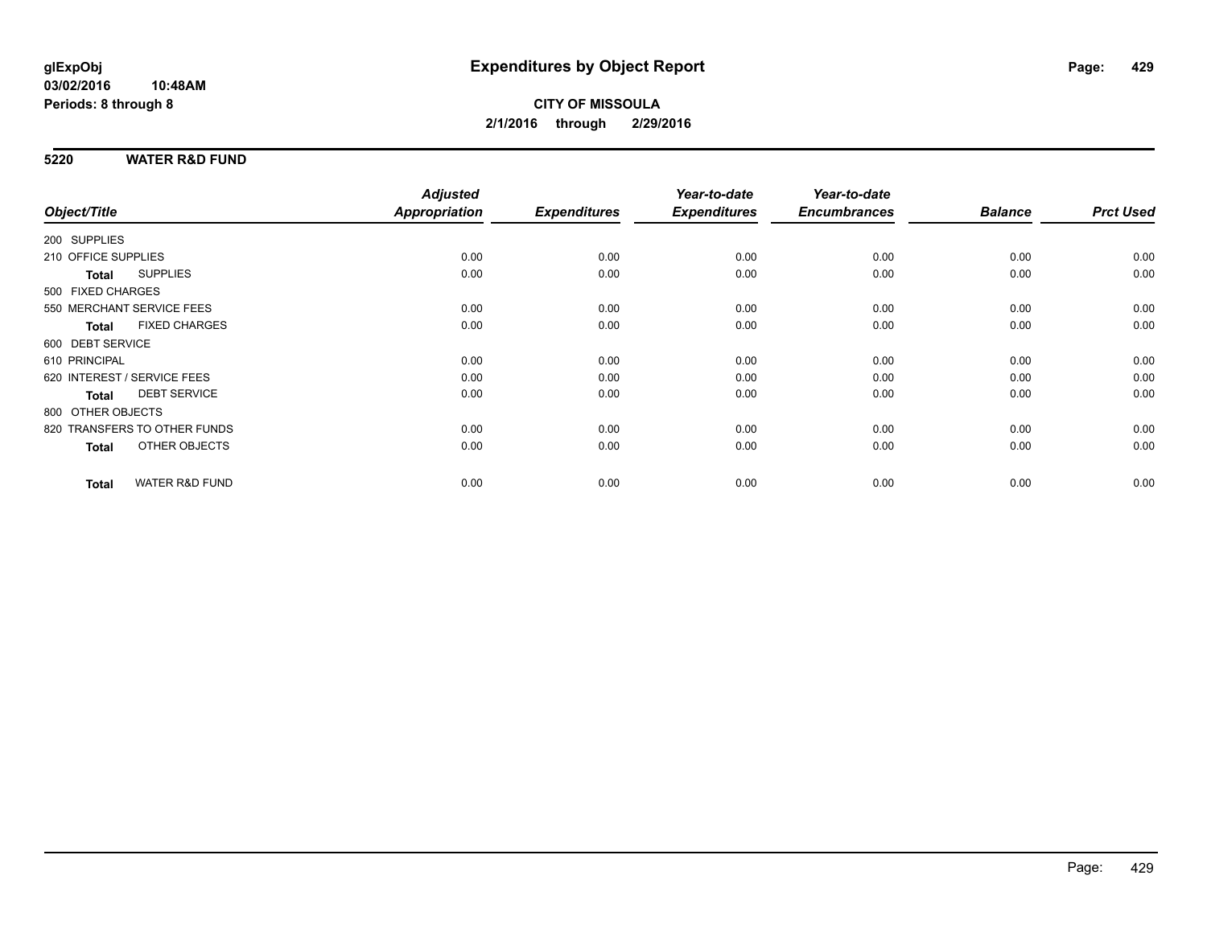# Expenditures by Object Report

glExpObj
03/02/2016 10:48AM
Periods: 8 through 8

**CITY OF MISSOULA**
**2/1/2016 through 2/29/2016**

## 5220 WATER R&D FUND

| Object/Title | Adjusted Appropriation | Expenditures | Year-to-date Expenditures | Year-to-date Encumbrances | Balance | Prct Used |
|---|---|---|---|---|---|---|
| 200 SUPPLIES | | | | | | |
| 210 OFFICE SUPPLIES | 0.00 | 0.00 | 0.00 | 0.00 | 0.00 | 0.00 |
| **Total** SUPPLIES | 0.00 | 0.00 | 0.00 | 0.00 | 0.00 | 0.00 |
| 500 FIXED CHARGES | | | | | | |
| 550 MERCHANT SERVICE FEES | 0.00 | 0.00 | 0.00 | 0.00 | 0.00 | 0.00 |
| **Total** FIXED CHARGES | 0.00 | 0.00 | 0.00 | 0.00 | 0.00 | 0.00 |
| 600 DEBT SERVICE | | | | | | |
| 610 PRINCIPAL | 0.00 | 0.00 | 0.00 | 0.00 | 0.00 | 0.00 |
| 620 INTEREST / SERVICE FEES | 0.00 | 0.00 | 0.00 | 0.00 | 0.00 | 0.00 |
| **Total** DEBT SERVICE | 0.00 | 0.00 | 0.00 | 0.00 | 0.00 | 0.00 |
| 800 OTHER OBJECTS | | | | | | |
| 820 TRANSFERS TO OTHER FUNDS | 0.00 | 0.00 | 0.00 | 0.00 | 0.00 | 0.00 |
| **Total** OTHER OBJECTS | 0.00 | 0.00 | 0.00 | 0.00 | 0.00 | 0.00 |
| **Total** WATER R&D FUND | 0.00 | 0.00 | 0.00 | 0.00 | 0.00 | 0.00 |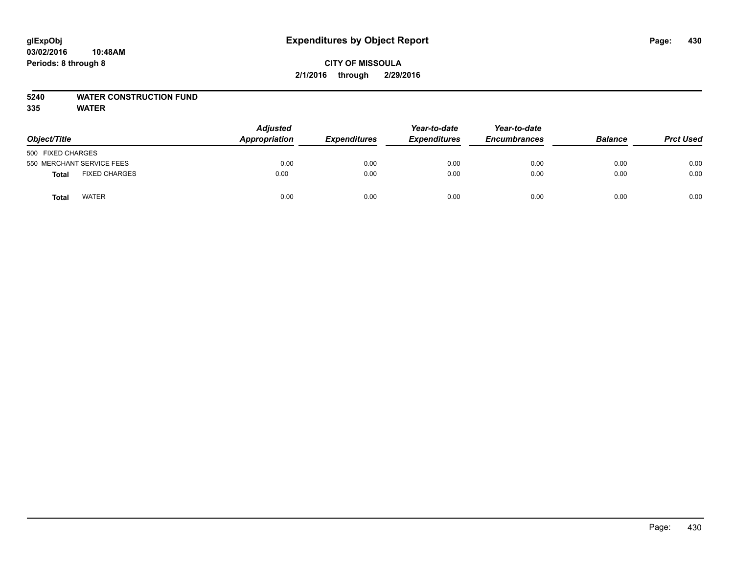# Expenditures by Object Report

**CITY OF MISSOULA**

**2/1/2016 through 2/29/2016**

glExpObj
03/02/2016 10:48AM
Periods: 8 through 8

**5240 WATER CONSTRUCTION FUND**
**335 WATER**

| Object/Title | Adjusted Appropriation | Expenditures | Year-to-date Expenditures | Year-to-date Encumbrances | Balance | Prct Used |
|---|---|---|---|---|---|---|
| 500 FIXED CHARGES | | | | | | |
| 550 MERCHANT SERVICE FEES | 0.00 | 0.00 | 0.00 | 0.00 | 0.00 | 0.00 |
| **Total** FIXED CHARGES | 0.00 | 0.00 | 0.00 | 0.00 | 0.00 | 0.00 |
| **Total** WATER | 0.00 | 0.00 | 0.00 | 0.00 | 0.00 | 0.00 |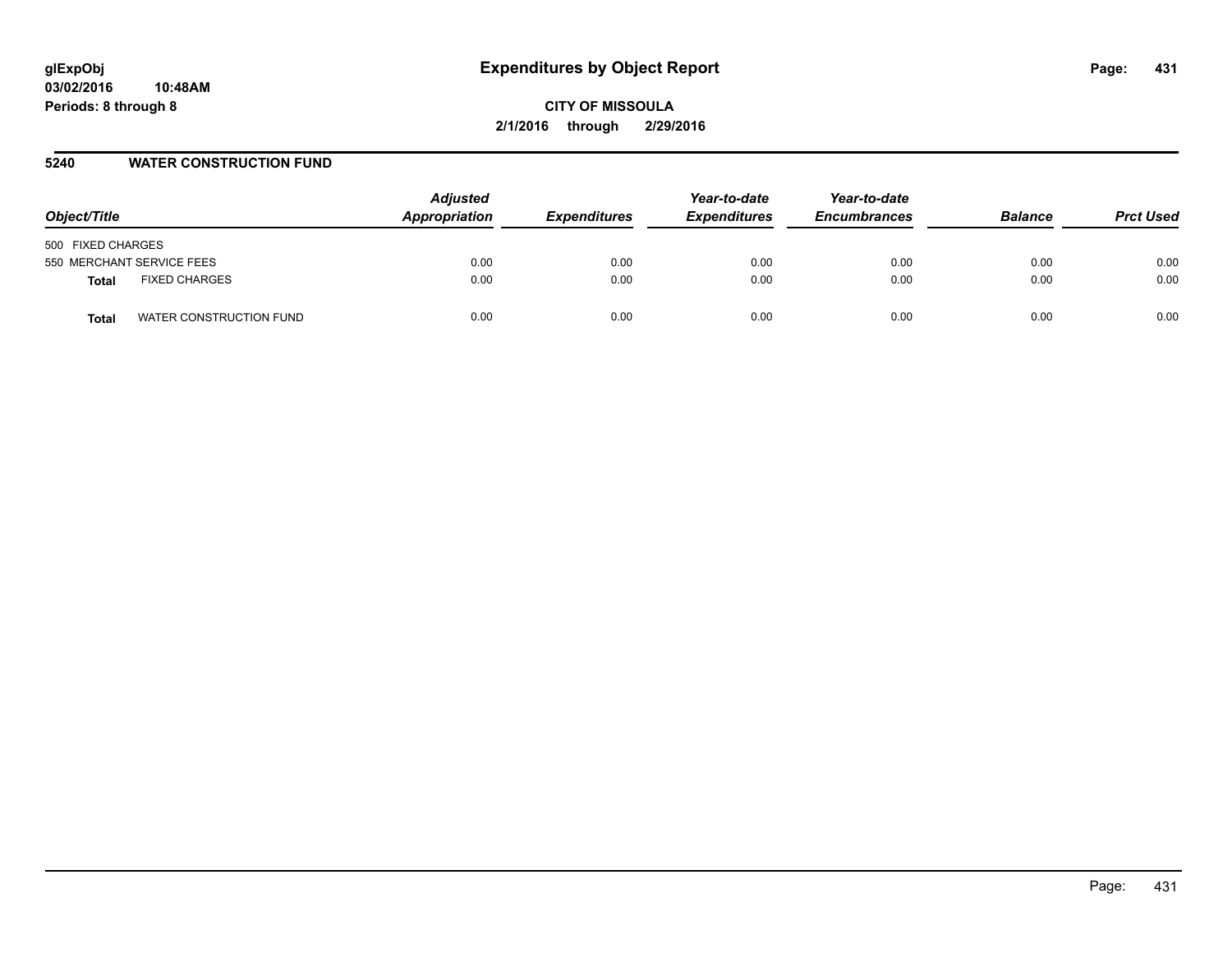# Expenditures by Object Report

glExpObj
03/02/2016 10:48AM
Periods: 8 through 8

**CITY OF MISSOULA**
**2/1/2016 through 2/29/2016**

## 5240 WATER CONSTRUCTION FUND

| Object/Title | | Adjusted Appropriation | Expenditures | Year-to-date Expenditures | Year-to-date Encumbrances | Balance | Prct Used |
|---|---|---|---|---|---|---|---|
| 500 FIXED CHARGES | | | | | | | |
| 550 MERCHANT SERVICE FEES | | 0.00 | 0.00 | 0.00 | 0.00 | 0.00 | 0.00 |
| **Total** | FIXED CHARGES | 0.00 | 0.00 | 0.00 | 0.00 | 0.00 | 0.00 |
| **Total** | WATER CONSTRUCTION FUND | 0.00 | 0.00 | 0.00 | 0.00 | 0.00 | 0.00 |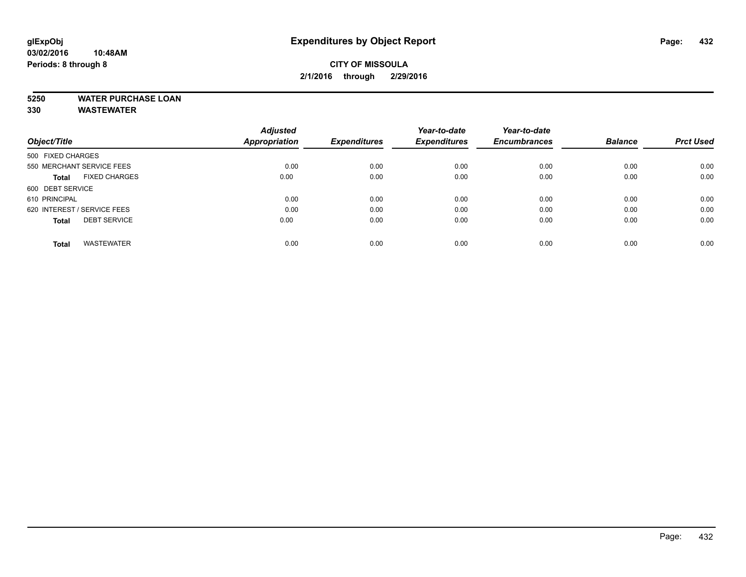**Expenditures by Object Report**

**CITY OF MISSOULA**

**2/1/2016 through 2/29/2016**

glExpObj
03/02/2016 10:48AM
Periods: 8 through 8

**5250 WATER PURCHASE LOAN**

**330 WASTEWATER**

| Object/Title | Adjusted Appropriation | Expenditures | Year-to-date Expenditures | Year-to-date Encumbrances | Balance | Prct Used |
|---|---|---|---|---|---|---|
| 500 FIXED CHARGES | | | | | | |
| 550 MERCHANT SERVICE FEES | 0.00 | 0.00 | 0.00 | 0.00 | 0.00 | 0.00 |
| **Total** FIXED CHARGES | 0.00 | 0.00 | 0.00 | 0.00 | 0.00 | 0.00 |
| 600 DEBT SERVICE | | | | | | |
| 610 PRINCIPAL | 0.00 | 0.00 | 0.00 | 0.00 | 0.00 | 0.00 |
| 620 INTEREST / SERVICE FEES | 0.00 | 0.00 | 0.00 | 0.00 | 0.00 | 0.00 |
| **Total** DEBT SERVICE | 0.00 | 0.00 | 0.00 | 0.00 | 0.00 | 0.00 |
| **Total** WASTEWATER | 0.00 | 0.00 | 0.00 | 0.00 | 0.00 | 0.00 |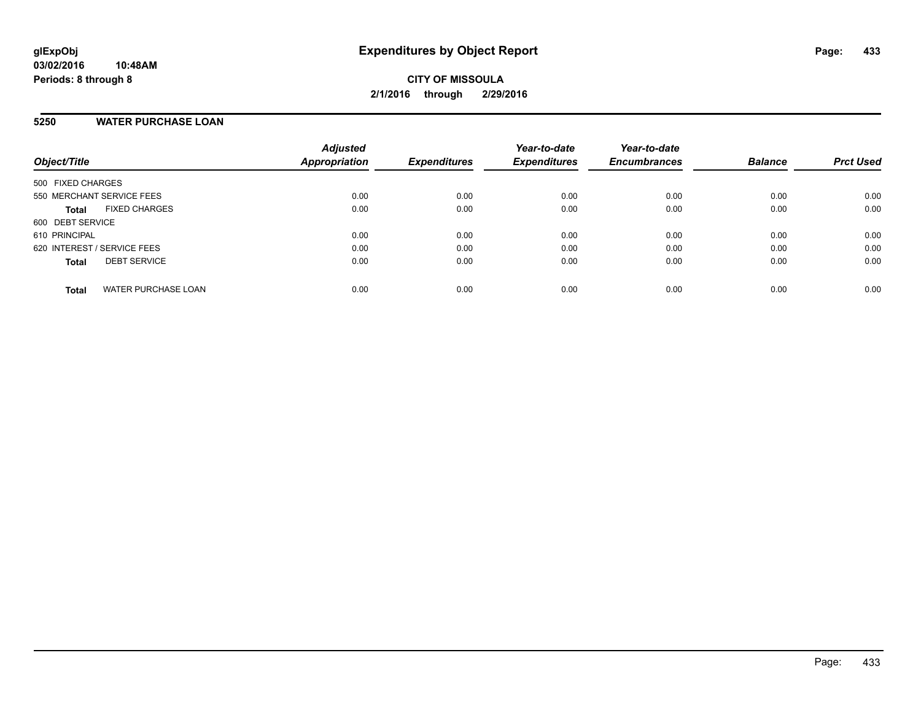# Expenditures by Object Report

glExpObj
03/02/2016 10:48AM
Periods: 8 through 8

**CITY OF MISSOULA**
**2/1/2016 through 2/29/2016**

## 5250 WATER PURCHASE LOAN

| Object/Title | Adjusted Appropriation | Expenditures | Year-to-date Expenditures | Year-to-date Encumbrances | Balance | Prct Used |
|---|---|---|---|---|---|---|
| 500 FIXED CHARGES | | | | | | |
| 550 MERCHANT SERVICE FEES | 0.00 | 0.00 | 0.00 | 0.00 | 0.00 | 0.00 |
| **Total** FIXED CHARGES | 0.00 | 0.00 | 0.00 | 0.00 | 0.00 | 0.00 |
| 600 DEBT SERVICE | | | | | | |
| 610 PRINCIPAL | 0.00 | 0.00 | 0.00 | 0.00 | 0.00 | 0.00 |
| 620 INTEREST / SERVICE FEES | 0.00 | 0.00 | 0.00 | 0.00 | 0.00 | 0.00 |
| **Total** DEBT SERVICE | 0.00 | 0.00 | 0.00 | 0.00 | 0.00 | 0.00 |
| **Total** WATER PURCHASE LOAN | 0.00 | 0.00 | 0.00 | 0.00 | 0.00 | 0.00 |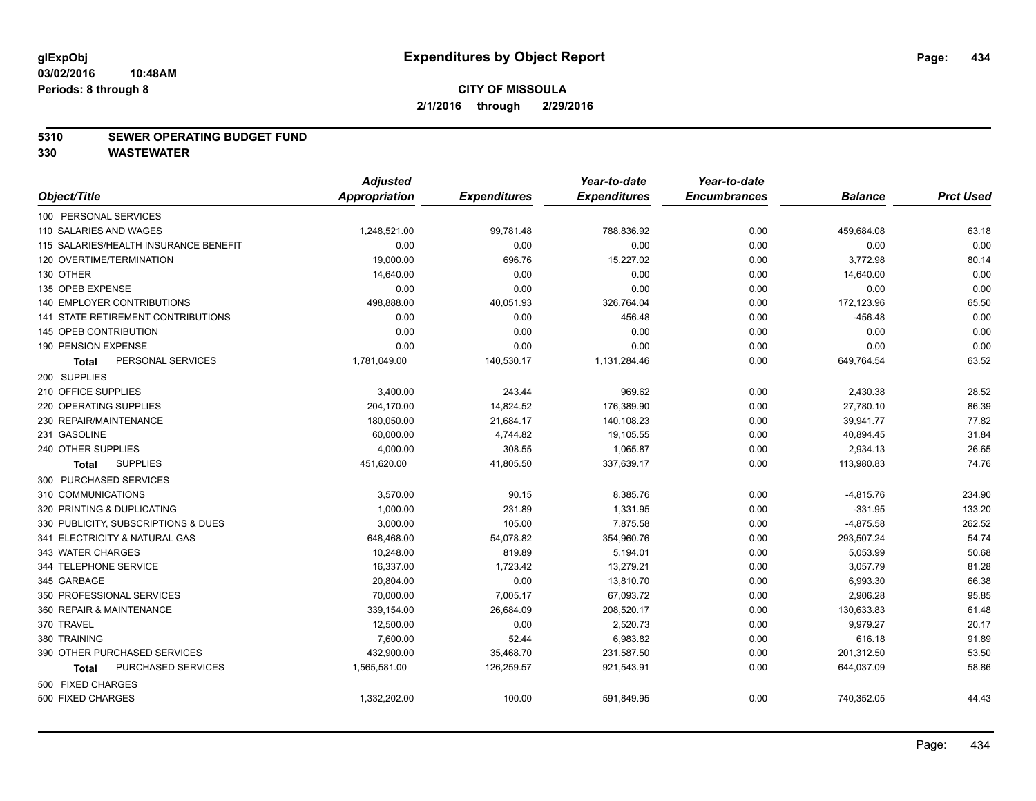# Expenditures by Object Report

**glExpObj**
**03/02/2016 10:48AM**
**Periods: 8 through 8**

**CITY OF MISSOULA**
**2/1/2016 through 2/29/2016**

**5310 SEWER OPERATING BUDGET FUND**
**330 WASTEWATER**

| Object/Title | Adjusted Appropriation | Expenditures | Year-to-date Expenditures | Year-to-date Encumbrances | Balance | Prct Used |
|---|---|---|---|---|---|---|
| 100 PERSONAL SERVICES | | | | | | |
| 110 SALARIES AND WAGES | 1,248,521.00 | 99,781.48 | 788,836.92 | 0.00 | 459,684.08 | 63.18 |
| 115 SALARIES/HEALTH INSURANCE BENEFIT | 0.00 | 0.00 | 0.00 | 0.00 | 0.00 | 0.00 |
| 120 OVERTIME/TERMINATION | 19,000.00 | 696.76 | 15,227.02 | 0.00 | 3,772.98 | 80.14 |
| 130 OTHER | 14,640.00 | 0.00 | 0.00 | 0.00 | 14,640.00 | 0.00 |
| 135 OPEB EXPENSE | 0.00 | 0.00 | 0.00 | 0.00 | 0.00 | 0.00 |
| 140 EMPLOYER CONTRIBUTIONS | 498,888.00 | 40,051.93 | 326,764.04 | 0.00 | 172,123.96 | 65.50 |
| 141 STATE RETIREMENT CONTRIBUTIONS | 0.00 | 0.00 | 456.48 | 0.00 | -456.48 | 0.00 |
| 145 OPEB CONTRIBUTION | 0.00 | 0.00 | 0.00 | 0.00 | 0.00 | 0.00 |
| 190 PENSION EXPENSE | 0.00 | 0.00 | 0.00 | 0.00 | 0.00 | 0.00 |
| **Total** PERSONAL SERVICES | 1,781,049.00 | 140,530.17 | 1,131,284.46 | 0.00 | 649,764.54 | 63.52 |
| 200 SUPPLIES | | | | | | |
| 210 OFFICE SUPPLIES | 3,400.00 | 243.44 | 969.62 | 0.00 | 2,430.38 | 28.52 |
| 220 OPERATING SUPPLIES | 204,170.00 | 14,824.52 | 176,389.90 | 0.00 | 27,780.10 | 86.39 |
| 230 REPAIR/MAINTENANCE | 180,050.00 | 21,684.17 | 140,108.23 | 0.00 | 39,941.77 | 77.82 |
| 231 GASOLINE | 60,000.00 | 4,744.82 | 19,105.55 | 0.00 | 40,894.45 | 31.84 |
| 240 OTHER SUPPLIES | 4,000.00 | 308.55 | 1,065.87 | 0.00 | 2,934.13 | 26.65 |
| **Total** SUPPLIES | 451,620.00 | 41,805.50 | 337,639.17 | 0.00 | 113,980.83 | 74.76 |
| 300 PURCHASED SERVICES | | | | | | |
| 310 COMMUNICATIONS | 3,570.00 | 90.15 | 8,385.76 | 0.00 | -4,815.76 | 234.90 |
| 320 PRINTING & DUPLICATING | 1,000.00 | 231.89 | 1,331.95 | 0.00 | -331.95 | 133.20 |
| 330 PUBLICITY, SUBSCRIPTIONS & DUES | 3,000.00 | 105.00 | 7,875.58 | 0.00 | -4,875.58 | 262.52 |
| 341 ELECTRICITY & NATURAL GAS | 648,468.00 | 54,078.82 | 354,960.76 | 0.00 | 293,507.24 | 54.74 |
| 343 WATER CHARGES | 10,248.00 | 819.89 | 5,194.01 | 0.00 | 5,053.99 | 50.68 |
| 344 TELEPHONE SERVICE | 16,337.00 | 1,723.42 | 13,279.21 | 0.00 | 3,057.79 | 81.28 |
| 345 GARBAGE | 20,804.00 | 0.00 | 13,810.70 | 0.00 | 6,993.30 | 66.38 |
| 350 PROFESSIONAL SERVICES | 70,000.00 | 7,005.17 | 67,093.72 | 0.00 | 2,906.28 | 95.85 |
| 360 REPAIR & MAINTENANCE | 339,154.00 | 26,684.09 | 208,520.17 | 0.00 | 130,633.83 | 61.48 |
| 370 TRAVEL | 12,500.00 | 0.00 | 2,520.73 | 0.00 | 9,979.27 | 20.17 |
| 380 TRAINING | 7,600.00 | 52.44 | 6,983.82 | 0.00 | 616.18 | 91.89 |
| 390 OTHER PURCHASED SERVICES | 432,900.00 | 35,468.70 | 231,587.50 | 0.00 | 201,312.50 | 53.50 |
| **Total** PURCHASED SERVICES | 1,565,581.00 | 126,259.57 | 921,543.91 | 0.00 | 644,037.09 | 58.86 |
| 500 FIXED CHARGES | | | | | | |
| 500 FIXED CHARGES | 1,332,202.00 | 100.00 | 591,849.95 | 0.00 | 740,352.05 | 44.43 |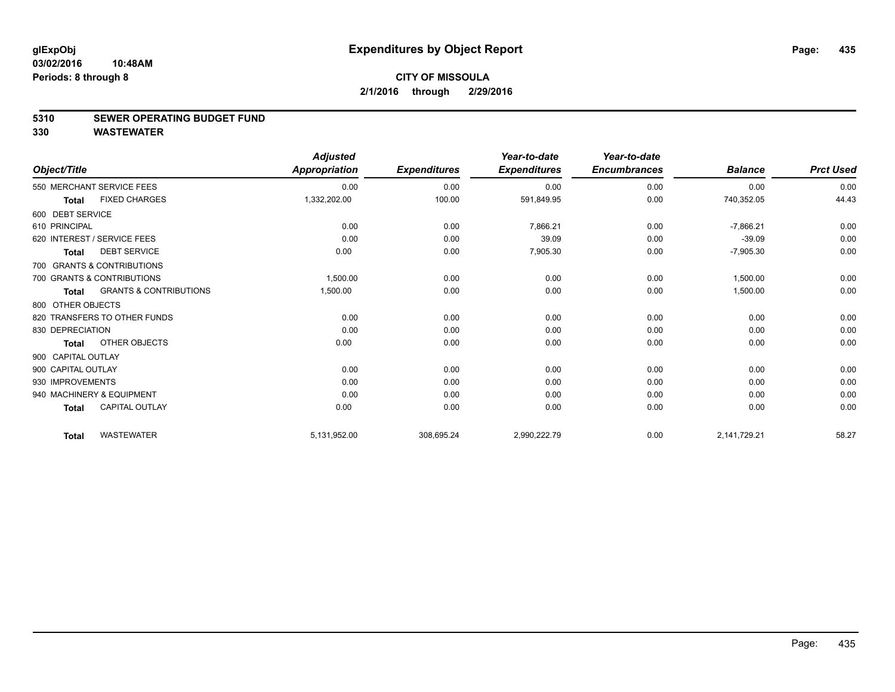# Expenditures by Object Report

glExpObj
03/02/2016 10:48AM
Periods: 8 through 8

**CITY OF MISSOULA**
**2/1/2016 through 2/29/2016**

## 5310 SEWER OPERATING BUDGET FUND
## 330 WASTEWATER

| Object/Title | Adjusted Appropriation | Expenditures | Year-to-date Expenditures | Year-to-date Encumbrances | Balance | Prct Used |
|---|---|---|---|---|---|---|
| 550 MERCHANT SERVICE FEES | 0.00 | 0.00 | 0.00 | 0.00 | 0.00 | 0.00 |
| **Total** FIXED CHARGES | 1,332,202.00 | 100.00 | 591,849.95 | 0.00 | 740,352.05 | 44.43 |
| 600 DEBT SERVICE | | | | | | |
| 610 PRINCIPAL | 0.00 | 0.00 | 7,866.21 | 0.00 | -7,866.21 | 0.00 |
| 620 INTEREST / SERVICE FEES | 0.00 | 0.00 | 39.09 | 0.00 | -39.09 | 0.00 |
| **Total** DEBT SERVICE | 0.00 | 0.00 | 7,905.30 | 0.00 | -7,905.30 | 0.00 |
| 700 GRANTS & CONTRIBUTIONS | | | | | | |
| 700 GRANTS & CONTRIBUTIONS | 1,500.00 | 0.00 | 0.00 | 0.00 | 1,500.00 | 0.00 |
| **Total** GRANTS & CONTRIBUTIONS | 1,500.00 | 0.00 | 0.00 | 0.00 | 1,500.00 | 0.00 |
| 800 OTHER OBJECTS | | | | | | |
| 820 TRANSFERS TO OTHER FUNDS | 0.00 | 0.00 | 0.00 | 0.00 | 0.00 | 0.00 |
| 830 DEPRECIATION | 0.00 | 0.00 | 0.00 | 0.00 | 0.00 | 0.00 |
| **Total** OTHER OBJECTS | 0.00 | 0.00 | 0.00 | 0.00 | 0.00 | 0.00 |
| 900 CAPITAL OUTLAY | | | | | | |
| 900 CAPITAL OUTLAY | 0.00 | 0.00 | 0.00 | 0.00 | 0.00 | 0.00 |
| 930 IMPROVEMENTS | 0.00 | 0.00 | 0.00 | 0.00 | 0.00 | 0.00 |
| 940 MACHINERY & EQUIPMENT | 0.00 | 0.00 | 0.00 | 0.00 | 0.00 | 0.00 |
| **Total** CAPITAL OUTLAY | 0.00 | 0.00 | 0.00 | 0.00 | 0.00 | 0.00 |
| **Total** WASTEWATER | 5,131,952.00 | 308,695.24 | 2,990,222.79 | 0.00 | 2,141,729.21 | 58.27 |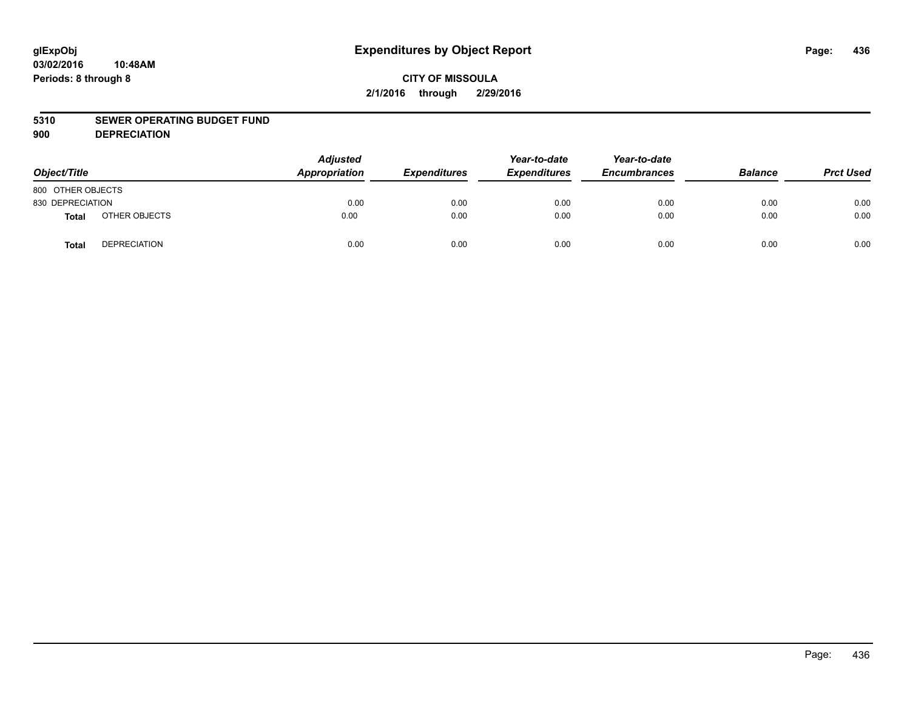# Expenditures by Object Report

glExpObj
03/02/2016 10:48AM
Periods: 8 through 8

**CITY OF MISSOULA**
**2/1/2016 through 2/29/2016**

**5310 SEWER OPERATING BUDGET FUND**
**900 DEPRECIATION**

| Object/Title | | Adjusted Appropriation | Expenditures | Year-to-date Expenditures | Year-to-date Encumbrances | Balance | Prct Used |
|---|---|---|---|---|---|---|---|
| 800 OTHER OBJECTS | | | | | | | |
| 830 DEPRECIATION | | 0.00 | 0.00 | 0.00 | 0.00 | 0.00 | 0.00 |
| **Total** | OTHER OBJECTS | 0.00 | 0.00 | 0.00 | 0.00 | 0.00 | 0.00 |
| **Total** | DEPRECIATION | 0.00 | 0.00 | 0.00 | 0.00 | 0.00 | 0.00 |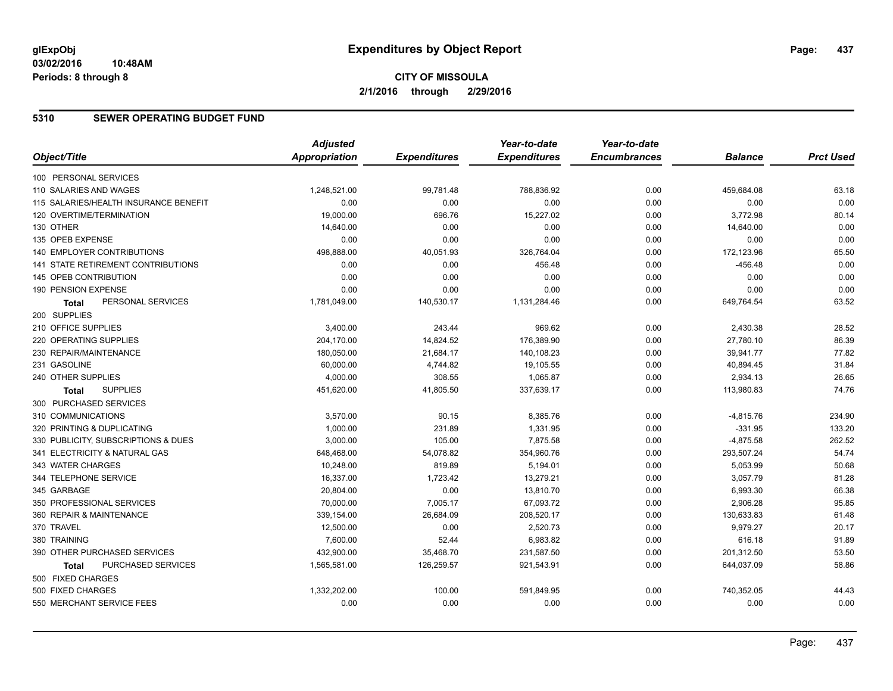**glExpObj**
**03/02/2016 10:48AM**
**Periods: 8 through 8**

# Expenditures by Object Report

**CITY OF MISSOULA**
**2/1/2016 through 2/29/2016**

## 5310 SEWER OPERATING BUDGET FUND

| Object/Title | Adjusted Appropriation | Expenditures | Year-to-date Expenditures | Year-to-date Encumbrances | Balance | Prct Used |
|---|---|---|---|---|---|---|
| 100 PERSONAL SERVICES | | | | | | |
| 110 SALARIES AND WAGES | 1,248,521.00 | 99,781.48 | 788,836.92 | 0.00 | 459,684.08 | 63.18 |
| 115 SALARIES/HEALTH INSURANCE BENEFIT | 0.00 | 0.00 | 0.00 | 0.00 | 0.00 | 0.00 |
| 120 OVERTIME/TERMINATION | 19,000.00 | 696.76 | 15,227.02 | 0.00 | 3,772.98 | 80.14 |
| 130 OTHER | 14,640.00 | 0.00 | 0.00 | 0.00 | 14,640.00 | 0.00 |
| 135 OPEB EXPENSE | 0.00 | 0.00 | 0.00 | 0.00 | 0.00 | 0.00 |
| 140 EMPLOYER CONTRIBUTIONS | 498,888.00 | 40,051.93 | 326,764.04 | 0.00 | 172,123.96 | 65.50 |
| 141 STATE RETIREMENT CONTRIBUTIONS | 0.00 | 0.00 | 456.48 | 0.00 | -456.48 | 0.00 |
| 145 OPEB CONTRIBUTION | 0.00 | 0.00 | 0.00 | 0.00 | 0.00 | 0.00 |
| 190 PENSION EXPENSE | 0.00 | 0.00 | 0.00 | 0.00 | 0.00 | 0.00 |
| **Total** PERSONAL SERVICES | 1,781,049.00 | 140,530.17 | 1,131,284.46 | 0.00 | 649,764.54 | 63.52 |
| 200 SUPPLIES | | | | | | |
| 210 OFFICE SUPPLIES | 3,400.00 | 243.44 | 969.62 | 0.00 | 2,430.38 | 28.52 |
| 220 OPERATING SUPPLIES | 204,170.00 | 14,824.52 | 176,389.90 | 0.00 | 27,780.10 | 86.39 |
| 230 REPAIR/MAINTENANCE | 180,050.00 | 21,684.17 | 140,108.23 | 0.00 | 39,941.77 | 77.82 |
| 231 GASOLINE | 60,000.00 | 4,744.82 | 19,105.55 | 0.00 | 40,894.45 | 31.84 |
| 240 OTHER SUPPLIES | 4,000.00 | 308.55 | 1,065.87 | 0.00 | 2,934.13 | 26.65 |
| **Total** SUPPLIES | 451,620.00 | 41,805.50 | 337,639.17 | 0.00 | 113,980.83 | 74.76 |
| 300 PURCHASED SERVICES | | | | | | |
| 310 COMMUNICATIONS | 3,570.00 | 90.15 | 8,385.76 | 0.00 | -4,815.76 | 234.90 |
| 320 PRINTING & DUPLICATING | 1,000.00 | 231.89 | 1,331.95 | 0.00 | -331.95 | 133.20 |
| 330 PUBLICITY, SUBSCRIPTIONS & DUES | 3,000.00 | 105.00 | 7,875.58 | 0.00 | -4,875.58 | 262.52 |
| 341 ELECTRICITY & NATURAL GAS | 648,468.00 | 54,078.82 | 354,960.76 | 0.00 | 293,507.24 | 54.74 |
| 343 WATER CHARGES | 10,248.00 | 819.89 | 5,194.01 | 0.00 | 5,053.99 | 50.68 |
| 344 TELEPHONE SERVICE | 16,337.00 | 1,723.42 | 13,279.21 | 0.00 | 3,057.79 | 81.28 |
| 345 GARBAGE | 20,804.00 | 0.00 | 13,810.70 | 0.00 | 6,993.30 | 66.38 |
| 350 PROFESSIONAL SERVICES | 70,000.00 | 7,005.17 | 67,093.72 | 0.00 | 2,906.28 | 95.85 |
| 360 REPAIR & MAINTENANCE | 339,154.00 | 26,684.09 | 208,520.17 | 0.00 | 130,633.83 | 61.48 |
| 370 TRAVEL | 12,500.00 | 0.00 | 2,520.73 | 0.00 | 9,979.27 | 20.17 |
| 380 TRAINING | 7,600.00 | 52.44 | 6,983.82 | 0.00 | 616.18 | 91.89 |
| 390 OTHER PURCHASED SERVICES | 432,900.00 | 35,468.70 | 231,587.50 | 0.00 | 201,312.50 | 53.50 |
| **Total** PURCHASED SERVICES | 1,565,581.00 | 126,259.57 | 921,543.91 | 0.00 | 644,037.09 | 58.86 |
| 500 FIXED CHARGES | | | | | | |
| 500 FIXED CHARGES | 1,332,202.00 | 100.00 | 591,849.95 | 0.00 | 740,352.05 | 44.43 |
| 550 MERCHANT SERVICE FEES | 0.00 | 0.00 | 0.00 | 0.00 | 0.00 | 0.00 |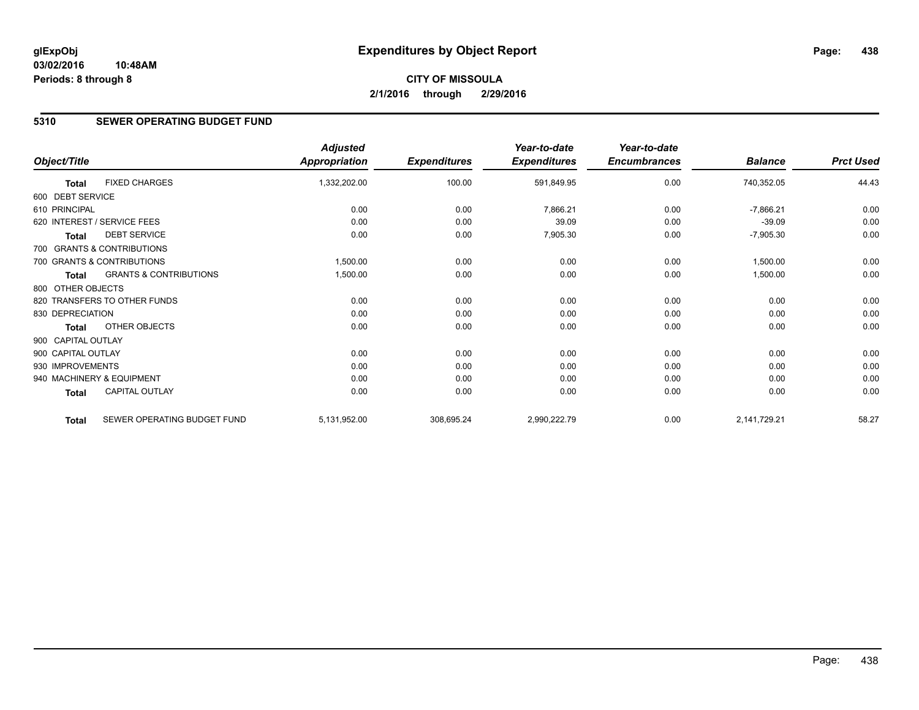glExpObj
03/02/2016 10:48AM
Periods: 8 through 8

# Expenditures by Object Report

**CITY OF MISSOULA**
**2/1/2016 through 2/29/2016**

## 5310 SEWER OPERATING BUDGET FUND

| Object/Title | | Adjusted Appropriation | Expenditures | Year-to-date Expenditures | Year-to-date Encumbrances | Balance | Prct Used |
|---|---|---|---|---|---|---|---|
| **Total** | FIXED CHARGES | 1,332,202.00 | 100.00 | 591,849.95 | 0.00 | 740,352.05 | 44.43 |
| 600 DEBT SERVICE | | | | | | | |
| 610 PRINCIPAL | | 0.00 | 0.00 | 7,866.21 | 0.00 | -7,866.21 | 0.00 |
| 620 INTEREST / SERVICE FEES | | 0.00 | 0.00 | 39.09 | 0.00 | -39.09 | 0.00 |
| **Total** | DEBT SERVICE | 0.00 | 0.00 | 7,905.30 | 0.00 | -7,905.30 | 0.00 |
| 700 GRANTS & CONTRIBUTIONS | | | | | | | |
| 700 GRANTS & CONTRIBUTIONS | | 1,500.00 | 0.00 | 0.00 | 0.00 | 1,500.00 | 0.00 |
| **Total** | GRANTS & CONTRIBUTIONS | 1,500.00 | 0.00 | 0.00 | 0.00 | 1,500.00 | 0.00 |
| 800 OTHER OBJECTS | | | | | | | |
| 820 TRANSFERS TO OTHER FUNDS | | 0.00 | 0.00 | 0.00 | 0.00 | 0.00 | 0.00 |
| 830 DEPRECIATION | | 0.00 | 0.00 | 0.00 | 0.00 | 0.00 | 0.00 |
| **Total** | OTHER OBJECTS | 0.00 | 0.00 | 0.00 | 0.00 | 0.00 | 0.00 |
| 900 CAPITAL OUTLAY | | | | | | | |
| 900 CAPITAL OUTLAY | | 0.00 | 0.00 | 0.00 | 0.00 | 0.00 | 0.00 |
| 930 IMPROVEMENTS | | 0.00 | 0.00 | 0.00 | 0.00 | 0.00 | 0.00 |
| 940 MACHINERY & EQUIPMENT | | 0.00 | 0.00 | 0.00 | 0.00 | 0.00 | 0.00 |
| **Total** | CAPITAL OUTLAY | 0.00 | 0.00 | 0.00 | 0.00 | 0.00 | 0.00 |
| **Total** | SEWER OPERATING BUDGET FUND | 5,131,952.00 | 308,695.24 | 2,990,222.79 | 0.00 | 2,141,729.21 | 58.27 |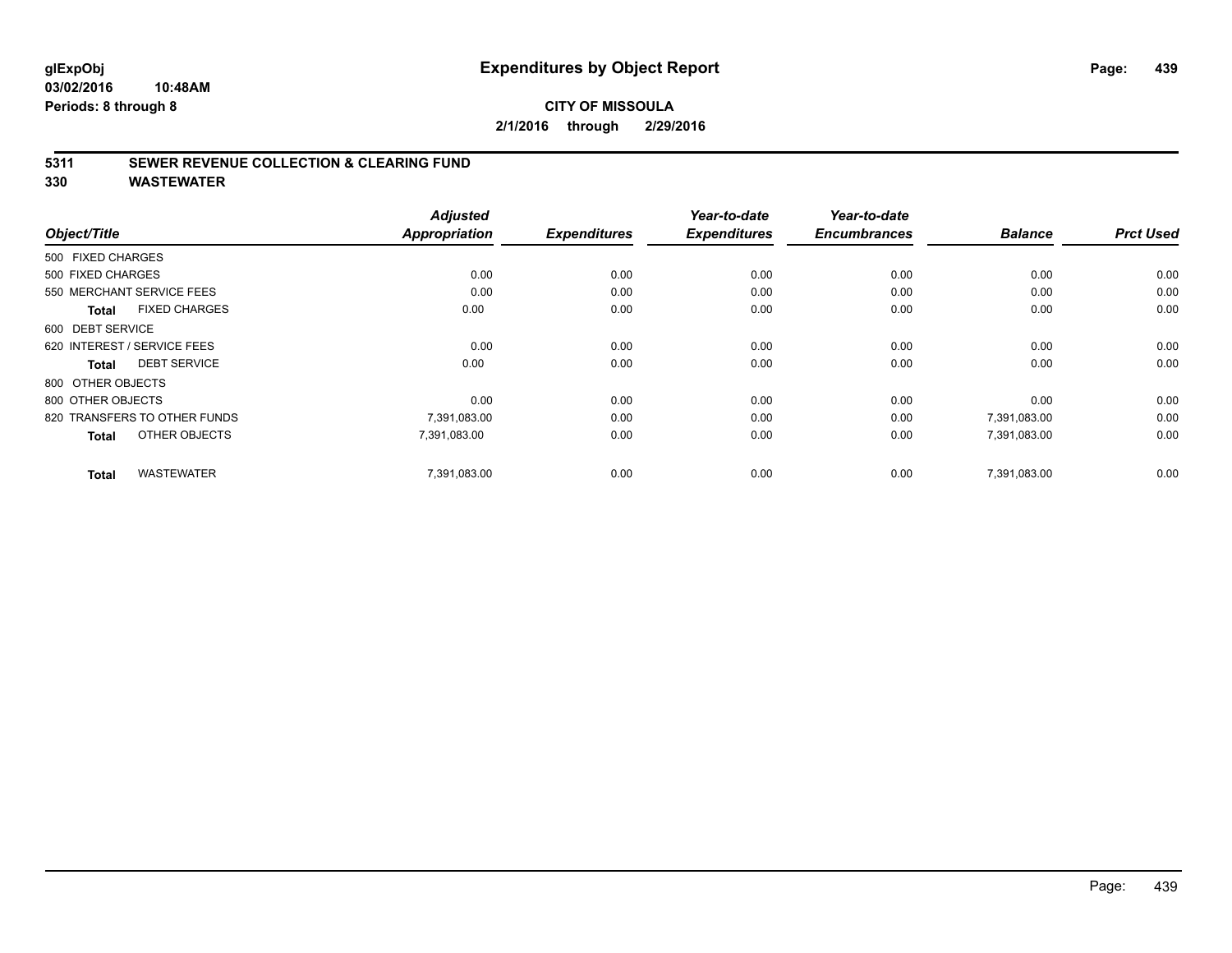# Expenditures by Object Report

glExpObj
03/02/2016 10:48AM
Periods: 8 through 8

**CITY OF MISSOULA**
**2/1/2016 through 2/29/2016**

**5311 SEWER REVENUE COLLECTION & CLEARING FUND**
**330 WASTEWATER**

| Object/Title | Adjusted Appropriation | Expenditures | Year-to-date Expenditures | Year-to-date Encumbrances | Balance | Prct Used |
|---|---|---|---|---|---|---|
| 500 FIXED CHARGES | | | | | | |
| 500 FIXED CHARGES | 0.00 | 0.00 | 0.00 | 0.00 | 0.00 | 0.00 |
| 550 MERCHANT SERVICE FEES | 0.00 | 0.00 | 0.00 | 0.00 | 0.00 | 0.00 |
| **Total** FIXED CHARGES | 0.00 | 0.00 | 0.00 | 0.00 | 0.00 | 0.00 |
| 600 DEBT SERVICE | | | | | | |
| 620 INTEREST / SERVICE FEES | 0.00 | 0.00 | 0.00 | 0.00 | 0.00 | 0.00 |
| **Total** DEBT SERVICE | 0.00 | 0.00 | 0.00 | 0.00 | 0.00 | 0.00 |
| 800 OTHER OBJECTS | | | | | | |
| 800 OTHER OBJECTS | 0.00 | 0.00 | 0.00 | 0.00 | 0.00 | 0.00 |
| 820 TRANSFERS TO OTHER FUNDS | 7,391,083.00 | 0.00 | 0.00 | 0.00 | 7,391,083.00 | 0.00 |
| **Total** OTHER OBJECTS | 7,391,083.00 | 0.00 | 0.00 | 0.00 | 7,391,083.00 | 0.00 |
| **Total** WASTEWATER | 7,391,083.00 | 0.00 | 0.00 | 0.00 | 7,391,083.00 | 0.00 |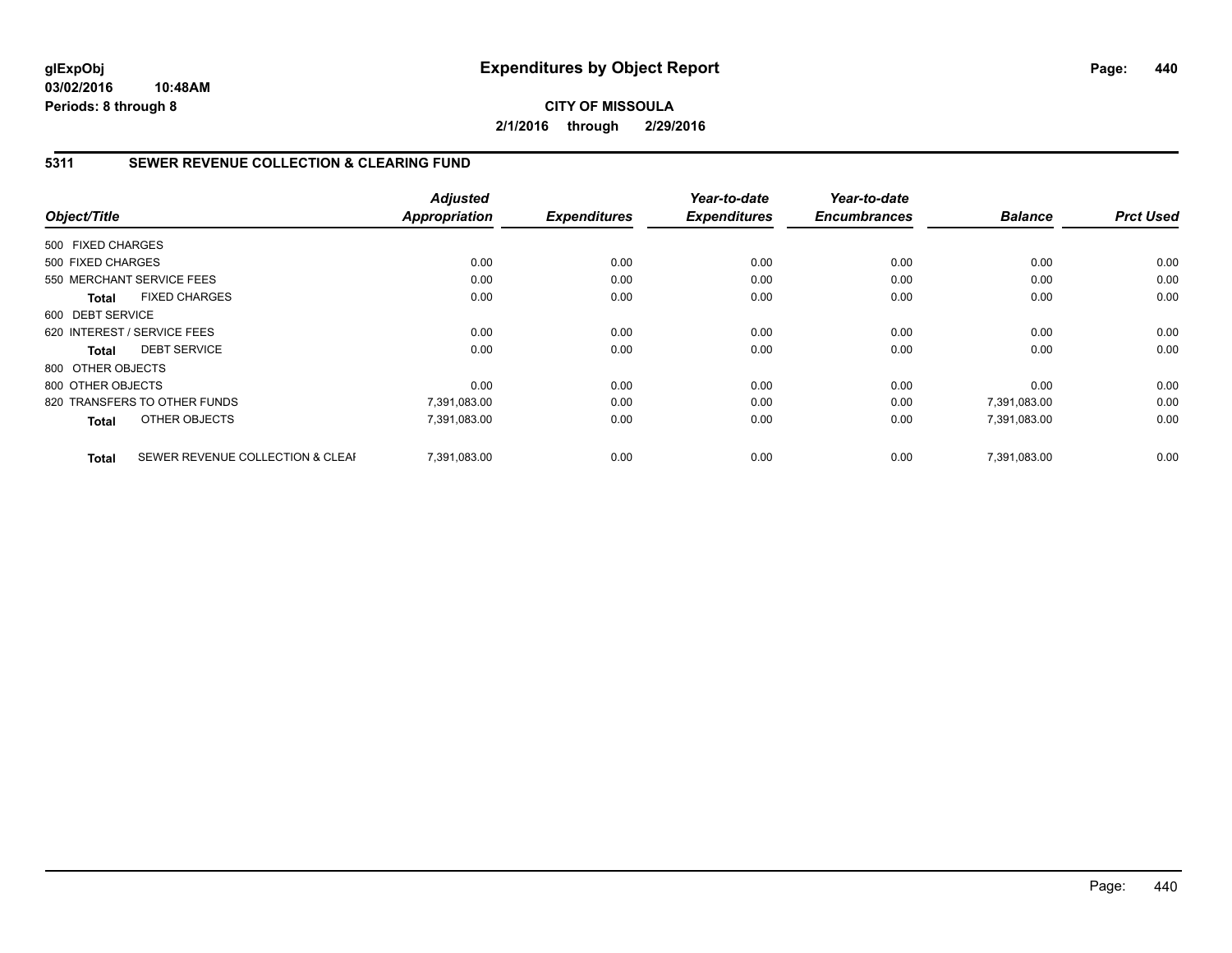**glExpObj** 
**03/02/2016 10:48AM** 
**Periods: 8 through 8**

# Expenditures by Object Report

**CITY OF MISSOULA**
**2/1/2016 through 2/29/2016**

## 5311 SEWER REVENUE COLLECTION & CLEARING FUND

| Object/Title | | *Adjusted Appropriation* | *Expenditures* | *Year-to-date Expenditures* | *Year-to-date Encumbrances* | *Balance* | *Prct Used* |
|---|---|---|---|---|---|---|---|
| 500 FIXED CHARGES | | | | | | | |
| 500 FIXED CHARGES | | 0.00 | 0.00 | 0.00 | 0.00 | 0.00 | 0.00 |
| 550 MERCHANT SERVICE FEES | | 0.00 | 0.00 | 0.00 | 0.00 | 0.00 | 0.00 |
| **Total** | FIXED CHARGES | 0.00 | 0.00 | 0.00 | 0.00 | 0.00 | 0.00 |
| 600 DEBT SERVICE | | | | | | | |
| 620 INTEREST / SERVICE FEES | | 0.00 | 0.00 | 0.00 | 0.00 | 0.00 | 0.00 |
| **Total** | DEBT SERVICE | 0.00 | 0.00 | 0.00 | 0.00 | 0.00 | 0.00 |
| 800 OTHER OBJECTS | | | | | | | |
| 800 OTHER OBJECTS | | 0.00 | 0.00 | 0.00 | 0.00 | 0.00 | 0.00 |
| 820 TRANSFERS TO OTHER FUNDS | | 7,391,083.00 | 0.00 | 0.00 | 0.00 | 7,391,083.00 | 0.00 |
| **Total** | OTHER OBJECTS | 7,391,083.00 | 0.00 | 0.00 | 0.00 | 7,391,083.00 | 0.00 |
| **Total** | SEWER REVENUE COLLECTION & CLEAI | 7,391,083.00 | 0.00 | 0.00 | 0.00 | 7,391,083.00 | 0.00 |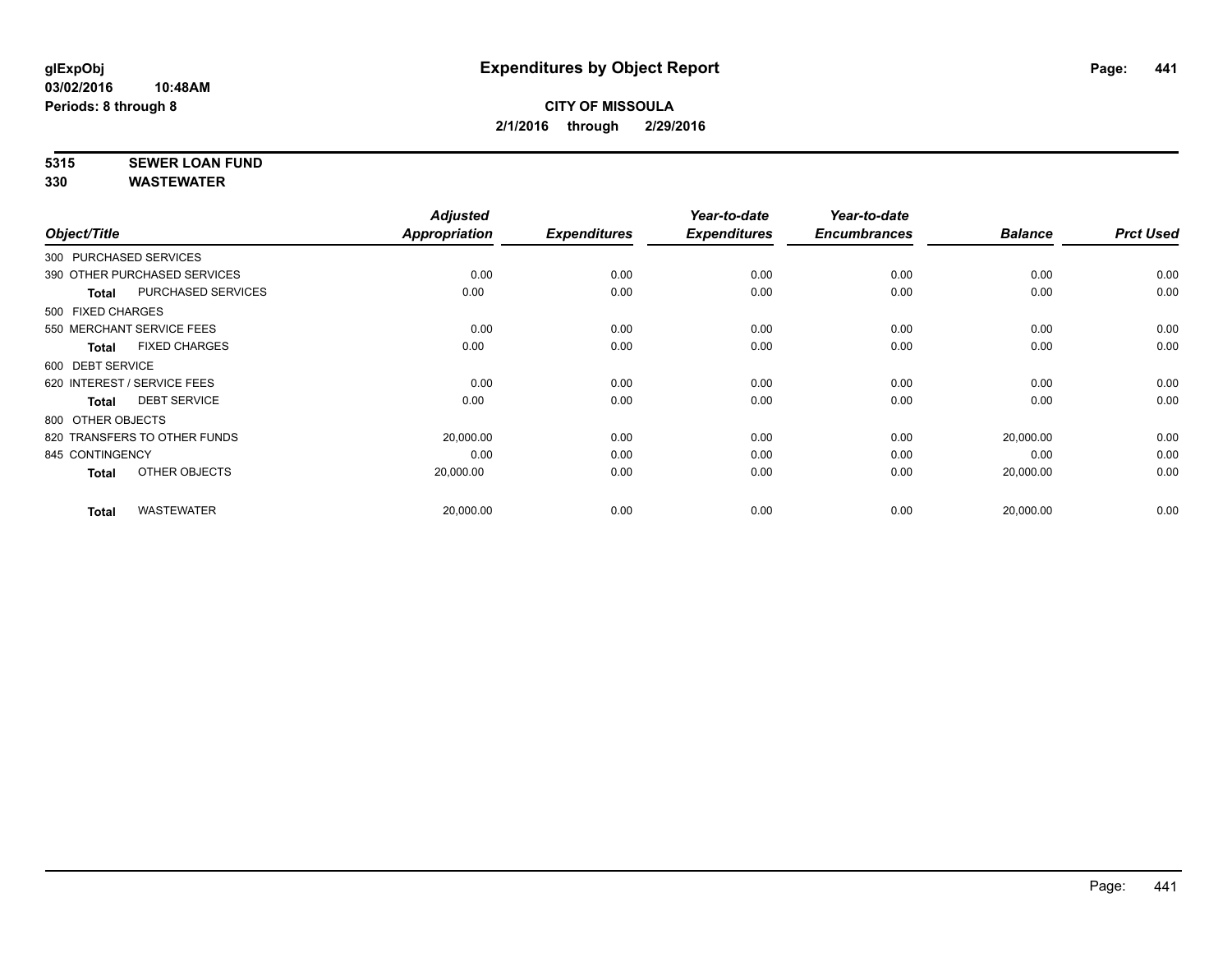**glExpObj**
**03/02/2016 10:48AM**
**Periods: 8 through 8**

# Expenditures by Object Report

**CITY OF MISSOULA**
**2/1/2016 through 2/29/2016**

**5315 SEWER LOAN FUND**
**330 WASTEWATER**

| Object/Title | Adjusted Appropriation | Expenditures | Year-to-date Expenditures | Year-to-date Encumbrances | Balance | Prct Used |
|---|---|---|---|---|---|---|
| 300 PURCHASED SERVICES | | | | | | |
| 390 OTHER PURCHASED SERVICES | 0.00 | 0.00 | 0.00 | 0.00 | 0.00 | 0.00 |
| **Total** PURCHASED SERVICES | 0.00 | 0.00 | 0.00 | 0.00 | 0.00 | 0.00 |
| 500 FIXED CHARGES | | | | | | |
| 550 MERCHANT SERVICE FEES | 0.00 | 0.00 | 0.00 | 0.00 | 0.00 | 0.00 |
| **Total** FIXED CHARGES | 0.00 | 0.00 | 0.00 | 0.00 | 0.00 | 0.00 |
| 600 DEBT SERVICE | | | | | | |
| 620 INTEREST / SERVICE FEES | 0.00 | 0.00 | 0.00 | 0.00 | 0.00 | 0.00 |
| **Total** DEBT SERVICE | 0.00 | 0.00 | 0.00 | 0.00 | 0.00 | 0.00 |
| 800 OTHER OBJECTS | | | | | | |
| 820 TRANSFERS TO OTHER FUNDS | 20,000.00 | 0.00 | 0.00 | 0.00 | 20,000.00 | 0.00 |
| 845 CONTINGENCY | 0.00 | 0.00 | 0.00 | 0.00 | 0.00 | 0.00 |
| **Total** OTHER OBJECTS | 20,000.00 | 0.00 | 0.00 | 0.00 | 20,000.00 | 0.00 |
| **Total** WASTEWATER | 20,000.00 | 0.00 | 0.00 | 0.00 | 20,000.00 | 0.00 |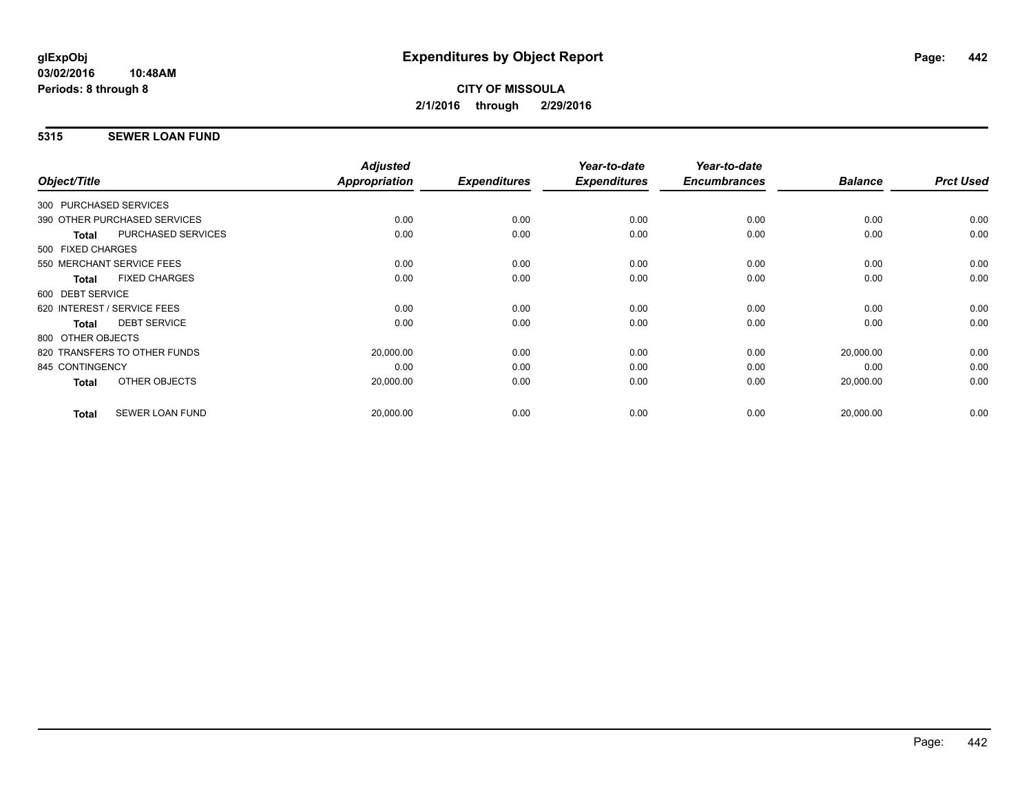# Expenditures by Object Report

glExpObj
03/02/2016 10:48AM
Periods: 8 through 8

**CITY OF MISSOULA**
**2/1/2016 through 2/29/2016**

## 5315 SEWER LOAN FUND

| Object/Title | | Adjusted Appropriation | Expenditures | Year-to-date Expenditures | Year-to-date Encumbrances | Balance | Prct Used |
|---|---|---|---|---|---|---|---|
| 300 PURCHASED SERVICES | | | | | | | |
| 390 OTHER PURCHASED SERVICES | | 0.00 | 0.00 | 0.00 | 0.00 | 0.00 | 0.00 |
| **Total** | PURCHASED SERVICES | 0.00 | 0.00 | 0.00 | 0.00 | 0.00 | 0.00 |
| 500 FIXED CHARGES | | | | | | | |
| 550 MERCHANT SERVICE FEES | | 0.00 | 0.00 | 0.00 | 0.00 | 0.00 | 0.00 |
| **Total** | FIXED CHARGES | 0.00 | 0.00 | 0.00 | 0.00 | 0.00 | 0.00 |
| 600 DEBT SERVICE | | | | | | | |
| 620 INTEREST / SERVICE FEES | | 0.00 | 0.00 | 0.00 | 0.00 | 0.00 | 0.00 |
| **Total** | DEBT SERVICE | 0.00 | 0.00 | 0.00 | 0.00 | 0.00 | 0.00 |
| 800 OTHER OBJECTS | | | | | | | |
| 820 TRANSFERS TO OTHER FUNDS | | 20,000.00 | 0.00 | 0.00 | 0.00 | 20,000.00 | 0.00 |
| 845 CONTINGENCY | | 0.00 | 0.00 | 0.00 | 0.00 | 0.00 | 0.00 |
| **Total** | OTHER OBJECTS | 20,000.00 | 0.00 | 0.00 | 0.00 | 20,000.00 | 0.00 |
| **Total** | SEWER LOAN FUND | 20,000.00 | 0.00 | 0.00 | 0.00 | 20,000.00 | 0.00 |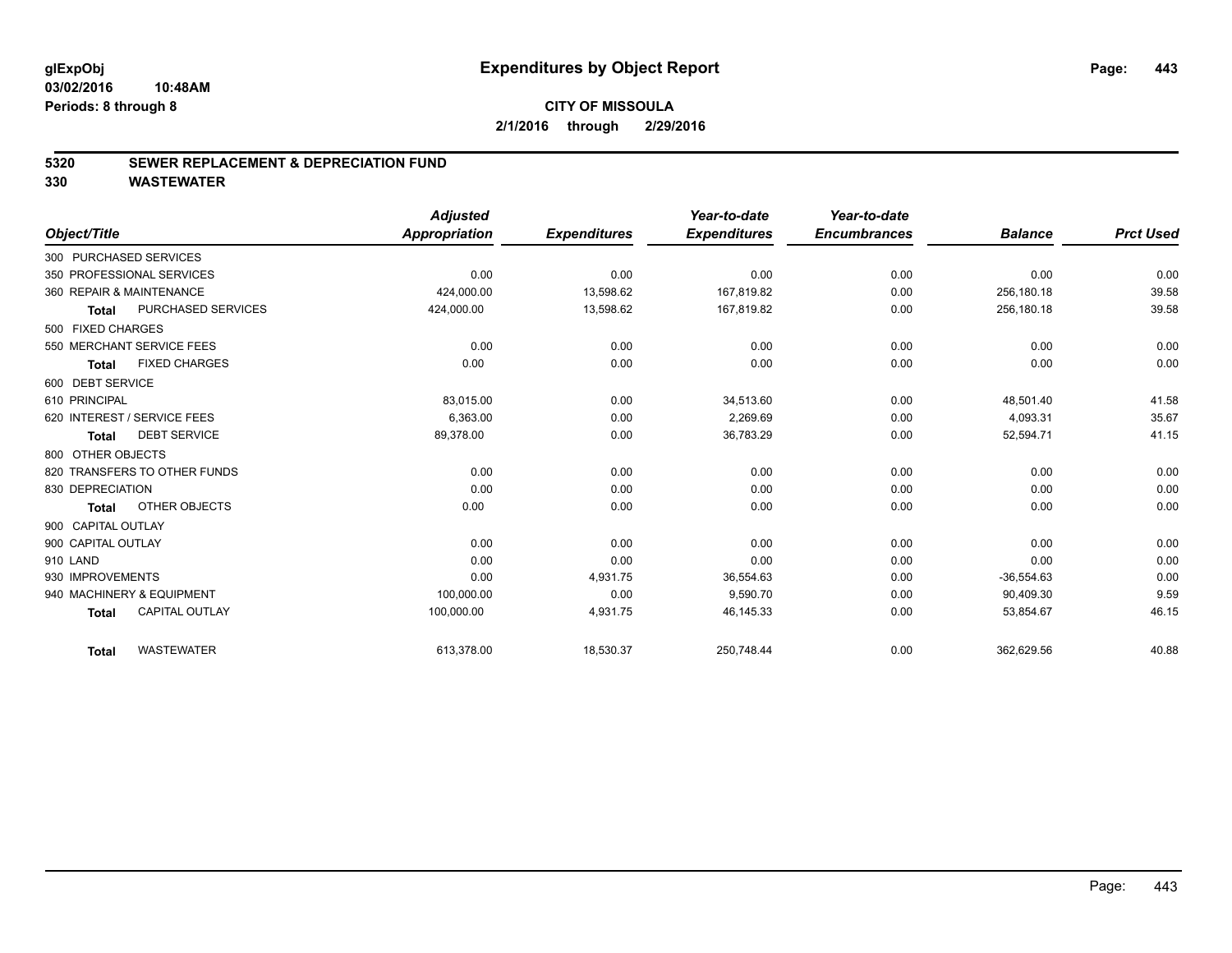glExpObj
03/02/2016 10:48AM
Periods: 8 through 8

# Expenditures by Object Report

**CITY OF MISSOULA**
**2/1/2016 through 2/29/2016**

**5320 SEWER REPLACEMENT & DEPRECIATION FUND**
**330 WASTEWATER**

| Object/Title | Adjusted Appropriation | Expenditures | Year-to-date Expenditures | Year-to-date Encumbrances | Balance | Prct Used |
|---|---|---|---|---|---|---|
| 300 PURCHASED SERVICES | | | | | | |
| 350 PROFESSIONAL SERVICES | 0.00 | 0.00 | 0.00 | 0.00 | 0.00 | 0.00 |
| 360 REPAIR & MAINTENANCE | 424,000.00 | 13,598.62 | 167,819.82 | 0.00 | 256,180.18 | 39.58 |
| **Total** PURCHASED SERVICES | 424,000.00 | 13,598.62 | 167,819.82 | 0.00 | 256,180.18 | 39.58 |
| 500 FIXED CHARGES | | | | | | |
| 550 MERCHANT SERVICE FEES | 0.00 | 0.00 | 0.00 | 0.00 | 0.00 | 0.00 |
| **Total** FIXED CHARGES | 0.00 | 0.00 | 0.00 | 0.00 | 0.00 | 0.00 |
| 600 DEBT SERVICE | | | | | | |
| 610 PRINCIPAL | 83,015.00 | 0.00 | 34,513.60 | 0.00 | 48,501.40 | 41.58 |
| 620 INTEREST / SERVICE FEES | 6,363.00 | 0.00 | 2,269.69 | 0.00 | 4,093.31 | 35.67 |
| **Total** DEBT SERVICE | 89,378.00 | 0.00 | 36,783.29 | 0.00 | 52,594.71 | 41.15 |
| 800 OTHER OBJECTS | | | | | | |
| 820 TRANSFERS TO OTHER FUNDS | 0.00 | 0.00 | 0.00 | 0.00 | 0.00 | 0.00 |
| 830 DEPRECIATION | 0.00 | 0.00 | 0.00 | 0.00 | 0.00 | 0.00 |
| **Total** OTHER OBJECTS | 0.00 | 0.00 | 0.00 | 0.00 | 0.00 | 0.00 |
| 900 CAPITAL OUTLAY | | | | | | |
| 900 CAPITAL OUTLAY | 0.00 | 0.00 | 0.00 | 0.00 | 0.00 | 0.00 |
| 910 LAND | 0.00 | 0.00 | 0.00 | 0.00 | 0.00 | 0.00 |
| 930 IMPROVEMENTS | 0.00 | 4,931.75 | 36,554.63 | 0.00 | -36,554.63 | 0.00 |
| 940 MACHINERY & EQUIPMENT | 100,000.00 | 0.00 | 9,590.70 | 0.00 | 90,409.30 | 9.59 |
| **Total** CAPITAL OUTLAY | 100,000.00 | 4,931.75 | 46,145.33 | 0.00 | 53,854.67 | 46.15 |
| **Total** WASTEWATER | 613,378.00 | 18,530.37 | 250,748.44 | 0.00 | 362,629.56 | 40.88 |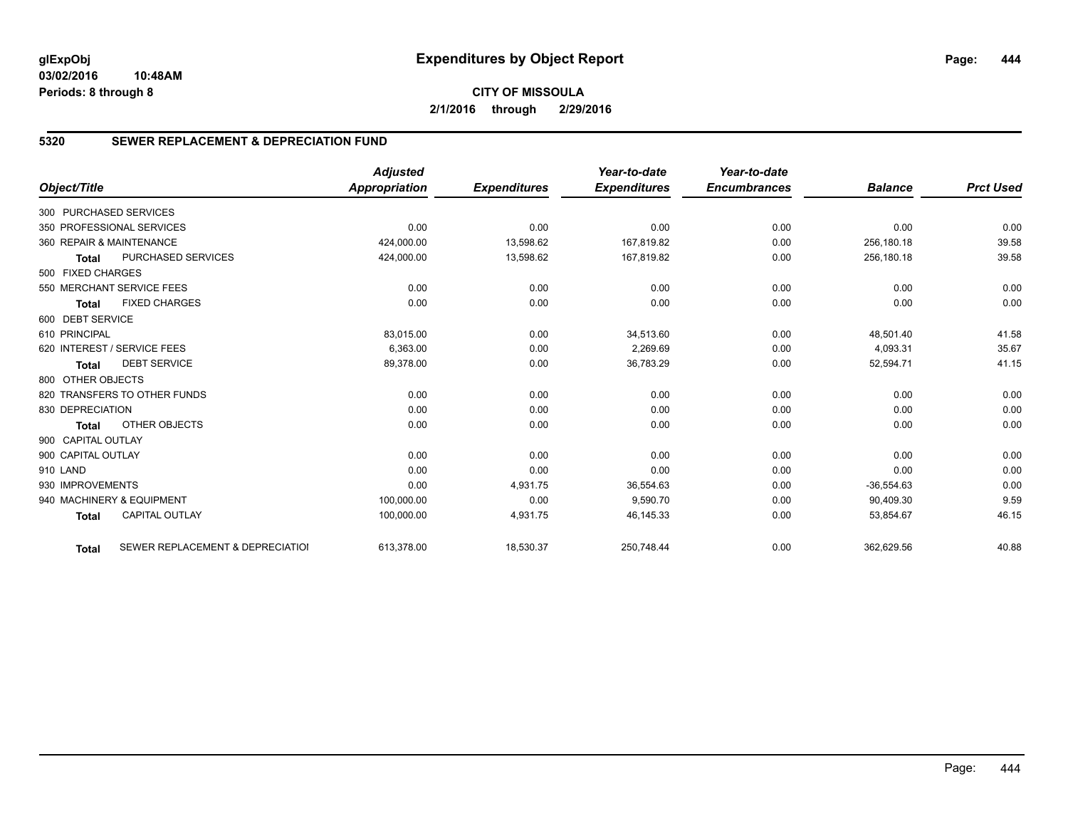**glExpObj**
**03/02/2016 10:48AM**
**Periods: 8 through 8**

# Expenditures by Object Report

**CITY OF MISSOULA**
**2/1/2016 through 2/29/2016**

## 5320 SEWER REPLACEMENT & DEPRECIATION FUND

| Object/Title | Adjusted Appropriation | Expenditures | Year-to-date Expenditures | Year-to-date Encumbrances | Balance | Prct Used |
|---|---|---|---|---|---|---|
| 300 PURCHASED SERVICES | | | | | | |
| 350 PROFESSIONAL SERVICES | 0.00 | 0.00 | 0.00 | 0.00 | 0.00 | 0.00 |
| 360 REPAIR & MAINTENANCE | 424,000.00 | 13,598.62 | 167,819.82 | 0.00 | 256,180.18 | 39.58 |
| **Total** PURCHASED SERVICES | 424,000.00 | 13,598.62 | 167,819.82 | 0.00 | 256,180.18 | 39.58 |
| 500 FIXED CHARGES | | | | | | |
| 550 MERCHANT SERVICE FEES | 0.00 | 0.00 | 0.00 | 0.00 | 0.00 | 0.00 |
| **Total** FIXED CHARGES | 0.00 | 0.00 | 0.00 | 0.00 | 0.00 | 0.00 |
| 600 DEBT SERVICE | | | | | | |
| 610 PRINCIPAL | 83,015.00 | 0.00 | 34,513.60 | 0.00 | 48,501.40 | 41.58 |
| 620 INTEREST / SERVICE FEES | 6,363.00 | 0.00 | 2,269.69 | 0.00 | 4,093.31 | 35.67 |
| **Total** DEBT SERVICE | 89,378.00 | 0.00 | 36,783.29 | 0.00 | 52,594.71 | 41.15 |
| 800 OTHER OBJECTS | | | | | | |
| 820 TRANSFERS TO OTHER FUNDS | 0.00 | 0.00 | 0.00 | 0.00 | 0.00 | 0.00 |
| 830 DEPRECIATION | 0.00 | 0.00 | 0.00 | 0.00 | 0.00 | 0.00 |
| **Total** OTHER OBJECTS | 0.00 | 0.00 | 0.00 | 0.00 | 0.00 | 0.00 |
| 900 CAPITAL OUTLAY | | | | | | |
| 900 CAPITAL OUTLAY | 0.00 | 0.00 | 0.00 | 0.00 | 0.00 | 0.00 |
| 910 LAND | 0.00 | 0.00 | 0.00 | 0.00 | 0.00 | 0.00 |
| 930 IMPROVEMENTS | 0.00 | 4,931.75 | 36,554.63 | 0.00 | -36,554.63 | 0.00 |
| 940 MACHINERY & EQUIPMENT | 100,000.00 | 0.00 | 9,590.70 | 0.00 | 90,409.30 | 9.59 |
| **Total** CAPITAL OUTLAY | 100,000.00 | 4,931.75 | 46,145.33 | 0.00 | 53,854.67 | 46.15 |
| **Total** SEWER REPLACEMENT & DEPRECIATIOI | 613,378.00 | 18,530.37 | 250,748.44 | 0.00 | 362,629.56 | 40.88 |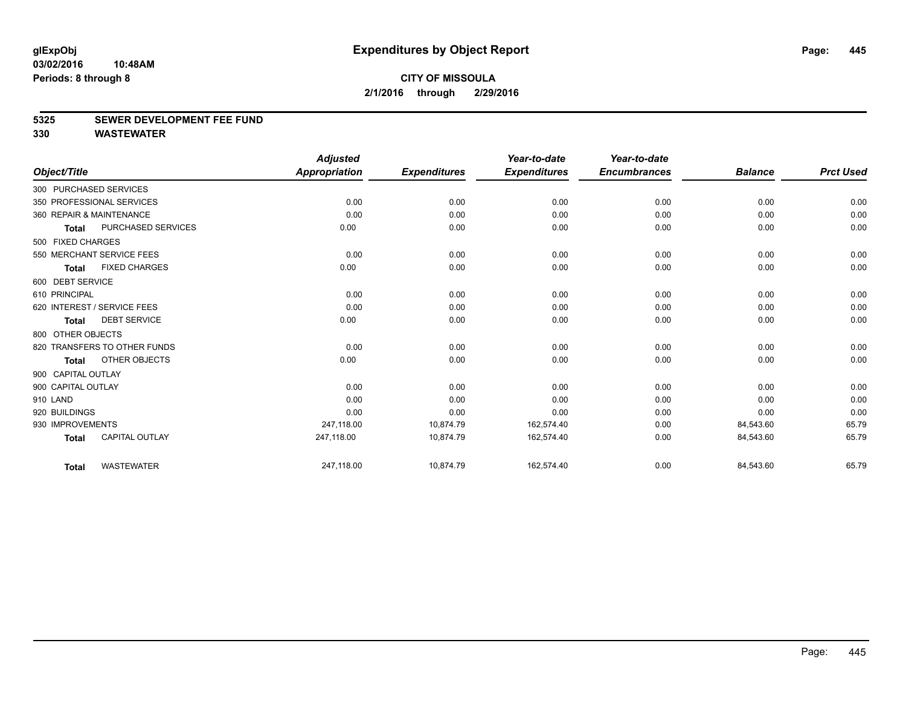**glExpObj** **Expenditures by Object Report**
**03/02/2016 10:48AM**
**Periods: 8 through 8**

**CITY OF MISSOULA**
**2/1/2016 through 2/29/2016**

**5325 SEWER DEVELOPMENT FEE FUND**
**330 WASTEWATER**

| Object/Title | Adjusted Appropriation | Expenditures | Year-to-date Expenditures | Year-to-date Encumbrances | Balance | Prct Used |
|---|---|---|---|---|---|---|
| 300 PURCHASED SERVICES | | | | | | |
| 350 PROFESSIONAL SERVICES | 0.00 | 0.00 | 0.00 | 0.00 | 0.00 | 0.00 |
| 360 REPAIR & MAINTENANCE | 0.00 | 0.00 | 0.00 | 0.00 | 0.00 | 0.00 |
| **Total** PURCHASED SERVICES | 0.00 | 0.00 | 0.00 | 0.00 | 0.00 | 0.00 |
| 500 FIXED CHARGES | | | | | | |
| 550 MERCHANT SERVICE FEES | 0.00 | 0.00 | 0.00 | 0.00 | 0.00 | 0.00 |
| **Total** FIXED CHARGES | 0.00 | 0.00 | 0.00 | 0.00 | 0.00 | 0.00 |
| 600 DEBT SERVICE | | | | | | |
| 610 PRINCIPAL | 0.00 | 0.00 | 0.00 | 0.00 | 0.00 | 0.00 |
| 620 INTEREST / SERVICE FEES | 0.00 | 0.00 | 0.00 | 0.00 | 0.00 | 0.00 |
| **Total** DEBT SERVICE | 0.00 | 0.00 | 0.00 | 0.00 | 0.00 | 0.00 |
| 800 OTHER OBJECTS | | | | | | |
| 820 TRANSFERS TO OTHER FUNDS | 0.00 | 0.00 | 0.00 | 0.00 | 0.00 | 0.00 |
| **Total** OTHER OBJECTS | 0.00 | 0.00 | 0.00 | 0.00 | 0.00 | 0.00 |
| 900 CAPITAL OUTLAY | | | | | | |
| 900 CAPITAL OUTLAY | 0.00 | 0.00 | 0.00 | 0.00 | 0.00 | 0.00 |
| 910 LAND | 0.00 | 0.00 | 0.00 | 0.00 | 0.00 | 0.00 |
| 920 BUILDINGS | 0.00 | 0.00 | 0.00 | 0.00 | 0.00 | 0.00 |
| 930 IMPROVEMENTS | 247,118.00 | 10,874.79 | 162,574.40 | 0.00 | 84,543.60 | 65.79 |
| **Total** CAPITAL OUTLAY | 247,118.00 | 10,874.79 | 162,574.40 | 0.00 | 84,543.60 | 65.79 |
| **Total** WASTEWATER | 247,118.00 | 10,874.79 | 162,574.40 | 0.00 | 84,543.60 | 65.79 |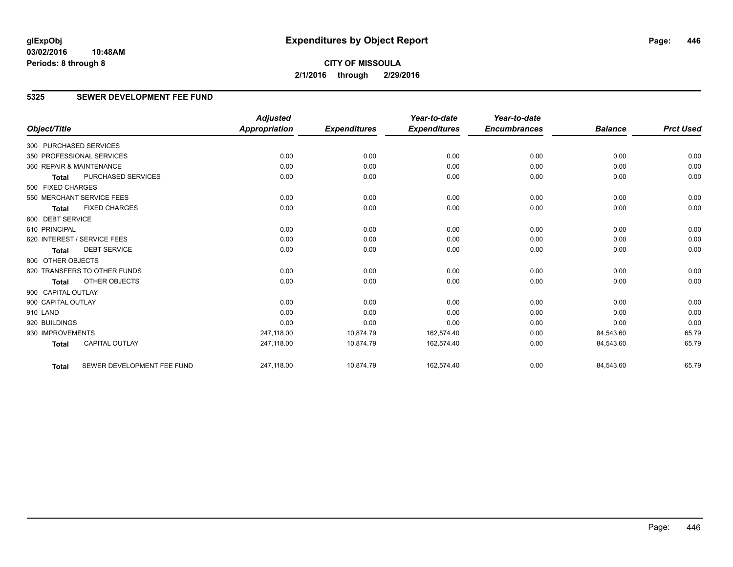**glExpObj**
**03/02/2016 10:48AM**
**Periods: 8 through 8**

# Expenditures by Object Report

**CITY OF MISSOULA**
**2/1/2016 through 2/29/2016**

## 5325 SEWER DEVELOPMENT FEE FUND

| Object/Title | | Adjusted Appropriation | Expenditures | Year-to-date Expenditures | Year-to-date Encumbrances | Balance | Prct Used |
|---|---|---|---|---|---|---|---|
| 300 PURCHASED SERVICES | | | | | | | |
| 350 PROFESSIONAL SERVICES | | 0.00 | 0.00 | 0.00 | 0.00 | 0.00 | 0.00 |
| 360 REPAIR & MAINTENANCE | | 0.00 | 0.00 | 0.00 | 0.00 | 0.00 | 0.00 |
| **Total** | PURCHASED SERVICES | 0.00 | 0.00 | 0.00 | 0.00 | 0.00 | 0.00 |
| 500 FIXED CHARGES | | | | | | | |
| 550 MERCHANT SERVICE FEES | | 0.00 | 0.00 | 0.00 | 0.00 | 0.00 | 0.00 |
| **Total** | FIXED CHARGES | 0.00 | 0.00 | 0.00 | 0.00 | 0.00 | 0.00 |
| 600 DEBT SERVICE | | | | | | | |
| 610 PRINCIPAL | | 0.00 | 0.00 | 0.00 | 0.00 | 0.00 | 0.00 |
| 620 INTEREST / SERVICE FEES | | 0.00 | 0.00 | 0.00 | 0.00 | 0.00 | 0.00 |
| **Total** | DEBT SERVICE | 0.00 | 0.00 | 0.00 | 0.00 | 0.00 | 0.00 |
| 800 OTHER OBJECTS | | | | | | | |
| 820 TRANSFERS TO OTHER FUNDS | | 0.00 | 0.00 | 0.00 | 0.00 | 0.00 | 0.00 |
| **Total** | OTHER OBJECTS | 0.00 | 0.00 | 0.00 | 0.00 | 0.00 | 0.00 |
| 900 CAPITAL OUTLAY | | | | | | | |
| 900 CAPITAL OUTLAY | | 0.00 | 0.00 | 0.00 | 0.00 | 0.00 | 0.00 |
| 910 LAND | | 0.00 | 0.00 | 0.00 | 0.00 | 0.00 | 0.00 |
| 920 BUILDINGS | | 0.00 | 0.00 | 0.00 | 0.00 | 0.00 | 0.00 |
| 930 IMPROVEMENTS | | 247,118.00 | 10,874.79 | 162,574.40 | 0.00 | 84,543.60 | 65.79 |
| **Total** | CAPITAL OUTLAY | 247,118.00 | 10,874.79 | 162,574.40 | 0.00 | 84,543.60 | 65.79 |
| **Total** | SEWER DEVELOPMENT FEE FUND | 247,118.00 | 10,874.79 | 162,574.40 | 0.00 | 84,543.60 | 65.79 |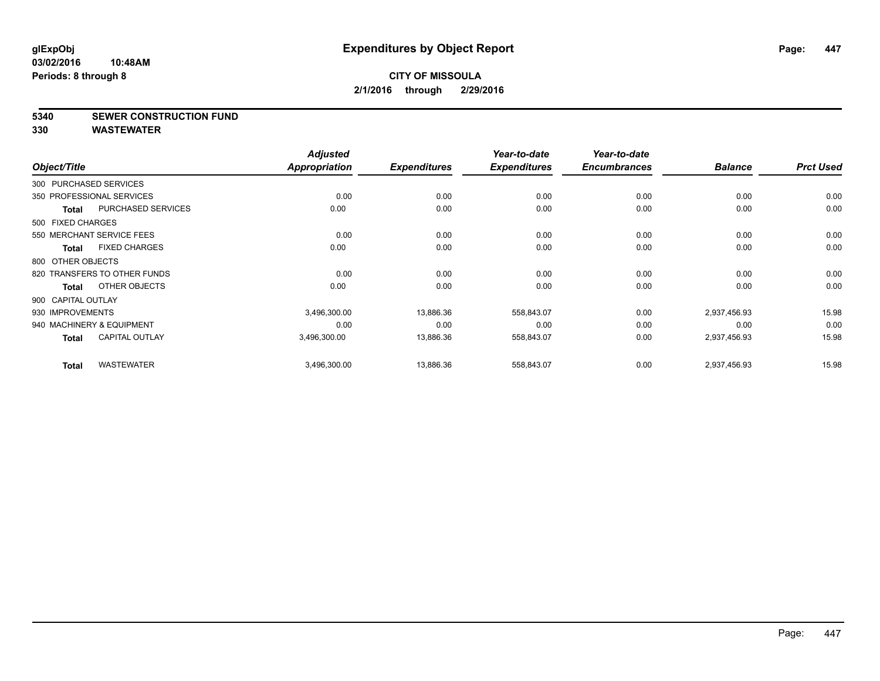**glExpObj** **Expenditures by Object Report**
**03/02/2016 10:48AM**
**Periods: 8 through 8**

**CITY OF MISSOULA**
**2/1/2016 through 2/29/2016**

**5340 SEWER CONSTRUCTION FUND**
**330 WASTEWATER**

| Object/Title | | Adjusted Appropriation | Expenditures | Year-to-date Expenditures | Year-to-date Encumbrances | Balance | Prct Used |
|---|---|---|---|---|---|---|---|
| 300 PURCHASED SERVICES | | | | | | | |
| 350 PROFESSIONAL SERVICES | | 0.00 | 0.00 | 0.00 | 0.00 | 0.00 | 0.00 |
| **Total** | PURCHASED SERVICES | 0.00 | 0.00 | 0.00 | 0.00 | 0.00 | 0.00 |
| 500 FIXED CHARGES | | | | | | | |
| 550 MERCHANT SERVICE FEES | | 0.00 | 0.00 | 0.00 | 0.00 | 0.00 | 0.00 |
| **Total** | FIXED CHARGES | 0.00 | 0.00 | 0.00 | 0.00 | 0.00 | 0.00 |
| 800 OTHER OBJECTS | | | | | | | |
| 820 TRANSFERS TO OTHER FUNDS | | 0.00 | 0.00 | 0.00 | 0.00 | 0.00 | 0.00 |
| **Total** | OTHER OBJECTS | 0.00 | 0.00 | 0.00 | 0.00 | 0.00 | 0.00 |
| 900 CAPITAL OUTLAY | | | | | | | |
| 930 IMPROVEMENTS | | 3,496,300.00 | 13,886.36 | 558,843.07 | 0.00 | 2,937,456.93 | 15.98 |
| 940 MACHINERY & EQUIPMENT | | 0.00 | 0.00 | 0.00 | 0.00 | 0.00 | 0.00 |
| **Total** | CAPITAL OUTLAY | 3,496,300.00 | 13,886.36 | 558,843.07 | 0.00 | 2,937,456.93 | 15.98 |
| **Total** | WASTEWATER | 3,496,300.00 | 13,886.36 | 558,843.07 | 0.00 | 2,937,456.93 | 15.98 |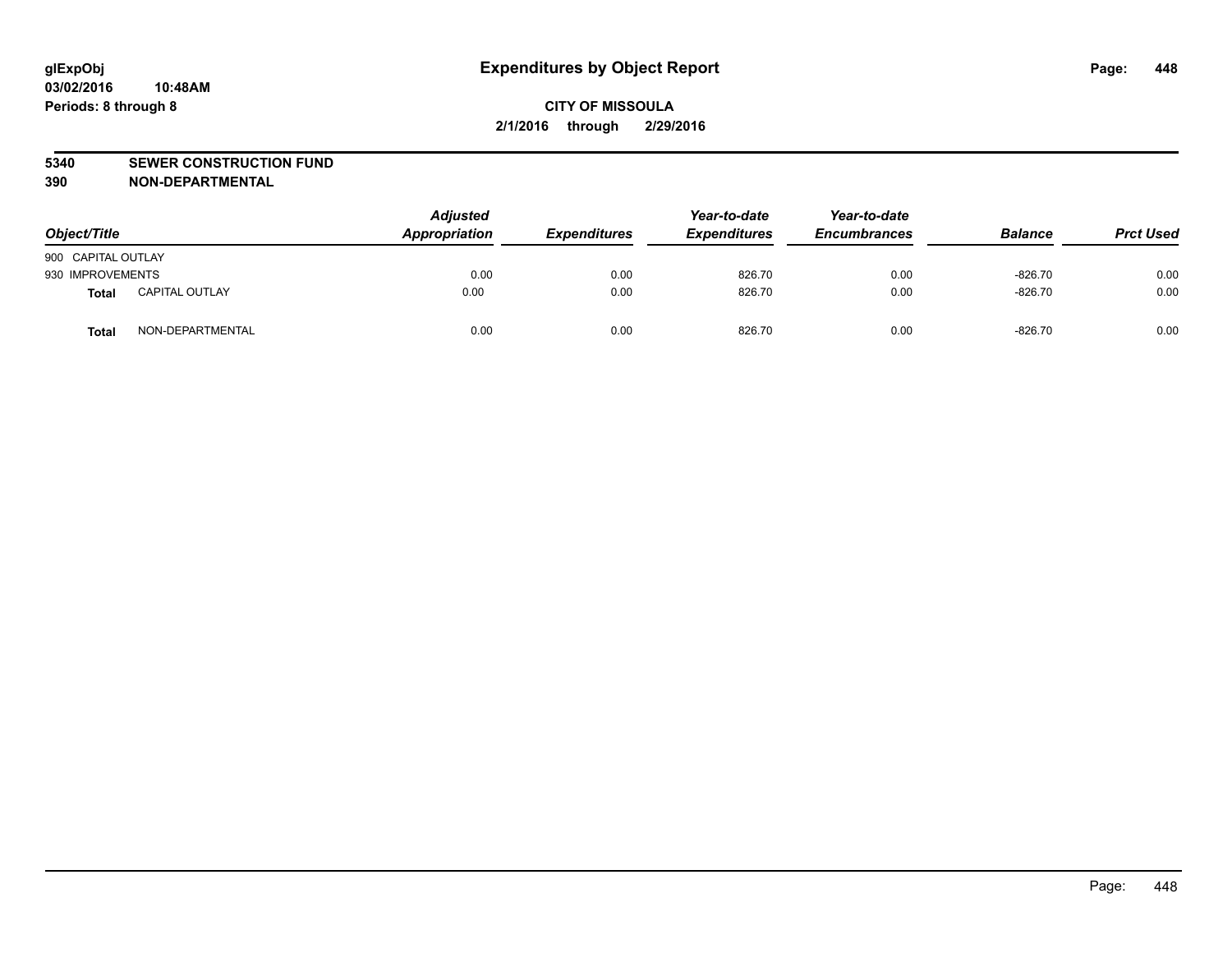# Expenditures by Object Report

glExpObj
03/02/2016 10:48AM
Periods: 8 through 8

**CITY OF MISSOULA**
**2/1/2016 through 2/29/2016**

**5340 SEWER CONSTRUCTION FUND**
**390 NON-DEPARTMENTAL**

| Object/Title | Adjusted Appropriation | Expenditures | Year-to-date Expenditures | Year-to-date Encumbrances | Balance | Prct Used |
|---|---|---|---|---|---|---|
| 900 CAPITAL OUTLAY | | | | | | |
| 930 IMPROVEMENTS | 0.00 | 0.00 | 826.70 | 0.00 | -826.70 | 0.00 |
| **Total** CAPITAL OUTLAY | 0.00 | 0.00 | 826.70 | 0.00 | -826.70 | 0.00 |
| **Total** NON-DEPARTMENTAL | 0.00 | 0.00 | 826.70 | 0.00 | -826.70 | 0.00 |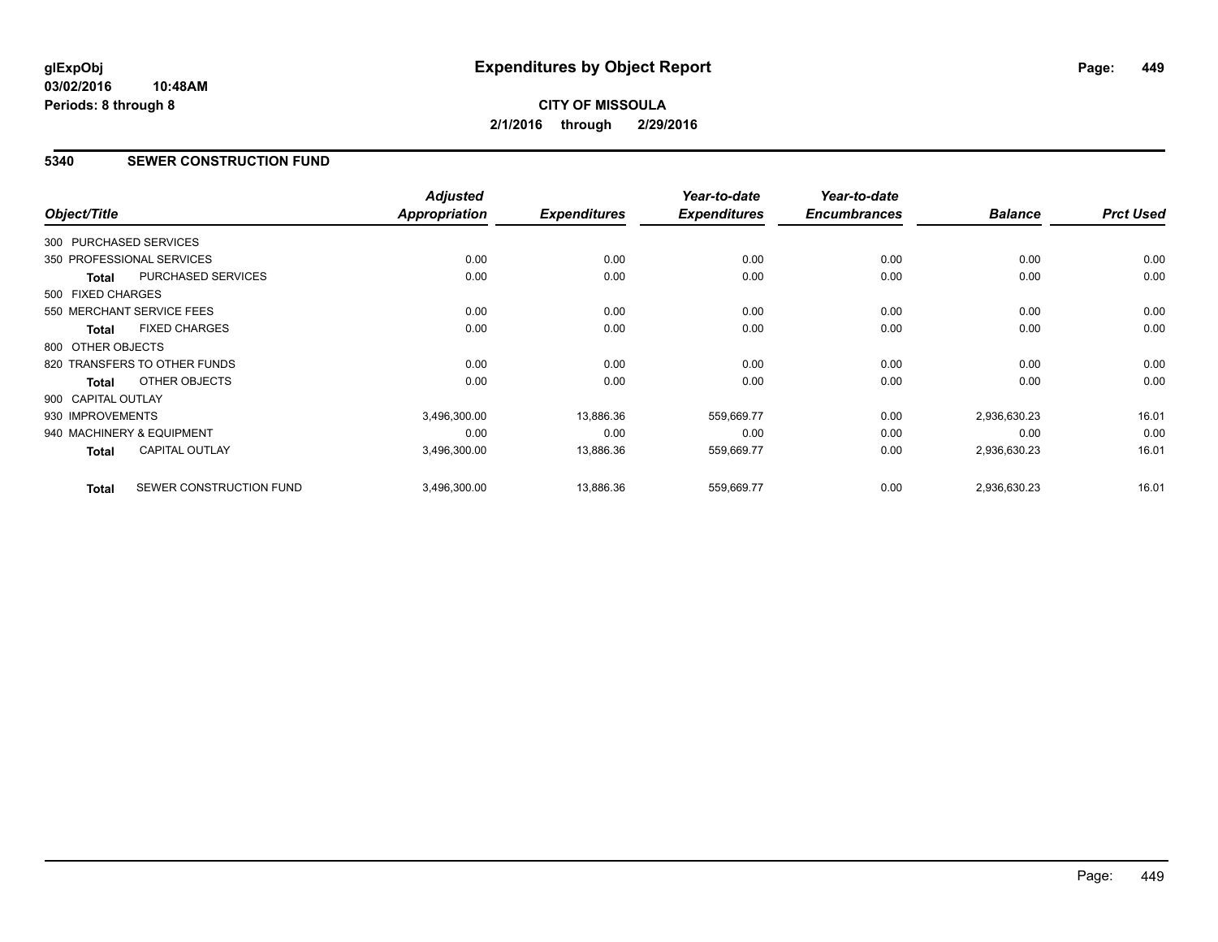**glExpObj** **Expenditures by Object Report**
**03/02/2016 10:48AM**
**Periods: 8 through 8**

**CITY OF MISSOULA**
**2/1/2016 through 2/29/2016**

## 5340 SEWER CONSTRUCTION FUND

| Object/Title | Adjusted Appropriation | Expenditures | Year-to-date Expenditures | Year-to-date Encumbrances | Balance | Prct Used |
|---|---|---|---|---|---|---|
| 300 PURCHASED SERVICES | | | | | | |
| 350 PROFESSIONAL SERVICES | 0.00 | 0.00 | 0.00 | 0.00 | 0.00 | 0.00 |
| **Total** PURCHASED SERVICES | 0.00 | 0.00 | 0.00 | 0.00 | 0.00 | 0.00 |
| 500 FIXED CHARGES | | | | | | |
| 550 MERCHANT SERVICE FEES | 0.00 | 0.00 | 0.00 | 0.00 | 0.00 | 0.00 |
| **Total** FIXED CHARGES | 0.00 | 0.00 | 0.00 | 0.00 | 0.00 | 0.00 |
| 800 OTHER OBJECTS | | | | | | |
| 820 TRANSFERS TO OTHER FUNDS | 0.00 | 0.00 | 0.00 | 0.00 | 0.00 | 0.00 |
| **Total** OTHER OBJECTS | 0.00 | 0.00 | 0.00 | 0.00 | 0.00 | 0.00 |
| 900 CAPITAL OUTLAY | | | | | | |
| 930 IMPROVEMENTS | 3,496,300.00 | 13,886.36 | 559,669.77 | 0.00 | 2,936,630.23 | 16.01 |
| 940 MACHINERY & EQUIPMENT | 0.00 | 0.00 | 0.00 | 0.00 | 0.00 | 0.00 |
| **Total** CAPITAL OUTLAY | 3,496,300.00 | 13,886.36 | 559,669.77 | 0.00 | 2,936,630.23 | 16.01 |
| **Total** SEWER CONSTRUCTION FUND | 3,496,300.00 | 13,886.36 | 559,669.77 | 0.00 | 2,936,630.23 | 16.01 |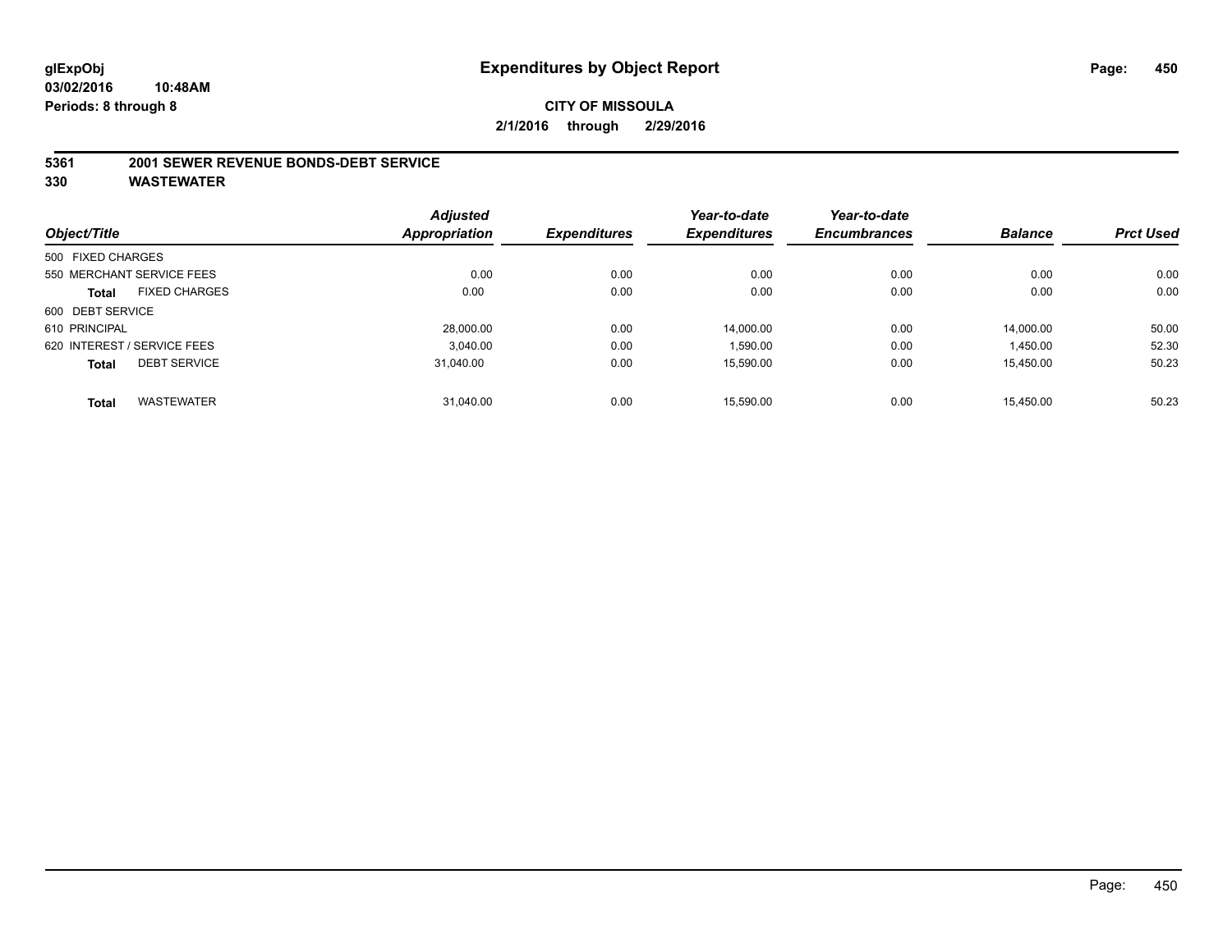**glExpObj**
**03/02/2016 10:48AM**
**Periods: 8 through 8**

# Expenditures by Object Report

**CITY OF MISSOULA**
**2/1/2016 through 2/29/2016**

**5361 2001 SEWER REVENUE BONDS-DEBT SERVICE**
**330 WASTEWATER**

| Object/Title | Adjusted Appropriation | Expenditures | Year-to-date Expenditures | Year-to-date Encumbrances | Balance | Prct Used |
|---|---|---|---|---|---|---|
| 500 FIXED CHARGES | | | | | | |
| 550 MERCHANT SERVICE FEES | 0.00 | 0.00 | 0.00 | 0.00 | 0.00 | 0.00 |
| **Total** FIXED CHARGES | 0.00 | 0.00 | 0.00 | 0.00 | 0.00 | 0.00 |
| 600 DEBT SERVICE | | | | | | |
| 610 PRINCIPAL | 28,000.00 | 0.00 | 14,000.00 | 0.00 | 14,000.00 | 50.00 |
| 620 INTEREST / SERVICE FEES | 3,040.00 | 0.00 | 1,590.00 | 0.00 | 1,450.00 | 52.30 |
| **Total** DEBT SERVICE | 31,040.00 | 0.00 | 15,590.00 | 0.00 | 15,450.00 | 50.23 |
| **Total** WASTEWATER | 31,040.00 | 0.00 | 15,590.00 | 0.00 | 15,450.00 | 50.23 |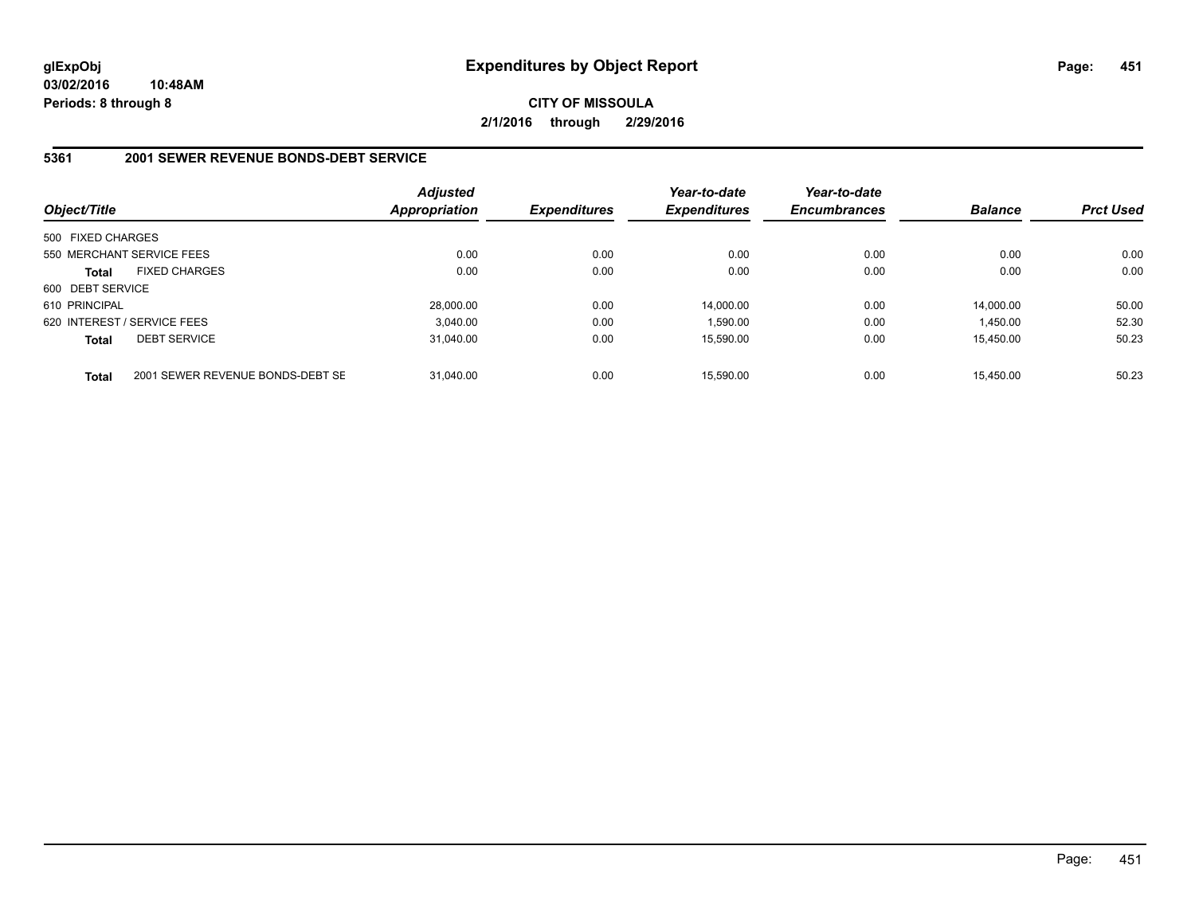# Expenditures by Object Report

glExpObj
03/02/2016 10:48AM
Periods: 8 through 8

**CITY OF MISSOULA**
**2/1/2016 through 2/29/2016**

## 5361 2001 SEWER REVENUE BONDS-DEBT SERVICE

| Object/Title | | Adjusted Appropriation | Expenditures | Year-to-date Expenditures | Year-to-date Encumbrances | Balance | Prct Used |
|---|---|---|---|---|---|---|---|
| 500 FIXED CHARGES | | | | | | | |
| 550 MERCHANT SERVICE FEES | | 0.00 | 0.00 | 0.00 | 0.00 | 0.00 | 0.00 |
| **Total** | FIXED CHARGES | 0.00 | 0.00 | 0.00 | 0.00 | 0.00 | 0.00 |
| 600 DEBT SERVICE | | | | | | | |
| 610 PRINCIPAL | | 28,000.00 | 0.00 | 14,000.00 | 0.00 | 14,000.00 | 50.00 |
| 620 INTEREST / SERVICE FEES | | 3,040.00 | 0.00 | 1,590.00 | 0.00 | 1,450.00 | 52.30 |
| **Total** | DEBT SERVICE | 31,040.00 | 0.00 | 15,590.00 | 0.00 | 15,450.00 | 50.23 |
| **Total** | 2001 SEWER REVENUE BONDS-DEBT SE | 31,040.00 | 0.00 | 15,590.00 | 0.00 | 15,450.00 | 50.23 |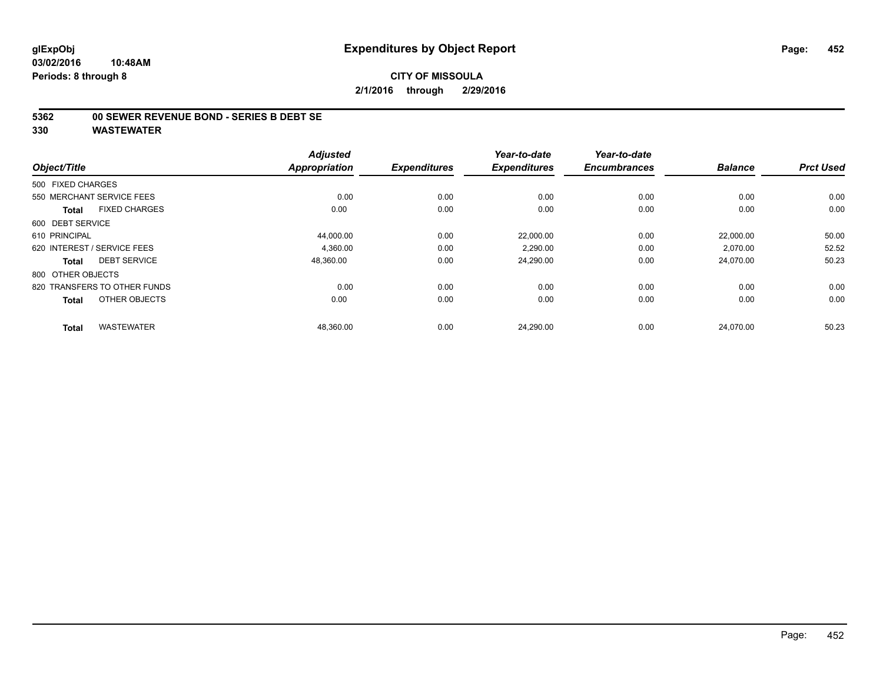**CITY OF MISSOULA**

**2/1/2016 through 2/29/2016**

## 5362 00 SEWER REVENUE BOND - SERIES B DEBT SE
## 330 WASTEWATER

| Object/Title | Adjusted Appropriation | Expenditures | Year-to-date Expenditures | Year-to-date Encumbrances | Balance | Prct Used |
|---|---|---|---|---|---|---|
| 500 FIXED CHARGES | | | | | | |
| 550 MERCHANT SERVICE FEES | 0.00 | 0.00 | 0.00 | 0.00 | 0.00 | 0.00 |
| **Total** FIXED CHARGES | 0.00 | 0.00 | 0.00 | 0.00 | 0.00 | 0.00 |
| 600 DEBT SERVICE | | | | | | |
| 610 PRINCIPAL | 44,000.00 | 0.00 | 22,000.00 | 0.00 | 22,000.00 | 50.00 |
| 620 INTEREST / SERVICE FEES | 4,360.00 | 0.00 | 2,290.00 | 0.00 | 2,070.00 | 52.52 |
| **Total** DEBT SERVICE | 48,360.00 | 0.00 | 24,290.00 | 0.00 | 24,070.00 | 50.23 |
| 800 OTHER OBJECTS | | | | | | |
| 820 TRANSFERS TO OTHER FUNDS | 0.00 | 0.00 | 0.00 | 0.00 | 0.00 | 0.00 |
| **Total** OTHER OBJECTS | 0.00 | 0.00 | 0.00 | 0.00 | 0.00 | 0.00 |
| **Total** WASTEWATER | 48,360.00 | 0.00 | 24,290.00 | 0.00 | 24,070.00 | 50.23 |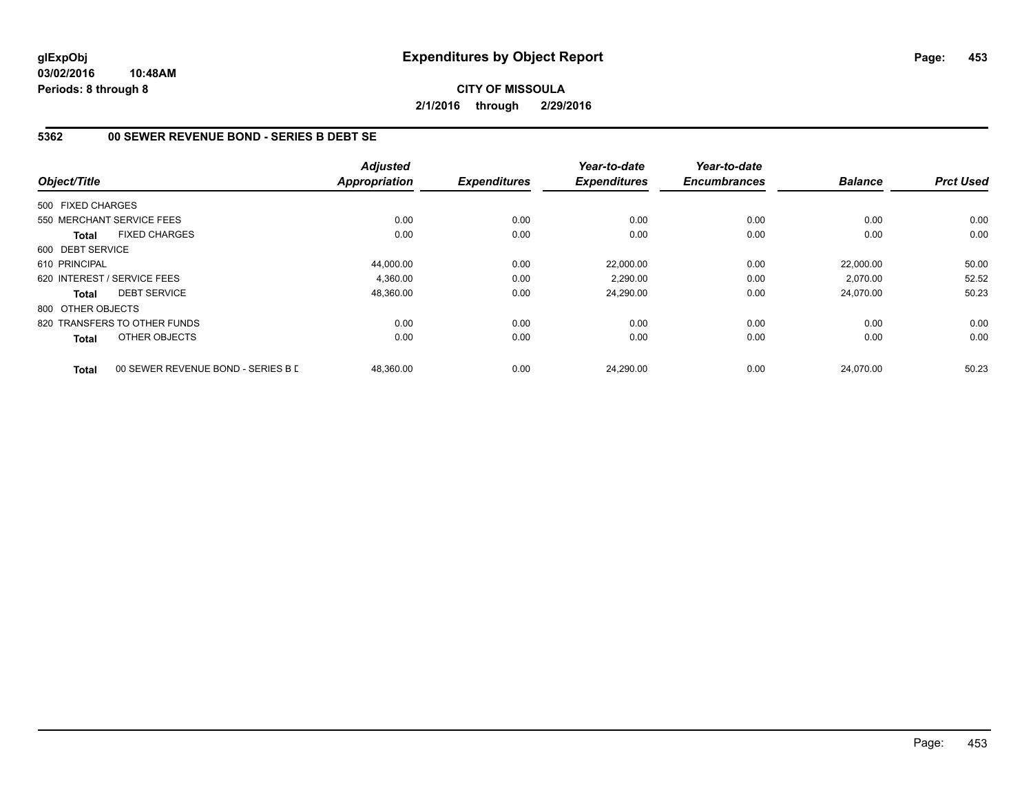**glExpObj**
**03/02/2016 10:48AM**
**Periods: 8 through 8**

# Expenditures by Object Report

**CITY OF MISSOULA**
**2/1/2016 through 2/29/2016**

## 5362 00 SEWER REVENUE BOND - SERIES B DEBT SE

| Object/Title | | Adjusted Appropriation | Expenditures | Year-to-date Expenditures | Year-to-date Encumbrances | Balance | Prct Used |
|---|---|---|---|---|---|---|---|
| 500 FIXED CHARGES | | | | | | | |
| 550 MERCHANT SERVICE FEES | | 0.00 | 0.00 | 0.00 | 0.00 | 0.00 | 0.00 |
| **Total** | FIXED CHARGES | 0.00 | 0.00 | 0.00 | 0.00 | 0.00 | 0.00 |
| 600 DEBT SERVICE | | | | | | | |
| 610 PRINCIPAL | | 44,000.00 | 0.00 | 22,000.00 | 0.00 | 22,000.00 | 50.00 |
| 620 INTEREST / SERVICE FEES | | 4,360.00 | 0.00 | 2,290.00 | 0.00 | 2,070.00 | 52.52 |
| **Total** | DEBT SERVICE | 48,360.00 | 0.00 | 24,290.00 | 0.00 | 24,070.00 | 50.23 |
| 800 OTHER OBJECTS | | | | | | | |
| 820 TRANSFERS TO OTHER FUNDS | | 0.00 | 0.00 | 0.00 | 0.00 | 0.00 | 0.00 |
| **Total** | OTHER OBJECTS | 0.00 | 0.00 | 0.00 | 0.00 | 0.00 | 0.00 |
| **Total** | 00 SEWER REVENUE BOND - SERIES B D | 48,360.00 | 0.00 | 24,290.00 | 0.00 | 24,070.00 | 50.23 |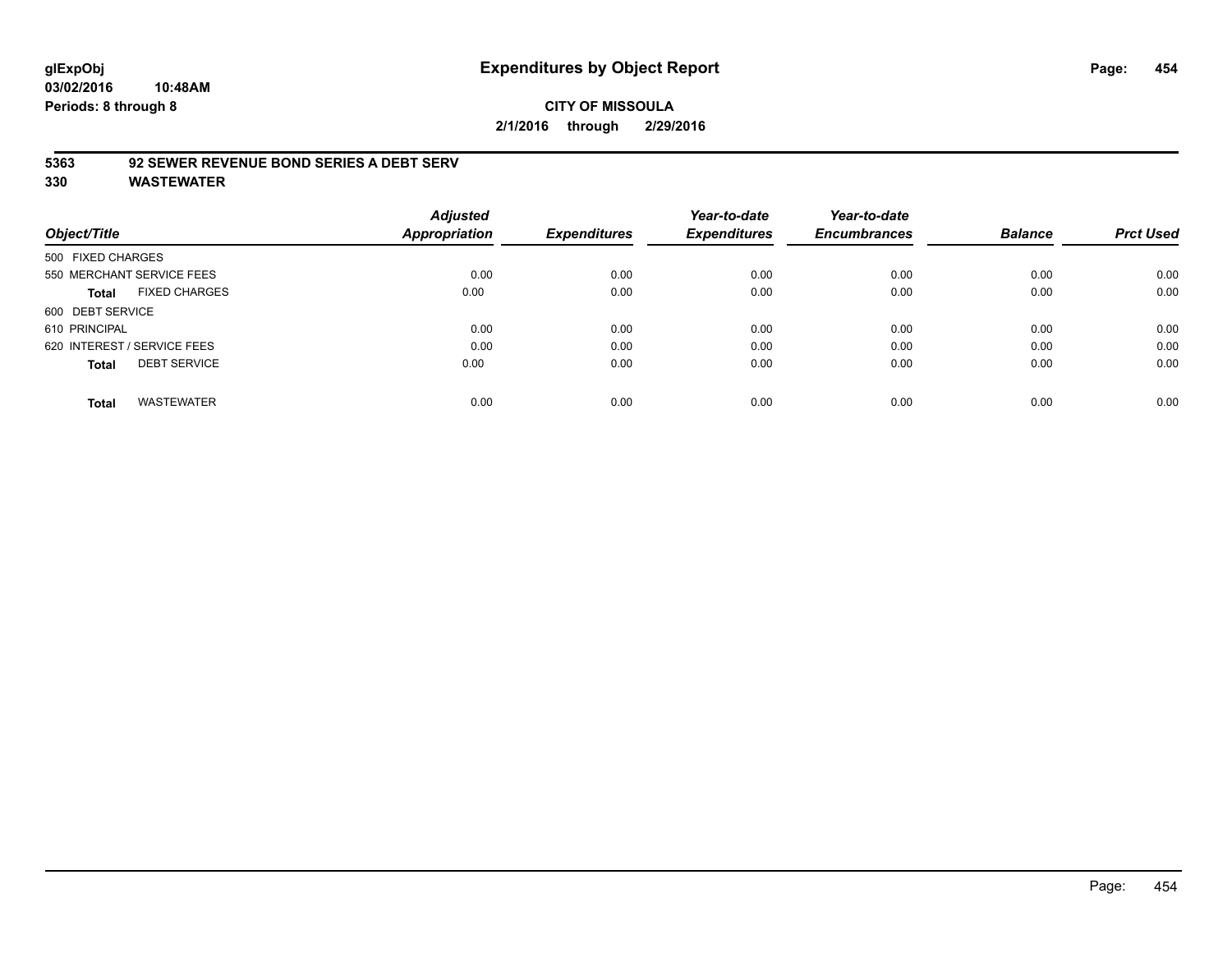**glExpObj**
**03/02/2016 10:48AM**
**Periods: 8 through 8**

# Expenditures by Object Report

**CITY OF MISSOULA**
**2/1/2016 through 2/29/2016**

**5363 92 SEWER REVENUE BOND SERIES A DEBT SERV**
**330 WASTEWATER**

| Object/Title | Adjusted Appropriation | Expenditures | Year-to-date Expenditures | Year-to-date Encumbrances | Balance | Prct Used |
|---|---|---|---|---|---|---|
| 500 FIXED CHARGES | | | | | | |
| 550 MERCHANT SERVICE FEES | 0.00 | 0.00 | 0.00 | 0.00 | 0.00 | 0.00 |
| **Total** FIXED CHARGES | 0.00 | 0.00 | 0.00 | 0.00 | 0.00 | 0.00 |
| 600 DEBT SERVICE | | | | | | |
| 610 PRINCIPAL | 0.00 | 0.00 | 0.00 | 0.00 | 0.00 | 0.00 |
| 620 INTEREST / SERVICE FEES | 0.00 | 0.00 | 0.00 | 0.00 | 0.00 | 0.00 |
| **Total** DEBT SERVICE | 0.00 | 0.00 | 0.00 | 0.00 | 0.00 | 0.00 |
| **Total** WASTEWATER | 0.00 | 0.00 | 0.00 | 0.00 | 0.00 | 0.00 |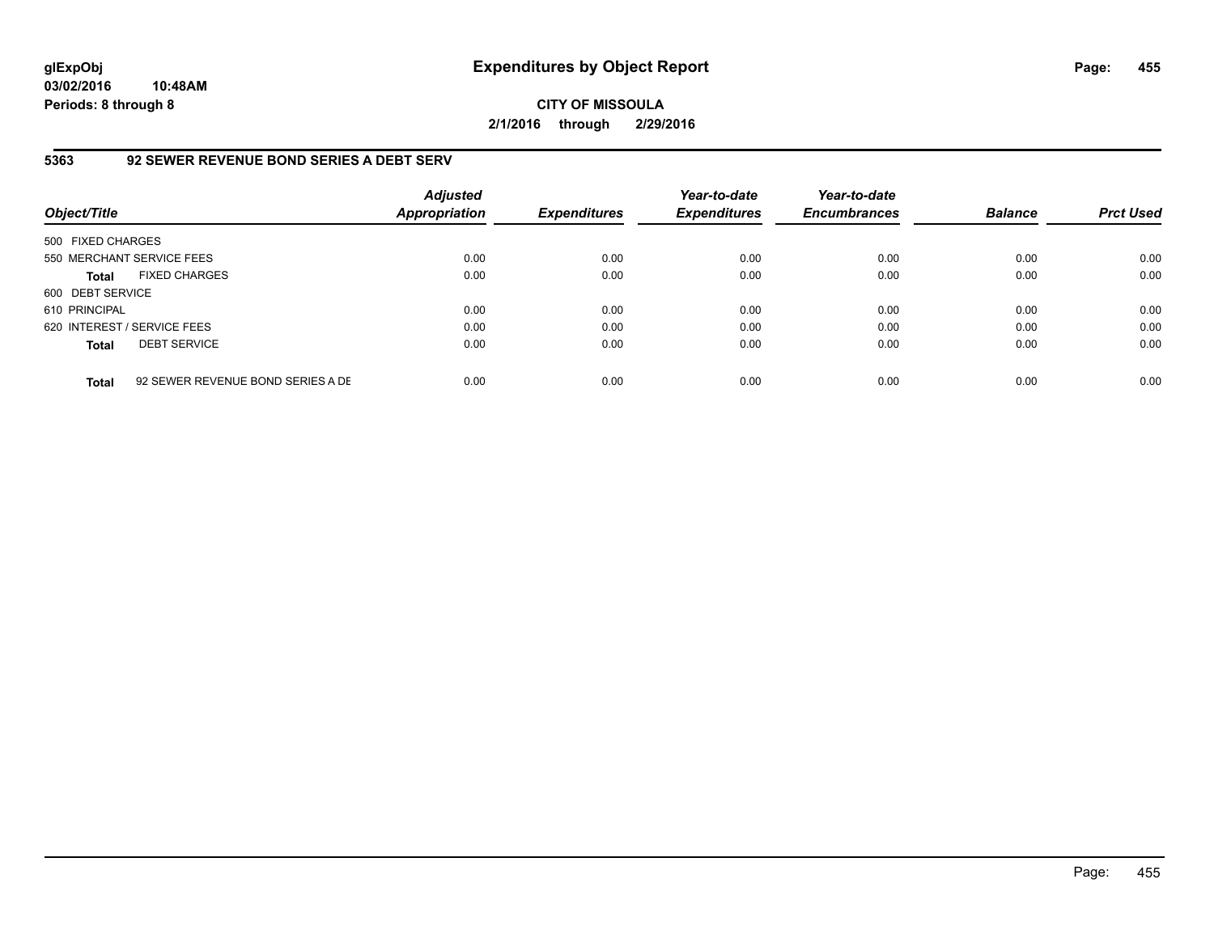**glExpObj**
**03/02/2016 10:48AM**
**Periods: 8 through 8**

# Expenditures by Object Report

**CITY OF MISSOULA**
**2/1/2016 through 2/29/2016**

## 5363 92 SEWER REVENUE BOND SERIES A DEBT SERV

| Object/Title | | Adjusted Appropriation | Expenditures | Year-to-date Expenditures | Year-to-date Encumbrances | Balance | Prct Used |
|---|---|---|---|---|---|---|---|
| 500 FIXED CHARGES | | | | | | | |
| 550 MERCHANT SERVICE FEES | | 0.00 | 0.00 | 0.00 | 0.00 | 0.00 | 0.00 |
| **Total** | FIXED CHARGES | 0.00 | 0.00 | 0.00 | 0.00 | 0.00 | 0.00 |
| 600 DEBT SERVICE | | | | | | | |
| 610 PRINCIPAL | | 0.00 | 0.00 | 0.00 | 0.00 | 0.00 | 0.00 |
| 620 INTEREST / SERVICE FEES | | 0.00 | 0.00 | 0.00 | 0.00 | 0.00 | 0.00 |
| **Total** | DEBT SERVICE | 0.00 | 0.00 | 0.00 | 0.00 | 0.00 | 0.00 |
| **Total** | 92 SEWER REVENUE BOND SERIES A DE | 0.00 | 0.00 | 0.00 | 0.00 | 0.00 | 0.00 |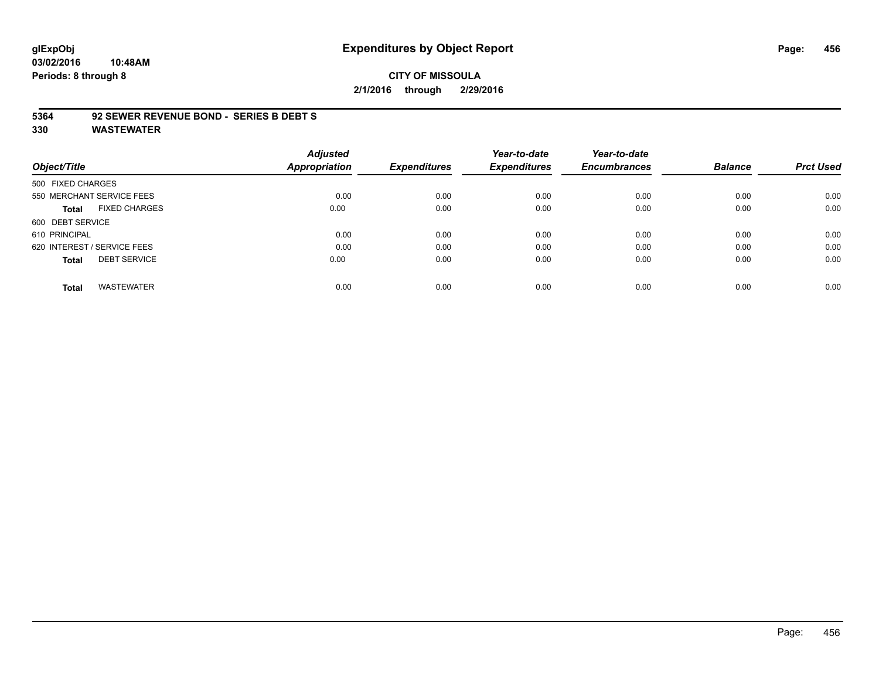# Expenditures by Object Report

glExpObj
03/02/2016 10:48AM
Periods: 8 through 8

**CITY OF MISSOULA**
**2/1/2016 through 2/29/2016**

**5364 92 SEWER REVENUE BOND - SERIES B DEBT S**
**330 WASTEWATER**

| Object/Title | | Adjusted Appropriation | Expenditures | Year-to-date Expenditures | Year-to-date Encumbrances | Balance | Prct Used |
|---|---|---|---|---|---|---|---|
| 500 FIXED CHARGES | | | | | | | |
| 550 MERCHANT SERVICE FEES | | 0.00 | 0.00 | 0.00 | 0.00 | 0.00 | 0.00 |
| **Total** | FIXED CHARGES | 0.00 | 0.00 | 0.00 | 0.00 | 0.00 | 0.00 |
| 600 DEBT SERVICE | | | | | | | |
| 610 PRINCIPAL | | 0.00 | 0.00 | 0.00 | 0.00 | 0.00 | 0.00 |
| 620 INTEREST / SERVICE FEES | | 0.00 | 0.00 | 0.00 | 0.00 | 0.00 | 0.00 |
| **Total** | DEBT SERVICE | 0.00 | 0.00 | 0.00 | 0.00 | 0.00 | 0.00 |
| **Total** | WASTEWATER | 0.00 | 0.00 | 0.00 | 0.00 | 0.00 | 0.00 |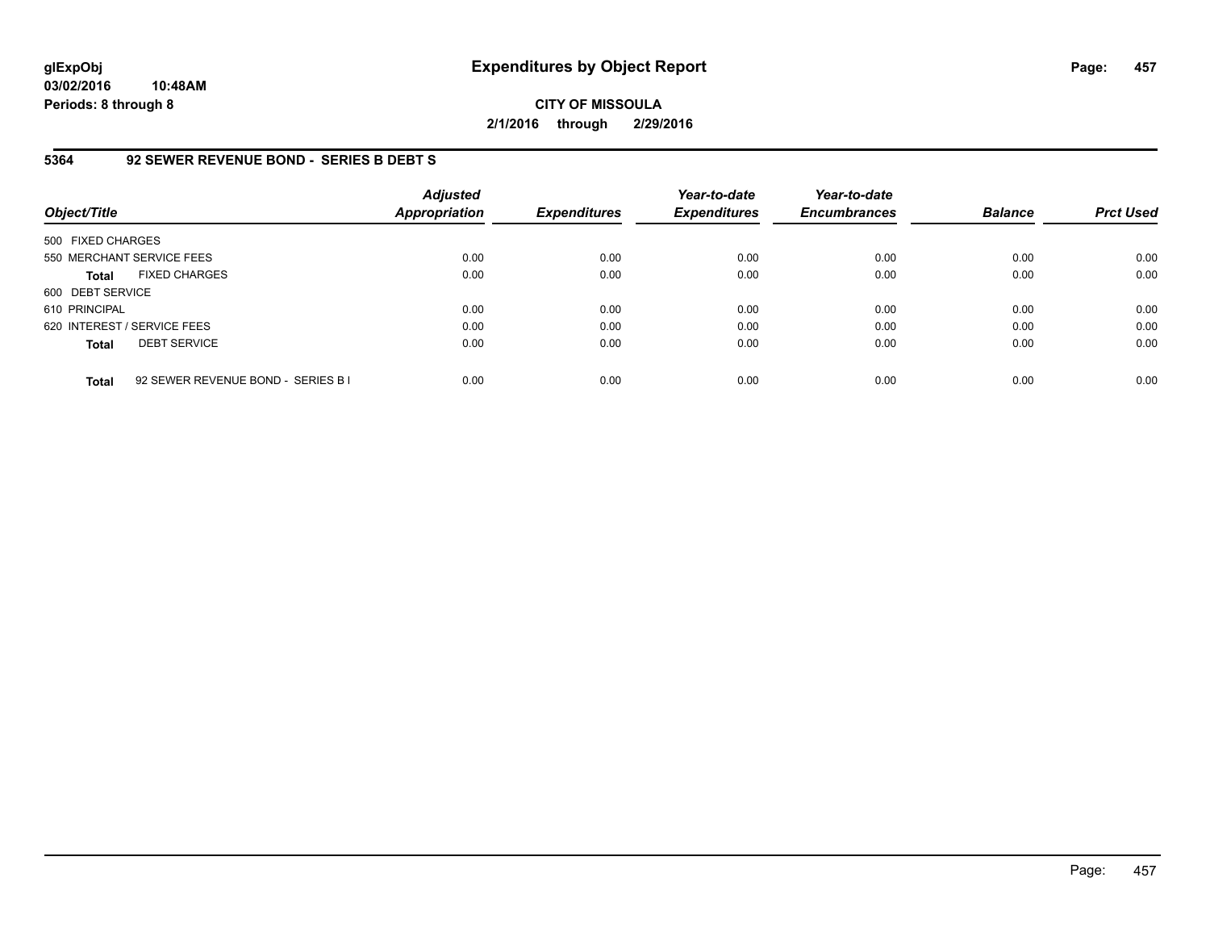**glExpObj**
**03/02/2016 10:48AM**
**Periods: 8 through 8**

# Expenditures by Object Report

**CITY OF MISSOULA**
**2/1/2016 through 2/29/2016**

## 5364 92 SEWER REVENUE BOND - SERIES B DEBT S

| Object/Title | Adjusted Appropriation | Expenditures | Year-to-date Expenditures | Year-to-date Encumbrances | Balance | Prct Used |
|---|---|---|---|---|---|---|
| 500 FIXED CHARGES | | | | | | |
| 550 MERCHANT SERVICE FEES | 0.00 | 0.00 | 0.00 | 0.00 | 0.00 | 0.00 |
| **Total** FIXED CHARGES | 0.00 | 0.00 | 0.00 | 0.00 | 0.00 | 0.00 |
| 600 DEBT SERVICE | | | | | | |
| 610 PRINCIPAL | 0.00 | 0.00 | 0.00 | 0.00 | 0.00 | 0.00 |
| 620 INTEREST / SERVICE FEES | 0.00 | 0.00 | 0.00 | 0.00 | 0.00 | 0.00 |
| **Total** DEBT SERVICE | 0.00 | 0.00 | 0.00 | 0.00 | 0.00 | 0.00 |
| **Total** 92 SEWER REVENUE BOND - SERIES B I | 0.00 | 0.00 | 0.00 | 0.00 | 0.00 | 0.00 |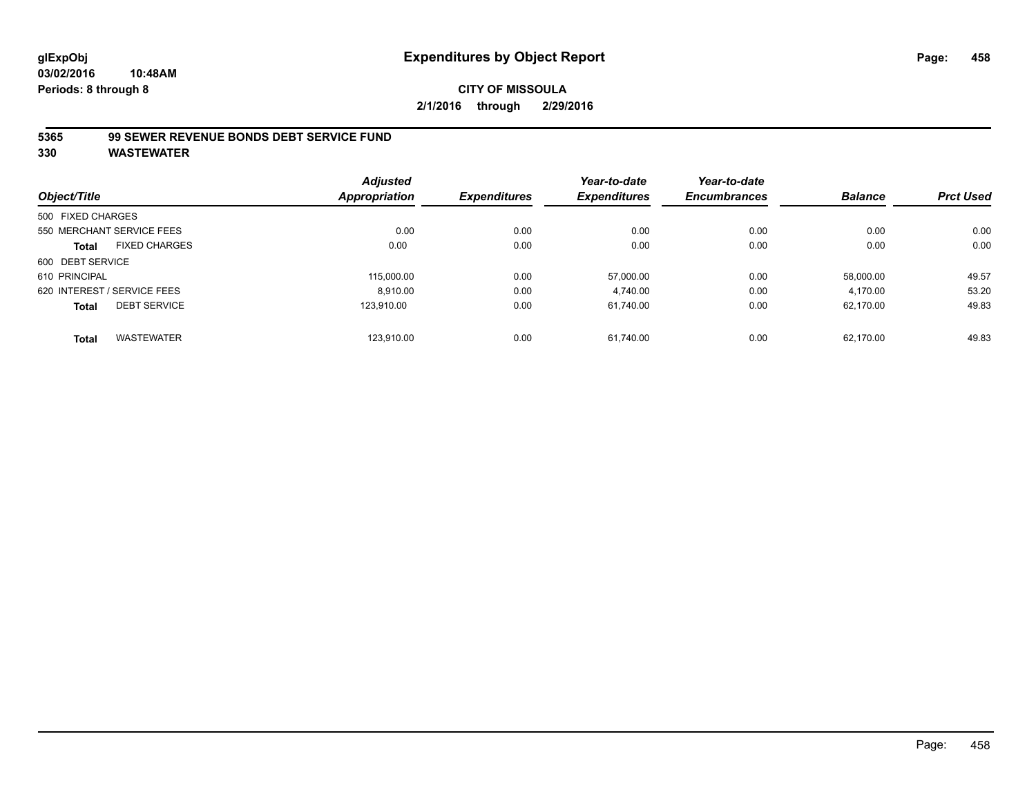glExpObj
03/02/2016 10:48AM
Periods: 8 through 8

# Expenditures by Object Report

**CITY OF MISSOULA**
**2/1/2016 through 2/29/2016**

**5365 99 SEWER REVENUE BONDS DEBT SERVICE FUND**
**330 WASTEWATER**

| Object/Title | Adjusted Appropriation | Expenditures | Year-to-date Expenditures | Year-to-date Encumbrances | Balance | Prct Used |
|---|---|---|---|---|---|---|
| 500 FIXED CHARGES | | | | | | |
| 550 MERCHANT SERVICE FEES | 0.00 | 0.00 | 0.00 | 0.00 | 0.00 | 0.00 |
| **Total** FIXED CHARGES | 0.00 | 0.00 | 0.00 | 0.00 | 0.00 | 0.00 |
| 600 DEBT SERVICE | | | | | | |
| 610 PRINCIPAL | 115,000.00 | 0.00 | 57,000.00 | 0.00 | 58,000.00 | 49.57 |
| 620 INTEREST / SERVICE FEES | 8,910.00 | 0.00 | 4,740.00 | 0.00 | 4,170.00 | 53.20 |
| **Total** DEBT SERVICE | 123,910.00 | 0.00 | 61,740.00 | 0.00 | 62,170.00 | 49.83 |
| **Total** WASTEWATER | 123,910.00 | 0.00 | 61,740.00 | 0.00 | 62,170.00 | 49.83 |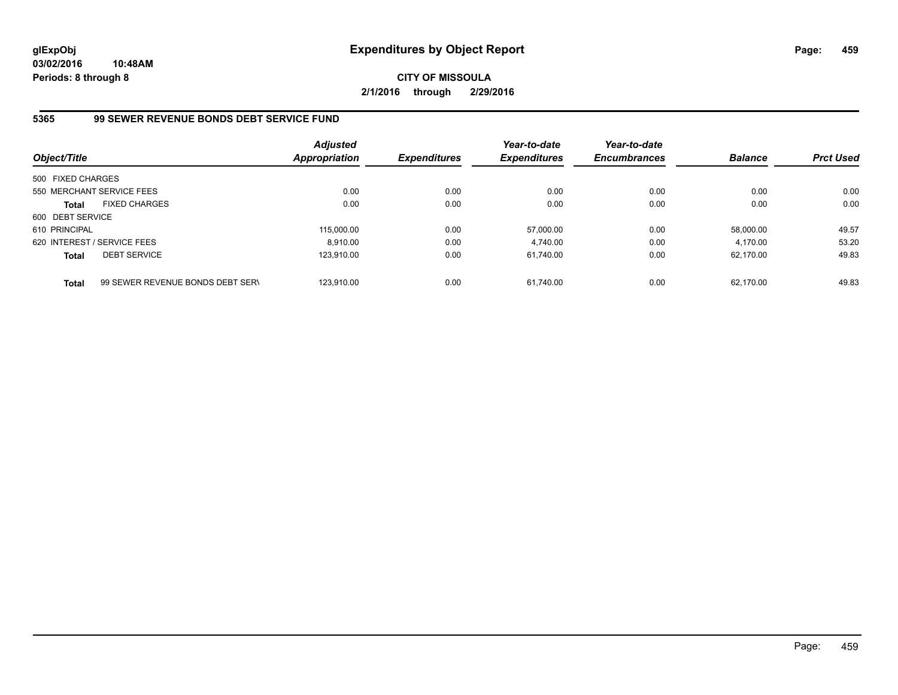**glExpObj**
**03/02/2016 10:48AM**
**Periods: 8 through 8**

# Expenditures by Object Report

**CITY OF MISSOULA**
**2/1/2016 through 2/29/2016**

## 5365 99 SEWER REVENUE BONDS DEBT SERVICE FUND

| Object/Title | | Adjusted Appropriation | Expenditures | Year-to-date Expenditures | Year-to-date Encumbrances | Balance | Prct Used |
|---|---|---|---|---|---|---|---|
| 500 FIXED CHARGES | | | | | | | |
| 550 MERCHANT SERVICE FEES | | 0.00 | 0.00 | 0.00 | 0.00 | 0.00 | 0.00 |
| **Total** | FIXED CHARGES | 0.00 | 0.00 | 0.00 | 0.00 | 0.00 | 0.00 |
| 600 DEBT SERVICE | | | | | | | |
| 610 PRINCIPAL | | 115,000.00 | 0.00 | 57,000.00 | 0.00 | 58,000.00 | 49.57 |
| 620 INTEREST / SERVICE FEES | | 8,910.00 | 0.00 | 4,740.00 | 0.00 | 4,170.00 | 53.20 |
| **Total** | DEBT SERVICE | 123,910.00 | 0.00 | 61,740.00 | 0.00 | 62,170.00 | 49.83 |
| **Total** | 99 SEWER REVENUE BONDS DEBT SERV | 123,910.00 | 0.00 | 61,740.00 | 0.00 | 62,170.00 | 49.83 |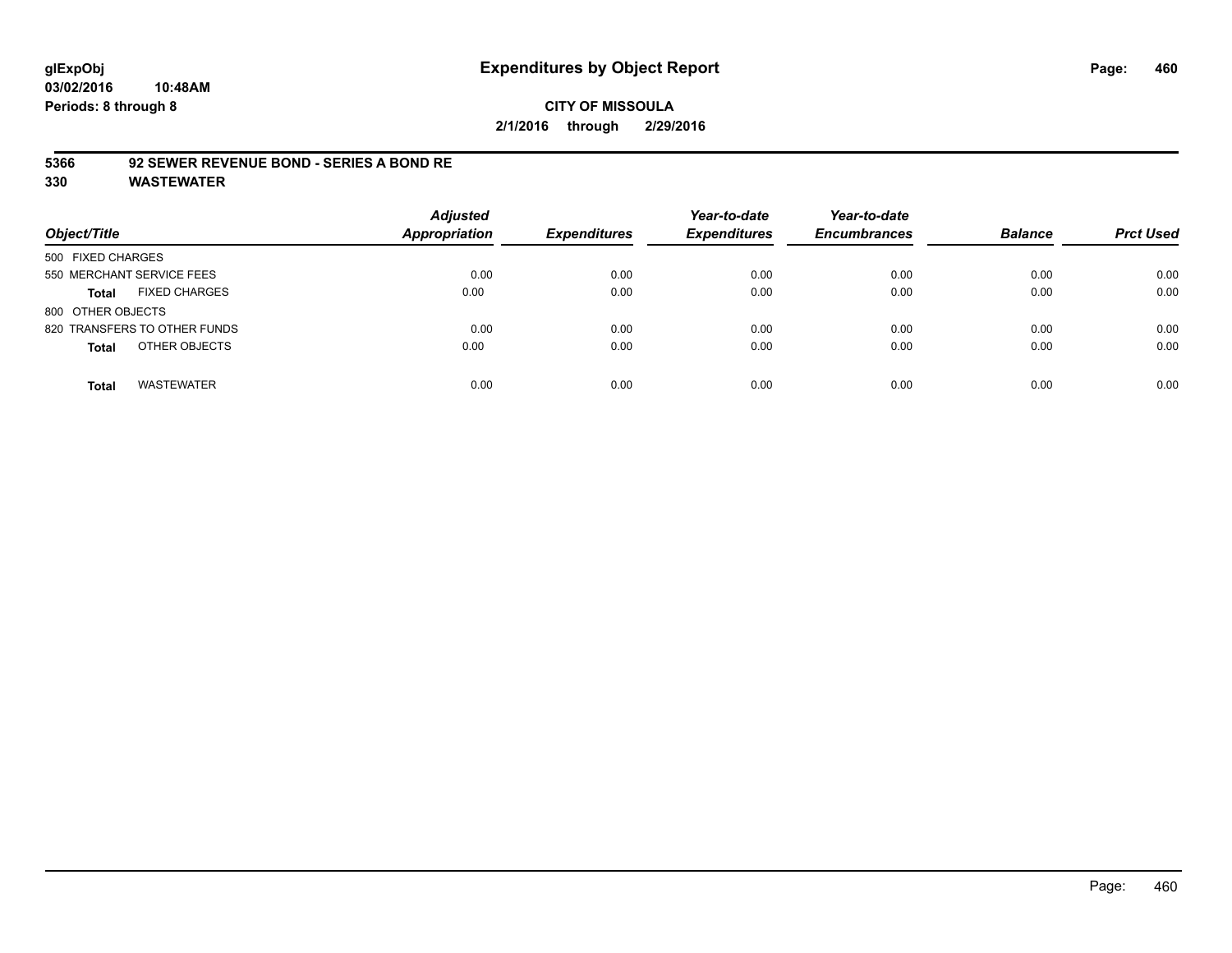**glExpObj** **Expenditures by Object Report**
**03/02/2016 10:48AM**
**Periods: 8 through 8**

**CITY OF MISSOULA**
**2/1/2016 through 2/29/2016**

**5366 92 SEWER REVENUE BOND - SERIES A BOND RE**
**330 WASTEWATER**

| Object/Title | Adjusted Appropriation | Expenditures | Year-to-date Expenditures | Year-to-date Encumbrances | Balance | Prct Used |
|---|---|---|---|---|---|---|
| 500 FIXED CHARGES | | | | | | |
| 550 MERCHANT SERVICE FEES | 0.00 | 0.00 | 0.00 | 0.00 | 0.00 | 0.00 |
| **Total** FIXED CHARGES | 0.00 | 0.00 | 0.00 | 0.00 | 0.00 | 0.00 |
| 800 OTHER OBJECTS | | | | | | |
| 820 TRANSFERS TO OTHER FUNDS | 0.00 | 0.00 | 0.00 | 0.00 | 0.00 | 0.00 |
| **Total** OTHER OBJECTS | 0.00 | 0.00 | 0.00 | 0.00 | 0.00 | 0.00 |
| **Total** WASTEWATER | 0.00 | 0.00 | 0.00 | 0.00 | 0.00 | 0.00 |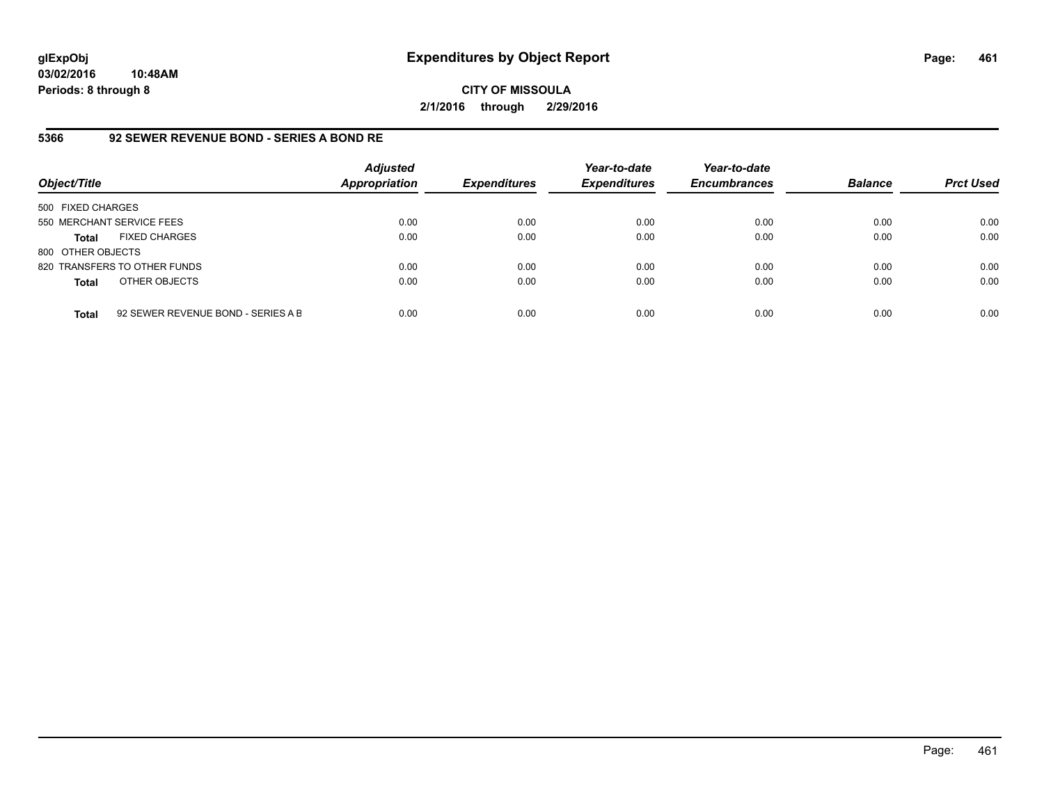# Expenditures by Object Report

glExpObj
03/02/2016 10:48AM
Periods: 8 through 8

**CITY OF MISSOULA**
**2/1/2016 through 2/29/2016**

## 5366 92 SEWER REVENUE BOND - SERIES A BOND RE

| Object/Title | | Adjusted Appropriation | Expenditures | Year-to-date Expenditures | Year-to-date Encumbrances | Balance | Prct Used |
|---|---|---|---|---|---|---|---|
| 500 FIXED CHARGES | | | | | | | |
| 550 MERCHANT SERVICE FEES | | 0.00 | 0.00 | 0.00 | 0.00 | 0.00 | 0.00 |
| **Total** | FIXED CHARGES | 0.00 | 0.00 | 0.00 | 0.00 | 0.00 | 0.00 |
| 800 OTHER OBJECTS | | | | | | | |
| 820 TRANSFERS TO OTHER FUNDS | | 0.00 | 0.00 | 0.00 | 0.00 | 0.00 | 0.00 |
| **Total** | OTHER OBJECTS | 0.00 | 0.00 | 0.00 | 0.00 | 0.00 | 0.00 |
| **Total** | 92 SEWER REVENUE BOND - SERIES A B | 0.00 | 0.00 | 0.00 | 0.00 | 0.00 | 0.00 |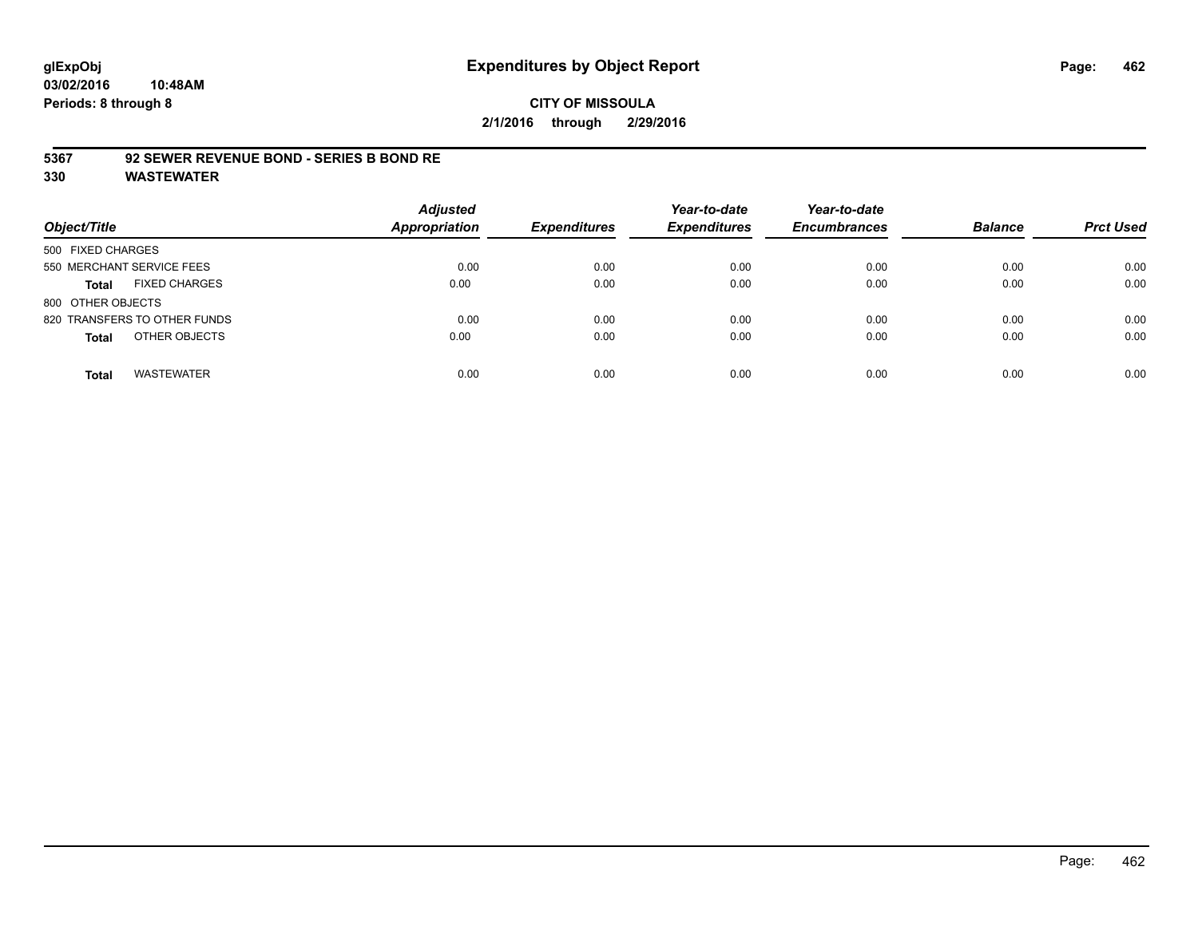**glExpObj**
**03/02/2016 10:48AM**
**Periods: 8 through 8**

# Expenditures by Object Report

**CITY OF MISSOULA**
**2/1/2016 through 2/29/2016**

**5367 92 SEWER REVENUE BOND - SERIES B BOND RE**
**330 WASTEWATER**

| Object/Title | Adjusted Appropriation | Expenditures | Year-to-date Expenditures | Year-to-date Encumbrances | Balance | Prct Used |
|---|---|---|---|---|---|---|
| 500 FIXED CHARGES | | | | | | |
| 550 MERCHANT SERVICE FEES | 0.00 | 0.00 | 0.00 | 0.00 | 0.00 | 0.00 |
| **Total** FIXED CHARGES | 0.00 | 0.00 | 0.00 | 0.00 | 0.00 | 0.00 |
| 800 OTHER OBJECTS | | | | | | |
| 820 TRANSFERS TO OTHER FUNDS | 0.00 | 0.00 | 0.00 | 0.00 | 0.00 | 0.00 |
| **Total** OTHER OBJECTS | 0.00 | 0.00 | 0.00 | 0.00 | 0.00 | 0.00 |
| **Total** WASTEWATER | 0.00 | 0.00 | 0.00 | 0.00 | 0.00 | 0.00 |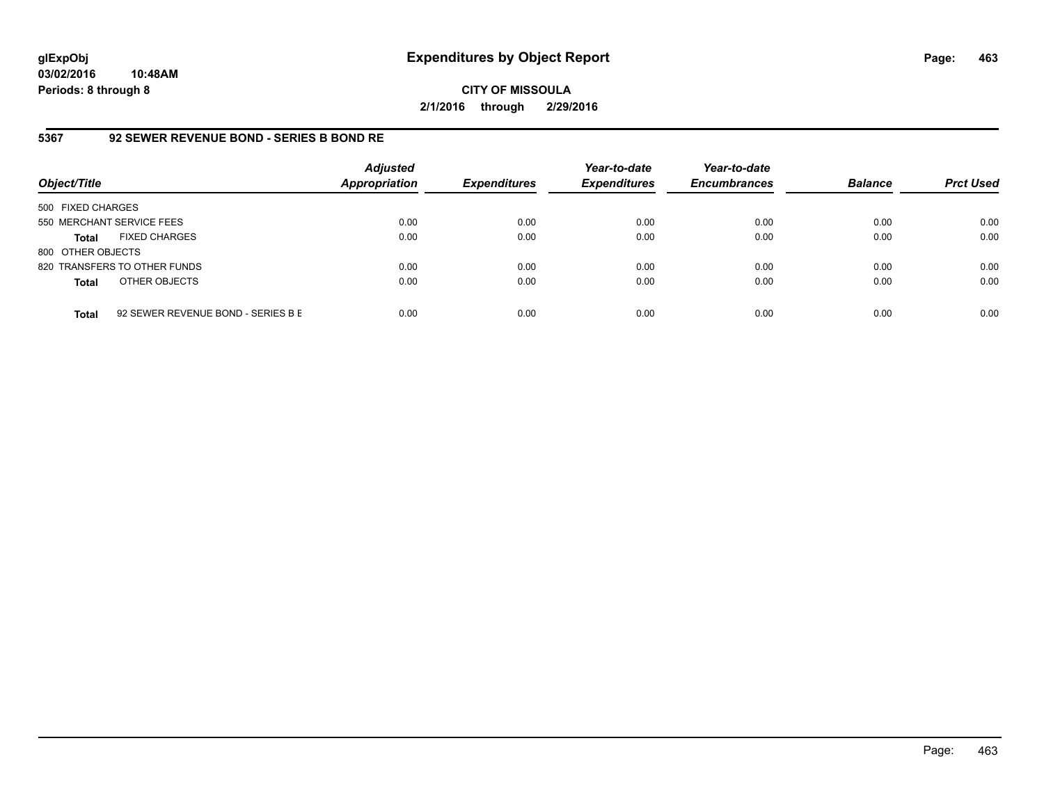**glExpObj**
**03/02/2016 10:48AM**
**Periods: 8 through 8**

# Expenditures by Object Report

**CITY OF MISSOULA**
**2/1/2016 through 2/29/2016**

## 5367 92 SEWER REVENUE BOND - SERIES B BOND RE

| Object/Title | Adjusted Appropriation | Expenditures | Year-to-date Expenditures | Year-to-date Encumbrances | Balance | Prct Used |
|---|---|---|---|---|---|---|
| 500 FIXED CHARGES | | | | | | |
| 550 MERCHANT SERVICE FEES | 0.00 | 0.00 | 0.00 | 0.00 | 0.00 | 0.00 |
| **Total** FIXED CHARGES | 0.00 | 0.00 | 0.00 | 0.00 | 0.00 | 0.00 |
| 800 OTHER OBJECTS | | | | | | |
| 820 TRANSFERS TO OTHER FUNDS | 0.00 | 0.00 | 0.00 | 0.00 | 0.00 | 0.00 |
| **Total** OTHER OBJECTS | 0.00 | 0.00 | 0.00 | 0.00 | 0.00 | 0.00 |
| **Total** 92 SEWER REVENUE BOND - SERIES B E | 0.00 | 0.00 | 0.00 | 0.00 | 0.00 | 0.00 |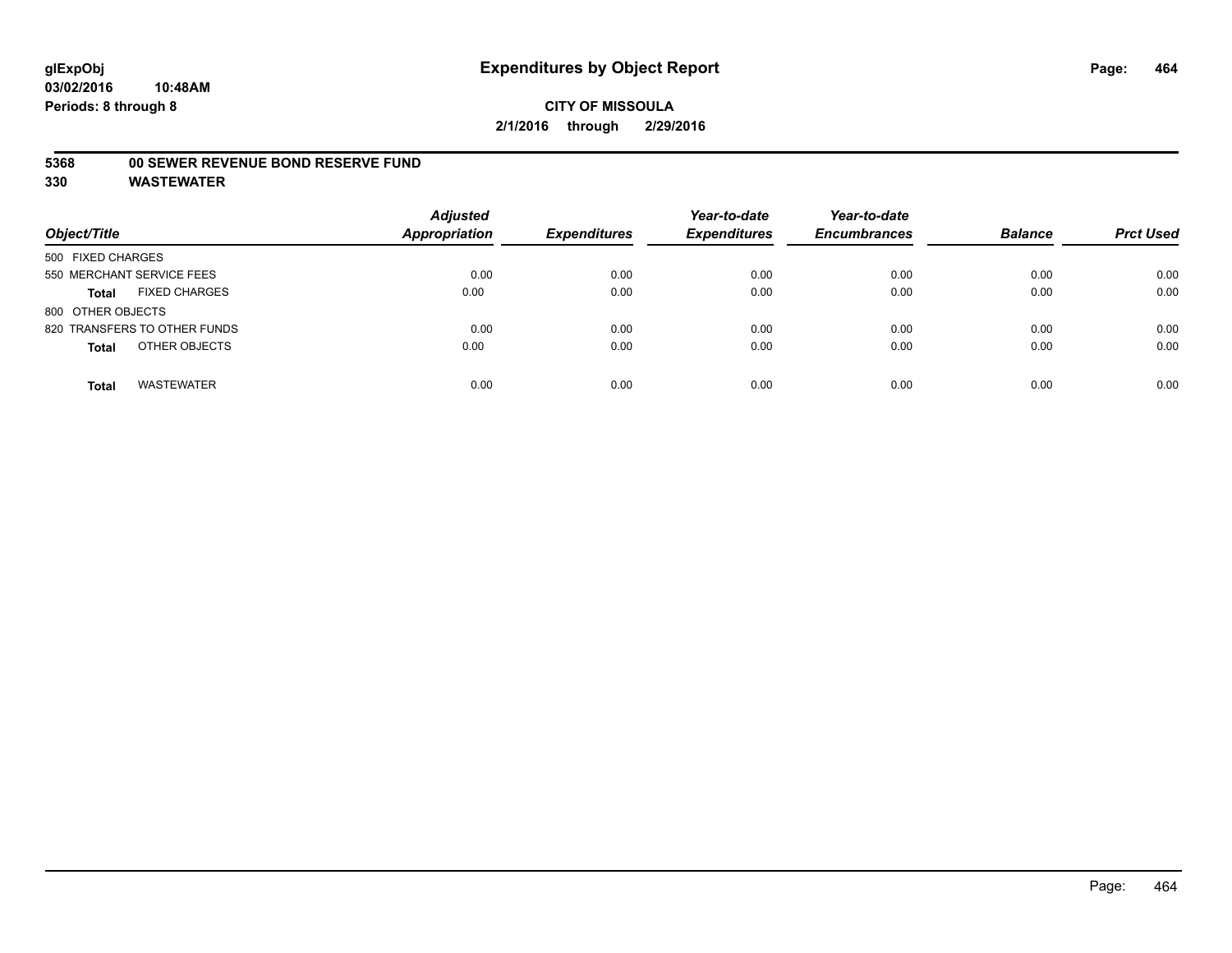**glExpObj**
**03/02/2016 10:48AM**
**Periods: 8 through 8**

# Expenditures by Object Report

**CITY OF MISSOULA**
**2/1/2016 through 2/29/2016**

**5368 00 SEWER REVENUE BOND RESERVE FUND**
**330 WASTEWATER**

| Object/Title | | Adjusted Appropriation | Expenditures | Year-to-date Expenditures | Year-to-date Encumbrances | Balance | Prct Used |
|---|---|---|---|---|---|---|---|
| 500 FIXED CHARGES | | | | | | | |
| 550 MERCHANT SERVICE FEES | | 0.00 | 0.00 | 0.00 | 0.00 | 0.00 | 0.00 |
| **Total** | FIXED CHARGES | 0.00 | 0.00 | 0.00 | 0.00 | 0.00 | 0.00 |
| 800 OTHER OBJECTS | | | | | | | |
| 820 TRANSFERS TO OTHER FUNDS | | 0.00 | 0.00 | 0.00 | 0.00 | 0.00 | 0.00 |
| **Total** | OTHER OBJECTS | 0.00 | 0.00 | 0.00 | 0.00 | 0.00 | 0.00 |
| **Total** | WASTEWATER | 0.00 | 0.00 | 0.00 | 0.00 | 0.00 | 0.00 |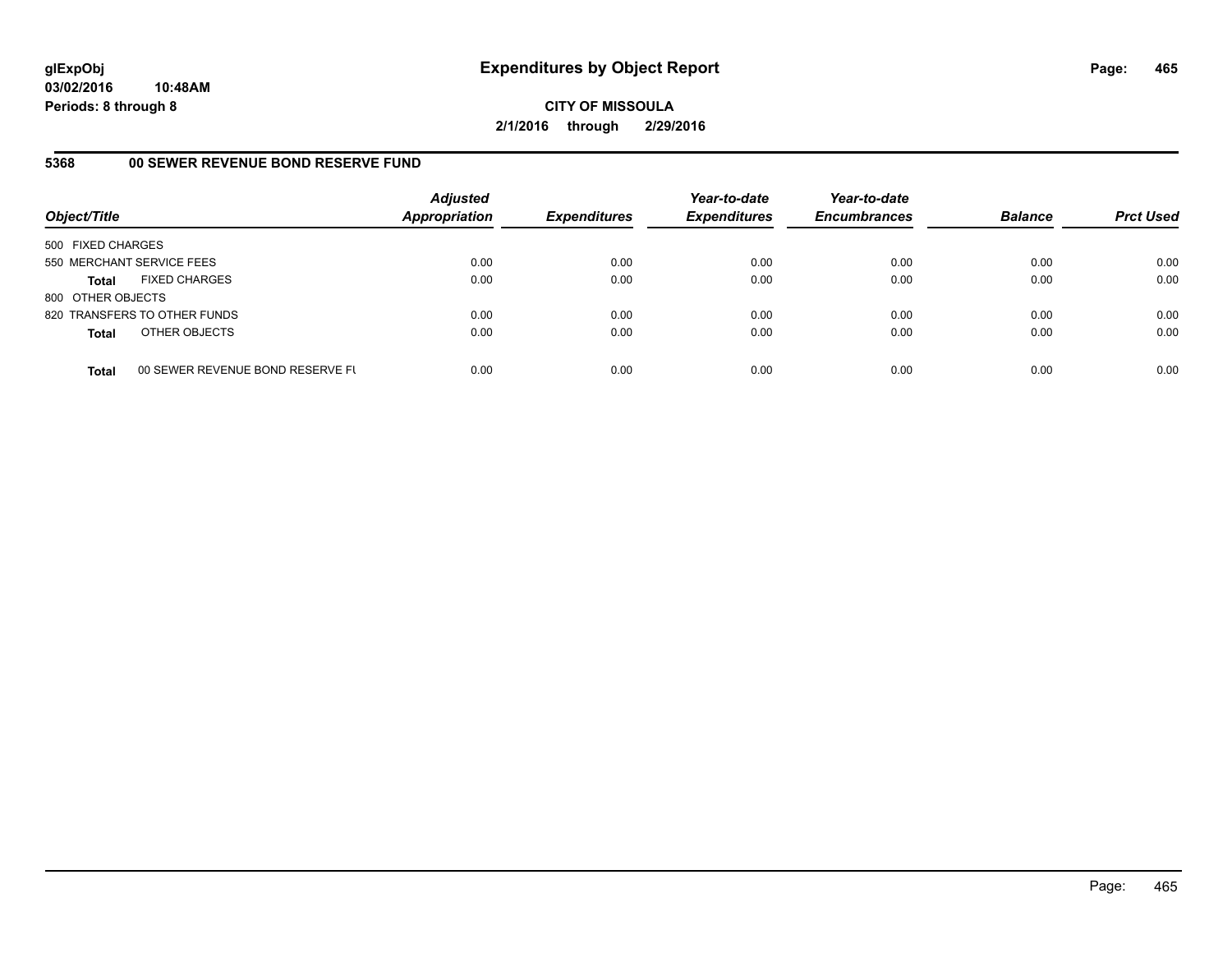# Expenditures by Object Report

glExpObj
03/02/2016 10:48AM
Periods: 8 through 8

**CITY OF MISSOULA**
**2/1/2016 through 2/29/2016**

## 5368 00 SEWER REVENUE BOND RESERVE FUND

| Object/Title | | Adjusted Appropriation | Expenditures | Year-to-date Expenditures | Year-to-date Encumbrances | Balance | Prct Used |
|---|---|---|---|---|---|---|---|
| 500 FIXED CHARGES | | | | | | | |
| 550 MERCHANT SERVICE FEES | | 0.00 | 0.00 | 0.00 | 0.00 | 0.00 | 0.00 |
| **Total** | FIXED CHARGES | 0.00 | 0.00 | 0.00 | 0.00 | 0.00 | 0.00 |
| 800 OTHER OBJECTS | | | | | | | |
| 820 TRANSFERS TO OTHER FUNDS | | 0.00 | 0.00 | 0.00 | 0.00 | 0.00 | 0.00 |
| **Total** | OTHER OBJECTS | 0.00 | 0.00 | 0.00 | 0.00 | 0.00 | 0.00 |
| **Total** | 00 SEWER REVENUE BOND RESERVE FU | 0.00 | 0.00 | 0.00 | 0.00 | 0.00 | 0.00 |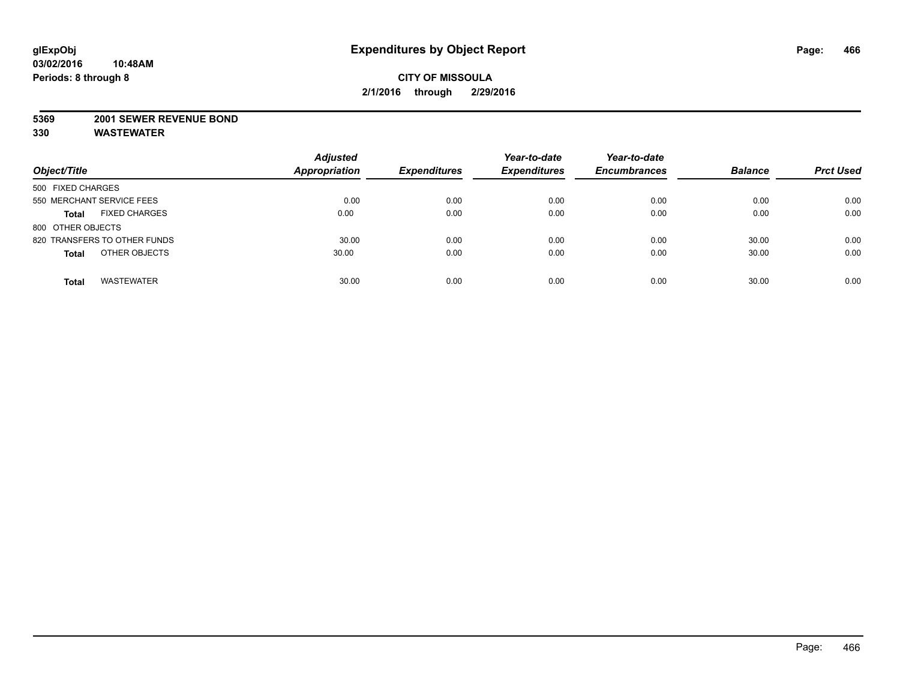**glExpObj**
**03/02/2016 10:48AM**
**Periods: 8 through 8**

# Expenditures by Object Report

**CITY OF MISSOULA**
**2/1/2016 through 2/29/2016**

**5369 2001 SEWER REVENUE BOND**
**330 WASTEWATER**

| Object/Title | Adjusted Appropriation | Expenditures | Year-to-date Expenditures | Year-to-date Encumbrances | Balance | Prct Used |
|---|---|---|---|---|---|---|
| 500 FIXED CHARGES | | | | | | |
| 550 MERCHANT SERVICE FEES | 0.00 | 0.00 | 0.00 | 0.00 | 0.00 | 0.00 |
| **Total** FIXED CHARGES | 0.00 | 0.00 | 0.00 | 0.00 | 0.00 | 0.00 |
| 800 OTHER OBJECTS | | | | | | |
| 820 TRANSFERS TO OTHER FUNDS | 30.00 | 0.00 | 0.00 | 0.00 | 30.00 | 0.00 |
| **Total** OTHER OBJECTS | 30.00 | 0.00 | 0.00 | 0.00 | 30.00 | 0.00 |
| **Total** WASTEWATER | 30.00 | 0.00 | 0.00 | 0.00 | 30.00 | 0.00 |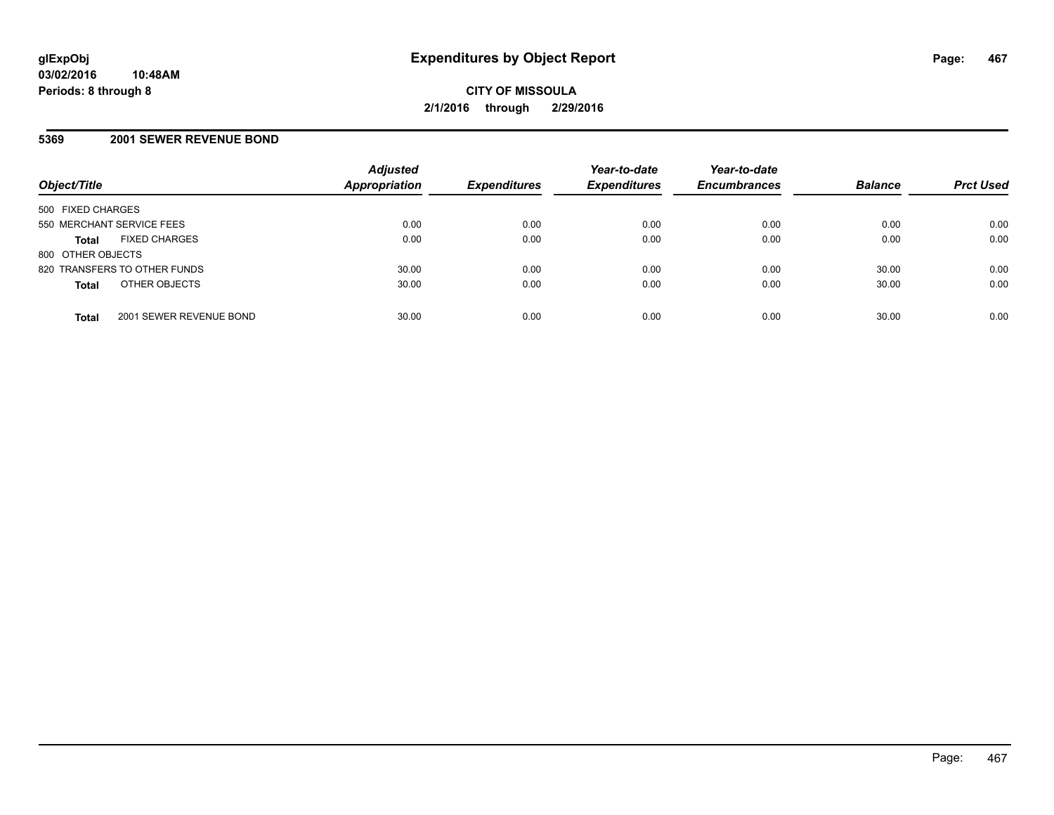# Expenditures by Object Report

glExpObj
03/02/2016 10:48AM
Periods: 8 through 8

**CITY OF MISSOULA**
**2/1/2016 through 2/29/2016**

## 5369 2001 SEWER REVENUE BOND

| Object/Title | | Adjusted Appropriation | Expenditures | Year-to-date Expenditures | Year-to-date Encumbrances | Balance | Prct Used |
|---|---|---|---|---|---|---|---|
| 500 FIXED CHARGES | | | | | | | |
| 550 MERCHANT SERVICE FEES | | 0.00 | 0.00 | 0.00 | 0.00 | 0.00 | 0.00 |
| **Total** | FIXED CHARGES | 0.00 | 0.00 | 0.00 | 0.00 | 0.00 | 0.00 |
| 800 OTHER OBJECTS | | | | | | | |
| 820 TRANSFERS TO OTHER FUNDS | | 30.00 | 0.00 | 0.00 | 0.00 | 30.00 | 0.00 |
| **Total** | OTHER OBJECTS | 30.00 | 0.00 | 0.00 | 0.00 | 30.00 | 0.00 |
| **Total** | 2001 SEWER REVENUE BOND | 30.00 | 0.00 | 0.00 | 0.00 | 30.00 | 0.00 |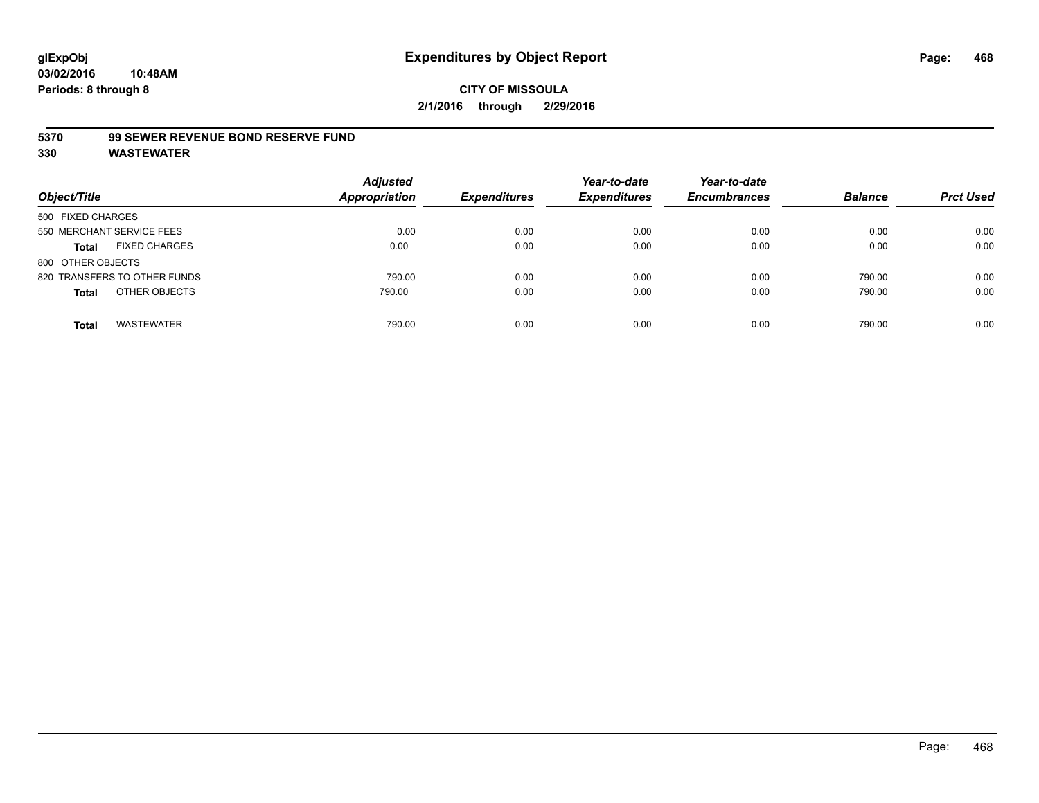glExpObj
03/02/2016 10:48AM
Periods: 8 through 8

# Expenditures by Object Report

**CITY OF MISSOULA**
**2/1/2016 through 2/29/2016**

**5370 99 SEWER REVENUE BOND RESERVE FUND**
**330 WASTEWATER**

| Object/Title | Adjusted Appropriation | Expenditures | Year-to-date Expenditures | Year-to-date Encumbrances | Balance | Prct Used |
|---|---|---|---|---|---|---|
| 500 FIXED CHARGES | | | | | | |
| 550 MERCHANT SERVICE FEES | 0.00 | 0.00 | 0.00 | 0.00 | 0.00 | 0.00 |
| **Total** FIXED CHARGES | 0.00 | 0.00 | 0.00 | 0.00 | 0.00 | 0.00 |
| 800 OTHER OBJECTS | | | | | | |
| 820 TRANSFERS TO OTHER FUNDS | 790.00 | 0.00 | 0.00 | 0.00 | 790.00 | 0.00 |
| **Total** OTHER OBJECTS | 790.00 | 0.00 | 0.00 | 0.00 | 790.00 | 0.00 |
| **Total** WASTEWATER | 790.00 | 0.00 | 0.00 | 0.00 | 790.00 | 0.00 |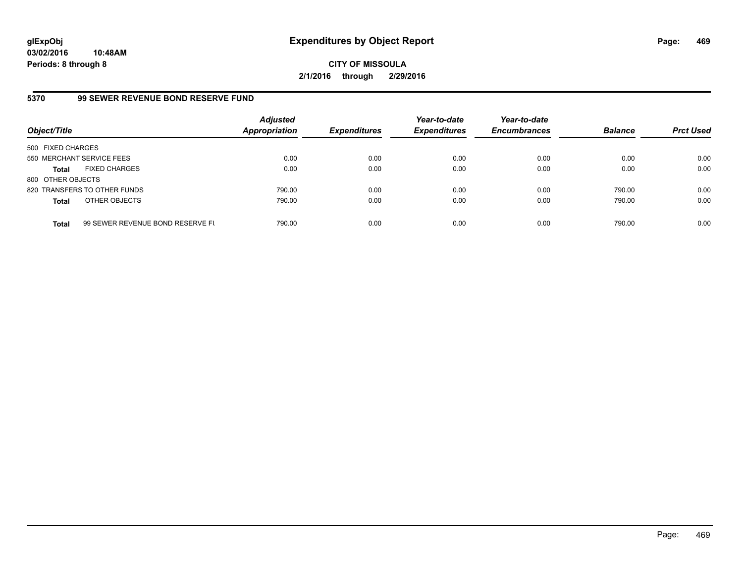**CITY OF MISSOULA**

**2/1/2016 through 2/29/2016**

## 5370 99 SEWER REVENUE BOND RESERVE FUND

| Object/Title | | Adjusted Appropriation | Expenditures | Year-to-date Expenditures | Year-to-date Encumbrances | Balance | Prct Used |
|---|---|---|---|---|---|---|---|
| 500 FIXED CHARGES | | | | | | | |
| 550 MERCHANT SERVICE FEES | | 0.00 | 0.00 | 0.00 | 0.00 | 0.00 | 0.00 |
| **Total** | FIXED CHARGES | 0.00 | 0.00 | 0.00 | 0.00 | 0.00 | 0.00 |
| 800 OTHER OBJECTS | | | | | | | |
| 820 TRANSFERS TO OTHER FUNDS | | 790.00 | 0.00 | 0.00 | 0.00 | 790.00 | 0.00 |
| **Total** | OTHER OBJECTS | 790.00 | 0.00 | 0.00 | 0.00 | 790.00 | 0.00 |
| **Total** | 99 SEWER REVENUE BOND RESERVE FU | 790.00 | 0.00 | 0.00 | 0.00 | 790.00 | 0.00 |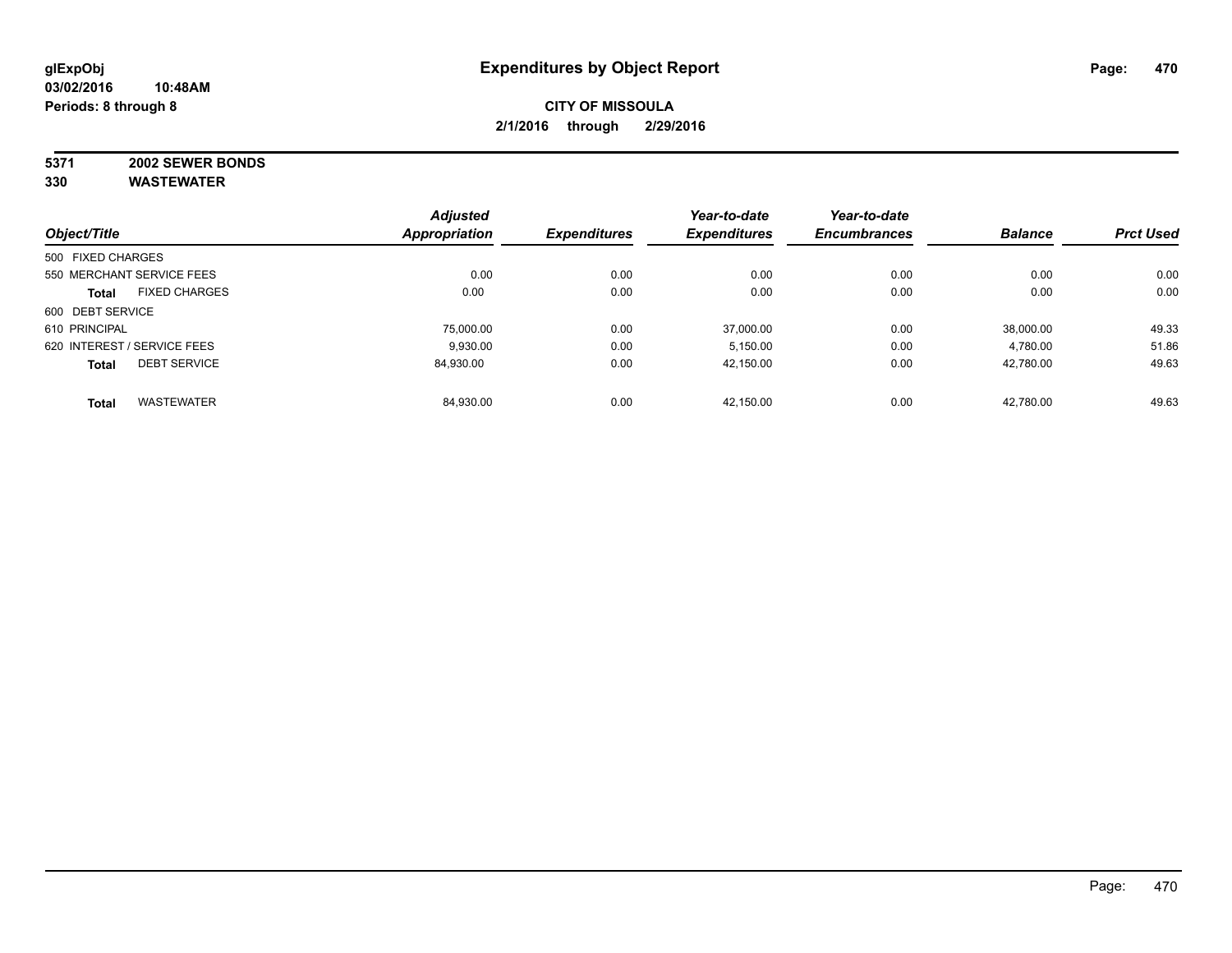**glExpObj**
**03/02/2016 10:48AM**
**Periods: 8 through 8**

# Expenditures by Object Report

**CITY OF MISSOULA**
**2/1/2016 through 2/29/2016**

**5371 2002 SEWER BONDS**
**330 WASTEWATER**

| Object/Title | Adjusted Appropriation | Expenditures | Year-to-date Expenditures | Year-to-date Encumbrances | Balance | Prct Used |
|---|---|---|---|---|---|---|
| 500 FIXED CHARGES | | | | | | |
| 550 MERCHANT SERVICE FEES | 0.00 | 0.00 | 0.00 | 0.00 | 0.00 | 0.00 |
| **Total** FIXED CHARGES | 0.00 | 0.00 | 0.00 | 0.00 | 0.00 | 0.00 |
| 600 DEBT SERVICE | | | | | | |
| 610 PRINCIPAL | 75,000.00 | 0.00 | 37,000.00 | 0.00 | 38,000.00 | 49.33 |
| 620 INTEREST / SERVICE FEES | 9,930.00 | 0.00 | 5,150.00 | 0.00 | 4,780.00 | 51.86 |
| **Total** DEBT SERVICE | 84,930.00 | 0.00 | 42,150.00 | 0.00 | 42,780.00 | 49.63 |
| **Total** WASTEWATER | 84,930.00 | 0.00 | 42,150.00 | 0.00 | 42,780.00 | 49.63 |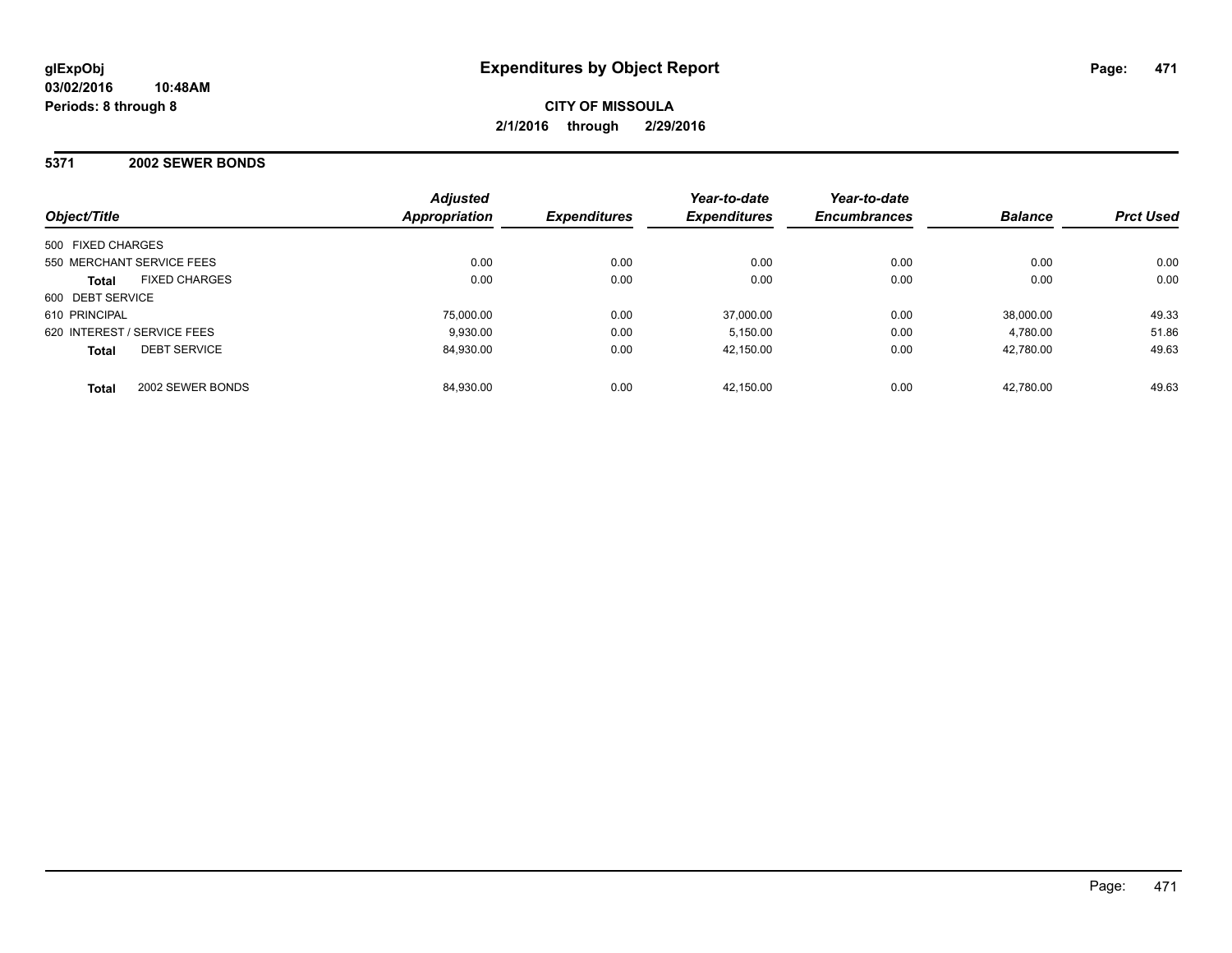glExpObj
03/02/2016 10:48AM
Periods: 8 through 8

# Expenditures by Object Report

**CITY OF MISSOULA**
**2/1/2016 through 2/29/2016**

## 5371 2002 SEWER BONDS

| Object/Title | | Adjusted Appropriation | Expenditures | Year-to-date Expenditures | Year-to-date Encumbrances | Balance | Prct Used |
|---|---|---|---|---|---|---|---|
| 500 FIXED CHARGES | | | | | | | |
| 550 MERCHANT SERVICE FEES | | 0.00 | 0.00 | 0.00 | 0.00 | 0.00 | 0.00 |
| **Total** | FIXED CHARGES | 0.00 | 0.00 | 0.00 | 0.00 | 0.00 | 0.00 |
| 600 DEBT SERVICE | | | | | | | |
| 610 PRINCIPAL | | 75,000.00 | 0.00 | 37,000.00 | 0.00 | 38,000.00 | 49.33 |
| 620 INTEREST / SERVICE FEES | | 9,930.00 | 0.00 | 5,150.00 | 0.00 | 4,780.00 | 51.86 |
| **Total** | DEBT SERVICE | 84,930.00 | 0.00 | 42,150.00 | 0.00 | 42,780.00 | 49.63 |
| **Total** | 2002 SEWER BONDS | 84,930.00 | 0.00 | 42,150.00 | 0.00 | 42,780.00 | 49.63 |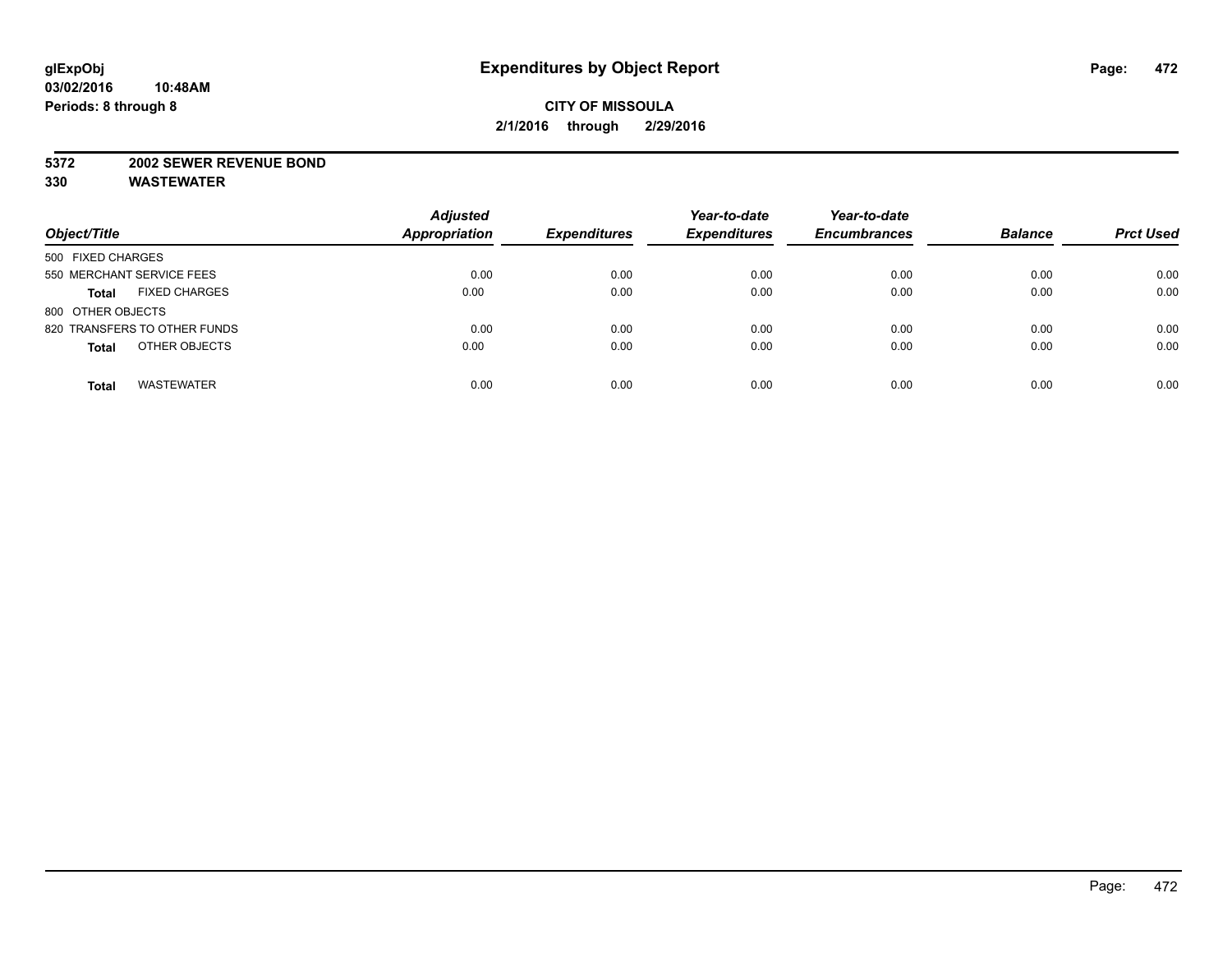glExpObj
03/02/2016 10:48AM
Periods: 8 through 8

# Expenditures by Object Report

**CITY OF MISSOULA**
**2/1/2016 through 2/29/2016**

**5372 2002 SEWER REVENUE BOND**
**330 WASTEWATER**

| Object/Title | Adjusted Appropriation | Expenditures | Year-to-date Expenditures | Year-to-date Encumbrances | Balance | Prct Used |
|---|---|---|---|---|---|---|
| 500 FIXED CHARGES | | | | | | |
| 550 MERCHANT SERVICE FEES | 0.00 | 0.00 | 0.00 | 0.00 | 0.00 | 0.00 |
| **Total** FIXED CHARGES | 0.00 | 0.00 | 0.00 | 0.00 | 0.00 | 0.00 |
| 800 OTHER OBJECTS | | | | | | |
| 820 TRANSFERS TO OTHER FUNDS | 0.00 | 0.00 | 0.00 | 0.00 | 0.00 | 0.00 |
| **Total** OTHER OBJECTS | 0.00 | 0.00 | 0.00 | 0.00 | 0.00 | 0.00 |
| **Total** WASTEWATER | 0.00 | 0.00 | 0.00 | 0.00 | 0.00 | 0.00 |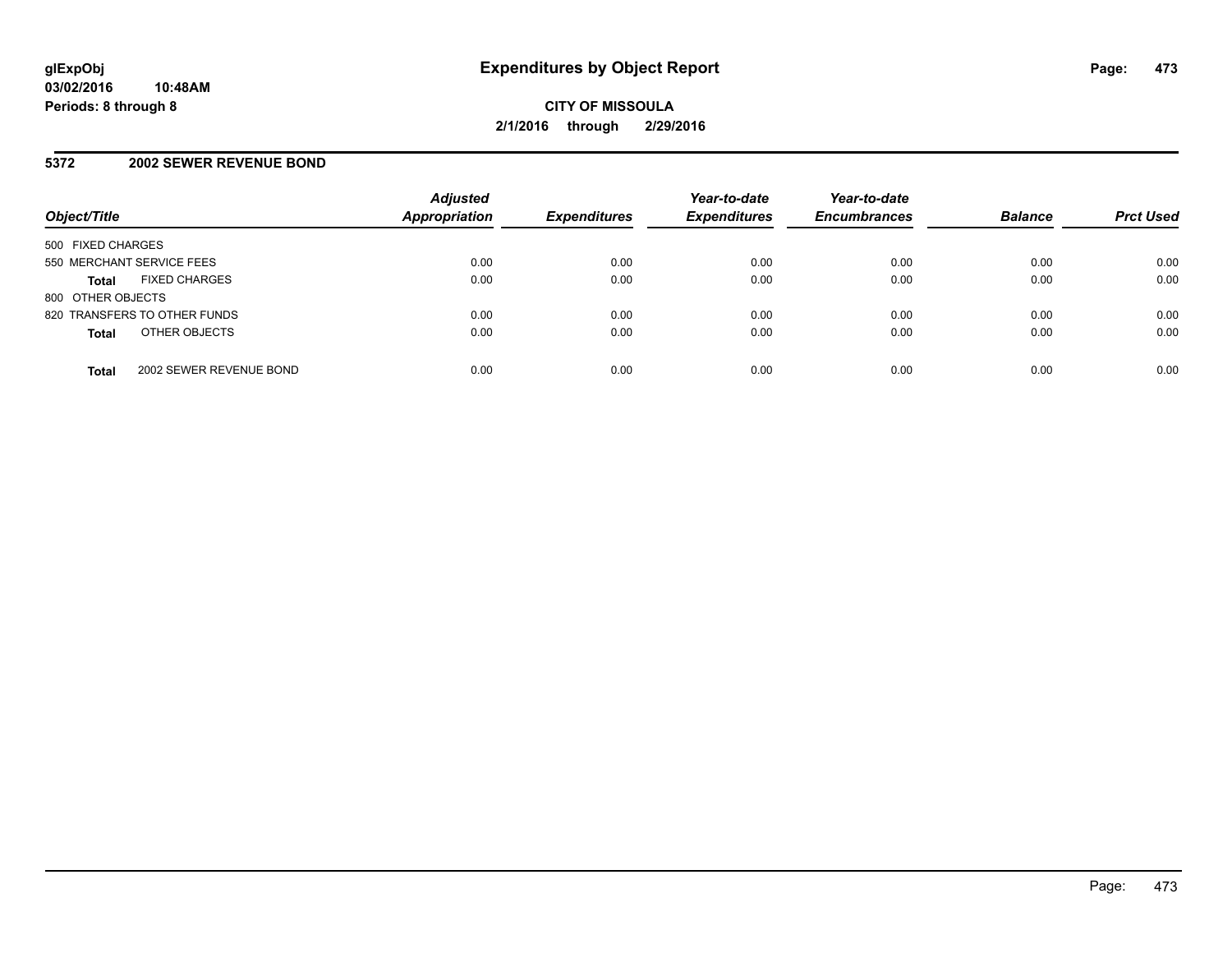# Expenditures by Object Report

**glExpObj**
**03/02/2016 10:48AM**
**Periods: 8 through 8**

**CITY OF MISSOULA**
**2/1/2016 through 2/29/2016**

## 5372 2002 SEWER REVENUE BOND

| Object/Title | Adjusted Appropriation | Expenditures | Year-to-date Expenditures | Year-to-date Encumbrances | Balance | Prct Used |
|---|---|---|---|---|---|---|
| 500 FIXED CHARGES | | | | | | |
| 550 MERCHANT SERVICE FEES | 0.00 | 0.00 | 0.00 | 0.00 | 0.00 | 0.00 |
| **Total** FIXED CHARGES | 0.00 | 0.00 | 0.00 | 0.00 | 0.00 | 0.00 |
| 800 OTHER OBJECTS | | | | | | |
| 820 TRANSFERS TO OTHER FUNDS | 0.00 | 0.00 | 0.00 | 0.00 | 0.00 | 0.00 |
| **Total** OTHER OBJECTS | 0.00 | 0.00 | 0.00 | 0.00 | 0.00 | 0.00 |
| **Total** 2002 SEWER REVENUE BOND | 0.00 | 0.00 | 0.00 | 0.00 | 0.00 | 0.00 |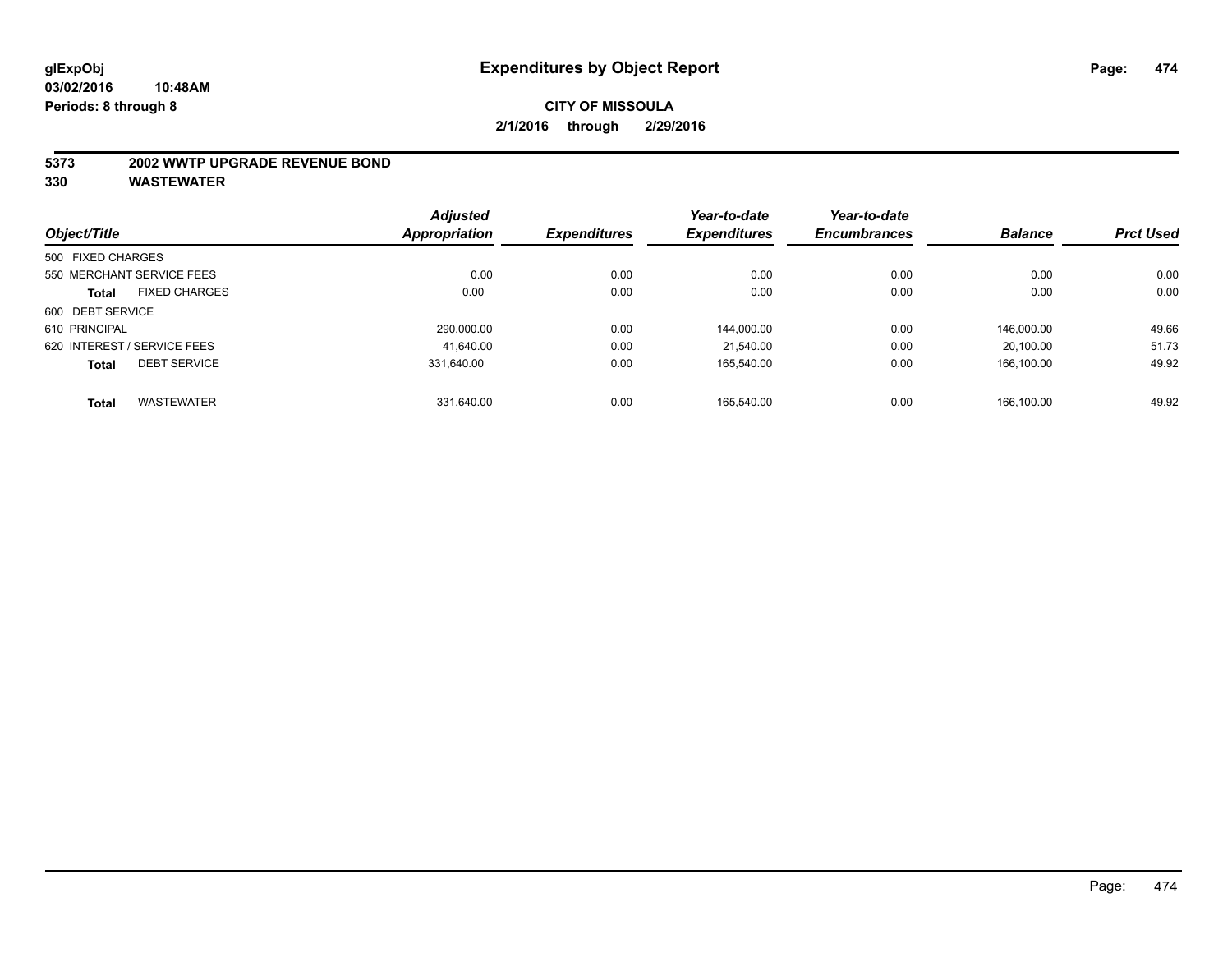**glExpObj**
**03/02/2016 10:48AM**
**Periods: 8 through 8**

# Expenditures by Object Report

**CITY OF MISSOULA**
**2/1/2016 through 2/29/2016**

**5373 2002 WWTP UPGRADE REVENUE BOND**
**330 WASTEWATER**

| Object/Title | | Adjusted Appropriation | Expenditures | Year-to-date Expenditures | Year-to-date Encumbrances | Balance | Prct Used |
|---|---|---|---|---|---|---|---|
| 500 FIXED CHARGES | | | | | | | |
| 550 MERCHANT SERVICE FEES | | 0.00 | 0.00 | 0.00 | 0.00 | 0.00 | 0.00 |
| **Total** | FIXED CHARGES | 0.00 | 0.00 | 0.00 | 0.00 | 0.00 | 0.00 |
| 600 DEBT SERVICE | | | | | | | |
| 610 PRINCIPAL | | 290,000.00 | 0.00 | 144,000.00 | 0.00 | 146,000.00 | 49.66 |
| 620 INTEREST / SERVICE FEES | | 41,640.00 | 0.00 | 21,540.00 | 0.00 | 20,100.00 | 51.73 |
| **Total** | DEBT SERVICE | 331,640.00 | 0.00 | 165,540.00 | 0.00 | 166,100.00 | 49.92 |
| **Total** | WASTEWATER | 331,640.00 | 0.00 | 165,540.00 | 0.00 | 166,100.00 | 49.92 |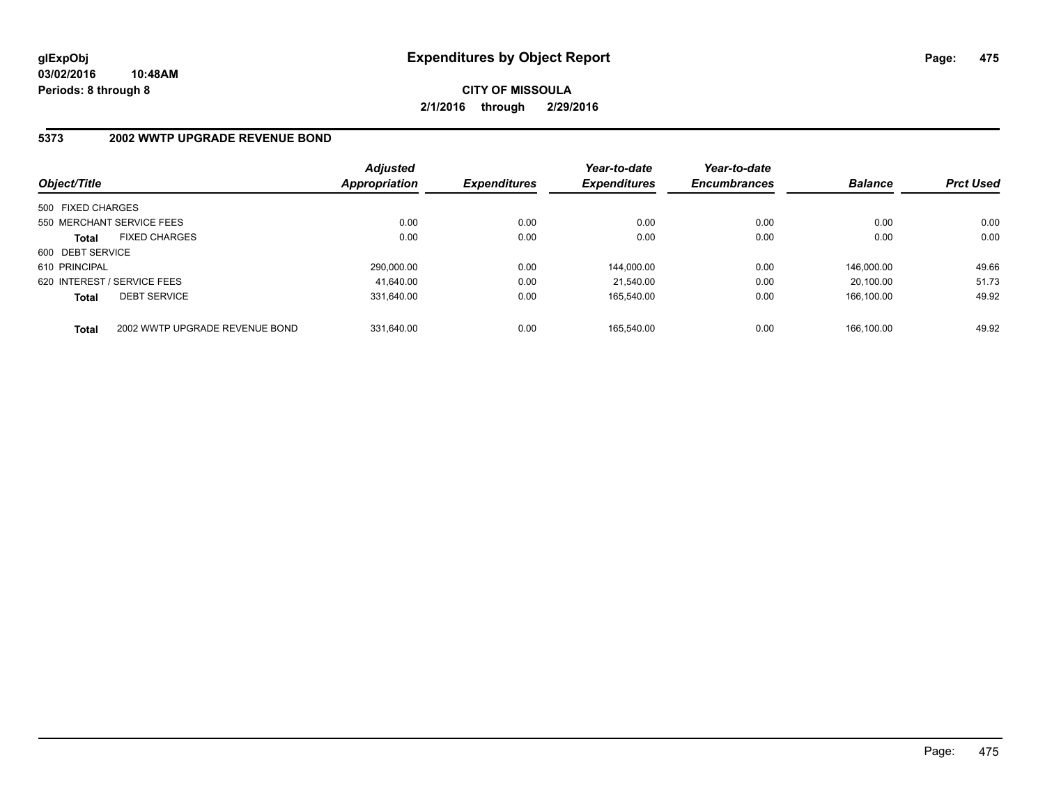# Expenditures by Object Report

**CITY OF MISSOULA**

**2/1/2016 through 2/29/2016**

glExpObj
03/02/2016 10:48AM
Periods: 8 through 8

## 5373 2002 WWTP UPGRADE REVENUE BOND

| Object/Title | | Adjusted Appropriation | Expenditures | Year-to-date Expenditures | Year-to-date Encumbrances | Balance | Prct Used |
|---|---|---|---|---|---|---|---|
| 500 FIXED CHARGES | | | | | | | |
| 550 MERCHANT SERVICE FEES | | 0.00 | 0.00 | 0.00 | 0.00 | 0.00 | 0.00 |
| **Total** | FIXED CHARGES | 0.00 | 0.00 | 0.00 | 0.00 | 0.00 | 0.00 |
| 600 DEBT SERVICE | | | | | | | |
| 610 PRINCIPAL | | 290,000.00 | 0.00 | 144,000.00 | 0.00 | 146,000.00 | 49.66 |
| 620 INTEREST / SERVICE FEES | | 41,640.00 | 0.00 | 21,540.00 | 0.00 | 20,100.00 | 51.73 |
| **Total** | DEBT SERVICE | 331,640.00 | 0.00 | 165,540.00 | 0.00 | 166,100.00 | 49.92 |
| **Total** | 2002 WWTP UPGRADE REVENUE BOND | 331,640.00 | 0.00 | 165,540.00 | 0.00 | 166,100.00 | 49.92 |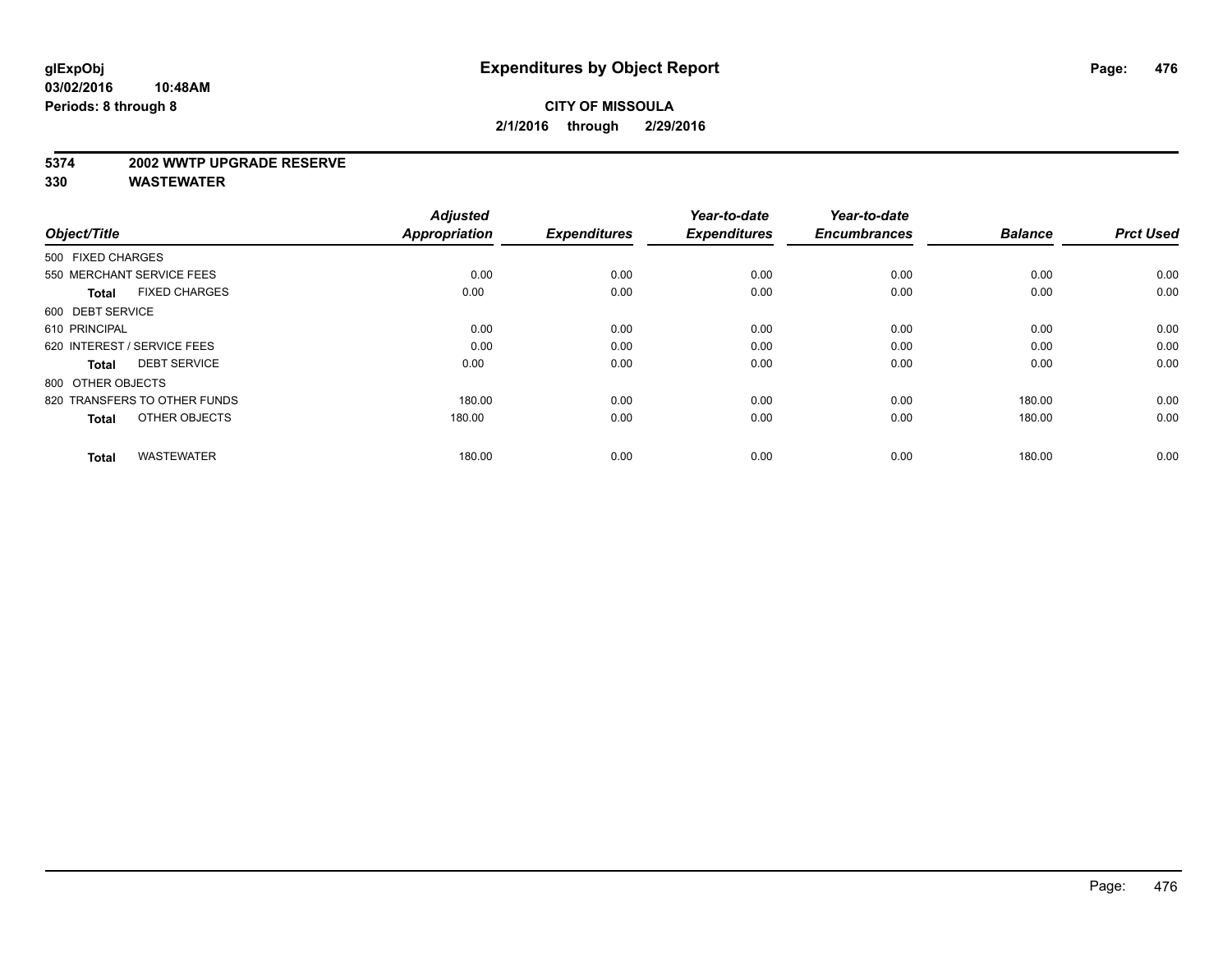# Expenditures by Object Report

glExpObj
03/02/2016 10:48AM
Periods: 8 through 8

**CITY OF MISSOULA**
**2/1/2016 through 2/29/2016**

**5374 2002 WWTP UPGRADE RESERVE**
**330 WASTEWATER**

| Object/Title | Adjusted Appropriation | Expenditures | Year-to-date Expenditures | Year-to-date Encumbrances | Balance | Prct Used |
|---|---|---|---|---|---|---|
| 500 FIXED CHARGES | | | | | | |
| 550 MERCHANT SERVICE FEES | 0.00 | 0.00 | 0.00 | 0.00 | 0.00 | 0.00 |
| **Total** FIXED CHARGES | 0.00 | 0.00 | 0.00 | 0.00 | 0.00 | 0.00 |
| 600 DEBT SERVICE | | | | | | |
| 610 PRINCIPAL | 0.00 | 0.00 | 0.00 | 0.00 | 0.00 | 0.00 |
| 620 INTEREST / SERVICE FEES | 0.00 | 0.00 | 0.00 | 0.00 | 0.00 | 0.00 |
| **Total** DEBT SERVICE | 0.00 | 0.00 | 0.00 | 0.00 | 0.00 | 0.00 |
| 800 OTHER OBJECTS | | | | | | |
| 820 TRANSFERS TO OTHER FUNDS | 180.00 | 0.00 | 0.00 | 0.00 | 180.00 | 0.00 |
| **Total** OTHER OBJECTS | 180.00 | 0.00 | 0.00 | 0.00 | 180.00 | 0.00 |
| **Total** WASTEWATER | 180.00 | 0.00 | 0.00 | 0.00 | 180.00 | 0.00 |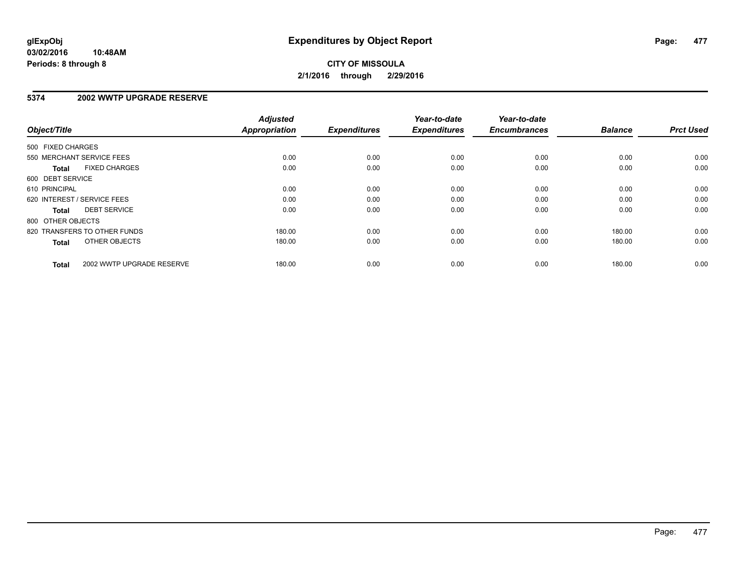glExpObj
03/02/2016 10:48AM
Periods: 8 through 8

# Expenditures by Object Report

**CITY OF MISSOULA**
**2/1/2016 through 2/29/2016**

## 5374 2002 WWTP UPGRADE RESERVE

| Object/Title | | Adjusted Appropriation | Expenditures | Year-to-date Expenditures | Year-to-date Encumbrances | Balance | Prct Used |
|---|---|---|---|---|---|---|---|
| 500 FIXED CHARGES | | | | | | | |
| 550 MERCHANT SERVICE FEES | | 0.00 | 0.00 | 0.00 | 0.00 | 0.00 | 0.00 |
| **Total** | FIXED CHARGES | 0.00 | 0.00 | 0.00 | 0.00 | 0.00 | 0.00 |
| 600 DEBT SERVICE | | | | | | | |
| 610 PRINCIPAL | | 0.00 | 0.00 | 0.00 | 0.00 | 0.00 | 0.00 |
| 620 INTEREST / SERVICE FEES | | 0.00 | 0.00 | 0.00 | 0.00 | 0.00 | 0.00 |
| **Total** | DEBT SERVICE | 0.00 | 0.00 | 0.00 | 0.00 | 0.00 | 0.00 |
| 800 OTHER OBJECTS | | | | | | | |
| 820 TRANSFERS TO OTHER FUNDS | | 180.00 | 0.00 | 0.00 | 0.00 | 180.00 | 0.00 |
| **Total** | OTHER OBJECTS | 180.00 | 0.00 | 0.00 | 0.00 | 180.00 | 0.00 |
| **Total** | 2002 WWTP UPGRADE RESERVE | 180.00 | 0.00 | 0.00 | 0.00 | 180.00 | 0.00 |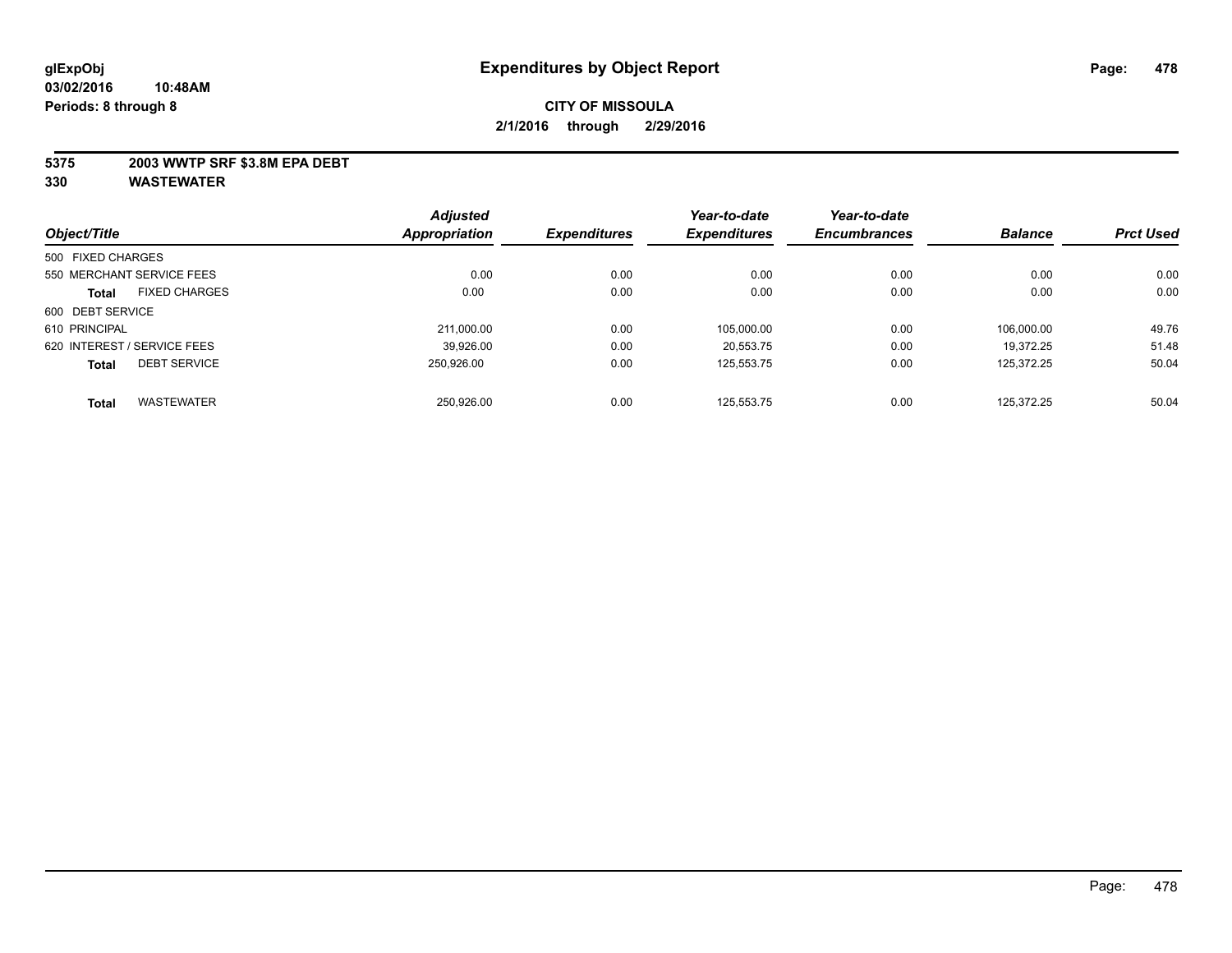glExpObj
03/02/2016 10:48AM
Periods: 8 through 8

# Expenditures by Object Report

**CITY OF MISSOULA**
**2/1/2016 through 2/29/2016**

**5375 2003 WWTP SRF $3.8M EPA DEBT**
**330 WASTEWATER**

| Object/Title | Adjusted Appropriation | Expenditures | Year-to-date Expenditures | Year-to-date Encumbrances | Balance | Prct Used |
|---|---|---|---|---|---|---|
| 500 FIXED CHARGES | | | | | | |
| 550 MERCHANT SERVICE FEES | 0.00 | 0.00 | 0.00 | 0.00 | 0.00 | 0.00 |
| **Total** FIXED CHARGES | 0.00 | 0.00 | 0.00 | 0.00 | 0.00 | 0.00 |
| 600 DEBT SERVICE | | | | | | |
| 610 PRINCIPAL | 211,000.00 | 0.00 | 105,000.00 | 0.00 | 106,000.00 | 49.76 |
| 620 INTEREST / SERVICE FEES | 39,926.00 | 0.00 | 20,553.75 | 0.00 | 19,372.25 | 51.48 |
| **Total** DEBT SERVICE | 250,926.00 | 0.00 | 125,553.75 | 0.00 | 125,372.25 | 50.04 |
| **Total** WASTEWATER | 250,926.00 | 0.00 | 125,553.75 | 0.00 | 125,372.25 | 50.04 |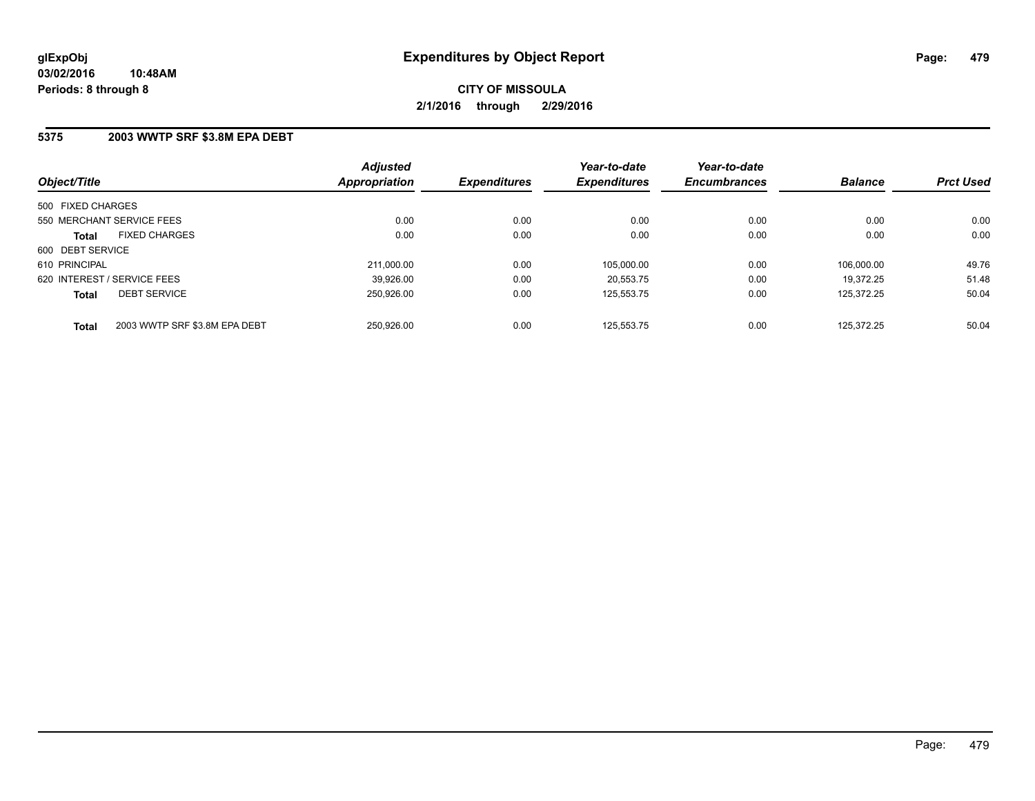**glExpObj** **Expenditures by Object Report**

**03/02/2016 10:48AM**

**Periods: 8 through 8**

**CITY OF MISSOULA**

**2/1/2016 through 2/29/2016**

## 5375 2003 WWTP SRF $3.8M EPA DEBT

| Object/Title | | Adjusted Appropriation | Expenditures | Year-to-date Expenditures | Year-to-date Encumbrances | Balance | Prct Used |
|---|---|---|---|---|---|---|---|
| 500 FIXED CHARGES | | | | | | | |
| 550 MERCHANT SERVICE FEES | | 0.00 | 0.00 | 0.00 | 0.00 | 0.00 | 0.00 |
| **Total** | FIXED CHARGES | 0.00 | 0.00 | 0.00 | 0.00 | 0.00 | 0.00 |
| 600 DEBT SERVICE | | | | | | | |
| 610 PRINCIPAL | | 211,000.00 | 0.00 | 105,000.00 | 0.00 | 106,000.00 | 49.76 |
| 620 INTEREST / SERVICE FEES | | 39,926.00 | 0.00 | 20,553.75 | 0.00 | 19,372.25 | 51.48 |
| **Total** | DEBT SERVICE | 250,926.00 | 0.00 | 125,553.75 | 0.00 | 125,372.25 | 50.04 |
| **Total** | 2003 WWTP SRF $3.8M EPA DEBT | 250,926.00 | 0.00 | 125,553.75 | 0.00 | 125,372.25 | 50.04 |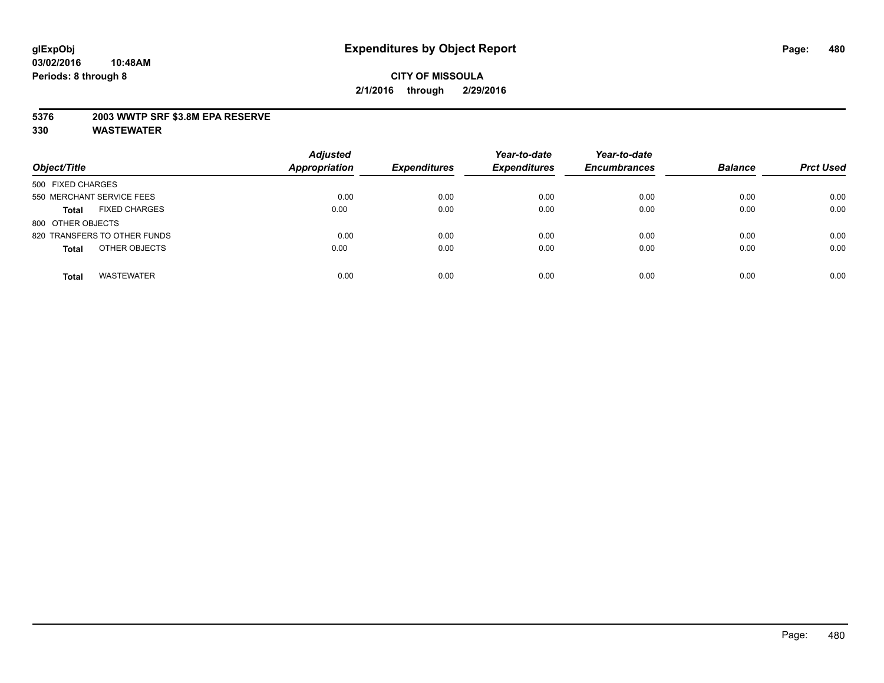**glExpObj**
**03/02/2016 10:48AM**
**Periods: 8 through 8**

# Expenditures by Object Report

**CITY OF MISSOULA**
**2/1/2016 through 2/29/2016**

**5376 2003 WWTP SRF $3.8M EPA RESERVE**
**330 WASTEWATER**

| Object/Title | Adjusted Appropriation | Expenditures | Year-to-date Expenditures | Year-to-date Encumbrances | Balance | Prct Used |
|---|---|---|---|---|---|---|
| 500 FIXED CHARGES | | | | | | |
| 550 MERCHANT SERVICE FEES | 0.00 | 0.00 | 0.00 | 0.00 | 0.00 | 0.00 |
| **Total** FIXED CHARGES | 0.00 | 0.00 | 0.00 | 0.00 | 0.00 | 0.00 |
| 800 OTHER OBJECTS | | | | | | |
| 820 TRANSFERS TO OTHER FUNDS | 0.00 | 0.00 | 0.00 | 0.00 | 0.00 | 0.00 |
| **Total** OTHER OBJECTS | 0.00 | 0.00 | 0.00 | 0.00 | 0.00 | 0.00 |
| **Total** WASTEWATER | 0.00 | 0.00 | 0.00 | 0.00 | 0.00 | 0.00 |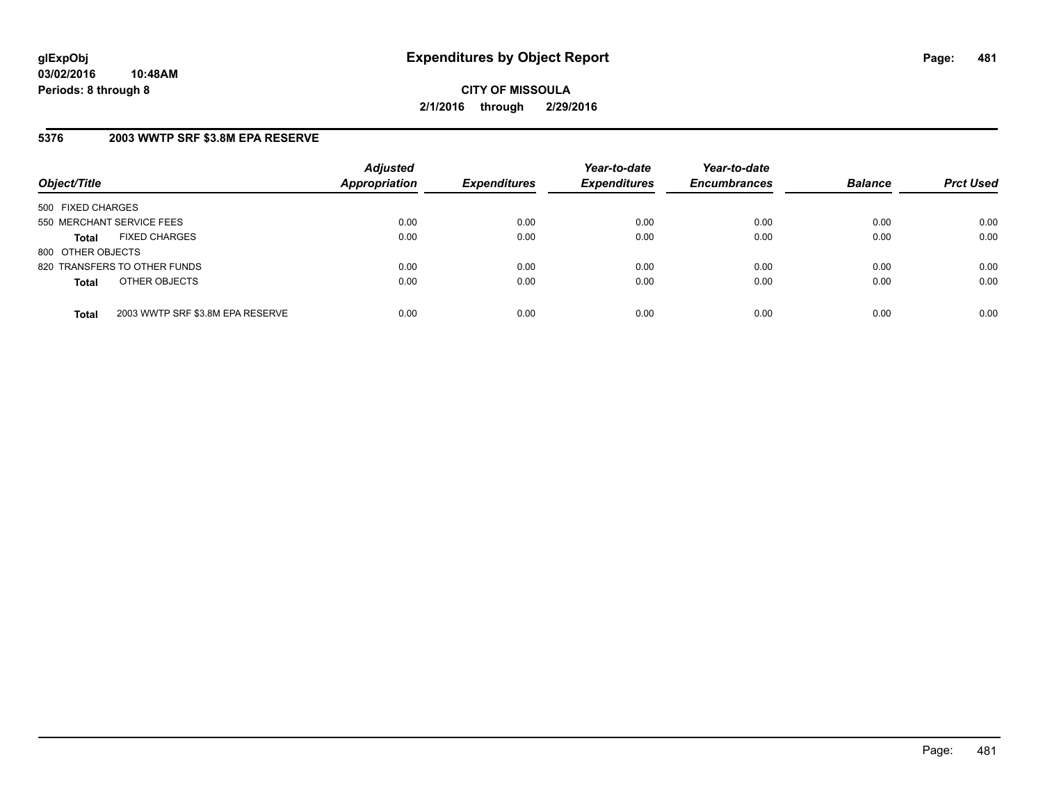**glExpObj**
**03/02/2016 10:48AM**
**Periods: 8 through 8**

# Expenditures by Object Report

**CITY OF MISSOULA**
**2/1/2016 through 2/29/2016**

## 5376 2003 WWTP SRF $3.8M EPA RESERVE

| Object/Title | | Adjusted Appropriation | Expenditures | Year-to-date Expenditures | Year-to-date Encumbrances | Balance | Prct Used |
|---|---|---|---|---|---|---|---|
| 500 FIXED CHARGES | | | | | | | |
| 550 MERCHANT SERVICE FEES | | 0.00 | 0.00 | 0.00 | 0.00 | 0.00 | 0.00 |
| **Total** | FIXED CHARGES | 0.00 | 0.00 | 0.00 | 0.00 | 0.00 | 0.00 |
| 800 OTHER OBJECTS | | | | | | | |
| 820 TRANSFERS TO OTHER FUNDS | | 0.00 | 0.00 | 0.00 | 0.00 | 0.00 | 0.00 |
| **Total** | OTHER OBJECTS | 0.00 | 0.00 | 0.00 | 0.00 | 0.00 | 0.00 |
| **Total** | 2003 WWTP SRF $3.8M EPA RESERVE | 0.00 | 0.00 | 0.00 | 0.00 | 0.00 | 0.00 |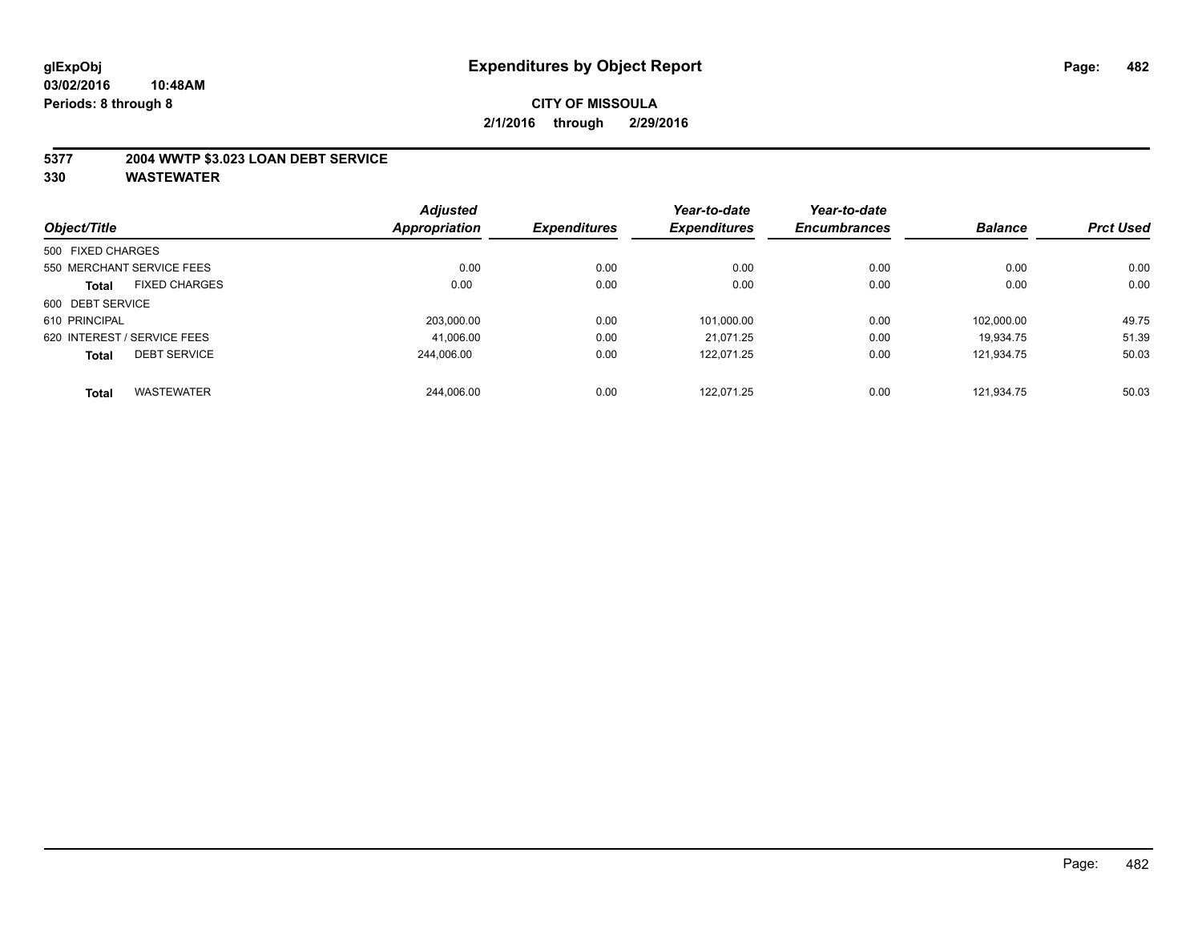**glExpObj** **Expenditures by Object Report**
**03/02/2016 10:48AM**
**Periods: 8 through 8**

**CITY OF MISSOULA**
**2/1/2016 through 2/29/2016**

**5377 2004 WWTP $3.023 LOAN DEBT SERVICE**
**330 WASTEWATER**

| Object/Title | Adjusted Appropriation | Expenditures | Year-to-date Expenditures | Year-to-date Encumbrances | Balance | Prct Used |
|---|---|---|---|---|---|---|
| 500 FIXED CHARGES | | | | | | |
| 550 MERCHANT SERVICE FEES | 0.00 | 0.00 | 0.00 | 0.00 | 0.00 | 0.00 |
| **Total** FIXED CHARGES | 0.00 | 0.00 | 0.00 | 0.00 | 0.00 | 0.00 |
| 600 DEBT SERVICE | | | | | | |
| 610 PRINCIPAL | 203,000.00 | 0.00 | 101,000.00 | 0.00 | 102,000.00 | 49.75 |
| 620 INTEREST / SERVICE FEES | 41,006.00 | 0.00 | 21,071.25 | 0.00 | 19,934.75 | 51.39 |
| **Total** DEBT SERVICE | 244,006.00 | 0.00 | 122,071.25 | 0.00 | 121,934.75 | 50.03 |
| **Total** WASTEWATER | 244,006.00 | 0.00 | 122,071.25 | 0.00 | 121,934.75 | 50.03 |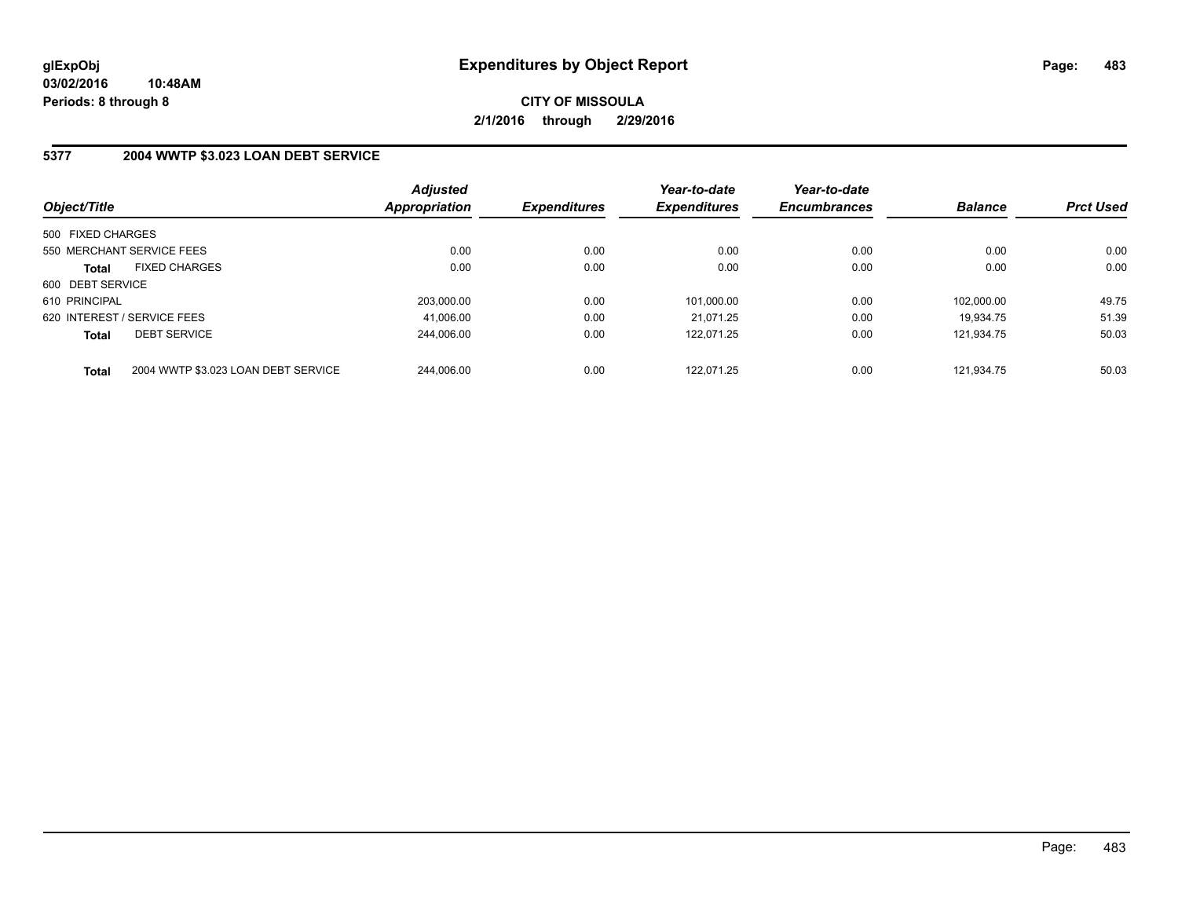**glExpObj** **Expenditures by Object Report**

**03/02/2016 10:48AM**

**Periods: 8 through 8**

**CITY OF MISSOULA**

**2/1/2016 through 2/29/2016**

## 5377 2004 WWTP $3.023 LOAN DEBT SERVICE

| Object/Title | | Adjusted Appropriation | Expenditures | Year-to-date Expenditures | Year-to-date Encumbrances | Balance | Prct Used |
|---|---|---|---|---|---|---|---|
| 500 FIXED CHARGES | | | | | | | |
| 550 MERCHANT SERVICE FEES | | 0.00 | 0.00 | 0.00 | 0.00 | 0.00 | 0.00 |
| **Total** | FIXED CHARGES | 0.00 | 0.00 | 0.00 | 0.00 | 0.00 | 0.00 |
| 600 DEBT SERVICE | | | | | | | |
| 610 PRINCIPAL | | 203,000.00 | 0.00 | 101,000.00 | 0.00 | 102,000.00 | 49.75 |
| 620 INTEREST / SERVICE FEES | | 41,006.00 | 0.00 | 21,071.25 | 0.00 | 19,934.75 | 51.39 |
| **Total** | DEBT SERVICE | 244,006.00 | 0.00 | 122,071.25 | 0.00 | 121,934.75 | 50.03 |
| **Total** | 2004 WWTP $3.023 LOAN DEBT SERVICE | 244,006.00 | 0.00 | 122,071.25 | 0.00 | 121,934.75 | 50.03 |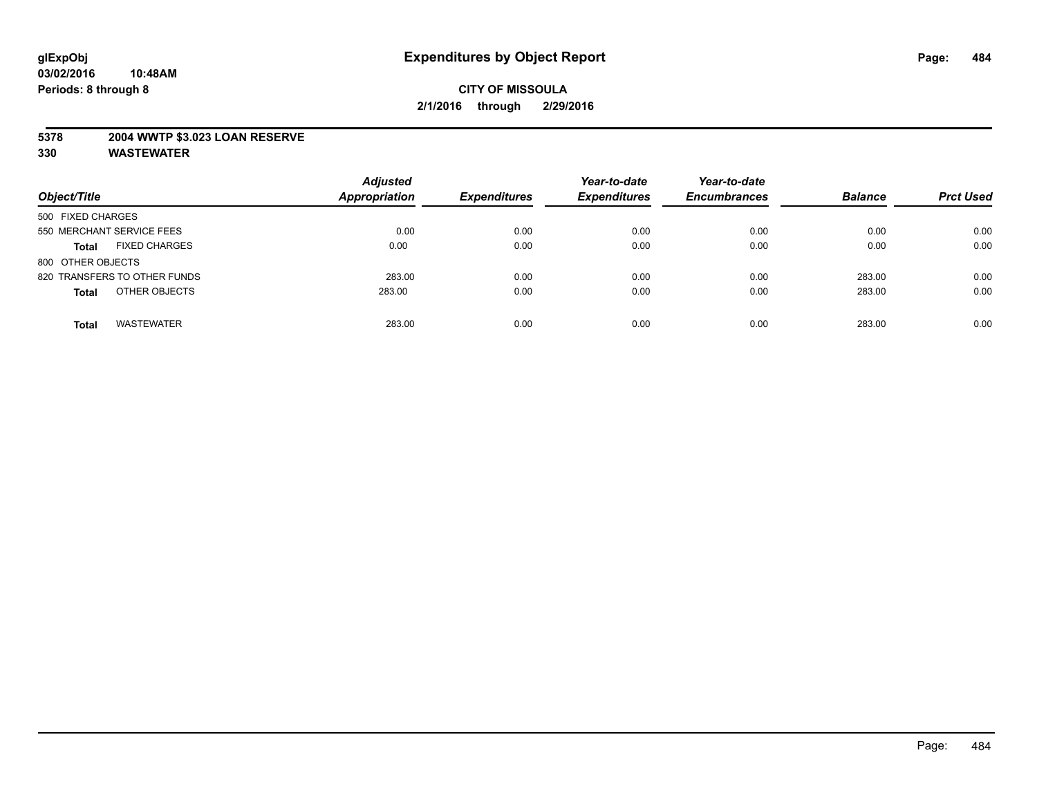**glExpObj** **Expenditures by Object Report**

**03/02/2016 10:48AM**

**Periods: 8 through 8**

**CITY OF MISSOULA**

**2/1/2016 through 2/29/2016**

**5378 2004 WWTP $3.023 LOAN RESERVE**

**330 WASTEWATER**

| Object/Title | Adjusted Appropriation | Expenditures | Year-to-date Expenditures | Year-to-date Encumbrances | Balance | Prct Used |
|---|---|---|---|---|---|---|
| 500 FIXED CHARGES | | | | | | |
| 550 MERCHANT SERVICE FEES | 0.00 | 0.00 | 0.00 | 0.00 | 0.00 | 0.00 |
| **Total** FIXED CHARGES | 0.00 | 0.00 | 0.00 | 0.00 | 0.00 | 0.00 |
| 800 OTHER OBJECTS | | | | | | |
| 820 TRANSFERS TO OTHER FUNDS | 283.00 | 0.00 | 0.00 | 0.00 | 283.00 | 0.00 |
| **Total** OTHER OBJECTS | 283.00 | 0.00 | 0.00 | 0.00 | 283.00 | 0.00 |
| **Total** WASTEWATER | 283.00 | 0.00 | 0.00 | 0.00 | 283.00 | 0.00 |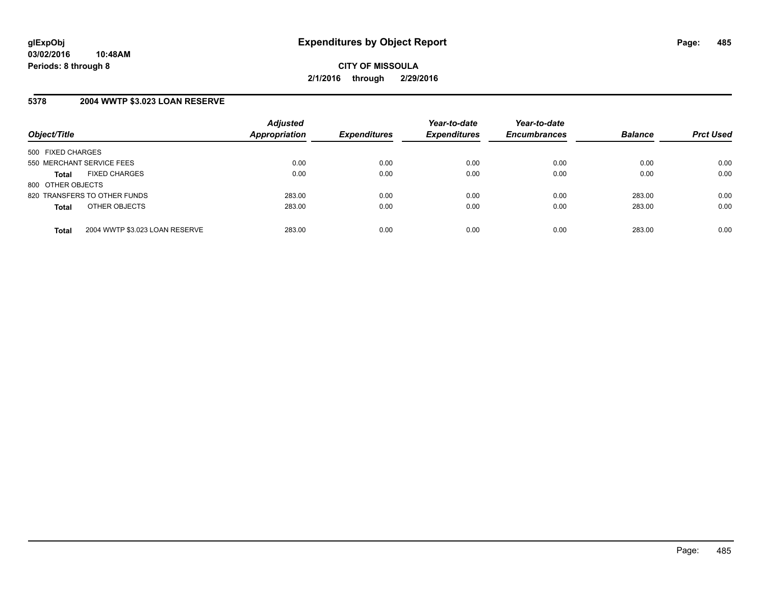**glExpObj**
**03/02/2016 10:48AM**
**Periods: 8 through 8**

# Expenditures by Object Report

**CITY OF MISSOULA**
**2/1/2016 through 2/29/2016**

## 5378 2004 WWTP $3.023 LOAN RESERVE

| Object/Title | | Adjusted Appropriation | Expenditures | Year-to-date Expenditures | Year-to-date Encumbrances | Balance | Prct Used |
|---|---|---|---|---|---|---|---|
| 500 FIXED CHARGES | | | | | | | |
| 550 MERCHANT SERVICE FEES | | 0.00 | 0.00 | 0.00 | 0.00 | 0.00 | 0.00 |
| **Total** | FIXED CHARGES | 0.00 | 0.00 | 0.00 | 0.00 | 0.00 | 0.00 |
| 800 OTHER OBJECTS | | | | | | | |
| 820 TRANSFERS TO OTHER FUNDS | | 283.00 | 0.00 | 0.00 | 0.00 | 283.00 | 0.00 |
| **Total** | OTHER OBJECTS | 283.00 | 0.00 | 0.00 | 0.00 | 283.00 | 0.00 |
| **Total** | 2004 WWTP $3.023 LOAN RESERVE | 283.00 | 0.00 | 0.00 | 0.00 | 283.00 | 0.00 |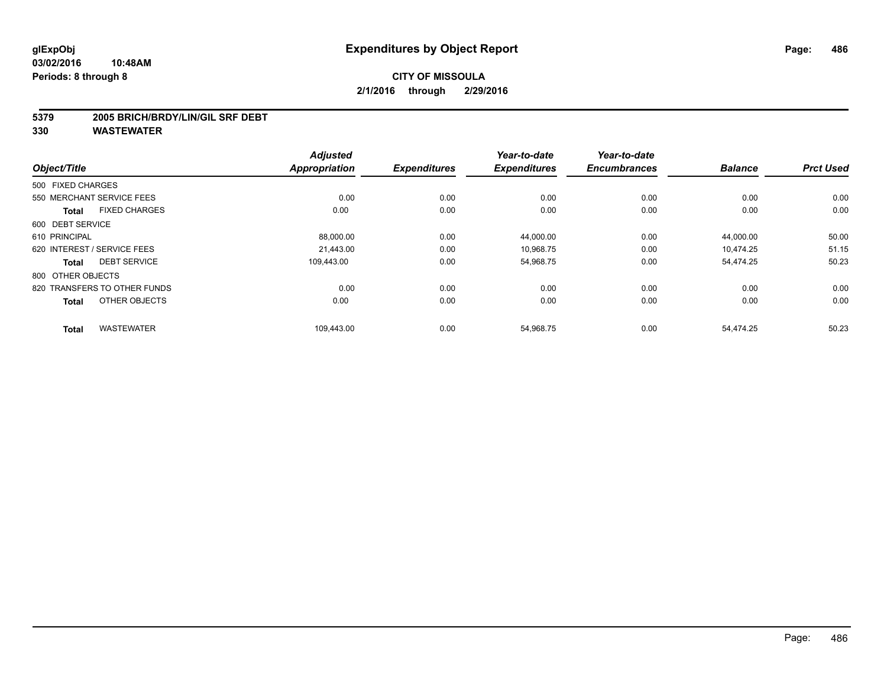# Expenditures by Object Report

glExpObj
03/02/2016 10:48AM
Periods: 8 through 8

**CITY OF MISSOULA**
**2/1/2016 through 2/29/2016**

**5379 2005 BRICH/BRDY/LIN/GIL SRF DEBT**
**330 WASTEWATER**

| Object/Title | Adjusted Appropriation | Expenditures | Year-to-date Expenditures | Year-to-date Encumbrances | Balance | Prct Used |
|---|---|---|---|---|---|---|
| 500 FIXED CHARGES | | | | | | |
| 550 MERCHANT SERVICE FEES | 0.00 | 0.00 | 0.00 | 0.00 | 0.00 | 0.00 |
| **Total** FIXED CHARGES | 0.00 | 0.00 | 0.00 | 0.00 | 0.00 | 0.00 |
| 600 DEBT SERVICE | | | | | | |
| 610 PRINCIPAL | 88,000.00 | 0.00 | 44,000.00 | 0.00 | 44,000.00 | 50.00 |
| 620 INTEREST / SERVICE FEES | 21,443.00 | 0.00 | 10,968.75 | 0.00 | 10,474.25 | 51.15 |
| **Total** DEBT SERVICE | 109,443.00 | 0.00 | 54,968.75 | 0.00 | 54,474.25 | 50.23 |
| 800 OTHER OBJECTS | | | | | | |
| 820 TRANSFERS TO OTHER FUNDS | 0.00 | 0.00 | 0.00 | 0.00 | 0.00 | 0.00 |
| **Total** OTHER OBJECTS | 0.00 | 0.00 | 0.00 | 0.00 | 0.00 | 0.00 |
| **Total** WASTEWATER | 109,443.00 | 0.00 | 54,968.75 | 0.00 | 54,474.25 | 50.23 |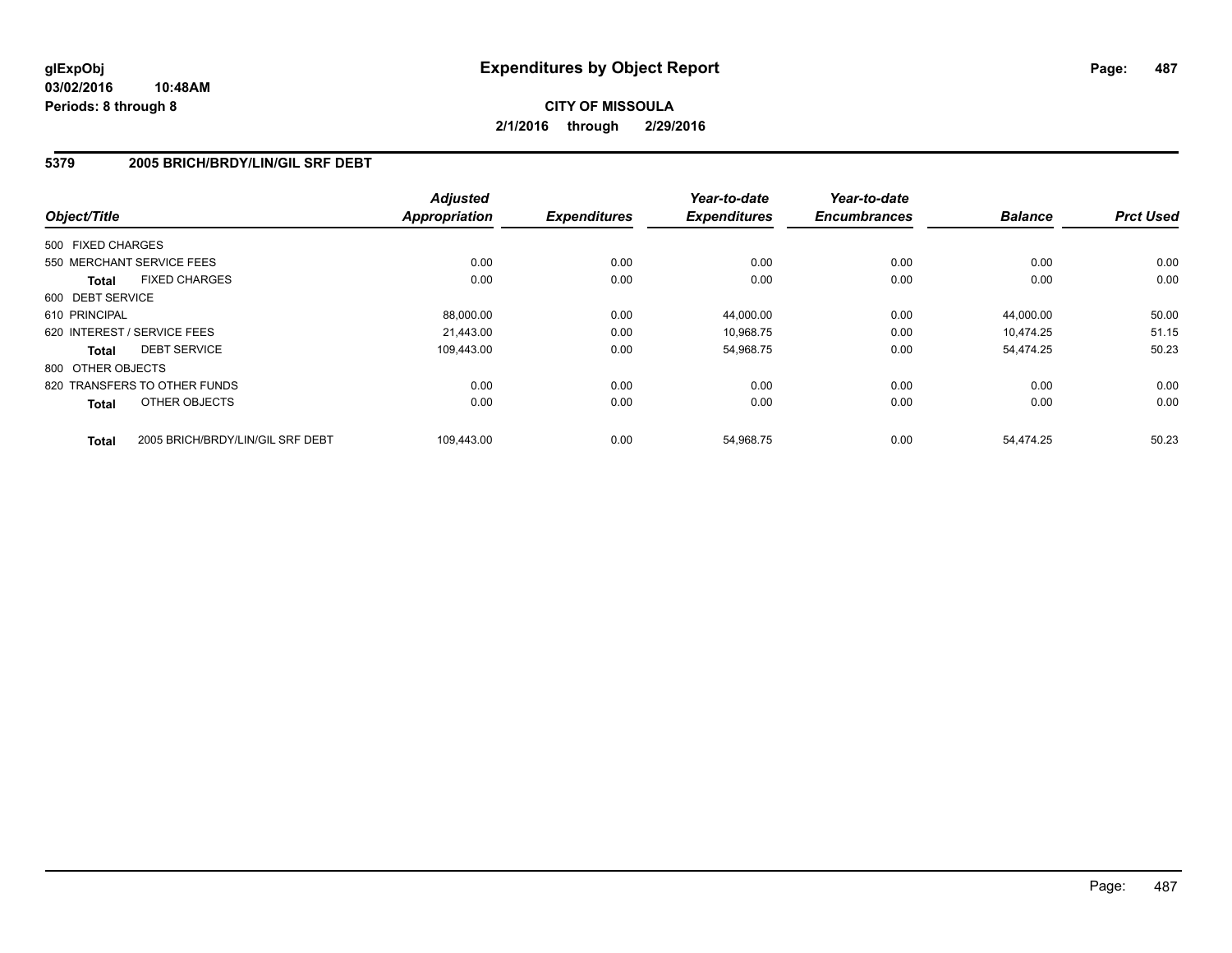**glExpObj**
**03/02/2016 10:48AM**
**Periods: 8 through 8**

# Expenditures by Object Report

**CITY OF MISSOULA**
**2/1/2016 through 2/29/2016**

## 5379 2005 BRICH/BRDY/LIN/GIL SRF DEBT

| Object/Title | | Adjusted Appropriation | Expenditures | Year-to-date Expenditures | Year-to-date Encumbrances | Balance | Prct Used |
|---|---|---|---|---|---|---|---|
| 500 FIXED CHARGES | | | | | | | |
| 550 MERCHANT SERVICE FEES | | 0.00 | 0.00 | 0.00 | 0.00 | 0.00 | 0.00 |
| **Total** | FIXED CHARGES | 0.00 | 0.00 | 0.00 | 0.00 | 0.00 | 0.00 |
| 600 DEBT SERVICE | | | | | | | |
| 610 PRINCIPAL | | 88,000.00 | 0.00 | 44,000.00 | 0.00 | 44,000.00 | 50.00 |
| 620 INTEREST / SERVICE FEES | | 21,443.00 | 0.00 | 10,968.75 | 0.00 | 10,474.25 | 51.15 |
| **Total** | DEBT SERVICE | 109,443.00 | 0.00 | 54,968.75 | 0.00 | 54,474.25 | 50.23 |
| 800 OTHER OBJECTS | | | | | | | |
| 820 TRANSFERS TO OTHER FUNDS | | 0.00 | 0.00 | 0.00 | 0.00 | 0.00 | 0.00 |
| **Total** | OTHER OBJECTS | 0.00 | 0.00 | 0.00 | 0.00 | 0.00 | 0.00 |
| **Total** | 2005 BRICH/BRDY/LIN/GIL SRF DEBT | 109,443.00 | 0.00 | 54,968.75 | 0.00 | 54,474.25 | 50.23 |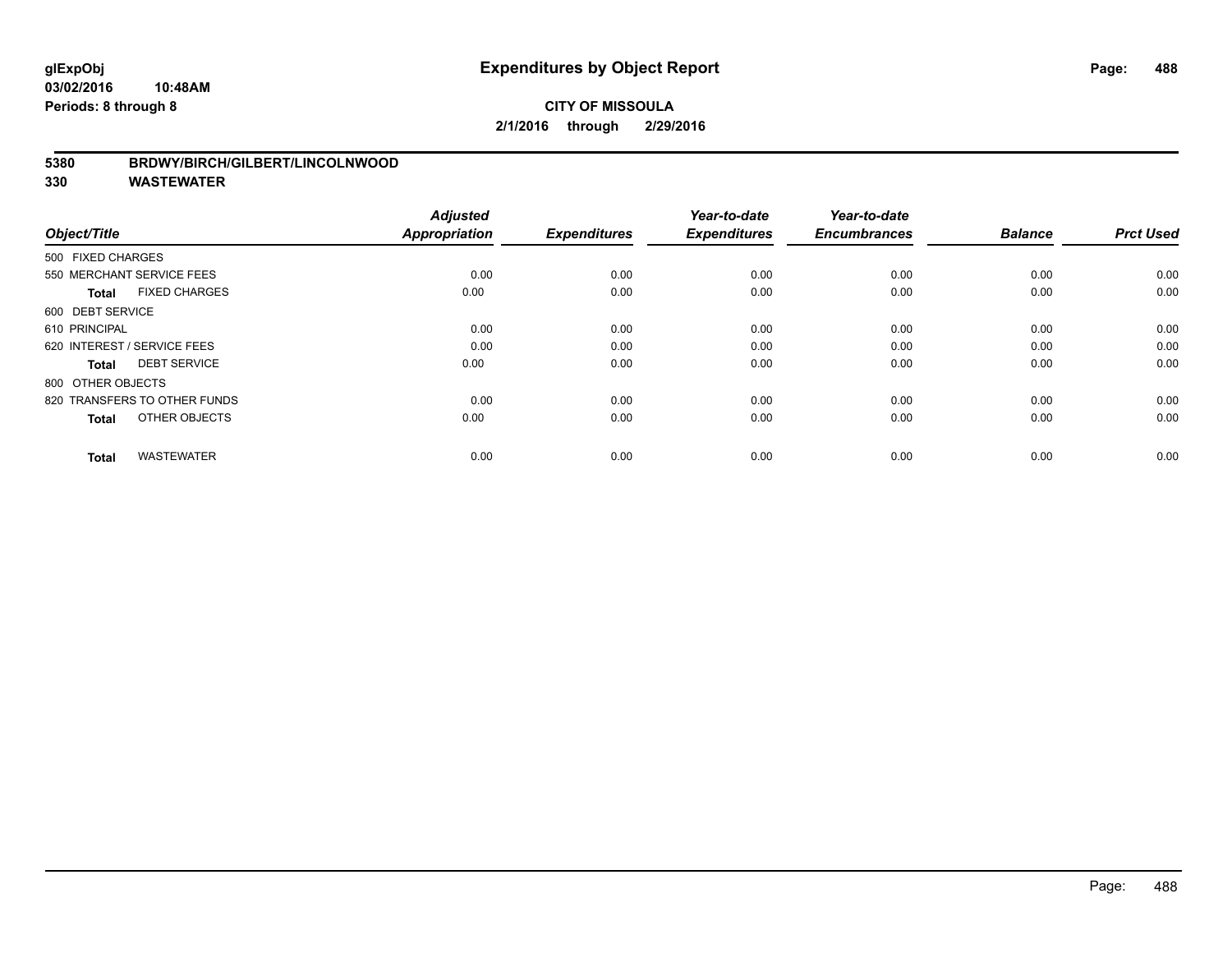**Expenditures by Object Report**

**CITY OF MISSOULA**
**2/1/2016 through 2/29/2016**

glExpObj
03/02/2016 10:48AM
Periods: 8 through 8

**5380 BRDWY/BIRCH/GILBERT/LINCOLNWOOD**
**330 WASTEWATER**

| Object/Title | Adjusted Appropriation | Expenditures | Year-to-date Expenditures | Year-to-date Encumbrances | Balance | Prct Used |
|---|---|---|---|---|---|---|
| 500 FIXED CHARGES | | | | | | |
| 550 MERCHANT SERVICE FEES | 0.00 | 0.00 | 0.00 | 0.00 | 0.00 | 0.00 |
| **Total** FIXED CHARGES | 0.00 | 0.00 | 0.00 | 0.00 | 0.00 | 0.00 |
| 600 DEBT SERVICE | | | | | | |
| 610 PRINCIPAL | 0.00 | 0.00 | 0.00 | 0.00 | 0.00 | 0.00 |
| 620 INTEREST / SERVICE FEES | 0.00 | 0.00 | 0.00 | 0.00 | 0.00 | 0.00 |
| **Total** DEBT SERVICE | 0.00 | 0.00 | 0.00 | 0.00 | 0.00 | 0.00 |
| 800 OTHER OBJECTS | | | | | | |
| 820 TRANSFERS TO OTHER FUNDS | 0.00 | 0.00 | 0.00 | 0.00 | 0.00 | 0.00 |
| **Total** OTHER OBJECTS | 0.00 | 0.00 | 0.00 | 0.00 | 0.00 | 0.00 |
| **Total** WASTEWATER | 0.00 | 0.00 | 0.00 | 0.00 | 0.00 | 0.00 |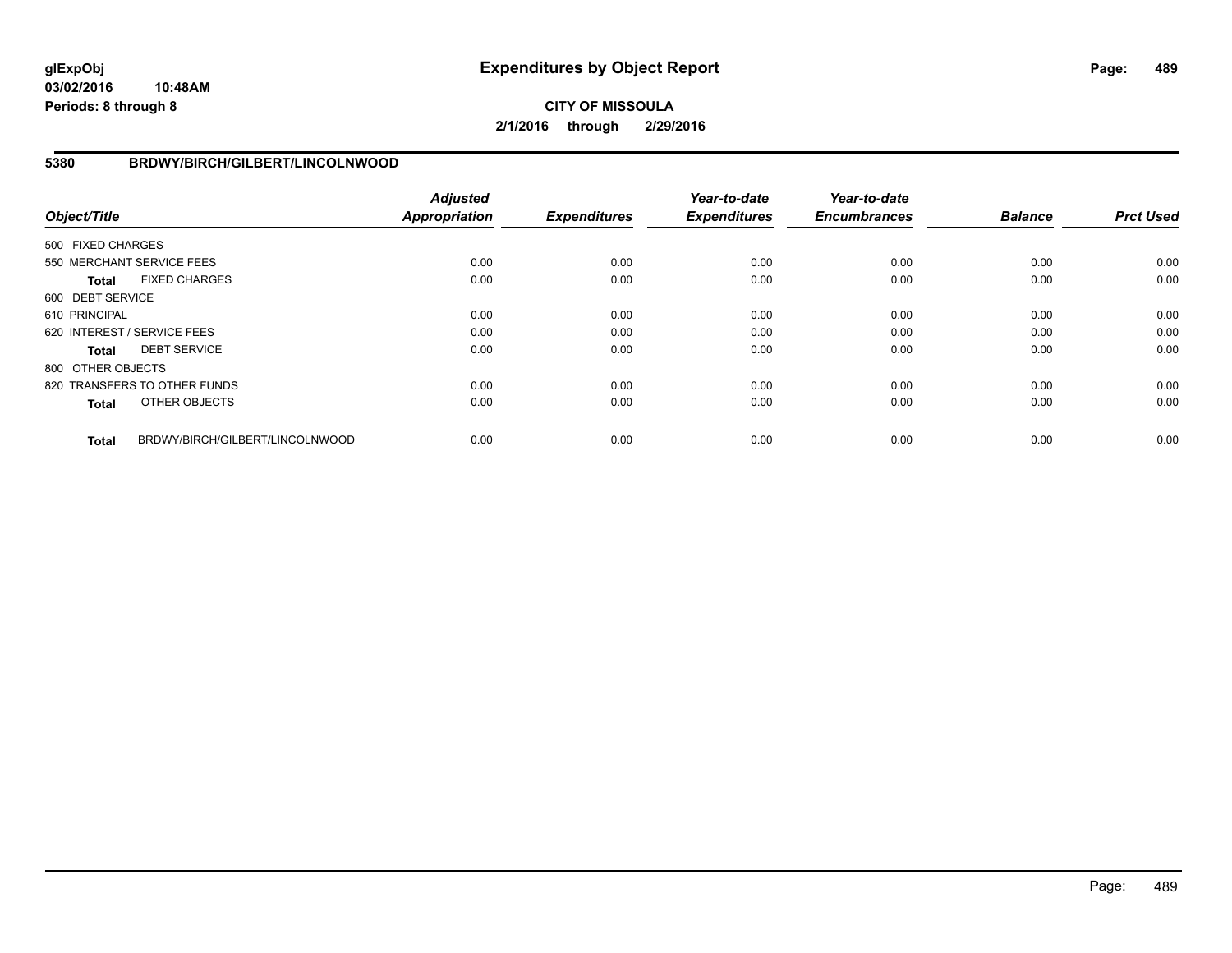# Expenditures by Object Report

glExpObj
03/02/2016 10:48AM
Periods: 8 through 8

**CITY OF MISSOULA**
**2/1/2016 through 2/29/2016**

## 5380 BRDWY/BIRCH/GILBERT/LINCOLNWOOD

| Object/Title | | Adjusted Appropriation | Expenditures | Year-to-date Expenditures | Year-to-date Encumbrances | Balance | Prct Used |
|---|---|---|---|---|---|---|---|
| 500 FIXED CHARGES | | | | | | | |
| 550 MERCHANT SERVICE FEES | | 0.00 | 0.00 | 0.00 | 0.00 | 0.00 | 0.00 |
| **Total** | FIXED CHARGES | 0.00 | 0.00 | 0.00 | 0.00 | 0.00 | 0.00 |
| 600 DEBT SERVICE | | | | | | | |
| 610 PRINCIPAL | | 0.00 | 0.00 | 0.00 | 0.00 | 0.00 | 0.00 |
| 620 INTEREST / SERVICE FEES | | 0.00 | 0.00 | 0.00 | 0.00 | 0.00 | 0.00 |
| **Total** | DEBT SERVICE | 0.00 | 0.00 | 0.00 | 0.00 | 0.00 | 0.00 |
| 800 OTHER OBJECTS | | | | | | | |
| 820 TRANSFERS TO OTHER FUNDS | | 0.00 | 0.00 | 0.00 | 0.00 | 0.00 | 0.00 |
| **Total** | OTHER OBJECTS | 0.00 | 0.00 | 0.00 | 0.00 | 0.00 | 0.00 |
| **Total** | BRDWY/BIRCH/GILBERT/LINCOLNWOOD | 0.00 | 0.00 | 0.00 | 0.00 | 0.00 | 0.00 |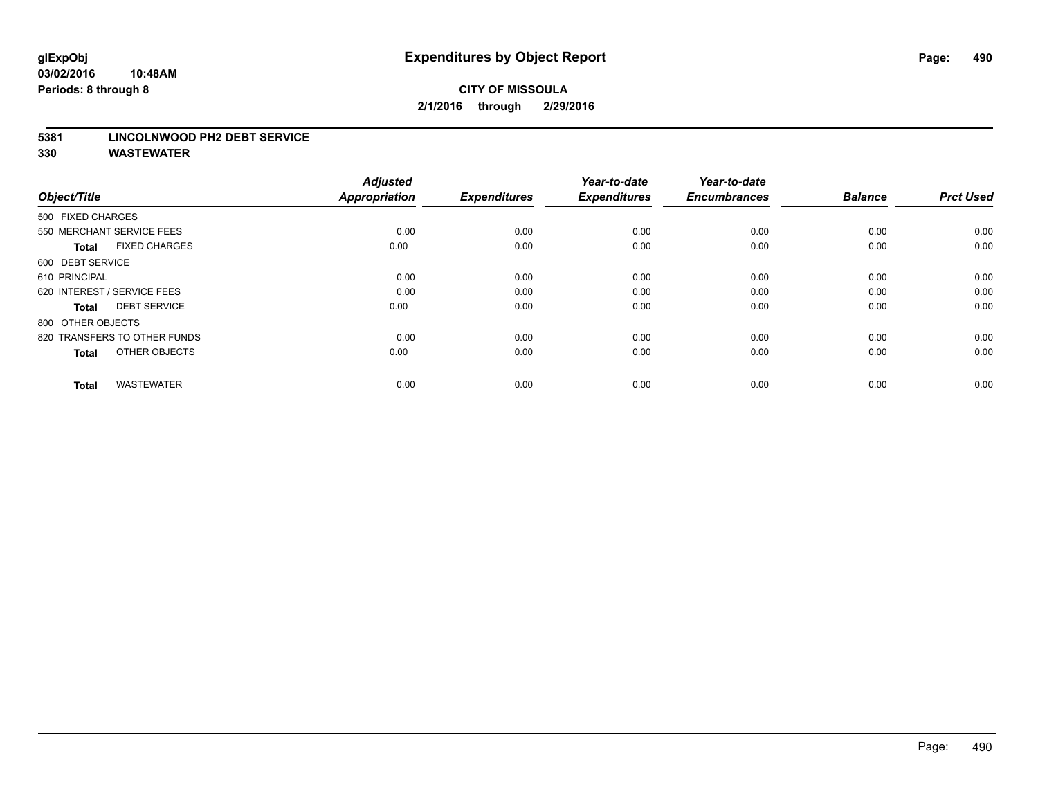**glExpObj**
**03/02/2016 10:48AM**
**Periods: 8 through 8**

# Expenditures by Object Report

**CITY OF MISSOULA**
**2/1/2016 through 2/29/2016**

**5381 LINCOLNWOOD PH2 DEBT SERVICE**
**330 WASTEWATER**

| Object/Title | Adjusted Appropriation | Expenditures | Year-to-date Expenditures | Year-to-date Encumbrances | Balance | Prct Used |
|---|---|---|---|---|---|---|
| 500 FIXED CHARGES | | | | | | |
| 550 MERCHANT SERVICE FEES | 0.00 | 0.00 | 0.00 | 0.00 | 0.00 | 0.00 |
| **Total** FIXED CHARGES | 0.00 | 0.00 | 0.00 | 0.00 | 0.00 | 0.00 |
| 600 DEBT SERVICE | | | | | | |
| 610 PRINCIPAL | 0.00 | 0.00 | 0.00 | 0.00 | 0.00 | 0.00 |
| 620 INTEREST / SERVICE FEES | 0.00 | 0.00 | 0.00 | 0.00 | 0.00 | 0.00 |
| **Total** DEBT SERVICE | 0.00 | 0.00 | 0.00 | 0.00 | 0.00 | 0.00 |
| 800 OTHER OBJECTS | | | | | | |
| 820 TRANSFERS TO OTHER FUNDS | 0.00 | 0.00 | 0.00 | 0.00 | 0.00 | 0.00 |
| **Total** OTHER OBJECTS | 0.00 | 0.00 | 0.00 | 0.00 | 0.00 | 0.00 |
| **Total** WASTEWATER | 0.00 | 0.00 | 0.00 | 0.00 | 0.00 | 0.00 |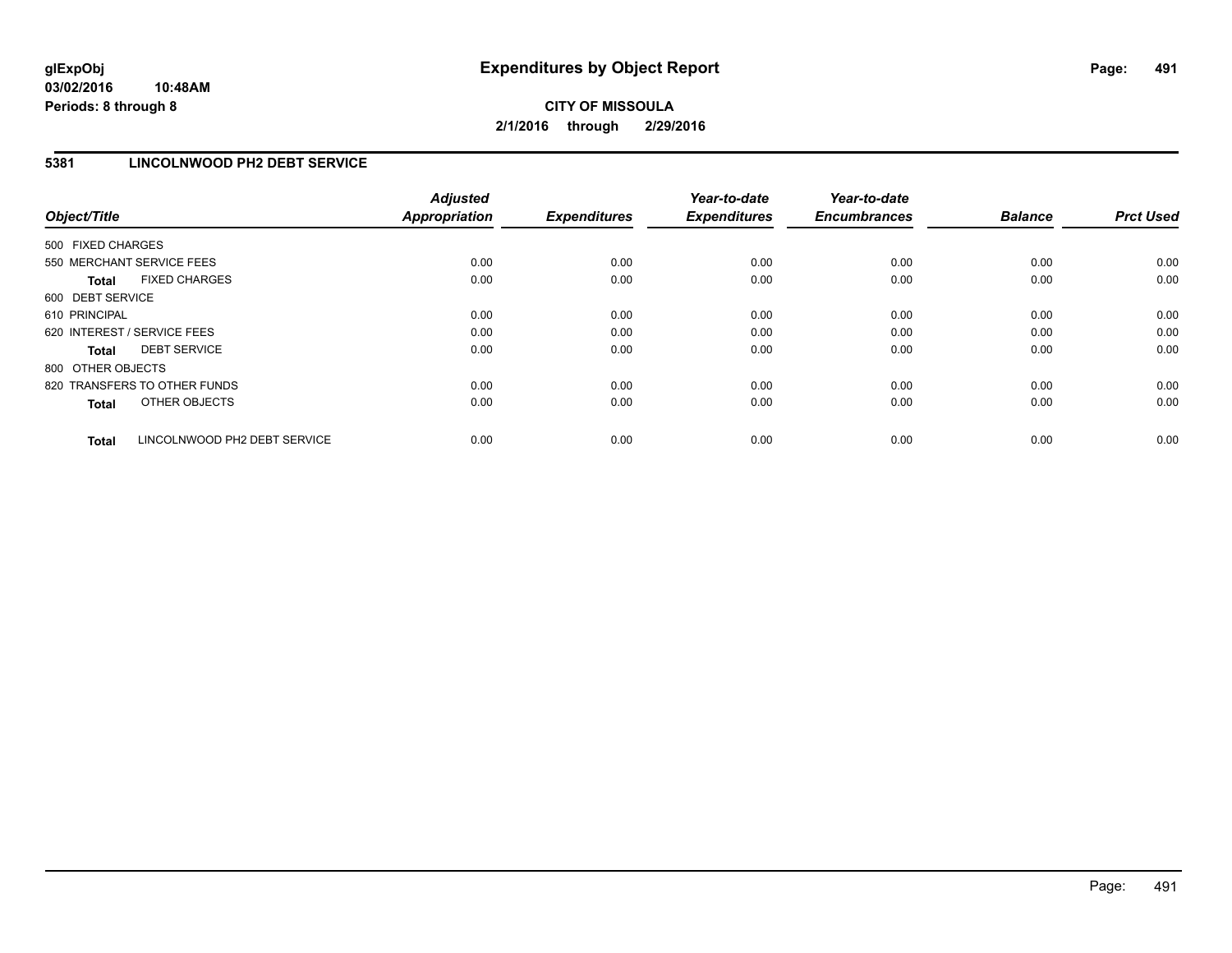**glExpObj**
**03/02/2016 10:48AM**
**Periods: 8 through 8**

# Expenditures by Object Report

**CITY OF MISSOULA**
**2/1/2016 through 2/29/2016**

## 5381 LINCOLNWOOD PH2 DEBT SERVICE

| Object/Title | Adjusted Appropriation | Expenditures | Year-to-date Expenditures | Year-to-date Encumbrances | Balance | Prct Used |
|---|---|---|---|---|---|---|
| 500 FIXED CHARGES | | | | | | |
| 550 MERCHANT SERVICE FEES | 0.00 | 0.00 | 0.00 | 0.00 | 0.00 | 0.00 |
| **Total** FIXED CHARGES | 0.00 | 0.00 | 0.00 | 0.00 | 0.00 | 0.00 |
| 600 DEBT SERVICE | | | | | | |
| 610 PRINCIPAL | 0.00 | 0.00 | 0.00 | 0.00 | 0.00 | 0.00 |
| 620 INTEREST / SERVICE FEES | 0.00 | 0.00 | 0.00 | 0.00 | 0.00 | 0.00 |
| **Total** DEBT SERVICE | 0.00 | 0.00 | 0.00 | 0.00 | 0.00 | 0.00 |
| 800 OTHER OBJECTS | | | | | | |
| 820 TRANSFERS TO OTHER FUNDS | 0.00 | 0.00 | 0.00 | 0.00 | 0.00 | 0.00 |
| **Total** OTHER OBJECTS | 0.00 | 0.00 | 0.00 | 0.00 | 0.00 | 0.00 |
| **Total** LINCOLNWOOD PH2 DEBT SERVICE | 0.00 | 0.00 | 0.00 | 0.00 | 0.00 | 0.00 |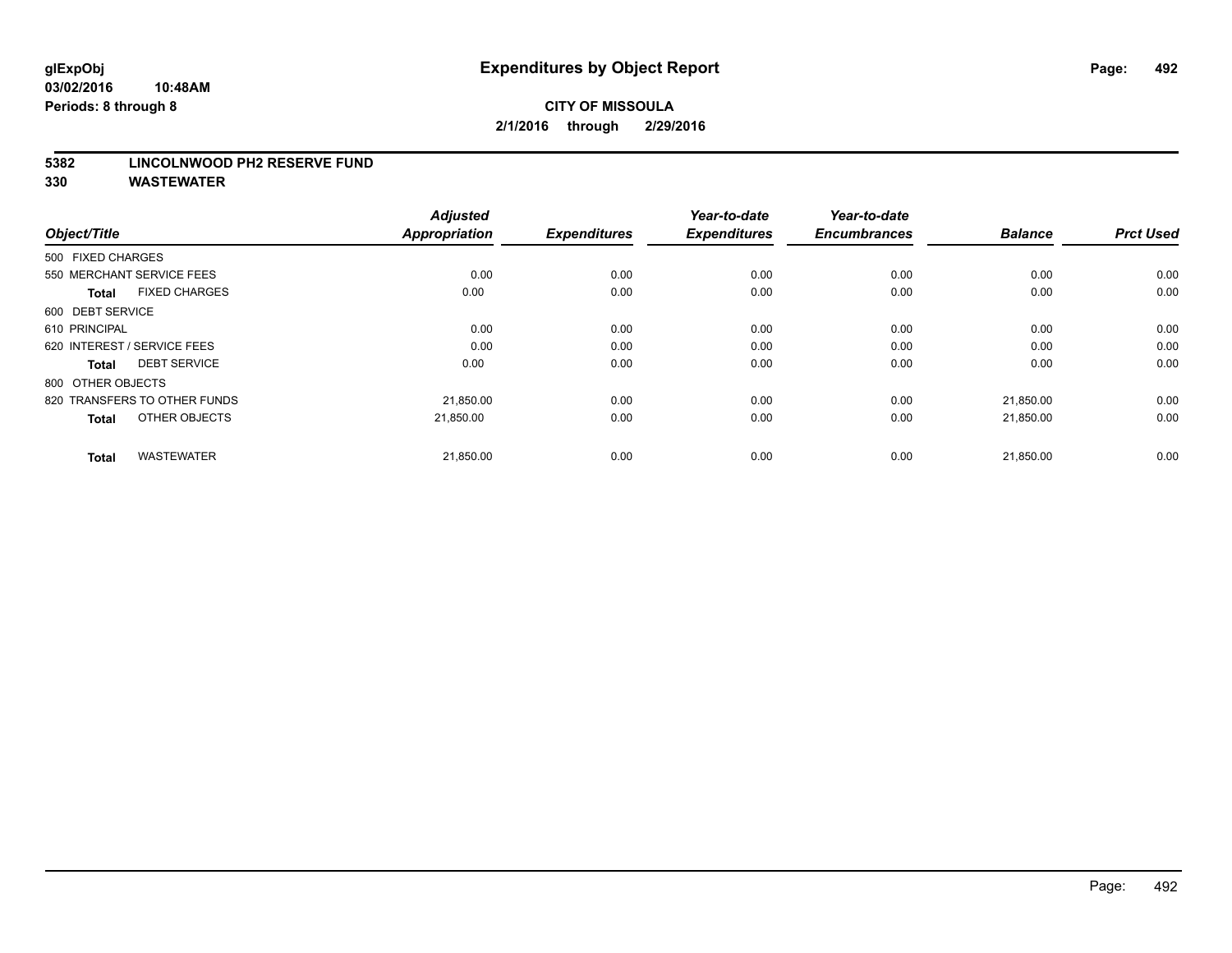# Expenditures by Object Report

glExpObj
03/02/2016 10:48AM
Periods: 8 through 8

**CITY OF MISSOULA**
**2/1/2016 through 2/29/2016**

**5382 LINCOLNWOOD PH2 RESERVE FUND**
**330 WASTEWATER**

| Object/Title | | Adjusted Appropriation | Expenditures | Year-to-date Expenditures | Year-to-date Encumbrances | Balance | Prct Used |
|---|---|---|---|---|---|---|---|
| 500 FIXED CHARGES | | | | | | | |
| 550 MERCHANT SERVICE FEES | | 0.00 | 0.00 | 0.00 | 0.00 | 0.00 | 0.00 |
| **Total** | FIXED CHARGES | 0.00 | 0.00 | 0.00 | 0.00 | 0.00 | 0.00 |
| 600 DEBT SERVICE | | | | | | | |
| 610 PRINCIPAL | | 0.00 | 0.00 | 0.00 | 0.00 | 0.00 | 0.00 |
| 620 INTEREST / SERVICE FEES | | 0.00 | 0.00 | 0.00 | 0.00 | 0.00 | 0.00 |
| **Total** | DEBT SERVICE | 0.00 | 0.00 | 0.00 | 0.00 | 0.00 | 0.00 |
| 800 OTHER OBJECTS | | | | | | | |
| 820 TRANSFERS TO OTHER FUNDS | | 21,850.00 | 0.00 | 0.00 | 0.00 | 21,850.00 | 0.00 |
| **Total** | OTHER OBJECTS | 21,850.00 | 0.00 | 0.00 | 0.00 | 21,850.00 | 0.00 |
| **Total** | WASTEWATER | 21,850.00 | 0.00 | 0.00 | 0.00 | 21,850.00 | 0.00 |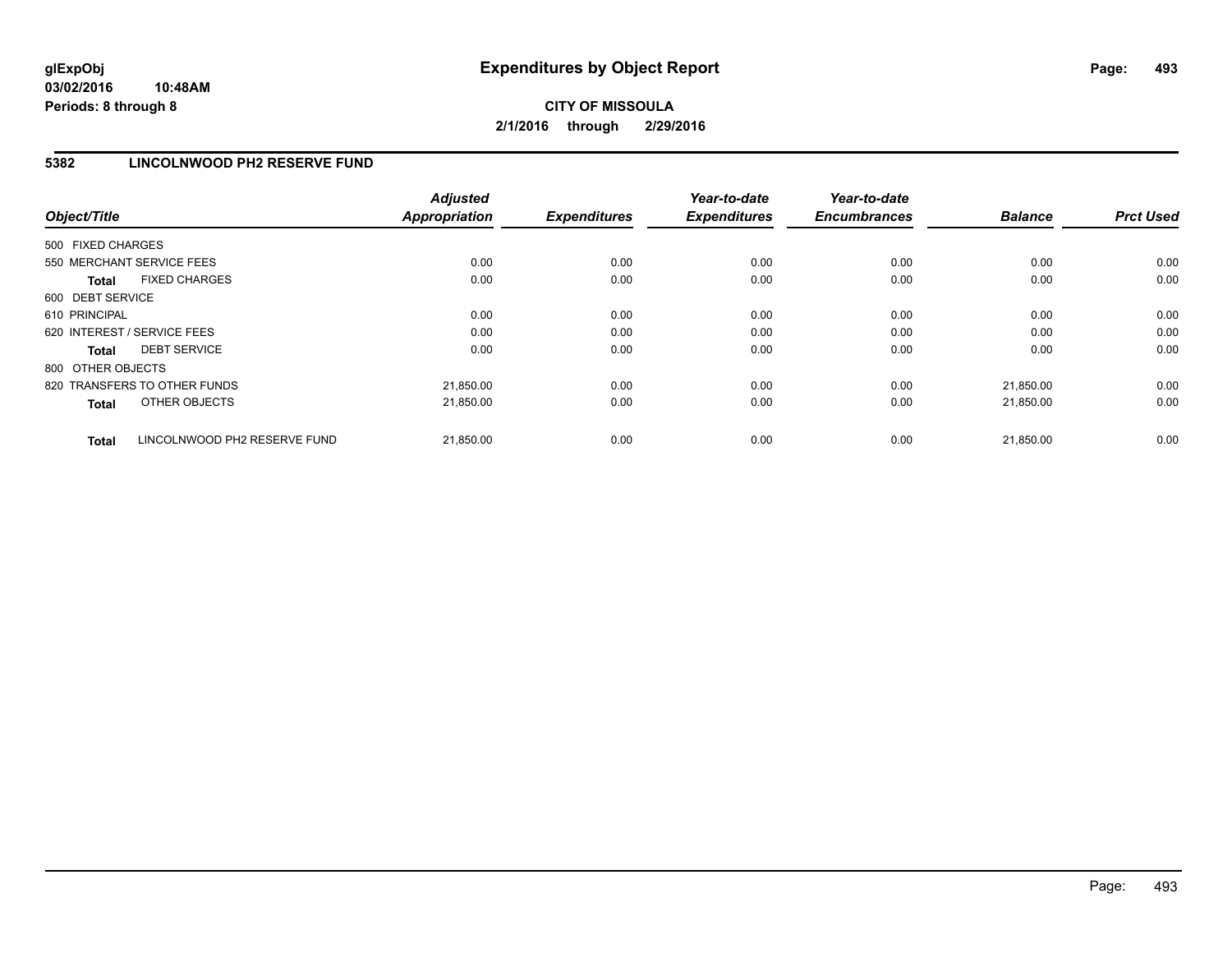# Expenditures by Object Report

glExpObj
03/02/2016 10:48AM
Periods: 8 through 8

**CITY OF MISSOULA**
**2/1/2016 through 2/29/2016**

## 5382 LINCOLNWOOD PH2 RESERVE FUND

| Object/Title | Adjusted Appropriation | Expenditures | Year-to-date Expenditures | Year-to-date Encumbrances | Balance | Prct Used |
|---|---|---|---|---|---|---|
| 500 FIXED CHARGES | | | | | | |
| 550 MERCHANT SERVICE FEES | 0.00 | 0.00 | 0.00 | 0.00 | 0.00 | 0.00 |
| **Total** FIXED CHARGES | 0.00 | 0.00 | 0.00 | 0.00 | 0.00 | 0.00 |
| 600 DEBT SERVICE | | | | | | |
| 610 PRINCIPAL | 0.00 | 0.00 | 0.00 | 0.00 | 0.00 | 0.00 |
| 620 INTEREST / SERVICE FEES | 0.00 | 0.00 | 0.00 | 0.00 | 0.00 | 0.00 |
| **Total** DEBT SERVICE | 0.00 | 0.00 | 0.00 | 0.00 | 0.00 | 0.00 |
| 800 OTHER OBJECTS | | | | | | |
| 820 TRANSFERS TO OTHER FUNDS | 21,850.00 | 0.00 | 0.00 | 0.00 | 21,850.00 | 0.00 |
| **Total** OTHER OBJECTS | 21,850.00 | 0.00 | 0.00 | 0.00 | 21,850.00 | 0.00 |
| **Total** LINCOLNWOOD PH2 RESERVE FUND | 21,850.00 | 0.00 | 0.00 | 0.00 | 21,850.00 | 0.00 |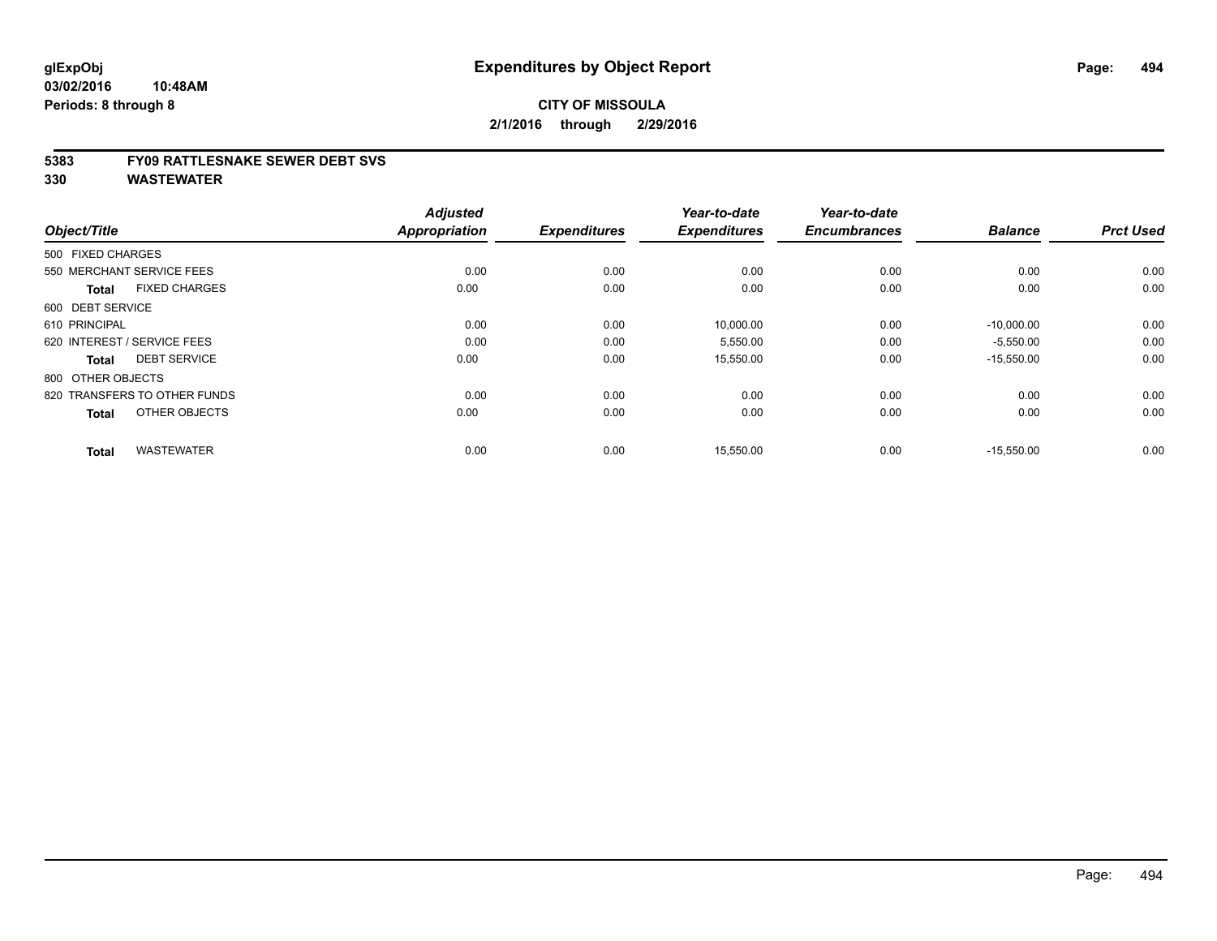# Expenditures by Object Report

**glExpObj**
**03/02/2016 10:48AM**
**Periods: 8 through 8**

**CITY OF MISSOULA**
**2/1/2016 through 2/29/2016**

**5383 FY09 RATTLESNAKE SEWER DEBT SVS**
**330 WASTEWATER**

| Object/Title | Adjusted Appropriation | Expenditures | Year-to-date Expenditures | Year-to-date Encumbrances | Balance | Prct Used |
|---|---|---|---|---|---|---|
| 500 FIXED CHARGES | | | | | | |
| 550 MERCHANT SERVICE FEES | 0.00 | 0.00 | 0.00 | 0.00 | 0.00 | 0.00 |
| **Total** FIXED CHARGES | 0.00 | 0.00 | 0.00 | 0.00 | 0.00 | 0.00 |
| 600 DEBT SERVICE | | | | | | |
| 610 PRINCIPAL | 0.00 | 0.00 | 10,000.00 | 0.00 | -10,000.00 | 0.00 |
| 620 INTEREST / SERVICE FEES | 0.00 | 0.00 | 5,550.00 | 0.00 | -5,550.00 | 0.00 |
| **Total** DEBT SERVICE | 0.00 | 0.00 | 15,550.00 | 0.00 | -15,550.00 | 0.00 |
| 800 OTHER OBJECTS | | | | | | |
| 820 TRANSFERS TO OTHER FUNDS | 0.00 | 0.00 | 0.00 | 0.00 | 0.00 | 0.00 |
| **Total** OTHER OBJECTS | 0.00 | 0.00 | 0.00 | 0.00 | 0.00 | 0.00 |
| **Total** WASTEWATER | 0.00 | 0.00 | 15,550.00 | 0.00 | -15,550.00 | 0.00 |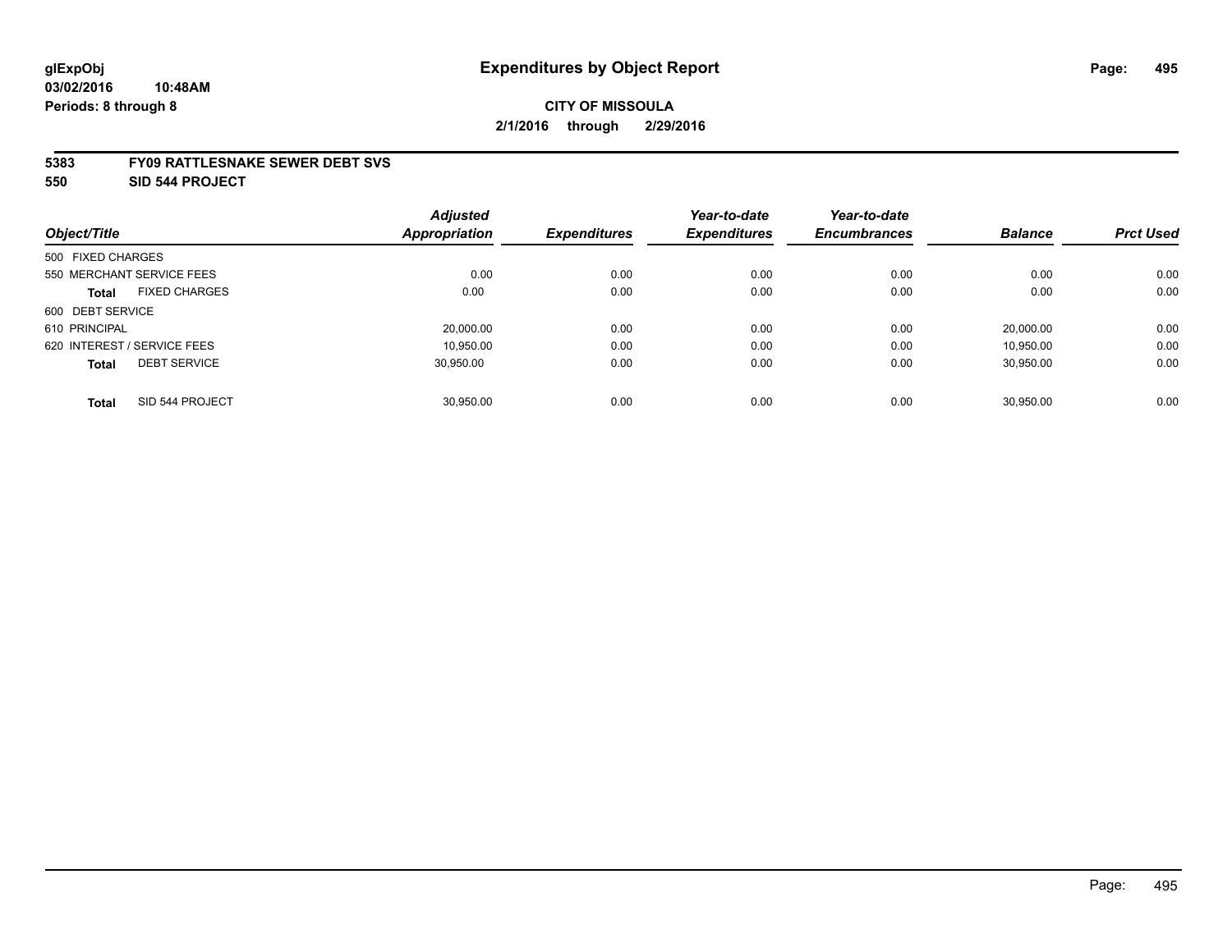glExpObj
03/02/2016 10:48AM
Periods: 8 through 8

# Expenditures by Object Report

CITY OF MISSOULA

2/1/2016 through 2/29/2016

**5383 FY09 RATTLESNAKE SEWER DEBT SVS**

**550 SID 544 PROJECT**

| Object/Title | Adjusted Appropriation | Expenditures | Year-to-date Expenditures | Year-to-date Encumbrances | Balance | Prct Used |
|---|---|---|---|---|---|---|
| 500 FIXED CHARGES | | | | | | |
| 550 MERCHANT SERVICE FEES | 0.00 | 0.00 | 0.00 | 0.00 | 0.00 | 0.00 |
| **Total** FIXED CHARGES | 0.00 | 0.00 | 0.00 | 0.00 | 0.00 | 0.00 |
| 600 DEBT SERVICE | | | | | | |
| 610 PRINCIPAL | 20,000.00 | 0.00 | 0.00 | 0.00 | 20,000.00 | 0.00 |
| 620 INTEREST / SERVICE FEES | 10,950.00 | 0.00 | 0.00 | 0.00 | 10,950.00 | 0.00 |
| **Total** DEBT SERVICE | 30,950.00 | 0.00 | 0.00 | 0.00 | 30,950.00 | 0.00 |
| **Total** SID 544 PROJECT | 30,950.00 | 0.00 | 0.00 | 0.00 | 30,950.00 | 0.00 |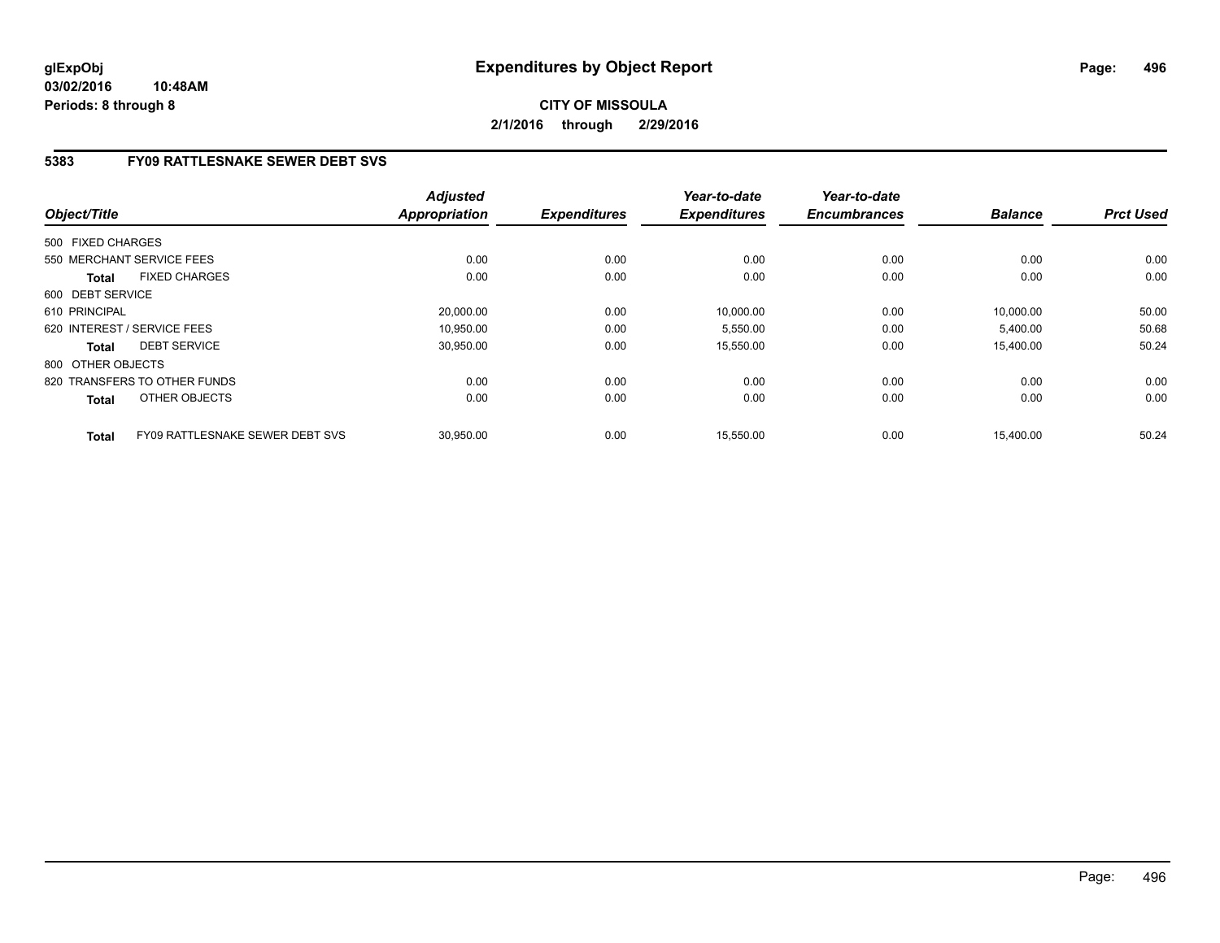**glExpObj**
**03/02/2016 10:48AM**
**Periods: 8 through 8**

# Expenditures by Object Report

**CITY OF MISSOULA**
**2/1/2016 through 2/29/2016**

## 5383 FY09 RATTLESNAKE SEWER DEBT SVS

| Object/Title | Adjusted Appropriation | Expenditures | Year-to-date Expenditures | Year-to-date Encumbrances | Balance | Prct Used |
|---|---|---|---|---|---|---|
| 500 FIXED CHARGES | | | | | | |
| 550 MERCHANT SERVICE FEES | 0.00 | 0.00 | 0.00 | 0.00 | 0.00 | 0.00 |
| **Total** FIXED CHARGES | 0.00 | 0.00 | 0.00 | 0.00 | 0.00 | 0.00 |
| 600 DEBT SERVICE | | | | | | |
| 610 PRINCIPAL | 20,000.00 | 0.00 | 10,000.00 | 0.00 | 10,000.00 | 50.00 |
| 620 INTEREST / SERVICE FEES | 10,950.00 | 0.00 | 5,550.00 | 0.00 | 5,400.00 | 50.68 |
| **Total** DEBT SERVICE | 30,950.00 | 0.00 | 15,550.00 | 0.00 | 15,400.00 | 50.24 |
| 800 OTHER OBJECTS | | | | | | |
| 820 TRANSFERS TO OTHER FUNDS | 0.00 | 0.00 | 0.00 | 0.00 | 0.00 | 0.00 |
| **Total** OTHER OBJECTS | 0.00 | 0.00 | 0.00 | 0.00 | 0.00 | 0.00 |
| **Total** FY09 RATTLESNAKE SEWER DEBT SVS | 30,950.00 | 0.00 | 15,550.00 | 0.00 | 15,400.00 | 50.24 |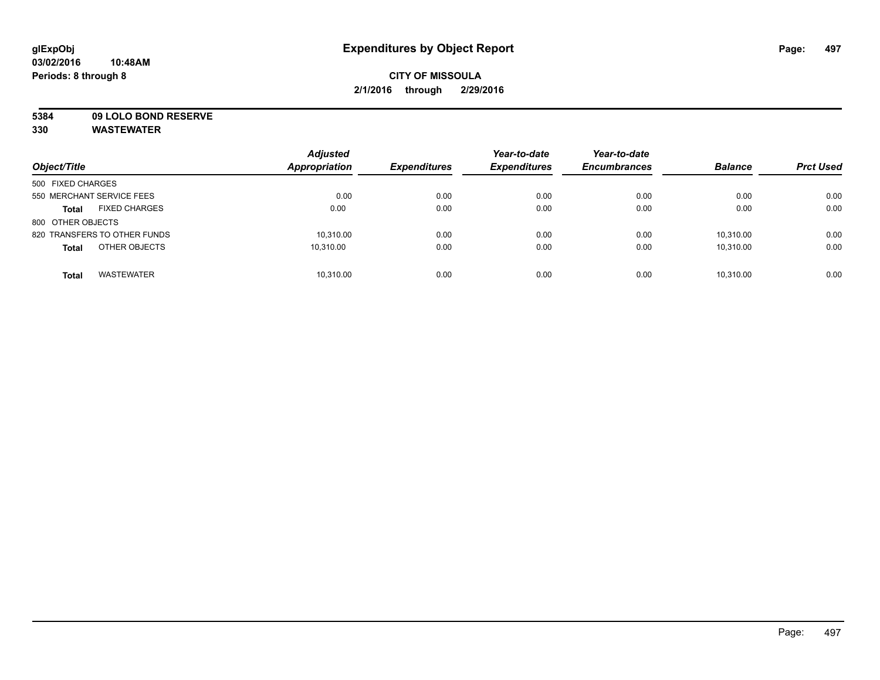glExpObj
03/02/2016 10:48AM
Periods: 8 through 8

# Expenditures by Object Report

**CITY OF MISSOULA**
**2/1/2016 through 2/29/2016**

**5384 09 LOLO BOND RESERVE**
**330 WASTEWATER**

| Object/Title | | Adjusted Appropriation | Expenditures | Year-to-date Expenditures | Year-to-date Encumbrances | Balance | Prct Used |
|---|---|---|---|---|---|---|---|
| 500 FIXED CHARGES | | | | | | | |
| 550 MERCHANT SERVICE FEES | | 0.00 | 0.00 | 0.00 | 0.00 | 0.00 | 0.00 |
| **Total** | FIXED CHARGES | 0.00 | 0.00 | 0.00 | 0.00 | 0.00 | 0.00 |
| 800 OTHER OBJECTS | | | | | | | |
| 820 TRANSFERS TO OTHER FUNDS | | 10,310.00 | 0.00 | 0.00 | 0.00 | 10,310.00 | 0.00 |
| **Total** | OTHER OBJECTS | 10,310.00 | 0.00 | 0.00 | 0.00 | 10,310.00 | 0.00 |
| **Total** | WASTEWATER | 10,310.00 | 0.00 | 0.00 | 0.00 | 10,310.00 | 0.00 |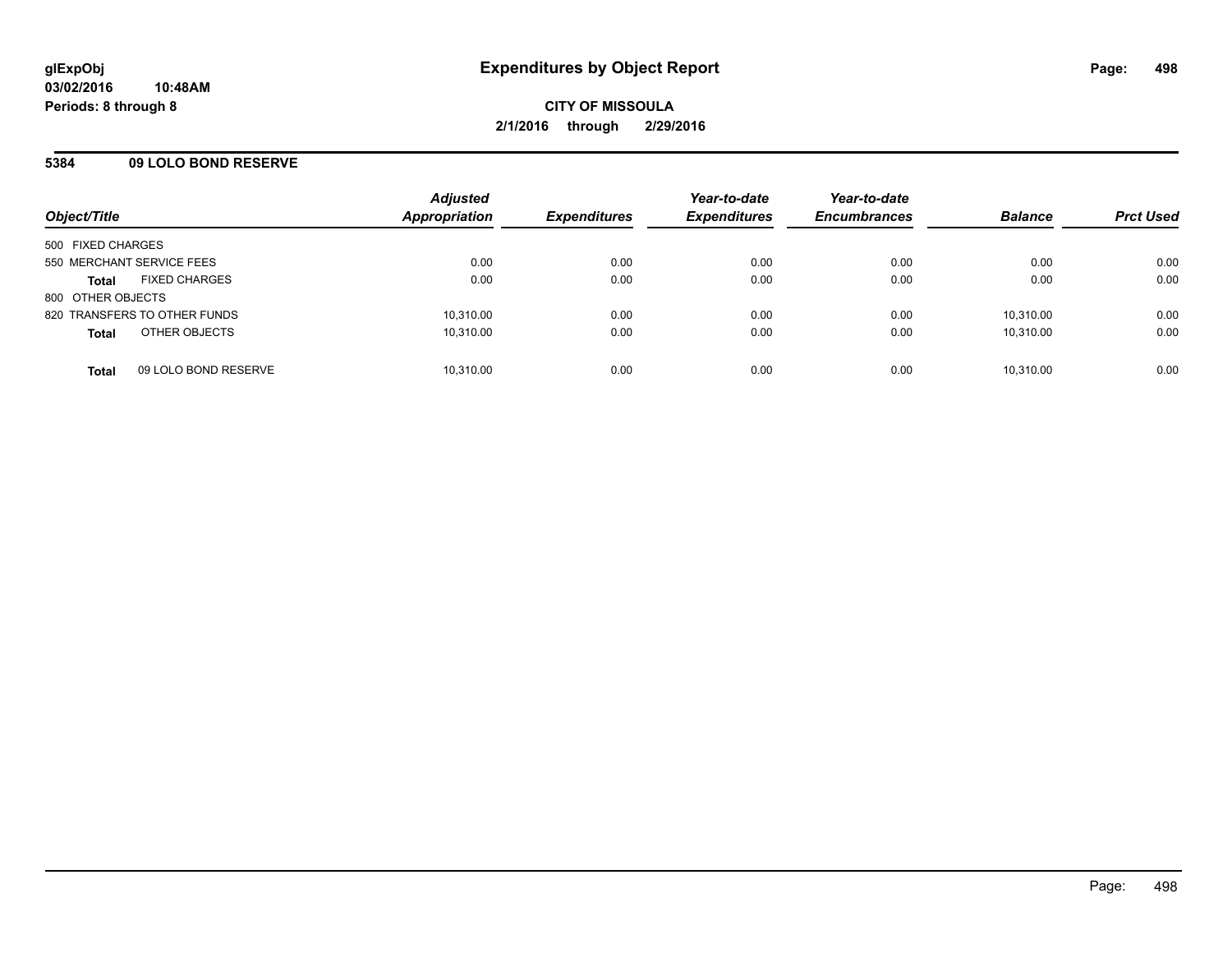# Expenditures by Object Report

**CITY OF MISSOULA**

**2/1/2016 through 2/29/2016**

glExpObj
03/02/2016 10:48AM
Periods: 8 through 8

## 5384 09 LOLO BOND RESERVE

| Object/Title | Adjusted Appropriation | Expenditures | Year-to-date Expenditures | Year-to-date Encumbrances | Balance | Prct Used |
|---|---|---|---|---|---|---|
| 500 FIXED CHARGES | | | | | | |
| 550 MERCHANT SERVICE FEES | 0.00 | 0.00 | 0.00 | 0.00 | 0.00 | 0.00 |
| **Total** FIXED CHARGES | 0.00 | 0.00 | 0.00 | 0.00 | 0.00 | 0.00 |
| 800 OTHER OBJECTS | | | | | | |
| 820 TRANSFERS TO OTHER FUNDS | 10,310.00 | 0.00 | 0.00 | 0.00 | 10,310.00 | 0.00 |
| **Total** OTHER OBJECTS | 10,310.00 | 0.00 | 0.00 | 0.00 | 10,310.00 | 0.00 |
| **Total** 09 LOLO BOND RESERVE | 10,310.00 | 0.00 | 0.00 | 0.00 | 10,310.00 | 0.00 |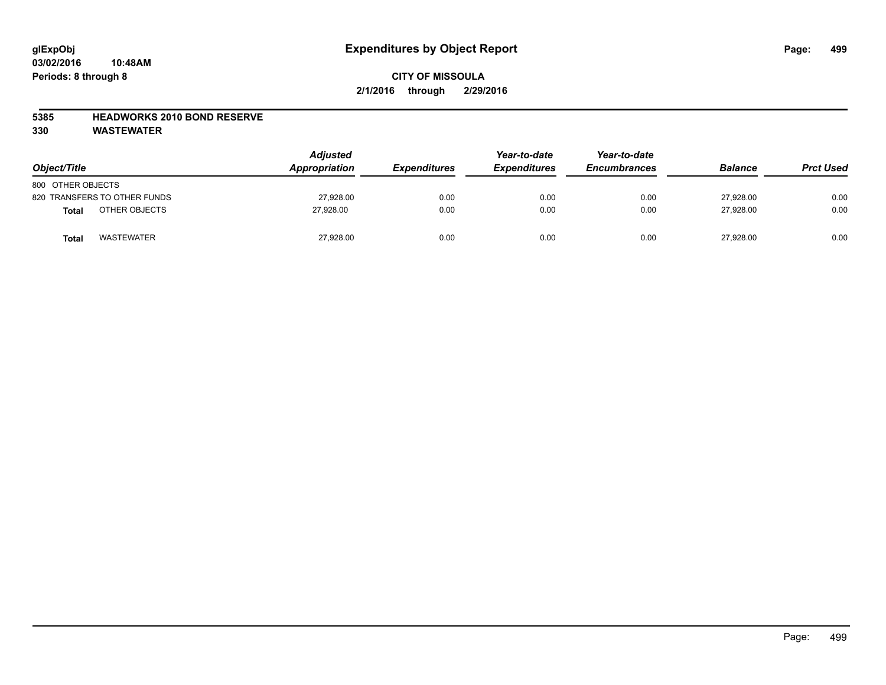# Expenditures by Object Report

glExpObj
03/02/2016 10:48AM
Periods: 8 through 8

**CITY OF MISSOULA**
**2/1/2016 through 2/29/2016**

**5385 HEADWORKS 2010 BOND RESERVE**
**330 WASTEWATER**

| Object/Title | | Adjusted Appropriation | Expenditures | Year-to-date Expenditures | Year-to-date Encumbrances | Balance | Prct Used |
|---|---|---|---|---|---|---|---|
| 800 OTHER OBJECTS | | | | | | | |
| 820 TRANSFERS TO OTHER FUNDS | | 27,928.00 | 0.00 | 0.00 | 0.00 | 27,928.00 | 0.00 |
| **Total** | OTHER OBJECTS | 27,928.00 | 0.00 | 0.00 | 0.00 | 27,928.00 | 0.00 |
| **Total** | WASTEWATER | 27,928.00 | 0.00 | 0.00 | 0.00 | 27,928.00 | 0.00 |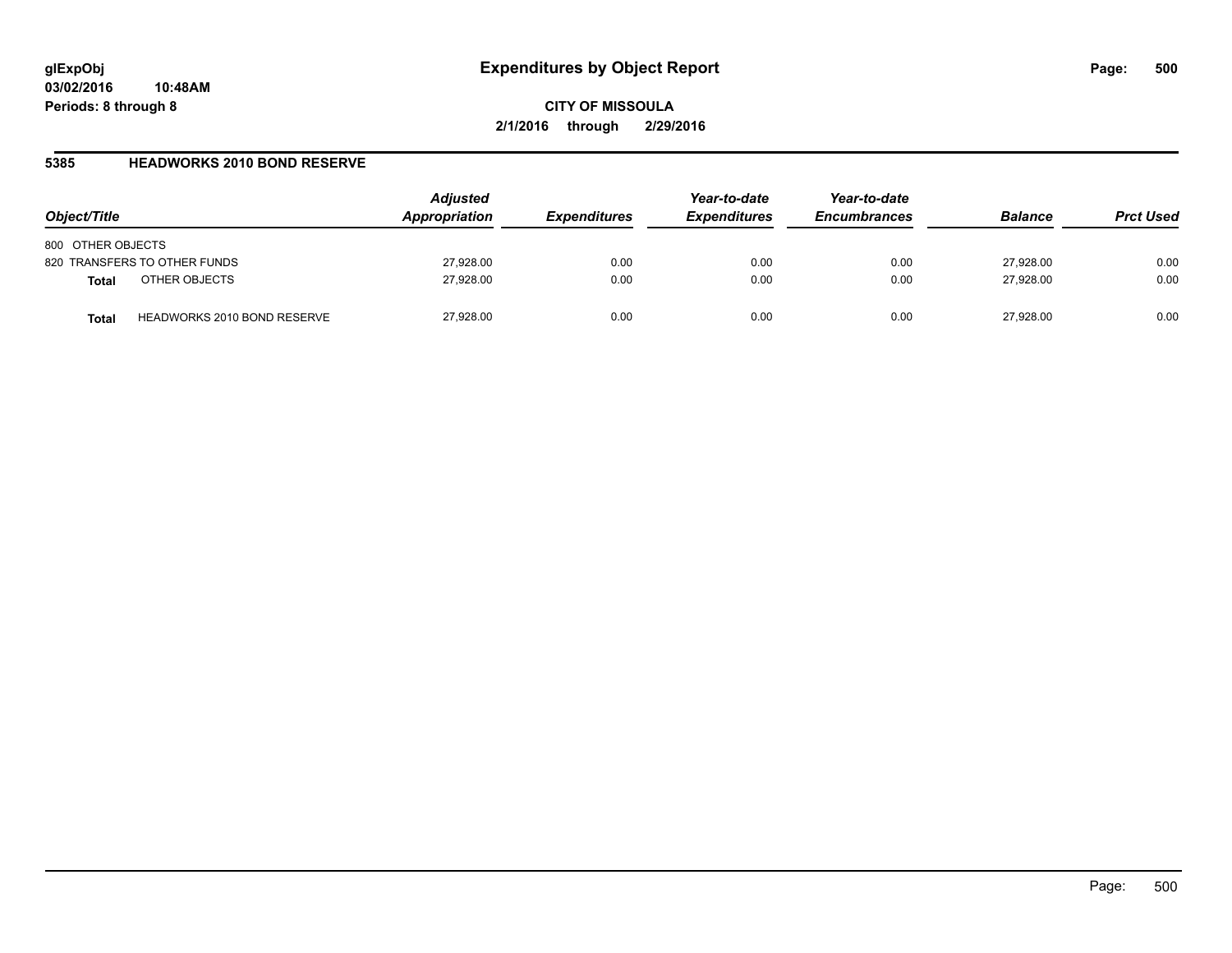# Expenditures by Object Report

glExpObj
03/02/2016 10:48AM
Periods: 8 through 8

**CITY OF MISSOULA**
**2/1/2016 through 2/29/2016**

## 5385 HEADWORKS 2010 BOND RESERVE

| Object/Title | | Adjusted Appropriation | Expenditures | Year-to-date Expenditures | Year-to-date Encumbrances | Balance | Prct Used |
|---|---|---|---|---|---|---|---|
| 800 OTHER OBJECTS | | | | | | | |
| 820 TRANSFERS TO OTHER FUNDS | | 27,928.00 | 0.00 | 0.00 | 0.00 | 27,928.00 | 0.00 |
| **Total** | OTHER OBJECTS | 27,928.00 | 0.00 | 0.00 | 0.00 | 27,928.00 | 0.00 |
| **Total** | HEADWORKS 2010 BOND RESERVE | 27,928.00 | 0.00 | 0.00 | 0.00 | 27,928.00 | 0.00 |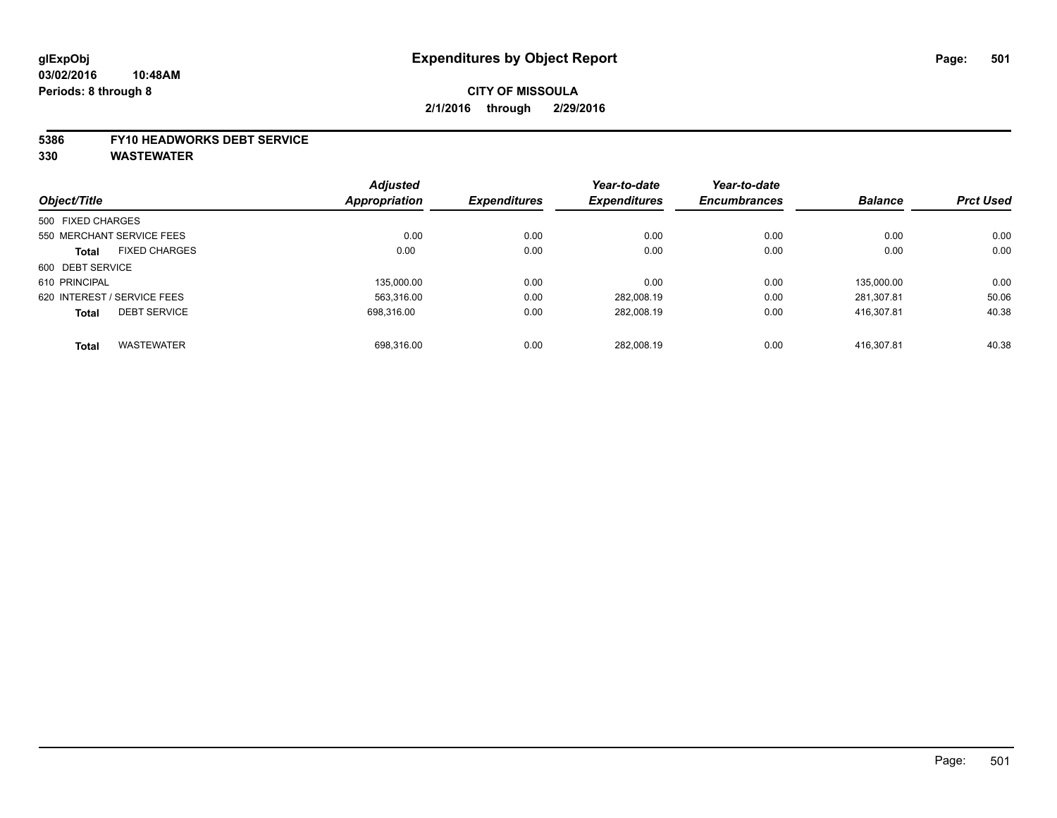**glExpObj**
**03/02/2016 10:48AM**
**Periods: 8 through 8**

# Expenditures by Object Report

**CITY OF MISSOULA**
**2/1/2016 through 2/29/2016**

**5386 FY10 HEADWORKS DEBT SERVICE**
**330 WASTEWATER**

| Object/Title | Adjusted Appropriation | Expenditures | Year-to-date Expenditures | Year-to-date Encumbrances | Balance | Prct Used |
|---|---|---|---|---|---|---|
| 500 FIXED CHARGES | | | | | | |
| 550 MERCHANT SERVICE FEES | 0.00 | 0.00 | 0.00 | 0.00 | 0.00 | 0.00 |
| **Total** FIXED CHARGES | 0.00 | 0.00 | 0.00 | 0.00 | 0.00 | 0.00 |
| 600 DEBT SERVICE | | | | | | |
| 610 PRINCIPAL | 135,000.00 | 0.00 | 0.00 | 0.00 | 135,000.00 | 0.00 |
| 620 INTEREST / SERVICE FEES | 563,316.00 | 0.00 | 282,008.19 | 0.00 | 281,307.81 | 50.06 |
| **Total** DEBT SERVICE | 698,316.00 | 0.00 | 282,008.19 | 0.00 | 416,307.81 | 40.38 |
| **Total** WASTEWATER | 698,316.00 | 0.00 | 282,008.19 | 0.00 | 416,307.81 | 40.38 |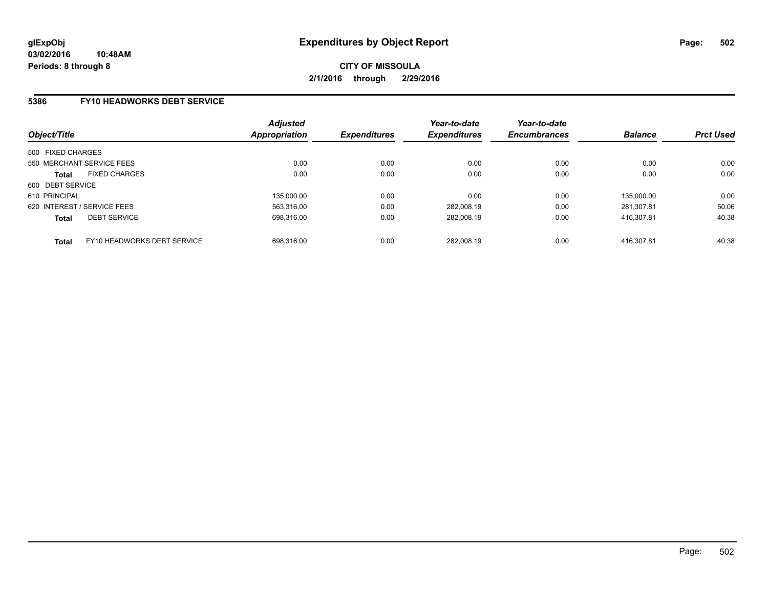glExpObj
03/02/2016 10:48AM
Periods: 8 through 8

# Expenditures by Object Report

**CITY OF MISSOULA**
**2/1/2016 through 2/29/2016**

## 5386 FY10 HEADWORKS DEBT SERVICE

| Object/Title | | Adjusted Appropriation | Expenditures | Year-to-date Expenditures | Year-to-date Encumbrances | Balance | Prct Used |
|---|---|---|---|---|---|---|---|
| 500 FIXED CHARGES | | | | | | | |
| 550 MERCHANT SERVICE FEES | | 0.00 | 0.00 | 0.00 | 0.00 | 0.00 | 0.00 |
| **Total** | FIXED CHARGES | 0.00 | 0.00 | 0.00 | 0.00 | 0.00 | 0.00 |
| 600 DEBT SERVICE | | | | | | | |
| 610 PRINCIPAL | | 135,000.00 | 0.00 | 0.00 | 0.00 | 135,000.00 | 0.00 |
| 620 INTEREST / SERVICE FEES | | 563,316.00 | 0.00 | 282,008.19 | 0.00 | 281,307.81 | 50.06 |
| **Total** | DEBT SERVICE | 698,316.00 | 0.00 | 282,008.19 | 0.00 | 416,307.81 | 40.38 |
| **Total** | FY10 HEADWORKS DEBT SERVICE | 698,316.00 | 0.00 | 282,008.19 | 0.00 | 416,307.81 | 40.38 |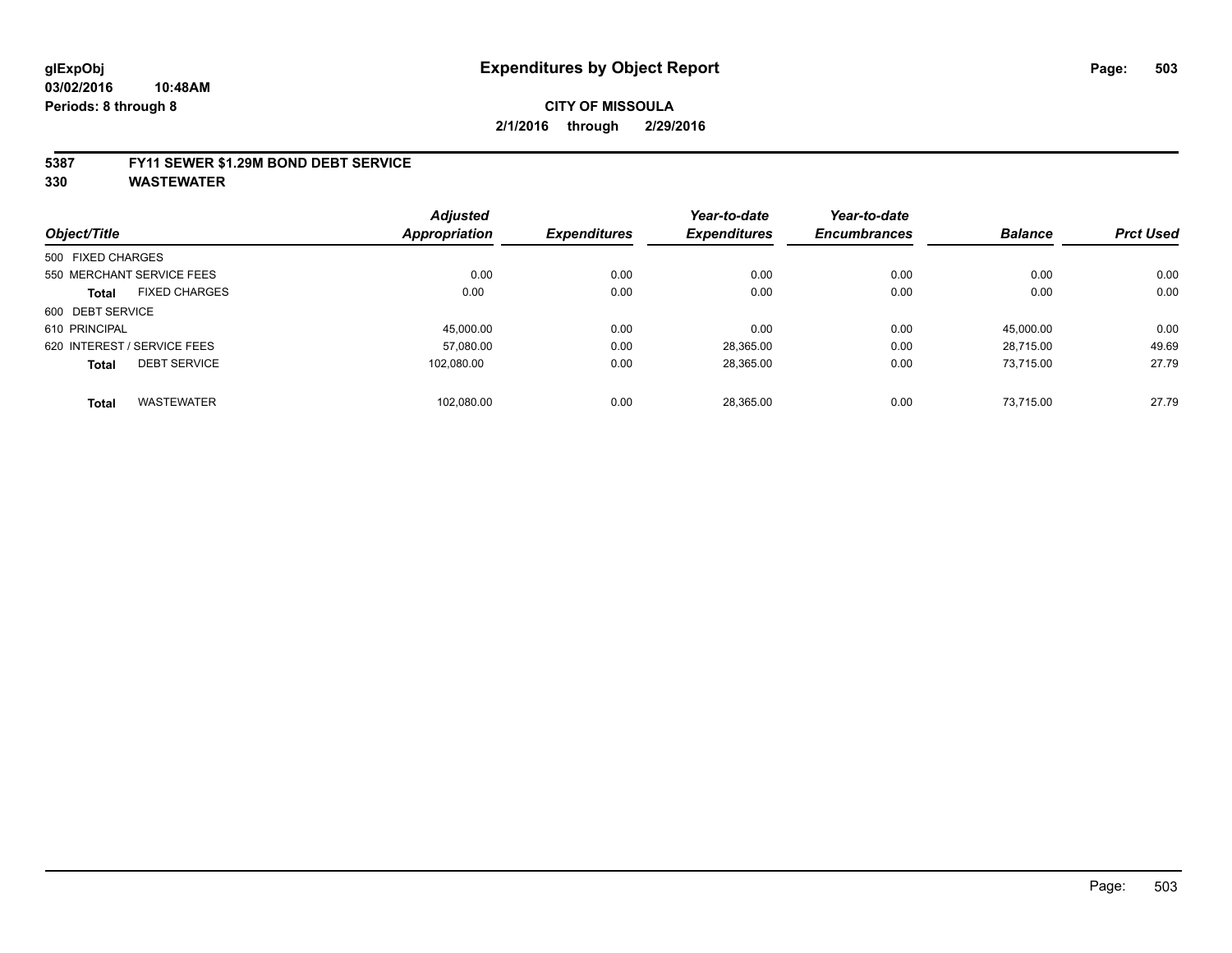**glExpObj**
**03/02/2016 10:48AM**
**Periods: 8 through 8**

# Expenditures by Object Report

**CITY OF MISSOULA**
**2/1/2016 through 2/29/2016**

**5387 FY11 SEWER $1.29M BOND DEBT SERVICE**
**330 WASTEWATER**

| Object/Title | Adjusted Appropriation | Expenditures | Year-to-date Expenditures | Year-to-date Encumbrances | Balance | Prct Used |
|---|---|---|---|---|---|---|
| 500 FIXED CHARGES | | | | | | |
| 550 MERCHANT SERVICE FEES | 0.00 | 0.00 | 0.00 | 0.00 | 0.00 | 0.00 |
| **Total** FIXED CHARGES | 0.00 | 0.00 | 0.00 | 0.00 | 0.00 | 0.00 |
| 600 DEBT SERVICE | | | | | | |
| 610 PRINCIPAL | 45,000.00 | 0.00 | 0.00 | 0.00 | 45,000.00 | 0.00 |
| 620 INTEREST / SERVICE FEES | 57,080.00 | 0.00 | 28,365.00 | 0.00 | 28,715.00 | 49.69 |
| **Total** DEBT SERVICE | 102,080.00 | 0.00 | 28,365.00 | 0.00 | 73,715.00 | 27.79 |
| **Total** WASTEWATER | 102,080.00 | 0.00 | 28,365.00 | 0.00 | 73,715.00 | 27.79 |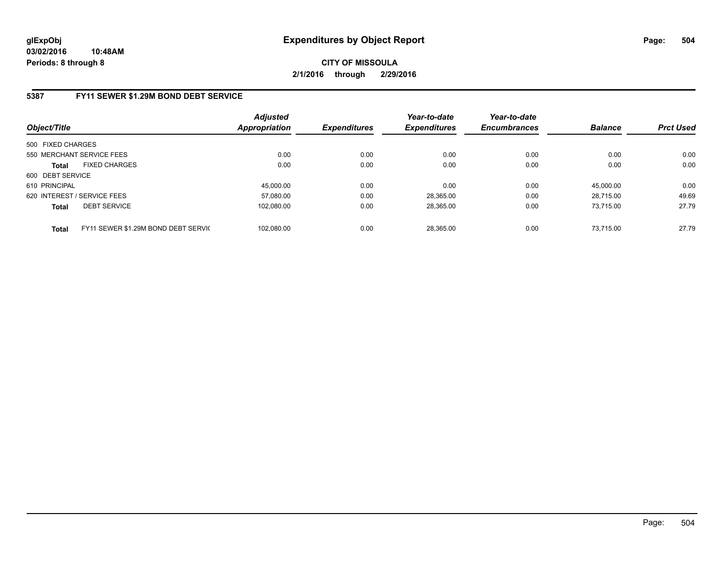**glExpObj** **Expenditures by Object Report**
**03/02/2016 10:48AM**
**Periods: 8 through 8**

**CITY OF MISSOULA**
**2/1/2016 through 2/29/2016**

## 5387 FY11 SEWER $1.29M BOND DEBT SERVICE

| Object/Title | | *Adjusted Appropriation* | *Expenditures* | *Year-to-date Expenditures* | *Year-to-date Encumbrances* | *Balance* | *Prct Used* |
|---|---|---|---|---|---|---|---|
| 500 FIXED CHARGES | | | | | | | |
| 550 MERCHANT SERVICE FEES | | 0.00 | 0.00 | 0.00 | 0.00 | 0.00 | 0.00 |
| **Total** | FIXED CHARGES | 0.00 | 0.00 | 0.00 | 0.00 | 0.00 | 0.00 |
| 600 DEBT SERVICE | | | | | | | |
| 610 PRINCIPAL | | 45,000.00 | 0.00 | 0.00 | 0.00 | 45,000.00 | 0.00 |
| 620 INTEREST / SERVICE FEES | | 57,080.00 | 0.00 | 28,365.00 | 0.00 | 28,715.00 | 49.69 |
| **Total** | DEBT SERVICE | 102,080.00 | 0.00 | 28,365.00 | 0.00 | 73,715.00 | 27.79 |
| **Total** | FY11 SEWER $1.29M BOND DEBT SERVIC | 102,080.00 | 0.00 | 28,365.00 | 0.00 | 73,715.00 | 27.79 |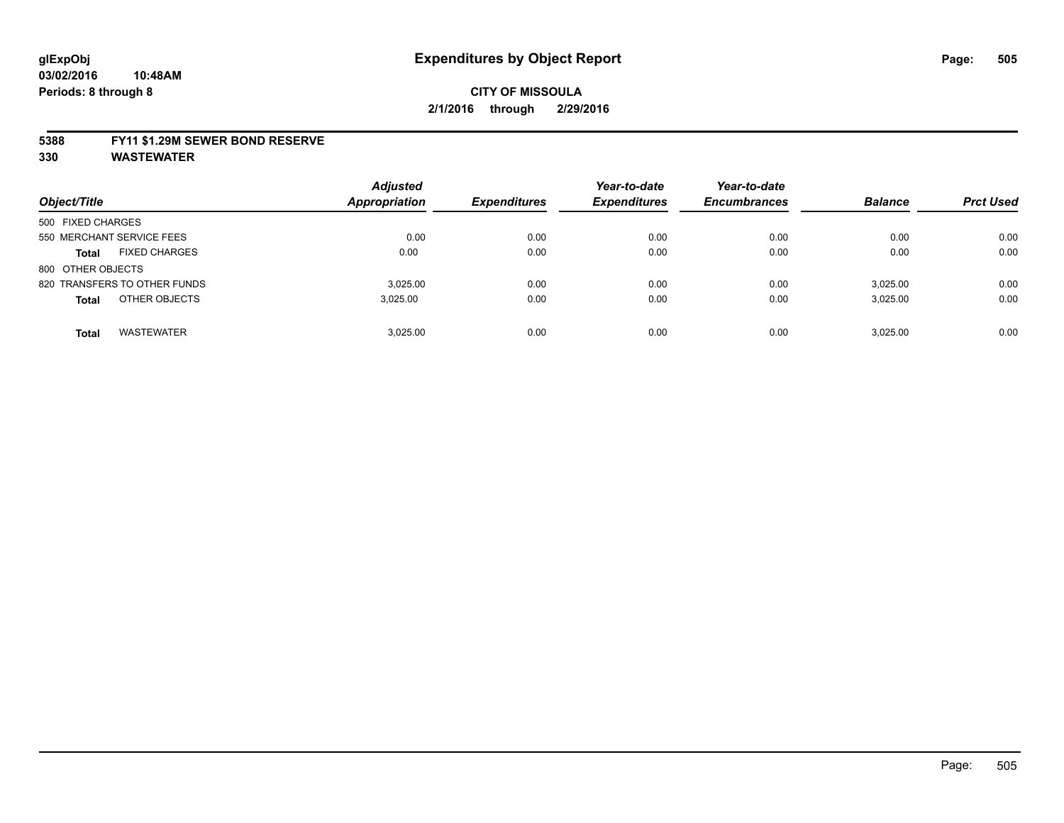**glExpObj** **Expenditures by Object Report**

**03/02/2016 10:48AM**

**Periods: 8 through 8**

**CITY OF MISSOULA**

**2/1/2016 through 2/29/2016**

**5388 FY11 $1.29M SEWER BOND RESERVE**

**330 WASTEWATER**

| Object/Title | Adjusted Appropriation | Expenditures | Year-to-date Expenditures | Year-to-date Encumbrances | Balance | Prct Used |
|---|---|---|---|---|---|---|
| 500 FIXED CHARGES | | | | | | |
| 550 MERCHANT SERVICE FEES | 0.00 | 0.00 | 0.00 | 0.00 | 0.00 | 0.00 |
| **Total** FIXED CHARGES | 0.00 | 0.00 | 0.00 | 0.00 | 0.00 | 0.00 |
| 800 OTHER OBJECTS | | | | | | |
| 820 TRANSFERS TO OTHER FUNDS | 3,025.00 | 0.00 | 0.00 | 0.00 | 3,025.00 | 0.00 |
| **Total** OTHER OBJECTS | 3,025.00 | 0.00 | 0.00 | 0.00 | 3,025.00 | 0.00 |
| **Total** WASTEWATER | 3,025.00 | 0.00 | 0.00 | 0.00 | 3,025.00 | 0.00 |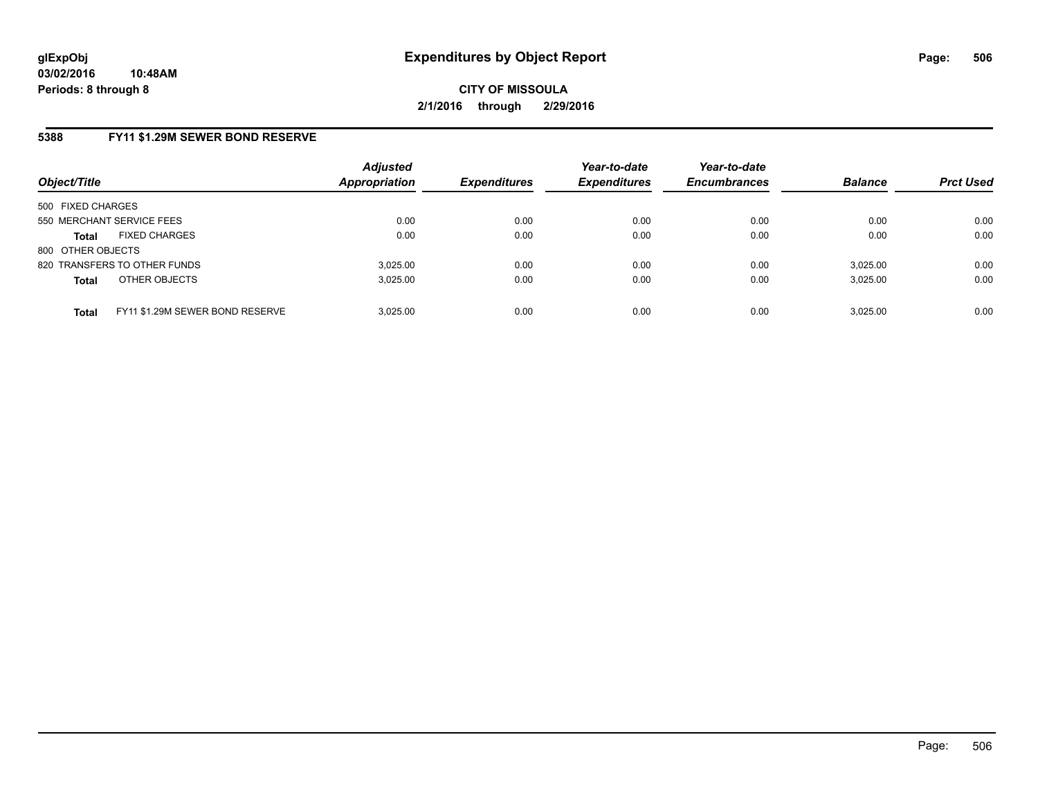**Expenditures by Object Report**

**CITY OF MISSOULA**

**2/1/2016 through 2/29/2016**

## 5388 FY11 $1.29M SEWER BOND RESERVE

| Object/Title | | Adjusted Appropriation | Expenditures | Year-to-date Expenditures | Year-to-date Encumbrances | Balance | Prct Used |
|---|---|---|---|---|---|---|---|
| 500 FIXED CHARGES | | | | | | | |
| 550 MERCHANT SERVICE FEES | | 0.00 | 0.00 | 0.00 | 0.00 | 0.00 | 0.00 |
| **Total** | FIXED CHARGES | 0.00 | 0.00 | 0.00 | 0.00 | 0.00 | 0.00 |
| 800 OTHER OBJECTS | | | | | | | |
| 820 TRANSFERS TO OTHER FUNDS | | 3,025.00 | 0.00 | 0.00 | 0.00 | 3,025.00 | 0.00 |
| **Total** | OTHER OBJECTS | 3,025.00 | 0.00 | 0.00 | 0.00 | 3,025.00 | 0.00 |
| **Total** | FY11 $1.29M SEWER BOND RESERVE | 3,025.00 | 0.00 | 0.00 | 0.00 | 3,025.00 | 0.00 |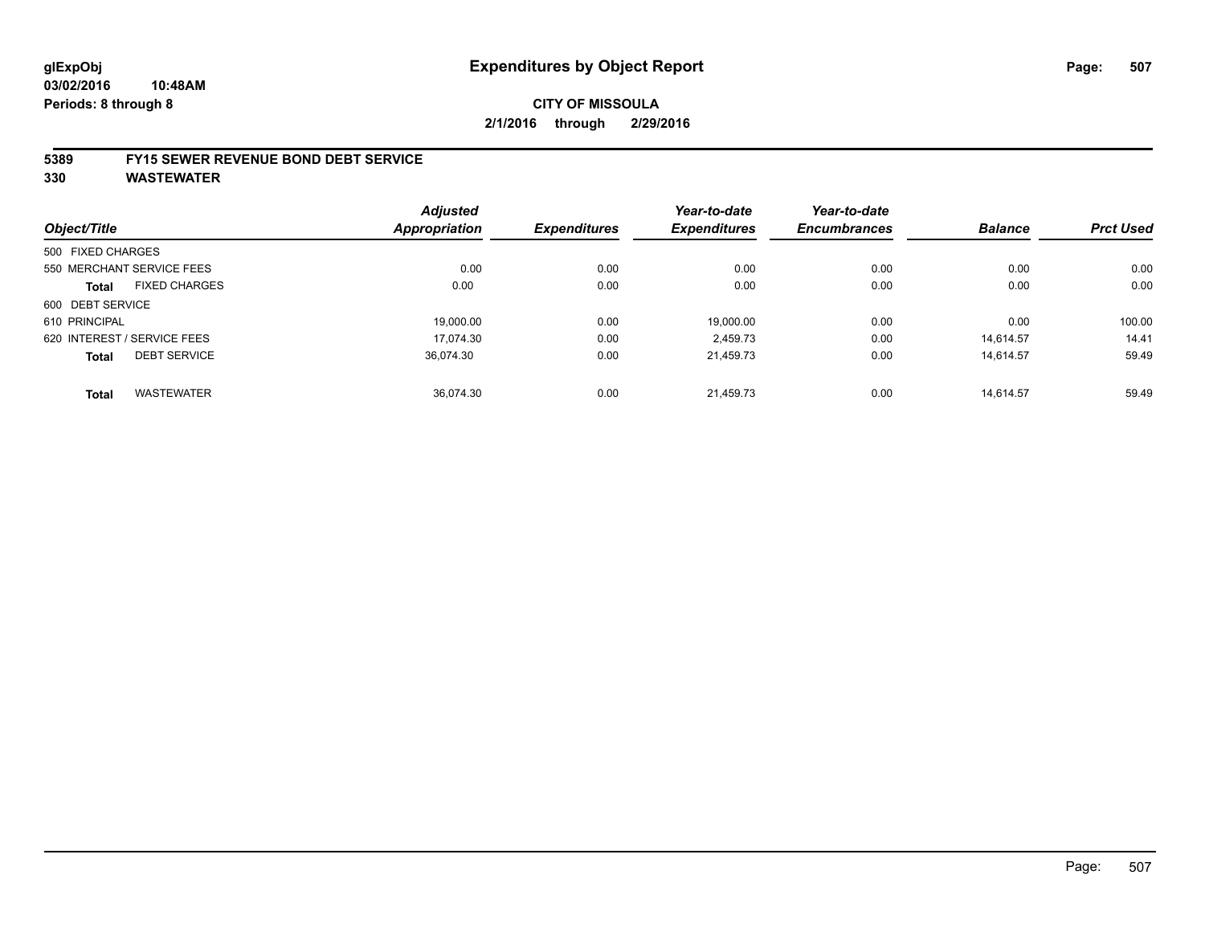# Expenditures by Object Report

glExpObj
03/02/2016 10:48AM
Periods: 8 through 8

**CITY OF MISSOULA**
**2/1/2016 through 2/29/2016**

**5389 FY15 SEWER REVENUE BOND DEBT SERVICE**
**330 WASTEWATER**

| Object/Title | Adjusted Appropriation | Expenditures | Year-to-date Expenditures | Year-to-date Encumbrances | Balance | Prct Used |
|---|---|---|---|---|---|---|
| 500 FIXED CHARGES | | | | | | |
| 550 MERCHANT SERVICE FEES | 0.00 | 0.00 | 0.00 | 0.00 | 0.00 | 0.00 |
| **Total** FIXED CHARGES | 0.00 | 0.00 | 0.00 | 0.00 | 0.00 | 0.00 |
| 600 DEBT SERVICE | | | | | | |
| 610 PRINCIPAL | 19,000.00 | 0.00 | 19,000.00 | 0.00 | 0.00 | 100.00 |
| 620 INTEREST / SERVICE FEES | 17,074.30 | 0.00 | 2,459.73 | 0.00 | 14,614.57 | 14.41 |
| **Total** DEBT SERVICE | 36,074.30 | 0.00 | 21,459.73 | 0.00 | 14,614.57 | 59.49 |
| **Total** WASTEWATER | 36,074.30 | 0.00 | 21,459.73 | 0.00 | 14,614.57 | 59.49 |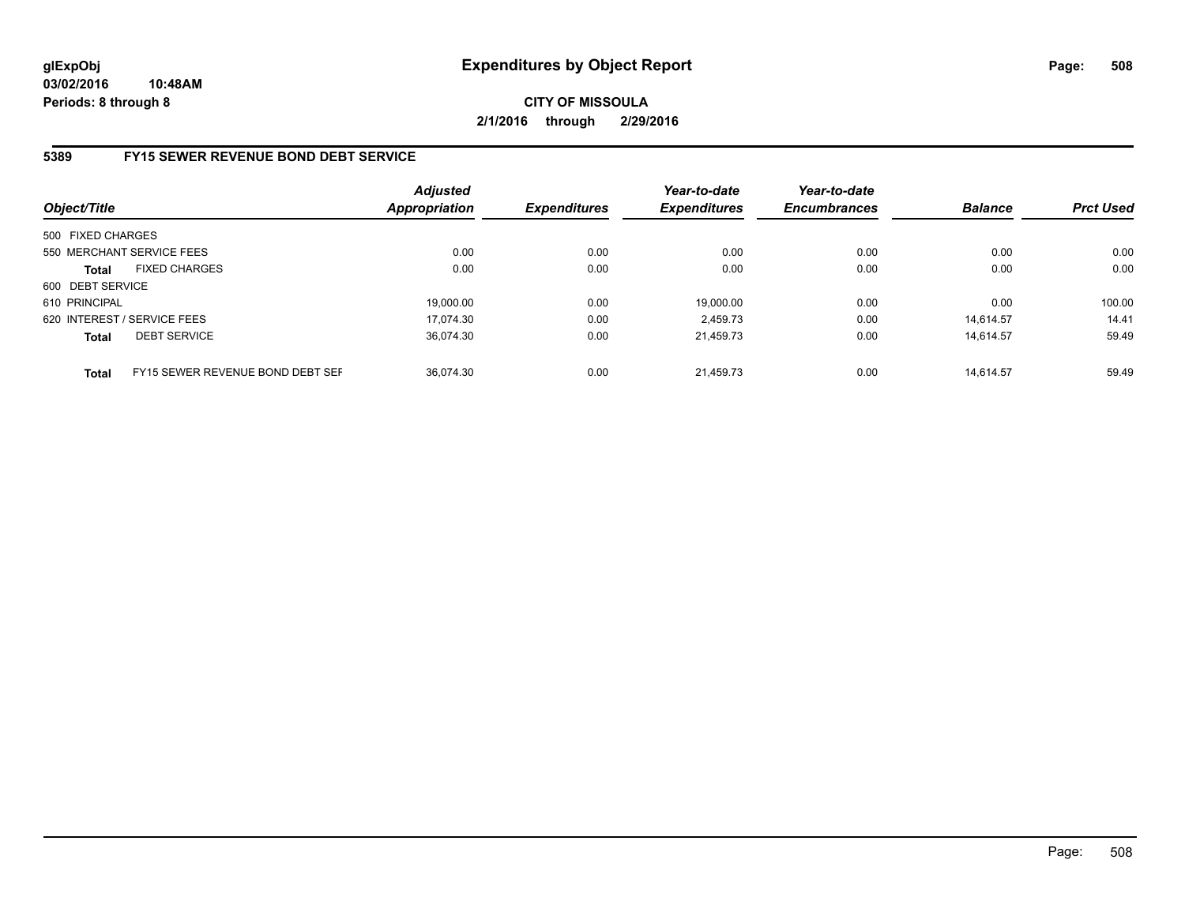**glExpObj**
**03/02/2016 10:48AM**
**Periods: 8 through 8**

# Expenditures by Object Report

**CITY OF MISSOULA**
**2/1/2016 through 2/29/2016**

## 5389 FY15 SEWER REVENUE BOND DEBT SERVICE

| Object/Title | Adjusted Appropriation | Expenditures | Year-to-date Expenditures | Year-to-date Encumbrances | Balance | Prct Used |
|---|---|---|---|---|---|---|
| 500 FIXED CHARGES | | | | | | |
| 550 MERCHANT SERVICE FEES | 0.00 | 0.00 | 0.00 | 0.00 | 0.00 | 0.00 |
| **Total** FIXED CHARGES | 0.00 | 0.00 | 0.00 | 0.00 | 0.00 | 0.00 |
| 600 DEBT SERVICE | | | | | | |
| 610 PRINCIPAL | 19,000.00 | 0.00 | 19,000.00 | 0.00 | 0.00 | 100.00 |
| 620 INTEREST / SERVICE FEES | 17,074.30 | 0.00 | 2,459.73 | 0.00 | 14,614.57 | 14.41 |
| **Total** DEBT SERVICE | 36,074.30 | 0.00 | 21,459.73 | 0.00 | 14,614.57 | 59.49 |
| **Total** FY15 SEWER REVENUE BOND DEBT SEF | 36,074.30 | 0.00 | 21,459.73 | 0.00 | 14,614.57 | 59.49 |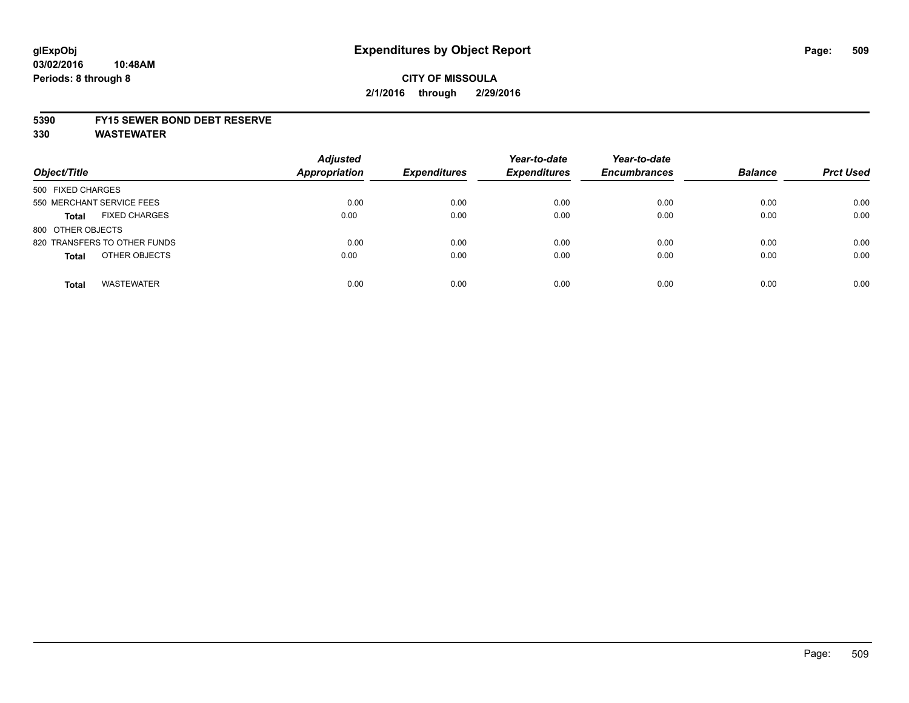**glExpObj**
**03/02/2016 10:48AM**
**Periods: 8 through 8**

# Expenditures by Object Report

**CITY OF MISSOULA**
**2/1/2016 through 2/29/2016**

**5390 FY15 SEWER BOND DEBT RESERVE**
**330 WASTEWATER**

| Object/Title | Adjusted Appropriation | Expenditures | Year-to-date Expenditures | Year-to-date Encumbrances | Balance | Prct Used |
|---|---|---|---|---|---|---|
| 500 FIXED CHARGES | | | | | | |
| 550 MERCHANT SERVICE FEES | 0.00 | 0.00 | 0.00 | 0.00 | 0.00 | 0.00 |
| **Total** FIXED CHARGES | 0.00 | 0.00 | 0.00 | 0.00 | 0.00 | 0.00 |
| 800 OTHER OBJECTS | | | | | | |
| 820 TRANSFERS TO OTHER FUNDS | 0.00 | 0.00 | 0.00 | 0.00 | 0.00 | 0.00 |
| **Total** OTHER OBJECTS | 0.00 | 0.00 | 0.00 | 0.00 | 0.00 | 0.00 |
| **Total** WASTEWATER | 0.00 | 0.00 | 0.00 | 0.00 | 0.00 | 0.00 |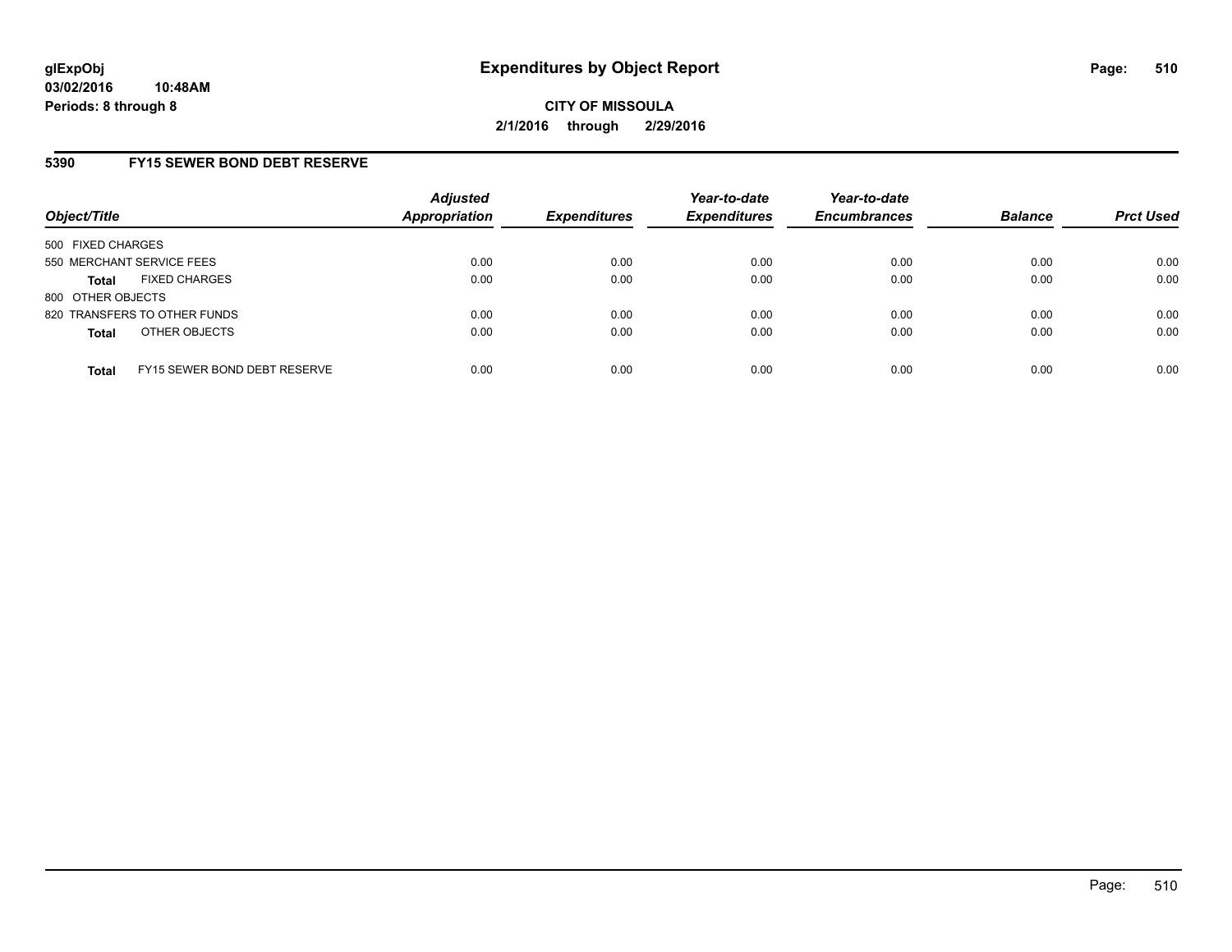**glExpObj**
**03/02/2016 10:48AM**
**Periods: 8 through 8**

# Expenditures by Object Report

**CITY OF MISSOULA**
**2/1/2016 through 2/29/2016**

## 5390 FY15 SEWER BOND DEBT RESERVE

| Object/Title | Adjusted Appropriation | Expenditures | Year-to-date Expenditures | Year-to-date Encumbrances | Balance | Prct Used |
|---|---|---|---|---|---|---|
| 500 FIXED CHARGES | | | | | | |
| 550 MERCHANT SERVICE FEES | 0.00 | 0.00 | 0.00 | 0.00 | 0.00 | 0.00 |
| **Total** FIXED CHARGES | 0.00 | 0.00 | 0.00 | 0.00 | 0.00 | 0.00 |
| 800 OTHER OBJECTS | | | | | | |
| 820 TRANSFERS TO OTHER FUNDS | 0.00 | 0.00 | 0.00 | 0.00 | 0.00 | 0.00 |
| **Total** OTHER OBJECTS | 0.00 | 0.00 | 0.00 | 0.00 | 0.00 | 0.00 |
| **Total** FY15 SEWER BOND DEBT RESERVE | 0.00 | 0.00 | 0.00 | 0.00 | 0.00 | 0.00 |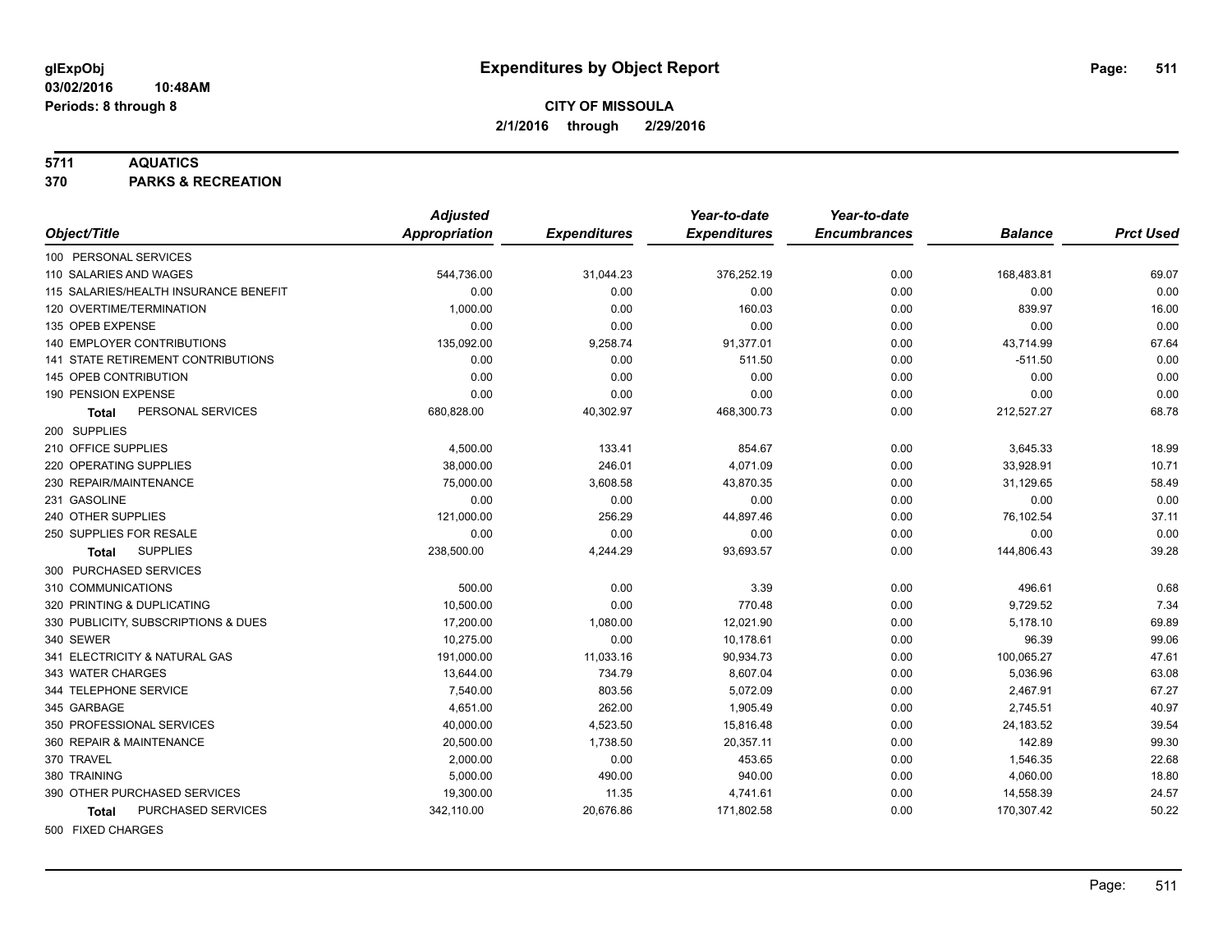# Expenditures by Object Report

glExpObj
03/02/2016 10:48AM
Periods: 8 through 8

**CITY OF MISSOULA**
**2/1/2016 through 2/29/2016**

**5711 AQUATICS**
**370 PARKS & RECREATION**

| Object/Title | Adjusted Appropriation | Expenditures | Year-to-date Expenditures | Year-to-date Encumbrances | Balance | Prct Used |
|---|---|---|---|---|---|---|
| 100 PERSONAL SERVICES | | | | | | |
| 110 SALARIES AND WAGES | 544,736.00 | 31,044.23 | 376,252.19 | 0.00 | 168,483.81 | 69.07 |
| 115 SALARIES/HEALTH INSURANCE BENEFIT | 0.00 | 0.00 | 0.00 | 0.00 | 0.00 | 0.00 |
| 120 OVERTIME/TERMINATION | 1,000.00 | 0.00 | 160.03 | 0.00 | 839.97 | 16.00 |
| 135 OPEB EXPENSE | 0.00 | 0.00 | 0.00 | 0.00 | 0.00 | 0.00 |
| 140 EMPLOYER CONTRIBUTIONS | 135,092.00 | 9,258.74 | 91,377.01 | 0.00 | 43,714.99 | 67.64 |
| 141 STATE RETIREMENT CONTRIBUTIONS | 0.00 | 0.00 | 511.50 | 0.00 | -511.50 | 0.00 |
| 145 OPEB CONTRIBUTION | 0.00 | 0.00 | 0.00 | 0.00 | 0.00 | 0.00 |
| 190 PENSION EXPENSE | 0.00 | 0.00 | 0.00 | 0.00 | 0.00 | 0.00 |
| **Total** PERSONAL SERVICES | 680,828.00 | 40,302.97 | 468,300.73 | 0.00 | 212,527.27 | 68.78 |
| 200 SUPPLIES | | | | | | |
| 210 OFFICE SUPPLIES | 4,500.00 | 133.41 | 854.67 | 0.00 | 3,645.33 | 18.99 |
| 220 OPERATING SUPPLIES | 38,000.00 | 246.01 | 4,071.09 | 0.00 | 33,928.91 | 10.71 |
| 230 REPAIR/MAINTENANCE | 75,000.00 | 3,608.58 | 43,870.35 | 0.00 | 31,129.65 | 58.49 |
| 231 GASOLINE | 0.00 | 0.00 | 0.00 | 0.00 | 0.00 | 0.00 |
| 240 OTHER SUPPLIES | 121,000.00 | 256.29 | 44,897.46 | 0.00 | 76,102.54 | 37.11 |
| 250 SUPPLIES FOR RESALE | 0.00 | 0.00 | 0.00 | 0.00 | 0.00 | 0.00 |
| **Total** SUPPLIES | 238,500.00 | 4,244.29 | 93,693.57 | 0.00 | 144,806.43 | 39.28 |
| 300 PURCHASED SERVICES | | | | | | |
| 310 COMMUNICATIONS | 500.00 | 0.00 | 3.39 | 0.00 | 496.61 | 0.68 |
| 320 PRINTING & DUPLICATING | 10,500.00 | 0.00 | 770.48 | 0.00 | 9,729.52 | 7.34 |
| 330 PUBLICITY, SUBSCRIPTIONS & DUES | 17,200.00 | 1,080.00 | 12,021.90 | 0.00 | 5,178.10 | 69.89 |
| 340 SEWER | 10,275.00 | 0.00 | 10,178.61 | 0.00 | 96.39 | 99.06 |
| 341 ELECTRICITY & NATURAL GAS | 191,000.00 | 11,033.16 | 90,934.73 | 0.00 | 100,065.27 | 47.61 |
| 343 WATER CHARGES | 13,644.00 | 734.79 | 8,607.04 | 0.00 | 5,036.96 | 63.08 |
| 344 TELEPHONE SERVICE | 7,540.00 | 803.56 | 5,072.09 | 0.00 | 2,467.91 | 67.27 |
| 345 GARBAGE | 4,651.00 | 262.00 | 1,905.49 | 0.00 | 2,745.51 | 40.97 |
| 350 PROFESSIONAL SERVICES | 40,000.00 | 4,523.50 | 15,816.48 | 0.00 | 24,183.52 | 39.54 |
| 360 REPAIR & MAINTENANCE | 20,500.00 | 1,738.50 | 20,357.11 | 0.00 | 142.89 | 99.30 |
| 370 TRAVEL | 2,000.00 | 0.00 | 453.65 | 0.00 | 1,546.35 | 22.68 |
| 380 TRAINING | 5,000.00 | 490.00 | 940.00 | 0.00 | 4,060.00 | 18.80 |
| 390 OTHER PURCHASED SERVICES | 19,300.00 | 11.35 | 4,741.61 | 0.00 | 14,558.39 | 24.57 |
| **Total** PURCHASED SERVICES | 342,110.00 | 20,676.86 | 171,802.58 | 0.00 | 170,307.42 | 50.22 |
| 500 FIXED CHARGES | | | | | | |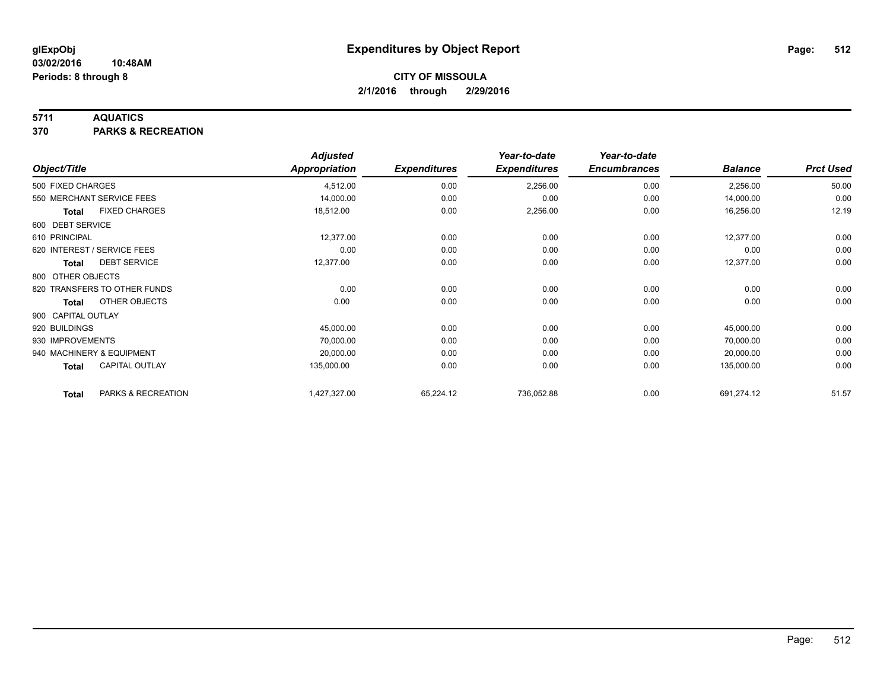# Expenditures by Object Report

glExpObj
03/02/2016 10:48AM
Periods: 8 through 8

**CITY OF MISSOULA**
**2/1/2016 through 2/29/2016**

## 5711 AQUATICS
## 370 PARKS & RECREATION

| Object/Title | | Adjusted Appropriation | Expenditures | Year-to-date Expenditures | Year-to-date Encumbrances | Balance | Prct Used |
|---|---|---|---|---|---|---|---|
| 500 FIXED CHARGES | | 4,512.00 | 0.00 | 2,256.00 | 0.00 | 2,256.00 | 50.00 |
| 550 MERCHANT SERVICE FEES | | 14,000.00 | 0.00 | 0.00 | 0.00 | 14,000.00 | 0.00 |
| **Total** | FIXED CHARGES | 18,512.00 | 0.00 | 2,256.00 | 0.00 | 16,256.00 | 12.19 |
| 600 DEBT SERVICE | | | | | | | |
| 610 PRINCIPAL | | 12,377.00 | 0.00 | 0.00 | 0.00 | 12,377.00 | 0.00 |
| 620 INTEREST / SERVICE FEES | | 0.00 | 0.00 | 0.00 | 0.00 | 0.00 | 0.00 |
| **Total** | DEBT SERVICE | 12,377.00 | 0.00 | 0.00 | 0.00 | 12,377.00 | 0.00 |
| 800 OTHER OBJECTS | | | | | | | |
| 820 TRANSFERS TO OTHER FUNDS | | 0.00 | 0.00 | 0.00 | 0.00 | 0.00 | 0.00 |
| **Total** | OTHER OBJECTS | 0.00 | 0.00 | 0.00 | 0.00 | 0.00 | 0.00 |
| 900 CAPITAL OUTLAY | | | | | | | |
| 920 BUILDINGS | | 45,000.00 | 0.00 | 0.00 | 0.00 | 45,000.00 | 0.00 |
| 930 IMPROVEMENTS | | 70,000.00 | 0.00 | 0.00 | 0.00 | 70,000.00 | 0.00 |
| 940 MACHINERY & EQUIPMENT | | 20,000.00 | 0.00 | 0.00 | 0.00 | 20,000.00 | 0.00 |
| **Total** | CAPITAL OUTLAY | 135,000.00 | 0.00 | 0.00 | 0.00 | 135,000.00 | 0.00 |
| **Total** | PARKS & RECREATION | 1,427,327.00 | 65,224.12 | 736,052.88 | 0.00 | 691,274.12 | 51.57 |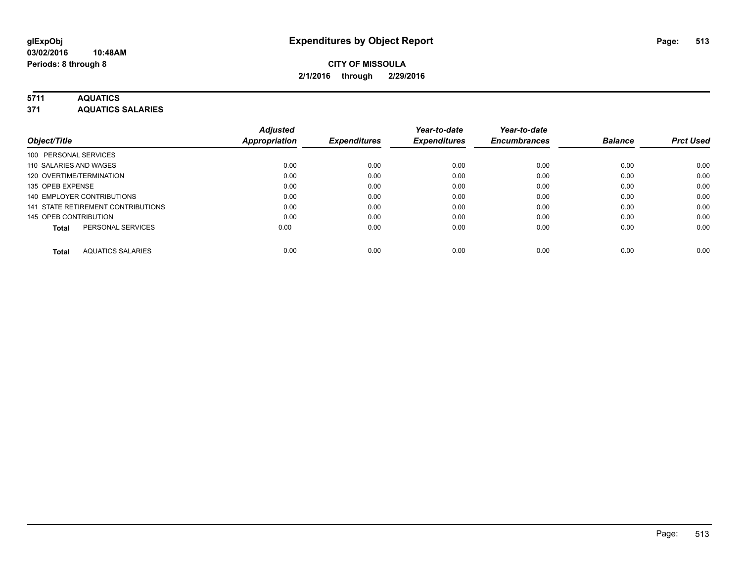glExpObj
03/02/2016 10:48AM
Periods: 8 through 8

# Expenditures by Object Report

**CITY OF MISSOULA**
**2/1/2016 through 2/29/2016**

**5711 AQUATICS**
**371 AQUATICS SALARIES**

| Object/Title | Adjusted Appropriation | Expenditures | Year-to-date Expenditures | Year-to-date Encumbrances | Balance | Prct Used |
|---|---|---|---|---|---|---|
| 100 PERSONAL SERVICES | | | | | | |
| 110 SALARIES AND WAGES | 0.00 | 0.00 | 0.00 | 0.00 | 0.00 | 0.00 |
| 120 OVERTIME/TERMINATION | 0.00 | 0.00 | 0.00 | 0.00 | 0.00 | 0.00 |
| 135 OPEB EXPENSE | 0.00 | 0.00 | 0.00 | 0.00 | 0.00 | 0.00 |
| 140 EMPLOYER CONTRIBUTIONS | 0.00 | 0.00 | 0.00 | 0.00 | 0.00 | 0.00 |
| 141 STATE RETIREMENT CONTRIBUTIONS | 0.00 | 0.00 | 0.00 | 0.00 | 0.00 | 0.00 |
| 145 OPEB CONTRIBUTION | 0.00 | 0.00 | 0.00 | 0.00 | 0.00 | 0.00 |
| **Total** PERSONAL SERVICES | 0.00 | 0.00 | 0.00 | 0.00 | 0.00 | 0.00 |
| **Total** AQUATICS SALARIES | 0.00 | 0.00 | 0.00 | 0.00 | 0.00 | 0.00 |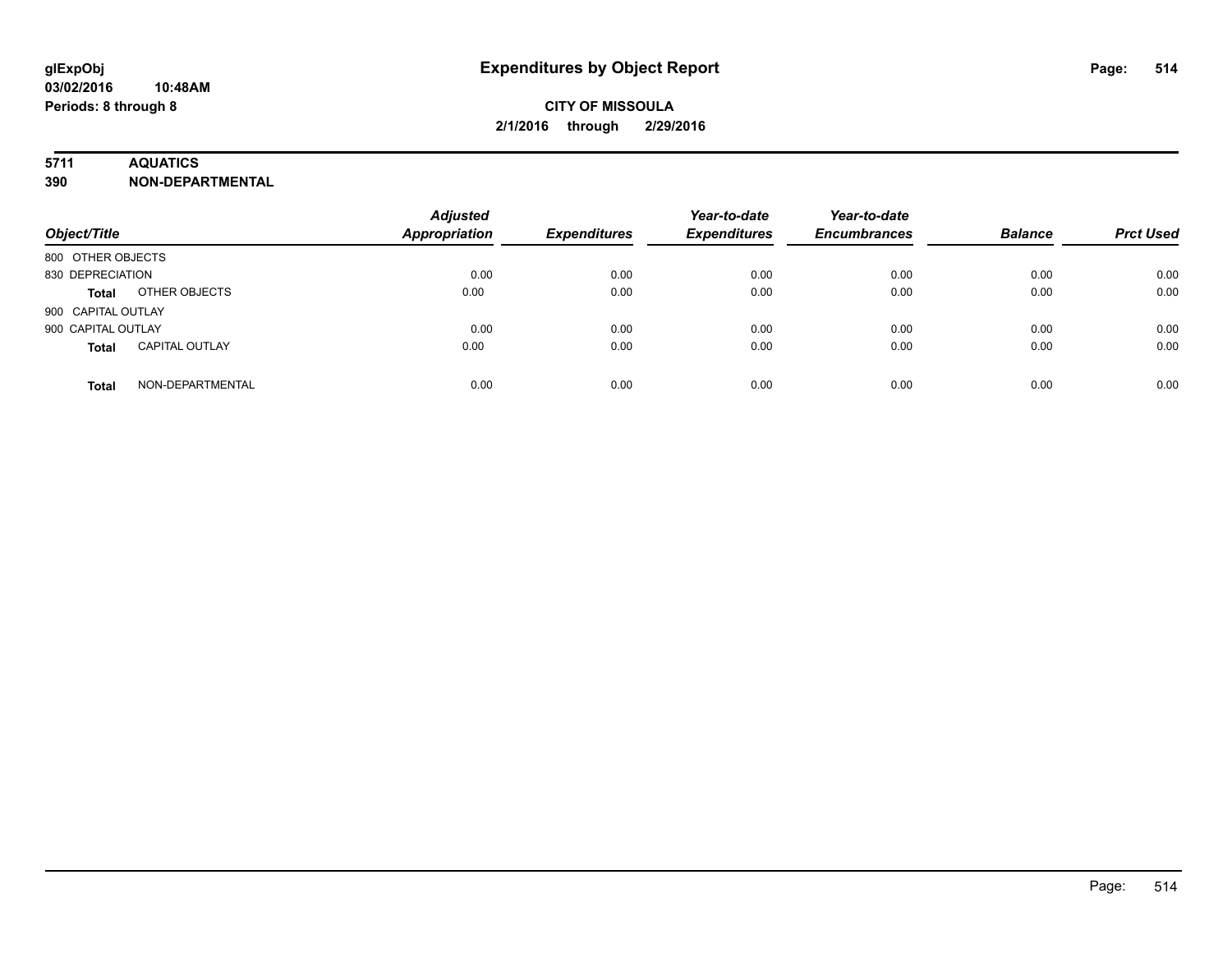**glExpObj**
**03/02/2016 10:48AM**
**Periods: 8 through 8**

# Expenditures by Object Report

**CITY OF MISSOULA**
**2/1/2016 through 2/29/2016**

**5711 AQUATICS**
**390 NON-DEPARTMENTAL**

| Object/Title | | Adjusted Appropriation | Expenditures | Year-to-date Expenditures | Year-to-date Encumbrances | Balance | Prct Used |
|---|---|---|---|---|---|---|---|
| 800 OTHER OBJECTS | | | | | | | |
| 830 DEPRECIATION | | 0.00 | 0.00 | 0.00 | 0.00 | 0.00 | 0.00 |
| **Total** | OTHER OBJECTS | 0.00 | 0.00 | 0.00 | 0.00 | 0.00 | 0.00 |
| 900 CAPITAL OUTLAY | | | | | | | |
| 900 CAPITAL OUTLAY | | 0.00 | 0.00 | 0.00 | 0.00 | 0.00 | 0.00 |
| **Total** | CAPITAL OUTLAY | 0.00 | 0.00 | 0.00 | 0.00 | 0.00 | 0.00 |
| **Total** | NON-DEPARTMENTAL | 0.00 | 0.00 | 0.00 | 0.00 | 0.00 | 0.00 |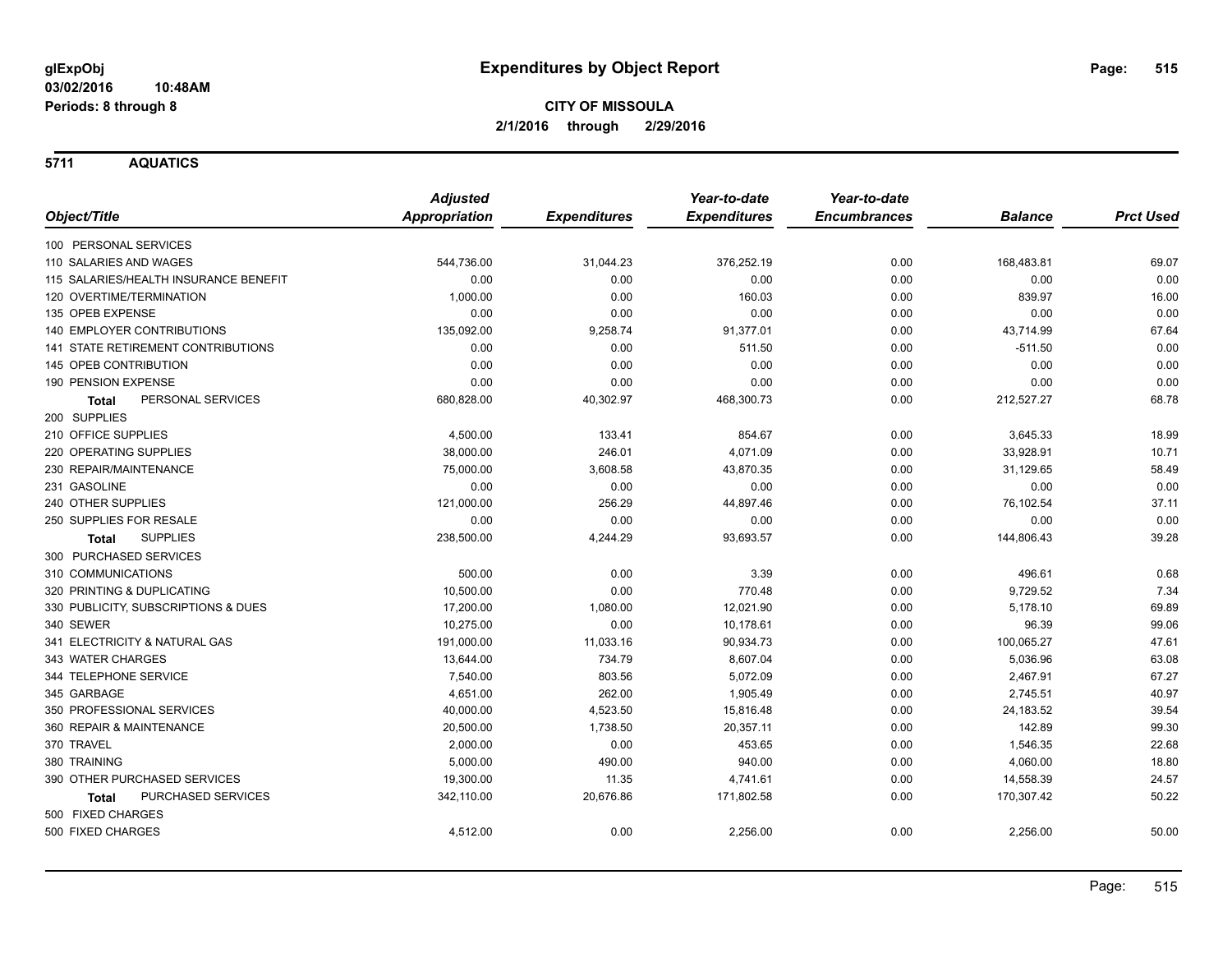**glExpObj** **Expenditures by Object Report**
**03/02/2016 10:48AM**
**Periods: 8 through 8**

**CITY OF MISSOULA**
**2/1/2016 through 2/29/2016**

## 5711 AQUATICS

| Object/Title | Adjusted Appropriation | Expenditures | Year-to-date Expenditures | Year-to-date Encumbrances | Balance | Prct Used |
|---|---|---|---|---|---|---|
| 100 PERSONAL SERVICES | | | | | | |
| 110 SALARIES AND WAGES | 544,736.00 | 31,044.23 | 376,252.19 | 0.00 | 168,483.81 | 69.07 |
| 115 SALARIES/HEALTH INSURANCE BENEFIT | 0.00 | 0.00 | 0.00 | 0.00 | 0.00 | 0.00 |
| 120 OVERTIME/TERMINATION | 1,000.00 | 0.00 | 160.03 | 0.00 | 839.97 | 16.00 |
| 135 OPEB EXPENSE | 0.00 | 0.00 | 0.00 | 0.00 | 0.00 | 0.00 |
| 140 EMPLOYER CONTRIBUTIONS | 135,092.00 | 9,258.74 | 91,377.01 | 0.00 | 43,714.99 | 67.64 |
| 141 STATE RETIREMENT CONTRIBUTIONS | 0.00 | 0.00 | 511.50 | 0.00 | -511.50 | 0.00 |
| 145 OPEB CONTRIBUTION | 0.00 | 0.00 | 0.00 | 0.00 | 0.00 | 0.00 |
| 190 PENSION EXPENSE | 0.00 | 0.00 | 0.00 | 0.00 | 0.00 | 0.00 |
| **Total** PERSONAL SERVICES | 680,828.00 | 40,302.97 | 468,300.73 | 0.00 | 212,527.27 | 68.78 |
| 200 SUPPLIES | | | | | | |
| 210 OFFICE SUPPLIES | 4,500.00 | 133.41 | 854.67 | 0.00 | 3,645.33 | 18.99 |
| 220 OPERATING SUPPLIES | 38,000.00 | 246.01 | 4,071.09 | 0.00 | 33,928.91 | 10.71 |
| 230 REPAIR/MAINTENANCE | 75,000.00 | 3,608.58 | 43,870.35 | 0.00 | 31,129.65 | 58.49 |
| 231 GASOLINE | 0.00 | 0.00 | 0.00 | 0.00 | 0.00 | 0.00 |
| 240 OTHER SUPPLIES | 121,000.00 | 256.29 | 44,897.46 | 0.00 | 76,102.54 | 37.11 |
| 250 SUPPLIES FOR RESALE | 0.00 | 0.00 | 0.00 | 0.00 | 0.00 | 0.00 |
| **Total** SUPPLIES | 238,500.00 | 4,244.29 | 93,693.57 | 0.00 | 144,806.43 | 39.28 |
| 300 PURCHASED SERVICES | | | | | | |
| 310 COMMUNICATIONS | 500.00 | 0.00 | 3.39 | 0.00 | 496.61 | 0.68 |
| 320 PRINTING & DUPLICATING | 10,500.00 | 0.00 | 770.48 | 0.00 | 9,729.52 | 7.34 |
| 330 PUBLICITY, SUBSCRIPTIONS & DUES | 17,200.00 | 1,080.00 | 12,021.90 | 0.00 | 5,178.10 | 69.89 |
| 340 SEWER | 10,275.00 | 0.00 | 10,178.61 | 0.00 | 96.39 | 99.06 |
| 341 ELECTRICITY & NATURAL GAS | 191,000.00 | 11,033.16 | 90,934.73 | 0.00 | 100,065.27 | 47.61 |
| 343 WATER CHARGES | 13,644.00 | 734.79 | 8,607.04 | 0.00 | 5,036.96 | 63.08 |
| 344 TELEPHONE SERVICE | 7,540.00 | 803.56 | 5,072.09 | 0.00 | 2,467.91 | 67.27 |
| 345 GARBAGE | 4,651.00 | 262.00 | 1,905.49 | 0.00 | 2,745.51 | 40.97 |
| 350 PROFESSIONAL SERVICES | 40,000.00 | 4,523.50 | 15,816.48 | 0.00 | 24,183.52 | 39.54 |
| 360 REPAIR & MAINTENANCE | 20,500.00 | 1,738.50 | 20,357.11 | 0.00 | 142.89 | 99.30 |
| 370 TRAVEL | 2,000.00 | 0.00 | 453.65 | 0.00 | 1,546.35 | 22.68 |
| 380 TRAINING | 5,000.00 | 490.00 | 940.00 | 0.00 | 4,060.00 | 18.80 |
| 390 OTHER PURCHASED SERVICES | 19,300.00 | 11.35 | 4,741.61 | 0.00 | 14,558.39 | 24.57 |
| **Total** PURCHASED SERVICES | 342,110.00 | 20,676.86 | 171,802.58 | 0.00 | 170,307.42 | 50.22 |
| 500 FIXED CHARGES | | | | | | |
| 500 FIXED CHARGES | 4,512.00 | 0.00 | 2,256.00 | 0.00 | 2,256.00 | 50.00 |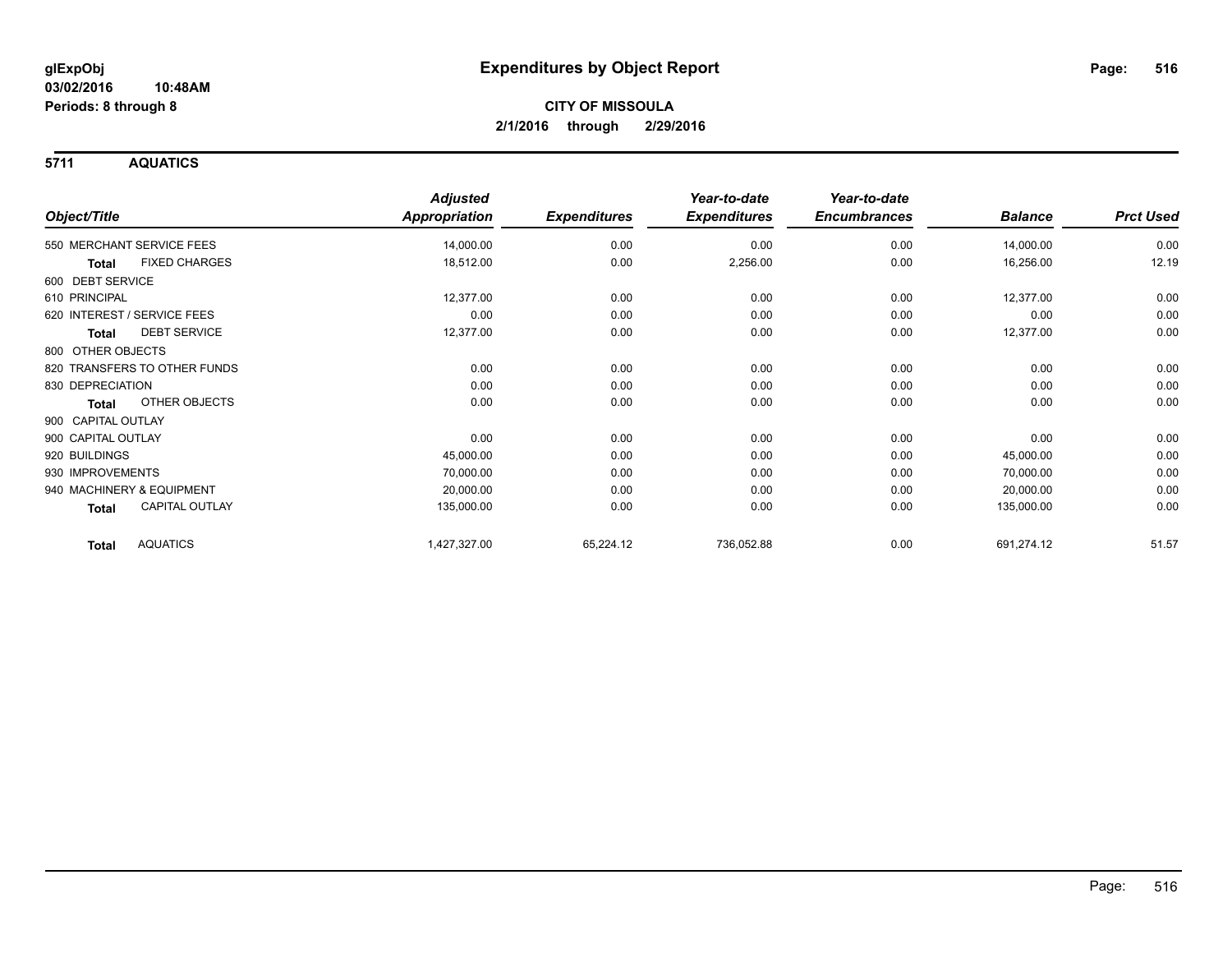# Expenditures by Object Report

glExpObj
03/02/2016 10:48AM
Periods: 8 through 8

**CITY OF MISSOULA**
**2/1/2016 through 2/29/2016**

## 5711 AQUATICS

| Object/Title | Adjusted Appropriation | Expenditures | Year-to-date Expenditures | Year-to-date Encumbrances | Balance | Prct Used |
|---|---|---|---|---|---|---|
| 550 MERCHANT SERVICE FEES | 14,000.00 | 0.00 | 0.00 | 0.00 | 14,000.00 | 0.00 |
| **Total** FIXED CHARGES | 18,512.00 | 0.00 | 2,256.00 | 0.00 | 16,256.00 | 12.19 |
| 600 DEBT SERVICE | | | | | | |
| 610 PRINCIPAL | 12,377.00 | 0.00 | 0.00 | 0.00 | 12,377.00 | 0.00 |
| 620 INTEREST / SERVICE FEES | 0.00 | 0.00 | 0.00 | 0.00 | 0.00 | 0.00 |
| **Total** DEBT SERVICE | 12,377.00 | 0.00 | 0.00 | 0.00 | 12,377.00 | 0.00 |
| 800 OTHER OBJECTS | | | | | | |
| 820 TRANSFERS TO OTHER FUNDS | 0.00 | 0.00 | 0.00 | 0.00 | 0.00 | 0.00 |
| 830 DEPRECIATION | 0.00 | 0.00 | 0.00 | 0.00 | 0.00 | 0.00 |
| **Total** OTHER OBJECTS | 0.00 | 0.00 | 0.00 | 0.00 | 0.00 | 0.00 |
| 900 CAPITAL OUTLAY | | | | | | |
| 900 CAPITAL OUTLAY | 0.00 | 0.00 | 0.00 | 0.00 | 0.00 | 0.00 |
| 920 BUILDINGS | 45,000.00 | 0.00 | 0.00 | 0.00 | 45,000.00 | 0.00 |
| 930 IMPROVEMENTS | 70,000.00 | 0.00 | 0.00 | 0.00 | 70,000.00 | 0.00 |
| 940 MACHINERY & EQUIPMENT | 20,000.00 | 0.00 | 0.00 | 0.00 | 20,000.00 | 0.00 |
| **Total** CAPITAL OUTLAY | 135,000.00 | 0.00 | 0.00 | 0.00 | 135,000.00 | 0.00 |
| **Total** AQUATICS | 1,427,327.00 | 65,224.12 | 736,052.88 | 0.00 | 691,274.12 | 51.57 |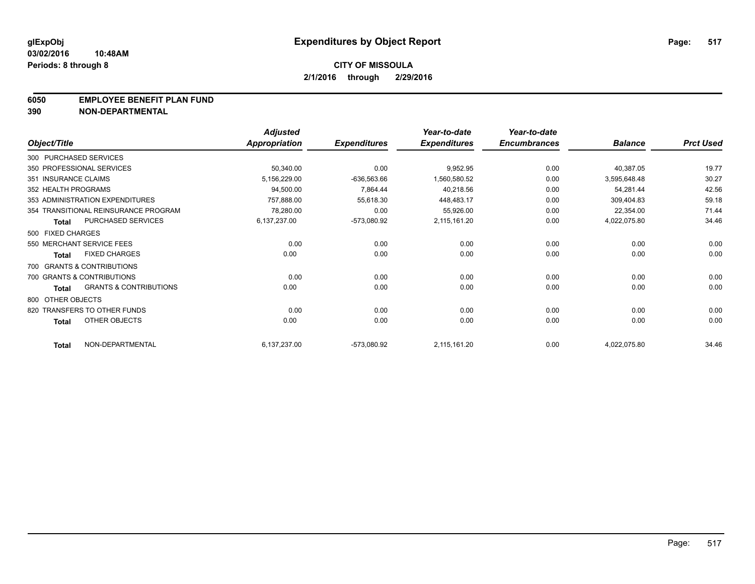# Expenditures by Object Report

glExpObj
03/02/2016 10:48AM
Periods: 8 through 8

**CITY OF MISSOULA**
**2/1/2016 through 2/29/2016**

**6050 EMPLOYEE BENEFIT PLAN FUND**
**390 NON-DEPARTMENTAL**

| Object/Title | Adjusted Appropriation | Expenditures | Year-to-date Expenditures | Year-to-date Encumbrances | Balance | Prct Used |
|---|---|---|---|---|---|---|
| 300 PURCHASED SERVICES | | | | | | |
| 350 PROFESSIONAL SERVICES | 50,340.00 | 0.00 | 9,952.95 | 0.00 | 40,387.05 | 19.77 |
| 351 INSURANCE CLAIMS | 5,156,229.00 | -636,563.66 | 1,560,580.52 | 0.00 | 3,595,648.48 | 30.27 |
| 352 HEALTH PROGRAMS | 94,500.00 | 7,864.44 | 40,218.56 | 0.00 | 54,281.44 | 42.56 |
| 353 ADMINISTRATION EXPENDITURES | 757,888.00 | 55,618.30 | 448,483.17 | 0.00 | 309,404.83 | 59.18 |
| 354 TRANSITIONAL REINSURANCE PROGRAM | 78,280.00 | 0.00 | 55,926.00 | 0.00 | 22,354.00 | 71.44 |
| **Total** PURCHASED SERVICES | 6,137,237.00 | -573,080.92 | 2,115,161.20 | 0.00 | 4,022,075.80 | 34.46 |
| 500 FIXED CHARGES | | | | | | |
| 550 MERCHANT SERVICE FEES | 0.00 | 0.00 | 0.00 | 0.00 | 0.00 | 0.00 |
| **Total** FIXED CHARGES | 0.00 | 0.00 | 0.00 | 0.00 | 0.00 | 0.00 |
| 700 GRANTS & CONTRIBUTIONS | | | | | | |
| 700 GRANTS & CONTRIBUTIONS | 0.00 | 0.00 | 0.00 | 0.00 | 0.00 | 0.00 |
| **Total** GRANTS & CONTRIBUTIONS | 0.00 | 0.00 | 0.00 | 0.00 | 0.00 | 0.00 |
| 800 OTHER OBJECTS | | | | | | |
| 820 TRANSFERS TO OTHER FUNDS | 0.00 | 0.00 | 0.00 | 0.00 | 0.00 | 0.00 |
| **Total** OTHER OBJECTS | 0.00 | 0.00 | 0.00 | 0.00 | 0.00 | 0.00 |
| **Total** NON-DEPARTMENTAL | 6,137,237.00 | -573,080.92 | 2,115,161.20 | 0.00 | 4,022,075.80 | 34.46 |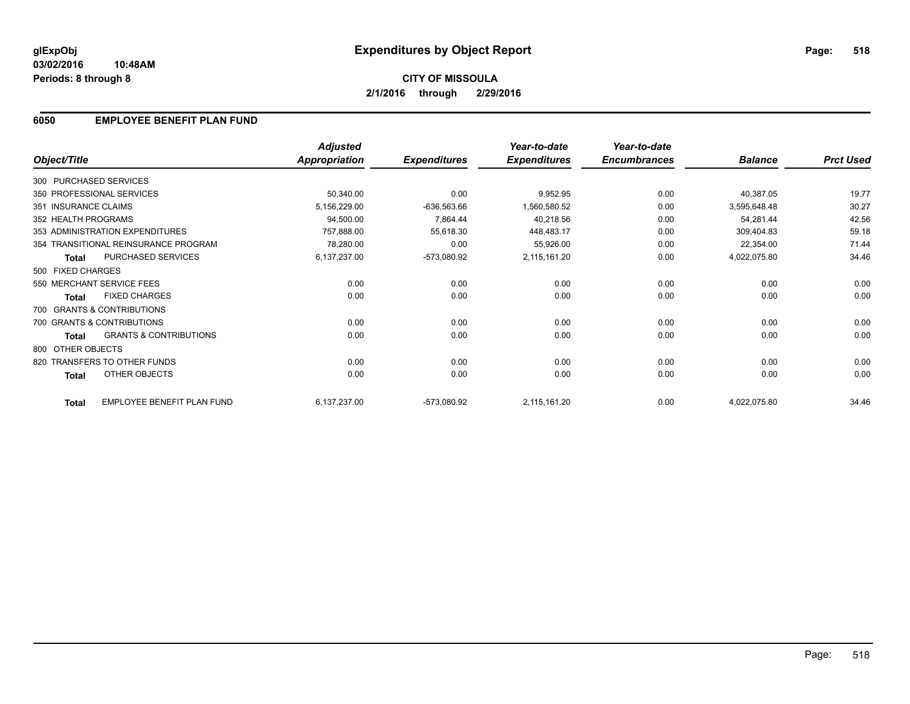# Expenditures by Object Report

glExpObj
03/02/2016 10:48AM
Periods: 8 through 8

**CITY OF MISSOULA**
**2/1/2016 through 2/29/2016**

## 6050 EMPLOYEE BENEFIT PLAN FUND

| Object/Title | Adjusted Appropriation | Expenditures | Year-to-date Expenditures | Year-to-date Encumbrances | Balance | Prct Used |
|---|---|---|---|---|---|---|
| 300 PURCHASED SERVICES | | | | | | |
| 350 PROFESSIONAL SERVICES | 50,340.00 | 0.00 | 9,952.95 | 0.00 | 40,387.05 | 19.77 |
| 351 INSURANCE CLAIMS | 5,156,229.00 | -636,563.66 | 1,560,580.52 | 0.00 | 3,595,648.48 | 30.27 |
| 352 HEALTH PROGRAMS | 94,500.00 | 7,864.44 | 40,218.56 | 0.00 | 54,281.44 | 42.56 |
| 353 ADMINISTRATION EXPENDITURES | 757,888.00 | 55,618.30 | 448,483.17 | 0.00 | 309,404.83 | 59.18 |
| 354 TRANSITIONAL REINSURANCE PROGRAM | 78,280.00 | 0.00 | 55,926.00 | 0.00 | 22,354.00 | 71.44 |
| **Total** PURCHASED SERVICES | 6,137,237.00 | -573,080.92 | 2,115,161.20 | 0.00 | 4,022,075.80 | 34.46 |
| 500 FIXED CHARGES | | | | | | |
| 550 MERCHANT SERVICE FEES | 0.00 | 0.00 | 0.00 | 0.00 | 0.00 | 0.00 |
| **Total** FIXED CHARGES | 0.00 | 0.00 | 0.00 | 0.00 | 0.00 | 0.00 |
| 700 GRANTS & CONTRIBUTIONS | | | | | | |
| 700 GRANTS & CONTRIBUTIONS | 0.00 | 0.00 | 0.00 | 0.00 | 0.00 | 0.00 |
| **Total** GRANTS & CONTRIBUTIONS | 0.00 | 0.00 | 0.00 | 0.00 | 0.00 | 0.00 |
| 800 OTHER OBJECTS | | | | | | |
| 820 TRANSFERS TO OTHER FUNDS | 0.00 | 0.00 | 0.00 | 0.00 | 0.00 | 0.00 |
| **Total** OTHER OBJECTS | 0.00 | 0.00 | 0.00 | 0.00 | 0.00 | 0.00 |
| **Total** EMPLOYEE BENEFIT PLAN FUND | 6,137,237.00 | -573,080.92 | 2,115,161.20 | 0.00 | 4,022,075.80 | 34.46 |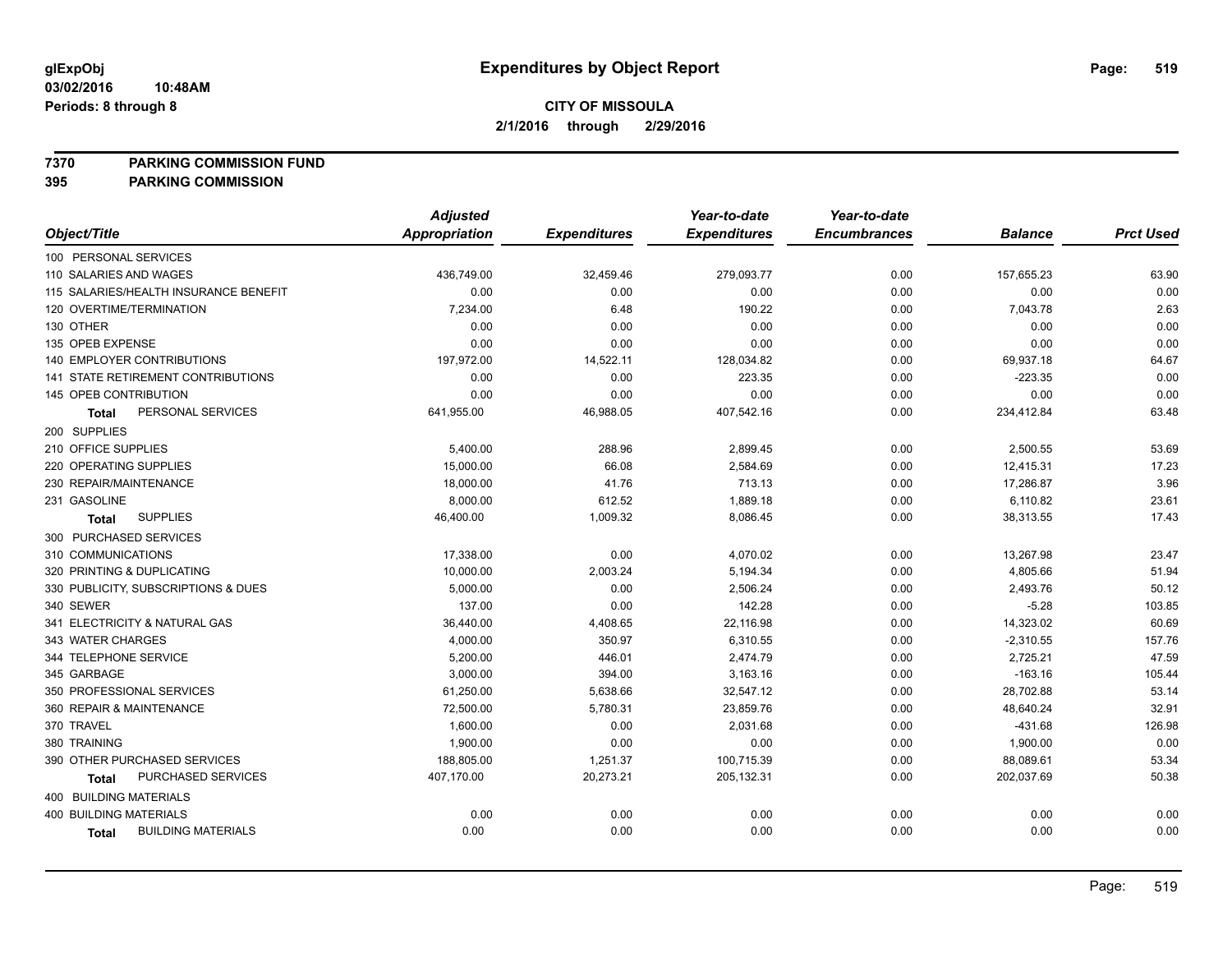glExpObj
03/02/2016 10:48AM
Periods: 8 through 8

# Expenditures by Object Report

**CITY OF MISSOULA**
**2/1/2016 through 2/29/2016**

**7370 PARKING COMMISSION FUND**
**395 PARKING COMMISSION**

| Object/Title | Adjusted Appropriation | Expenditures | Year-to-date Expenditures | Year-to-date Encumbrances | Balance | Prct Used |
|---|---|---|---|---|---|---|
| 100 PERSONAL SERVICES | | | | | | |
| 110 SALARIES AND WAGES | 436,749.00 | 32,459.46 | 279,093.77 | 0.00 | 157,655.23 | 63.90 |
| 115 SALARIES/HEALTH INSURANCE BENEFIT | 0.00 | 0.00 | 0.00 | 0.00 | 0.00 | 0.00 |
| 120 OVERTIME/TERMINATION | 7,234.00 | 6.48 | 190.22 | 0.00 | 7,043.78 | 2.63 |
| 130 OTHER | 0.00 | 0.00 | 0.00 | 0.00 | 0.00 | 0.00 |
| 135 OPEB EXPENSE | 0.00 | 0.00 | 0.00 | 0.00 | 0.00 | 0.00 |
| 140 EMPLOYER CONTRIBUTIONS | 197,972.00 | 14,522.11 | 128,034.82 | 0.00 | 69,937.18 | 64.67 |
| 141 STATE RETIREMENT CONTRIBUTIONS | 0.00 | 0.00 | 223.35 | 0.00 | -223.35 | 0.00 |
| 145 OPEB CONTRIBUTION | 0.00 | 0.00 | 0.00 | 0.00 | 0.00 | 0.00 |
| **Total** PERSONAL SERVICES | 641,955.00 | 46,988.05 | 407,542.16 | 0.00 | 234,412.84 | 63.48 |
| 200 SUPPLIES | | | | | | |
| 210 OFFICE SUPPLIES | 5,400.00 | 288.96 | 2,899.45 | 0.00 | 2,500.55 | 53.69 |
| 220 OPERATING SUPPLIES | 15,000.00 | 66.08 | 2,584.69 | 0.00 | 12,415.31 | 17.23 |
| 230 REPAIR/MAINTENANCE | 18,000.00 | 41.76 | 713.13 | 0.00 | 17,286.87 | 3.96 |
| 231 GASOLINE | 8,000.00 | 612.52 | 1,889.18 | 0.00 | 6,110.82 | 23.61 |
| **Total** SUPPLIES | 46,400.00 | 1,009.32 | 8,086.45 | 0.00 | 38,313.55 | 17.43 |
| 300 PURCHASED SERVICES | | | | | | |
| 310 COMMUNICATIONS | 17,338.00 | 0.00 | 4,070.02 | 0.00 | 13,267.98 | 23.47 |
| 320 PRINTING & DUPLICATING | 10,000.00 | 2,003.24 | 5,194.34 | 0.00 | 4,805.66 | 51.94 |
| 330 PUBLICITY, SUBSCRIPTIONS & DUES | 5,000.00 | 0.00 | 2,506.24 | 0.00 | 2,493.76 | 50.12 |
| 340 SEWER | 137.00 | 0.00 | 142.28 | 0.00 | -5.28 | 103.85 |
| 341 ELECTRICITY & NATURAL GAS | 36,440.00 | 4,408.65 | 22,116.98 | 0.00 | 14,323.02 | 60.69 |
| 343 WATER CHARGES | 4,000.00 | 350.97 | 6,310.55 | 0.00 | -2,310.55 | 157.76 |
| 344 TELEPHONE SERVICE | 5,200.00 | 446.01 | 2,474.79 | 0.00 | 2,725.21 | 47.59 |
| 345 GARBAGE | 3,000.00 | 394.00 | 3,163.16 | 0.00 | -163.16 | 105.44 |
| 350 PROFESSIONAL SERVICES | 61,250.00 | 5,638.66 | 32,547.12 | 0.00 | 28,702.88 | 53.14 |
| 360 REPAIR & MAINTENANCE | 72,500.00 | 5,780.31 | 23,859.76 | 0.00 | 48,640.24 | 32.91 |
| 370 TRAVEL | 1,600.00 | 0.00 | 2,031.68 | 0.00 | -431.68 | 126.98 |
| 380 TRAINING | 1,900.00 | 0.00 | 0.00 | 0.00 | 1,900.00 | 0.00 |
| 390 OTHER PURCHASED SERVICES | 188,805.00 | 1,251.37 | 100,715.39 | 0.00 | 88,089.61 | 53.34 |
| **Total** PURCHASED SERVICES | 407,170.00 | 20,273.21 | 205,132.31 | 0.00 | 202,037.69 | 50.38 |
| 400 BUILDING MATERIALS | | | | | | |
| 400 BUILDING MATERIALS | 0.00 | 0.00 | 0.00 | 0.00 | 0.00 | 0.00 |
| **Total** BUILDING MATERIALS | 0.00 | 0.00 | 0.00 | 0.00 | 0.00 | 0.00 |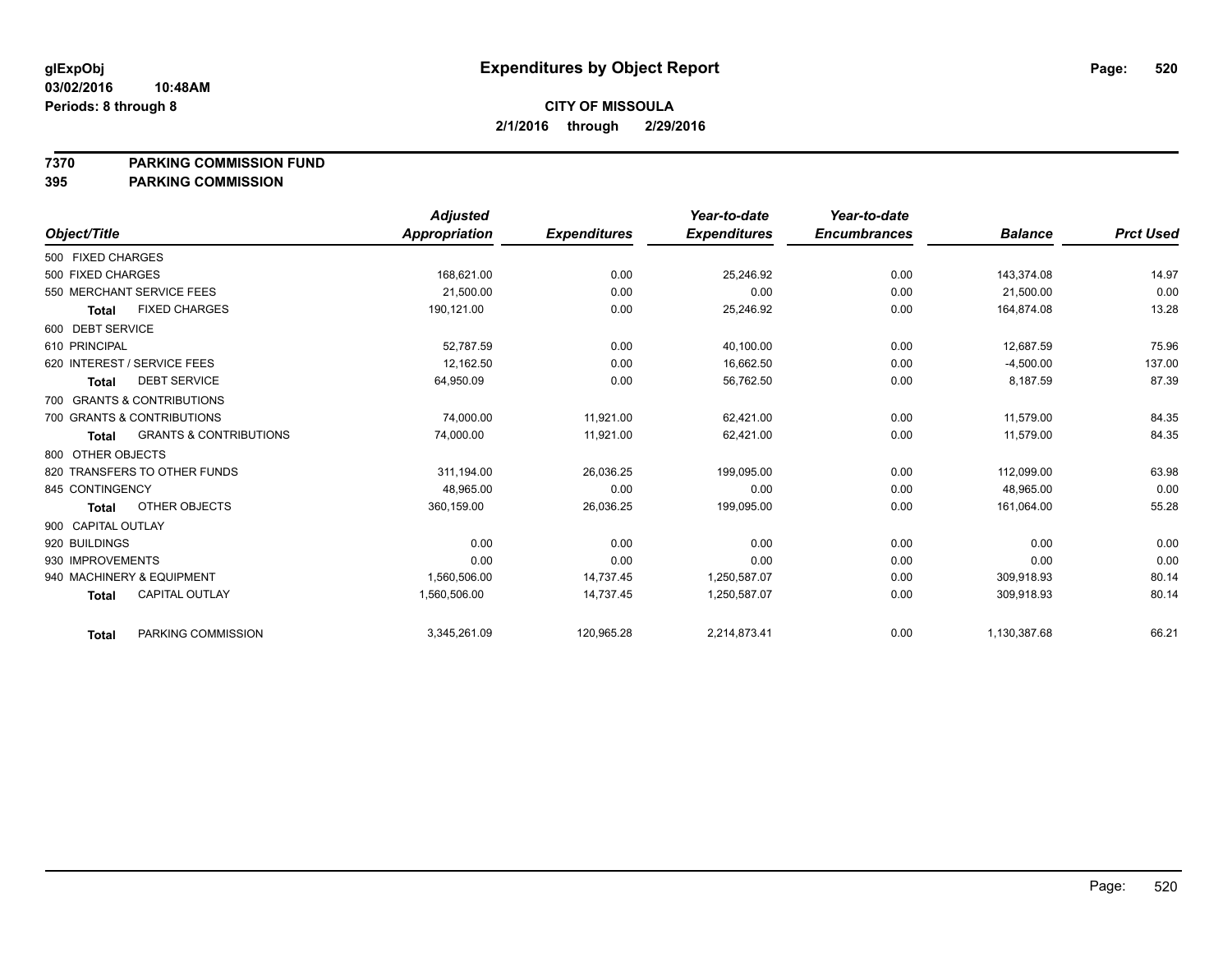glExpObj
03/02/2016 10:48AM
Periods: 8 through 8

# Expenditures by Object Report

**CITY OF MISSOULA**
**2/1/2016 through 2/29/2016**

**7370 PARKING COMMISSION FUND**
**395 PARKING COMMISSION**

| Object/Title | Adjusted Appropriation | Expenditures | Year-to-date Expenditures | Year-to-date Encumbrances | Balance | Prct Used |
|---|---|---|---|---|---|---|
| 500 FIXED CHARGES | | | | | | |
| 500 FIXED CHARGES | 168,621.00 | 0.00 | 25,246.92 | 0.00 | 143,374.08 | 14.97 |
| 550 MERCHANT SERVICE FEES | 21,500.00 | 0.00 | 0.00 | 0.00 | 21,500.00 | 0.00 |
| **Total** FIXED CHARGES | 190,121.00 | 0.00 | 25,246.92 | 0.00 | 164,874.08 | 13.28 |
| 600 DEBT SERVICE | | | | | | |
| 610 PRINCIPAL | 52,787.59 | 0.00 | 40,100.00 | 0.00 | 12,687.59 | 75.96 |
| 620 INTEREST / SERVICE FEES | 12,162.50 | 0.00 | 16,662.50 | 0.00 | -4,500.00 | 137.00 |
| **Total** DEBT SERVICE | 64,950.09 | 0.00 | 56,762.50 | 0.00 | 8,187.59 | 87.39 |
| 700 GRANTS & CONTRIBUTIONS | | | | | | |
| 700 GRANTS & CONTRIBUTIONS | 74,000.00 | 11,921.00 | 62,421.00 | 0.00 | 11,579.00 | 84.35 |
| **Total** GRANTS & CONTRIBUTIONS | 74,000.00 | 11,921.00 | 62,421.00 | 0.00 | 11,579.00 | 84.35 |
| 800 OTHER OBJECTS | | | | | | |
| 820 TRANSFERS TO OTHER FUNDS | 311,194.00 | 26,036.25 | 199,095.00 | 0.00 | 112,099.00 | 63.98 |
| 845 CONTINGENCY | 48,965.00 | 0.00 | 0.00 | 0.00 | 48,965.00 | 0.00 |
| **Total** OTHER OBJECTS | 360,159.00 | 26,036.25 | 199,095.00 | 0.00 | 161,064.00 | 55.28 |
| 900 CAPITAL OUTLAY | | | | | | |
| 920 BUILDINGS | 0.00 | 0.00 | 0.00 | 0.00 | 0.00 | 0.00 |
| 930 IMPROVEMENTS | 0.00 | 0.00 | 0.00 | 0.00 | 0.00 | 0.00 |
| 940 MACHINERY & EQUIPMENT | 1,560,506.00 | 14,737.45 | 1,250,587.07 | 0.00 | 309,918.93 | 80.14 |
| **Total** CAPITAL OUTLAY | 1,560,506.00 | 14,737.45 | 1,250,587.07 | 0.00 | 309,918.93 | 80.14 |
| **Total** PARKING COMMISSION | 3,345,261.09 | 120,965.28 | 2,214,873.41 | 0.00 | 1,130,387.68 | 66.21 |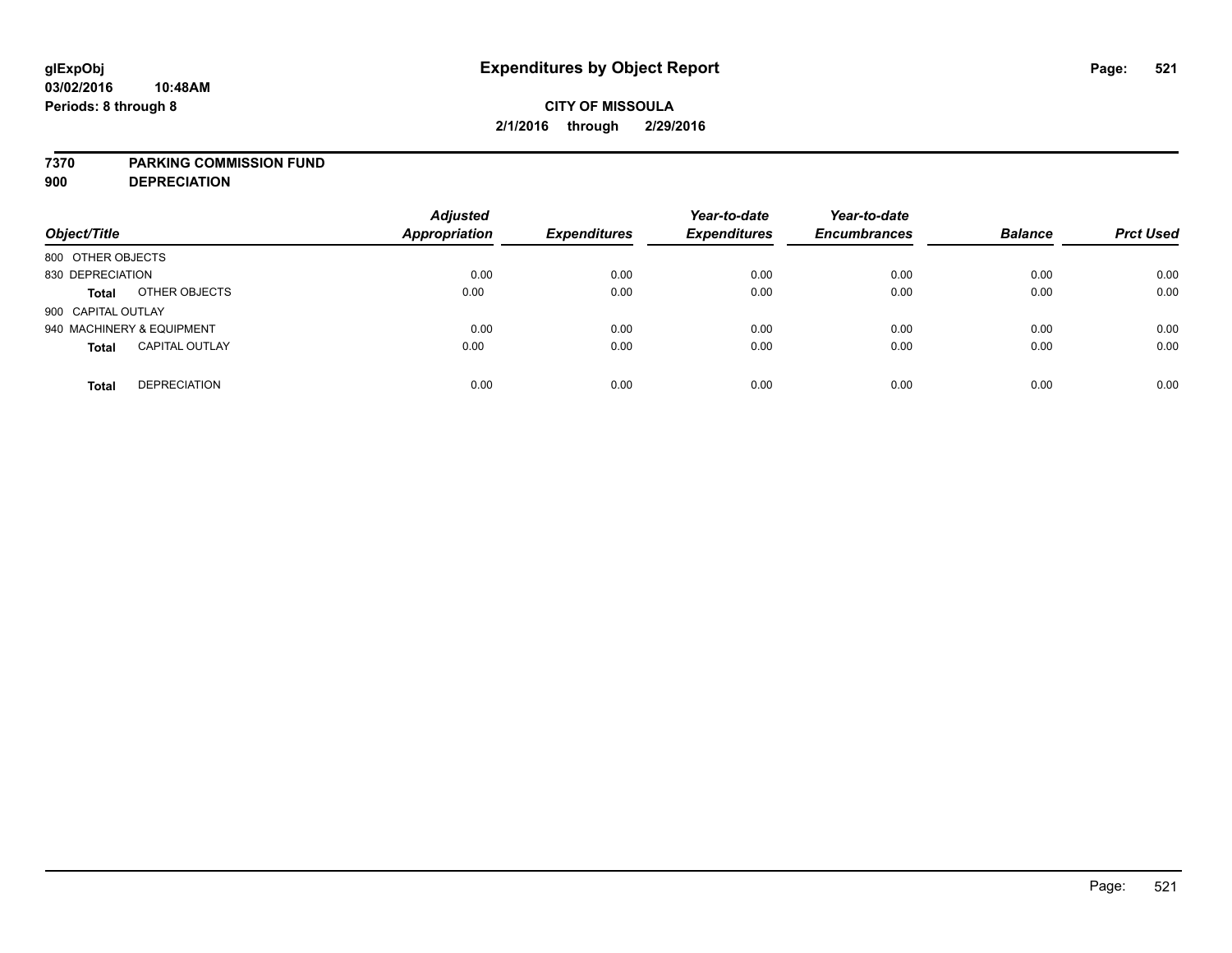# Expenditures by Object Report

glExpObj
03/02/2016 10:48AM
Periods: 8 through 8

**CITY OF MISSOULA**
**2/1/2016 through 2/29/2016**

**7370 PARKING COMMISSION FUND**
**900 DEPRECIATION**

| Object/Title | | Adjusted Appropriation | Expenditures | Year-to-date Expenditures | Year-to-date Encumbrances | Balance | Prct Used |
|---|---|---|---|---|---|---|---|
| 800 OTHER OBJECTS | | | | | | | |
| 830 DEPRECIATION | | 0.00 | 0.00 | 0.00 | 0.00 | 0.00 | 0.00 |
| **Total** | OTHER OBJECTS | 0.00 | 0.00 | 0.00 | 0.00 | 0.00 | 0.00 |
| 900 CAPITAL OUTLAY | | | | | | | |
| 940 MACHINERY & EQUIPMENT | | 0.00 | 0.00 | 0.00 | 0.00 | 0.00 | 0.00 |
| **Total** | CAPITAL OUTLAY | 0.00 | 0.00 | 0.00 | 0.00 | 0.00 | 0.00 |
| **Total** | DEPRECIATION | 0.00 | 0.00 | 0.00 | 0.00 | 0.00 | 0.00 |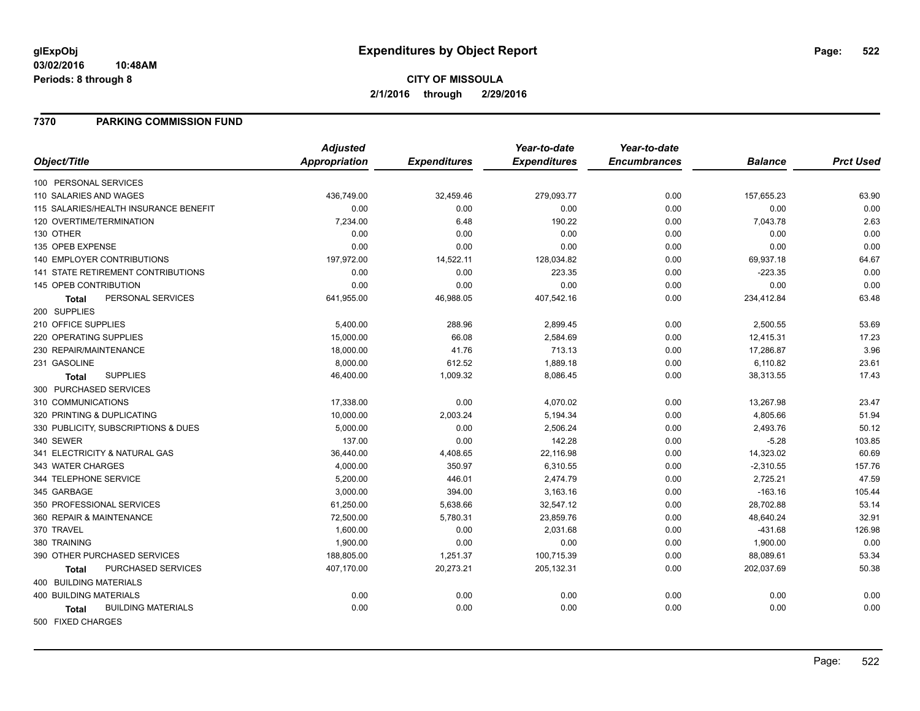# Expenditures by Object Report

**CITY OF MISSOULA**

**2/1/2016 through 2/29/2016**

glExpObj
03/02/2016 10:48AM
Periods: 8 through 8

## 7370 PARKING COMMISSION FUND

| Object/Title | Adjusted Appropriation | Expenditures | Year-to-date Expenditures | Year-to-date Encumbrances | Balance | Prct Used |
|---|---|---|---|---|---|---|
| 100 PERSONAL SERVICES | | | | | | |
| 110 SALARIES AND WAGES | 436,749.00 | 32,459.46 | 279,093.77 | 0.00 | 157,655.23 | 63.90 |
| 115 SALARIES/HEALTH INSURANCE BENEFIT | 0.00 | 0.00 | 0.00 | 0.00 | 0.00 | 0.00 |
| 120 OVERTIME/TERMINATION | 7,234.00 | 6.48 | 190.22 | 0.00 | 7,043.78 | 2.63 |
| 130 OTHER | 0.00 | 0.00 | 0.00 | 0.00 | 0.00 | 0.00 |
| 135 OPEB EXPENSE | 0.00 | 0.00 | 0.00 | 0.00 | 0.00 | 0.00 |
| 140 EMPLOYER CONTRIBUTIONS | 197,972.00 | 14,522.11 | 128,034.82 | 0.00 | 69,937.18 | 64.67 |
| 141 STATE RETIREMENT CONTRIBUTIONS | 0.00 | 0.00 | 223.35 | 0.00 | -223.35 | 0.00 |
| 145 OPEB CONTRIBUTION | 0.00 | 0.00 | 0.00 | 0.00 | 0.00 | 0.00 |
| **Total** PERSONAL SERVICES | 641,955.00 | 46,988.05 | 407,542.16 | 0.00 | 234,412.84 | 63.48 |
| 200 SUPPLIES | | | | | | |
| 210 OFFICE SUPPLIES | 5,400.00 | 288.96 | 2,899.45 | 0.00 | 2,500.55 | 53.69 |
| 220 OPERATING SUPPLIES | 15,000.00 | 66.08 | 2,584.69 | 0.00 | 12,415.31 | 17.23 |
| 230 REPAIR/MAINTENANCE | 18,000.00 | 41.76 | 713.13 | 0.00 | 17,286.87 | 3.96 |
| 231 GASOLINE | 8,000.00 | 612.52 | 1,889.18 | 0.00 | 6,110.82 | 23.61 |
| **Total** SUPPLIES | 46,400.00 | 1,009.32 | 8,086.45 | 0.00 | 38,313.55 | 17.43 |
| 300 PURCHASED SERVICES | | | | | | |
| 310 COMMUNICATIONS | 17,338.00 | 0.00 | 4,070.02 | 0.00 | 13,267.98 | 23.47 |
| 320 PRINTING & DUPLICATING | 10,000.00 | 2,003.24 | 5,194.34 | 0.00 | 4,805.66 | 51.94 |
| 330 PUBLICITY, SUBSCRIPTIONS & DUES | 5,000.00 | 0.00 | 2,506.24 | 0.00 | 2,493.76 | 50.12 |
| 340 SEWER | 137.00 | 0.00 | 142.28 | 0.00 | -5.28 | 103.85 |
| 341 ELECTRICITY & NATURAL GAS | 36,440.00 | 4,408.65 | 22,116.98 | 0.00 | 14,323.02 | 60.69 |
| 343 WATER CHARGES | 4,000.00 | 350.97 | 6,310.55 | 0.00 | -2,310.55 | 157.76 |
| 344 TELEPHONE SERVICE | 5,200.00 | 446.01 | 2,474.79 | 0.00 | 2,725.21 | 47.59 |
| 345 GARBAGE | 3,000.00 | 394.00 | 3,163.16 | 0.00 | -163.16 | 105.44 |
| 350 PROFESSIONAL SERVICES | 61,250.00 | 5,638.66 | 32,547.12 | 0.00 | 28,702.88 | 53.14 |
| 360 REPAIR & MAINTENANCE | 72,500.00 | 5,780.31 | 23,859.76 | 0.00 | 48,640.24 | 32.91 |
| 370 TRAVEL | 1,600.00 | 0.00 | 2,031.68 | 0.00 | -431.68 | 126.98 |
| 380 TRAINING | 1,900.00 | 0.00 | 0.00 | 0.00 | 1,900.00 | 0.00 |
| 390 OTHER PURCHASED SERVICES | 188,805.00 | 1,251.37 | 100,715.39 | 0.00 | 88,089.61 | 53.34 |
| **Total** PURCHASED SERVICES | 407,170.00 | 20,273.21 | 205,132.31 | 0.00 | 202,037.69 | 50.38 |
| 400 BUILDING MATERIALS | | | | | | |
| 400 BUILDING MATERIALS | 0.00 | 0.00 | 0.00 | 0.00 | 0.00 | 0.00 |
| **Total** BUILDING MATERIALS | 0.00 | 0.00 | 0.00 | 0.00 | 0.00 | 0.00 |
| 500 FIXED CHARGES | | | | | | |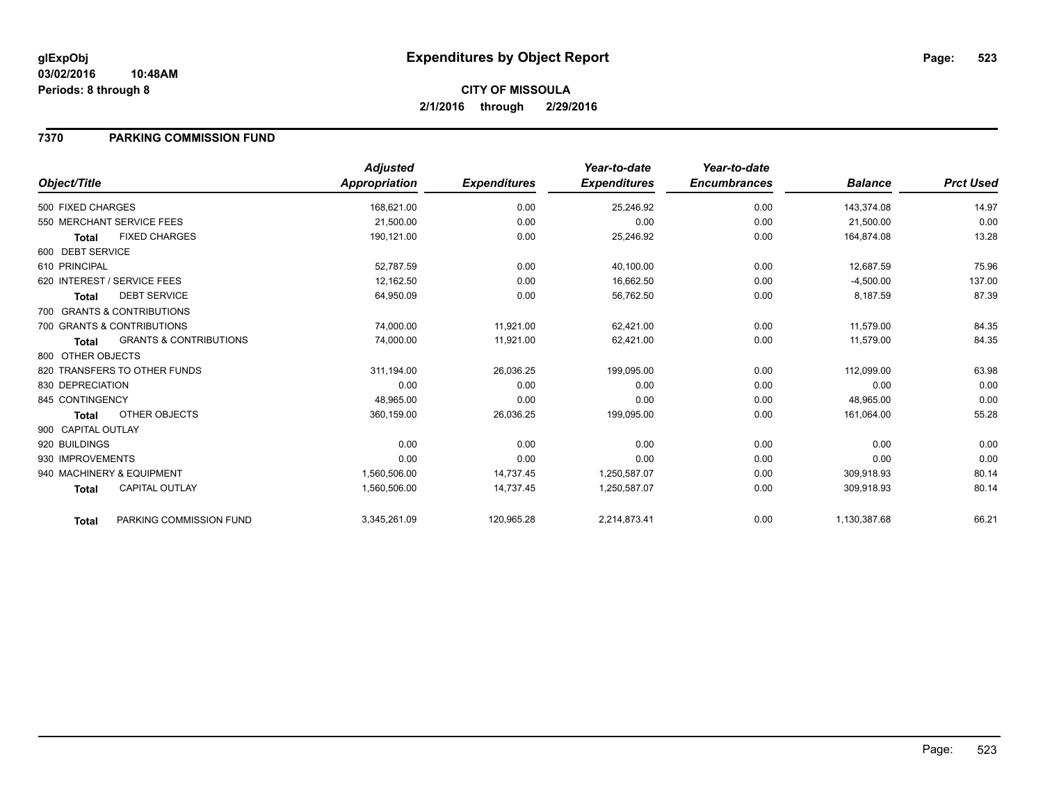# Expenditures by Object Report

glExpObj
03/02/2016 10:48AM
Periods: 8 through 8

**CITY OF MISSOULA**
**2/1/2016 through 2/29/2016**

## 7370 PARKING COMMISSION FUND

| Object/Title | | Adjusted Appropriation | Expenditures | Year-to-date Expenditures | Year-to-date Encumbrances | Balance | Prct Used |
|---|---|---|---|---|---|---|---|
| 500 FIXED CHARGES | | 168,621.00 | 0.00 | 25,246.92 | 0.00 | 143,374.08 | 14.97 |
| 550 MERCHANT SERVICE FEES | | 21,500.00 | 0.00 | 0.00 | 0.00 | 21,500.00 | 0.00 |
| **Total** | FIXED CHARGES | 190,121.00 | 0.00 | 25,246.92 | 0.00 | 164,874.08 | 13.28 |
| 600 DEBT SERVICE | | | | | | | |
| 610 PRINCIPAL | | 52,787.59 | 0.00 | 40,100.00 | 0.00 | 12,687.59 | 75.96 |
| 620 INTEREST / SERVICE FEES | | 12,162.50 | 0.00 | 16,662.50 | 0.00 | -4,500.00 | 137.00 |
| **Total** | DEBT SERVICE | 64,950.09 | 0.00 | 56,762.50 | 0.00 | 8,187.59 | 87.39 |
| 700 GRANTS & CONTRIBUTIONS | | | | | | | |
| 700 GRANTS & CONTRIBUTIONS | | 74,000.00 | 11,921.00 | 62,421.00 | 0.00 | 11,579.00 | 84.35 |
| **Total** | GRANTS & CONTRIBUTIONS | 74,000.00 | 11,921.00 | 62,421.00 | 0.00 | 11,579.00 | 84.35 |
| 800 OTHER OBJECTS | | | | | | | |
| 820 TRANSFERS TO OTHER FUNDS | | 311,194.00 | 26,036.25 | 199,095.00 | 0.00 | 112,099.00 | 63.98 |
| 830 DEPRECIATION | | 0.00 | 0.00 | 0.00 | 0.00 | 0.00 | 0.00 |
| 845 CONTINGENCY | | 48,965.00 | 0.00 | 0.00 | 0.00 | 48,965.00 | 0.00 |
| **Total** | OTHER OBJECTS | 360,159.00 | 26,036.25 | 199,095.00 | 0.00 | 161,064.00 | 55.28 |
| 900 CAPITAL OUTLAY | | | | | | | |
| 920 BUILDINGS | | 0.00 | 0.00 | 0.00 | 0.00 | 0.00 | 0.00 |
| 930 IMPROVEMENTS | | 0.00 | 0.00 | 0.00 | 0.00 | 0.00 | 0.00 |
| 940 MACHINERY & EQUIPMENT | | 1,560,506.00 | 14,737.45 | 1,250,587.07 | 0.00 | 309,918.93 | 80.14 |
| **Total** | CAPITAL OUTLAY | 1,560,506.00 | 14,737.45 | 1,250,587.07 | 0.00 | 309,918.93 | 80.14 |
| **Total** | PARKING COMMISSION FUND | 3,345,261.09 | 120,965.28 | 2,214,873.41 | 0.00 | 1,130,387.68 | 66.21 |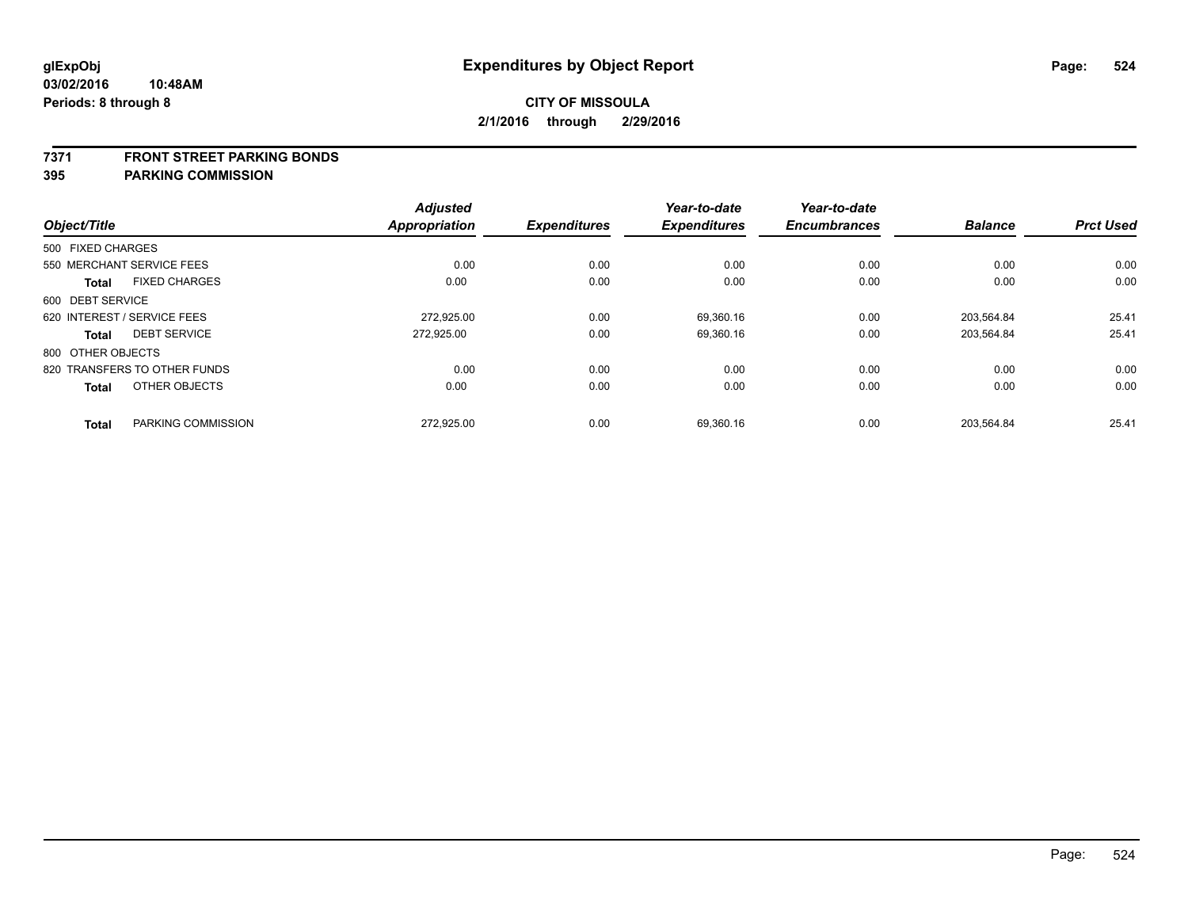**glExpObj** **Expenditures by Object Report**

**03/02/2016 10:48AM**

**Periods: 8 through 8**

**CITY OF MISSOULA**

**2/1/2016 through 2/29/2016**

## 7371 FRONT STREET PARKING BONDS
## 395 PARKING COMMISSION

| Object/Title | Adjusted Appropriation | Expenditures | Year-to-date Expenditures | Year-to-date Encumbrances | Balance | Prct Used |
|---|---|---|---|---|---|---|
| 500 FIXED CHARGES | | | | | | |
| 550 MERCHANT SERVICE FEES | 0.00 | 0.00 | 0.00 | 0.00 | 0.00 | 0.00 |
| **Total** FIXED CHARGES | 0.00 | 0.00 | 0.00 | 0.00 | 0.00 | 0.00 |
| 600 DEBT SERVICE | | | | | | |
| 620 INTEREST / SERVICE FEES | 272,925.00 | 0.00 | 69,360.16 | 0.00 | 203,564.84 | 25.41 |
| **Total** DEBT SERVICE | 272,925.00 | 0.00 | 69,360.16 | 0.00 | 203,564.84 | 25.41 |
| 800 OTHER OBJECTS | | | | | | |
| 820 TRANSFERS TO OTHER FUNDS | 0.00 | 0.00 | 0.00 | 0.00 | 0.00 | 0.00 |
| **Total** OTHER OBJECTS | 0.00 | 0.00 | 0.00 | 0.00 | 0.00 | 0.00 |
| **Total** PARKING COMMISSION | 272,925.00 | 0.00 | 69,360.16 | 0.00 | 203,564.84 | 25.41 |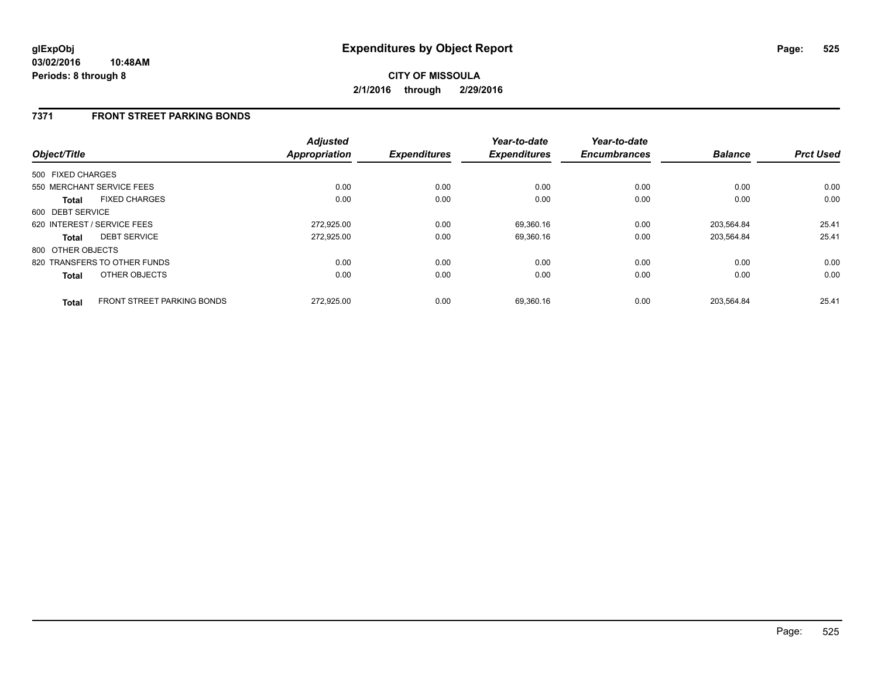**glExpObj**
**03/02/2016 10:48AM**
**Periods: 8 through 8**

# Expenditures by Object Report

**CITY OF MISSOULA**
**2/1/2016 through 2/29/2016**

## 7371 FRONT STREET PARKING BONDS

| Object/Title | | Adjusted Appropriation | Expenditures | Year-to-date Expenditures | Year-to-date Encumbrances | Balance | Prct Used |
|---|---|---|---|---|---|---|---|
| 500 FIXED CHARGES | | | | | | | |
| 550 MERCHANT SERVICE FEES | | 0.00 | 0.00 | 0.00 | 0.00 | 0.00 | 0.00 |
| **Total** | FIXED CHARGES | 0.00 | 0.00 | 0.00 | 0.00 | 0.00 | 0.00 |
| 600 DEBT SERVICE | | | | | | | |
| 620 INTEREST / SERVICE FEES | | 272,925.00 | 0.00 | 69,360.16 | 0.00 | 203,564.84 | 25.41 |
| **Total** | DEBT SERVICE | 272,925.00 | 0.00 | 69,360.16 | 0.00 | 203,564.84 | 25.41 |
| 800 OTHER OBJECTS | | | | | | | |
| 820 TRANSFERS TO OTHER FUNDS | | 0.00 | 0.00 | 0.00 | 0.00 | 0.00 | 0.00 |
| **Total** | OTHER OBJECTS | 0.00 | 0.00 | 0.00 | 0.00 | 0.00 | 0.00 |
| **Total** | FRONT STREET PARKING BONDS | 272,925.00 | 0.00 | 69,360.16 | 0.00 | 203,564.84 | 25.41 |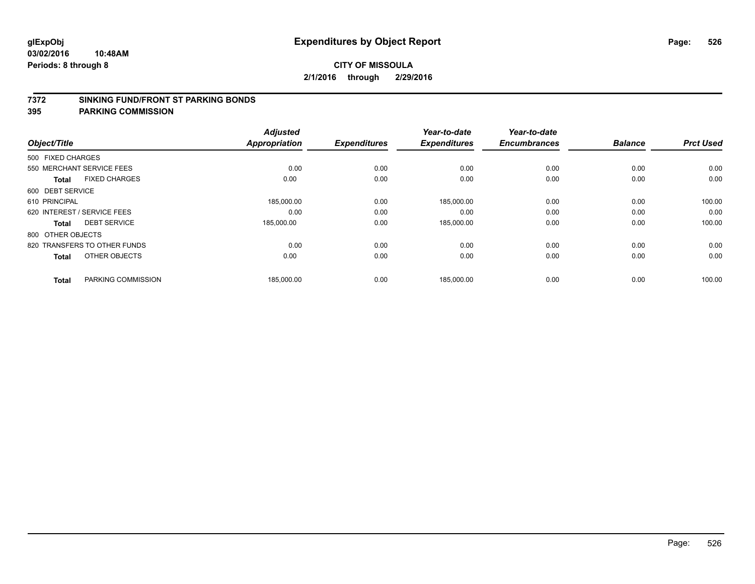**glExpObj** **Expenditures by Object Report**
**03/02/2016 10:48AM**
**Periods: 8 through 8**

**CITY OF MISSOULA**
**2/1/2016 through 2/29/2016**

## 7372 SINKING FUND/FRONT ST PARKING BONDS
## 395 PARKING COMMISSION

| Object/Title | | Adjusted Appropriation | Expenditures | Year-to-date Expenditures | Year-to-date Encumbrances | Balance | Prct Used |
|---|---|---|---|---|---|---|---|
| 500 FIXED CHARGES | | | | | | | |
| 550 MERCHANT SERVICE FEES | | 0.00 | 0.00 | 0.00 | 0.00 | 0.00 | 0.00 |
| **Total** | FIXED CHARGES | 0.00 | 0.00 | 0.00 | 0.00 | 0.00 | 0.00 |
| 600 DEBT SERVICE | | | | | | | |
| 610 PRINCIPAL | | 185,000.00 | 0.00 | 185,000.00 | 0.00 | 0.00 | 100.00 |
| 620 INTEREST / SERVICE FEES | | 0.00 | 0.00 | 0.00 | 0.00 | 0.00 | 0.00 |
| **Total** | DEBT SERVICE | 185,000.00 | 0.00 | 185,000.00 | 0.00 | 0.00 | 100.00 |
| 800 OTHER OBJECTS | | | | | | | |
| 820 TRANSFERS TO OTHER FUNDS | | 0.00 | 0.00 | 0.00 | 0.00 | 0.00 | 0.00 |
| **Total** | OTHER OBJECTS | 0.00 | 0.00 | 0.00 | 0.00 | 0.00 | 0.00 |
| **Total** | PARKING COMMISSION | 185,000.00 | 0.00 | 185,000.00 | 0.00 | 0.00 | 100.00 |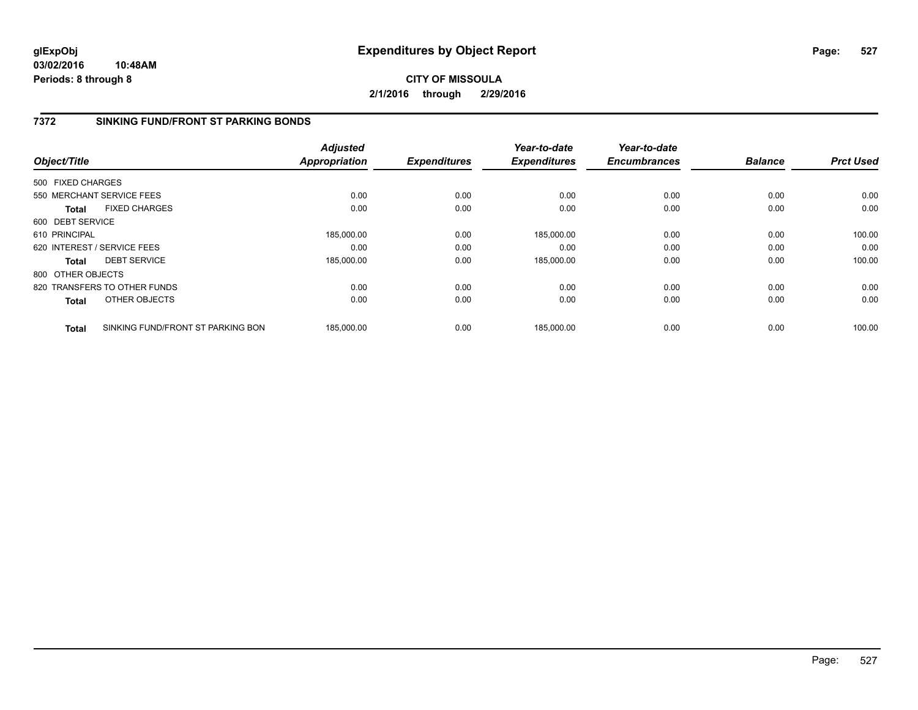**glExpObj**
**03/02/2016 10:48AM**
**Periods: 8 through 8**

# Expenditures by Object Report

**CITY OF MISSOULA**
**2/1/2016 through 2/29/2016**

## 7372 SINKING FUND/FRONT ST PARKING BONDS

| Object/Title | Adjusted Appropriation | Expenditures | Year-to-date Expenditures | Year-to-date Encumbrances | Balance | Prct Used |
|---|---|---|---|---|---|---|
| 500 FIXED CHARGES | | | | | | |
| 550 MERCHANT SERVICE FEES | 0.00 | 0.00 | 0.00 | 0.00 | 0.00 | 0.00 |
| **Total** FIXED CHARGES | 0.00 | 0.00 | 0.00 | 0.00 | 0.00 | 0.00 |
| 600 DEBT SERVICE | | | | | | |
| 610 PRINCIPAL | 185,000.00 | 0.00 | 185,000.00 | 0.00 | 0.00 | 100.00 |
| 620 INTEREST / SERVICE FEES | 0.00 | 0.00 | 0.00 | 0.00 | 0.00 | 0.00 |
| **Total** DEBT SERVICE | 185,000.00 | 0.00 | 185,000.00 | 0.00 | 0.00 | 100.00 |
| 800 OTHER OBJECTS | | | | | | |
| 820 TRANSFERS TO OTHER FUNDS | 0.00 | 0.00 | 0.00 | 0.00 | 0.00 | 0.00 |
| **Total** OTHER OBJECTS | 0.00 | 0.00 | 0.00 | 0.00 | 0.00 | 0.00 |
| **Total** SINKING FUND/FRONT ST PARKING BON | 185,000.00 | 0.00 | 185,000.00 | 0.00 | 0.00 | 100.00 |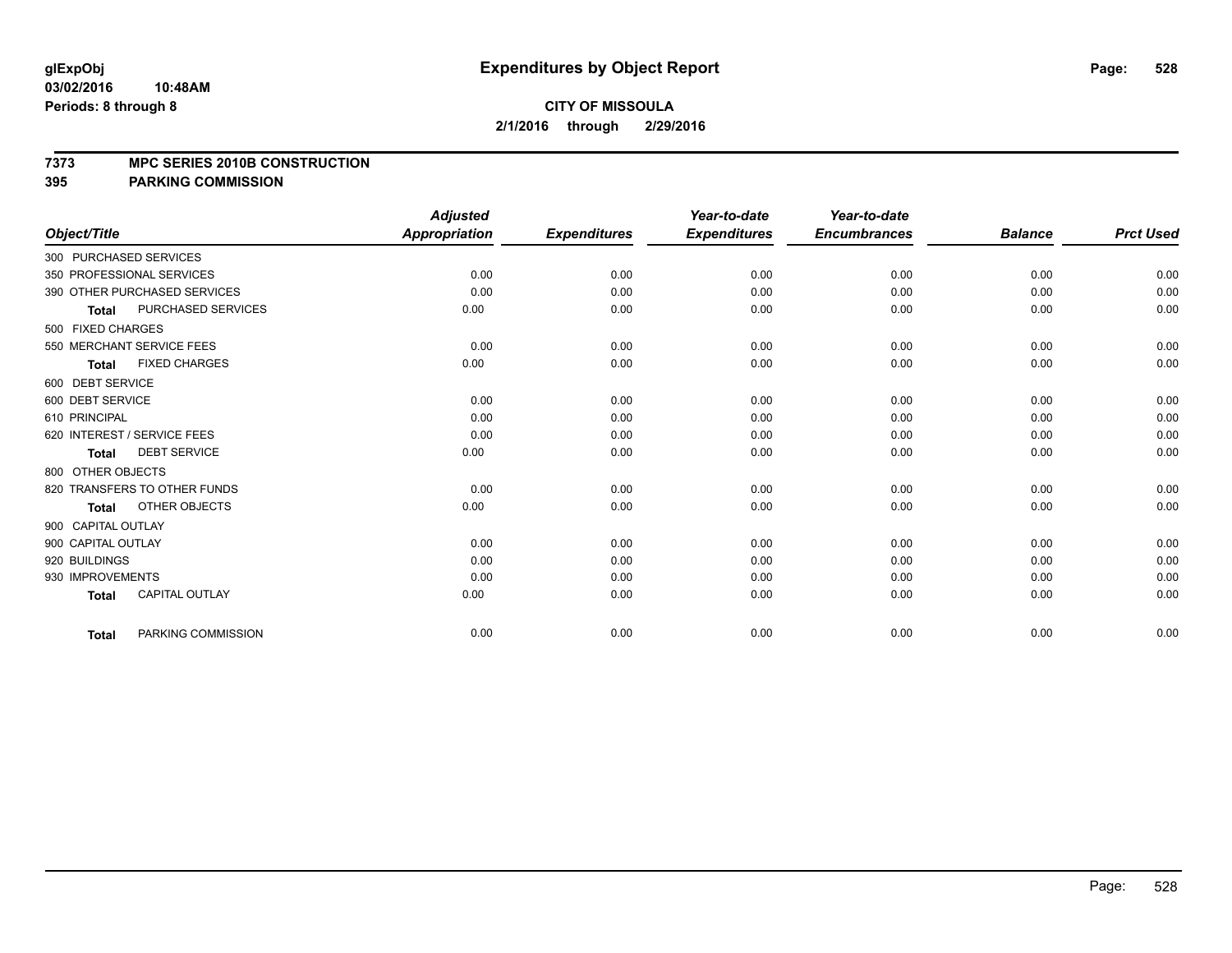**glExpObj**
**03/02/2016 10:48AM**
**Periods: 8 through 8**

# Expenditures by Object Report

**CITY OF MISSOULA**
**2/1/2016 through 2/29/2016**

## 7373 MPC SERIES 2010B CONSTRUCTION
## 395 PARKING COMMISSION

| Object/Title | Adjusted Appropriation | Expenditures | Year-to-date Expenditures | Year-to-date Encumbrances | Balance | Prct Used |
|---|---|---|---|---|---|---|
| 300 PURCHASED SERVICES | | | | | | |
| 350 PROFESSIONAL SERVICES | 0.00 | 0.00 | 0.00 | 0.00 | 0.00 | 0.00 |
| 390 OTHER PURCHASED SERVICES | 0.00 | 0.00 | 0.00 | 0.00 | 0.00 | 0.00 |
| **Total** PURCHASED SERVICES | 0.00 | 0.00 | 0.00 | 0.00 | 0.00 | 0.00 |
| 500 FIXED CHARGES | | | | | | |
| 550 MERCHANT SERVICE FEES | 0.00 | 0.00 | 0.00 | 0.00 | 0.00 | 0.00 |
| **Total** FIXED CHARGES | 0.00 | 0.00 | 0.00 | 0.00 | 0.00 | 0.00 |
| 600 DEBT SERVICE | | | | | | |
| 600 DEBT SERVICE | 0.00 | 0.00 | 0.00 | 0.00 | 0.00 | 0.00 |
| 610 PRINCIPAL | 0.00 | 0.00 | 0.00 | 0.00 | 0.00 | 0.00 |
| 620 INTEREST / SERVICE FEES | 0.00 | 0.00 | 0.00 | 0.00 | 0.00 | 0.00 |
| **Total** DEBT SERVICE | 0.00 | 0.00 | 0.00 | 0.00 | 0.00 | 0.00 |
| 800 OTHER OBJECTS | | | | | | |
| 820 TRANSFERS TO OTHER FUNDS | 0.00 | 0.00 | 0.00 | 0.00 | 0.00 | 0.00 |
| **Total** OTHER OBJECTS | 0.00 | 0.00 | 0.00 | 0.00 | 0.00 | 0.00 |
| 900 CAPITAL OUTLAY | | | | | | |
| 900 CAPITAL OUTLAY | 0.00 | 0.00 | 0.00 | 0.00 | 0.00 | 0.00 |
| 920 BUILDINGS | 0.00 | 0.00 | 0.00 | 0.00 | 0.00 | 0.00 |
| 930 IMPROVEMENTS | 0.00 | 0.00 | 0.00 | 0.00 | 0.00 | 0.00 |
| **Total** CAPITAL OUTLAY | 0.00 | 0.00 | 0.00 | 0.00 | 0.00 | 0.00 |
| **Total** PARKING COMMISSION | 0.00 | 0.00 | 0.00 | 0.00 | 0.00 | 0.00 |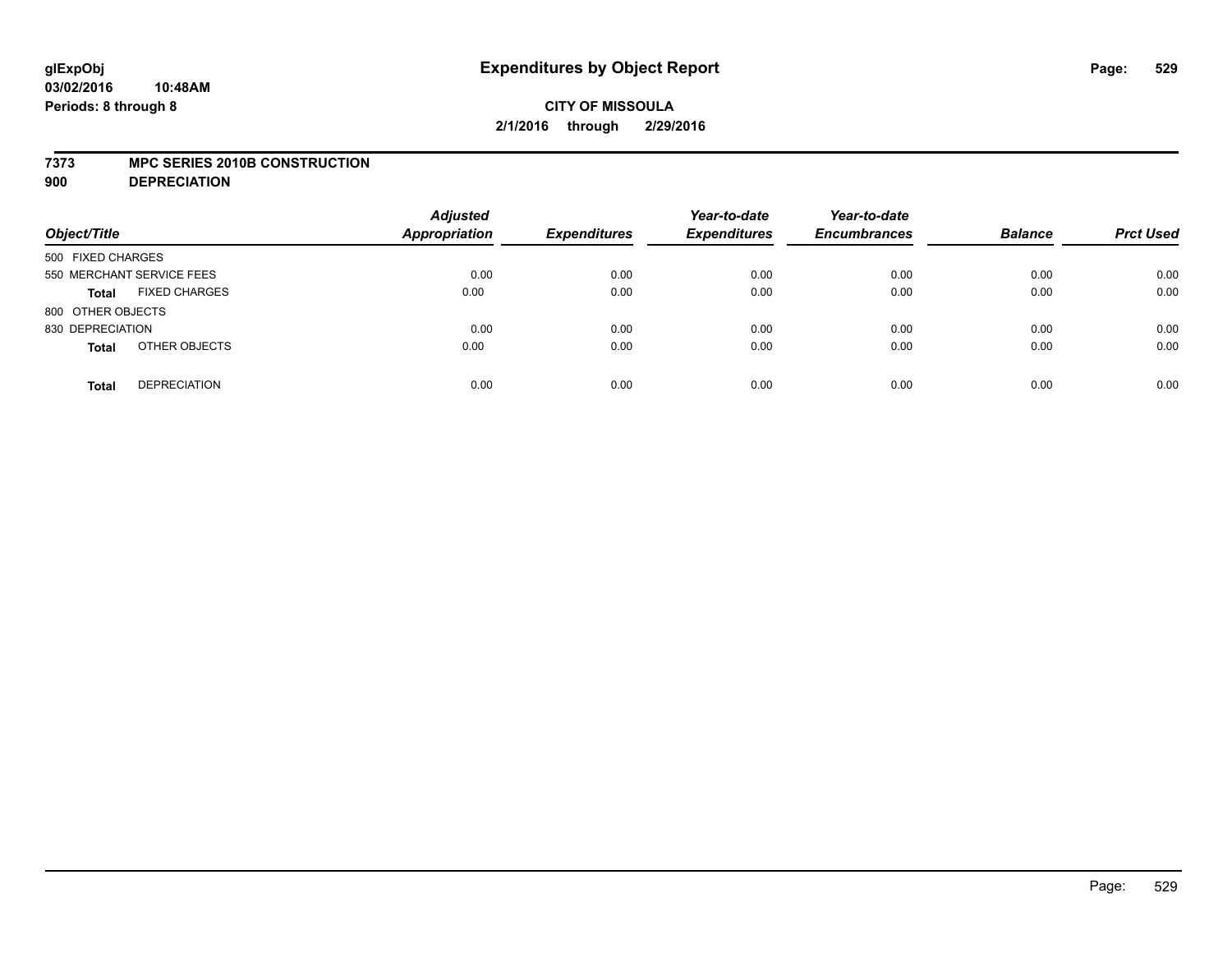# Expenditures by Object Report

glExpObj
03/02/2016 10:48AM
Periods: 8 through 8

**CITY OF MISSOULA**
**2/1/2016 through 2/29/2016**

**7373 MPC SERIES 2010B CONSTRUCTION**
**900 DEPRECIATION**

| Object/Title | | Adjusted Appropriation | Expenditures | Year-to-date Expenditures | Year-to-date Encumbrances | Balance | Prct Used |
|---|---|---|---|---|---|---|---|
| 500 FIXED CHARGES | | | | | | | |
| 550 MERCHANT SERVICE FEES | | 0.00 | 0.00 | 0.00 | 0.00 | 0.00 | 0.00 |
| **Total** | FIXED CHARGES | 0.00 | 0.00 | 0.00 | 0.00 | 0.00 | 0.00 |
| 800 OTHER OBJECTS | | | | | | | |
| 830 DEPRECIATION | | 0.00 | 0.00 | 0.00 | 0.00 | 0.00 | 0.00 |
| **Total** | OTHER OBJECTS | 0.00 | 0.00 | 0.00 | 0.00 | 0.00 | 0.00 |
| **Total** | DEPRECIATION | 0.00 | 0.00 | 0.00 | 0.00 | 0.00 | 0.00 |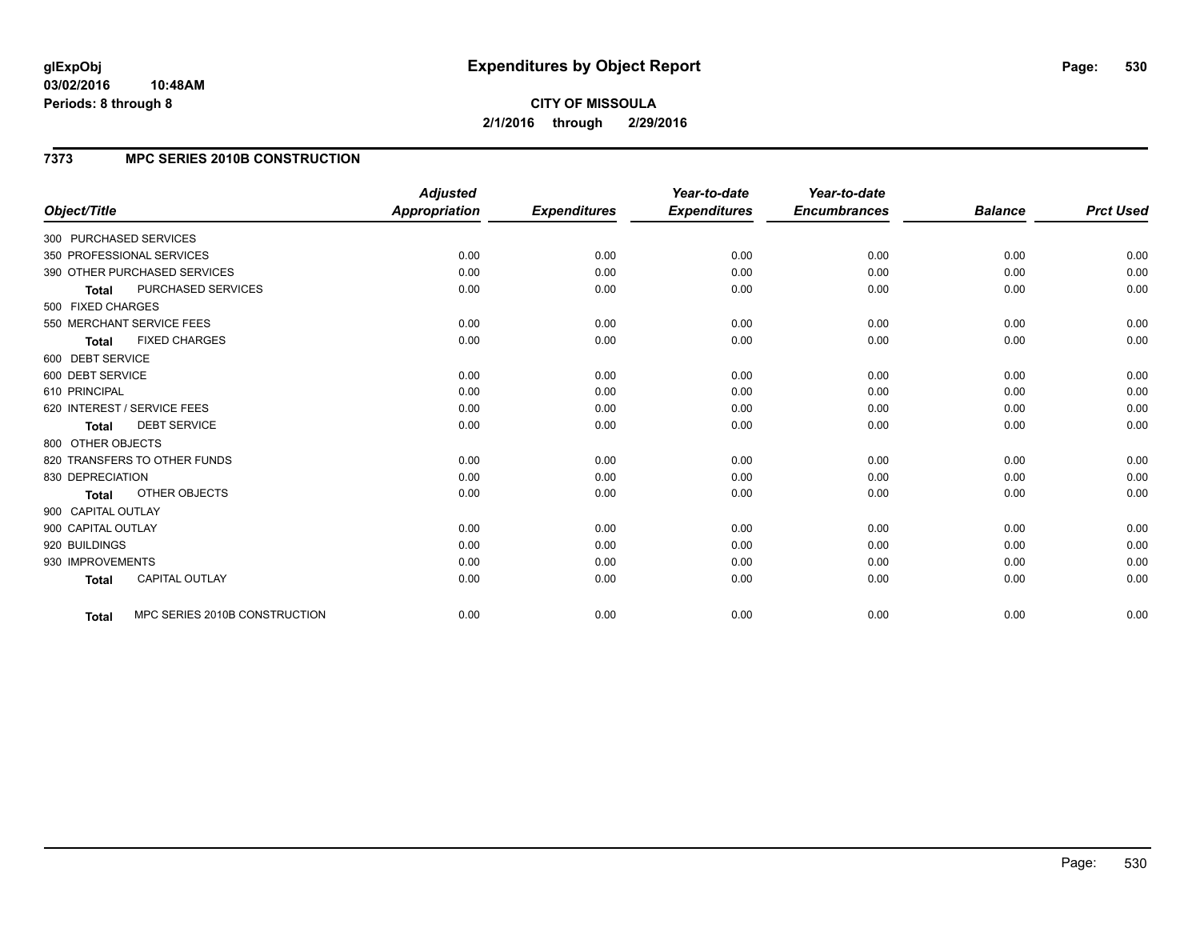**glExpObj**
**03/02/2016 10:48AM**
**Periods: 8 through 8**

# Expenditures by Object Report

**CITY OF MISSOULA**
**2/1/2016 through 2/29/2016**

## 7373 MPC SERIES 2010B CONSTRUCTION

| Object/Title | Adjusted Appropriation | Expenditures | Year-to-date Expenditures | Year-to-date Encumbrances | Balance | Prct Used |
|---|---|---|---|---|---|---|
| 300 PURCHASED SERVICES | | | | | | |
| 350 PROFESSIONAL SERVICES | 0.00 | 0.00 | 0.00 | 0.00 | 0.00 | 0.00 |
| 390 OTHER PURCHASED SERVICES | 0.00 | 0.00 | 0.00 | 0.00 | 0.00 | 0.00 |
| **Total** PURCHASED SERVICES | 0.00 | 0.00 | 0.00 | 0.00 | 0.00 | 0.00 |
| 500 FIXED CHARGES | | | | | | |
| 550 MERCHANT SERVICE FEES | 0.00 | 0.00 | 0.00 | 0.00 | 0.00 | 0.00 |
| **Total** FIXED CHARGES | 0.00 | 0.00 | 0.00 | 0.00 | 0.00 | 0.00 |
| 600 DEBT SERVICE | | | | | | |
| 600 DEBT SERVICE | 0.00 | 0.00 | 0.00 | 0.00 | 0.00 | 0.00 |
| 610 PRINCIPAL | 0.00 | 0.00 | 0.00 | 0.00 | 0.00 | 0.00 |
| 620 INTEREST / SERVICE FEES | 0.00 | 0.00 | 0.00 | 0.00 | 0.00 | 0.00 |
| **Total** DEBT SERVICE | 0.00 | 0.00 | 0.00 | 0.00 | 0.00 | 0.00 |
| 800 OTHER OBJECTS | | | | | | |
| 820 TRANSFERS TO OTHER FUNDS | 0.00 | 0.00 | 0.00 | 0.00 | 0.00 | 0.00 |
| 830 DEPRECIATION | 0.00 | 0.00 | 0.00 | 0.00 | 0.00 | 0.00 |
| **Total** OTHER OBJECTS | 0.00 | 0.00 | 0.00 | 0.00 | 0.00 | 0.00 |
| 900 CAPITAL OUTLAY | | | | | | |
| 900 CAPITAL OUTLAY | 0.00 | 0.00 | 0.00 | 0.00 | 0.00 | 0.00 |
| 920 BUILDINGS | 0.00 | 0.00 | 0.00 | 0.00 | 0.00 | 0.00 |
| 930 IMPROVEMENTS | 0.00 | 0.00 | 0.00 | 0.00 | 0.00 | 0.00 |
| **Total** CAPITAL OUTLAY | 0.00 | 0.00 | 0.00 | 0.00 | 0.00 | 0.00 |
| **Total** MPC SERIES 2010B CONSTRUCTION | 0.00 | 0.00 | 0.00 | 0.00 | 0.00 | 0.00 |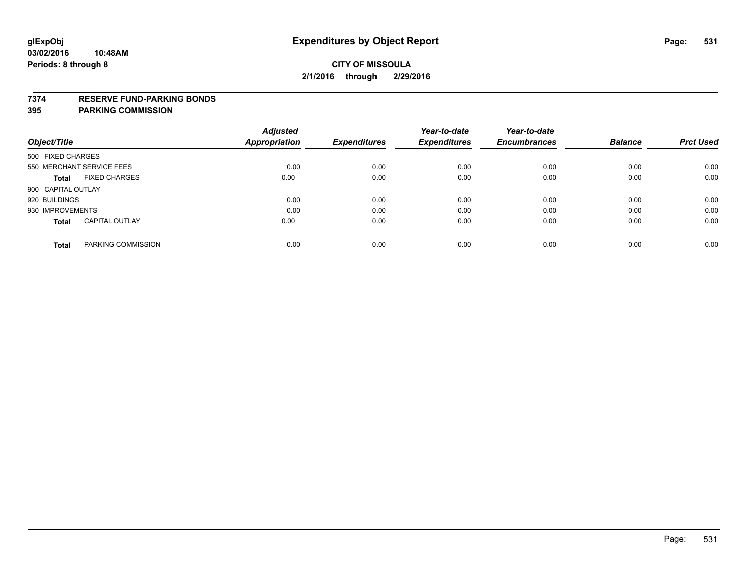**glExpObj**
**03/02/2016 10:48AM**
**Periods: 8 through 8**

# Expenditures by Object Report

**CITY OF MISSOULA**
**2/1/2016 through 2/29/2016**

**7374 RESERVE FUND-PARKING BONDS**
**395 PARKING COMMISSION**

| Object/Title | Adjusted Appropriation | Expenditures | Year-to-date Expenditures | Year-to-date Encumbrances | Balance | Prct Used |
|---|---|---|---|---|---|---|
| 500 FIXED CHARGES | | | | | | |
| 550 MERCHANT SERVICE FEES | 0.00 | 0.00 | 0.00 | 0.00 | 0.00 | 0.00 |
| **Total** FIXED CHARGES | 0.00 | 0.00 | 0.00 | 0.00 | 0.00 | 0.00 |
| 900 CAPITAL OUTLAY | | | | | | |
| 920 BUILDINGS | 0.00 | 0.00 | 0.00 | 0.00 | 0.00 | 0.00 |
| 930 IMPROVEMENTS | 0.00 | 0.00 | 0.00 | 0.00 | 0.00 | 0.00 |
| **Total** CAPITAL OUTLAY | 0.00 | 0.00 | 0.00 | 0.00 | 0.00 | 0.00 |
| **Total** PARKING COMMISSION | 0.00 | 0.00 | 0.00 | 0.00 | 0.00 | 0.00 |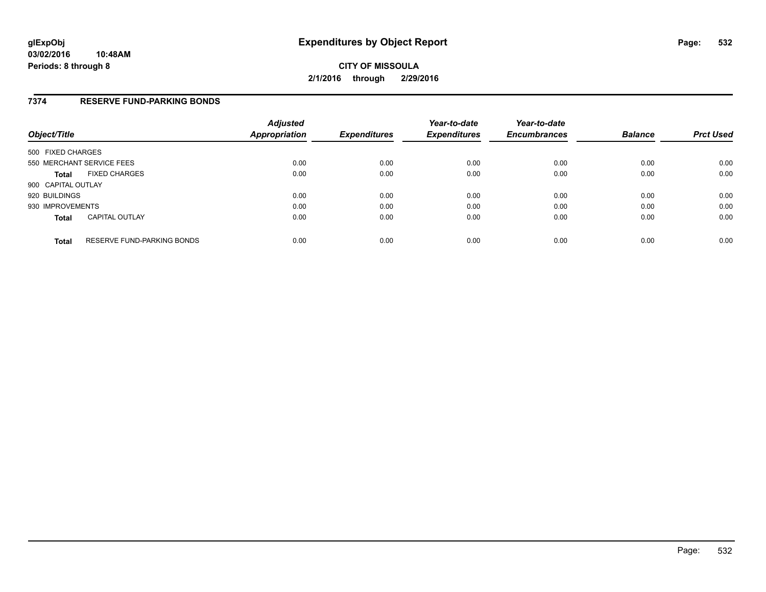# Expenditures by Object Report

**glExpObj**
**03/02/2016 10:48AM**
**Periods: 8 through 8**

**CITY OF MISSOULA**
**2/1/2016 through 2/29/2016**

## 7374 RESERVE FUND-PARKING BONDS

| Object/Title | | Adjusted Appropriation | Expenditures | Year-to-date Expenditures | Year-to-date Encumbrances | Balance | Prct Used |
|---|---|---|---|---|---|---|---|
| 500 FIXED CHARGES | | | | | | | |
| 550 MERCHANT SERVICE FEES | | 0.00 | 0.00 | 0.00 | 0.00 | 0.00 | 0.00 |
| **Total** | FIXED CHARGES | 0.00 | 0.00 | 0.00 | 0.00 | 0.00 | 0.00 |
| 900 CAPITAL OUTLAY | | | | | | | |
| 920 BUILDINGS | | 0.00 | 0.00 | 0.00 | 0.00 | 0.00 | 0.00 |
| 930 IMPROVEMENTS | | 0.00 | 0.00 | 0.00 | 0.00 | 0.00 | 0.00 |
| **Total** | CAPITAL OUTLAY | 0.00 | 0.00 | 0.00 | 0.00 | 0.00 | 0.00 |
| **Total** | RESERVE FUND-PARKING BONDS | 0.00 | 0.00 | 0.00 | 0.00 | 0.00 | 0.00 |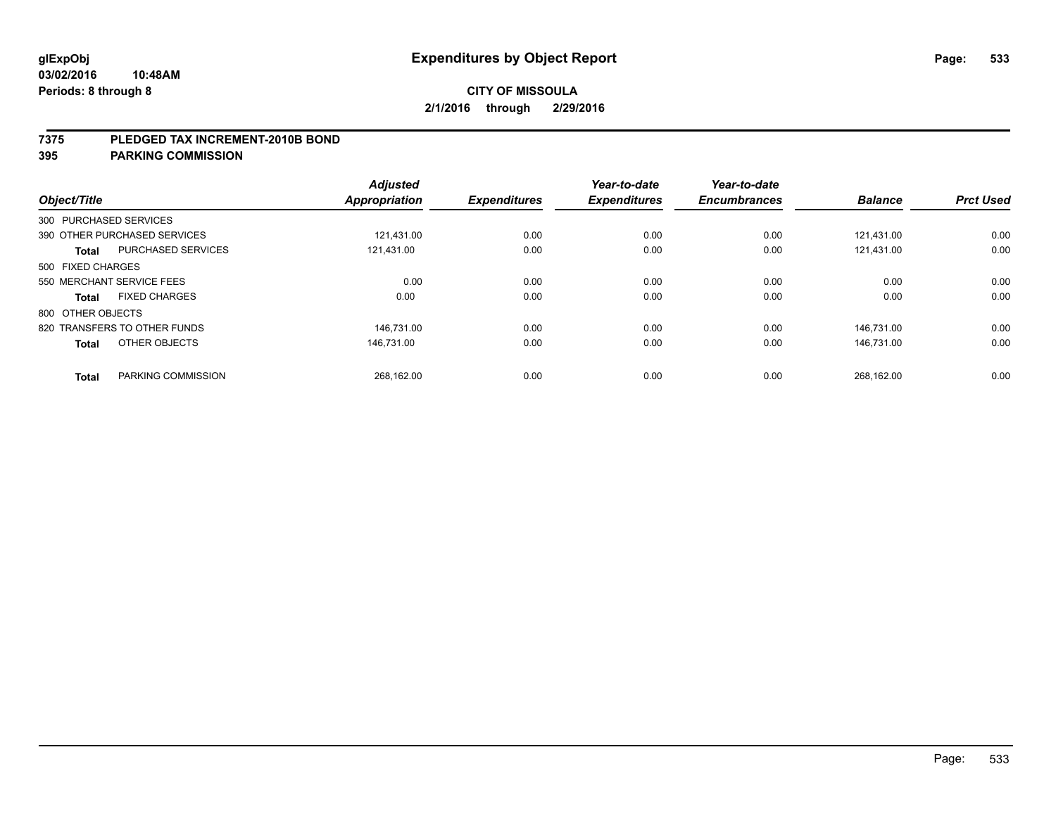**glExpObj** **Expenditures by Object Report**

**03/02/2016 10:48AM**

**Periods: 8 through 8**

**CITY OF MISSOULA**

**2/1/2016 through 2/29/2016**

## 7375 PLEDGED TAX INCREMENT-2010B BOND
## 395 PARKING COMMISSION

| Object/Title | | Adjusted Appropriation | Expenditures | Year-to-date Expenditures | Year-to-date Encumbrances | Balance | Prct Used |
|---|---|---|---|---|---|---|---|
| 300 PURCHASED SERVICES | | | | | | | |
| 390 OTHER PURCHASED SERVICES | | 121,431.00 | 0.00 | 0.00 | 0.00 | 121,431.00 | 0.00 |
| **Total** | PURCHASED SERVICES | 121,431.00 | 0.00 | 0.00 | 0.00 | 121,431.00 | 0.00 |
| 500 FIXED CHARGES | | | | | | | |
| 550 MERCHANT SERVICE FEES | | 0.00 | 0.00 | 0.00 | 0.00 | 0.00 | 0.00 |
| **Total** | FIXED CHARGES | 0.00 | 0.00 | 0.00 | 0.00 | 0.00 | 0.00 |
| 800 OTHER OBJECTS | | | | | | | |
| 820 TRANSFERS TO OTHER FUNDS | | 146,731.00 | 0.00 | 0.00 | 0.00 | 146,731.00 | 0.00 |
| **Total** | OTHER OBJECTS | 146,731.00 | 0.00 | 0.00 | 0.00 | 146,731.00 | 0.00 |
| **Total** | PARKING COMMISSION | 268,162.00 | 0.00 | 0.00 | 0.00 | 268,162.00 | 0.00 |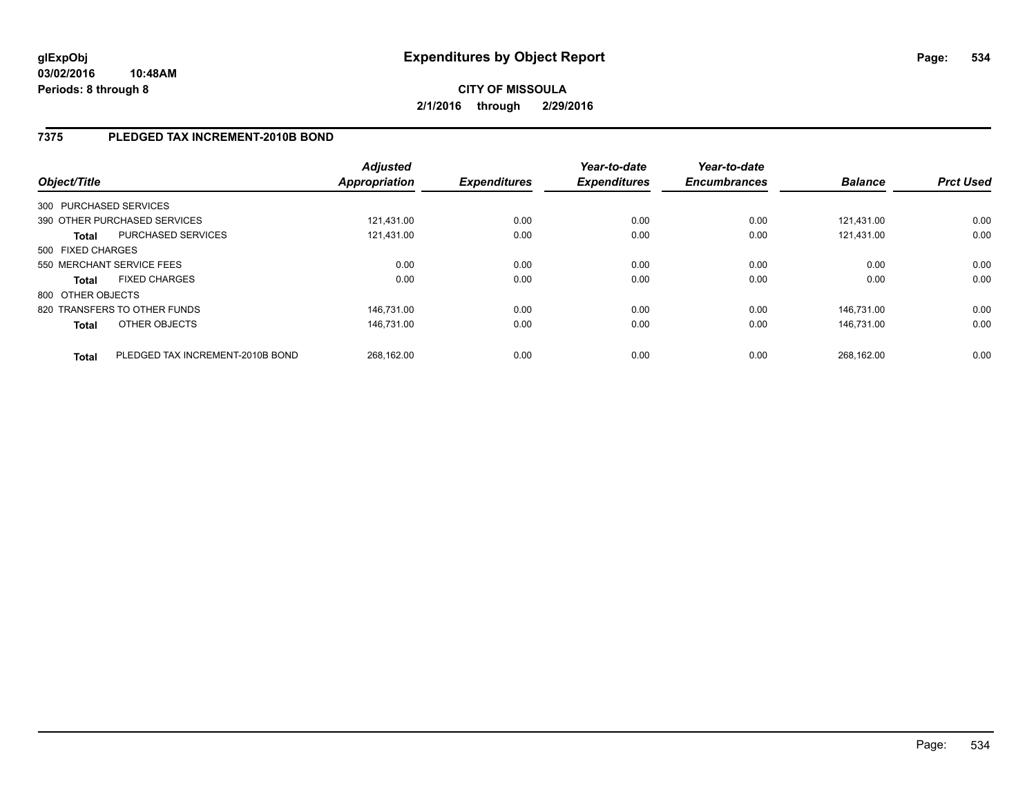**glExpObj**
**03/02/2016 10:48AM**
**Periods: 8 through 8**

# Expenditures by Object Report

**CITY OF MISSOULA**
**2/1/2016 through 2/29/2016**

## 7375 PLEDGED TAX INCREMENT-2010B BOND

| Object/Title | | Adjusted Appropriation | Expenditures | Year-to-date Expenditures | Year-to-date Encumbrances | Balance | Prct Used |
|---|---|---|---|---|---|---|---|
| 300 PURCHASED SERVICES | | | | | | | |
| 390 OTHER PURCHASED SERVICES | | 121,431.00 | 0.00 | 0.00 | 0.00 | 121,431.00 | 0.00 |
| **Total** | PURCHASED SERVICES | 121,431.00 | 0.00 | 0.00 | 0.00 | 121,431.00 | 0.00 |
| 500 FIXED CHARGES | | | | | | | |
| 550 MERCHANT SERVICE FEES | | 0.00 | 0.00 | 0.00 | 0.00 | 0.00 | 0.00 |
| **Total** | FIXED CHARGES | 0.00 | 0.00 | 0.00 | 0.00 | 0.00 | 0.00 |
| 800 OTHER OBJECTS | | | | | | | |
| 820 TRANSFERS TO OTHER FUNDS | | 146,731.00 | 0.00 | 0.00 | 0.00 | 146,731.00 | 0.00 |
| **Total** | OTHER OBJECTS | 146,731.00 | 0.00 | 0.00 | 0.00 | 146,731.00 | 0.00 |
| **Total** | PLEDGED TAX INCREMENT-2010B BOND | 268,162.00 | 0.00 | 0.00 | 0.00 | 268,162.00 | 0.00 |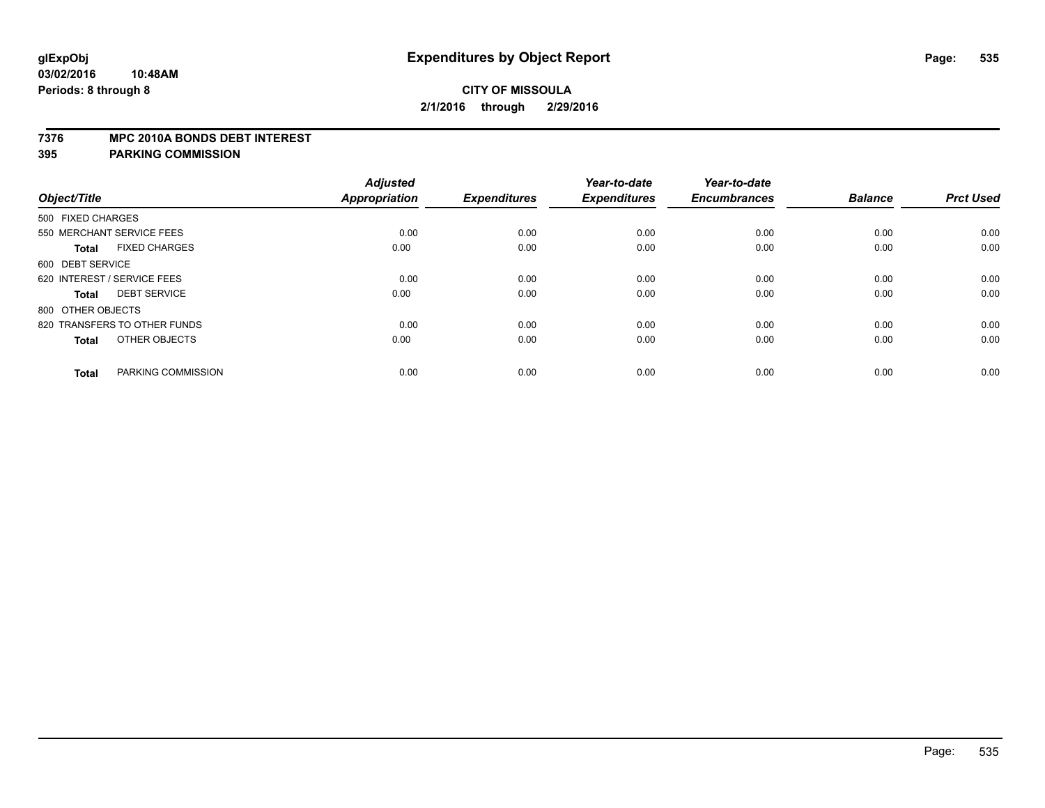# Expenditures by Object Report

glExpObj
03/02/2016 10:48AM
Periods: 8 through 8

**CITY OF MISSOULA**
**2/1/2016 through 2/29/2016**

**7376 MPC 2010A BONDS DEBT INTEREST**
**395 PARKING COMMISSION**

| Object/Title | | Adjusted Appropriation | Expenditures | Year-to-date Expenditures | Year-to-date Encumbrances | Balance | Prct Used |
|---|---|---|---|---|---|---|---|
| 500 FIXED CHARGES | | | | | | | |
| 550 MERCHANT SERVICE FEES | | 0.00 | 0.00 | 0.00 | 0.00 | 0.00 | 0.00 |
| **Total** | FIXED CHARGES | 0.00 | 0.00 | 0.00 | 0.00 | 0.00 | 0.00 |
| 600 DEBT SERVICE | | | | | | | |
| 620 INTEREST / SERVICE FEES | | 0.00 | 0.00 | 0.00 | 0.00 | 0.00 | 0.00 |
| **Total** | DEBT SERVICE | 0.00 | 0.00 | 0.00 | 0.00 | 0.00 | 0.00 |
| 800 OTHER OBJECTS | | | | | | | |
| 820 TRANSFERS TO OTHER FUNDS | | 0.00 | 0.00 | 0.00 | 0.00 | 0.00 | 0.00 |
| **Total** | OTHER OBJECTS | 0.00 | 0.00 | 0.00 | 0.00 | 0.00 | 0.00 |
| **Total** | PARKING COMMISSION | 0.00 | 0.00 | 0.00 | 0.00 | 0.00 | 0.00 |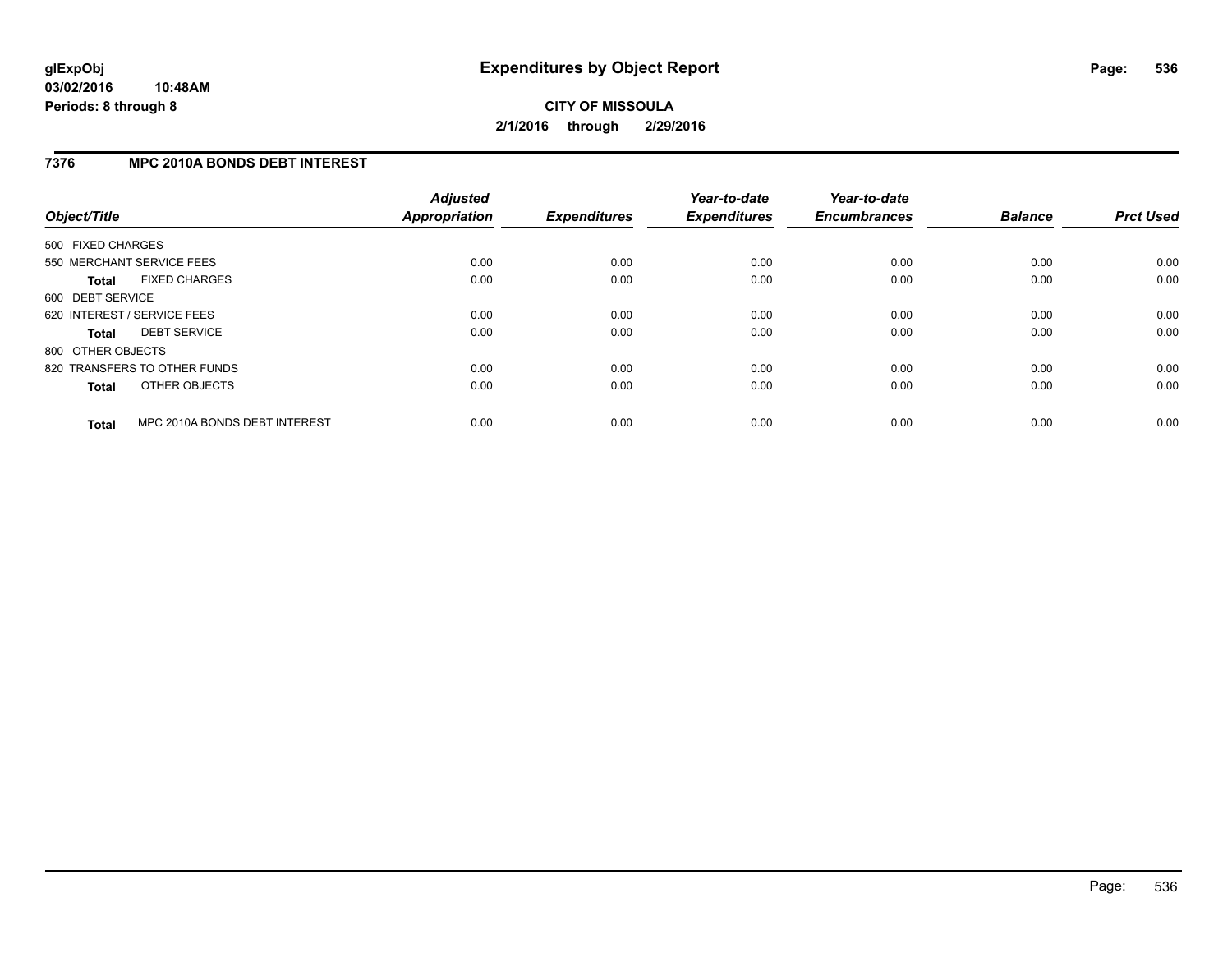**glExpObj** **Expenditures by Object Report**

**03/02/2016 10:48AM**

**Periods: 8 through 8**

**CITY OF MISSOULA**

**2/1/2016 through 2/29/2016**

## 7376 MPC 2010A BONDS DEBT INTEREST

| Object/Title | Adjusted Appropriation | Expenditures | Year-to-date Expenditures | Year-to-date Encumbrances | Balance | Prct Used |
|---|---|---|---|---|---|---|
| 500 FIXED CHARGES | | | | | | |
| 550 MERCHANT SERVICE FEES | 0.00 | 0.00 | 0.00 | 0.00 | 0.00 | 0.00 |
| **Total** FIXED CHARGES | 0.00 | 0.00 | 0.00 | 0.00 | 0.00 | 0.00 |
| 600 DEBT SERVICE | | | | | | |
| 620 INTEREST / SERVICE FEES | 0.00 | 0.00 | 0.00 | 0.00 | 0.00 | 0.00 |
| **Total** DEBT SERVICE | 0.00 | 0.00 | 0.00 | 0.00 | 0.00 | 0.00 |
| 800 OTHER OBJECTS | | | | | | |
| 820 TRANSFERS TO OTHER FUNDS | 0.00 | 0.00 | 0.00 | 0.00 | 0.00 | 0.00 |
| **Total** OTHER OBJECTS | 0.00 | 0.00 | 0.00 | 0.00 | 0.00 | 0.00 |
| **Total** MPC 2010A BONDS DEBT INTEREST | 0.00 | 0.00 | 0.00 | 0.00 | 0.00 | 0.00 |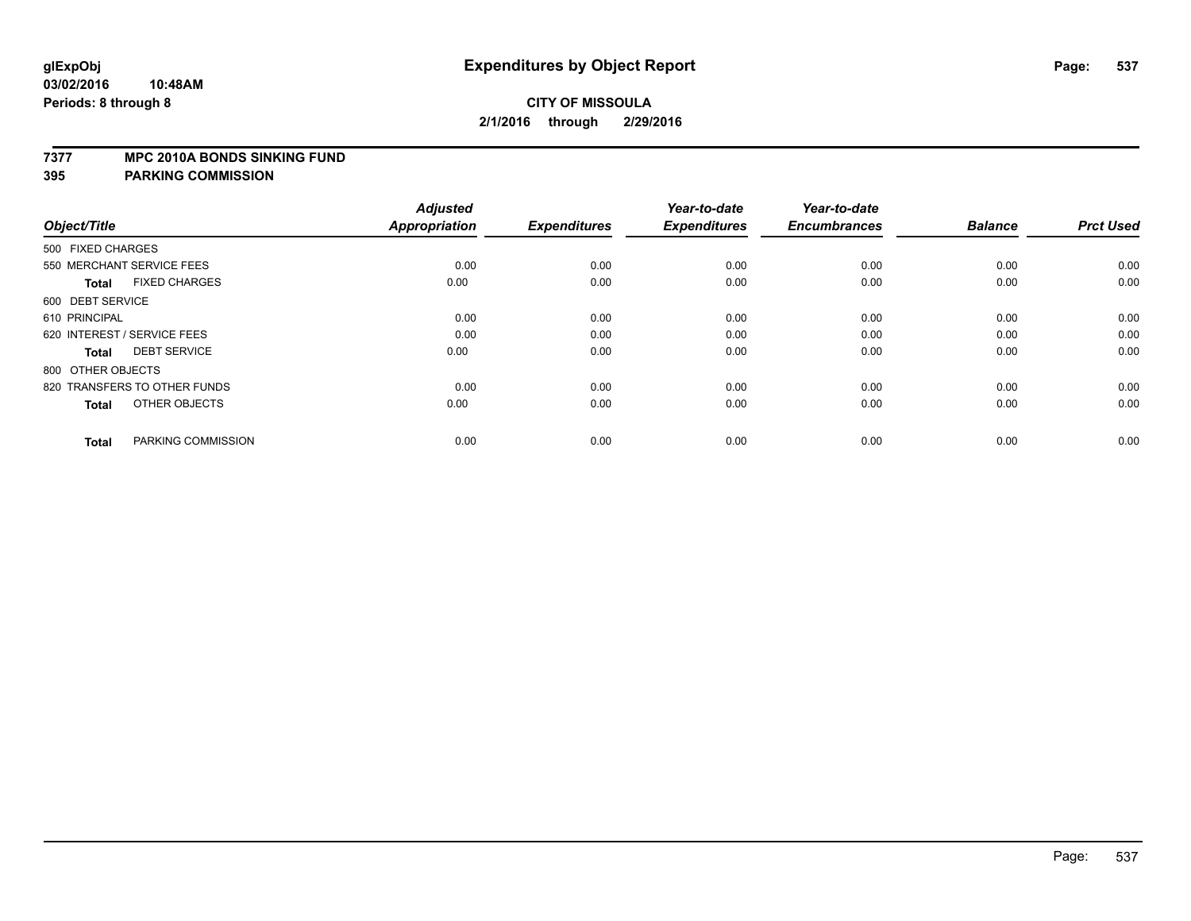**glExpObj**
**03/02/2016 10:48AM**
**Periods: 8 through 8**

# Expenditures by Object Report

**CITY OF MISSOULA**
**2/1/2016 through 2/29/2016**

**7377 MPC 2010A BONDS SINKING FUND**
**395 PARKING COMMISSION**

| Object/Title | Adjusted Appropriation | Expenditures | Year-to-date Expenditures | Year-to-date Encumbrances | Balance | Prct Used |
|---|---|---|---|---|---|---|
| 500 FIXED CHARGES | | | | | | |
| 550 MERCHANT SERVICE FEES | 0.00 | 0.00 | 0.00 | 0.00 | 0.00 | 0.00 |
| **Total** FIXED CHARGES | 0.00 | 0.00 | 0.00 | 0.00 | 0.00 | 0.00 |
| 600 DEBT SERVICE | | | | | | |
| 610 PRINCIPAL | 0.00 | 0.00 | 0.00 | 0.00 | 0.00 | 0.00 |
| 620 INTEREST / SERVICE FEES | 0.00 | 0.00 | 0.00 | 0.00 | 0.00 | 0.00 |
| **Total** DEBT SERVICE | 0.00 | 0.00 | 0.00 | 0.00 | 0.00 | 0.00 |
| 800 OTHER OBJECTS | | | | | | |
| 820 TRANSFERS TO OTHER FUNDS | 0.00 | 0.00 | 0.00 | 0.00 | 0.00 | 0.00 |
| **Total** OTHER OBJECTS | 0.00 | 0.00 | 0.00 | 0.00 | 0.00 | 0.00 |
| **Total** PARKING COMMISSION | 0.00 | 0.00 | 0.00 | 0.00 | 0.00 | 0.00 |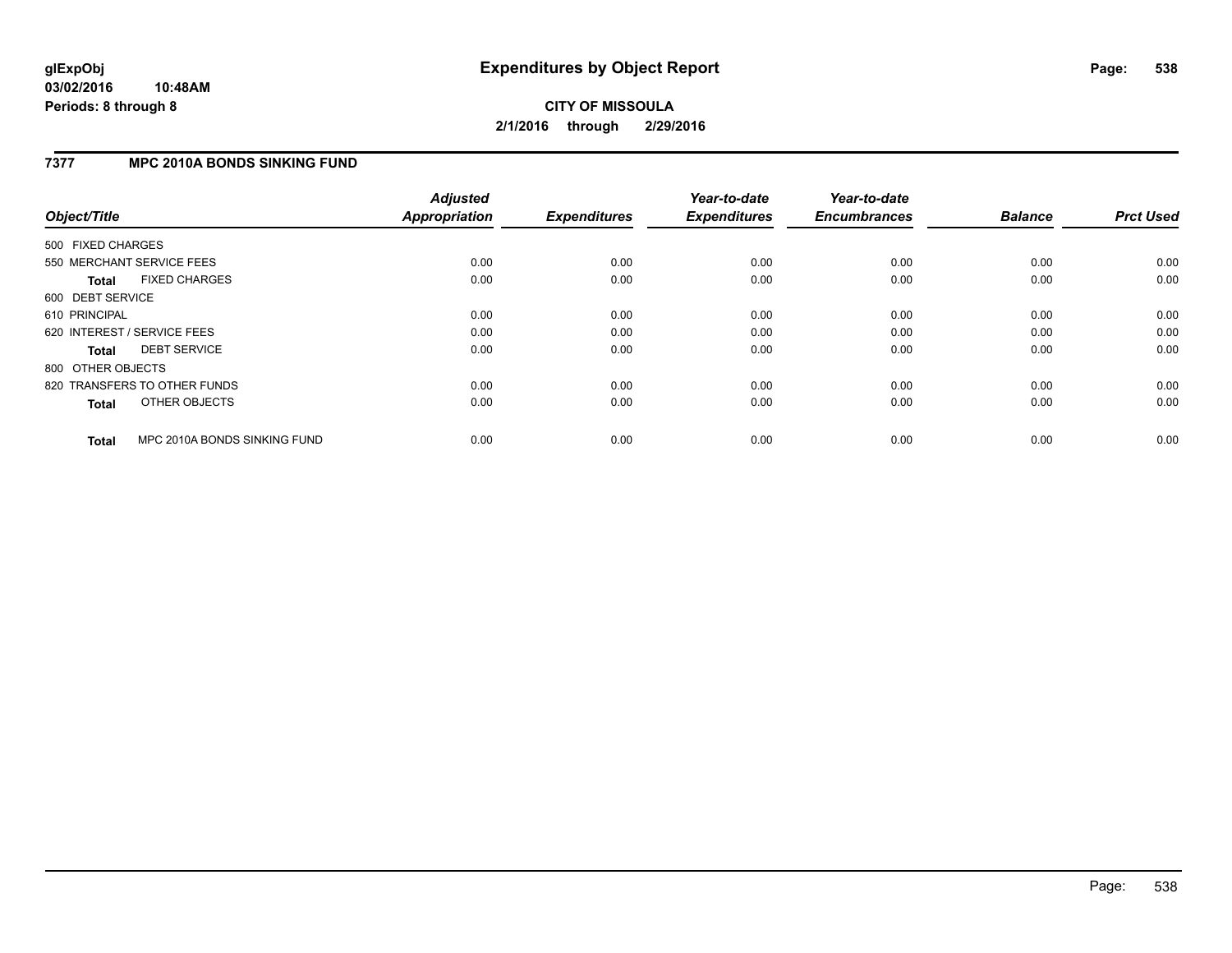# Expenditures by Object Report

**glExpObj**
**03/02/2016 10:48AM**
**Periods: 8 through 8**

**CITY OF MISSOULA**
**2/1/2016 through 2/29/2016**

## 7377 MPC 2010A BONDS SINKING FUND

| Object/Title | Adjusted Appropriation | Expenditures | Year-to-date Expenditures | Year-to-date Encumbrances | Balance | Prct Used |
|---|---|---|---|---|---|---|
| 500 FIXED CHARGES | | | | | | |
| 550 MERCHANT SERVICE FEES | 0.00 | 0.00 | 0.00 | 0.00 | 0.00 | 0.00 |
| **Total** FIXED CHARGES | 0.00 | 0.00 | 0.00 | 0.00 | 0.00 | 0.00 |
| 600 DEBT SERVICE | | | | | | |
| 610 PRINCIPAL | 0.00 | 0.00 | 0.00 | 0.00 | 0.00 | 0.00 |
| 620 INTEREST / SERVICE FEES | 0.00 | 0.00 | 0.00 | 0.00 | 0.00 | 0.00 |
| **Total** DEBT SERVICE | 0.00 | 0.00 | 0.00 | 0.00 | 0.00 | 0.00 |
| 800 OTHER OBJECTS | | | | | | |
| 820 TRANSFERS TO OTHER FUNDS | 0.00 | 0.00 | 0.00 | 0.00 | 0.00 | 0.00 |
| **Total** OTHER OBJECTS | 0.00 | 0.00 | 0.00 | 0.00 | 0.00 | 0.00 |
| **Total** MPC 2010A BONDS SINKING FUND | 0.00 | 0.00 | 0.00 | 0.00 | 0.00 | 0.00 |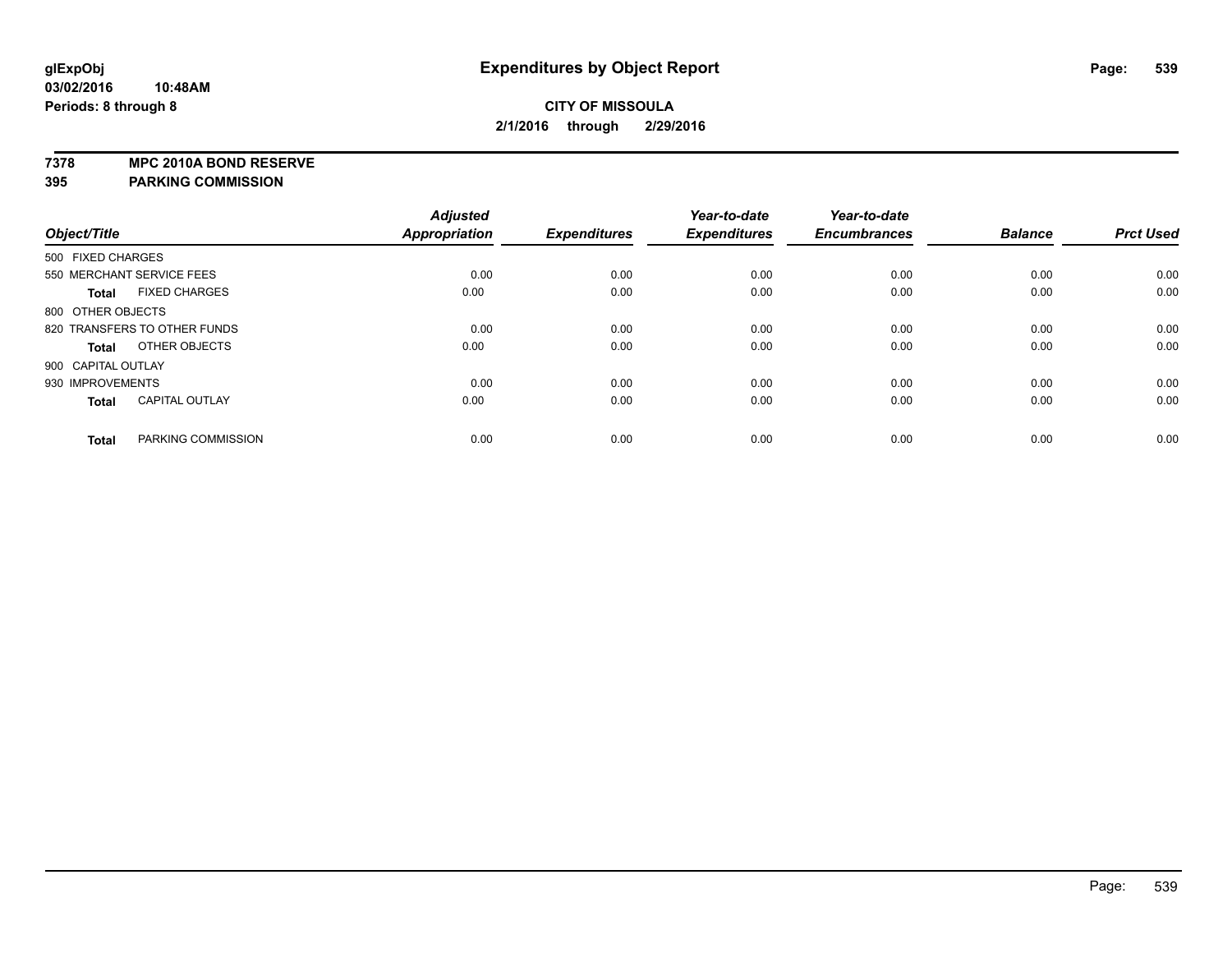**glExpObj** **Expenditures by Object Report**
**03/02/2016 10:48AM**
**Periods: 8 through 8**

**CITY OF MISSOULA**
**2/1/2016 through 2/29/2016**

**7378 MPC 2010A BOND RESERVE**
**395 PARKING COMMISSION**

| Object/Title | Adjusted Appropriation | Expenditures | Year-to-date Expenditures | Year-to-date Encumbrances | Balance | Prct Used |
|---|---|---|---|---|---|---|
| 500 FIXED CHARGES | | | | | | |
| 550 MERCHANT SERVICE FEES | 0.00 | 0.00 | 0.00 | 0.00 | 0.00 | 0.00 |
| **Total** FIXED CHARGES | 0.00 | 0.00 | 0.00 | 0.00 | 0.00 | 0.00 |
| 800 OTHER OBJECTS | | | | | | |
| 820 TRANSFERS TO OTHER FUNDS | 0.00 | 0.00 | 0.00 | 0.00 | 0.00 | 0.00 |
| **Total** OTHER OBJECTS | 0.00 | 0.00 | 0.00 | 0.00 | 0.00 | 0.00 |
| 900 CAPITAL OUTLAY | | | | | | |
| 930 IMPROVEMENTS | 0.00 | 0.00 | 0.00 | 0.00 | 0.00 | 0.00 |
| **Total** CAPITAL OUTLAY | 0.00 | 0.00 | 0.00 | 0.00 | 0.00 | 0.00 |
| **Total** PARKING COMMISSION | 0.00 | 0.00 | 0.00 | 0.00 | 0.00 | 0.00 |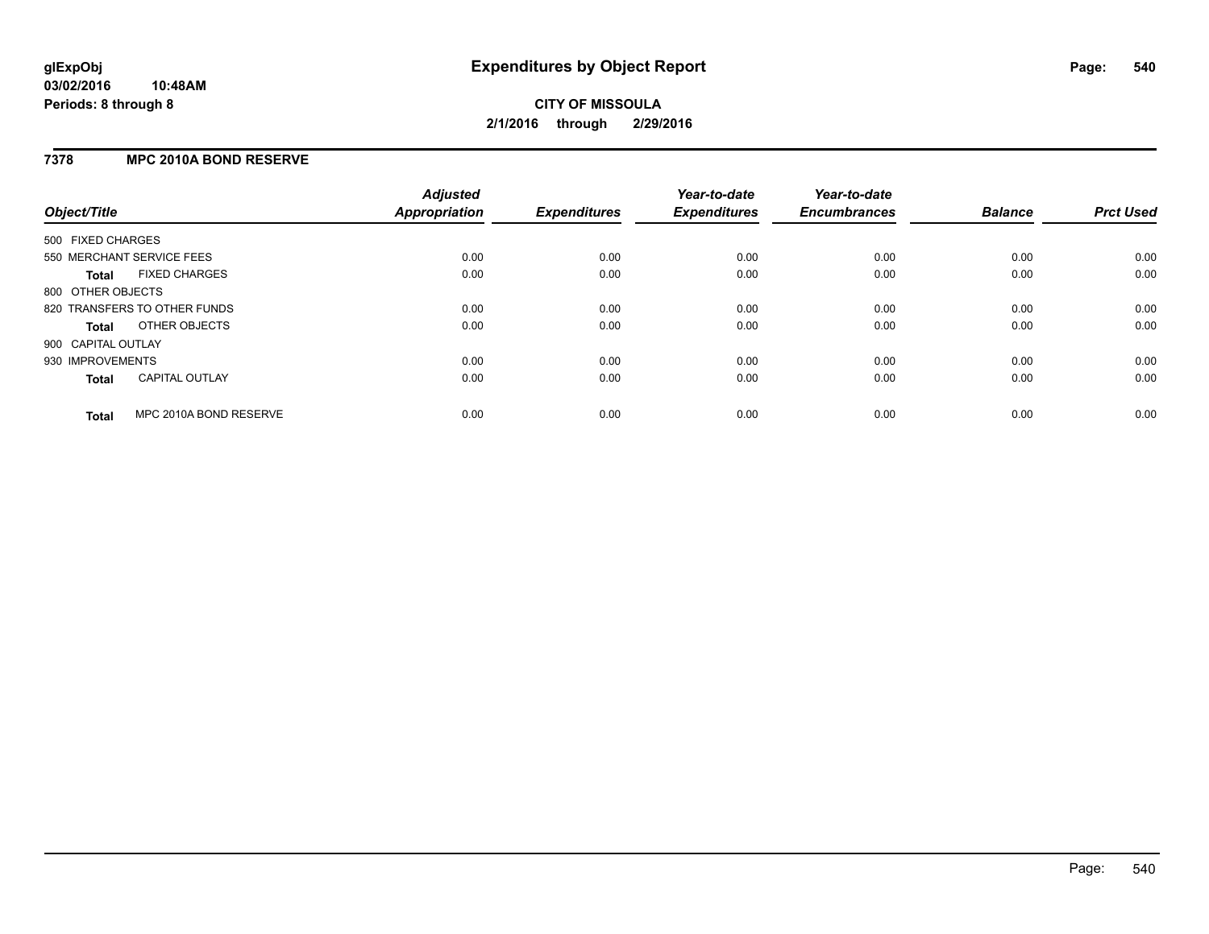## Expenditures by Object Report

**CITY OF MISSOULA**

**2/1/2016 through 2/29/2016**

glExpObj
03/02/2016 10:48AM
Periods: 8 through 8

### 7378 MPC 2010A BOND RESERVE

| Object/Title | Adjusted Appropriation | Expenditures | Year-to-date Expenditures | Year-to-date Encumbrances | Balance | Prct Used |
|---|---|---|---|---|---|---|
| 500 FIXED CHARGES | | | | | | |
| 550 MERCHANT SERVICE FEES | 0.00 | 0.00 | 0.00 | 0.00 | 0.00 | 0.00 |
| **Total** FIXED CHARGES | 0.00 | 0.00 | 0.00 | 0.00 | 0.00 | 0.00 |
| 800 OTHER OBJECTS | | | | | | |
| 820 TRANSFERS TO OTHER FUNDS | 0.00 | 0.00 | 0.00 | 0.00 | 0.00 | 0.00 |
| **Total** OTHER OBJECTS | 0.00 | 0.00 | 0.00 | 0.00 | 0.00 | 0.00 |
| 900 CAPITAL OUTLAY | | | | | | |
| 930 IMPROVEMENTS | 0.00 | 0.00 | 0.00 | 0.00 | 0.00 | 0.00 |
| **Total** CAPITAL OUTLAY | 0.00 | 0.00 | 0.00 | 0.00 | 0.00 | 0.00 |
| **Total** MPC 2010A BOND RESERVE | 0.00 | 0.00 | 0.00 | 0.00 | 0.00 | 0.00 |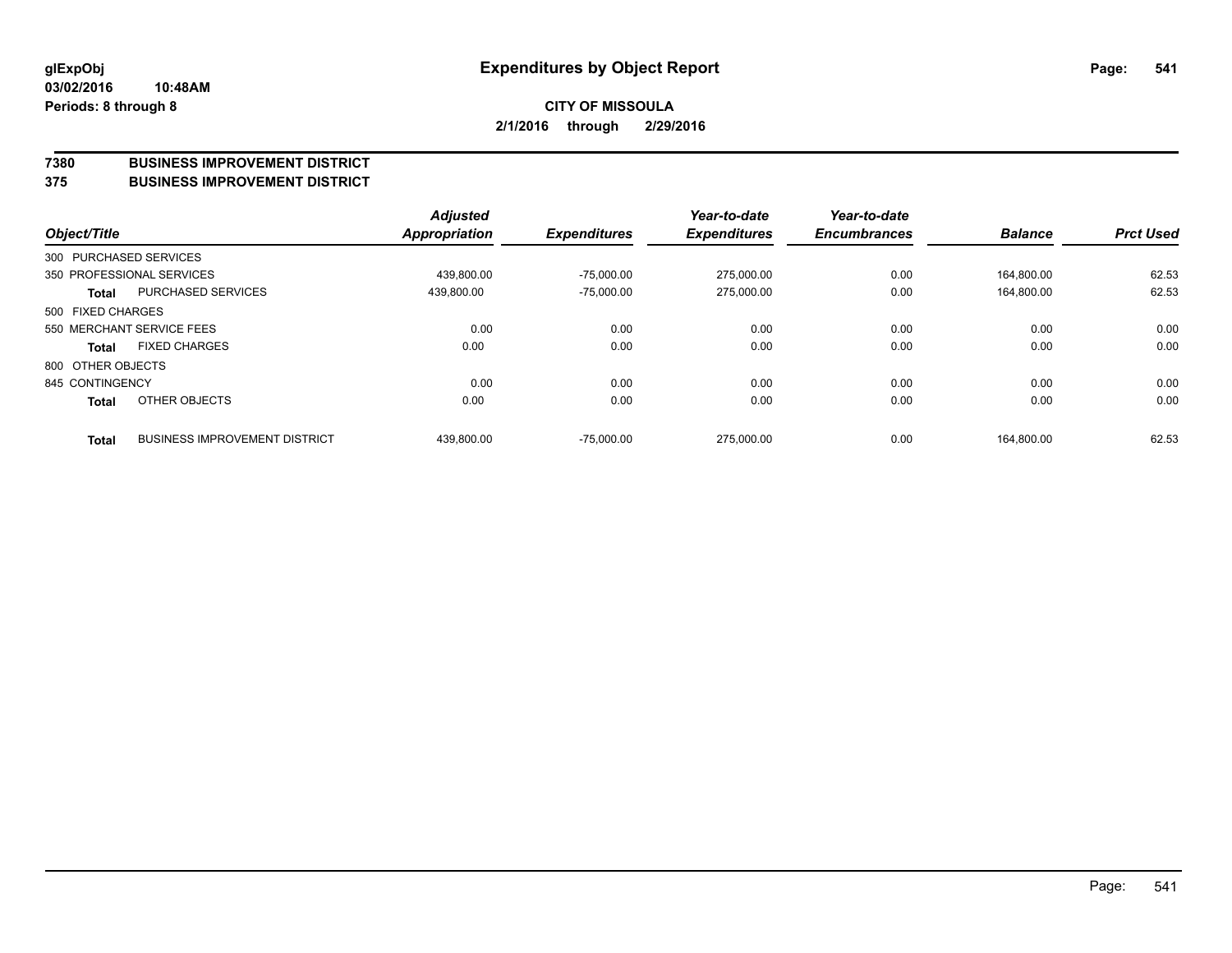# Expenditures by Object Report

glExpObj
03/02/2016 10:48AM
Periods: 8 through 8

**CITY OF MISSOULA**
**2/1/2016 through 2/29/2016**

## 7380 BUSINESS IMPROVEMENT DISTRICT
## 375 BUSINESS IMPROVEMENT DISTRICT

| Object/Title | | Adjusted Appropriation | Expenditures | Year-to-date Expenditures | Year-to-date Encumbrances | Balance | Prct Used |
|---|---|---|---|---|---|---|---|
| 300 PURCHASED SERVICES | | | | | | | |
| 350 PROFESSIONAL SERVICES | | 439,800.00 | -75,000.00 | 275,000.00 | 0.00 | 164,800.00 | 62.53 |
| **Total** | PURCHASED SERVICES | 439,800.00 | -75,000.00 | 275,000.00 | 0.00 | 164,800.00 | 62.53 |
| 500 FIXED CHARGES | | | | | | | |
| 550 MERCHANT SERVICE FEES | | 0.00 | 0.00 | 0.00 | 0.00 | 0.00 | 0.00 |
| **Total** | FIXED CHARGES | 0.00 | 0.00 | 0.00 | 0.00 | 0.00 | 0.00 |
| 800 OTHER OBJECTS | | | | | | | |
| 845 CONTINGENCY | | 0.00 | 0.00 | 0.00 | 0.00 | 0.00 | 0.00 |
| **Total** | OTHER OBJECTS | 0.00 | 0.00 | 0.00 | 0.00 | 0.00 | 0.00 |
| **Total** | BUSINESS IMPROVEMENT DISTRICT | 439,800.00 | -75,000.00 | 275,000.00 | 0.00 | 164,800.00 | 62.53 |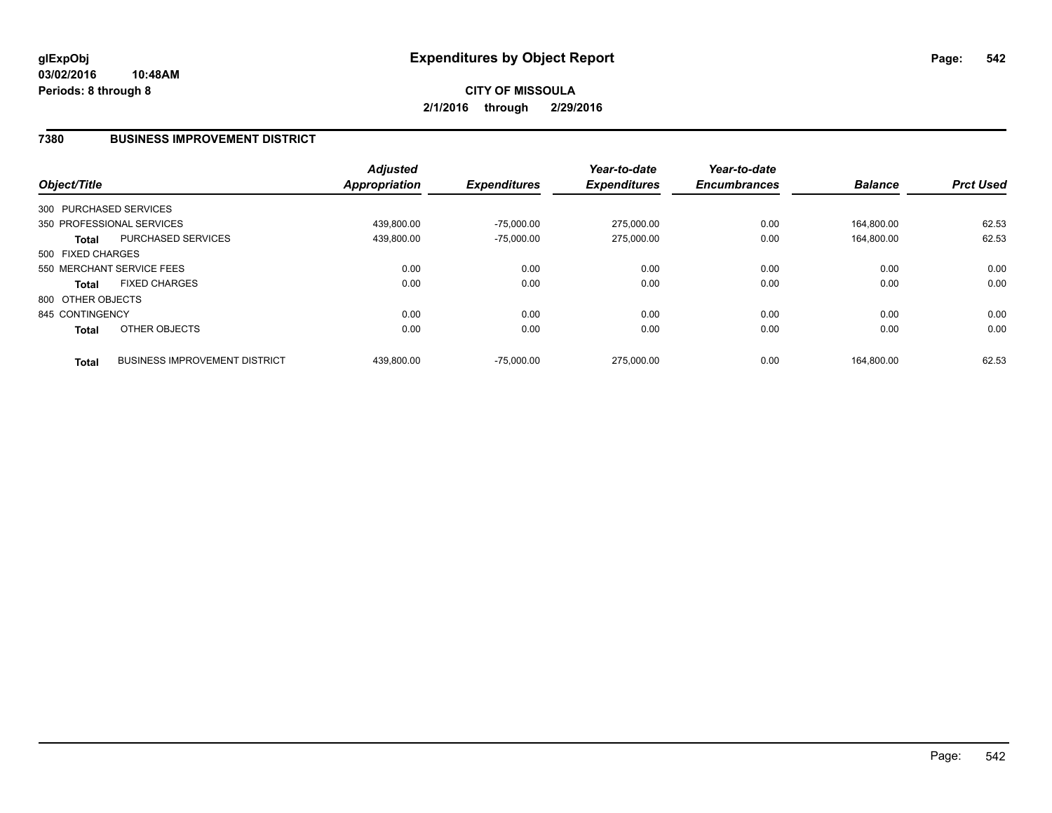# Expenditures by Object Report

glExpObj
03/02/2016 10:48AM
Periods: 8 through 8

**CITY OF MISSOULA**
**2/1/2016 through 2/29/2016**

## 7380 BUSINESS IMPROVEMENT DISTRICT

| Object/Title | | *Adjusted Appropriation* | *Expenditures* | *Year-to-date Expenditures* | *Year-to-date Encumbrances* | *Balance* | *Prct Used* |
|---|---|---|---|---|---|---|---|
| 300 PURCHASED SERVICES | | | | | | | |
| 350 PROFESSIONAL SERVICES | | 439,800.00 | -75,000.00 | 275,000.00 | 0.00 | 164,800.00 | 62.53 |
| **Total** | PURCHASED SERVICES | 439,800.00 | -75,000.00 | 275,000.00 | 0.00 | 164,800.00 | 62.53 |
| 500 FIXED CHARGES | | | | | | | |
| 550 MERCHANT SERVICE FEES | | 0.00 | 0.00 | 0.00 | 0.00 | 0.00 | 0.00 |
| **Total** | FIXED CHARGES | 0.00 | 0.00 | 0.00 | 0.00 | 0.00 | 0.00 |
| 800 OTHER OBJECTS | | | | | | | |
| 845 CONTINGENCY | | 0.00 | 0.00 | 0.00 | 0.00 | 0.00 | 0.00 |
| **Total** | OTHER OBJECTS | 0.00 | 0.00 | 0.00 | 0.00 | 0.00 | 0.00 |
| **Total** | BUSINESS IMPROVEMENT DISTRICT | 439,800.00 | -75,000.00 | 275,000.00 | 0.00 | 164,800.00 | 62.53 |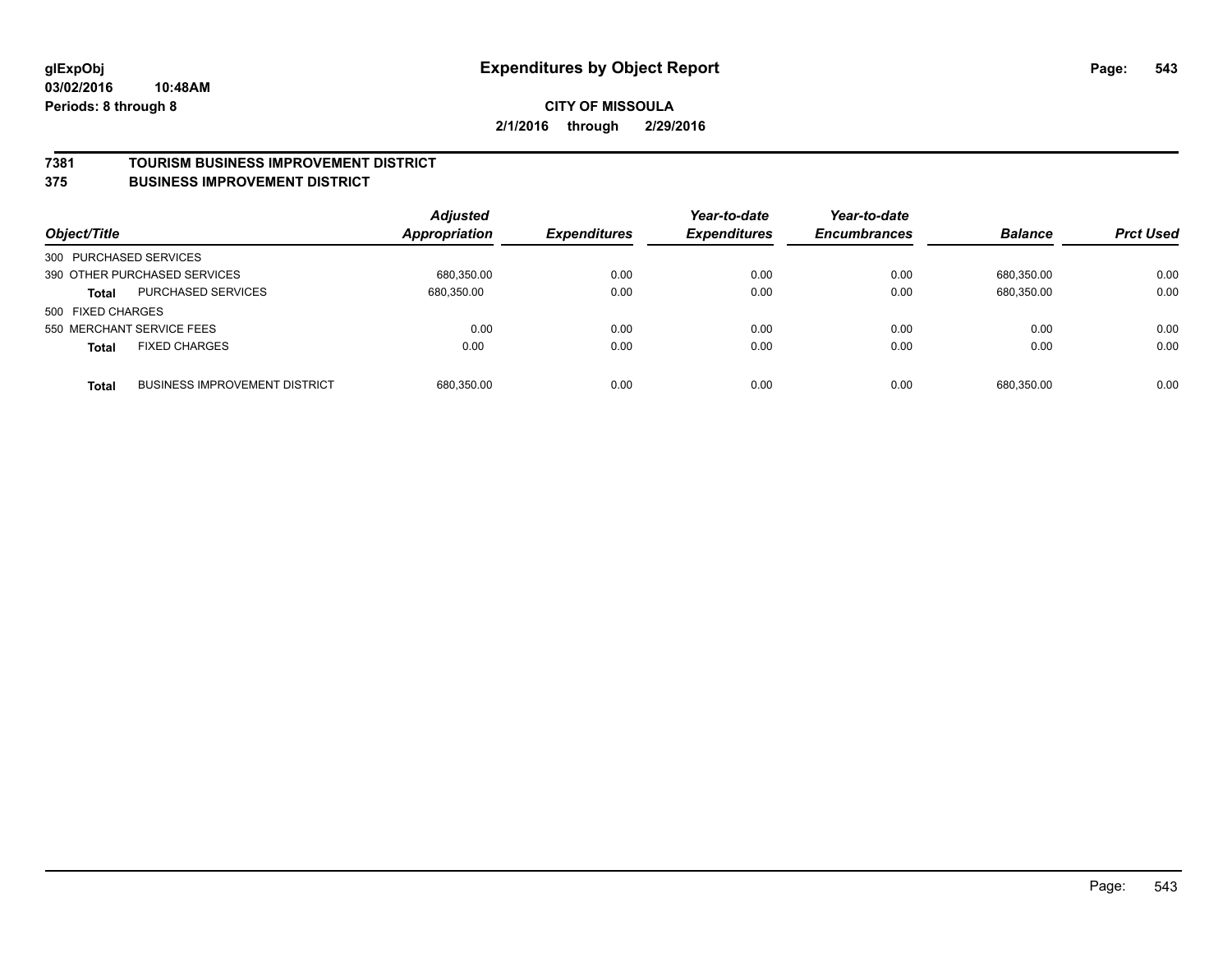**CITY OF MISSOULA**

**2/1/2016 through 2/29/2016**

## 7381 TOURISM BUSINESS IMPROVEMENT DISTRICT
## 375 BUSINESS IMPROVEMENT DISTRICT

| Object/Title | | Adjusted Appropriation | Expenditures | Year-to-date Expenditures | Year-to-date Encumbrances | Balance | Prct Used |
|---|---|---|---|---|---|---|---|
| 300 PURCHASED SERVICES | | | | | | | |
| 390 OTHER PURCHASED SERVICES | | 680,350.00 | 0.00 | 0.00 | 0.00 | 680,350.00 | 0.00 |
| **Total** | PURCHASED SERVICES | 680,350.00 | 0.00 | 0.00 | 0.00 | 680,350.00 | 0.00 |
| 500 FIXED CHARGES | | | | | | | |
| 550 MERCHANT SERVICE FEES | | 0.00 | 0.00 | 0.00 | 0.00 | 0.00 | 0.00 |
| **Total** | FIXED CHARGES | 0.00 | 0.00 | 0.00 | 0.00 | 0.00 | 0.00 |
| **Total** | BUSINESS IMPROVEMENT DISTRICT | 680,350.00 | 0.00 | 0.00 | 0.00 | 680,350.00 | 0.00 |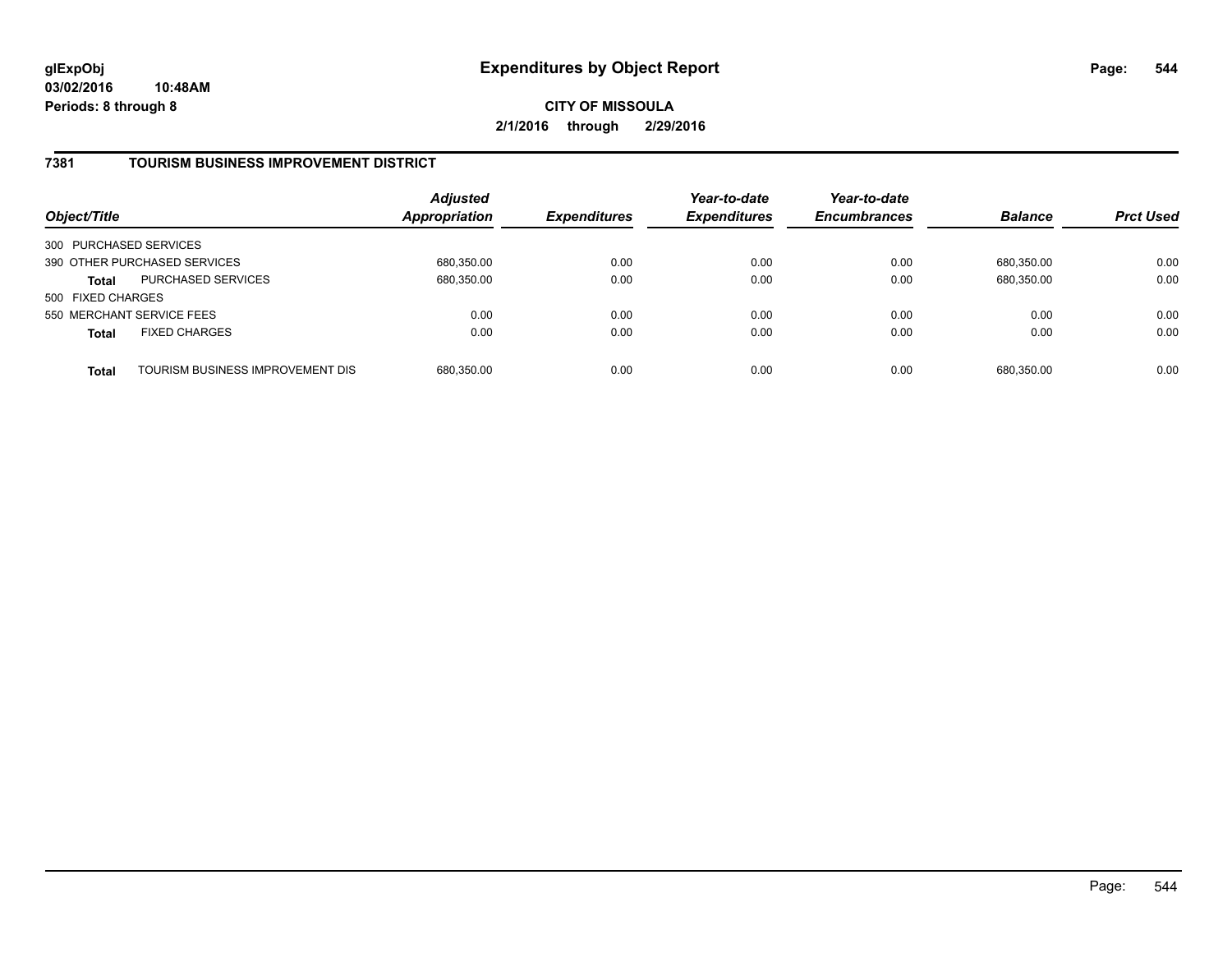# Expenditures by Object Report

glExpObj
03/02/2016 10:48AM
Periods: 8 through 8

**CITY OF MISSOULA**
**2/1/2016 through 2/29/2016**

## 7381 TOURISM BUSINESS IMPROVEMENT DISTRICT

| Object/Title | | Adjusted Appropriation | Expenditures | Year-to-date Expenditures | Year-to-date Encumbrances | Balance | Prct Used |
|---|---|---|---|---|---|---|---|
| 300 PURCHASED SERVICES | | | | | | | |
| 390 OTHER PURCHASED SERVICES | | 680,350.00 | 0.00 | 0.00 | 0.00 | 680,350.00 | 0.00 |
| **Total** | PURCHASED SERVICES | 680,350.00 | 0.00 | 0.00 | 0.00 | 680,350.00 | 0.00 |
| 500 FIXED CHARGES | | | | | | | |
| 550 MERCHANT SERVICE FEES | | 0.00 | 0.00 | 0.00 | 0.00 | 0.00 | 0.00 |
| **Total** | FIXED CHARGES | 0.00 | 0.00 | 0.00 | 0.00 | 0.00 | 0.00 |
| **Total** | TOURISM BUSINESS IMPROVEMENT DIS | 680,350.00 | 0.00 | 0.00 | 0.00 | 680,350.00 | 0.00 |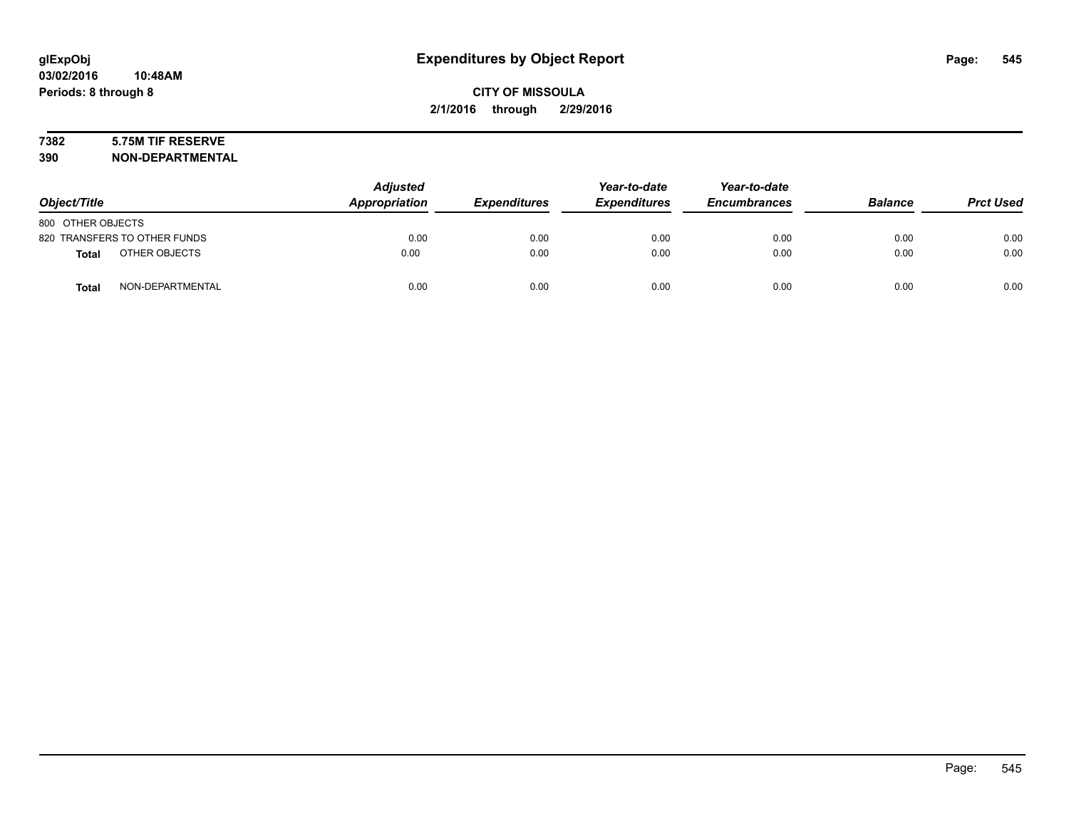**glExpObj** **Expenditures by Object Report**
**03/02/2016 10:48AM**
**Periods: 8 through 8**

**CITY OF MISSOULA**
**2/1/2016 through 2/29/2016**

**7382 5.75M TIF RESERVE**
**390 NON-DEPARTMENTAL**

| Object/Title | Adjusted Appropriation | Expenditures | Year-to-date Expenditures | Year-to-date Encumbrances | Balance | Prct Used |
|---|---|---|---|---|---|---|
| 800 OTHER OBJECTS | | | | | | |
| 820 TRANSFERS TO OTHER FUNDS | 0.00 | 0.00 | 0.00 | 0.00 | 0.00 | 0.00 |
| **Total** OTHER OBJECTS | 0.00 | 0.00 | 0.00 | 0.00 | 0.00 | 0.00 |
| **Total** NON-DEPARTMENTAL | 0.00 | 0.00 | 0.00 | 0.00 | 0.00 | 0.00 |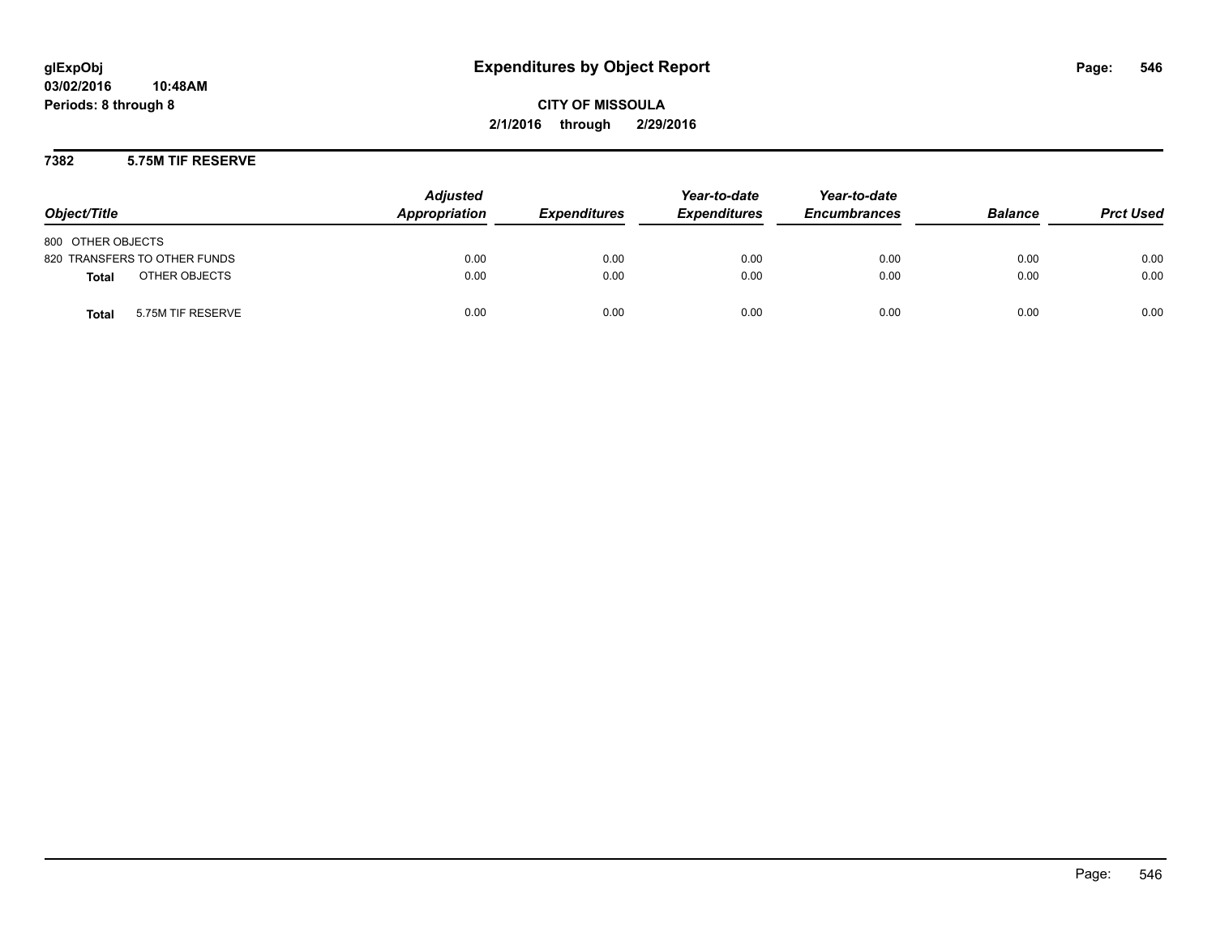**glExpObj**
**03/02/2016 10:48AM**
**Periods: 8 through 8**

# Expenditures by Object Report

**CITY OF MISSOULA**
**2/1/2016 through 2/29/2016**

## 7382 5.75M TIF RESERVE

| Object/Title | Adjusted Appropriation | Expenditures | Year-to-date Expenditures | Year-to-date Encumbrances | Balance | Prct Used |
|---|---|---|---|---|---|---|
| 800 OTHER OBJECTS | | | | | | |
| 820 TRANSFERS TO OTHER FUNDS | 0.00 | 0.00 | 0.00 | 0.00 | 0.00 | 0.00 |
| **Total** OTHER OBJECTS | 0.00 | 0.00 | 0.00 | 0.00 | 0.00 | 0.00 |
| **Total** 5.75M TIF RESERVE | 0.00 | 0.00 | 0.00 | 0.00 | 0.00 | 0.00 |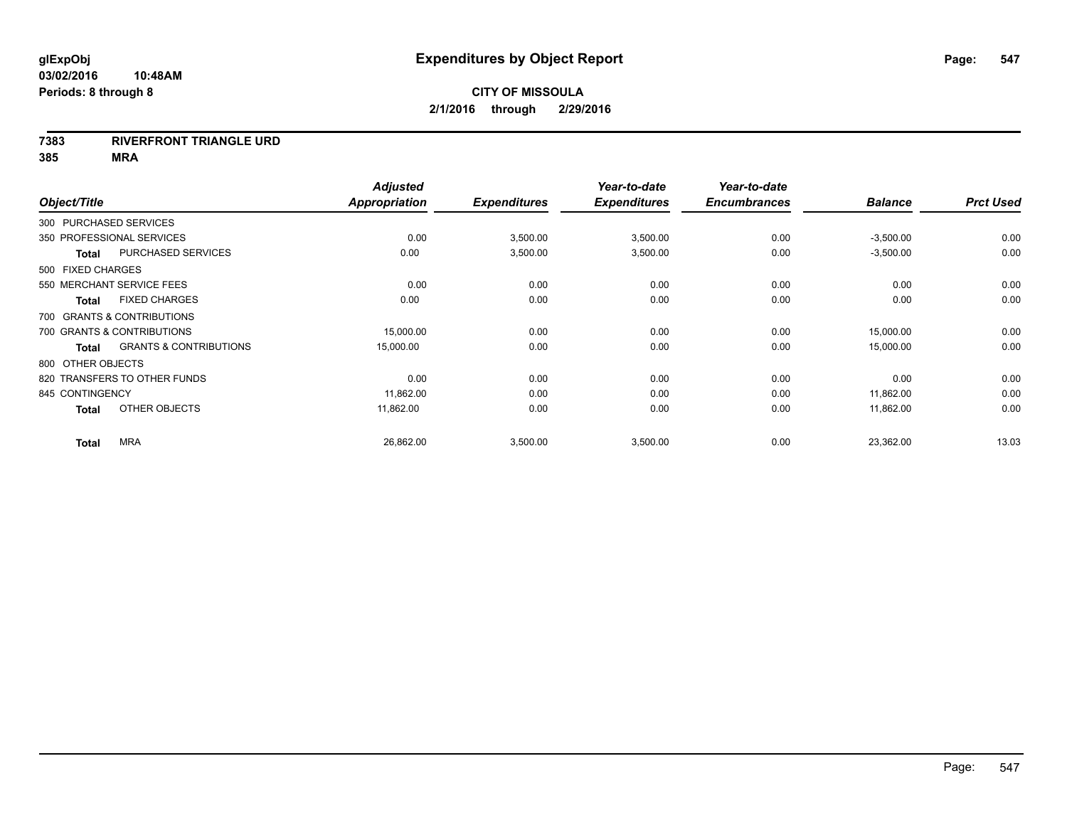**glExpObj** **Expenditures by Object Report**

**03/02/2016 10:48AM**

**Periods: 8 through 8**

**CITY OF MISSOULA**

**2/1/2016 through 2/29/2016**

**7383 RIVERFRONT TRIANGLE URD**

**385 MRA**

| Object/Title | | Adjusted Appropriation | Expenditures | Year-to-date Expenditures | Year-to-date Encumbrances | Balance | Prct Used |
|---|---|---|---|---|---|---|---|
| 300 PURCHASED SERVICES | | | | | | | |
| 350 PROFESSIONAL SERVICES | | 0.00 | 3,500.00 | 3,500.00 | 0.00 | -3,500.00 | 0.00 |
| **Total** | PURCHASED SERVICES | 0.00 | 3,500.00 | 3,500.00 | 0.00 | -3,500.00 | 0.00 |
| 500 FIXED CHARGES | | | | | | | |
| 550 MERCHANT SERVICE FEES | | 0.00 | 0.00 | 0.00 | 0.00 | 0.00 | 0.00 |
| **Total** | FIXED CHARGES | 0.00 | 0.00 | 0.00 | 0.00 | 0.00 | 0.00 |
| 700 GRANTS & CONTRIBUTIONS | | | | | | | |
| 700 GRANTS & CONTRIBUTIONS | | 15,000.00 | 0.00 | 0.00 | 0.00 | 15,000.00 | 0.00 |
| **Total** | GRANTS & CONTRIBUTIONS | 15,000.00 | 0.00 | 0.00 | 0.00 | 15,000.00 | 0.00 |
| 800 OTHER OBJECTS | | | | | | | |
| 820 TRANSFERS TO OTHER FUNDS | | 0.00 | 0.00 | 0.00 | 0.00 | 0.00 | 0.00 |
| 845 CONTINGENCY | | 11,862.00 | 0.00 | 0.00 | 0.00 | 11,862.00 | 0.00 |
| **Total** | OTHER OBJECTS | 11,862.00 | 0.00 | 0.00 | 0.00 | 11,862.00 | 0.00 |
| **Total** | MRA | 26,862.00 | 3,500.00 | 3,500.00 | 0.00 | 23,362.00 | 13.03 |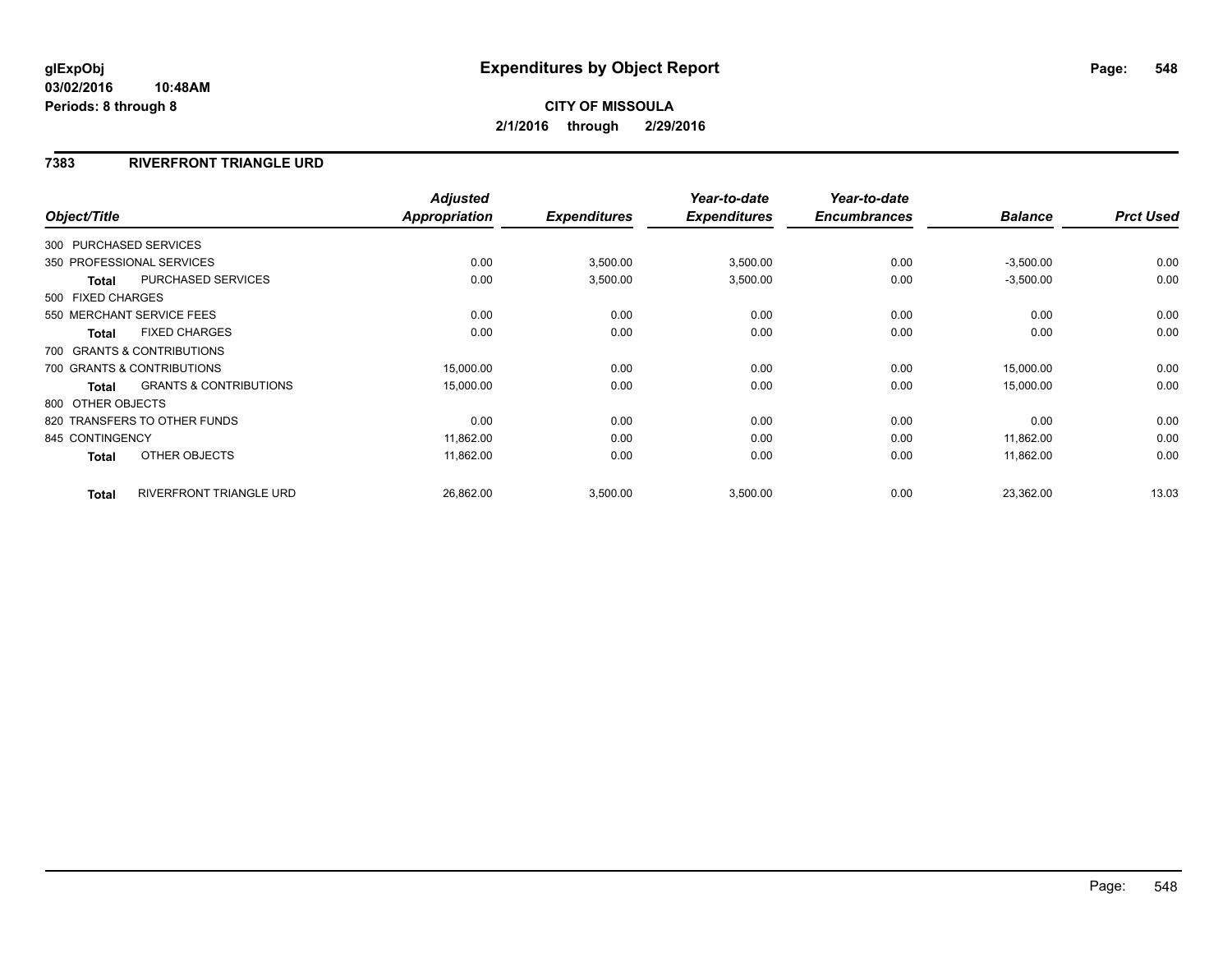**glExpObj**
**03/02/2016 10:48AM**
**Periods: 8 through 8**

# Expenditures by Object Report

**CITY OF MISSOULA**
**2/1/2016 through 2/29/2016**

## 7383 RIVERFRONT TRIANGLE URD

| Object/Title | | Adjusted Appropriation | Expenditures | Year-to-date Expenditures | Year-to-date Encumbrances | Balance | Prct Used |
|---|---|---|---|---|---|---|---|
| 300 PURCHASED SERVICES | | | | | | | |
| 350 PROFESSIONAL SERVICES | | 0.00 | 3,500.00 | 3,500.00 | 0.00 | -3,500.00 | 0.00 |
| **Total** | PURCHASED SERVICES | 0.00 | 3,500.00 | 3,500.00 | 0.00 | -3,500.00 | 0.00 |
| 500 FIXED CHARGES | | | | | | | |
| 550 MERCHANT SERVICE FEES | | 0.00 | 0.00 | 0.00 | 0.00 | 0.00 | 0.00 |
| **Total** | FIXED CHARGES | 0.00 | 0.00 | 0.00 | 0.00 | 0.00 | 0.00 |
| 700 GRANTS & CONTRIBUTIONS | | | | | | | |
| 700 GRANTS & CONTRIBUTIONS | | 15,000.00 | 0.00 | 0.00 | 0.00 | 15,000.00 | 0.00 |
| **Total** | GRANTS & CONTRIBUTIONS | 15,000.00 | 0.00 | 0.00 | 0.00 | 15,000.00 | 0.00 |
| 800 OTHER OBJECTS | | | | | | | |
| 820 TRANSFERS TO OTHER FUNDS | | 0.00 | 0.00 | 0.00 | 0.00 | 0.00 | 0.00 |
| 845 CONTINGENCY | | 11,862.00 | 0.00 | 0.00 | 0.00 | 11,862.00 | 0.00 |
| **Total** | OTHER OBJECTS | 11,862.00 | 0.00 | 0.00 | 0.00 | 11,862.00 | 0.00 |
| **Total** | RIVERFRONT TRIANGLE URD | 26,862.00 | 3,500.00 | 3,500.00 | 0.00 | 23,362.00 | 13.03 |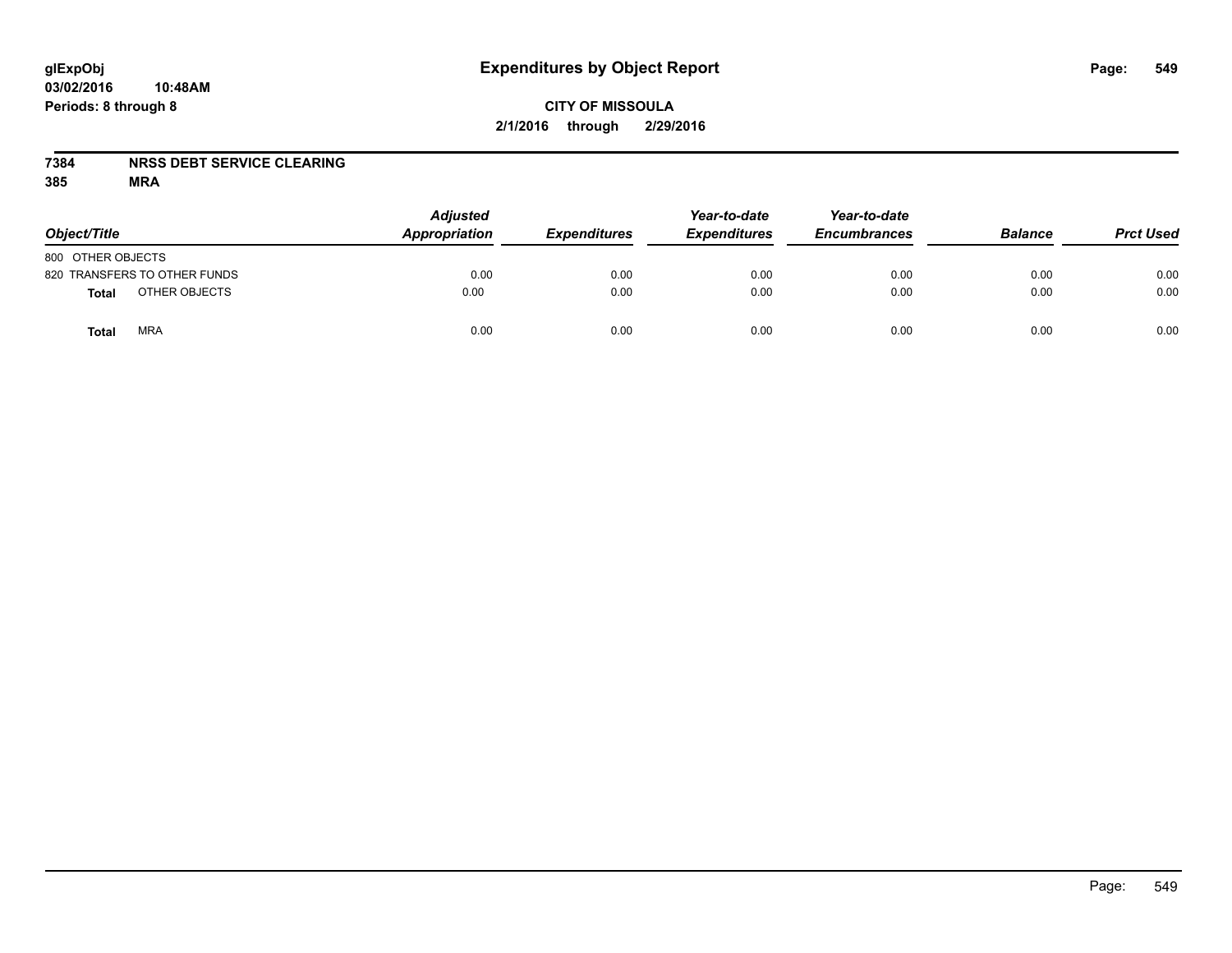**glExpObj** **Expenditures by Object Report**

**03/02/2016 10:48AM**

**Periods: 8 through 8**

**CITY OF MISSOULA**

**2/1/2016 through 2/29/2016**

**7384 NRSS DEBT SERVICE CLEARING**

**385 MRA**

| Object/Title | Adjusted Appropriation | Expenditures | Year-to-date Expenditures | Year-to-date Encumbrances | Balance | Prct Used |
|---|---|---|---|---|---|---|
| 800 OTHER OBJECTS | | | | | | |
| 820 TRANSFERS TO OTHER FUNDS | 0.00 | 0.00 | 0.00 | 0.00 | 0.00 | 0.00 |
| **Total** OTHER OBJECTS | 0.00 | 0.00 | 0.00 | 0.00 | 0.00 | 0.00 |
| **Total** MRA | 0.00 | 0.00 | 0.00 | 0.00 | 0.00 | 0.00 |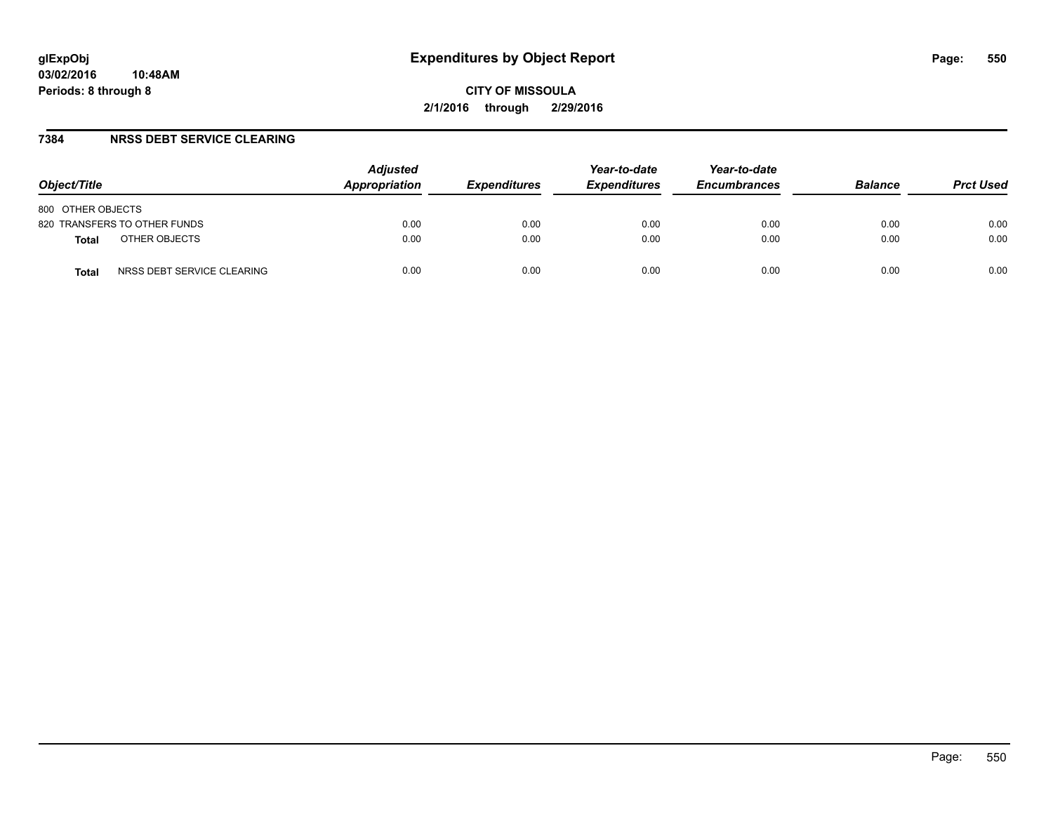# Expenditures by Object Report

glExpObj
03/02/2016 10:48AM
Periods: 8 through 8

**CITY OF MISSOULA**
**2/1/2016 through 2/29/2016**

## 7384 NRSS DEBT SERVICE CLEARING

| Object/Title | | Adjusted Appropriation | Expenditures | Year-to-date Expenditures | Year-to-date Encumbrances | Balance | Prct Used |
|---|---|---|---|---|---|---|---|
| 800 OTHER OBJECTS | | | | | | | |
| 820 TRANSFERS TO OTHER FUNDS | | 0.00 | 0.00 | 0.00 | 0.00 | 0.00 | 0.00 |
| **Total** | OTHER OBJECTS | 0.00 | 0.00 | 0.00 | 0.00 | 0.00 | 0.00 |
| **Total** | NRSS DEBT SERVICE CLEARING | 0.00 | 0.00 | 0.00 | 0.00 | 0.00 | 0.00 |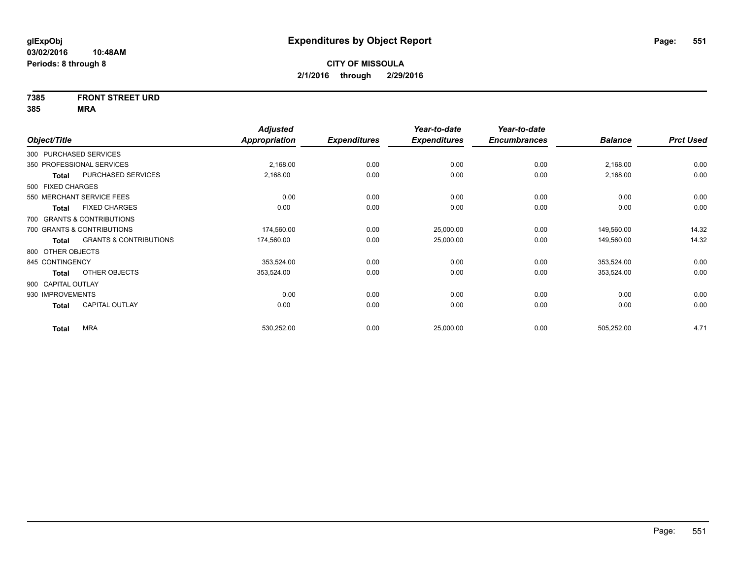**glExpObj**
**03/02/2016 10:48AM**
**Periods: 8 through 8**

# Expenditures by Object Report

**CITY OF MISSOULA**
**2/1/2016 through 2/29/2016**

**7385 FRONT STREET URD**
**385 MRA**

| Object/Title | Adjusted Appropriation | Expenditures | Year-to-date Expenditures | Year-to-date Encumbrances | Balance | Prct Used |
|---|---|---|---|---|---|---|
| 300 PURCHASED SERVICES | | | | | | |
| 350 PROFESSIONAL SERVICES | 2,168.00 | 0.00 | 0.00 | 0.00 | 2,168.00 | 0.00 |
| **Total** PURCHASED SERVICES | 2,168.00 | 0.00 | 0.00 | 0.00 | 2,168.00 | 0.00 |
| 500 FIXED CHARGES | | | | | | |
| 550 MERCHANT SERVICE FEES | 0.00 | 0.00 | 0.00 | 0.00 | 0.00 | 0.00 |
| **Total** FIXED CHARGES | 0.00 | 0.00 | 0.00 | 0.00 | 0.00 | 0.00 |
| 700 GRANTS & CONTRIBUTIONS | | | | | | |
| 700 GRANTS & CONTRIBUTIONS | 174,560.00 | 0.00 | 25,000.00 | 0.00 | 149,560.00 | 14.32 |
| **Total** GRANTS & CONTRIBUTIONS | 174,560.00 | 0.00 | 25,000.00 | 0.00 | 149,560.00 | 14.32 |
| 800 OTHER OBJECTS | | | | | | |
| 845 CONTINGENCY | 353,524.00 | 0.00 | 0.00 | 0.00 | 353,524.00 | 0.00 |
| **Total** OTHER OBJECTS | 353,524.00 | 0.00 | 0.00 | 0.00 | 353,524.00 | 0.00 |
| 900 CAPITAL OUTLAY | | | | | | |
| 930 IMPROVEMENTS | 0.00 | 0.00 | 0.00 | 0.00 | 0.00 | 0.00 |
| **Total** CAPITAL OUTLAY | 0.00 | 0.00 | 0.00 | 0.00 | 0.00 | 0.00 |
| **Total** MRA | 530,252.00 | 0.00 | 25,000.00 | 0.00 | 505,252.00 | 4.71 |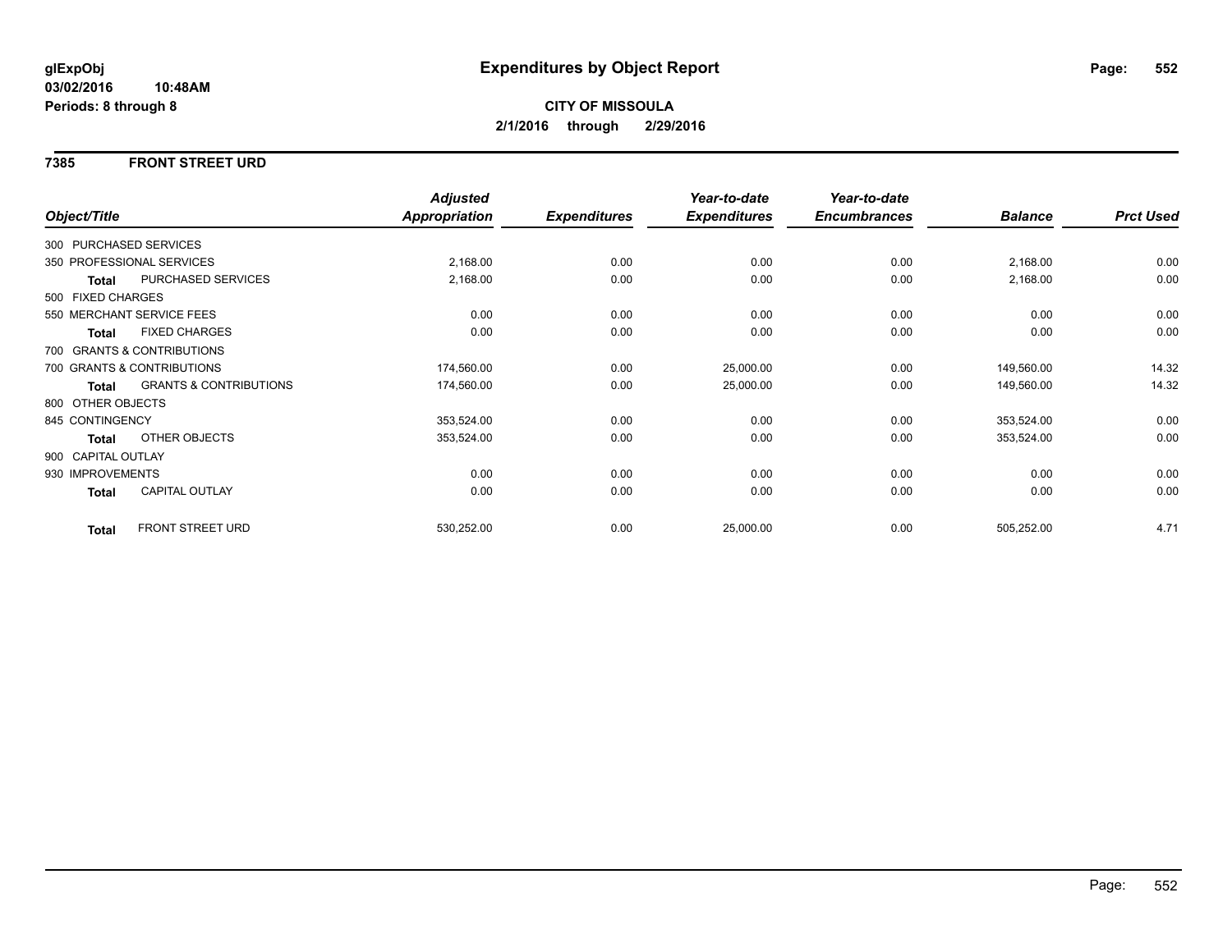**glExpObj**
**03/02/2016 10:48AM**
**Periods: 8 through 8**

# Expenditures by Object Report

**CITY OF MISSOULA**
**2/1/2016 through 2/29/2016**

## 7385 FRONT STREET URD

| Object/Title | | Adjusted Appropriation | Expenditures | Year-to-date Expenditures | Year-to-date Encumbrances | Balance | Prct Used |
|---|---|---|---|---|---|---|---|
| 300 PURCHASED SERVICES | | | | | | | |
| 350 PROFESSIONAL SERVICES | | 2,168.00 | 0.00 | 0.00 | 0.00 | 2,168.00 | 0.00 |
| **Total** | PURCHASED SERVICES | 2,168.00 | 0.00 | 0.00 | 0.00 | 2,168.00 | 0.00 |
| 500 FIXED CHARGES | | | | | | | |
| 550 MERCHANT SERVICE FEES | | 0.00 | 0.00 | 0.00 | 0.00 | 0.00 | 0.00 |
| **Total** | FIXED CHARGES | 0.00 | 0.00 | 0.00 | 0.00 | 0.00 | 0.00 |
| 700 GRANTS & CONTRIBUTIONS | | | | | | | |
| 700 GRANTS & CONTRIBUTIONS | | 174,560.00 | 0.00 | 25,000.00 | 0.00 | 149,560.00 | 14.32 |
| **Total** | GRANTS & CONTRIBUTIONS | 174,560.00 | 0.00 | 25,000.00 | 0.00 | 149,560.00 | 14.32 |
| 800 OTHER OBJECTS | | | | | | | |
| 845 CONTINGENCY | | 353,524.00 | 0.00 | 0.00 | 0.00 | 353,524.00 | 0.00 |
| **Total** | OTHER OBJECTS | 353,524.00 | 0.00 | 0.00 | 0.00 | 353,524.00 | 0.00 |
| 900 CAPITAL OUTLAY | | | | | | | |
| 930 IMPROVEMENTS | | 0.00 | 0.00 | 0.00 | 0.00 | 0.00 | 0.00 |
| **Total** | CAPITAL OUTLAY | 0.00 | 0.00 | 0.00 | 0.00 | 0.00 | 0.00 |
| **Total** | FRONT STREET URD | 530,252.00 | 0.00 | 25,000.00 | 0.00 | 505,252.00 | 4.71 |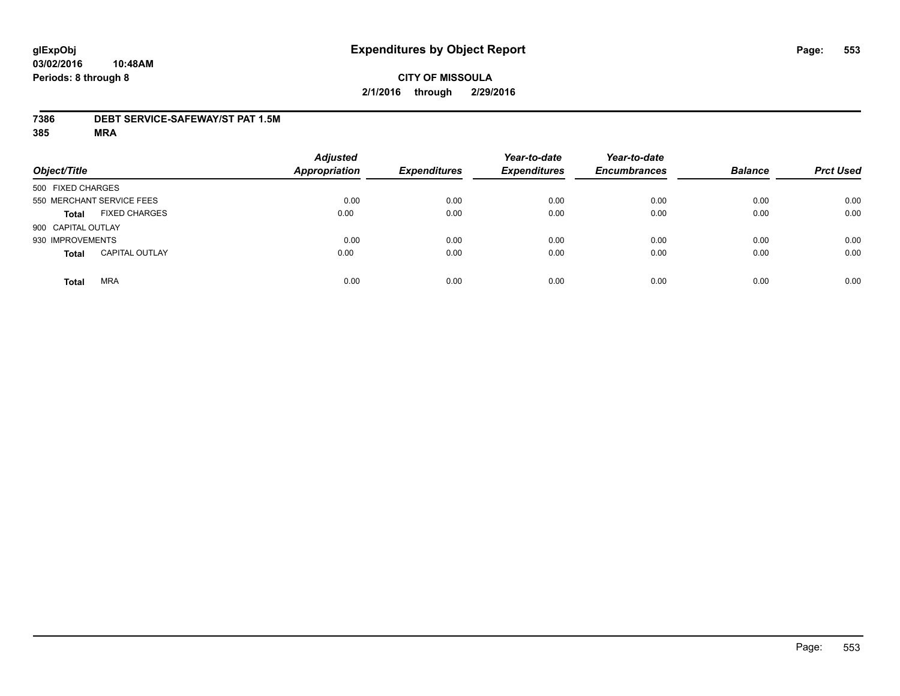**glExpObj** **Expenditures by Object Report**

**03/02/2016 10:48AM**

**Periods: 8 through 8**

**CITY OF MISSOULA**

**2/1/2016 through 2/29/2016**

**7386 DEBT SERVICE-SAFEWAY/ST PAT 1.5M**

**385 MRA**

| Object/Title | | Adjusted Appropriation | Expenditures | Year-to-date Expenditures | Year-to-date Encumbrances | Balance | Prct Used |
|---|---|---|---|---|---|---|---|
| 500 FIXED CHARGES | | | | | | | |
| 550 MERCHANT SERVICE FEES | | 0.00 | 0.00 | 0.00 | 0.00 | 0.00 | 0.00 |
| **Total** | FIXED CHARGES | 0.00 | 0.00 | 0.00 | 0.00 | 0.00 | 0.00 |
| 900 CAPITAL OUTLAY | | | | | | | |
| 930 IMPROVEMENTS | | 0.00 | 0.00 | 0.00 | 0.00 | 0.00 | 0.00 |
| **Total** | CAPITAL OUTLAY | 0.00 | 0.00 | 0.00 | 0.00 | 0.00 | 0.00 |
| **Total** | MRA | 0.00 | 0.00 | 0.00 | 0.00 | 0.00 | 0.00 |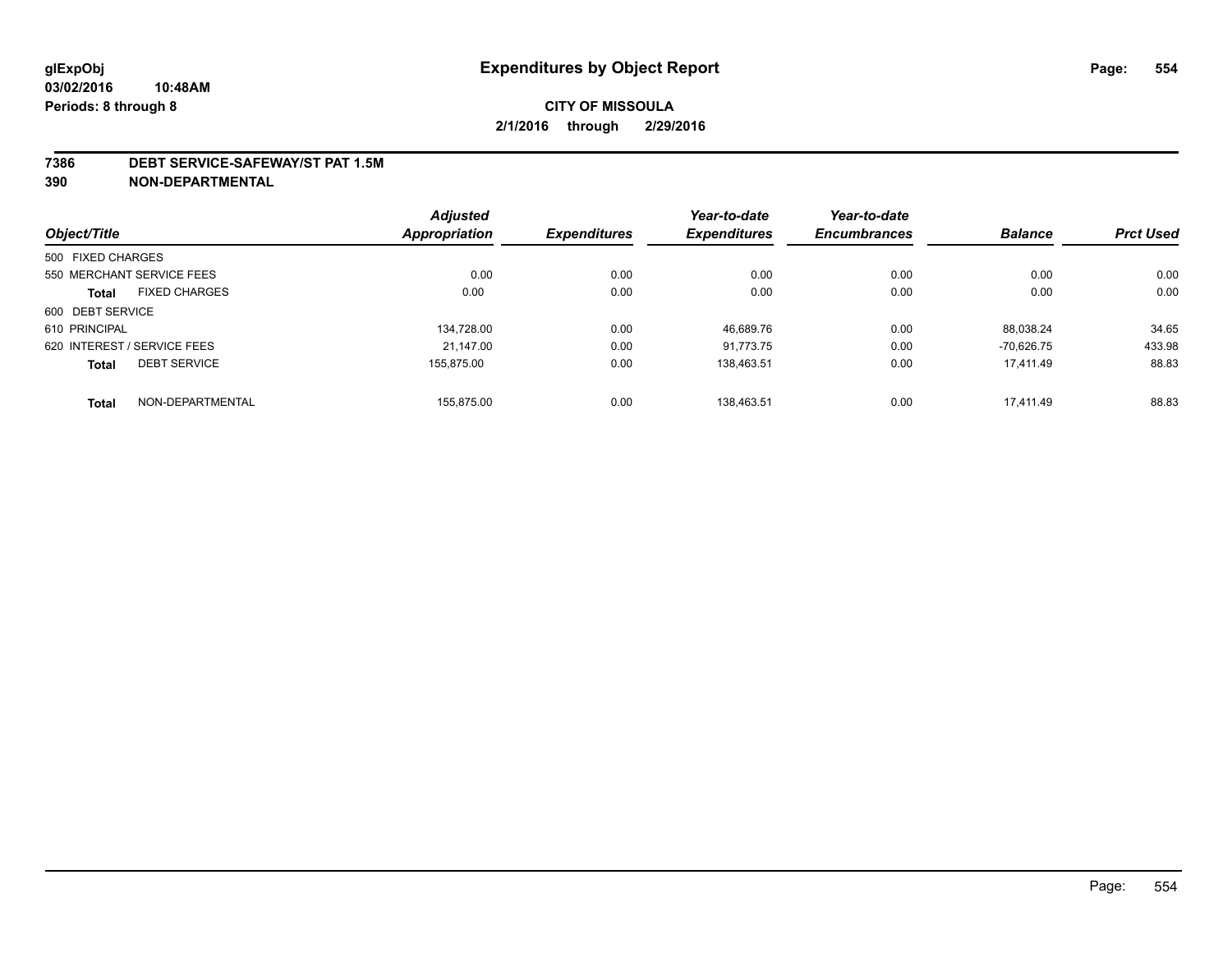**glExpObj**
**03/02/2016 10:48AM**
**Periods: 8 through 8**

# Expenditures by Object Report

**CITY OF MISSOULA**
**2/1/2016 through 2/29/2016**

**7386 DEBT SERVICE-SAFEWAY/ST PAT 1.5M**
**390 NON-DEPARTMENTAL**

| Object/Title | Adjusted Appropriation | Expenditures | Year-to-date Expenditures | Year-to-date Encumbrances | Balance | Prct Used |
|---|---|---|---|---|---|---|
| 500 FIXED CHARGES | | | | | | |
| 550 MERCHANT SERVICE FEES | 0.00 | 0.00 | 0.00 | 0.00 | 0.00 | 0.00 |
| **Total** FIXED CHARGES | 0.00 | 0.00 | 0.00 | 0.00 | 0.00 | 0.00 |
| 600 DEBT SERVICE | | | | | | |
| 610 PRINCIPAL | 134,728.00 | 0.00 | 46,689.76 | 0.00 | 88,038.24 | 34.65 |
| 620 INTEREST / SERVICE FEES | 21,147.00 | 0.00 | 91,773.75 | 0.00 | -70,626.75 | 433.98 |
| **Total** DEBT SERVICE | 155,875.00 | 0.00 | 138,463.51 | 0.00 | 17,411.49 | 88.83 |
| **Total** NON-DEPARTMENTAL | 155,875.00 | 0.00 | 138,463.51 | 0.00 | 17,411.49 | 88.83 |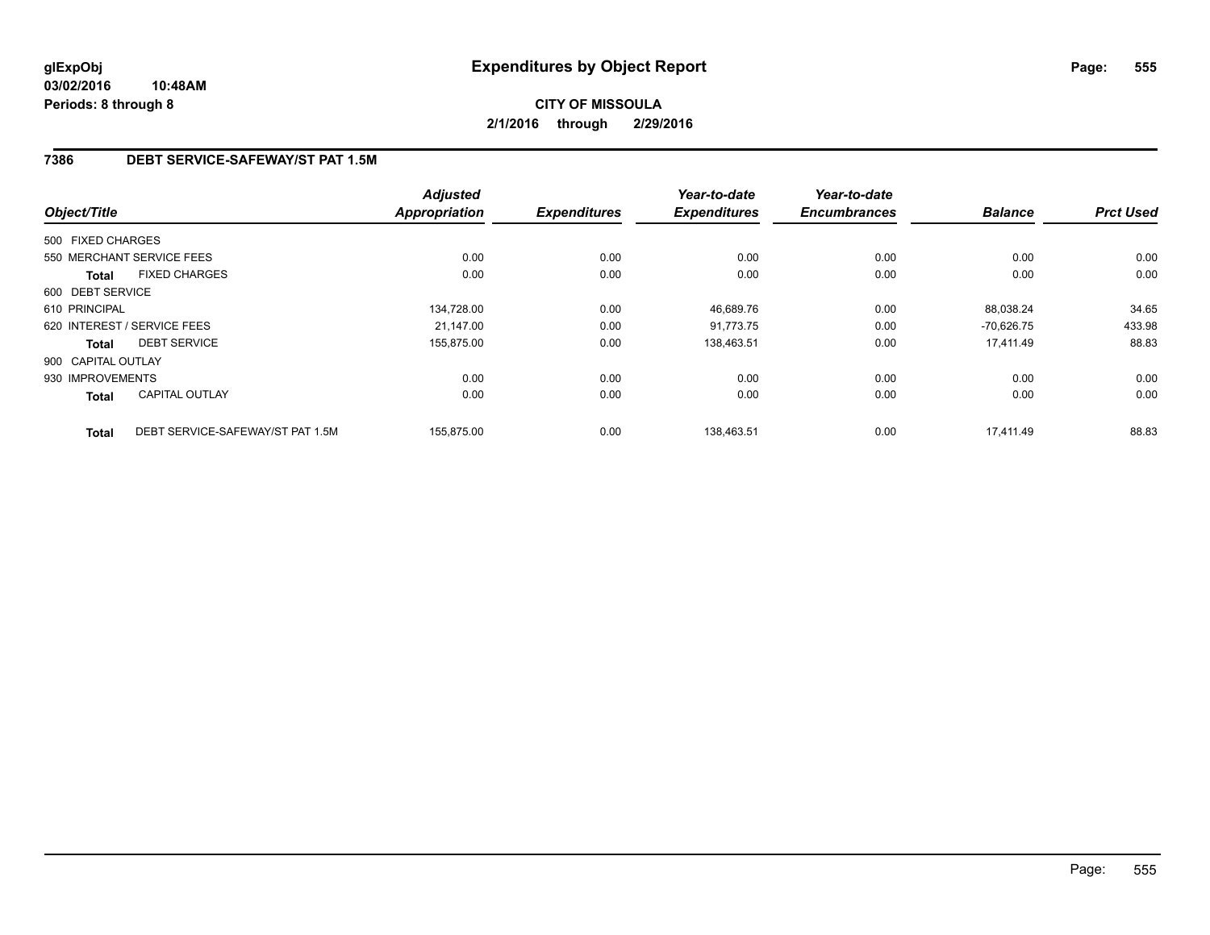**glExpObj**
**03/02/2016 10:48AM**
**Periods: 8 through 8**

# Expenditures by Object Report

**CITY OF MISSOULA**
**2/1/2016 through 2/29/2016**

## 7386 DEBT SERVICE-SAFEWAY/ST PAT 1.5M

| Object/Title | | Adjusted Appropriation | Expenditures | Year-to-date Expenditures | Year-to-date Encumbrances | Balance | Prct Used |
|---|---|---|---|---|---|---|---|
| 500 FIXED CHARGES | | | | | | | |
| 550 MERCHANT SERVICE FEES | | 0.00 | 0.00 | 0.00 | 0.00 | 0.00 | 0.00 |
| **Total** | FIXED CHARGES | 0.00 | 0.00 | 0.00 | 0.00 | 0.00 | 0.00 |
| 600 DEBT SERVICE | | | | | | | |
| 610 PRINCIPAL | | 134,728.00 | 0.00 | 46,689.76 | 0.00 | 88,038.24 | 34.65 |
| 620 INTEREST / SERVICE FEES | | 21,147.00 | 0.00 | 91,773.75 | 0.00 | -70,626.75 | 433.98 |
| **Total** | DEBT SERVICE | 155,875.00 | 0.00 | 138,463.51 | 0.00 | 17,411.49 | 88.83 |
| 900 CAPITAL OUTLAY | | | | | | | |
| 930 IMPROVEMENTS | | 0.00 | 0.00 | 0.00 | 0.00 | 0.00 | 0.00 |
| **Total** | CAPITAL OUTLAY | 0.00 | 0.00 | 0.00 | 0.00 | 0.00 | 0.00 |
| **Total** | DEBT SERVICE-SAFEWAY/ST PAT 1.5M | 155,875.00 | 0.00 | 138,463.51 | 0.00 | 17,411.49 | 88.83 |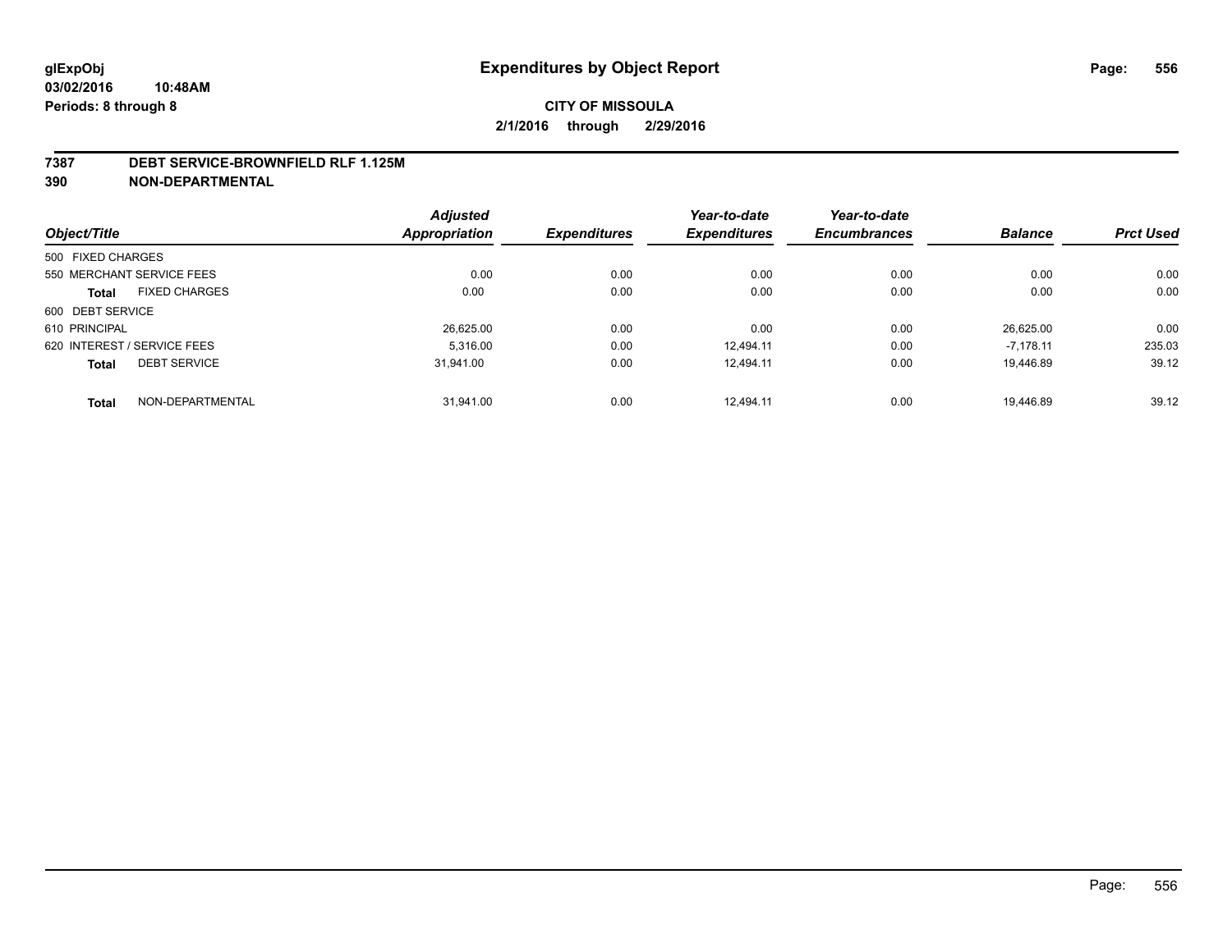# Expenditures by Object Report

glExpObj
03/02/2016 10:48AM
Periods: 8 through 8

**CITY OF MISSOULA**
**2/1/2016 through 2/29/2016**

## 7387 DEBT SERVICE-BROWNFIELD RLF 1.125M
## 390 NON-DEPARTMENTAL

| Object/Title | | Adjusted Appropriation | Expenditures | Year-to-date Expenditures | Year-to-date Encumbrances | Balance | Prct Used |
|---|---|---|---|---|---|---|---|
| 500 FIXED CHARGES | | | | | | | |
| 550 MERCHANT SERVICE FEES | | 0.00 | 0.00 | 0.00 | 0.00 | 0.00 | 0.00 |
| **Total** | FIXED CHARGES | 0.00 | 0.00 | 0.00 | 0.00 | 0.00 | 0.00 |
| 600 DEBT SERVICE | | | | | | | |
| 610 PRINCIPAL | | 26,625.00 | 0.00 | 0.00 | 0.00 | 26,625.00 | 0.00 |
| 620 INTEREST / SERVICE FEES | | 5,316.00 | 0.00 | 12,494.11 | 0.00 | -7,178.11 | 235.03 |
| **Total** | DEBT SERVICE | 31,941.00 | 0.00 | 12,494.11 | 0.00 | 19,446.89 | 39.12 |
| **Total** | NON-DEPARTMENTAL | 31,941.00 | 0.00 | 12,494.11 | 0.00 | 19,446.89 | 39.12 |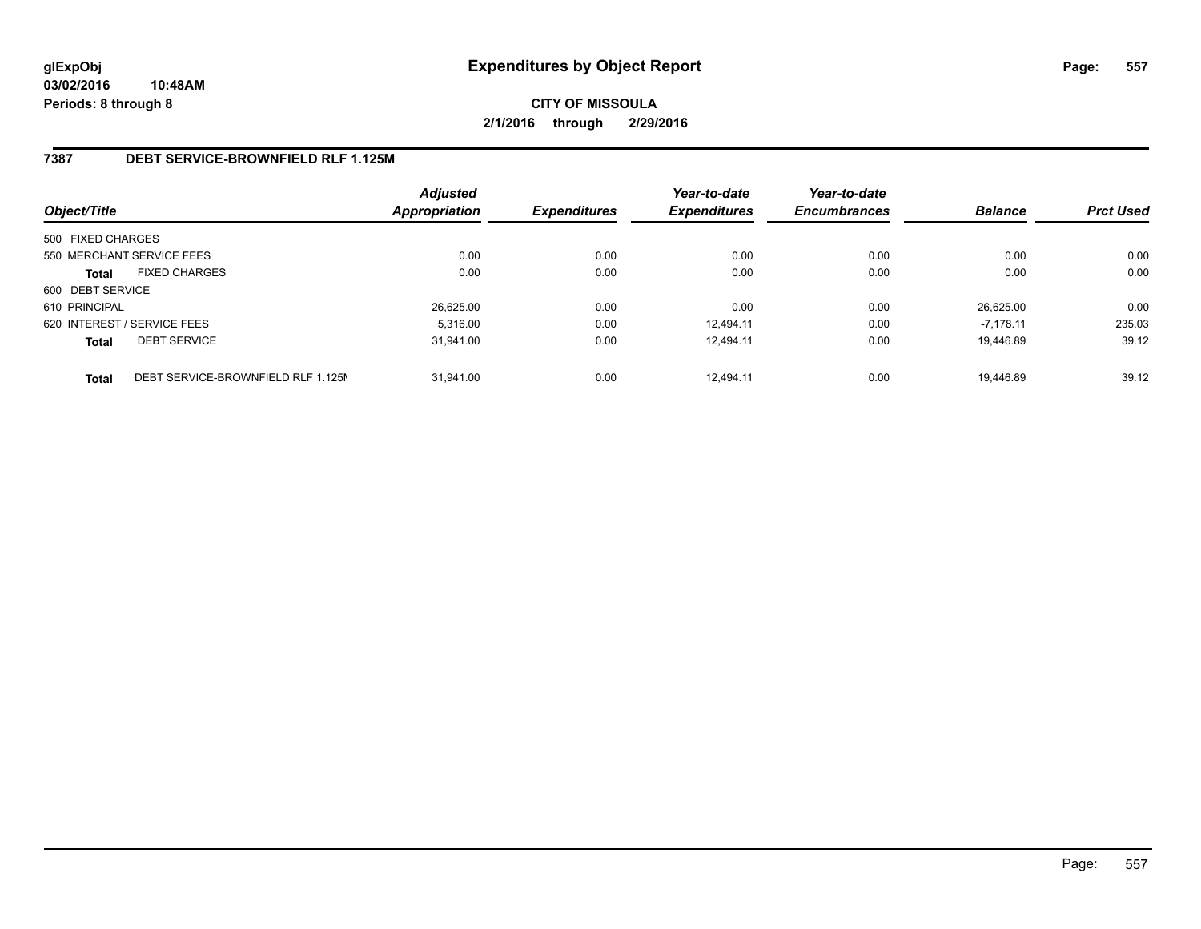# Expenditures by Object Report

glExpObj
03/02/2016 10:48AM
Periods: 8 through 8

**CITY OF MISSOULA**
**2/1/2016 through 2/29/2016**

## 7387 DEBT SERVICE-BROWNFIELD RLF 1.125M

| Object/Title | | Adjusted Appropriation | Expenditures | Year-to-date Expenditures | Year-to-date Encumbrances | Balance | Prct Used |
|---|---|---|---|---|---|---|---|
| 500 FIXED CHARGES | | | | | | | |
| 550 MERCHANT SERVICE FEES | | 0.00 | 0.00 | 0.00 | 0.00 | 0.00 | 0.00 |
| **Total** | FIXED CHARGES | 0.00 | 0.00 | 0.00 | 0.00 | 0.00 | 0.00 |
| 600 DEBT SERVICE | | | | | | | |
| 610 PRINCIPAL | | 26,625.00 | 0.00 | 0.00 | 0.00 | 26,625.00 | 0.00 |
| 620 INTEREST / SERVICE FEES | | 5,316.00 | 0.00 | 12,494.11 | 0.00 | -7,178.11 | 235.03 |
| **Total** | DEBT SERVICE | 31,941.00 | 0.00 | 12,494.11 | 0.00 | 19,446.89 | 39.12 |
| **Total** | DEBT SERVICE-BROWNFIELD RLF 1.125M | 31,941.00 | 0.00 | 12,494.11 | 0.00 | 19,446.89 | 39.12 |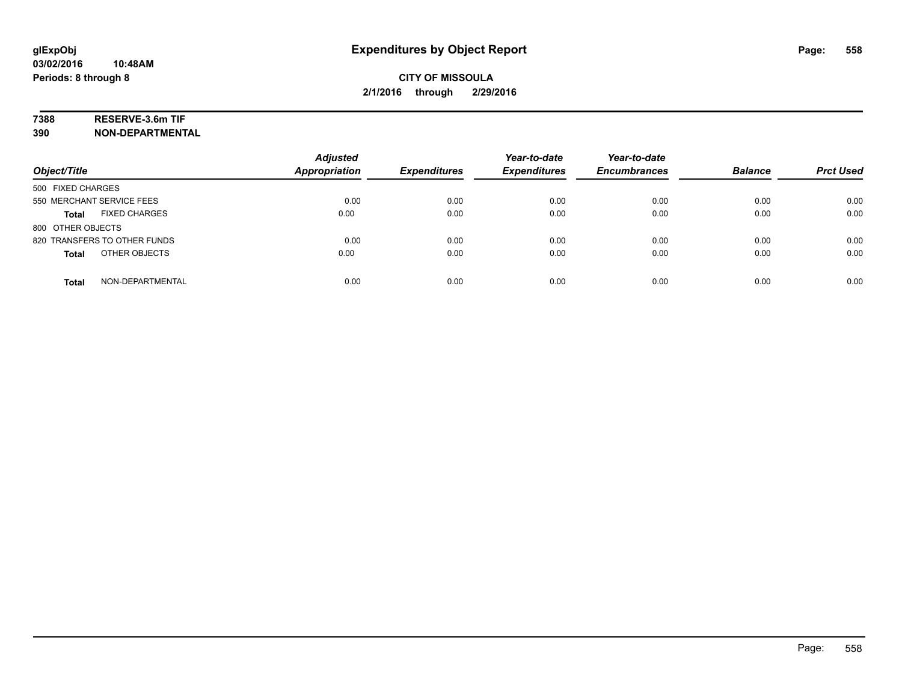**glExpObj**
**03/02/2016 10:48AM**
**Periods: 8 through 8**

# Expenditures by Object Report

**CITY OF MISSOULA**
**2/1/2016 through 2/29/2016**

**7388 RESERVE-3.6m TIF**
**390 NON-DEPARTMENTAL**

| Object/Title | Adjusted Appropriation | Expenditures | Year-to-date Expenditures | Year-to-date Encumbrances | Balance | Prct Used |
|---|---|---|---|---|---|---|
| 500 FIXED CHARGES | | | | | | |
| 550 MERCHANT SERVICE FEES | 0.00 | 0.00 | 0.00 | 0.00 | 0.00 | 0.00 |
| **Total** FIXED CHARGES | 0.00 | 0.00 | 0.00 | 0.00 | 0.00 | 0.00 |
| 800 OTHER OBJECTS | | | | | | |
| 820 TRANSFERS TO OTHER FUNDS | 0.00 | 0.00 | 0.00 | 0.00 | 0.00 | 0.00 |
| **Total** OTHER OBJECTS | 0.00 | 0.00 | 0.00 | 0.00 | 0.00 | 0.00 |
| **Total** NON-DEPARTMENTAL | 0.00 | 0.00 | 0.00 | 0.00 | 0.00 | 0.00 |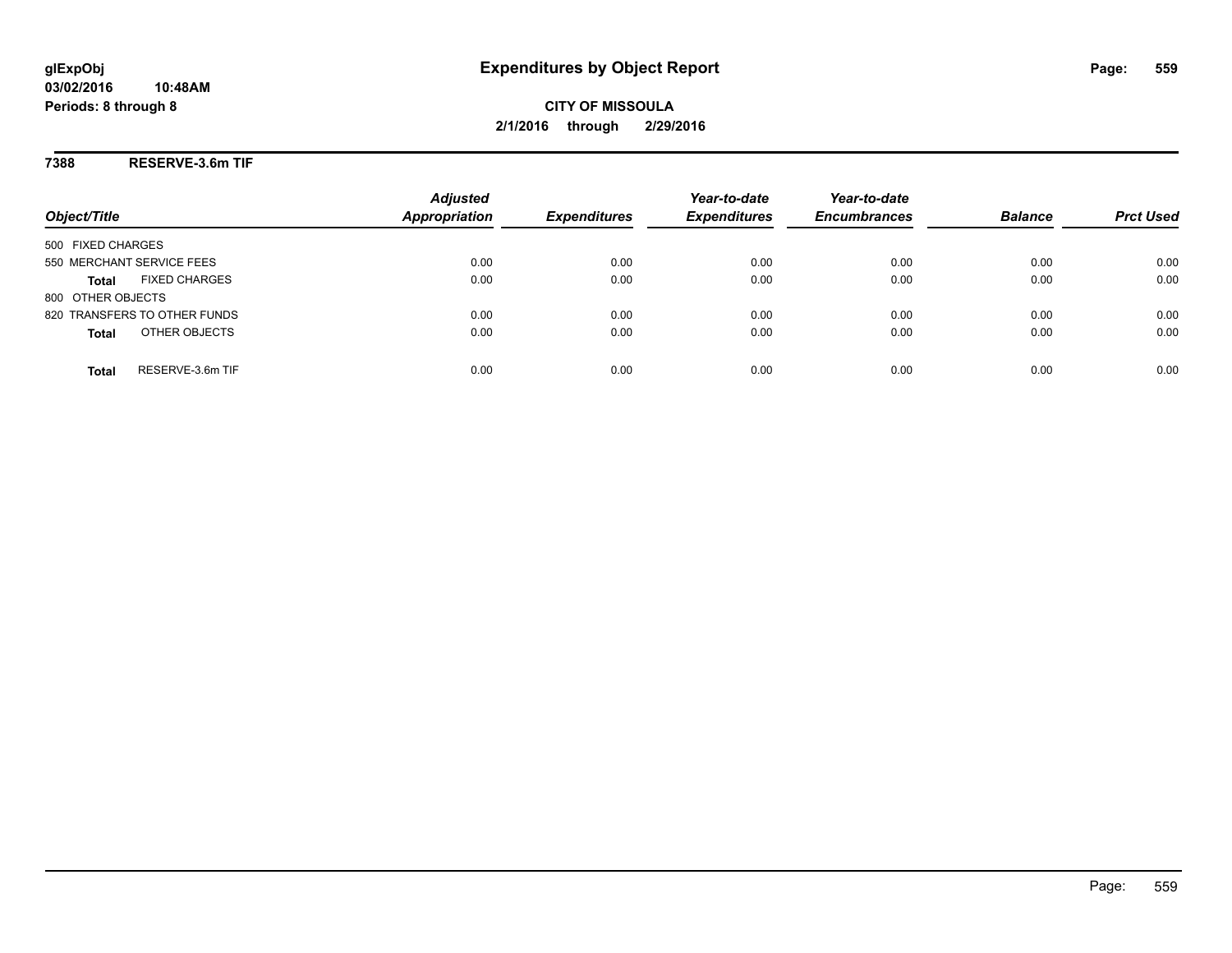**glExpObj**
**03/02/2016 10:48AM**
**Periods: 8 through 8**

# Expenditures by Object Report

**CITY OF MISSOULA**
**2/1/2016 through 2/29/2016**

## 7388 RESERVE-3.6m TIF

| Object/Title | Adjusted Appropriation | Expenditures | Year-to-date Expenditures | Year-to-date Encumbrances | Balance | Prct Used |
|---|---|---|---|---|---|---|
| 500 FIXED CHARGES | | | | | | |
| 550 MERCHANT SERVICE FEES | 0.00 | 0.00 | 0.00 | 0.00 | 0.00 | 0.00 |
| **Total** FIXED CHARGES | 0.00 | 0.00 | 0.00 | 0.00 | 0.00 | 0.00 |
| 800 OTHER OBJECTS | | | | | | |
| 820 TRANSFERS TO OTHER FUNDS | 0.00 | 0.00 | 0.00 | 0.00 | 0.00 | 0.00 |
| **Total** OTHER OBJECTS | 0.00 | 0.00 | 0.00 | 0.00 | 0.00 | 0.00 |
| **Total** RESERVE-3.6m TIF | 0.00 | 0.00 | 0.00 | 0.00 | 0.00 | 0.00 |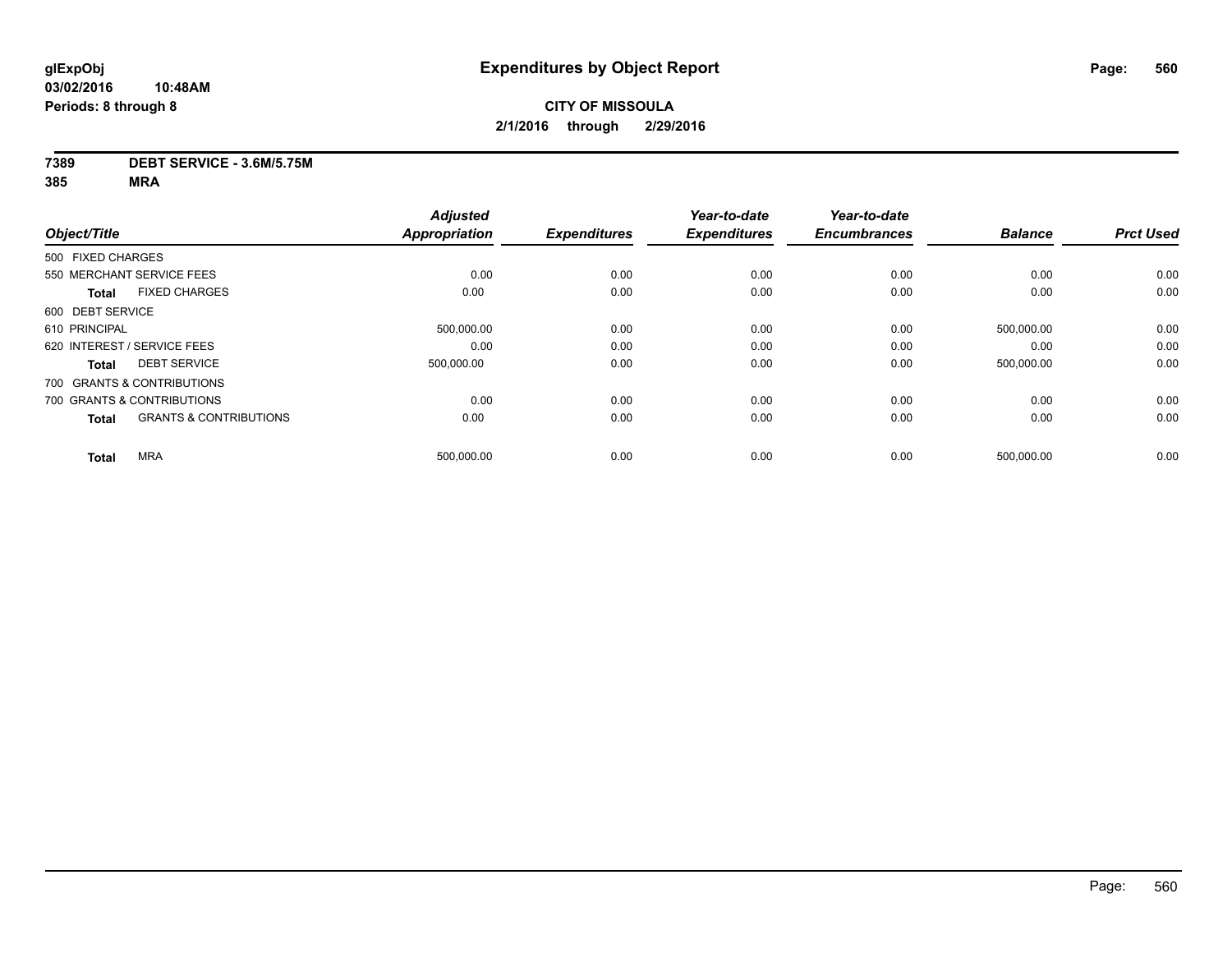**glExpObj**
**03/02/2016 10:48AM**
**Periods: 8 through 8**

# Expenditures by Object Report

**CITY OF MISSOULA**
**2/1/2016 through 2/29/2016**

**7389 DEBT SERVICE - 3.6M/5.75M**
**385 MRA**

| Object/Title | Adjusted Appropriation | Expenditures | Year-to-date Expenditures | Year-to-date Encumbrances | Balance | Prct Used |
|---|---|---|---|---|---|---|
| 500 FIXED CHARGES | | | | | | |
| 550 MERCHANT SERVICE FEES | 0.00 | 0.00 | 0.00 | 0.00 | 0.00 | 0.00 |
| **Total** FIXED CHARGES | 0.00 | 0.00 | 0.00 | 0.00 | 0.00 | 0.00 |
| 600 DEBT SERVICE | | | | | | |
| 610 PRINCIPAL | 500,000.00 | 0.00 | 0.00 | 0.00 | 500,000.00 | 0.00 |
| 620 INTEREST / SERVICE FEES | 0.00 | 0.00 | 0.00 | 0.00 | 0.00 | 0.00 |
| **Total** DEBT SERVICE | 500,000.00 | 0.00 | 0.00 | 0.00 | 500,000.00 | 0.00 |
| 700 GRANTS & CONTRIBUTIONS | | | | | | |
| 700 GRANTS & CONTRIBUTIONS | 0.00 | 0.00 | 0.00 | 0.00 | 0.00 | 0.00 |
| **Total** GRANTS & CONTRIBUTIONS | 0.00 | 0.00 | 0.00 | 0.00 | 0.00 | 0.00 |
| **Total** MRA | 500,000.00 | 0.00 | 0.00 | 0.00 | 500,000.00 | 0.00 |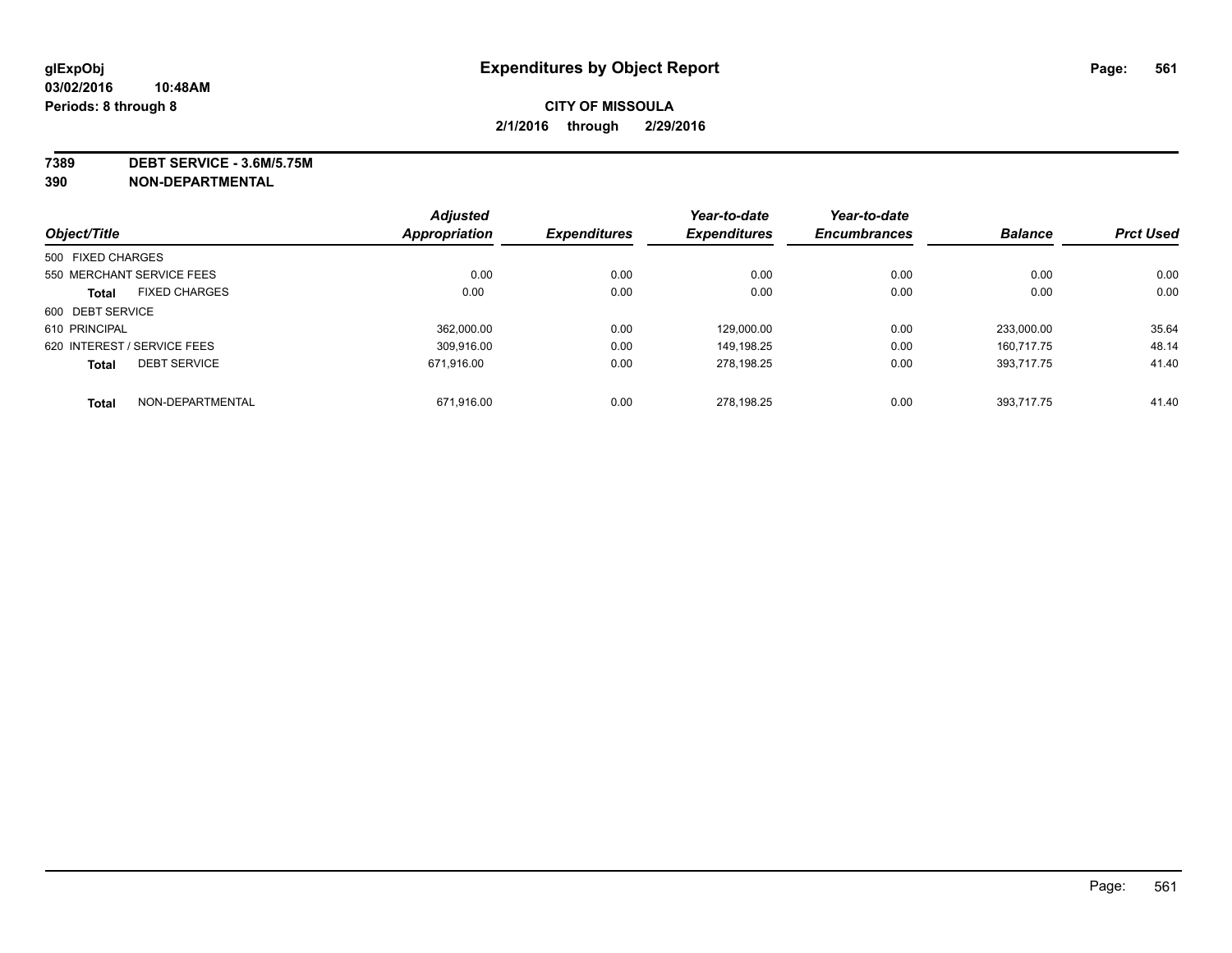**glExpObj** **Expenditures by Object Report**

**03/02/2016 10:48AM**

**Periods: 8 through 8**

**CITY OF MISSOULA**

**2/1/2016 through 2/29/2016**

**7389 DEBT SERVICE - 3.6M/5.75M**

**390 NON-DEPARTMENTAL**

| Object/Title | Adjusted Appropriation | Expenditures | Year-to-date Expenditures | Year-to-date Encumbrances | Balance | Prct Used |
|---|---|---|---|---|---|---|
| 500 FIXED CHARGES | | | | | | |
| 550 MERCHANT SERVICE FEES | 0.00 | 0.00 | 0.00 | 0.00 | 0.00 | 0.00 |
| **Total** FIXED CHARGES | 0.00 | 0.00 | 0.00 | 0.00 | 0.00 | 0.00 |
| 600 DEBT SERVICE | | | | | | |
| 610 PRINCIPAL | 362,000.00 | 0.00 | 129,000.00 | 0.00 | 233,000.00 | 35.64 |
| 620 INTEREST / SERVICE FEES | 309,916.00 | 0.00 | 149,198.25 | 0.00 | 160,717.75 | 48.14 |
| **Total** DEBT SERVICE | 671,916.00 | 0.00 | 278,198.25 | 0.00 | 393,717.75 | 41.40 |
| **Total** NON-DEPARTMENTAL | 671,916.00 | 0.00 | 278,198.25 | 0.00 | 393,717.75 | 41.40 |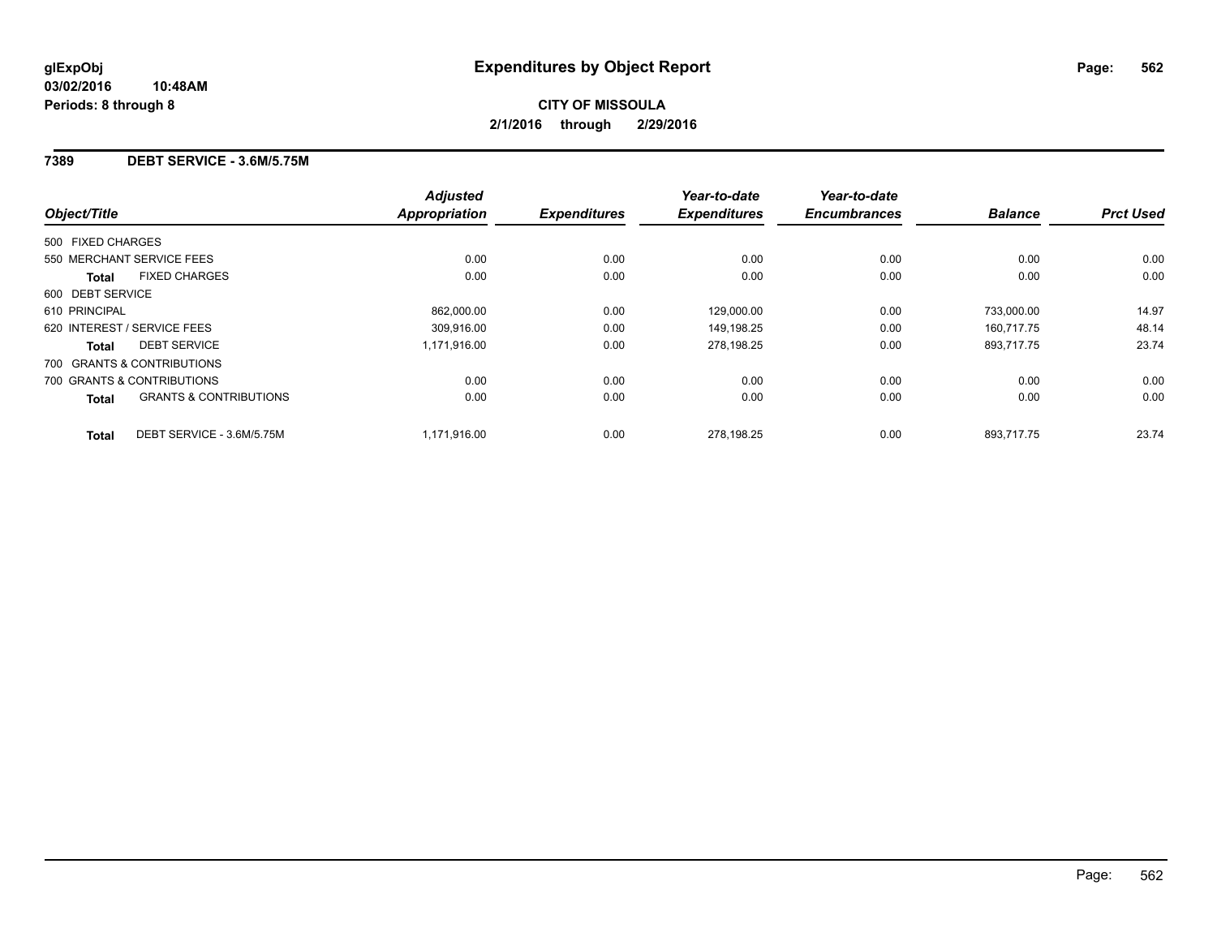# Expenditures by Object Report

glExpObj
03/02/2016 10:48AM
Periods: 8 through 8

**CITY OF MISSOULA**
**2/1/2016 through 2/29/2016**

## 7389 DEBT SERVICE - 3.6M/5.75M

| Object/Title | | Adjusted Appropriation | Expenditures | Year-to-date Expenditures | Year-to-date Encumbrances | Balance | Prct Used |
|---|---|---|---|---|---|---|---|
| 500 FIXED CHARGES | | | | | | | |
| 550 MERCHANT SERVICE FEES | | 0.00 | 0.00 | 0.00 | 0.00 | 0.00 | 0.00 |
| **Total** | FIXED CHARGES | 0.00 | 0.00 | 0.00 | 0.00 | 0.00 | 0.00 |
| 600 DEBT SERVICE | | | | | | | |
| 610 PRINCIPAL | | 862,000.00 | 0.00 | 129,000.00 | 0.00 | 733,000.00 | 14.97 |
| 620 INTEREST / SERVICE FEES | | 309,916.00 | 0.00 | 149,198.25 | 0.00 | 160,717.75 | 48.14 |
| **Total** | DEBT SERVICE | 1,171,916.00 | 0.00 | 278,198.25 | 0.00 | 893,717.75 | 23.74 |
| 700 GRANTS & CONTRIBUTIONS | | | | | | | |
| 700 GRANTS & CONTRIBUTIONS | | 0.00 | 0.00 | 0.00 | 0.00 | 0.00 | 0.00 |
| **Total** | GRANTS & CONTRIBUTIONS | 0.00 | 0.00 | 0.00 | 0.00 | 0.00 | 0.00 |
| **Total** | DEBT SERVICE - 3.6M/5.75M | 1,171,916.00 | 0.00 | 278,198.25 | 0.00 | 893,717.75 | 23.74 |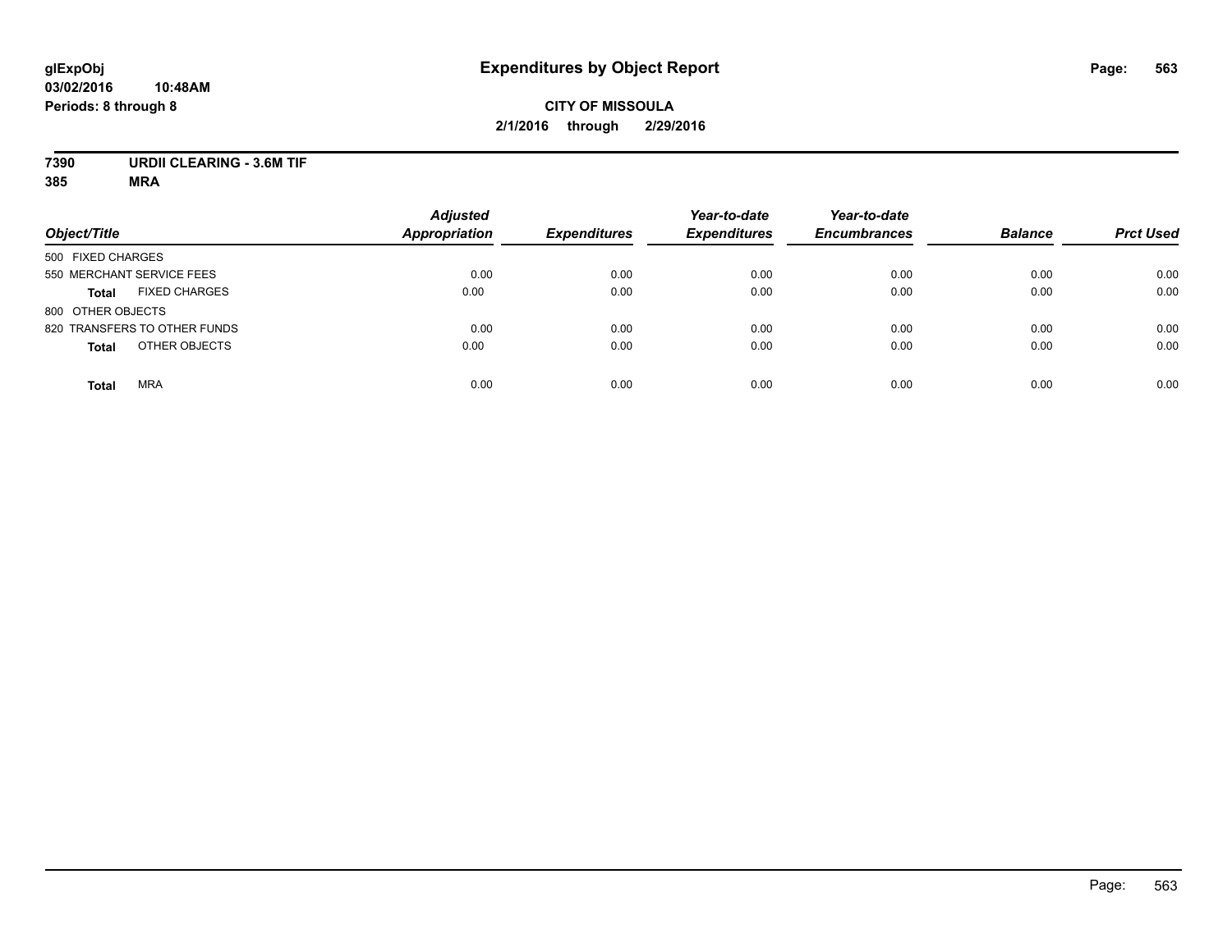# Expenditures by Object Report

**CITY OF MISSOULA**

**2/1/2016 through 2/29/2016**

glExpObj
03/02/2016 10:48AM
Periods: 8 through 8

**7390 URDII CLEARING - 3.6M TIF**
**385 MRA**

| Object/Title | Adjusted Appropriation | Expenditures | Year-to-date Expenditures | Year-to-date Encumbrances | Balance | Prct Used |
|---|---|---|---|---|---|---|
| 500 FIXED CHARGES | | | | | | |
| 550 MERCHANT SERVICE FEES | 0.00 | 0.00 | 0.00 | 0.00 | 0.00 | 0.00 |
| **Total** FIXED CHARGES | 0.00 | 0.00 | 0.00 | 0.00 | 0.00 | 0.00 |
| 800 OTHER OBJECTS | | | | | | |
| 820 TRANSFERS TO OTHER FUNDS | 0.00 | 0.00 | 0.00 | 0.00 | 0.00 | 0.00 |
| **Total** OTHER OBJECTS | 0.00 | 0.00 | 0.00 | 0.00 | 0.00 | 0.00 |
| **Total** MRA | 0.00 | 0.00 | 0.00 | 0.00 | 0.00 | 0.00 |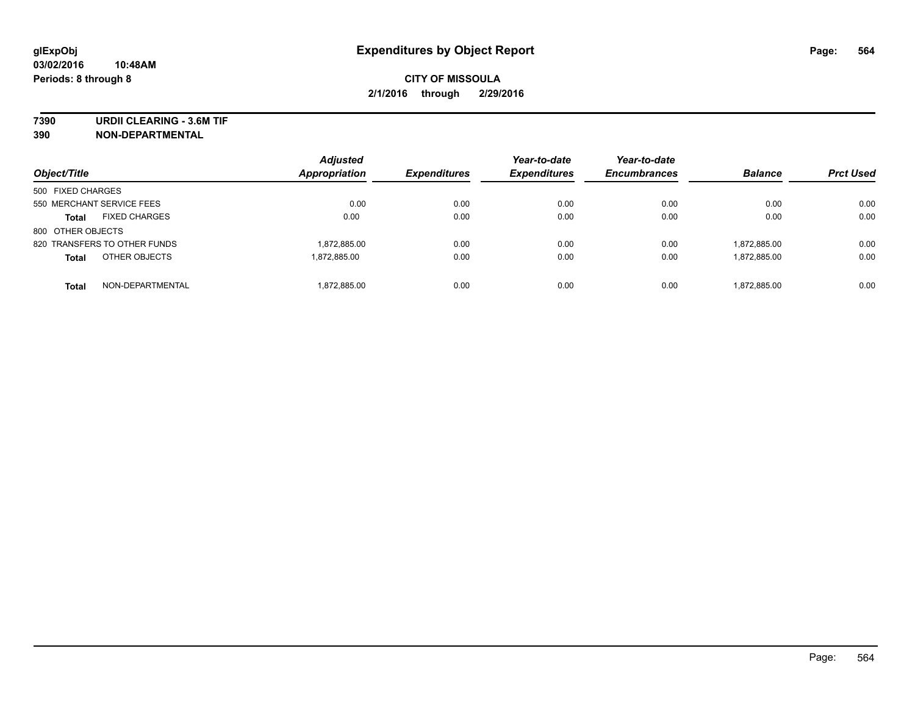**glExpObj** **Expenditures by Object Report**

**03/02/2016 10:48AM**

**Periods: 8 through 8**

**CITY OF MISSOULA**

**2/1/2016 through 2/29/2016**

**7390 URDII CLEARING - 3.6M TIF**

**390 NON-DEPARTMENTAL**

| Object/Title | Adjusted Appropriation | Expenditures | Year-to-date Expenditures | Year-to-date Encumbrances | Balance | Prct Used |
|---|---|---|---|---|---|---|
| 500 FIXED CHARGES | | | | | | |
| 550 MERCHANT SERVICE FEES | 0.00 | 0.00 | 0.00 | 0.00 | 0.00 | 0.00 |
| **Total** FIXED CHARGES | 0.00 | 0.00 | 0.00 | 0.00 | 0.00 | 0.00 |
| 800 OTHER OBJECTS | | | | | | |
| 820 TRANSFERS TO OTHER FUNDS | 1,872,885.00 | 0.00 | 0.00 | 0.00 | 1,872,885.00 | 0.00 |
| **Total** OTHER OBJECTS | 1,872,885.00 | 0.00 | 0.00 | 0.00 | 1,872,885.00 | 0.00 |
| **Total** NON-DEPARTMENTAL | 1,872,885.00 | 0.00 | 0.00 | 0.00 | 1,872,885.00 | 0.00 |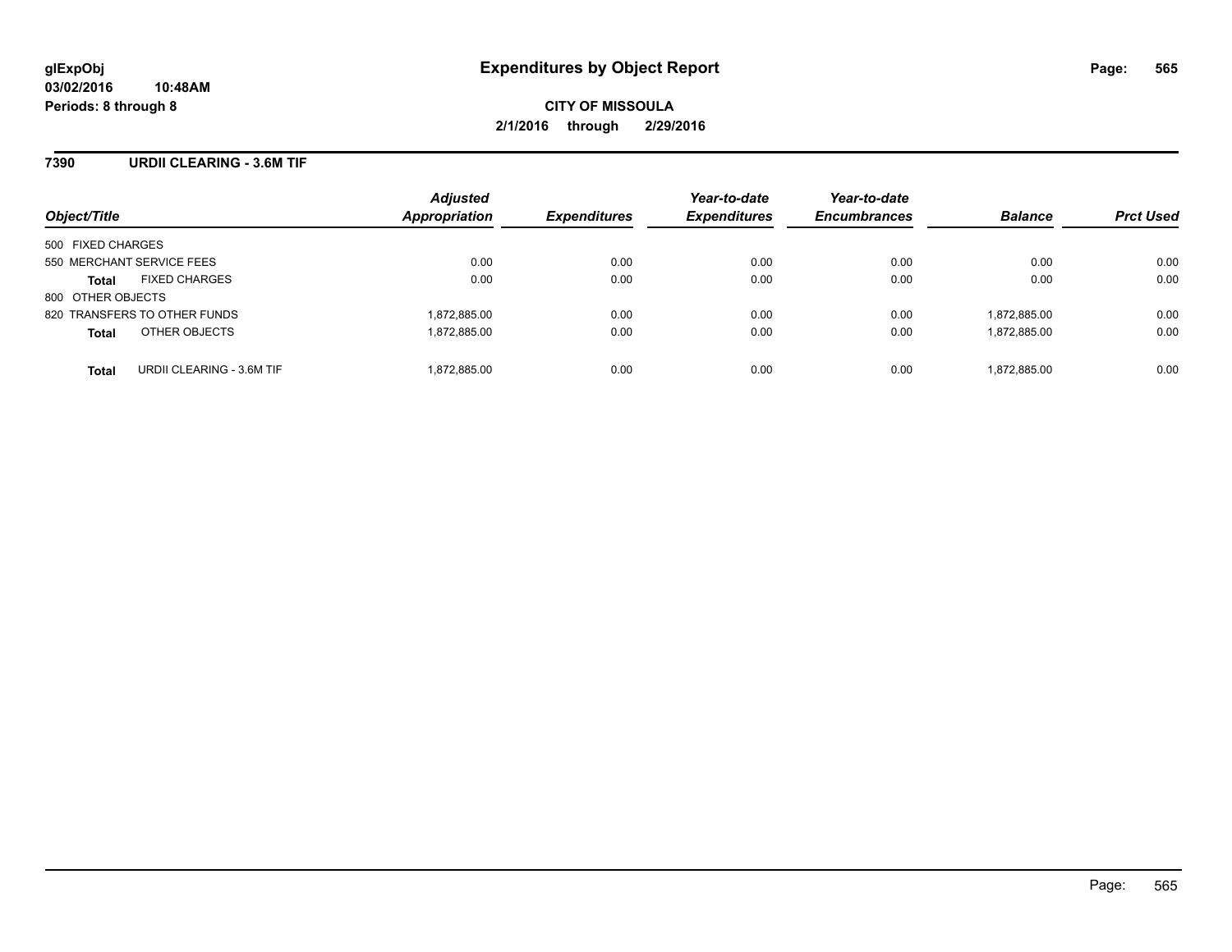# Expenditures by Object Report

glExpObj
03/02/2016 10:48AM
Periods: 8 through 8

**CITY OF MISSOULA**
**2/1/2016 through 2/29/2016**

## 7390 URDII CLEARING - 3.6M TIF

| Object/Title | | Adjusted Appropriation | Expenditures | Year-to-date Expenditures | Year-to-date Encumbrances | Balance | Prct Used |
|---|---|---|---|---|---|---|---|
| 500 FIXED CHARGES | | | | | | | |
| 550 MERCHANT SERVICE FEES | | 0.00 | 0.00 | 0.00 | 0.00 | 0.00 | 0.00 |
| **Total** | FIXED CHARGES | 0.00 | 0.00 | 0.00 | 0.00 | 0.00 | 0.00 |
| 800 OTHER OBJECTS | | | | | | | |
| 820 TRANSFERS TO OTHER FUNDS | | 1,872,885.00 | 0.00 | 0.00 | 0.00 | 1,872,885.00 | 0.00 |
| **Total** | OTHER OBJECTS | 1,872,885.00 | 0.00 | 0.00 | 0.00 | 1,872,885.00 | 0.00 |
| **Total** | URDII CLEARING - 3.6M TIF | 1,872,885.00 | 0.00 | 0.00 | 0.00 | 1,872,885.00 | 0.00 |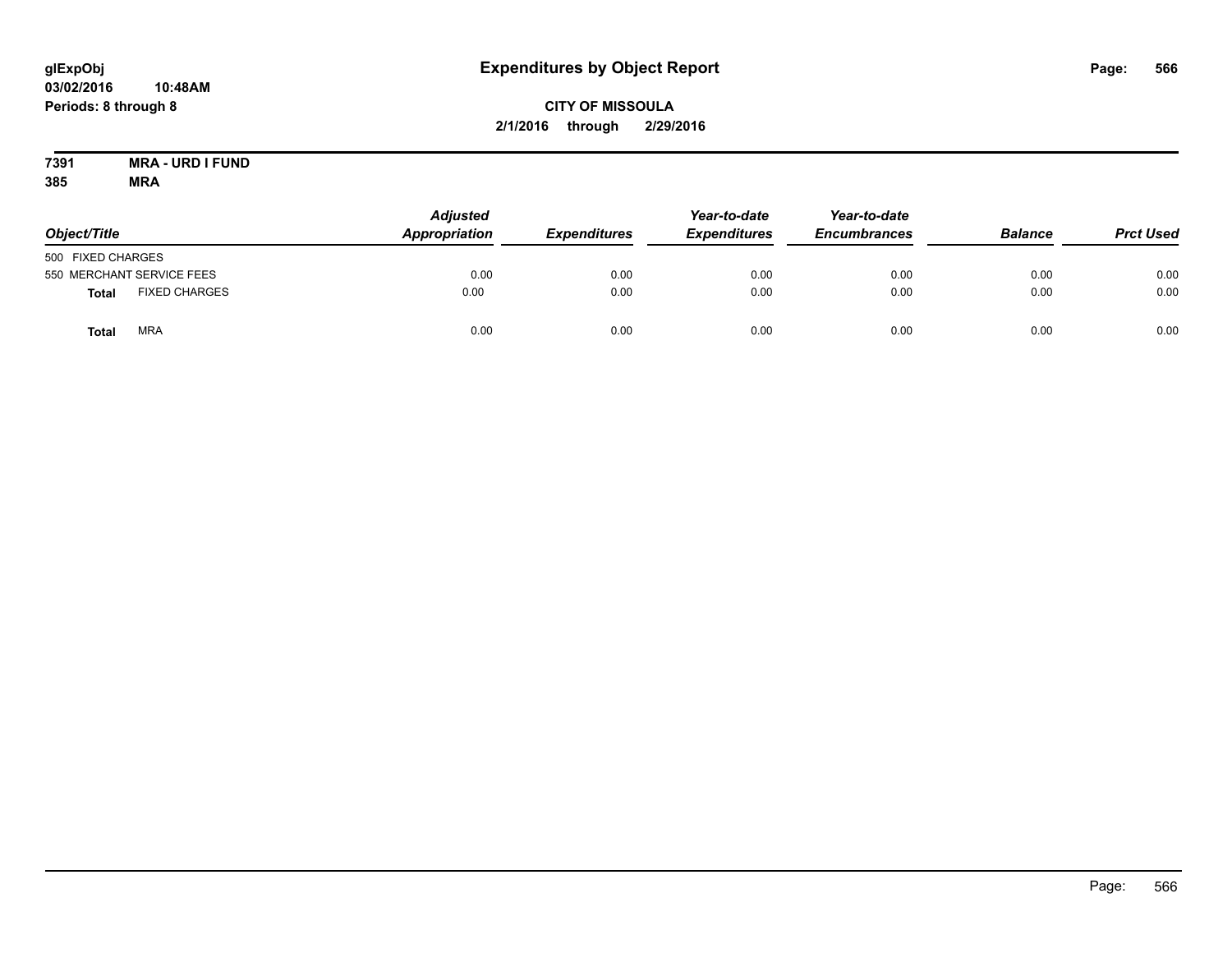**glExpObj**
**03/02/2016 10:48AM**
**Periods: 8 through 8**

# Expenditures by Object Report

**CITY OF MISSOULA**
**2/1/2016 through 2/29/2016**

**7391 MRA - URD I FUND**
**385 MRA**

| Object/Title | | Adjusted Appropriation | Expenditures | Year-to-date Expenditures | Year-to-date Encumbrances | Balance | Prct Used |
|---|---|---|---|---|---|---|---|
| 500 FIXED CHARGES | | | | | | | |
| 550 MERCHANT SERVICE FEES | | 0.00 | 0.00 | 0.00 | 0.00 | 0.00 | 0.00 |
| **Total** | FIXED CHARGES | 0.00 | 0.00 | 0.00 | 0.00 | 0.00 | 0.00 |
| **Total** | MRA | 0.00 | 0.00 | 0.00 | 0.00 | 0.00 | 0.00 |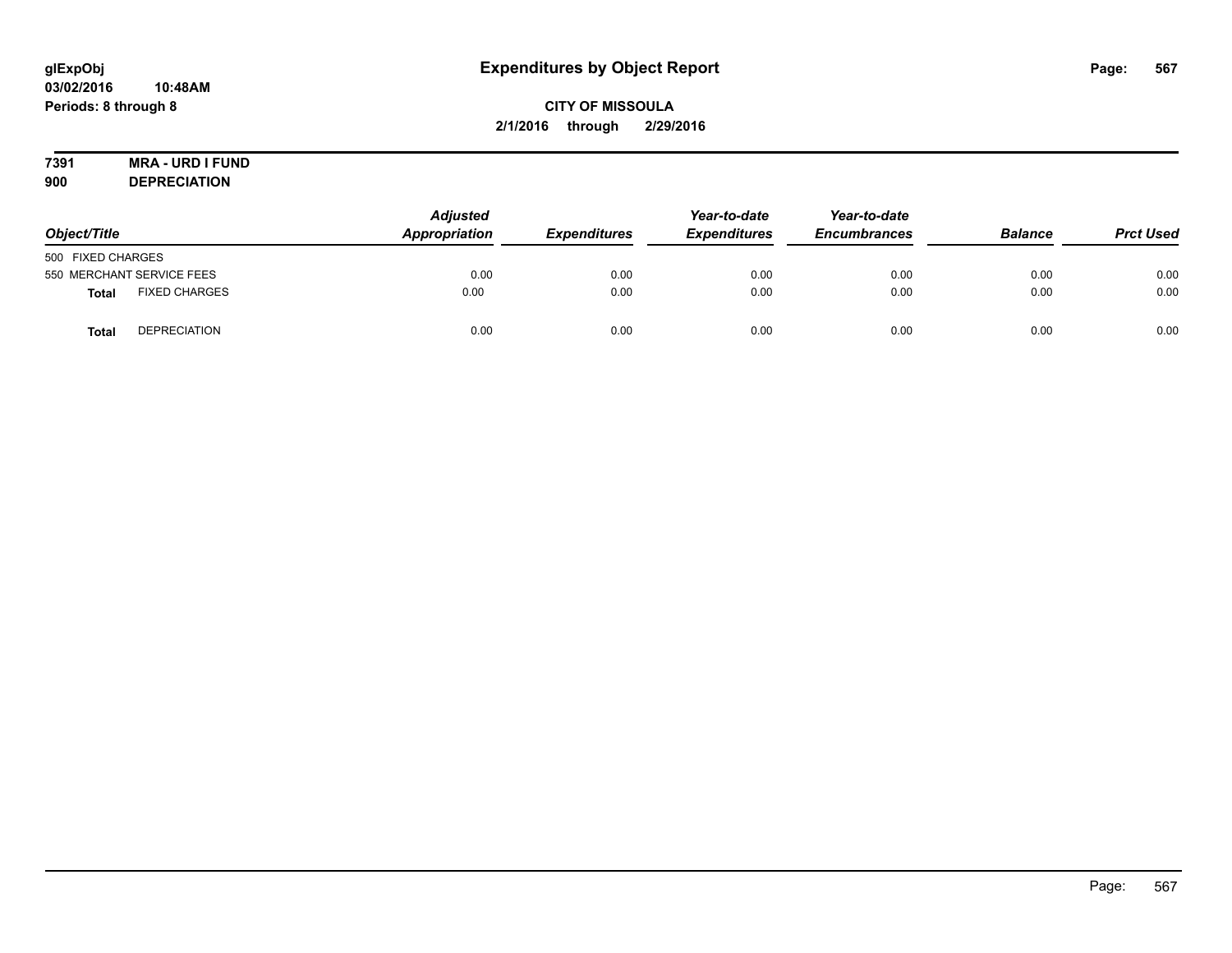# Expenditures by Object Report

**glExpObj**
**03/02/2016 10:48AM**
**Periods: 8 through 8**

**CITY OF MISSOULA**
**2/1/2016 through 2/29/2016**

**7391 MRA - URD I FUND**
**900 DEPRECIATION**

| Object/Title | | Adjusted Appropriation | Expenditures | Year-to-date Expenditures | Year-to-date Encumbrances | Balance | Prct Used |
|---|---|---|---|---|---|---|---|
| 500 FIXED CHARGES | | | | | | | |
| 550 MERCHANT SERVICE FEES | | 0.00 | 0.00 | 0.00 | 0.00 | 0.00 | 0.00 |
| **Total** | FIXED CHARGES | 0.00 | 0.00 | 0.00 | 0.00 | 0.00 | 0.00 |
| **Total** | DEPRECIATION | 0.00 | 0.00 | 0.00 | 0.00 | 0.00 | 0.00 |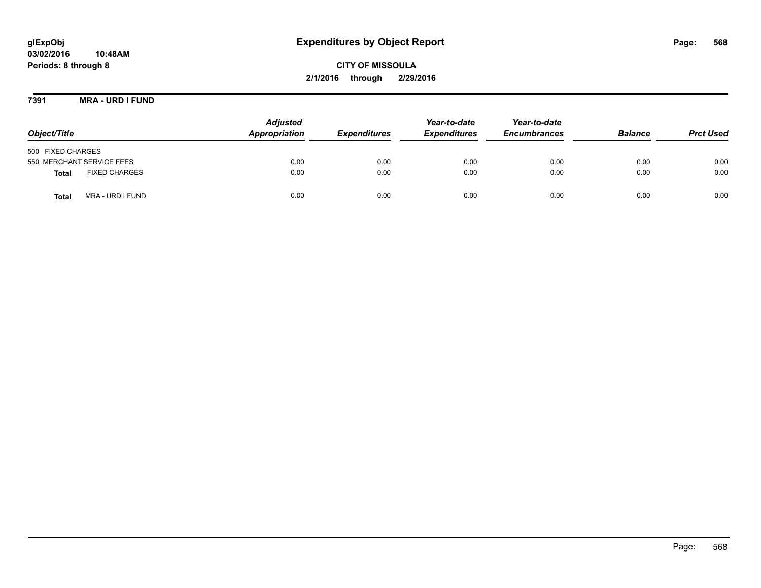glExpObj
03/02/2016 10:48AM
Periods: 8 through 8

# Expenditures by Object Report

**CITY OF MISSOULA**
**2/1/2016 through 2/29/2016**

**7391 MRA - URD I FUND**

| Object/Title | Adjusted Appropriation | Expenditures | Year-to-date Expenditures | Year-to-date Encumbrances | Balance | Prct Used |
|---|---|---|---|---|---|---|
| 500 FIXED CHARGES | | | | | | |
| 550 MERCHANT SERVICE FEES | 0.00 | 0.00 | 0.00 | 0.00 | 0.00 | 0.00 |
| **Total** FIXED CHARGES | 0.00 | 0.00 | 0.00 | 0.00 | 0.00 | 0.00 |
| **Total** MRA - URD I FUND | 0.00 | 0.00 | 0.00 | 0.00 | 0.00 | 0.00 |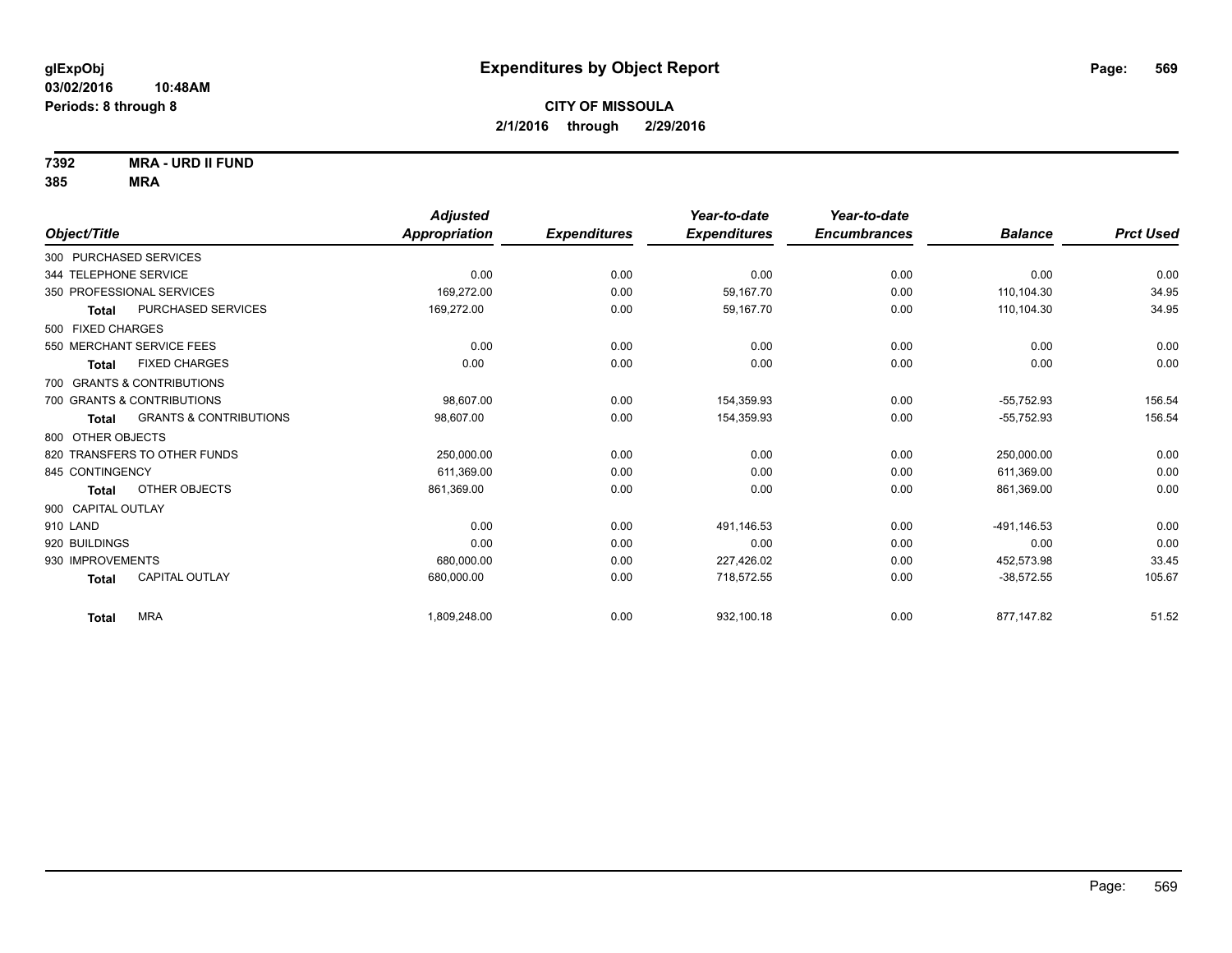**glExpObj**
**03/02/2016 10:48AM**
**Periods: 8 through 8**

# Expenditures by Object Report

**CITY OF MISSOULA**
**2/1/2016 through 2/29/2016**

**7392 MRA - URD II FUND**
**385 MRA**

| Object/Title | Adjusted Appropriation | Expenditures | Year-to-date Expenditures | Year-to-date Encumbrances | Balance | Prct Used |
|---|---|---|---|---|---|---|
| 300 PURCHASED SERVICES | | | | | | |
| 344 TELEPHONE SERVICE | 0.00 | 0.00 | 0.00 | 0.00 | 0.00 | 0.00 |
| 350 PROFESSIONAL SERVICES | 169,272.00 | 0.00 | 59,167.70 | 0.00 | 110,104.30 | 34.95 |
| **Total** PURCHASED SERVICES | 169,272.00 | 0.00 | 59,167.70 | 0.00 | 110,104.30 | 34.95 |
| 500 FIXED CHARGES | | | | | | |
| 550 MERCHANT SERVICE FEES | 0.00 | 0.00 | 0.00 | 0.00 | 0.00 | 0.00 |
| **Total** FIXED CHARGES | 0.00 | 0.00 | 0.00 | 0.00 | 0.00 | 0.00 |
| 700 GRANTS & CONTRIBUTIONS | | | | | | |
| 700 GRANTS & CONTRIBUTIONS | 98,607.00 | 0.00 | 154,359.93 | 0.00 | -55,752.93 | 156.54 |
| **Total** GRANTS & CONTRIBUTIONS | 98,607.00 | 0.00 | 154,359.93 | 0.00 | -55,752.93 | 156.54 |
| 800 OTHER OBJECTS | | | | | | |
| 820 TRANSFERS TO OTHER FUNDS | 250,000.00 | 0.00 | 0.00 | 0.00 | 250,000.00 | 0.00 |
| 845 CONTINGENCY | 611,369.00 | 0.00 | 0.00 | 0.00 | 611,369.00 | 0.00 |
| **Total** OTHER OBJECTS | 861,369.00 | 0.00 | 0.00 | 0.00 | 861,369.00 | 0.00 |
| 900 CAPITAL OUTLAY | | | | | | |
| 910 LAND | 0.00 | 0.00 | 491,146.53 | 0.00 | -491,146.53 | 0.00 |
| 920 BUILDINGS | 0.00 | 0.00 | 0.00 | 0.00 | 0.00 | 0.00 |
| 930 IMPROVEMENTS | 680,000.00 | 0.00 | 227,426.02 | 0.00 | 452,573.98 | 33.45 |
| **Total** CAPITAL OUTLAY | 680,000.00 | 0.00 | 718,572.55 | 0.00 | -38,572.55 | 105.67 |
| **Total** MRA | 1,809,248.00 | 0.00 | 932,100.18 | 0.00 | 877,147.82 | 51.52 |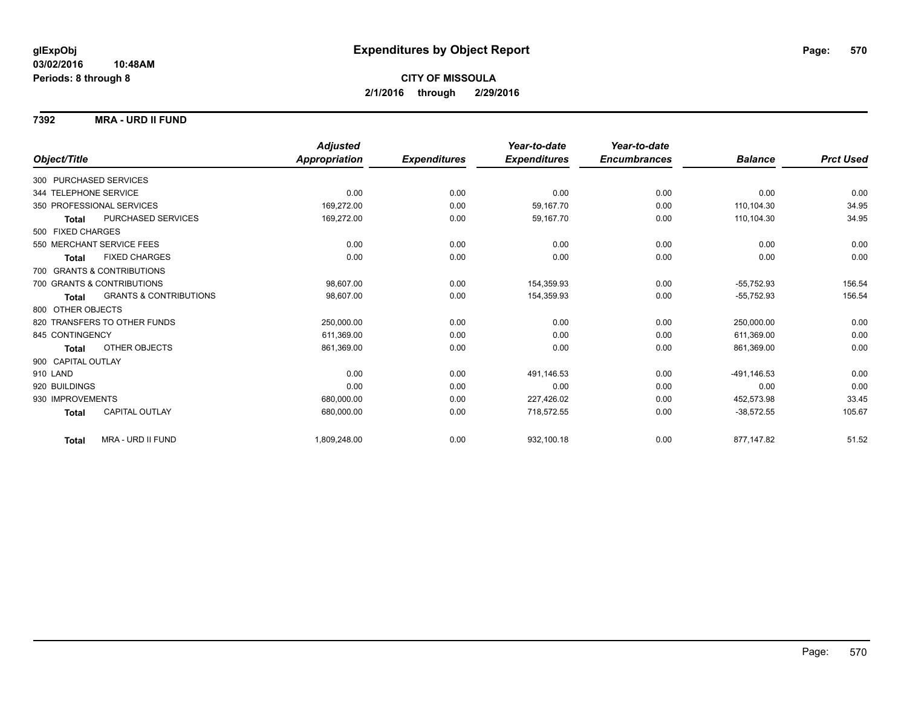glExpObj
03/02/2016 10:48AM
Periods: 8 through 8

# Expenditures by Object Report

**CITY OF MISSOULA**
**2/1/2016 through 2/29/2016**

**7392 MRA - URD II FUND**

| Object/Title | Adjusted Appropriation | Expenditures | Year-to-date Expenditures | Year-to-date Encumbrances | Balance | Prct Used |
|---|---|---|---|---|---|---|
| 300 PURCHASED SERVICES | | | | | | |
| 344 TELEPHONE SERVICE | 0.00 | 0.00 | 0.00 | 0.00 | 0.00 | 0.00 |
| 350 PROFESSIONAL SERVICES | 169,272.00 | 0.00 | 59,167.70 | 0.00 | 110,104.30 | 34.95 |
| **Total** PURCHASED SERVICES | 169,272.00 | 0.00 | 59,167.70 | 0.00 | 110,104.30 | 34.95 |
| 500 FIXED CHARGES | | | | | | |
| 550 MERCHANT SERVICE FEES | 0.00 | 0.00 | 0.00 | 0.00 | 0.00 | 0.00 |
| **Total** FIXED CHARGES | 0.00 | 0.00 | 0.00 | 0.00 | 0.00 | 0.00 |
| 700 GRANTS & CONTRIBUTIONS | | | | | | |
| 700 GRANTS & CONTRIBUTIONS | 98,607.00 | 0.00 | 154,359.93 | 0.00 | -55,752.93 | 156.54 |
| **Total** GRANTS & CONTRIBUTIONS | 98,607.00 | 0.00 | 154,359.93 | 0.00 | -55,752.93 | 156.54 |
| 800 OTHER OBJECTS | | | | | | |
| 820 TRANSFERS TO OTHER FUNDS | 250,000.00 | 0.00 | 0.00 | 0.00 | 250,000.00 | 0.00 |
| 845 CONTINGENCY | 611,369.00 | 0.00 | 0.00 | 0.00 | 611,369.00 | 0.00 |
| **Total** OTHER OBJECTS | 861,369.00 | 0.00 | 0.00 | 0.00 | 861,369.00 | 0.00 |
| 900 CAPITAL OUTLAY | | | | | | |
| 910 LAND | 0.00 | 0.00 | 491,146.53 | 0.00 | -491,146.53 | 0.00 |
| 920 BUILDINGS | 0.00 | 0.00 | 0.00 | 0.00 | 0.00 | 0.00 |
| 930 IMPROVEMENTS | 680,000.00 | 0.00 | 227,426.02 | 0.00 | 452,573.98 | 33.45 |
| **Total** CAPITAL OUTLAY | 680,000.00 | 0.00 | 718,572.55 | 0.00 | -38,572.55 | 105.67 |
| **Total** MRA - URD II FUND | 1,809,248.00 | 0.00 | 932,100.18 | 0.00 | 877,147.82 | 51.52 |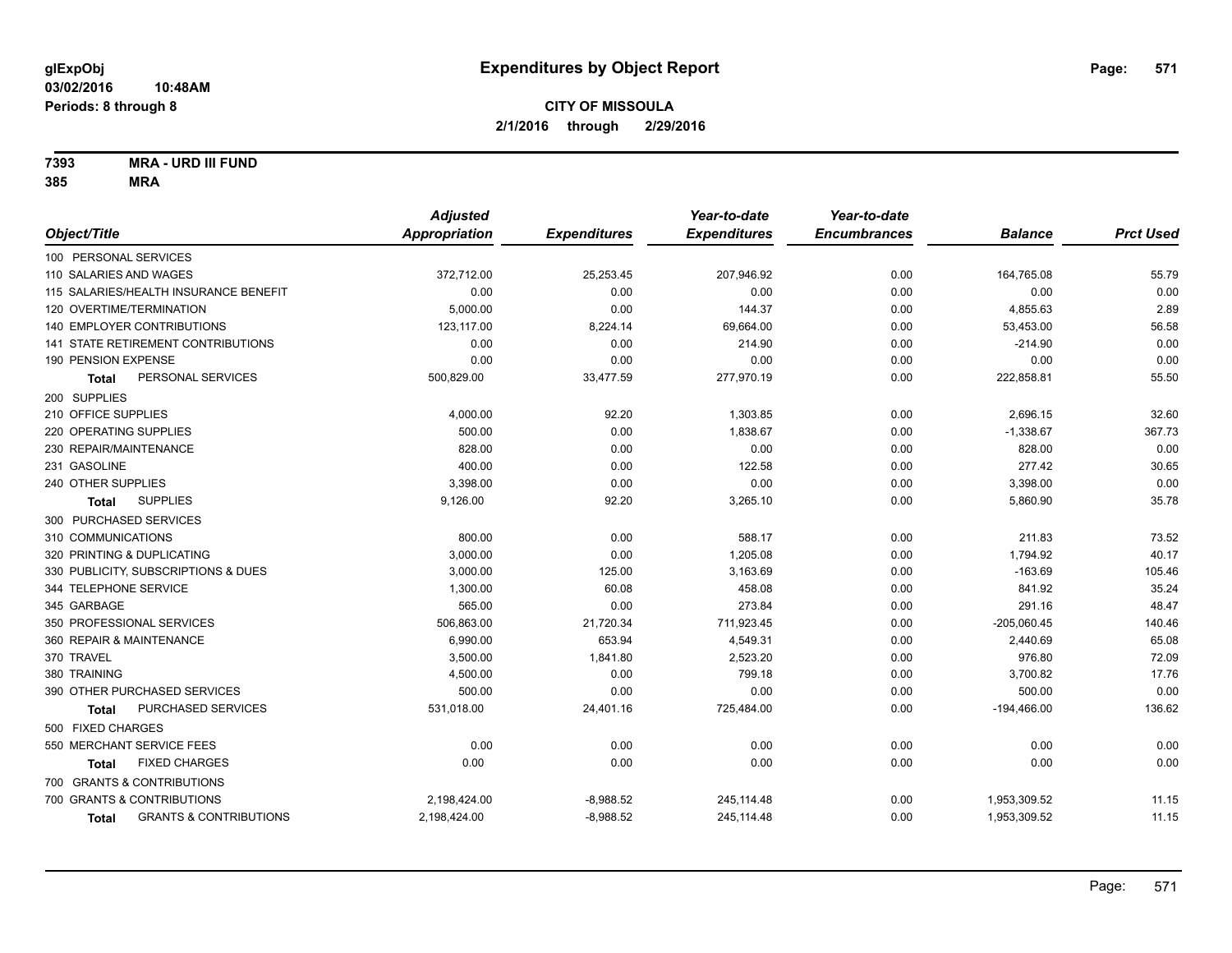**glExpObj**
**03/02/2016 10:48AM**
**Periods: 8 through 8**

# Expenditures by Object Report

**CITY OF MISSOULA**
**2/1/2016 through 2/29/2016**

**7393 MRA - URD III FUND**
**385 MRA**

| Object/Title | Adjusted Appropriation | Expenditures | Year-to-date Expenditures | Year-to-date Encumbrances | Balance | Prct Used |
|---|---|---|---|---|---|---|
| 100 PERSONAL SERVICES | | | | | | |
| 110 SALARIES AND WAGES | 372,712.00 | 25,253.45 | 207,946.92 | 0.00 | 164,765.08 | 55.79 |
| 115 SALARIES/HEALTH INSURANCE BENEFIT | 0.00 | 0.00 | 0.00 | 0.00 | 0.00 | 0.00 |
| 120 OVERTIME/TERMINATION | 5,000.00 | 0.00 | 144.37 | 0.00 | 4,855.63 | 2.89 |
| 140 EMPLOYER CONTRIBUTIONS | 123,117.00 | 8,224.14 | 69,664.00 | 0.00 | 53,453.00 | 56.58 |
| 141 STATE RETIREMENT CONTRIBUTIONS | 0.00 | 0.00 | 214.90 | 0.00 | -214.90 | 0.00 |
| 190 PENSION EXPENSE | 0.00 | 0.00 | 0.00 | 0.00 | 0.00 | 0.00 |
| **Total** PERSONAL SERVICES | 500,829.00 | 33,477.59 | 277,970.19 | 0.00 | 222,858.81 | 55.50 |
| 200 SUPPLIES | | | | | | |
| 210 OFFICE SUPPLIES | 4,000.00 | 92.20 | 1,303.85 | 0.00 | 2,696.15 | 32.60 |
| 220 OPERATING SUPPLIES | 500.00 | 0.00 | 1,838.67 | 0.00 | -1,338.67 | 367.73 |
| 230 REPAIR/MAINTENANCE | 828.00 | 0.00 | 0.00 | 0.00 | 828.00 | 0.00 |
| 231 GASOLINE | 400.00 | 0.00 | 122.58 | 0.00 | 277.42 | 30.65 |
| 240 OTHER SUPPLIES | 3,398.00 | 0.00 | 0.00 | 0.00 | 3,398.00 | 0.00 |
| **Total** SUPPLIES | 9,126.00 | 92.20 | 3,265.10 | 0.00 | 5,860.90 | 35.78 |
| 300 PURCHASED SERVICES | | | | | | |
| 310 COMMUNICATIONS | 800.00 | 0.00 | 588.17 | 0.00 | 211.83 | 73.52 |
| 320 PRINTING & DUPLICATING | 3,000.00 | 0.00 | 1,205.08 | 0.00 | 1,794.92 | 40.17 |
| 330 PUBLICITY, SUBSCRIPTIONS & DUES | 3,000.00 | 125.00 | 3,163.69 | 0.00 | -163.69 | 105.46 |
| 344 TELEPHONE SERVICE | 1,300.00 | 60.08 | 458.08 | 0.00 | 841.92 | 35.24 |
| 345 GARBAGE | 565.00 | 0.00 | 273.84 | 0.00 | 291.16 | 48.47 |
| 350 PROFESSIONAL SERVICES | 506,863.00 | 21,720.34 | 711,923.45 | 0.00 | -205,060.45 | 140.46 |
| 360 REPAIR & MAINTENANCE | 6,990.00 | 653.94 | 4,549.31 | 0.00 | 2,440.69 | 65.08 |
| 370 TRAVEL | 3,500.00 | 1,841.80 | 2,523.20 | 0.00 | 976.80 | 72.09 |
| 380 TRAINING | 4,500.00 | 0.00 | 799.18 | 0.00 | 3,700.82 | 17.76 |
| 390 OTHER PURCHASED SERVICES | 500.00 | 0.00 | 0.00 | 0.00 | 500.00 | 0.00 |
| **Total** PURCHASED SERVICES | 531,018.00 | 24,401.16 | 725,484.00 | 0.00 | -194,466.00 | 136.62 |
| 500 FIXED CHARGES | | | | | | |
| 550 MERCHANT SERVICE FEES | 0.00 | 0.00 | 0.00 | 0.00 | 0.00 | 0.00 |
| **Total** FIXED CHARGES | 0.00 | 0.00 | 0.00 | 0.00 | 0.00 | 0.00 |
| 700 GRANTS & CONTRIBUTIONS | | | | | | |
| 700 GRANTS & CONTRIBUTIONS | 2,198,424.00 | -8,988.52 | 245,114.48 | 0.00 | 1,953,309.52 | 11.15 |
| **Total** GRANTS & CONTRIBUTIONS | 2,198,424.00 | -8,988.52 | 245,114.48 | 0.00 | 1,953,309.52 | 11.15 |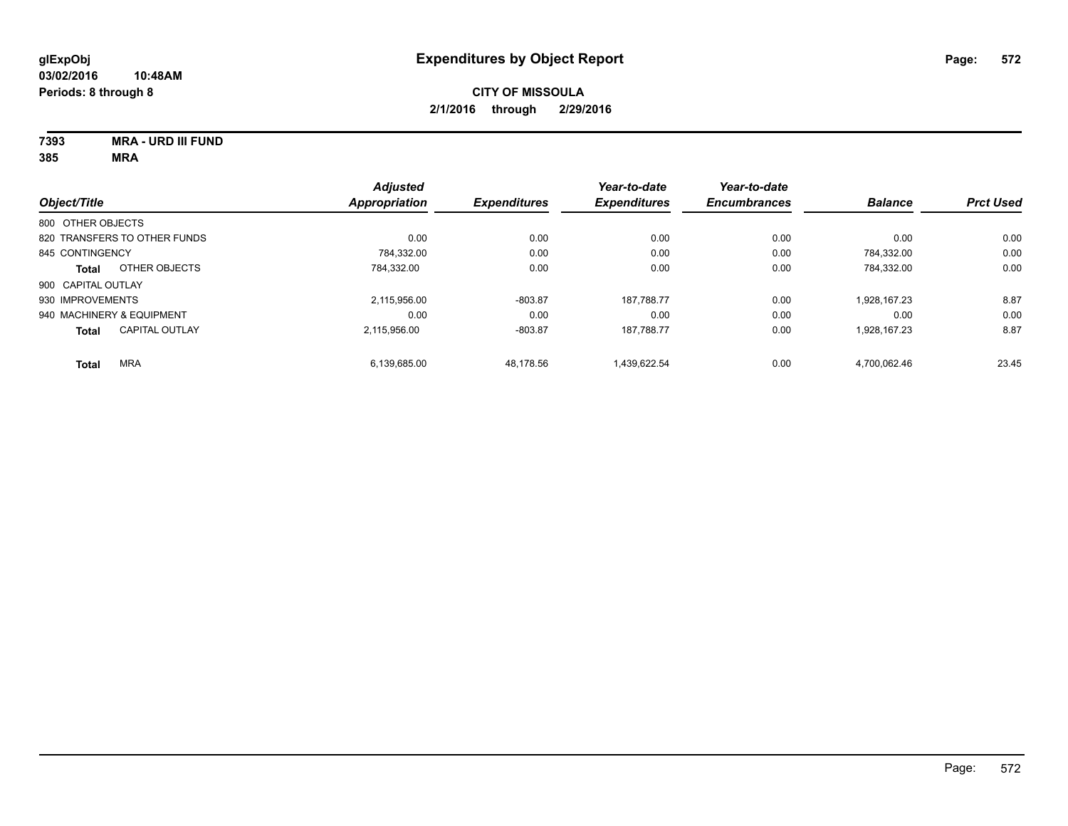**glExpObj**
**03/02/2016 10:48AM**
**Periods: 8 through 8**

# Expenditures by Object Report

**CITY OF MISSOULA**
**2/1/2016 through 2/29/2016**

**7393 MRA - URD III FUND**
**385 MRA**

| Object/Title | Adjusted Appropriation | Expenditures | Year-to-date Expenditures | Year-to-date Encumbrances | Balance | Prct Used |
|---|---|---|---|---|---|---|
| 800 OTHER OBJECTS | | | | | | |
| 820 TRANSFERS TO OTHER FUNDS | 0.00 | 0.00 | 0.00 | 0.00 | 0.00 | 0.00 |
| 845 CONTINGENCY | 784,332.00 | 0.00 | 0.00 | 0.00 | 784,332.00 | 0.00 |
| **Total** OTHER OBJECTS | 784,332.00 | 0.00 | 0.00 | 0.00 | 784,332.00 | 0.00 |
| 900 CAPITAL OUTLAY | | | | | | |
| 930 IMPROVEMENTS | 2,115,956.00 | -803.87 | 187,788.77 | 0.00 | 1,928,167.23 | 8.87 |
| 940 MACHINERY & EQUIPMENT | 0.00 | 0.00 | 0.00 | 0.00 | 0.00 | 0.00 |
| **Total** CAPITAL OUTLAY | 2,115,956.00 | -803.87 | 187,788.77 | 0.00 | 1,928,167.23 | 8.87 |
| **Total** MRA | 6,139,685.00 | 48,178.56 | 1,439,622.54 | 0.00 | 4,700,062.46 | 23.45 |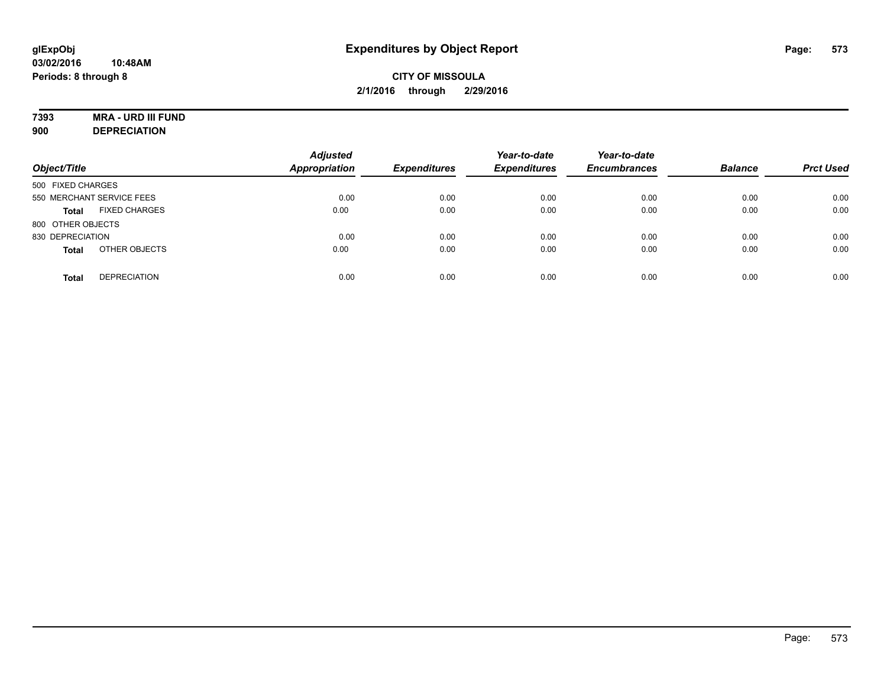glExpObj
03/02/2016 10:48AM
Periods: 8 through 8

# Expenditures by Object Report

**CITY OF MISSOULA**
**2/1/2016 through 2/29/2016**

**7393 MRA - URD III FUND**
**900 DEPRECIATION**

| Object/Title | | Adjusted Appropriation | Expenditures | Year-to-date Expenditures | Year-to-date Encumbrances | Balance | Prct Used |
|---|---|---|---|---|---|---|---|
| 500 FIXED CHARGES | | | | | | | |
| 550 MERCHANT SERVICE FEES | | 0.00 | 0.00 | 0.00 | 0.00 | 0.00 | 0.00 |
| **Total** | FIXED CHARGES | 0.00 | 0.00 | 0.00 | 0.00 | 0.00 | 0.00 |
| 800 OTHER OBJECTS | | | | | | | |
| 830 DEPRECIATION | | 0.00 | 0.00 | 0.00 | 0.00 | 0.00 | 0.00 |
| **Total** | OTHER OBJECTS | 0.00 | 0.00 | 0.00 | 0.00 | 0.00 | 0.00 |
| **Total** | DEPRECIATION | 0.00 | 0.00 | 0.00 | 0.00 | 0.00 | 0.00 |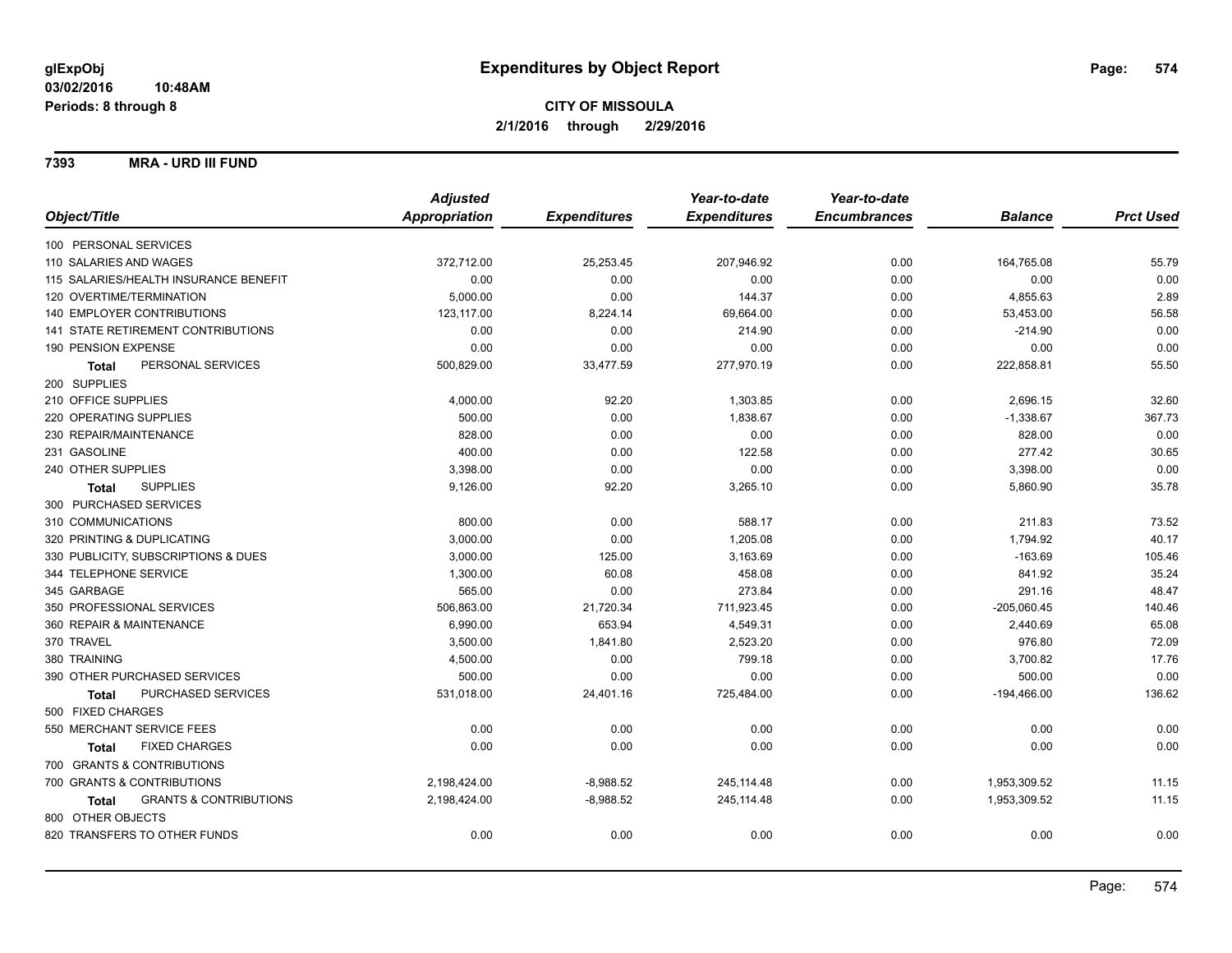**glExpObj**
**03/02/2016 10:48AM**
**Periods: 8 through 8**

# Expenditures by Object Report

**CITY OF MISSOULA**
**2/1/2016 through 2/29/2016**

**7393 MRA - URD III FUND**

| Object/Title | Adjusted Appropriation | Expenditures | Year-to-date Expenditures | Year-to-date Encumbrances | Balance | Prct Used |
|---|---|---|---|---|---|---|
| 100 PERSONAL SERVICES | | | | | | |
| 110 SALARIES AND WAGES | 372,712.00 | 25,253.45 | 207,946.92 | 0.00 | 164,765.08 | 55.79 |
| 115 SALARIES/HEALTH INSURANCE BENEFIT | 0.00 | 0.00 | 0.00 | 0.00 | 0.00 | 0.00 |
| 120 OVERTIME/TERMINATION | 5,000.00 | 0.00 | 144.37 | 0.00 | 4,855.63 | 2.89 |
| 140 EMPLOYER CONTRIBUTIONS | 123,117.00 | 8,224.14 | 69,664.00 | 0.00 | 53,453.00 | 56.58 |
| 141 STATE RETIREMENT CONTRIBUTIONS | 0.00 | 0.00 | 214.90 | 0.00 | -214.90 | 0.00 |
| 190 PENSION EXPENSE | 0.00 | 0.00 | 0.00 | 0.00 | 0.00 | 0.00 |
| **Total** PERSONAL SERVICES | 500,829.00 | 33,477.59 | 277,970.19 | 0.00 | 222,858.81 | 55.50 |
| 200 SUPPLIES | | | | | | |
| 210 OFFICE SUPPLIES | 4,000.00 | 92.20 | 1,303.85 | 0.00 | 2,696.15 | 32.60 |
| 220 OPERATING SUPPLIES | 500.00 | 0.00 | 1,838.67 | 0.00 | -1,338.67 | 367.73 |
| 230 REPAIR/MAINTENANCE | 828.00 | 0.00 | 0.00 | 0.00 | 828.00 | 0.00 |
| 231 GASOLINE | 400.00 | 0.00 | 122.58 | 0.00 | 277.42 | 30.65 |
| 240 OTHER SUPPLIES | 3,398.00 | 0.00 | 0.00 | 0.00 | 3,398.00 | 0.00 |
| **Total** SUPPLIES | 9,126.00 | 92.20 | 3,265.10 | 0.00 | 5,860.90 | 35.78 |
| 300 PURCHASED SERVICES | | | | | | |
| 310 COMMUNICATIONS | 800.00 | 0.00 | 588.17 | 0.00 | 211.83 | 73.52 |
| 320 PRINTING & DUPLICATING | 3,000.00 | 0.00 | 1,205.08 | 0.00 | 1,794.92 | 40.17 |
| 330 PUBLICITY, SUBSCRIPTIONS & DUES | 3,000.00 | 125.00 | 3,163.69 | 0.00 | -163.69 | 105.46 |
| 344 TELEPHONE SERVICE | 1,300.00 | 60.08 | 458.08 | 0.00 | 841.92 | 35.24 |
| 345 GARBAGE | 565.00 | 0.00 | 273.84 | 0.00 | 291.16 | 48.47 |
| 350 PROFESSIONAL SERVICES | 506,863.00 | 21,720.34 | 711,923.45 | 0.00 | -205,060.45 | 140.46 |
| 360 REPAIR & MAINTENANCE | 6,990.00 | 653.94 | 4,549.31 | 0.00 | 2,440.69 | 65.08 |
| 370 TRAVEL | 3,500.00 | 1,841.80 | 2,523.20 | 0.00 | 976.80 | 72.09 |
| 380 TRAINING | 4,500.00 | 0.00 | 799.18 | 0.00 | 3,700.82 | 17.76 |
| 390 OTHER PURCHASED SERVICES | 500.00 | 0.00 | 0.00 | 0.00 | 500.00 | 0.00 |
| **Total** PURCHASED SERVICES | 531,018.00 | 24,401.16 | 725,484.00 | 0.00 | -194,466.00 | 136.62 |
| 500 FIXED CHARGES | | | | | | |
| 550 MERCHANT SERVICE FEES | 0.00 | 0.00 | 0.00 | 0.00 | 0.00 | 0.00 |
| **Total** FIXED CHARGES | 0.00 | 0.00 | 0.00 | 0.00 | 0.00 | 0.00 |
| 700 GRANTS & CONTRIBUTIONS | | | | | | |
| 700 GRANTS & CONTRIBUTIONS | 2,198,424.00 | -8,988.52 | 245,114.48 | 0.00 | 1,953,309.52 | 11.15 |
| **Total** GRANTS & CONTRIBUTIONS | 2,198,424.00 | -8,988.52 | 245,114.48 | 0.00 | 1,953,309.52 | 11.15 |
| 800 OTHER OBJECTS | | | | | | |
| 820 TRANSFERS TO OTHER FUNDS | 0.00 | 0.00 | 0.00 | 0.00 | 0.00 | 0.00 |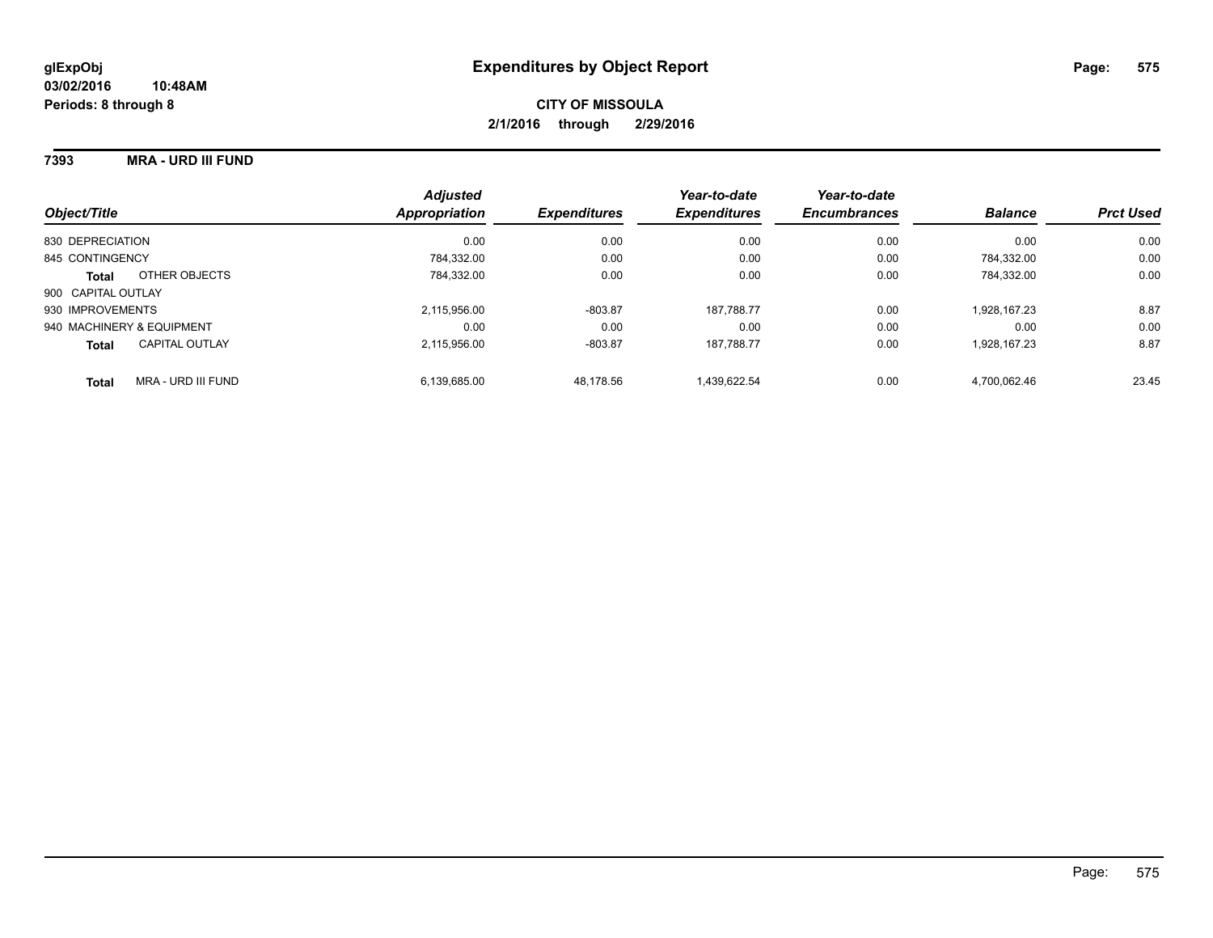**glExpObj**
**03/02/2016 10:48AM**
**Periods: 8 through 8**

# Expenditures by Object Report

**CITY OF MISSOULA**
**2/1/2016 through 2/29/2016**

**7393 MRA - URD III FUND**

| Object/Title | Adjusted Appropriation | Expenditures | Year-to-date Expenditures | Year-to-date Encumbrances | Balance | Prct Used |
|---|---|---|---|---|---|---|
| 830 DEPRECIATION | 0.00 | 0.00 | 0.00 | 0.00 | 0.00 | 0.00 |
| 845 CONTINGENCY | 784,332.00 | 0.00 | 0.00 | 0.00 | 784,332.00 | 0.00 |
| **Total** OTHER OBJECTS | 784,332.00 | 0.00 | 0.00 | 0.00 | 784,332.00 | 0.00 |
| 900 CAPITAL OUTLAY | | | | | | |
| 930 IMPROVEMENTS | 2,115,956.00 | -803.87 | 187,788.77 | 0.00 | 1,928,167.23 | 8.87 |
| 940 MACHINERY & EQUIPMENT | 0.00 | 0.00 | 0.00 | 0.00 | 0.00 | 0.00 |
| **Total** CAPITAL OUTLAY | 2,115,956.00 | -803.87 | 187,788.77 | 0.00 | 1,928,167.23 | 8.87 |
| **Total** MRA - URD III FUND | 6,139,685.00 | 48,178.56 | 1,439,622.54 | 0.00 | 4,700,062.46 | 23.45 |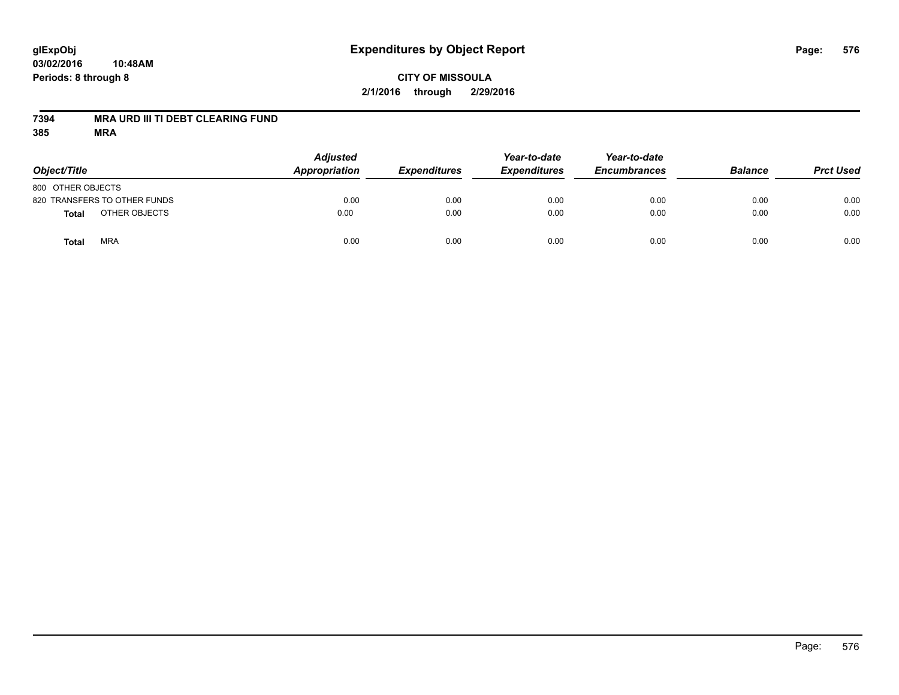# Expenditures by Object Report

glExpObj
03/02/2016 10:48AM
Periods: 8 through 8

**CITY OF MISSOULA**
**2/1/2016 through 2/29/2016**

**7394 MRA URD III TI DEBT CLEARING FUND**
**385 MRA**

| Object/Title | | Adjusted Appropriation | Expenditures | Year-to-date Expenditures | Year-to-date Encumbrances | Balance | Prct Used |
|---|---|---|---|---|---|---|---|
| 800 OTHER OBJECTS | | | | | | | |
| 820 TRANSFERS TO OTHER FUNDS | | 0.00 | 0.00 | 0.00 | 0.00 | 0.00 | 0.00 |
| **Total** | OTHER OBJECTS | 0.00 | 0.00 | 0.00 | 0.00 | 0.00 | 0.00 |
| **Total** | MRA | 0.00 | 0.00 | 0.00 | 0.00 | 0.00 | 0.00 |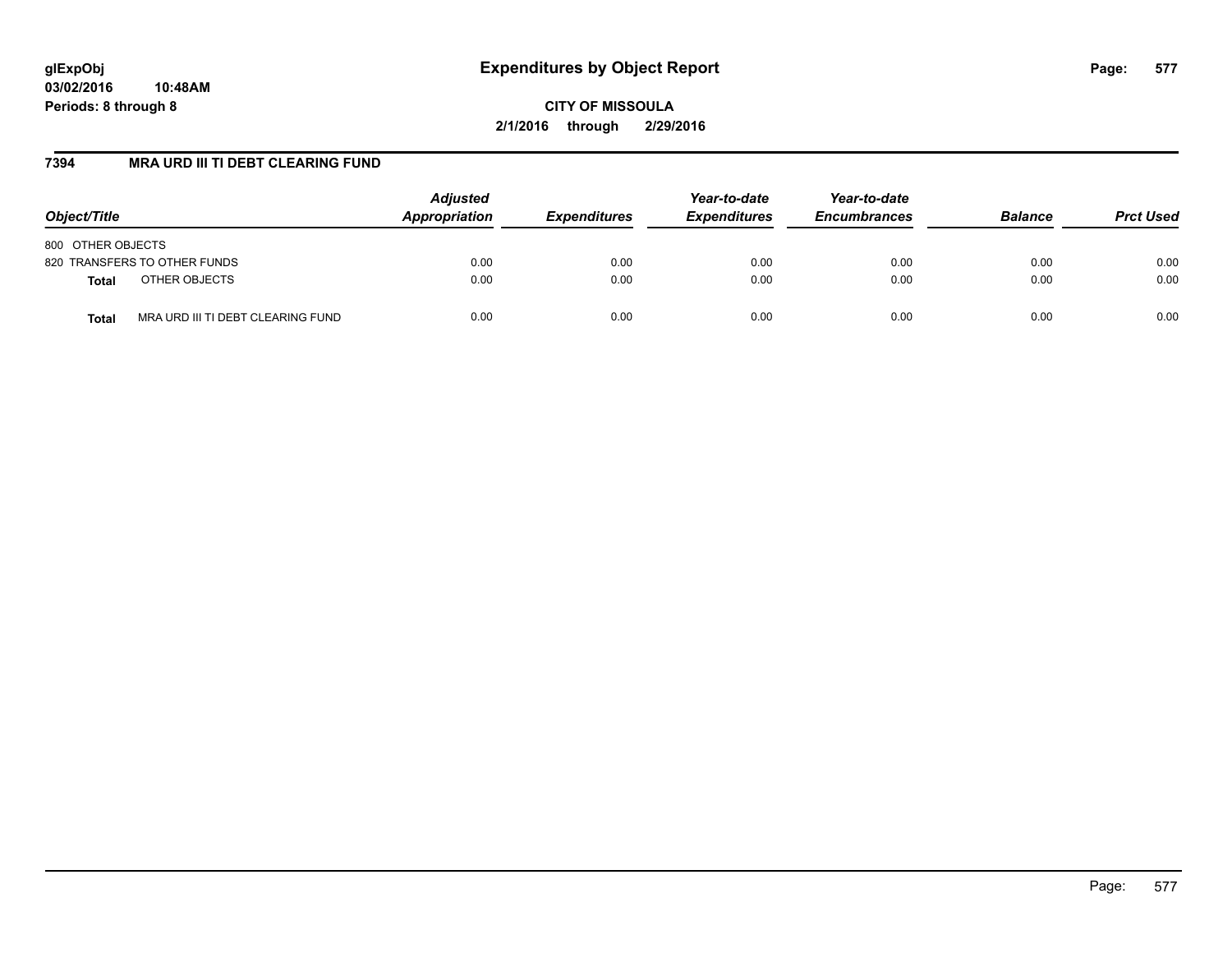**glExpObj**
**03/02/2016 10:48AM**
**Periods: 8 through 8**

# Expenditures by Object Report

**CITY OF MISSOULA**
**2/1/2016 through 2/29/2016**

## 7394 MRA URD III TI DEBT CLEARING FUND

| Object/Title | | Adjusted Appropriation | Expenditures | Year-to-date Expenditures | Year-to-date Encumbrances | Balance | Prct Used |
|---|---|---|---|---|---|---|---|
| 800 OTHER OBJECTS | | | | | | | |
| 820 TRANSFERS TO OTHER FUNDS | | 0.00 | 0.00 | 0.00 | 0.00 | 0.00 | 0.00 |
| **Total** | OTHER OBJECTS | 0.00 | 0.00 | 0.00 | 0.00 | 0.00 | 0.00 |
| **Total** | MRA URD III TI DEBT CLEARING FUND | 0.00 | 0.00 | 0.00 | 0.00 | 0.00 | 0.00 |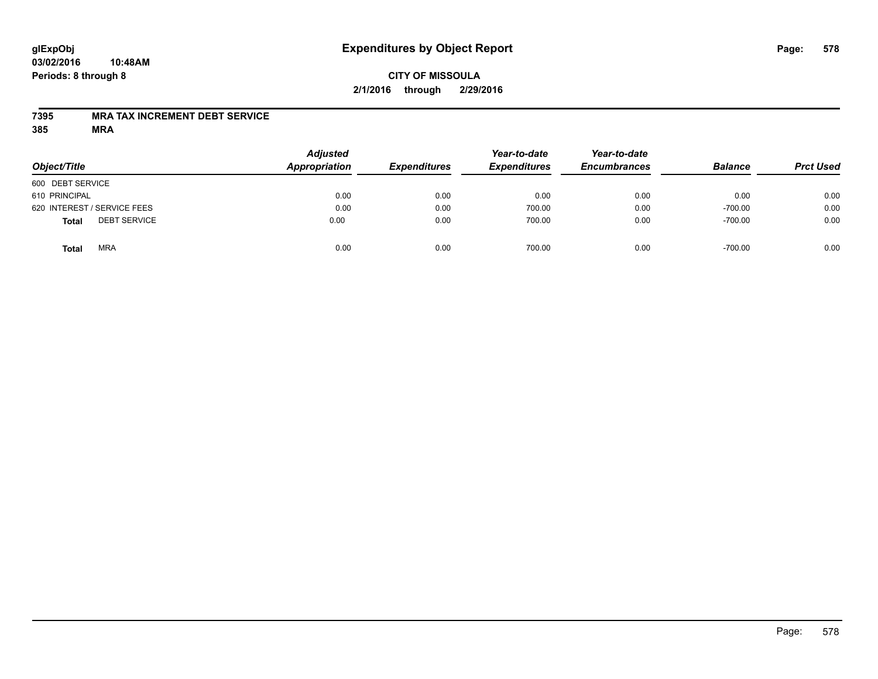# Expenditures by Object Report

glExpObj
03/02/2016 10:48AM
Periods: 8 through 8

**CITY OF MISSOULA**
**2/1/2016 through 2/29/2016**

**7395 MRA TAX INCREMENT DEBT SERVICE**
**385 MRA**

| Object/Title | | Adjusted Appropriation | Expenditures | Year-to-date Expenditures | Year-to-date Encumbrances | Balance | Prct Used |
|---|---|---|---|---|---|---|---|
| 600 DEBT SERVICE | | | | | | | |
| 610 PRINCIPAL | | 0.00 | 0.00 | 0.00 | 0.00 | 0.00 | 0.00 |
| 620 INTEREST / SERVICE FEES | | 0.00 | 0.00 | 700.00 | 0.00 | -700.00 | 0.00 |
| **Total** | DEBT SERVICE | 0.00 | 0.00 | 700.00 | 0.00 | -700.00 | 0.00 |
| **Total** | MRA | 0.00 | 0.00 | 700.00 | 0.00 | -700.00 | 0.00 |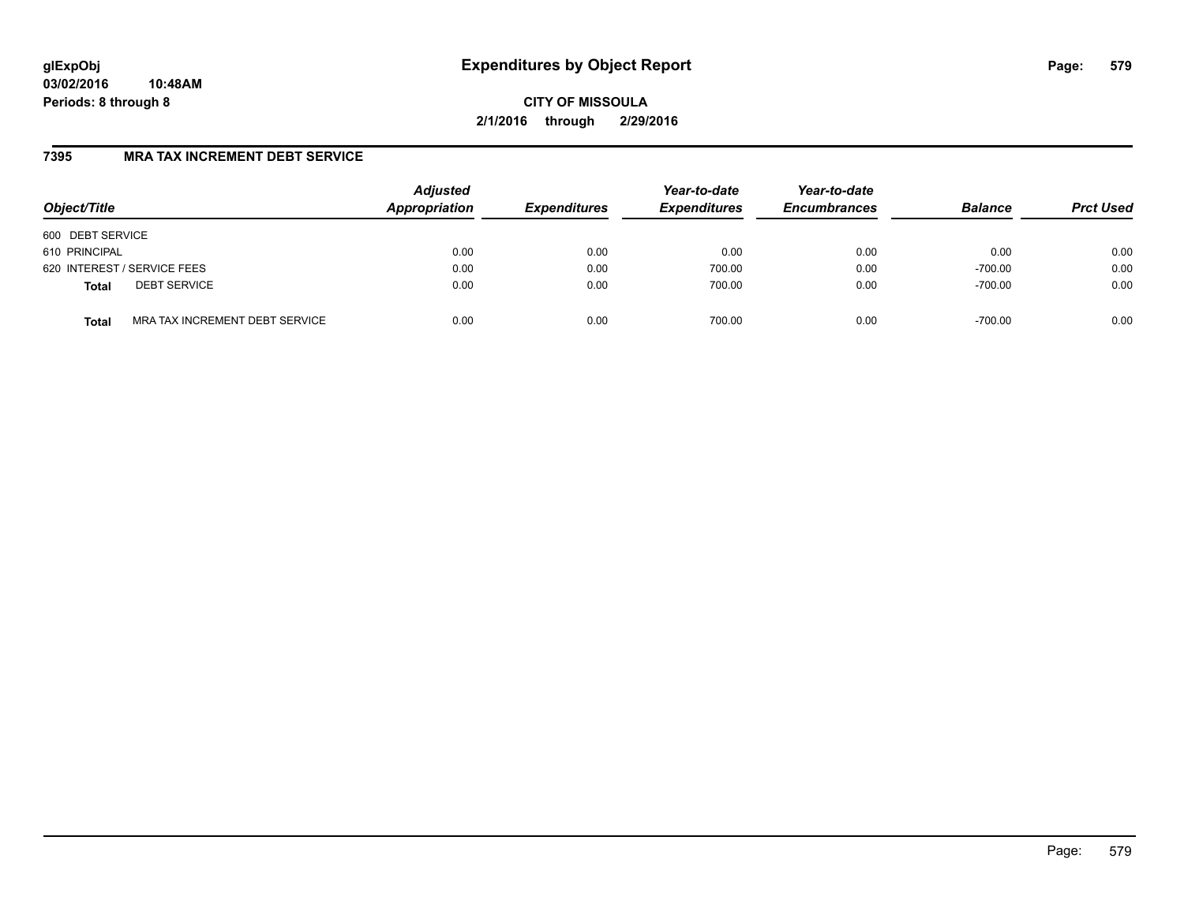**glExpObj** **Expenditures by Object Report**
**03/02/2016 10:48AM**
**Periods: 8 through 8**

**CITY OF MISSOULA**
**2/1/2016 through 2/29/2016**

## 7395 MRA TAX INCREMENT DEBT SERVICE

| Object/Title | | Adjusted Appropriation | Expenditures | Year-to-date Expenditures | Year-to-date Encumbrances | Balance | Prct Used |
|---|---|---|---|---|---|---|---|
| 600 DEBT SERVICE | | | | | | | |
| 610 PRINCIPAL | | 0.00 | 0.00 | 0.00 | 0.00 | 0.00 | 0.00 |
| 620 INTEREST / SERVICE FEES | | 0.00 | 0.00 | 700.00 | 0.00 | -700.00 | 0.00 |
| **Total** | DEBT SERVICE | 0.00 | 0.00 | 700.00 | 0.00 | -700.00 | 0.00 |
| **Total** | MRA TAX INCREMENT DEBT SERVICE | 0.00 | 0.00 | 700.00 | 0.00 | -700.00 | 0.00 |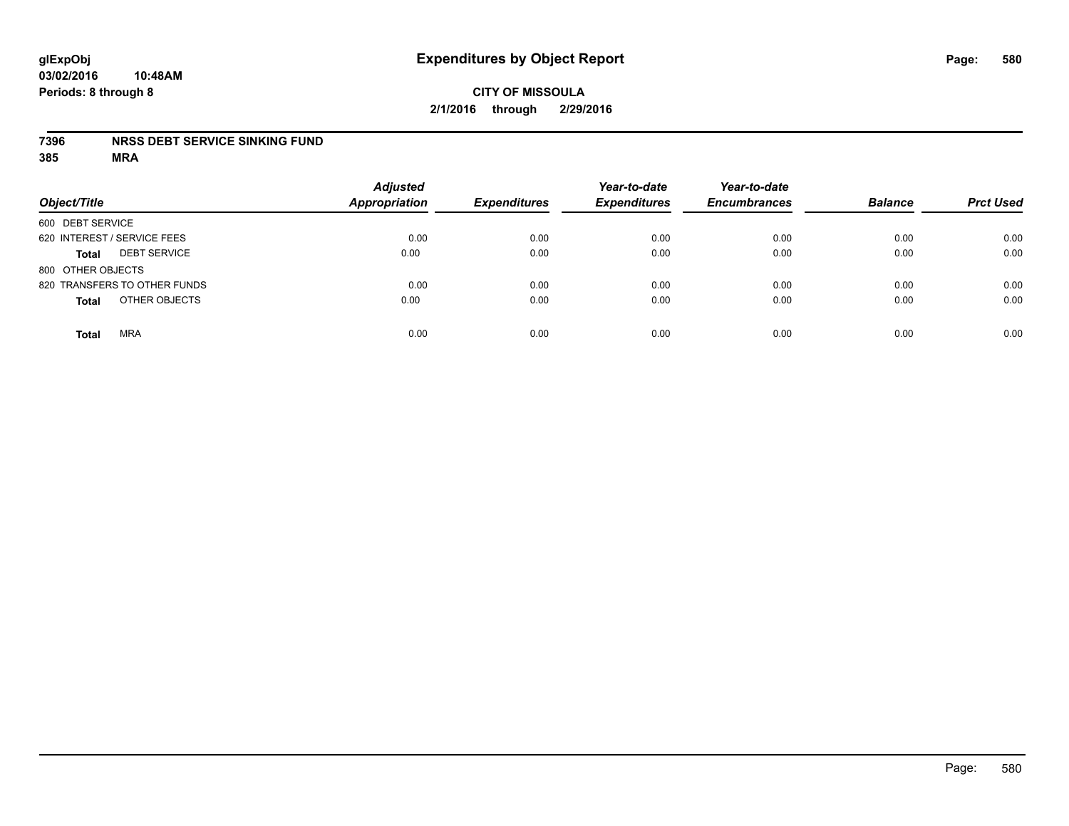**glExpObj**
**03/02/2016 10:48AM**
**Periods: 8 through 8**

# Expenditures by Object Report

**CITY OF MISSOULA**
**2/1/2016 through 2/29/2016**

**7396 NRSS DEBT SERVICE SINKING FUND**
**385 MRA**

| Object/Title | | Adjusted Appropriation | Expenditures | Year-to-date Expenditures | Year-to-date Encumbrances | Balance | Prct Used |
|---|---|---|---|---|---|---|---|
| 600 DEBT SERVICE | | | | | | | |
| 620 INTEREST / SERVICE FEES | | 0.00 | 0.00 | 0.00 | 0.00 | 0.00 | 0.00 |
| **Total** | DEBT SERVICE | 0.00 | 0.00 | 0.00 | 0.00 | 0.00 | 0.00 |
| 800 OTHER OBJECTS | | | | | | | |
| 820 TRANSFERS TO OTHER FUNDS | | 0.00 | 0.00 | 0.00 | 0.00 | 0.00 | 0.00 |
| **Total** | OTHER OBJECTS | 0.00 | 0.00 | 0.00 | 0.00 | 0.00 | 0.00 |
| **Total** | MRA | 0.00 | 0.00 | 0.00 | 0.00 | 0.00 | 0.00 |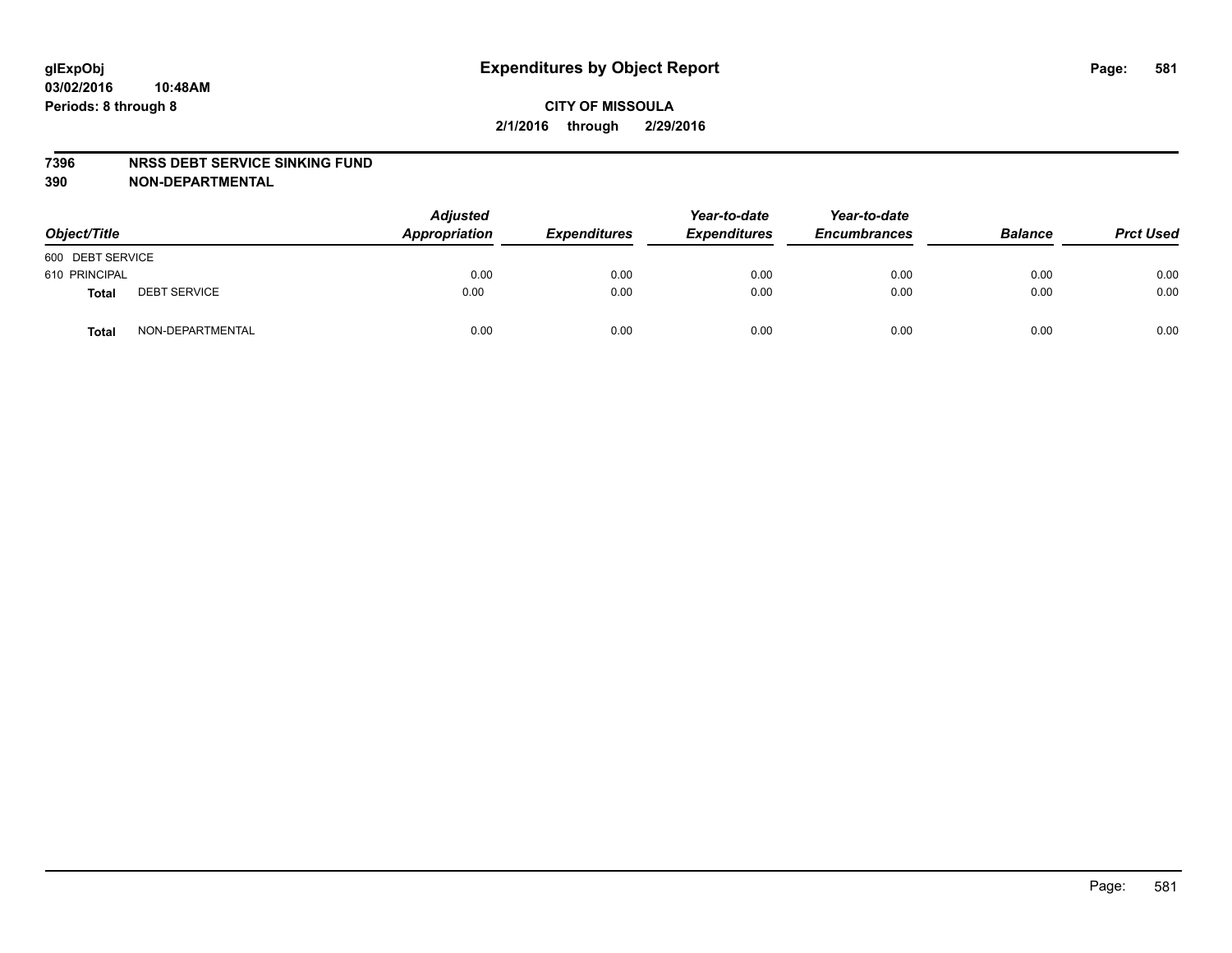# Expenditures by Object Report

glExpObj
03/02/2016 10:48AM
Periods: 8 through 8

**CITY OF MISSOULA**
**2/1/2016 through 2/29/2016**

**7396 NRSS DEBT SERVICE SINKING FUND**
**390 NON-DEPARTMENTAL**

| Object/Title | | Adjusted Appropriation | Expenditures | Year-to-date Expenditures | Year-to-date Encumbrances | Balance | Prct Used |
|---|---|---|---|---|---|---|---|
| 600 DEBT SERVICE | | | | | | | |
| 610 PRINCIPAL | | 0.00 | 0.00 | 0.00 | 0.00 | 0.00 | 0.00 |
| **Total** | DEBT SERVICE | 0.00 | 0.00 | 0.00 | 0.00 | 0.00 | 0.00 |
| **Total** | NON-DEPARTMENTAL | 0.00 | 0.00 | 0.00 | 0.00 | 0.00 | 0.00 |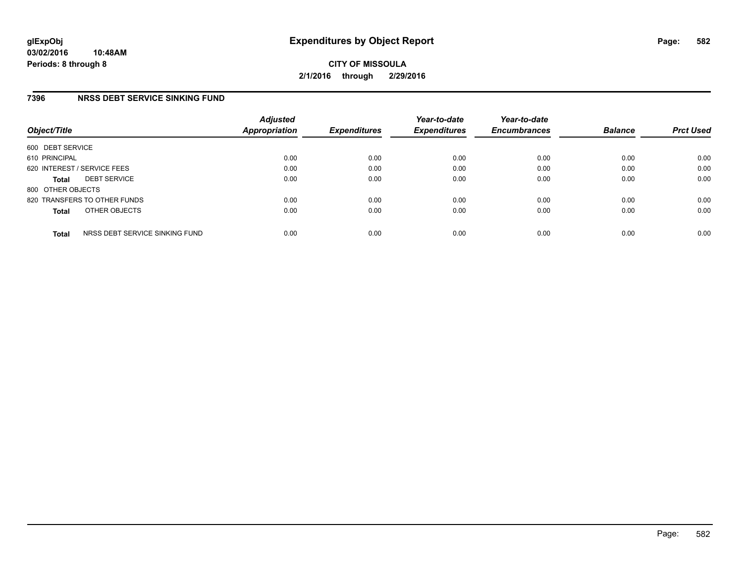**CITY OF MISSOULA**

**2/1/2016 through 2/29/2016**

## 7396 NRSS DEBT SERVICE SINKING FUND

| Object/Title | | Adjusted Appropriation | Expenditures | Year-to-date Expenditures | Year-to-date Encumbrances | Balance | Prct Used |
|---|---|---|---|---|---|---|---|
| 600 DEBT SERVICE | | | | | | | |
| 610 PRINCIPAL | | 0.00 | 0.00 | 0.00 | 0.00 | 0.00 | 0.00 |
| 620 INTEREST / SERVICE FEES | | 0.00 | 0.00 | 0.00 | 0.00 | 0.00 | 0.00 |
| **Total** | DEBT SERVICE | 0.00 | 0.00 | 0.00 | 0.00 | 0.00 | 0.00 |
| 800 OTHER OBJECTS | | | | | | | |
| 820 TRANSFERS TO OTHER FUNDS | | 0.00 | 0.00 | 0.00 | 0.00 | 0.00 | 0.00 |
| **Total** | OTHER OBJECTS | 0.00 | 0.00 | 0.00 | 0.00 | 0.00 | 0.00 |
| **Total** | NRSS DEBT SERVICE SINKING FUND | 0.00 | 0.00 | 0.00 | 0.00 | 0.00 | 0.00 |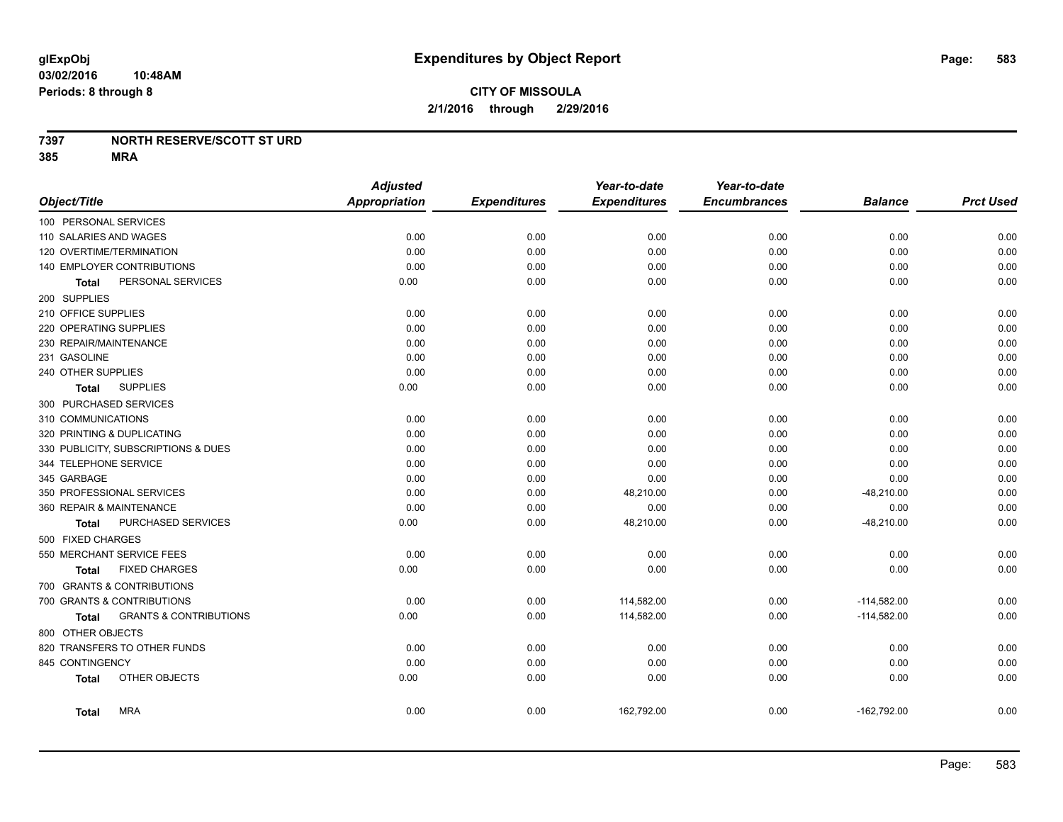# Expenditures by Object Report

glExpObj
03/02/2016 10:48AM
Periods: 8 through 8

**CITY OF MISSOULA**
**2/1/2016 through 2/29/2016**

**7397 NORTH RESERVE/SCOTT ST URD**
**385 MRA**

| Object/Title | Adjusted Appropriation | Expenditures | Year-to-date Expenditures | Year-to-date Encumbrances | Balance | Prct Used |
|---|---|---|---|---|---|---|
| 100 PERSONAL SERVICES | | | | | | |
| 110 SALARIES AND WAGES | 0.00 | 0.00 | 0.00 | 0.00 | 0.00 | 0.00 |
| 120 OVERTIME/TERMINATION | 0.00 | 0.00 | 0.00 | 0.00 | 0.00 | 0.00 |
| 140 EMPLOYER CONTRIBUTIONS | 0.00 | 0.00 | 0.00 | 0.00 | 0.00 | 0.00 |
| **Total** PERSONAL SERVICES | 0.00 | 0.00 | 0.00 | 0.00 | 0.00 | 0.00 |
| 200 SUPPLIES | | | | | | |
| 210 OFFICE SUPPLIES | 0.00 | 0.00 | 0.00 | 0.00 | 0.00 | 0.00 |
| 220 OPERATING SUPPLIES | 0.00 | 0.00 | 0.00 | 0.00 | 0.00 | 0.00 |
| 230 REPAIR/MAINTENANCE | 0.00 | 0.00 | 0.00 | 0.00 | 0.00 | 0.00 |
| 231 GASOLINE | 0.00 | 0.00 | 0.00 | 0.00 | 0.00 | 0.00 |
| 240 OTHER SUPPLIES | 0.00 | 0.00 | 0.00 | 0.00 | 0.00 | 0.00 |
| **Total** SUPPLIES | 0.00 | 0.00 | 0.00 | 0.00 | 0.00 | 0.00 |
| 300 PURCHASED SERVICES | | | | | | |
| 310 COMMUNICATIONS | 0.00 | 0.00 | 0.00 | 0.00 | 0.00 | 0.00 |
| 320 PRINTING & DUPLICATING | 0.00 | 0.00 | 0.00 | 0.00 | 0.00 | 0.00 |
| 330 PUBLICITY, SUBSCRIPTIONS & DUES | 0.00 | 0.00 | 0.00 | 0.00 | 0.00 | 0.00 |
| 344 TELEPHONE SERVICE | 0.00 | 0.00 | 0.00 | 0.00 | 0.00 | 0.00 |
| 345 GARBAGE | 0.00 | 0.00 | 0.00 | 0.00 | 0.00 | 0.00 |
| 350 PROFESSIONAL SERVICES | 0.00 | 0.00 | 48,210.00 | 0.00 | -48,210.00 | 0.00 |
| 360 REPAIR & MAINTENANCE | 0.00 | 0.00 | 0.00 | 0.00 | 0.00 | 0.00 |
| **Total** PURCHASED SERVICES | 0.00 | 0.00 | 48,210.00 | 0.00 | -48,210.00 | 0.00 |
| 500 FIXED CHARGES | | | | | | |
| 550 MERCHANT SERVICE FEES | 0.00 | 0.00 | 0.00 | 0.00 | 0.00 | 0.00 |
| **Total** FIXED CHARGES | 0.00 | 0.00 | 0.00 | 0.00 | 0.00 | 0.00 |
| 700 GRANTS & CONTRIBUTIONS | | | | | | |
| 700 GRANTS & CONTRIBUTIONS | 0.00 | 0.00 | 114,582.00 | 0.00 | -114,582.00 | 0.00 |
| **Total** GRANTS & CONTRIBUTIONS | 0.00 | 0.00 | 114,582.00 | 0.00 | -114,582.00 | 0.00 |
| 800 OTHER OBJECTS | | | | | | |
| 820 TRANSFERS TO OTHER FUNDS | 0.00 | 0.00 | 0.00 | 0.00 | 0.00 | 0.00 |
| 845 CONTINGENCY | 0.00 | 0.00 | 0.00 | 0.00 | 0.00 | 0.00 |
| **Total** OTHER OBJECTS | 0.00 | 0.00 | 0.00 | 0.00 | 0.00 | 0.00 |
| **Total** MRA | 0.00 | 0.00 | 162,792.00 | 0.00 | -162,792.00 | 0.00 |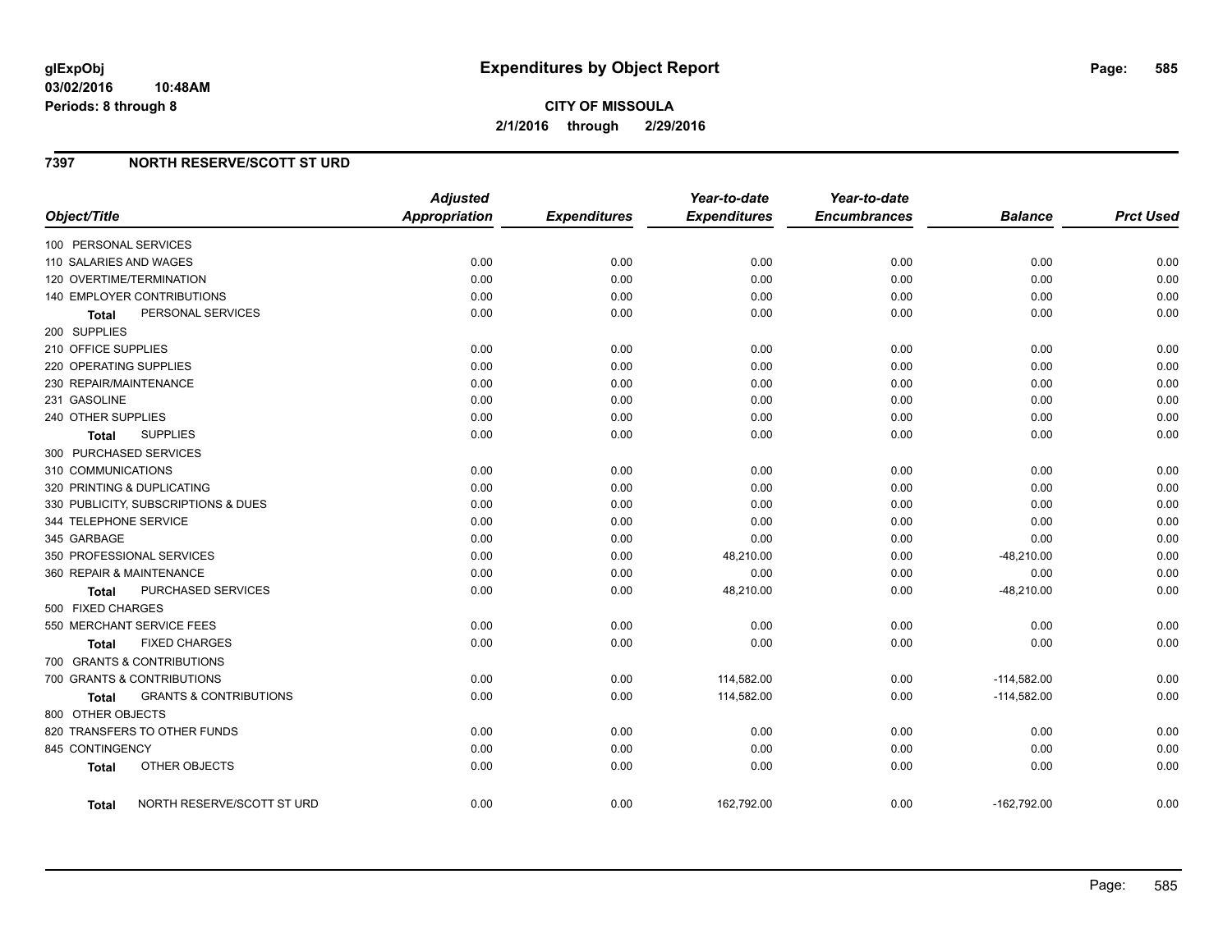# Expenditures by Object Report

glExpObj
03/02/2016 10:48AM
Periods: 8 through 8

**CITY OF MISSOULA**
**2/1/2016 through 2/29/2016**

## 7397 NORTH RESERVE/SCOTT ST URD

| Object/Title | Adjusted Appropriation | Expenditures | Year-to-date Expenditures | Year-to-date Encumbrances | Balance | Prct Used |
|---|---|---|---|---|---|---|
| 100 PERSONAL SERVICES | | | | | | |
| 110 SALARIES AND WAGES | 0.00 | 0.00 | 0.00 | 0.00 | 0.00 | 0.00 |
| 120 OVERTIME/TERMINATION | 0.00 | 0.00 | 0.00 | 0.00 | 0.00 | 0.00 |
| 140 EMPLOYER CONTRIBUTIONS | 0.00 | 0.00 | 0.00 | 0.00 | 0.00 | 0.00 |
| **Total** PERSONAL SERVICES | 0.00 | 0.00 | 0.00 | 0.00 | 0.00 | 0.00 |
| 200 SUPPLIES | | | | | | |
| 210 OFFICE SUPPLIES | 0.00 | 0.00 | 0.00 | 0.00 | 0.00 | 0.00 |
| 220 OPERATING SUPPLIES | 0.00 | 0.00 | 0.00 | 0.00 | 0.00 | 0.00 |
| 230 REPAIR/MAINTENANCE | 0.00 | 0.00 | 0.00 | 0.00 | 0.00 | 0.00 |
| 231 GASOLINE | 0.00 | 0.00 | 0.00 | 0.00 | 0.00 | 0.00 |
| 240 OTHER SUPPLIES | 0.00 | 0.00 | 0.00 | 0.00 | 0.00 | 0.00 |
| **Total** SUPPLIES | 0.00 | 0.00 | 0.00 | 0.00 | 0.00 | 0.00 |
| 300 PURCHASED SERVICES | | | | | | |
| 310 COMMUNICATIONS | 0.00 | 0.00 | 0.00 | 0.00 | 0.00 | 0.00 |
| 320 PRINTING & DUPLICATING | 0.00 | 0.00 | 0.00 | 0.00 | 0.00 | 0.00 |
| 330 PUBLICITY, SUBSCRIPTIONS & DUES | 0.00 | 0.00 | 0.00 | 0.00 | 0.00 | 0.00 |
| 344 TELEPHONE SERVICE | 0.00 | 0.00 | 0.00 | 0.00 | 0.00 | 0.00 |
| 345 GARBAGE | 0.00 | 0.00 | 0.00 | 0.00 | 0.00 | 0.00 |
| 350 PROFESSIONAL SERVICES | 0.00 | 0.00 | 48,210.00 | 0.00 | -48,210.00 | 0.00 |
| 360 REPAIR & MAINTENANCE | 0.00 | 0.00 | 0.00 | 0.00 | 0.00 | 0.00 |
| **Total** PURCHASED SERVICES | 0.00 | 0.00 | 48,210.00 | 0.00 | -48,210.00 | 0.00 |
| 500 FIXED CHARGES | | | | | | |
| 550 MERCHANT SERVICE FEES | 0.00 | 0.00 | 0.00 | 0.00 | 0.00 | 0.00 |
| **Total** FIXED CHARGES | 0.00 | 0.00 | 0.00 | 0.00 | 0.00 | 0.00 |
| 700 GRANTS & CONTRIBUTIONS | | | | | | |
| 700 GRANTS & CONTRIBUTIONS | 0.00 | 0.00 | 114,582.00 | 0.00 | -114,582.00 | 0.00 |
| **Total** GRANTS & CONTRIBUTIONS | 0.00 | 0.00 | 114,582.00 | 0.00 | -114,582.00 | 0.00 |
| 800 OTHER OBJECTS | | | | | | |
| 820 TRANSFERS TO OTHER FUNDS | 0.00 | 0.00 | 0.00 | 0.00 | 0.00 | 0.00 |
| 845 CONTINGENCY | 0.00 | 0.00 | 0.00 | 0.00 | 0.00 | 0.00 |
| **Total** OTHER OBJECTS | 0.00 | 0.00 | 0.00 | 0.00 | 0.00 | 0.00 |
| **Total** NORTH RESERVE/SCOTT ST URD | 0.00 | 0.00 | 162,792.00 | 0.00 | -162,792.00 | 0.00 |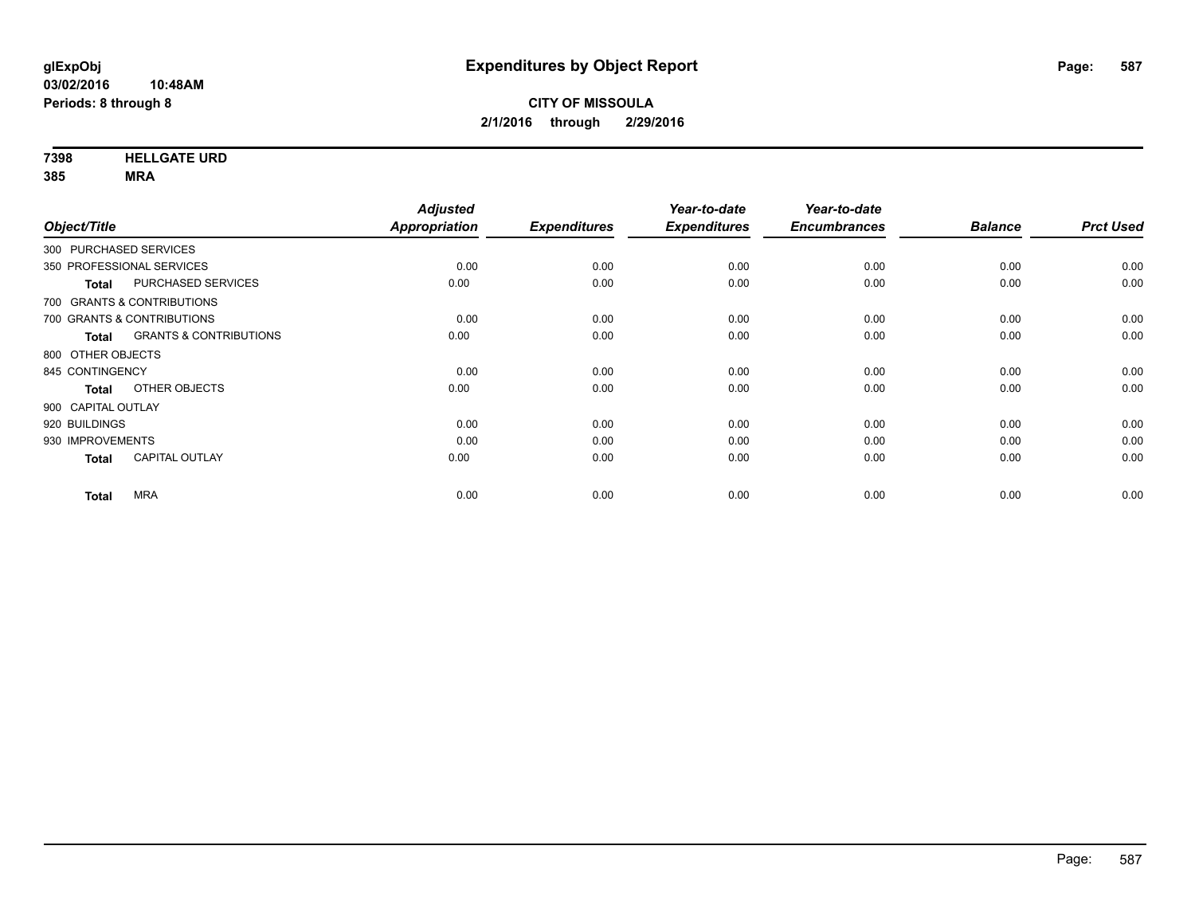**glExpObj**
**03/02/2016 10:48AM**
**Periods: 8 through 8**

# Expenditures by Object Report

**CITY OF MISSOULA**
**2/1/2016 through 2/29/2016**

**7398 HELLGATE URD**
**385 MRA**

| Object/Title | | Adjusted Appropriation | Expenditures | Year-to-date Expenditures | Year-to-date Encumbrances | Balance | Prct Used |
|---|---|---|---|---|---|---|---|
| 300 PURCHASED SERVICES | | | | | | | |
| 350 PROFESSIONAL SERVICES | | 0.00 | 0.00 | 0.00 | 0.00 | 0.00 | 0.00 |
| **Total** | PURCHASED SERVICES | 0.00 | 0.00 | 0.00 | 0.00 | 0.00 | 0.00 |
| 700 GRANTS & CONTRIBUTIONS | | | | | | | |
| 700 GRANTS & CONTRIBUTIONS | | 0.00 | 0.00 | 0.00 | 0.00 | 0.00 | 0.00 |
| **Total** | GRANTS & CONTRIBUTIONS | 0.00 | 0.00 | 0.00 | 0.00 | 0.00 | 0.00 |
| 800 OTHER OBJECTS | | | | | | | |
| 845 CONTINGENCY | | 0.00 | 0.00 | 0.00 | 0.00 | 0.00 | 0.00 |
| **Total** | OTHER OBJECTS | 0.00 | 0.00 | 0.00 | 0.00 | 0.00 | 0.00 |
| 900 CAPITAL OUTLAY | | | | | | | |
| 920 BUILDINGS | | 0.00 | 0.00 | 0.00 | 0.00 | 0.00 | 0.00 |
| 930 IMPROVEMENTS | | 0.00 | 0.00 | 0.00 | 0.00 | 0.00 | 0.00 |
| **Total** | CAPITAL OUTLAY | 0.00 | 0.00 | 0.00 | 0.00 | 0.00 | 0.00 |
| **Total** | MRA | 0.00 | 0.00 | 0.00 | 0.00 | 0.00 | 0.00 |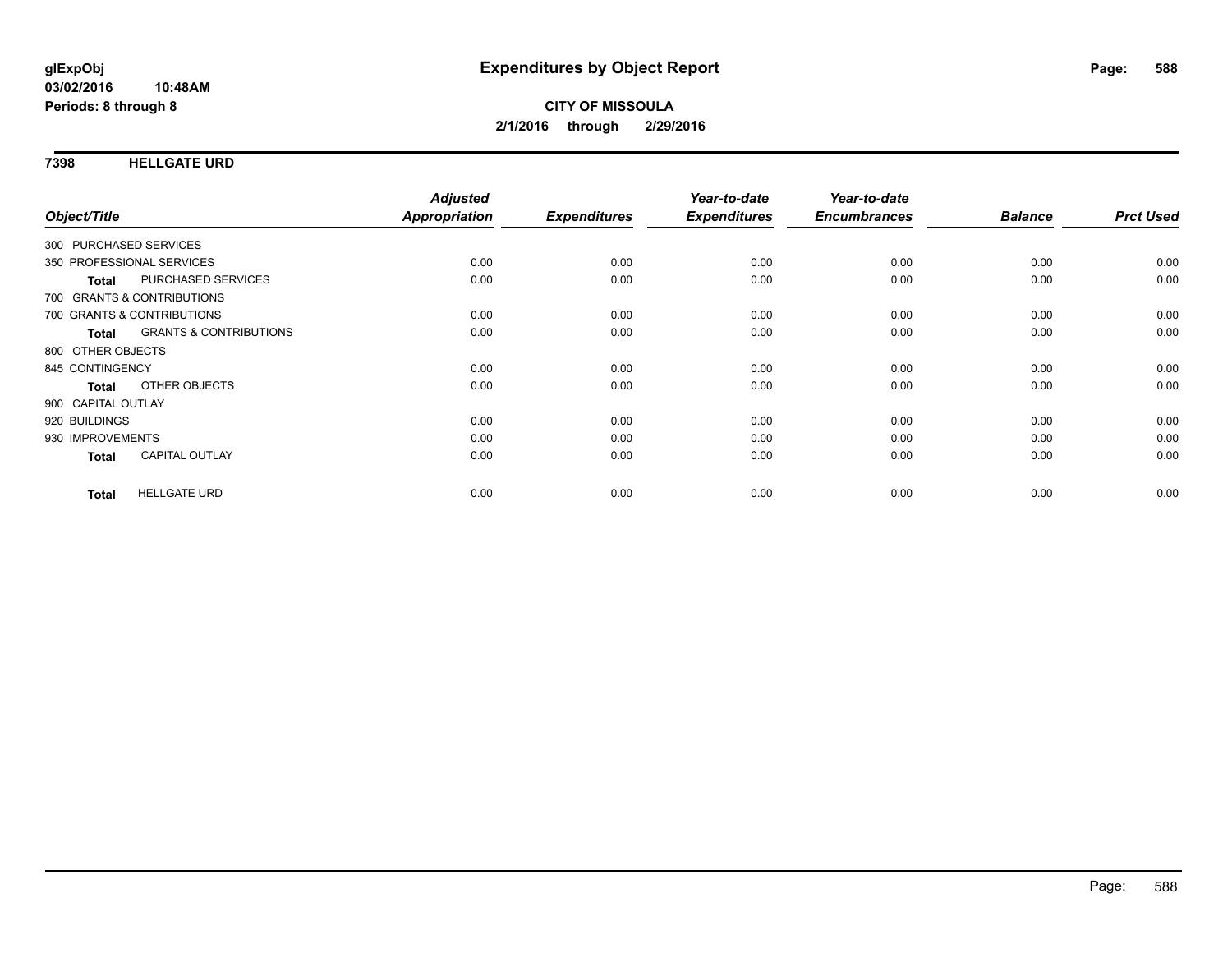glExpObj
03/02/2016 10:48AM
Periods: 8 through 8

# Expenditures by Object Report

**CITY OF MISSOULA**
**2/1/2016 through 2/29/2016**

## 7398 HELLGATE URD

| Object/Title | | Adjusted Appropriation | Expenditures | Year-to-date Expenditures | Year-to-date Encumbrances | Balance | Prct Used |
|---|---|---|---|---|---|---|---|
| 300 PURCHASED SERVICES | | | | | | | |
| 350 PROFESSIONAL SERVICES | | 0.00 | 0.00 | 0.00 | 0.00 | 0.00 | 0.00 |
| **Total** | PURCHASED SERVICES | 0.00 | 0.00 | 0.00 | 0.00 | 0.00 | 0.00 |
| 700 GRANTS & CONTRIBUTIONS | | | | | | | |
| 700 GRANTS & CONTRIBUTIONS | | 0.00 | 0.00 | 0.00 | 0.00 | 0.00 | 0.00 |
| **Total** | GRANTS & CONTRIBUTIONS | 0.00 | 0.00 | 0.00 | 0.00 | 0.00 | 0.00 |
| 800 OTHER OBJECTS | | | | | | | |
| 845 CONTINGENCY | | 0.00 | 0.00 | 0.00 | 0.00 | 0.00 | 0.00 |
| **Total** | OTHER OBJECTS | 0.00 | 0.00 | 0.00 | 0.00 | 0.00 | 0.00 |
| 900 CAPITAL OUTLAY | | | | | | | |
| 920 BUILDINGS | | 0.00 | 0.00 | 0.00 | 0.00 | 0.00 | 0.00 |
| 930 IMPROVEMENTS | | 0.00 | 0.00 | 0.00 | 0.00 | 0.00 | 0.00 |
| **Total** | CAPITAL OUTLAY | 0.00 | 0.00 | 0.00 | 0.00 | 0.00 | 0.00 |
| **Total** | HELLGATE URD | 0.00 | 0.00 | 0.00 | 0.00 | 0.00 | 0.00 |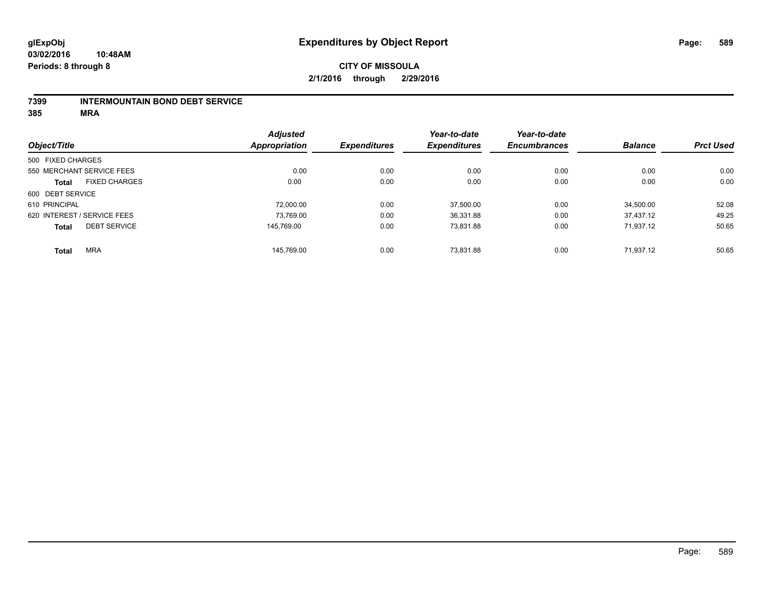**glExpObj**
**03/02/2016 10:48AM**
**Periods: 8 through 8**

# Expenditures by Object Report

**CITY OF MISSOULA**
**2/1/2016 through 2/29/2016**

## 7399 INTERMOUNTAIN BOND DEBT SERVICE
## 385 MRA

| Object/Title | Adjusted Appropriation | Expenditures | Year-to-date Expenditures | Year-to-date Encumbrances | Balance | Prct Used |
|---|---|---|---|---|---|---|
| 500 FIXED CHARGES | | | | | | |
| 550 MERCHANT SERVICE FEES | 0.00 | 0.00 | 0.00 | 0.00 | 0.00 | 0.00 |
| **Total** FIXED CHARGES | 0.00 | 0.00 | 0.00 | 0.00 | 0.00 | 0.00 |
| 600 DEBT SERVICE | | | | | | |
| 610 PRINCIPAL | 72,000.00 | 0.00 | 37,500.00 | 0.00 | 34,500.00 | 52.08 |
| 620 INTEREST / SERVICE FEES | 73,769.00 | 0.00 | 36,331.88 | 0.00 | 37,437.12 | 49.25 |
| **Total** DEBT SERVICE | 145,769.00 | 0.00 | 73,831.88 | 0.00 | 71,937.12 | 50.65 |
| **Total** MRA | 145,769.00 | 0.00 | 73,831.88 | 0.00 | 71,937.12 | 50.65 |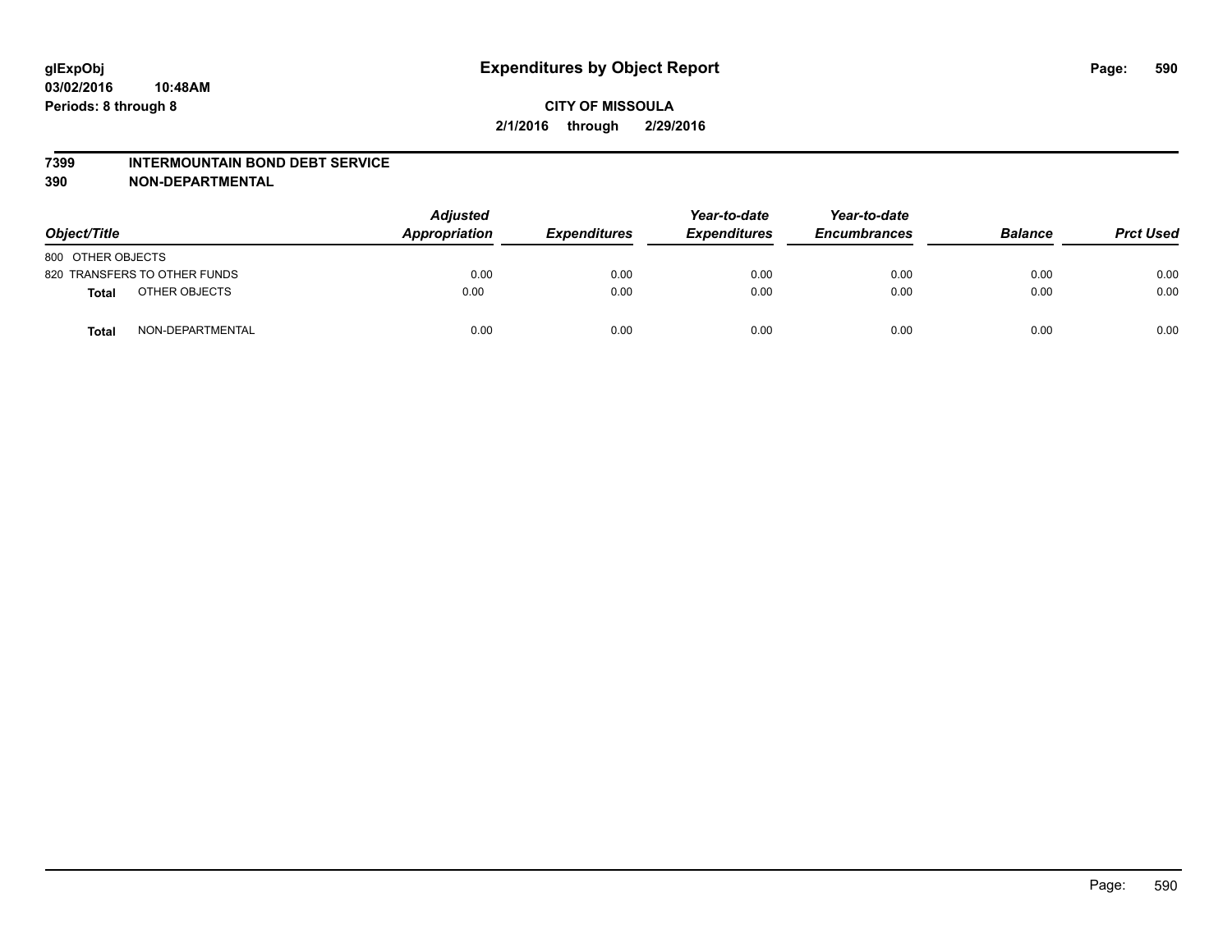# Expenditures by Object Report

glExpObj
03/02/2016 10:48AM
Periods: 8 through 8

**CITY OF MISSOULA**
**2/1/2016 through 2/29/2016**

**7399 INTERMOUNTAIN BOND DEBT SERVICE**
**390 NON-DEPARTMENTAL**

| Object/Title | | Adjusted Appropriation | Expenditures | Year-to-date Expenditures | Year-to-date Encumbrances | Balance | Prct Used |
|---|---|---|---|---|---|---|---|
| 800 OTHER OBJECTS | | | | | | | |
| 820 TRANSFERS TO OTHER FUNDS | | 0.00 | 0.00 | 0.00 | 0.00 | 0.00 | 0.00 |
| **Total** | OTHER OBJECTS | 0.00 | 0.00 | 0.00 | 0.00 | 0.00 | 0.00 |
| **Total** | NON-DEPARTMENTAL | 0.00 | 0.00 | 0.00 | 0.00 | 0.00 | 0.00 |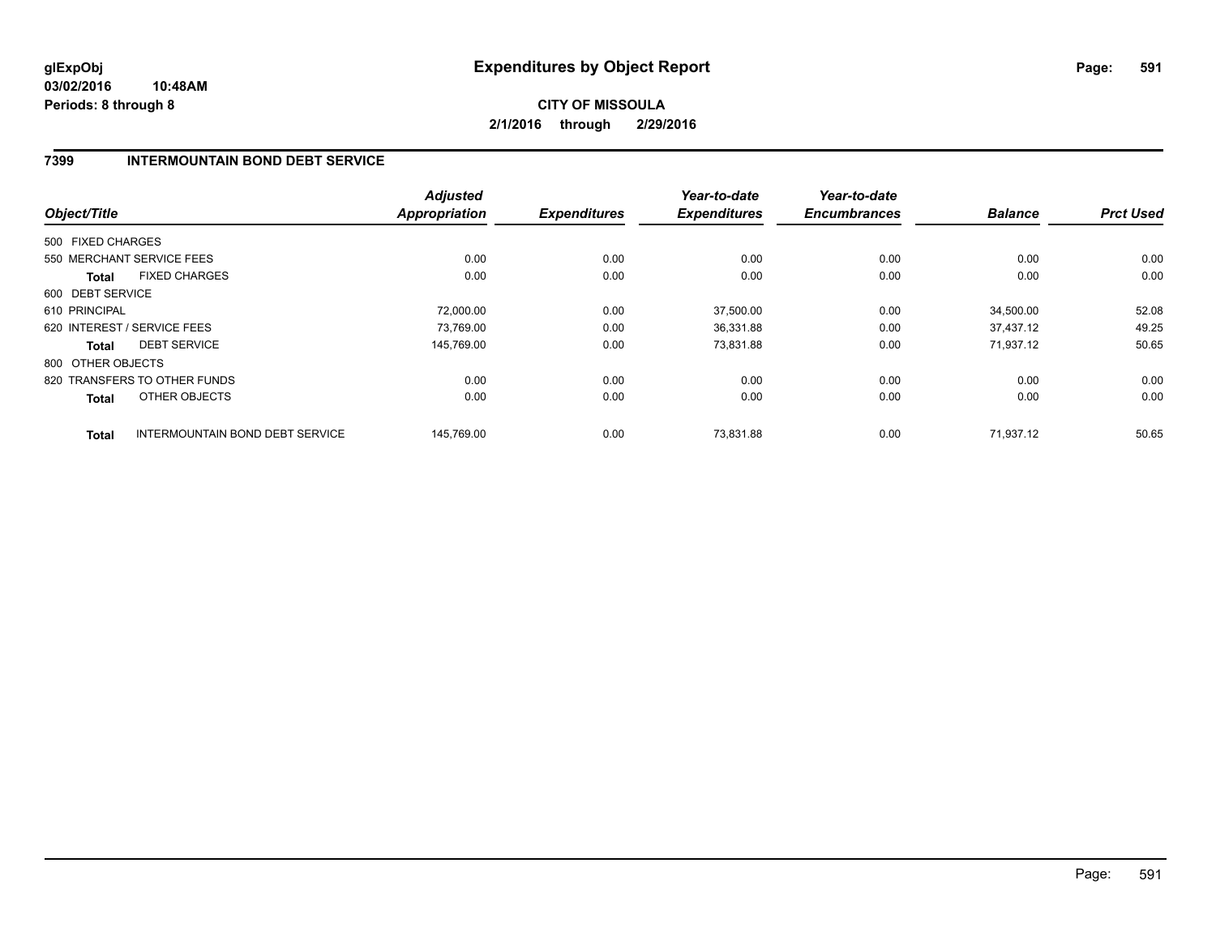# Expenditures by Object Report

glExpObj
03/02/2016 10:48AM
Periods: 8 through 8

**CITY OF MISSOULA**
**2/1/2016 through 2/29/2016**

## 7399 INTERMOUNTAIN BOND DEBT SERVICE

| Object/Title | | Adjusted Appropriation | Expenditures | Year-to-date Expenditures | Year-to-date Encumbrances | Balance | Prct Used |
|---|---|---|---|---|---|---|---|
| 500 FIXED CHARGES | | | | | | | |
| 550 MERCHANT SERVICE FEES | | 0.00 | 0.00 | 0.00 | 0.00 | 0.00 | 0.00 |
| **Total** | FIXED CHARGES | 0.00 | 0.00 | 0.00 | 0.00 | 0.00 | 0.00 |
| 600 DEBT SERVICE | | | | | | | |
| 610 PRINCIPAL | | 72,000.00 | 0.00 | 37,500.00 | 0.00 | 34,500.00 | 52.08 |
| 620 INTEREST / SERVICE FEES | | 73,769.00 | 0.00 | 36,331.88 | 0.00 | 37,437.12 | 49.25 |
| **Total** | DEBT SERVICE | 145,769.00 | 0.00 | 73,831.88 | 0.00 | 71,937.12 | 50.65 |
| 800 OTHER OBJECTS | | | | | | | |
| 820 TRANSFERS TO OTHER FUNDS | | 0.00 | 0.00 | 0.00 | 0.00 | 0.00 | 0.00 |
| **Total** | OTHER OBJECTS | 0.00 | 0.00 | 0.00 | 0.00 | 0.00 | 0.00 |
| **Total** | INTERMOUNTAIN BOND DEBT SERVICE | 145,769.00 | 0.00 | 73,831.88 | 0.00 | 71,937.12 | 50.65 |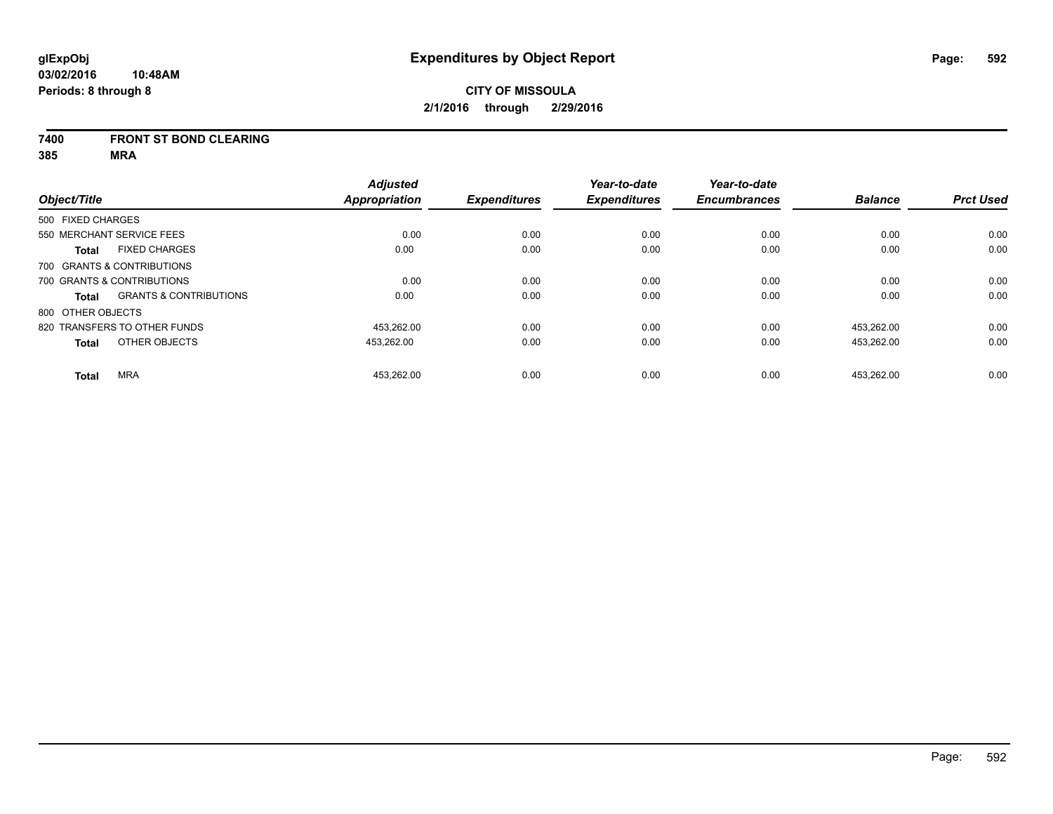**glExpObj**
**03/02/2016 10:48AM**
**Periods: 8 through 8**

# Expenditures by Object Report

**CITY OF MISSOULA**
**2/1/2016 through 2/29/2016**

**7400 FRONT ST BOND CLEARING**
**385 MRA**

| Object/Title | Adjusted Appropriation | Expenditures | Year-to-date Expenditures | Year-to-date Encumbrances | Balance | Prct Used |
|---|---|---|---|---|---|---|
| 500 FIXED CHARGES | | | | | | |
| 550 MERCHANT SERVICE FEES | 0.00 | 0.00 | 0.00 | 0.00 | 0.00 | 0.00 |
| **Total** FIXED CHARGES | 0.00 | 0.00 | 0.00 | 0.00 | 0.00 | 0.00 |
| 700 GRANTS & CONTRIBUTIONS | | | | | | |
| 700 GRANTS & CONTRIBUTIONS | 0.00 | 0.00 | 0.00 | 0.00 | 0.00 | 0.00 |
| **Total** GRANTS & CONTRIBUTIONS | 0.00 | 0.00 | 0.00 | 0.00 | 0.00 | 0.00 |
| 800 OTHER OBJECTS | | | | | | |
| 820 TRANSFERS TO OTHER FUNDS | 453,262.00 | 0.00 | 0.00 | 0.00 | 453,262.00 | 0.00 |
| **Total** OTHER OBJECTS | 453,262.00 | 0.00 | 0.00 | 0.00 | 453,262.00 | 0.00 |
| **Total** MRA | 453,262.00 | 0.00 | 0.00 | 0.00 | 453,262.00 | 0.00 |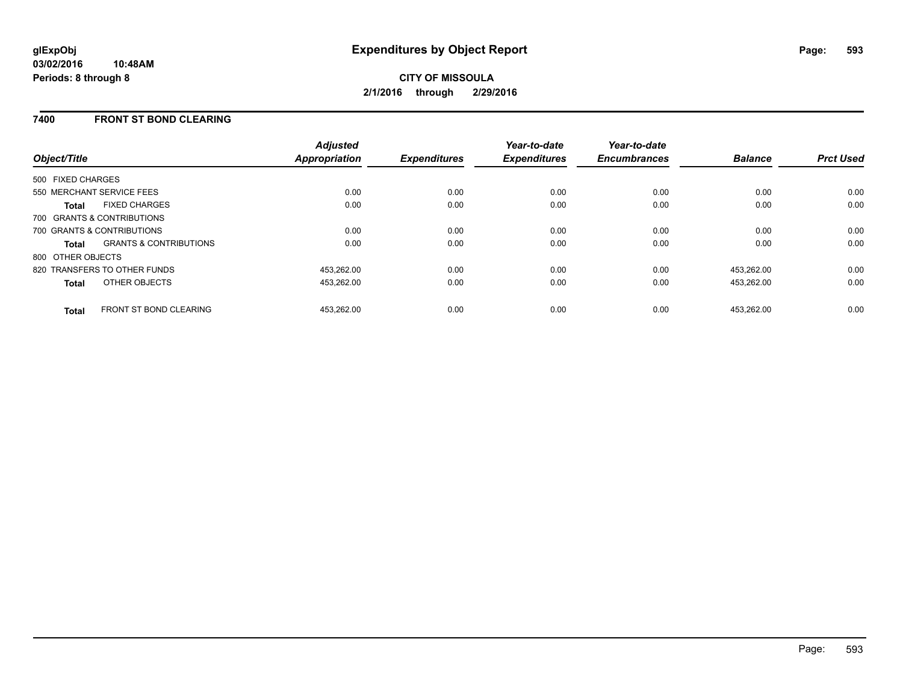**glExpObj**
**03/02/2016 10:48AM**
**Periods: 8 through 8**

# Expenditures by Object Report

**CITY OF MISSOULA**
**2/1/2016 through 2/29/2016**

## 7400 FRONT ST BOND CLEARING

| Object/Title | | Adjusted Appropriation | Expenditures | Year-to-date Expenditures | Year-to-date Encumbrances | Balance | Prct Used |
|---|---|---|---|---|---|---|---|
| 500 FIXED CHARGES | | | | | | | |
| 550 MERCHANT SERVICE FEES | | 0.00 | 0.00 | 0.00 | 0.00 | 0.00 | 0.00 |
| **Total** | FIXED CHARGES | 0.00 | 0.00 | 0.00 | 0.00 | 0.00 | 0.00 |
| 700 GRANTS & CONTRIBUTIONS | | | | | | | |
| 700 GRANTS & CONTRIBUTIONS | | 0.00 | 0.00 | 0.00 | 0.00 | 0.00 | 0.00 |
| **Total** | GRANTS & CONTRIBUTIONS | 0.00 | 0.00 | 0.00 | 0.00 | 0.00 | 0.00 |
| 800 OTHER OBJECTS | | | | | | | |
| 820 TRANSFERS TO OTHER FUNDS | | 453,262.00 | 0.00 | 0.00 | 0.00 | 453,262.00 | 0.00 |
| **Total** | OTHER OBJECTS | 453,262.00 | 0.00 | 0.00 | 0.00 | 453,262.00 | 0.00 |
| **Total** | FRONT ST BOND CLEARING | 453,262.00 | 0.00 | 0.00 | 0.00 | 453,262.00 | 0.00 |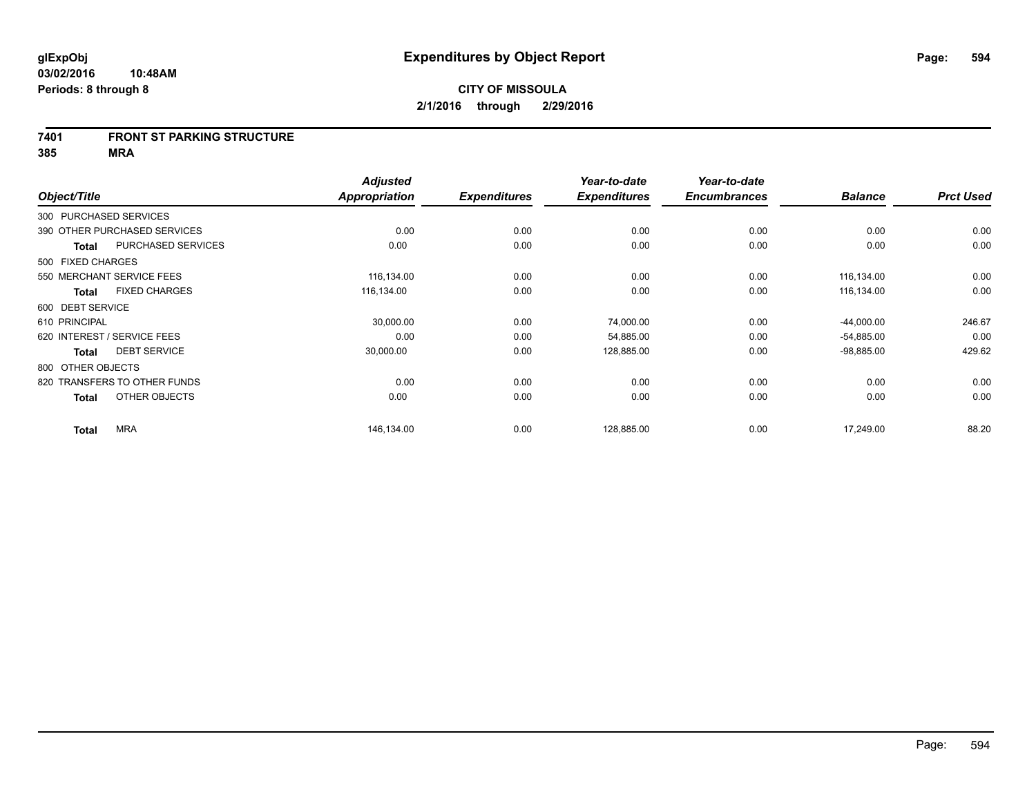glExpObj
03/02/2016 10:48AM
Periods: 8 through 8

# Expenditures by Object Report

**CITY OF MISSOULA**
**2/1/2016 through 2/29/2016**

**7401 FRONT ST PARKING STRUCTURE**
**385 MRA**

| Object/Title | Adjusted Appropriation | Expenditures | Year-to-date Expenditures | Year-to-date Encumbrances | Balance | Prct Used |
|---|---|---|---|---|---|---|
| 300 PURCHASED SERVICES | | | | | | |
| 390 OTHER PURCHASED SERVICES | 0.00 | 0.00 | 0.00 | 0.00 | 0.00 | 0.00 |
| **Total** PURCHASED SERVICES | 0.00 | 0.00 | 0.00 | 0.00 | 0.00 | 0.00 |
| 500 FIXED CHARGES | | | | | | |
| 550 MERCHANT SERVICE FEES | 116,134.00 | 0.00 | 0.00 | 0.00 | 116,134.00 | 0.00 |
| **Total** FIXED CHARGES | 116,134.00 | 0.00 | 0.00 | 0.00 | 116,134.00 | 0.00 |
| 600 DEBT SERVICE | | | | | | |
| 610 PRINCIPAL | 30,000.00 | 0.00 | 74,000.00 | 0.00 | -44,000.00 | 246.67 |
| 620 INTEREST / SERVICE FEES | 0.00 | 0.00 | 54,885.00 | 0.00 | -54,885.00 | 0.00 |
| **Total** DEBT SERVICE | 30,000.00 | 0.00 | 128,885.00 | 0.00 | -98,885.00 | 429.62 |
| 800 OTHER OBJECTS | | | | | | |
| 820 TRANSFERS TO OTHER FUNDS | 0.00 | 0.00 | 0.00 | 0.00 | 0.00 | 0.00 |
| **Total** OTHER OBJECTS | 0.00 | 0.00 | 0.00 | 0.00 | 0.00 | 0.00 |
| **Total** MRA | 146,134.00 | 0.00 | 128,885.00 | 0.00 | 17,249.00 | 88.20 |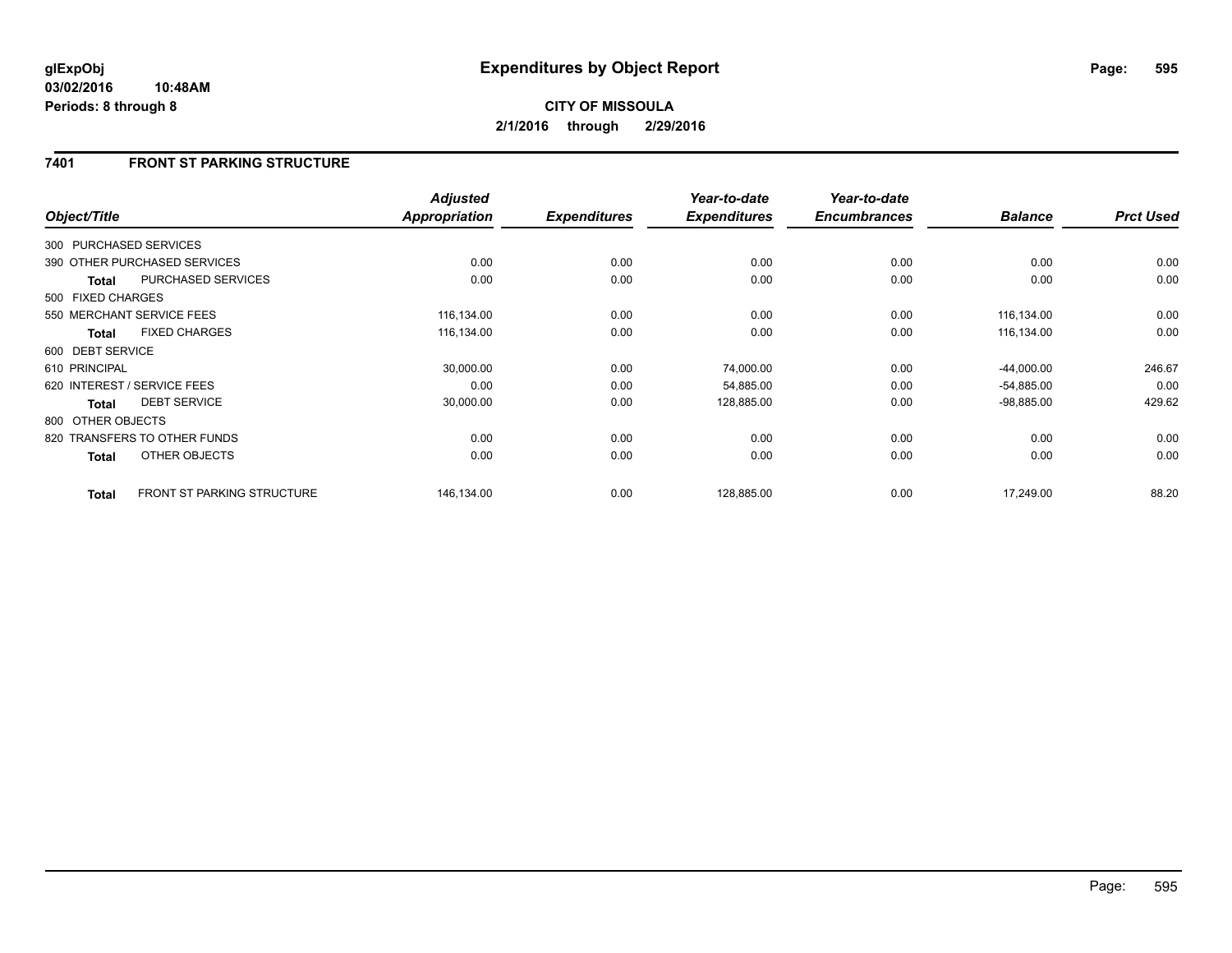**glExpObj** **Expenditures by Object Report**
**03/02/2016 10:48AM**
**Periods: 8 through 8**

**CITY OF MISSOULA**
**2/1/2016 through 2/29/2016**

## 7401 FRONT ST PARKING STRUCTURE

| Object/Title | | Adjusted Appropriation | Expenditures | Year-to-date Expenditures | Year-to-date Encumbrances | Balance | Prct Used |
|---|---|---|---|---|---|---|---|
| 300 PURCHASED SERVICES | | | | | | | |
| 390 OTHER PURCHASED SERVICES | | 0.00 | 0.00 | 0.00 | 0.00 | 0.00 | 0.00 |
| **Total** | PURCHASED SERVICES | 0.00 | 0.00 | 0.00 | 0.00 | 0.00 | 0.00 |
| 500 FIXED CHARGES | | | | | | | |
| 550 MERCHANT SERVICE FEES | | 116,134.00 | 0.00 | 0.00 | 0.00 | 116,134.00 | 0.00 |
| **Total** | FIXED CHARGES | 116,134.00 | 0.00 | 0.00 | 0.00 | 116,134.00 | 0.00 |
| 600 DEBT SERVICE | | | | | | | |
| 610 PRINCIPAL | | 30,000.00 | 0.00 | 74,000.00 | 0.00 | -44,000.00 | 246.67 |
| 620 INTEREST / SERVICE FEES | | 0.00 | 0.00 | 54,885.00 | 0.00 | -54,885.00 | 0.00 |
| **Total** | DEBT SERVICE | 30,000.00 | 0.00 | 128,885.00 | 0.00 | -98,885.00 | 429.62 |
| 800 OTHER OBJECTS | | | | | | | |
| 820 TRANSFERS TO OTHER FUNDS | | 0.00 | 0.00 | 0.00 | 0.00 | 0.00 | 0.00 |
| **Total** | OTHER OBJECTS | 0.00 | 0.00 | 0.00 | 0.00 | 0.00 | 0.00 |
| **Total** | FRONT ST PARKING STRUCTURE | 146,134.00 | 0.00 | 128,885.00 | 0.00 | 17,249.00 | 88.20 |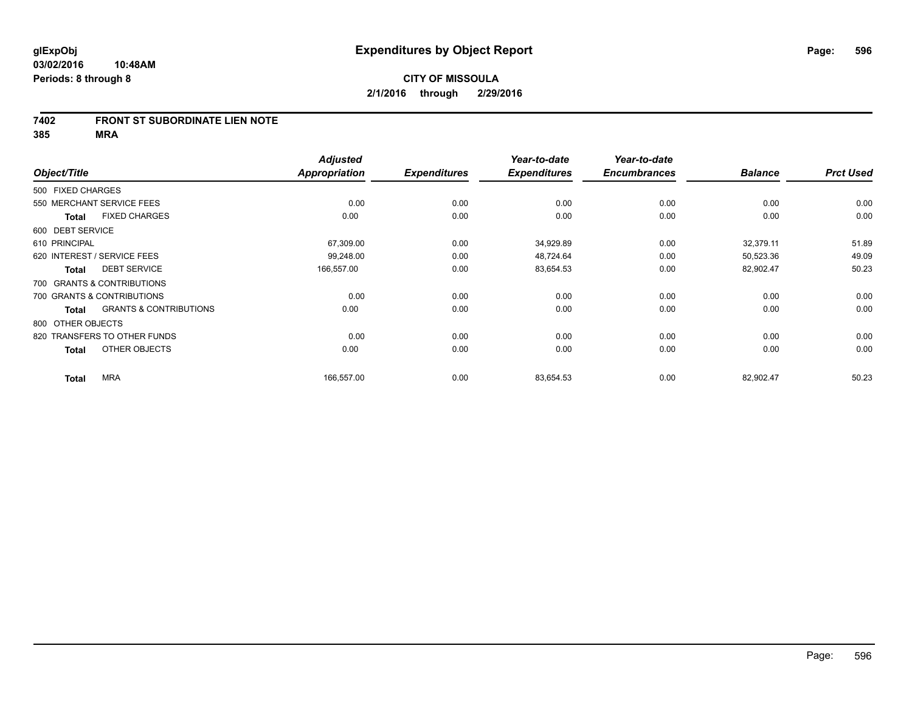**glExpObj**
**03/02/2016 10:48AM**
**Periods: 8 through 8**

# Expenditures by Object Report

**CITY OF MISSOULA**
**2/1/2016 through 2/29/2016**

**7402 FRONT ST SUBORDINATE LIEN NOTE**
**385 MRA**

| Object/Title | Adjusted Appropriation | Expenditures | Year-to-date Expenditures | Year-to-date Encumbrances | Balance | Prct Used |
|---|---|---|---|---|---|---|
| 500 FIXED CHARGES | | | | | | |
| 550 MERCHANT SERVICE FEES | 0.00 | 0.00 | 0.00 | 0.00 | 0.00 | 0.00 |
| **Total** FIXED CHARGES | 0.00 | 0.00 | 0.00 | 0.00 | 0.00 | 0.00 |
| 600 DEBT SERVICE | | | | | | |
| 610 PRINCIPAL | 67,309.00 | 0.00 | 34,929.89 | 0.00 | 32,379.11 | 51.89 |
| 620 INTEREST / SERVICE FEES | 99,248.00 | 0.00 | 48,724.64 | 0.00 | 50,523.36 | 49.09 |
| **Total** DEBT SERVICE | 166,557.00 | 0.00 | 83,654.53 | 0.00 | 82,902.47 | 50.23 |
| 700 GRANTS & CONTRIBUTIONS | | | | | | |
| 700 GRANTS & CONTRIBUTIONS | 0.00 | 0.00 | 0.00 | 0.00 | 0.00 | 0.00 |
| **Total** GRANTS & CONTRIBUTIONS | 0.00 | 0.00 | 0.00 | 0.00 | 0.00 | 0.00 |
| 800 OTHER OBJECTS | | | | | | |
| 820 TRANSFERS TO OTHER FUNDS | 0.00 | 0.00 | 0.00 | 0.00 | 0.00 | 0.00 |
| **Total** OTHER OBJECTS | 0.00 | 0.00 | 0.00 | 0.00 | 0.00 | 0.00 |
| **Total** MRA | 166,557.00 | 0.00 | 83,654.53 | 0.00 | 82,902.47 | 50.23 |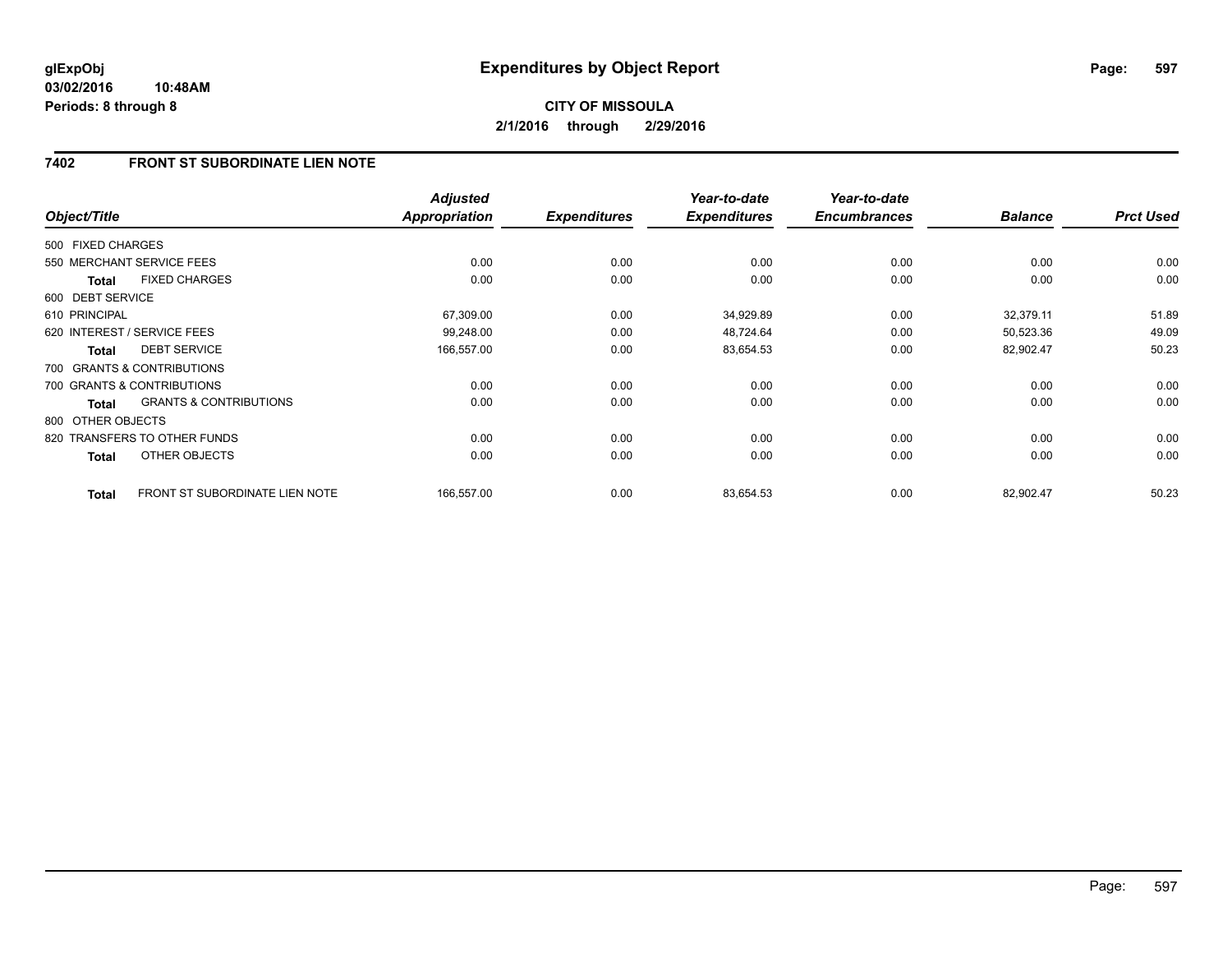**glExpObj**
**03/02/2016 10:48AM**
**Periods: 8 through 8**

# Expenditures by Object Report

**CITY OF MISSOULA**
**2/1/2016 through 2/29/2016**

## 7402 FRONT ST SUBORDINATE LIEN NOTE

| Object/Title | Adjusted Appropriation | Expenditures | Year-to-date Expenditures | Year-to-date Encumbrances | Balance | Prct Used |
|---|---|---|---|---|---|---|
| 500 FIXED CHARGES | | | | | | |
| 550 MERCHANT SERVICE FEES | 0.00 | 0.00 | 0.00 | 0.00 | 0.00 | 0.00 |
| **Total** FIXED CHARGES | 0.00 | 0.00 | 0.00 | 0.00 | 0.00 | 0.00 |
| 600 DEBT SERVICE | | | | | | |
| 610 PRINCIPAL | 67,309.00 | 0.00 | 34,929.89 | 0.00 | 32,379.11 | 51.89 |
| 620 INTEREST / SERVICE FEES | 99,248.00 | 0.00 | 48,724.64 | 0.00 | 50,523.36 | 49.09 |
| **Total** DEBT SERVICE | 166,557.00 | 0.00 | 83,654.53 | 0.00 | 82,902.47 | 50.23 |
| 700 GRANTS & CONTRIBUTIONS | | | | | | |
| 700 GRANTS & CONTRIBUTIONS | 0.00 | 0.00 | 0.00 | 0.00 | 0.00 | 0.00 |
| **Total** GRANTS & CONTRIBUTIONS | 0.00 | 0.00 | 0.00 | 0.00 | 0.00 | 0.00 |
| 800 OTHER OBJECTS | | | | | | |
| 820 TRANSFERS TO OTHER FUNDS | 0.00 | 0.00 | 0.00 | 0.00 | 0.00 | 0.00 |
| **Total** OTHER OBJECTS | 0.00 | 0.00 | 0.00 | 0.00 | 0.00 | 0.00 |
| **Total** FRONT ST SUBORDINATE LIEN NOTE | 166,557.00 | 0.00 | 83,654.53 | 0.00 | 82,902.47 | 50.23 |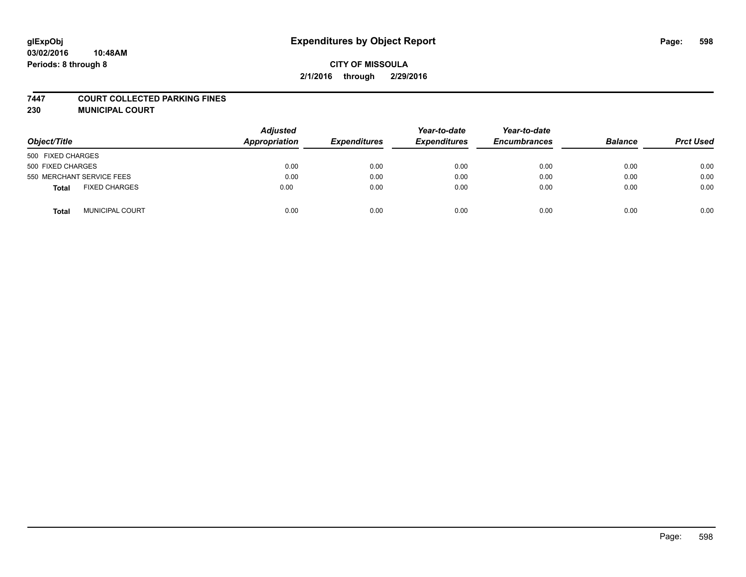**glExpObj** **Expenditures by Object Report**

**03/02/2016 10:48AM**

**Periods: 8 through 8**

**CITY OF MISSOULA**

**2/1/2016 through 2/29/2016**

## 7447 COURT COLLECTED PARKING FINES
## 230 MUNICIPAL COURT

| Object/Title | | Adjusted Appropriation | Expenditures | Year-to-date Expenditures | Year-to-date Encumbrances | Balance | Prct Used |
|---|---|---|---|---|---|---|---|
| 500 FIXED CHARGES | | | | | | | |
| 500 FIXED CHARGES | | 0.00 | 0.00 | 0.00 | 0.00 | 0.00 | 0.00 |
| 550 MERCHANT SERVICE FEES | | 0.00 | 0.00 | 0.00 | 0.00 | 0.00 | 0.00 |
| **Total** | FIXED CHARGES | 0.00 | 0.00 | 0.00 | 0.00 | 0.00 | 0.00 |
| **Total** | MUNICIPAL COURT | 0.00 | 0.00 | 0.00 | 0.00 | 0.00 | 0.00 |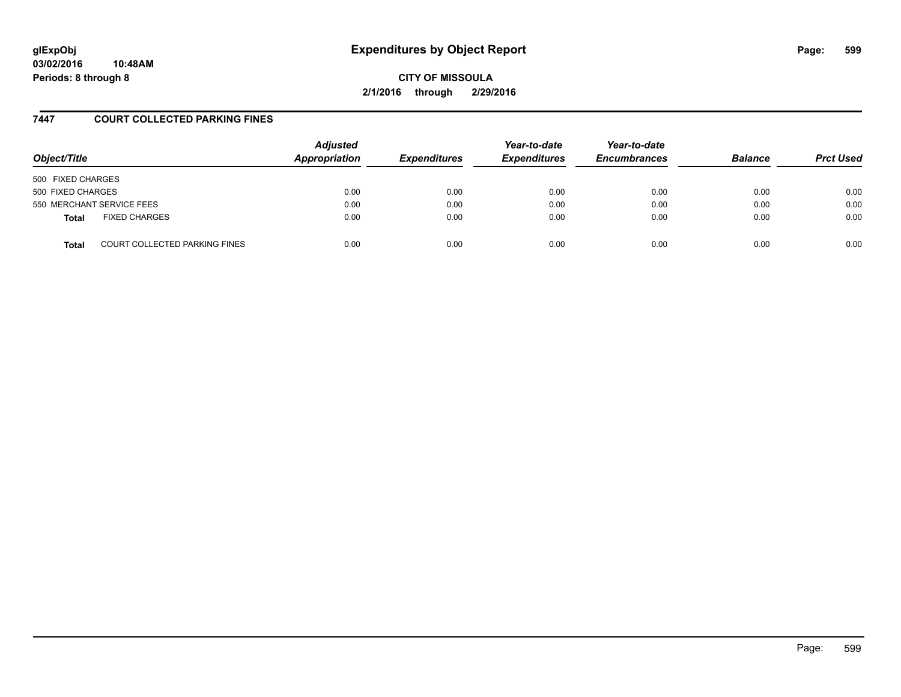**glExpObj** 
**03/02/2016 10:48AM** 
**Periods: 8 through 8**

# Expenditures by Object Report

**CITY OF MISSOULA**
**2/1/2016 through 2/29/2016**

## 7447 COURT COLLECTED PARKING FINES

| Object/Title | Adjusted Appropriation | Expenditures | Year-to-date Expenditures | Year-to-date Encumbrances | Balance | Prct Used |
|---|---|---|---|---|---|---|
| 500 FIXED CHARGES | | | | | | |
| 500 FIXED CHARGES | 0.00 | 0.00 | 0.00 | 0.00 | 0.00 | 0.00 |
| 550 MERCHANT SERVICE FEES | 0.00 | 0.00 | 0.00 | 0.00 | 0.00 | 0.00 |
| **Total** FIXED CHARGES | 0.00 | 0.00 | 0.00 | 0.00 | 0.00 | 0.00 |
| **Total** COURT COLLECTED PARKING FINES | 0.00 | 0.00 | 0.00 | 0.00 | 0.00 | 0.00 |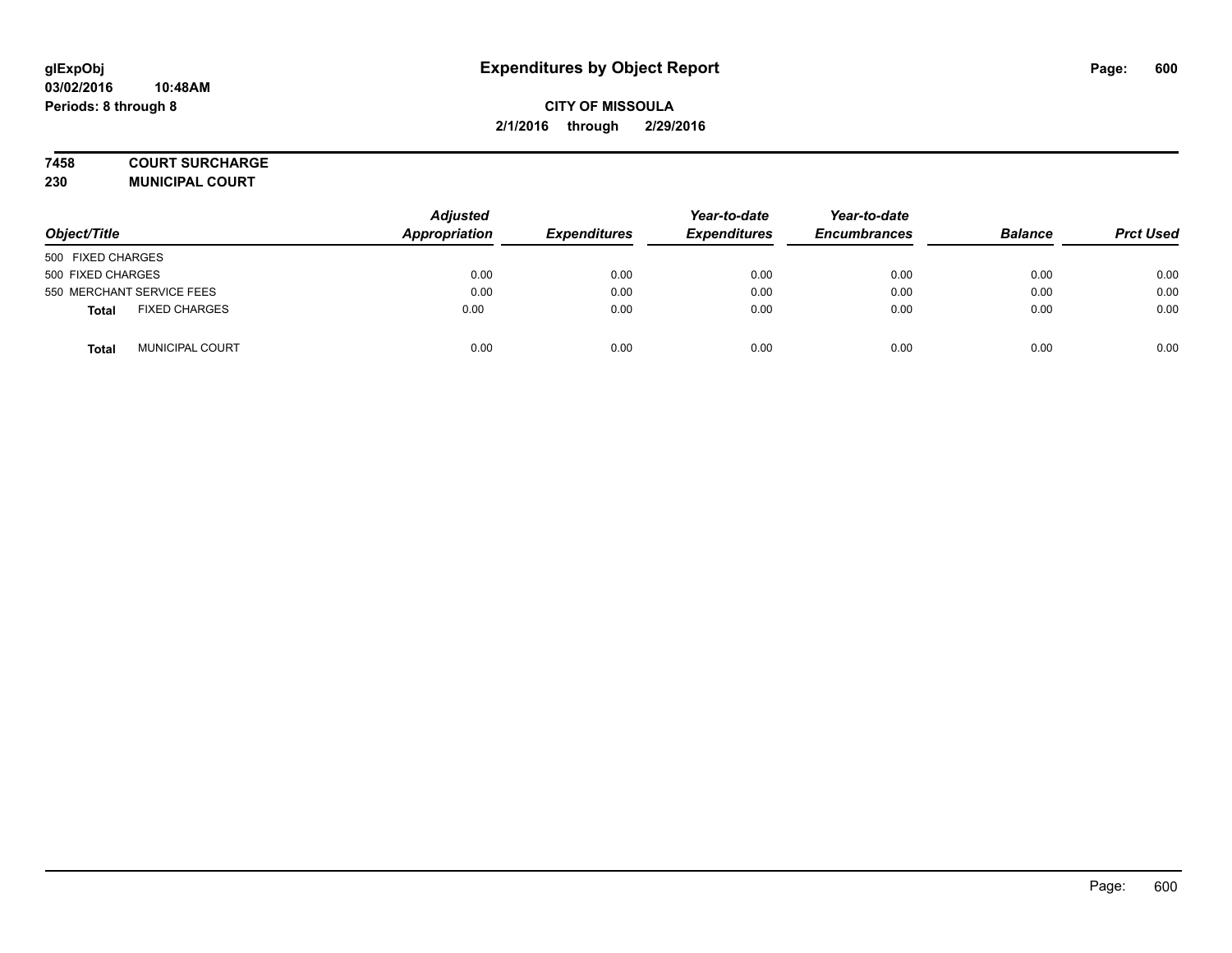glExpObj
03/02/2016 10:48AM
Periods: 8 through 8

# Expenditures by Object Report

**CITY OF MISSOULA**
**2/1/2016 through 2/29/2016**

**7458 COURT SURCHARGE**
**230 MUNICIPAL COURT**

| Object/Title | Adjusted Appropriation | Expenditures | Year-to-date Expenditures | Year-to-date Encumbrances | Balance | Prct Used |
|---|---|---|---|---|---|---|
| 500 FIXED CHARGES | | | | | | |
| 500 FIXED CHARGES | 0.00 | 0.00 | 0.00 | 0.00 | 0.00 | 0.00 |
| 550 MERCHANT SERVICE FEES | 0.00 | 0.00 | 0.00 | 0.00 | 0.00 | 0.00 |
| **Total** FIXED CHARGES | 0.00 | 0.00 | 0.00 | 0.00 | 0.00 | 0.00 |
| **Total** MUNICIPAL COURT | 0.00 | 0.00 | 0.00 | 0.00 | 0.00 | 0.00 |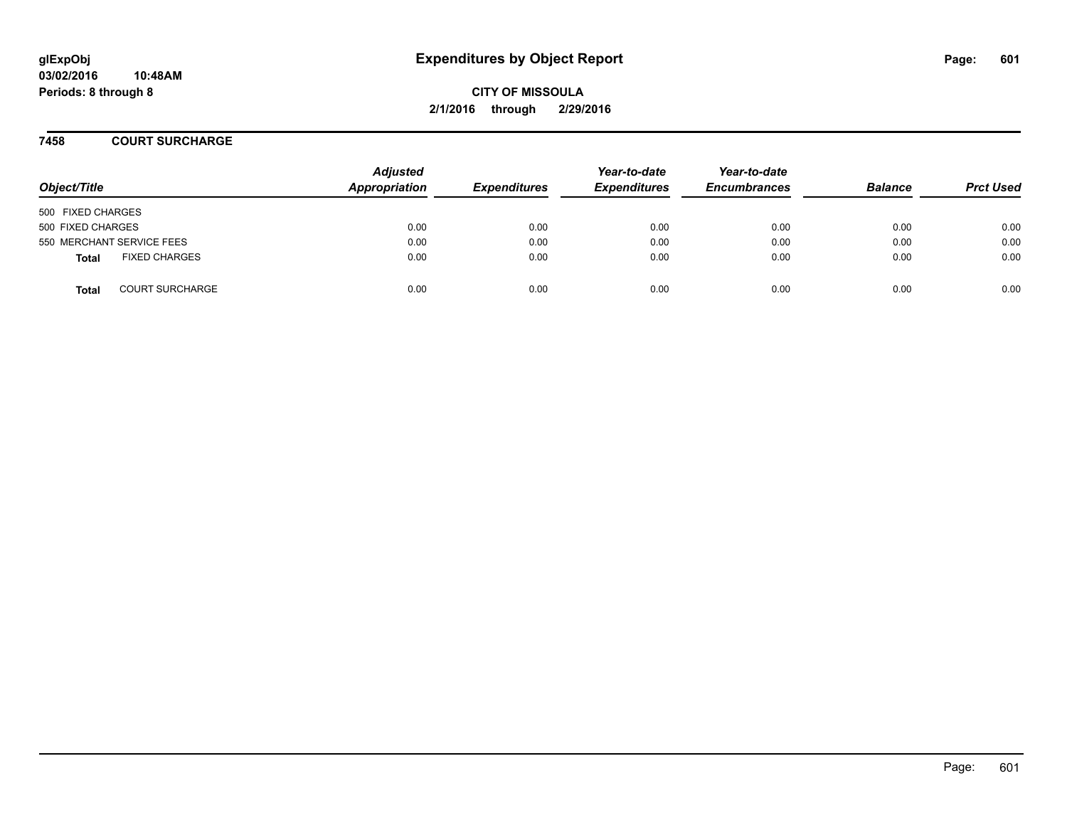# Expenditures by Object Report

glExpObj
03/02/2016 10:48AM
Periods: 8 through 8

**CITY OF MISSOULA**
**2/1/2016 through 2/29/2016**

## 7458 COURT SURCHARGE

| Object/Title | Adjusted Appropriation | Expenditures | Year-to-date Expenditures | Year-to-date Encumbrances | Balance | Prct Used |
|---|---|---|---|---|---|---|
| 500 FIXED CHARGES | | | | | | |
| 500 FIXED CHARGES | 0.00 | 0.00 | 0.00 | 0.00 | 0.00 | 0.00 |
| 550 MERCHANT SERVICE FEES | 0.00 | 0.00 | 0.00 | 0.00 | 0.00 | 0.00 |
| **Total** FIXED CHARGES | 0.00 | 0.00 | 0.00 | 0.00 | 0.00 | 0.00 |
| **Total** COURT SURCHARGE | 0.00 | 0.00 | 0.00 | 0.00 | 0.00 | 0.00 |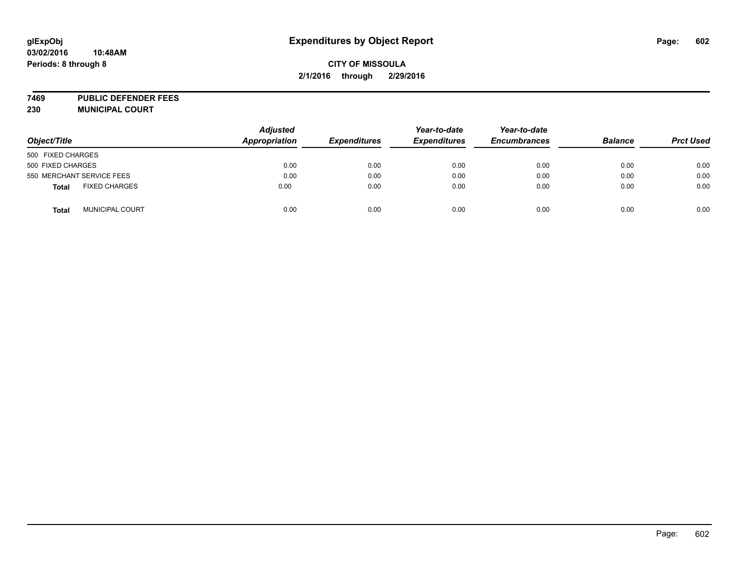**glExpObj**
**03/02/2016 10:48AM**
**Periods: 8 through 8**

# Expenditures by Object Report

**CITY OF MISSOULA**
**2/1/2016 through 2/29/2016**

**7469 PUBLIC DEFENDER FEES**
**230 MUNICIPAL COURT**

| Object/Title | Adjusted Appropriation | Expenditures | Year-to-date Expenditures | Year-to-date Encumbrances | Balance | Prct Used |
|---|---|---|---|---|---|---|
| 500 FIXED CHARGES | | | | | | |
| 500 FIXED CHARGES | 0.00 | 0.00 | 0.00 | 0.00 | 0.00 | 0.00 |
| 550 MERCHANT SERVICE FEES | 0.00 | 0.00 | 0.00 | 0.00 | 0.00 | 0.00 |
| **Total** FIXED CHARGES | 0.00 | 0.00 | 0.00 | 0.00 | 0.00 | 0.00 |
| **Total** MUNICIPAL COURT | 0.00 | 0.00 | 0.00 | 0.00 | 0.00 | 0.00 |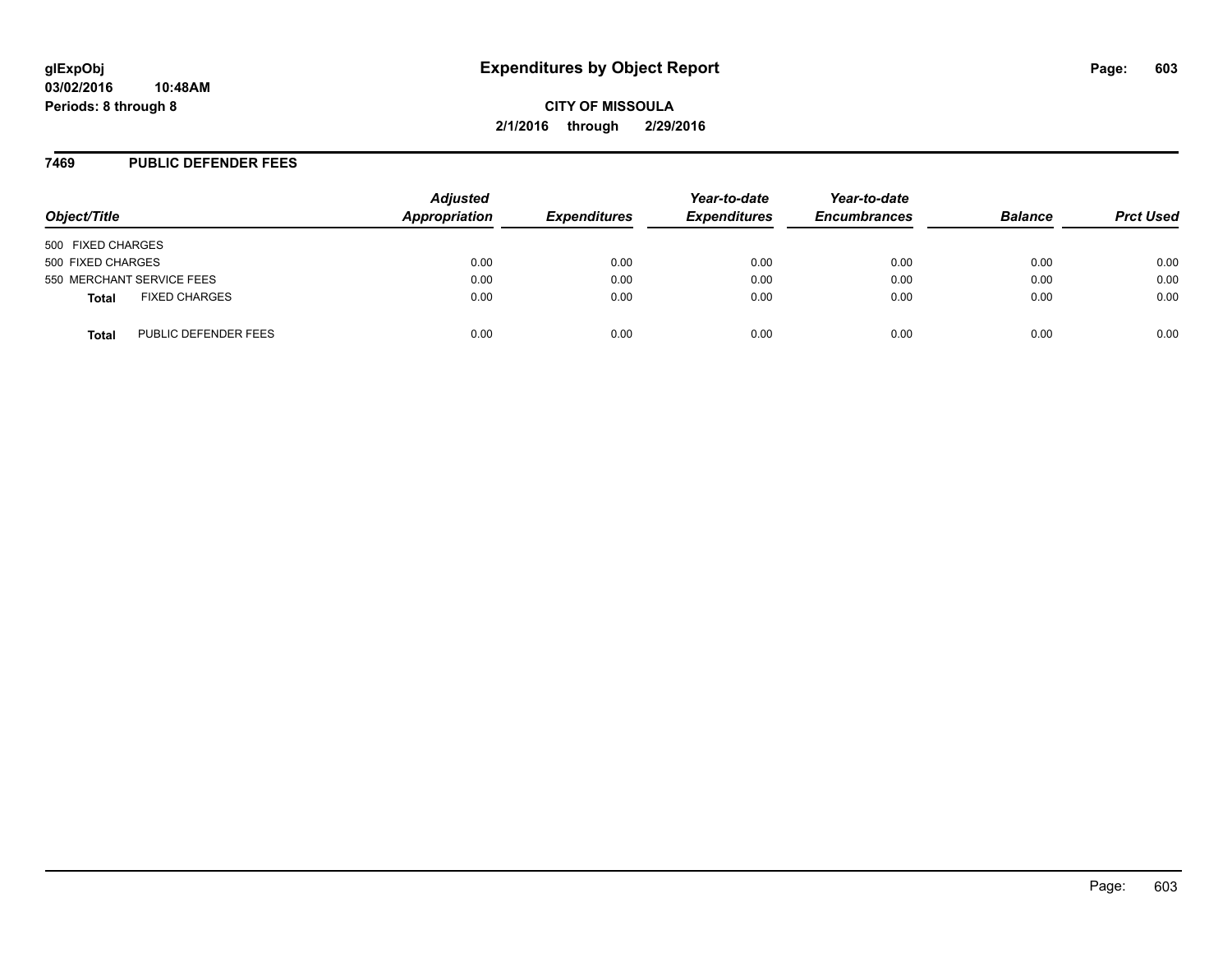glExpObj
03/02/2016 10:48AM
Periods: 8 through 8

# Expenditures by Object Report

CITY OF MISSOULA

2/1/2016 through 2/29/2016

## 7469 PUBLIC DEFENDER FEES

| Object/Title | | Adjusted Appropriation | Expenditures | Year-to-date Expenditures | Year-to-date Encumbrances | Balance | Prct Used |
|---|---|---|---|---|---|---|---|
| 500 FIXED CHARGES | | | | | | | |
| 500 FIXED CHARGES | | 0.00 | 0.00 | 0.00 | 0.00 | 0.00 | 0.00 |
| 550 MERCHANT SERVICE FEES | | 0.00 | 0.00 | 0.00 | 0.00 | 0.00 | 0.00 |
| **Total** | FIXED CHARGES | 0.00 | 0.00 | 0.00 | 0.00 | 0.00 | 0.00 |
| **Total** | PUBLIC DEFENDER FEES | 0.00 | 0.00 | 0.00 | 0.00 | 0.00 | 0.00 |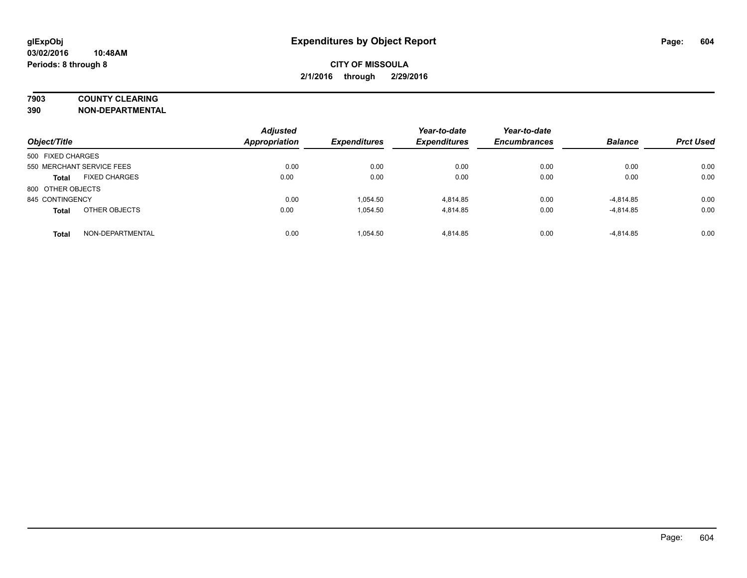glExpObj
03/02/2016 10:48AM
Periods: 8 through 8

# Expenditures by Object Report

**CITY OF MISSOULA**

**2/1/2016 through 2/29/2016**

**7903 COUNTY CLEARING**

**390 NON-DEPARTMENTAL**

| Object/Title | | Adjusted Appropriation | Expenditures | Year-to-date Expenditures | Year-to-date Encumbrances | Balance | Prct Used |
|---|---|---|---|---|---|---|---|
| 500 FIXED CHARGES | | | | | | | |
| 550 MERCHANT SERVICE FEES | | 0.00 | 0.00 | 0.00 | 0.00 | 0.00 | 0.00 |
| **Total** | FIXED CHARGES | 0.00 | 0.00 | 0.00 | 0.00 | 0.00 | 0.00 |
| 800 OTHER OBJECTS | | | | | | | |
| 845 CONTINGENCY | | 0.00 | 1,054.50 | 4,814.85 | 0.00 | -4,814.85 | 0.00 |
| **Total** | OTHER OBJECTS | 0.00 | 1,054.50 | 4,814.85 | 0.00 | -4,814.85 | 0.00 |
| **Total** | NON-DEPARTMENTAL | 0.00 | 1,054.50 | 4,814.85 | 0.00 | -4,814.85 | 0.00 |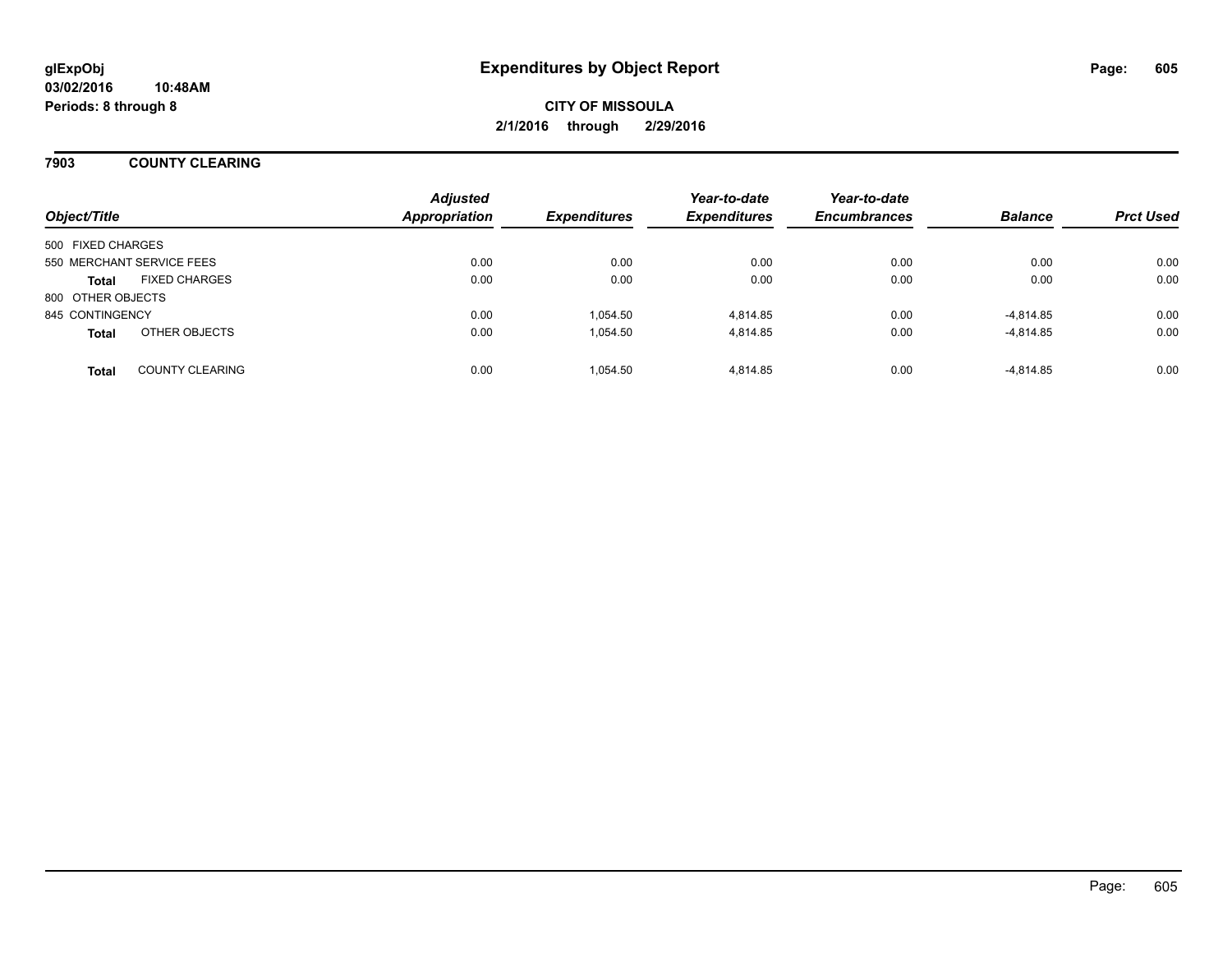**glExpObj**
**03/02/2016 10:48AM**
**Periods: 8 through 8**

# Expenditures by Object Report

**CITY OF MISSOULA**
**2/1/2016 through 2/29/2016**

## 7903 COUNTY CLEARING

| Object/Title | Adjusted Appropriation | Expenditures | Year-to-date Expenditures | Year-to-date Encumbrances | Balance | Prct Used |
|---|---|---|---|---|---|---|
| 500 FIXED CHARGES | | | | | | |
| 550 MERCHANT SERVICE FEES | 0.00 | 0.00 | 0.00 | 0.00 | 0.00 | 0.00 |
| **Total** FIXED CHARGES | 0.00 | 0.00 | 0.00 | 0.00 | 0.00 | 0.00 |
| 800 OTHER OBJECTS | | | | | | |
| 845 CONTINGENCY | 0.00 | 1,054.50 | 4,814.85 | 0.00 | -4,814.85 | 0.00 |
| **Total** OTHER OBJECTS | 0.00 | 1,054.50 | 4,814.85 | 0.00 | -4,814.85 | 0.00 |
| **Total** COUNTY CLEARING | 0.00 | 1,054.50 | 4,814.85 | 0.00 | -4,814.85 | 0.00 |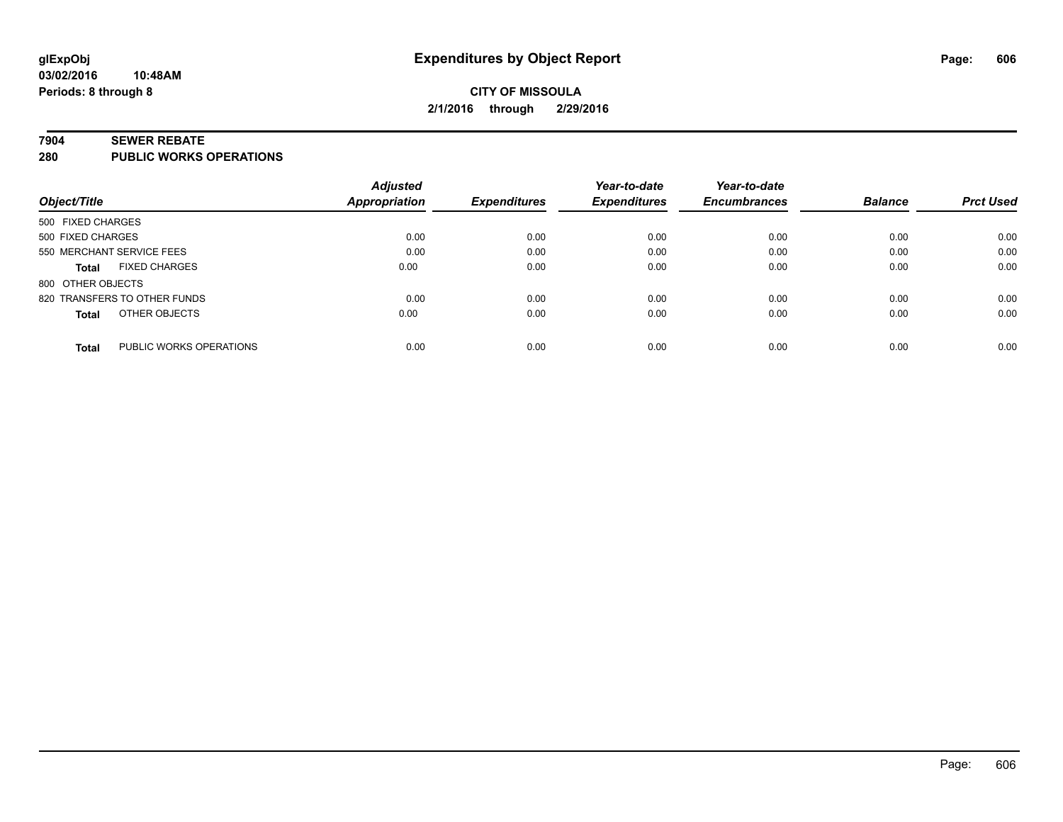glExpObj
03/02/2016 10:48AM
Periods: 8 through 8

# Expenditures by Object Report

**CITY OF MISSOULA**
**2/1/2016 through 2/29/2016**

## 7904 SEWER REBATE
## 280 PUBLIC WORKS OPERATIONS

| Object/Title | | Adjusted Appropriation | Expenditures | Year-to-date Expenditures | Year-to-date Encumbrances | Balance | Prct Used |
|---|---|---|---|---|---|---|---|
| 500 FIXED CHARGES | | | | | | | |
| 500 FIXED CHARGES | | 0.00 | 0.00 | 0.00 | 0.00 | 0.00 | 0.00 |
| 550 MERCHANT SERVICE FEES | | 0.00 | 0.00 | 0.00 | 0.00 | 0.00 | 0.00 |
| **Total** | FIXED CHARGES | 0.00 | 0.00 | 0.00 | 0.00 | 0.00 | 0.00 |
| 800 OTHER OBJECTS | | | | | | | |
| 820 TRANSFERS TO OTHER FUNDS | | 0.00 | 0.00 | 0.00 | 0.00 | 0.00 | 0.00 |
| **Total** | OTHER OBJECTS | 0.00 | 0.00 | 0.00 | 0.00 | 0.00 | 0.00 |
| **Total** | PUBLIC WORKS OPERATIONS | 0.00 | 0.00 | 0.00 | 0.00 | 0.00 | 0.00 |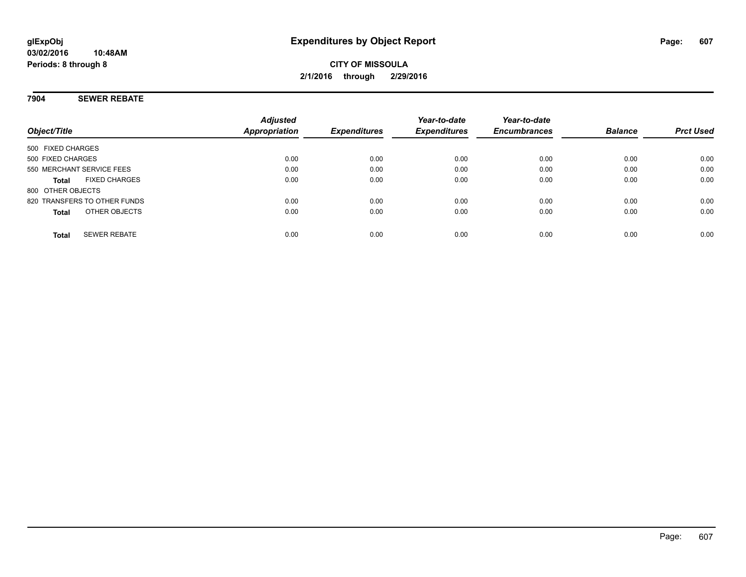glExpObj
03/02/2016 10:48AM
Periods: 8 through 8

# Expenditures by Object Report

**CITY OF MISSOULA**
**2/1/2016 through 2/29/2016**

## 7904 SEWER REBATE

| Object/Title | Adjusted Appropriation | Expenditures | Year-to-date Expenditures | Year-to-date Encumbrances | Balance | Prct Used |
|---|---|---|---|---|---|---|
| 500 FIXED CHARGES | | | | | | |
| 500 FIXED CHARGES | 0.00 | 0.00 | 0.00 | 0.00 | 0.00 | 0.00 |
| 550 MERCHANT SERVICE FEES | 0.00 | 0.00 | 0.00 | 0.00 | 0.00 | 0.00 |
| **Total** FIXED CHARGES | 0.00 | 0.00 | 0.00 | 0.00 | 0.00 | 0.00 |
| 800 OTHER OBJECTS | | | | | | |
| 820 TRANSFERS TO OTHER FUNDS | 0.00 | 0.00 | 0.00 | 0.00 | 0.00 | 0.00 |
| **Total** OTHER OBJECTS | 0.00 | 0.00 | 0.00 | 0.00 | 0.00 | 0.00 |
| **Total** SEWER REBATE | 0.00 | 0.00 | 0.00 | 0.00 | 0.00 | 0.00 |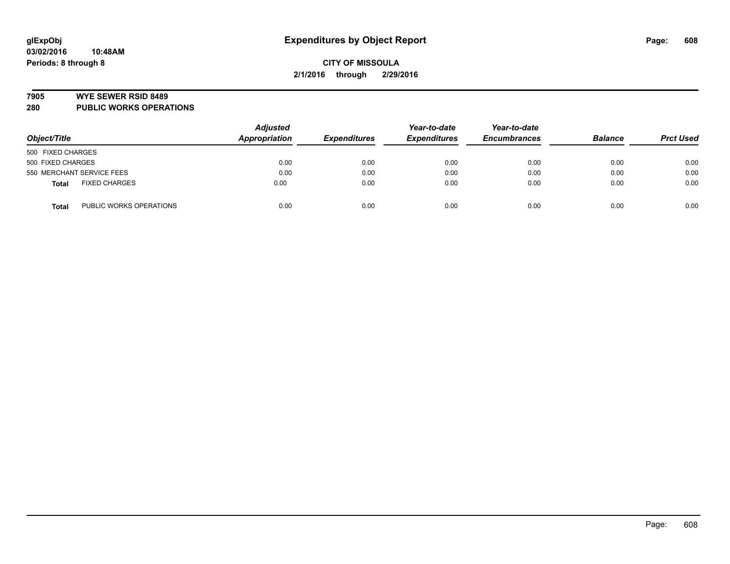# Expenditures by Object Report

**CITY OF MISSOULA**

**2/1/2016 through 2/29/2016**

glExpObj
03/02/2016 10:48AM
Periods: 8 through 8

## 7905 WYE SEWER RSID 8489
## 280 PUBLIC WORKS OPERATIONS

| Object/Title | | Adjusted Appropriation | Expenditures | Year-to-date Expenditures | Year-to-date Encumbrances | Balance | Prct Used |
|---|---|---|---|---|---|---|---|
| 500 FIXED CHARGES | | | | | | | |
| 500 FIXED CHARGES | | 0.00 | 0.00 | 0.00 | 0.00 | 0.00 | 0.00 |
| 550 MERCHANT SERVICE FEES | | 0.00 | 0.00 | 0.00 | 0.00 | 0.00 | 0.00 |
| **Total** | FIXED CHARGES | 0.00 | 0.00 | 0.00 | 0.00 | 0.00 | 0.00 |
| **Total** | PUBLIC WORKS OPERATIONS | 0.00 | 0.00 | 0.00 | 0.00 | 0.00 | 0.00 |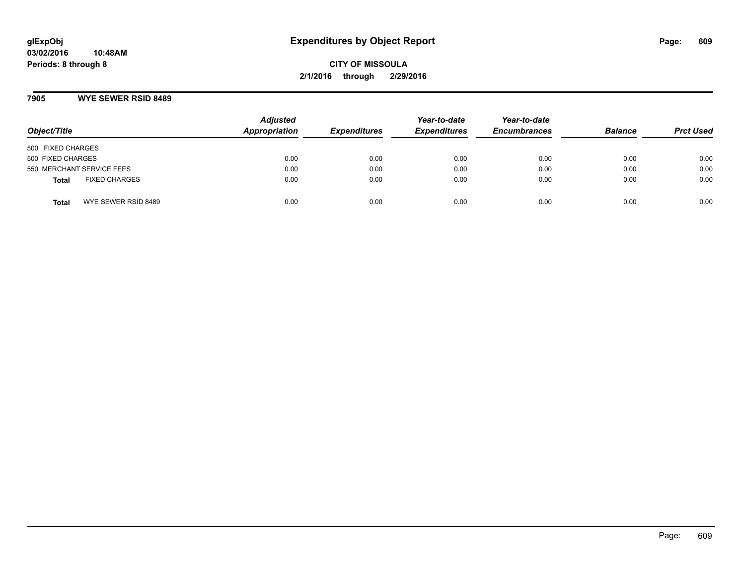# Expenditures by Object Report

glExpObj
03/02/2016 10:48AM
Periods: 8 through 8

**CITY OF MISSOULA**
**2/1/2016 through 2/29/2016**

## 7905 WYE SEWER RSID 8489

| Object/Title | Adjusted Appropriation | Expenditures | Year-to-date Expenditures | Year-to-date Encumbrances | Balance | Prct Used |
|---|---|---|---|---|---|---|
| 500 FIXED CHARGES | | | | | | |
| 500 FIXED CHARGES | 0.00 | 0.00 | 0.00 | 0.00 | 0.00 | 0.00 |
| 550 MERCHANT SERVICE FEES | 0.00 | 0.00 | 0.00 | 0.00 | 0.00 | 0.00 |
| **Total** FIXED CHARGES | 0.00 | 0.00 | 0.00 | 0.00 | 0.00 | 0.00 |
| **Total** WYE SEWER RSID 8489 | 0.00 | 0.00 | 0.00 | 0.00 | 0.00 | 0.00 |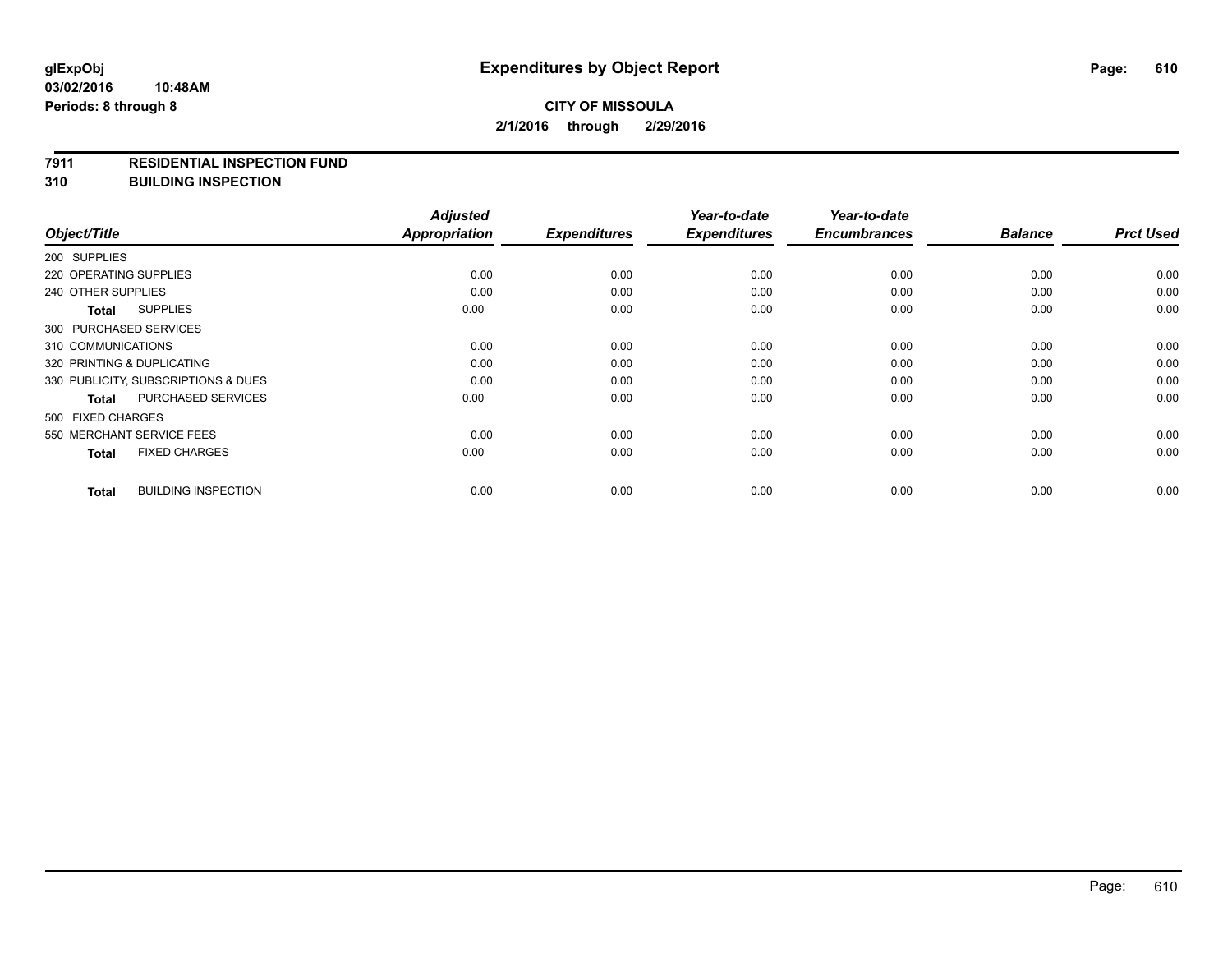**glExpObj**
**03/02/2016 10:48AM**
**Periods: 8 through 8**

# Expenditures by Object Report

**CITY OF MISSOULA**
**2/1/2016 through 2/29/2016**

**7911 RESIDENTIAL INSPECTION FUND**
**310 BUILDING INSPECTION**

| Object/Title | Adjusted Appropriation | Expenditures | Year-to-date Expenditures | Year-to-date Encumbrances | Balance | Prct Used |
|---|---|---|---|---|---|---|
| 200 SUPPLIES | | | | | | |
| 220 OPERATING SUPPLIES | 0.00 | 0.00 | 0.00 | 0.00 | 0.00 | 0.00 |
| 240 OTHER SUPPLIES | 0.00 | 0.00 | 0.00 | 0.00 | 0.00 | 0.00 |
| **Total** SUPPLIES | 0.00 | 0.00 | 0.00 | 0.00 | 0.00 | 0.00 |
| 300 PURCHASED SERVICES | | | | | | |
| 310 COMMUNICATIONS | 0.00 | 0.00 | 0.00 | 0.00 | 0.00 | 0.00 |
| 320 PRINTING & DUPLICATING | 0.00 | 0.00 | 0.00 | 0.00 | 0.00 | 0.00 |
| 330 PUBLICITY, SUBSCRIPTIONS & DUES | 0.00 | 0.00 | 0.00 | 0.00 | 0.00 | 0.00 |
| **Total** PURCHASED SERVICES | 0.00 | 0.00 | 0.00 | 0.00 | 0.00 | 0.00 |
| 500 FIXED CHARGES | | | | | | |
| 550 MERCHANT SERVICE FEES | 0.00 | 0.00 | 0.00 | 0.00 | 0.00 | 0.00 |
| **Total** FIXED CHARGES | 0.00 | 0.00 | 0.00 | 0.00 | 0.00 | 0.00 |
| **Total** BUILDING INSPECTION | 0.00 | 0.00 | 0.00 | 0.00 | 0.00 | 0.00 |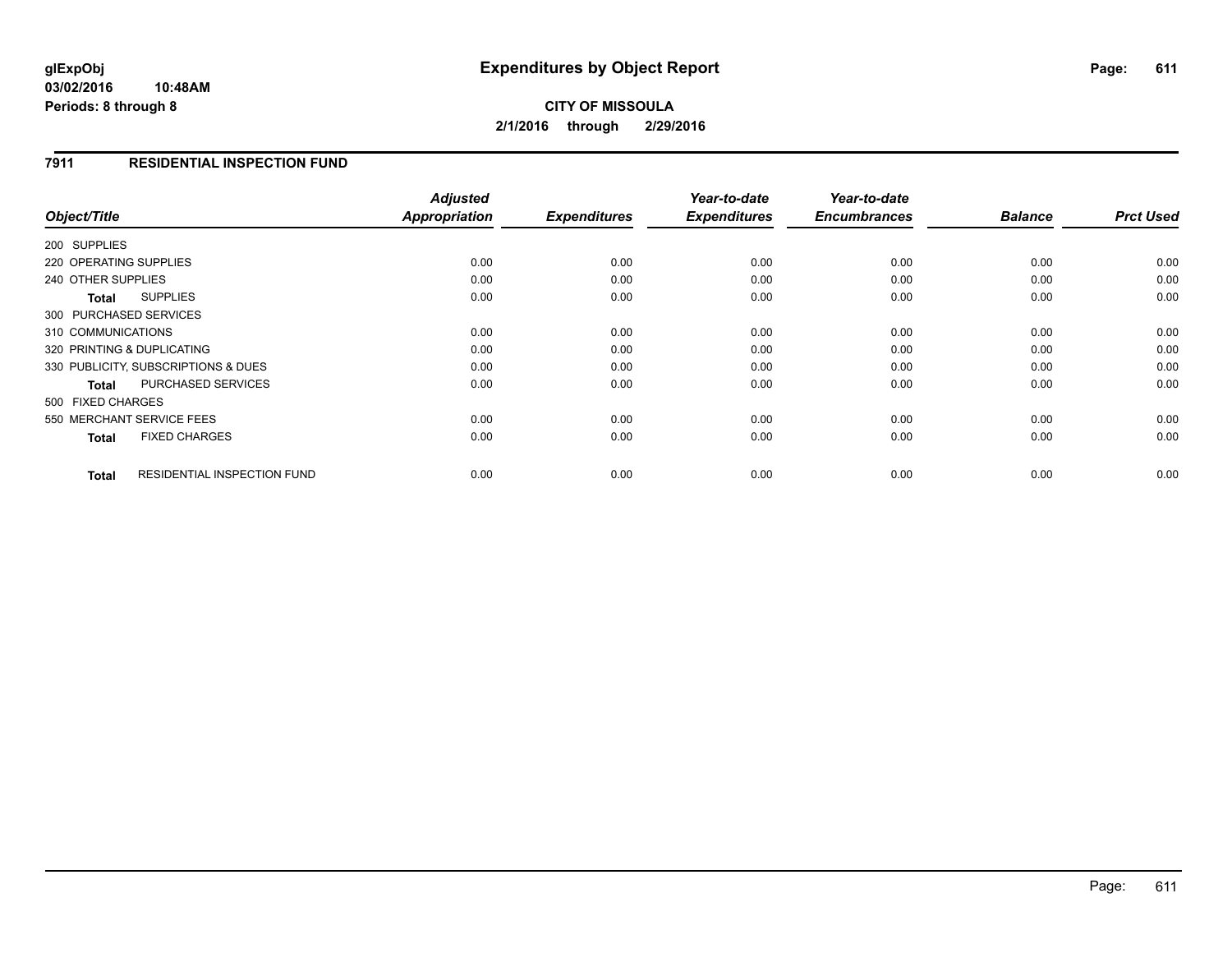**glExpObj**
**03/02/2016 10:48AM**
**Periods: 8 through 8**

# Expenditures by Object Report

**CITY OF MISSOULA**
**2/1/2016 through 2/29/2016**

## 7911 RESIDENTIAL INSPECTION FUND

| Object/Title | Adjusted Appropriation | Expenditures | Year-to-date Expenditures | Year-to-date Encumbrances | Balance | Prct Used |
|---|---|---|---|---|---|---|
| 200 SUPPLIES | | | | | | |
| 220 OPERATING SUPPLIES | 0.00 | 0.00 | 0.00 | 0.00 | 0.00 | 0.00 |
| 240 OTHER SUPPLIES | 0.00 | 0.00 | 0.00 | 0.00 | 0.00 | 0.00 |
| **Total** SUPPLIES | 0.00 | 0.00 | 0.00 | 0.00 | 0.00 | 0.00 |
| 300 PURCHASED SERVICES | | | | | | |
| 310 COMMUNICATIONS | 0.00 | 0.00 | 0.00 | 0.00 | 0.00 | 0.00 |
| 320 PRINTING & DUPLICATING | 0.00 | 0.00 | 0.00 | 0.00 | 0.00 | 0.00 |
| 330 PUBLICITY, SUBSCRIPTIONS & DUES | 0.00 | 0.00 | 0.00 | 0.00 | 0.00 | 0.00 |
| **Total** PURCHASED SERVICES | 0.00 | 0.00 | 0.00 | 0.00 | 0.00 | 0.00 |
| 500 FIXED CHARGES | | | | | | |
| 550 MERCHANT SERVICE FEES | 0.00 | 0.00 | 0.00 | 0.00 | 0.00 | 0.00 |
| **Total** FIXED CHARGES | 0.00 | 0.00 | 0.00 | 0.00 | 0.00 | 0.00 |
| **Total** RESIDENTIAL INSPECTION FUND | 0.00 | 0.00 | 0.00 | 0.00 | 0.00 | 0.00 |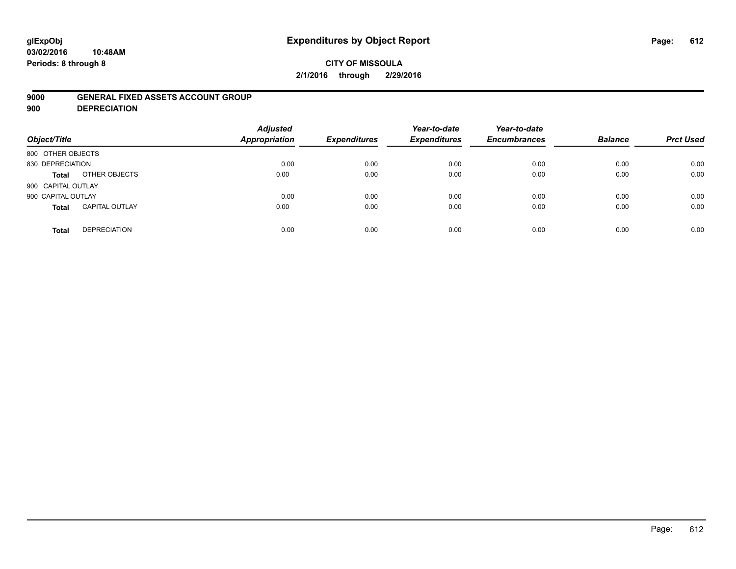# Expenditures by Object Report

glExpObj
03/02/2016 10:48AM
Periods: 8 through 8

**CITY OF MISSOULA**
**2/1/2016 through 2/29/2016**

**9000 GENERAL FIXED ASSETS ACCOUNT GROUP**
**900 DEPRECIATION**

| Object/Title | | Adjusted Appropriation | Expenditures | Year-to-date Expenditures | Year-to-date Encumbrances | Balance | Prct Used |
|---|---|---|---|---|---|---|---|
| 800 OTHER OBJECTS | | | | | | | |
| 830 DEPRECIATION | | 0.00 | 0.00 | 0.00 | 0.00 | 0.00 | 0.00 |
| **Total** | OTHER OBJECTS | 0.00 | 0.00 | 0.00 | 0.00 | 0.00 | 0.00 |
| 900 CAPITAL OUTLAY | | | | | | | |
| 900 CAPITAL OUTLAY | | 0.00 | 0.00 | 0.00 | 0.00 | 0.00 | 0.00 |
| **Total** | CAPITAL OUTLAY | 0.00 | 0.00 | 0.00 | 0.00 | 0.00 | 0.00 |
| **Total** | DEPRECIATION | 0.00 | 0.00 | 0.00 | 0.00 | 0.00 | 0.00 |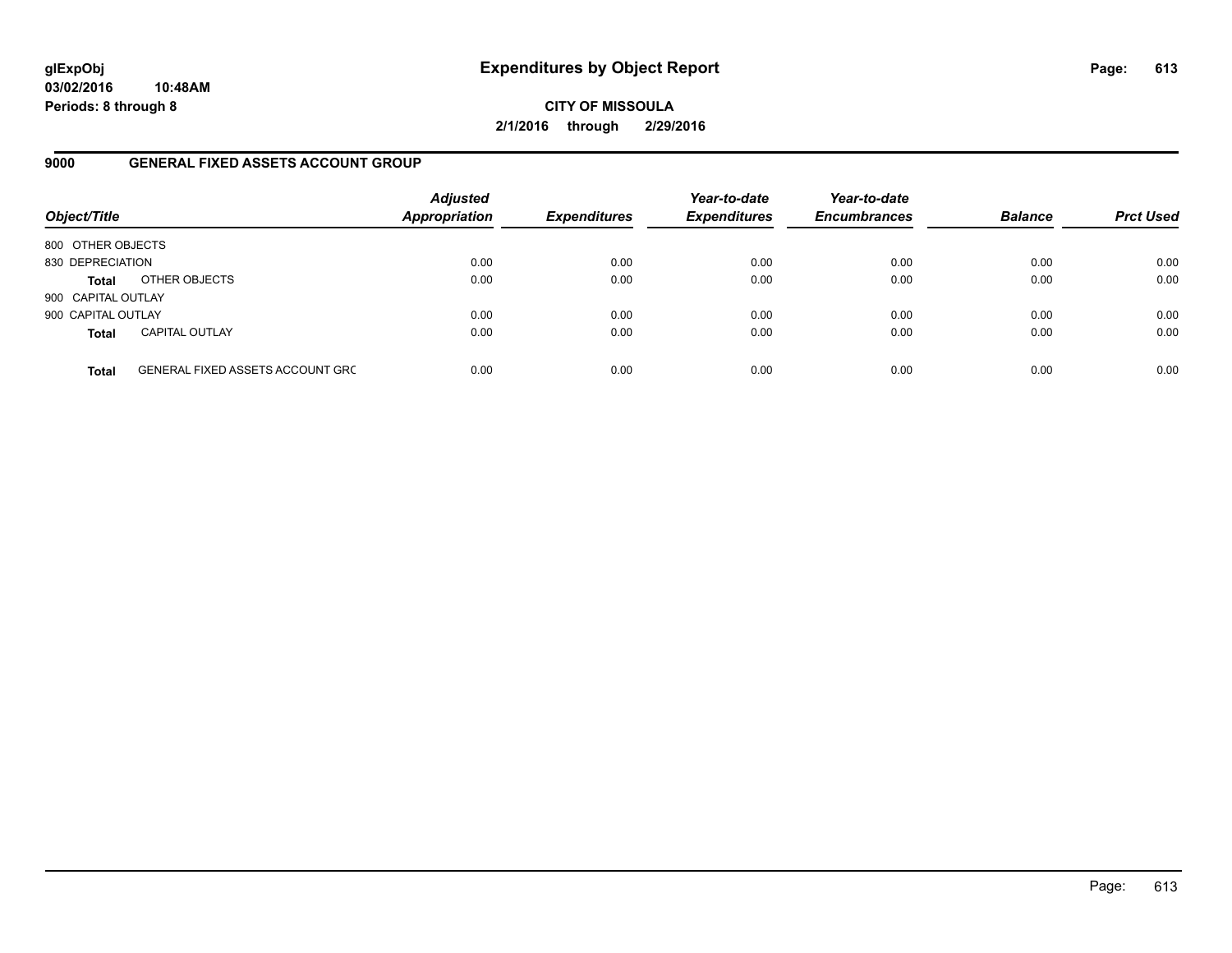glExpObj
03/02/2016 10:48AM
Periods: 8 through 8

# Expenditures by Object Report

**CITY OF MISSOULA**
**2/1/2016 through 2/29/2016**

## 9000 GENERAL FIXED ASSETS ACCOUNT GROUP

| Object/Title | | *Adjusted Appropriation* | *Expenditures* | *Year-to-date Expenditures* | *Year-to-date Encumbrances* | *Balance* | *Prct Used* |
|---|---|---|---|---|---|---|---|
| 800 OTHER OBJECTS | | | | | | | |
| 830 DEPRECIATION | | 0.00 | 0.00 | 0.00 | 0.00 | 0.00 | 0.00 |
| **Total** | OTHER OBJECTS | 0.00 | 0.00 | 0.00 | 0.00 | 0.00 | 0.00 |
| 900 CAPITAL OUTLAY | | | | | | | |
| 900 CAPITAL OUTLAY | | 0.00 | 0.00 | 0.00 | 0.00 | 0.00 | 0.00 |
| **Total** | CAPITAL OUTLAY | 0.00 | 0.00 | 0.00 | 0.00 | 0.00 | 0.00 |
| **Total** | GENERAL FIXED ASSETS ACCOUNT GRC | 0.00 | 0.00 | 0.00 | 0.00 | 0.00 | 0.00 |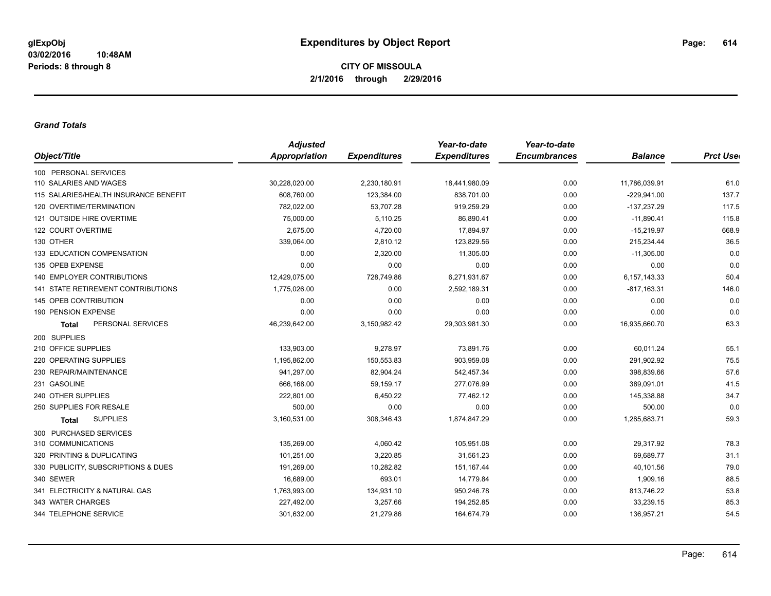glExpObj
03/02/2016 10:48AM
Periods: 8 through 8

# Expenditures by Object Report

**CITY OF MISSOULA**
**2/1/2016 through 2/29/2016**

### *Grand Totals*

| Object/Title | Adjusted Appropriation | Expenditures | Year-to-date Expenditures | Year-to-date Encumbrances | Balance | Prct Used |
|---|---|---|---|---|---|---|
| 100 PERSONAL SERVICES | | | | | | |
| 110 SALARIES AND WAGES | 30,228,020.00 | 2,230,180.91 | 18,441,980.09 | 0.00 | 11,786,039.91 | 61.0 |
| 115 SALARIES/HEALTH INSURANCE BENEFIT | 608,760.00 | 123,384.00 | 838,701.00 | 0.00 | -229,941.00 | 137.7 |
| 120 OVERTIME/TERMINATION | 782,022.00 | 53,707.28 | 919,259.29 | 0.00 | -137,237.29 | 117.5 |
| 121 OUTSIDE HIRE OVERTIME | 75,000.00 | 5,110.25 | 86,890.41 | 0.00 | -11,890.41 | 115.8 |
| 122 COURT OVERTIME | 2,675.00 | 4,720.00 | 17,894.97 | 0.00 | -15,219.97 | 668.9 |
| 130 OTHER | 339,064.00 | 2,810.12 | 123,829.56 | 0.00 | 215,234.44 | 36.5 |
| 133 EDUCATION COMPENSATION | 0.00 | 2,320.00 | 11,305.00 | 0.00 | -11,305.00 | 0.0 |
| 135 OPEB EXPENSE | 0.00 | 0.00 | 0.00 | 0.00 | 0.00 | 0.0 |
| 140 EMPLOYER CONTRIBUTIONS | 12,429,075.00 | 728,749.86 | 6,271,931.67 | 0.00 | 6,157,143.33 | 50.4 |
| 141 STATE RETIREMENT CONTRIBUTIONS | 1,775,026.00 | 0.00 | 2,592,189.31 | 0.00 | -817,163.31 | 146.0 |
| 145 OPEB CONTRIBUTION | 0.00 | 0.00 | 0.00 | 0.00 | 0.00 | 0.0 |
| 190 PENSION EXPENSE | 0.00 | 0.00 | 0.00 | 0.00 | 0.00 | 0.0 |
| **Total** PERSONAL SERVICES | 46,239,642.00 | 3,150,982.42 | 29,303,981.30 | 0.00 | 16,935,660.70 | 63.3 |
| 200 SUPPLIES | | | | | | |
| 210 OFFICE SUPPLIES | 133,903.00 | 9,278.97 | 73,891.76 | 0.00 | 60,011.24 | 55.1 |
| 220 OPERATING SUPPLIES | 1,195,862.00 | 150,553.83 | 903,959.08 | 0.00 | 291,902.92 | 75.5 |
| 230 REPAIR/MAINTENANCE | 941,297.00 | 82,904.24 | 542,457.34 | 0.00 | 398,839.66 | 57.6 |
| 231 GASOLINE | 666,168.00 | 59,159.17 | 277,076.99 | 0.00 | 389,091.01 | 41.5 |
| 240 OTHER SUPPLIES | 222,801.00 | 6,450.22 | 77,462.12 | 0.00 | 145,338.88 | 34.7 |
| 250 SUPPLIES FOR RESALE | 500.00 | 0.00 | 0.00 | 0.00 | 500.00 | 0.0 |
| **Total** SUPPLIES | 3,160,531.00 | 308,346.43 | 1,874,847.29 | 0.00 | 1,285,683.71 | 59.3 |
| 300 PURCHASED SERVICES | | | | | | |
| 310 COMMUNICATIONS | 135,269.00 | 4,060.42 | 105,951.08 | 0.00 | 29,317.92 | 78.3 |
| 320 PRINTING & DUPLICATING | 101,251.00 | 3,220.85 | 31,561.23 | 0.00 | 69,689.77 | 31.1 |
| 330 PUBLICITY, SUBSCRIPTIONS & DUES | 191,269.00 | 10,282.82 | 151,167.44 | 0.00 | 40,101.56 | 79.0 |
| 340 SEWER | 16,689.00 | 693.01 | 14,779.84 | 0.00 | 1,909.16 | 88.5 |
| 341 ELECTRICITY & NATURAL GAS | 1,763,993.00 | 134,931.10 | 950,246.78 | 0.00 | 813,746.22 | 53.8 |
| 343 WATER CHARGES | 227,492.00 | 3,257.66 | 194,252.85 | 0.00 | 33,239.15 | 85.3 |
| 344 TELEPHONE SERVICE | 301,632.00 | 21,279.86 | 164,674.79 | 0.00 | 136,957.21 | 54.5 |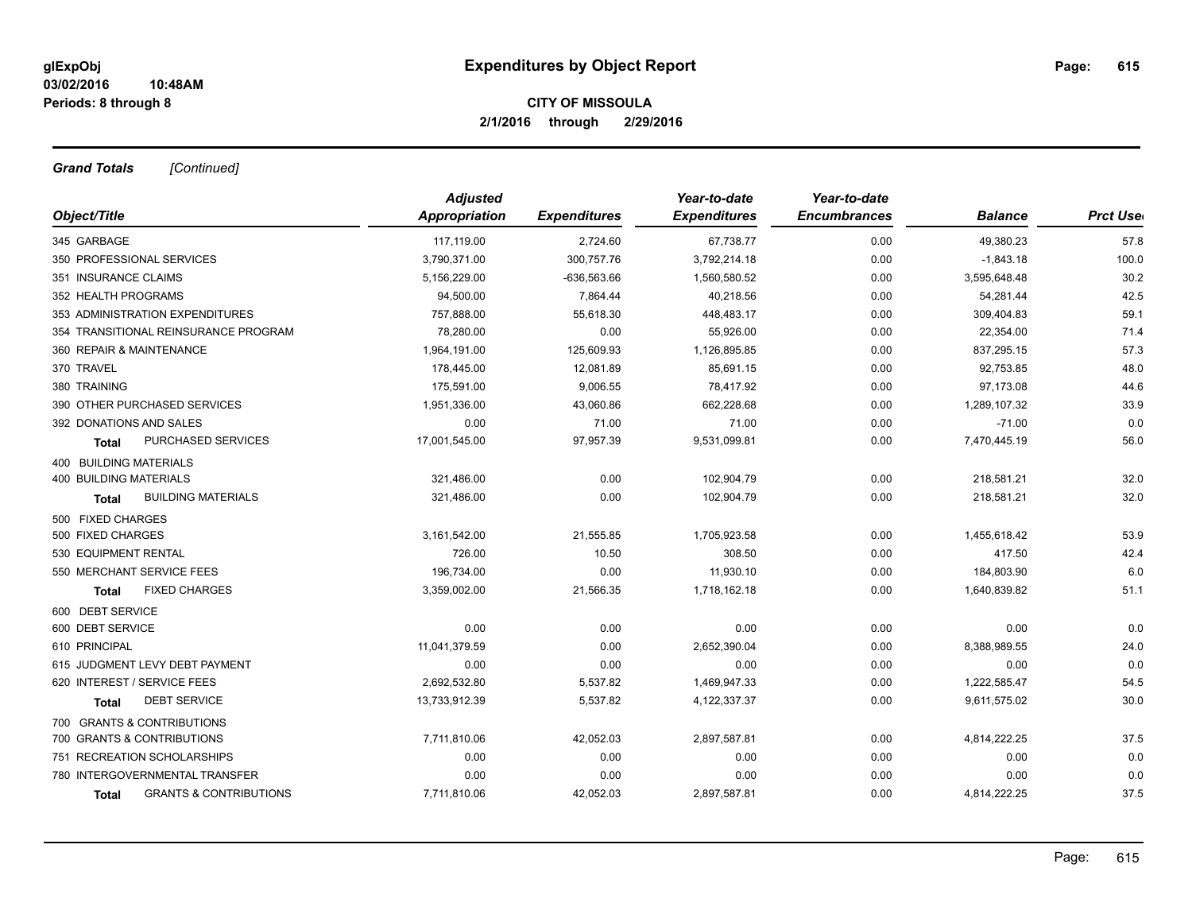# Expenditures by Object Report

**CITY OF MISSOULA**
**2/1/2016 through 2/29/2016**

glExpObj
03/02/2016 10:48AM
Periods: 8 through 8

***Grand Totals*** *[Continued]*

| Object/Title | Adjusted Appropriation | Expenditures | Year-to-date Expenditures | Year-to-date Encumbrances | Balance | Prct Used |
|---|---|---|---|---|---|---|
| 345 GARBAGE | 117,119.00 | 2,724.60 | 67,738.77 | 0.00 | 49,380.23 | 57.8 |
| 350 PROFESSIONAL SERVICES | 3,790,371.00 | 300,757.76 | 3,792,214.18 | 0.00 | -1,843.18 | 100.0 |
| 351 INSURANCE CLAIMS | 5,156,229.00 | -636,563.66 | 1,560,580.52 | 0.00 | 3,595,648.48 | 30.2 |
| 352 HEALTH PROGRAMS | 94,500.00 | 7,864.44 | 40,218.56 | 0.00 | 54,281.44 | 42.5 |
| 353 ADMINISTRATION EXPENDITURES | 757,888.00 | 55,618.30 | 448,483.17 | 0.00 | 309,404.83 | 59.1 |
| 354 TRANSITIONAL REINSURANCE PROGRAM | 78,280.00 | 0.00 | 55,926.00 | 0.00 | 22,354.00 | 71.4 |
| 360 REPAIR & MAINTENANCE | 1,964,191.00 | 125,609.93 | 1,126,895.85 | 0.00 | 837,295.15 | 57.3 |
| 370 TRAVEL | 178,445.00 | 12,081.89 | 85,691.15 | 0.00 | 92,753.85 | 48.0 |
| 380 TRAINING | 175,591.00 | 9,006.55 | 78,417.92 | 0.00 | 97,173.08 | 44.6 |
| 390 OTHER PURCHASED SERVICES | 1,951,336.00 | 43,060.86 | 662,228.68 | 0.00 | 1,289,107.32 | 33.9 |
| 392 DONATIONS AND SALES | 0.00 | 71.00 | 71.00 | 0.00 | -71.00 | 0.0 |
| **Total** PURCHASED SERVICES | 17,001,545.00 | 97,957.39 | 9,531,099.81 | 0.00 | 7,470,445.19 | 56.0 |
| 400 BUILDING MATERIALS | | | | | | |
| 400 BUILDING MATERIALS | 321,486.00 | 0.00 | 102,904.79 | 0.00 | 218,581.21 | 32.0 |
| **Total** BUILDING MATERIALS | 321,486.00 | 0.00 | 102,904.79 | 0.00 | 218,581.21 | 32.0 |
| 500 FIXED CHARGES | | | | | | |
| 500 FIXED CHARGES | 3,161,542.00 | 21,555.85 | 1,705,923.58 | 0.00 | 1,455,618.42 | 53.9 |
| 530 EQUIPMENT RENTAL | 726.00 | 10.50 | 308.50 | 0.00 | 417.50 | 42.4 |
| 550 MERCHANT SERVICE FEES | 196,734.00 | 0.00 | 11,930.10 | 0.00 | 184,803.90 | 6.0 |
| **Total** FIXED CHARGES | 3,359,002.00 | 21,566.35 | 1,718,162.18 | 0.00 | 1,640,839.82 | 51.1 |
| 600 DEBT SERVICE | | | | | | |
| 600 DEBT SERVICE | 0.00 | 0.00 | 0.00 | 0.00 | 0.00 | 0.0 |
| 610 PRINCIPAL | 11,041,379.59 | 0.00 | 2,652,390.04 | 0.00 | 8,388,989.55 | 24.0 |
| 615 JUDGMENT LEVY DEBT PAYMENT | 0.00 | 0.00 | 0.00 | 0.00 | 0.00 | 0.0 |
| 620 INTEREST / SERVICE FEES | 2,692,532.80 | 5,537.82 | 1,469,947.33 | 0.00 | 1,222,585.47 | 54.5 |
| **Total** DEBT SERVICE | 13,733,912.39 | 5,537.82 | 4,122,337.37 | 0.00 | 9,611,575.02 | 30.0 |
| 700 GRANTS & CONTRIBUTIONS | | | | | | |
| 700 GRANTS & CONTRIBUTIONS | 7,711,810.06 | 42,052.03 | 2,897,587.81 | 0.00 | 4,814,222.25 | 37.5 |
| 751 RECREATION SCHOLARSHIPS | 0.00 | 0.00 | 0.00 | 0.00 | 0.00 | 0.0 |
| 780 INTERGOVERNMENTAL TRANSFER | 0.00 | 0.00 | 0.00 | 0.00 | 0.00 | 0.0 |
| **Total** GRANTS & CONTRIBUTIONS | 7,711,810.06 | 42,052.03 | 2,897,587.81 | 0.00 | 4,814,222.25 | 37.5 |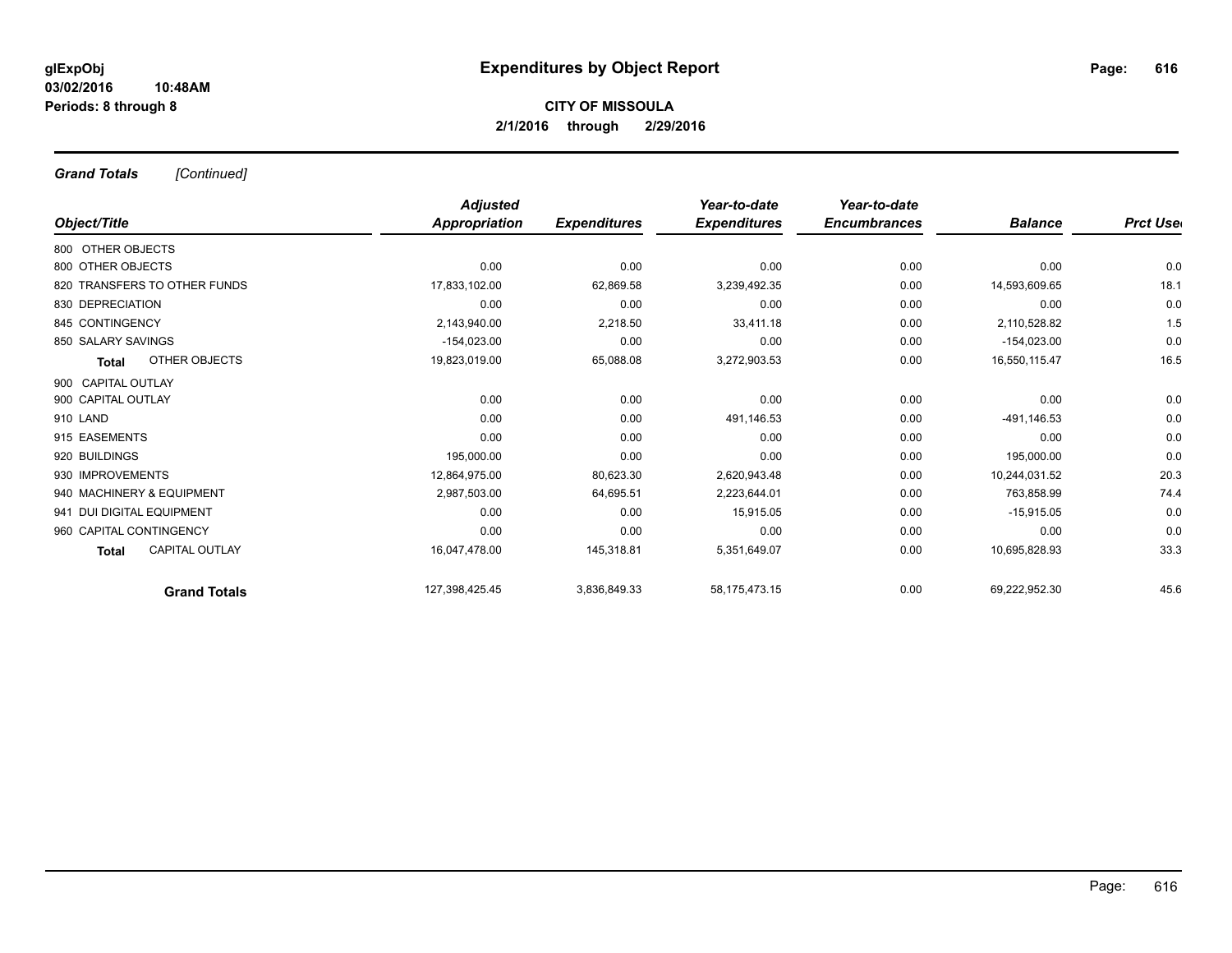**glExpObj**
**03/02/2016 10:48AM**
**Periods: 8 through 8**

# Expenditures by Object Report

**CITY OF MISSOULA**
**2/1/2016 through 2/29/2016**

***Grand Totals*** *[Continued]*

| Object/Title | *Adjusted Appropriation* | *Expenditures* | *Year-to-date Expenditures* | *Year-to-date Encumbrances* | *Balance* | *Prct Used* |
|---|---|---|---|---|---|---|
| 800 OTHER OBJECTS | | | | | | |
| 800 OTHER OBJECTS | 0.00 | 0.00 | 0.00 | 0.00 | 0.00 | 0.0 |
| 820 TRANSFERS TO OTHER FUNDS | 17,833,102.00 | 62,869.58 | 3,239,492.35 | 0.00 | 14,593,609.65 | 18.1 |
| 830 DEPRECIATION | 0.00 | 0.00 | 0.00 | 0.00 | 0.00 | 0.0 |
| 845 CONTINGENCY | 2,143,940.00 | 2,218.50 | 33,411.18 | 0.00 | 2,110,528.82 | 1.5 |
| 850 SALARY SAVINGS | -154,023.00 | 0.00 | 0.00 | 0.00 | -154,023.00 | 0.0 |
| **Total** OTHER OBJECTS | 19,823,019.00 | 65,088.08 | 3,272,903.53 | 0.00 | 16,550,115.47 | 16.5 |
| 900 CAPITAL OUTLAY | | | | | | |
| 900 CAPITAL OUTLAY | 0.00 | 0.00 | 0.00 | 0.00 | 0.00 | 0.0 |
| 910 LAND | 0.00 | 0.00 | 491,146.53 | 0.00 | -491,146.53 | 0.0 |
| 915 EASEMENTS | 0.00 | 0.00 | 0.00 | 0.00 | 0.00 | 0.0 |
| 920 BUILDINGS | 195,000.00 | 0.00 | 0.00 | 0.00 | 195,000.00 | 0.0 |
| 930 IMPROVEMENTS | 12,864,975.00 | 80,623.30 | 2,620,943.48 | 0.00 | 10,244,031.52 | 20.3 |
| 940 MACHINERY & EQUIPMENT | 2,987,503.00 | 64,695.51 | 2,223,644.01 | 0.00 | 763,858.99 | 74.4 |
| 941 DUI DIGITAL EQUIPMENT | 0.00 | 0.00 | 15,915.05 | 0.00 | -15,915.05 | 0.0 |
| 960 CAPITAL CONTINGENCY | 0.00 | 0.00 | 0.00 | 0.00 | 0.00 | 0.0 |
| **Total** CAPITAL OUTLAY | 16,047,478.00 | 145,318.81 | 5,351,649.07 | 0.00 | 10,695,828.93 | 33.3 |
| **Grand Totals** | 127,398,425.45 | 3,836,849.33 | 58,175,473.15 | 0.00 | 69,222,952.30 | 45.6 |